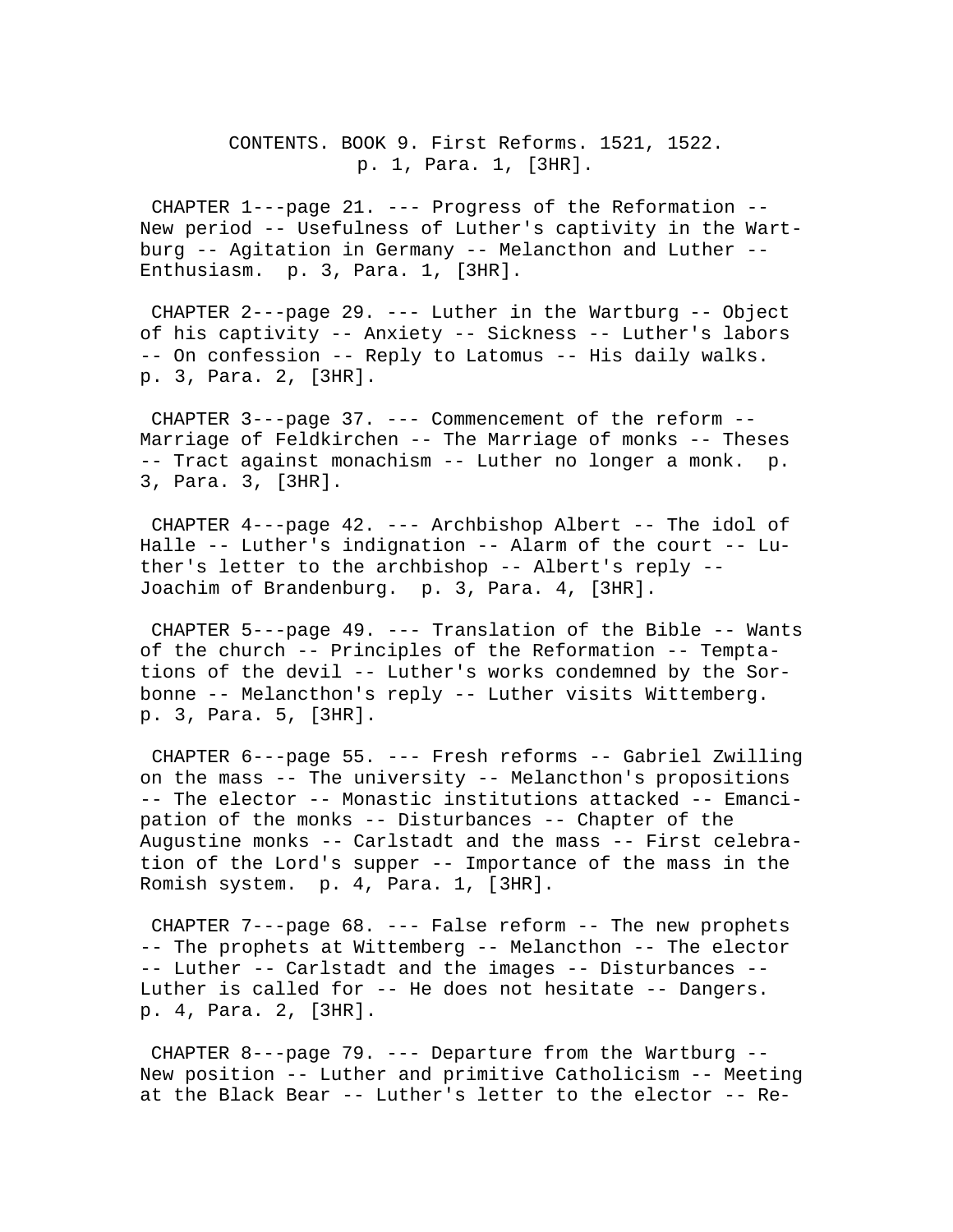# CONTENTS. BOOK 9. First Reforms. 1521, 1522. p. 1, Para. 1, [3HR].

CHAPTER 1---page 21. --- Progress of the Reformation -- New period -- Usefulness of Luther's captivity in the Wartburg -- Agitation in Germany -- Melancthon and Luther -- Enthusiasm. p. 3, Para. 1, [3HR].

CHAPTER 2---page 29. --- Luther in the Wartburg -- Object of his captivity -- Anxiety -- Sickness -- Luther's labors -- On confession -- Reply to Latomus -- His daily walks. p. 3, Para. 2, [3HR].

CHAPTER 3---page 37. --- Commencement of the reform -- Marriage of Feldkirchen -- The Marriage of monks -- Theses -- Tract against monachism -- Luther no longer a monk. p. 3, Para. 3, [3HR].

CHAPTER 4---page 42. --- Archbishop Albert -- The idol of Halle -- Luther's indignation -- Alarm of the court -- Luther's letter to the archbishop -- Albert's reply -- Joachim of Brandenburg. p. 3, Para. 4, [3HR].

CHAPTER 5---page 49. --- Translation of the Bible -- Wants of the church -- Principles of the Reformation -- Temptations of the devil -- Luther's works condemned by the Sorbonne -- Melancthon's reply -- Luther visits Wittemberg. p. 3, Para. 5, [3HR].

CHAPTER 6---page 55. --- Fresh reforms -- Gabriel Zwilling on the mass -- The university -- Melancthon's propositions -- The elector -- Monastic institutions attacked -- Emancipation of the monks -- Disturbances -- Chapter of the Augustine monks -- Carlstadt and the mass -- First celebration of the Lord's supper -- Importance of the mass in the Romish system. p. 4, Para. 1, [3HR].

CHAPTER 7---page 68. --- False reform -- The new prophets -- The prophets at Wittemberg -- Melancthon -- The elector -- Luther -- Carlstadt and the images -- Disturbances -- Luther is called for -- He does not hesitate -- Dangers. p. 4, Para. 2, [3HR].

CHAPTER 8---page 79. --- Departure from the Wartburg -- New position -- Luther and primitive Catholicism -- Meeting at the Black Bear -- Luther's letter to the elector -- Re-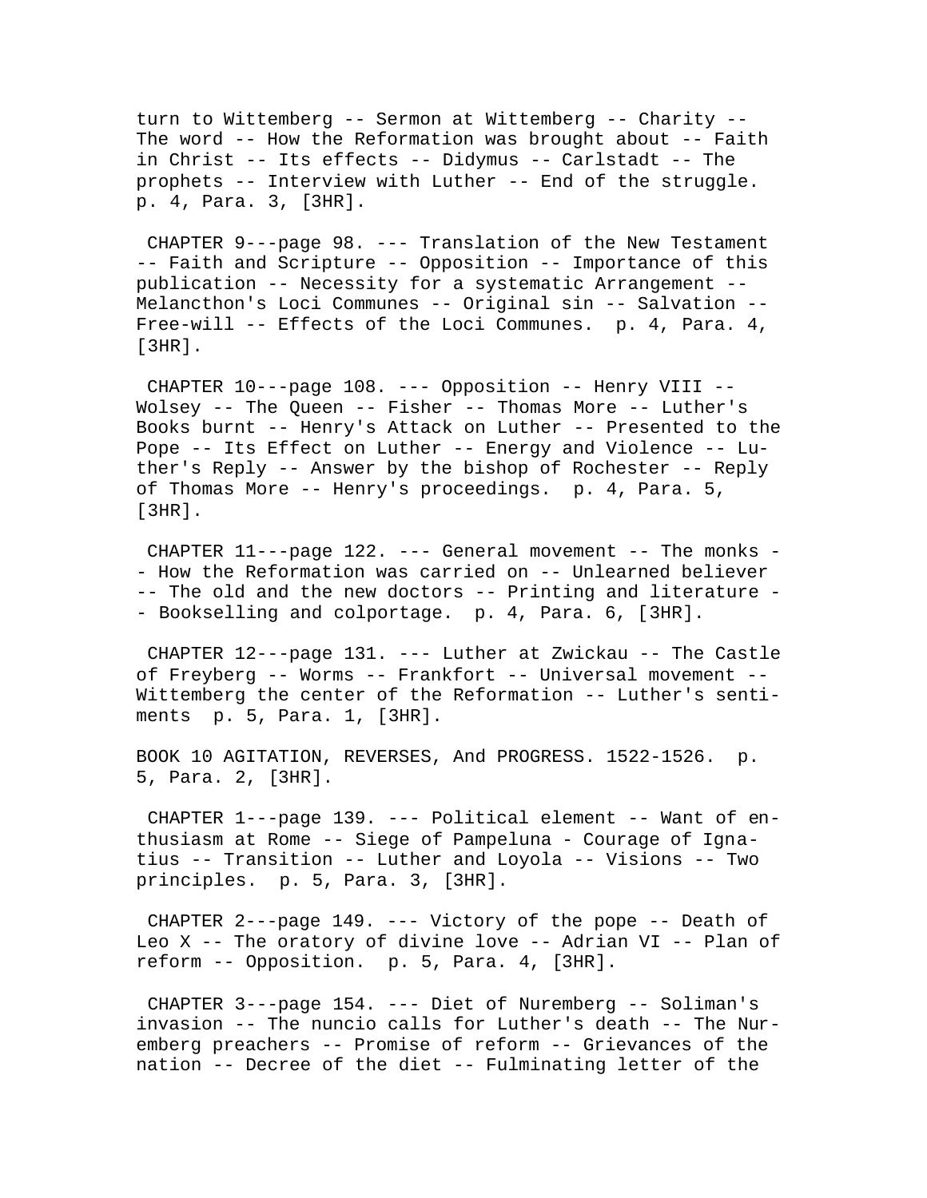turn to Wittemberg -- Sermon at Wittemberg -- Charity -- The word -- How the Reformation was brought about -- Faith in Christ -- Its effects -- Didymus -- Carlstadt -- The prophets -- Interview with Luther -- End of the struggle. p. 4, Para. 3, [3HR].

CHAPTER 9---page 98. --- Translation of the New Testament -- Faith and Scripture -- Opposition -- Importance of this publication -- Necessity for a systematic Arrangement -- Melancthon's Loci Communes -- Original sin -- Salvation -- Free-will -- Effects of the Loci Communes. p. 4, Para. 4, [3HR].

CHAPTER 10---page 108. --- Opposition -- Henry VIII -- Wolsey -- The Queen -- Fisher -- Thomas More -- Luther's Books burnt -- Henry's Attack on Luther -- Presented to the Pope -- Its Effect on Luther -- Energy and Violence -- Luther's Reply -- Answer by the bishop of Rochester -- Reply of Thomas More -- Henry's proceedings. p. 4, Para. 5, [3HR].

CHAPTER 11---page 122. --- General movement -- The monks -- How the Reformation was carried on -- Unlearned believer -- The old and the new doctors -- Printing and literature -- Bookselling and colportage. p. 4, Para. 6, [3HR].

CHAPTER 12---page 131. --- Luther at Zwickau -- The Castle of Freyberg -- Worms -- Frankfort -- Universal movement -- Wittemberg the center of the Reformation -- Luther's sentiments p. 5, Para. 1, [3HR].

BOOK 10 AGITATION, REVERSES, And PROGRESS. 1522-1526. p. 5, Para. 2, [3HR].

CHAPTER 1---page 139. --- Political element -- Want of enthusiasm at Rome -- Siege of Pampeluna - Courage of Ignatius -- Transition -- Luther and Loyola -- Visions -- Two principles. p. 5, Para. 3, [3HR].

CHAPTER 2---page 149. --- Victory of the pope -- Death of Leo X -- The oratory of divine love -- Adrian VI -- Plan of reform -- Opposition. p. 5, Para. 4, [3HR].

CHAPTER 3---page 154. --- Diet of Nuremberg -- Soliman's invasion -- The nuncio calls for Luther's death -- The Nuremberg preachers -- Promise of reform -- Grievances of the nation -- Decree of the diet -- Fulminating letter of the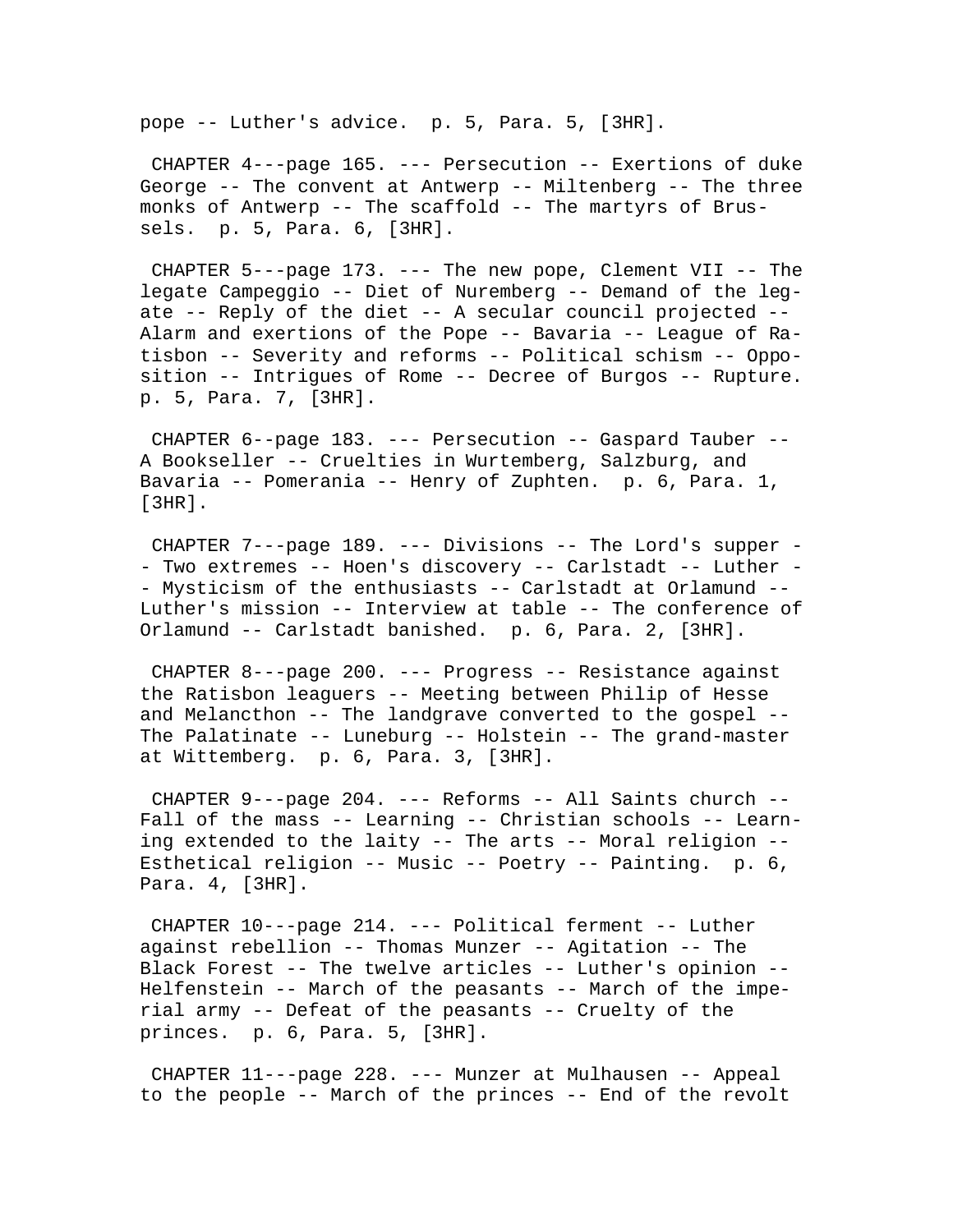pope -- Luther's advice. p. 5, Para. 5, [3HR].

CHAPTER 4---page 165. --- Persecution -- Exertions of duke George -- The convent at Antwerp -- Miltenberg -- The three monks of Antwerp -- The scaffold -- The martyrs of Brussels. p. 5, Para. 6, [3HR].

CHAPTER 5---page 173. --- The new pope, Clement VII -- The legate Campeggio -- Diet of Nuremberg -- Demand of the legate -- Reply of the diet -- A secular council projected -- Alarm and exertions of the Pope -- Bavaria -- League of Ratisbon -- Severity and reforms -- Political schism -- Opposition -- Intrigues of Rome -- Decree of Burgos -- Rupture. p. 5, Para. 7, [3HR].

CHAPTER 6--page 183. --- Persecution -- Gaspard Tauber -- A Bookseller -- Cruelties in Wurtemberg, Salzburg, and Bavaria -- Pomerania -- Henry of Zuphten. p. 6, Para. 1, [3HR].

CHAPTER 7---page 189. --- Divisions -- The Lord's supper -- Two extremes -- Hoen's discovery -- Carlstadt -- Luther -- Mysticism of the enthusiasts -- Carlstadt at Orlamund -- Luther's mission -- Interview at table -- The conference of Orlamund -- Carlstadt banished. p. 6, Para. 2, [3HR].

CHAPTER 8---page 200. --- Progress -- Resistance against the Ratisbon leaguers -- Meeting between Philip of Hesse and Melancthon -- The landgrave converted to the gospel -- The Palatinate -- Luneburg -- Holstein -- The grand-master at Wittemberg. p. 6, Para. 3, [3HR].

CHAPTER 9---page 204. --- Reforms -- All Saints church -- Fall of the mass -- Learning -- Christian schools -- Learning extended to the laity -- The arts -- Moral religion -- Esthetical religion -- Music -- Poetry -- Painting. p. 6, Para. 4, [3HR].

CHAPTER 10---page 214. --- Political ferment -- Luther against rebellion -- Thomas Munzer -- Agitation -- The Black Forest -- The twelve articles -- Luther's opinion -- Helfenstein -- March of the peasants -- March of the imperial army -- Defeat of the peasants -- Cruelty of the princes. p. 6, Para. 5, [3HR].

CHAPTER 11---page 228. --- Munzer at Mulhausen -- Appeal to the people -- March of the princes -- End of the revolt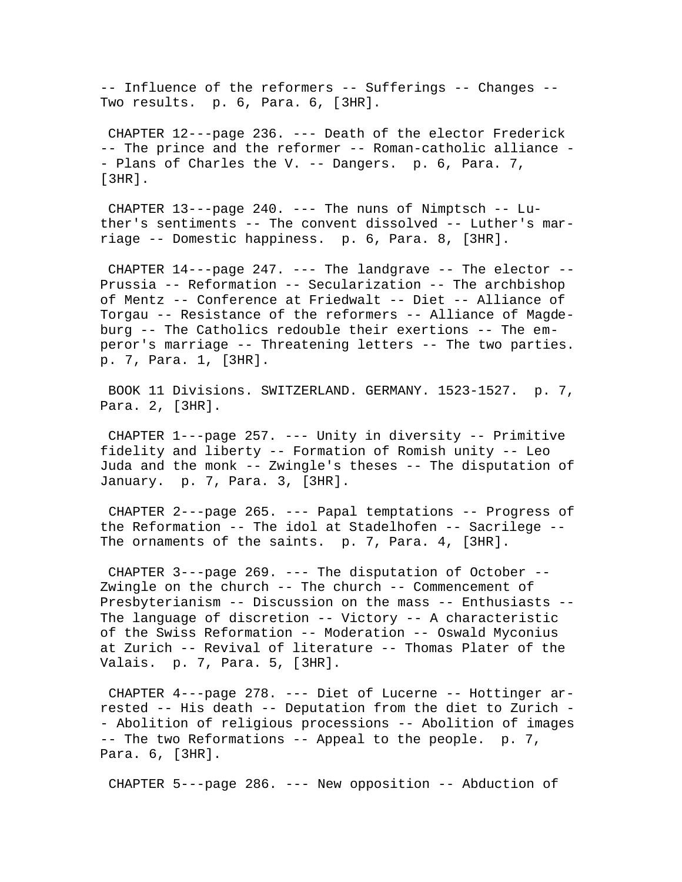-- Influence of the reformers -- Sufferings -- Changes -- Two results. p. 6, Para. 6, [3HR].

CHAPTER 12---page 236. --- Death of the elector Frederick -- The prince and the reformer -- Roman-catholic alliance -- Plans of Charles the V. -- Dangers. p. 6, Para. 7, [3HR].

CHAPTER 13---page 240. --- The nuns of Nimptsch -- Luther's sentiments -- The convent dissolved -- Luther's marriage -- Domestic happiness. p. 6, Para. 8, [3HR].

CHAPTER 14---page 247. --- The landgrave -- The elector -- Prussia -- Reformation -- Secularization -- The archbishop of Mentz -- Conference at Friedwalt -- Diet -- Alliance of Torgau -- Resistance of the reformers -- Alliance of Magdeburg -- The Catholics redouble their exertions -- The emperor's marriage -- Threatening letters -- The two parties. p. 7, Para. 1, [3HR].

BOOK 11 Divisions. SWITZERLAND. GERMANY. 1523-1527. p. 7, Para. 2, [3HR].

CHAPTER 1---page 257. --- Unity in diversity -- Primitive fidelity and liberty -- Formation of Romish unity -- Leo Juda and the monk -- Zwingle's theses -- The disputation of January. p. 7, Para. 3, [3HR].

CHAPTER 2---page 265. --- Papal temptations -- Progress of the Reformation -- The idol at Stadelhofen -- Sacrilege -- The ornaments of the saints. p. 7, Para. 4, [3HR].

CHAPTER 3---page 269. --- The disputation of October -- Zwingle on the church -- The church -- Commencement of Presbyterianism -- Discussion on the mass -- Enthusiasts -- The language of discretion -- Victory -- A characteristic of the Swiss Reformation -- Moderation -- Oswald Myconius at Zurich -- Revival of literature -- Thomas Plater of the Valais. p. 7, Para. 5, [3HR].

CHAPTER 4---page 278. --- Diet of Lucerne -- Hottinger arrested -- His death -- Deputation from the diet to Zurich -- Abolition of religious processions -- Abolition of images -- The two Reformations -- Appeal to the people. p. 7, Para. 6, [3HR].

CHAPTER 5---page 286. --- New opposition -- Abduction of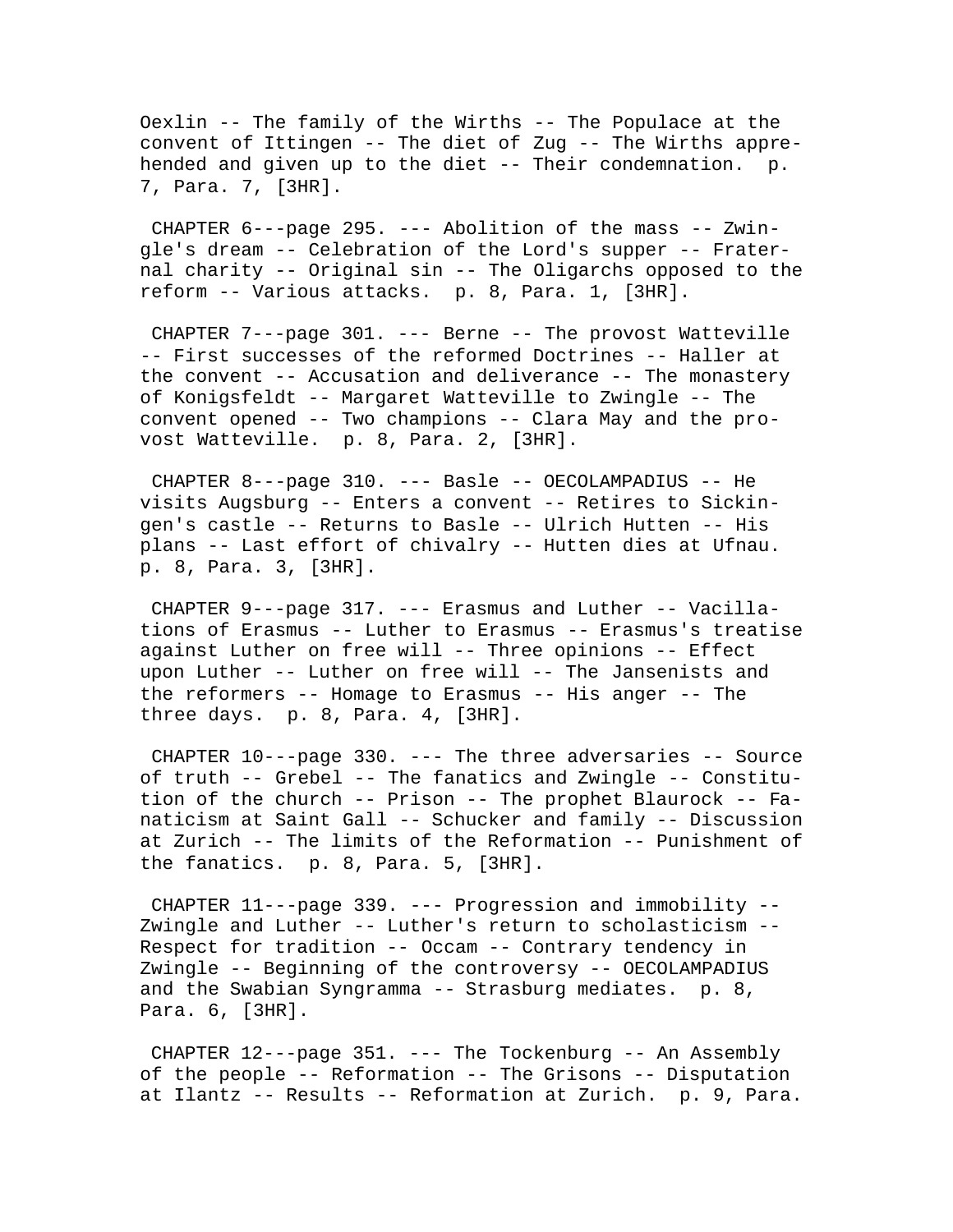Oexlin -- The family of the Wirths -- The Populace at the convent of Ittingen -- The diet of Zug -- The Wirths apprehended and given up to the diet -- Their condemnation. p. 7, Para. 7, [3HR].

CHAPTER 6---page 295. --- Abolition of the mass -- Zwingle's dream -- Celebration of the Lord's supper -- Fraternal charity -- Original sin -- The Oligarchs opposed to the reform -- Various attacks. p. 8, Para. 1, [3HR].

CHAPTER 7---page 301. --- Berne -- The provost Watteville -- First successes of the reformed Doctrines -- Haller at the convent -- Accusation and deliverance -- The monastery of Konigsfeldt -- Margaret Watteville to Zwingle -- The convent opened -- Two champions -- Clara May and the provost Watteville. p. 8, Para. 2, [3HR].

CHAPTER 8---page 310. --- Basle -- OECOLAMPADIUS -- He visits Augsburg -- Enters a convent -- Retires to Sickingen's castle -- Returns to Basle -- Ulrich Hutten -- His plans -- Last effort of chivalry -- Hutten dies at Ufnau. p. 8, Para. 3, [3HR].

CHAPTER 9---page 317. --- Erasmus and Luther -- Vacillations of Erasmus -- Luther to Erasmus -- Erasmus's treatise against Luther on free will -- Three opinions -- Effect upon Luther -- Luther on free will -- The Jansenists and the reformers -- Homage to Erasmus -- His anger -- The three days. p. 8, Para. 4, [3HR].

CHAPTER 10---page 330. --- The three adversaries -- Source of truth -- Grebel -- The fanatics and Zwingle -- Constitution of the church -- Prison -- The prophet Blaurock -- Fanaticism at Saint Gall -- Schucker and family -- Discussion at Zurich -- The limits of the Reformation -- Punishment of the fanatics. p. 8, Para. 5, [3HR].

CHAPTER 11---page 339. --- Progression and immobility -- Zwingle and Luther -- Luther's return to scholasticism -- Respect for tradition -- Occam -- Contrary tendency in Zwingle -- Beginning of the controversy -- OECOLAMPADIUS and the Swabian Syngramma -- Strasburg mediates. p. 8, Para. 6, [3HR].

CHAPTER 12---page 351. --- The Tockenburg -- An Assembly of the people -- Reformation -- The Grisons -- Disputation at Ilantz -- Results -- Reformation at Zurich. p. 9, Para.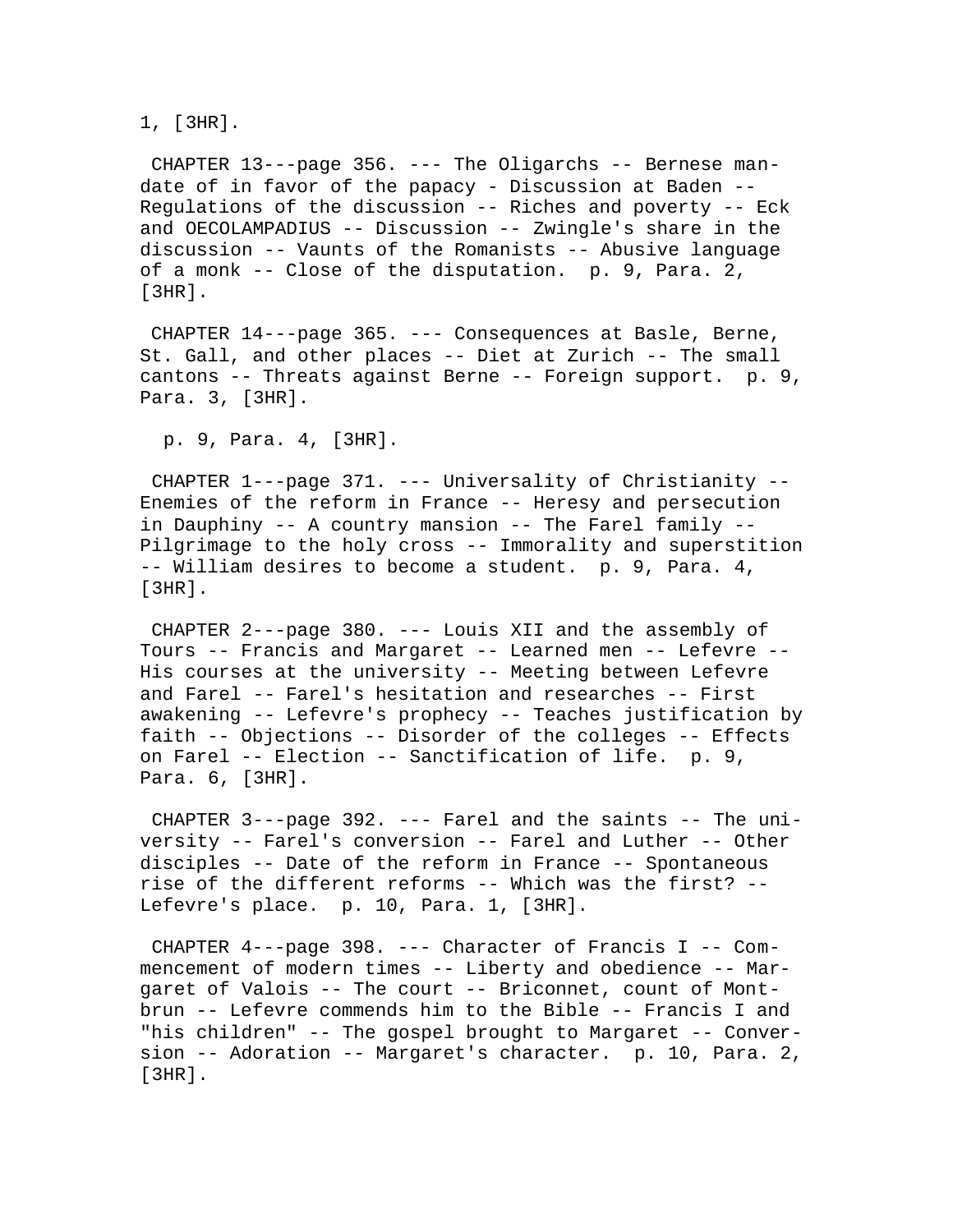1, [3HR].

CHAPTER 13---page 356. --- The Oligarchs -- Bernese mandate of in favor of the papacy - Discussion at Baden -- Regulations of the discussion -- Riches and poverty -- Eck and OECOLAMPADIUS -- Discussion -- Zwingle's share in the discussion -- Vaunts of the Romanists -- Abusive language of a monk -- Close of the disputation. p. 9, Para. 2, [3HR].

CHAPTER 14---page 365. --- Consequences at Basle, Berne, St. Gall, and other places -- Diet at Zurich -- The small cantons -- Threats against Berne -- Foreign support. p. 9, Para. 3, [3HR].

p. 9, Para. 4, [3HR].

CHAPTER 1---page 371. --- Universality of Christianity -- Enemies of the reform in France -- Heresy and persecution in Dauphiny -- A country mansion -- The Farel family -- Pilgrimage to the holy cross -- Immorality and superstition -- William desires to become a student. p. 9, Para. 4, [3HR].

CHAPTER 2---page 380. --- Louis XII and the assembly of Tours -- Francis and Margaret -- Learned men -- Lefevre -- His courses at the university -- Meeting between Lefevre and Farel -- Farel's hesitation and researches -- First awakening -- Lefevre's prophecy -- Teaches justification by faith -- Objections -- Disorder of the colleges -- Effects on Farel -- Election -- Sanctification of life. p. 9, Para. 6, [3HR].

CHAPTER 3---page 392. --- Farel and the saints -- The university -- Farel's conversion -- Farel and Luther -- Other disciples -- Date of the reform in France -- Spontaneous rise of the different reforms -- Which was the first? -- Lefevre's place. p. 10, Para. 1, [3HR].

CHAPTER 4---page 398. --- Character of Francis I -- Commencement of modern times -- Liberty and obedience -- Margaret of Valois -- The court -- Briconnet, count of Montbrun -- Lefevre commends him to the Bible -- Francis I and "his children" -- The gospel brought to Margaret -- Conversion -- Adoration -- Margaret's character. p. 10, Para. 2, [3HR].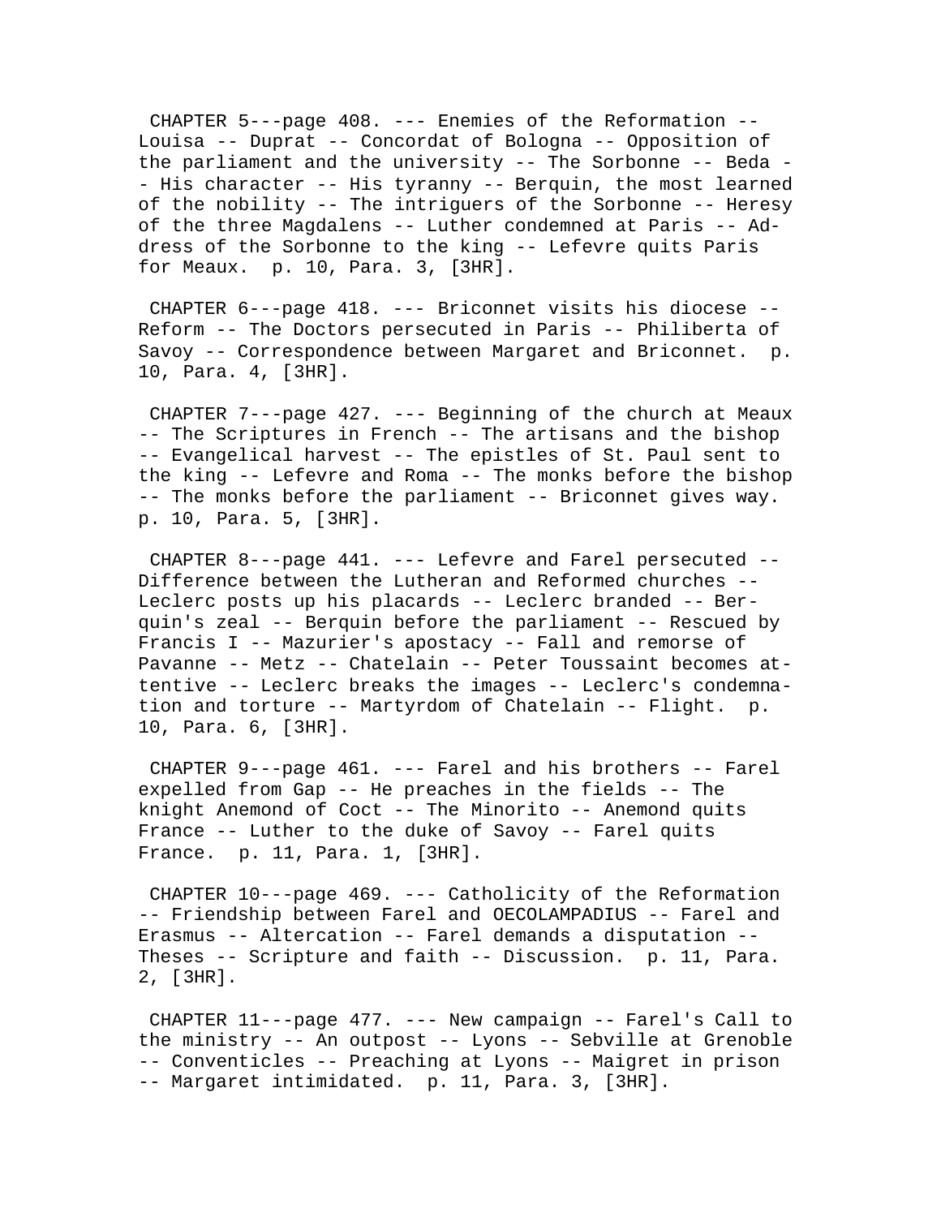CHAPTER 5---page 408. --- Enemies of the Reformation -- Louisa -- Duprat -- Concordat of Bologna -- Opposition of the parliament and the university -- The Sorbonne -- Beda -- His character -- His tyranny -- Berquin, the most learned of the nobility -- The intriguers of the Sorbonne -- Heresy of the three Magdalens -- Luther condemned at Paris -- Address of the Sorbonne to the king -- Lefevre quits Paris for Meaux. p. 10, Para. 3, [3HR].

CHAPTER 6---page 418. --- Briconnet visits his diocese -- Reform -- The Doctors persecuted in Paris -- Philiberta of Savoy -- Correspondence between Margaret and Briconnet. p. 10, Para. 4, [3HR].

CHAPTER 7---page 427. --- Beginning of the church at Meaux -- The Scriptures in French -- The artisans and the bishop -- Evangelical harvest -- The epistles of St. Paul sent to the king -- Lefevre and Roma -- The monks before the bishop -- The monks before the parliament -- Briconnet gives way. p. 10, Para. 5, [3HR].

CHAPTER 8---page 441. --- Lefevre and Farel persecuted -- Difference between the Lutheran and Reformed churches -- Leclerc posts up his placards -- Leclerc branded -- Berquin's zeal -- Berquin before the parliament -- Rescued by Francis I -- Mazurier's apostacy -- Fall and remorse of Pavanne -- Metz -- Chatelain -- Peter Toussaint becomes attentive -- Leclerc breaks the images -- Leclerc's condemnation and torture -- Martyrdom of Chatelain -- Flight. p. 10, Para. 6, [3HR].

CHAPTER 9---page 461. --- Farel and his brothers -- Farel expelled from Gap -- He preaches in the fields -- The knight Anemond of Coct -- The Minorito -- Anemond quits France -- Luther to the duke of Savoy -- Farel quits France. p. 11, Para. 1, [3HR].

CHAPTER 10---page 469. --- Catholicity of the Reformation -- Friendship between Farel and OECOLAMPADIUS -- Farel and Erasmus -- Altercation -- Farel demands a disputation -- Theses -- Scripture and faith -- Discussion. p. 11, Para. 2, [3HR].

CHAPTER 11---page 477. --- New campaign -- Farel's Call to the ministry -- An outpost -- Lyons -- Sebville at Grenoble -- Conventicles -- Preaching at Lyons -- Maigret in prison -- Margaret intimidated. p. 11, Para. 3, [3HR].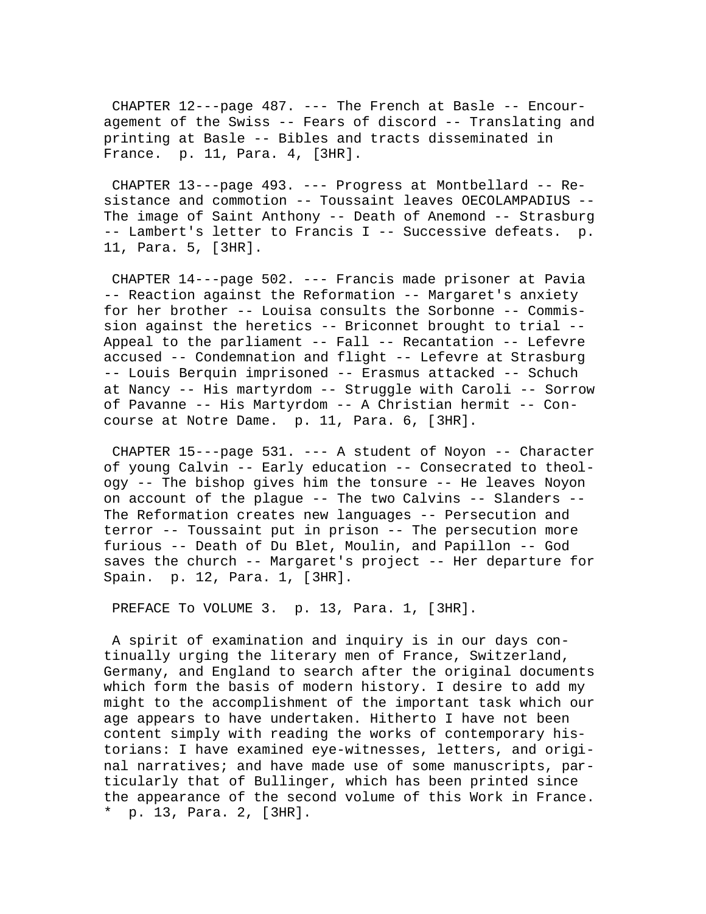CHAPTER 12---page 487. --- The French at Basle -- Encouragement of the Swiss -- Fears of discord -- Translating and printing at Basle -- Bibles and tracts disseminated in France. p. 11, Para. 4, [3HR].

CHAPTER 13---page 493. --- Progress at Montbellard -- Resistance and commotion -- Toussaint leaves OECOLAMPADIUS -- The image of Saint Anthony -- Death of Anemond -- Strasburg -- Lambert's letter to Francis I -- Successive defeats. p. 11, Para. 5, [3HR].

CHAPTER 14---page 502. --- Francis made prisoner at Pavia -- Reaction against the Reformation -- Margaret's anxiety for her brother -- Louisa consults the Sorbonne -- Commission against the heretics -- Briconnet brought to trial -- Appeal to the parliament -- Fall -- Recantation -- Lefevre accused -- Condemnation and flight -- Lefevre at Strasburg -- Louis Berquin imprisoned -- Erasmus attacked -- Schuch at Nancy -- His martyrdom -- Struggle with Caroli -- Sorrow of Pavanne -- His Martyrdom -- A Christian hermit -- Concourse at Notre Dame. p. 11, Para. 6, [3HR].

CHAPTER 15---page 531. --- A student of Noyon -- Character of young Calvin -- Early education -- Consecrated to theology -- The bishop gives him the tonsure -- He leaves Noyon on account of the plague -- The two Calvins -- Slanders -- The Reformation creates new languages -- Persecution and terror -- Toussaint put in prison -- The persecution more furious -- Death of Du Blet, Moulin, and Papillon -- God saves the church -- Margaret's project -- Her departure for Spain. p. 12, Para. 1, [3HR].

PREFACE To VOLUME 3. p. 13, Para. 1, [3HR].

A spirit of examination and inquiry is in our days continually urging the literary men of France, Switzerland, Germany, and England to search after the original documents which form the basis of modern history. I desire to add my might to the accomplishment of the important task which our age appears to have undertaken. Hitherto I have not been content simply with reading the works of contemporary historians: I have examined eye-witnesses, letters, and original narratives; and have made use of some manuscripts, particularly that of Bullinger, which has been printed since the appearance of the second volume of this Work in France. * p. 13, Para. 2, [3HR].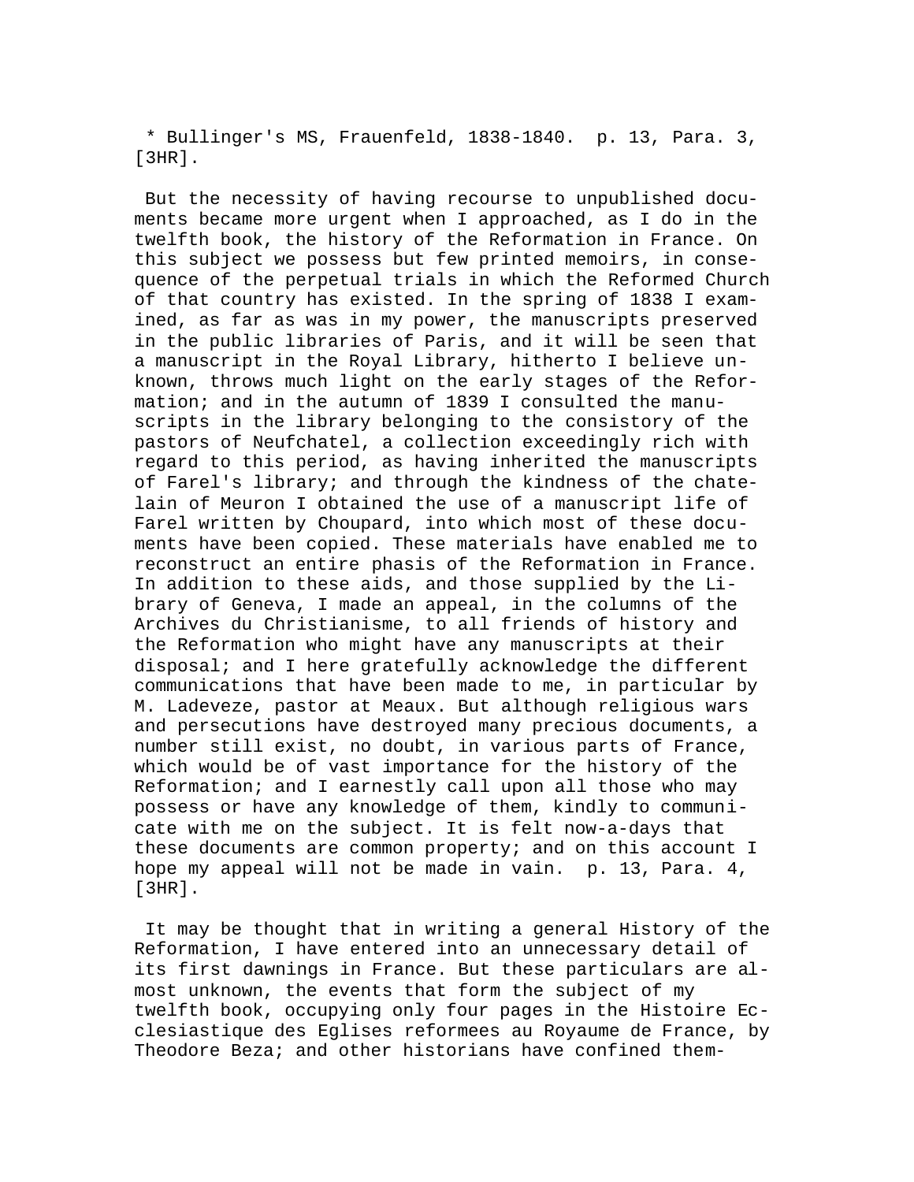* Bullinger's MS, Frauenfeld, 1838-1840. p. 13, Para. 3, [3HR].

But the necessity of having recourse to unpublished documents became more urgent when I approached, as I do in the twelfth book, the history of the Reformation in France. On this subject we possess but few printed memoirs, in consequence of the perpetual trials in which the Reformed Church of that country has existed. In the spring of 1838 I examined, as far as was in my power, the manuscripts preserved in the public libraries of Paris, and it will be seen that a manuscript in the Royal Library, hitherto I believe unknown, throws much light on the early stages of the Reformation; and in the autumn of 1839 I consulted the manuscripts in the library belonging to the consistory of the pastors of Neufchatel, a collection exceedingly rich with regard to this period, as having inherited the manuscripts of Farel's library; and through the kindness of the chatelain of Meuron I obtained the use of a manuscript life of Farel written by Choupard, into which most of these documents have been copied. These materials have enabled me to reconstruct an entire phasis of the Reformation in France. In addition to these aids, and those supplied by the Library of Geneva, I made an appeal, in the columns of the Archives du Christianisme, to all friends of history and the Reformation who might have any manuscripts at their disposal; and I here gratefully acknowledge the different communications that have been made to me, in particular by M. Ladeveze, pastor at Meaux. But although religious wars and persecutions have destroyed many precious documents, a number still exist, no doubt, in various parts of France, which would be of vast importance for the history of the Reformation; and I earnestly call upon all those who may possess or have any knowledge of them, kindly to communicate with me on the subject. It is felt now-a-days that these documents are common property; and on this account I hope my appeal will not be made in vain. p. 13, Para. 4, [3HR].

It may be thought that in writing a general History of the Reformation, I have entered into an unnecessary detail of its first dawnings in France. But these particulars are almost unknown, the events that form the subject of my twelfth book, occupying only four pages in the Histoire Ecclesiastique des Eglises reformees au Royaume de France, by Theodore Beza; and other historians have confined them-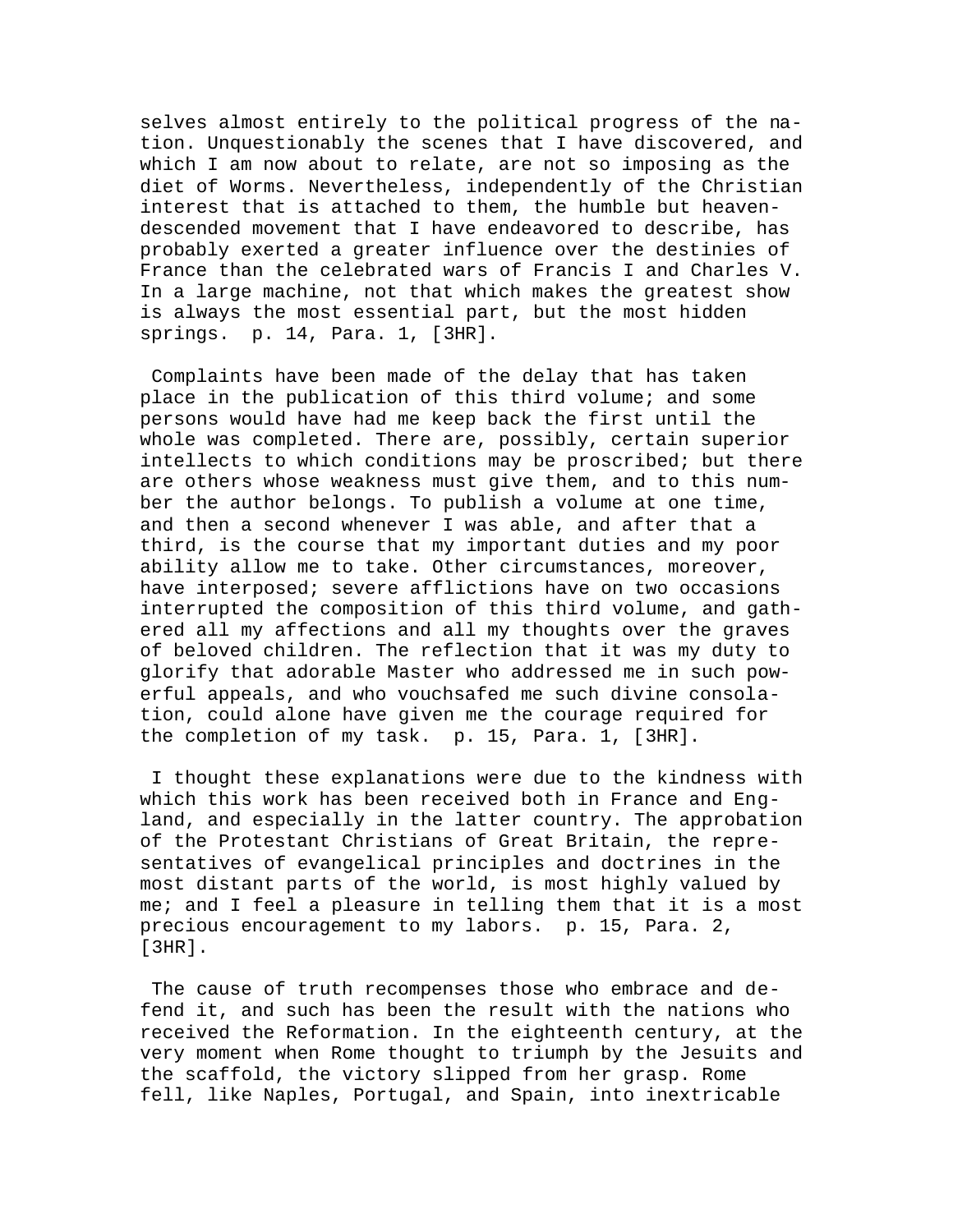selves almost entirely to the political progress of the nation. Unquestionably the scenes that I have discovered, and which I am now about to relate, are not so imposing as the diet of Worms. Nevertheless, independently of the Christian interest that is attached to them, the humble but heaven-descended movement that I have endeavored to describe, has probably exerted a greater influence over the destinies of France than the celebrated wars of Francis I and Charles V. In a large machine, not that which makes the greatest show is always the most essential part, but the most hidden springs. p. 14, Para. 1, [3HR].

Complaints have been made of the delay that has taken place in the publication of this third volume; and some persons would have had me keep back the first until the whole was completed. There are, possibly, certain superior intellects to which conditions may be proscribed; but there are others whose weakness must give them, and to this number the author belongs. To publish a volume at one time, and then a second whenever I was able, and after that a third, is the course that my important duties and my poor ability allow me to take. Other circumstances, moreover, have interposed; severe afflictions have on two occasions interrupted the composition of this third volume, and gathered all my affections and all my thoughts over the graves of beloved children. The reflection that it was my duty to glorify that adorable Master who addressed me in such powerful appeals, and who vouchsafed me such divine consolation, could alone have given me the courage required for the completion of my task. p. 15, Para. 1, [3HR].

I thought these explanations were due to the kindness with which this work has been received both in France and England, and especially in the latter country. The approbation of the Protestant Christians of Great Britain, the representatives of evangelical principles and doctrines in the most distant parts of the world, is most highly valued by me; and I feel a pleasure in telling them that it is a most precious encouragement to my labors. p. 15, Para. 2, [3HR].

The cause of truth recompenses those who embrace and defend it, and such has been the result with the nations who received the Reformation. In the eighteenth century, at the very moment when Rome thought to triumph by the Jesuits and the scaffold, the victory slipped from her grasp. Rome fell, like Naples, Portugal, and Spain, into inextricable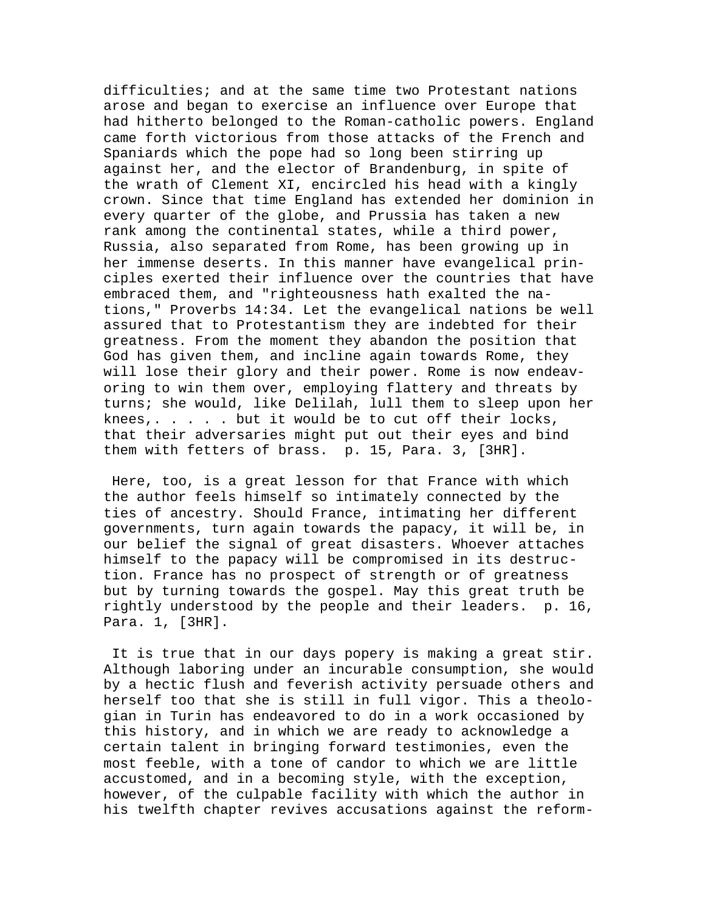difficulties; and at the same time two Protestant nations arose and began to exercise an influence over Europe that had hitherto belonged to the Roman-catholic powers. England came forth victorious from those attacks of the French and Spaniards which the pope had so long been stirring up against her, and the elector of Brandenburg, in spite of the wrath of Clement XI, encircled his head with a kingly crown. Since that time England has extended her dominion in every quarter of the globe, and Prussia has taken a new rank among the continental states, while a third power, Russia, also separated from Rome, has been growing up in her immense deserts. In this manner have evangelical principles exerted their influence over the countries that have embraced them, and "righteousness hath exalted the nations," Proverbs 14:34. Let the evangelical nations be well assured that to Protestantism they are indebted for their greatness. From the moment they abandon the position that God has given them, and incline again towards Rome, they will lose their glory and their power. Rome is now endeavoring to win them over, employing flattery and threats by turns; she would, like Delilah, lull them to sleep upon her knees,. . . . . but it would be to cut off their locks, that their adversaries might put out their eyes and bind them with fetters of brass.  p. 15, Para. 3, [3HR].

Here, too, is a great lesson for that France with which the author feels himself so intimately connected by the ties of ancestry. Should France, intimating her different governments, turn again towards the papacy, it will be, in our belief the signal of great disasters. Whoever attaches himself to the papacy will be compromised in its destruction. France has no prospect of strength or of greatness but by turning towards the gospel. May this great truth be rightly understood by the people and their leaders.  p. 16, Para. 1, [3HR].

It is true that in our days popery is making a great stir. Although laboring under an incurable consumption, she would by a hectic flush and feverish activity persuade others and herself too that she is still in full vigor. This a theologian in Turin has endeavored to do in a work occasioned by this history, and in which we are ready to acknowledge a certain talent in bringing forward testimonies, even the most feeble, with a tone of candor to which we are little accustomed, and in a becoming style, with the exception, however, of the culpable facility with which the author in his twelfth chapter revives accusations against the reform-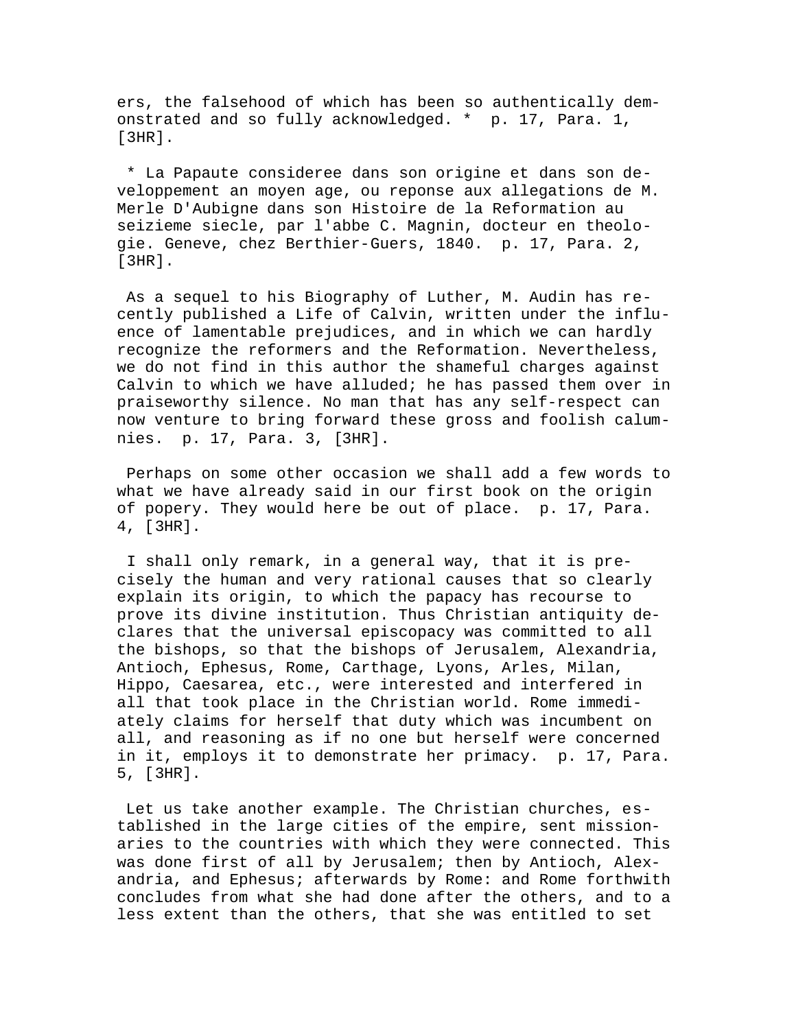ers, the falsehood of which has been so authentically demonstrated and so fully acknowledged. * p. 17, Para. 1, [3HR].

* La Papaute consideree dans son origine et dans son developpement an moyen age, ou reponse aux allegations de M. Merle D'Aubigne dans son Histoire de la Reformation au seizieme siecle, par l'abbe C. Magnin, docteur en theologie. Geneve, chez Berthier-Guers, 1840. p. 17, Para. 2, [3HR].

As a sequel to his Biography of Luther, M. Audin has recently published a Life of Calvin, written under the influence of lamentable prejudices, and in which we can hardly recognize the reformers and the Reformation. Nevertheless, we do not find in this author the shameful charges against Calvin to which we have alluded; he has passed them over in praiseworthy silence. No man that has any self-respect can now venture to bring forward these gross and foolish calumnies. p. 17, Para. 3, [3HR].

Perhaps on some other occasion we shall add a few words to what we have already said in our first book on the origin of popery. They would here be out of place. p. 17, Para. 4, [3HR].

I shall only remark, in a general way, that it is precisely the human and very rational causes that so clearly explain its origin, to which the papacy has recourse to prove its divine institution. Thus Christian antiquity declares that the universal episcopacy was committed to all the bishops, so that the bishops of Jerusalem, Alexandria, Antioch, Ephesus, Rome, Carthage, Lyons, Arles, Milan, Hippo, Caesarea, etc., were interested and interfered in all that took place in the Christian world. Rome immediately claims for herself that duty which was incumbent on all, and reasoning as if no one but herself were concerned in it, employs it to demonstrate her primacy. p. 17, Para. 5, [3HR].

Let us take another example. The Christian churches, established in the large cities of the empire, sent missionaries to the countries with which they were connected. This was done first of all by Jerusalem; then by Antioch, Alexandria, and Ephesus; afterwards by Rome: and Rome forthwith concludes from what she had done after the others, and to a less extent than the others, that she was entitled to set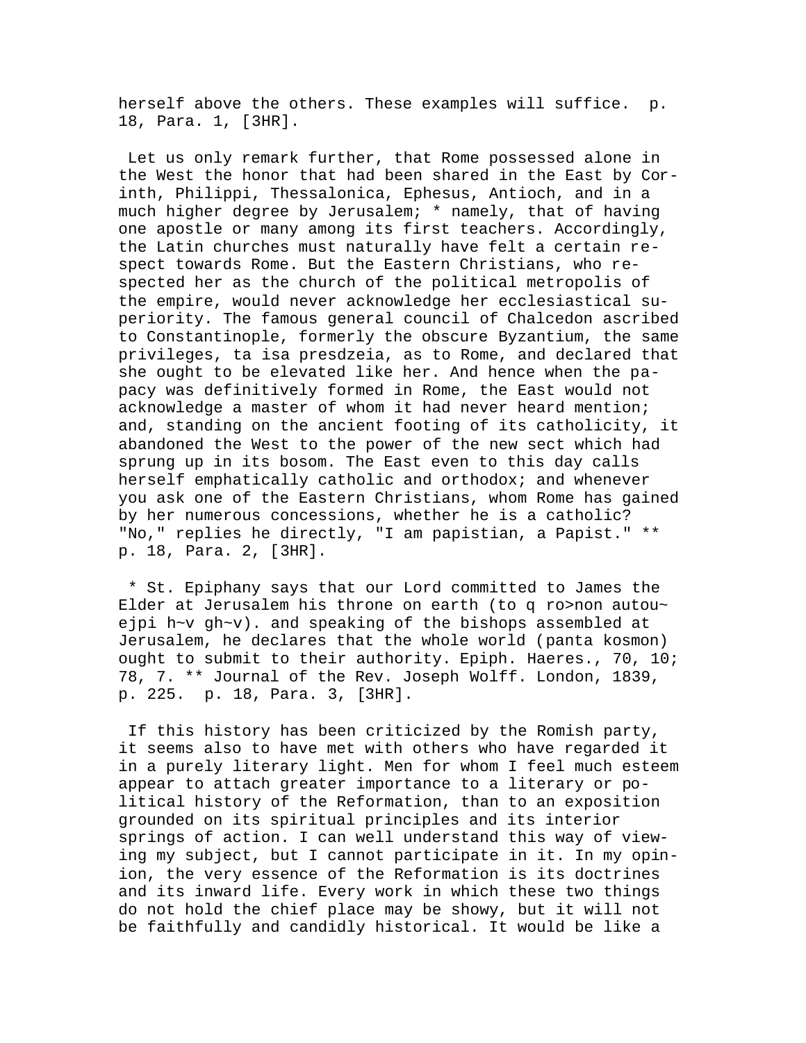herself above the others. These examples will suffice. p. 18, Para. 1, [3HR].

Let us only remark further, that Rome possessed alone in the West the honor that had been shared in the East by Corinth, Philippi, Thessalonica, Ephesus, Antioch, and in a much higher degree by Jerusalem; * namely, that of having one apostle or many among its first teachers. Accordingly, the Latin churches must naturally have felt a certain respect towards Rome. But the Eastern Christians, who respected her as the church of the political metropolis of the empire, would never acknowledge her ecclesiastical superiority. The famous general council of Chalcedon ascribed to Constantinople, formerly the obscure Byzantium, the same privileges, ta isa presdzeia, as to Rome, and declared that she ought to be elevated like her. And hence when the papacy was definitively formed in Rome, the East would not acknowledge a master of whom it had never heard mention; and, standing on the ancient footing of its catholicity, it abandoned the West to the power of the new sect which had sprung up in its bosom. The East even to this day calls herself emphatically catholic and orthodox; and whenever you ask one of the Eastern Christians, whom Rome has gained by her numerous concessions, whether he is a catholic? "No," replies he directly, "I am papistian, a Papist." ** p. 18, Para. 2, [3HR].

* St. Epiphany says that our Lord committed to James the Elder at Jerusalem his throne on earth (to q ro>non autou~ ejpi h~v gh~v). and speaking of the bishops assembled at Jerusalem, he declares that the whole world (panta kosmon) ought to submit to their authority. Epiph. Haeres., 70, 10; 78, 7. ** Journal of the Rev. Joseph Wolff. London, 1839, p. 225. p. 18, Para. 3, [3HR].

If this history has been criticized by the Romish party, it seems also to have met with others who have regarded it in a purely literary light. Men for whom I feel much esteem appear to attach greater importance to a literary or political history of the Reformation, than to an exposition grounded on its spiritual principles and its interior springs of action. I can well understand this way of viewing my subject, but I cannot participate in it. In my opinion, the very essence of the Reformation is its doctrines and its inward life. Every work in which these two things do not hold the chief place may be showy, but it will not be faithfully and candidly historical. It would be like a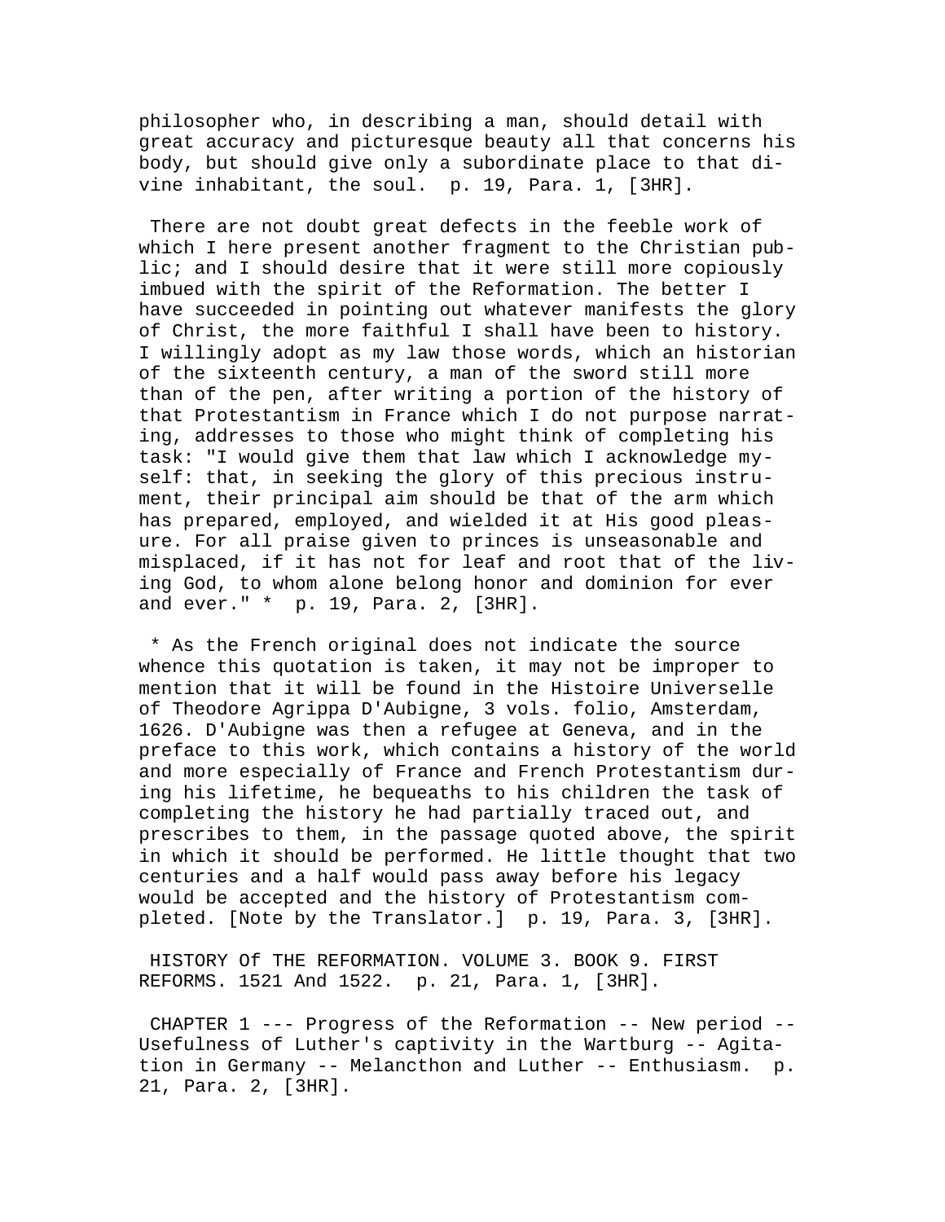philosopher who, in describing a man, should detail with great accuracy and picturesque beauty all that concerns his body, but should give only a subordinate place to that divine inhabitant, the soul. p. 19, Para. 1, [3HR].

There are not doubt great defects in the feeble work of which I here present another fragment to the Christian public; and I should desire that it were still more copiously imbued with the spirit of the Reformation. The better I have succeeded in pointing out whatever manifests the glory of Christ, the more faithful I shall have been to history. I willingly adopt as my law those words, which an historian of the sixteenth century, a man of the sword still more than of the pen, after writing a portion of the history of that Protestantism in France which I do not purpose narrating, addresses to those who might think of completing his task: "I would give them that law which I acknowledge myself: that, in seeking the glory of this precious instrument, their principal aim should be that of the arm which has prepared, employed, and wielded it at His good pleasure. For all praise given to princes is unseasonable and misplaced, if it has not for leaf and root that of the living God, to whom alone belong honor and dominion for ever and ever." * p. 19, Para. 2, [3HR].

* As the French original does not indicate the source whence this quotation is taken, it may not be improper to mention that it will be found in the Histoire Universelle of Theodore Agrippa D'Aubigne, 3 vols. folio, Amsterdam, 1626. D'Aubigne was then a refugee at Geneva, and in the preface to this work, which contains a history of the world and more especially of France and French Protestantism during his lifetime, he bequeaths to his children the task of completing the history he had partially traced out, and prescribes to them, in the passage quoted above, the spirit in which it should be performed. He little thought that two centuries and a half would pass away before his legacy would be accepted and the history of Protestantism completed. [Note by the Translator.] p. 19, Para. 3, [3HR].

HISTORY Of THE REFORMATION. VOLUME 3. BOOK 9. FIRST REFORMS. 1521 And 1522. p. 21, Para. 1, [3HR].

CHAPTER 1 --- Progress of the Reformation -- New period -- Usefulness of Luther's captivity in the Wartburg -- Agitation in Germany -- Melancthon and Luther -- Enthusiasm. p. 21, Para. 2, [3HR].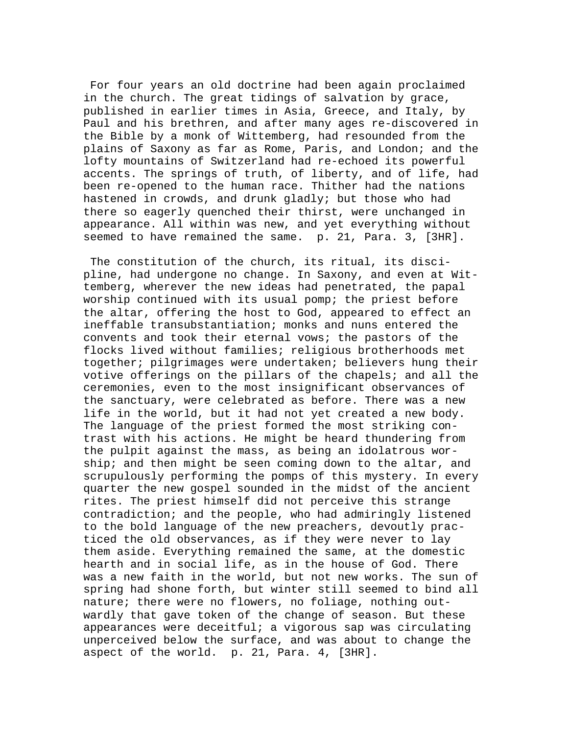For four years an old doctrine had been again proclaimed in the church. The great tidings of salvation by grace, published in earlier times in Asia, Greece, and Italy, by Paul and his brethren, and after many ages re-discovered in the Bible by a monk of Wittemberg, had resounded from the plains of Saxony as far as Rome, Paris, and London; and the lofty mountains of Switzerland had re-echoed its powerful accents. The springs of truth, of liberty, and of life, had been re-opened to the human race. Thither had the nations hastened in crowds, and drunk gladly; but those who had there so eagerly quenched their thirst, were unchanged in appearance. All within was new, and yet everything without seemed to have remained the same. p. 21, Para. 3, [3HR].

The constitution of the church, its ritual, its discipline, had undergone no change. In Saxony, and even at Wittemberg, wherever the new ideas had penetrated, the papal worship continued with its usual pomp; the priest before the altar, offering the host to God, appeared to effect an ineffable transubstantiation; monks and nuns entered the convents and took their eternal vows; the pastors of the flocks lived without families; religious brotherhoods met together; pilgrimages were undertaken; believers hung their votive offerings on the pillars of the chapels; and all the ceremonies, even to the most insignificant observances of the sanctuary, were celebrated as before. There was a new life in the world, but it had not yet created a new body. The language of the priest formed the most striking contrast with his actions. He might be heard thundering from the pulpit against the mass, as being an idolatrous worship; and then might be seen coming down to the altar, and scrupulously performing the pomps of this mystery. In every quarter the new gospel sounded in the midst of the ancient rites. The priest himself did not perceive this strange contradiction; and the people, who had admiringly listened to the bold language of the new preachers, devoutly practiced the old observances, as if they were never to lay them aside. Everything remained the same, at the domestic hearth and in social life, as in the house of God. There was a new faith in the world, but not new works. The sun of spring had shone forth, but winter still seemed to bind all nature; there were no flowers, no foliage, nothing outwardly that gave token of the change of season. But these appearances were deceitful; a vigorous sap was circulating unperceived below the surface, and was about to change the aspect of the world. p. 21, Para. 4, [3HR].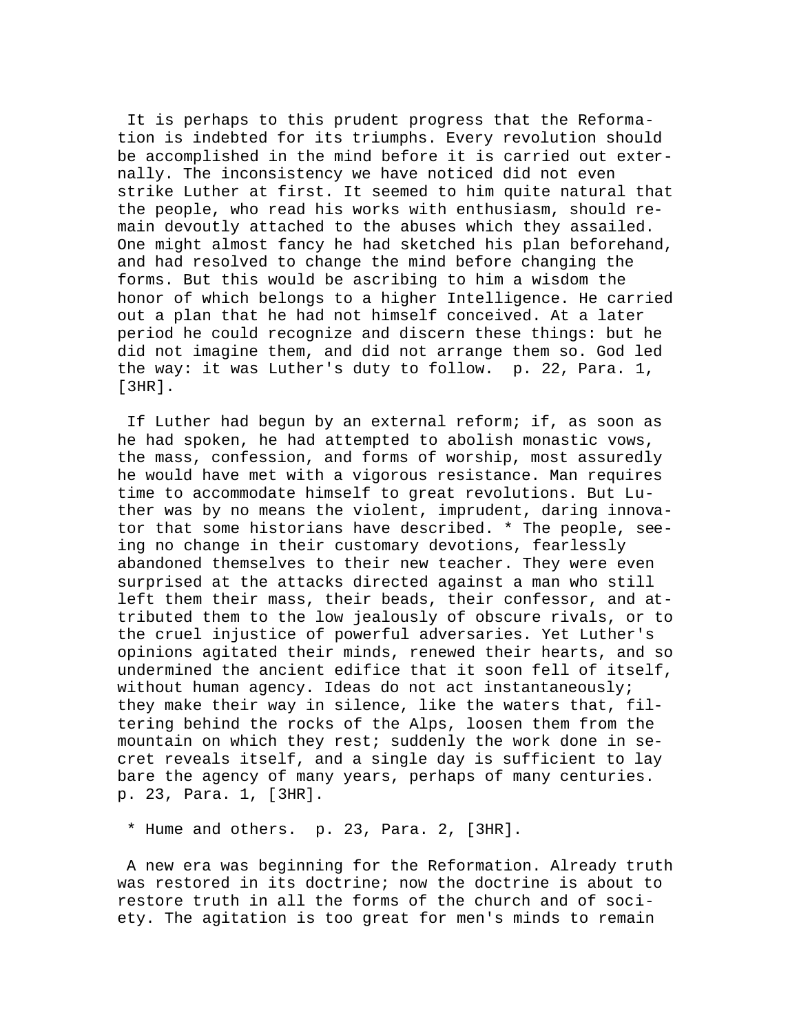It is perhaps to this prudent progress that the Reformation is indebted for its triumphs. Every revolution should be accomplished in the mind before it is carried out externally. The inconsistency we have noticed did not even strike Luther at first. It seemed to him quite natural that the people, who read his works with enthusiasm, should remain devoutly attached to the abuses which they assailed. One might almost fancy he had sketched his plan beforehand, and had resolved to change the mind before changing the forms. But this would be ascribing to him a wisdom the honor of which belongs to a higher Intelligence. He carried out a plan that he had not himself conceived. At a later period he could recognize and discern these things: but he did not imagine them, and did not arrange them so. God led the way: it was Luther's duty to follow. p. 22, Para. 1, [3HR].

If Luther had begun by an external reform; if, as soon as he had spoken, he had attempted to abolish monastic vows, the mass, confession, and forms of worship, most assuredly he would have met with a vigorous resistance. Man requires time to accommodate himself to great revolutions. But Luther was by no means the violent, imprudent, daring innovator that some historians have described. * The people, seeing no change in their customary devotions, fearlessly abandoned themselves to their new teacher. They were even surprised at the attacks directed against a man who still left them their mass, their beads, their confessor, and attributed them to the low jealously of obscure rivals, or to the cruel injustice of powerful adversaries. Yet Luther's opinions agitated their minds, renewed their hearts, and so undermined the ancient edifice that it soon fell of itself, without human agency. Ideas do not act instantaneously; they make their way in silence, like the waters that, filtering behind the rocks of the Alps, loosen them from the mountain on which they rest; suddenly the work done in secret reveals itself, and a single day is sufficient to lay bare the agency of many years, perhaps of many centuries. p. 23, Para. 1, [3HR].

* Hume and others. p. 23, Para. 2, [3HR].

A new era was beginning for the Reformation. Already truth was restored in its doctrine; now the doctrine is about to restore truth in all the forms of the church and of society. The agitation is too great for men's minds to remain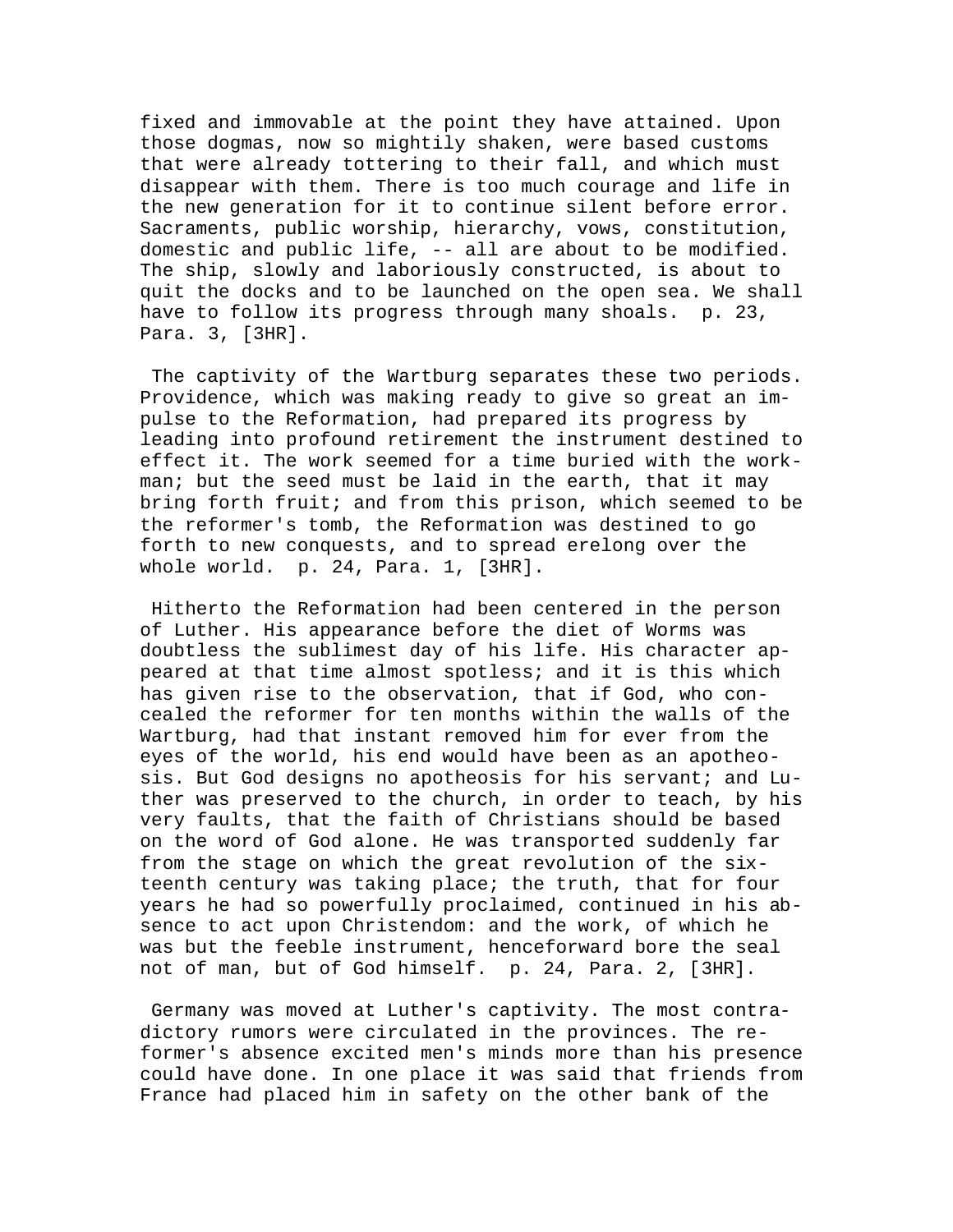fixed and immovable at the point they have attained. Upon those dogmas, now so mightily shaken, were based customs that were already tottering to their fall, and which must disappear with them. There is too much courage and life in the new generation for it to continue silent before error. Sacraments, public worship, hierarchy, vows, constitution, domestic and public life, -- all are about to be modified. The ship, slowly and laboriously constructed, is about to quit the docks and to be launched on the open sea. We shall have to follow its progress through many shoals. p. 23, Para. 3, [3HR].

The captivity of the Wartburg separates these two periods. Providence, which was making ready to give so great an impulse to the Reformation, had prepared its progress by leading into profound retirement the instrument destined to effect it. The work seemed for a time buried with the workman; but the seed must be laid in the earth, that it may bring forth fruit; and from this prison, which seemed to be the reformer's tomb, the Reformation was destined to go forth to new conquests, and to spread erelong over the whole world. p. 24, Para. 1, [3HR].

Hitherto the Reformation had been centered in the person of Luther. His appearance before the diet of Worms was doubtless the sublimest day of his life. His character appeared at that time almost spotless; and it is this which has given rise to the observation, that if God, who concealed the reformer for ten months within the walls of the Wartburg, had that instant removed him for ever from the eyes of the world, his end would have been as an apotheosis. But God designs no apotheosis for his servant; and Luther was preserved to the church, in order to teach, by his very faults, that the faith of Christians should be based on the word of God alone. He was transported suddenly far from the stage on which the great revolution of the sixteenth century was taking place; the truth, that for four years he had so powerfully proclaimed, continued in his absence to act upon Christendom: and the work, of which he was but the feeble instrument, henceforward bore the seal not of man, but of God himself. p. 24, Para. 2, [3HR].

Germany was moved at Luther's captivity. The most contradictory rumors were circulated in the provinces. The reformer's absence excited men's minds more than his presence could have done. In one place it was said that friends from France had placed him in safety on the other bank of the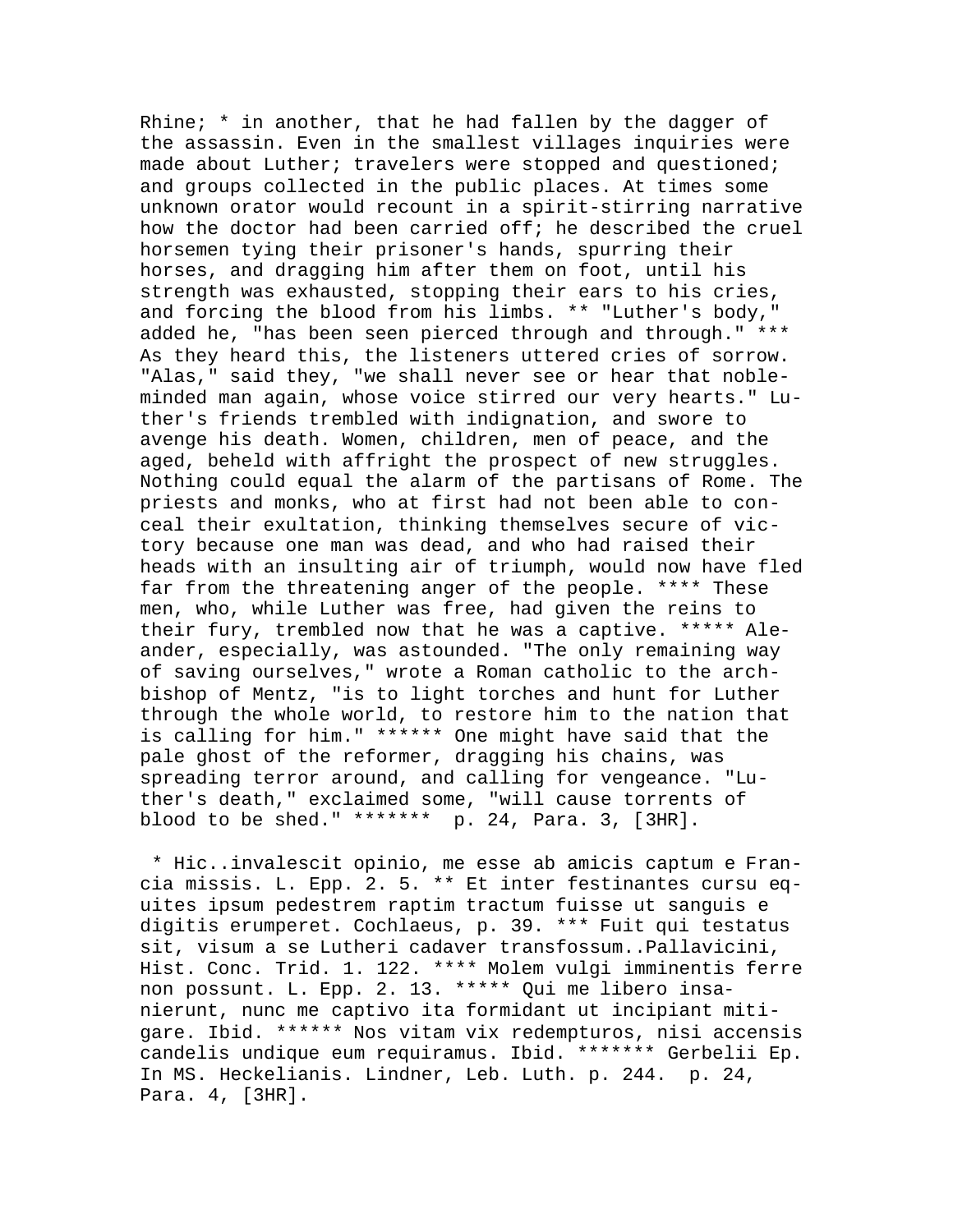Rhine; * in another, that he had fallen by the dagger of the assassin. Even in the smallest villages inquiries were made about Luther; travelers were stopped and questioned; and groups collected in the public places. At times some unknown orator would recount in a spirit-stirring narrative how the doctor had been carried off; he described the cruel horsemen tying their prisoner's hands, spurring their horses, and dragging him after them on foot, until his strength was exhausted, stopping their ears to his cries, and forcing the blood from his limbs. ** "Luther's body," added he, "has been seen pierced through and through." *** As they heard this, the listeners uttered cries of sorrow. "Alas," said they, "we shall never see or hear that noble-minded man again, whose voice stirred our very hearts." Luther's friends trembled with indignation, and swore to avenge his death. Women, children, men of peace, and the aged, beheld with affright the prospect of new struggles. Nothing could equal the alarm of the partisans of Rome. The priests and monks, who at first had not been able to conceal their exultation, thinking themselves secure of victory because one man was dead, and who had raised their heads with an insulting air of triumph, would now have fled far from the threatening anger of the people. **** These men, who, while Luther was free, had given the reins to their fury, trembled now that he was a captive. ***** Aleander, especially, was astounded. "The only remaining way of saving ourselves," wrote a Roman catholic to the archbishop of Mentz, "is to light torches and hunt for Luther through the whole world, to restore him to the nation that is calling for him." ****** One might have said that the pale ghost of the reformer, dragging his chains, was spreading terror around, and calling for vengeance. "Luther's death," exclaimed some, "will cause torrents of blood to be shed." ******* p. 24, Para. 3, [3HR].

* Hic..invalescit opinio, me esse ab amicis captum e Francia missis. L. Epp. 2. 5. ** Et inter festinantes cursu equites ipsum pedestrem raptim tractum fuisse ut sanguis e digitis erumperet. Cochlaeus, p. 39. *** Fuit qui testatus sit, visum a se Lutheri cadaver transfossum..Pallavicini, Hist. Conc. Trid. 1. 122. **** Molem vulgi imminentis ferre non possunt. L. Epp. 2. 13. ***** Qui me libero insanierunt, nunc me captivo ita formidant ut incipiant mitigare. Ibid. ****** Nos vitam vix redempturos, nisi accensis candelis undique eum requiramus. Ibid. ******* Gerbelii Ep. In MS. Heckelianis. Lindner, Leb. Luth. p. 244. p. 24, Para. 4, [3HR].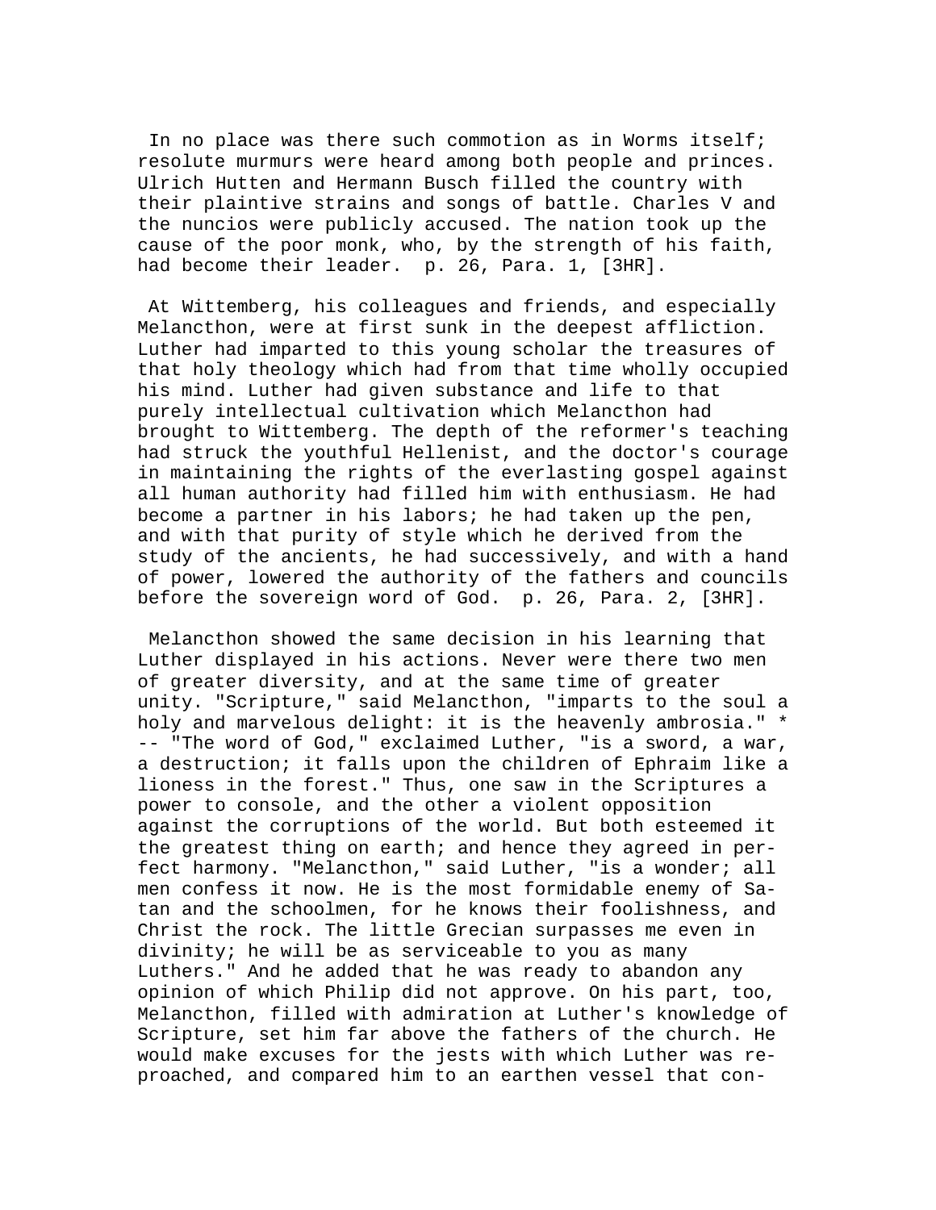In no place was there such commotion as in Worms itself; resolute murmurs were heard among both people and princes. Ulrich Hutten and Hermann Busch filled the country with their plaintive strains and songs of battle. Charles V and the nuncios were publicly accused. The nation took up the cause of the poor monk, who, by the strength of his faith, had become their leader. p. 26, Para. 1, [3HR].

At Wittemberg, his colleagues and friends, and especially Melancthon, were at first sunk in the deepest affliction. Luther had imparted to this young scholar the treasures of that holy theology which had from that time wholly occupied his mind. Luther had given substance and life to that purely intellectual cultivation which Melancthon had brought to Wittemberg. The depth of the reformer's teaching had struck the youthful Hellenist, and the doctor's courage in maintaining the rights of the everlasting gospel against all human authority had filled him with enthusiasm. He had become a partner in his labors; he had taken up the pen, and with that purity of style which he derived from the study of the ancients, he had successively, and with a hand of power, lowered the authority of the fathers and councils before the sovereign word of God. p. 26, Para. 2, [3HR].

Melancthon showed the same decision in his learning that Luther displayed in his actions. Never were there two men of greater diversity, and at the same time of greater unity. "Scripture," said Melancthon, "imparts to the soul a holy and marvelous delight: it is the heavenly ambrosia." * -- "The word of God," exclaimed Luther, "is a sword, a war, a destruction; it falls upon the children of Ephraim like a lioness in the forest." Thus, one saw in the Scriptures a power to console, and the other a violent opposition against the corruptions of the world. But both esteemed it the greatest thing on earth; and hence they agreed in perfect harmony. "Melancthon," said Luther, "is a wonder; all men confess it now. He is the most formidable enemy of Satan and the schoolmen, for he knows their foolishness, and Christ the rock. The little Grecian surpasses me even in divinity; he will be as serviceable to you as many Luthers." And he added that he was ready to abandon any opinion of which Philip did not approve. On his part, too, Melancthon, filled with admiration at Luther's knowledge of Scripture, set him far above the fathers of the church. He would make excuses for the jests with which Luther was reproached, and compared him to an earthen vessel that con-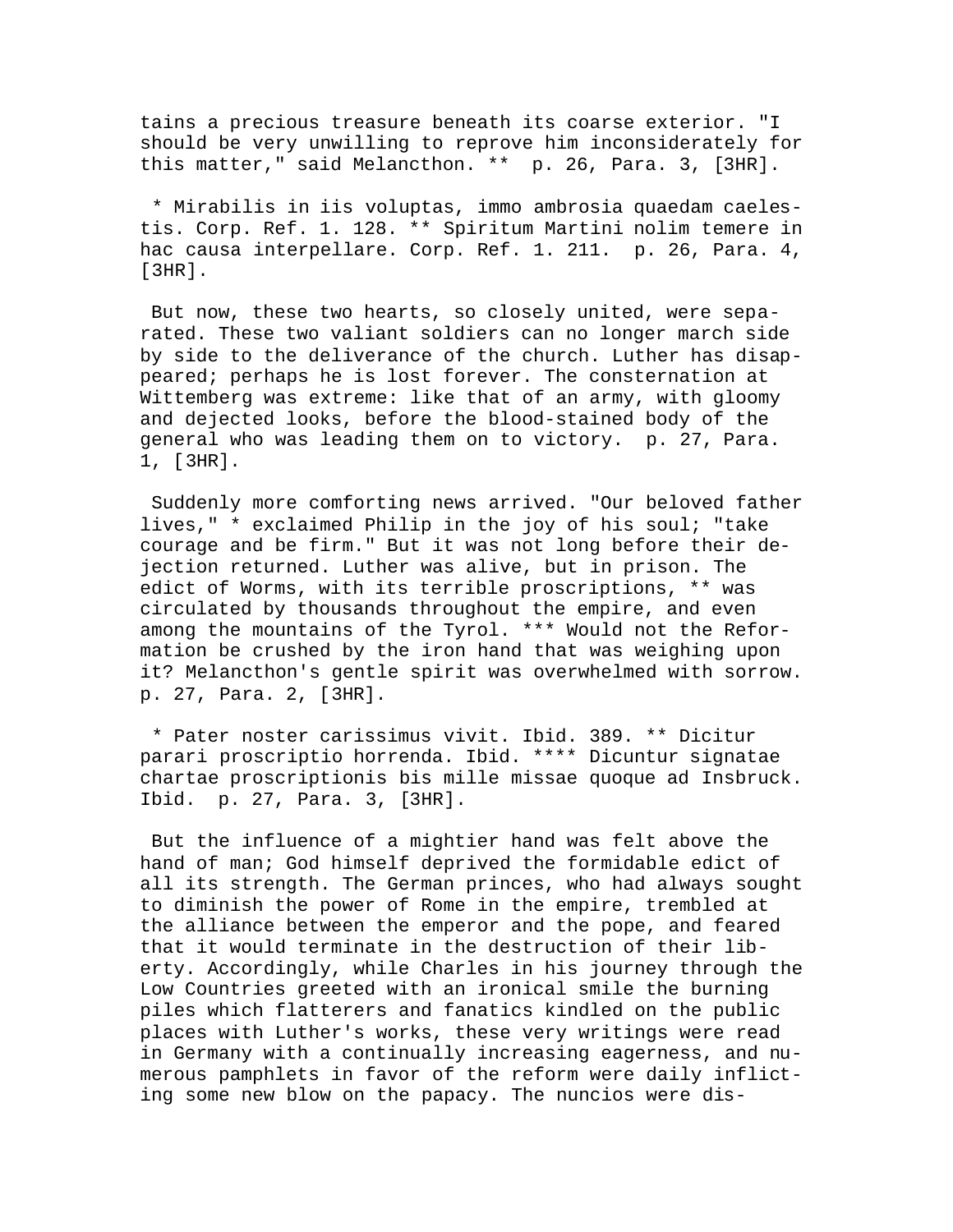tains a precious treasure beneath its coarse exterior. "I should be very unwilling to reprove him inconsiderately for this matter," said Melancthon. ** p. 26, Para. 3, [3HR].

* Mirabilis in iis voluptas, immo ambrosia quaedam caelestis. Corp. Ref. 1. 128. ** Spiritum Martini nolim temere in hac causa interpellare. Corp. Ref. 1. 211. p. 26, Para. 4, [3HR].

But now, these two hearts, so closely united, were separated. These two valiant soldiers can no longer march side by side to the deliverance of the church. Luther has disappeared; perhaps he is lost forever. The consternation at Wittemberg was extreme: like that of an army, with gloomy and dejected looks, before the blood-stained body of the general who was leading them on to victory. p. 27, Para. 1, [3HR].

Suddenly more comforting news arrived. "Our beloved father lives," * exclaimed Philip in the joy of his soul; "take courage and be firm." But it was not long before their dejection returned. Luther was alive, but in prison. The edict of Worms, with its terrible proscriptions, ** was circulated by thousands throughout the empire, and even among the mountains of the Tyrol. *** Would not the Reformation be crushed by the iron hand that was weighing upon it? Melancthon's gentle spirit was overwhelmed with sorrow. p. 27, Para. 2, [3HR].

* Pater noster carissimus vivit. Ibid. 389. ** Dicitur parari proscriptio horrenda. Ibid. **** Dicuntur signatae chartae proscriptionis bis mille missae quoque ad Insbruck. Ibid. p. 27, Para. 3, [3HR].

But the influence of a mightier hand was felt above the hand of man; God himself deprived the formidable edict of all its strength. The German princes, who had always sought to diminish the power of Rome in the empire, trembled at the alliance between the emperor and the pope, and feared that it would terminate in the destruction of their liberty. Accordingly, while Charles in his journey through the Low Countries greeted with an ironical smile the burning piles which flatterers and fanatics kindled on the public places with Luther's works, these very writings were read in Germany with a continually increasing eagerness, and numerous pamphlets in favor of the reform were daily inflicting some new blow on the papacy. The nuncios were dis-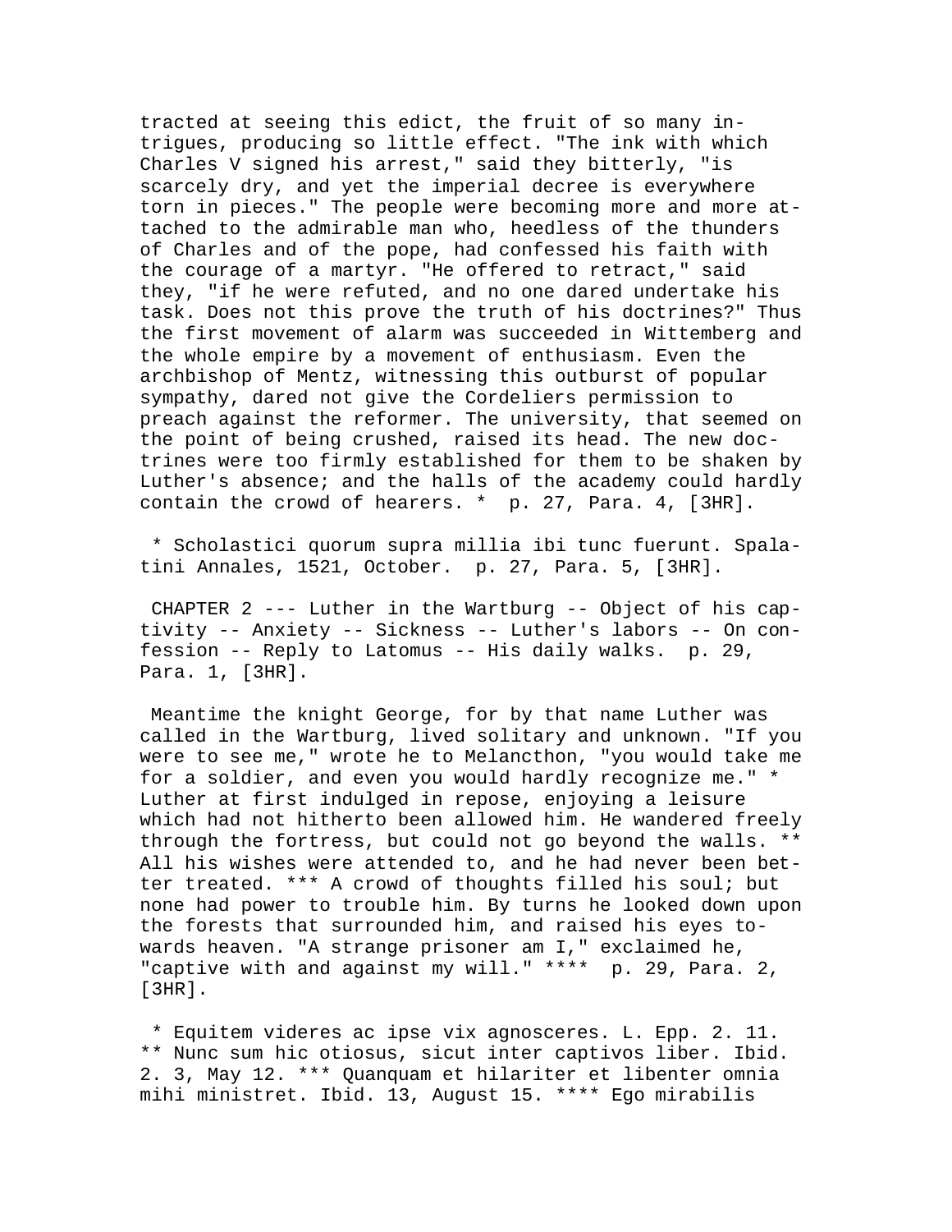tracted at seeing this edict, the fruit of so many intrigues, producing so little effect. "The ink with which Charles V signed his arrest," said they bitterly, "is scarcely dry, and yet the imperial decree is everywhere torn in pieces." The people were becoming more and more attached to the admirable man who, heedless of the thunders of Charles and of the pope, had confessed his faith with the courage of a martyr. "He offered to retract," said they, "if he were refuted, and no one dared undertake his task. Does not this prove the truth of his doctrines?" Thus the first movement of alarm was succeeded in Wittemberg and the whole empire by a movement of enthusiasm. Even the archbishop of Mentz, witnessing this outburst of popular sympathy, dared not give the Cordeliers permission to preach against the reformer. The university, that seemed on the point of being crushed, raised its head. The new doctrines were too firmly established for them to be shaken by Luther's absence; and the halls of the academy could hardly contain the crowd of hearers. * p. 27, Para. 4, [3HR].

* Scholastici quorum supra millia ibi tunc fuerunt. Spalatini Annales, 1521, October. p. 27, Para. 5, [3HR].

CHAPTER 2 --- Luther in the Wartburg -- Object of his captivity -- Anxiety -- Sickness -- Luther's labors -- On confession -- Reply to Latomus -- His daily walks. p. 29, Para. 1, [3HR].

Meantime the knight George, for by that name Luther was called in the Wartburg, lived solitary and unknown. "If you were to see me," wrote he to Melancthon, "you would take me for a soldier, and even you would hardly recognize me." * Luther at first indulged in repose, enjoying a leisure which had not hitherto been allowed him. He wandered freely through the fortress, but could not go beyond the walls. ** All his wishes were attended to, and he had never been better treated. *** A crowd of thoughts filled his soul; but none had power to trouble him. By turns he looked down upon the forests that surrounded him, and raised his eyes towards heaven. "A strange prisoner am I," exclaimed he, "captive with and against my will." **** p. 29, Para. 2, [3HR].

* Equitem videres ac ipse vix agnosceres. L. Epp. 2. 11. ** Nunc sum hic otiosus, sicut inter captivos liber. Ibid. 2. 3, May 12. *** Quanquam et hilariter et libenter omnia mihi ministret. Ibid. 13, August 15. **** Ego mirabilis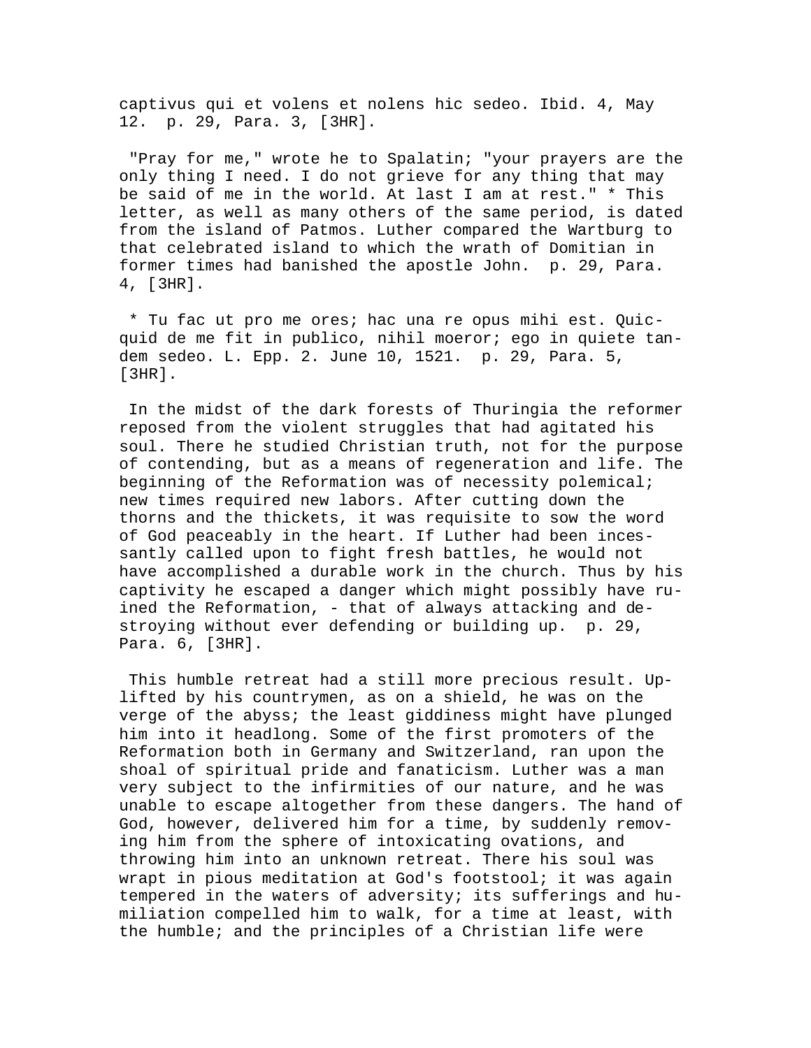captivus qui et volens et nolens hic sedeo. Ibid. 4, May 12. p. 29, Para. 3, [3HR].

"Pray for me," wrote he to Spalatin; "your prayers are the only thing I need. I do not grieve for any thing that may be said of me in the world. At last I am at rest." * This letter, as well as many others of the same period, is dated from the island of Patmos. Luther compared the Wartburg to that celebrated island to which the wrath of Domitian in former times had banished the apostle John. p. 29, Para. 4, [3HR].

* Tu fac ut pro me ores; hac una re opus mihi est. Quicquid de me fit in publico, nihil moeror; ego in quiete tandem sedeo. L. Epp. 2. June 10, 1521. p. 29, Para. 5, [3HR].

In the midst of the dark forests of Thuringia the reformer reposed from the violent struggles that had agitated his soul. There he studied Christian truth, not for the purpose of contending, but as a means of regeneration and life. The beginning of the Reformation was of necessity polemical; new times required new labors. After cutting down the thorns and the thickets, it was requisite to sow the word of God peaceably in the heart. If Luther had been incessantly called upon to fight fresh battles, he would not have accomplished a durable work in the church. Thus by his captivity he escaped a danger which might possibly have ruined the Reformation, - that of always attacking and destroying without ever defending or building up. p. 29, Para. 6, [3HR].

This humble retreat had a still more precious result. Uplifted by his countrymen, as on a shield, he was on the verge of the abyss; the least giddiness might have plunged him into it headlong. Some of the first promoters of the Reformation both in Germany and Switzerland, ran upon the shoal of spiritual pride and fanaticism. Luther was a man very subject to the infirmities of our nature, and he was unable to escape altogether from these dangers. The hand of God, however, delivered him for a time, by suddenly removing him from the sphere of intoxicating ovations, and throwing him into an unknown retreat. There his soul was wrapt in pious meditation at God's footstool; it was again tempered in the waters of adversity; its sufferings and humiliation compelled him to walk, for a time at least, with the humble; and the principles of a Christian life were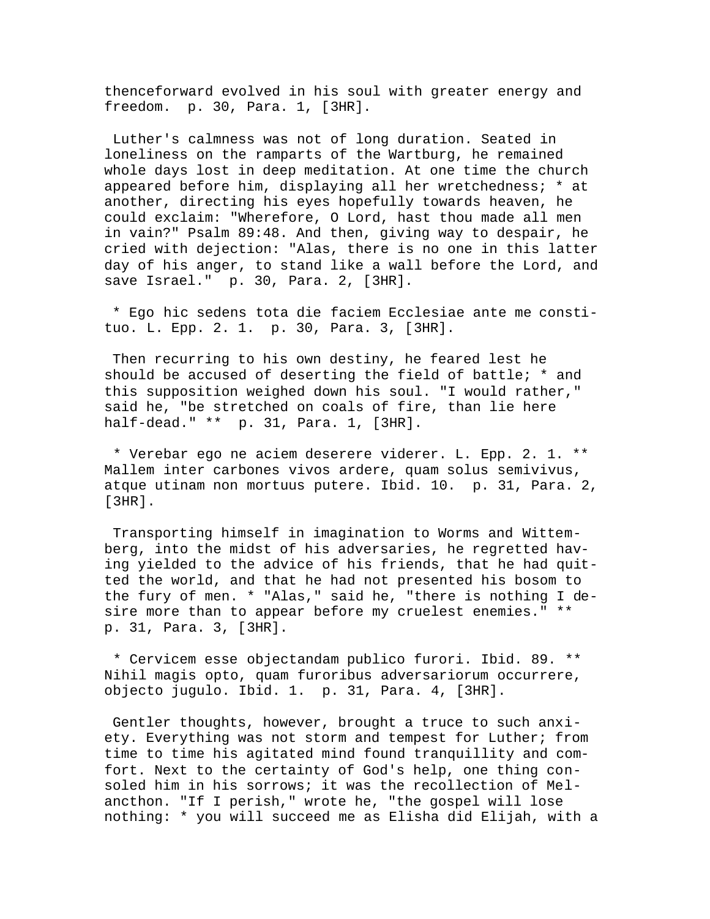thenceforward evolved in his soul with greater energy and freedom. p. 30, Para. 1, [3HR].

Luther's calmness was not of long duration. Seated in loneliness on the ramparts of the Wartburg, he remained whole days lost in deep meditation. At one time the church appeared before him, displaying all her wretchedness; * at another, directing his eyes hopefully towards heaven, he could exclaim: "Wherefore, O Lord, hast thou made all men in vain?" Psalm 89:48. And then, giving way to despair, he cried with dejection: "Alas, there is no one in this latter day of his anger, to stand like a wall before the Lord, and save Israel." p. 30, Para. 2, [3HR].

* Ego hic sedens tota die faciem Ecclesiae ante me constituo. L. Epp. 2. 1. p. 30, Para. 3, [3HR].

Then recurring to his own destiny, he feared lest he should be accused of deserting the field of battle; * and this supposition weighed down his soul. "I would rather," said he, "be stretched on coals of fire, than lie here half-dead." ** p. 31, Para. 1, [3HR].

* Verebar ego ne aciem deserere viderer. L. Epp. 2. 1. ** Mallem inter carbones vivos ardere, quam solus semivivus, atque utinam non mortuus putere. Ibid. 10. p. 31, Para. 2, [3HR].

Transporting himself in imagination to Worms and Wittemberg, into the midst of his adversaries, he regretted having yielded to the advice of his friends, that he had quitted the world, and that he had not presented his bosom to the fury of men. * "Alas," said he, "there is nothing I desire more than to appear before my cruelest enemies." ** p. 31, Para. 3, [3HR].

* Cervicem esse objectandam publico furori. Ibid. 89. ** Nihil magis opto, quam furoribus adversariorum occurrere, objecto jugulo. Ibid. 1. p. 31, Para. 4, [3HR].

Gentler thoughts, however, brought a truce to such anxiety. Everything was not storm and tempest for Luther; from time to time his agitated mind found tranquillity and comfort. Next to the certainty of God's help, one thing consoled him in his sorrows; it was the recollection of Melancthon. "If I perish," wrote he, "the gospel will lose nothing: * you will succeed me as Elisha did Elijah, with a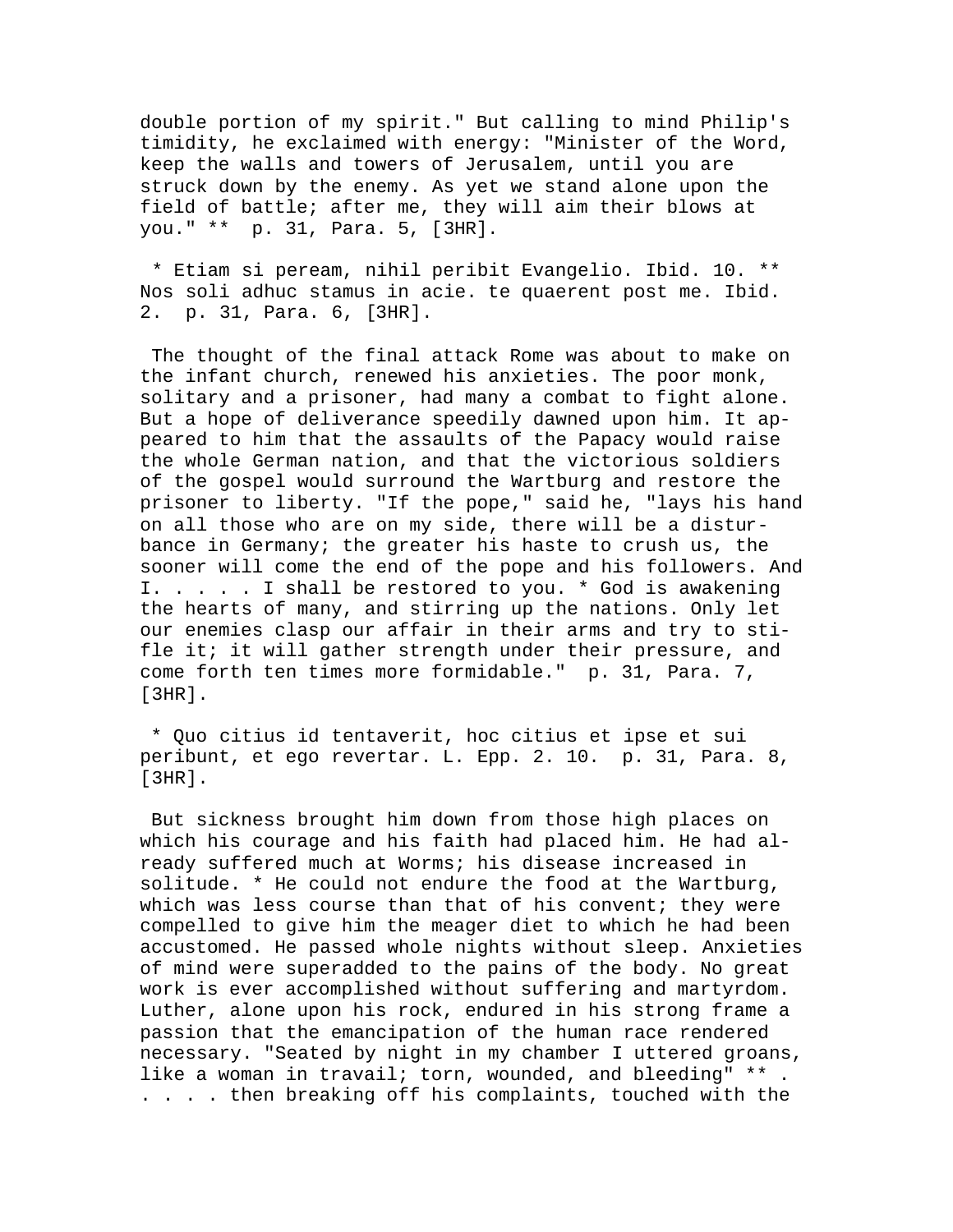double portion of my spirit." But calling to mind Philip's timidity, he exclaimed with energy: "Minister of the Word, keep the walls and towers of Jerusalem, until you are struck down by the enemy. As yet we stand alone upon the field of battle; after me, they will aim their blows at you." ** p. 31, Para. 5, [3HR].

* Etiam si peream, nihil peribit Evangelio. Ibid. 10. ** Nos soli adhuc stamus in acie. te quaerent post me. Ibid. 2. p. 31, Para. 6, [3HR].

The thought of the final attack Rome was about to make on the infant church, renewed his anxieties. The poor monk, solitary and a prisoner, had many a combat to fight alone. But a hope of deliverance speedily dawned upon him. It appeared to him that the assaults of the Papacy would raise the whole German nation, and that the victorious soldiers of the gospel would surround the Wartburg and restore the prisoner to liberty. "If the pope," said he, "lays his hand on all those who are on my side, there will be a disturbance in Germany; the greater his haste to crush us, the sooner will come the end of the pope and his followers. And I. . . . . I shall be restored to you. * God is awakening the hearts of many, and stirring up the nations. Only let our enemies clasp our affair in their arms and try to stifle it; it will gather strength under their pressure, and come forth ten times more formidable." p. 31, Para. 7, [3HR].

* Quo citius id tentaverit, hoc citius et ipse et sui peribunt, et ego revertar. L. Epp. 2. 10. p. 31, Para. 8, [3HR].

But sickness brought him down from those high places on which his courage and his faith had placed him. He had already suffered much at Worms; his disease increased in solitude. * He could not endure the food at the Wartburg, which was less course than that of his convent; they were compelled to give him the meager diet to which he had been accustomed. He passed whole nights without sleep. Anxieties of mind were superadded to the pains of the body. No great work is ever accomplished without suffering and martyrdom. Luther, alone upon his rock, endured in his strong frame a passion that the emancipation of the human race rendered necessary. "Seated by night in my chamber I uttered groans, like a woman in travail; torn, wounded, and bleeding" ** . . . . . then breaking off his complaints, touched with the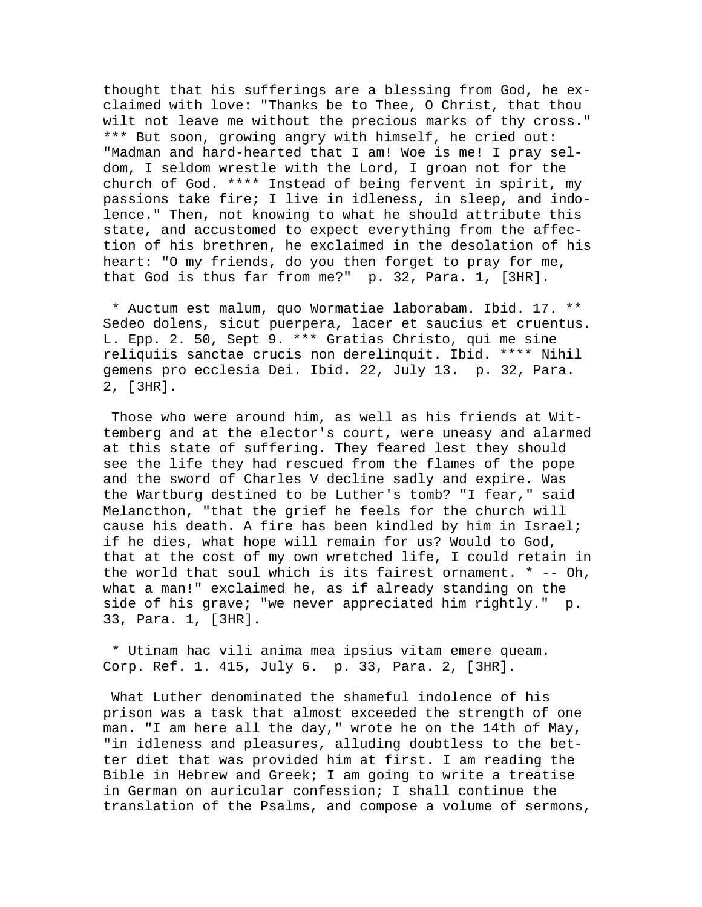thought that his sufferings are a blessing from God, he exclaimed with love: "Thanks be to Thee, O Christ, that thou wilt not leave me without the precious marks of thy cross." *** But soon, growing angry with himself, he cried out: "Madman and hard-hearted that I am! Woe is me! I pray seldom, I seldom wrestle with the Lord, I groan not for the church of God. **** Instead of being fervent in spirit, my passions take fire; I live in idleness, in sleep, and indolence." Then, not knowing to what he should attribute this state, and accustomed to expect everything from the affection of his brethren, he exclaimed in the desolation of his heart: "O my friends, do you then forget to pray for me, that God is thus far from me?"  p. 32, Para. 1, [3HR].

* Auctum est malum, quo Wormatiae laborabam. Ibid. 17. ** Sedeo dolens, sicut puerpera, lacer et saucius et cruentus. L. Epp. 2. 50, Sept 9. *** Gratias Christo, qui me sine reliquiis sanctae crucis non derelinquit. Ibid. **** Nihil gemens pro ecclesia Dei. Ibid. 22, July 13.  p. 32, Para. 2, [3HR].

Those who were around him, as well as his friends at Wittemberg and at the elector's court, were uneasy and alarmed at this state of suffering. They feared lest they should see the life they had rescued from the flames of the pope and the sword of Charles V decline sadly and expire. Was the Wartburg destined to be Luther's tomb? "I fear," said Melancthon, "that the grief he feels for the church will cause his death. A fire has been kindled by him in Israel; if he dies, what hope will remain for us? Would to God, that at the cost of my own wretched life, I could retain in the world that soul which is its fairest ornament. * -- Oh, what a man!" exclaimed he, as if already standing on the side of his grave; "we never appreciated him rightly."  p. 33, Para. 1, [3HR].

* Utinam hac vili anima mea ipsius vitam emere queam. Corp. Ref. 1. 415, July 6.  p. 33, Para. 2, [3HR].

What Luther denominated the shameful indolence of his prison was a task that almost exceeded the strength of one man. "I am here all the day," wrote he on the 14th of May, "in idleness and pleasures, alluding doubtless to the better diet that was provided him at first. I am reading the Bible in Hebrew and Greek; I am going to write a treatise in German on auricular confession; I shall continue the translation of the Psalms, and compose a volume of sermons,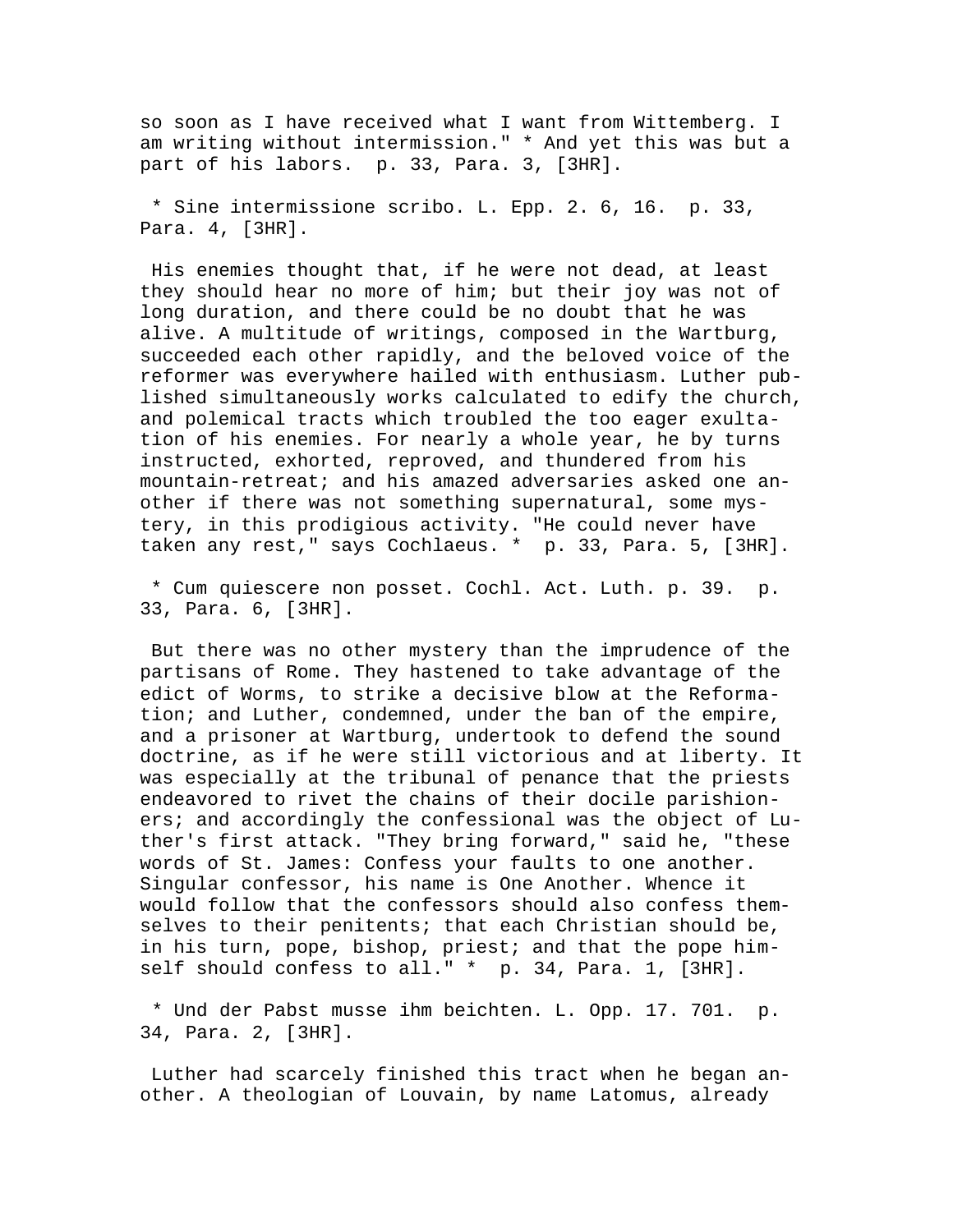so soon as I have received what I want from Wittemberg. I am writing without intermission." * And yet this was but a part of his labors.  p. 33, Para. 3, [3HR].

* Sine intermissione scribo. L. Epp. 2. 6, 16.  p. 33, Para. 4, [3HR].

His enemies thought that, if he were not dead, at least they should hear no more of him; but their joy was not of long duration, and there could be no doubt that he was alive. A multitude of writings, composed in the Wartburg, succeeded each other rapidly, and the beloved voice of the reformer was everywhere hailed with enthusiasm. Luther published simultaneously works calculated to edify the church, and polemical tracts which troubled the too eager exultation of his enemies. For nearly a whole year, he by turns instructed, exhorted, reproved, and thundered from his mountain-retreat; and his amazed adversaries asked one another if there was not something supernatural, some mystery, in this prodigious activity. "He could never have taken any rest," says Cochlaeus. *  p. 33, Para. 5, [3HR].

* Cum quiescere non posset. Cochl. Act. Luth. p. 39.  p. 33, Para. 6, [3HR].

But there was no other mystery than the imprudence of the partisans of Rome. They hastened to take advantage of the edict of Worms, to strike a decisive blow at the Reformation; and Luther, condemned, under the ban of the empire, and a prisoner at Wartburg, undertook to defend the sound doctrine, as if he were still victorious and at liberty. It was especially at the tribunal of penance that the priests endeavored to rivet the chains of their docile parishioners; and accordingly the confessional was the object of Luther's first attack. "They bring forward," said he, "these words of St. James: Confess your faults to one another. Singular confessor, his name is One Another. Whence it would follow that the confessors should also confess themselves to their penitents; that each Christian should be, in his turn, pope, bishop, priest; and that the pope himself should confess to all." *  p. 34, Para. 1, [3HR].

* Und der Pabst musse ihm beichten. L. Opp. 17. 701.  p. 34, Para. 2, [3HR].

Luther had scarcely finished this tract when he began another. A theologian of Louvain, by name Latomus, already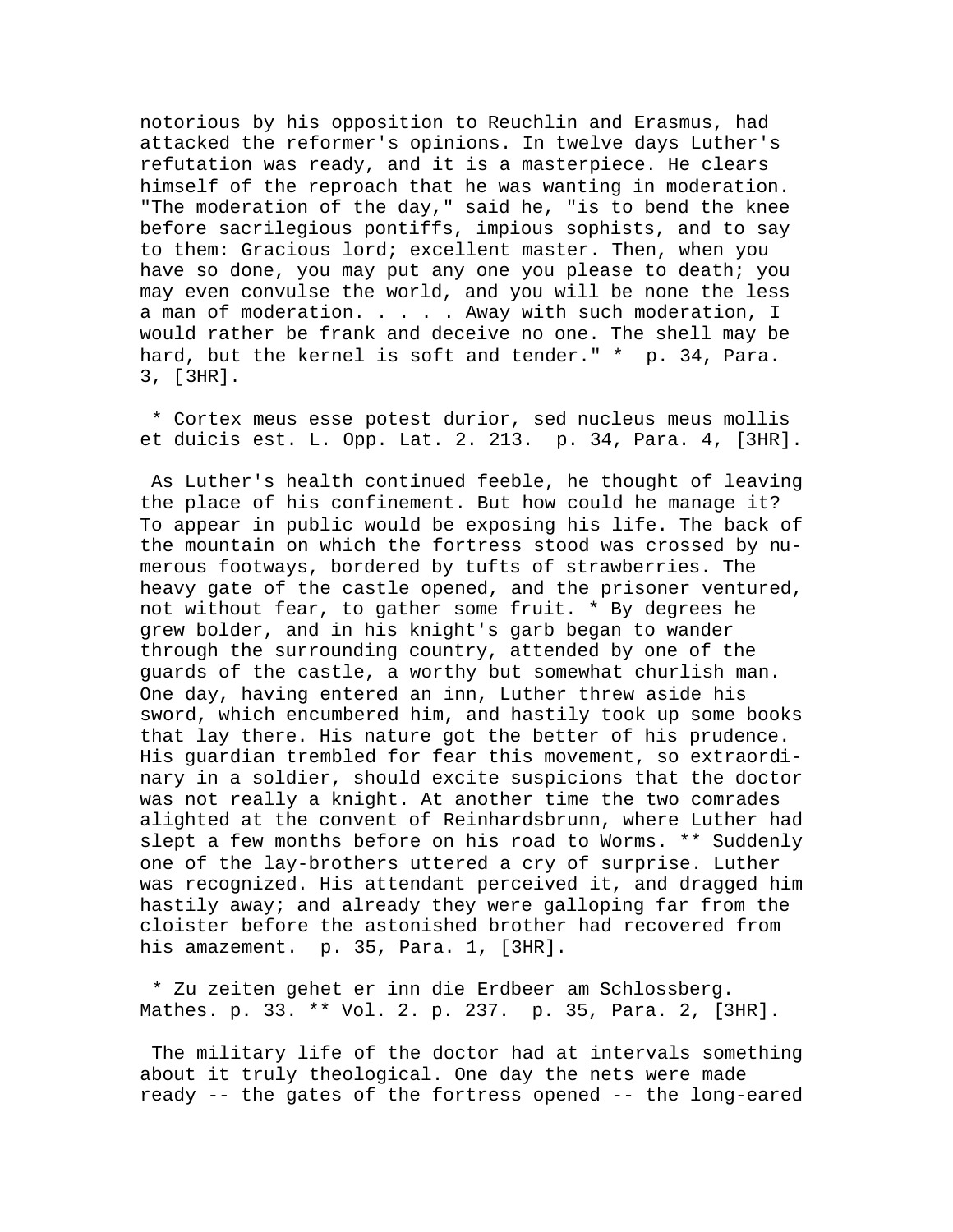notorious by his opposition to Reuchlin and Erasmus, had attacked the reformer's opinions. In twelve days Luther's refutation was ready, and it is a masterpiece. He clears himself of the reproach that he was wanting in moderation. "The moderation of the day," said he, "is to bend the knee before sacrilegious pontiffs, impious sophists, and to say to them: Gracious lord; excellent master. Then, when you have so done, you may put any one you please to death; you may even convulse the world, and you will be none the less a man of moderation. . . . . Away with such moderation, I would rather be frank and deceive no one. The shell may be hard, but the kernel is soft and tender." * p. 34, Para. 3, [3HR].

* Cortex meus esse potest durior, sed nucleus meus mollis et duicis est. L. Opp. Lat. 2. 213. p. 34, Para. 4, [3HR].

As Luther's health continued feeble, he thought of leaving the place of his confinement. But how could he manage it? To appear in public would be exposing his life. The back of the mountain on which the fortress stood was crossed by numerous footways, bordered by tufts of strawberries. The heavy gate of the castle opened, and the prisoner ventured, not without fear, to gather some fruit. * By degrees he grew bolder, and in his knight's garb began to wander through the surrounding country, attended by one of the guards of the castle, a worthy but somewhat churlish man. One day, having entered an inn, Luther threw aside his sword, which encumbered him, and hastily took up some books that lay there. His nature got the better of his prudence. His guardian trembled for fear this movement, so extraordinary in a soldier, should excite suspicions that the doctor was not really a knight. At another time the two comrades alighted at the convent of Reinhardsbrunn, where Luther had slept a few months before on his road to Worms. ** Suddenly one of the lay-brothers uttered a cry of surprise. Luther was recognized. His attendant perceived it, and dragged him hastily away; and already they were galloping far from the cloister before the astonished brother had recovered from his amazement. p. 35, Para. 1, [3HR].

* Zu zeiten gehet er inn die Erdbeer am Schlossberg. Mathes. p. 33. ** Vol. 2. p. 237. p. 35, Para. 2, [3HR].

The military life of the doctor had at intervals something about it truly theological. One day the nets were made ready -- the gates of the fortress opened -- the long-eared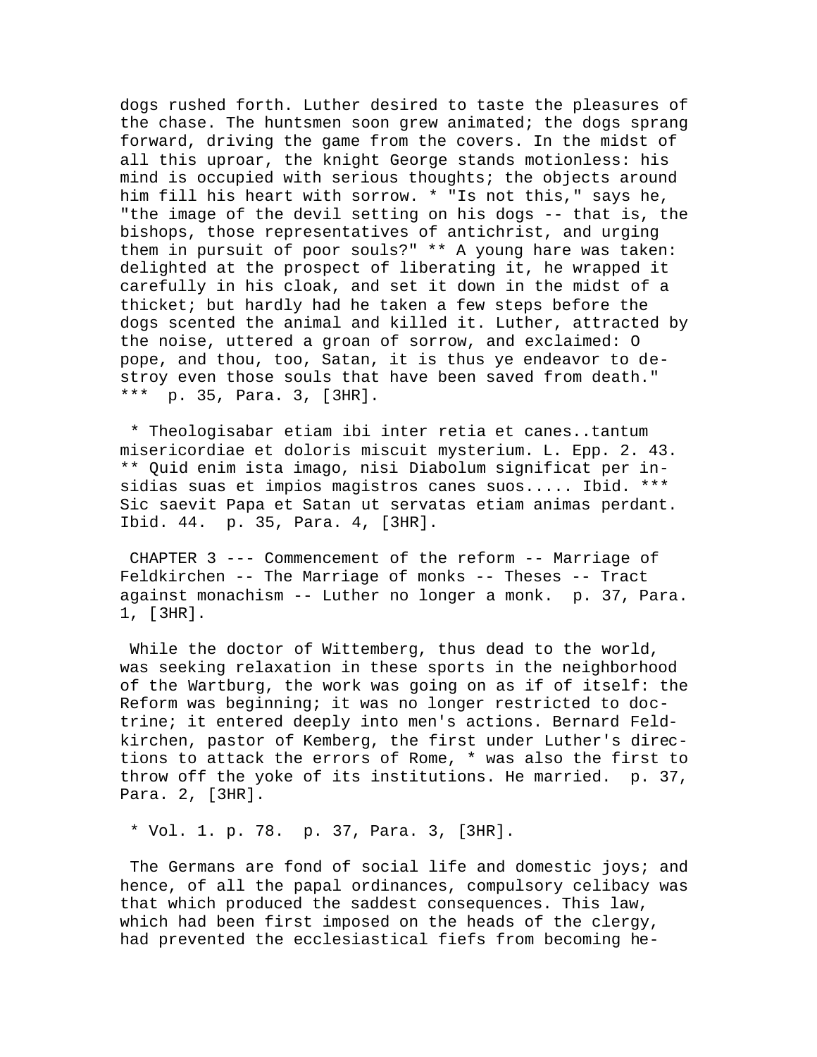dogs rushed forth. Luther desired to taste the pleasures of the chase. The huntsmen soon grew animated; the dogs sprang forward, driving the game from the covers. In the midst of all this uproar, the knight George stands motionless: his mind is occupied with serious thoughts; the objects around him fill his heart with sorrow. * "Is not this," says he, "the image of the devil setting on his dogs -- that is, the bishops, those representatives of antichrist, and urging them in pursuit of poor souls?" ** A young hare was taken: delighted at the prospect of liberating it, he wrapped it carefully in his cloak, and set it down in the midst of a thicket; but hardly had he taken a few steps before the dogs scented the animal and killed it. Luther, attracted by the noise, uttered a groan of sorrow, and exclaimed: O pope, and thou, too, Satan, it is thus ye endeavor to destroy even those souls that have been saved from death." *** p. 35, Para. 3, [3HR].

* Theologisabar etiam ibi inter retia et canes..tantum misericordiae et doloris miscuit mysterium. L. Epp. 2. 43. ** Quid enim ista imago, nisi Diabolum significat per insidias suas et impios magistros canes suos..... Ibid. *** Sic saevit Papa et Satan ut servatas etiam animas perdant. Ibid. 44. p. 35, Para. 4, [3HR].

CHAPTER 3 --- Commencement of the reform -- Marriage of Feldkirchen -- The Marriage of monks -- Theses -- Tract against monachism -- Luther no longer a monk. p. 37, Para. 1, [3HR].

While the doctor of Wittemberg, thus dead to the world, was seeking relaxation in these sports in the neighborhood of the Wartburg, the work was going on as if of itself: the Reform was beginning; it was no longer restricted to doctrine; it entered deeply into men's actions. Bernard Feldkirchen, pastor of Kemberg, the first under Luther's directions to attack the errors of Rome, * was also the first to throw off the yoke of its institutions. He married. p. 37, Para. 2, [3HR].

* Vol. 1. p. 78. p. 37, Para. 3, [3HR].

The Germans are fond of social life and domestic joys; and hence, of all the papal ordinances, compulsory celibacy was that which produced the saddest consequences. This law, which had been first imposed on the heads of the clergy, had prevented the ecclesiastical fiefs from becoming he-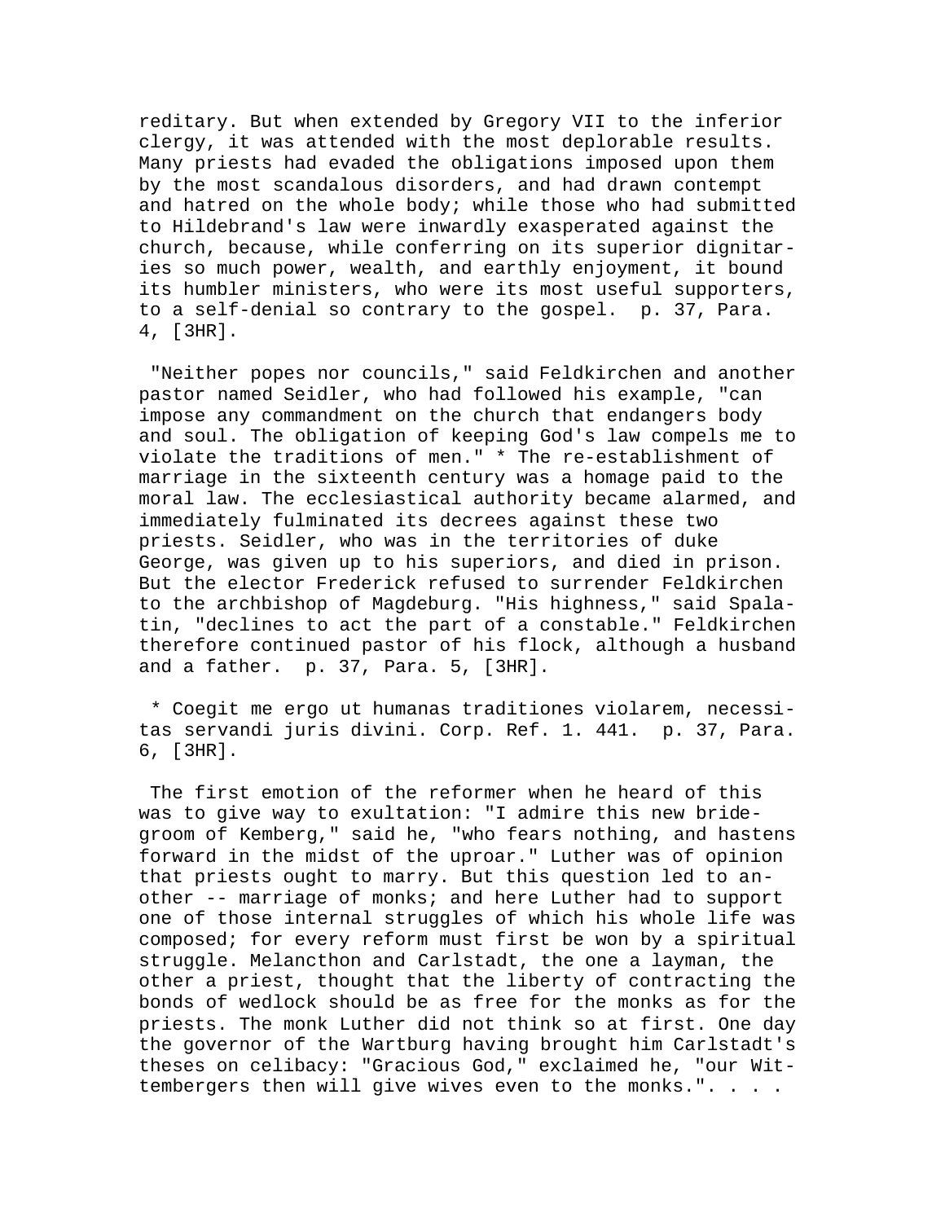reditary. But when extended by Gregory VII to the inferior clergy, it was attended with the most deplorable results. Many priests had evaded the obligations imposed upon them by the most scandalous disorders, and had drawn contempt and hatred on the whole body; while those who had submitted to Hildebrand's law were inwardly exasperated against the church, because, while conferring on its superior dignitaries so much power, wealth, and earthly enjoyment, it bound its humbler ministers, who were its most useful supporters, to a self-denial so contrary to the gospel. p. 37, Para. 4, [3HR].

"Neither popes nor councils," said Feldkirchen and another pastor named Seidler, who had followed his example, "can impose any commandment on the church that endangers body and soul. The obligation of keeping God's law compels me to violate the traditions of men." * The re-establishment of marriage in the sixteenth century was a homage paid to the moral law. The ecclesiastical authority became alarmed, and immediately fulminated its decrees against these two priests. Seidler, who was in the territories of duke George, was given up to his superiors, and died in prison. But the elector Frederick refused to surrender Feldkirchen to the archbishop of Magdeburg. "His highness," said Spalatin, "declines to act the part of a constable." Feldkirchen therefore continued pastor of his flock, although a husband and a father. p. 37, Para. 5, [3HR].

* Coegit me ergo ut humanas traditiones violarem, necessitas servandi juris divini. Corp. Ref. 1. 441. p. 37, Para. 6, [3HR].

The first emotion of the reformer when he heard of this was to give way to exultation: "I admire this new bridegroom of Kemberg," said he, "who fears nothing, and hastens forward in the midst of the uproar." Luther was of opinion that priests ought to marry. But this question led to another -- marriage of monks; and here Luther had to support one of those internal struggles of which his whole life was composed; for every reform must first be won by a spiritual struggle. Melancthon and Carlstadt, the one a layman, the other a priest, thought that the liberty of contracting the bonds of wedlock should be as free for the monks as for the priests. The monk Luther did not think so at first. One day the governor of the Wartburg having brought him Carlstadt's theses on celibacy: "Gracious God," exclaimed he, "our Wittembergers then will give wives even to the monks.". . . .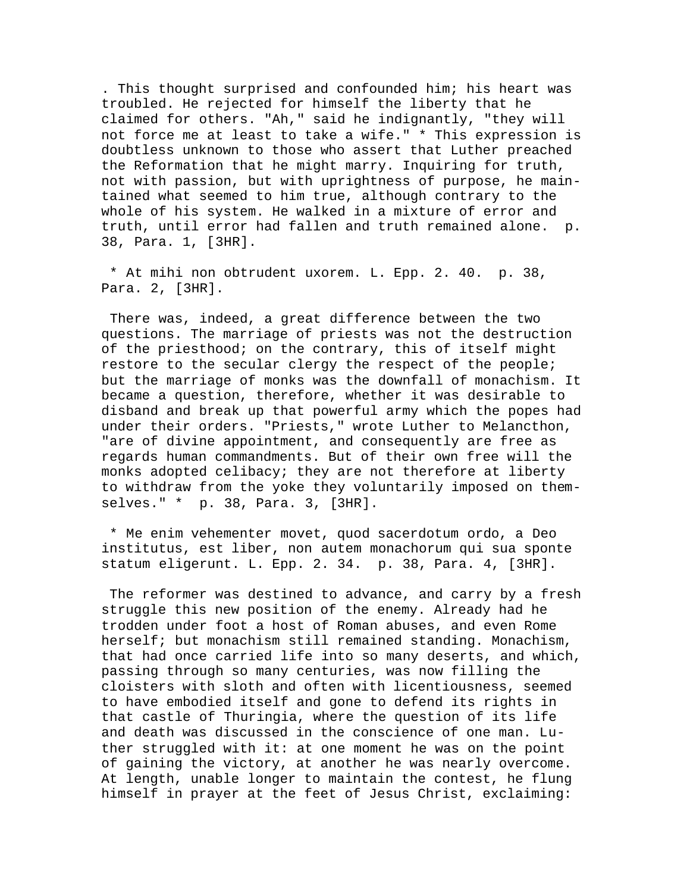. This thought surprised and confounded him; his heart was troubled. He rejected for himself the liberty that he claimed for others. "Ah," said he indignantly, "they will not force me at least to take a wife." * This expression is doubtless unknown to those who assert that Luther preached the Reformation that he might marry. Inquiring for truth, not with passion, but with uprightness of purpose, he maintained what seemed to him true, although contrary to the whole of his system. He walked in a mixture of error and truth, until error had fallen and truth remained alone. p. 38, Para. 1, [3HR].

* At mihi non obtrudent uxorem. L. Epp. 2. 40. p. 38, Para. 2, [3HR].

There was, indeed, a great difference between the two questions. The marriage of priests was not the destruction of the priesthood; on the contrary, this of itself might restore to the secular clergy the respect of the people; but the marriage of monks was the downfall of monachism. It became a question, therefore, whether it was desirable to disband and break up that powerful army which the popes had under their orders. "Priests," wrote Luther to Melancthon, "are of divine appointment, and consequently are free as regards human commandments. But of their own free will the monks adopted celibacy; they are not therefore at liberty to withdraw from the yoke they voluntarily imposed on themselves." * p. 38, Para. 3, [3HR].

* Me enim vehementer movet, quod sacerdotum ordo, a Deo institutus, est liber, non autem monachorum qui sua sponte statum eligerunt. L. Epp. 2. 34. p. 38, Para. 4, [3HR].

The reformer was destined to advance, and carry by a fresh struggle this new position of the enemy. Already had he trodden under foot a host of Roman abuses, and even Rome herself; but monachism still remained standing. Monachism, that had once carried life into so many deserts, and which, passing through so many centuries, was now filling the cloisters with sloth and often with licentiousness, seemed to have embodied itself and gone to defend its rights in that castle of Thuringia, where the question of its life and death was discussed in the conscience of one man. Luther struggled with it: at one moment he was on the point of gaining the victory, at another he was nearly overcome. At length, unable longer to maintain the contest, he flung himself in prayer at the feet of Jesus Christ, exclaiming: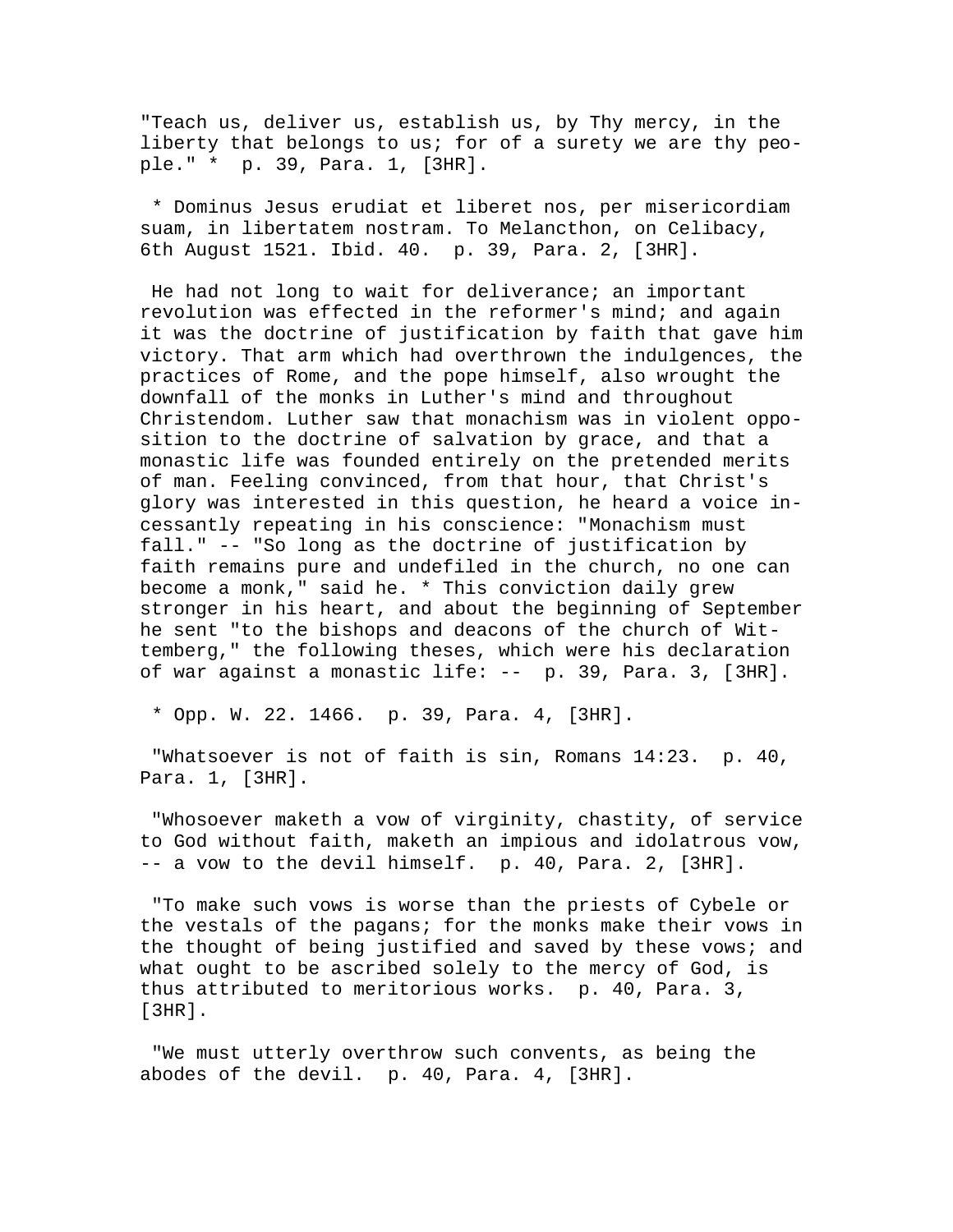"Teach us, deliver us, establish us, by Thy mercy, in the liberty that belongs to us; for of a surety we are thy people." * p. 39, Para. 1, [3HR].

* Dominus Jesus erudiat et liberet nos, per misericordiam suam, in libertatem nostram. To Melancthon, on Celibacy, 6th August 1521. Ibid. 40. p. 39, Para. 2, [3HR].

He had not long to wait for deliverance; an important revolution was effected in the reformer's mind; and again it was the doctrine of justification by faith that gave him victory. That arm which had overthrown the indulgences, the practices of Rome, and the pope himself, also wrought the downfall of the monks in Luther's mind and throughout Christendom. Luther saw that monachism was in violent opposition to the doctrine of salvation by grace, and that a monastic life was founded entirely on the pretended merits of man. Feeling convinced, from that hour, that Christ's glory was interested in this question, he heard a voice incessantly repeating in his conscience: "Monachism must fall." -- "So long as the doctrine of justification by faith remains pure and undefiled in the church, no one can become a monk," said he. * This conviction daily grew stronger in his heart, and about the beginning of September he sent "to the bishops and deacons of the church of Wittemberg," the following theses, which were his declaration of war against a monastic life: -- p. 39, Para. 3, [3HR].

* Opp. W. 22. 1466. p. 39, Para. 4, [3HR].

"Whatsoever is not of faith is sin, Romans 14:23. p. 40, Para. 1, [3HR].

"Whosoever maketh a vow of virginity, chastity, of service to God without faith, maketh an impious and idolatrous vow, -- a vow to the devil himself. p. 40, Para. 2, [3HR].

"To make such vows is worse than the priests of Cybele or the vestals of the pagans; for the monks make their vows in the thought of being justified and saved by these vows; and what ought to be ascribed solely to the mercy of God, is thus attributed to meritorious works. p. 40, Para. 3, [3HR].

"We must utterly overthrow such convents, as being the abodes of the devil. p. 40, Para. 4, [3HR].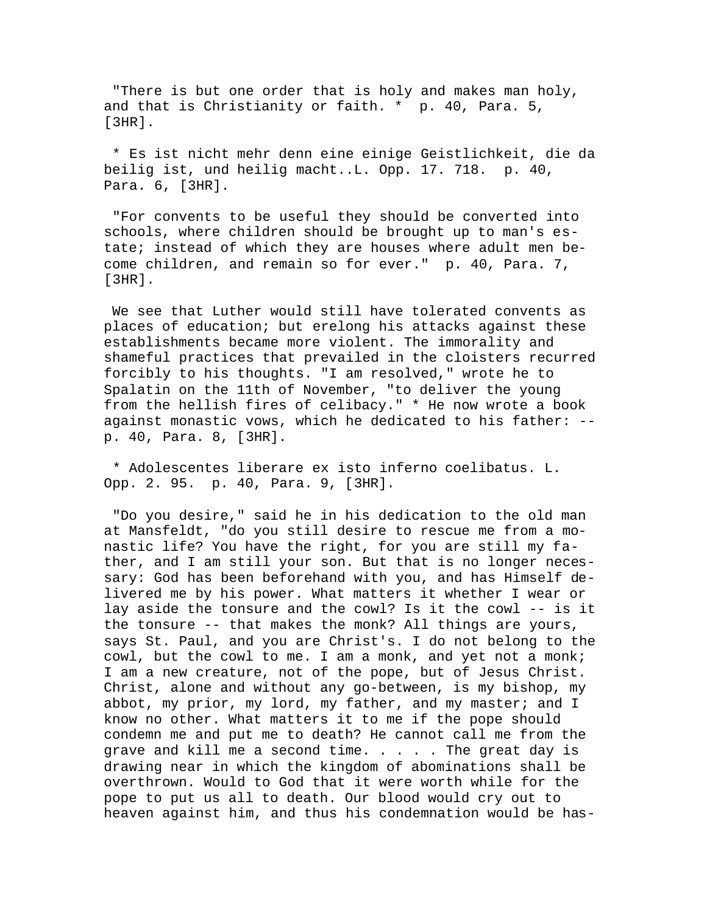"There is but one order that is holy and makes man holy, and that is Christianity or faith. * p. 40, Para. 5, [3HR].

* Es ist nicht mehr denn eine einige Geistlichkeit, die da beilig ist, und heilig macht..L. Opp. 17. 718. p. 40, Para. 6, [3HR].

"For convents to be useful they should be converted into schools, where children should be brought up to man's estate; instead of which they are houses where adult men become children, and remain so for ever." p. 40, Para. 7, [3HR].

We see that Luther would still have tolerated convents as places of education; but erelong his attacks against these establishments became more violent. The immorality and shameful practices that prevailed in the cloisters recurred forcibly to his thoughts. "I am resolved," wrote he to Spalatin on the 11th of November, "to deliver the young from the hellish fires of celibacy." * He now wrote a book against monastic vows, which he dedicated to his father: -- p. 40, Para. 8, [3HR].

* Adolescentes liberare ex isto inferno coelibatus. L. Opp. 2. 95. p. 40, Para. 9, [3HR].

"Do you desire," said he in his dedication to the old man at Mansfeldt, "do you still desire to rescue me from a monastic life? You have the right, for you are still my father, and I am still your son. But that is no longer necessary: God has been beforehand with you, and has Himself delivered me by his power. What matters it whether I wear or lay aside the tonsure and the cowl? Is it the cowl -- is it the tonsure -- that makes the monk? All things are yours, says St. Paul, and you are Christ's. I do not belong to the cowl, but the cowl to me. I am a monk, and yet not a monk; I am a new creature, not of the pope, but of Jesus Christ. Christ, alone and without any go-between, is my bishop, my abbot, my prior, my lord, my father, and my master; and I know no other. What matters it to me if the pope should condemn me and put me to death? He cannot call me from the grave and kill me a second time. . . . . The great day is drawing near in which the kingdom of abominations shall be overthrown. Would to God that it were worth while for the pope to put us all to death. Our blood would cry out to heaven against him, and thus his condemnation would be has-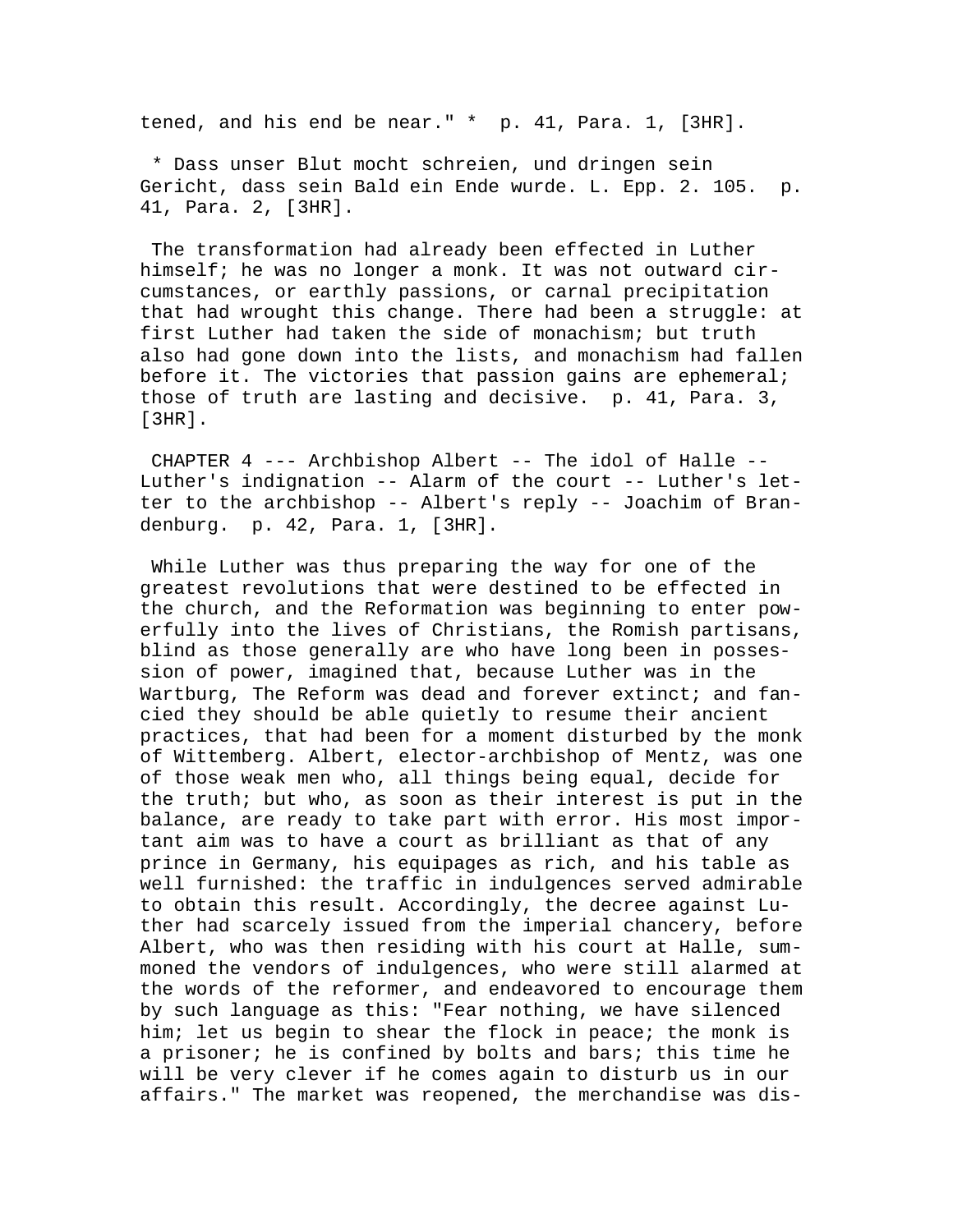tened, and his end be near." * p. 41, Para. 1, [3HR].

* Dass unser Blut mocht schreien, und dringen sein Gericht, dass sein Bald ein Ende wurde. L. Epp. 2. 105. p. 41, Para. 2, [3HR].

The transformation had already been effected in Luther himself; he was no longer a monk. It was not outward circumstances, or earthly passions, or carnal precipitation that had wrought this change. There had been a struggle: at first Luther had taken the side of monachism; but truth also had gone down into the lists, and monachism had fallen before it. The victories that passion gains are ephemeral; those of truth are lasting and decisive. p. 41, Para. 3, [3HR].

CHAPTER 4 --- Archbishop Albert -- The idol of Halle -- Luther's indignation -- Alarm of the court -- Luther's letter to the archbishop -- Albert's reply -- Joachim of Brandenburg. p. 42, Para. 1, [3HR].

While Luther was thus preparing the way for one of the greatest revolutions that were destined to be effected in the church, and the Reformation was beginning to enter powerfully into the lives of Christians, the Romish partisans, blind as those generally are who have long been in possession of power, imagined that, because Luther was in the Wartburg, The Reform was dead and forever extinct; and fancied they should be able quietly to resume their ancient practices, that had been for a moment disturbed by the monk of Wittemberg. Albert, elector-archbishop of Mentz, was one of those weak men who, all things being equal, decide for the truth; but who, as soon as their interest is put in the balance, are ready to take part with error. His most important aim was to have a court as brilliant as that of any prince in Germany, his equipages as rich, and his table as well furnished: the traffic in indulgences served admirable to obtain this result. Accordingly, the decree against Luther had scarcely issued from the imperial chancery, before Albert, who was then residing with his court at Halle, summoned the vendors of indulgences, who were still alarmed at the words of the reformer, and endeavored to encourage them by such language as this: "Fear nothing, we have silenced him; let us begin to shear the flock in peace; the monk is a prisoner; he is confined by bolts and bars; this time he will be very clever if he comes again to disturb us in our affairs." The market was reopened, the merchandise was dis-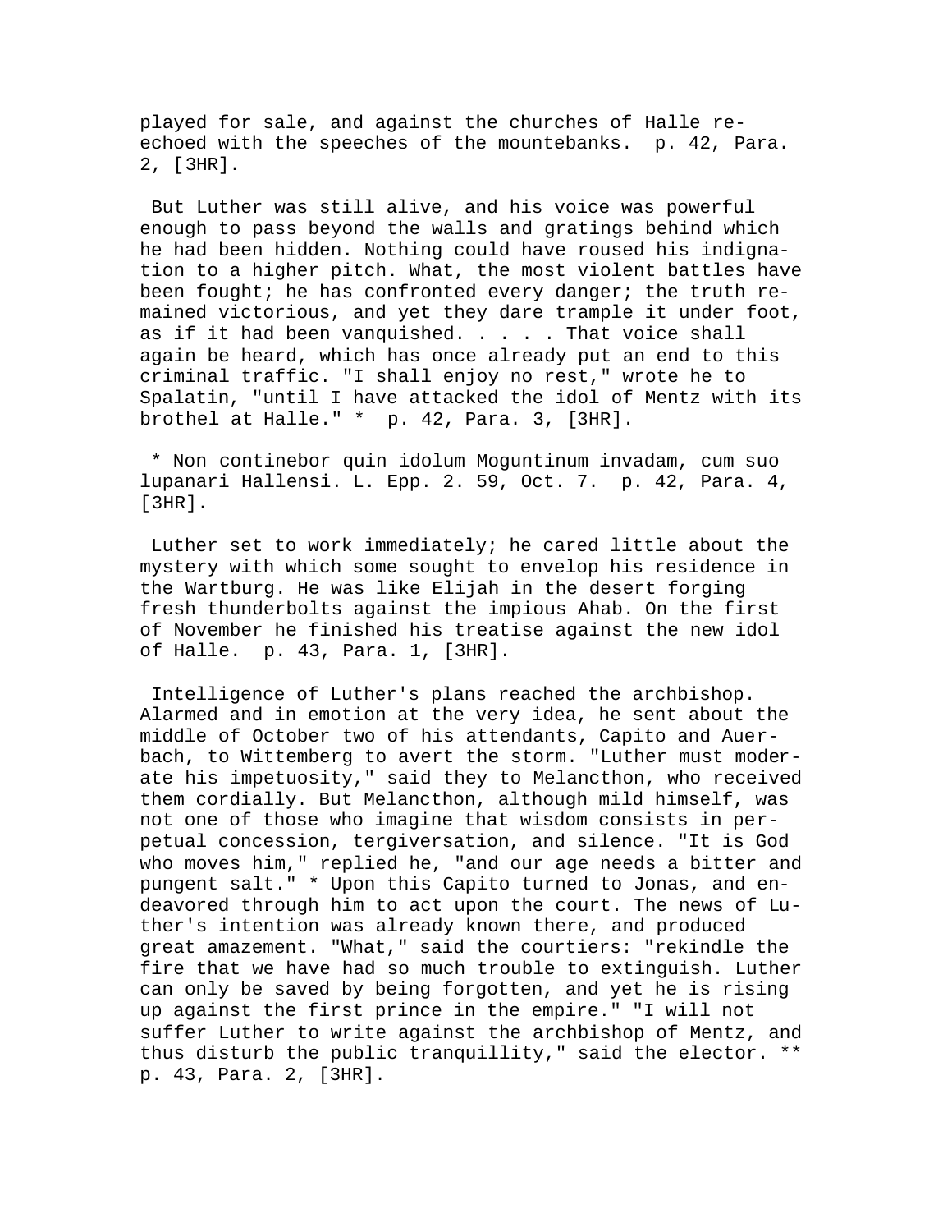played for sale, and against the churches of Halle re-echoed with the speeches of the mountebanks. p. 42, Para. 2, [3HR].

But Luther was still alive, and his voice was powerful enough to pass beyond the walls and gratings behind which he had been hidden. Nothing could have roused his indignation to a higher pitch. What, the most violent battles have been fought; he has confronted every danger; the truth remained victorious, and yet they dare trample it under foot, as if it had been vanquished. . . . . That voice shall again be heard, which has once already put an end to this criminal traffic. "I shall enjoy no rest," wrote he to Spalatin, "until I have attacked the idol of Mentz with its brothel at Halle." * p. 42, Para. 3, [3HR].

* Non continebor quin idolum Moguntinum invadam, cum suo lupanari Hallensi. L. Epp. 2. 59, Oct. 7. p. 42, Para. 4, [3HR].

Luther set to work immediately; he cared little about the mystery with which some sought to envelop his residence in the Wartburg. He was like Elijah in the desert forging fresh thunderbolts against the impious Ahab. On the first of November he finished his treatise against the new idol of Halle. p. 43, Para. 1, [3HR].

Intelligence of Luther's plans reached the archbishop. Alarmed and in emotion at the very idea, he sent about the middle of October two of his attendants, Capito and Auerbach, to Wittemberg to avert the storm. "Luther must moderate his impetuosity," said they to Melancthon, who received them cordially. But Melancthon, although mild himself, was not one of those who imagine that wisdom consists in perpetual concession, tergiversation, and silence. "It is God who moves him," replied he, "and our age needs a bitter and pungent salt." * Upon this Capito turned to Jonas, and endeavored through him to act upon the court. The news of Luther's intention was already known there, and produced great amazement. "What," said the courtiers: "rekindle the fire that we have had so much trouble to extinguish. Luther can only be saved by being forgotten, and yet he is rising up against the first prince in the empire." "I will not suffer Luther to write against the archbishop of Mentz, and thus disturb the public tranquillity," said the elector. ** p. 43, Para. 2, [3HR].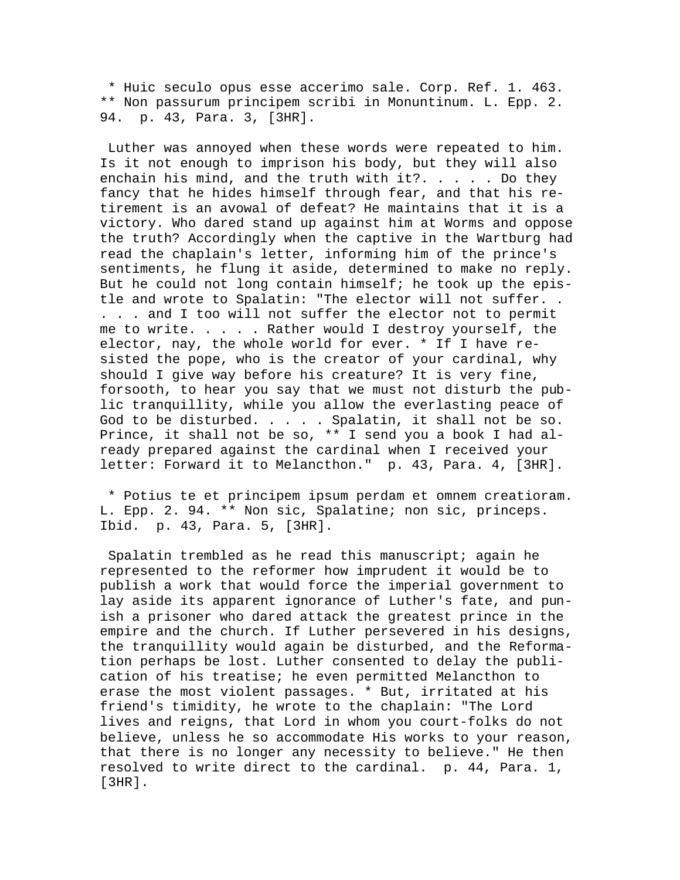* Huic seculo opus esse accerimo sale. Corp. Ref. 1. 463. ** Non passurum principem scribi in Monuntinum. L. Epp. 2. 94. p. 43, Para. 3, [3HR].

Luther was annoyed when these words were repeated to him. Is it not enough to imprison his body, but they will also enchain his mind, and the truth with it?. . . . . Do they fancy that he hides himself through fear, and that his retirement is an avowal of defeat? He maintains that it is a victory. Who dared stand up against him at Worms and oppose the truth? Accordingly when the captive in the Wartburg had read the chaplain's letter, informing him of the prince's sentiments, he flung it aside, determined to make no reply. But he could not long contain himself; he took up the epistle and wrote to Spalatin: "The elector will not suffer. . . . . and I too will not suffer the elector not to permit me to write. . . . . Rather would I destroy yourself, the elector, nay, the whole world for ever. * If I have resisted the pope, who is the creator of your cardinal, why should I give way before his creature? It is very fine, forsooth, to hear you say that we must not disturb the public tranquillity, while you allow the everlasting peace of God to be disturbed. . . . . Spalatin, it shall not be so. Prince, it shall not be so, ** I send you a book I had already prepared against the cardinal when I received your letter: Forward it to Melancthon." p. 43, Para. 4, [3HR].

* Potius te et principem ipsum perdam et omnem creatioram. L. Epp. 2. 94. ** Non sic, Spalatine; non sic, princeps. Ibid. p. 43, Para. 5, [3HR].

Spalatin trembled as he read this manuscript; again he represented to the reformer how imprudent it would be to publish a work that would force the imperial government to lay aside its apparent ignorance of Luther's fate, and punish a prisoner who dared attack the greatest prince in the empire and the church. If Luther persevered in his designs, the tranquillity would again be disturbed, and the Reformation perhaps be lost. Luther consented to delay the publication of his treatise; he even permitted Melancthon to erase the most violent passages. * But, irritated at his friend's timidity, he wrote to the chaplain: "The Lord lives and reigns, that Lord in whom you court-folks do not believe, unless he so accommodate His works to your reason, that there is no longer any necessity to believe." He then resolved to write direct to the cardinal. p. 44, Para. 1, [3HR].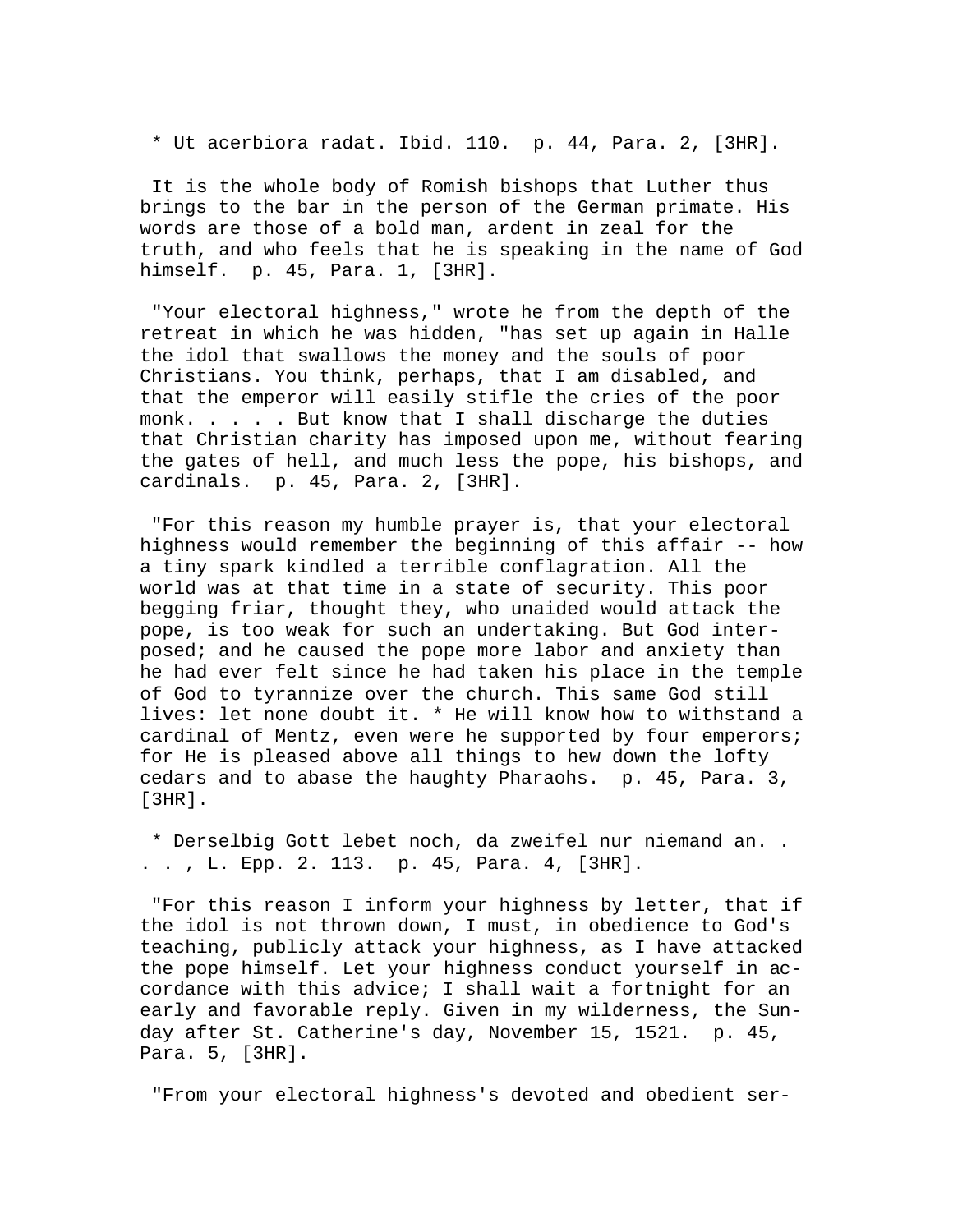* Ut acerbiora radat. Ibid. 110.  p. 44, Para. 2, [3HR].

It is the whole body of Romish bishops that Luther thus brings to the bar in the person of the German primate. His words are those of a bold man, ardent in zeal for the truth, and who feels that he is speaking in the name of God himself.  p. 45, Para. 1, [3HR].

"Your electoral highness," wrote he from the depth of the retreat in which he was hidden, "has set up again in Halle the idol that swallows the money and the souls of poor Christians. You think, perhaps, that I am disabled, and that the emperor will easily stifle the cries of the poor monk. . . . . But know that I shall discharge the duties that Christian charity has imposed upon me, without fearing the gates of hell, and much less the pope, his bishops, and cardinals.  p. 45, Para. 2, [3HR].

"For this reason my humble prayer is, that your electoral highness would remember the beginning of this affair -- how a tiny spark kindled a terrible conflagration. All the world was at that time in a state of security. This poor begging friar, thought they, who unaided would attack the pope, is too weak for such an undertaking. But God interposed; and he caused the pope more labor and anxiety than he had ever felt since he had taken his place in the temple of God to tyrannize over the church. This same God still lives: let none doubt it. * He will know how to withstand a cardinal of Mentz, even were he supported by four emperors; for He is pleased above all things to hew down the lofty cedars and to abase the haughty Pharaohs.  p. 45, Para. 3, [3HR].

* Derselbig Gott lebet noch, da zweifel nur niemand an. . . . , L. Epp. 2. 113.  p. 45, Para. 4, [3HR].

"For this reason I inform your highness by letter, that if the idol is not thrown down, I must, in obedience to God's teaching, publicly attack your highness, as I have attacked the pope himself. Let your highness conduct yourself in accordance with this advice; I shall wait a fortnight for an early and favorable reply. Given in my wilderness, the Sunday after St. Catherine's day, November 15, 1521.  p. 45, Para. 5, [3HR].

"From your electoral highness's devoted and obedient ser-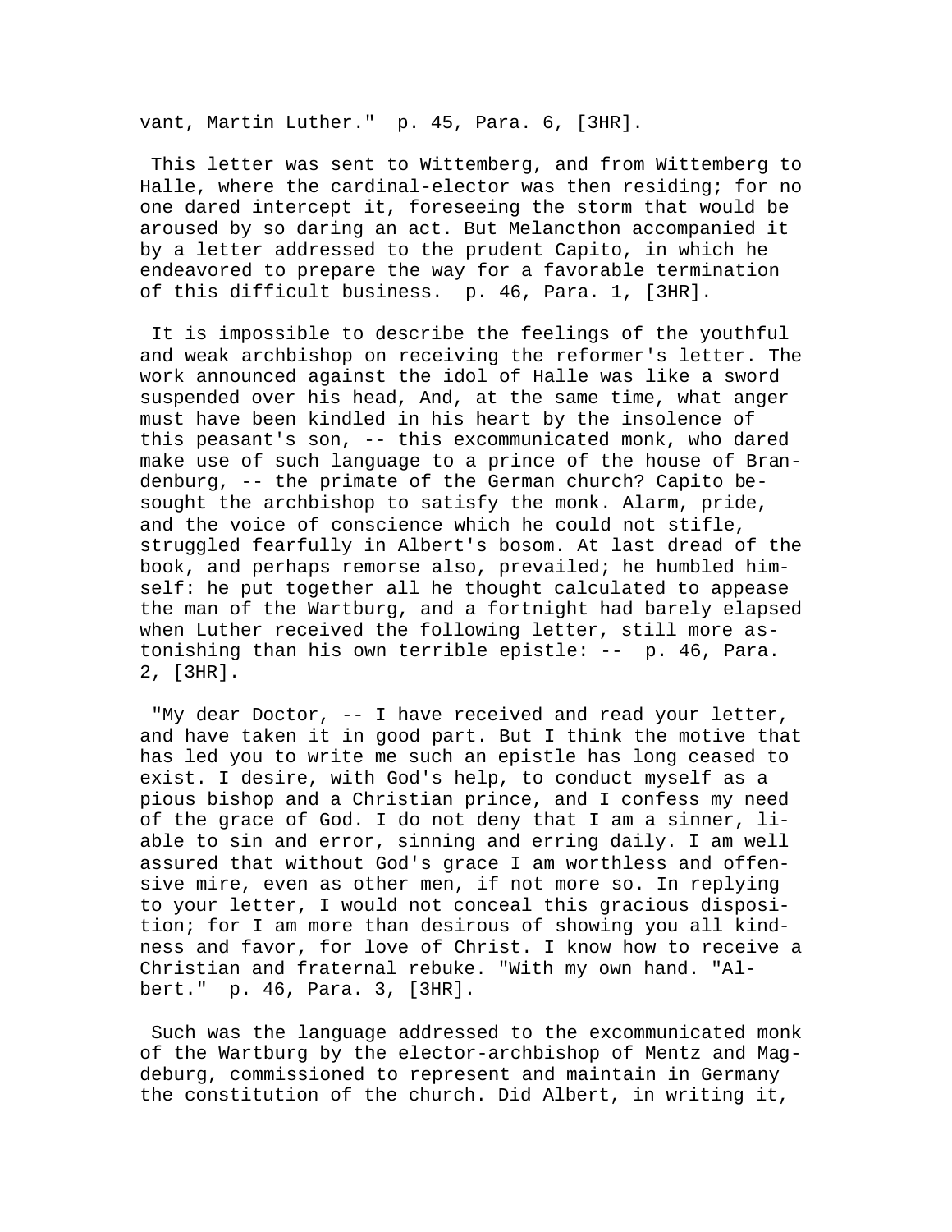vant, Martin Luther." p. 45, Para. 6, [3HR].

This letter was sent to Wittemberg, and from Wittemberg to Halle, where the cardinal-elector was then residing; for no one dared intercept it, foreseeing the storm that would be aroused by so daring an act. But Melancthon accompanied it by a letter addressed to the prudent Capito, in which he endeavored to prepare the way for a favorable termination of this difficult business. p. 46, Para. 1, [3HR].

It is impossible to describe the feelings of the youthful and weak archbishop on receiving the reformer's letter. The work announced against the idol of Halle was like a sword suspended over his head, And, at the same time, what anger must have been kindled in his heart by the insolence of this peasant's son, -- this excommunicated monk, who dared make use of such language to a prince of the house of Brandenburg, -- the primate of the German church? Capito besought the archbishop to satisfy the monk. Alarm, pride, and the voice of conscience which he could not stifle, struggled fearfully in Albert's bosom. At last dread of the book, and perhaps remorse also, prevailed; he humbled himself: he put together all he thought calculated to appease the man of the Wartburg, and a fortnight had barely elapsed when Luther received the following letter, still more astonishing than his own terrible epistle: -- p. 46, Para. 2, [3HR].

"My dear Doctor, -- I have received and read your letter, and have taken it in good part. But I think the motive that has led you to write me such an epistle has long ceased to exist. I desire, with God's help, to conduct myself as a pious bishop and a Christian prince, and I confess my need of the grace of God. I do not deny that I am a sinner, liable to sin and error, sinning and erring daily. I am well assured that without God's grace I am worthless and offensive mire, even as other men, if not more so. In replying to your letter, I would not conceal this gracious disposition; for I am more than desirous of showing you all kindness and favor, for love of Christ. I know how to receive a Christian and fraternal rebuke. "With my own hand. "Albert." p. 46, Para. 3, [3HR].

Such was the language addressed to the excommunicated monk of the Wartburg by the elector-archbishop of Mentz and Magdeburg, commissioned to represent and maintain in Germany the constitution of the church. Did Albert, in writing it,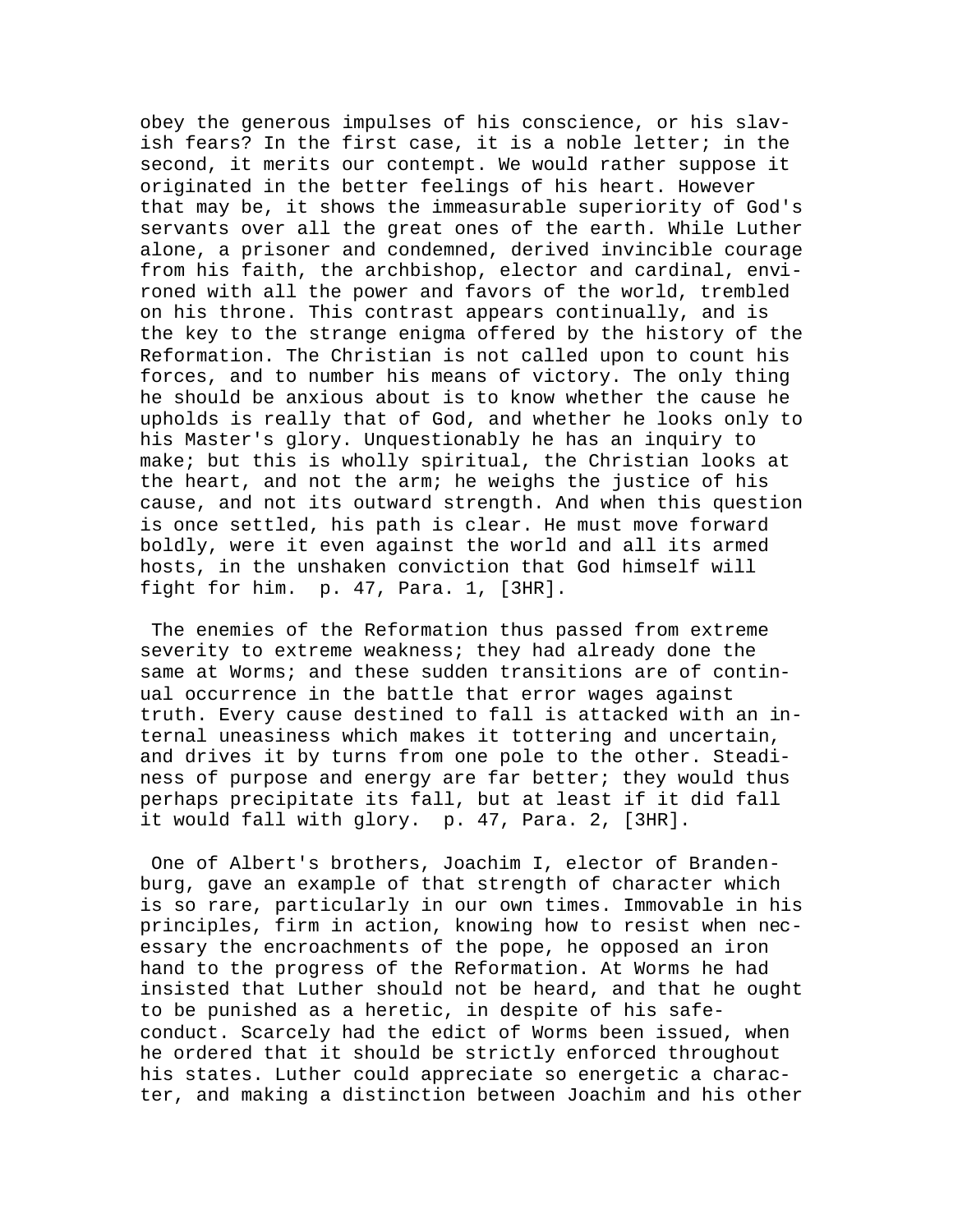obey the generous impulses of his conscience, or his slavish fears? In the first case, it is a noble letter; in the second, it merits our contempt. We would rather suppose it originated in the better feelings of his heart. However that may be, it shows the immeasurable superiority of God's servants over all the great ones of the earth. While Luther alone, a prisoner and condemned, derived invincible courage from his faith, the archbishop, elector and cardinal, environed with all the power and favors of the world, trembled on his throne. This contrast appears continually, and is the key to the strange enigma offered by the history of the Reformation. The Christian is not called upon to count his forces, and to number his means of victory. The only thing he should be anxious about is to know whether the cause he upholds is really that of God, and whether he looks only to his Master's glory. Unquestionably he has an inquiry to make; but this is wholly spiritual, the Christian looks at the heart, and not the arm; he weighs the justice of his cause, and not its outward strength. And when this question is once settled, his path is clear. He must move forward boldly, were it even against the world and all its armed hosts, in the unshaken conviction that God himself will fight for him.  p. 47, Para. 1, [3HR].

The enemies of the Reformation thus passed from extreme severity to extreme weakness; they had already done the same at Worms; and these sudden transitions are of continual occurrence in the battle that error wages against truth. Every cause destined to fall is attacked with an internal uneasiness which makes it tottering and uncertain, and drives it by turns from one pole to the other. Steadiness of purpose and energy are far better; they would thus perhaps precipitate its fall, but at least if it did fall it would fall with glory.  p. 47, Para. 2, [3HR].

One of Albert's brothers, Joachim I, elector of Brandenburg, gave an example of that strength of character which is so rare, particularly in our own times. Immovable in his principles, firm in action, knowing how to resist when necessary the encroachments of the pope, he opposed an iron hand to the progress of the Reformation. At Worms he had insisted that Luther should not be heard, and that he ought to be punished as a heretic, in despite of his safe-conduct. Scarcely had the edict of Worms been issued, when he ordered that it should be strictly enforced throughout his states. Luther could appreciate so energetic a character, and making a distinction between Joachim and his other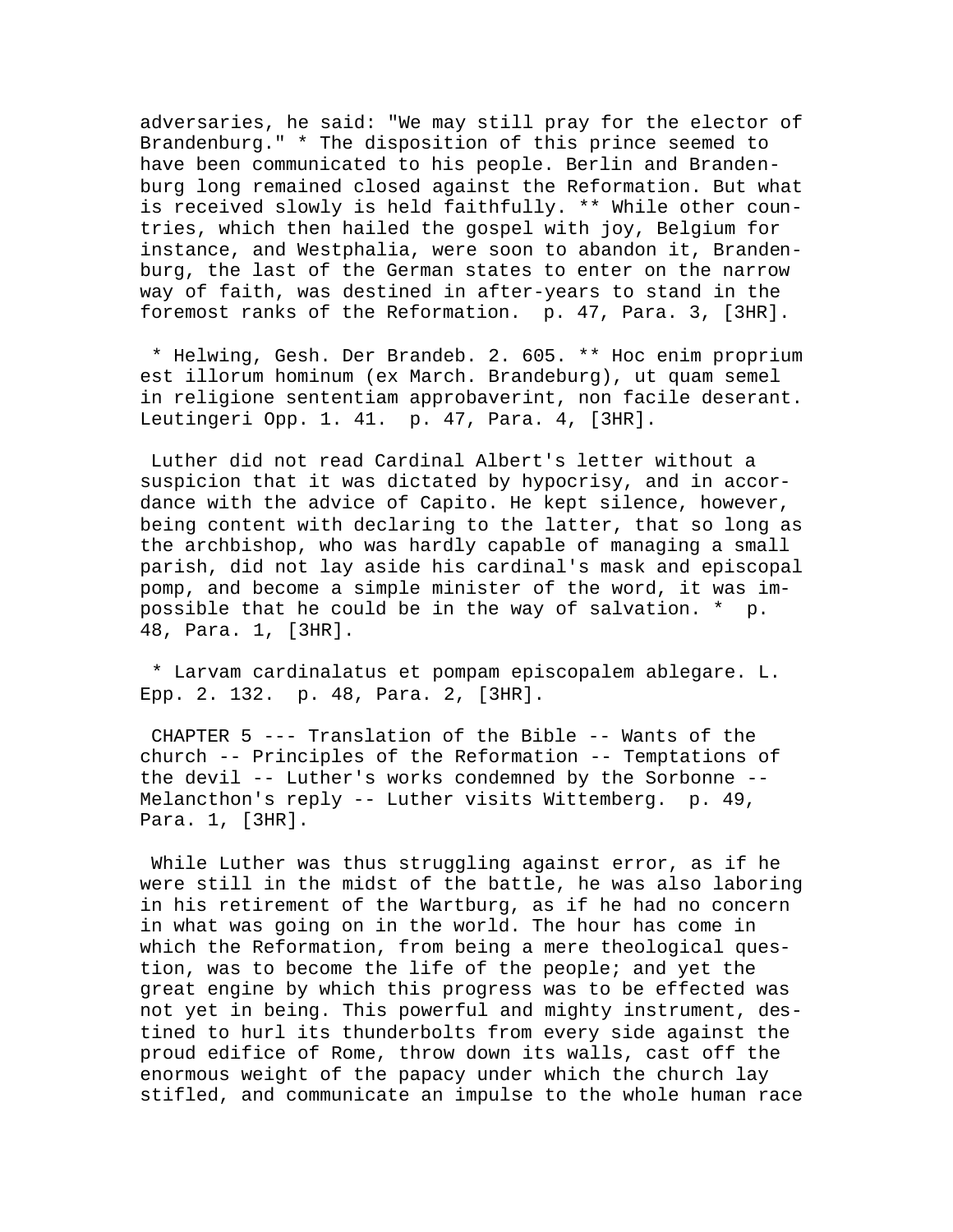adversaries, he said: "We may still pray for the elector of Brandenburg." * The disposition of this prince seemed to have been communicated to his people. Berlin and Brandenburg long remained closed against the Reformation. But what is received slowly is held faithfully. ** While other countries, which then hailed the gospel with joy, Belgium for instance, and Westphalia, were soon to abandon it, Brandenburg, the last of the German states to enter on the narrow way of faith, was destined in after-years to stand in the foremost ranks of the Reformation. p. 47, Para. 3, [3HR].

* Helwing, Gesh. Der Brandeb. 2. 605. ** Hoc enim proprium est illorum hominum (ex March. Brandeburg), ut quam semel in religione sententiam approbaverint, non facile deserant. Leutingeri Opp. 1. 41. p. 47, Para. 4, [3HR].

Luther did not read Cardinal Albert's letter without a suspicion that it was dictated by hypocrisy, and in accordance with the advice of Capito. He kept silence, however, being content with declaring to the latter, that so long as the archbishop, who was hardly capable of managing a small parish, did not lay aside his cardinal's mask and episcopal pomp, and become a simple minister of the word, it was impossible that he could be in the way of salvation. * p. 48, Para. 1, [3HR].

* Larvam cardinalatus et pompam episcopalem ablegare. L. Epp. 2. 132. p. 48, Para. 2, [3HR].

CHAPTER 5 --- Translation of the Bible -- Wants of the church -- Principles of the Reformation -- Temptations of the devil -- Luther's works condemned by the Sorbonne -- Melancthon's reply -- Luther visits Wittemberg. p. 49, Para. 1, [3HR].

While Luther was thus struggling against error, as if he were still in the midst of the battle, he was also laboring in his retirement of the Wartburg, as if he had no concern in what was going on in the world. The hour has come in which the Reformation, from being a mere theological question, was to become the life of the people; and yet the great engine by which this progress was to be effected was not yet in being. This powerful and mighty instrument, destined to hurl its thunderbolts from every side against the proud edifice of Rome, throw down its walls, cast off the enormous weight of the papacy under which the church lay stifled, and communicate an impulse to the whole human race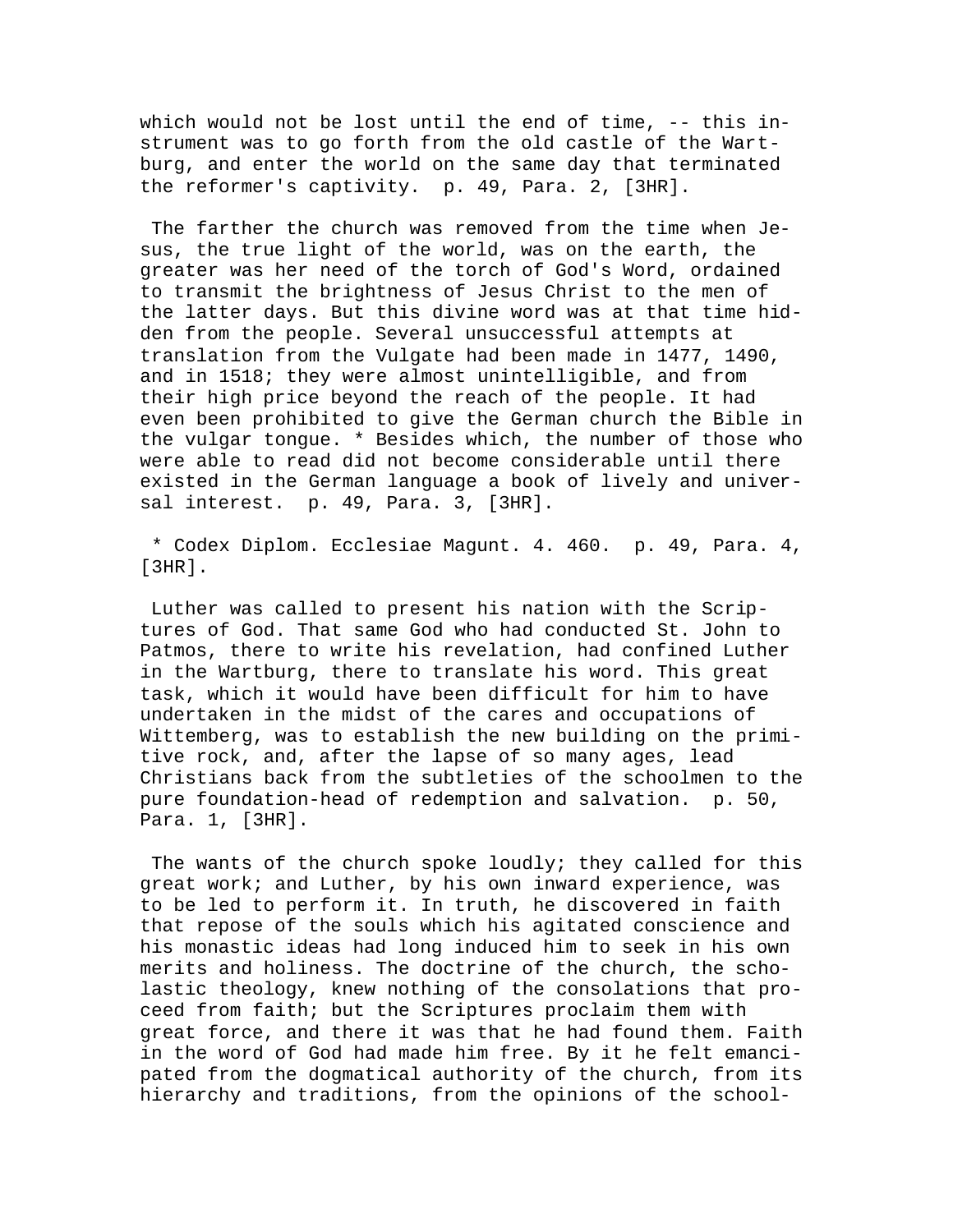which would not be lost until the end of time, -- this instrument was to go forth from the old castle of the Wartburg, and enter the world on the same day that terminated the reformer's captivity. p. 49, Para. 2, [3HR].

The farther the church was removed from the time when Jesus, the true light of the world, was on the earth, the greater was her need of the torch of God's Word, ordained to transmit the brightness of Jesus Christ to the men of the latter days. But this divine word was at that time hidden from the people. Several unsuccessful attempts at translation from the Vulgate had been made in 1477, 1490, and in 1518; they were almost unintelligible, and from their high price beyond the reach of the people. It had even been prohibited to give the German church the Bible in the vulgar tongue. * Besides which, the number of those who were able to read did not become considerable until there existed in the German language a book of lively and universal interest. p. 49, Para. 3, [3HR].

* Codex Diplom. Ecclesiae Magunt. 4. 460. p. 49, Para. 4, [3HR].

Luther was called to present his nation with the Scriptures of God. That same God who had conducted St. John to Patmos, there to write his revelation, had confined Luther in the Wartburg, there to translate his word. This great task, which it would have been difficult for him to have undertaken in the midst of the cares and occupations of Wittemberg, was to establish the new building on the primitive rock, and, after the lapse of so many ages, lead Christians back from the subtleties of the schoolmen to the pure foundation-head of redemption and salvation. p. 50, Para. 1, [3HR].

The wants of the church spoke loudly; they called for this great work; and Luther, by his own inward experience, was to be led to perform it. In truth, he discovered in faith that repose of the souls which his agitated conscience and his monastic ideas had long induced him to seek in his own merits and holiness. The doctrine of the church, the scholastic theology, knew nothing of the consolations that proceed from faith; but the Scriptures proclaim them with great force, and there it was that he had found them. Faith in the word of God had made him free. By it he felt emancipated from the dogmatical authority of the church, from its hierarchy and traditions, from the opinions of the school-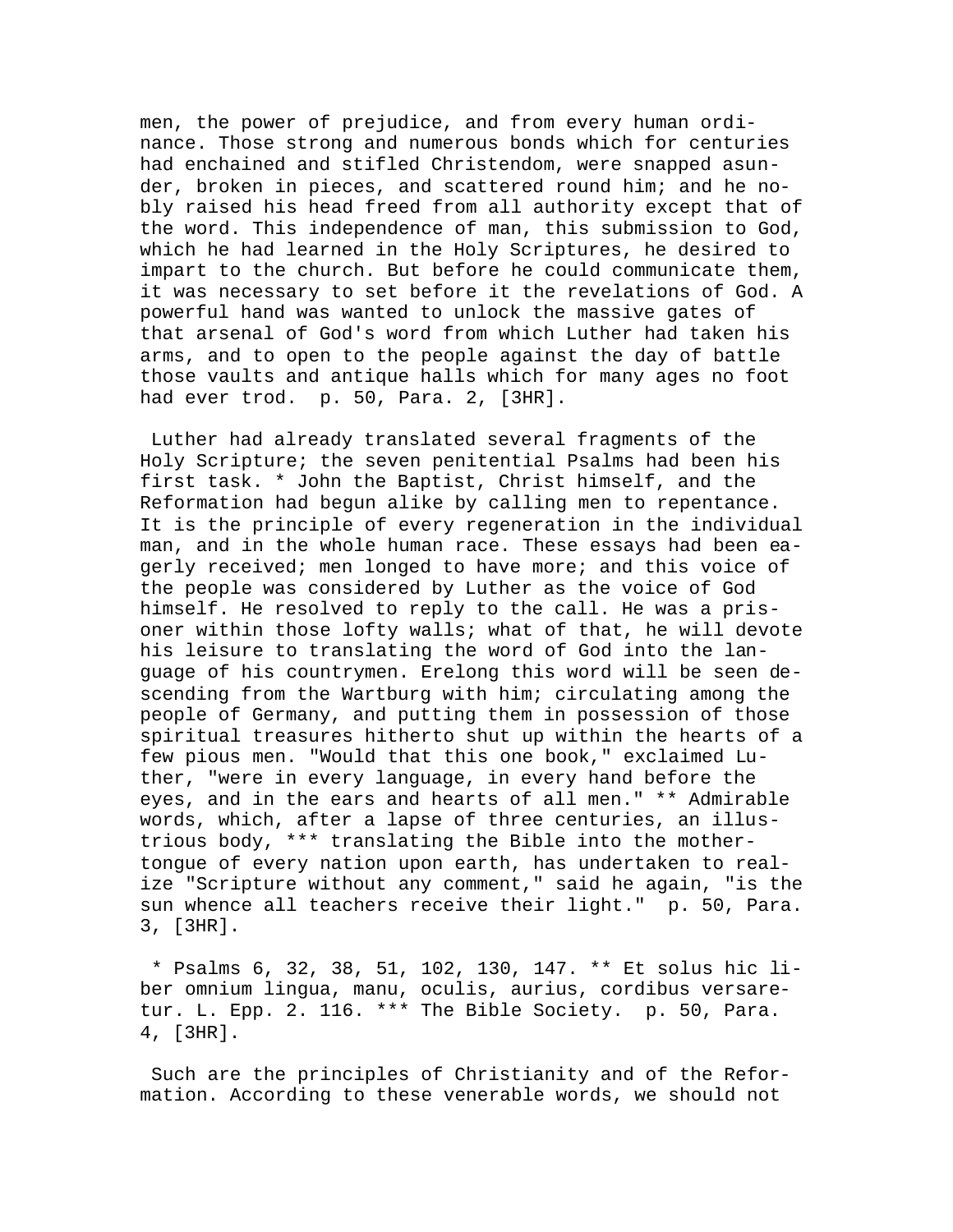men, the power of prejudice, and from every human ordinance. Those strong and numerous bonds which for centuries had enchained and stifled Christendom, were snapped asunder, broken in pieces, and scattered round him; and he nobly raised his head freed from all authority except that of the word. This independence of man, this submission to God, which he had learned in the Holy Scriptures, he desired to impart to the church. But before he could communicate them, it was necessary to set before it the revelations of God. A powerful hand was wanted to unlock the massive gates of that arsenal of God's word from which Luther had taken his arms, and to open to the people against the day of battle those vaults and antique halls which for many ages no foot had ever trod.  p. 50, Para. 2, [3HR].

Luther had already translated several fragments of the Holy Scripture; the seven penitential Psalms had been his first task. * John the Baptist, Christ himself, and the Reformation had begun alike by calling men to repentance. It is the principle of every regeneration in the individual man, and in the whole human race. These essays had been eagerly received; men longed to have more; and this voice of the people was considered by Luther as the voice of God himself. He resolved to reply to the call. He was a prisoner within those lofty walls; what of that, he will devote his leisure to translating the word of God into the language of his countrymen. Erelong this word will be seen descending from the Wartburg with him; circulating among the people of Germany, and putting them in possession of those spiritual treasures hitherto shut up within the hearts of a few pious men. "Would that this one book," exclaimed Luther, "were in every language, in every hand before the eyes, and in the ears and hearts of all men." ** Admirable words, which, after a lapse of three centuries, an illustrious body, *** translating the Bible into the mother-tongue of every nation upon earth, has undertaken to realize "Scripture without any comment," said he again, "is the sun whence all teachers receive their light."  p. 50, Para. 3, [3HR].

* Psalms 6, 32, 38, 51, 102, 130, 147. ** Et solus hic liber omnium lingua, manu, oculis, aurius, cordibus versaretur. L. Epp. 2. 116. *** The Bible Society.  p. 50, Para. 4, [3HR].

Such are the principles of Christianity and of the Reformation. According to these venerable words, we should not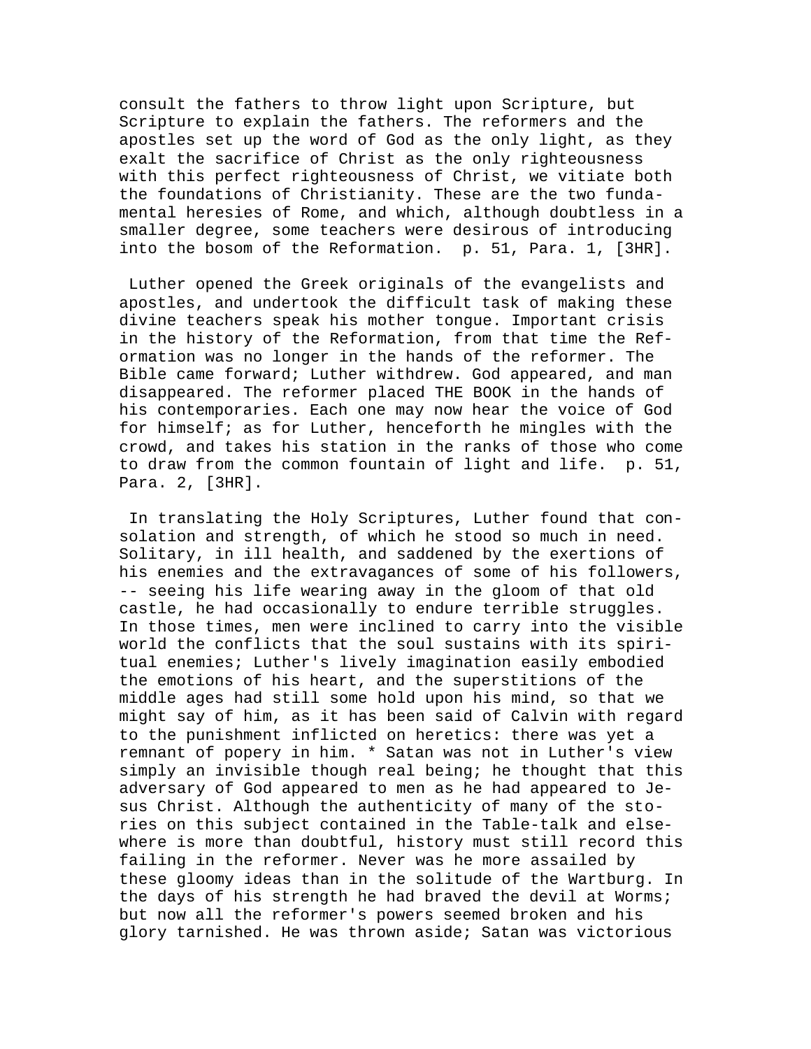consult the fathers to throw light upon Scripture, but Scripture to explain the fathers. The reformers and the apostles set up the word of God as the only light, as they exalt the sacrifice of Christ as the only righteousness with this perfect righteousness of Christ, we vitiate both the foundations of Christianity. These are the two fundamental heresies of Rome, and which, although doubtless in a smaller degree, some teachers were desirous of introducing into the bosom of the Reformation. p. 51, Para. 1, [3HR].

Luther opened the Greek originals of the evangelists and apostles, and undertook the difficult task of making these divine teachers speak his mother tongue. Important crisis in the history of the Reformation, from that time the Reformation was no longer in the hands of the reformer. The Bible came forward; Luther withdrew. God appeared, and man disappeared. The reformer placed THE BOOK in the hands of his contemporaries. Each one may now hear the voice of God for himself; as for Luther, henceforth he mingles with the crowd, and takes his station in the ranks of those who come to draw from the common fountain of light and life. p. 51, Para. 2, [3HR].

In translating the Holy Scriptures, Luther found that consolation and strength, of which he stood so much in need. Solitary, in ill health, and saddened by the exertions of his enemies and the extravagances of some of his followers, -- seeing his life wearing away in the gloom of that old castle, he had occasionally to endure terrible struggles. In those times, men were inclined to carry into the visible world the conflicts that the soul sustains with its spiritual enemies; Luther's lively imagination easily embodied the emotions of his heart, and the superstitions of the middle ages had still some hold upon his mind, so that we might say of him, as it has been said of Calvin with regard to the punishment inflicted on heretics: there was yet a remnant of popery in him. * Satan was not in Luther's view simply an invisible though real being; he thought that this adversary of God appeared to men as he had appeared to Jesus Christ. Although the authenticity of many of the stories on this subject contained in the Table-talk and elsewhere is more than doubtful, history must still record this failing in the reformer. Never was he more assailed by these gloomy ideas than in the solitude of the Wartburg. In the days of his strength he had braved the devil at Worms; but now all the reformer's powers seemed broken and his glory tarnished. He was thrown aside; Satan was victorious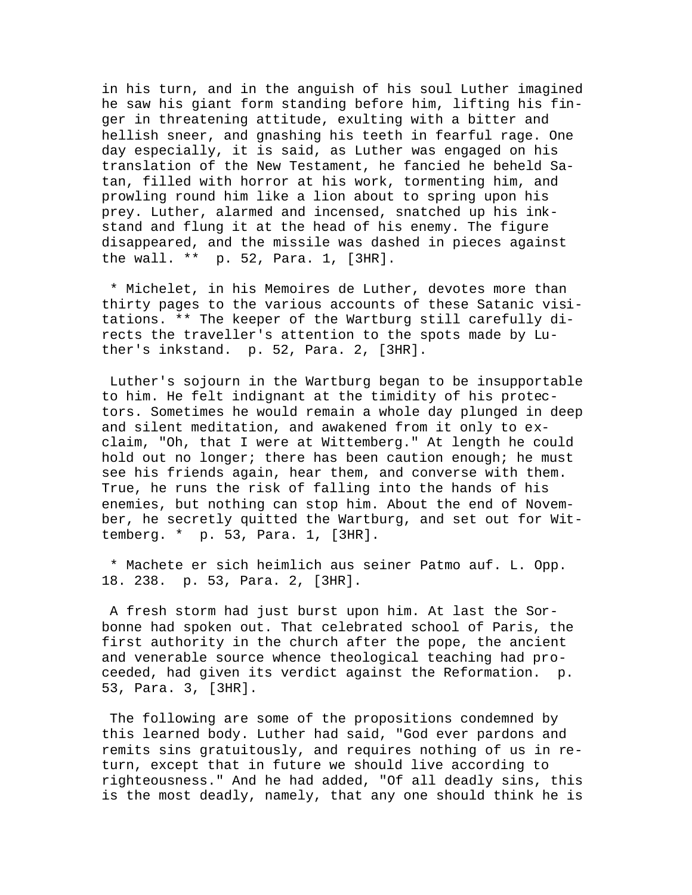in his turn, and in the anguish of his soul Luther imagined he saw his giant form standing before him, lifting his finger in threatening attitude, exulting with a bitter and hellish sneer, and gnashing his teeth in fearful rage. One day especially, it is said, as Luther was engaged on his translation of the New Testament, he fancied he beheld Satan, filled with horror at his work, tormenting him, and prowling round him like a lion about to spring upon his prey. Luther, alarmed and incensed, snatched up his inkstand and flung it at the head of his enemy. The figure disappeared, and the missile was dashed in pieces against the wall. ** p. 52, Para. 1, [3HR].

* Michelet, in his Memoires de Luther, devotes more than thirty pages to the various accounts of these Satanic visitations. ** The keeper of the Wartburg still carefully directs the traveller's attention to the spots made by Luther's inkstand. p. 52, Para. 2, [3HR].

Luther's sojourn in the Wartburg began to be insupportable to him. He felt indignant at the timidity of his protectors. Sometimes he would remain a whole day plunged in deep and silent meditation, and awakened from it only to exclaim, "Oh, that I were at Wittemberg." At length he could hold out no longer; there has been caution enough; he must see his friends again, hear them, and converse with them. True, he runs the risk of falling into the hands of his enemies, but nothing can stop him. About the end of November, he secretly quitted the Wartburg, and set out for Wittemberg. * p. 53, Para. 1, [3HR].

* Machete er sich heimlich aus seiner Patmo auf. L. Opp. 18. 238. p. 53, Para. 2, [3HR].

A fresh storm had just burst upon him. At last the Sorbonne had spoken out. That celebrated school of Paris, the first authority in the church after the pope, the ancient and venerable source whence theological teaching had proceeded, had given its verdict against the Reformation. p. 53, Para. 3, [3HR].

The following are some of the propositions condemned by this learned body. Luther had said, "God ever pardons and remits sins gratuitously, and requires nothing of us in return, except that in future we should live according to righteousness." And he had added, "Of all deadly sins, this is the most deadly, namely, that any one should think he is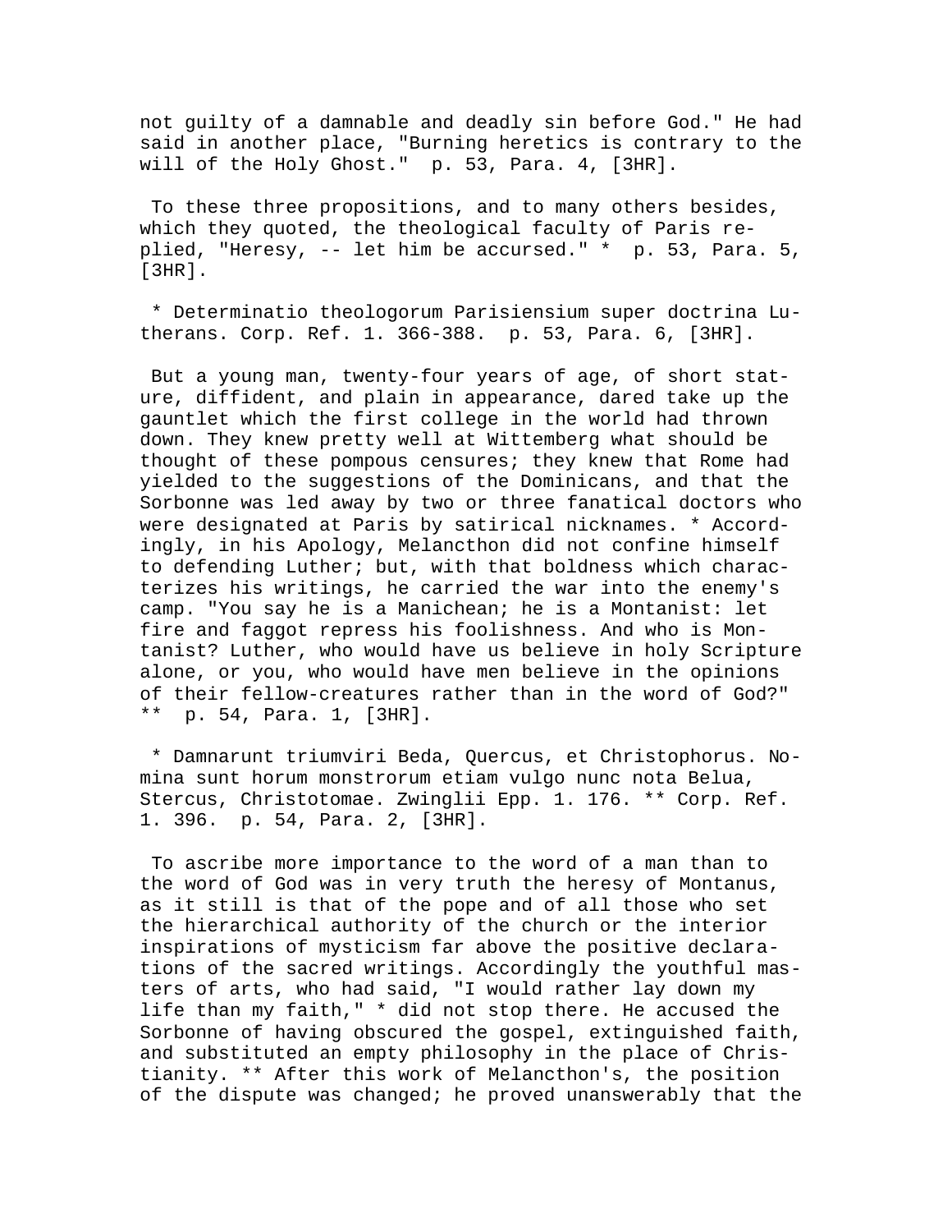not guilty of a damnable and deadly sin before God." He had said in another place, "Burning heretics is contrary to the will of the Holy Ghost." p. 53, Para. 4, [3HR].

To these three propositions, and to many others besides, which they quoted, the theological faculty of Paris replied, "Heresy, -- let him be accursed." * p. 53, Para. 5, [3HR].

* Determinatio theologorum Parisiensium super doctrina Lutherans. Corp. Ref. 1. 366-388. p. 53, Para. 6, [3HR].

But a young man, twenty-four years of age, of short stature, diffident, and plain in appearance, dared take up the gauntlet which the first college in the world had thrown down. They knew pretty well at Wittemberg what should be thought of these pompous censures; they knew that Rome had yielded to the suggestions of the Dominicans, and that the Sorbonne was led away by two or three fanatical doctors who were designated at Paris by satirical nicknames. * Accordingly, in his Apology, Melancthon did not confine himself to defending Luther; but, with that boldness which characterizes his writings, he carried the war into the enemy's camp. "You say he is a Manichean; he is a Montanist: let fire and faggot repress his foolishness. And who is Montanist? Luther, who would have us believe in holy Scripture alone, or you, who would have men believe in the opinions of their fellow-creatures rather than in the word of God?" ** p. 54, Para. 1, [3HR].

* Damnarunt triumviri Beda, Quercus, et Christophorus. Nomina sunt horum monstrorum etiam vulgo nunc nota Belua, Stercus, Christotomae. Zwinglii Epp. 1. 176. ** Corp. Ref. 1. 396. p. 54, Para. 2, [3HR].

To ascribe more importance to the word of a man than to the word of God was in very truth the heresy of Montanus, as it still is that of the pope and of all those who set the hierarchical authority of the church or the interior inspirations of mysticism far above the positive declarations of the sacred writings. Accordingly the youthful masters of arts, who had said, "I would rather lay down my life than my faith," * did not stop there. He accused the Sorbonne of having obscured the gospel, extinguished faith, and substituted an empty philosophy in the place of Christianity. ** After this work of Melancthon's, the position of the dispute was changed; he proved unanswerably that the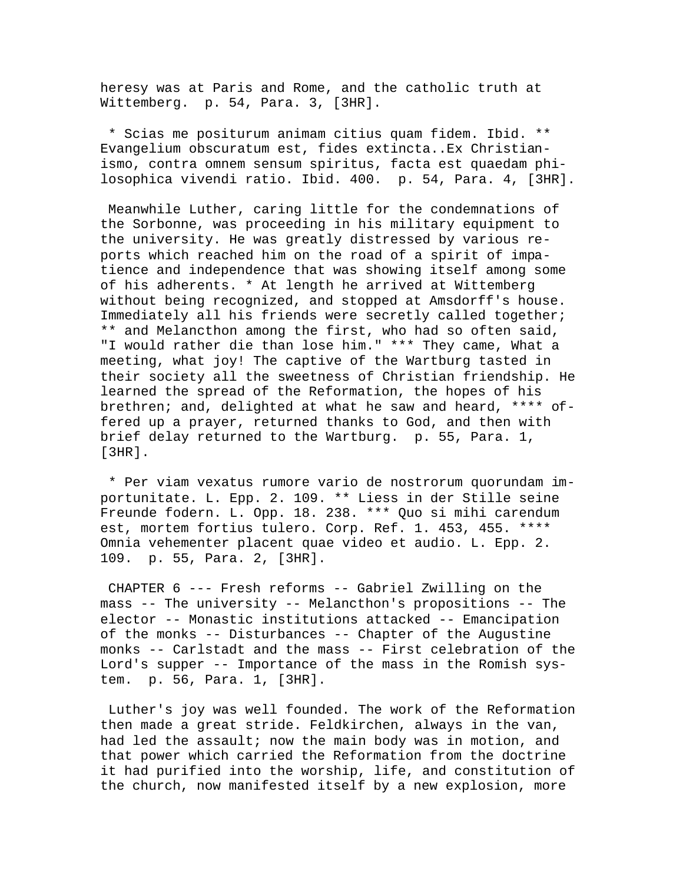heresy was at Paris and Rome, and the catholic truth at Wittemberg. p. 54, Para. 3, [3HR].

* Scias me positurum animam citius quam fidem. Ibid. ** Evangelium obscuratum est, fides extincta..Ex Christianismo, contra omnem sensum spiritus, facta est quaedam philosophica vivendi ratio. Ibid. 400. p. 54, Para. 4, [3HR].

Meanwhile Luther, caring little for the condemnations of the Sorbonne, was proceeding in his military equipment to the university. He was greatly distressed by various reports which reached him on the road of a spirit of impatience and independence that was showing itself among some of his adherents. * At length he arrived at Wittemberg without being recognized, and stopped at Amsdorff's house. Immediately all his friends were secretly called together; ** and Melancthon among the first, who had so often said, "I would rather die than lose him." *** They came, What a meeting, what joy! The captive of the Wartburg tasted in their society all the sweetness of Christian friendship. He learned the spread of the Reformation, the hopes of his brethren; and, delighted at what he saw and heard, **** offered up a prayer, returned thanks to God, and then with brief delay returned to the Wartburg. p. 55, Para. 1, [3HR].

* Per viam vexatus rumore vario de nostrorum quorundam importunitate. L. Epp. 2. 109. ** Liess in der Stille seine Freunde fodern. L. Opp. 18. 238. *** Quo si mihi carendum est, mortem fortius tulero. Corp. Ref. 1. 453, 455. **** Omnia vehementer placent quae video et audio. L. Epp. 2. 109. p. 55, Para. 2, [3HR].

CHAPTER 6 --- Fresh reforms -- Gabriel Zwilling on the mass -- The university -- Melancthon's propositions -- The elector -- Monastic institutions attacked -- Emancipation of the monks -- Disturbances -- Chapter of the Augustine monks -- Carlstadt and the mass -- First celebration of the Lord's supper -- Importance of the mass in the Romish system. p. 56, Para. 1, [3HR].

Luther's joy was well founded. The work of the Reformation then made a great stride. Feldkirchen, always in the van, had led the assault; now the main body was in motion, and that power which carried the Reformation from the doctrine it had purified into the worship, life, and constitution of the church, now manifested itself by a new explosion, more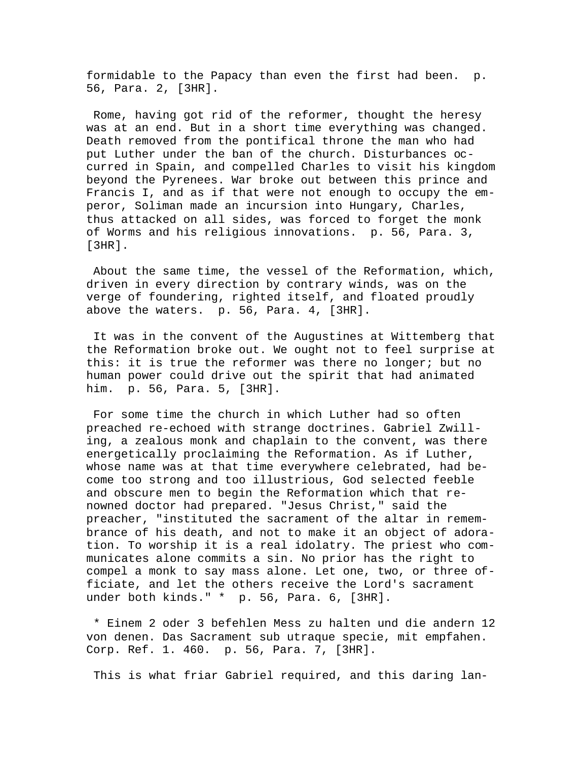formidable to the Papacy than even the first had been.  p. 56, Para. 2, [3HR].

Rome, having got rid of the reformer, thought the heresy was at an end. But in a short time everything was changed. Death removed from the pontifical throne the man who had put Luther under the ban of the church. Disturbances occurred in Spain, and compelled Charles to visit his kingdom beyond the Pyrenees. War broke out between this prince and Francis I, and as if that were not enough to occupy the emperor, Soliman made an incursion into Hungary, Charles, thus attacked on all sides, was forced to forget the monk of Worms and his religious innovations.  p. 56, Para. 3, [3HR].

About the same time, the vessel of the Reformation, which, driven in every direction by contrary winds, was on the verge of foundering, righted itself, and floated proudly above the waters.  p. 56, Para. 4, [3HR].

It was in the convent of the Augustines at Wittemberg that the Reformation broke out. We ought not to feel surprise at this: it is true the reformer was there no longer; but no human power could drive out the spirit that had animated him.  p. 56, Para. 5, [3HR].

For some time the church in which Luther had so often preached re-echoed with strange doctrines. Gabriel Zwilling, a zealous monk and chaplain to the convent, was there energetically proclaiming the Reformation. As if Luther, whose name was at that time everywhere celebrated, had become too strong and too illustrious, God selected feeble and obscure men to begin the Reformation which that renowned doctor had prepared. "Jesus Christ," said the preacher, "instituted the sacrament of the altar in remembrance of his death, and not to make it an object of adoration. To worship it is a real idolatry. The priest who communicates alone commits a sin. No prior has the right to compel a monk to say mass alone. Let one, two, or three officiate, and let the others receive the Lord's sacrament under both kinds." *  p. 56, Para. 6, [3HR].

* Einem 2 oder 3 befehlen Mess zu halten und die andern 12 von denen. Das Sacrament sub utraque specie, mit empfahen. Corp. Ref. 1. 460.  p. 56, Para. 7, [3HR].

This is what friar Gabriel required, and this daring lan-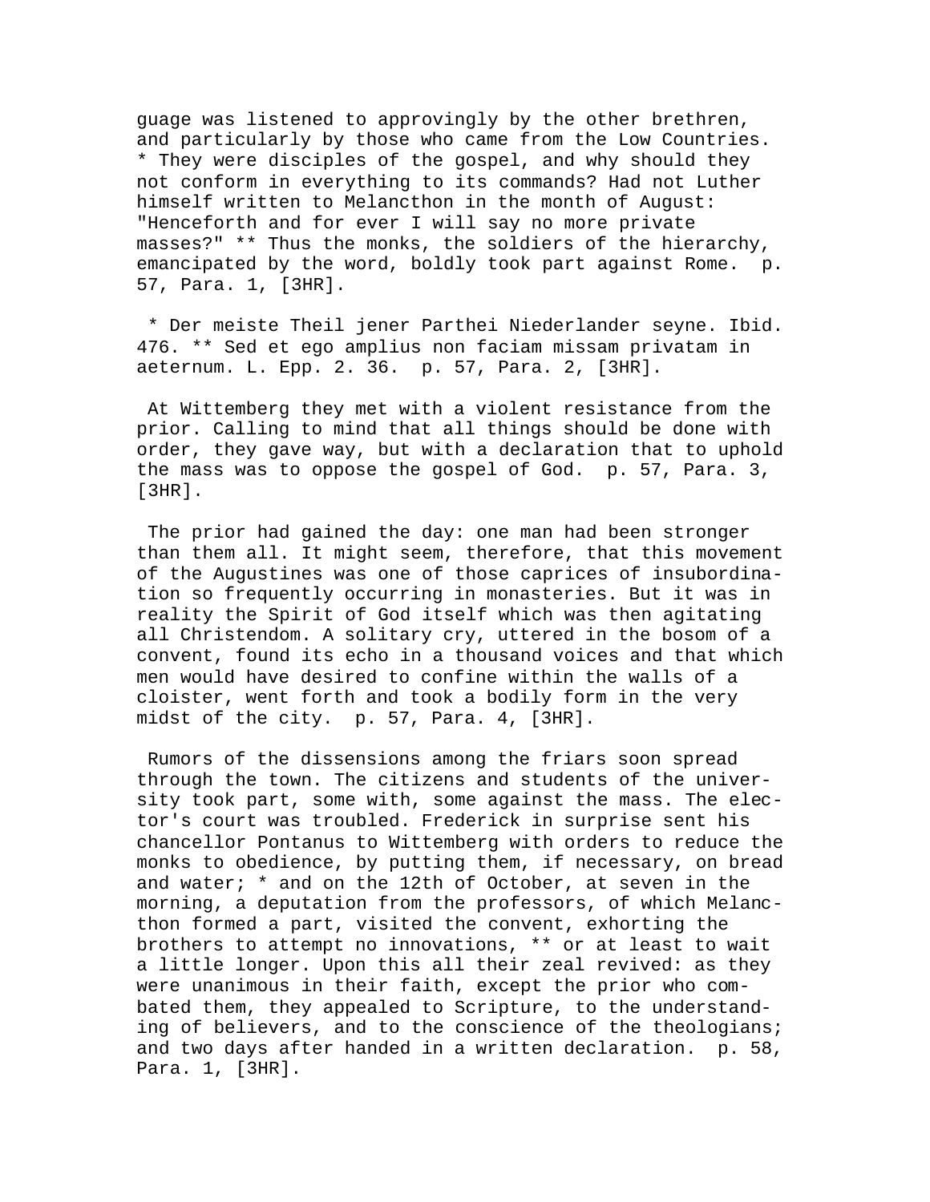guage was listened to approvingly by the other brethren, and particularly by those who came from the Low Countries. * They were disciples of the gospel, and why should they not conform in everything to its commands? Had not Luther himself written to Melancthon in the month of August: "Henceforth and for ever I will say no more private masses?" ** Thus the monks, the soldiers of the hierarchy, emancipated by the word, boldly took part against Rome. p. 57, Para. 1, [3HR].

* Der meiste Theil jener Parthei Niederlander seyne. Ibid. 476. ** Sed et ego amplius non faciam missam privatam in aeternum. L. Epp. 2. 36. p. 57, Para. 2, [3HR].

At Wittemberg they met with a violent resistance from the prior. Calling to mind that all things should be done with order, they gave way, but with a declaration that to uphold the mass was to oppose the gospel of God. p. 57, Para. 3, [3HR].

The prior had gained the day: one man had been stronger than them all. It might seem, therefore, that this movement of the Augustines was one of those caprices of insubordination so frequently occurring in monasteries. But it was in reality the Spirit of God itself which was then agitating all Christendom. A solitary cry, uttered in the bosom of a convent, found its echo in a thousand voices and that which men would have desired to confine within the walls of a cloister, went forth and took a bodily form in the very midst of the city. p. 57, Para. 4, [3HR].

Rumors of the dissensions among the friars soon spread through the town. The citizens and students of the university took part, some with, some against the mass. The elector's court was troubled. Frederick in surprise sent his chancellor Pontanus to Wittemberg with orders to reduce the monks to obedience, by putting them, if necessary, on bread and water; * and on the 12th of October, at seven in the morning, a deputation from the professors, of which Melancthon formed a part, visited the convent, exhorting the brothers to attempt no innovations, ** or at least to wait a little longer. Upon this all their zeal revived: as they were unanimous in their faith, except the prior who combated them, they appealed to Scripture, to the understanding of believers, and to the conscience of the theologians; and two days after handed in a written declaration. p. 58, Para. 1, [3HR].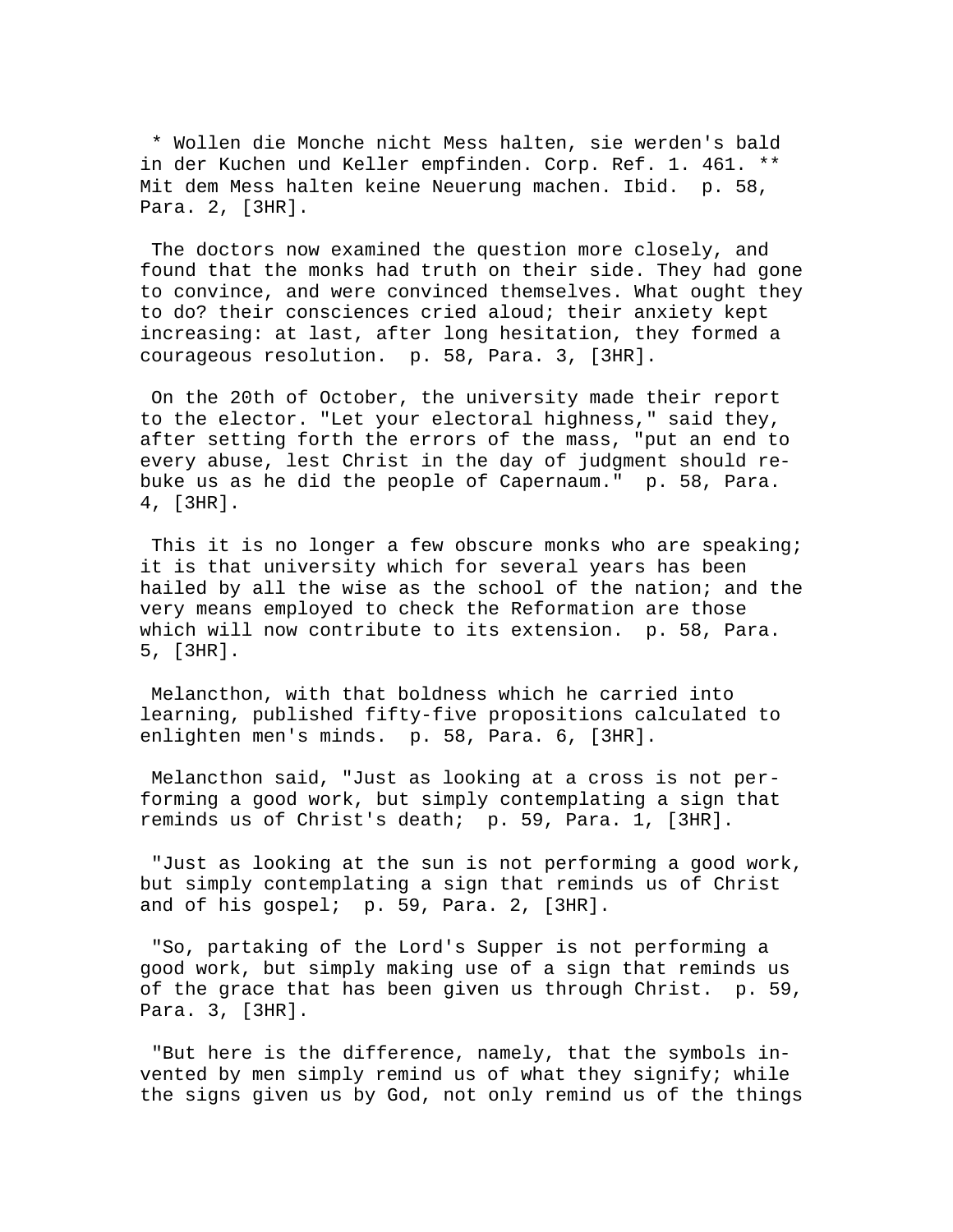\* Wollen die Monche nicht Mess halten, sie werden's bald in der Kuchen und Keller empfinden. Corp. Ref. 1. 461. \*\* Mit dem Mess halten keine Neuerung machen. Ibid.  p. 58, Para. 2, [3HR].

The doctors now examined the question more closely, and found that the monks had truth on their side. They had gone to convince, and were convinced themselves. What ought they to do? their consciences cried aloud; their anxiety kept increasing: at last, after long hesitation, they formed a courageous resolution.  p. 58, Para. 3, [3HR].

On the 20th of October, the university made their report to the elector. "Let your electoral highness," said they, after setting forth the errors of the mass, "put an end to every abuse, lest Christ in the day of judgment should rebuke us as he did the people of Capernaum."  p. 58, Para. 4, [3HR].

This it is no longer a few obscure monks who are speaking; it is that university which for several years has been hailed by all the wise as the school of the nation; and the very means employed to check the Reformation are those which will now contribute to its extension.  p. 58, Para. 5, [3HR].

Melancthon, with that boldness which he carried into learning, published fifty-five propositions calculated to enlighten men's minds.  p. 58, Para. 6, [3HR].

Melancthon said, "Just as looking at a cross is not performing a good work, but simply contemplating a sign that reminds us of Christ's death;  p. 59, Para. 1, [3HR].

"Just as looking at the sun is not performing a good work, but simply contemplating a sign that reminds us of Christ and of his gospel;  p. 59, Para. 2, [3HR].

"So, partaking of the Lord's Supper is not performing a good work, but simply making use of a sign that reminds us of the grace that has been given us through Christ.  p. 59, Para. 3, [3HR].

"But here is the difference, namely, that the symbols invented by men simply remind us of what they signify; while the signs given us by God, not only remind us of the things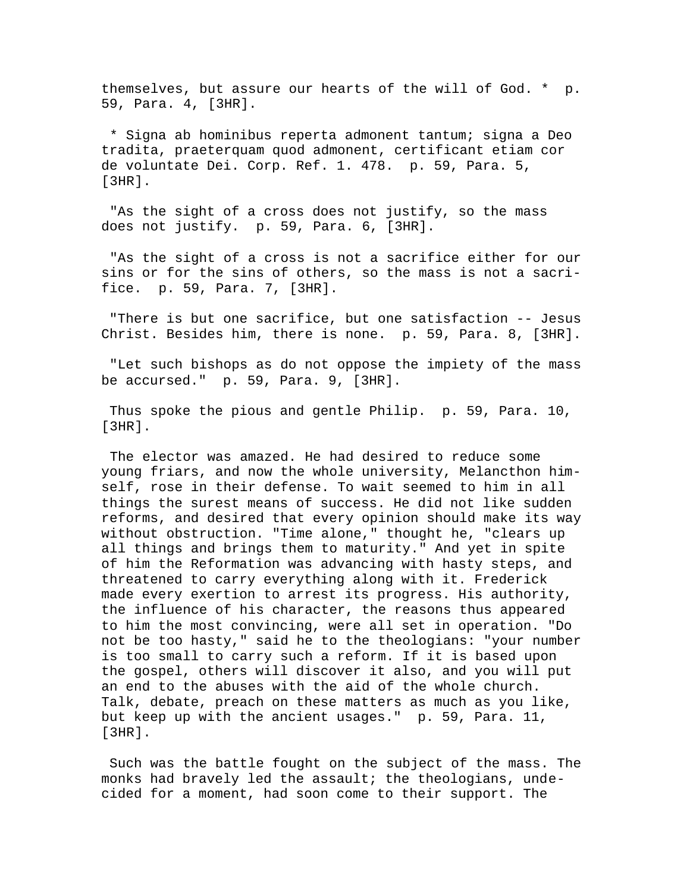themselves, but assure our hearts of the will of God. * p. 59, Para. 4, [3HR].

* Signa ab hominibus reperta admonent tantum; signa a Deo tradita, praeterquam quod admonent, certificant etiam cor de voluntate Dei. Corp. Ref. 1. 478. p. 59, Para. 5, [3HR].

"As the sight of a cross does not justify, so the mass does not justify. p. 59, Para. 6, [3HR].

"As the sight of a cross is not a sacrifice either for our sins or for the sins of others, so the mass is not a sacrifice. p. 59, Para. 7, [3HR].

"There is but one sacrifice, but one satisfaction -- Jesus Christ. Besides him, there is none. p. 59, Para. 8, [3HR].

"Let such bishops as do not oppose the impiety of the mass be accursed." p. 59, Para. 9, [3HR].

Thus spoke the pious and gentle Philip. p. 59, Para. 10, [3HR].

The elector was amazed. He had desired to reduce some young friars, and now the whole university, Melancthon himself, rose in their defense. To wait seemed to him in all things the surest means of success. He did not like sudden reforms, and desired that every opinion should make its way without obstruction. "Time alone," thought he, "clears up all things and brings them to maturity." And yet in spite of him the Reformation was advancing with hasty steps, and threatened to carry everything along with it. Frederick made every exertion to arrest its progress. His authority, the influence of his character, the reasons thus appeared to him the most convincing, were all set in operation. "Do not be too hasty," said he to the theologians: "your number is too small to carry such a reform. If it is based upon the gospel, others will discover it also, and you will put an end to the abuses with the aid of the whole church. Talk, debate, preach on these matters as much as you like, but keep up with the ancient usages." p. 59, Para. 11, [3HR].

Such was the battle fought on the subject of the mass. The monks had bravely led the assault; the theologians, undecided for a moment, had soon come to their support. The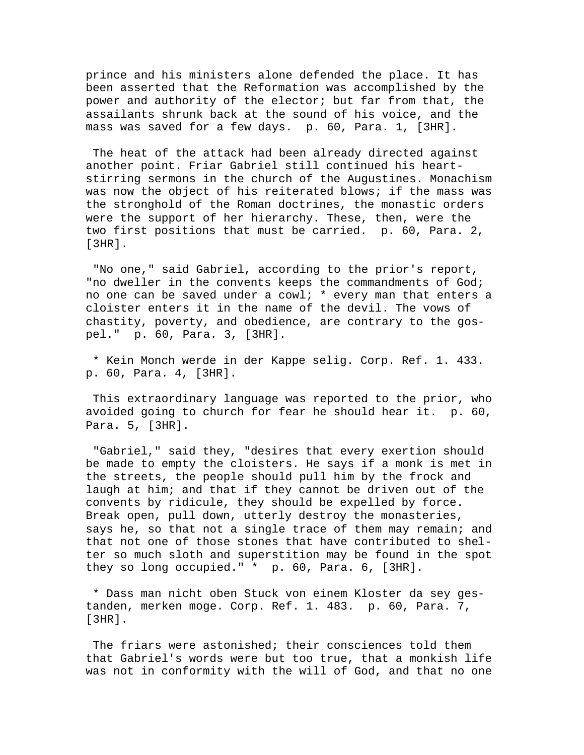prince and his ministers alone defended the place. It has been asserted that the Reformation was accomplished by the power and authority of the elector; but far from that, the assailants shrunk back at the sound of his voice, and the mass was saved for a few days. p. 60, Para. 1, [3HR].

The heat of the attack had been already directed against another point. Friar Gabriel still continued his heart-stirring sermons in the church of the Augustines. Monachism was now the object of his reiterated blows; if the mass was the stronghold of the Roman doctrines, the monastic orders were the support of her hierarchy. These, then, were the two first positions that must be carried. p. 60, Para. 2, [3HR].

"No one," said Gabriel, according to the prior's report, "no dweller in the convents keeps the commandments of God; no one can be saved under a cowl; * every man that enters a cloister enters it in the name of the devil. The vows of chastity, poverty, and obedience, are contrary to the gospel." p. 60, Para. 3, [3HR].

* Kein Monch werde in der Kappe selig. Corp. Ref. 1. 433. p. 60, Para. 4, [3HR].

This extraordinary language was reported to the prior, who avoided going to church for fear he should hear it. p. 60, Para. 5, [3HR].

"Gabriel," said they, "desires that every exertion should be made to empty the cloisters. He says if a monk is met in the streets, the people should pull him by the frock and laugh at him; and that if they cannot be driven out of the convents by ridicule, they should be expelled by force. Break open, pull down, utterly destroy the monasteries, says he, so that not a single trace of them may remain; and that not one of those stones that have contributed to shelter so much sloth and superstition may be found in the spot they so long occupied." * p. 60, Para. 6, [3HR].

* Dass man nicht oben Stuck von einem Kloster da sey gestanden, merken moge. Corp. Ref. 1. 483. p. 60, Para. 7, [3HR].

The friars were astonished; their consciences told them that Gabriel's words were but too true, that a monkish life was not in conformity with the will of God, and that no one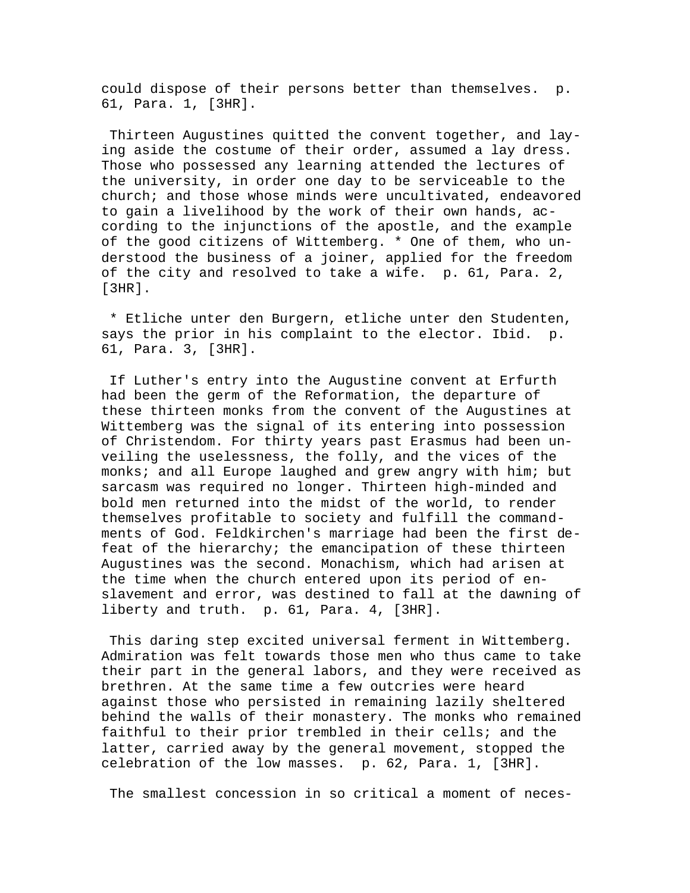could dispose of their persons better than themselves. p. 61, Para. 1, [3HR].

Thirteen Augustines quitted the convent together, and laying aside the costume of their order, assumed a lay dress. Those who possessed any learning attended the lectures of the university, in order one day to be serviceable to the church; and those whose minds were uncultivated, endeavored to gain a livelihood by the work of their own hands, according to the injunctions of the apostle, and the example of the good citizens of Wittemberg. * One of them, who understood the business of a joiner, applied for the freedom of the city and resolved to take a wife. p. 61, Para. 2, [3HR].

* Etliche unter den Burgern, etliche unter den Studenten, says the prior in his complaint to the elector. Ibid. p. 61, Para. 3, [3HR].

If Luther's entry into the Augustine convent at Erfurth had been the germ of the Reformation, the departure of these thirteen monks from the convent of the Augustines at Wittemberg was the signal of its entering into possession of Christendom. For thirty years past Erasmus had been unveiling the uselessness, the folly, and the vices of the monks; and all Europe laughed and grew angry with him; but sarcasm was required no longer. Thirteen high-minded and bold men returned into the midst of the world, to render themselves profitable to society and fulfill the commandments of God. Feldkirchen's marriage had been the first defeat of the hierarchy; the emancipation of these thirteen Augustines was the second. Monachism, which had arisen at the time when the church entered upon its period of enslavement and error, was destined to fall at the dawning of liberty and truth. p. 61, Para. 4, [3HR].

This daring step excited universal ferment in Wittemberg. Admiration was felt towards those men who thus came to take their part in the general labors, and they were received as brethren. At the same time a few outcries were heard against those who persisted in remaining lazily sheltered behind the walls of their monastery. The monks who remained faithful to their prior trembled in their cells; and the latter, carried away by the general movement, stopped the celebration of the low masses. p. 62, Para. 1, [3HR].

The smallest concession in so critical a moment of neces-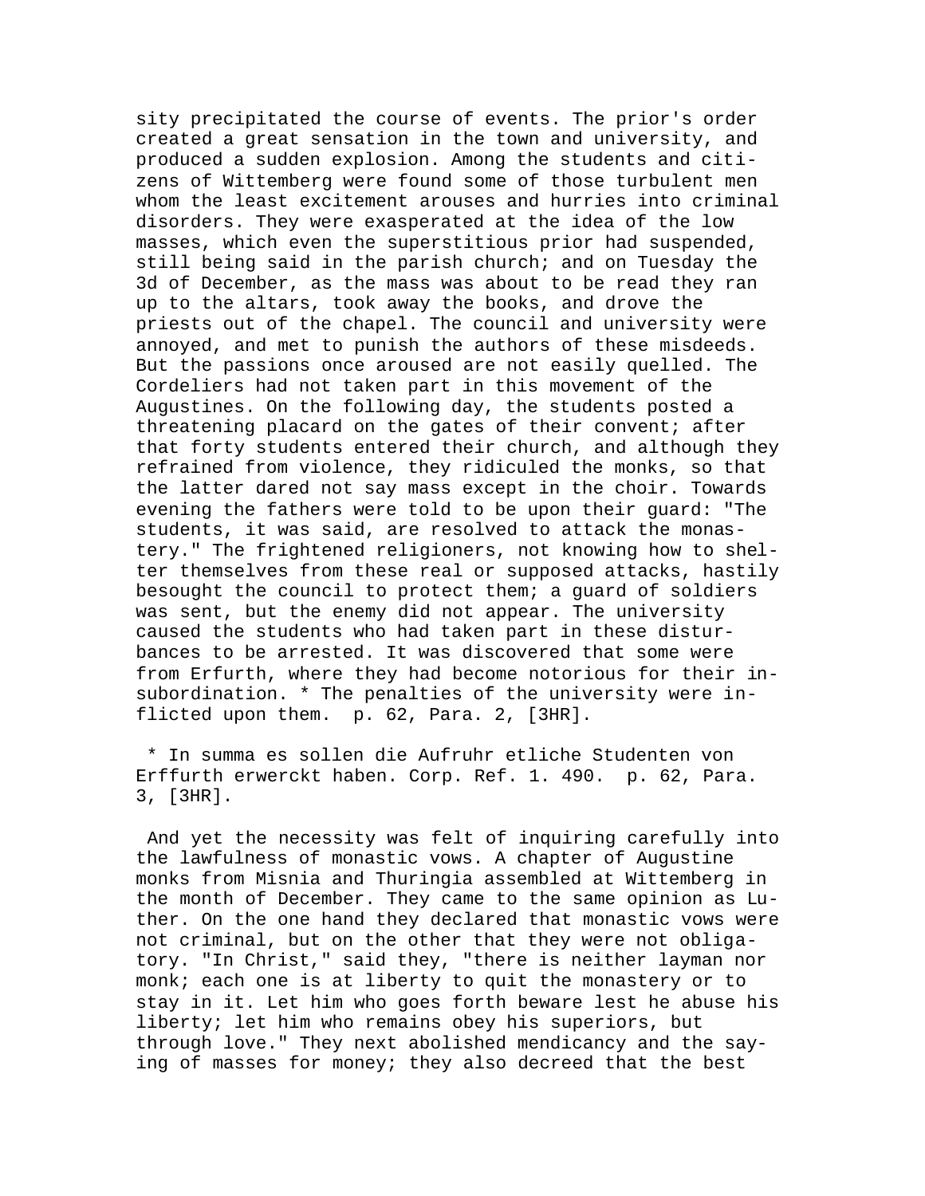sity precipitated the course of events. The prior's order created a great sensation in the town and university, and produced a sudden explosion. Among the students and citizens of Wittemberg were found some of those turbulent men whom the least excitement arouses and hurries into criminal disorders. They were exasperated at the idea of the low masses, which even the superstitious prior had suspended, still being said in the parish church; and on Tuesday the 3d of December, as the mass was about to be read they ran up to the altars, took away the books, and drove the priests out of the chapel. The council and university were annoyed, and met to punish the authors of these misdeeds. But the passions once aroused are not easily quelled. The Cordeliers had not taken part in this movement of the Augustines. On the following day, the students posted a threatening placard on the gates of their convent; after that forty students entered their church, and although they refrained from violence, they ridiculed the monks, so that the latter dared not say mass except in the choir. Towards evening the fathers were told to be upon their guard: "The students, it was said, are resolved to attack the monastery." The frightened religioners, not knowing how to shelter themselves from these real or supposed attacks, hastily besought the council to protect them; a guard of soldiers was sent, but the enemy did not appear. The university caused the students who had taken part in these disturbances to be arrested. It was discovered that some were from Erfurth, where they had become notorious for their insubordination. * The penalties of the university were inflicted upon them. p. 62, Para. 2, [3HR].

\* In summa es sollen die Aufruhr etliche Studenten von Erffurth erwerckt haben. Corp. Ref. 1. 490. p. 62, Para. 3, [3HR].

And yet the necessity was felt of inquiring carefully into the lawfulness of monastic vows. A chapter of Augustine monks from Misnia and Thuringia assembled at Wittemberg in the month of December. They came to the same opinion as Luther. On the one hand they declared that monastic vows were not criminal, but on the other that they were not obligatory. "In Christ," said they, "there is neither layman nor monk; each one is at liberty to quit the monastery or to stay in it. Let him who goes forth beware lest he abuse his liberty; let him who remains obey his superiors, but through love." They next abolished mendicancy and the saying of masses for money; they also decreed that the best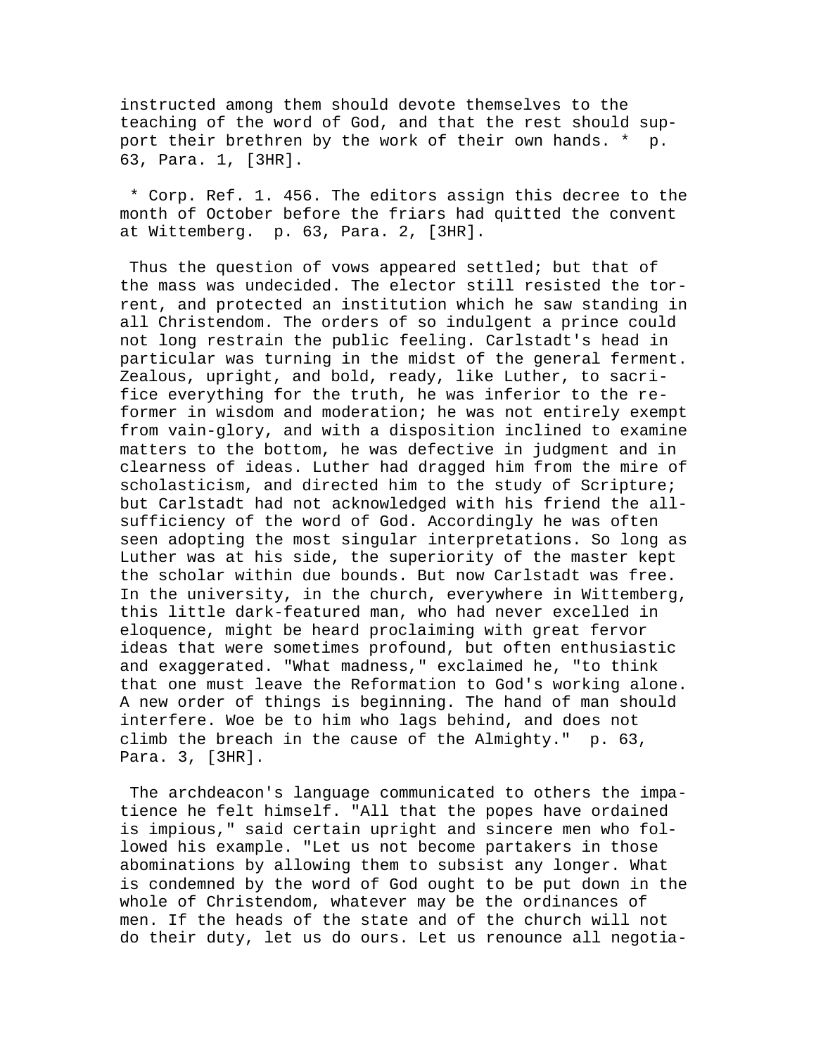instructed among them should devote themselves to the teaching of the word of God, and that the rest should support their brethren by the work of their own hands. * p. 63, Para. 1, [3HR].

* Corp. Ref. 1. 456. The editors assign this decree to the month of October before the friars had quitted the convent at Wittemberg. p. 63, Para. 2, [3HR].

Thus the question of vows appeared settled; but that of the mass was undecided. The elector still resisted the torrent, and protected an institution which he saw standing in all Christendom. The orders of so indulgent a prince could not long restrain the public feeling. Carlstadt's head in particular was turning in the midst of the general ferment. Zealous, upright, and bold, ready, like Luther, to sacrifice everything for the truth, he was inferior to the reformer in wisdom and moderation; he was not entirely exempt from vain-glory, and with a disposition inclined to examine matters to the bottom, he was defective in judgment and in clearness of ideas. Luther had dragged him from the mire of scholasticism, and directed him to the study of Scripture; but Carlstadt had not acknowledged with his friend the all-sufficiency of the word of God. Accordingly he was often seen adopting the most singular interpretations. So long as Luther was at his side, the superiority of the master kept the scholar within due bounds. But now Carlstadt was free. In the university, in the church, everywhere in Wittemberg, this little dark-featured man, who had never excelled in eloquence, might be heard proclaiming with great fervor ideas that were sometimes profound, but often enthusiastic and exaggerated. "What madness," exclaimed he, "to think that one must leave the Reformation to God's working alone. A new order of things is beginning. The hand of man should interfere. Woe be to him who lags behind, and does not climb the breach in the cause of the Almighty." p. 63, Para. 3, [3HR].

The archdeacon's language communicated to others the impatience he felt himself. "All that the popes have ordained is impious," said certain upright and sincere men who followed his example. "Let us not become partakers in those abominations by allowing them to subsist any longer. What is condemned by the word of God ought to be put down in the whole of Christendom, whatever may be the ordinances of men. If the heads of the state and of the church will not do their duty, let us do ours. Let us renounce all negotia-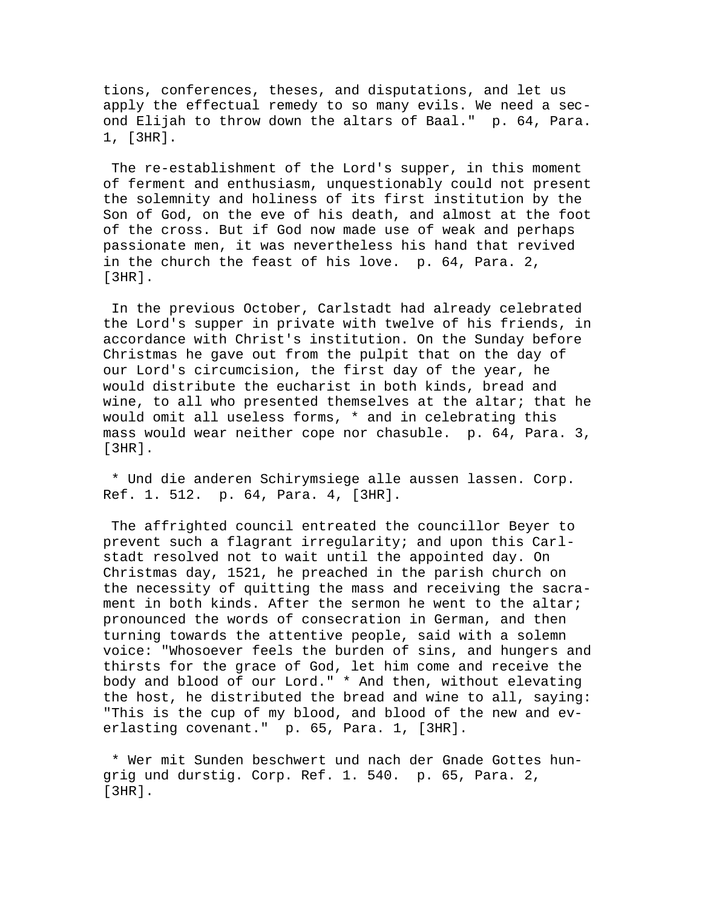tions, conferences, theses, and disputations, and let us apply the effectual remedy to so many evils. We need a second Elijah to throw down the altars of Baal." p. 64, Para. 1, [3HR].

The re-establishment of the Lord's supper, in this moment of ferment and enthusiasm, unquestionably could not present the solemnity and holiness of its first institution by the Son of God, on the eve of his death, and almost at the foot of the cross. But if God now made use of weak and perhaps passionate men, it was nevertheless his hand that revived in the church the feast of his love. p. 64, Para. 2, [3HR].

In the previous October, Carlstadt had already celebrated the Lord's supper in private with twelve of his friends, in accordance with Christ's institution. On the Sunday before Christmas he gave out from the pulpit that on the day of our Lord's circumcision, the first day of the year, he would distribute the eucharist in both kinds, bread and wine, to all who presented themselves at the altar; that he would omit all useless forms, * and in celebrating this mass would wear neither cope nor chasuble. p. 64, Para. 3, [3HR].

* Und die anderen Schirymsiege alle aussen lassen. Corp. Ref. 1. 512. p. 64, Para. 4, [3HR].

The affrighted council entreated the councillor Beyer to prevent such a flagrant irregularity; and upon this Carlstadt resolved not to wait until the appointed day. On Christmas day, 1521, he preached in the parish church on the necessity of quitting the mass and receiving the sacrament in both kinds. After the sermon he went to the altar; pronounced the words of consecration in German, and then turning towards the attentive people, said with a solemn voice: "Whosoever feels the burden of sins, and hungers and thirsts for the grace of God, let him come and receive the body and blood of our Lord." * And then, without elevating the host, he distributed the bread and wine to all, saying: "This is the cup of my blood, and blood of the new and everlasting covenant." p. 65, Para. 1, [3HR].

* Wer mit Sunden beschwert und nach der Gnade Gottes hungrig und durstig. Corp. Ref. 1. 540. p. 65, Para. 2, [3HR].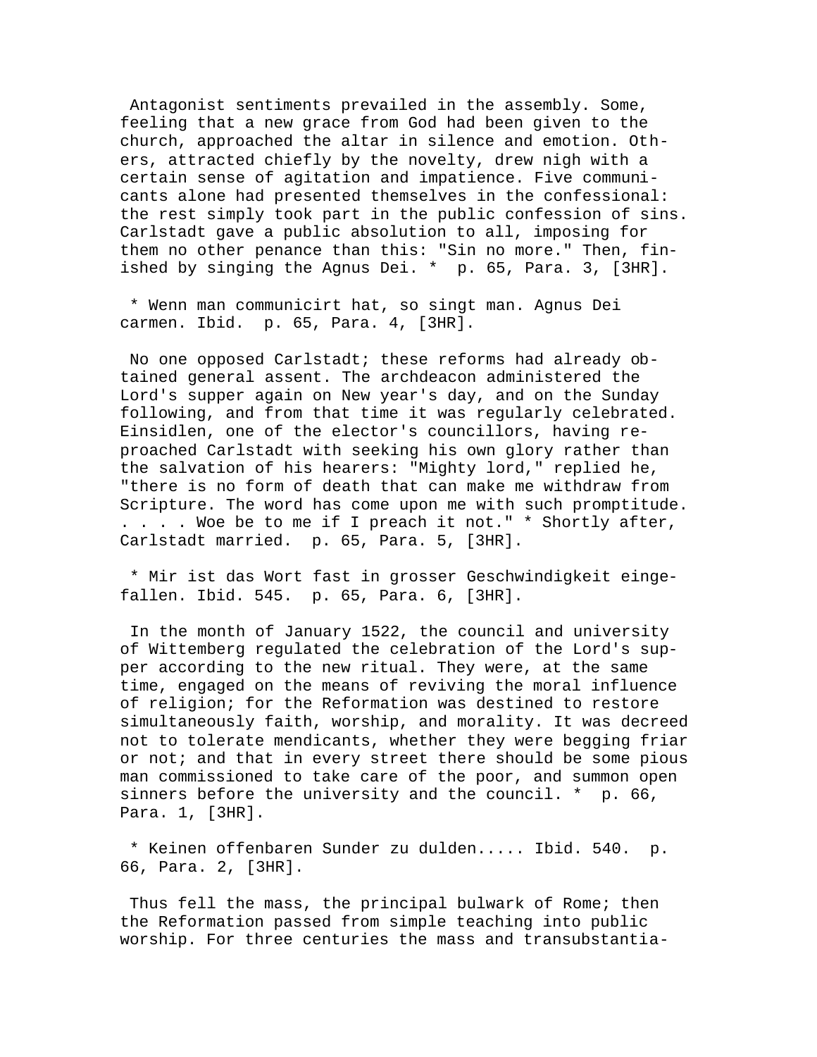Antagonist sentiments prevailed in the assembly. Some, feeling that a new grace from God had been given to the church, approached the altar in silence and emotion. Others, attracted chiefly by the novelty, drew nigh with a certain sense of agitation and impatience. Five communicants alone had presented themselves in the confessional: the rest simply took part in the public confession of sins. Carlstadt gave a public absolution to all, imposing for them no other penance than this: "Sin no more." Then, finished by singing the Agnus Dei. * p. 65, Para. 3, [3HR].

* Wenn man communicirt hat, so singt man. Agnus Dei carmen. Ibid. p. 65, Para. 4, [3HR].

No one opposed Carlstadt; these reforms had already obtained general assent. The archdeacon administered the Lord's supper again on New year's day, and on the Sunday following, and from that time it was regularly celebrated. Einsidlen, one of the elector's councillors, having reproached Carlstadt with seeking his own glory rather than the salvation of his hearers: "Mighty lord," replied he, "there is no form of death that can make me withdraw from Scripture. The word has come upon me with such promptitude. . . . . Woe be to me if I preach it not." * Shortly after, Carlstadt married. p. 65, Para. 5, [3HR].

* Mir ist das Wort fast in grosser Geschwindigkeit eingefallen. Ibid. 545. p. 65, Para. 6, [3HR].

In the month of January 1522, the council and university of Wittemberg regulated the celebration of the Lord's supper according to the new ritual. They were, at the same time, engaged on the means of reviving the moral influence of religion; for the Reformation was destined to restore simultaneously faith, worship, and morality. It was decreed not to tolerate mendicants, whether they were begging friar or not; and that in every street there should be some pious man commissioned to take care of the poor, and summon open sinners before the university and the council. * p. 66, Para. 1, [3HR].

* Keinen offenbaren Sunder zu dulden..... Ibid. 540. p. 66, Para. 2, [3HR].

Thus fell the mass, the principal bulwark of Rome; then the Reformation passed from simple teaching into public worship. For three centuries the mass and transubstantia-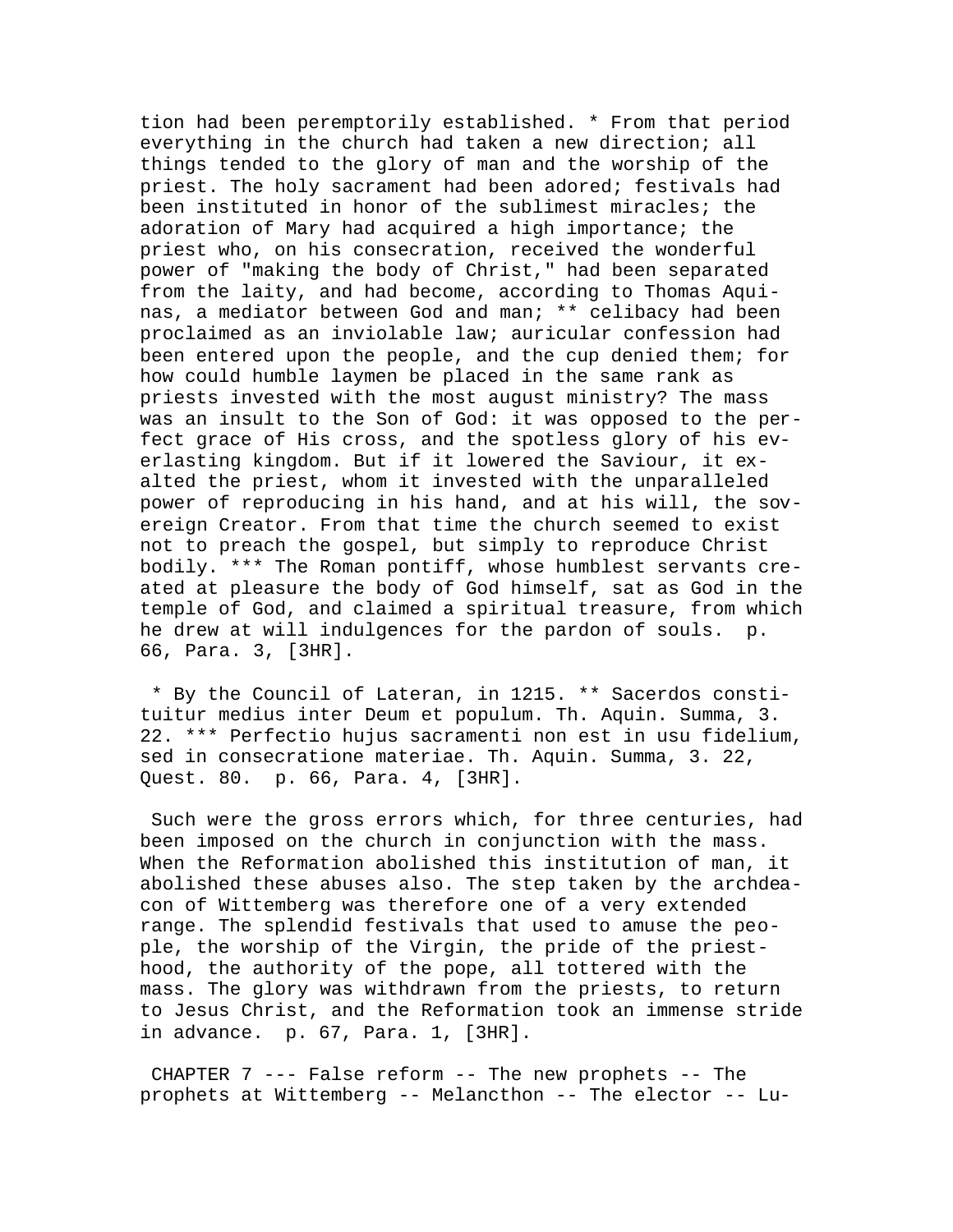tion had been peremptorily established. * From that period everything in the church had taken a new direction; all things tended to the glory of man and the worship of the priest. The holy sacrament had been adored; festivals had been instituted in honor of the sublimest miracles; the adoration of Mary had acquired a high importance; the priest who, on his consecration, received the wonderful power of "making the body of Christ," had been separated from the laity, and had become, according to Thomas Aquinas, a mediator between God and man; ** celibacy had been proclaimed as an inviolable law; auricular confession had been entered upon the people, and the cup denied them; for how could humble laymen be placed in the same rank as priests invested with the most august ministry? The mass was an insult to the Son of God: it was opposed to the perfect grace of His cross, and the spotless glory of his everlasting kingdom. But if it lowered the Saviour, it exalted the priest, whom it invested with the unparalleled power of reproducing in his hand, and at his will, the sovereign Creator. From that time the church seemed to exist not to preach the gospel, but simply to reproduce Christ bodily. *** The Roman pontiff, whose humblest servants created at pleasure the body of God himself, sat as God in the temple of God, and claimed a spiritual treasure, from which he drew at will indulgences for the pardon of souls. p. 66, Para. 3, [3HR].

* By the Council of Lateran, in 1215. ** Sacerdos constituitur medius inter Deum et populum. Th. Aquin. Summa, 3. 22. *** Perfectio hujus sacramenti non est in usu fidelium, sed in consecratione materiae. Th. Aquin. Summa, 3. 22, Quest. 80. p. 66, Para. 4, [3HR].

Such were the gross errors which, for three centuries, had been imposed on the church in conjunction with the mass. When the Reformation abolished this institution of man, it abolished these abuses also. The step taken by the archdeacon of Wittemberg was therefore one of a very extended range. The splendid festivals that used to amuse the people, the worship of the Virgin, the pride of the priesthood, the authority of the pope, all tottered with the mass. The glory was withdrawn from the priests, to return to Jesus Christ, and the Reformation took an immense stride in advance. p. 67, Para. 1, [3HR].

CHAPTER 7 --- False reform -- The new prophets -- The prophets at Wittemberg -- Melancthon -- The elector -- Lu-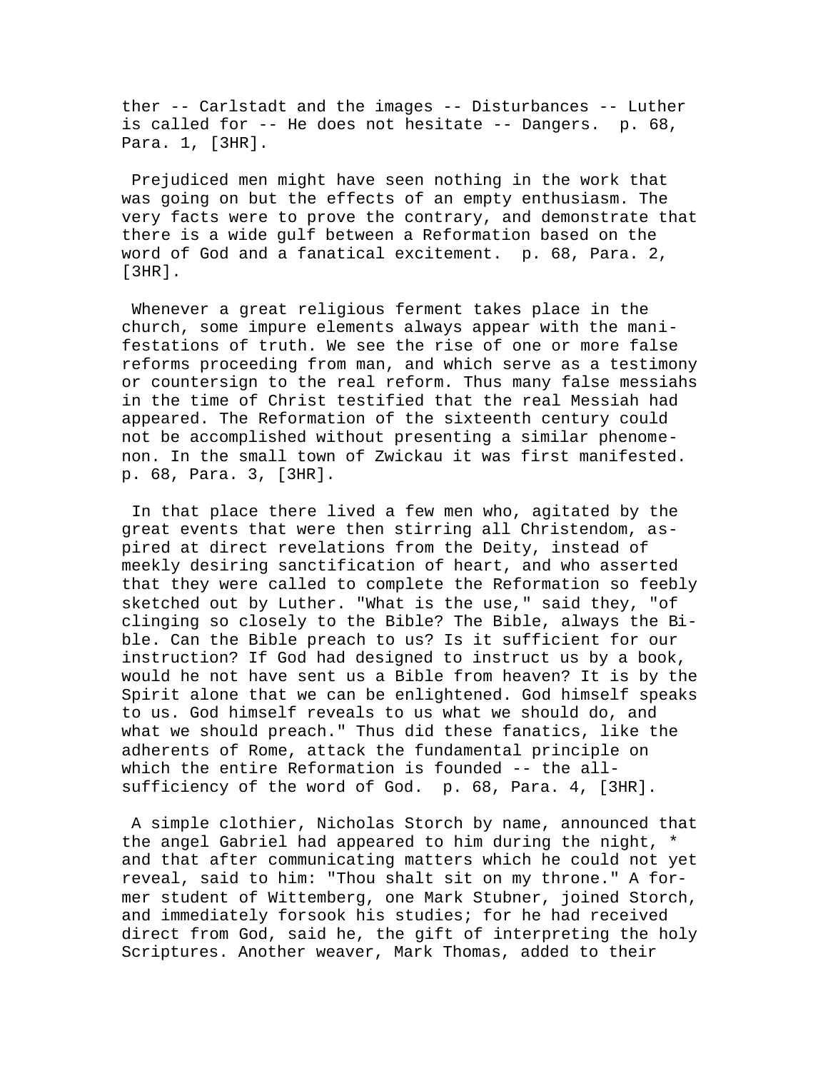ther -- Carlstadt and the images -- Disturbances -- Luther is called for -- He does not hesitate -- Dangers. p. 68, Para. 1, [3HR].

Prejudiced men might have seen nothing in the work that was going on but the effects of an empty enthusiasm. The very facts were to prove the contrary, and demonstrate that there is a wide gulf between a Reformation based on the word of God and a fanatical excitement. p. 68, Para. 2, [3HR].

Whenever a great religious ferment takes place in the church, some impure elements always appear with the manifestations of truth. We see the rise of one or more false reforms proceeding from man, and which serve as a testimony or countersign to the real reform. Thus many false messiahs in the time of Christ testified that the real Messiah had appeared. The Reformation of the sixteenth century could not be accomplished without presenting a similar phenomenon. In the small town of Zwickau it was first manifested. p. 68, Para. 3, [3HR].

In that place there lived a few men who, agitated by the great events that were then stirring all Christendom, aspired at direct revelations from the Deity, instead of meekly desiring sanctification of heart, and who asserted that they were called to complete the Reformation so feebly sketched out by Luther. "What is the use," said they, "of clinging so closely to the Bible? The Bible, always the Bible. Can the Bible preach to us? Is it sufficient for our instruction? If God had designed to instruct us by a book, would he not have sent us a Bible from heaven? It is by the Spirit alone that we can be enlightened. God himself speaks to us. God himself reveals to us what we should do, and what we should preach." Thus did these fanatics, like the adherents of Rome, attack the fundamental principle on which the entire Reformation is founded -- the all-sufficiency of the word of God. p. 68, Para. 4, [3HR].

A simple clothier, Nicholas Storch by name, announced that the angel Gabriel had appeared to him during the night, * and that after communicating matters which he could not yet reveal, said to him: "Thou shalt sit on my throne." A former student of Wittemberg, one Mark Stubner, joined Storch, and immediately forsook his studies; for he had received direct from God, said he, the gift of interpreting the holy Scriptures. Another weaver, Mark Thomas, added to their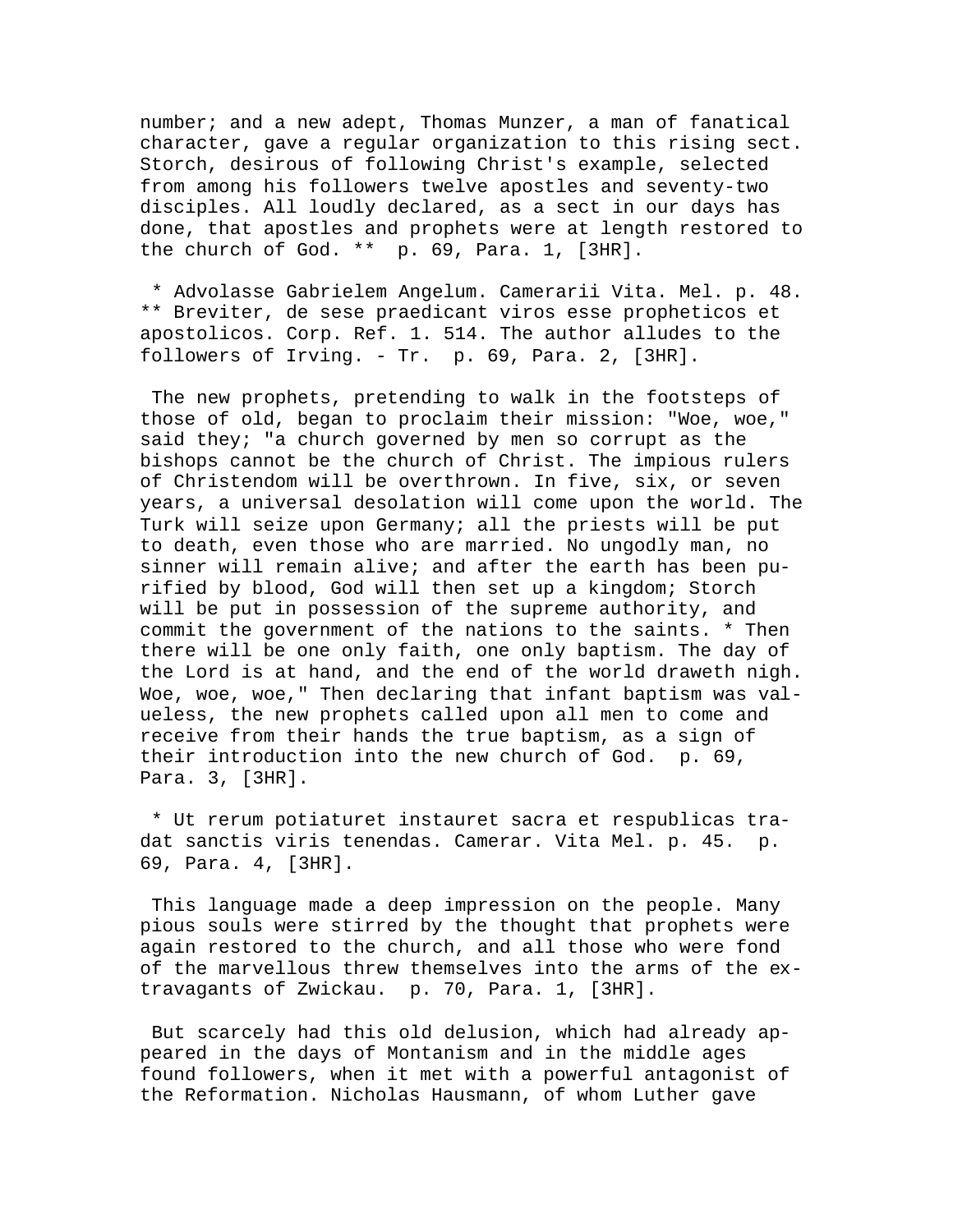number; and a new adept, Thomas Munzer, a man of fanatical character, gave a regular organization to this rising sect. Storch, desirous of following Christ's example, selected from among his followers twelve apostles and seventy-two disciples. All loudly declared, as a sect in our days has done, that apostles and prophets were at length restored to the church of God. ** p. 69, Para. 1, [3HR].

* Advolasse Gabrielem Angelum. Camerarii Vita. Mel. p. 48. ** Breviter, de sese praedicant viros esse propheticos et apostolicos. Corp. Ref. 1. 514. The author alludes to the followers of Irving. - Tr. p. 69, Para. 2, [3HR].

The new prophets, pretending to walk in the footsteps of those of old, began to proclaim their mission: "Woe, woe," said they; "a church governed by men so corrupt as the bishops cannot be the church of Christ. The impious rulers of Christendom will be overthrown. In five, six, or seven years, a universal desolation will come upon the world. The Turk will seize upon Germany; all the priests will be put to death, even those who are married. No ungodly man, no sinner will remain alive; and after the earth has been purified by blood, God will then set up a kingdom; Storch will be put in possession of the supreme authority, and commit the government of the nations to the saints. * Then there will be one only faith, one only baptism. The day of the Lord is at hand, and the end of the world draweth nigh. Woe, woe, woe," Then declaring that infant baptism was valueless, the new prophets called upon all men to come and receive from their hands the true baptism, as a sign of their introduction into the new church of God. p. 69, Para. 3, [3HR].

* Ut rerum potiaturet instauret sacra et respublicas tradat sanctis viris tenendas. Camerar. Vita Mel. p. 45. p. 69, Para. 4, [3HR].

This language made a deep impression on the people. Many pious souls were stirred by the thought that prophets were again restored to the church, and all those who were fond of the marvellous threw themselves into the arms of the extravagants of Zwickau. p. 70, Para. 1, [3HR].

But scarcely had this old delusion, which had already appeared in the days of Montanism and in the middle ages found followers, when it met with a powerful antagonist of the Reformation. Nicholas Hausmann, of whom Luther gave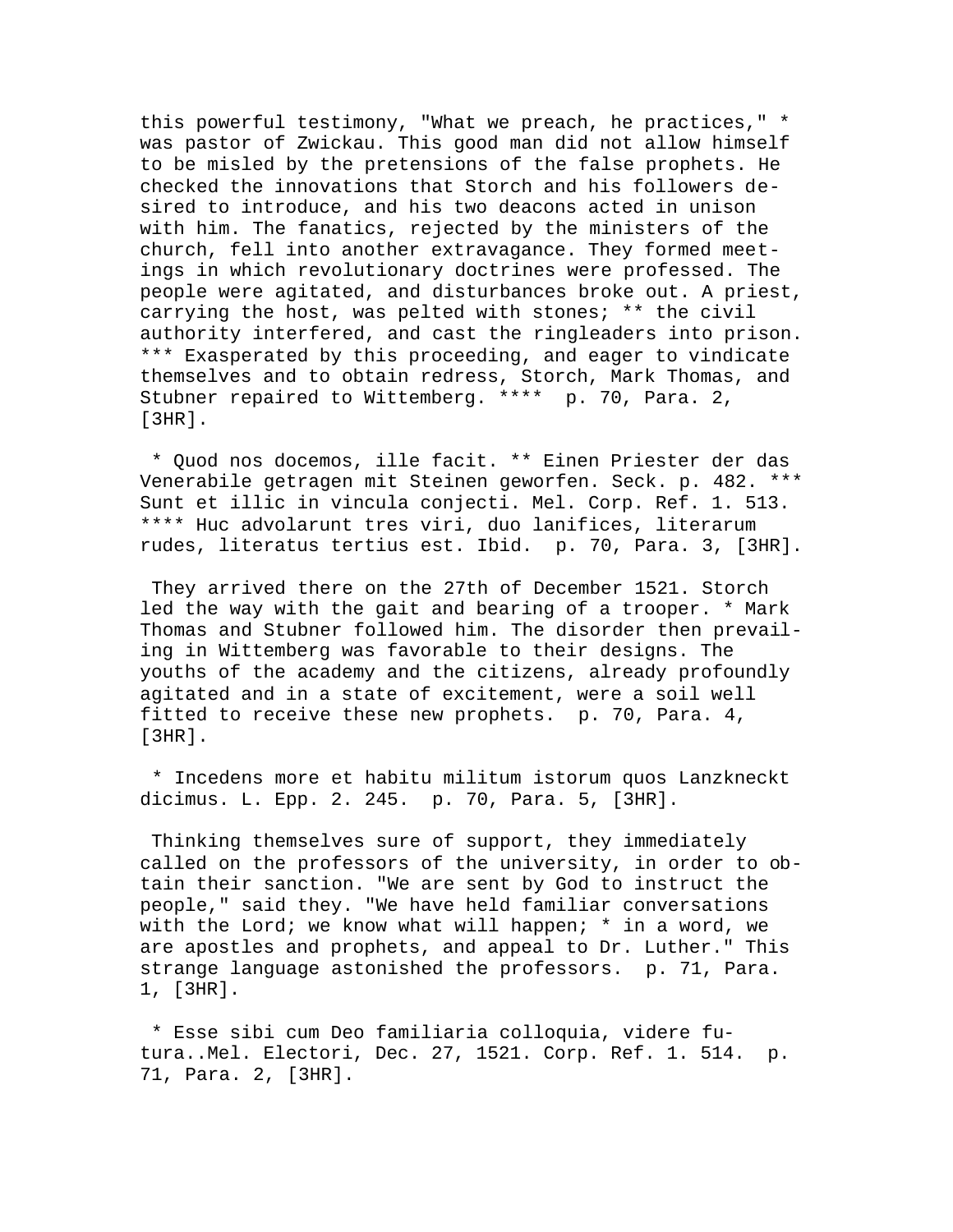this powerful testimony, "What we preach, he practices," * was pastor of Zwickau. This good man did not allow himself to be misled by the pretensions of the false prophets. He checked the innovations that Storch and his followers desired to introduce, and his two deacons acted in unison with him. The fanatics, rejected by the ministers of the church, fell into another extravagance. They formed meetings in which revolutionary doctrines were professed. The people were agitated, and disturbances broke out. A priest, carrying the host, was pelted with stones; ** the civil authority interfered, and cast the ringleaders into prison. *** Exasperated by this proceeding, and eager to vindicate themselves and to obtain redress, Storch, Mark Thomas, and Stubner repaired to Wittemberg. **** p. 70, Para. 2, [3HR].

* Quod nos docemos, ille facit. ** Einen Priester der das Venerabile getragen mit Steinen geworfen. Seck. p. 482. *** Sunt et illic in vincula conjecti. Mel. Corp. Ref. 1. 513. **** Huc advolarunt tres viri, duo lanifices, literarum rudes, literatus tertius est. Ibid. p. 70, Para. 3, [3HR].

They arrived there on the 27th of December 1521. Storch led the way with the gait and bearing of a trooper. * Mark Thomas and Stubner followed him. The disorder then prevailing in Wittemberg was favorable to their designs. The youths of the academy and the citizens, already profoundly agitated and in a state of excitement, were a soil well fitted to receive these new prophets. p. 70, Para. 4, [3HR].

* Incedens more et habitu militum istorum quos Lanzkneckt dicimus. L. Epp. 2. 245. p. 70, Para. 5, [3HR].

Thinking themselves sure of support, they immediately called on the professors of the university, in order to obtain their sanction. "We are sent by God to instruct the people," said they. "We have held familiar conversations with the Lord; we know what will happen; * in a word, we are apostles and prophets, and appeal to Dr. Luther." This strange language astonished the professors. p. 71, Para. 1, [3HR].

* Esse sibi cum Deo familiaria colloquia, videre futura..Mel. Electori, Dec. 27, 1521. Corp. Ref. 1. 514. p. 71, Para. 2, [3HR].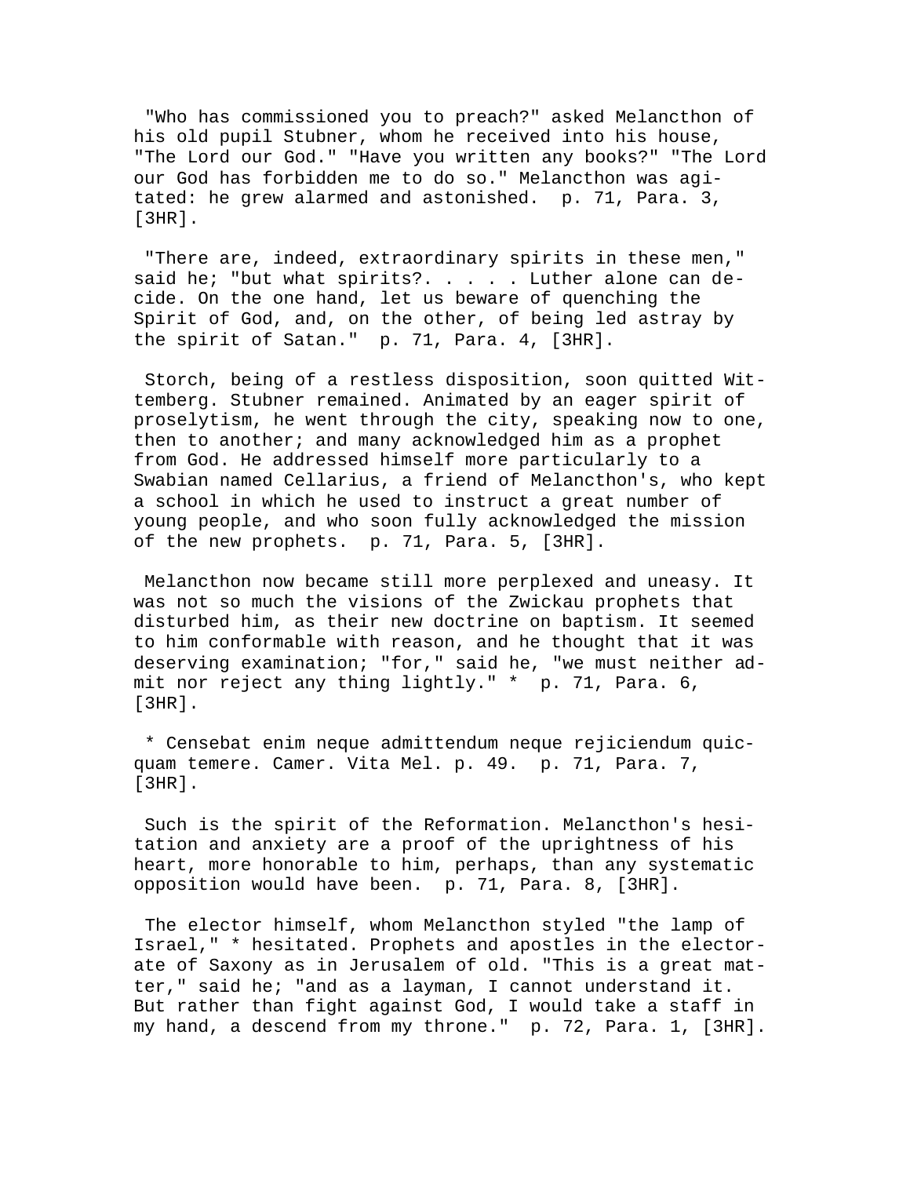"Who has commissioned you to preach?" asked Melancthon of his old pupil Stubner, whom he received into his house, "The Lord our God." "Have you written any books?" "The Lord our God has forbidden me to do so." Melancthon was agitated: he grew alarmed and astonished. p. 71, Para. 3, [3HR].

"There are, indeed, extraordinary spirits in these men," said he; "but what spirits?. . . . . Luther alone can decide. On the one hand, let us beware of quenching the Spirit of God, and, on the other, of being led astray by the spirit of Satan." p. 71, Para. 4, [3HR].

Storch, being of a restless disposition, soon quitted Wittemberg. Stubner remained. Animated by an eager spirit of proselytism, he went through the city, speaking now to one, then to another; and many acknowledged him as a prophet from God. He addressed himself more particularly to a Swabian named Cellarius, a friend of Melancthon's, who kept a school in which he used to instruct a great number of young people, and who soon fully acknowledged the mission of the new prophets. p. 71, Para. 5, [3HR].

Melancthon now became still more perplexed and uneasy. It was not so much the visions of the Zwickau prophets that disturbed him, as their new doctrine on baptism. It seemed to him conformable with reason, and he thought that it was deserving examination; "for," said he, "we must neither admit nor reject any thing lightly." * p. 71, Para. 6, [3HR].

* Censebat enim neque admittendum neque rejiciendum quicquam temere. Camer. Vita Mel. p. 49. p. 71, Para. 7, [3HR].

Such is the spirit of the Reformation. Melancthon's hesitation and anxiety are a proof of the uprightness of his heart, more honorable to him, perhaps, than any systematic opposition would have been. p. 71, Para. 8, [3HR].

The elector himself, whom Melancthon styled "the lamp of Israel," * hesitated. Prophets and apostles in the electorate of Saxony as in Jerusalem of old. "This is a great matter," said he; "and as a layman, I cannot understand it. But rather than fight against God, I would take a staff in my hand, a descend from my throne." p. 72, Para. 1, [3HR].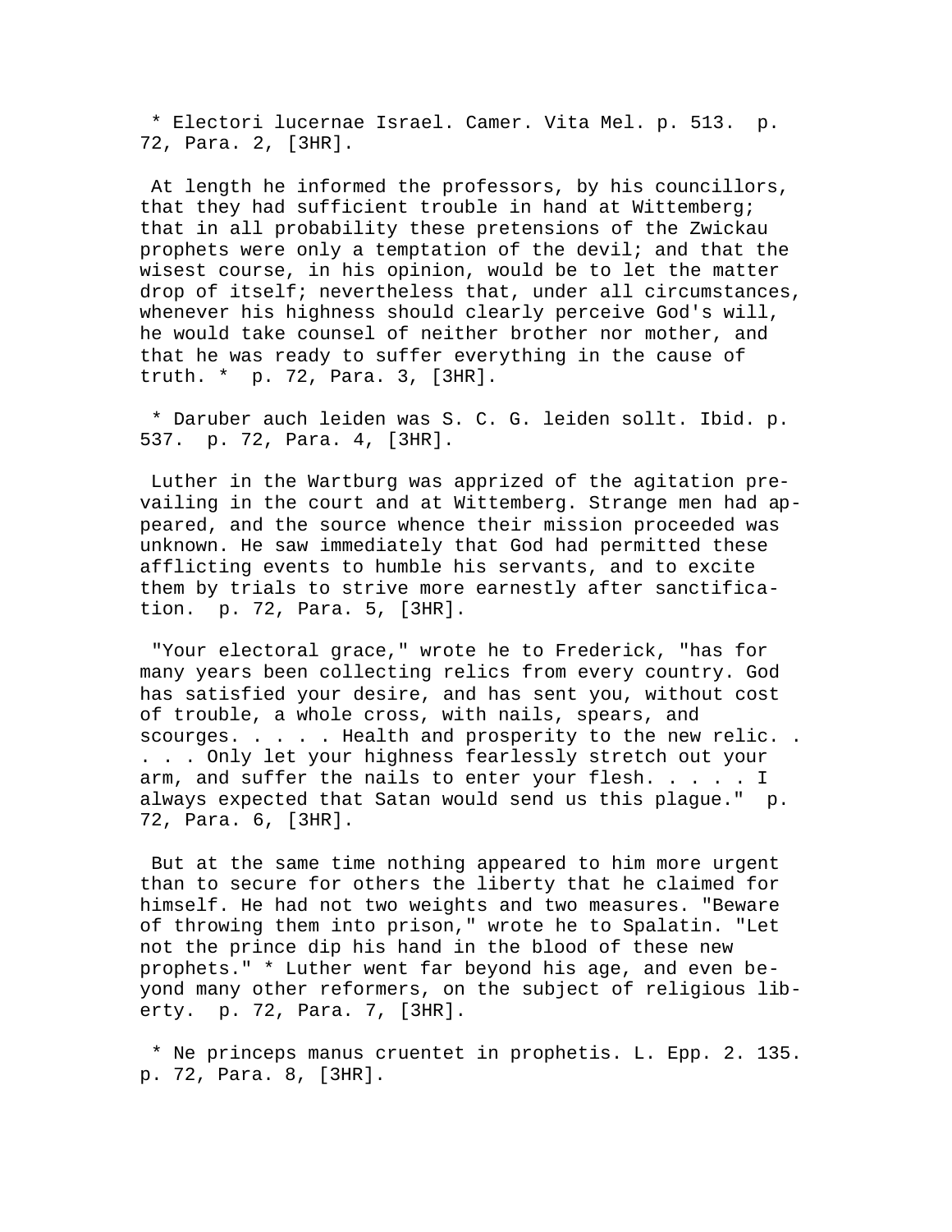* Electori lucernae Israel. Camer. Vita Mel. p. 513. p. 72, Para. 2, [3HR].

At length he informed the professors, by his councillors, that they had sufficient trouble in hand at Wittemberg; that in all probability these pretensions of the Zwickau prophets were only a temptation of the devil; and that the wisest course, in his opinion, would be to let the matter drop of itself; nevertheless that, under all circumstances, whenever his highness should clearly perceive God's will, he would take counsel of neither brother nor mother, and that he was ready to suffer everything in the cause of truth. * p. 72, Para. 3, [3HR].

* Daruber auch leiden was S. C. G. leiden sollt. Ibid. p. 537. p. 72, Para. 4, [3HR].

Luther in the Wartburg was apprized of the agitation prevailing in the court and at Wittemberg. Strange men had appeared, and the source whence their mission proceeded was unknown. He saw immediately that God had permitted these afflicting events to humble his servants, and to excite them by trials to strive more earnestly after sanctification. p. 72, Para. 5, [3HR].

"Your electoral grace," wrote he to Frederick, "has for many years been collecting relics from every country. God has satisfied your desire, and has sent you, without cost of trouble, a whole cross, with nails, spears, and scourges. . . . . Health and prosperity to the new relic. . . . . Only let your highness fearlessly stretch out your arm, and suffer the nails to enter your flesh. . . . . I always expected that Satan would send us this plague." p. 72, Para. 6, [3HR].

But at the same time nothing appeared to him more urgent than to secure for others the liberty that he claimed for himself. He had not two weights and two measures. "Beware of throwing them into prison," wrote he to Spalatin. "Let not the prince dip his hand in the blood of these new prophets." * Luther went far beyond his age, and even beyond many other reformers, on the subject of religious liberty. p. 72, Para. 7, [3HR].

* Ne princeps manus cruentet in prophetis. L. Epp. 2. 135. p. 72, Para. 8, [3HR].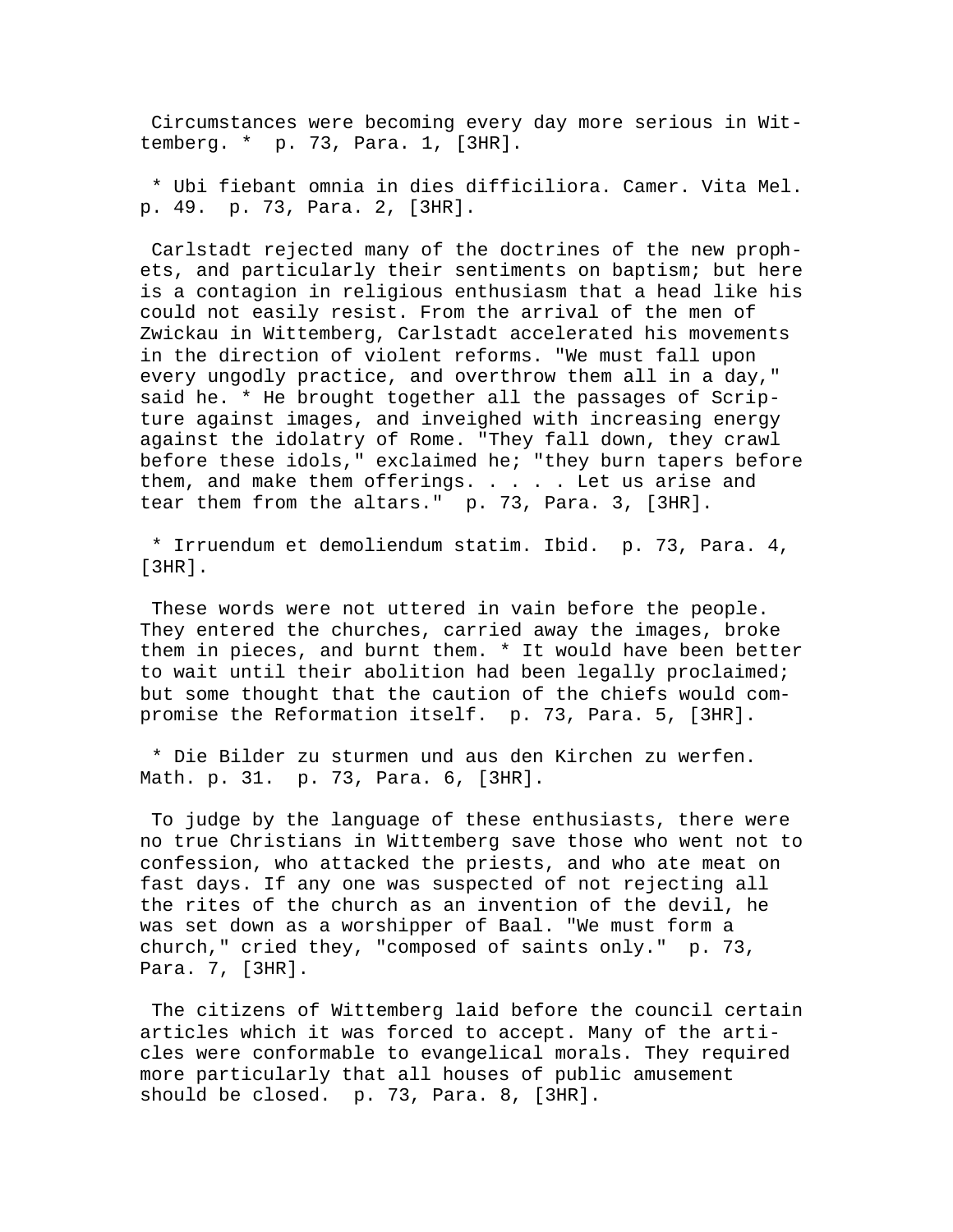Circumstances were becoming every day more serious in Wittemberg. * p. 73, Para. 1, [3HR].

* Ubi fiebant omnia in dies difficiliora. Camer. Vita Mel. p. 49. p. 73, Para. 2, [3HR].

Carlstadt rejected many of the doctrines of the new prophets, and particularly their sentiments on baptism; but here is a contagion in religious enthusiasm that a head like his could not easily resist. From the arrival of the men of Zwickau in Wittemberg, Carlstadt accelerated his movements in the direction of violent reforms. "We must fall upon every ungodly practice, and overthrow them all in a day," said he. * He brought together all the passages of Scripture against images, and inveighed with increasing energy against the idolatry of Rome. "They fall down, they crawl before these idols," exclaimed he; "they burn tapers before them, and make them offerings. . . . . Let us arise and tear them from the altars." p. 73, Para. 3, [3HR].

* Irruendum et demoliendum statim. Ibid. p. 73, Para. 4, [3HR].

These words were not uttered in vain before the people. They entered the churches, carried away the images, broke them in pieces, and burnt them. * It would have been better to wait until their abolition had been legally proclaimed; but some thought that the caution of the chiefs would compromise the Reformation itself. p. 73, Para. 5, [3HR].

* Die Bilder zu sturmen und aus den Kirchen zu werfen. Math. p. 31. p. 73, Para. 6, [3HR].

To judge by the language of these enthusiasts, there were no true Christians in Wittemberg save those who went not to confession, who attacked the priests, and who ate meat on fast days. If any one was suspected of not rejecting all the rites of the church as an invention of the devil, he was set down as a worshipper of Baal. "We must form a church," cried they, "composed of saints only." p. 73, Para. 7, [3HR].

The citizens of Wittemberg laid before the council certain articles which it was forced to accept. Many of the articles were conformable to evangelical morals. They required more particularly that all houses of public amusement should be closed. p. 73, Para. 8, [3HR].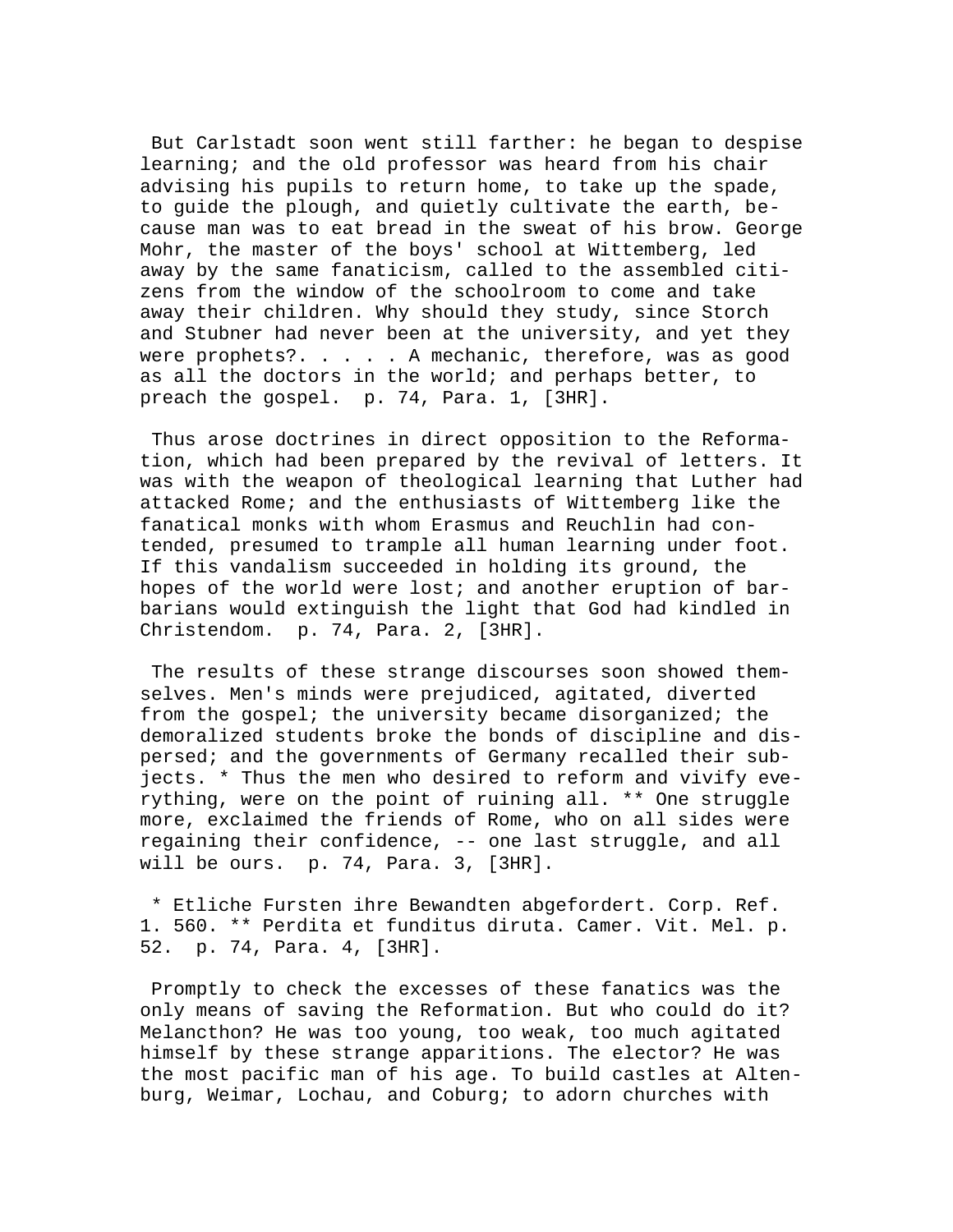But Carlstadt soon went still farther: he began to despise learning; and the old professor was heard from his chair advising his pupils to return home, to take up the spade, to guide the plough, and quietly cultivate the earth, because man was to eat bread in the sweat of his brow. George Mohr, the master of the boys' school at Wittemberg, led away by the same fanaticism, called to the assembled citizens from the window of the schoolroom to come and take away their children. Why should they study, since Storch and Stubner had never been at the university, and yet they were prophets?. . . . . A mechanic, therefore, was as good as all the doctors in the world; and perhaps better, to preach the gospel. p. 74, Para. 1, [3HR].

Thus arose doctrines in direct opposition to the Reformation, which had been prepared by the revival of letters. It was with the weapon of theological learning that Luther had attacked Rome; and the enthusiasts of Wittemberg like the fanatical monks with whom Erasmus and Reuchlin had contended, presumed to trample all human learning under foot. If this vandalism succeeded in holding its ground, the hopes of the world were lost; and another eruption of barbarians would extinguish the light that God had kindled in Christendom. p. 74, Para. 2, [3HR].

The results of these strange discourses soon showed themselves. Men's minds were prejudiced, agitated, diverted from the gospel; the university became disorganized; the demoralized students broke the bonds of discipline and dispersed; and the governments of Germany recalled their subjects. * Thus the men who desired to reform and vivify everything, were on the point of ruining all. ** One struggle more, exclaimed the friends of Rome, who on all sides were regaining their confidence, -- one last struggle, and all will be ours. p. 74, Para. 3, [3HR].

* Etliche Fursten ihre Bewandten abgefordert. Corp. Ref. 1. 560. ** Perdita et funditus diruta. Camer. Vit. Mel. p. 52. p. 74, Para. 4, [3HR].

Promptly to check the excesses of these fanatics was the only means of saving the Reformation. But who could do it? Melancthon? He was too young, too weak, too much agitated himself by these strange apparitions. The elector? He was the most pacific man of his age. To build castles at Altenburg, Weimar, Lochau, and Coburg; to adorn churches with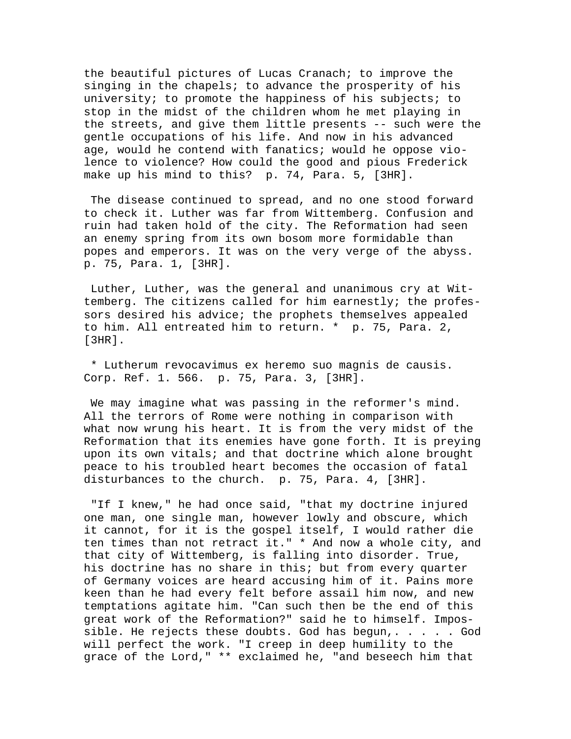the beautiful pictures of Lucas Cranach; to improve the singing in the chapels; to advance the prosperity of his university; to promote the happiness of his subjects; to stop in the midst of the children whom he met playing in the streets, and give them little presents -- such were the gentle occupations of his life. And now in his advanced age, would he contend with fanatics; would he oppose violence to violence? How could the good and pious Frederick make up his mind to this?  p. 74, Para. 5, [3HR].

The disease continued to spread, and no one stood forward to check it. Luther was far from Wittemberg. Confusion and ruin had taken hold of the city. The Reformation had seen an enemy spring from its own bosom more formidable than popes and emperors. It was on the very verge of the abyss.  p. 75, Para. 1, [3HR].

Luther, Luther, was the general and unanimous cry at Wittemberg. The citizens called for him earnestly; the professors desired his advice; the prophets themselves appealed to him. All entreated him to return. *  p. 75, Para. 2, [3HR].

* Lutherum revocavimus ex heremo suo magnis de causis. Corp. Ref. 1. 566.  p. 75, Para. 3, [3HR].

We may imagine what was passing in the reformer's mind. All the terrors of Rome were nothing in comparison with what now wrung his heart. It is from the very midst of the Reformation that its enemies have gone forth. It is preying upon its own vitals; and that doctrine which alone brought peace to his troubled heart becomes the occasion of fatal disturbances to the church.  p. 75, Para. 4, [3HR].

"If I knew," he had once said, "that my doctrine injured one man, one single man, however lowly and obscure, which it cannot, for it is the gospel itself, I would rather die ten times than not retract it." * And now a whole city, and that city of Wittemberg, is falling into disorder. True, his doctrine has no share in this; but from every quarter of Germany voices are heard accusing him of it. Pains more keen than he had every felt before assail him now, and new temptations agitate him. "Can such then be the end of this great work of the Reformation?" said he to himself. Impossible. He rejects these doubts. God has begun,. . . . . God will perfect the work. "I creep in deep humility to the grace of the Lord," ** exclaimed he, "and beseech him that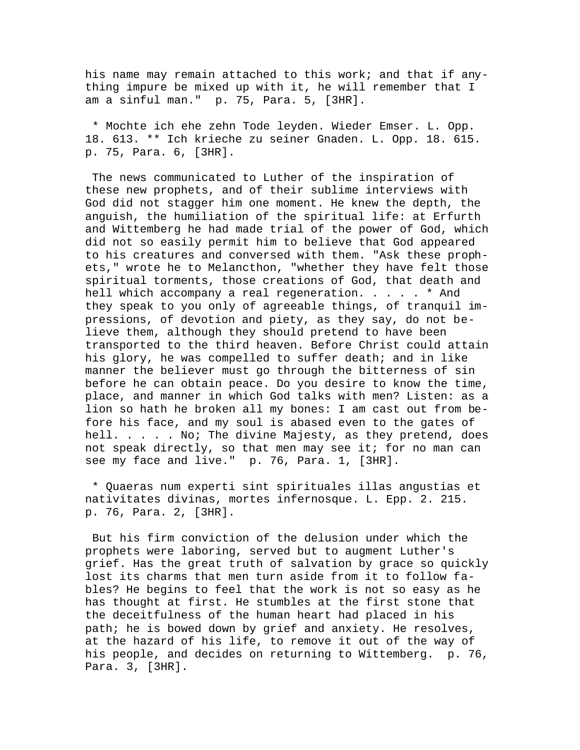his name may remain attached to this work; and that if anything impure be mixed up with it, he will remember that I am a sinful man."  p. 75, Para. 5, [3HR].

* Mochte ich ehe zehn Tode leyden. Wieder Emser. L. Opp. 18. 613. ** Ich krieche zu seiner Gnaden. L. Opp. 18. 615. p. 75, Para. 6, [3HR].

The news communicated to Luther of the inspiration of these new prophets, and of their sublime interviews with God did not stagger him one moment. He knew the depth, the anguish, the humiliation of the spiritual life: at Erfurth and Wittemberg he had made trial of the power of God, which did not so easily permit him to believe that God appeared to his creatures and conversed with them. "Ask these prophets," wrote he to Melancthon, "whether they have felt those spiritual torments, those creations of God, that death and hell which accompany a real regeneration. . . . . * And they speak to you only of agreeable things, of tranquil impressions, of devotion and piety, as they say, do not believe them, although they should pretend to have been transported to the third heaven. Before Christ could attain his glory, he was compelled to suffer death; and in like manner the believer must go through the bitterness of sin before he can obtain peace. Do you desire to know the time, place, and manner in which God talks with men? Listen: as a lion so hath he broken all my bones: I am cast out from before his face, and my soul is abased even to the gates of hell. . . . . No; The divine Majesty, as they pretend, does not speak directly, so that men may see it; for no man can see my face and live."  p. 76, Para. 1, [3HR].

* Quaeras num experti sint spirituales illas angustias et nativitates divinas, mortes infernosque. L. Epp. 2. 215. p. 76, Para. 2, [3HR].

But his firm conviction of the delusion under which the prophets were laboring, served but to augment Luther's grief. Has the great truth of salvation by grace so quickly lost its charms that men turn aside from it to follow fables? He begins to feel that the work is not so easy as he has thought at first. He stumbles at the first stone that the deceitfulness of the human heart had placed in his path; he is bowed down by grief and anxiety. He resolves, at the hazard of his life, to remove it out of the way of his people, and decides on returning to Wittemberg.  p. 76, Para. 3, [3HR].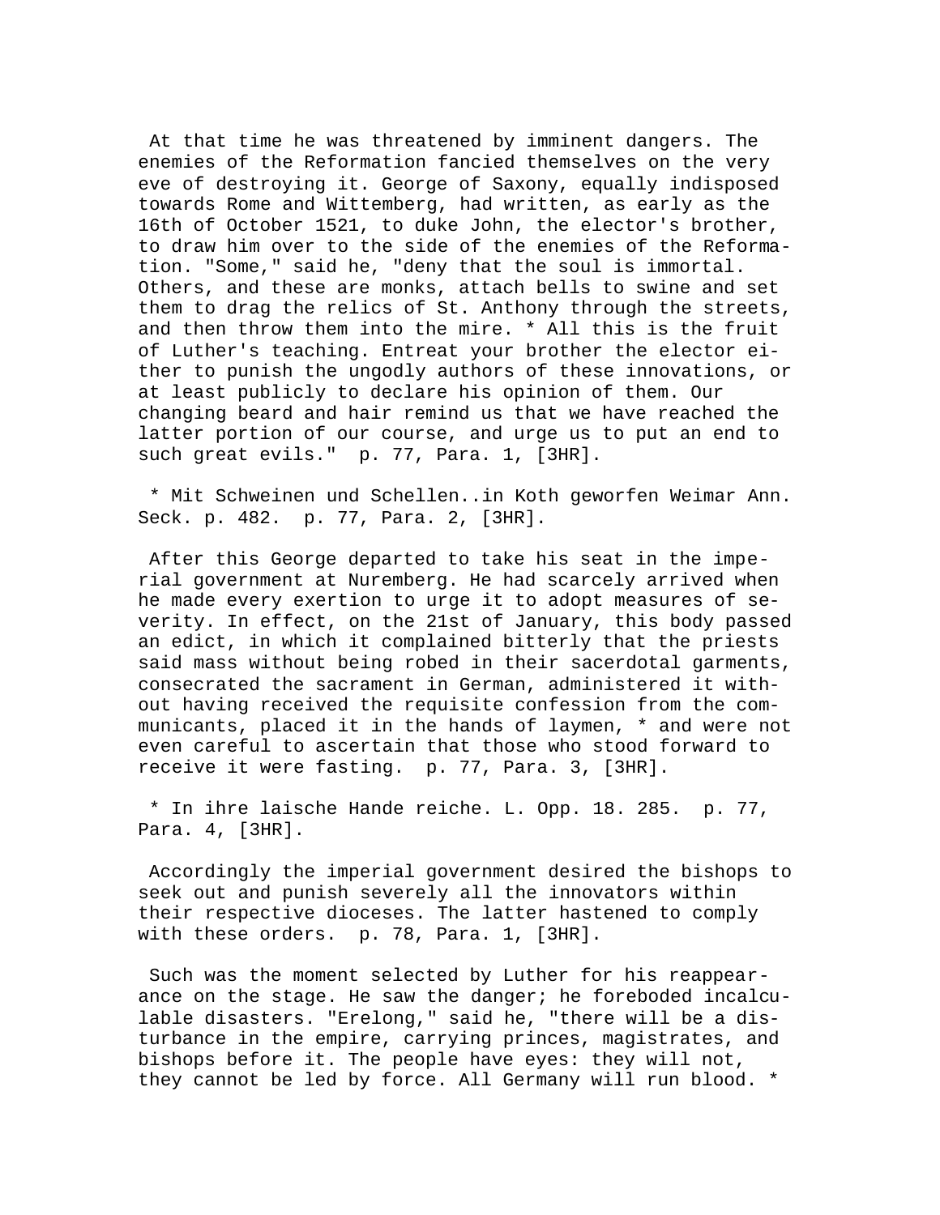At that time he was threatened by imminent dangers. The enemies of the Reformation fancied themselves on the very eve of destroying it. George of Saxony, equally indisposed towards Rome and Wittemberg, had written, as early as the 16th of October 1521, to duke John, the elector's brother, to draw him over to the side of the enemies of the Reformation. "Some," said he, "deny that the soul is immortal. Others, and these are monks, attach bells to swine and set them to drag the relics of St. Anthony through the streets, and then throw them into the mire. * All this is the fruit of Luther's teaching. Entreat your brother the elector either to punish the ungodly authors of these innovations, or at least publicly to declare his opinion of them. Our changing beard and hair remind us that we have reached the latter portion of our course, and urge us to put an end to such great evils." p. 77, Para. 1, [3HR].

* Mit Schweinen und Schellen..in Koth geworfen Weimar Ann. Seck. p. 482. p. 77, Para. 2, [3HR].

After this George departed to take his seat in the imperial government at Nuremberg. He had scarcely arrived when he made every exertion to urge it to adopt measures of severity. In effect, on the 21st of January, this body passed an edict, in which it complained bitterly that the priests said mass without being robed in their sacerdotal garments, consecrated the sacrament in German, administered it without having received the requisite confession from the communicants, placed it in the hands of laymen, * and were not even careful to ascertain that those who stood forward to receive it were fasting. p. 77, Para. 3, [3HR].

* In ihre laische Hande reiche. L. Opp. 18. 285. p. 77, Para. 4, [3HR].

Accordingly the imperial government desired the bishops to seek out and punish severely all the innovators within their respective dioceses. The latter hastened to comply with these orders. p. 78, Para. 1, [3HR].

Such was the moment selected by Luther for his reappearance on the stage. He saw the danger; he foreboded incalculable disasters. "Erelong," said he, "there will be a disturbance in the empire, carrying princes, magistrates, and bishops before it. The people have eyes: they will not, they cannot be led by force. All Germany will run blood. *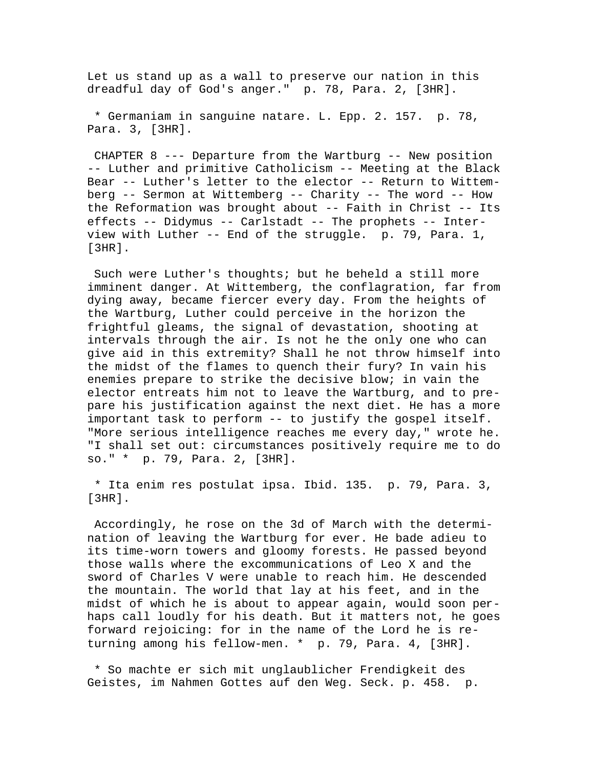Let us stand up as a wall to preserve our nation in this dreadful day of God's anger."  p. 78, Para. 2, [3HR].

* Germaniam in sanguine natare. L. Epp. 2. 157.  p. 78, Para. 3, [3HR].

CHAPTER 8 --- Departure from the Wartburg -- New position -- Luther and primitive Catholicism -- Meeting at the Black Bear -- Luther's letter to the elector -- Return to Wittemberg -- Sermon at Wittemberg -- Charity -- The word -- How the Reformation was brought about -- Faith in Christ -- Its effects -- Didymus -- Carlstadt -- The prophets -- Interview with Luther -- End of the struggle.  p. 79, Para. 1, [3HR].

Such were Luther's thoughts; but he beheld a still more imminent danger. At Wittemberg, the conflagration, far from dying away, became fiercer every day. From the heights of the Wartburg, Luther could perceive in the horizon the frightful gleams, the signal of devastation, shooting at intervals through the air. Is not he the only one who can give aid in this extremity? Shall he not throw himself into the midst of the flames to quench their fury? In vain his enemies prepare to strike the decisive blow; in vain the elector entreats him not to leave the Wartburg, and to prepare his justification against the next diet. He has a more important task to perform -- to justify the gospel itself. "More serious intelligence reaches me every day," wrote he. "I shall set out: circumstances positively require me to do so." *  p. 79, Para. 2, [3HR].

* Ita enim res postulat ipsa. Ibid. 135.  p. 79, Para. 3, [3HR].

Accordingly, he rose on the 3d of March with the determination of leaving the Wartburg for ever. He bade adieu to its time-worn towers and gloomy forests. He passed beyond those walls where the excommunications of Leo X and the sword of Charles V were unable to reach him. He descended the mountain. The world that lay at his feet, and in the midst of which he is about to appear again, would soon perhaps call loudly for his death. But it matters not, he goes forward rejoicing: for in the name of the Lord he is returning among his fellow-men. *  p. 79, Para. 4, [3HR].

* So machte er sich mit unglaublicher Frendigkeit des Geistes, im Nahmen Gottes auf den Weg. Seck. p. 458.  p.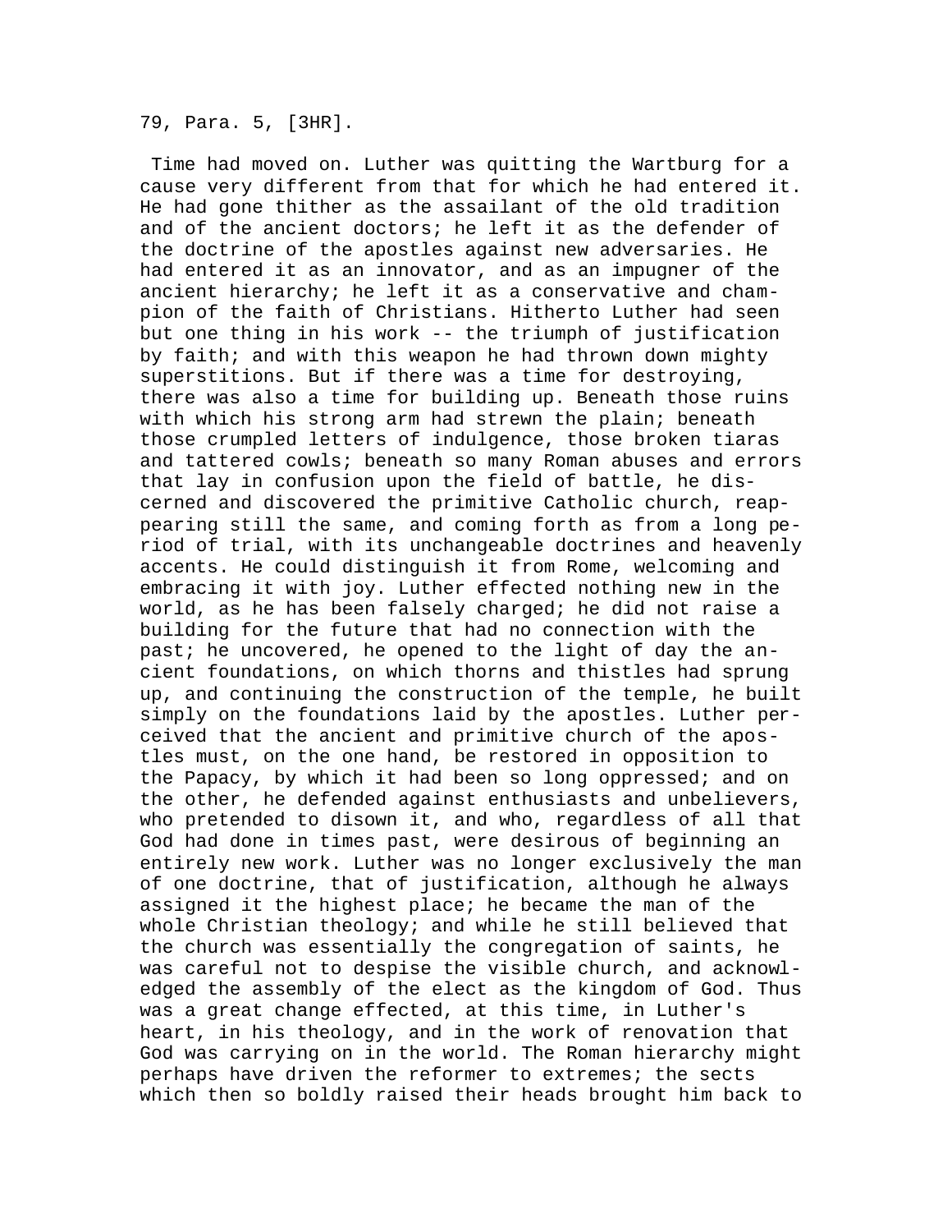79, Para. 5, [3HR].

Time had moved on. Luther was quitting the Wartburg for a cause very different from that for which he had entered it. He had gone thither as the assailant of the old tradition and of the ancient doctors; he left it as the defender of the doctrine of the apostles against new adversaries. He had entered it as an innovator, and as an impugner of the ancient hierarchy; he left it as a conservative and champion of the faith of Christians. Hitherto Luther had seen but one thing in his work -- the triumph of justification by faith; and with this weapon he had thrown down mighty superstitions. But if there was a time for destroying, there was also a time for building up. Beneath those ruins with which his strong arm had strewn the plain; beneath those crumpled letters of indulgence, those broken tiaras and tattered cowls; beneath so many Roman abuses and errors that lay in confusion upon the field of battle, he discerned and discovered the primitive Catholic church, reappearing still the same, and coming forth as from a long period of trial, with its unchangeable doctrines and heavenly accents. He could distinguish it from Rome, welcoming and embracing it with joy. Luther effected nothing new in the world, as he has been falsely charged; he did not raise a building for the future that had no connection with the past; he uncovered, he opened to the light of day the ancient foundations, on which thorns and thistles had sprung up, and continuing the construction of the temple, he built simply on the foundations laid by the apostles. Luther perceived that the ancient and primitive church of the apostles must, on the one hand, be restored in opposition to the Papacy, by which it had been so long oppressed; and on the other, he defended against enthusiasts and unbelievers, who pretended to disown it, and who, regardless of all that God had done in times past, were desirous of beginning an entirely new work. Luther was no longer exclusively the man of one doctrine, that of justification, although he always assigned it the highest place; he became the man of the whole Christian theology; and while he still believed that the church was essentially the congregation of saints, he was careful not to despise the visible church, and acknowledged the assembly of the elect as the kingdom of God. Thus was a great change effected, at this time, in Luther's heart, in his theology, and in the work of renovation that God was carrying on in the world. The Roman hierarchy might perhaps have driven the reformer to extremes; the sects which then so boldly raised their heads brought him back to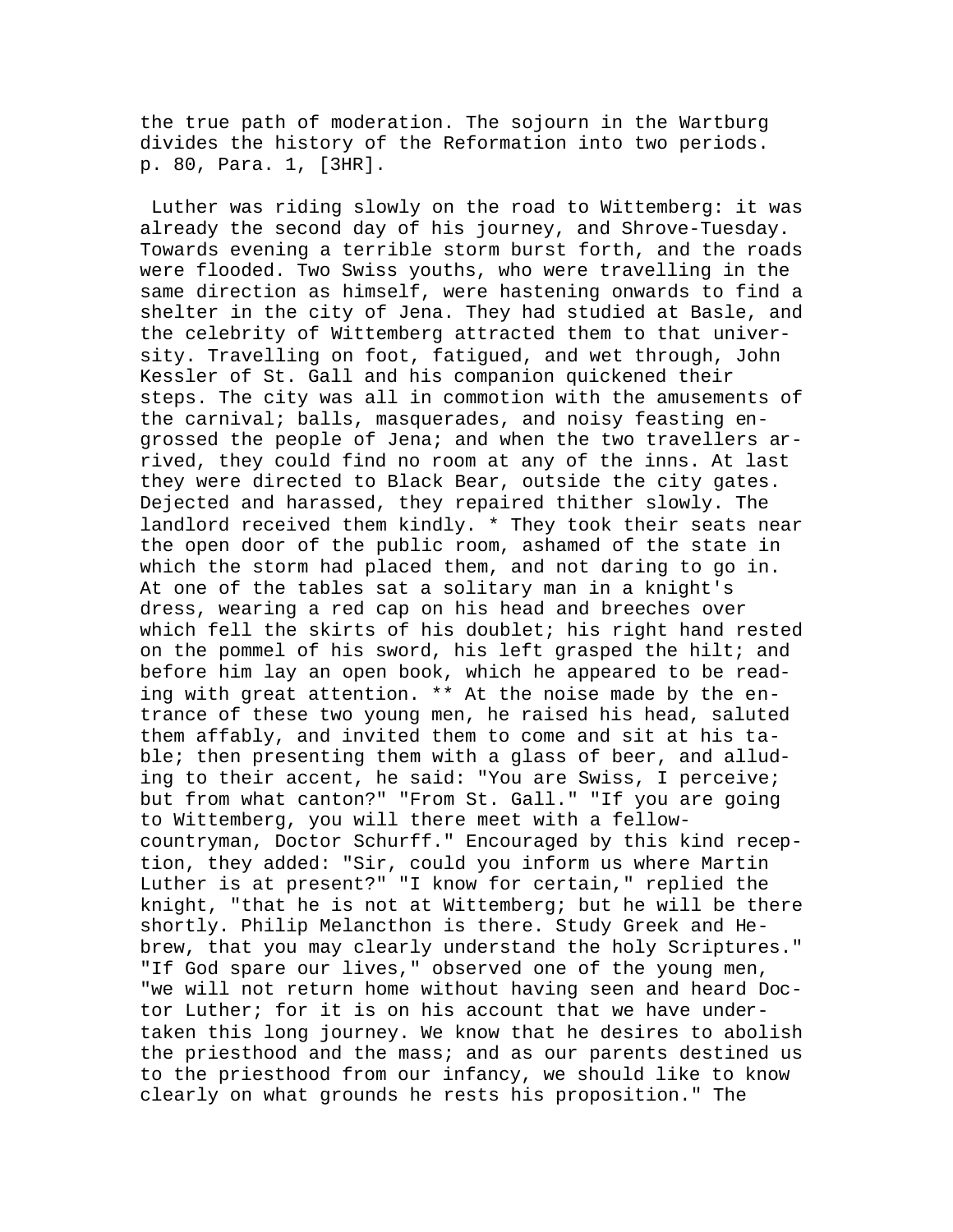the true path of moderation. The sojourn in the Wartburg divides the history of the Reformation into two periods. p. 80, Para. 1, [3HR].

Luther was riding slowly on the road to Wittemberg: it was already the second day of his journey, and Shrove-Tuesday. Towards evening a terrible storm burst forth, and the roads were flooded. Two Swiss youths, who were travelling in the same direction as himself, were hastening onwards to find a shelter in the city of Jena. They had studied at Basle, and the celebrity of Wittemberg attracted them to that university. Travelling on foot, fatigued, and wet through, John Kessler of St. Gall and his companion quickened their steps. The city was all in commotion with the amusements of the carnival; balls, masquerades, and noisy feasting engrossed the people of Jena; and when the two travellers arrived, they could find no room at any of the inns. At last they were directed to Black Bear, outside the city gates. Dejected and harassed, they repaired thither slowly. The landlord received them kindly. * They took their seats near the open door of the public room, ashamed of the state in which the storm had placed them, and not daring to go in. At one of the tables sat a solitary man in a knight's dress, wearing a red cap on his head and breeches over which fell the skirts of his doublet; his right hand rested on the pommel of his sword, his left grasped the hilt; and before him lay an open book, which he appeared to be reading with great attention. ** At the noise made by the entrance of these two young men, he raised his head, saluted them affably, and invited them to come and sit at his table; then presenting them with a glass of beer, and alluding to their accent, he said: "You are Swiss, I perceive; but from what canton?" "From St. Gall." "If you are going to Wittemberg, you will there meet with a fellow-countryman, Doctor Schurff." Encouraged by this kind reception, they added: "Sir, could you inform us where Martin Luther is at present?" "I know for certain," replied the knight, "that he is not at Wittemberg; but he will be there shortly. Philip Melancthon is there. Study Greek and Hebrew, that you may clearly understand the holy Scriptures." "If God spare our lives," observed one of the young men, "we will not return home without having seen and heard Doctor Luther; for it is on his account that we have undertaken this long journey. We know that he desires to abolish the priesthood and the mass; and as our parents destined us to the priesthood from our infancy, we should like to know clearly on what grounds he rests his proposition." The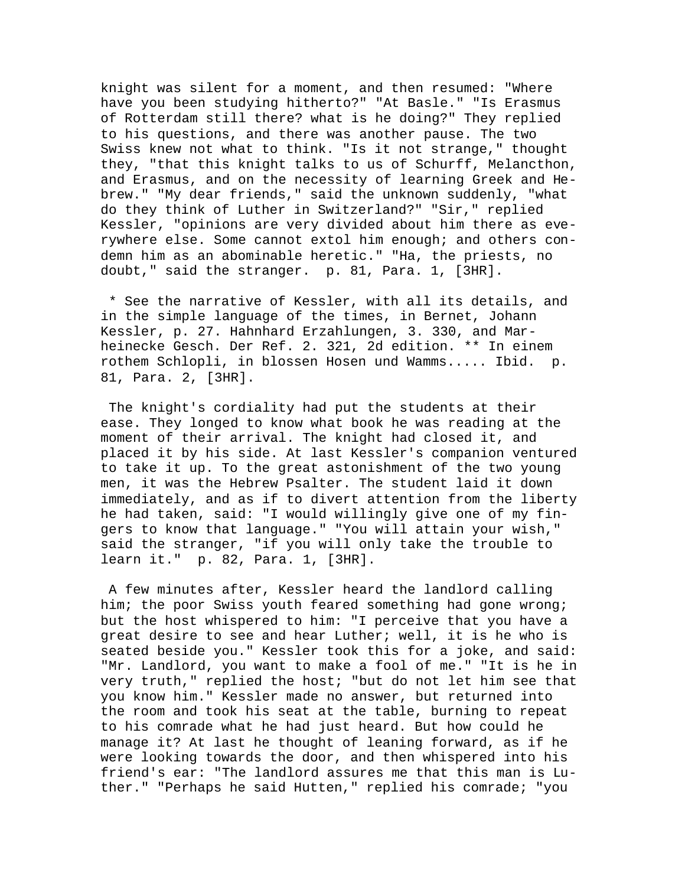knight was silent for a moment, and then resumed: "Where have you been studying hitherto?" "At Basle." "Is Erasmus of Rotterdam still there? what is he doing?" They replied to his questions, and there was another pause. The two Swiss knew not what to think. "Is it not strange," thought they, "that this knight talks to us of Schurff, Melancthon, and Erasmus, and on the necessity of learning Greek and Hebrew." "My dear friends," said the unknown suddenly, "what do they think of Luther in Switzerland?" "Sir," replied Kessler, "opinions are very divided about him there as everywhere else. Some cannot extol him enough; and others condemn him as an abominable heretic." "Ha, the priests, no doubt," said the stranger. p. 81, Para. 1, [3HR].

* See the narrative of Kessler, with all its details, and in the simple language of the times, in Bernet, Johann Kessler, p. 27. Hahnhard Erzahlungen, 3. 330, and Marheinecke Gesch. Der Ref. 2. 321, 2d edition. ** In einem rothem Schlopli, in blossen Hosen und Wamms..... Ibid. p. 81, Para. 2, [3HR].

The knight's cordiality had put the students at their ease. They longed to know what book he was reading at the moment of their arrival. The knight had closed it, and placed it by his side. At last Kessler's companion ventured to take it up. To the great astonishment of the two young men, it was the Hebrew Psalter. The student laid it down immediately, and as if to divert attention from the liberty he had taken, said: "I would willingly give one of my fingers to know that language." "You will attain your wish," said the stranger, "if you will only take the trouble to learn it." p. 82, Para. 1, [3HR].

A few minutes after, Kessler heard the landlord calling him; the poor Swiss youth feared something had gone wrong; but the host whispered to him: "I perceive that you have a great desire to see and hear Luther; well, it is he who is seated beside you." Kessler took this for a joke, and said: "Mr. Landlord, you want to make a fool of me." "It is he in very truth," replied the host; "but do not let him see that you know him." Kessler made no answer, but returned into the room and took his seat at the table, burning to repeat to his comrade what he had just heard. But how could he manage it? At last he thought of leaning forward, as if he were looking towards the door, and then whispered into his friend's ear: "The landlord assures me that this man is Luther." "Perhaps he said Hutten," replied his comrade; "you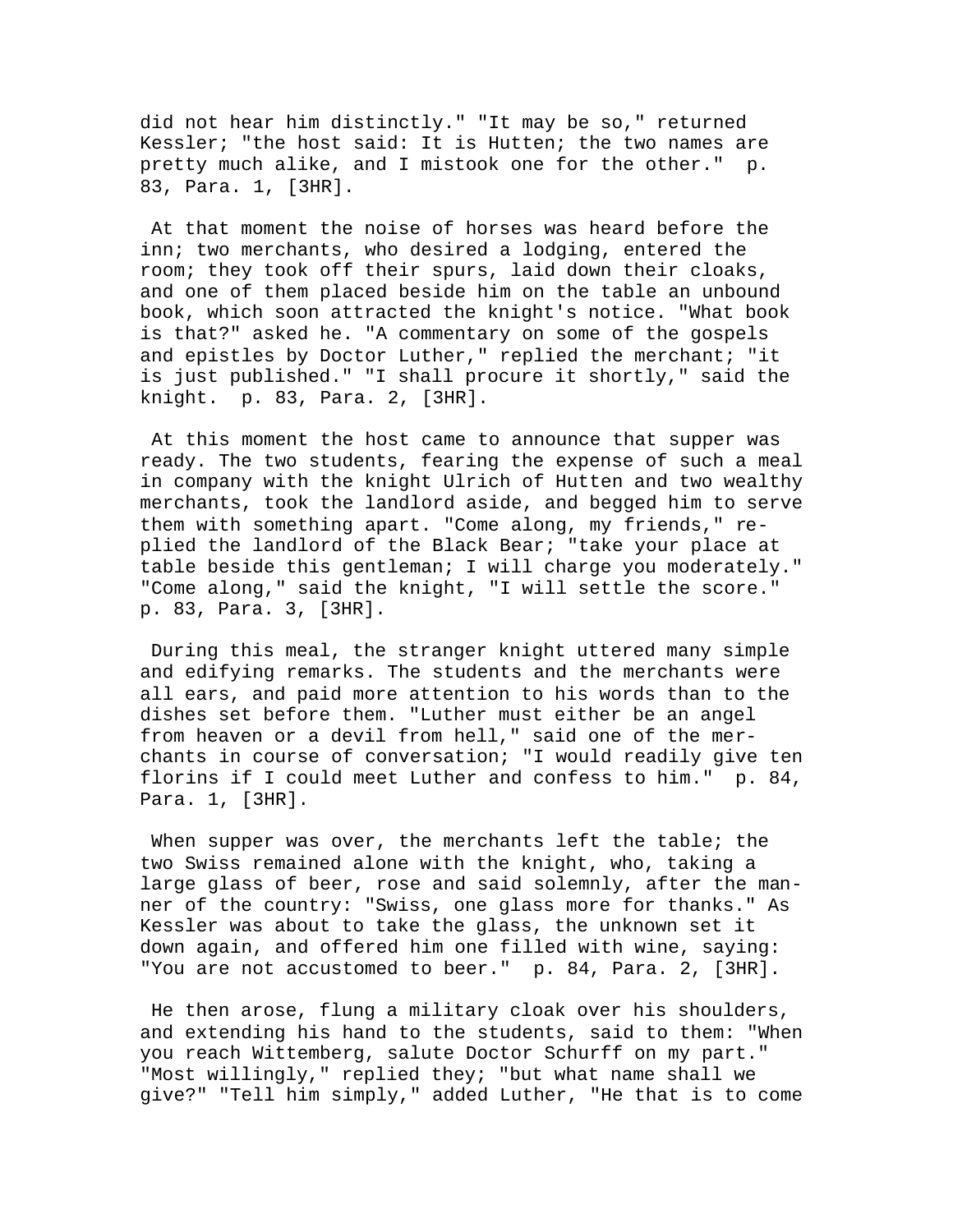did not hear him distinctly." "It may be so," returned Kessler; "the host said: It is Hutten; the two names are pretty much alike, and I mistook one for the other." p. 83, Para. 1, [3HR].

At that moment the noise of horses was heard before the inn; two merchants, who desired a lodging, entered the room; they took off their spurs, laid down their cloaks, and one of them placed beside him on the table an unbound book, which soon attracted the knight's notice. "What book is that?" asked he. "A commentary on some of the gospels and epistles by Doctor Luther," replied the merchant; "it is just published." "I shall procure it shortly," said the knight. p. 83, Para. 2, [3HR].

At this moment the host came to announce that supper was ready. The two students, fearing the expense of such a meal in company with the knight Ulrich of Hutten and two wealthy merchants, took the landlord aside, and begged him to serve them with something apart. "Come along, my friends," replied the landlord of the Black Bear; "take your place at table beside this gentleman; I will charge you moderately." "Come along," said the knight, "I will settle the score." p. 83, Para. 3, [3HR].

During this meal, the stranger knight uttered many simple and edifying remarks. The students and the merchants were all ears, and paid more attention to his words than to the dishes set before them. "Luther must either be an angel from heaven or a devil from hell," said one of the merchants in course of conversation; "I would readily give ten florins if I could meet Luther and confess to him." p. 84, Para. 1, [3HR].

When supper was over, the merchants left the table; the two Swiss remained alone with the knight, who, taking a large glass of beer, rose and said solemnly, after the manner of the country: "Swiss, one glass more for thanks." As Kessler was about to take the glass, the unknown set it down again, and offered him one filled with wine, saying: "You are not accustomed to beer." p. 84, Para. 2, [3HR].

He then arose, flung a military cloak over his shoulders, and extending his hand to the students, said to them: "When you reach Wittemberg, salute Doctor Schurff on my part." "Most willingly," replied they; "but what name shall we give?" "Tell him simply," added Luther, "He that is to come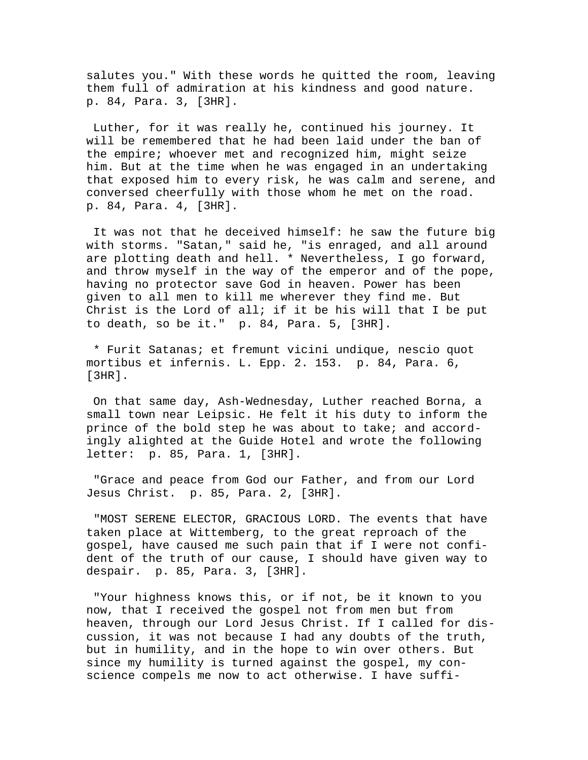salutes you." With these words he quitted the room, leaving them full of admiration at his kindness and good nature. p. 84, Para. 3, [3HR].

Luther, for it was really he, continued his journey. It will be remembered that he had been laid under the ban of the empire; whoever met and recognized him, might seize him. But at the time when he was engaged in an undertaking that exposed him to every risk, he was calm and serene, and conversed cheerfully with those whom he met on the road. p. 84, Para. 4, [3HR].

It was not that he deceived himself: he saw the future big with storms. "Satan," said he, "is enraged, and all around are plotting death and hell. * Nevertheless, I go forward, and throw myself in the way of the emperor and of the pope, having no protector save God in heaven. Power has been given to all men to kill me wherever they find me. But Christ is the Lord of all; if it be his will that I be put to death, so be it." p. 84, Para. 5, [3HR].

* Furit Satanas; et fremunt vicini undique, nescio quot mortibus et infernis. L. Epp. 2. 153. p. 84, Para. 6, [3HR].

On that same day, Ash-Wednesday, Luther reached Borna, a small town near Leipsic. He felt it his duty to inform the prince of the bold step he was about to take; and accordingly alighted at the Guide Hotel and wrote the following letter: p. 85, Para. 1, [3HR].

"Grace and peace from God our Father, and from our Lord Jesus Christ. p. 85, Para. 2, [3HR].

"MOST SERENE ELECTOR, GRACIOUS LORD. The events that have taken place at Wittemberg, to the great reproach of the gospel, have caused me such pain that if I were not confident of the truth of our cause, I should have given way to despair. p. 85, Para. 3, [3HR].

"Your highness knows this, or if not, be it known to you now, that I received the gospel not from men but from heaven, through our Lord Jesus Christ. If I called for discussion, it was not because I had any doubts of the truth, but in humility, and in the hope to win over others. But since my humility is turned against the gospel, my conscience compels me now to act otherwise. I have suffi-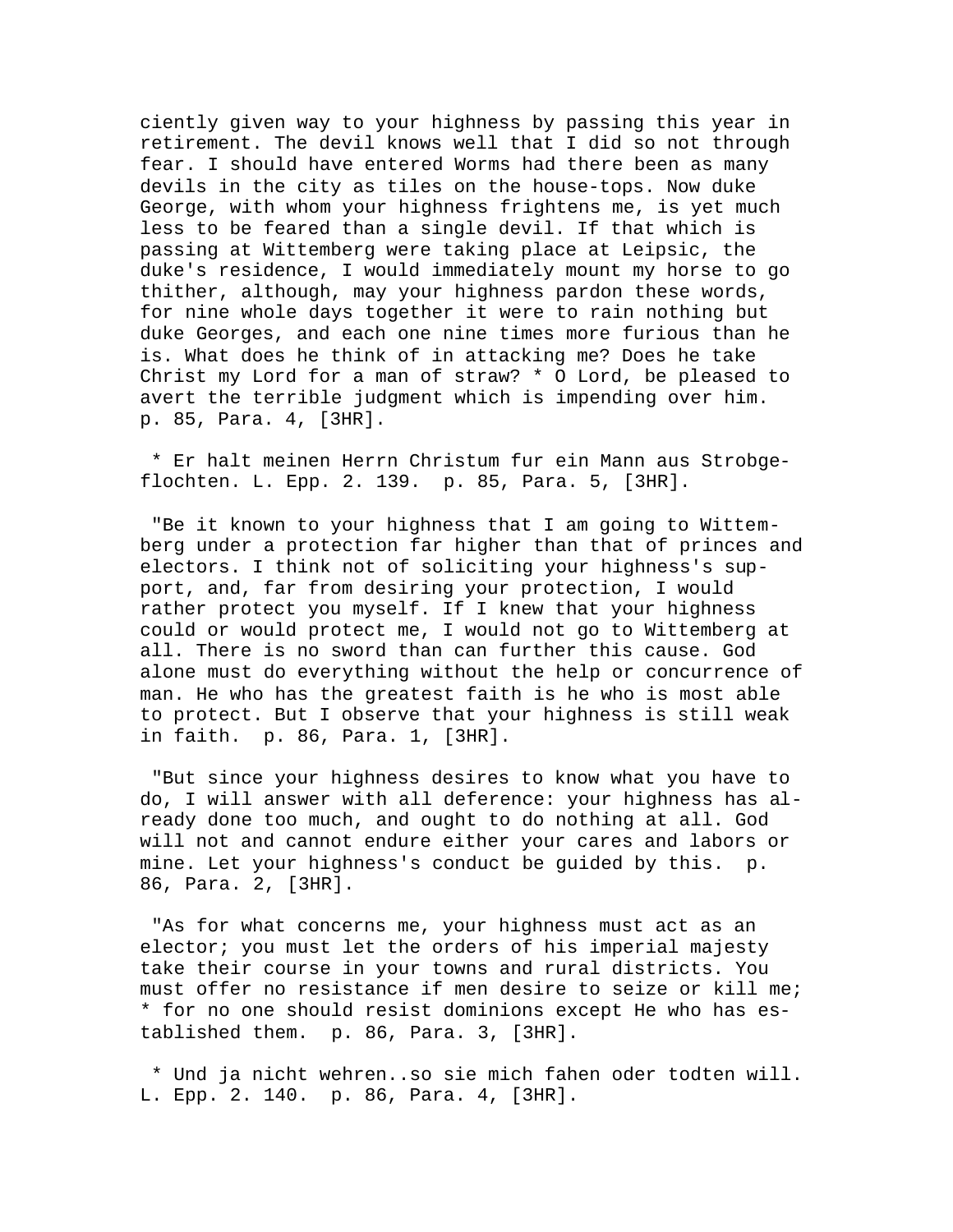ciently given way to your highness by passing this year in retirement. The devil knows well that I did so not through fear. I should have entered Worms had there been as many devils in the city as tiles on the house-tops. Now duke George, with whom your highness frightens me, is yet much less to be feared than a single devil. If that which is passing at Wittemberg were taking place at Leipsic, the duke's residence, I would immediately mount my horse to go thither, although, may your highness pardon these words, for nine whole days together it were to rain nothing but duke Georges, and each one nine times more furious than he is. What does he think of in attacking me? Does he take Christ my Lord for a man of straw? * O Lord, be pleased to avert the terrible judgment which is impending over him. p. 85, Para. 4, [3HR].

* Er halt meinen Herrn Christum fur ein Mann aus Strobgeflochten. L. Epp. 2. 139. p. 85, Para. 5, [3HR].

"Be it known to your highness that I am going to Wittemberg under a protection far higher than that of princes and electors. I think not of soliciting your highness's support, and, far from desiring your protection, I would rather protect you myself. If I knew that your highness could or would protect me, I would not go to Wittemberg at all. There is no sword than can further this cause. God alone must do everything without the help or concurrence of man. He who has the greatest faith is he who is most able to protect. But I observe that your highness is still weak in faith. p. 86, Para. 1, [3HR].

"But since your highness desires to know what you have to do, I will answer with all deference: your highness has already done too much, and ought to do nothing at all. God will not and cannot endure either your cares and labors or mine. Let your highness's conduct be guided by this. p. 86, Para. 2, [3HR].

"As for what concerns me, your highness must act as an elector; you must let the orders of his imperial majesty take their course in your towns and rural districts. You must offer no resistance if men desire to seize or kill me; * for no one should resist dominions except He who has established them. p. 86, Para. 3, [3HR].

* Und ja nicht wehren..so sie mich fahen oder todten will. L. Epp. 2. 140. p. 86, Para. 4, [3HR].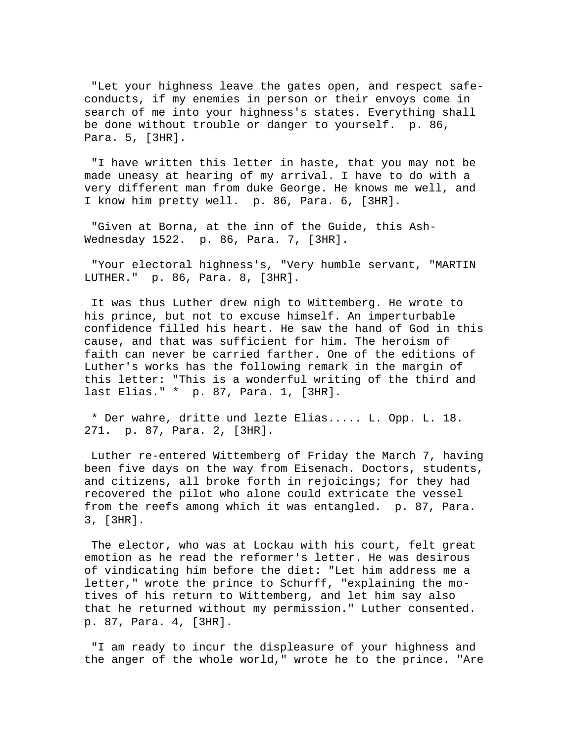"Let your highness leave the gates open, and respect safe-conducts, if my enemies in person or their envoys come in search of me into your highness's states. Everything shall be done without trouble or danger to yourself.  p. 86, Para. 5, [3HR].

"I have written this letter in haste, that you may not be made uneasy at hearing of my arrival. I have to do with a very different man from duke George. He knows me well, and I know him pretty well.  p. 86, Para. 6, [3HR].

"Given at Borna, at the inn of the Guide, this Ash-Wednesday 1522.  p. 86, Para. 7, [3HR].

"Your electoral highness's, "Very humble servant, "MARTIN LUTHER."  p. 86, Para. 8, [3HR].

It was thus Luther drew nigh to Wittemberg. He wrote to his prince, but not to excuse himself. An imperturbable confidence filled his heart. He saw the hand of God in this cause, and that was sufficient for him. The heroism of faith can never be carried farther. One of the editions of Luther's works has the following remark in the margin of this letter: "This is a wonderful writing of the third and last Elias." *  p. 87, Para. 1, [3HR].

* Der wahre, dritte und lezte Elias..... L. Opp. L. 18. 271.  p. 87, Para. 2, [3HR].

Luther re-entered Wittemberg of Friday the March 7, having been five days on the way from Eisenach. Doctors, students, and citizens, all broke forth in rejoicings; for they had recovered the pilot who alone could extricate the vessel from the reefs among which it was entangled.  p. 87, Para. 3, [3HR].

The elector, who was at Lockau with his court, felt great emotion as he read the reformer's letter. He was desirous of vindicating him before the diet: "Let him address me a letter," wrote the prince to Schurff, "explaining the motives of his return to Wittemberg, and let him say also that he returned without my permission." Luther consented.  p. 87, Para. 4, [3HR].

"I am ready to incur the displeasure of your highness and the anger of the whole world," wrote he to the prince. "Are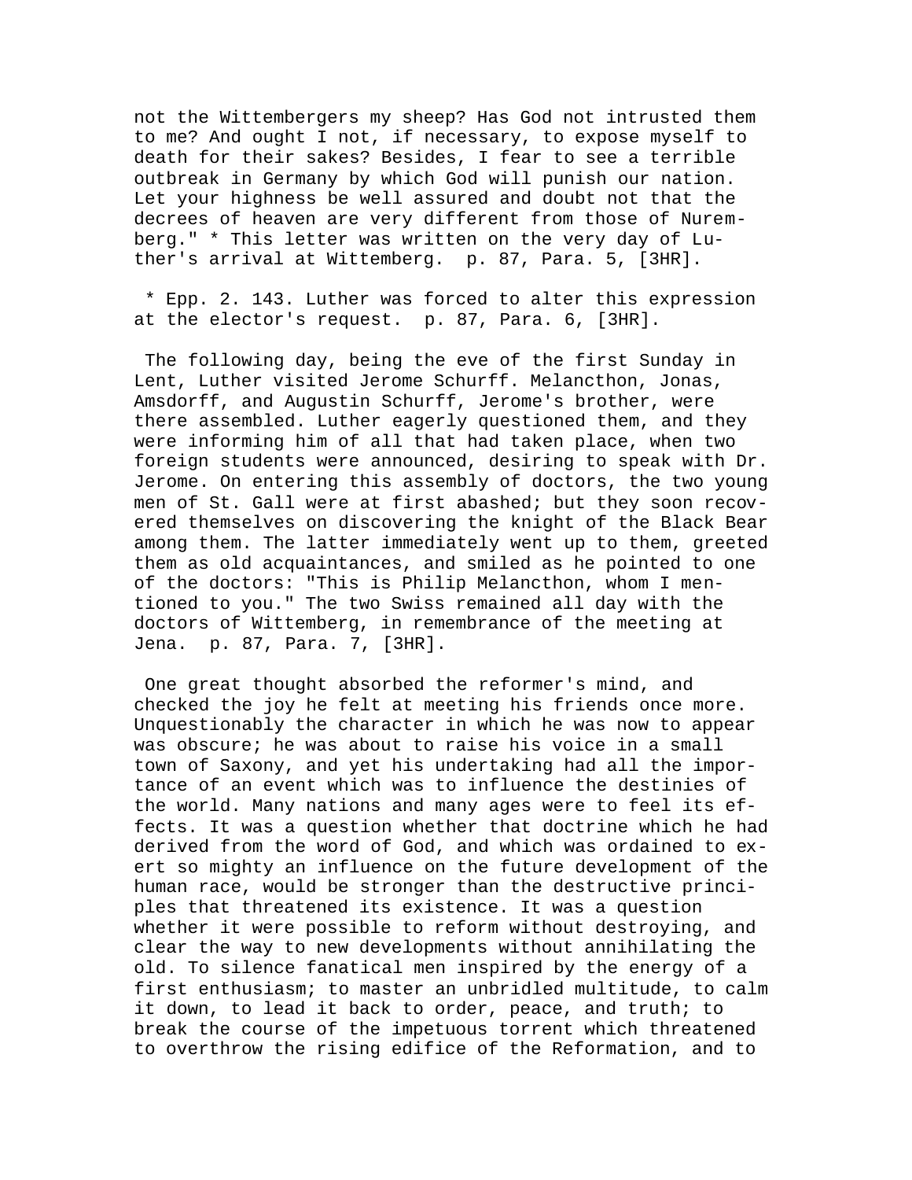not the Wittembergers my sheep? Has God not intrusted them to me? And ought I not, if necessary, to expose myself to death for their sakes? Besides, I fear to see a terrible outbreak in Germany by which God will punish our nation. Let your highness be well assured and doubt not that the decrees of heaven are very different from those of Nuremberg." * This letter was written on the very day of Luther's arrival at Wittemberg. p. 87, Para. 5, [3HR].

* Epp. 2. 143. Luther was forced to alter this expression at the elector's request. p. 87, Para. 6, [3HR].

The following day, being the eve of the first Sunday in Lent, Luther visited Jerome Schurff. Melancthon, Jonas, Amsdorff, and Augustin Schurff, Jerome's brother, were there assembled. Luther eagerly questioned them, and they were informing him of all that had taken place, when two foreign students were announced, desiring to speak with Dr. Jerome. On entering this assembly of doctors, the two young men of St. Gall were at first abashed; but they soon recovered themselves on discovering the knight of the Black Bear among them. The latter immediately went up to them, greeted them as old acquaintances, and smiled as he pointed to one of the doctors: "This is Philip Melancthon, whom I mentioned to you." The two Swiss remained all day with the doctors of Wittemberg, in remembrance of the meeting at Jena. p. 87, Para. 7, [3HR].

One great thought absorbed the reformer's mind, and checked the joy he felt at meeting his friends once more. Unquestionably the character in which he was now to appear was obscure; he was about to raise his voice in a small town of Saxony, and yet his undertaking had all the importance of an event which was to influence the destinies of the world. Many nations and many ages were to feel its effects. It was a question whether that doctrine which he had derived from the word of God, and which was ordained to exert so mighty an influence on the future development of the human race, would be stronger than the destructive principles that threatened its existence. It was a question whether it were possible to reform without destroying, and clear the way to new developments without annihilating the old. To silence fanatical men inspired by the energy of a first enthusiasm; to master an unbridled multitude, to calm it down, to lead it back to order, peace, and truth; to break the course of the impetuous torrent which threatened to overthrow the rising edifice of the Reformation, and to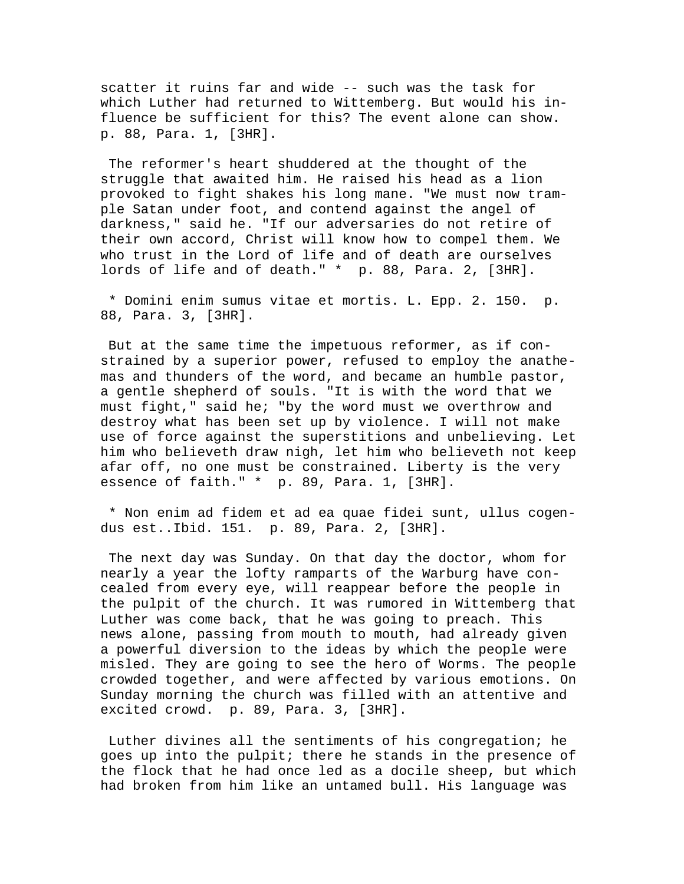scatter it ruins far and wide -- such was the task for which Luther had returned to Wittemberg. But would his influence be sufficient for this? The event alone can show. p. 88, Para. 1, [3HR].

The reformer's heart shuddered at the thought of the struggle that awaited him. He raised his head as a lion provoked to fight shakes his long mane. "We must now trample Satan under foot, and contend against the angel of darkness," said he. "If our adversaries do not retire of their own accord, Christ will know how to compel them. We who trust in the Lord of life and of death are ourselves lords of life and of death." * p. 88, Para. 2, [3HR].

* Domini enim sumus vitae et mortis. L. Epp. 2. 150. p. 88, Para. 3, [3HR].

But at the same time the impetuous reformer, as if constrained by a superior power, refused to employ the anathemas and thunders of the word, and became an humble pastor, a gentle shepherd of souls. "It is with the word that we must fight," said he; "by the word must we overthrow and destroy what has been set up by violence. I will not make use of force against the superstitions and unbelieving. Let him who believeth draw nigh, let him who believeth not keep afar off, no one must be constrained. Liberty is the very essence of faith." * p. 89, Para. 1, [3HR].

* Non enim ad fidem et ad ea quae fidei sunt, ullus cogendus est..Ibid. 151. p. 89, Para. 2, [3HR].

The next day was Sunday. On that day the doctor, whom for nearly a year the lofty ramparts of the Warburg have concealed from every eye, will reappear before the people in the pulpit of the church. It was rumored in Wittemberg that Luther was come back, that he was going to preach. This news alone, passing from mouth to mouth, had already given a powerful diversion to the ideas by which the people were misled. They are going to see the hero of Worms. The people crowded together, and were affected by various emotions. On Sunday morning the church was filled with an attentive and excited crowd. p. 89, Para. 3, [3HR].

Luther divines all the sentiments of his congregation; he goes up into the pulpit; there he stands in the presence of the flock that he had once led as a docile sheep, but which had broken from him like an untamed bull. His language was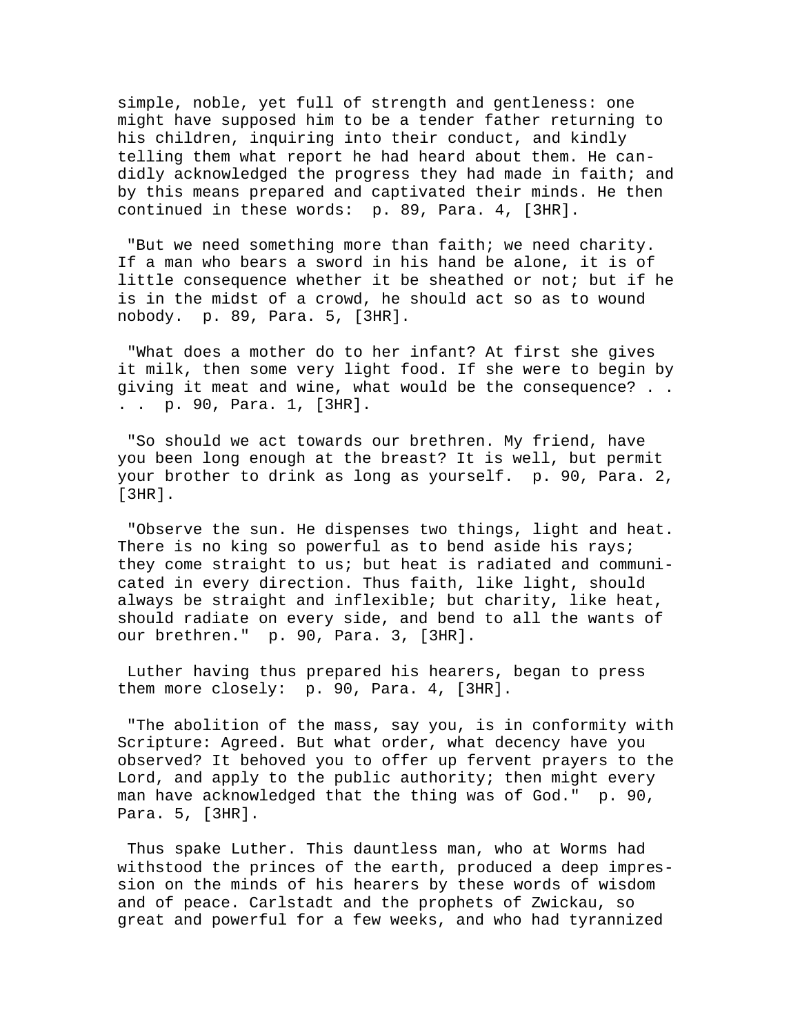simple, noble, yet full of strength and gentleness: one might have supposed him to be a tender father returning to his children, inquiring into their conduct, and kindly telling them what report he had heard about them. He candidly acknowledged the progress they had made in faith; and by this means prepared and captivated their minds. He then continued in these words:  p. 89, Para. 4, [3HR].

"But we need something more than faith; we need charity. If a man who bears a sword in his hand be alone, it is of little consequence whether it be sheathed or not; but if he is in the midst of a crowd, he should act so as to wound nobody.  p. 89, Para. 5, [3HR].

"What does a mother do to her infant? At first she gives it milk, then some very light food. If she were to begin by giving it meat and wine, what would be the consequence? . . . .  p. 90, Para. 1, [3HR].

"So should we act towards our brethren. My friend, have you been long enough at the breast? It is well, but permit your brother to drink as long as yourself.  p. 90, Para. 2, [3HR].

"Observe the sun. He dispenses two things, light and heat. There is no king so powerful as to bend aside his rays; they come straight to us; but heat is radiated and communicated in every direction. Thus faith, like light, should always be straight and inflexible; but charity, like heat, should radiate on every side, and bend to all the wants of our brethren."  p. 90, Para. 3, [3HR].

Luther having thus prepared his hearers, began to press them more closely:  p. 90, Para. 4, [3HR].

"The abolition of the mass, say you, is in conformity with Scripture: Agreed. But what order, what decency have you observed? It behoved you to offer up fervent prayers to the Lord, and apply to the public authority; then might every man have acknowledged that the thing was of God."  p. 90, Para. 5, [3HR].

Thus spake Luther. This dauntless man, who at Worms had withstood the princes of the earth, produced a deep impression on the minds of his hearers by these words of wisdom and of peace. Carlstadt and the prophets of Zwickau, so great and powerful for a few weeks, and who had tyrannized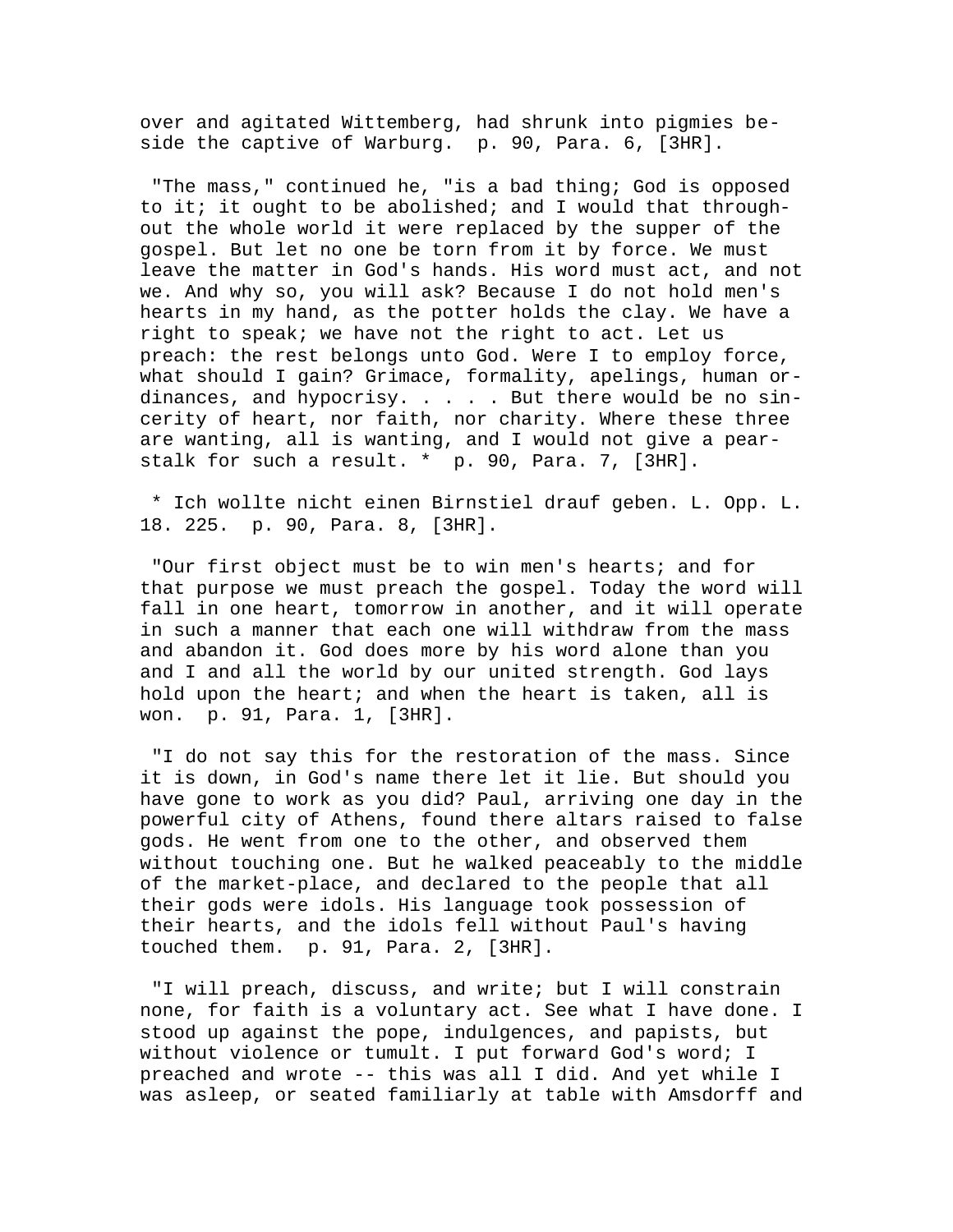over and agitated Wittemberg, had shrunk into pigmies beside the captive of Warburg.  p. 90, Para. 6, [3HR].

"The mass," continued he, "is a bad thing; God is opposed to it; it ought to be abolished; and I would that throughout the whole world it were replaced by the supper of the gospel. But let no one be torn from it by force. We must leave the matter in God's hands. His word must act, and not we. And why so, you will ask? Because I do not hold men's hearts in my hand, as the potter holds the clay. We have a right to speak; we have not the right to act. Let us preach: the rest belongs unto God. Were I to employ force, what should I gain? Grimace, formality, apelings, human ordinances, and hypocrisy. . . . . But there would be no sincerity of heart, nor faith, nor charity. Where these three are wanting, all is wanting, and I would not give a pear-stalk for such a result. *  p. 90, Para. 7, [3HR].

* Ich wollte nicht einen Birnstiel drauf geben. L. Opp. L. 18. 225.  p. 90, Para. 8, [3HR].

"Our first object must be to win men's hearts; and for that purpose we must preach the gospel. Today the word will fall in one heart, tomorrow in another, and it will operate in such a manner that each one will withdraw from the mass and abandon it. God does more by his word alone than you and I and all the world by our united strength. God lays hold upon the heart; and when the heart is taken, all is won.  p. 91, Para. 1, [3HR].

"I do not say this for the restoration of the mass. Since it is down, in God's name there let it lie. But should you have gone to work as you did? Paul, arriving one day in the powerful city of Athens, found there altars raised to false gods. He went from one to the other, and observed them without touching one. But he walked peaceably to the middle of the market-place, and declared to the people that all their gods were idols. His language took possession of their hearts, and the idols fell without Paul's having touched them.  p. 91, Para. 2, [3HR].

"I will preach, discuss, and write; but I will constrain none, for faith is a voluntary act. See what I have done. I stood up against the pope, indulgences, and papists, but without violence or tumult. I put forward God's word; I preached and wrote -- this was all I did. And yet while I was asleep, or seated familiarly at table with Amsdorff and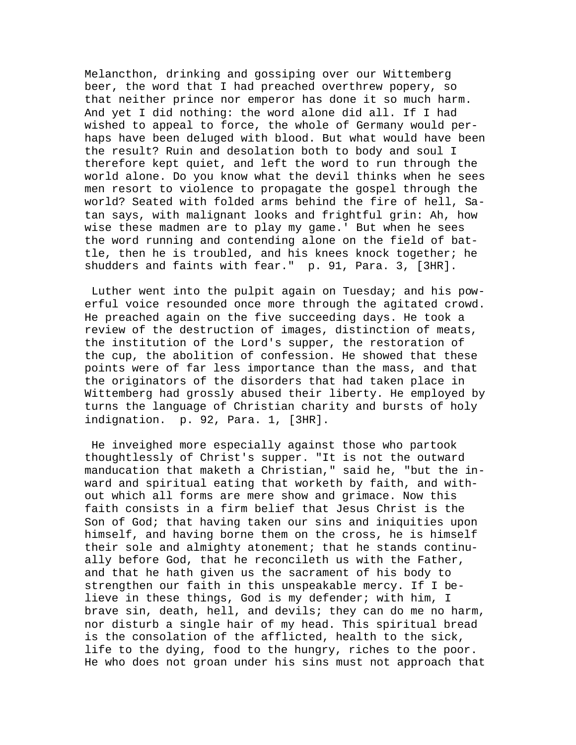Melancthon, drinking and gossiping over our Wittemberg beer, the word that I had preached overthrew popery, so that neither prince nor emperor has done it so much harm. And yet I did nothing: the word alone did all. If I had wished to appeal to force, the whole of Germany would perhaps have been deluged with blood. But what would have been the result? Ruin and desolation both to body and soul I therefore kept quiet, and left the word to run through the world alone. Do you know what the devil thinks when he sees men resort to violence to propagate the gospel through the world? Seated with folded arms behind the fire of hell, Satan says, with malignant looks and frightful grin: Ah, how wise these madmen are to play my game.' But when he sees the word running and contending alone on the field of battle, then he is troubled, and his knees knock together; he shudders and faints with fear." p. 91, Para. 3, [3HR].

Luther went into the pulpit again on Tuesday; and his powerful voice resounded once more through the agitated crowd. He preached again on the five succeeding days. He took a review of the destruction of images, distinction of meats, the institution of the Lord's supper, the restoration of the cup, the abolition of confession. He showed that these points were of far less importance than the mass, and that the originators of the disorders that had taken place in Wittemberg had grossly abused their liberty. He employed by turns the language of Christian charity and bursts of holy indignation. p. 92, Para. 1, [3HR].

He inveighed more especially against those who partook thoughtlessly of Christ's supper. "It is not the outward manducation that maketh a Christian," said he, "but the inward and spiritual eating that worketh by faith, and without which all forms are mere show and grimace. Now this faith consists in a firm belief that Jesus Christ is the Son of God; that having taken our sins and iniquities upon himself, and having borne them on the cross, he is himself their sole and almighty atonement; that he stands continually before God, that he reconcileth us with the Father, and that he hath given us the sacrament of his body to strengthen our faith in this unspeakable mercy. If I believe in these things, God is my defender; with him, I brave sin, death, hell, and devils; they can do me no harm, nor disturb a single hair of my head. This spiritual bread is the consolation of the afflicted, health to the sick, life to the dying, food to the hungry, riches to the poor. He who does not groan under his sins must not approach that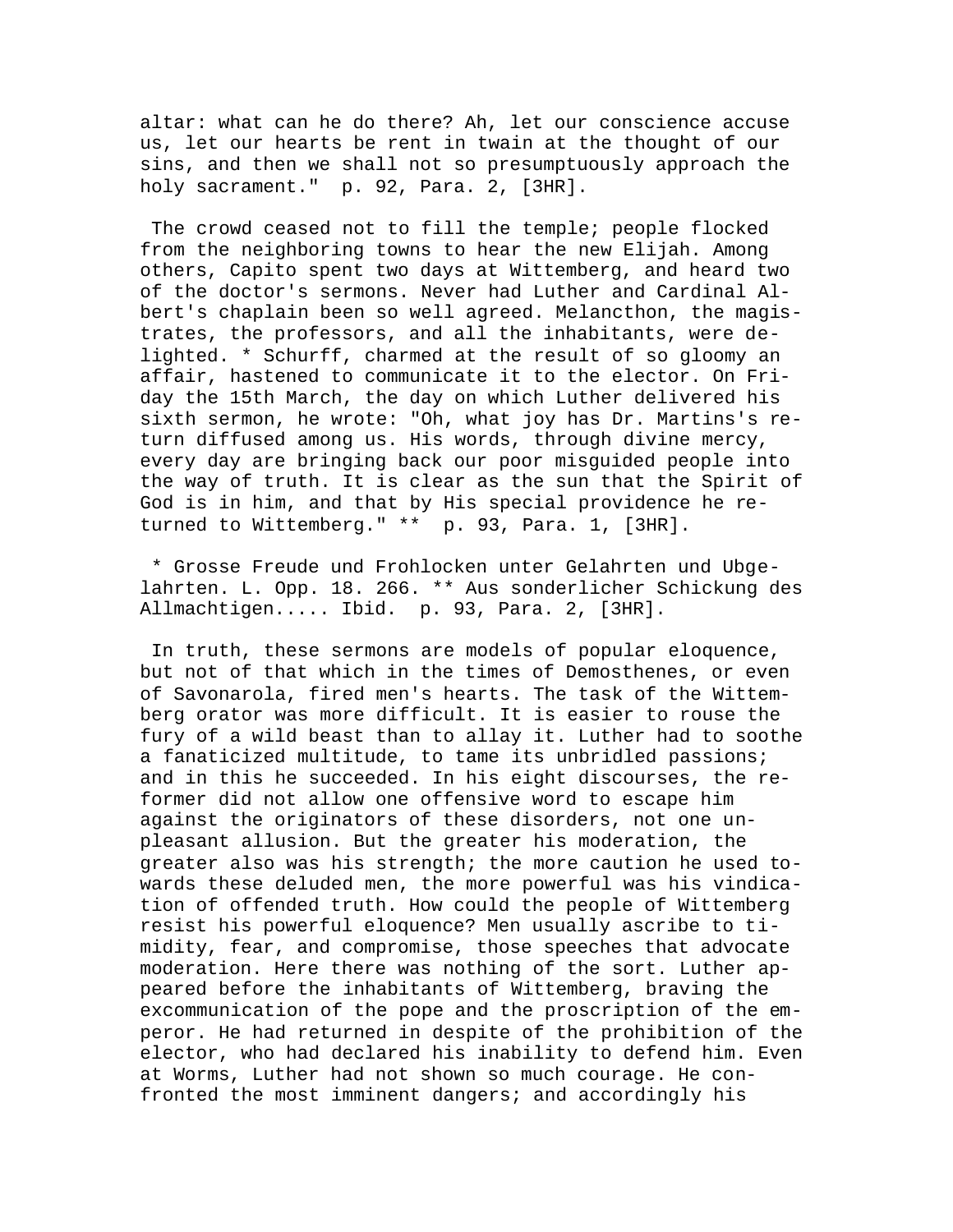altar: what can he do there? Ah, let our conscience accuse us, let our hearts be rent in twain at the thought of our sins, and then we shall not so presumptuously approach the holy sacrament." p. 92, Para. 2, [3HR].

The crowd ceased not to fill the temple; people flocked from the neighboring towns to hear the new Elijah. Among others, Capito spent two days at Wittemberg, and heard two of the doctor's sermons. Never had Luther and Cardinal Albert's chaplain been so well agreed. Melancthon, the magistrates, the professors, and all the inhabitants, were delighted. * Schurff, charmed at the result of so gloomy an affair, hastened to communicate it to the elector. On Friday the 15th March, the day on which Luther delivered his sixth sermon, he wrote: "Oh, what joy has Dr. Martins's return diffused among us. His words, through divine mercy, every day are bringing back our poor misguided people into the way of truth. It is clear as the sun that the Spirit of God is in him, and that by His special providence he returned to Wittemberg." ** p. 93, Para. 1, [3HR].

* Grosse Freude und Frohlocken unter Gelahrten und Ubgelahrten. L. Opp. 18. 266. ** Aus sonderlicher Schickung des Allmachtigen..... Ibid. p. 93, Para. 2, [3HR].

In truth, these sermons are models of popular eloquence, but not of that which in the times of Demosthenes, or even of Savonarola, fired men's hearts. The task of the Wittemberg orator was more difficult. It is easier to rouse the fury of a wild beast than to allay it. Luther had to soothe a fanaticized multitude, to tame its unbridled passions; and in this he succeeded. In his eight discourses, the reformer did not allow one offensive word to escape him against the originators of these disorders, not one unpleasant allusion. But the greater his moderation, the greater also was his strength; the more caution he used towards these deluded men, the more powerful was his vindication of offended truth. How could the people of Wittemberg resist his powerful eloquence? Men usually ascribe to timidity, fear, and compromise, those speeches that advocate moderation. Here there was nothing of the sort. Luther appeared before the inhabitants of Wittemberg, braving the excommunication of the pope and the proscription of the emperor. He had returned in despite of the prohibition of the elector, who had declared his inability to defend him. Even at Worms, Luther had not shown so much courage. He confronted the most imminent dangers; and accordingly his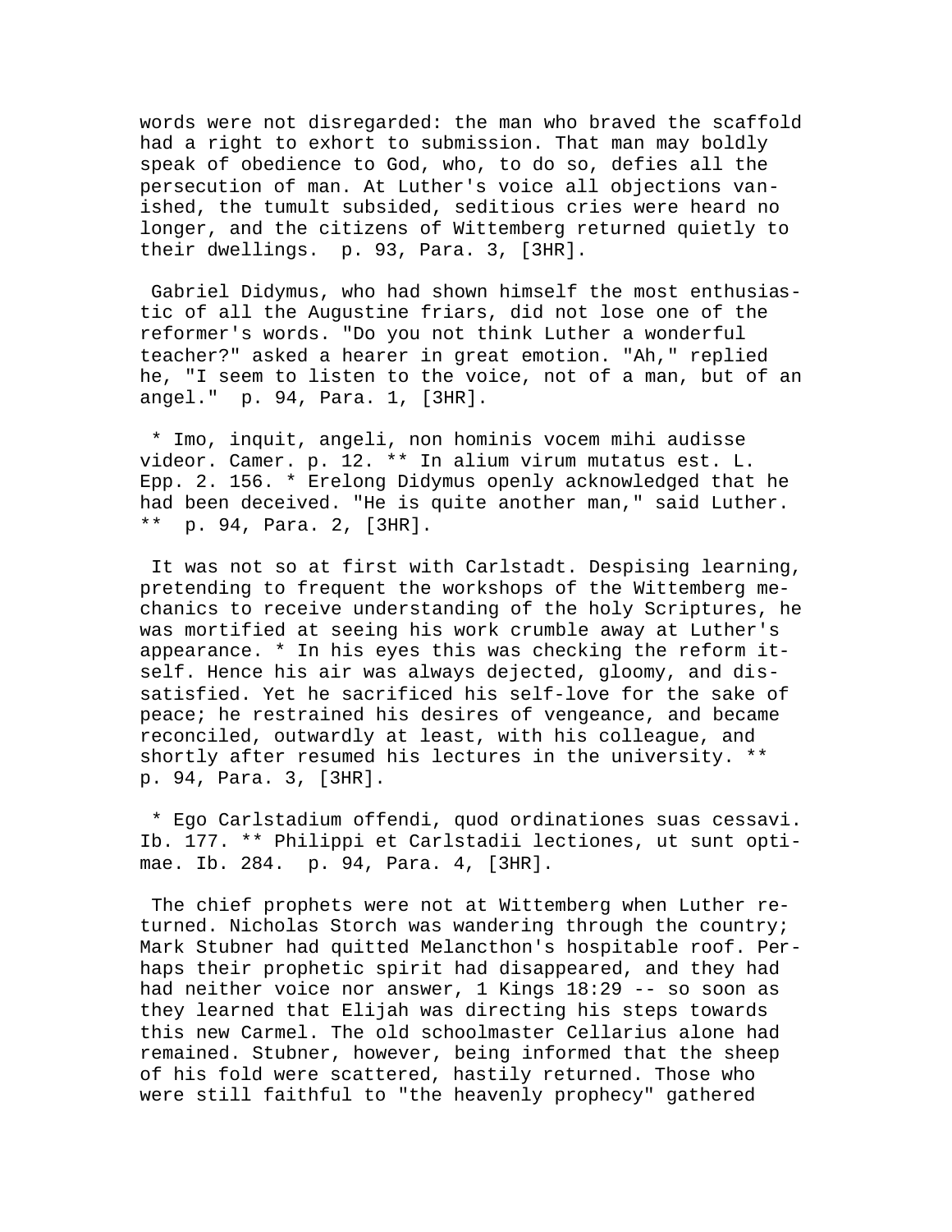words were not disregarded: the man who braved the scaffold had a right to exhort to submission. That man may boldly speak of obedience to God, who, to do so, defies all the persecution of man. At Luther's voice all objections vanished, the tumult subsided, seditious cries were heard no longer, and the citizens of Wittemberg returned quietly to their dwellings. p. 93, Para. 3, [3HR].

Gabriel Didymus, who had shown himself the most enthusiastic of all the Augustine friars, did not lose one of the reformer's words. "Do you not think Luther a wonderful teacher?" asked a hearer in great emotion. "Ah," replied he, "I seem to listen to the voice, not of a man, but of an angel." p. 94, Para. 1, [3HR].

* Imo, inquit, angeli, non hominis vocem mihi audisse videor. Camer. p. 12. ** In alium virum mutatus est. L. Epp. 2. 156. * Erelong Didymus openly acknowledged that he had been deceived. "He is quite another man," said Luther. ** p. 94, Para. 2, [3HR].

It was not so at first with Carlstadt. Despising learning, pretending to frequent the workshops of the Wittemberg mechanics to receive understanding of the holy Scriptures, he was mortified at seeing his work crumble away at Luther's appearance. * In his eyes this was checking the reform itself. Hence his air was always dejected, gloomy, and dissatisfied. Yet he sacrificed his self-love for the sake of peace; he restrained his desires of vengeance, and became reconciled, outwardly at least, with his colleague, and shortly after resumed his lectures in the university. ** p. 94, Para. 3, [3HR].

* Ego Carlstadium offendi, quod ordinationes suas cessavi. Ib. 177. ** Philippi et Carlstadii lectiones, ut sunt optimae. Ib. 284. p. 94, Para. 4, [3HR].

The chief prophets were not at Wittemberg when Luther returned. Nicholas Storch was wandering through the country; Mark Stubner had quitted Melancthon's hospitable roof. Perhaps their prophetic spirit had disappeared, and they had had neither voice nor answer, 1 Kings 18:29 -- so soon as they learned that Elijah was directing his steps towards this new Carmel. The old schoolmaster Cellarius alone had remained. Stubner, however, being informed that the sheep of his fold were scattered, hastily returned. Those who were still faithful to "the heavenly prophecy" gathered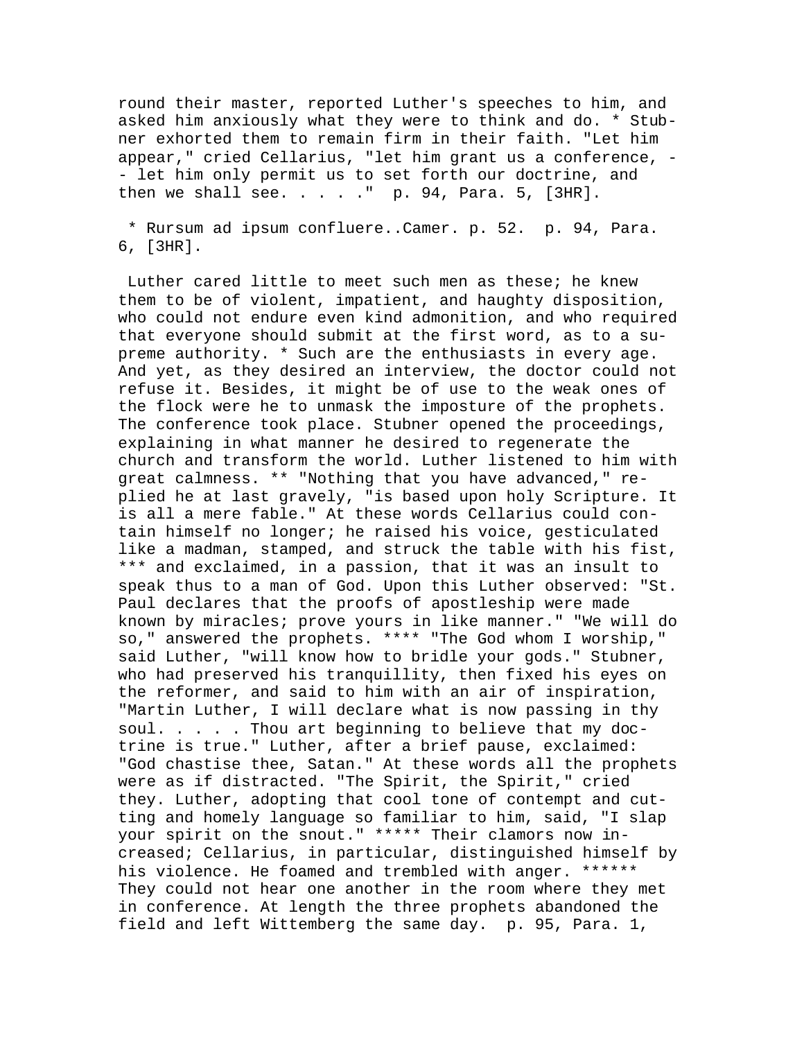round their master, reported Luther's speeches to him, and asked him anxiously what they were to think and do. * Stubner exhorted them to remain firm in their faith. "Let him appear," cried Cellarius, "let him grant us a conference, -- let him only permit us to set forth our doctrine, and then we shall see. . . . ."  p. 94, Para. 5, [3HR].

 * Rursum ad ipsum confluere..Camer. p. 52.  p. 94, Para. 6, [3HR].

 Luther cared little to meet such men as these; he knew them to be of violent, impatient, and haughty disposition, who could not endure even kind admonition, and who required that everyone should submit at the first word, as to a supreme authority. * Such are the enthusiasts in every age. And yet, as they desired an interview, the doctor could not refuse it. Besides, it might be of use to the weak ones of the flock were he to unmask the imposture of the prophets. The conference took place. Stubner opened the proceedings, explaining in what manner he desired to regenerate the church and transform the world. Luther listened to him with great calmness. ** "Nothing that you have advanced," replied he at last gravely, "is based upon holy Scripture. It is all a mere fable." At these words Cellarius could contain himself no longer; he raised his voice, gesticulated like a madman, stamped, and struck the table with his fist, *** and exclaimed, in a passion, that it was an insult to speak thus to a man of God. Upon this Luther observed: "St. Paul declares that the proofs of apostleship were made known by miracles; prove yours in like manner." "We will do so," answered the prophets. **** "The God whom I worship," said Luther, "will know how to bridle your gods." Stubner, who had preserved his tranquillity, then fixed his eyes on the reformer, and said to him with an air of inspiration, "Martin Luther, I will declare what is now passing in thy soul. . . . . Thou art beginning to believe that my doctrine is true." Luther, after a brief pause, exclaimed: "God chastise thee, Satan." At these words all the prophets were as if distracted. "The Spirit, the Spirit," cried they. Luther, adopting that cool tone of contempt and cutting and homely language so familiar to him, said, "I slap your spirit on the snout." ***** Their clamors now increased; Cellarius, in particular, distinguished himself by his violence. He foamed and trembled with anger. ****** They could not hear one another in the room where they met in conference. At length the three prophets abandoned the field and left Wittemberg the same day.  p. 95, Para. 1,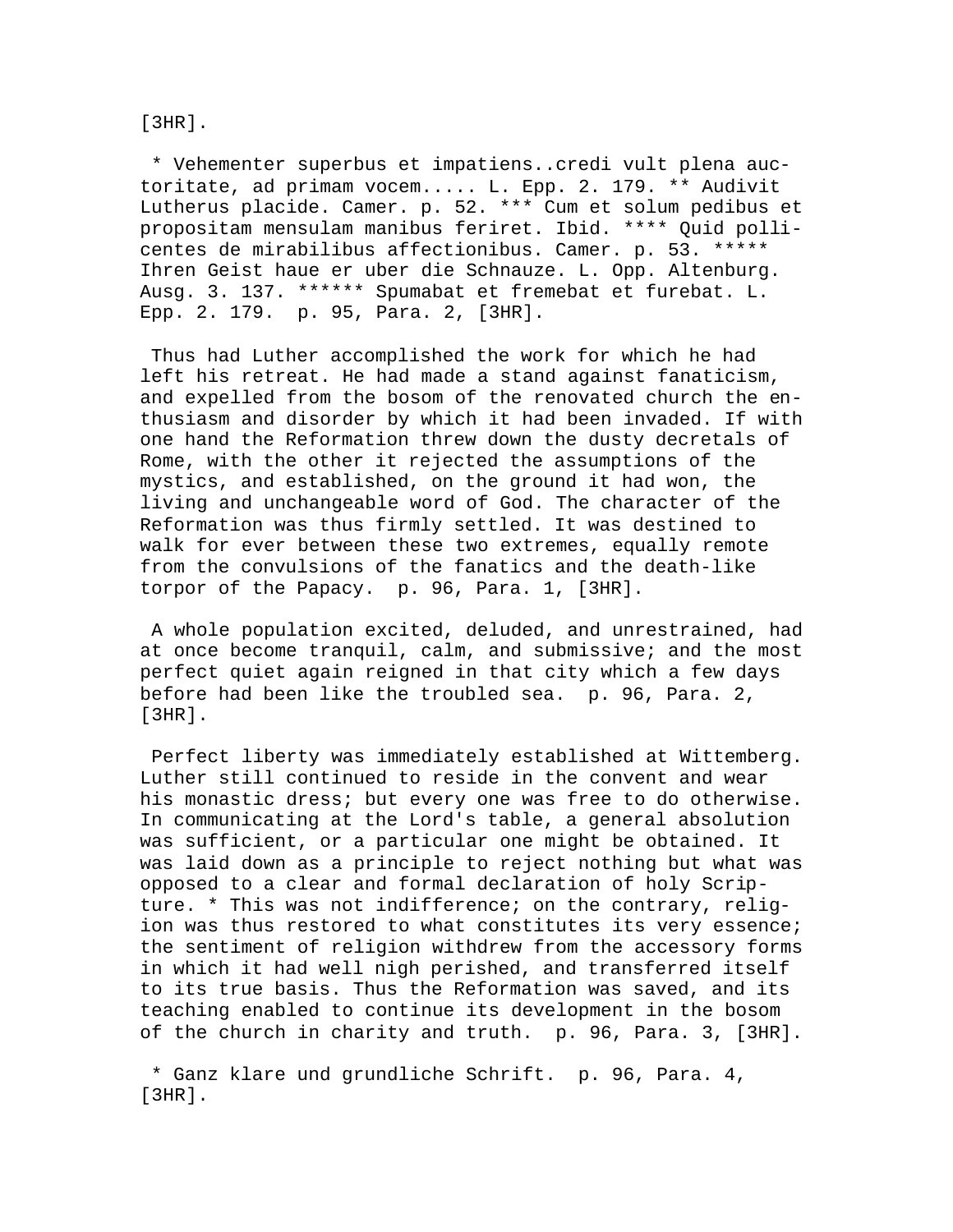[3HR].

* Vehementer superbus et impatiens..credi vult plena auctoritate, ad primam vocem..... L. Epp. 2. 179. ** Audivit Lutherus placide. Camer. p. 52. *** Cum et solum pedibus et propositam mensulam manibus feriret. Ibid. **** Quid pollicentes de mirabilibus affectionibus. Camer. p. 53. ***** Ihren Geist haue er uber die Schnauze. L. Opp. Altenburg. Ausg. 3. 137. ****** Spumabat et fremebat et furebat. L. Epp. 2. 179. p. 95, Para. 2, [3HR].

Thus had Luther accomplished the work for which he had left his retreat. He had made a stand against fanaticism, and expelled from the bosom of the renovated church the enthusiasm and disorder by which it had been invaded. If with one hand the Reformation threw down the dusty decretals of Rome, with the other it rejected the assumptions of the mystics, and established, on the ground it had won, the living and unchangeable word of God. The character of the Reformation was thus firmly settled. It was destined to walk for ever between these two extremes, equally remote from the convulsions of the fanatics and the death-like torpor of the Papacy. p. 96, Para. 1, [3HR].

A whole population excited, deluded, and unrestrained, had at once become tranquil, calm, and submissive; and the most perfect quiet again reigned in that city which a few days before had been like the troubled sea. p. 96, Para. 2, [3HR].

Perfect liberty was immediately established at Wittemberg. Luther still continued to reside in the convent and wear his monastic dress; but every one was free to do otherwise. In communicating at the Lord's table, a general absolution was sufficient, or a particular one might be obtained. It was laid down as a principle to reject nothing but what was opposed to a clear and formal declaration of holy Scripture. * This was not indifference; on the contrary, religion was thus restored to what constitutes its very essence; the sentiment of religion withdrew from the accessory forms in which it had well nigh perished, and transferred itself to its true basis. Thus the Reformation was saved, and its teaching enabled to continue its development in the bosom of the church in charity and truth. p. 96, Para. 3, [3HR].

* Ganz klare und grundliche Schrift. p. 96, Para. 4, [3HR].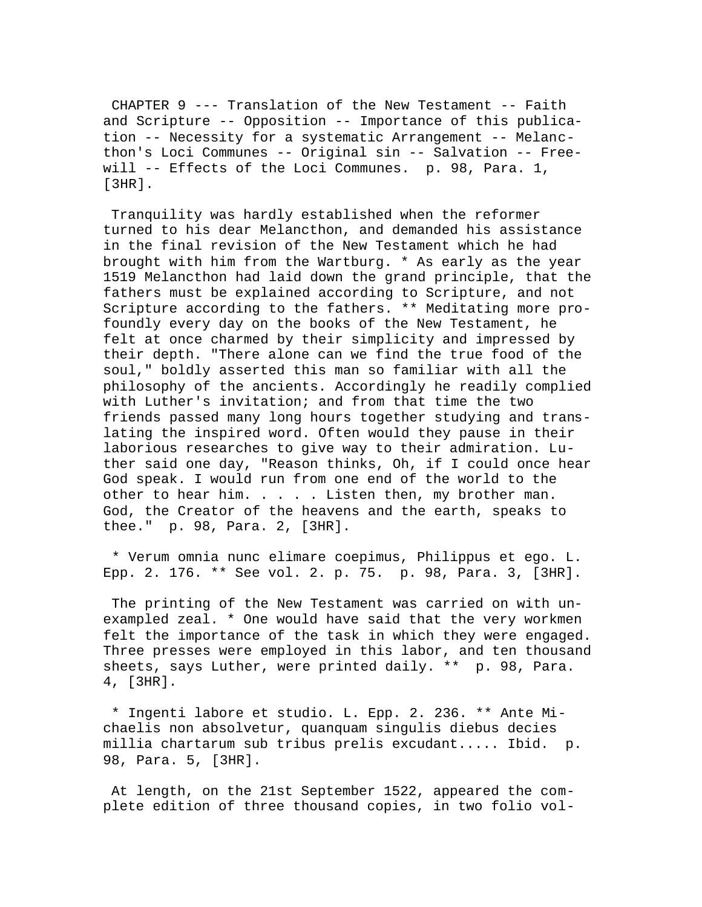CHAPTER 9 --- Translation of the New Testament -- Faith and Scripture -- Opposition -- Importance of this publication -- Necessity for a systematic Arrangement -- Melancthon's Loci Communes -- Original sin -- Salvation -- Free-will -- Effects of the Loci Communes. p. 98, Para. 1, [3HR].

Tranquility was hardly established when the reformer turned to his dear Melancthon, and demanded his assistance in the final revision of the New Testament which he had brought with him from the Wartburg. * As early as the year 1519 Melancthon had laid down the grand principle, that the fathers must be explained according to Scripture, and not Scripture according to the fathers. ** Meditating more profoundly every day on the books of the New Testament, he felt at once charmed by their simplicity and impressed by their depth. "There alone can we find the true food of the soul," boldly asserted this man so familiar with all the philosophy of the ancients. Accordingly he readily complied with Luther's invitation; and from that time the two friends passed many long hours together studying and translating the inspired word. Often would they pause in their laborious researches to give way to their admiration. Luther said one day, "Reason thinks, Oh, if I could once hear God speak. I would run from one end of the world to the other to hear him. . . . . Listen then, my brother man. God, the Creator of the heavens and the earth, speaks to thee." p. 98, Para. 2, [3HR].

* Verum omnia nunc elimare coepimus, Philippus et ego. L. Epp. 2. 176. ** See vol. 2. p. 75. p. 98, Para. 3, [3HR].

The printing of the New Testament was carried on with unexampled zeal. * One would have said that the very workmen felt the importance of the task in which they were engaged. Three presses were employed in this labor, and ten thousand sheets, says Luther, were printed daily. ** p. 98, Para. 4, [3HR].

* Ingenti labore et studio. L. Epp. 2. 236. ** Ante Michaelis non absolvetur, quanquam singulis diebus decies millia chartarum sub tribus prelis excudant..... Ibid. p. 98, Para. 5, [3HR].

At length, on the 21st September 1522, appeared the complete edition of three thousand copies, in two folio vol-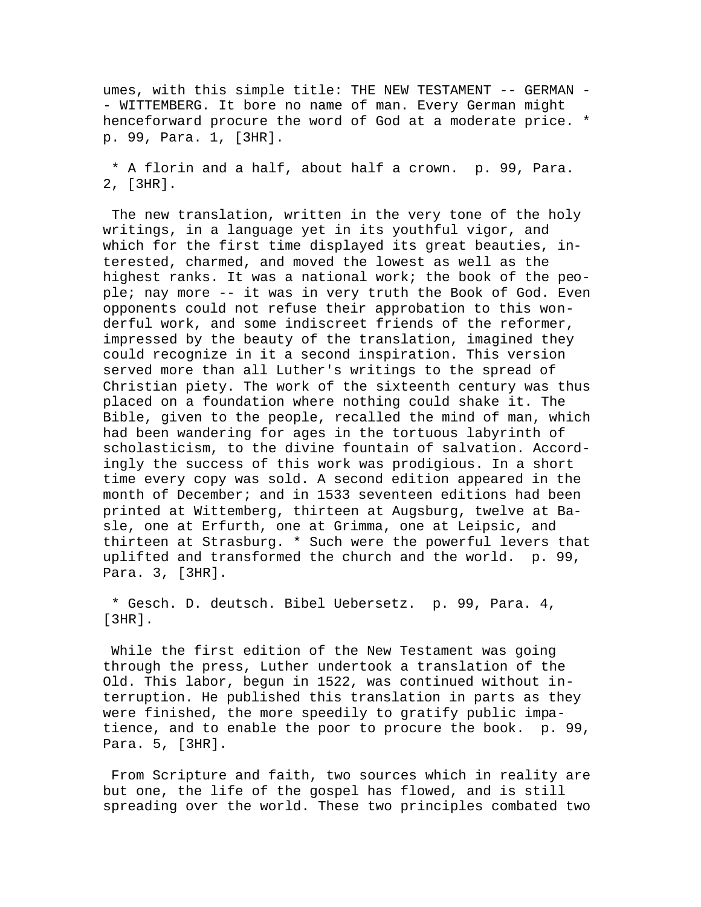umes, with this simple title: THE NEW TESTAMENT -- GERMAN -- WITTEMBERG. It bore no name of man. Every German might henceforward procure the word of God at a moderate price. * p. 99, Para. 1, [3HR].

* A florin and a half, about half a crown. p. 99, Para. 2, [3HR].

The new translation, written in the very tone of the holy writings, in a language yet in its youthful vigor, and which for the first time displayed its great beauties, interested, charmed, and moved the lowest as well as the highest ranks. It was a national work; the book of the people; nay more -- it was in very truth the Book of God. Even opponents could not refuse their approbation to this wonderful work, and some indiscreet friends of the reformer, impressed by the beauty of the translation, imagined they could recognize in it a second inspiration. This version served more than all Luther's writings to the spread of Christian piety. The work of the sixteenth century was thus placed on a foundation where nothing could shake it. The Bible, given to the people, recalled the mind of man, which had been wandering for ages in the tortuous labyrinth of scholasticism, to the divine fountain of salvation. Accordingly the success of this work was prodigious. In a short time every copy was sold. A second edition appeared in the month of December; and in 1533 seventeen editions had been printed at Wittemberg, thirteen at Augsburg, twelve at Basle, one at Erfurth, one at Grimma, one at Leipsic, and thirteen at Strasburg. * Such were the powerful levers that uplifted and transformed the church and the world. p. 99, Para. 3, [3HR].

* Gesch. D. deutsch. Bibel Uebersetz. p. 99, Para. 4, [3HR].

While the first edition of the New Testament was going through the press, Luther undertook a translation of the Old. This labor, begun in 1522, was continued without interruption. He published this translation in parts as they were finished, the more speedily to gratify public impatience, and to enable the poor to procure the book. p. 99, Para. 5, [3HR].

From Scripture and faith, two sources which in reality are but one, the life of the gospel has flowed, and is still spreading over the world. These two principles combated two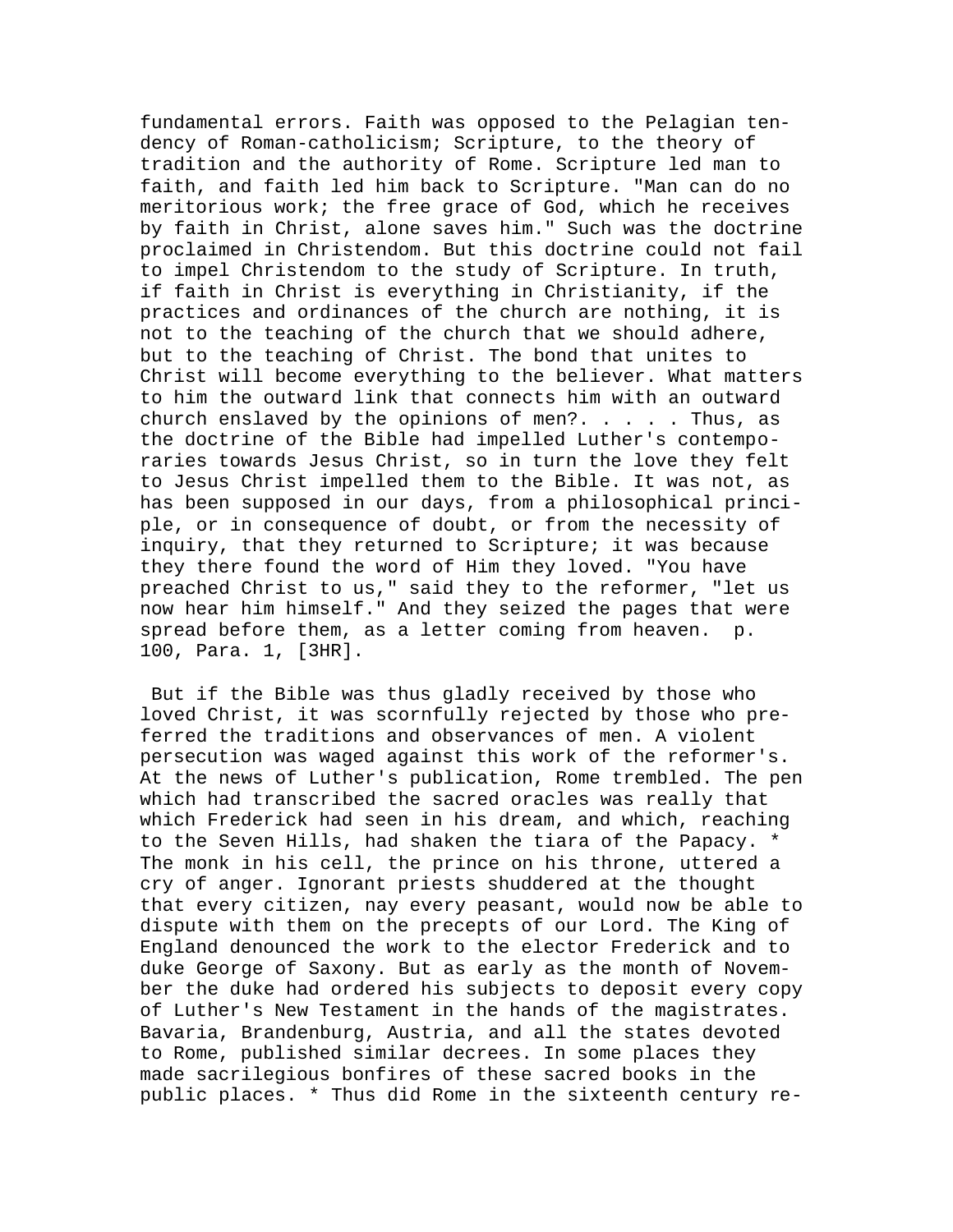fundamental errors. Faith was opposed to the Pelagian tendency of Roman-catholicism; Scripture, to the theory of tradition and the authority of Rome. Scripture led man to faith, and faith led him back to Scripture. "Man can do no meritorious work; the free grace of God, which he receives by faith in Christ, alone saves him." Such was the doctrine proclaimed in Christendom. But this doctrine could not fail to impel Christendom to the study of Scripture. In truth, if faith in Christ is everything in Christianity, if the practices and ordinances of the church are nothing, it is not to the teaching of the church that we should adhere, but to the teaching of Christ. The bond that unites to Christ will become everything to the believer. What matters to him the outward link that connects him with an outward church enslaved by the opinions of men?. . . . . Thus, as the doctrine of the Bible had impelled Luther's contemporaries towards Jesus Christ, so in turn the love they felt to Jesus Christ impelled them to the Bible. It was not, as has been supposed in our days, from a philosophical principle, or in consequence of doubt, or from the necessity of inquiry, that they returned to Scripture; it was because they there found the word of Him they loved. "You have preached Christ to us," said they to the reformer, "let us now hear him himself." And they seized the pages that were spread before them, as a letter coming from heaven. p. 100, Para. 1, [3HR].

But if the Bible was thus gladly received by those who loved Christ, it was scornfully rejected by those who preferred the traditions and observances of men. A violent persecution was waged against this work of the reformer's. At the news of Luther's publication, Rome trembled. The pen which had transcribed the sacred oracles was really that which Frederick had seen in his dream, and which, reaching to the Seven Hills, had shaken the tiara of the Papacy. * The monk in his cell, the prince on his throne, uttered a cry of anger. Ignorant priests shuddered at the thought that every citizen, nay every peasant, would now be able to dispute with them on the precepts of our Lord. The King of England denounced the work to the elector Frederick and to duke George of Saxony. But as early as the month of November the duke had ordered his subjects to deposit every copy of Luther's New Testament in the hands of the magistrates. Bavaria, Brandenburg, Austria, and all the states devoted to Rome, published similar decrees. In some places they made sacrilegious bonfires of these sacred books in the public places. * Thus did Rome in the sixteenth century re-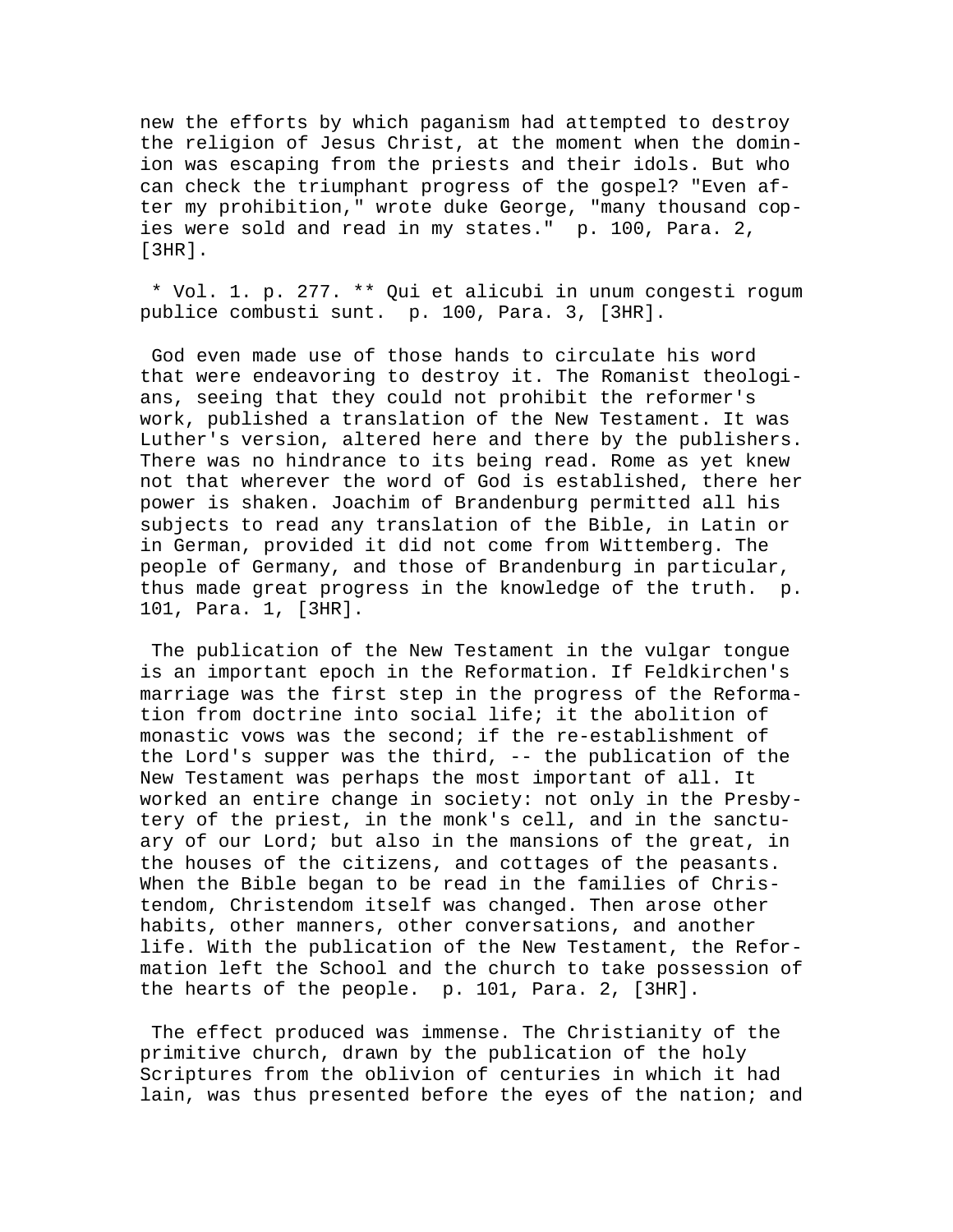new the efforts by which paganism had attempted to destroy the religion of Jesus Christ, at the moment when the dominion was escaping from the priests and their idols. But who can check the triumphant progress of the gospel? "Even after my prohibition," wrote duke George, "many thousand copies were sold and read in my states." p. 100, Para. 2, [3HR].

* Vol. 1. p. 277. ** Qui et alicubi in unum congesti rogum publice combusti sunt. p. 100, Para. 3, [3HR].

God even made use of those hands to circulate his word that were endeavoring to destroy it. The Romanist theologians, seeing that they could not prohibit the reformer's work, published a translation of the New Testament. It was Luther's version, altered here and there by the publishers. There was no hindrance to its being read. Rome as yet knew not that wherever the word of God is established, there her power is shaken. Joachim of Brandenburg permitted all his subjects to read any translation of the Bible, in Latin or in German, provided it did not come from Wittemberg. The people of Germany, and those of Brandenburg in particular, thus made great progress in the knowledge of the truth. p. 101, Para. 1, [3HR].

The publication of the New Testament in the vulgar tongue is an important epoch in the Reformation. If Feldkirchen's marriage was the first step in the progress of the Reformation from doctrine into social life; it the abolition of monastic vows was the second; if the re-establishment of the Lord's supper was the third, -- the publication of the New Testament was perhaps the most important of all. It worked an entire change in society: not only in the Presbytery of the priest, in the monk's cell, and in the sanctuary of our Lord; but also in the mansions of the great, in the houses of the citizens, and cottages of the peasants. When the Bible began to be read in the families of Christendom, Christendom itself was changed. Then arose other habits, other manners, other conversations, and another life. With the publication of the New Testament, the Reformation left the School and the church to take possession of the hearts of the people. p. 101, Para. 2, [3HR].

The effect produced was immense. The Christianity of the primitive church, drawn by the publication of the holy Scriptures from the oblivion of centuries in which it had lain, was thus presented before the eyes of the nation; and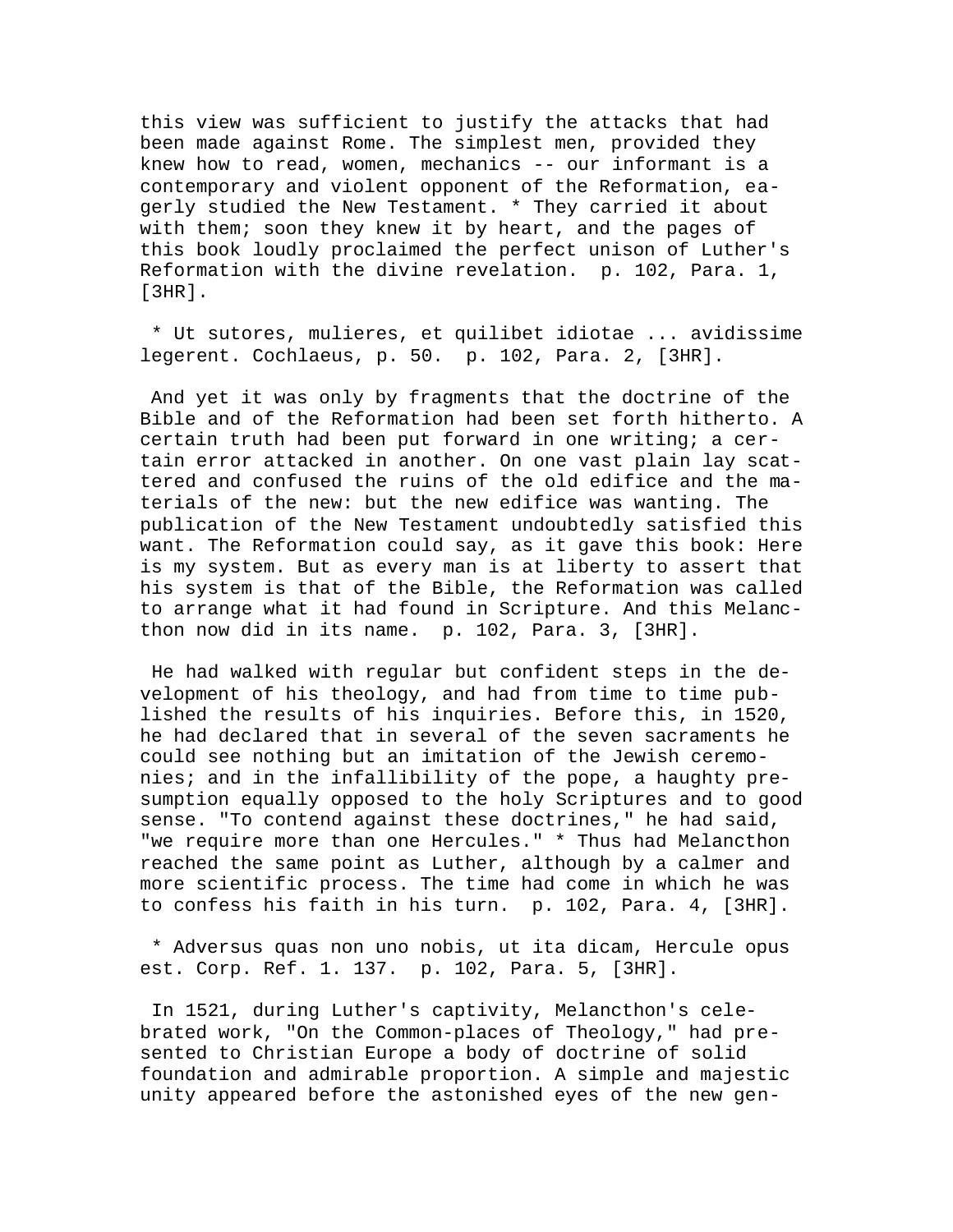this view was sufficient to justify the attacks that had been made against Rome. The simplest men, provided they knew how to read, women, mechanics -- our informant is a contemporary and violent opponent of the Reformation, eagerly studied the New Testament. * They carried it about with them; soon they knew it by heart, and the pages of this book loudly proclaimed the perfect unison of Luther's Reformation with the divine revelation. p. 102, Para. 1, [3HR].

* Ut sutores, mulieres, et quilibet idiotae ... avidissime legerent. Cochlaeus, p. 50. p. 102, Para. 2, [3HR].

And yet it was only by fragments that the doctrine of the Bible and of the Reformation had been set forth hitherto. A certain truth had been put forward in one writing; a certain error attacked in another. On one vast plain lay scattered and confused the ruins of the old edifice and the materials of the new: but the new edifice was wanting. The publication of the New Testament undoubtedly satisfied this want. The Reformation could say, as it gave this book: Here is my system. But as every man is at liberty to assert that his system is that of the Bible, the Reformation was called to arrange what it had found in Scripture. And this Melancthon now did in its name. p. 102, Para. 3, [3HR].

He had walked with regular but confident steps in the development of his theology, and had from time to time published the results of his inquiries. Before this, in 1520, he had declared that in several of the seven sacraments he could see nothing but an imitation of the Jewish ceremonies; and in the infallibility of the pope, a haughty presumption equally opposed to the holy Scriptures and to good sense. "To contend against these doctrines," he had said, "we require more than one Hercules." * Thus had Melancthon reached the same point as Luther, although by a calmer and more scientific process. The time had come in which he was to confess his faith in his turn. p. 102, Para. 4, [3HR].

* Adversus quas non uno nobis, ut ita dicam, Hercule opus est. Corp. Ref. 1. 137. p. 102, Para. 5, [3HR].

In 1521, during Luther's captivity, Melancthon's celebrated work, "On the Common-places of Theology," had presented to Christian Europe a body of doctrine of solid foundation and admirable proportion. A simple and majestic unity appeared before the astonished eyes of the new gen-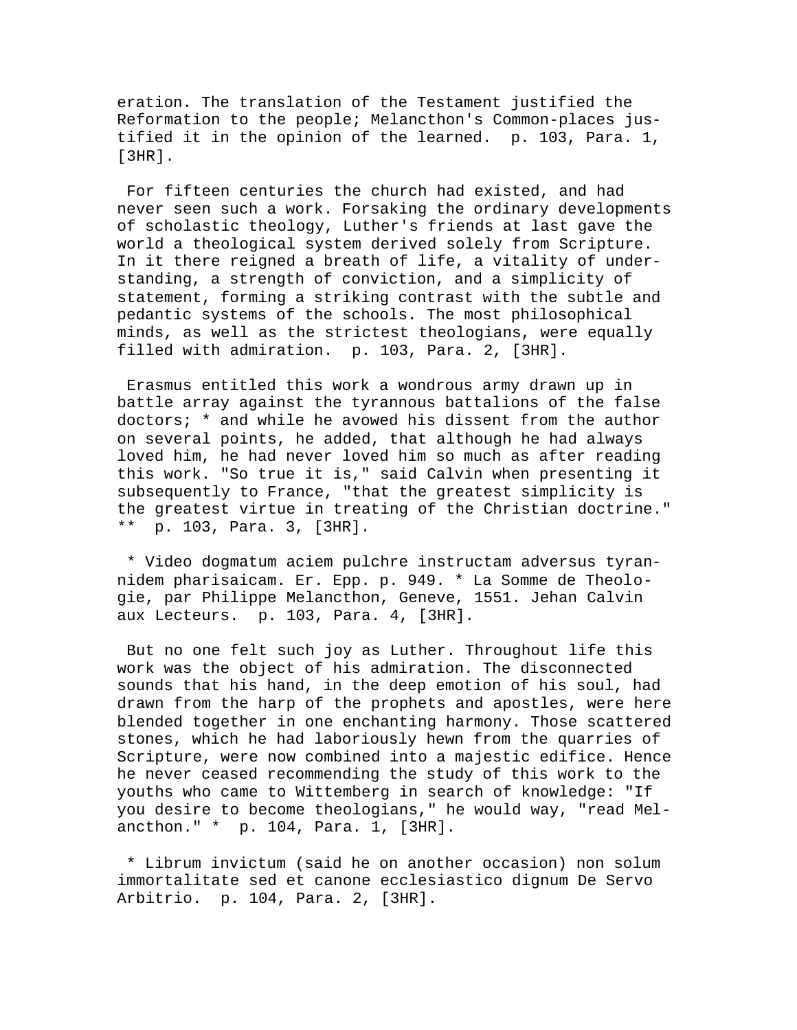eration. The translation of the Testament justified the Reformation to the people; Melancthon's Common-places justified it in the opinion of the learned.  p. 103, Para. 1, [3HR].

For fifteen centuries the church had existed, and had never seen such a work. Forsaking the ordinary developments of scholastic theology, Luther's friends at last gave the world a theological system derived solely from Scripture. In it there reigned a breath of life, a vitality of understanding, a strength of conviction, and a simplicity of statement, forming a striking contrast with the subtle and pedantic systems of the schools. The most philosophical minds, as well as the strictest theologians, were equally filled with admiration.  p. 103, Para. 2, [3HR].

Erasmus entitled this work a wondrous army drawn up in battle array against the tyrannous battalions of the false doctors; * and while he avowed his dissent from the author on several points, he added, that although he had always loved him, he had never loved him so much as after reading this work. "So true it is," said Calvin when presenting it subsequently to France, "that the greatest simplicity is the greatest virtue in treating of the Christian doctrine." **  p. 103, Para. 3, [3HR].

* Video dogmatum aciem pulchre instructam adversus tyrannidem pharisaicam. Er. Epp. p. 949. * La Somme de Theologie, par Philippe Melancthon, Geneve, 1551. Jehan Calvin aux Lecteurs.  p. 103, Para. 4, [3HR].

But no one felt such joy as Luther. Throughout life this work was the object of his admiration. The disconnected sounds that his hand, in the deep emotion of his soul, had drawn from the harp of the prophets and apostles, were here blended together in one enchanting harmony. Those scattered stones, which he had laboriously hewn from the quarries of Scripture, were now combined into a majestic edifice. Hence he never ceased recommending the study of this work to the youths who came to Wittemberg in search of knowledge: "If you desire to become theologians," he would way, "read Melancthon." *  p. 104, Para. 1, [3HR].

* Librum invictum (said he on another occasion) non solum immortalitate sed et canone ecclesiastico dignum De Servo Arbitrio.  p. 104, Para. 2, [3HR].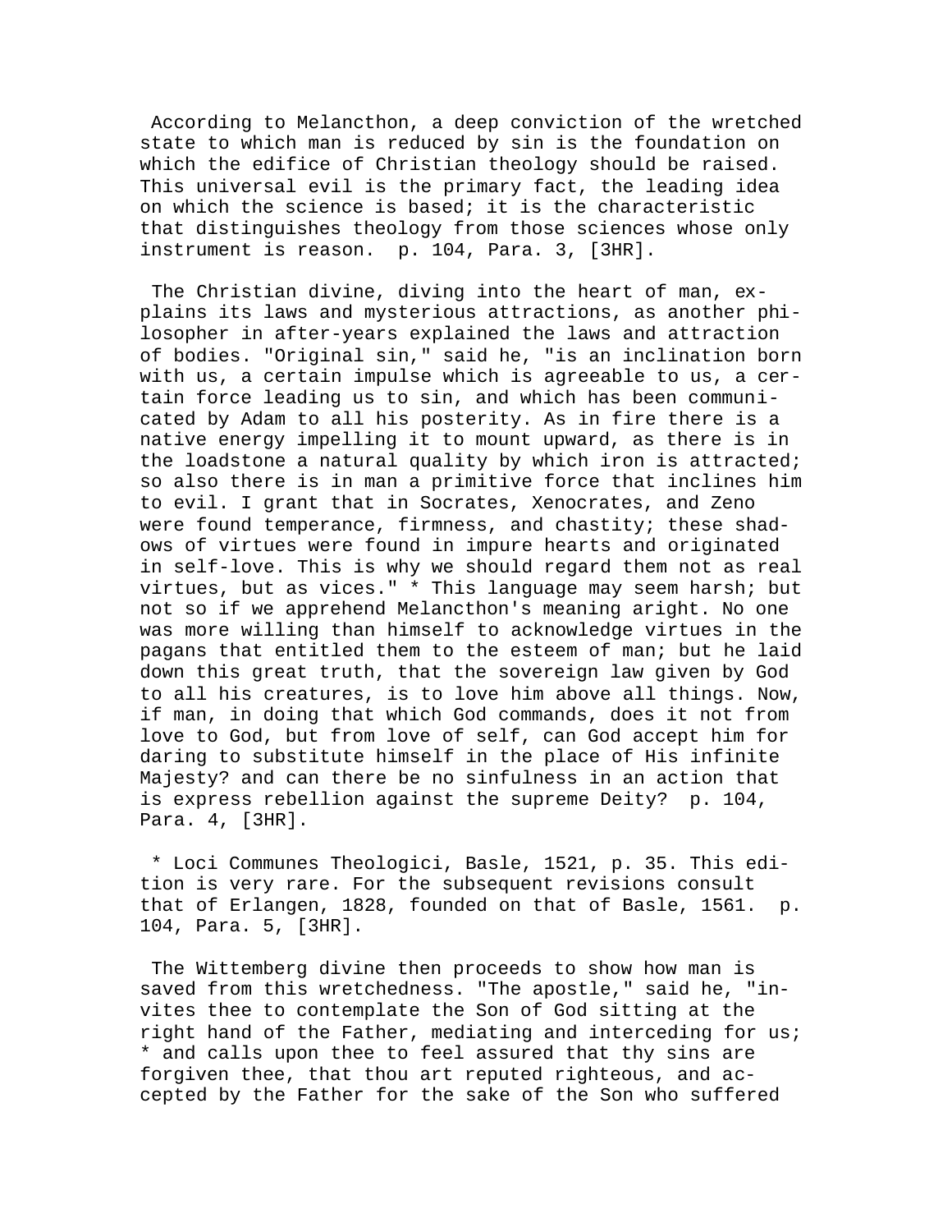According to Melancthon, a deep conviction of the wretched state to which man is reduced by sin is the foundation on which the edifice of Christian theology should be raised. This universal evil is the primary fact, the leading idea on which the science is based; it is the characteristic that distinguishes theology from those sciences whose only instrument is reason. p. 104, Para. 3, [3HR].

The Christian divine, diving into the heart of man, explains its laws and mysterious attractions, as another philosopher in after-years explained the laws and attraction of bodies. "Original sin," said he, "is an inclination born with us, a certain impulse which is agreeable to us, a certain force leading us to sin, and which has been communicated by Adam to all his posterity. As in fire there is a native energy impelling it to mount upward, as there is in the loadstone a natural quality by which iron is attracted; so also there is in man a primitive force that inclines him to evil. I grant that in Socrates, Xenocrates, and Zeno were found temperance, firmness, and chastity; these shadows of virtues were found in impure hearts and originated in self-love. This is why we should regard them not as real virtues, but as vices." * This language may seem harsh; but not so if we apprehend Melancthon's meaning aright. No one was more willing than himself to acknowledge virtues in the pagans that entitled them to the esteem of man; but he laid down this great truth, that the sovereign law given by God to all his creatures, is to love him above all things. Now, if man, in doing that which God commands, does it not from love to God, but from love of self, can God accept him for daring to substitute himself in the place of His infinite Majesty? and can there be no sinfulness in an action that is express rebellion against the supreme Deity? p. 104, Para. 4, [3HR].

* Loci Communes Theologici, Basle, 1521, p. 35. This edition is very rare. For the subsequent revisions consult that of Erlangen, 1828, founded on that of Basle, 1561. p. 104, Para. 5, [3HR].

The Wittemberg divine then proceeds to show how man is saved from this wretchedness. "The apostle," said he, "invites thee to contemplate the Son of God sitting at the right hand of the Father, mediating and interceding for us; * and calls upon thee to feel assured that thy sins are forgiven thee, that thou art reputed righteous, and accepted by the Father for the sake of the Son who suffered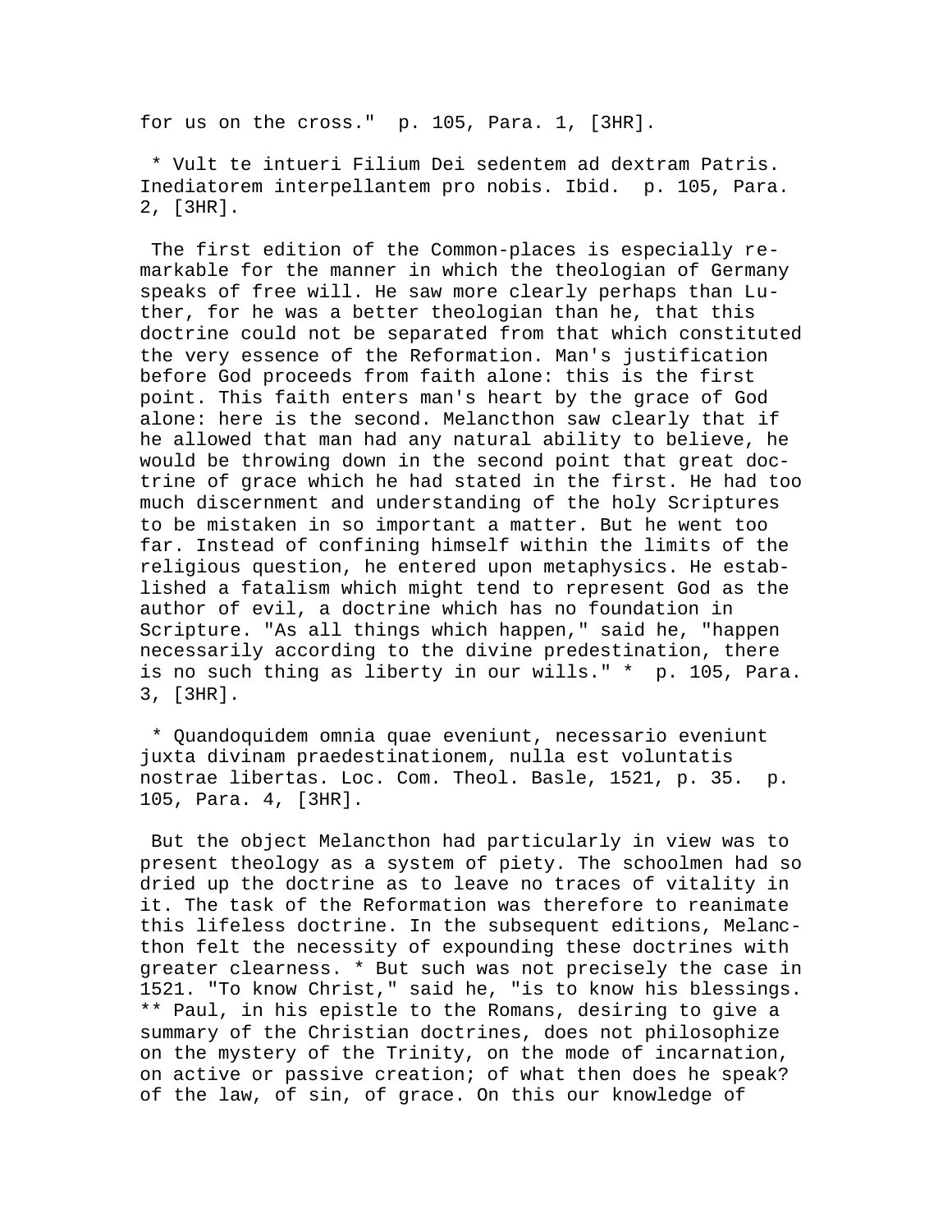for us on the cross." p. 105, Para. 1, [3HR].

* Vult te intueri Filium Dei sedentem ad dextram Patris. Inediatorem interpellantem pro nobis. Ibid. p. 105, Para. 2, [3HR].

The first edition of the Common-places is especially remarkable for the manner in which the theologian of Germany speaks of free will. He saw more clearly perhaps than Luther, for he was a better theologian than he, that this doctrine could not be separated from that which constituted the very essence of the Reformation. Man's justification before God proceeds from faith alone: this is the first point. This faith enters man's heart by the grace of God alone: here is the second. Melancthon saw clearly that if he allowed that man had any natural ability to believe, he would be throwing down in the second point that great doctrine of grace which he had stated in the first. He had too much discernment and understanding of the holy Scriptures to be mistaken in so important a matter. But he went too far. Instead of confining himself within the limits of the religious question, he entered upon metaphysics. He established a fatalism which might tend to represent God as the author of evil, a doctrine which has no foundation in Scripture. "As all things which happen," said he, "happen necessarily according to the divine predestination, there is no such thing as liberty in our wills." * p. 105, Para. 3, [3HR].

* Quandoquidem omnia quae eveniunt, necessario eveniunt juxta divinam praedestinationem, nulla est voluntatis nostrae libertas. Loc. Com. Theol. Basle, 1521, p. 35. p. 105, Para. 4, [3HR].

But the object Melancthon had particularly in view was to present theology as a system of piety. The schoolmen had so dried up the doctrine as to leave no traces of vitality in it. The task of the Reformation was therefore to reanimate this lifeless doctrine. In the subsequent editions, Melancthon felt the necessity of expounding these doctrines with greater clearness. * But such was not precisely the case in 1521. "To know Christ," said he, "is to know his blessings. ** Paul, in his epistle to the Romans, desiring to give a summary of the Christian doctrines, does not philosophize on the mystery of the Trinity, on the mode of incarnation, on active or passive creation; of what then does he speak? of the law, of sin, of grace. On this our knowledge of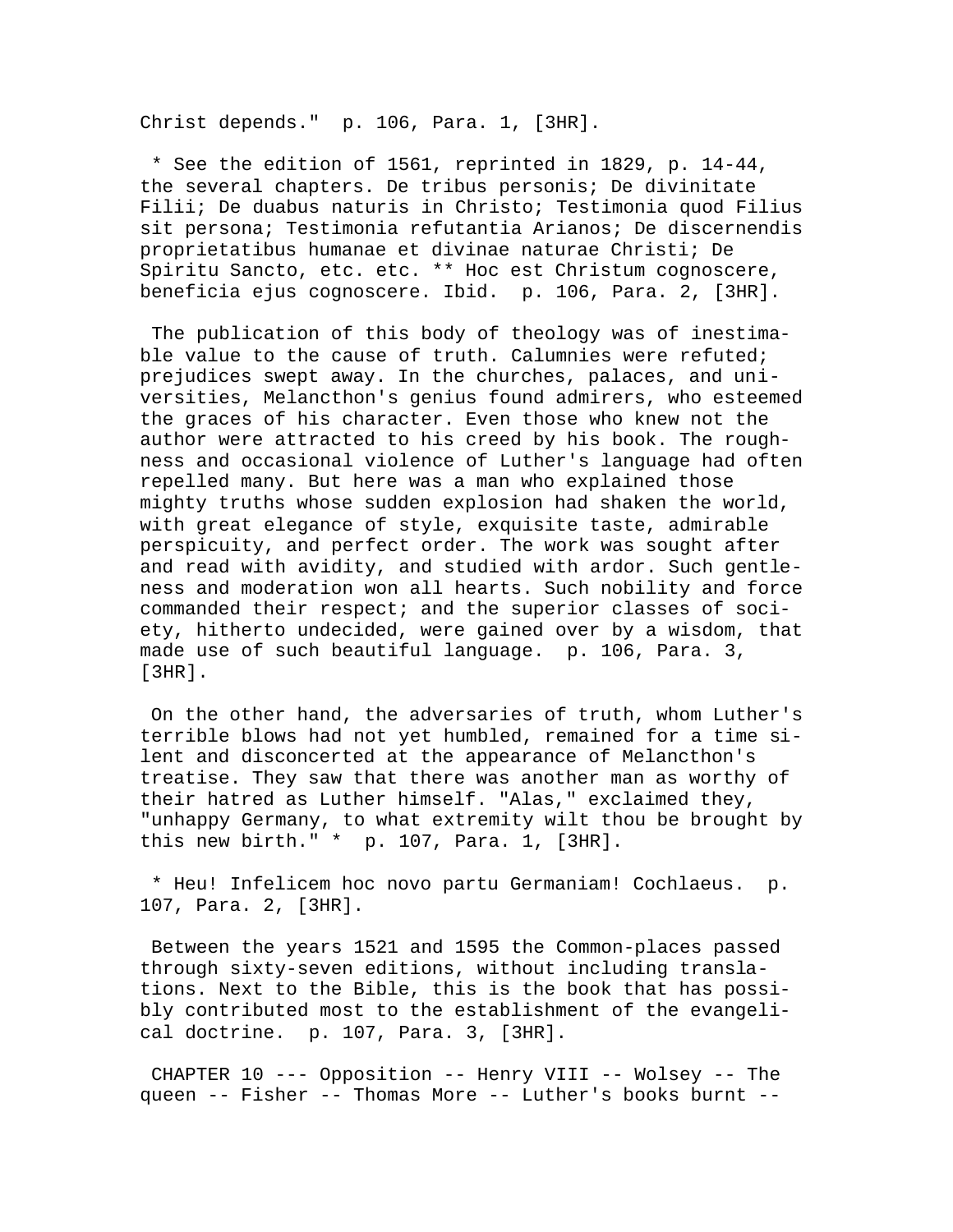Christ depends."  p. 106, Para. 1, [3HR].

* See the edition of 1561, reprinted in 1829, p. 14-44, the several chapters. De tribus personis; De divinitate Filii; De duabus naturis in Christo; Testimonia quod Filius sit persona; Testimonia refutantia Arianos; De discernendis proprietatibus humanae et divinae naturae Christi; De Spiritu Sancto, etc. etc. ** Hoc est Christum cognoscere, beneficia ejus cognoscere. Ibid.  p. 106, Para. 2, [3HR].

The publication of this body of theology was of inestimable value to the cause of truth. Calumnies were refuted; prejudices swept away. In the churches, palaces, and universities, Melancthon's genius found admirers, who esteemed the graces of his character. Even those who knew not the author were attracted to his creed by his book. The roughness and occasional violence of Luther's language had often repelled many. But here was a man who explained those mighty truths whose sudden explosion had shaken the world, with great elegance of style, exquisite taste, admirable perspicuity, and perfect order. The work was sought after and read with avidity, and studied with ardor. Such gentleness and moderation won all hearts. Such nobility and force commanded their respect; and the superior classes of society, hitherto undecided, were gained over by a wisdom, that made use of such beautiful language.  p. 106, Para. 3, [3HR].

On the other hand, the adversaries of truth, whom Luther's terrible blows had not yet humbled, remained for a time silent and disconcerted at the appearance of Melancthon's treatise. They saw that there was another man as worthy of their hatred as Luther himself. "Alas," exclaimed they, "unhappy Germany, to what extremity wilt thou be brought by this new birth." *  p. 107, Para. 1, [3HR].

* Heu! Infelicem hoc novo partu Germaniam! Cochlaeus.  p. 107, Para. 2, [3HR].

Between the years 1521 and 1595 the Common-places passed through sixty-seven editions, without including translations. Next to the Bible, this is the book that has possibly contributed most to the establishment of the evangelical doctrine.  p. 107, Para. 3, [3HR].

CHAPTER 10 --- Opposition -- Henry VIII -- Wolsey -- The queen -- Fisher -- Thomas More -- Luther's books burnt --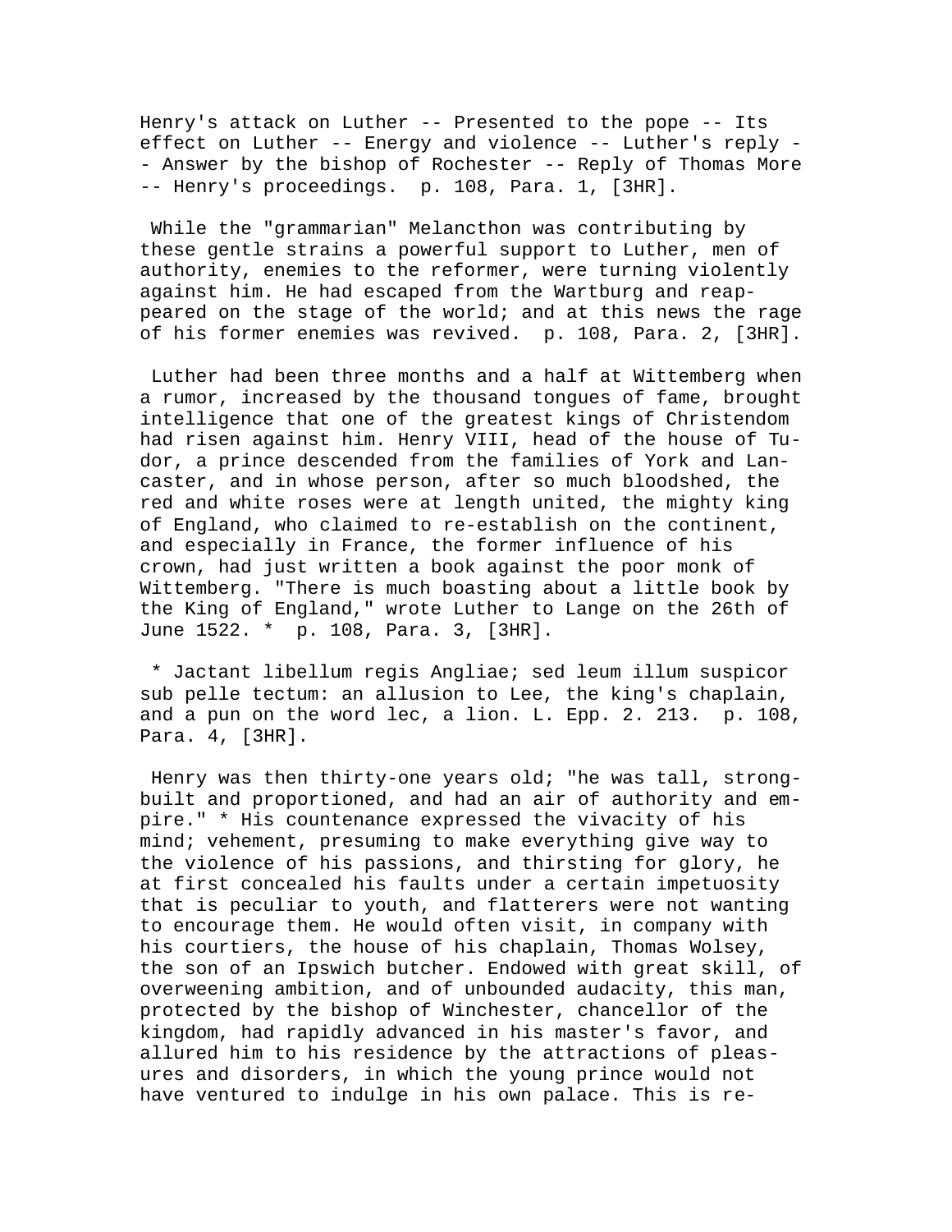Henry's attack on Luther -- Presented to the pope -- Its effect on Luther -- Energy and violence -- Luther's reply -- Answer by the bishop of Rochester -- Reply of Thomas More -- Henry's proceedings.  p. 108, Para. 1, [3HR].

While the "grammarian" Melancthon was contributing by these gentle strains a powerful support to Luther, men of authority, enemies to the reformer, were turning violently against him. He had escaped from the Wartburg and reappeared on the stage of the world; and at this news the rage of his former enemies was revived.  p. 108, Para. 2, [3HR].

Luther had been three months and a half at Wittemberg when a rumor, increased by the thousand tongues of fame, brought intelligence that one of the greatest kings of Christendom had risen against him. Henry VIII, head of the house of Tudor, a prince descended from the families of York and Lancaster, and in whose person, after so much bloodshed, the red and white roses were at length united, the mighty king of England, who claimed to re-establish on the continent, and especially in France, the former influence of his crown, had just written a book against the poor monk of Wittemberg. "There is much boasting about a little book by the King of England," wrote Luther to Lange on the 26th of June 1522. *  p. 108, Para. 3, [3HR].

* Jactant libellum regis Angliae; sed leum illum suspicor sub pelle tectum: an allusion to Lee, the king's chaplain, and a pun on the word lec, a lion. L. Epp. 2. 213.  p. 108, Para. 4, [3HR].

Henry was then thirty-one years old; "he was tall, strong-built and proportioned, and had an air of authority and empire." * His countenance expressed the vivacity of his mind; vehement, presuming to make everything give way to the violence of his passions, and thirsting for glory, he at first concealed his faults under a certain impetuosity that is peculiar to youth, and flatterers were not wanting to encourage them. He would often visit, in company with his courtiers, the house of his chaplain, Thomas Wolsey, the son of an Ipswich butcher. Endowed with great skill, of overweening ambition, and of unbounded audacity, this man, protected by the bishop of Winchester, chancellor of the kingdom, had rapidly advanced in his master's favor, and allured him to his residence by the attractions of pleasures and disorders, in which the young prince would not have ventured to indulge in his own palace. This is re-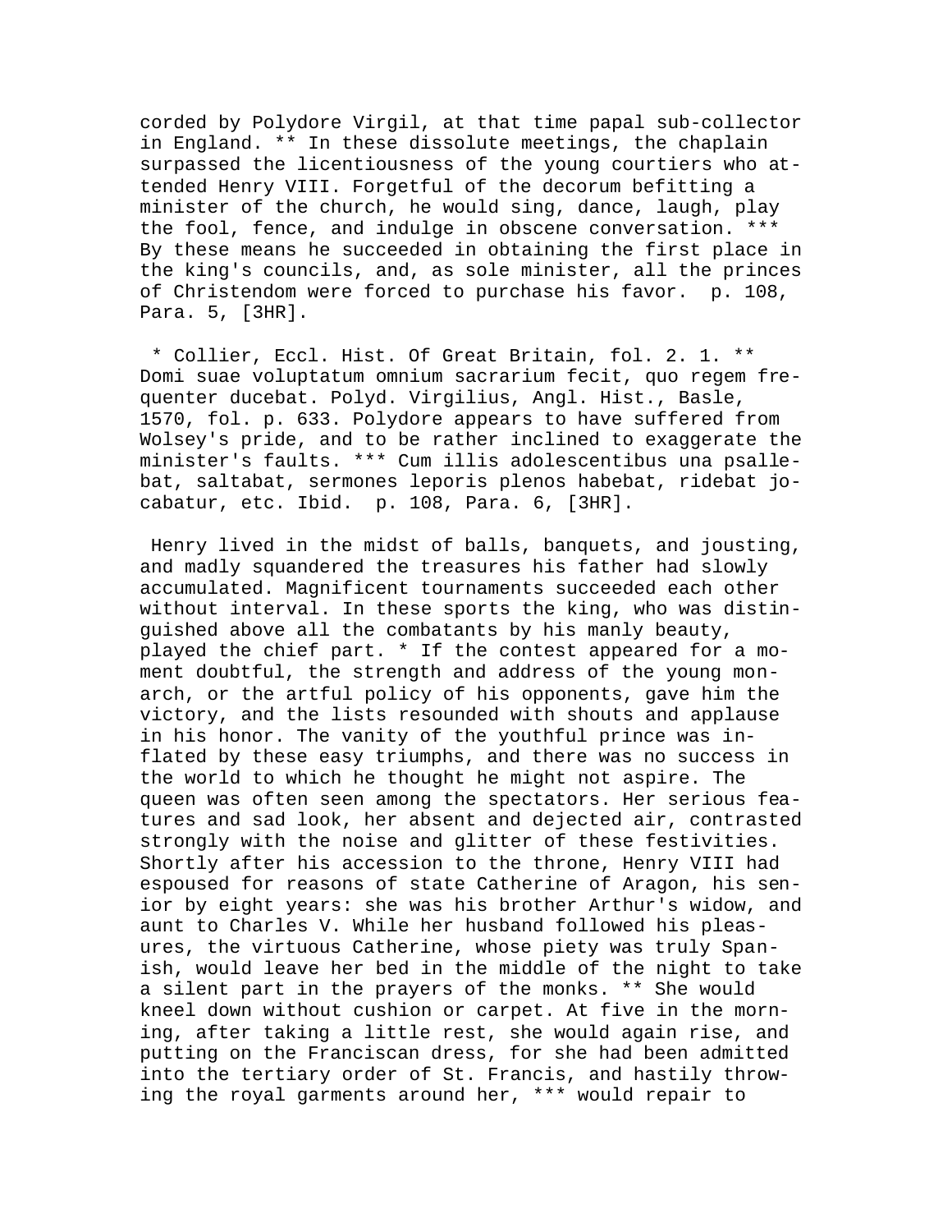corded by Polydore Virgil, at that time papal sub-collector in England. ** In these dissolute meetings, the chaplain surpassed the licentiousness of the young courtiers who attended Henry VIII. Forgetful of the decorum befitting a minister of the church, he would sing, dance, laugh, play the fool, fence, and indulge in obscene conversation. *** By these means he succeeded in obtaining the first place in the king's councils, and, as sole minister, all the princes of Christendom were forced to purchase his favor. p. 108, Para. 5, [3HR].

* Collier, Eccl. Hist. Of Great Britain, fol. 2. 1. ** Domi suae voluptatum omnium sacrarium fecit, quo regem frequenter ducebat. Polyd. Virgilius, Angl. Hist., Basle, 1570, fol. p. 633. Polydore appears to have suffered from Wolsey's pride, and to be rather inclined to exaggerate the minister's faults. *** Cum illis adolescentibus una psallebat, saltabat, sermones leporis plenos habebat, ridebat jocabatur, etc. Ibid. p. 108, Para. 6, [3HR].

Henry lived in the midst of balls, banquets, and jousting, and madly squandered the treasures his father had slowly accumulated. Magnificent tournaments succeeded each other without interval. In these sports the king, who was distinguished above all the combatants by his manly beauty, played the chief part. * If the contest appeared for a moment doubtful, the strength and address of the young monarch, or the artful policy of his opponents, gave him the victory, and the lists resounded with shouts and applause in his honor. The vanity of the youthful prince was inflated by these easy triumphs, and there was no success in the world to which he thought he might not aspire. The queen was often seen among the spectators. Her serious features and sad look, her absent and dejected air, contrasted strongly with the noise and glitter of these festivities. Shortly after his accession to the throne, Henry VIII had espoused for reasons of state Catherine of Aragon, his senior by eight years: she was his brother Arthur's widow, and aunt to Charles V. While her husband followed his pleasures, the virtuous Catherine, whose piety was truly Spanish, would leave her bed in the middle of the night to take a silent part in the prayers of the monks. ** She would kneel down without cushion or carpet. At five in the morning, after taking a little rest, she would again rise, and putting on the Franciscan dress, for she had been admitted into the tertiary order of St. Francis, and hastily throwing the royal garments around her, *** would repair to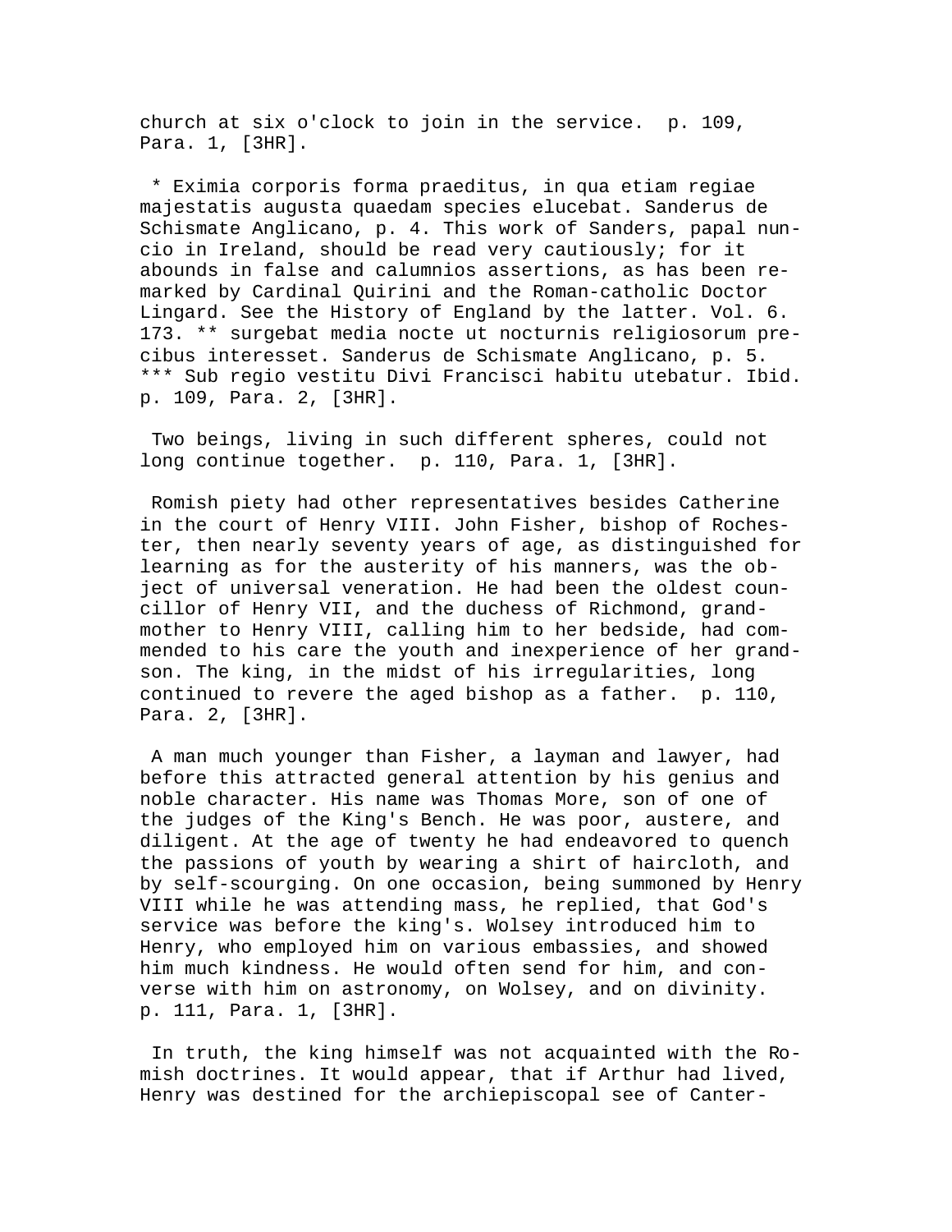church at six o'clock to join in the service. p. 109, Para. 1, [3HR].

* Eximia corporis forma praeditus, in qua etiam regiae majestatis augusta quaedam species elucebat. Sanderus de Schismate Anglicano, p. 4. This work of Sanders, papal nuncio in Ireland, should be read very cautiously; for it abounds in false and calumnios assertions, as has been remarked by Cardinal Quirini and the Roman-catholic Doctor Lingard. See the History of England by the latter. Vol. 6. 173. ** surgebat media nocte ut nocturnis religiosorum precibus interesset. Sanderus de Schismate Anglicano, p. 5. *** Sub regio vestitu Divi Francisci habitu utebatur. Ibid. p. 109, Para. 2, [3HR].

Two beings, living in such different spheres, could not long continue together. p. 110, Para. 1, [3HR].

Romish piety had other representatives besides Catherine in the court of Henry VIII. John Fisher, bishop of Rochester, then nearly seventy years of age, as distinguished for learning as for the austerity of his manners, was the object of universal veneration. He had been the oldest councillor of Henry VII, and the duchess of Richmond, grandmother to Henry VIII, calling him to her bedside, had commended to his care the youth and inexperience of her grandson. The king, in the midst of his irregularities, long continued to revere the aged bishop as a father. p. 110, Para. 2, [3HR].

A man much younger than Fisher, a layman and lawyer, had before this attracted general attention by his genius and noble character. His name was Thomas More, son of one of the judges of the King's Bench. He was poor, austere, and diligent. At the age of twenty he had endeavored to quench the passions of youth by wearing a shirt of haircloth, and by self-scourging. On one occasion, being summoned by Henry VIII while he was attending mass, he replied, that God's service was before the king's. Wolsey introduced him to Henry, who employed him on various embassies, and showed him much kindness. He would often send for him, and converse with him on astronomy, on Wolsey, and on divinity. p. 111, Para. 1, [3HR].

In truth, the king himself was not acquainted with the Romish doctrines. It would appear, that if Arthur had lived, Henry was destined for the archiepiscopal see of Canter-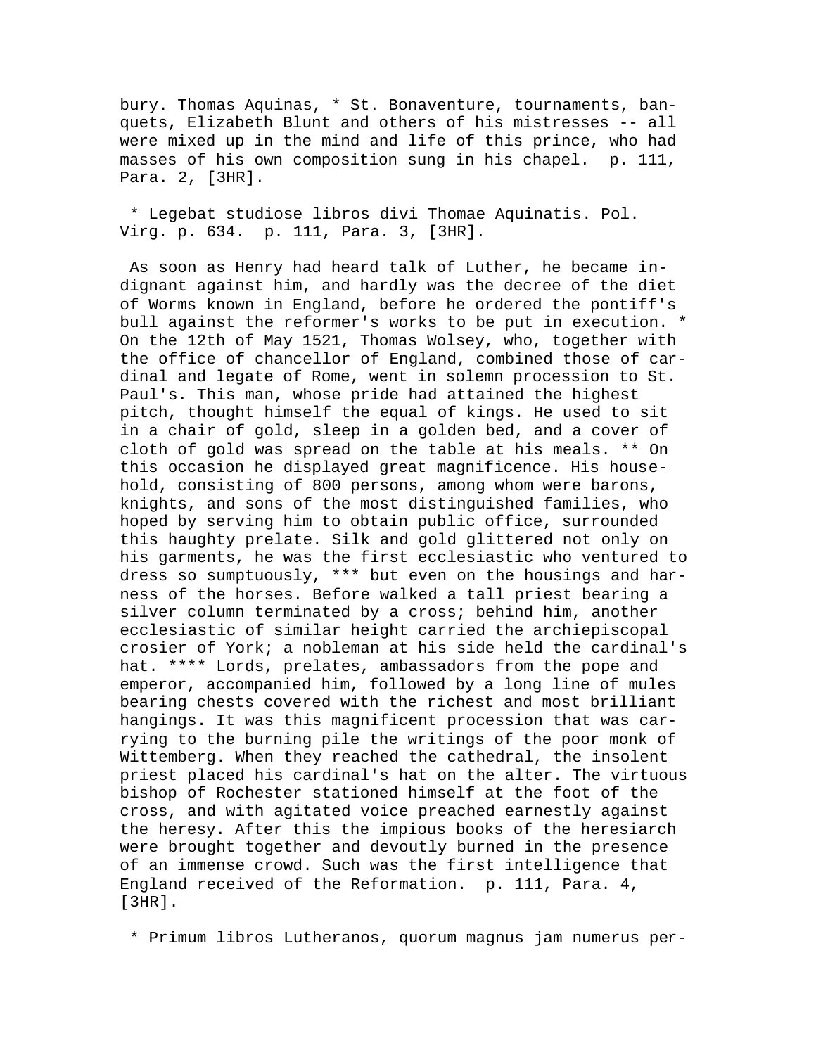bury. Thomas Aquinas, * St. Bonaventure, tournaments, banquets, Elizabeth Blunt and others of his mistresses -- all were mixed up in the mind and life of this prince, who had masses of his own composition sung in his chapel.  p. 111, Para. 2, [3HR].

 * Legebat studiose libros divi Thomae Aquinatis. Pol. Virg. p. 634.  p. 111, Para. 3, [3HR].

 As soon as Henry had heard talk of Luther, he became indignant against him, and hardly was the decree of the diet of Worms known in England, before he ordered the pontiff's bull against the reformer's works to be put in execution. * On the 12th of May 1521, Thomas Wolsey, who, together with the office of chancellor of England, combined those of cardinal and legate of Rome, went in solemn procession to St. Paul's. This man, whose pride had attained the highest pitch, thought himself the equal of kings. He used to sit in a chair of gold, sleep in a golden bed, and a cover of cloth of gold was spread on the table at his meals. ** On this occasion he displayed great magnificence. His household, consisting of 800 persons, among whom were barons, knights, and sons of the most distinguished families, who hoped by serving him to obtain public office, surrounded this haughty prelate. Silk and gold glittered not only on his garments, he was the first ecclesiastic who ventured to dress so sumptuously, *** but even on the housings and harness of the horses. Before walked a tall priest bearing a silver column terminated by a cross; behind him, another ecclesiastic of similar height carried the archiepiscopal crosier of York; a nobleman at his side held the cardinal's hat. **** Lords, prelates, ambassadors from the pope and emperor, accompanied him, followed by a long line of mules bearing chests covered with the richest and most brilliant hangings. It was this magnificent procession that was carrying to the burning pile the writings of the poor monk of Wittemberg. When they reached the cathedral, the insolent priest placed his cardinal's hat on the alter. The virtuous bishop of Rochester stationed himself at the foot of the cross, and with agitated voice preached earnestly against the heresy. After this the impious books of the heresiarch were brought together and devoutly burned in the presence of an immense crowd. Such was the first intelligence that England received of the Reformation.  p. 111, Para. 4, [3HR].

 * Primum libros Lutheranos, quorum magnus jam numerus per-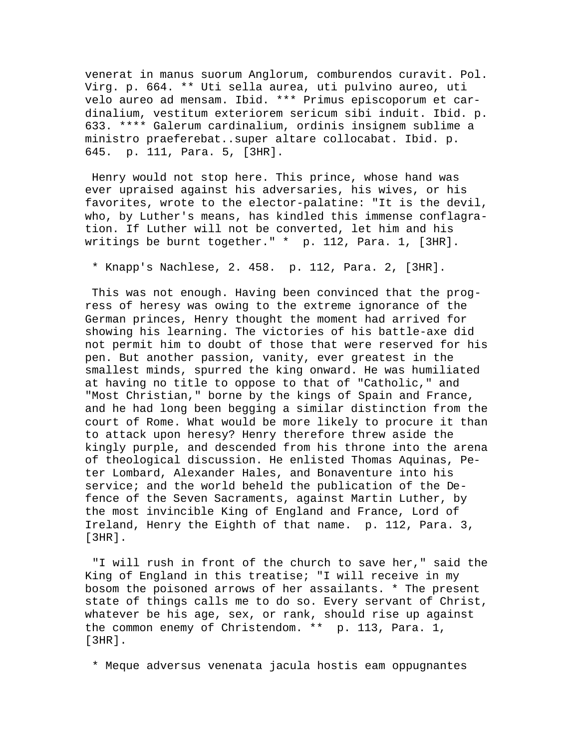venerat in manus suorum Anglorum, comburendos curavit. Pol. Virg. p. 664. ** Uti sella aurea, uti pulvino aureo, uti velo aureo ad mensam. Ibid. *** Primus episcoporum et cardinalium, vestitum exteriorem sericum sibi induit. Ibid. p. 633. **** Galerum cardinalium, ordinis insignem sublime a ministro praeferebat..super altare collocabat. Ibid. p. 645. p. 111, Para. 5, [3HR].

Henry would not stop here. This prince, whose hand was ever upraised against his adversaries, his wives, or his favorites, wrote to the elector-palatine: "It is the devil, who, by Luther's means, has kindled this immense conflagration. If Luther will not be converted, let him and his writings be burnt together." * p. 112, Para. 1, [3HR].

* Knapp's Nachlese, 2. 458. p. 112, Para. 2, [3HR].

This was not enough. Having been convinced that the progress of heresy was owing to the extreme ignorance of the German princes, Henry thought the moment had arrived for showing his learning. The victories of his battle-axe did not permit him to doubt of those that were reserved for his pen. But another passion, vanity, ever greatest in the smallest minds, spurred the king onward. He was humiliated at having no title to oppose to that of "Catholic," and "Most Christian," borne by the kings of Spain and France, and he had long been begging a similar distinction from the court of Rome. What would be more likely to procure it than to attack upon heresy? Henry therefore threw aside the kingly purple, and descended from his throne into the arena of theological discussion. He enlisted Thomas Aquinas, Peter Lombard, Alexander Hales, and Bonaventure into his service; and the world beheld the publication of the Defence of the Seven Sacraments, against Martin Luther, by the most invincible King of England and France, Lord of Ireland, Henry the Eighth of that name. p. 112, Para. 3, [3HR].

"I will rush in front of the church to save her," said the King of England in this treatise; "I will receive in my bosom the poisoned arrows of her assailants. * The present state of things calls me to do so. Every servant of Christ, whatever be his age, sex, or rank, should rise up against the common enemy of Christendom. ** p. 113, Para. 1, [3HR].

* Meque adversus venenata jacula hostis eam oppugnantes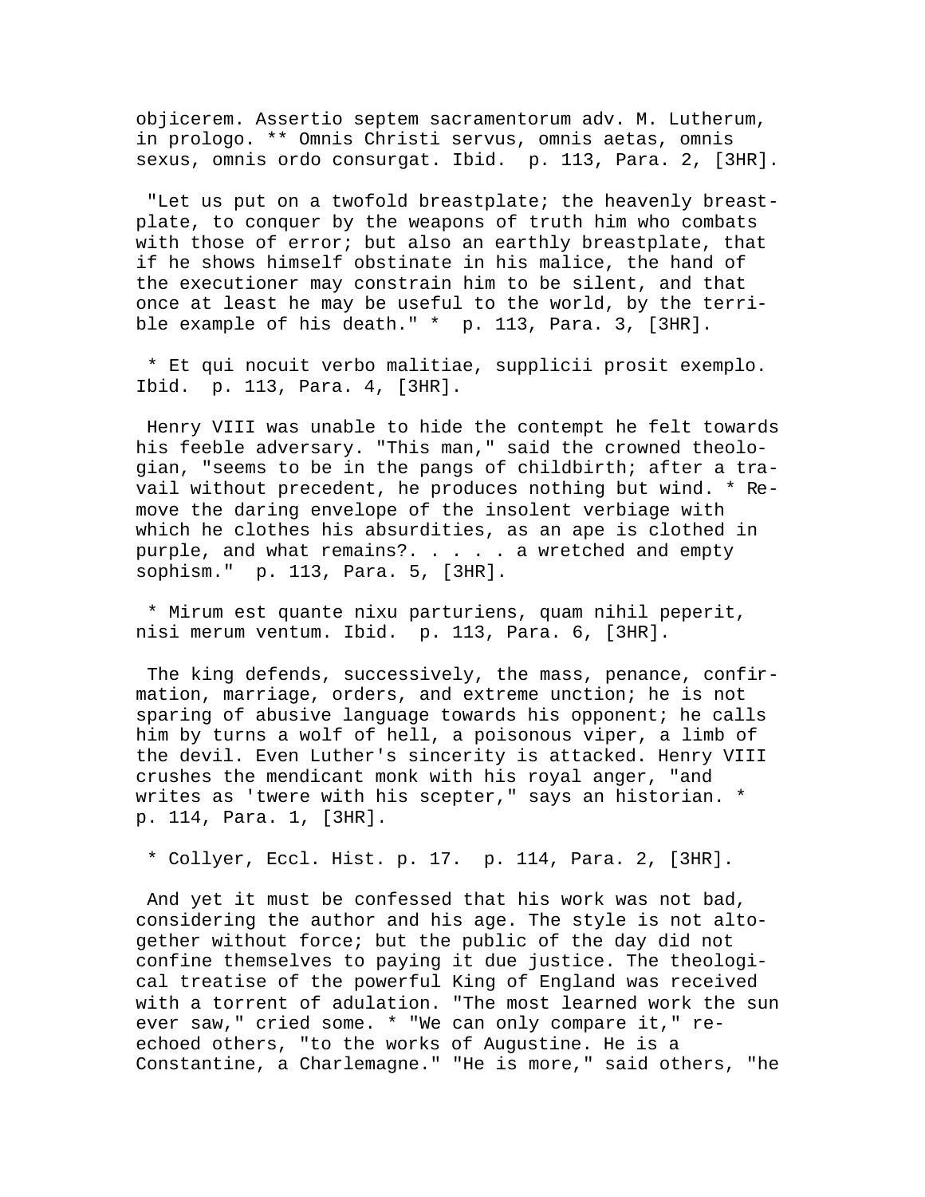objicerem. Assertio septem sacramentorum adv. M. Lutherum, in prologo. ** Omnis Christi servus, omnis aetas, omnis sexus, omnis ordo consurgat. Ibid. p. 113, Para. 2, [3HR].

"Let us put on a twofold breastplate; the heavenly breastplate, to conquer by the weapons of truth him who combats with those of error; but also an earthly breastplate, that if he shows himself obstinate in his malice, the hand of the executioner may constrain him to be silent, and that once at least he may be useful to the world, by the terrible example of his death." * p. 113, Para. 3, [3HR].

* Et qui nocuit verbo malitiae, supplicii prosit exemplo. Ibid. p. 113, Para. 4, [3HR].

Henry VIII was unable to hide the contempt he felt towards his feeble adversary. "This man," said the crowned theologian, "seems to be in the pangs of childbirth; after a travail without precedent, he produces nothing but wind. * Remove the daring envelope of the insolent verbiage with which he clothes his absurdities, as an ape is clothed in purple, and what remains?. . . . . a wretched and empty sophism." p. 113, Para. 5, [3HR].

* Mirum est quante nixu parturiens, quam nihil peperit, nisi merum ventum. Ibid. p. 113, Para. 6, [3HR].

The king defends, successively, the mass, penance, confirmation, marriage, orders, and extreme unction; he is not sparing of abusive language towards his opponent; he calls him by turns a wolf of hell, a poisonous viper, a limb of the devil. Even Luther's sincerity is attacked. Henry VIII crushes the mendicant monk with his royal anger, "and writes as 'twere with his scepter," says an historian. * p. 114, Para. 1, [3HR].

* Collyer, Eccl. Hist. p. 17. p. 114, Para. 2, [3HR].

And yet it must be confessed that his work was not bad, considering the author and his age. The style is not altogether without force; but the public of the day did not confine themselves to paying it due justice. The theological treatise of the powerful King of England was received with a torrent of adulation. "The most learned work the sun ever saw," cried some. * "We can only compare it," re-echoed others, "to the works of Augustine. He is a Constantine, a Charlemagne." "He is more," said others, "he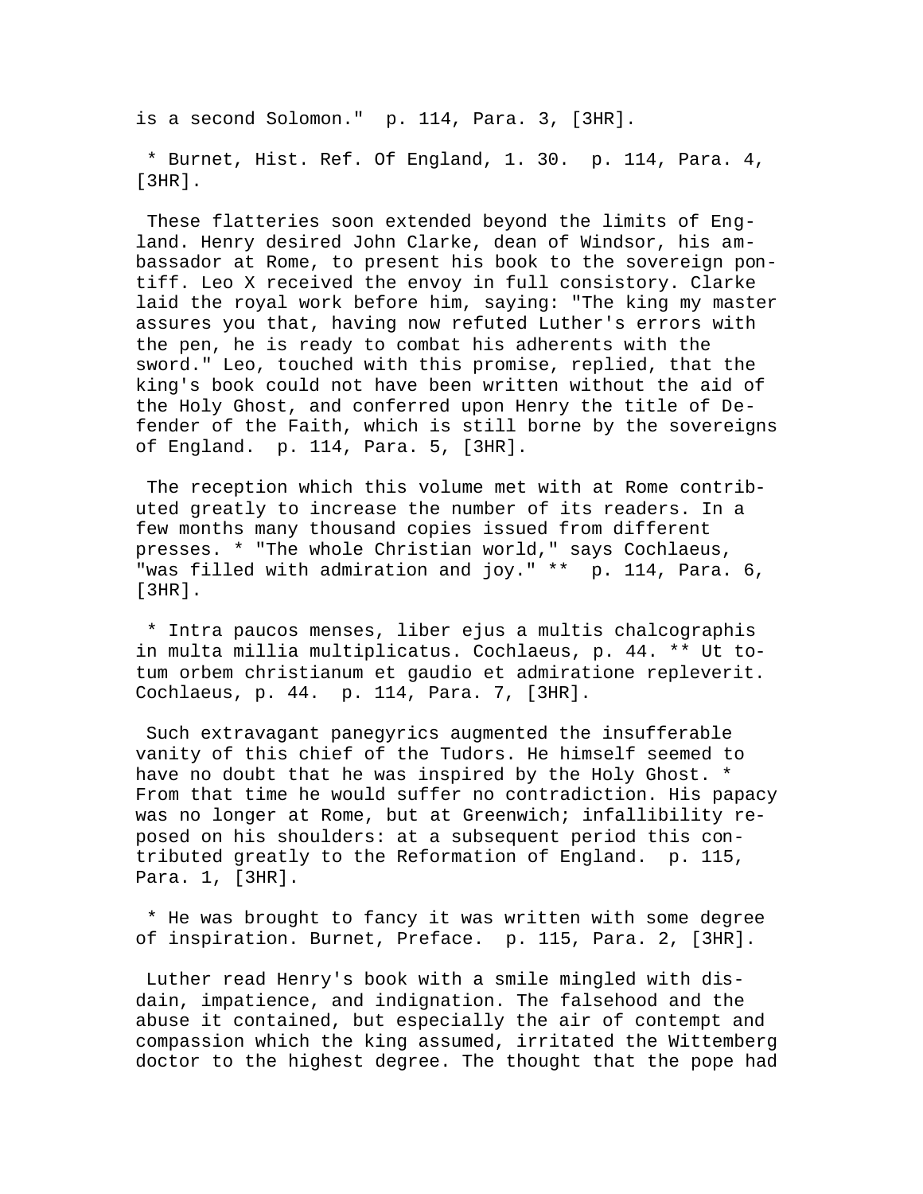is a second Solomon."  p. 114, Para. 3, [3HR].

* Burnet, Hist. Ref. Of England, 1. 30.  p. 114, Para. 4, [3HR].

These flatteries soon extended beyond the limits of England. Henry desired John Clarke, dean of Windsor, his ambassador at Rome, to present his book to the sovereign pontiff. Leo X received the envoy in full consistory. Clarke laid the royal work before him, saying: "The king my master assures you that, having now refuted Luther's errors with the pen, he is ready to combat his adherents with the sword." Leo, touched with this promise, replied, that the king's book could not have been written without the aid of the Holy Ghost, and conferred upon Henry the title of Defender of the Faith, which is still borne by the sovereigns of England.  p. 114, Para. 5, [3HR].

The reception which this volume met with at Rome contributed greatly to increase the number of its readers. In a few months many thousand copies issued from different presses. * "The whole Christian world," says Cochlaeus, "was filled with admiration and joy." **  p. 114, Para. 6, [3HR].

* Intra paucos menses, liber ejus a multis chalcographis in multa millia multiplicatus. Cochlaeus, p. 44. ** Ut totum orbem christianum et gaudio et admiratione repleverit. Cochlaeus, p. 44.  p. 114, Para. 7, [3HR].

Such extravagant panegyrics augmented the insufferable vanity of this chief of the Tudors. He himself seemed to have no doubt that he was inspired by the Holy Ghost. * From that time he would suffer no contradiction. His papacy was no longer at Rome, but at Greenwich; infallibility reposed on his shoulders: at a subsequent period this contributed greatly to the Reformation of England.  p. 115, Para. 1, [3HR].

* He was brought to fancy it was written with some degree of inspiration. Burnet, Preface.  p. 115, Para. 2, [3HR].

Luther read Henry's book with a smile mingled with disdain, impatience, and indignation. The falsehood and the abuse it contained, but especially the air of contempt and compassion which the king assumed, irritated the Wittemberg doctor to the highest degree. The thought that the pope had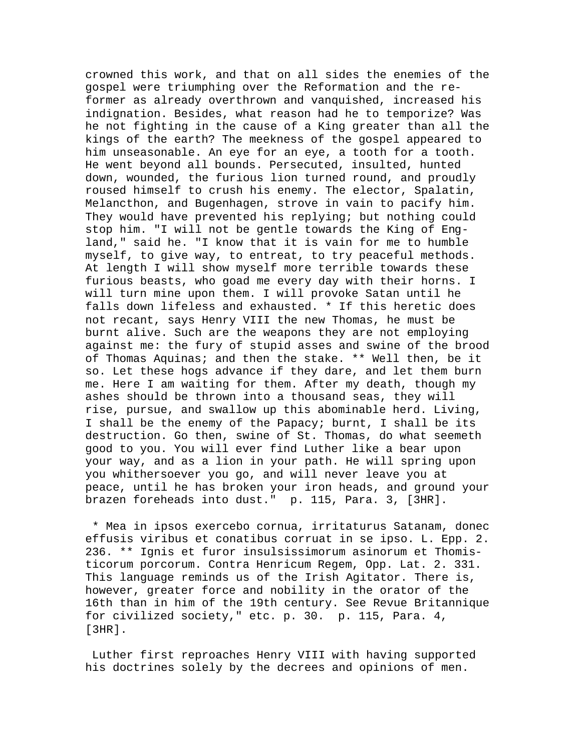crowned this work, and that on all sides the enemies of the gospel were triumphing over the Reformation and the reformer as already overthrown and vanquished, increased his indignation. Besides, what reason had he to temporize? Was he not fighting in the cause of a King greater than all the kings of the earth? The meekness of the gospel appeared to him unseasonable. An eye for an eye, a tooth for a tooth. He went beyond all bounds. Persecuted, insulted, hunted down, wounded, the furious lion turned round, and proudly roused himself to crush his enemy. The elector, Spalatin, Melancthon, and Bugenhagen, strove in vain to pacify him. They would have prevented his replying; but nothing could stop him. "I will not be gentle towards the King of England," said he. "I know that it is vain for me to humble myself, to give way, to entreat, to try peaceful methods. At length I will show myself more terrible towards these furious beasts, who goad me every day with their horns. I will turn mine upon them. I will provoke Satan until he falls down lifeless and exhausted. * If this heretic does not recant, says Henry VIII the new Thomas, he must be burnt alive. Such are the weapons they are not employing against me: the fury of stupid asses and swine of the brood of Thomas Aquinas; and then the stake. ** Well then, be it so. Let these hogs advance if they dare, and let them burn me. Here I am waiting for them. After my death, though my ashes should be thrown into a thousand seas, they will rise, pursue, and swallow up this abominable herd. Living, I shall be the enemy of the Papacy; burnt, I shall be its destruction. Go then, swine of St. Thomas, do what seemeth good to you. You will ever find Luther like a bear upon your way, and as a lion in your path. He will spring upon you whithersoever you go, and will never leave you at peace, until he has broken your iron heads, and ground your brazen foreheads into dust." p. 115, Para. 3, [3HR].

* Mea in ipsos exercebo cornua, irritaturus Satanam, donec effusis viribus et conatibus corruat in se ipso. L. Epp. 2. 236. ** Ignis et furor insulsissimorum asinorum et Thomisticorum porcorum. Contra Henricum Regem, Opp. Lat. 2. 331. This language reminds us of the Irish Agitator. There is, however, greater force and nobility in the orator of the 16th than in him of the 19th century. See Revue Britannique for civilized society," etc. p. 30. p. 115, Para. 4, [3HR].

Luther first reproaches Henry VIII with having supported his doctrines solely by the decrees and opinions of men.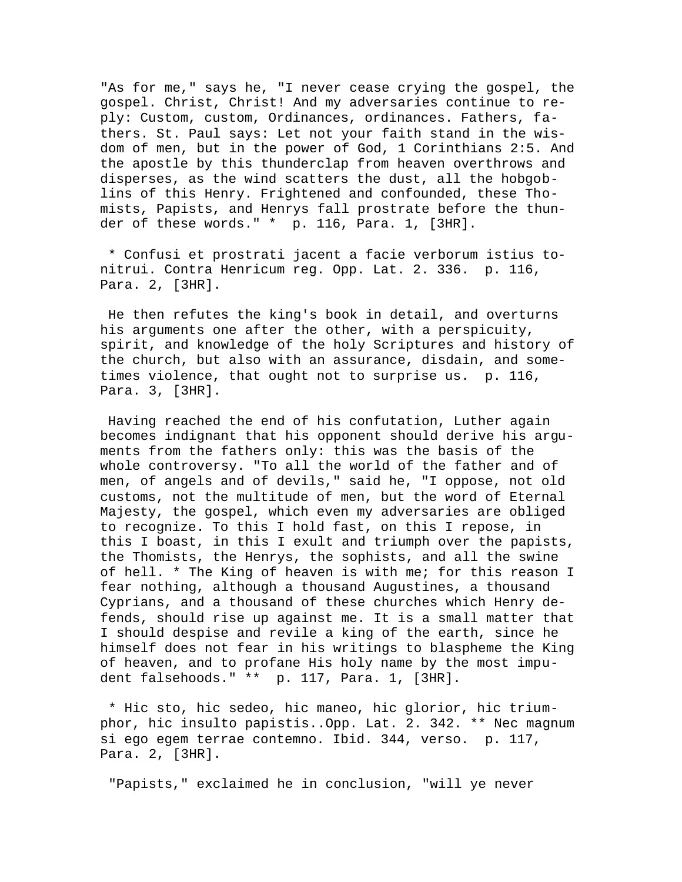"As for me," says he, "I never cease crying the gospel, the gospel. Christ, Christ! And my adversaries continue to reply: Custom, custom, Ordinances, ordinances. Fathers, fathers. St. Paul says: Let not your faith stand in the wisdom of men, but in the power of God, 1 Corinthians 2:5. And the apostle by this thunderclap from heaven overthrows and disperses, as the wind scatters the dust, all the hobgoblins of this Henry. Frightened and confounded, these Thomists, Papists, and Henrys fall prostrate before the thunder of these words." * p. 116, Para. 1, [3HR].

* Confusi et prostrati jacent a facie verborum istius tonitrui. Contra Henricum reg. Opp. Lat. 2. 336. p. 116, Para. 2, [3HR].

He then refutes the king's book in detail, and overturns his arguments one after the other, with a perspicuity, spirit, and knowledge of the holy Scriptures and history of the church, but also with an assurance, disdain, and sometimes violence, that ought not to surprise us. p. 116, Para. 3, [3HR].

Having reached the end of his confutation, Luther again becomes indignant that his opponent should derive his arguments from the fathers only: this was the basis of the whole controversy. "To all the world of the father and of men, of angels and of devils," said he, "I oppose, not old customs, not the multitude of men, but the word of Eternal Majesty, the gospel, which even my adversaries are obliged to recognize. To this I hold fast, on this I repose, in this I boast, in this I exult and triumph over the papists, the Thomists, the Henrys, the sophists, and all the swine of hell. * The King of heaven is with me; for this reason I fear nothing, although a thousand Augustines, a thousand Cyprians, and a thousand of these churches which Henry defends, should rise up against me. It is a small matter that I should despise and revile a king of the earth, since he himself does not fear in his writings to blaspheme the King of heaven, and to profane His holy name by the most impudent falsehoods." ** p. 117, Para. 1, [3HR].

* Hic sto, hic sedeo, hic maneo, hic glorior, hic triumphor, hic insulto papistis..Opp. Lat. 2. 342. ** Nec magnum si ego egem terrae contemno. Ibid. 344, verso. p. 117, Para. 2, [3HR].

"Papists," exclaimed he in conclusion, "will ye never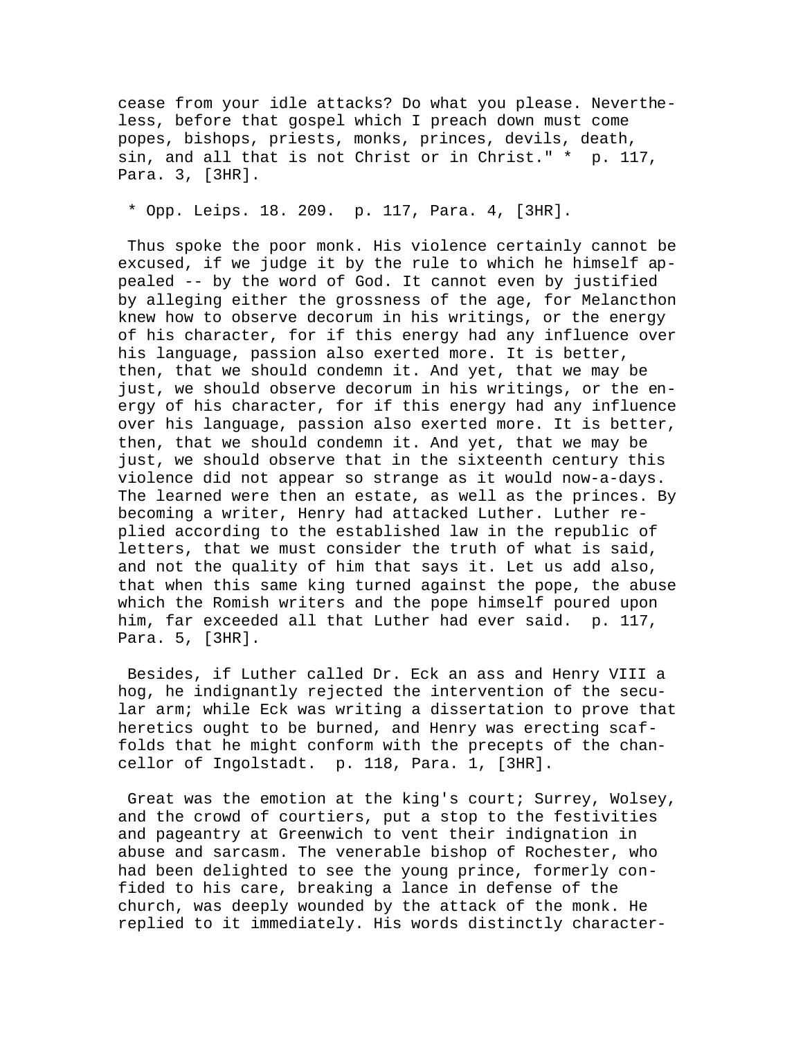cease from your idle attacks? Do what you please. Nevertheless, before that gospel which I preach down must come popes, bishops, priests, monks, princes, devils, death, sin, and all that is not Christ or in Christ." * p. 117, Para. 3, [3HR].

* Opp. Leips. 18. 209. p. 117, Para. 4, [3HR].

Thus spoke the poor monk. His violence certainly cannot be excused, if we judge it by the rule to which he himself appealed -- by the word of God. It cannot even by justified by alleging either the grossness of the age, for Melancthon knew how to observe decorum in his writings, or the energy of his character, for if this energy had any influence over his language, passion also exerted more. It is better, then, that we should condemn it. And yet, that we may be just, we should observe decorum in his writings, or the energy of his character, for if this energy had any influence over his language, passion also exerted more. It is better, then, that we should condemn it. And yet, that we may be just, we should observe that in the sixteenth century this violence did not appear so strange as it would now-a-days. The learned were then an estate, as well as the princes. By becoming a writer, Henry had attacked Luther. Luther replied according to the established law in the republic of letters, that we must consider the truth of what is said, and not the quality of him that says it. Let us add also, that when this same king turned against the pope, the abuse which the Romish writers and the pope himself poured upon him, far exceeded all that Luther had ever said. p. 117, Para. 5, [3HR].

Besides, if Luther called Dr. Eck an ass and Henry VIII a hog, he indignantly rejected the intervention of the secular arm; while Eck was writing a dissertation to prove that heretics ought to be burned, and Henry was erecting scaffolds that he might conform with the precepts of the chancellor of Ingolstadt. p. 118, Para. 1, [3HR].

Great was the emotion at the king's court; Surrey, Wolsey, and the crowd of courtiers, put a stop to the festivities and pageantry at Greenwich to vent their indignation in abuse and sarcasm. The venerable bishop of Rochester, who had been delighted to see the young prince, formerly confided to his care, breaking a lance in defense of the church, was deeply wounded by the attack of the monk. He replied to it immediately. His words distinctly character-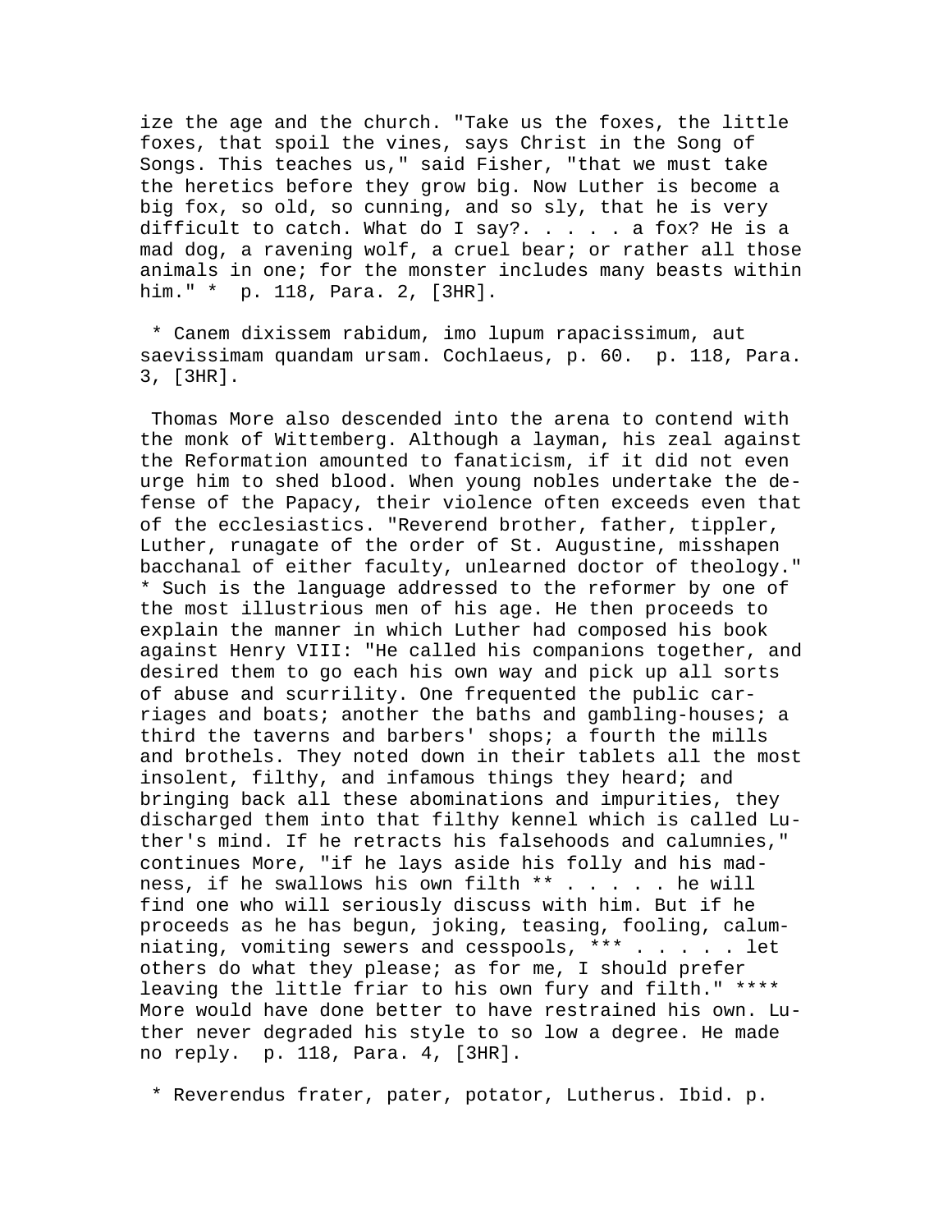ize the age and the church. "Take us the foxes, the little foxes, that spoil the vines, says Christ in the Song of Songs. This teaches us," said Fisher, "that we must take the heretics before they grow big. Now Luther is become a big fox, so old, so cunning, and so sly, that he is very difficult to catch. What do I say?. . . . . a fox? He is a mad dog, a ravening wolf, a cruel bear; or rather all those animals in one; for the monster includes many beasts within him." * p. 118, Para. 2, [3HR].

* Canem dixissem rabidum, imo lupum rapacissimum, aut saevissimam quandam ursam. Cochlaeus, p. 60. p. 118, Para. 3, [3HR].

Thomas More also descended into the arena to contend with the monk of Wittemberg. Although a layman, his zeal against the Reformation amounted to fanaticism, if it did not even urge him to shed blood. When young nobles undertake the defense of the Papacy, their violence often exceeds even that of the ecclesiastics. "Reverend brother, father, tippler, Luther, runagate of the order of St. Augustine, misshapen bacchanal of either faculty, unlearned doctor of theology." * Such is the language addressed to the reformer by one of the most illustrious men of his age. He then proceeds to explain the manner in which Luther had composed his book against Henry VIII: "He called his companions together, and desired them to go each his own way and pick up all sorts of abuse and scurrility. One frequented the public carriages and boats; another the baths and gambling-houses; a third the taverns and barbers' shops; a fourth the mills and brothels. They noted down in their tablets all the most insolent, filthy, and infamous things they heard; and bringing back all these abominations and impurities, they discharged them into that filthy kennel which is called Luther's mind. If he retracts his falsehoods and calumnies," continues More, "if he lays aside his folly and his madness, if he swallows his own filth ** . . . . . he will find one who will seriously discuss with him. But if he proceeds as he has begun, joking, teasing, fooling, calumniating, vomiting sewers and cesspools, *** . . . . . let others do what they please; as for me, I should prefer leaving the little friar to his own fury and filth." **** More would have done better to have restrained his own. Luther never degraded his style to so low a degree. He made no reply. p. 118, Para. 4, [3HR].

* Reverendus frater, pater, potator, Lutherus. Ibid. p.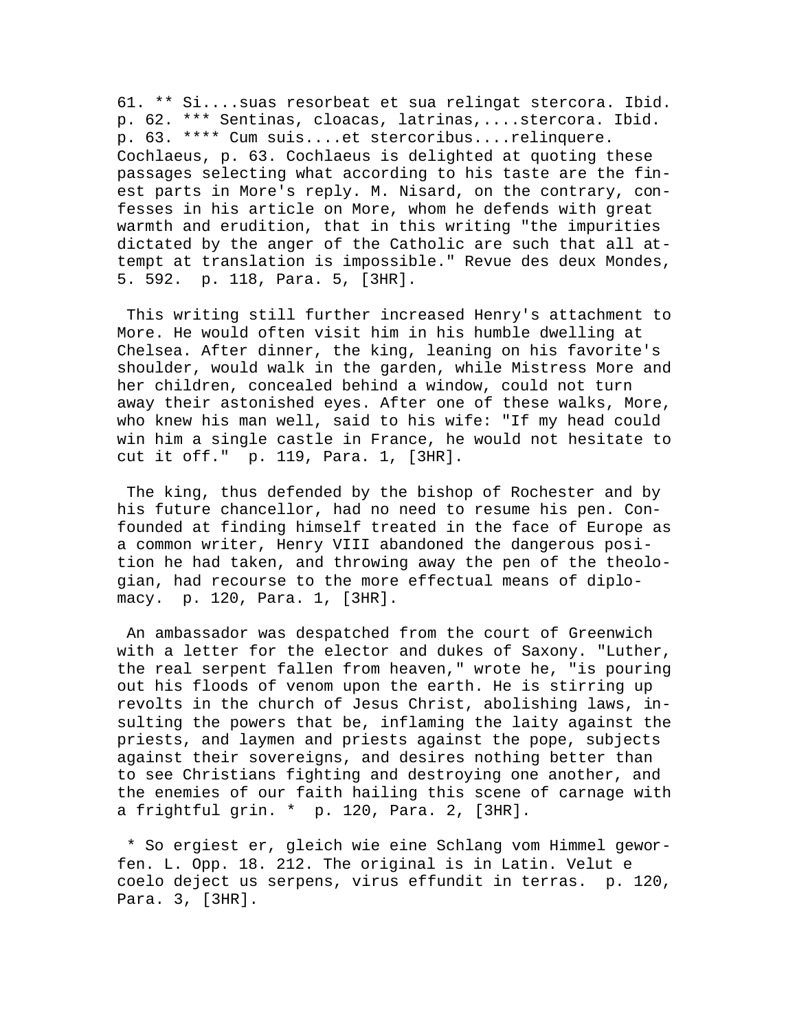61. ** Si....suas resorbeat et sua relingat stercora. Ibid. p. 62. *** Sentinas, cloacas, latrinas,....stercora. Ibid. p. 63. **** Cum suis....et stercoribus....relinquere. Cochlaeus, p. 63. Cochlaeus is delighted at quoting these passages selecting what according to his taste are the finest parts in More's reply. M. Nisard, on the contrary, confesses in his article on More, whom he defends with great warmth and erudition, that in this writing "the impurities dictated by the anger of the Catholic are such that all attempt at translation is impossible." Revue des deux Mondes, 5. 592. p. 118, Para. 5, [3HR].

This writing still further increased Henry's attachment to More. He would often visit him in his humble dwelling at Chelsea. After dinner, the king, leaning on his favorite's shoulder, would walk in the garden, while Mistress More and her children, concealed behind a window, could not turn away their astonished eyes. After one of these walks, More, who knew his man well, said to his wife: "If my head could win him a single castle in France, he would not hesitate to cut it off." p. 119, Para. 1, [3HR].

The king, thus defended by the bishop of Rochester and by his future chancellor, had no need to resume his pen. Confounded at finding himself treated in the face of Europe as a common writer, Henry VIII abandoned the dangerous position he had taken, and throwing away the pen of the theologian, had recourse to the more effectual means of diplomacy. p. 120, Para. 1, [3HR].

An ambassador was despatched from the court of Greenwich with a letter for the elector and dukes of Saxony. "Luther, the real serpent fallen from heaven," wrote he, "is pouring out his floods of venom upon the earth. He is stirring up revolts in the church of Jesus Christ, abolishing laws, insulting the powers that be, inflaming the laity against the priests, and laymen and priests against the pope, subjects against their sovereigns, and desires nothing better than to see Christians fighting and destroying one another, and the enemies of our faith hailing this scene of carnage with a frightful grin. * p. 120, Para. 2, [3HR].

* So ergiest er, gleich wie eine Schlang vom Himmel geworfen. L. Opp. 18. 212. The original is in Latin. Velut e coelo deject us serpens, virus effundit in terras. p. 120, Para. 3, [3HR].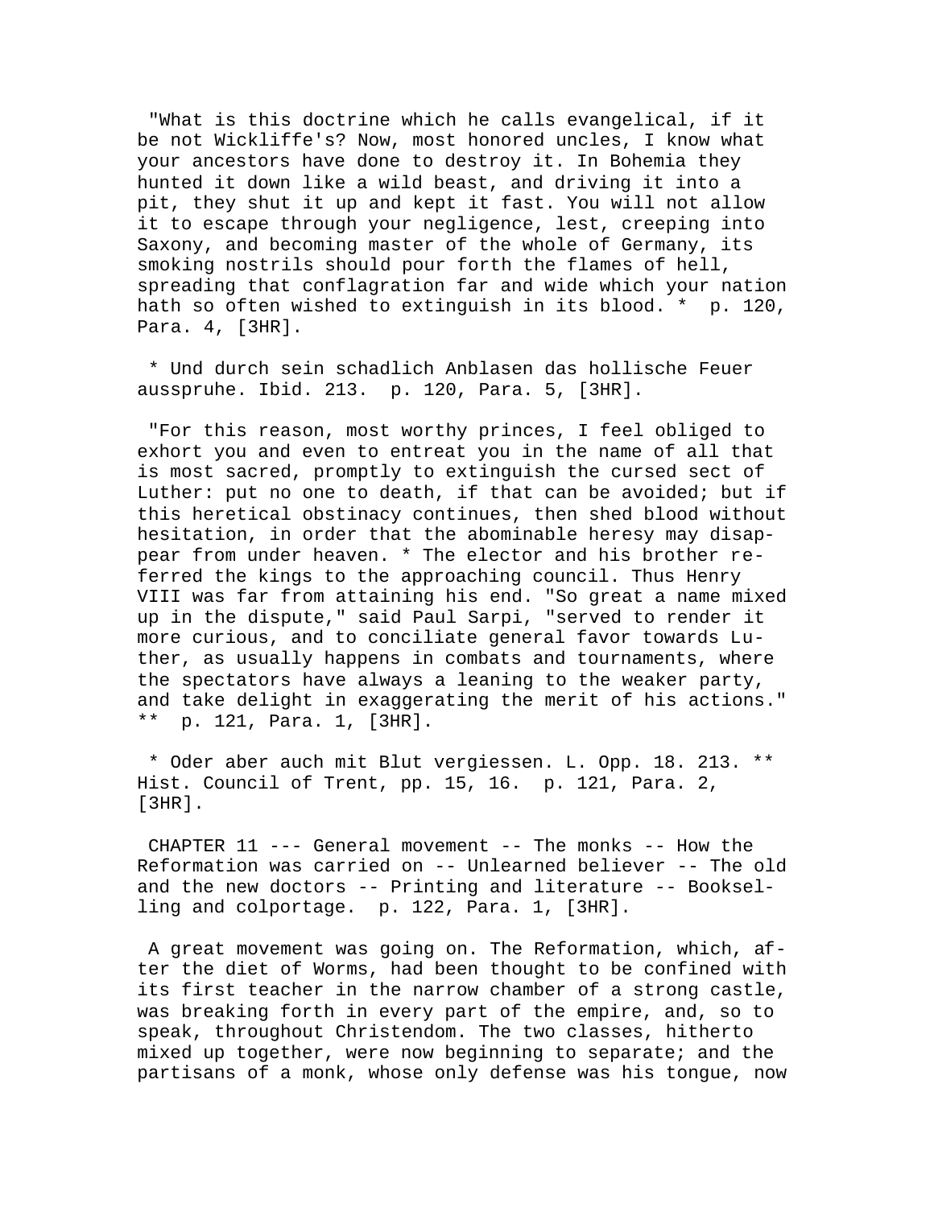"What is this doctrine which he calls evangelical, if it be not Wickliffe's? Now, most honored uncles, I know what your ancestors have done to destroy it. In Bohemia they hunted it down like a wild beast, and driving it into a pit, they shut it up and kept it fast. You will not allow it to escape through your negligence, lest, creeping into Saxony, and becoming master of the whole of Germany, its smoking nostrils should pour forth the flames of hell, spreading that conflagration far and wide which your nation hath so often wished to extinguish in its blood. * p. 120, Para. 4, [3HR].

* Und durch sein schadlich Anblasen das hollische Feuer ausspruhe. Ibid. 213. p. 120, Para. 5, [3HR].

"For this reason, most worthy princes, I feel obliged to exhort you and even to entreat you in the name of all that is most sacred, promptly to extinguish the cursed sect of Luther: put no one to death, if that can be avoided; but if this heretical obstinacy continues, then shed blood without hesitation, in order that the abominable heresy may disappear from under heaven. * The elector and his brother referred the kings to the approaching council. Thus Henry VIII was far from attaining his end. "So great a name mixed up in the dispute," said Paul Sarpi, "served to render it more curious, and to conciliate general favor towards Luther, as usually happens in combats and tournaments, where the spectators have always a leaning to the weaker party, and take delight in exaggerating the merit of his actions." ** p. 121, Para. 1, [3HR].

* Oder aber auch mit Blut vergiessen. L. Opp. 18. 213. ** Hist. Council of Trent, pp. 15, 16. p. 121, Para. 2, [3HR].

CHAPTER 11 --- General movement -- The monks -- How the Reformation was carried on -- Unlearned believer -- The old and the new doctors -- Printing and literature -- Bookselling and colportage. p. 122, Para. 1, [3HR].

A great movement was going on. The Reformation, which, after the diet of Worms, had been thought to be confined with its first teacher in the narrow chamber of a strong castle, was breaking forth in every part of the empire, and, so to speak, throughout Christendom. The two classes, hitherto mixed up together, were now beginning to separate; and the partisans of a monk, whose only defense was his tongue, now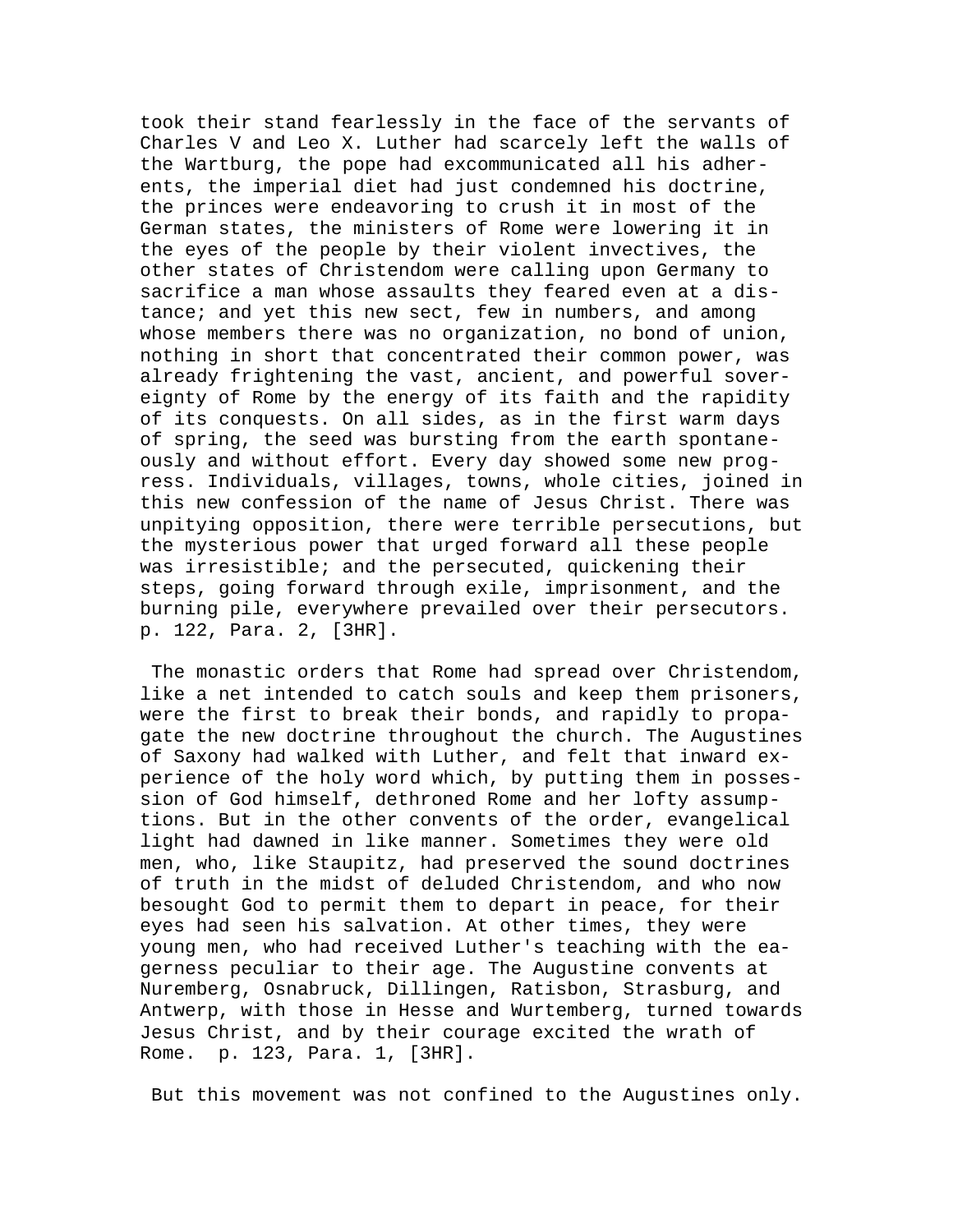took their stand fearlessly in the face of the servants of Charles V and Leo X. Luther had scarcely left the walls of the Wartburg, the pope had excommunicated all his adherents, the imperial diet had just condemned his doctrine, the princes were endeavoring to crush it in most of the German states, the ministers of Rome were lowering it in the eyes of the people by their violent invectives, the other states of Christendom were calling upon Germany to sacrifice a man whose assaults they feared even at a distance; and yet this new sect, few in numbers, and among whose members there was no organization, no bond of union, nothing in short that concentrated their common power, was already frightening the vast, ancient, and powerful sovereignty of Rome by the energy of its faith and the rapidity of its conquests. On all sides, as in the first warm days of spring, the seed was bursting from the earth spontaneously and without effort. Every day showed some new progress. Individuals, villages, towns, whole cities, joined in this new confession of the name of Jesus Christ. There was unpitying opposition, there were terrible persecutions, but the mysterious power that urged forward all these people was irresistible; and the persecuted, quickening their steps, going forward through exile, imprisonment, and the burning pile, everywhere prevailed over their persecutors. p. 122, Para. 2, [3HR].

The monastic orders that Rome had spread over Christendom, like a net intended to catch souls and keep them prisoners, were the first to break their bonds, and rapidly to propagate the new doctrine throughout the church. The Augustines of Saxony had walked with Luther, and felt that inward experience of the holy word which, by putting them in possession of God himself, dethroned Rome and her lofty assumptions. But in the other convents of the order, evangelical light had dawned in like manner. Sometimes they were old men, who, like Staupitz, had preserved the sound doctrines of truth in the midst of deluded Christendom, and who now besought God to permit them to depart in peace, for their eyes had seen his salvation. At other times, they were young men, who had received Luther's teaching with the eagerness peculiar to their age. The Augustine convents at Nuremberg, Osnabruck, Dillingen, Ratisbon, Strasburg, and Antwerp, with those in Hesse and Wurtemberg, turned towards Jesus Christ, and by their courage excited the wrath of Rome. p. 123, Para. 1, [3HR].

But this movement was not confined to the Augustines only.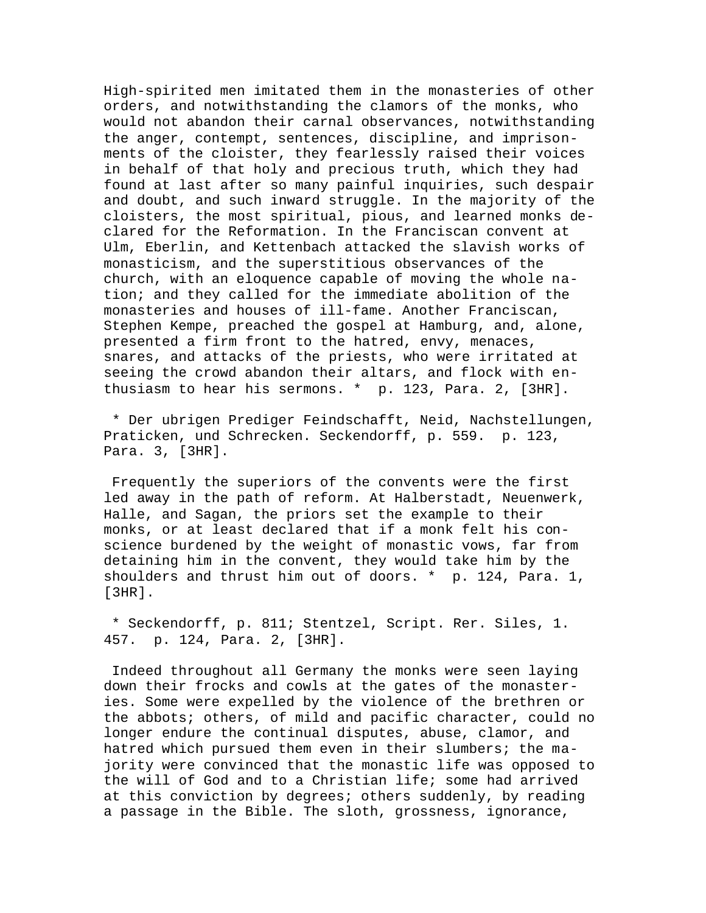High-spirited men imitated them in the monasteries of other orders, and notwithstanding the clamors of the monks, who would not abandon their carnal observances, notwithstanding the anger, contempt, sentences, discipline, and imprisonments of the cloister, they fearlessly raised their voices in behalf of that holy and precious truth, which they had found at last after so many painful inquiries, such despair and doubt, and such inward struggle. In the majority of the cloisters, the most spiritual, pious, and learned monks declared for the Reformation. In the Franciscan convent at Ulm, Eberlin, and Kettenbach attacked the slavish works of monasticism, and the superstitious observances of the church, with an eloquence capable of moving the whole nation; and they called for the immediate abolition of the monasteries and houses of ill-fame. Another Franciscan, Stephen Kempe, preached the gospel at Hamburg, and, alone, presented a firm front to the hatred, envy, menaces, snares, and attacks of the priests, who were irritated at seeing the crowd abandon their altars, and flock with enthusiasm to hear his sermons. * p. 123, Para. 2, [3HR].

* Der ubrigen Prediger Feindschafft, Neid, Nachstellungen, Praticken, und Schrecken. Seckendorff, p. 559. p. 123, Para. 3, [3HR].

Frequently the superiors of the convents were the first led away in the path of reform. At Halberstadt, Neuenwerk, Halle, and Sagan, the priors set the example to their monks, or at least declared that if a monk felt his conscience burdened by the weight of monastic vows, far from detaining him in the convent, they would take him by the shoulders and thrust him out of doors. * p. 124, Para. 1, [3HR].

* Seckendorff, p. 811; Stentzel, Script. Rer. Siles, 1. 457. p. 124, Para. 2, [3HR].

Indeed throughout all Germany the monks were seen laying down their frocks and cowls at the gates of the monasteries. Some were expelled by the violence of the brethren or the abbots; others, of mild and pacific character, could no longer endure the continual disputes, abuse, clamor, and hatred which pursued them even in their slumbers; the majority were convinced that the monastic life was opposed to the will of God and to a Christian life; some had arrived at this conviction by degrees; others suddenly, by reading a passage in the Bible. The sloth, grossness, ignorance,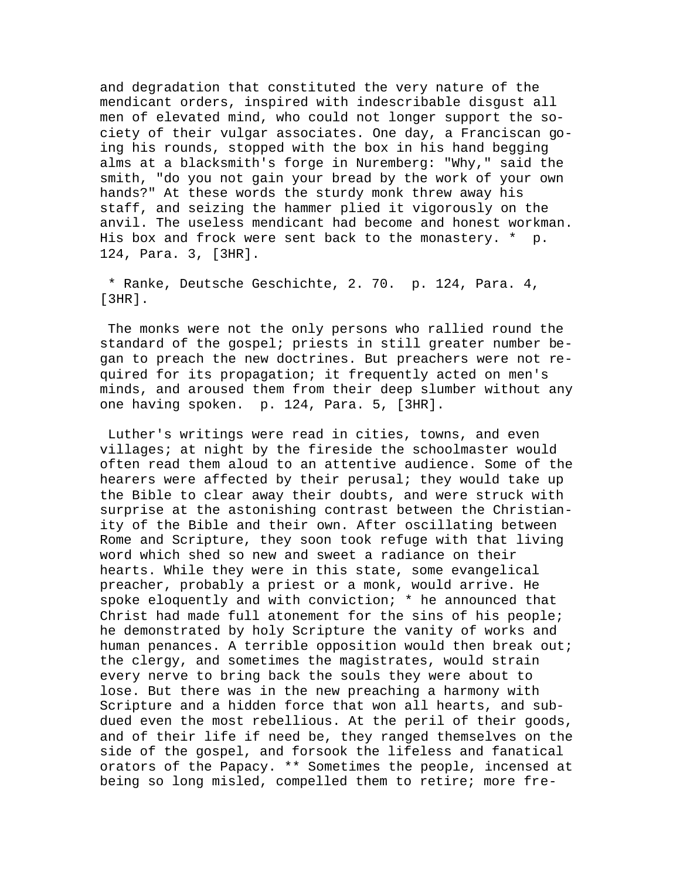and degradation that constituted the very nature of the mendicant orders, inspired with indescribable disgust all men of elevated mind, who could not longer support the society of their vulgar associates. One day, a Franciscan going his rounds, stopped with the box in his hand begging alms at a blacksmith's forge in Nuremberg: "Why," said the smith, "do you not gain your bread by the work of your own hands?" At these words the sturdy monk threw away his staff, and seizing the hammer plied it vigorously on the anvil. The useless mendicant had become and honest workman. His box and frock were sent back to the monastery. * p. 124, Para. 3, [3HR].

* Ranke, Deutsche Geschichte, 2. 70. p. 124, Para. 4, [3HR].

The monks were not the only persons who rallied round the standard of the gospel; priests in still greater number began to preach the new doctrines. But preachers were not required for its propagation; it frequently acted on men's minds, and aroused them from their deep slumber without any one having spoken. p. 124, Para. 5, [3HR].

Luther's writings were read in cities, towns, and even villages; at night by the fireside the schoolmaster would often read them aloud to an attentive audience. Some of the hearers were affected by their perusal; they would take up the Bible to clear away their doubts, and were struck with surprise at the astonishing contrast between the Christianity of the Bible and their own. After oscillating between Rome and Scripture, they soon took refuge with that living word which shed so new and sweet a radiance on their hearts. While they were in this state, some evangelical preacher, probably a priest or a monk, would arrive. He spoke eloquently and with conviction; * he announced that Christ had made full atonement for the sins of his people; he demonstrated by holy Scripture the vanity of works and human penances. A terrible opposition would then break out; the clergy, and sometimes the magistrates, would strain every nerve to bring back the souls they were about to lose. But there was in the new preaching a harmony with Scripture and a hidden force that won all hearts, and subdued even the most rebellious. At the peril of their goods, and of their life if need be, they ranged themselves on the side of the gospel, and forsook the lifeless and fanatical orators of the Papacy. ** Sometimes the people, incensed at being so long misled, compelled them to retire; more fre-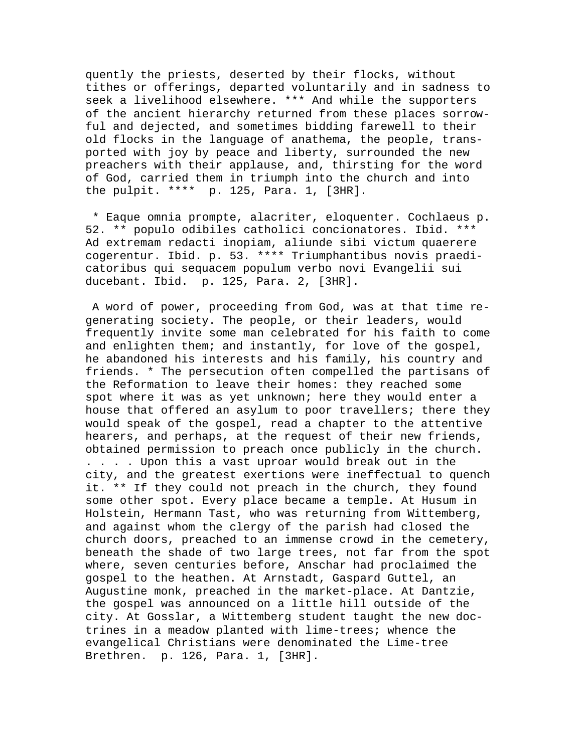quently the priests, deserted by their flocks, without tithes or offerings, departed voluntarily and in sadness to seek a livelihood elsewhere. *** And while the supporters of the ancient hierarchy returned from these places sorrowful and dejected, and sometimes bidding farewell to their old flocks in the language of anathema, the people, transported with joy by peace and liberty, surrounded the new preachers with their applause, and, thirsting for the word of God, carried them in triumph into the church and into the pulpit. **** p. 125, Para. 1, [3HR].

* Eaque omnia prompte, alacriter, eloquenter. Cochlaeus p. 52. ** populo odibiles catholici concionatores. Ibid. *** Ad extremam redacti inopiam, aliunde sibi victum quaerere cogerentur. Ibid. p. 53. **** Triumphantibus novis praedicatoribus qui sequacem populum verbo novi Evangelii sui ducebant. Ibid. p. 125, Para. 2, [3HR].

A word of power, proceeding from God, was at that time regenerating society. The people, or their leaders, would frequently invite some man celebrated for his faith to come and enlighten them; and instantly, for love of the gospel, he abandoned his interests and his family, his country and friends. * The persecution often compelled the partisans of the Reformation to leave their homes: they reached some spot where it was as yet unknown; here they would enter a house that offered an asylum to poor travellers; there they would speak of the gospel, read a chapter to the attentive hearers, and perhaps, at the request of their new friends, obtained permission to preach once publicly in the church. . . . . Upon this a vast uproar would break out in the city, and the greatest exertions were ineffectual to quench it. ** If they could not preach in the church, they found some other spot. Every place became a temple. At Husum in Holstein, Hermann Tast, who was returning from Wittemberg, and against whom the clergy of the parish had closed the church doors, preached to an immense crowd in the cemetery, beneath the shade of two large trees, not far from the spot where, seven centuries before, Anschar had proclaimed the gospel to the heathen. At Arnstadt, Gaspard Guttel, an Augustine monk, preached in the market-place. At Dantzie, the gospel was announced on a little hill outside of the city. At Gosslar, a Wittemberg student taught the new doctrines in a meadow planted with lime-trees; whence the evangelical Christians were denominated the Lime-tree Brethren. p. 126, Para. 1, [3HR].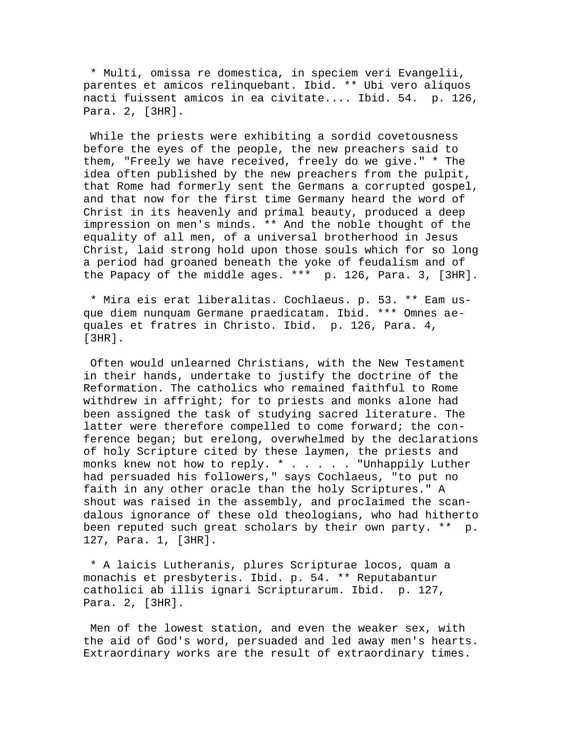* Multi, omissa re domestica, in speciem veri Evangelii, parentes et amicos relinquebant. Ibid. ** Ubi vero aliquos nacti fuissent amicos in ea civitate.... Ibid. 54. p. 126, Para. 2, [3HR].

While the priests were exhibiting a sordid covetousness before the eyes of the people, the new preachers said to them, "Freely we have received, freely do we give." * The idea often published by the new preachers from the pulpit, that Rome had formerly sent the Germans a corrupted gospel, and that now for the first time Germany heard the word of Christ in its heavenly and primal beauty, produced a deep impression on men's minds. ** And the noble thought of the equality of all men, of a universal brotherhood in Jesus Christ, laid strong hold upon those souls which for so long a period had groaned beneath the yoke of feudalism and of the Papacy of the middle ages. *** p. 126, Para. 3, [3HR].

* Mira eis erat liberalitas. Cochlaeus. p. 53. ** Eam usque diem nunquam Germane praedicatam. Ibid. *** Omnes aequales et fratres in Christo. Ibid. p. 126, Para. 4, [3HR].

Often would unlearned Christians, with the New Testament in their hands, undertake to justify the doctrine of the Reformation. The catholics who remained faithful to Rome withdrew in affright; for to priests and monks alone had been assigned the task of studying sacred literature. The latter were therefore compelled to come forward; the conference began; but erelong, overwhelmed by the declarations of holy Scripture cited by these laymen, the priests and monks knew not how to reply. * . . . . . "Unhappily Luther had persuaded his followers," says Cochlaeus, "to put no faith in any other oracle than the holy Scriptures." A shout was raised in the assembly, and proclaimed the scandalous ignorance of these old theologians, who had hitherto been reputed such great scholars by their own party. ** p. 127, Para. 1, [3HR].

* A laicis Lutheranis, plures Scripturae locos, quam a monachis et presbyteris. Ibid. p. 54. ** Reputabantur catholici ab illis ignari Scripturarum. Ibid. p. 127, Para. 2, [3HR].

Men of the lowest station, and even the weaker sex, with the aid of God's word, persuaded and led away men's hearts. Extraordinary works are the result of extraordinary times.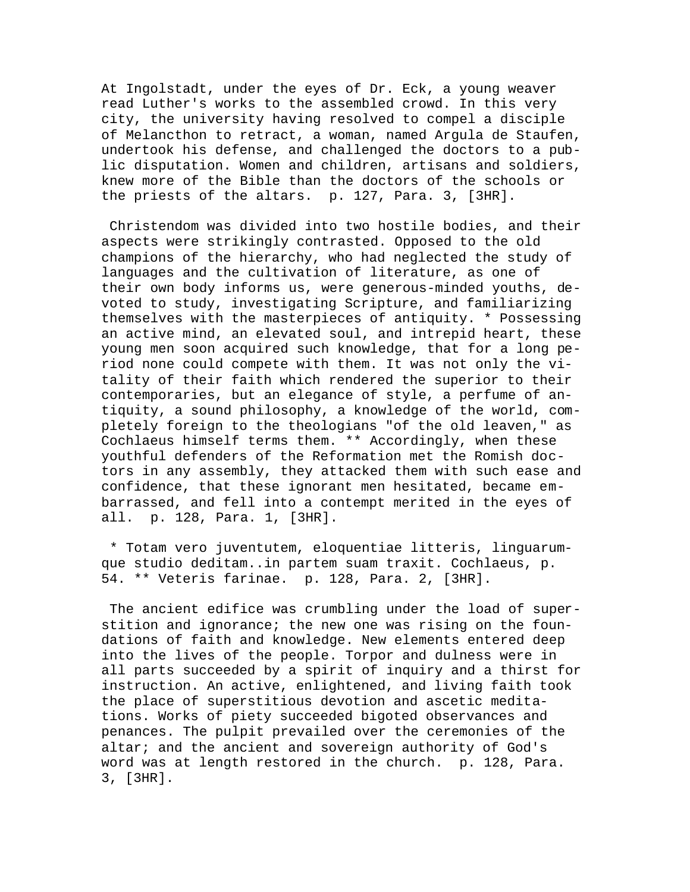At Ingolstadt, under the eyes of Dr. Eck, a young weaver read Luther's works to the assembled crowd. In this very city, the university having resolved to compel a disciple of Melancthon to retract, a woman, named Argula de Staufen, undertook his defense, and challenged the doctors to a public disputation. Women and children, artisans and soldiers, knew more of the Bible than the doctors of the schools or the priests of the altars. p. 127, Para. 3, [3HR].

Christendom was divided into two hostile bodies, and their aspects were strikingly contrasted. Opposed to the old champions of the hierarchy, who had neglected the study of languages and the cultivation of literature, as one of their own body informs us, were generous-minded youths, devoted to study, investigating Scripture, and familiarizing themselves with the masterpieces of antiquity. * Possessing an active mind, an elevated soul, and intrepid heart, these young men soon acquired such knowledge, that for a long period none could compete with them. It was not only the vitality of their faith which rendered the superior to their contemporaries, but an elegance of style, a perfume of antiquity, a sound philosophy, a knowledge of the world, completely foreign to the theologians "of the old leaven," as Cochlaeus himself terms them. ** Accordingly, when these youthful defenders of the Reformation met the Romish doctors in any assembly, they attacked them with such ease and confidence, that these ignorant men hesitated, became embarrassed, and fell into a contempt merited in the eyes of all. p. 128, Para. 1, [3HR].

* Totam vero juventutem, eloquentiae litteris, linguarumque studio deditam..in partem suam traxit. Cochlaeus, p. 54. ** Veteris farinae. p. 128, Para. 2, [3HR].

The ancient edifice was crumbling under the load of superstition and ignorance; the new one was rising on the foundations of faith and knowledge. New elements entered deep into the lives of the people. Torpor and dulness were in all parts succeeded by a spirit of inquiry and a thirst for instruction. An active, enlightened, and living faith took the place of superstitious devotion and ascetic meditations. Works of piety succeeded bigoted observances and penances. The pulpit prevailed over the ceremonies of the altar; and the ancient and sovereign authority of God's word was at length restored in the church. p. 128, Para. 3, [3HR].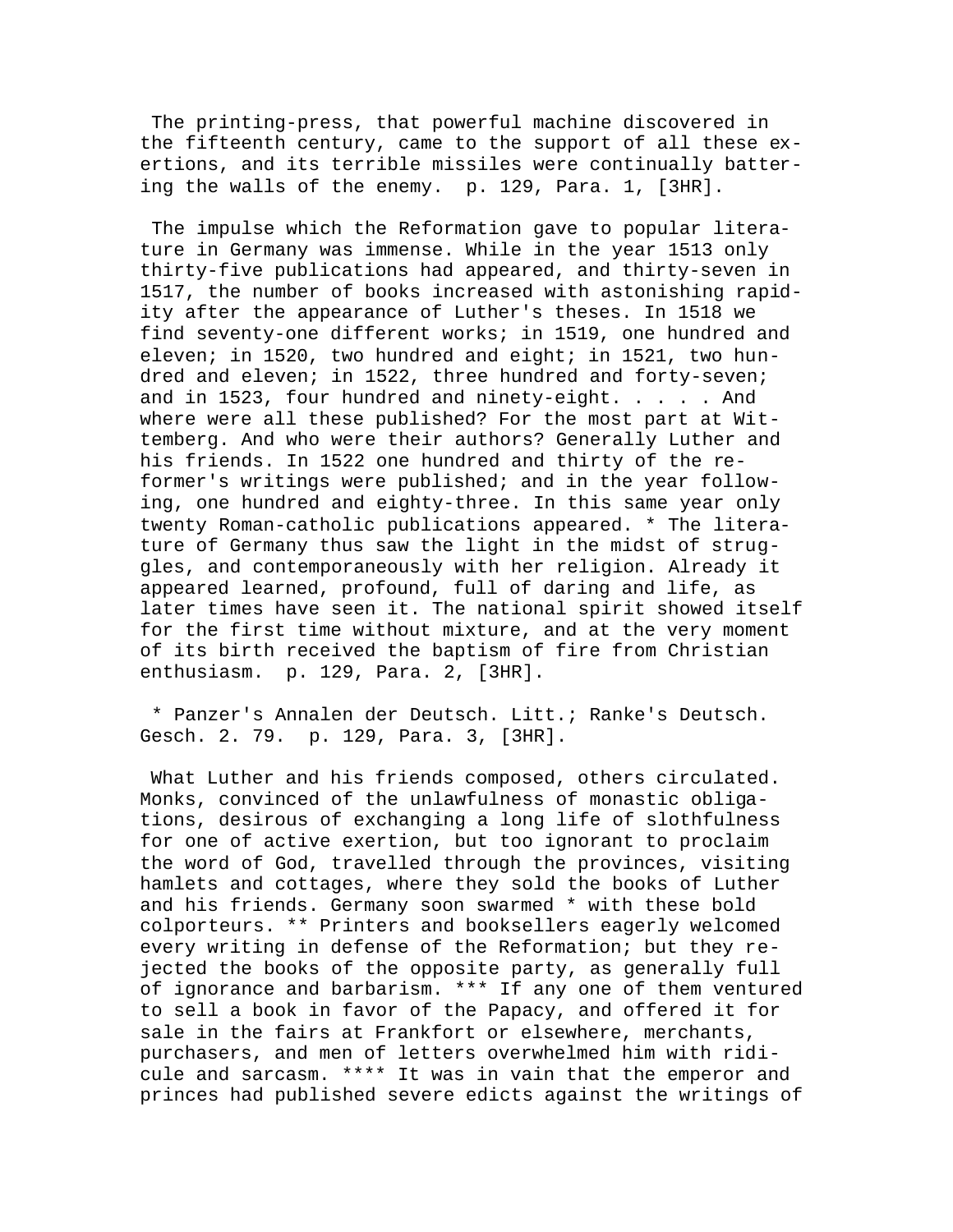The printing-press, that powerful machine discovered in the fifteenth century, came to the support of all these exertions, and its terrible missiles were continually battering the walls of the enemy. p. 129, Para. 1, [3HR].

The impulse which the Reformation gave to popular literature in Germany was immense. While in the year 1513 only thirty-five publications had appeared, and thirty-seven in 1517, the number of books increased with astonishing rapidity after the appearance of Luther's theses. In 1518 we find seventy-one different works; in 1519, one hundred and eleven; in 1520, two hundred and eight; in 1521, two hundred and eleven; in 1522, three hundred and forty-seven; and in 1523, four hundred and ninety-eight. . . . . And where were all these published? For the most part at Witemberg. And who were their authors? Generally Luther and his friends. In 1522 one hundred and thirty of the reformer's writings were published; and in the year following, one hundred and eighty-three. In this same year only twenty Roman-catholic publications appeared. * The literature of Germany thus saw the light in the midst of struggles, and contemporaneously with her religion. Already it appeared learned, profound, full of daring and life, as later times have seen it. The national spirit showed itself for the first time without mixture, and at the very moment of its birth received the baptism of fire from Christian enthusiasm. p. 129, Para. 2, [3HR].

* Panzer's Annalen der Deutsch. Litt.; Ranke's Deutsch. Gesch. 2. 79. p. 129, Para. 3, [3HR].

What Luther and his friends composed, others circulated. Monks, convinced of the unlawfulness of monastic obligations, desirous of exchanging a long life of slothfulness for one of active exertion, but too ignorant to proclaim the word of God, travelled through the provinces, visiting hamlets and cottages, where they sold the books of Luther and his friends. Germany soon swarmed * with these bold colporteurs. ** Printers and booksellers eagerly welcomed every writing in defense of the Reformation; but they rejected the books of the opposite party, as generally full of ignorance and barbarism. *** If any one of them ventured to sell a book in favor of the Papacy, and offered it for sale in the fairs at Frankfort or elsewhere, merchants, purchasers, and men of letters overwhelmed him with ridicule and sarcasm. **** It was in vain that the emperor and princes had published severe edicts against the writings of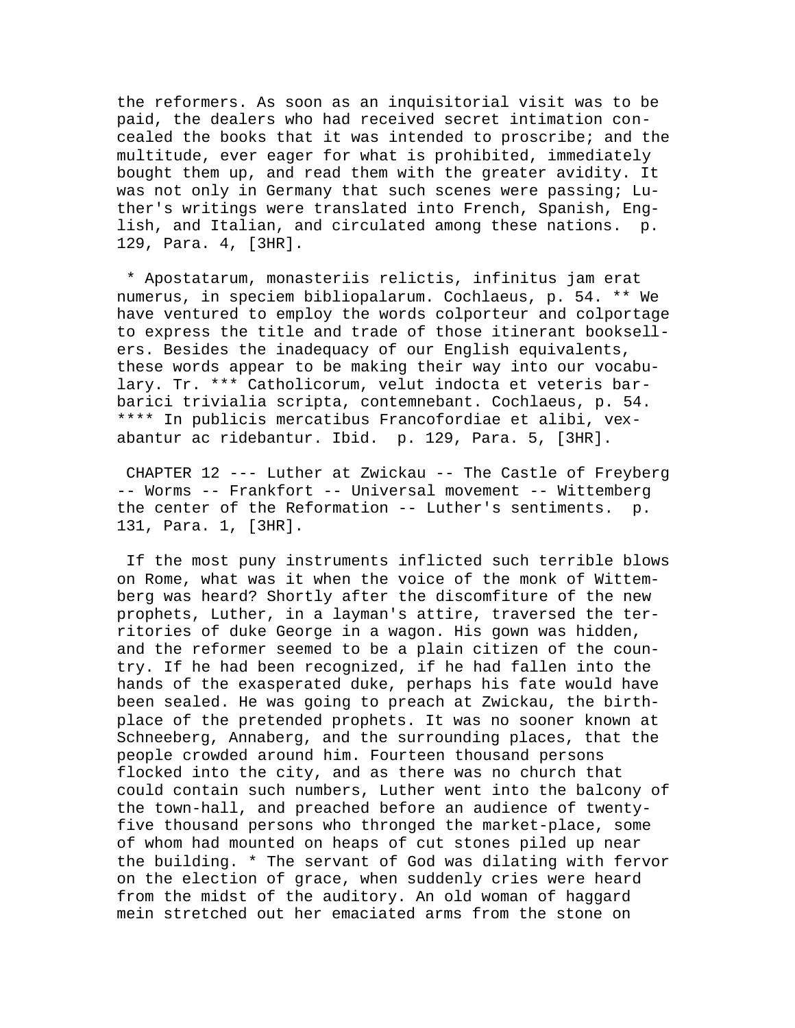the reformers. As soon as an inquisitorial visit was to be paid, the dealers who had received secret intimation concealed the books that it was intended to proscribe; and the multitude, ever eager for what is prohibited, immediately bought them up, and read them with the greater avidity. It was not only in Germany that such scenes were passing; Luther's writings were translated into French, Spanish, English, and Italian, and circulated among these nations. p. 129, Para. 4, [3HR].

* Apostatarum, monasteriis relictis, infinitus jam erat numerus, in speciem bibliopalarum. Cochlaeus, p. 54. ** We have ventured to employ the words colporteur and colportage to express the title and trade of those itinerant booksellers. Besides the inadequacy of our English equivalents, these words appear to be making their way into our vocabulary. Tr. *** Catholicorum, velut indocta et veteris barbarici trivialia scripta, contemnebant. Cochlaeus, p. 54. **** In publicis mercatibus Francofordiae et alibi, vexabantur ac ridebantur. Ibid. p. 129, Para. 5, [3HR].

CHAPTER 12 --- Luther at Zwickau -- The Castle of Freyberg -- Worms -- Frankfort -- Universal movement -- Wittemberg the center of the Reformation -- Luther's sentiments. p. 131, Para. 1, [3HR].

If the most puny instruments inflicted such terrible blows on Rome, what was it when the voice of the monk of Wittemberg was heard? Shortly after the discomfiture of the new prophets, Luther, in a layman's attire, traversed the territories of duke George in a wagon. His gown was hidden, and the reformer seemed to be a plain citizen of the country. If he had been recognized, if he had fallen into the hands of the exasperated duke, perhaps his fate would have been sealed. He was going to preach at Zwickau, the birthplace of the pretended prophets. It was no sooner known at Schneeberg, Annaberg, and the surrounding places, that the people crowded around him. Fourteen thousand persons flocked into the city, and as there was no church that could contain such numbers, Luther went into the balcony of the town-hall, and preached before an audience of twenty-five thousand persons who thronged the market-place, some of whom had mounted on heaps of cut stones piled up near the building. * The servant of God was dilating with fervor on the election of grace, when suddenly cries were heard from the midst of the auditory. An old woman of haggard mein stretched out her emaciated arms from the stone on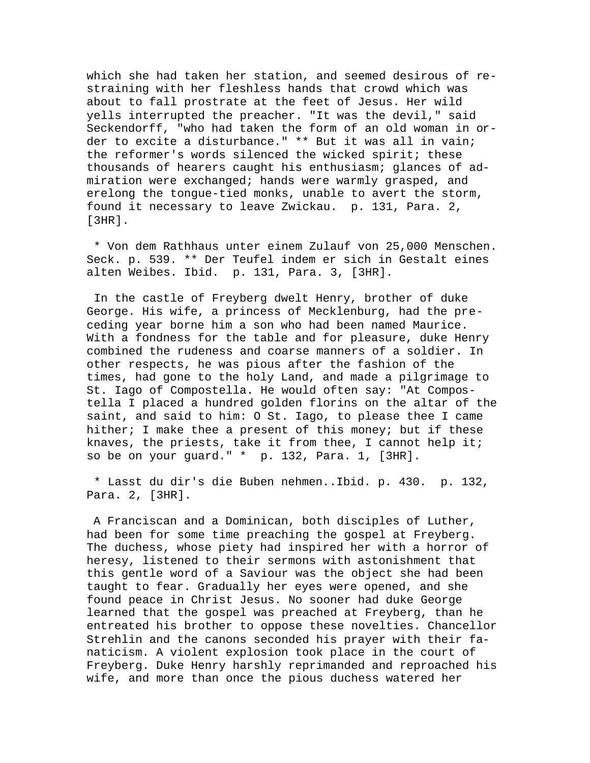which she had taken her station, and seemed desirous of restraining with her fleshless hands that crowd which was about to fall prostrate at the feet of Jesus. Her wild yells interrupted the preacher. "It was the devil," said Seckendorff, "who had taken the form of an old woman in order to excite a disturbance." ** But it was all in vain; the reformer's words silenced the wicked spirit; these thousands of hearers caught his enthusiasm; glances of admiration were exchanged; hands were warmly grasped, and erelong the tongue-tied monks, unable to avert the storm, found it necessary to leave Zwickau. p. 131, Para. 2, [3HR].

* Von dem Rathhaus unter einem Zulauf von 25,000 Menschen. Seck. p. 539. ** Der Teufel indem er sich in Gestalt eines alten Weibes. Ibid. p. 131, Para. 3, [3HR].

In the castle of Freyberg dwelt Henry, brother of duke George. His wife, a princess of Mecklenburg, had the preceding year borne him a son who had been named Maurice. With a fondness for the table and for pleasure, duke Henry combined the rudeness and coarse manners of a soldier. In other respects, he was pious after the fashion of the times, had gone to the holy Land, and made a pilgrimage to St. Iago of Compostella. He would often say: "At Compostella I placed a hundred golden florins on the altar of the saint, and said to him: O St. Iago, to please thee I came hither; I make thee a present of this money; but if these knaves, the priests, take it from thee, I cannot help it; so be on your guard." * p. 132, Para. 1, [3HR].

* Lasst du dir's die Buben nehmen..Ibid. p. 430. p. 132, Para. 2, [3HR].

A Franciscan and a Dominican, both disciples of Luther, had been for some time preaching the gospel at Freyberg. The duchess, whose piety had inspired her with a horror of heresy, listened to their sermons with astonishment that this gentle word of a Saviour was the object she had been taught to fear. Gradually her eyes were opened, and she found peace in Christ Jesus. No sooner had duke George learned that the gospel was preached at Freyberg, than he entreated his brother to oppose these novelties. Chancellor Strehlin and the canons seconded his prayer with their fanaticism. A violent explosion took place in the court of Freyberg. Duke Henry harshly reprimanded and reproached his wife, and more than once the pious duchess watered her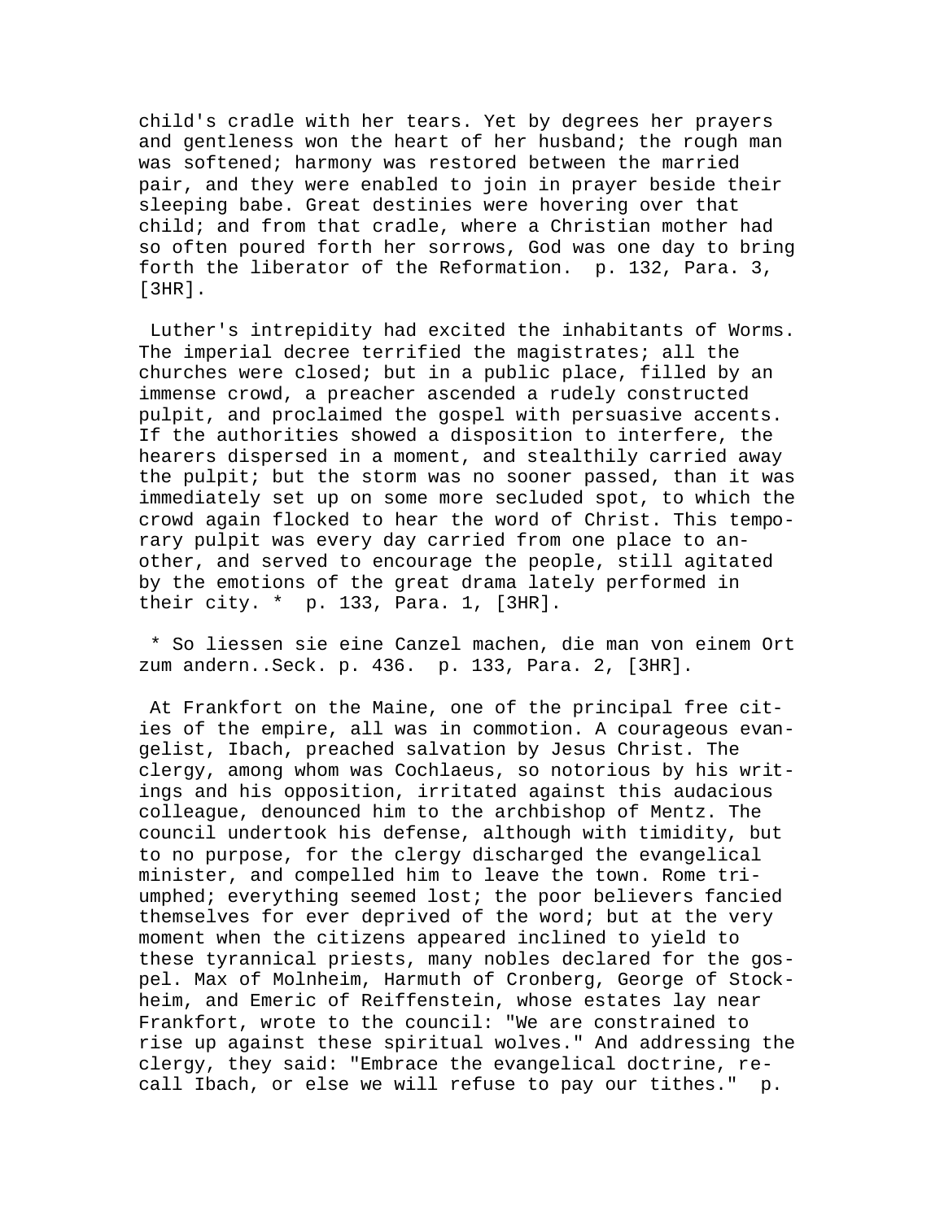child's cradle with her tears. Yet by degrees her prayers and gentleness won the heart of her husband; the rough man was softened; harmony was restored between the married pair, and they were enabled to join in prayer beside their sleeping babe. Great destinies were hovering over that child; and from that cradle, where a Christian mother had so often poured forth her sorrows, God was one day to bring forth the liberator of the Reformation. p. 132, Para. 3, [3HR].

Luther's intrepidity had excited the inhabitants of Worms. The imperial decree terrified the magistrates; all the churches were closed; but in a public place, filled by an immense crowd, a preacher ascended a rudely constructed pulpit, and proclaimed the gospel with persuasive accents. If the authorities showed a disposition to interfere, the hearers dispersed in a moment, and stealthily carried away the pulpit; but the storm was no sooner passed, than it was immediately set up on some more secluded spot, to which the crowd again flocked to hear the word of Christ. This temporary pulpit was every day carried from one place to another, and served to encourage the people, still agitated by the emotions of the great drama lately performed in their city. * p. 133, Para. 1, [3HR].

* So liessen sie eine Canzel machen, die man von einem Ort zum andern..Seck. p. 436. p. 133, Para. 2, [3HR].

At Frankfort on the Maine, one of the principal free cities of the empire, all was in commotion. A courageous evangelist, Ibach, preached salvation by Jesus Christ. The clergy, among whom was Cochlaeus, so notorious by his writings and his opposition, irritated against this audacious colleague, denounced him to the archbishop of Mentz. The council undertook his defense, although with timidity, but to no purpose, for the clergy discharged the evangelical minister, and compelled him to leave the town. Rome triumphed; everything seemed lost; the poor believers fancied themselves for ever deprived of the word; but at the very moment when the citizens appeared inclined to yield to these tyrannical priests, many nobles declared for the gospel. Max of Molnheim, Harmuth of Cronberg, George of Stockheim, and Emeric of Reiffenstein, whose estates lay near Frankfort, wrote to the council: "We are constrained to rise up against these spiritual wolves." And addressing the clergy, they said: "Embrace the evangelical doctrine, recall Ibach, or else we will refuse to pay our tithes." p.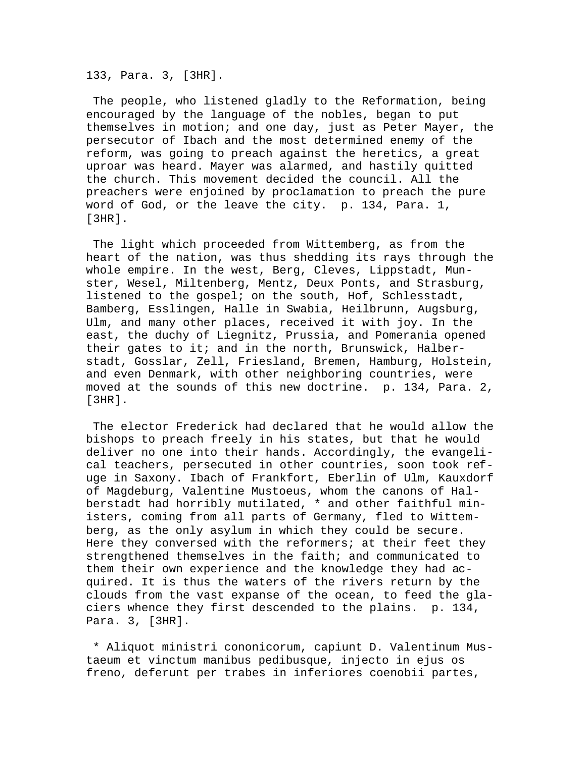133, Para. 3, [3HR].

The people, who listened gladly to the Reformation, being encouraged by the language of the nobles, began to put themselves in motion; and one day, just as Peter Mayer, the persecutor of Ibach and the most determined enemy of the reform, was going to preach against the heretics, a great uproar was heard. Mayer was alarmed, and hastily quitted the church. This movement decided the council. All the preachers were enjoined by proclamation to preach the pure word of God, or the leave the city. p. 134, Para. 1, [3HR].

The light which proceeded from Wittemberg, as from the heart of the nation, was thus shedding its rays through the whole empire. In the west, Berg, Cleves, Lippstadt, Munster, Wesel, Miltenberg, Mentz, Deux Ponts, and Strasburg, listened to the gospel; on the south, Hof, Schlesstadt, Bamberg, Esslingen, Halle in Swabia, Heilbrunn, Augsburg, Ulm, and many other places, received it with joy. In the east, the duchy of Liegnitz, Prussia, and Pomerania opened their gates to it; and in the north, Brunswick, Halberstadt, Gosslar, Zell, Friesland, Bremen, Hamburg, Holstein, and even Denmark, with other neighboring countries, were moved at the sounds of this new doctrine. p. 134, Para. 2, [3HR].

The elector Frederick had declared that he would allow the bishops to preach freely in his states, but that he would deliver no one into their hands. Accordingly, the evangelical teachers, persecuted in other countries, soon took refuge in Saxony. Ibach of Frankfort, Eberlin of Ulm, Kauxdorf of Magdeburg, Valentine Mustoeus, whom the canons of Halberstadt had horribly mutilated, * and other faithful ministers, coming from all parts of Germany, fled to Wittemberg, as the only asylum in which they could be secure. Here they conversed with the reformers; at their feet they strengthened themselves in the faith; and communicated to them their own experience and the knowledge they had acquired. It is thus the waters of the rivers return by the clouds from the vast expanse of the ocean, to feed the glaciers whence they first descended to the plains. p. 134, Para. 3, [3HR].

* Aliquot ministri cononicorum, capiunt D. Valentinum Mustaeum et vinctum manibus pedibusque, injecto in ejus os freno, deferunt per trabes in inferiores coenobii partes,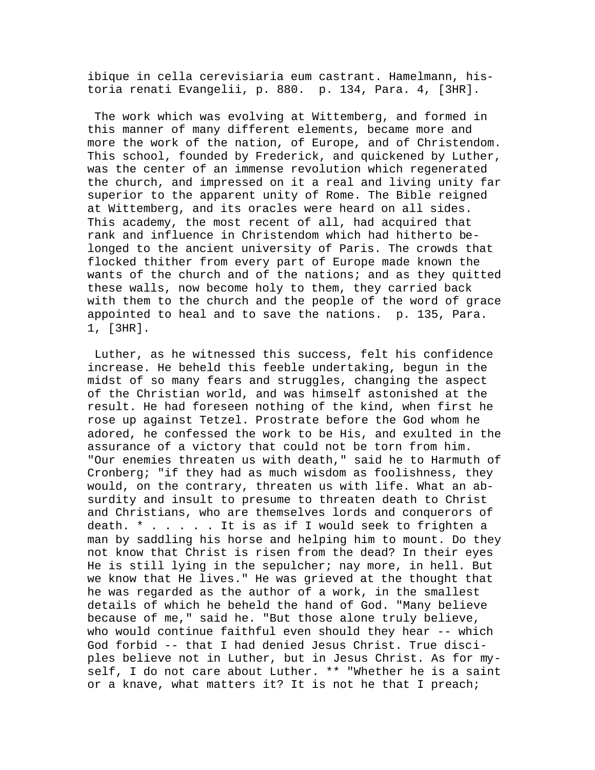ibique in cella cerevisiaria eum castrant. Hamelmann, historia renati Evangelii, p. 880.  p. 134, Para. 4, [3HR].

The work which was evolving at Wittemberg, and formed in this manner of many different elements, became more and more the work of the nation, of Europe, and of Christendom. This school, founded by Frederick, and quickened by Luther, was the center of an immense revolution which regenerated the church, and impressed on it a real and living unity far superior to the apparent unity of Rome. The Bible reigned at Wittemberg, and its oracles were heard on all sides. This academy, the most recent of all, had acquired that rank and influence in Christendom which had hitherto belonged to the ancient university of Paris. The crowds that flocked thither from every part of Europe made known the wants of the church and of the nations; and as they quitted these walls, now become holy to them, they carried back with them to the church and the people of the word of grace appointed to heal and to save the nations.  p. 135, Para. 1, [3HR].

Luther, as he witnessed this success, felt his confidence increase. He beheld this feeble undertaking, begun in the midst of so many fears and struggles, changing the aspect of the Christian world, and was himself astonished at the result. He had foreseen nothing of the kind, when first he rose up against Tetzel. Prostrate before the God whom he adored, he confessed the work to be His, and exulted in the assurance of a victory that could not be torn from him. "Our enemies threaten us with death," said he to Harmuth of Cronberg; "if they had as much wisdom as foolishness, they would, on the contrary, threaten us with life. What an absurdity and insult to presume to threaten death to Christ and Christians, who are themselves lords and conquerors of death. * . . . . . It is as if I would seek to frighten a man by saddling his horse and helping him to mount. Do they not know that Christ is risen from the dead? In their eyes He is still lying in the sepulcher; nay more, in hell. But we know that He lives." He was grieved at the thought that he was regarded as the author of a work, in the smallest details of which he beheld the hand of God. "Many believe because of me," said he. "But those alone truly believe, who would continue faithful even should they hear -- which God forbid -- that I had denied Jesus Christ. True disciples believe not in Luther, but in Jesus Christ. As for myself, I do not care about Luther. ** "Whether he is a saint or a knave, what matters it? It is not he that I preach;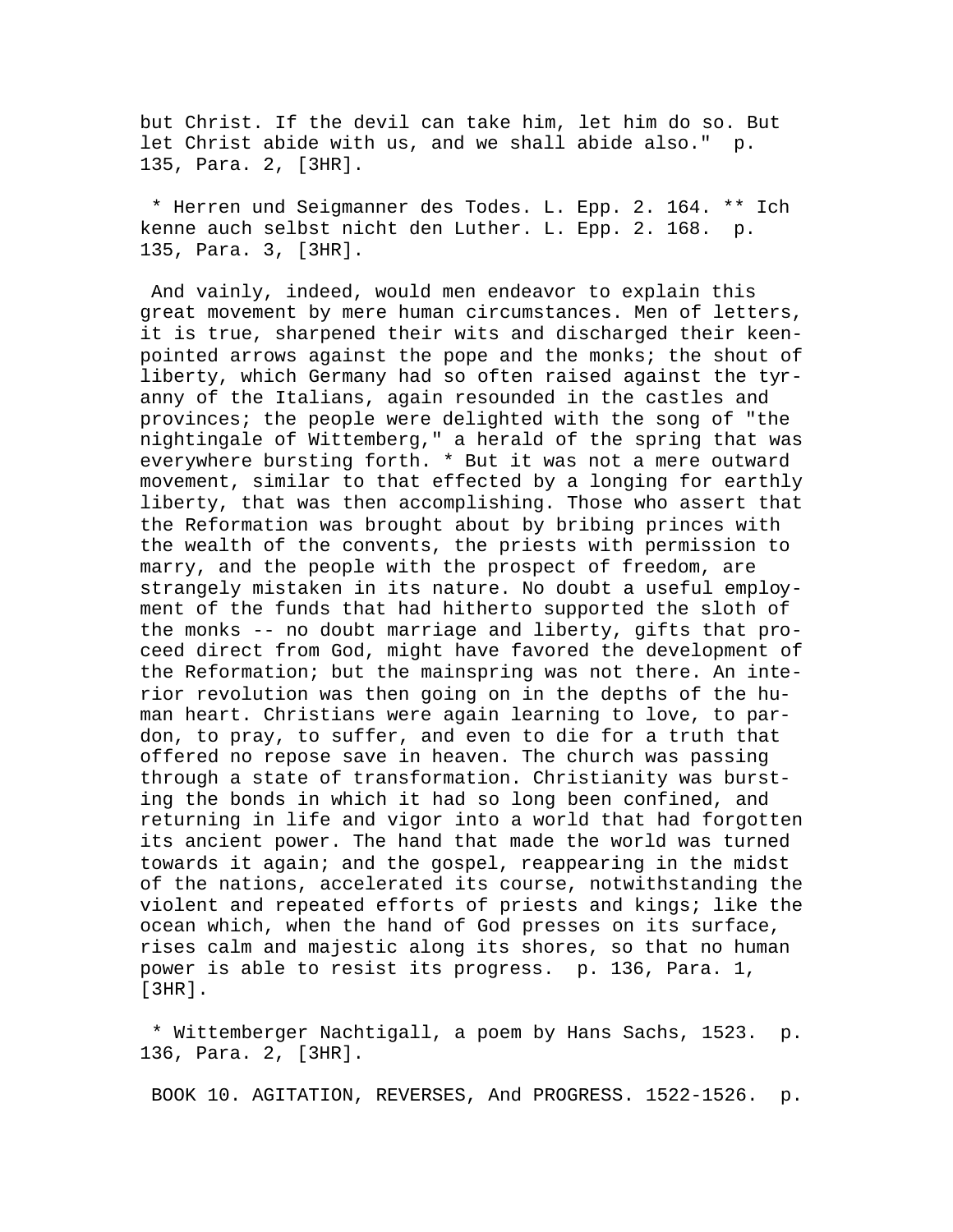but Christ. If the devil can take him, let him do so. But let Christ abide with us, and we shall abide also." p. 135, Para. 2, [3HR].

* Herren und Seigmanner des Todes. L. Epp. 2. 164. ** Ich kenne auch selbst nicht den Luther. L. Epp. 2. 168. p. 135, Para. 3, [3HR].

And vainly, indeed, would men endeavor to explain this great movement by mere human circumstances. Men of letters, it is true, sharpened their wits and discharged their keen-pointed arrows against the pope and the monks; the shout of liberty, which Germany had so often raised against the tyranny of the Italians, again resounded in the castles and provinces; the people were delighted with the song of "the nightingale of Wittemberg," a herald of the spring that was everywhere bursting forth. * But it was not a mere outward movement, similar to that effected by a longing for earthly liberty, that was then accomplishing. Those who assert that the Reformation was brought about by bribing princes with the wealth of the convents, the priests with permission to marry, and the people with the prospect of freedom, are strangely mistaken in its nature. No doubt a useful employment of the funds that had hitherto supported the sloth of the monks -- no doubt marriage and liberty, gifts that proceed direct from God, might have favored the development of the Reformation; but the mainspring was not there. An interior revolution was then going on in the depths of the human heart. Christians were again learning to love, to pardon, to pray, to suffer, and even to die for a truth that offered no repose save in heaven. The church was passing through a state of transformation. Christianity was bursting the bonds in which it had so long been confined, and returning in life and vigor into a world that had forgotten its ancient power. The hand that made the world was turned towards it again; and the gospel, reappearing in the midst of the nations, accelerated its course, notwithstanding the violent and repeated efforts of priests and kings; like the ocean which, when the hand of God presses on its surface, rises calm and majestic along its shores, so that no human power is able to resist its progress. p. 136, Para. 1, [3HR].

* Wittemberger Nachtigall, a poem by Hans Sachs, 1523. p. 136, Para. 2, [3HR].

BOOK 10. AGITATION, REVERSES, And PROGRESS. 1522-1526. p.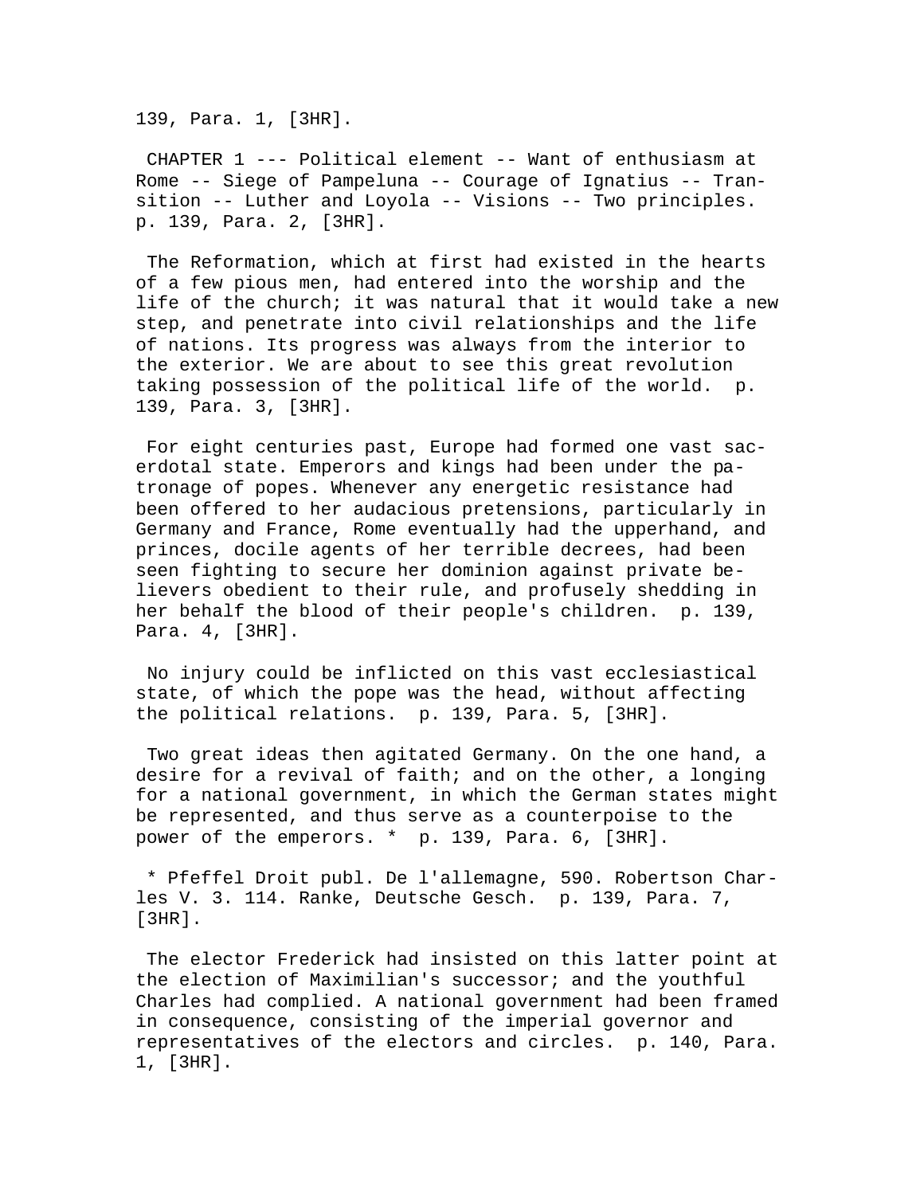139, Para. 1, [3HR].

CHAPTER 1 --- Political element -- Want of enthusiasm at Rome -- Siege of Pampeluna -- Courage of Ignatius -- Transition -- Luther and Loyola -- Visions -- Two principles. p. 139, Para. 2, [3HR].

The Reformation, which at first had existed in the hearts of a few pious men, had entered into the worship and the life of the church; it was natural that it would take a new step, and penetrate into civil relationships and the life of nations. Its progress was always from the interior to the exterior. We are about to see this great revolution taking possession of the political life of the world. p. 139, Para. 3, [3HR].

For eight centuries past, Europe had formed one vast sacerdotal state. Emperors and kings had been under the patronage of popes. Whenever any energetic resistance had been offered to her audacious pretensions, particularly in Germany and France, Rome eventually had the upperhand, and princes, docile agents of her terrible decrees, had been seen fighting to secure her dominion against private believers obedient to their rule, and profusely shedding in her behalf the blood of their people's children. p. 139, Para. 4, [3HR].

No injury could be inflicted on this vast ecclesiastical state, of which the pope was the head, without affecting the political relations. p. 139, Para. 5, [3HR].

Two great ideas then agitated Germany. On the one hand, a desire for a revival of faith; and on the other, a longing for a national government, in which the German states might be represented, and thus serve as a counterpoise to the power of the emperors. * p. 139, Para. 6, [3HR].

* Pfeffel Droit publ. De l'allemagne, 590. Robertson Charles V. 3. 114. Ranke, Deutsche Gesch. p. 139, Para. 7, [3HR].

The elector Frederick had insisted on this latter point at the election of Maximilian's successor; and the youthful Charles had complied. A national government had been framed in consequence, consisting of the imperial governor and representatives of the electors and circles. p. 140, Para. 1, [3HR].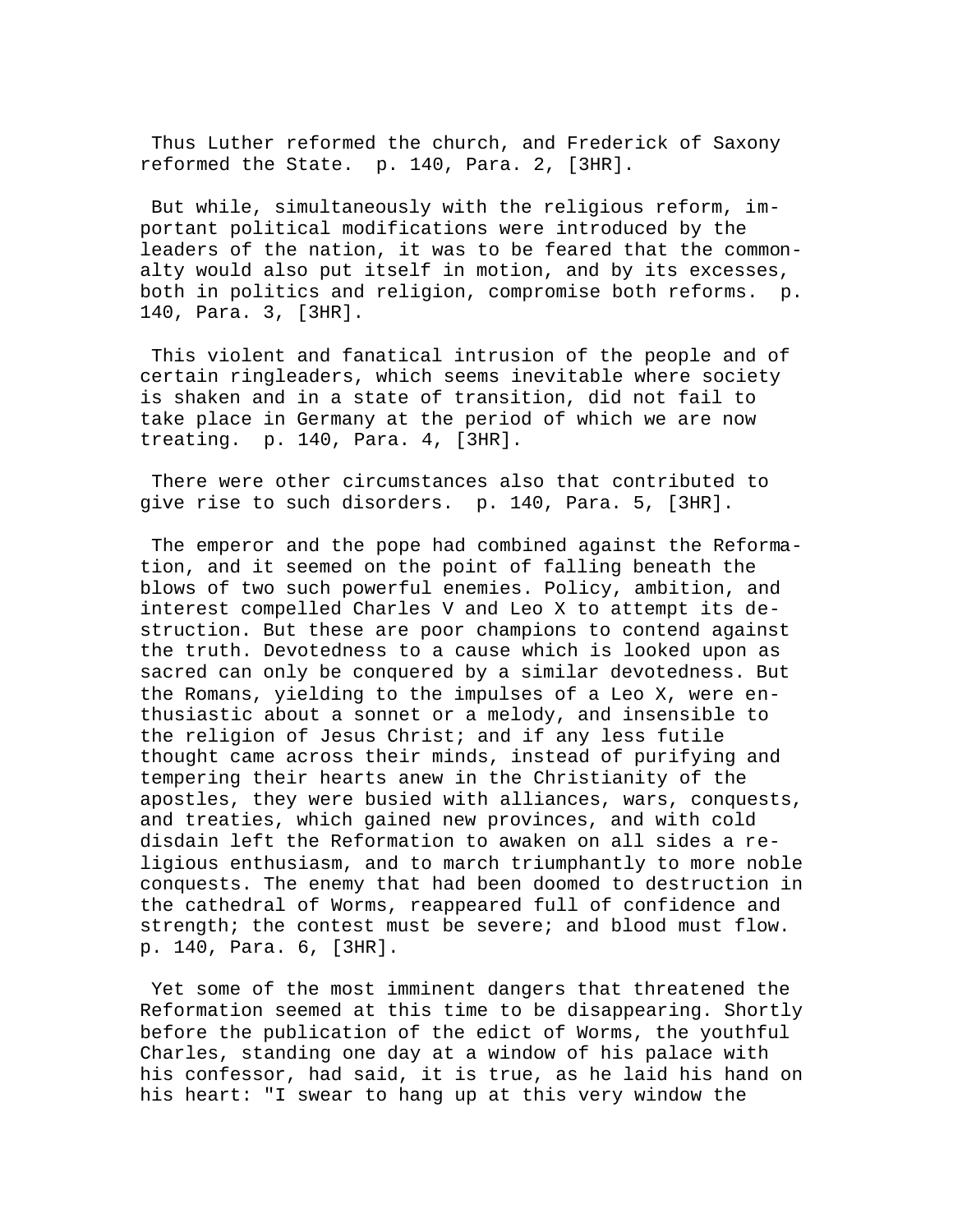Thus Luther reformed the church, and Frederick of Saxony reformed the State. p. 140, Para. 2, [3HR].

But while, simultaneously with the religious reform, important political modifications were introduced by the leaders of the nation, it was to be feared that the commonalty would also put itself in motion, and by its excesses, both in politics and religion, compromise both reforms. p. 140, Para. 3, [3HR].

This violent and fanatical intrusion of the people and of certain ringleaders, which seems inevitable where society is shaken and in a state of transition, did not fail to take place in Germany at the period of which we are now treating. p. 140, Para. 4, [3HR].

There were other circumstances also that contributed to give rise to such disorders. p. 140, Para. 5, [3HR].

The emperor and the pope had combined against the Reformation, and it seemed on the point of falling beneath the blows of two such powerful enemies. Policy, ambition, and interest compelled Charles V and Leo X to attempt its destruction. But these are poor champions to contend against the truth. Devotedness to a cause which is looked upon as sacred can only be conquered by a similar devotedness. But the Romans, yielding to the impulses of a Leo X, were enthusiastic about a sonnet or a melody, and insensible to the religion of Jesus Christ; and if any less futile thought came across their minds, instead of purifying and tempering their hearts anew in the Christianity of the apostles, they were busied with alliances, wars, conquests, and treaties, which gained new provinces, and with cold disdain left the Reformation to awaken on all sides a religious enthusiasm, and to march triumphantly to more noble conquests. The enemy that had been doomed to destruction in the cathedral of Worms, reappeared full of confidence and strength; the contest must be severe; and blood must flow. p. 140, Para. 6, [3HR].

Yet some of the most imminent dangers that threatened the Reformation seemed at this time to be disappearing. Shortly before the publication of the edict of Worms, the youthful Charles, standing one day at a window of his palace with his confessor, had said, it is true, as he laid his hand on his heart: "I swear to hang up at this very window the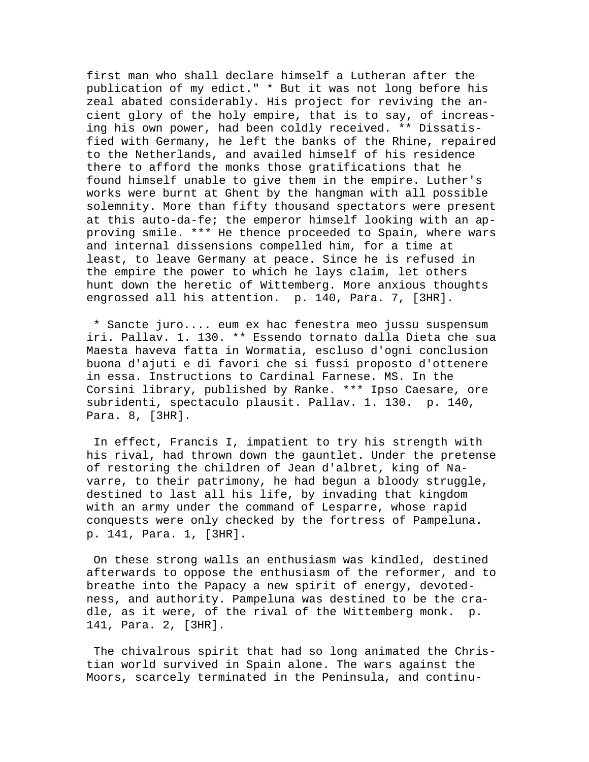first man who shall declare himself a Lutheran after the publication of my edict." * But it was not long before his zeal abated considerably. His project for reviving the ancient glory of the holy empire, that is to say, of increasing his own power, had been coldly received. ** Dissatisfied with Germany, he left the banks of the Rhine, repaired to the Netherlands, and availed himself of his residence there to afford the monks those gratifications that he found himself unable to give them in the empire. Luther's works were burnt at Ghent by the hangman with all possible solemnity. More than fifty thousand spectators were present at this auto-da-fe; the emperor himself looking with an approving smile. *** He thence proceeded to Spain, where wars and internal dissensions compelled him, for a time at least, to leave Germany at peace. Since he is refused in the empire the power to which he lays claim, let others hunt down the heretic of Wittemberg. More anxious thoughts engrossed all his attention. p. 140, Para. 7, [3HR].

* Sancte juro.... eum ex hac fenestra meo jussu suspensum iri. Pallav. 1. 130. ** Essendo tornato dalla Dieta che sua Maesta haveva fatta in Wormatia, escluso d'ogni conclusion buona d'ajuti e di favori che si fussi proposto d'ottenere in essa. Instructions to Cardinal Farnese. MS. In the Corsini library, published by Ranke. *** Ipso Caesare, ore subridenti, spectaculo plausit. Pallav. 1. 130. p. 140, Para. 8, [3HR].

In effect, Francis I, impatient to try his strength with his rival, had thrown down the gauntlet. Under the pretense of restoring the children of Jean d'albret, king of Navarre, to their patrimony, he had begun a bloody struggle, destined to last all his life, by invading that kingdom with an army under the command of Lesparre, whose rapid conquests were only checked by the fortress of Pampeluna. p. 141, Para. 1, [3HR].

On these strong walls an enthusiasm was kindled, destined afterwards to oppose the enthusiasm of the reformer, and to breathe into the Papacy a new spirit of energy, devotedness, and authority. Pampeluna was destined to be the cradle, as it were, of the rival of the Wittemberg monk. p. 141, Para. 2, [3HR].

The chivalrous spirit that had so long animated the Christian world survived in Spain alone. The wars against the Moors, scarcely terminated in the Peninsula, and continu-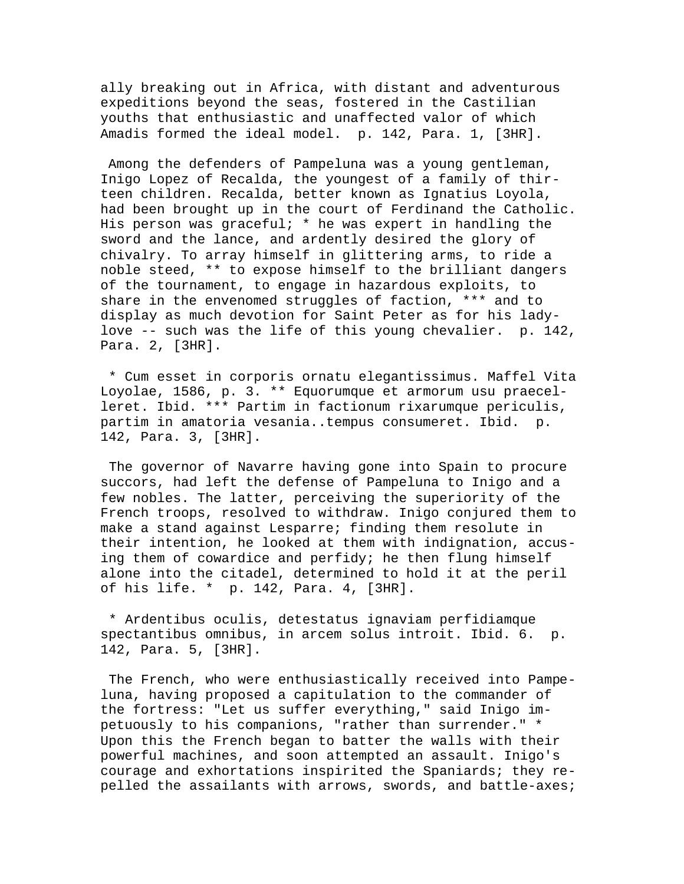ally breaking out in Africa, with distant and adventurous expeditions beyond the seas, fostered in the Castilian youths that enthusiastic and unaffected valor of which Amadis formed the ideal model. p. 142, Para. 1, [3HR].

Among the defenders of Pampeluna was a young gentleman, Inigo Lopez of Recalda, the youngest of a family of thirteen children. Recalda, better known as Ignatius Loyola, had been brought up in the court of Ferdinand the Catholic. His person was graceful; * he was expert in handling the sword and the lance, and ardently desired the glory of chivalry. To array himself in glittering arms, to ride a noble steed, ** to expose himself to the brilliant dangers of the tournament, to engage in hazardous exploits, to share in the envenomed struggles of faction, *** and to display as much devotion for Saint Peter as for his lady-love -- such was the life of this young chevalier. p. 142, Para. 2, [3HR].

* Cum esset in corporis ornatu elegantissimus. Maffel Vita Loyolae, 1586, p. 3. ** Equorumque et armorum usu praecelleret. Ibid. *** Partim in factionum rixarumque periculis, partim in amatoria vesania..tempus consumeret. Ibid. p. 142, Para. 3, [3HR].

The governor of Navarre having gone into Spain to procure succors, had left the defense of Pampeluna to Inigo and a few nobles. The latter, perceiving the superiority of the French troops, resolved to withdraw. Inigo conjured them to make a stand against Lesparre; finding them resolute in their intention, he looked at them with indignation, accusing them of cowardice and perfidy; he then flung himself alone into the citadel, determined to hold it at the peril of his life. * p. 142, Para. 4, [3HR].

* Ardentibus oculis, detestatus ignaviam perfidiamque spectantibus omnibus, in arcem solus introit. Ibid. 6. p. 142, Para. 5, [3HR].

The French, who were enthusiastically received into Pampeluna, having proposed a capitulation to the commander of the fortress: "Let us suffer everything," said Inigo impetuously to his companions, "rather than surrender." * Upon this the French began to batter the walls with their powerful machines, and soon attempted an assault. Inigo's courage and exhortations inspirited the Spaniards; they repelled the assailants with arrows, swords, and battle-axes;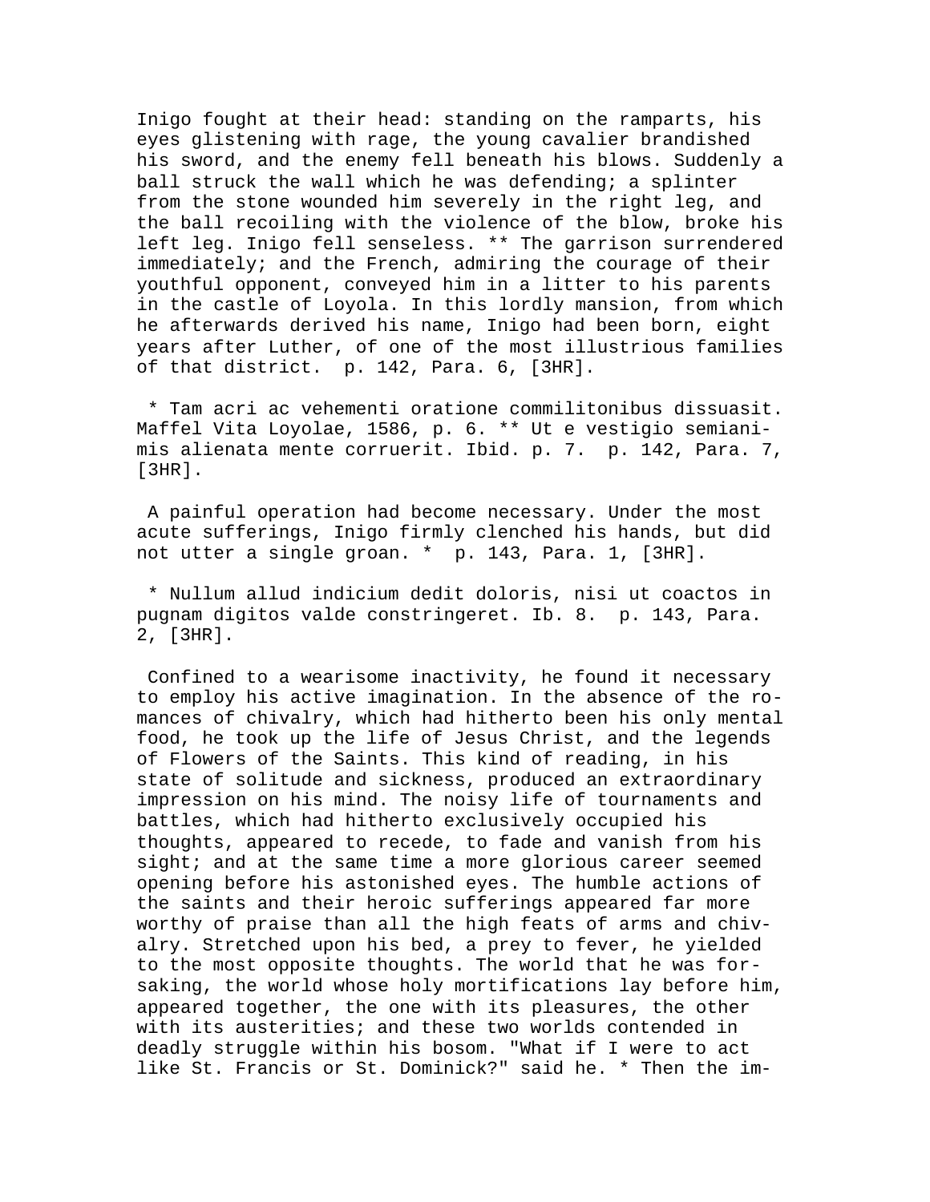Inigo fought at their head: standing on the ramparts, his eyes glistening with rage, the young cavalier brandished his sword, and the enemy fell beneath his blows. Suddenly a ball struck the wall which he was defending; a splinter from the stone wounded him severely in the right leg, and the ball recoiling with the violence of the blow, broke his left leg. Inigo fell senseless. ** The garrison surrendered immediately; and the French, admiring the courage of their youthful opponent, conveyed him in a litter to his parents in the castle of Loyola. In this lordly mansion, from which he afterwards derived his name, Inigo had been born, eight years after Luther, of one of the most illustrious families of that district. p. 142, Para. 6, [3HR].

* Tam acri ac vehementi oratione commilitonibus dissuasit. Maffel Vita Loyolae, 1586, p. 6. ** Ut e vestigio semianimis alienata mente corruerit. Ibid. p. 7. p. 142, Para. 7, [3HR].

A painful operation had become necessary. Under the most acute sufferings, Inigo firmly clenched his hands, but did not utter a single groan. * p. 143, Para. 1, [3HR].

* Nullum allud indicium dedit doloris, nisi ut coactos in pugnam digitos valde constringeret. Ib. 8. p. 143, Para. 2, [3HR].

Confined to a wearisome inactivity, he found it necessary to employ his active imagination. In the absence of the romances of chivalry, which had hitherto been his only mental food, he took up the life of Jesus Christ, and the legends of Flowers of the Saints. This kind of reading, in his state of solitude and sickness, produced an extraordinary impression on his mind. The noisy life of tournaments and battles, which had hitherto exclusively occupied his thoughts, appeared to recede, to fade and vanish from his sight; and at the same time a more glorious career seemed opening before his astonished eyes. The humble actions of the saints and their heroic sufferings appeared far more worthy of praise than all the high feats of arms and chivalry. Stretched upon his bed, a prey to fever, he yielded to the most opposite thoughts. The world that he was forsaking, the world whose holy mortifications lay before him, appeared together, the one with its pleasures, the other with its austerities; and these two worlds contended in deadly struggle within his bosom. "What if I were to act like St. Francis or St. Dominick?" said he. * Then the im-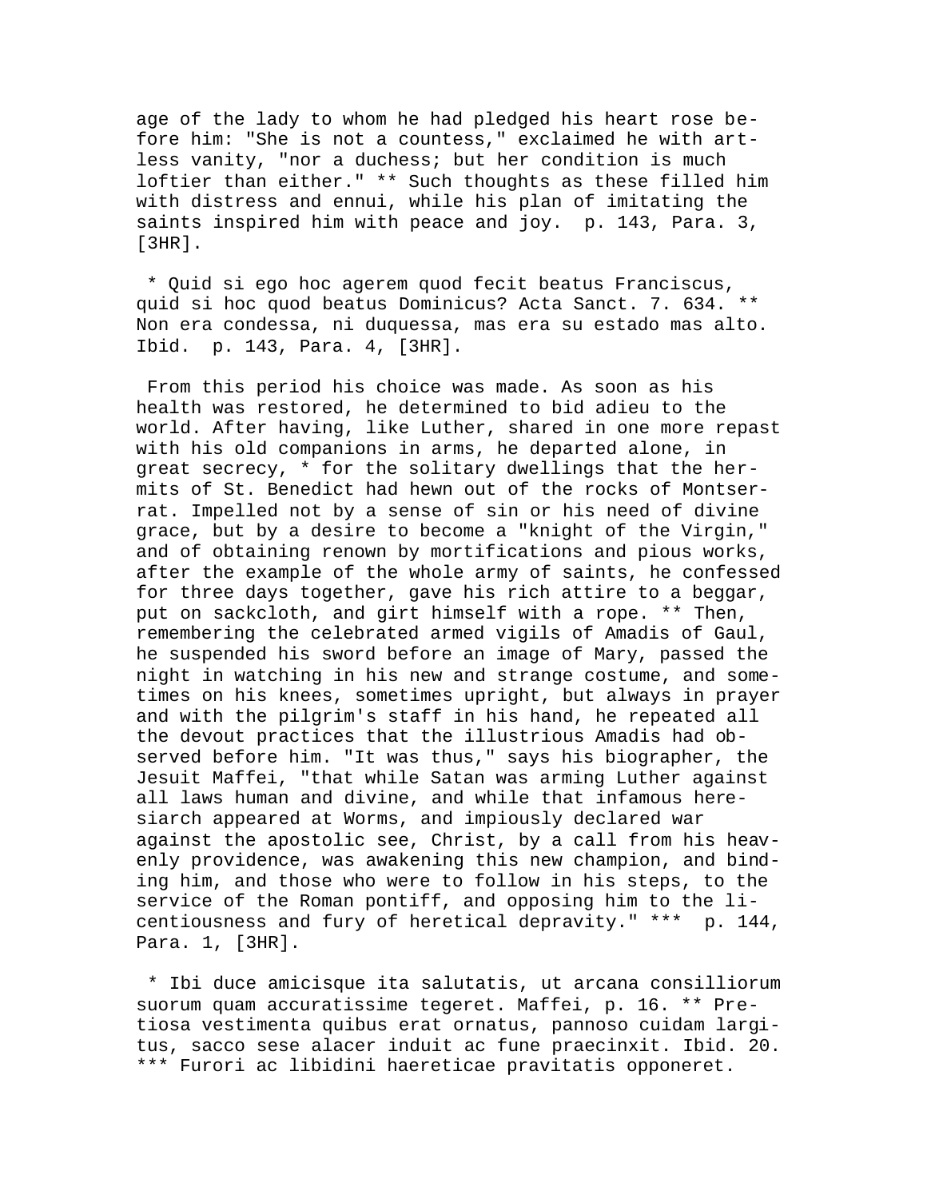age of the lady to whom he had pledged his heart rose before him: "She is not a countess," exclaimed he with artless vanity, "nor a duchess; but her condition is much loftier than either." ** Such thoughts as these filled him with distress and ennui, while his plan of imitating the saints inspired him with peace and joy.  p. 143, Para. 3, [3HR].

* Quid si ego hoc agerem quod fecit beatus Franciscus, quid si hoc quod beatus Dominicus? Acta Sanct. 7. 634. ** Non era condessa, ni duquessa, mas era su estado mas alto. Ibid.  p. 143, Para. 4, [3HR].

From this period his choice was made. As soon as his health was restored, he determined to bid adieu to the world. After having, like Luther, shared in one more repast with his old companions in arms, he departed alone, in great secrecy, * for the solitary dwellings that the hermits of St. Benedict had hewn out of the rocks of Montserrat. Impelled not by a sense of sin or his need of divine grace, but by a desire to become a "knight of the Virgin," and of obtaining renown by mortifications and pious works, after the example of the whole army of saints, he confessed for three days together, gave his rich attire to a beggar, put on sackcloth, and girt himself with a rope. ** Then, remembering the celebrated armed vigils of Amadis of Gaul, he suspended his sword before an image of Mary, passed the night in watching in his new and strange costume, and sometimes on his knees, sometimes upright, but always in prayer and with the pilgrim's staff in his hand, he repeated all the devout practices that the illustrious Amadis had observed before him. "It was thus," says his biographer, the Jesuit Maffei, "that while Satan was arming Luther against all laws human and divine, and while that infamous heresiarch appeared at Worms, and impiously declared war against the apostolic see, Christ, by a call from his heavenly providence, was awakening this new champion, and binding him, and those who were to follow in his steps, to the service of the Roman pontiff, and opposing him to the licentiousness and fury of heretical depravity." ***  p. 144, Para. 1, [3HR].

* Ibi duce amicisque ita salutatis, ut arcana consilliorum suorum quam accuratissime tegeret. Maffei, p. 16. ** Pretiosa vestimenta quibus erat ornatus, pannoso cuidam largitus, sacco sese alacer induit ac fune praecinxit. Ibid. 20. *** Furori ac libidini haereticae pravitatis opponeret.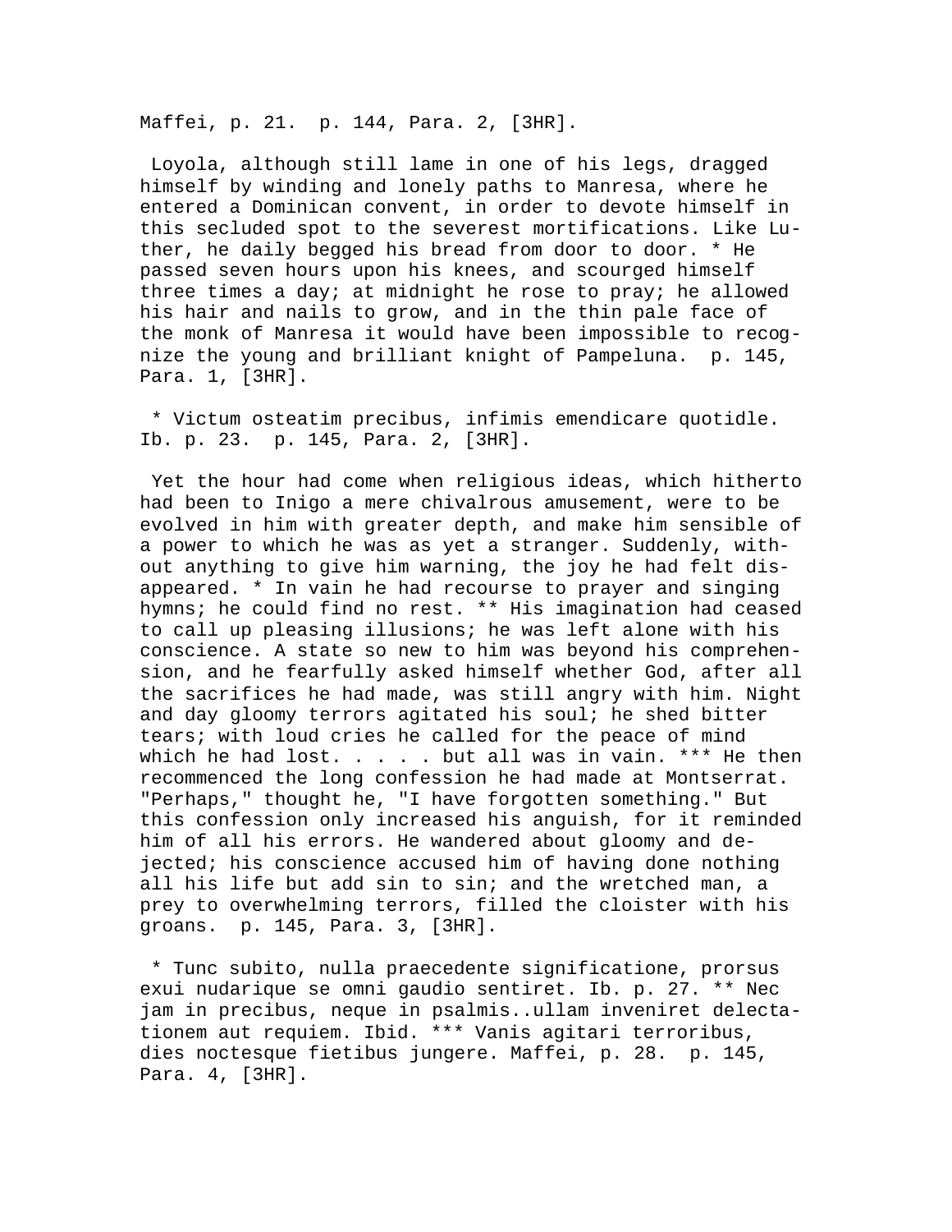Maffei, p. 21.  p. 144, Para. 2, [3HR].

Loyola, although still lame in one of his legs, dragged himself by winding and lonely paths to Manresa, where he entered a Dominican convent, in order to devote himself in this secluded spot to the severest mortifications. Like Luther, he daily begged his bread from door to door. * He passed seven hours upon his knees, and scourged himself three times a day; at midnight he rose to pray; he allowed his hair and nails to grow, and in the thin pale face of the monk of Manresa it would have been impossible to recognize the young and brilliant knight of Pampeluna.  p. 145, Para. 1, [3HR].

* Victum osteatim precibus, infimis emendicare quotidle. Ib. p. 23.  p. 145, Para. 2, [3HR].

Yet the hour had come when religious ideas, which hitherto had been to Inigo a mere chivalrous amusement, were to be evolved in him with greater depth, and make him sensible of a power to which he was as yet a stranger. Suddenly, without anything to give him warning, the joy he had felt disappeared. * In vain he had recourse to prayer and singing hymns; he could find no rest. ** His imagination had ceased to call up pleasing illusions; he was left alone with his conscience. A state so new to him was beyond his comprehension, and he fearfully asked himself whether God, after all the sacrifices he had made, was still angry with him. Night and day gloomy terrors agitated his soul; he shed bitter tears; with loud cries he called for the peace of mind which he had lost. . . . . but all was in vain. *** He then recommenced the long confession he had made at Montserrat. "Perhaps," thought he, "I have forgotten something." But this confession only increased his anguish, for it reminded him of all his errors. He wandered about gloomy and dejected; his conscience accused him of having done nothing all his life but add sin to sin; and the wretched man, a prey to overwhelming terrors, filled the cloister with his groans.  p. 145, Para. 3, [3HR].

* Tunc subito, nulla praecedente significatione, prorsus exui nudarique se omni gaudio sentiret. Ib. p. 27. ** Nec jam in precibus, neque in psalmis..ullam inveniret delectationem aut requiem. Ibid. *** Vanis agitari terroribus, dies noctesque fietibus jungere. Maffei, p. 28.  p. 145, Para. 4, [3HR].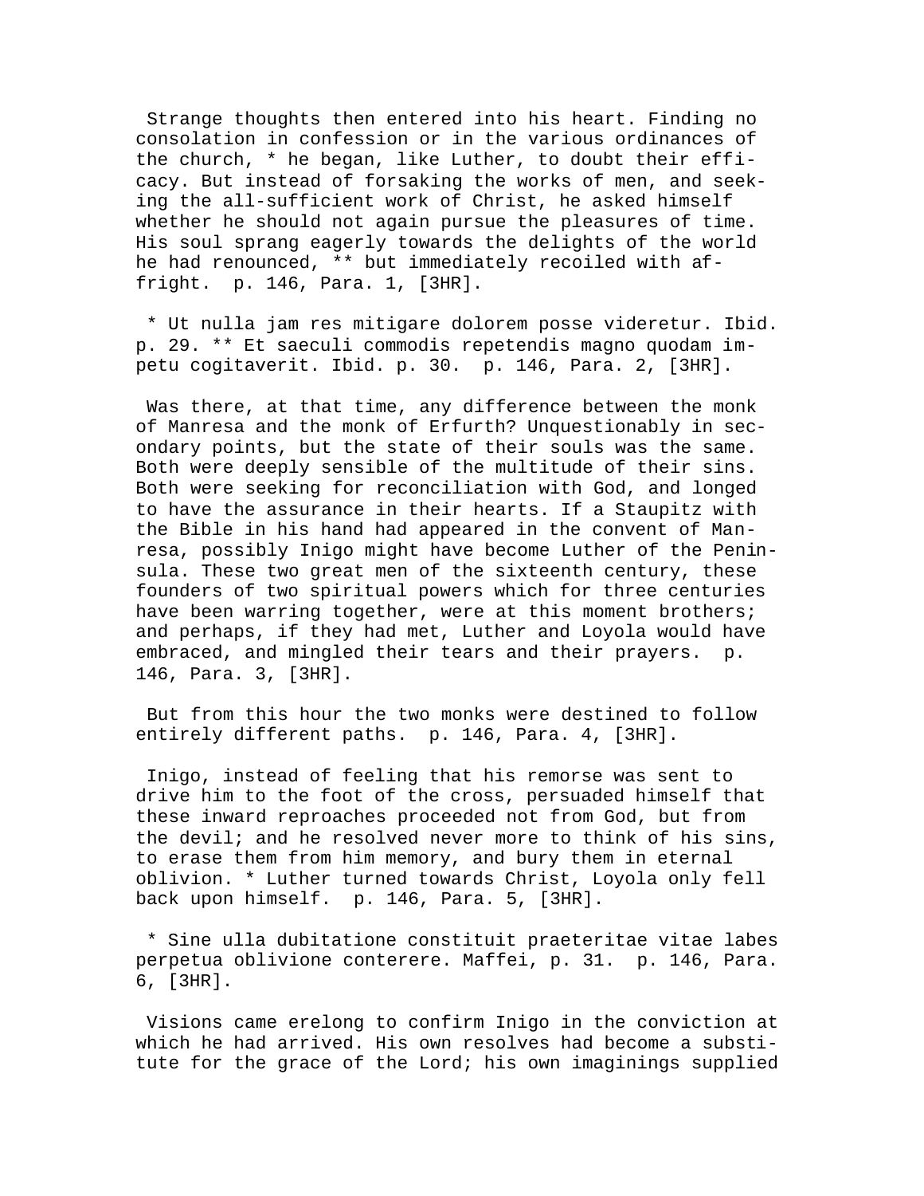Strange thoughts then entered into his heart. Finding no consolation in confession or in the various ordinances of the church, * he began, like Luther, to doubt their efficacy. But instead of forsaking the works of men, and seeking the all-sufficient work of Christ, he asked himself whether he should not again pursue the pleasures of time. His soul sprang eagerly towards the delights of the world he had renounced, ** but immediately recoiled with affright. p. 146, Para. 1, [3HR].

* Ut nulla jam res mitigare dolorem posse videretur. Ibid. p. 29. ** Et saeculi commodis repetendis magno quodam impetu cogitaverit. Ibid. p. 30. p. 146, Para. 2, [3HR].

Was there, at that time, any difference between the monk of Manresa and the monk of Erfurth? Unquestionably in secondary points, but the state of their souls was the same. Both were deeply sensible of the multitude of their sins. Both were seeking for reconciliation with God, and longed to have the assurance in their hearts. If a Staupitz with the Bible in his hand had appeared in the convent of Manresa, possibly Inigo might have become Luther of the Peninsula. These two great men of the sixteenth century, these founders of two spiritual powers which for three centuries have been warring together, were at this moment brothers; and perhaps, if they had met, Luther and Loyola would have embraced, and mingled their tears and their prayers. p. 146, Para. 3, [3HR].

But from this hour the two monks were destined to follow entirely different paths. p. 146, Para. 4, [3HR].

Inigo, instead of feeling that his remorse was sent to drive him to the foot of the cross, persuaded himself that these inward reproaches proceeded not from God, but from the devil; and he resolved never more to think of his sins, to erase them from him memory, and bury them in eternal oblivion. * Luther turned towards Christ, Loyola only fell back upon himself. p. 146, Para. 5, [3HR].

* Sine ulla dubitatione constituit praeteritae vitae labes perpetua oblivione conterere. Maffei, p. 31. p. 146, Para. 6, [3HR].

Visions came erelong to confirm Inigo in the conviction at which he had arrived. His own resolves had become a substitute for the grace of the Lord; his own imaginings supplied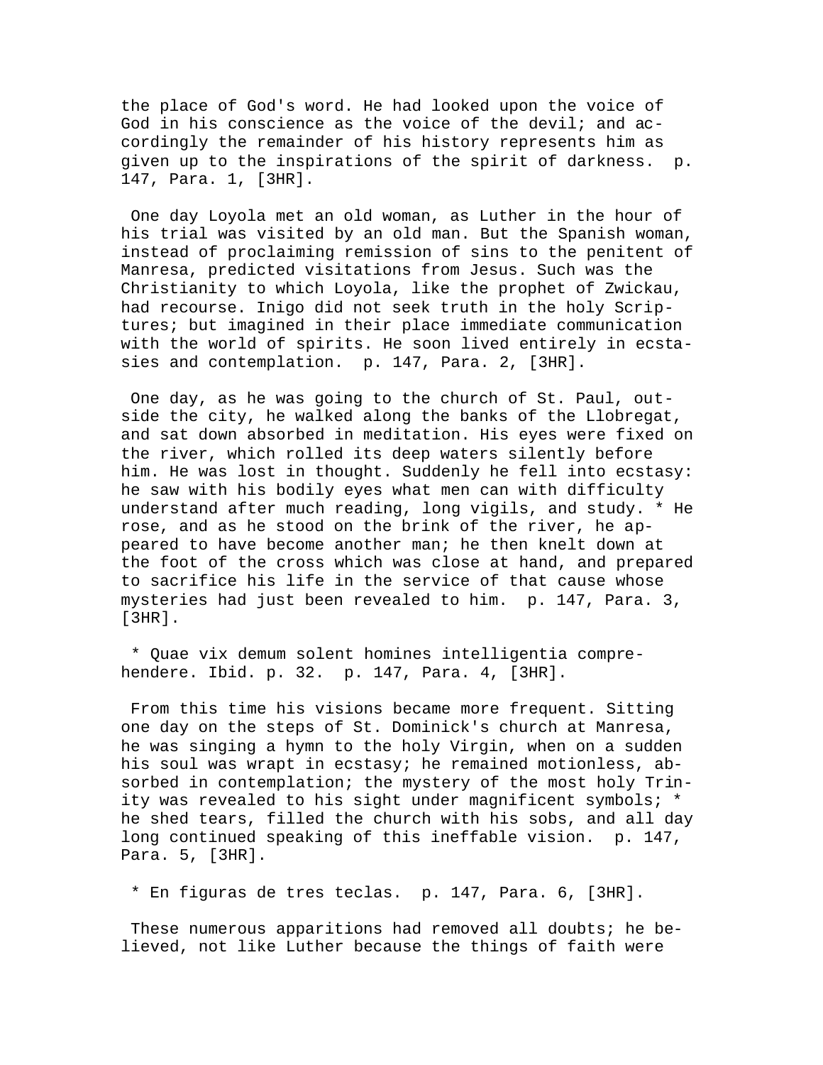the place of God's word. He had looked upon the voice of God in his conscience as the voice of the devil; and accordingly the remainder of his history represents him as given up to the inspirations of the spirit of darkness. p. 147, Para. 1, [3HR].

One day Loyola met an old woman, as Luther in the hour of his trial was visited by an old man. But the Spanish woman, instead of proclaiming remission of sins to the penitent of Manresa, predicted visitations from Jesus. Such was the Christianity to which Loyola, like the prophet of Zwickau, had recourse. Inigo did not seek truth in the holy Scriptures; but imagined in their place immediate communication with the world of spirits. He soon lived entirely in ecstasies and contemplation. p. 147, Para. 2, [3HR].

One day, as he was going to the church of St. Paul, outside the city, he walked along the banks of the Llobregat, and sat down absorbed in meditation. His eyes were fixed on the river, which rolled its deep waters silently before him. He was lost in thought. Suddenly he fell into ecstasy: he saw with his bodily eyes what men can with difficulty understand after much reading, long vigils, and study. * He rose, and as he stood on the brink of the river, he appeared to have become another man; he then knelt down at the foot of the cross which was close at hand, and prepared to sacrifice his life in the service of that cause whose mysteries had just been revealed to him. p. 147, Para. 3, [3HR].

* Quae vix demum solent homines intelligentia comprehendere. Ibid. p. 32. p. 147, Para. 4, [3HR].

From this time his visions became more frequent. Sitting one day on the steps of St. Dominick's church at Manresa, he was singing a hymn to the holy Virgin, when on a sudden his soul was wrapt in ecstasy; he remained motionless, absorbed in contemplation; the mystery of the most holy Trinity was revealed to his sight under magnificent symbols; * he shed tears, filled the church with his sobs, and all day long continued speaking of this ineffable vision. p. 147, Para. 5, [3HR].

* En figuras de tres teclas. p. 147, Para. 6, [3HR].

These numerous apparitions had removed all doubts; he believed, not like Luther because the things of faith were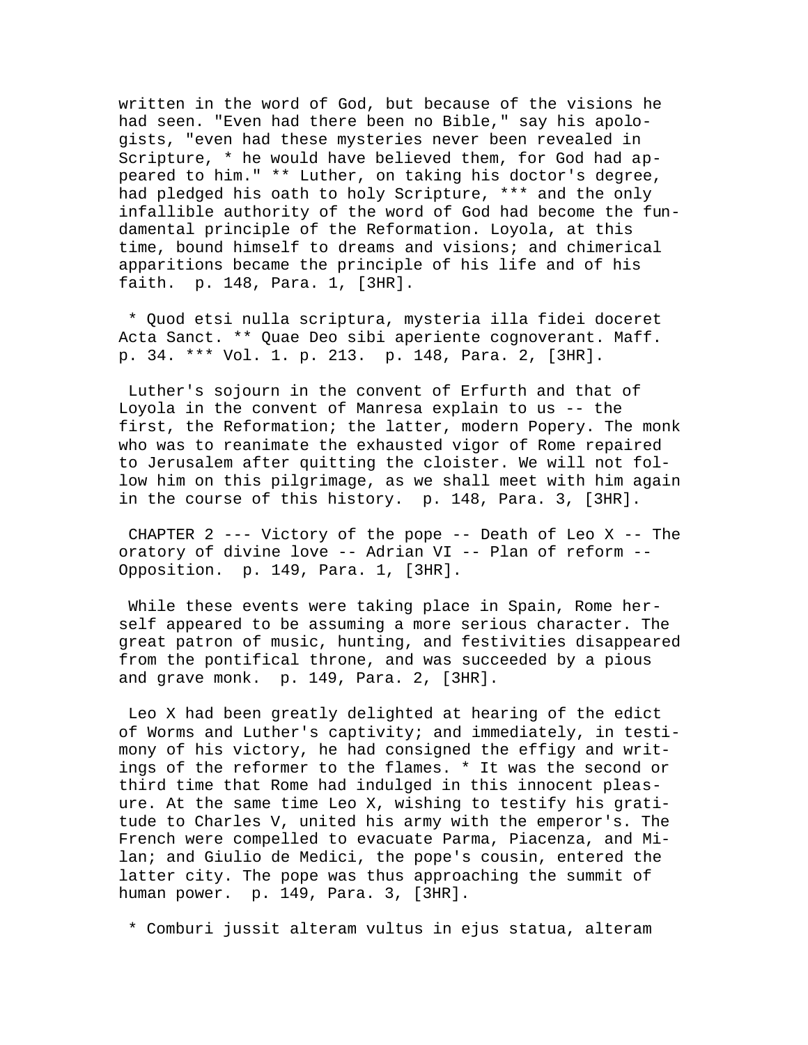written in the word of God, but because of the visions he had seen. "Even had there been no Bible," say his apologists, "even had these mysteries never been revealed in Scripture, * he would have believed them, for God had appeared to him." ** Luther, on taking his doctor's degree, had pledged his oath to holy Scripture, *** and the only infallible authority of the word of God had become the fundamental principle of the Reformation. Loyola, at this time, bound himself to dreams and visions; and chimerical apparitions became the principle of his life and of his faith. p. 148, Para. 1, [3HR].

* Quod etsi nulla scriptura, mysteria illa fidei doceret Acta Sanct. ** Quae Deo sibi aperiente cognoverant. Maff. p. 34. *** Vol. 1. p. 213. p. 148, Para. 2, [3HR].

Luther's sojourn in the convent of Erfurth and that of Loyola in the convent of Manresa explain to us -- the first, the Reformation; the latter, modern Popery. The monk who was to reanimate the exhausted vigor of Rome repaired to Jerusalem after quitting the cloister. We will not follow him on this pilgrimage, as we shall meet with him again in the course of this history. p. 148, Para. 3, [3HR].

CHAPTER 2 --- Victory of the pope -- Death of Leo X -- The oratory of divine love -- Adrian VI -- Plan of reform -- Opposition. p. 149, Para. 1, [3HR].

While these events were taking place in Spain, Rome herself appeared to be assuming a more serious character. The great patron of music, hunting, and festivities disappeared from the pontifical throne, and was succeeded by a pious and grave monk. p. 149, Para. 2, [3HR].

Leo X had been greatly delighted at hearing of the edict of Worms and Luther's captivity; and immediately, in testimony of his victory, he had consigned the effigy and writings of the reformer to the flames. * It was the second or third time that Rome had indulged in this innocent pleasure. At the same time Leo X, wishing to testify his gratitude to Charles V, united his army with the emperor's. The French were compelled to evacuate Parma, Piacenza, and Milan; and Giulio de Medici, the pope's cousin, entered the latter city. The pope was thus approaching the summit of human power. p. 149, Para. 3, [3HR].

* Comburi jussit alteram vultus in ejus statua, alteram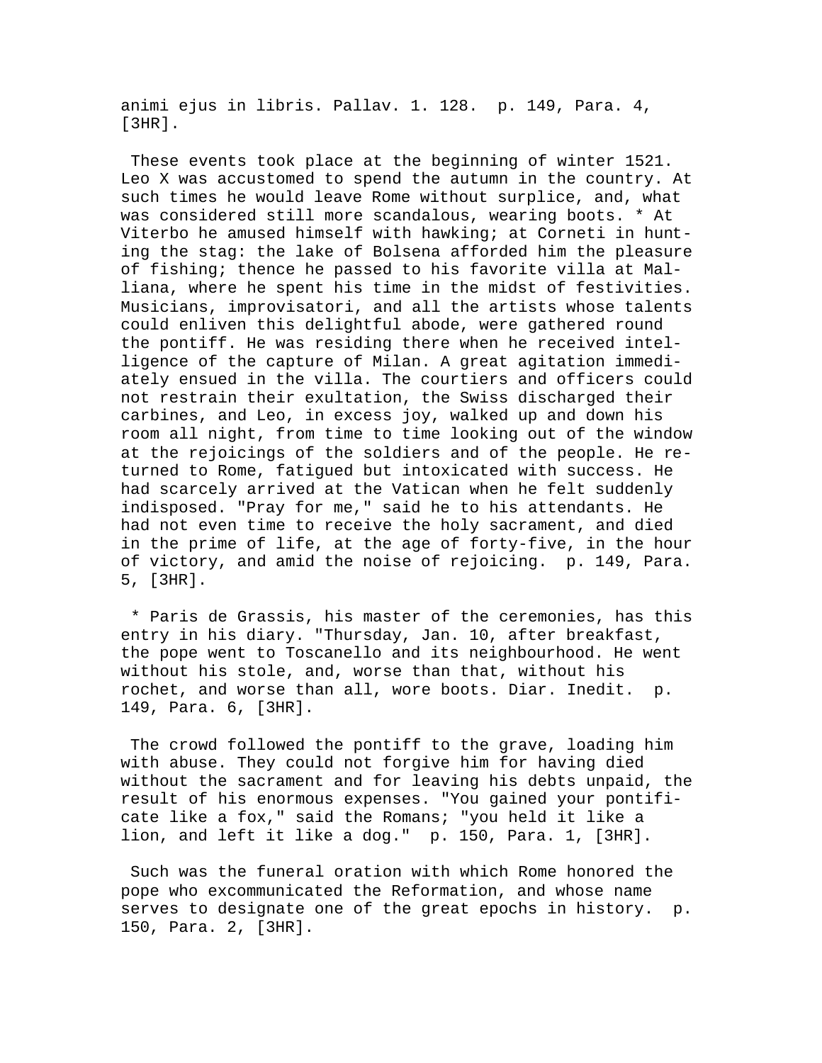animi ejus in libris. Pallav. 1. 128. p. 149, Para. 4, [3HR].

These events took place at the beginning of winter 1521. Leo X was accustomed to spend the autumn in the country. At such times he would leave Rome without surplice, and, what was considered still more scandalous, wearing boots. * At Viterbo he amused himself with hawking; at Corneti in hunting the stag: the lake of Bolsena afforded him the pleasure of fishing; thence he passed to his favorite villa at Malliana, where he spent his time in the midst of festivities. Musicians, improvisatori, and all the artists whose talents could enliven this delightful abode, were gathered round the pontiff. He was residing there when he received intelligence of the capture of Milan. A great agitation immediately ensued in the villa. The courtiers and officers could not restrain their exultation, the Swiss discharged their carbines, and Leo, in excess joy, walked up and down his room all night, from time to time looking out of the window at the rejoicings of the soldiers and of the people. He returned to Rome, fatigued but intoxicated with success. He had scarcely arrived at the Vatican when he felt suddenly indisposed. "Pray for me," said he to his attendants. He had not even time to receive the holy sacrament, and died in the prime of life, at the age of forty-five, in the hour of victory, and amid the noise of rejoicing. p. 149, Para. 5, [3HR].

* Paris de Grassis, his master of the ceremonies, has this entry in his diary. "Thursday, Jan. 10, after breakfast, the pope went to Toscanello and its neighbourhood. He went without his stole, and, worse than that, without his rochet, and worse than all, wore boots. Diar. Inedit. p. 149, Para. 6, [3HR].

The crowd followed the pontiff to the grave, loading him with abuse. They could not forgive him for having died without the sacrament and for leaving his debts unpaid, the result of his enormous expenses. "You gained your pontificate like a fox," said the Romans; "you held it like a lion, and left it like a dog." p. 150, Para. 1, [3HR].

Such was the funeral oration with which Rome honored the pope who excommunicated the Reformation, and whose name serves to designate one of the great epochs in history. p. 150, Para. 2, [3HR].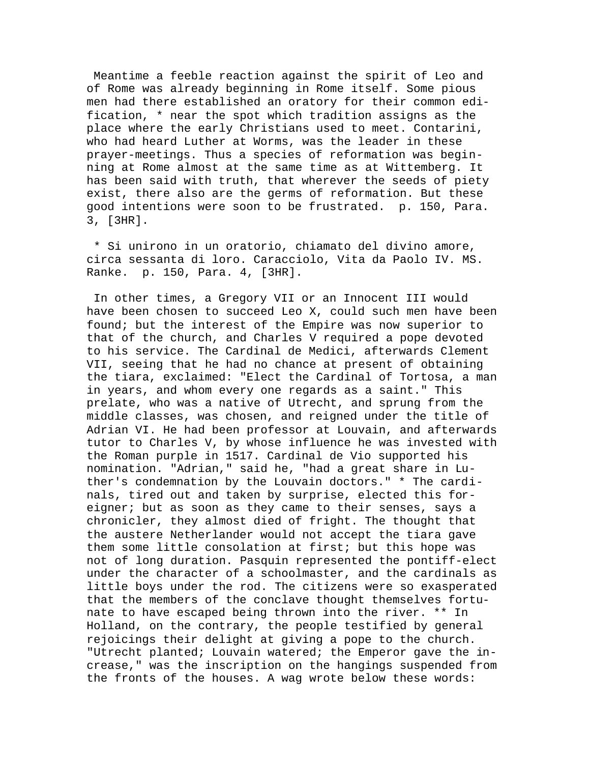Meantime a feeble reaction against the spirit of Leo and of Rome was already beginning in Rome itself. Some pious men had there established an oratory for their common edification, * near the spot which tradition assigns as the place where the early Christians used to meet. Contarini, who had heard Luther at Worms, was the leader in these prayer-meetings. Thus a species of reformation was beginning at Rome almost at the same time as at Wittemberg. It has been said with truth, that wherever the seeds of piety exist, there also are the germs of reformation. But these good intentions were soon to be frustrated. p. 150, Para. 3, [3HR].

* Si unirono in un oratorio, chiamato del divino amore, circa sessanta di loro. Caracciolo, Vita da Paolo IV. MS. Ranke. p. 150, Para. 4, [3HR].

In other times, a Gregory VII or an Innocent III would have been chosen to succeed Leo X, could such men have been found; but the interest of the Empire was now superior to that of the church, and Charles V required a pope devoted to his service. The Cardinal de Medici, afterwards Clement VII, seeing that he had no chance at present of obtaining the tiara, exclaimed: "Elect the Cardinal of Tortosa, a man in years, and whom every one regards as a saint." This prelate, who was a native of Utrecht, and sprung from the middle classes, was chosen, and reigned under the title of Adrian VI. He had been professor at Louvain, and afterwards tutor to Charles V, by whose influence he was invested with the Roman purple in 1517. Cardinal de Vio supported his nomination. "Adrian," said he, "had a great share in Luther's condemnation by the Louvain doctors." * The cardinals, tired out and taken by surprise, elected this foreigner; but as soon as they came to their senses, says a chronicler, they almost died of fright. The thought that the austere Netherlander would not accept the tiara gave them some little consolation at first; but this hope was not of long duration. Pasquin represented the pontiff-elect under the character of a schoolmaster, and the cardinals as little boys under the rod. The citizens were so exasperated that the members of the conclave thought themselves fortunate to have escaped being thrown into the river. ** In Holland, on the contrary, the people testified by general rejoicings their delight at giving a pope to the church. "Utrecht planted; Louvain watered; the Emperor gave the increase," was the inscription on the hangings suspended from the fronts of the houses. A wag wrote below these words: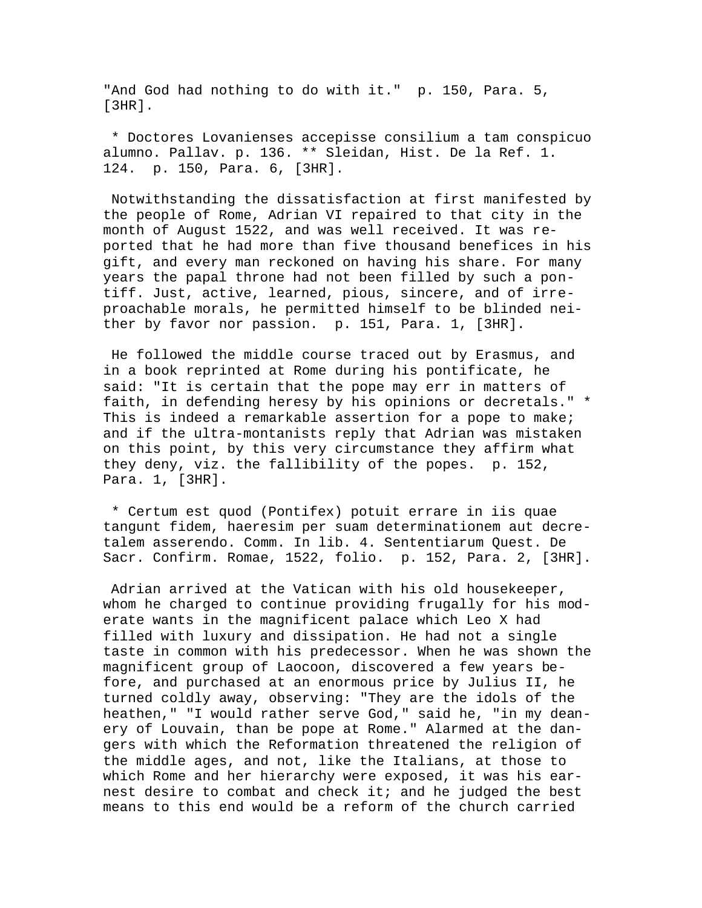"And God had nothing to do with it."  p. 150, Para. 5, [3HR].

* Doctores Lovanienses accepisse consilium a tam conspicuo alumno. Pallav. p. 136. ** Sleidan, Hist. De la Ref. 1. 124.  p. 150, Para. 6, [3HR].

Notwithstanding the dissatisfaction at first manifested by the people of Rome, Adrian VI repaired to that city in the month of August 1522, and was well received. It was reported that he had more than five thousand benefices in his gift, and every man reckoned on having his share. For many years the papal throne had not been filled by such a pontiff. Just, active, learned, pious, sincere, and of irreproachable morals, he permitted himself to be blinded neither by favor nor passion.  p. 151, Para. 1, [3HR].

He followed the middle course traced out by Erasmus, and in a book reprinted at Rome during his pontificate, he said: "It is certain that the pope may err in matters of faith, in defending heresy by his opinions or decretals." * This is indeed a remarkable assertion for a pope to make; and if the ultra-montanists reply that Adrian was mistaken on this point, by this very circumstance they affirm what they deny, viz. the fallibility of the popes.  p. 152, Para. 1, [3HR].

* Certum est quod (Pontifex) potuit errare in iis quae tangunt fidem, haeresim per suam determinationem aut decretalem asserendo. Comm. In lib. 4. Sententiarum Quest. De Sacr. Confirm. Romae, 1522, folio.  p. 152, Para. 2, [3HR].

Adrian arrived at the Vatican with his old housekeeper, whom he charged to continue providing frugally for his moderate wants in the magnificent palace which Leo X had filled with luxury and dissipation. He had not a single taste in common with his predecessor. When he was shown the magnificent group of Laocoon, discovered a few years before, and purchased at an enormous price by Julius II, he turned coldly away, observing: "They are the idols of the heathen," "I would rather serve God," said he, "in my deanery of Louvain, than be pope at Rome." Alarmed at the dangers with which the Reformation threatened the religion of the middle ages, and not, like the Italians, at those to which Rome and her hierarchy were exposed, it was his earnest desire to combat and check it; and he judged the best means to this end would be a reform of the church carried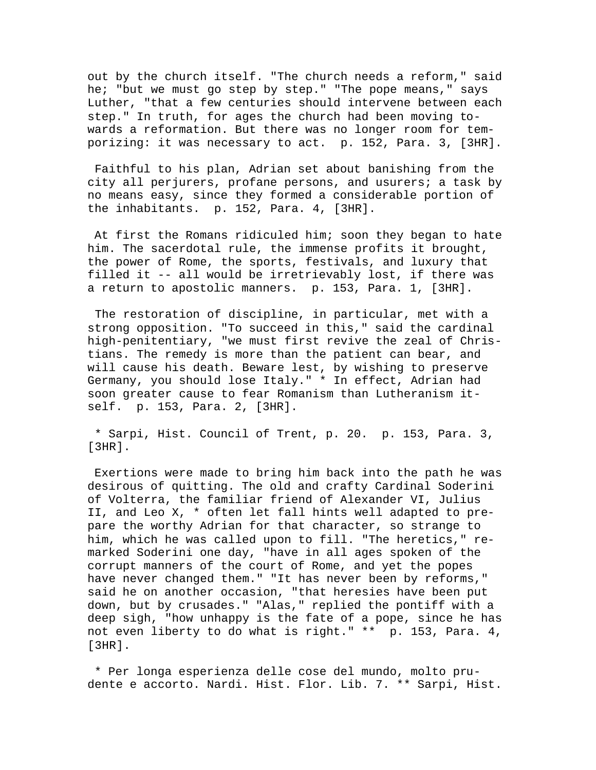out by the church itself. "The church needs a reform," said he; "but we must go step by step." "The pope means," says Luther, "that a few centuries should intervene between each step." In truth, for ages the church had been moving towards a reformation. But there was no longer room for temporizing: it was necessary to act.  p. 152, Para. 3, [3HR].

Faithful to his plan, Adrian set about banishing from the city all perjurers, profane persons, and usurers; a task by no means easy, since they formed a considerable portion of the inhabitants.  p. 152, Para. 4, [3HR].

At first the Romans ridiculed him; soon they began to hate him. The sacerdotal rule, the immense profits it brought, the power of Rome, the sports, festivals, and luxury that filled it -- all would be irretrievably lost, if there was a return to apostolic manners.  p. 153, Para. 1, [3HR].

The restoration of discipline, in particular, met with a strong opposition. "To succeed in this," said the cardinal high-penitentiary, "we must first revive the zeal of Christians. The remedy is more than the patient can bear, and will cause his death. Beware lest, by wishing to preserve Germany, you should lose Italy." * In effect, Adrian had soon greater cause to fear Romanism than Lutheranism itself.  p. 153, Para. 2, [3HR].

* Sarpi, Hist. Council of Trent, p. 20.  p. 153, Para. 3, [3HR].

Exertions were made to bring him back into the path he was desirous of quitting. The old and crafty Cardinal Soderini of Volterra, the familiar friend of Alexander VI, Julius II, and Leo X, * often let fall hints well adapted to prepare the worthy Adrian for that character, so strange to him, which he was called upon to fill. "The heretics," remarked Soderini one day, "have in all ages spoken of the corrupt manners of the court of Rome, and yet the popes have never changed them." "It has never been by reforms," said he on another occasion, "that heresies have been put down, but by crusades." "Alas," replied the pontiff with a deep sigh, "how unhappy is the fate of a pope, since he has not even liberty to do what is right." **  p. 153, Para. 4, [3HR].

* Per longa esperienza delle cose del mundo, molto prudente e accorto. Nardi. Hist. Flor. Lib. 7. ** Sarpi, Hist.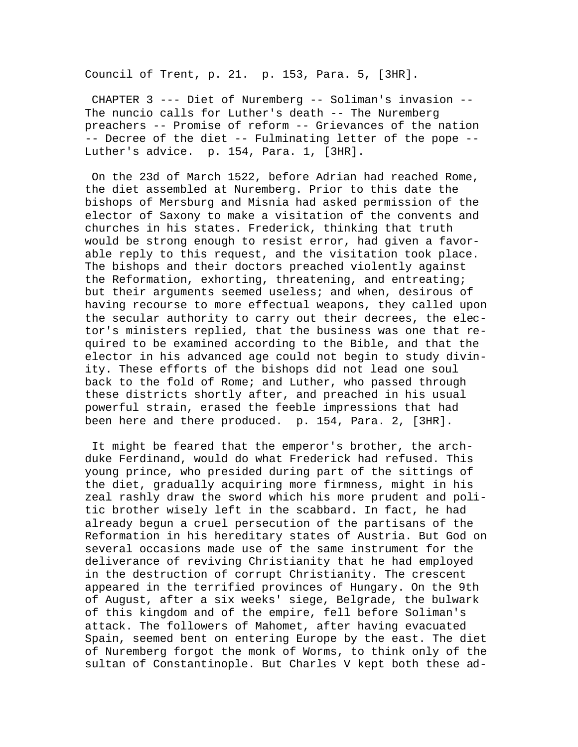Council of Trent, p. 21. p. 153, Para. 5, [3HR].

CHAPTER 3 --- Diet of Nuremberg -- Soliman's invasion -- The nuncio calls for Luther's death -- The Nuremberg preachers -- Promise of reform -- Grievances of the nation -- Decree of the diet -- Fulminating letter of the pope -- Luther's advice. p. 154, Para. 1, [3HR].

On the 23d of March 1522, before Adrian had reached Rome, the diet assembled at Nuremberg. Prior to this date the bishops of Mersburg and Misnia had asked permission of the elector of Saxony to make a visitation of the convents and churches in his states. Frederick, thinking that truth would be strong enough to resist error, had given a favorable reply to this request, and the visitation took place. The bishops and their doctors preached violently against the Reformation, exhorting, threatening, and entreating; but their arguments seemed useless; and when, desirous of having recourse to more effectual weapons, they called upon the secular authority to carry out their decrees, the elector's ministers replied, that the business was one that required to be examined according to the Bible, and that the elector in his advanced age could not begin to study divinity. These efforts of the bishops did not lead one soul back to the fold of Rome; and Luther, who passed through these districts shortly after, and preached in his usual powerful strain, erased the feeble impressions that had been here and there produced. p. 154, Para. 2, [3HR].

It might be feared that the emperor's brother, the archduke Ferdinand, would do what Frederick had refused. This young prince, who presided during part of the sittings of the diet, gradually acquiring more firmness, might in his zeal rashly draw the sword which his more prudent and politic brother wisely left in the scabbard. In fact, he had already begun a cruel persecution of the partisans of the Reformation in his hereditary states of Austria. But God on several occasions made use of the same instrument for the deliverance of reviving Christianity that he had employed in the destruction of corrupt Christianity. The crescent appeared in the terrified provinces of Hungary. On the 9th of August, after a six weeks' siege, Belgrade, the bulwark of this kingdom and of the empire, fell before Soliman's attack. The followers of Mahomet, after having evacuated Spain, seemed bent on entering Europe by the east. The diet of Nuremberg forgot the monk of Worms, to think only of the sultan of Constantinople. But Charles V kept both these ad-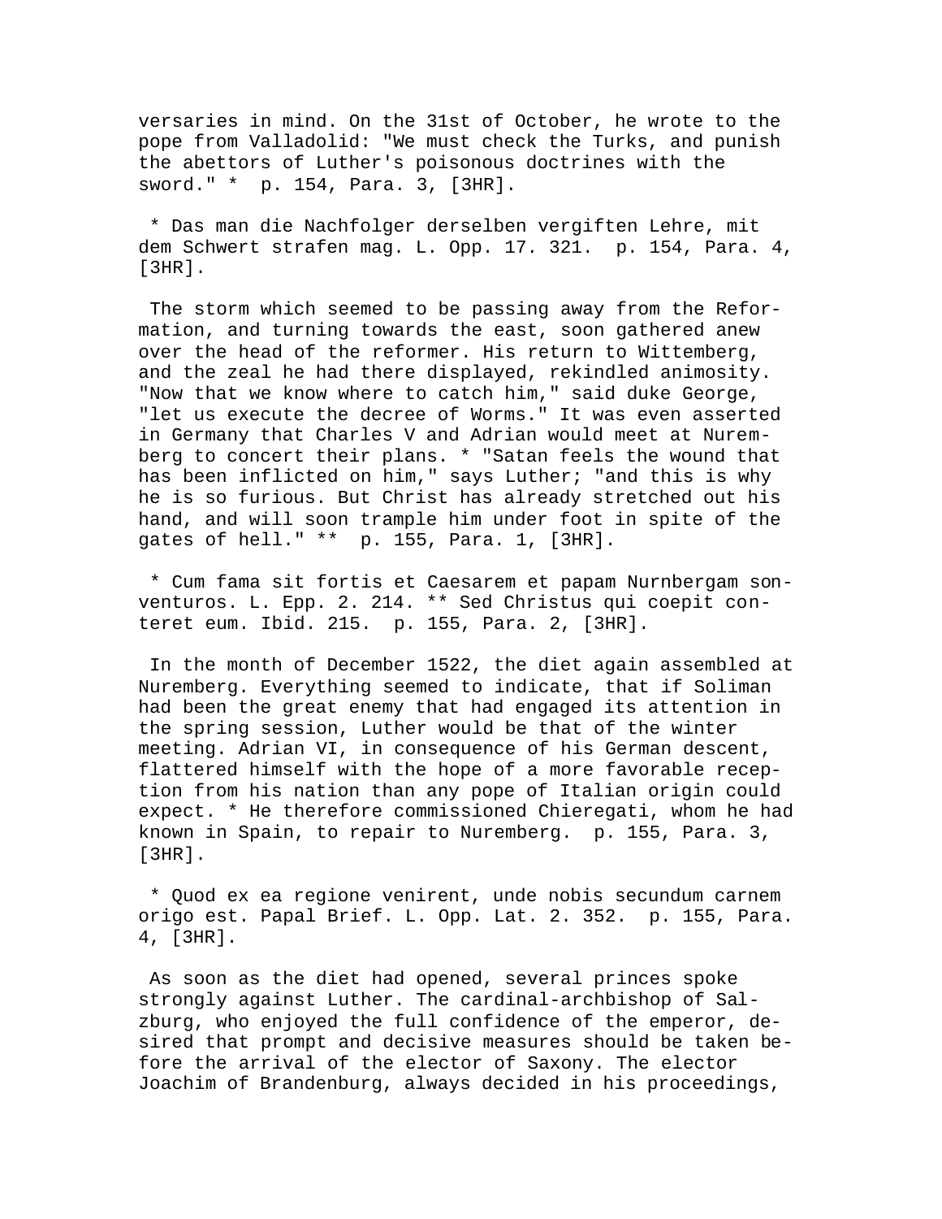versaries in mind. On the 31st of October, he wrote to the pope from Valladolid: "We must check the Turks, and punish the abettors of Luther's poisonous doctrines with the sword." * p. 154, Para. 3, [3HR].

* Das man die Nachfolger derselben vergiften Lehre, mit dem Schwert strafen mag. L. Opp. 17. 321. p. 154, Para. 4, [3HR].

The storm which seemed to be passing away from the Reformation, and turning towards the east, soon gathered anew over the head of the reformer. His return to Wittemberg, and the zeal he had there displayed, rekindled animosity. "Now that we know where to catch him," said duke George, "let us execute the decree of Worms." It was even asserted in Germany that Charles V and Adrian would meet at Nuremberg to concert their plans. * "Satan feels the wound that has been inflicted on him," says Luther; "and this is why he is so furious. But Christ has already stretched out his hand, and will soon trample him under foot in spite of the gates of hell." ** p. 155, Para. 1, [3HR].

* Cum fama sit fortis et Caesarem et papam Nurnbergam sonventuros. L. Epp. 2. 214. ** Sed Christus qui coepit conteret eum. Ibid. 215. p. 155, Para. 2, [3HR].

In the month of December 1522, the diet again assembled at Nuremberg. Everything seemed to indicate, that if Soliman had been the great enemy that had engaged its attention in the spring session, Luther would be that of the winter meeting. Adrian VI, in consequence of his German descent, flattered himself with the hope of a more favorable reception from his nation than any pope of Italian origin could expect. * He therefore commissioned Chieregati, whom he had known in Spain, to repair to Nuremberg. p. 155, Para. 3, [3HR].

* Quod ex ea regione venirent, unde nobis secundum carnem origo est. Papal Brief. L. Opp. Lat. 2. 352. p. 155, Para. 4, [3HR].

As soon as the diet had opened, several princes spoke strongly against Luther. The cardinal-archbishop of Salzburg, who enjoyed the full confidence of the emperor, desired that prompt and decisive measures should be taken before the arrival of the elector of Saxony. The elector Joachim of Brandenburg, always decided in his proceedings,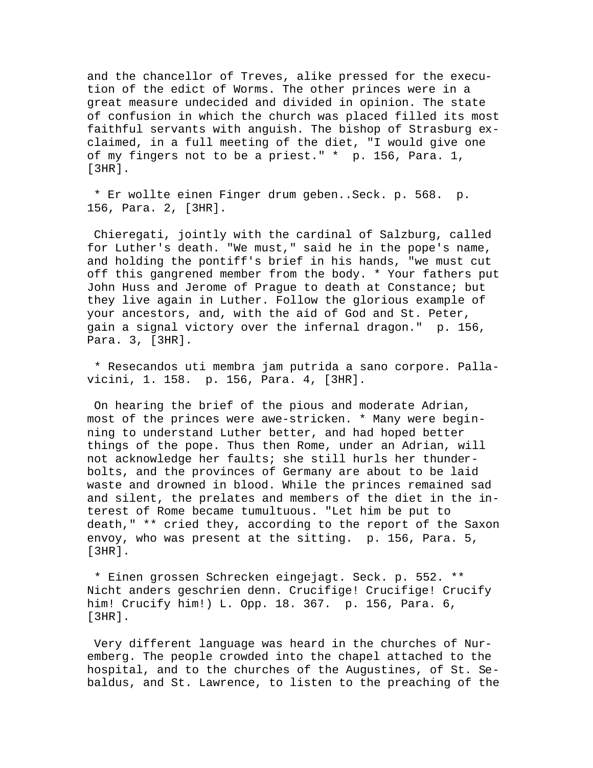and the chancellor of Treves, alike pressed for the execution of the edict of Worms. The other princes were in a great measure undecided and divided in opinion. The state of confusion in which the church was placed filled its most faithful servants with anguish. The bishop of Strasburg exclaimed, in a full meeting of the diet, "I would give one of my fingers not to be a priest." * p. 156, Para. 1, [3HR].

* Er wollte einen Finger drum geben..Seck. p. 568. p. 156, Para. 2, [3HR].

Chieregati, jointly with the cardinal of Salzburg, called for Luther's death. "We must," said he in the pope's name, and holding the pontiff's brief in his hands, "we must cut off this gangrened member from the body. * Your fathers put John Huss and Jerome of Prague to death at Constance; but they live again in Luther. Follow the glorious example of your ancestors, and, with the aid of God and St. Peter, gain a signal victory over the infernal dragon." p. 156, Para. 3, [3HR].

* Resecandos uti membra jam putrida a sano corpore. Pallavicini, 1. 158. p. 156, Para. 4, [3HR].

On hearing the brief of the pious and moderate Adrian, most of the princes were awe-stricken. * Many were beginning to understand Luther better, and had hoped better things of the pope. Thus then Rome, under an Adrian, will not acknowledge her faults; she still hurls her thunderbolts, and the provinces of Germany are about to be laid waste and drowned in blood. While the princes remained sad and silent, the prelates and members of the diet in the interest of Rome became tumultuous. "Let him be put to death," ** cried they, according to the report of the Saxon envoy, who was present at the sitting. p. 156, Para. 5, [3HR].

* Einen grossen Schrecken eingejagt. Seck. p. 552. ** Nicht anders geschrien denn. Crucifige! Crucifige! Crucify him! Crucify him!) L. Opp. 18. 367. p. 156, Para. 6, [3HR].

Very different language was heard in the churches of Nuremberg. The people crowded into the chapel attached to the hospital, and to the churches of the Augustines, of St. Sebaldus, and St. Lawrence, to listen to the preaching of the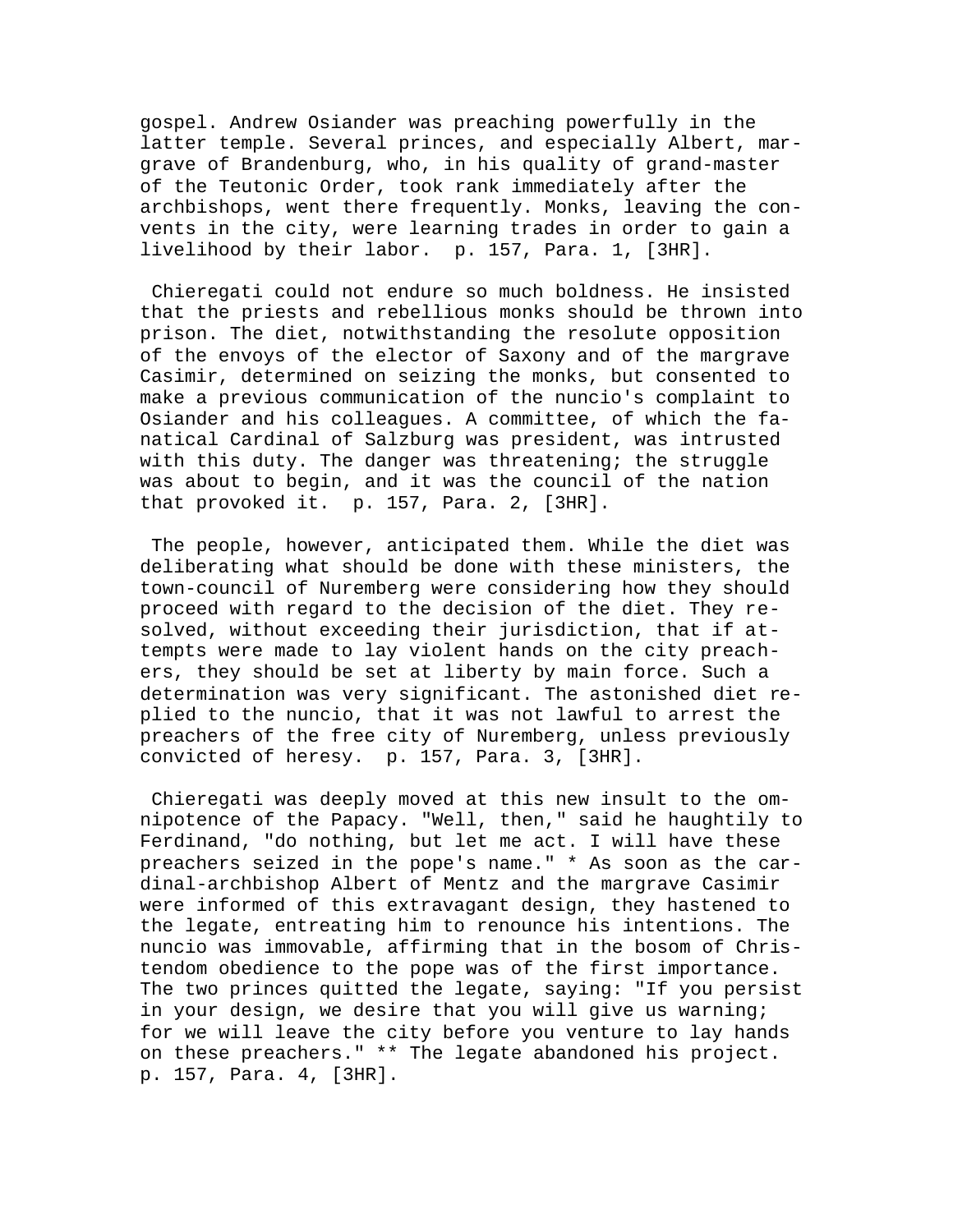gospel. Andrew Osiander was preaching powerfully in the latter temple. Several princes, and especially Albert, margrave of Brandenburg, who, in his quality of grand-master of the Teutonic Order, took rank immediately after the archbishops, went there frequently. Monks, leaving the convents in the city, were learning trades in order to gain a livelihood by their labor. p. 157, Para. 1, [3HR].

Chieregati could not endure so much boldness. He insisted that the priests and rebellious monks should be thrown into prison. The diet, notwithstanding the resolute opposition of the envoys of the elector of Saxony and of the margrave Casimir, determined on seizing the monks, but consented to make a previous communication of the nuncio's complaint to Osiander and his colleagues. A committee, of which the fanatical Cardinal of Salzburg was president, was intrusted with this duty. The danger was threatening; the struggle was about to begin, and it was the council of the nation that provoked it. p. 157, Para. 2, [3HR].

The people, however, anticipated them. While the diet was deliberating what should be done with these ministers, the town-council of Nuremberg were considering how they should proceed with regard to the decision of the diet. They resolved, without exceeding their jurisdiction, that if attempts were made to lay violent hands on the city preachers, they should be set at liberty by main force. Such a determination was very significant. The astonished diet replied to the nuncio, that it was not lawful to arrest the preachers of the free city of Nuremberg, unless previously convicted of heresy. p. 157, Para. 3, [3HR].

Chieregati was deeply moved at this new insult to the omnipotence of the Papacy. "Well, then," said he haughtily to Ferdinand, "do nothing, but let me act. I will have these preachers seized in the pope's name." * As soon as the cardinal-archbishop Albert of Mentz and the margrave Casimir were informed of this extravagant design, they hastened to the legate, entreating him to renounce his intentions. The nuncio was immovable, affirming that in the bosom of Christendom obedience to the pope was of the first importance. The two princes quitted the legate, saying: "If you persist in your design, we desire that you will give us warning; for we will leave the city before you venture to lay hands on these preachers." ** The legate abandoned his project. p. 157, Para. 4, [3HR].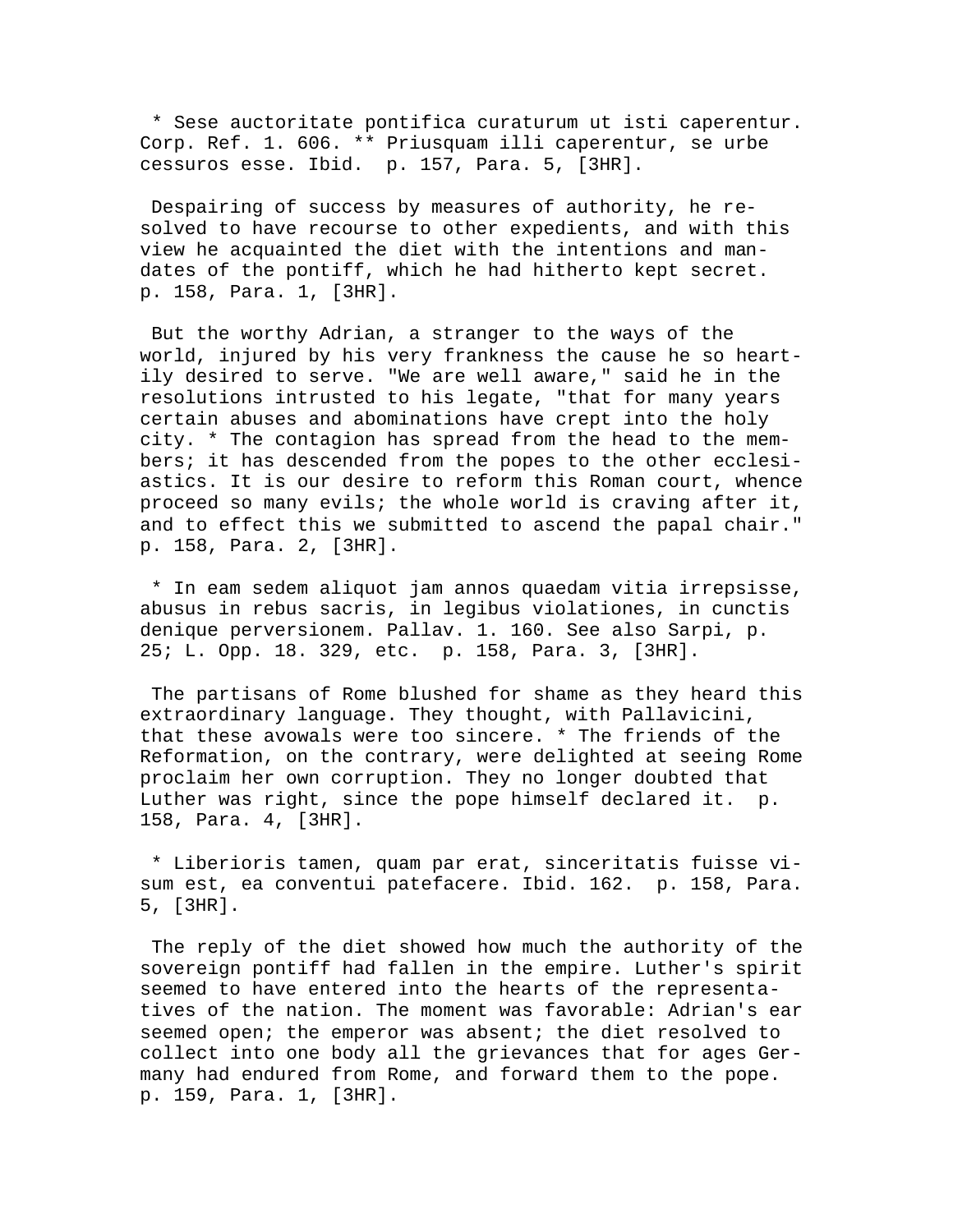* Sese auctoritate pontifica curaturum ut isti caperentur. Corp. Ref. 1. 606. ** Priusquam illi caperentur, se urbe cessuros esse. Ibid. p. 157, Para. 5, [3HR].

Despairing of success by measures of authority, he resolved to have recourse to other expedients, and with this view he acquainted the diet with the intentions and mandates of the pontiff, which he had hitherto kept secret. p. 158, Para. 1, [3HR].

But the worthy Adrian, a stranger to the ways of the world, injured by his very frankness the cause he so heartily desired to serve. "We are well aware," said he in the resolutions intrusted to his legate, "that for many years certain abuses and abominations have crept into the holy city. * The contagion has spread from the head to the members; it has descended from the popes to the other ecclesiastics. It is our desire to reform this Roman court, whence proceed so many evils; the whole world is craving after it, and to effect this we submitted to ascend the papal chair." p. 158, Para. 2, [3HR].

* In eam sedem aliquot jam annos quaedam vitia irrepsisse, abusus in rebus sacris, in legibus violationes, in cunctis denique perversionem. Pallav. 1. 160. See also Sarpi, p. 25; L. Opp. 18. 329, etc. p. 158, Para. 3, [3HR].

The partisans of Rome blushed for shame as they heard this extraordinary language. They thought, with Pallavicini, that these avowals were too sincere. * The friends of the Reformation, on the contrary, were delighted at seeing Rome proclaim her own corruption. They no longer doubted that Luther was right, since the pope himself declared it. p. 158, Para. 4, [3HR].

* Liberioris tamen, quam par erat, sinceritatis fuisse visum est, ea conventui patefacere. Ibid. 162. p. 158, Para. 5, [3HR].

The reply of the diet showed how much the authority of the sovereign pontiff had fallen in the empire. Luther's spirit seemed to have entered into the hearts of the representatives of the nation. The moment was favorable: Adrian's ear seemed open; the emperor was absent; the diet resolved to collect into one body all the grievances that for ages Germany had endured from Rome, and forward them to the pope. p. 159, Para. 1, [3HR].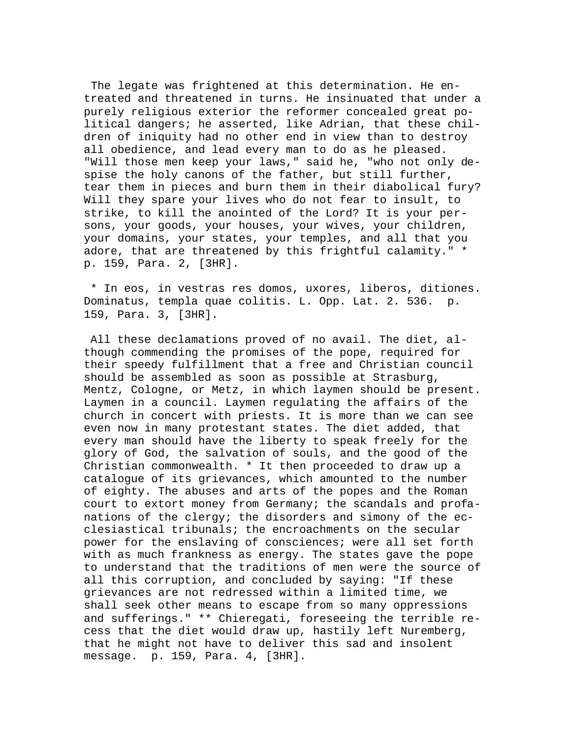The legate was frightened at this determination. He entreated and threatened in turns. He insinuated that under a purely religious exterior the reformer concealed great political dangers; he asserted, like Adrian, that these children of iniquity had no other end in view than to destroy all obedience, and lead every man to do as he pleased. "Will those men keep your laws," said he, "who not only despise the holy canons of the father, but still further, tear them in pieces and burn them in their diabolical fury? Will they spare your lives who do not fear to insult, to strike, to kill the anointed of the Lord? It is your persons, your goods, your houses, your wives, your children, your domains, your states, your temples, and all that you adore, that are threatened by this frightful calamity." * p. 159, Para. 2, [3HR].

* In eos, in vestras res domos, uxores, liberos, ditiones. Dominatus, templa quae colitis. L. Opp. Lat. 2. 536. p. 159, Para. 3, [3HR].

All these declamations proved of no avail. The diet, although commending the promises of the pope, required for their speedy fulfillment that a free and Christian council should be assembled as soon as possible at Strasburg, Mentz, Cologne, or Metz, in which laymen should be present. Laymen in a council. Laymen regulating the affairs of the church in concert with priests. It is more than we can see even now in many protestant states. The diet added, that every man should have the liberty to speak freely for the glory of God, the salvation of souls, and the good of the Christian commonwealth. * It then proceeded to draw up a catalogue of its grievances, which amounted to the number of eighty. The abuses and arts of the popes and the Roman court to extort money from Germany; the scandals and profanations of the clergy; the disorders and simony of the ecclesiastical tribunals; the encroachments on the secular power for the enslaving of consciences; were all set forth with as much frankness as energy. The states gave the pope to understand that the traditions of men were the source of all this corruption, and concluded by saying: "If these grievances are not redressed within a limited time, we shall seek other means to escape from so many oppressions and sufferings." ** Chieregati, foreseeing the terrible recess that the diet would draw up, hastily left Nuremberg, that he might not have to deliver this sad and insolent message. p. 159, Para. 4, [3HR].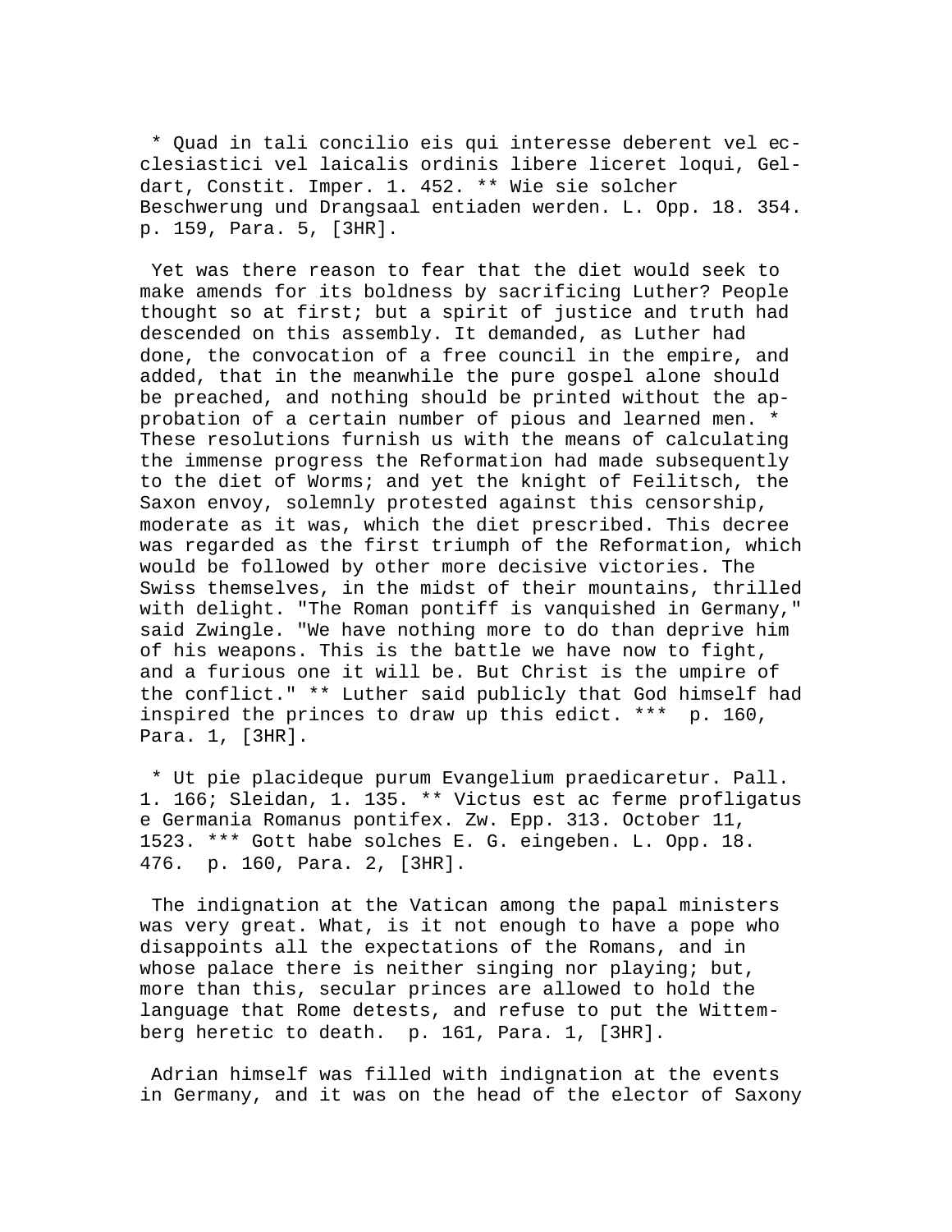* Quad in tali concilio eis qui interesse deberent vel ecclesiastici vel laicalis ordinis libere liceret loqui, Geldart, Constit. Imper. 1. 452. ** Wie sie solcher Beschwerung und Drangsaal entiaden werden. L. Opp. 18. 354. p. 159, Para. 5, [3HR].

Yet was there reason to fear that the diet would seek to make amends for its boldness by sacrificing Luther? People thought so at first; but a spirit of justice and truth had descended on this assembly. It demanded, as Luther had done, the convocation of a free council in the empire, and added, that in the meanwhile the pure gospel alone should be preached, and nothing should be printed without the approbation of a certain number of pious and learned men. * These resolutions furnish us with the means of calculating the immense progress the Reformation had made subsequently to the diet of Worms; and yet the knight of Feilitsch, the Saxon envoy, solemnly protested against this censorship, moderate as it was, which the diet prescribed. This decree was regarded as the first triumph of the Reformation, which would be followed by other more decisive victories. The Swiss themselves, in the midst of their mountains, thrilled with delight. "The Roman pontiff is vanquished in Germany," said Zwingle. "We have nothing more to do than deprive him of his weapons. This is the battle we have now to fight, and a furious one it will be. But Christ is the umpire of the conflict." ** Luther said publicly that God himself had inspired the princes to draw up this edict. *** p. 160, Para. 1, [3HR].

* Ut pie placideque purum Evangelium praedicaretur. Pall. 1. 166; Sleidan, 1. 135. ** Victus est ac ferme profligatus e Germania Romanus pontifex. Zw. Epp. 313. October 11, 1523. *** Gott habe solches E. G. eingeben. L. Opp. 18. 476. p. 160, Para. 2, [3HR].

The indignation at the Vatican among the papal ministers was very great. What, is it not enough to have a pope who disappoints all the expectations of the Romans, and in whose palace there is neither singing nor playing; but, more than this, secular princes are allowed to hold the language that Rome detests, and refuse to put the Wittemberg heretic to death. p. 161, Para. 1, [3HR].

Adrian himself was filled with indignation at the events in Germany, and it was on the head of the elector of Saxony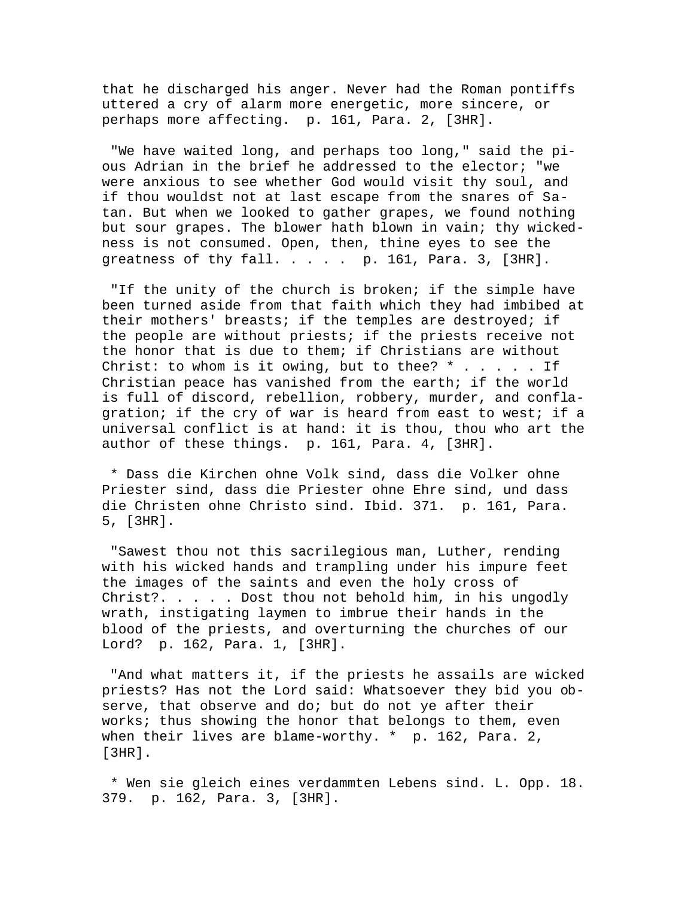that he discharged his anger. Never had the Roman pontiffs uttered a cry of alarm more energetic, more sincere, or perhaps more affecting.  p. 161, Para. 2, [3HR].

"We have waited long, and perhaps too long," said the pious Adrian in the brief he addressed to the elector; "we were anxious to see whether God would visit thy soul, and if thou wouldst not at last escape from the snares of Satan. But when we looked to gather grapes, we found nothing but sour grapes. The blower hath blown in vain; thy wickedness is not consumed. Open, then, thine eyes to see the greatness of thy fall. . . . .  p. 161, Para. 3, [3HR].

"If the unity of the church is broken; if the simple have been turned aside from that faith which they had imbibed at their mothers' breasts; if the temples are destroyed; if the people are without priests; if the priests receive not the honor that is due to them; if Christians are without Christ: to whom is it owing, but to thee? * . . . . . If Christian peace has vanished from the earth; if the world is full of discord, rebellion, robbery, murder, and conflagration; if the cry of war is heard from east to west; if a universal conflict is at hand: it is thou, thou who art the author of these things.  p. 161, Para. 4, [3HR].

* Dass die Kirchen ohne Volk sind, dass die Volker ohne Priester sind, dass die Priester ohne Ehre sind, und dass die Christen ohne Christo sind. Ibid. 371.  p. 161, Para. 5, [3HR].

"Sawest thou not this sacrilegious man, Luther, rending with his wicked hands and trampling under his impure feet the images of the saints and even the holy cross of Christ?. . . . . Dost thou not behold him, in his ungodly wrath, instigating laymen to imbrue their hands in the blood of the priests, and overturning the churches of our Lord?  p. 162, Para. 1, [3HR].

"And what matters it, if the priests he assails are wicked priests? Has not the Lord said: Whatsoever they bid you observe, that observe and do; but do not ye after their works; thus showing the honor that belongs to them, even when their lives are blame-worthy. *  p. 162, Para. 2, [3HR].

* Wen sie gleich eines verdammten Lebens sind. L. Opp. 18. 379.  p. 162, Para. 3, [3HR].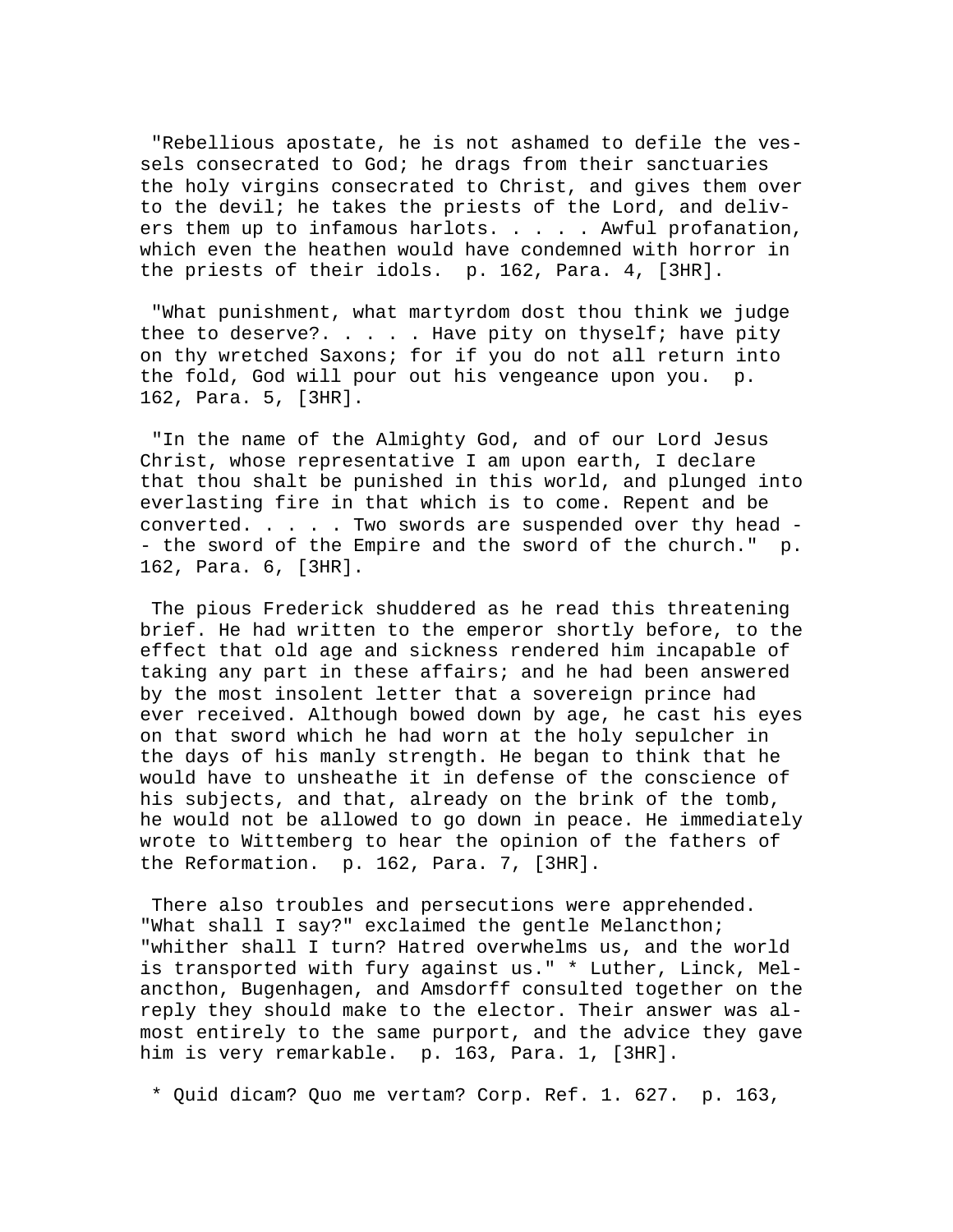"Rebellious apostate, he is not ashamed to defile the vessels consecrated to God; he drags from their sanctuaries the holy virgins consecrated to Christ, and gives them over to the devil; he takes the priests of the Lord, and delivers them up to infamous harlots. . . . . Awful profanation, which even the heathen would have condemned with horror in the priests of their idols. p. 162, Para. 4, [3HR].

"What punishment, what martyrdom dost thou think we judge thee to deserve?. . . . . Have pity on thyself; have pity on thy wretched Saxons; for if you do not all return into the fold, God will pour out his vengeance upon you. p. 162, Para. 5, [3HR].

"In the name of the Almighty God, and of our Lord Jesus Christ, whose representative I am upon earth, I declare that thou shalt be punished in this world, and plunged into everlasting fire in that which is to come. Repent and be converted. . . . . Two swords are suspended over thy head -- the sword of the Empire and the sword of the church." p. 162, Para. 6, [3HR].

The pious Frederick shuddered as he read this threatening brief. He had written to the emperor shortly before, to the effect that old age and sickness rendered him incapable of taking any part in these affairs; and he had been answered by the most insolent letter that a sovereign prince had ever received. Although bowed down by age, he cast his eyes on that sword which he had worn at the holy sepulcher in the days of his manly strength. He began to think that he would have to unsheathe it in defense of the conscience of his subjects, and that, already on the brink of the tomb, he would not be allowed to go down in peace. He immediately wrote to Wittemberg to hear the opinion of the fathers of the Reformation. p. 162, Para. 7, [3HR].

There also troubles and persecutions were apprehended. "What shall I say?" exclaimed the gentle Melancthon; "whither shall I turn? Hatred overwhelms us, and the world is transported with fury against us." * Luther, Linck, Melancthon, Bugenhagen, and Amsdorff consulted together on the reply they should make to the elector. Their answer was almost entirely to the same purport, and the advice they gave him is very remarkable. p. 163, Para. 1, [3HR].

* Quid dicam? Quo me vertam? Corp. Ref. 1. 627. p. 163,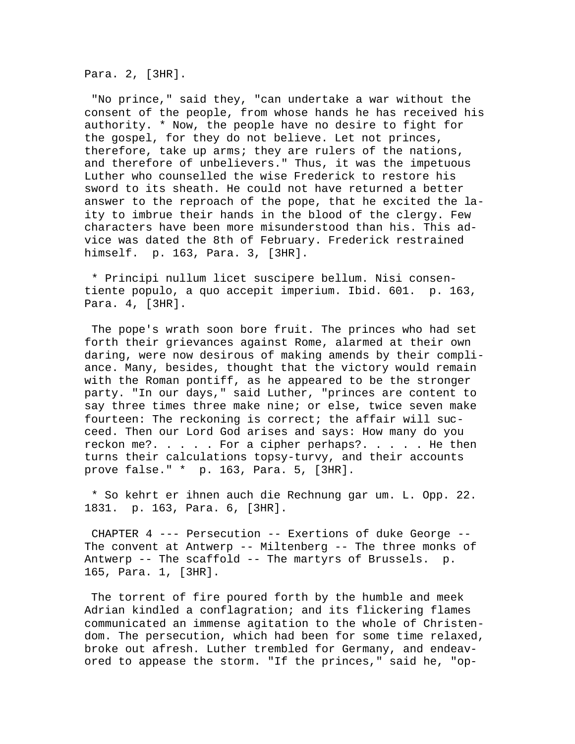Para. 2, [3HR].

"No prince," said they, "can undertake a war without the consent of the people, from whose hands he has received his authority. * Now, the people have no desire to fight for the gospel, for they do not believe. Let not princes, therefore, take up arms; they are rulers of the nations, and therefore of unbelievers." Thus, it was the impetuous Luther who counselled the wise Frederick to restore his sword to its sheath. He could not have returned a better answer to the reproach of the pope, that he excited the laity to imbrue their hands in the blood of the clergy. Few characters have been more misunderstood than his. This advice was dated the 8th of February. Frederick restrained himself. p. 163, Para. 3, [3HR].

* Principi nullum licet suscipere bellum. Nisi consentiente populo, a quo accepit imperium. Ibid. 601. p. 163, Para. 4, [3HR].

The pope's wrath soon bore fruit. The princes who had set forth their grievances against Rome, alarmed at their own daring, were now desirous of making amends by their compliance. Many, besides, thought that the victory would remain with the Roman pontiff, as he appeared to be the stronger party. "In our days," said Luther, "princes are content to say three times three make nine; or else, twice seven make fourteen: The reckoning is correct; the affair will succeed. Then our Lord God arises and says: How many do you reckon me?. . . . . For a cipher perhaps?. . . . . He then turns their calculations topsy-turvy, and their accounts prove false." * p. 163, Para. 5, [3HR].

* So kehrt er ihnen auch die Rechnung gar um. L. Opp. 22. 1831. p. 163, Para. 6, [3HR].

CHAPTER 4 --- Persecution -- Exertions of duke George -- The convent at Antwerp -- Miltenberg -- The three monks of Antwerp -- The scaffold -- The martyrs of Brussels. p. 165, Para. 1, [3HR].

The torrent of fire poured forth by the humble and meek Adrian kindled a conflagration; and its flickering flames communicated an immense agitation to the whole of Christendom. The persecution, which had been for some time relaxed, broke out afresh. Luther trembled for Germany, and endeavored to appease the storm. "If the princes," said he, "op-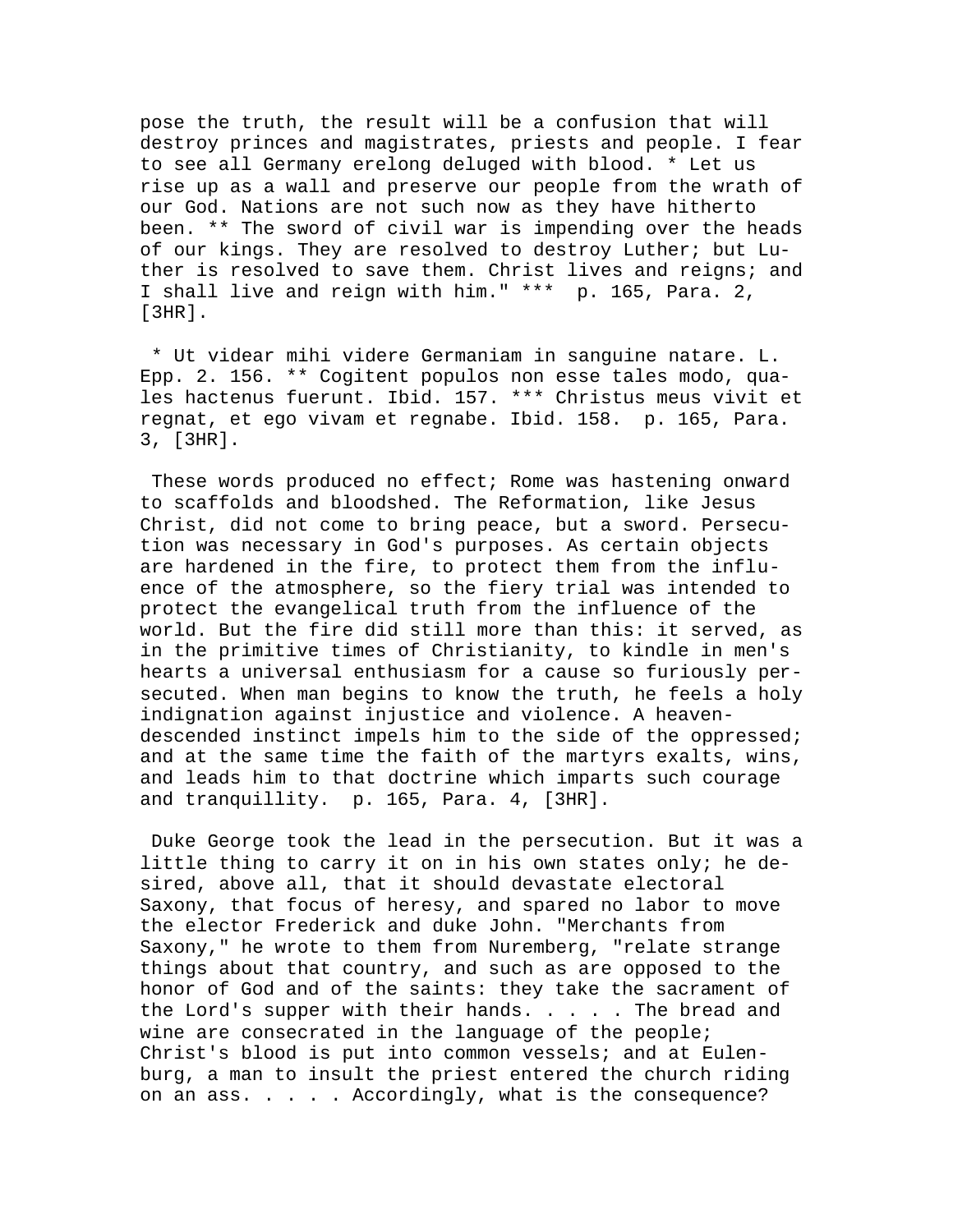pose the truth, the result will be a confusion that will destroy princes and magistrates, priests and people. I fear to see all Germany erelong deluged with blood. * Let us rise up as a wall and preserve our people from the wrath of our God. Nations are not such now as they have hitherto been. ** The sword of civil war is impending over the heads of our kings. They are resolved to destroy Luther; but Luther is resolved to save them. Christ lives and reigns; and I shall live and reign with him." *** p. 165, Para. 2, [3HR].

* Ut videar mihi videre Germaniam in sanguine natare. L. Epp. 2. 156. ** Cogitent populos non esse tales modo, quales hactenus fuerunt. Ibid. 157. *** Christus meus vivit et regnat, et ego vivam et regnabe. Ibid. 158. p. 165, Para. 3, [3HR].

These words produced no effect; Rome was hastening onward to scaffolds and bloodshed. The Reformation, like Jesus Christ, did not come to bring peace, but a sword. Persecution was necessary in God's purposes. As certain objects are hardened in the fire, to protect them from the influence of the atmosphere, so the fiery trial was intended to protect the evangelical truth from the influence of the world. But the fire did still more than this: it served, as in the primitive times of Christianity, to kindle in men's hearts a universal enthusiasm for a cause so furiously persecuted. When man begins to know the truth, he feels a holy indignation against injustice and violence. A heaven-descended instinct impels him to the side of the oppressed; and at the same time the faith of the martyrs exalts, wins, and leads him to that doctrine which imparts such courage and tranquillity. p. 165, Para. 4, [3HR].

Duke George took the lead in the persecution. But it was a little thing to carry it on in his own states only; he desired, above all, that it should devastate electoral Saxony, that focus of heresy, and spared no labor to move the elector Frederick and duke John. "Merchants from Saxony," he wrote to them from Nuremberg, "relate strange things about that country, and such as are opposed to the honor of God and of the saints: they take the sacrament of the Lord's supper with their hands. . . . . The bread and wine are consecrated in the language of the people; Christ's blood is put into common vessels; and at Eulenburg, a man to insult the priest entered the church riding on an ass. . . . . Accordingly, what is the consequence?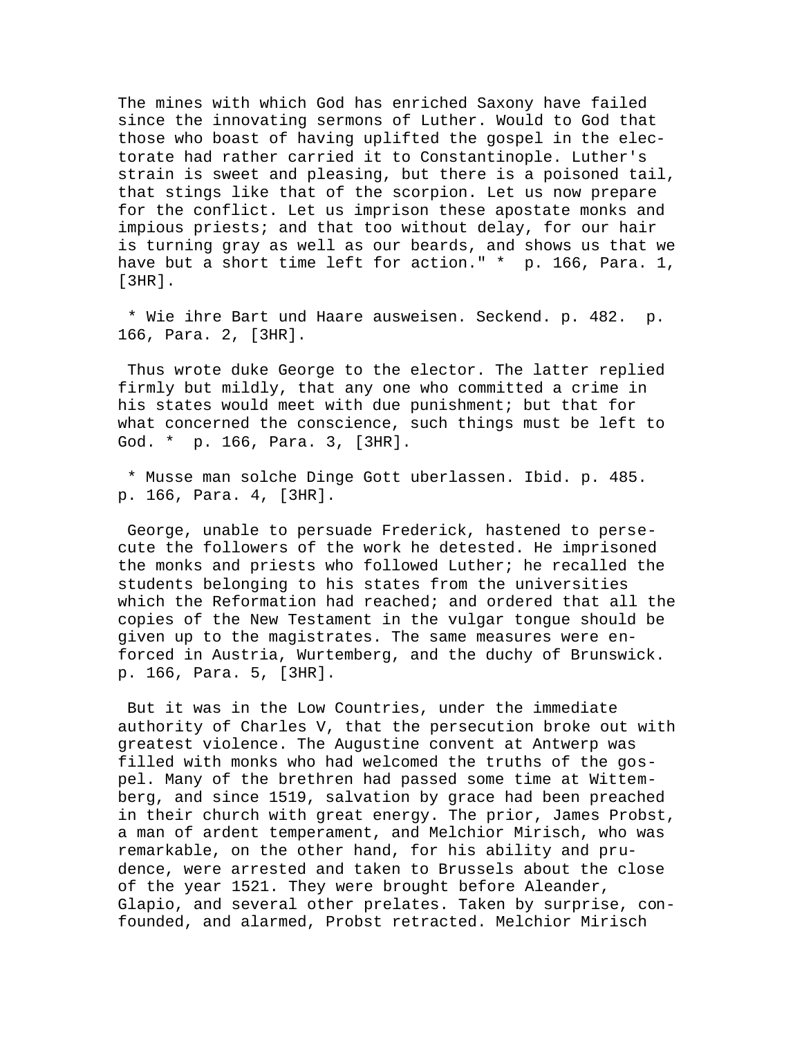The mines with which God has enriched Saxony have failed since the innovating sermons of Luther. Would to God that those who boast of having uplifted the gospel in the electorate had rather carried it to Constantinople. Luther's strain is sweet and pleasing, but there is a poisoned tail, that stings like that of the scorpion. Let us now prepare for the conflict. Let us imprison these apostate monks and impious priests; and that too without delay, for our hair is turning gray as well as our beards, and shows us that we have but a short time left for action." * p. 166, Para. 1, [3HR].

* Wie ihre Bart und Haare ausweisen. Seckend. p. 482. p. 166, Para. 2, [3HR].

Thus wrote duke George to the elector. The latter replied firmly but mildly, that any one who committed a crime in his states would meet with due punishment; but that for what concerned the conscience, such things must be left to God. * p. 166, Para. 3, [3HR].

* Musse man solche Dinge Gott uberlassen. Ibid. p. 485. p. 166, Para. 4, [3HR].

George, unable to persuade Frederick, hastened to persecute the followers of the work he detested. He imprisoned the monks and priests who followed Luther; he recalled the students belonging to his states from the universities which the Reformation had reached; and ordered that all the copies of the New Testament in the vulgar tongue should be given up to the magistrates. The same measures were enforced in Austria, Wurtemberg, and the duchy of Brunswick. p. 166, Para. 5, [3HR].

But it was in the Low Countries, under the immediate authority of Charles V, that the persecution broke out with greatest violence. The Augustine convent at Antwerp was filled with monks who had welcomed the truths of the gospel. Many of the brethren had passed some time at Wittemberg, and since 1519, salvation by grace had been preached in their church with great energy. The prior, James Probst, a man of ardent temperament, and Melchior Mirisch, who was remarkable, on the other hand, for his ability and prudence, were arrested and taken to Brussels about the close of the year 1521. They were brought before Aleander, Glapio, and several other prelates. Taken by surprise, confounded, and alarmed, Probst retracted. Melchior Mirisch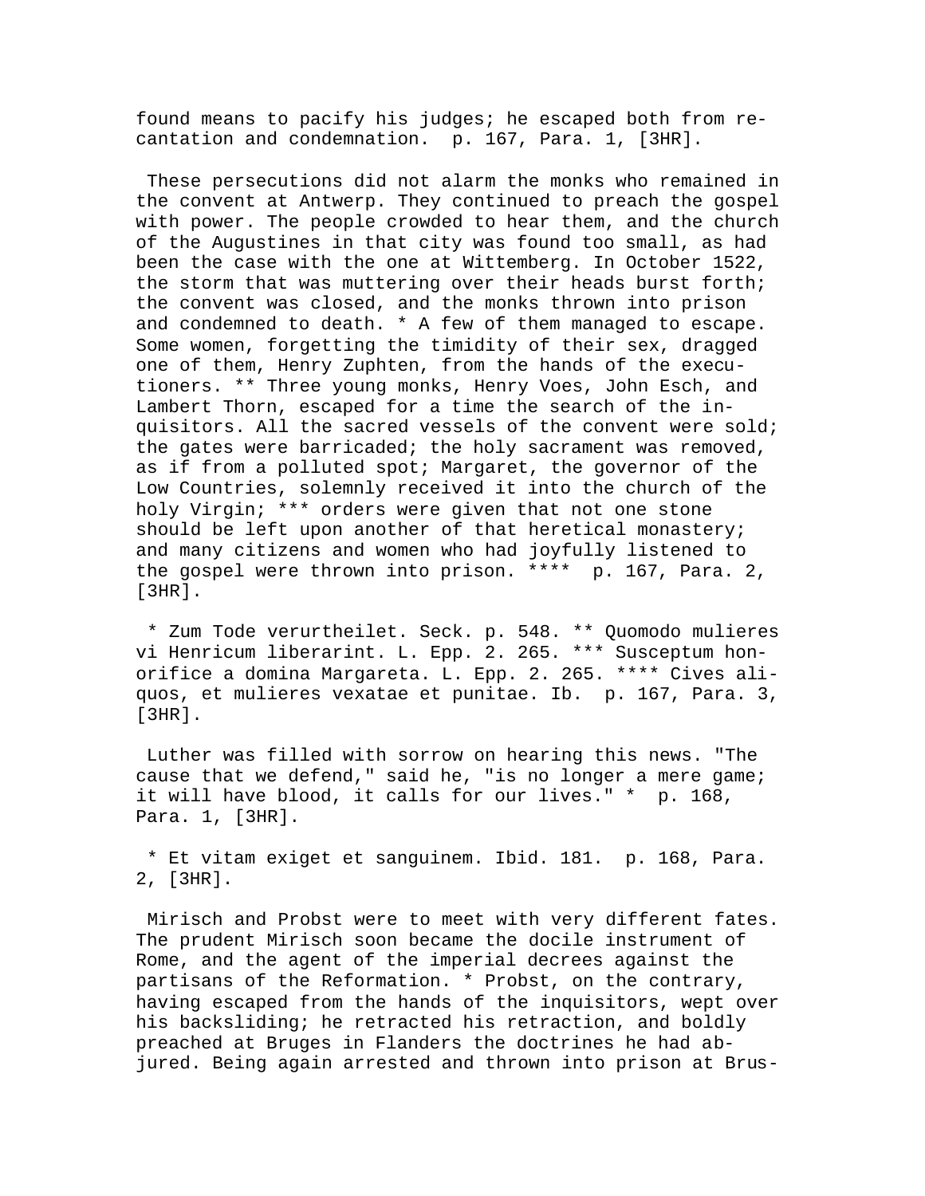found means to pacify his judges; he escaped both from recantation and condemnation. p. 167, Para. 1, [3HR].

These persecutions did not alarm the monks who remained in the convent at Antwerp. They continued to preach the gospel with power. The people crowded to hear them, and the church of the Augustines in that city was found too small, as had been the case with the one at Wittemberg. In October 1522, the storm that was muttering over their heads burst forth; the convent was closed, and the monks thrown into prison and condemned to death. * A few of them managed to escape. Some women, forgetting the timidity of their sex, dragged one of them, Henry Zuphten, from the hands of the executioners. ** Three young monks, Henry Voes, John Esch, and Lambert Thorn, escaped for a time the search of the inquisitors. All the sacred vessels of the convent were sold; the gates were barricaded; the holy sacrament was removed, as if from a polluted spot; Margaret, the governor of the Low Countries, solemnly received it into the church of the holy Virgin; *** orders were given that not one stone should be left upon another of that heretical monastery; and many citizens and women who had joyfully listened to the gospel were thrown into prison. **** p. 167, Para. 2, [3HR].

* Zum Tode verurtheilet. Seck. p. 548. ** Quomodo mulieres vi Henricum liberarint. L. Epp. 2. 265. *** Susceptum honorifice a domina Margareta. L. Epp. 2. 265. **** Cives aliquos, et mulieres vexatae et punitae. Ib. p. 167, Para. 3, [3HR].

Luther was filled with sorrow on hearing this news. "The cause that we defend," said he, "is no longer a mere game; it will have blood, it calls for our lives." * p. 168, Para. 1, [3HR].

* Et vitam exiget et sanguinem. Ibid. 181. p. 168, Para. 2, [3HR].

Mirisch and Probst were to meet with very different fates. The prudent Mirisch soon became the docile instrument of Rome, and the agent of the imperial decrees against the partisans of the Reformation. * Probst, on the contrary, having escaped from the hands of the inquisitors, wept over his backsliding; he retracted his retraction, and boldly preached at Bruges in Flanders the doctrines he had abjured. Being again arrested and thrown into prison at Brus-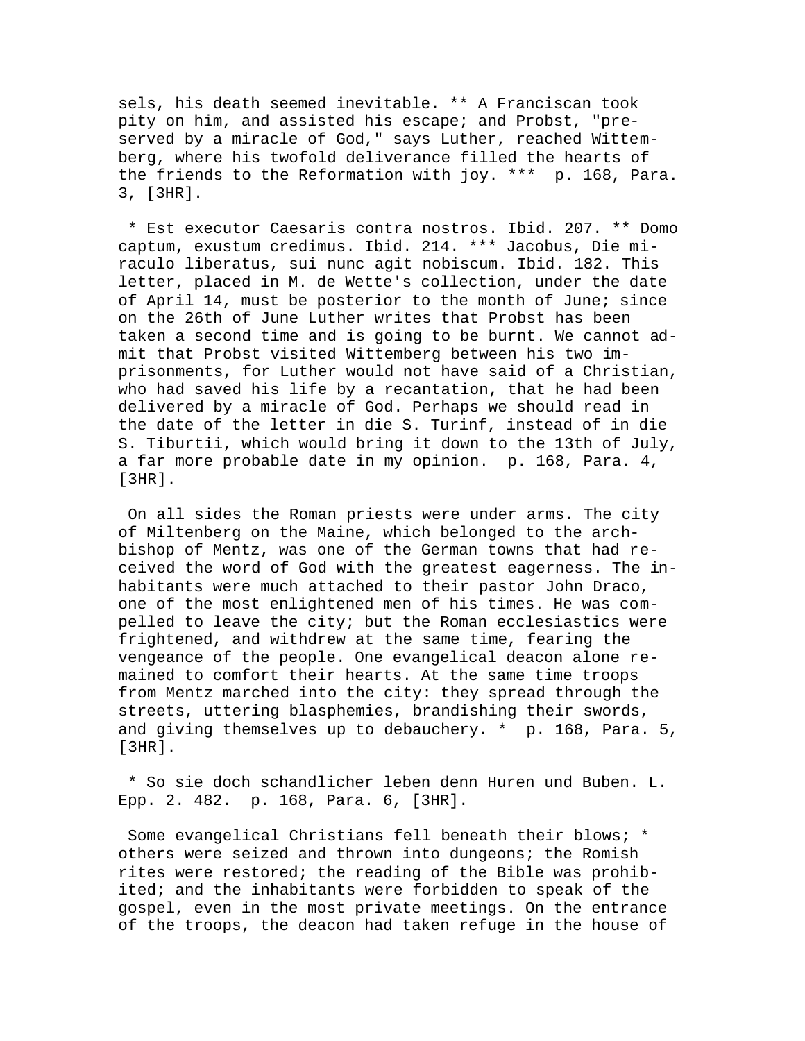sels, his death seemed inevitable. ** A Franciscan took pity on him, and assisted his escape; and Probst, "preserved by a miracle of God," says Luther, reached Wittemberg, where his twofold deliverance filled the hearts of the friends to the Reformation with joy. *** p. 168, Para. 3, [3HR].

* Est executor Caesaris contra nostros. Ibid. 207. ** Domo captum, exustum credimus. Ibid. 214. *** Jacobus, Die miraculo liberatus, sui nunc agit nobiscum. Ibid. 182. This letter, placed in M. de Wette's collection, under the date of April 14, must be posterior to the month of June; since on the 26th of June Luther writes that Probst has been taken a second time and is going to be burnt. We cannot admit that Probst visited Wittemberg between his two imprisonments, for Luther would not have said of a Christian, who had saved his life by a recantation, that he had been delivered by a miracle of God. Perhaps we should read in the date of the letter in die S. Turinf, instead of in die S. Tiburtii, which would bring it down to the 13th of July, a far more probable date in my opinion. p. 168, Para. 4, [3HR].

On all sides the Roman priests were under arms. The city of Miltenberg on the Maine, which belonged to the archbishop of Mentz, was one of the German towns that had received the word of God with the greatest eagerness. The inhabitants were much attached to their pastor John Draco, one of the most enlightened men of his times. He was compelled to leave the city; but the Roman ecclesiastics were frightened, and withdrew at the same time, fearing the vengeance of the people. One evangelical deacon alone remained to comfort their hearts. At the same time troops from Mentz marched into the city: they spread through the streets, uttering blasphemies, brandishing their swords, and giving themselves up to debauchery. * p. 168, Para. 5, [3HR].

* So sie doch schandlicher leben denn Huren und Buben. L. Epp. 2. 482. p. 168, Para. 6, [3HR].

Some evangelical Christians fell beneath their blows; * others were seized and thrown into dungeons; the Romish rites were restored; the reading of the Bible was prohibited; and the inhabitants were forbidden to speak of the gospel, even in the most private meetings. On the entrance of the troops, the deacon had taken refuge in the house of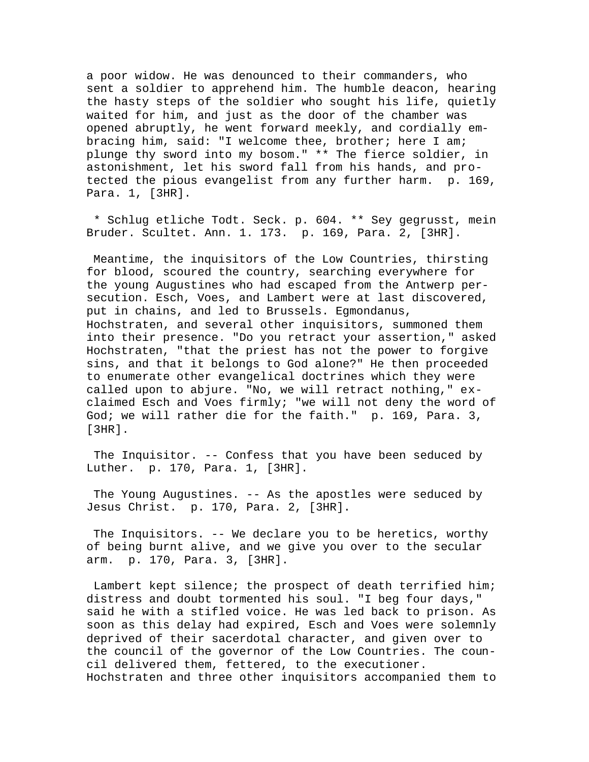a poor widow. He was denounced to their commanders, who sent a soldier to apprehend him. The humble deacon, hearing the hasty steps of the soldier who sought his life, quietly waited for him, and just as the door of the chamber was opened abruptly, he went forward meekly, and cordially embracing him, said: "I welcome thee, brother; here I am; plunge thy sword into my bosom." ** The fierce soldier, in astonishment, let his sword fall from his hands, and protected the pious evangelist from any further harm. p. 169, Para. 1, [3HR].

* Schlug etliche Todt. Seck. p. 604. ** Sey gegrusst, mein Bruder. Scultet. Ann. 1. 173. p. 169, Para. 2, [3HR].

Meantime, the inquisitors of the Low Countries, thirsting for blood, scoured the country, searching everywhere for the young Augustines who had escaped from the Antwerp persecution. Esch, Voes, and Lambert were at last discovered, put in chains, and led to Brussels. Egmondanus, Hochstraten, and several other inquisitors, summoned them into their presence. "Do you retract your assertion," asked Hochstraten, "that the priest has not the power to forgive sins, and that it belongs to God alone?" He then proceeded to enumerate other evangelical doctrines which they were called upon to abjure. "No, we will retract nothing," exclaimed Esch and Voes firmly; "we will not deny the word of God; we will rather die for the faith." p. 169, Para. 3, [3HR].

The Inquisitor. -- Confess that you have been seduced by Luther. p. 170, Para. 1, [3HR].

The Young Augustines. -- As the apostles were seduced by Jesus Christ. p. 170, Para. 2, [3HR].

The Inquisitors. -- We declare you to be heretics, worthy of being burnt alive, and we give you over to the secular arm. p. 170, Para. 3, [3HR].

Lambert kept silence; the prospect of death terrified him; distress and doubt tormented his soul. "I beg four days," said he with a stifled voice. He was led back to prison. As soon as this delay had expired, Esch and Voes were solemnly deprived of their sacerdotal character, and given over to the council of the governor of the Low Countries. The council delivered them, fettered, to the executioner. Hochstraten and three other inquisitors accompanied them to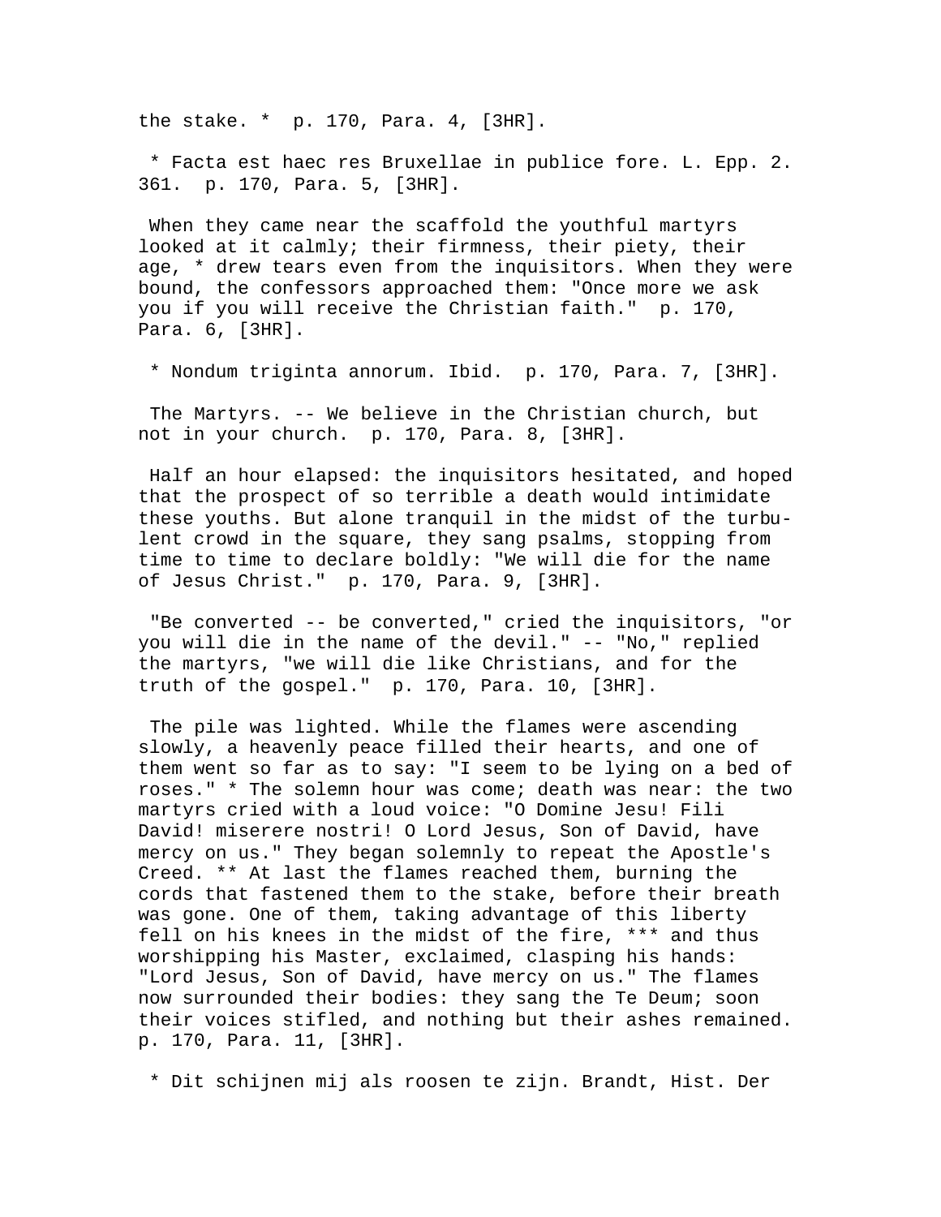the stake. *  p. 170, Para. 4, [3HR].

 * Facta est haec res Bruxellae in publice fore. L. Epp. 2. 361.  p. 170, Para. 5, [3HR].

 When they came near the scaffold the youthful martyrs looked at it calmly; their firmness, their piety, their age, * drew tears even from the inquisitors. When they were bound, the confessors approached them: "Once more we ask you if you will receive the Christian faith."  p. 170, Para. 6, [3HR].

 * Nondum triginta annorum. Ibid.  p. 170, Para. 7, [3HR].

 The Martyrs. -- We believe in the Christian church, but not in your church.  p. 170, Para. 8, [3HR].

 Half an hour elapsed: the inquisitors hesitated, and hoped that the prospect of so terrible a death would intimidate these youths. But alone tranquil in the midst of the turbulent crowd in the square, they sang psalms, stopping from time to time to declare boldly: "We will die for the name of Jesus Christ."  p. 170, Para. 9, [3HR].

 "Be converted -- be converted," cried the inquisitors, "or you will die in the name of the devil." -- "No," replied the martyrs, "we will die like Christians, and for the truth of the gospel."  p. 170, Para. 10, [3HR].

 The pile was lighted. While the flames were ascending slowly, a heavenly peace filled their hearts, and one of them went so far as to say: "I seem to be lying on a bed of roses." * The solemn hour was come; death was near: the two martyrs cried with a loud voice: "O Domine Jesu! Fili David! miserere nostri! O Lord Jesus, Son of David, have mercy on us." They began solemnly to repeat the Apostle's Creed. ** At last the flames reached them, burning the cords that fastened them to the stake, before their breath was gone. One of them, taking advantage of this liberty fell on his knees in the midst of the fire, *** and thus worshipping his Master, exclaimed, clasping his hands: "Lord Jesus, Son of David, have mercy on us." The flames now surrounded their bodies: they sang the Te Deum; soon their voices stifled, and nothing but their ashes remained.  p. 170, Para. 11, [3HR].

 * Dit schijnen mij als roosen te zijn. Brandt, Hist. Der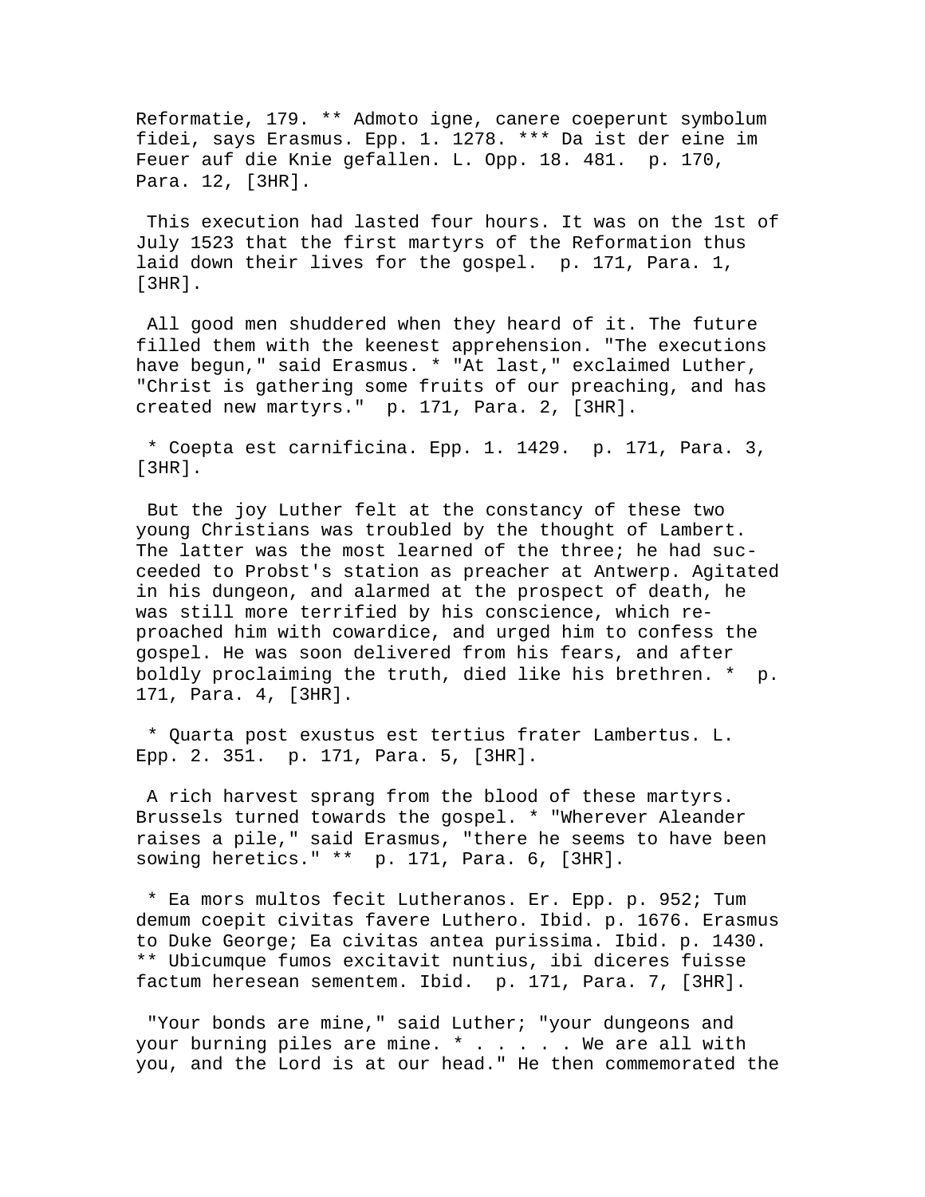Reformatie, 179. ** Admoto igne, canere coeperunt symbolum fidei, says Erasmus. Epp. 1. 1278. *** Da ist der eine im Feuer auf die Knie gefallen. L. Opp. 18. 481. p. 170, Para. 12, [3HR].

This execution had lasted four hours. It was on the 1st of July 1523 that the first martyrs of the Reformation thus laid down their lives for the gospel. p. 171, Para. 1, [3HR].

All good men shuddered when they heard of it. The future filled them with the keenest apprehension. "The executions have begun," said Erasmus. * "At last," exclaimed Luther, "Christ is gathering some fruits of our preaching, and has created new martyrs." p. 171, Para. 2, [3HR].

* Coepta est carnificina. Epp. 1. 1429. p. 171, Para. 3, [3HR].

But the joy Luther felt at the constancy of these two young Christians was troubled by the thought of Lambert. The latter was the most learned of the three; he had succeeded to Probst's station as preacher at Antwerp. Agitated in his dungeon, and alarmed at the prospect of death, he was still more terrified by his conscience, which reproached him with cowardice, and urged him to confess the gospel. He was soon delivered from his fears, and after boldly proclaiming the truth, died like his brethren. * p. 171, Para. 4, [3HR].

* Quarta post exustus est tertius frater Lambertus. L. Epp. 2. 351. p. 171, Para. 5, [3HR].

A rich harvest sprang from the blood of these martyrs. Brussels turned towards the gospel. * "Wherever Aleander raises a pile," said Erasmus, "there he seems to have been sowing heretics." ** p. 171, Para. 6, [3HR].

* Ea mors multos fecit Lutheranos. Er. Epp. p. 952; Tum demum coepit civitas favere Luthero. Ibid. p. 1676. Erasmus to Duke George; Ea civitas antea purissima. Ibid. p. 1430. ** Ubicumque fumos excitavit nuntius, ibi diceres fuisse factum heresean sementem. Ibid. p. 171, Para. 7, [3HR].

"Your bonds are mine," said Luther; "your dungeons and your burning piles are mine. * . . . . . We are all with you, and the Lord is at our head." He then commemorated the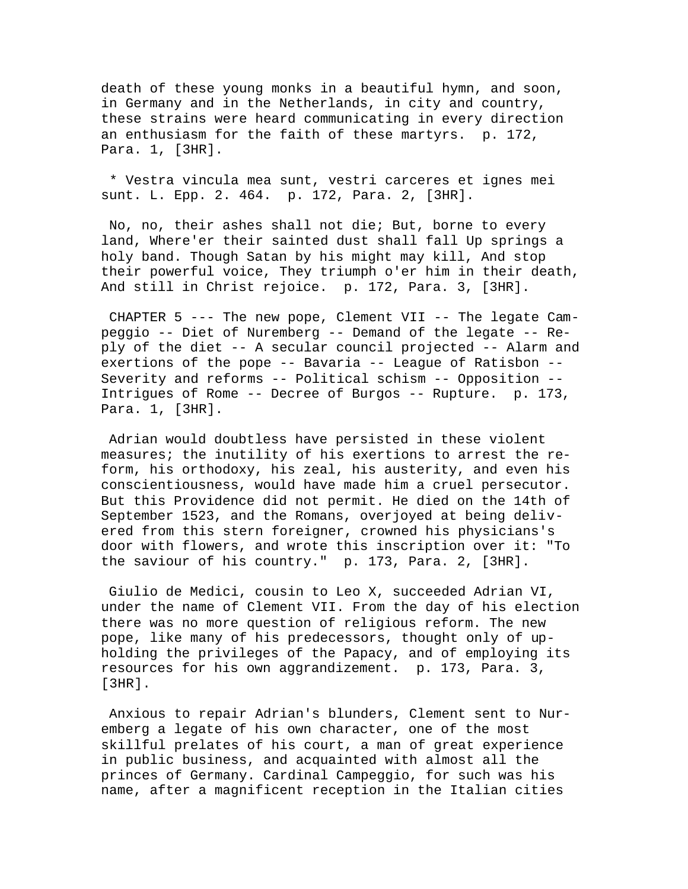death of these young monks in a beautiful hymn, and soon, in Germany and in the Netherlands, in city and country, these strains were heard communicating in every direction an enthusiasm for the faith of these martyrs.  p. 172, Para. 1, [3HR].

 * Vestra vincula mea sunt, vestri carceres et ignes mei sunt. L. Epp. 2. 464.  p. 172, Para. 2, [3HR].

 No, no, their ashes shall not die; But, borne to every land, Where'er their sainted dust shall fall Up springs a holy band. Though Satan by his might may kill, And stop their powerful voice, They triumph o'er him in their death, And still in Christ rejoice.  p. 172, Para. 3, [3HR].

 CHAPTER 5 --- The new pope, Clement VII -- The legate Campeggio -- Diet of Nuremberg -- Demand of the legate -- Reply of the diet -- A secular council projected -- Alarm and exertions of the pope -- Bavaria -- League of Ratisbon -- Severity and reforms -- Political schism -- Opposition -- Intrigues of Rome -- Decree of Burgos -- Rupture.  p. 173, Para. 1, [3HR].

 Adrian would doubtless have persisted in these violent measures; the inutility of his exertions to arrest the reform, his orthodoxy, his zeal, his austerity, and even his conscientiousness, would have made him a cruel persecutor. But this Providence did not permit. He died on the 14th of September 1523, and the Romans, overjoyed at being delivered from this stern foreigner, crowned his physicians's door with flowers, and wrote this inscription over it: "To the saviour of his country."  p. 173, Para. 2, [3HR].

 Giulio de Medici, cousin to Leo X, succeeded Adrian VI, under the name of Clement VII. From the day of his election there was no more question of religious reform. The new pope, like many of his predecessors, thought only of upholding the privileges of the Papacy, and of employing its resources for his own aggrandizement.  p. 173, Para. 3, [3HR].

 Anxious to repair Adrian's blunders, Clement sent to Nuremberg a legate of his own character, one of the most skillful prelates of his court, a man of great experience in public business, and acquainted with almost all the princes of Germany. Cardinal Campeggio, for such was his name, after a magnificent reception in the Italian cities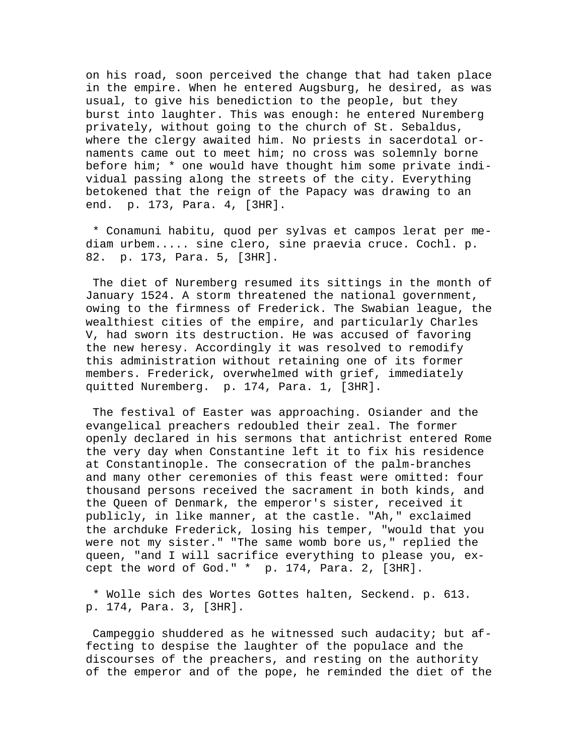on his road, soon perceived the change that had taken place in the empire. When he entered Augsburg, he desired, as was usual, to give his benediction to the people, but they burst into laughter. This was enough: he entered Nuremberg privately, without going to the church of St. Sebaldus, where the clergy awaited him. No priests in sacerdotal ornaments came out to meet him; no cross was solemnly borne before him; * one would have thought him some private individual passing along the streets of the city. Everything betokened that the reign of the Papacy was drawing to an end. p. 173, Para. 4, [3HR].

* Conamuni habitu, quod per sylvas et campos lerat per mediam urbem..... sine clero, sine praevia cruce. Cochl. p. 82. p. 173, Para. 5, [3HR].

The diet of Nuremberg resumed its sittings in the month of January 1524. A storm threatened the national government, owing to the firmness of Frederick. The Swabian league, the wealthiest cities of the empire, and particularly Charles V, had sworn its destruction. He was accused of favoring the new heresy. Accordingly it was resolved to remodify this administration without retaining one of its former members. Frederick, overwhelmed with grief, immediately quitted Nuremberg. p. 174, Para. 1, [3HR].

The festival of Easter was approaching. Osiander and the evangelical preachers redoubled their zeal. The former openly declared in his sermons that antichrist entered Rome the very day when Constantine left it to fix his residence at Constantinople. The consecration of the palm-branches and many other ceremonies of this feast were omitted: four thousand persons received the sacrament in both kinds, and the Queen of Denmark, the emperor's sister, received it publicly, in like manner, at the castle. "Ah," exclaimed the archduke Frederick, losing his temper, "would that you were not my sister." "The same womb bore us," replied the queen, "and I will sacrifice everything to please you, except the word of God." * p. 174, Para. 2, [3HR].

* Wolle sich des Wortes Gottes halten, Seckend. p. 613. p. 174, Para. 3, [3HR].

Campeggio shuddered as he witnessed such audacity; but affecting to despise the laughter of the populace and the discourses of the preachers, and resting on the authority of the emperor and of the pope, he reminded the diet of the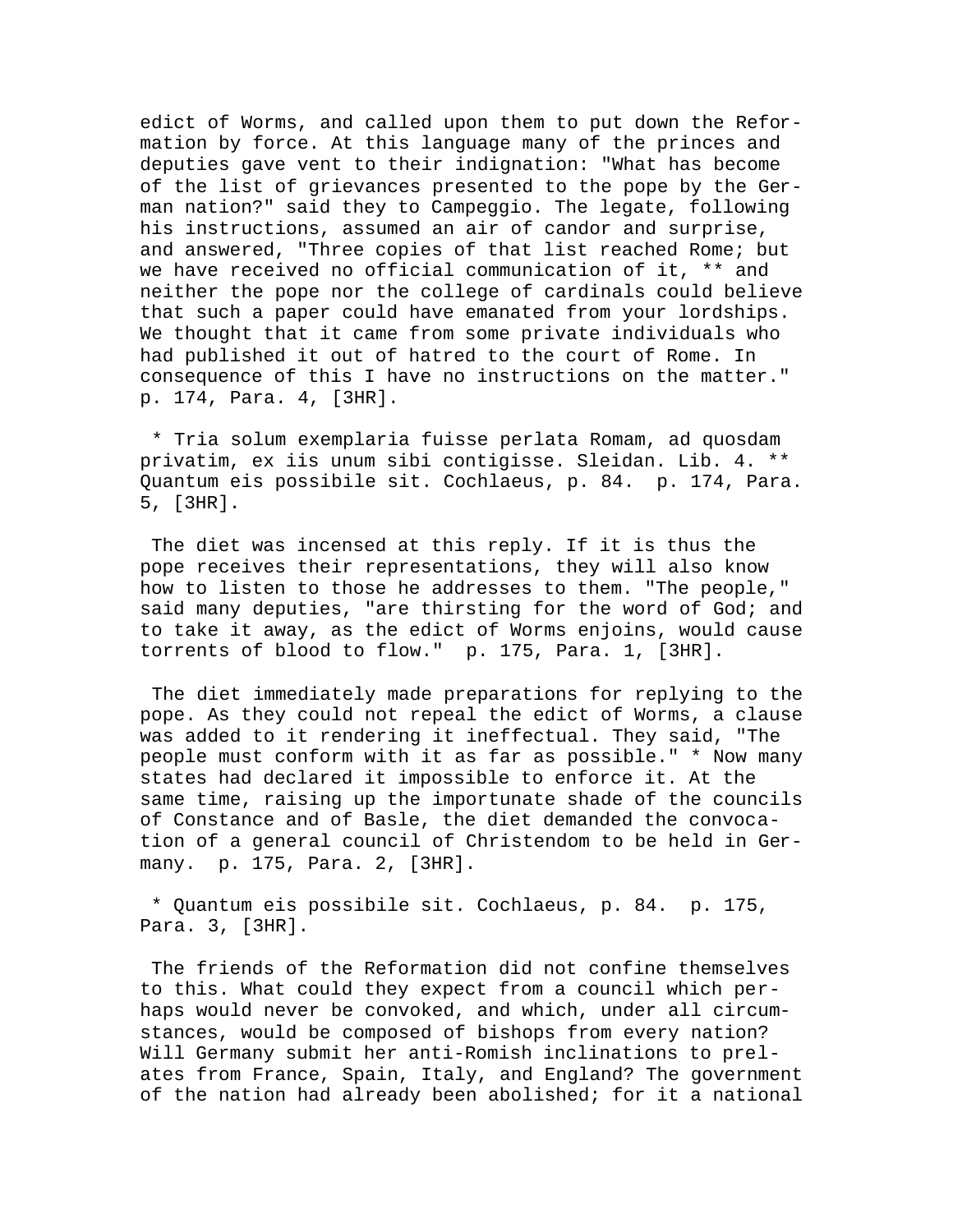edict of Worms, and called upon them to put down the Reformation by force. At this language many of the princes and deputies gave vent to their indignation: "What has become of the list of grievances presented to the pope by the German nation?" said they to Campeggio. The legate, following his instructions, assumed an air of candor and surprise, and answered, "Three copies of that list reached Rome; but we have received no official communication of it, ** and neither the pope nor the college of cardinals could believe that such a paper could have emanated from your lordships. We thought that it came from some private individuals who had published it out of hatred to the court of Rome. In consequence of this I have no instructions on the matter." p. 174, Para. 4, [3HR].

* Tria solum exemplaria fuisse perlata Romam, ad quosdam privatim, ex iis unum sibi contigisse. Sleidan. Lib. 4. ** Quantum eis possibile sit. Cochlaeus, p. 84. p. 174, Para. 5, [3HR].

The diet was incensed at this reply. If it is thus the pope receives their representations, they will also know how to listen to those he addresses to them. "The people," said many deputies, "are thirsting for the word of God; and to take it away, as the edict of Worms enjoins, would cause torrents of blood to flow." p. 175, Para. 1, [3HR].

The diet immediately made preparations for replying to the pope. As they could not repeal the edict of Worms, a clause was added to it rendering it ineffectual. They said, "The people must conform with it as far as possible." * Now many states had declared it impossible to enforce it. At the same time, raising up the importunate shade of the councils of Constance and of Basle, the diet demanded the convocation of a general council of Christendom to be held in Germany. p. 175, Para. 2, [3HR].

* Quantum eis possibile sit. Cochlaeus, p. 84. p. 175, Para. 3, [3HR].

The friends of the Reformation did not confine themselves to this. What could they expect from a council which perhaps would never be convoked, and which, under all circumstances, would be composed of bishops from every nation? Will Germany submit her anti-Romish inclinations to prelates from France, Spain, Italy, and England? The government of the nation had already been abolished; for it a national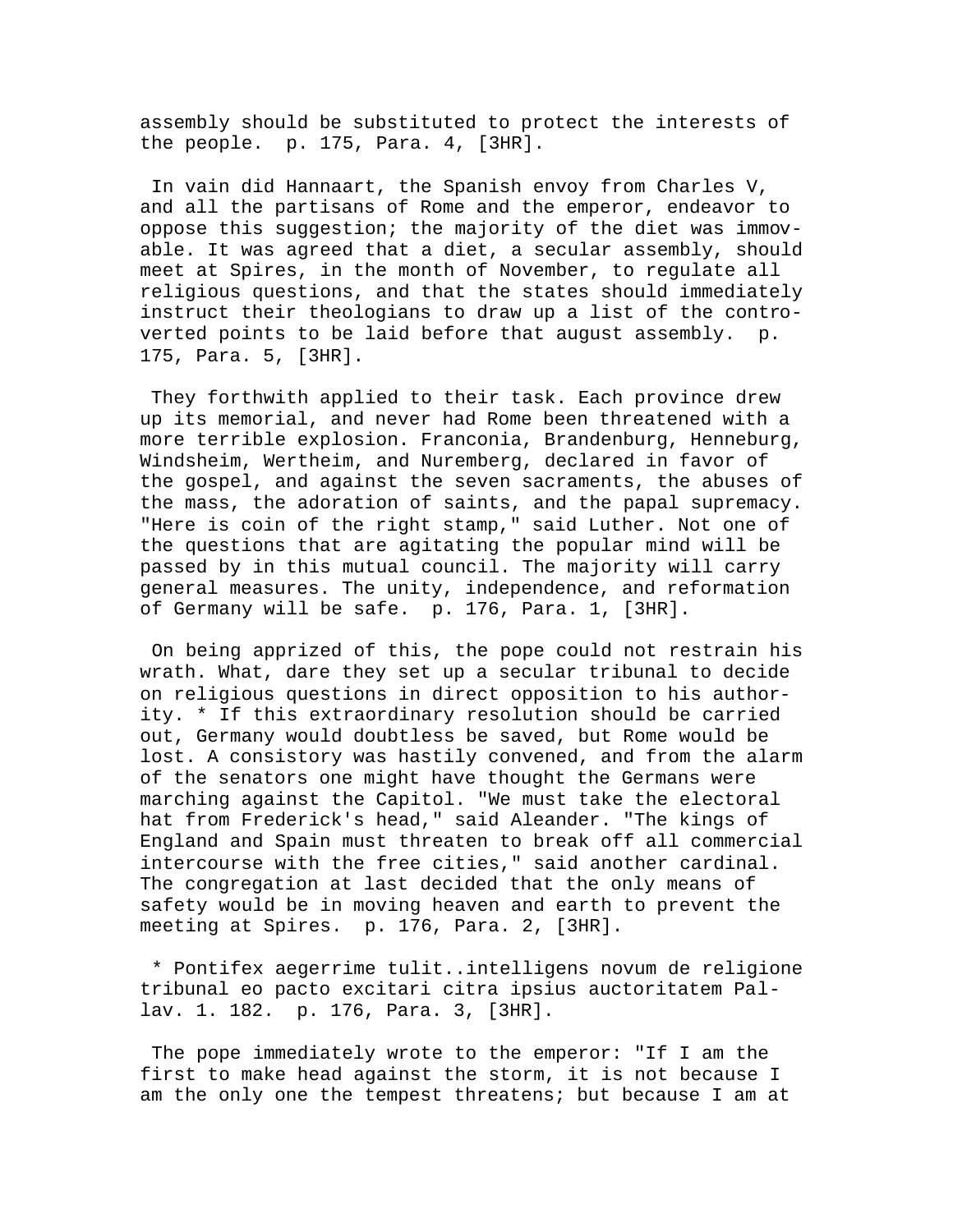assembly should be substituted to protect the interests of the people. p. 175, Para. 4, [3HR].

In vain did Hannaart, the Spanish envoy from Charles V, and all the partisans of Rome and the emperor, endeavor to oppose this suggestion; the majority of the diet was immovable. It was agreed that a diet, a secular assembly, should meet at Spires, in the month of November, to regulate all religious questions, and that the states should immediately instruct their theologians to draw up a list of the controverted points to be laid before that august assembly. p. 175, Para. 5, [3HR].

They forthwith applied to their task. Each province drew up its memorial, and never had Rome been threatened with a more terrible explosion. Franconia, Brandenburg, Henneburg, Windsheim, Wertheim, and Nuremberg, declared in favor of the gospel, and against the seven sacraments, the abuses of the mass, the adoration of saints, and the papal supremacy. "Here is coin of the right stamp," said Luther. Not one of the questions that are agitating the popular mind will be passed by in this mutual council. The majority will carry general measures. The unity, independence, and reformation of Germany will be safe. p. 176, Para. 1, [3HR].

On being apprized of this, the pope could not restrain his wrath. What, dare they set up a secular tribunal to decide on religious questions in direct opposition to his authority. * If this extraordinary resolution should be carried out, Germany would doubtless be saved, but Rome would be lost. A consistory was hastily convened, and from the alarm of the senators one might have thought the Germans were marching against the Capitol. "We must take the electoral hat from Frederick's head," said Aleander. "The kings of England and Spain must threaten to break off all commercial intercourse with the free cities," said another cardinal. The congregation at last decided that the only means of safety would be in moving heaven and earth to prevent the meeting at Spires. p. 176, Para. 2, [3HR].

* Pontifex aegerrime tulit..intelligens novum de religione tribunal eo pacto excitari citra ipsius auctoritatem Pallav. 1. 182. p. 176, Para. 3, [3HR].

The pope immediately wrote to the emperor: "If I am the first to make head against the storm, it is not because I am the only one the tempest threatens; but because I am at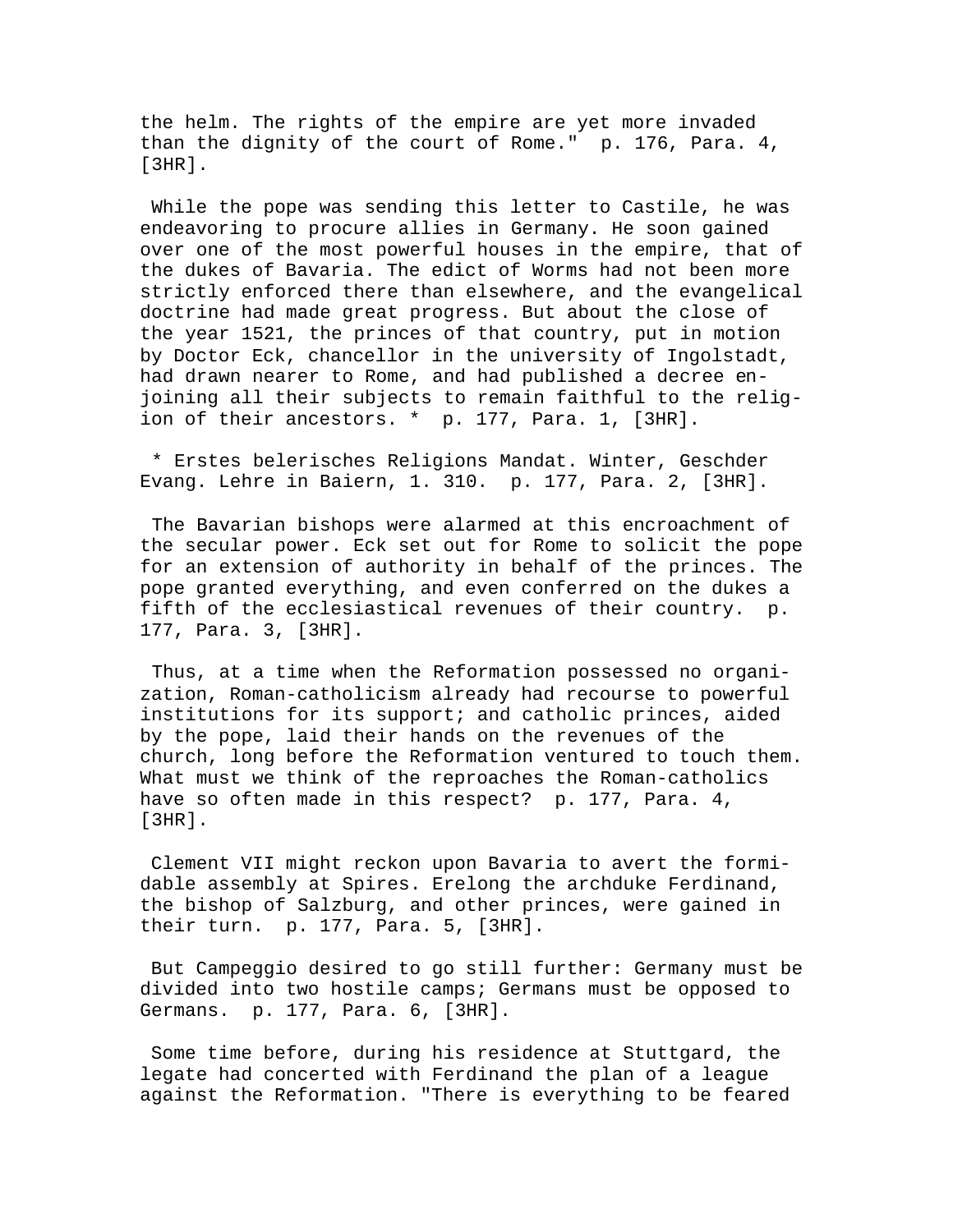the helm. The rights of the empire are yet more invaded than the dignity of the court of Rome."  p. 176, Para. 4, [3HR].

While the pope was sending this letter to Castile, he was endeavoring to procure allies in Germany. He soon gained over one of the most powerful houses in the empire, that of the dukes of Bavaria. The edict of Worms had not been more strictly enforced there than elsewhere, and the evangelical doctrine had made great progress. But about the close of the year 1521, the princes of that country, put in motion by Doctor Eck, chancellor in the university of Ingolstadt, had drawn nearer to Rome, and had published a decree enjoining all their subjects to remain faithful to the religion of their ancestors. *  p. 177, Para. 1, [3HR].

* Erstes belerisches Religions Mandat. Winter, Geschder Evang. Lehre in Baiern, 1. 310.  p. 177, Para. 2, [3HR].

The Bavarian bishops were alarmed at this encroachment of the secular power. Eck set out for Rome to solicit the pope for an extension of authority in behalf of the princes. The pope granted everything, and even conferred on the dukes a fifth of the ecclesiastical revenues of their country.  p. 177, Para. 3, [3HR].

Thus, at a time when the Reformation possessed no organization, Roman-catholicism already had recourse to powerful institutions for its support; and catholic princes, aided by the pope, laid their hands on the revenues of the church, long before the Reformation ventured to touch them. What must we think of the reproaches the Roman-catholics have so often made in this respect?  p. 177, Para. 4, [3HR].

Clement VII might reckon upon Bavaria to avert the formidable assembly at Spires. Erelong the archduke Ferdinand, the bishop of Salzburg, and other princes, were gained in their turn.  p. 177, Para. 5, [3HR].

But Campeggio desired to go still further: Germany must be divided into two hostile camps; Germans must be opposed to Germans.  p. 177, Para. 6, [3HR].

Some time before, during his residence at Stuttgard, the legate had concerted with Ferdinand the plan of a league against the Reformation. "There is everything to be feared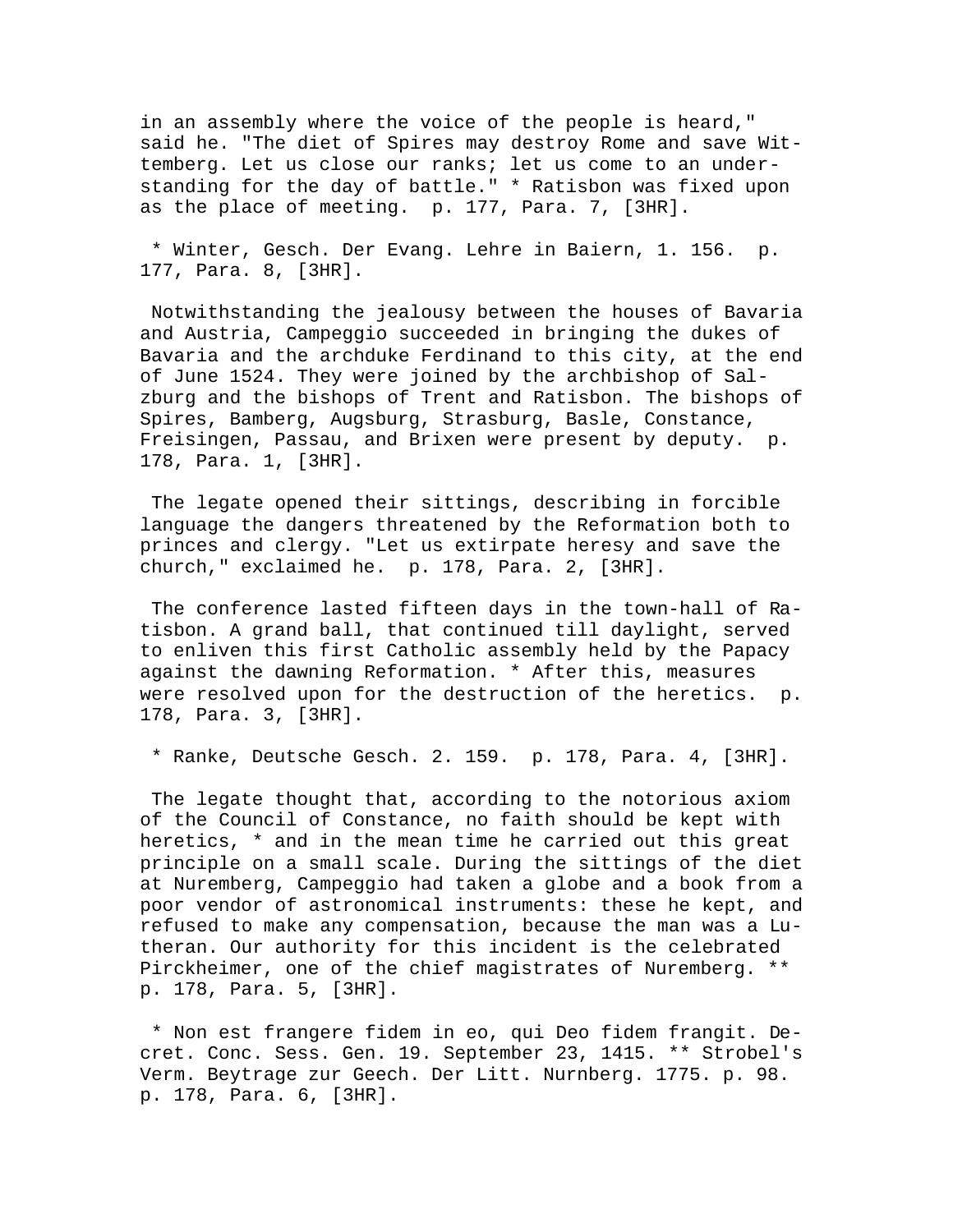in an assembly where the voice of the people is heard," said he. "The diet of Spires may destroy Rome and save Wittemberg. Let us close our ranks; let us come to an understanding for the day of battle." * Ratisbon was fixed upon as the place of meeting. p. 177, Para. 7, [3HR].

* Winter, Gesch. Der Evang. Lehre in Baiern, 1. 156. p. 177, Para. 8, [3HR].

Notwithstanding the jealousy between the houses of Bavaria and Austria, Campeggio succeeded in bringing the dukes of Bavaria and the archduke Ferdinand to this city, at the end of June 1524. They were joined by the archbishop of Salzburg and the bishops of Trent and Ratisbon. The bishops of Spires, Bamberg, Augsburg, Strasburg, Basle, Constance, Freisingen, Passau, and Brixen were present by deputy. p. 178, Para. 1, [3HR].

The legate opened their sittings, describing in forcible language the dangers threatened by the Reformation both to princes and clergy. "Let us extirpate heresy and save the church," exclaimed he. p. 178, Para. 2, [3HR].

The conference lasted fifteen days in the town-hall of Ratisbon. A grand ball, that continued till daylight, served to enliven this first Catholic assembly held by the Papacy against the dawning Reformation. * After this, measures were resolved upon for the destruction of the heretics. p. 178, Para. 3, [3HR].

* Ranke, Deutsche Gesch. 2. 159. p. 178, Para. 4, [3HR].

The legate thought that, according to the notorious axiom of the Council of Constance, no faith should be kept with heretics, * and in the mean time he carried out this great principle on a small scale. During the sittings of the diet at Nuremberg, Campeggio had taken a globe and a book from a poor vendor of astronomical instruments: these he kept, and refused to make any compensation, because the man was a Lutheran. Our authority for this incident is the celebrated Pirckheimer, one of the chief magistrates of Nuremberg. ** p. 178, Para. 5, [3HR].

* Non est frangere fidem in eo, qui Deo fidem frangit. Decret. Conc. Sess. Gen. 19. September 23, 1415. ** Strobel's Verm. Beytrage zur Geech. Der Litt. Nurnberg. 1775. p. 98. p. 178, Para. 6, [3HR].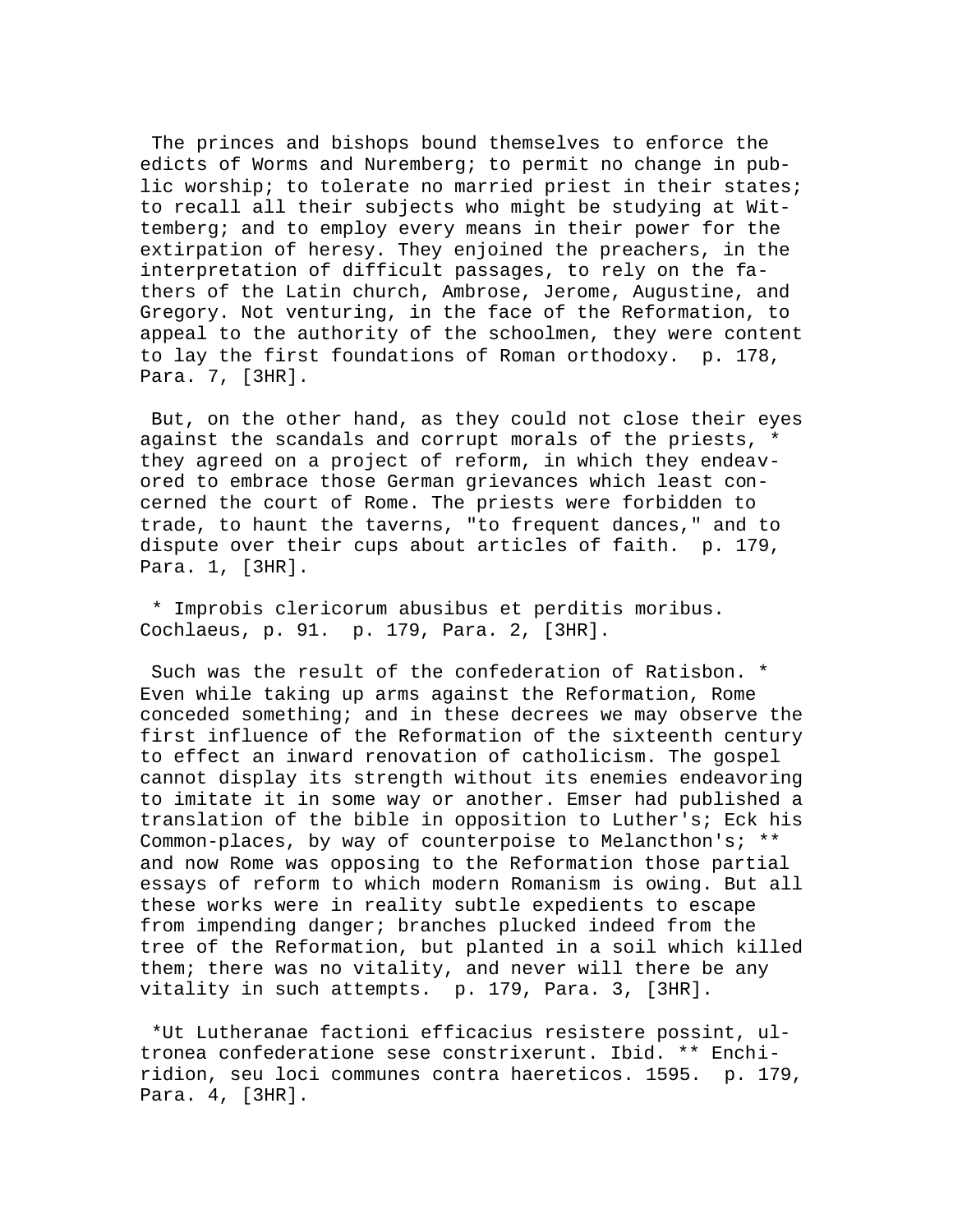The princes and bishops bound themselves to enforce the edicts of Worms and Nuremberg; to permit no change in public worship; to tolerate no married priest in their states; to recall all their subjects who might be studying at Wittemberg; and to employ every means in their power for the extirpation of heresy. They enjoined the preachers, in the interpretation of difficult passages, to rely on the fathers of the Latin church, Ambrose, Jerome, Augustine, and Gregory. Not venturing, in the face of the Reformation, to appeal to the authority of the schoolmen, they were content to lay the first foundations of Roman orthodoxy. p. 178, Para. 7, [3HR].

But, on the other hand, as they could not close their eyes against the scandals and corrupt morals of the priests, * they agreed on a project of reform, in which they endeavored to embrace those German grievances which least concerned the court of Rome. The priests were forbidden to trade, to haunt the taverns, "to frequent dances," and to dispute over their cups about articles of faith. p. 179, Para. 1, [3HR].

\* Improbis clericorum abusibus et perditis moribus. Cochlaeus, p. 91. p. 179, Para. 2, [3HR].

Such was the result of the confederation of Ratisbon. * Even while taking up arms against the Reformation, Rome conceded something; and in these decrees we may observe the first influence of the Reformation of the sixteenth century to effect an inward renovation of catholicism. The gospel cannot display its strength without its enemies endeavoring to imitate it in some way or another. Emser had published a translation of the bible in opposition to Luther's; Eck his Common-places, by way of counterpoise to Melancthon's; ** and now Rome was opposing to the Reformation those partial essays of reform to which modern Romanism is owing. But all these works were in reality subtle expedients to escape from impending danger; branches plucked indeed from the tree of the Reformation, but planted in a soil which killed them; there was no vitality, and never will there be any vitality in such attempts. p. 179, Para. 3, [3HR].

\*Ut Lutheranae factioni efficacius resistere possint, ultronea confederatione sese constrixerunt. Ibid. ** Enchiridion, seu loci communes contra haereticos. 1595. p. 179, Para. 4, [3HR].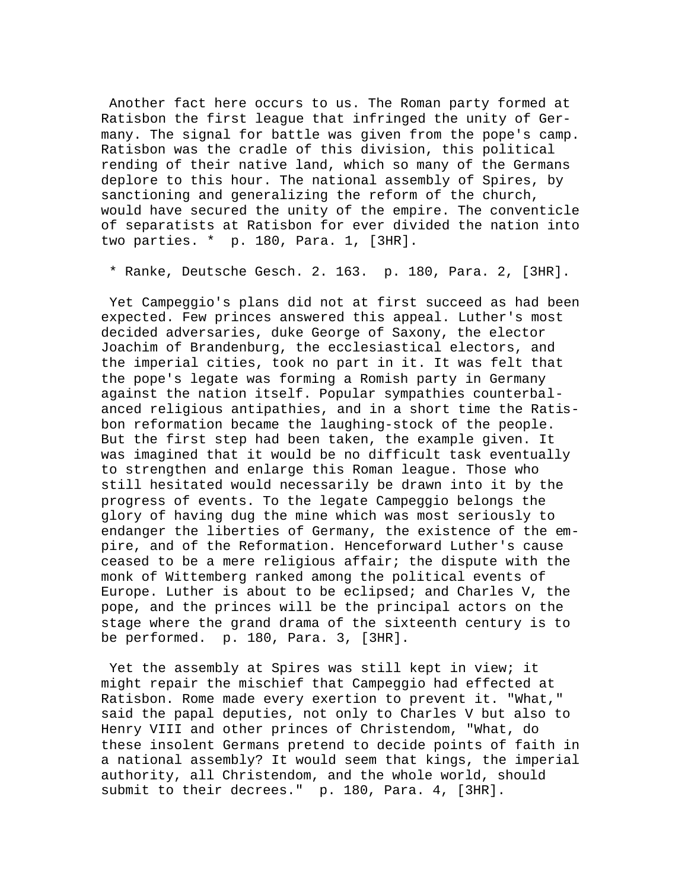Another fact here occurs to us. The Roman party formed at Ratisbon the first league that infringed the unity of Germany. The signal for battle was given from the pope's camp. Ratisbon was the cradle of this division, this political rending of their native land, which so many of the Germans deplore to this hour. The national assembly of Spires, by sanctioning and generalizing the reform of the church, would have secured the unity of the empire. The conventicle of separatists at Ratisbon for ever divided the nation into two parties. * p. 180, Para. 1, [3HR].

* Ranke, Deutsche Gesch. 2. 163. p. 180, Para. 2, [3HR].

Yet Campeggio's plans did not at first succeed as had been expected. Few princes answered this appeal. Luther's most decided adversaries, duke George of Saxony, the elector Joachim of Brandenburg, the ecclesiastical electors, and the imperial cities, took no part in it. It was felt that the pope's legate was forming a Romish party in Germany against the nation itself. Popular sympathies counterbalanced religious antipathies, and in a short time the Ratisbon reformation became the laughing-stock of the people. But the first step had been taken, the example given. It was imagined that it would be no difficult task eventually to strengthen and enlarge this Roman league. Those who still hesitated would necessarily be drawn into it by the progress of events. To the legate Campeggio belongs the glory of having dug the mine which was most seriously to endanger the liberties of Germany, the existence of the empire, and of the Reformation. Henceforward Luther's cause ceased to be a mere religious affair; the dispute with the monk of Wittemberg ranked among the political events of Europe. Luther is about to be eclipsed; and Charles V, the pope, and the princes will be the principal actors on the stage where the grand drama of the sixteenth century is to be performed. p. 180, Para. 3, [3HR].

Yet the assembly at Spires was still kept in view; it might repair the mischief that Campeggio had effected at Ratisbon. Rome made every exertion to prevent it. "What," said the papal deputies, not only to Charles V but also to Henry VIII and other princes of Christendom, "What, do these insolent Germans pretend to decide points of faith in a national assembly? It would seem that kings, the imperial authority, all Christendom, and the whole world, should submit to their decrees." p. 180, Para. 4, [3HR].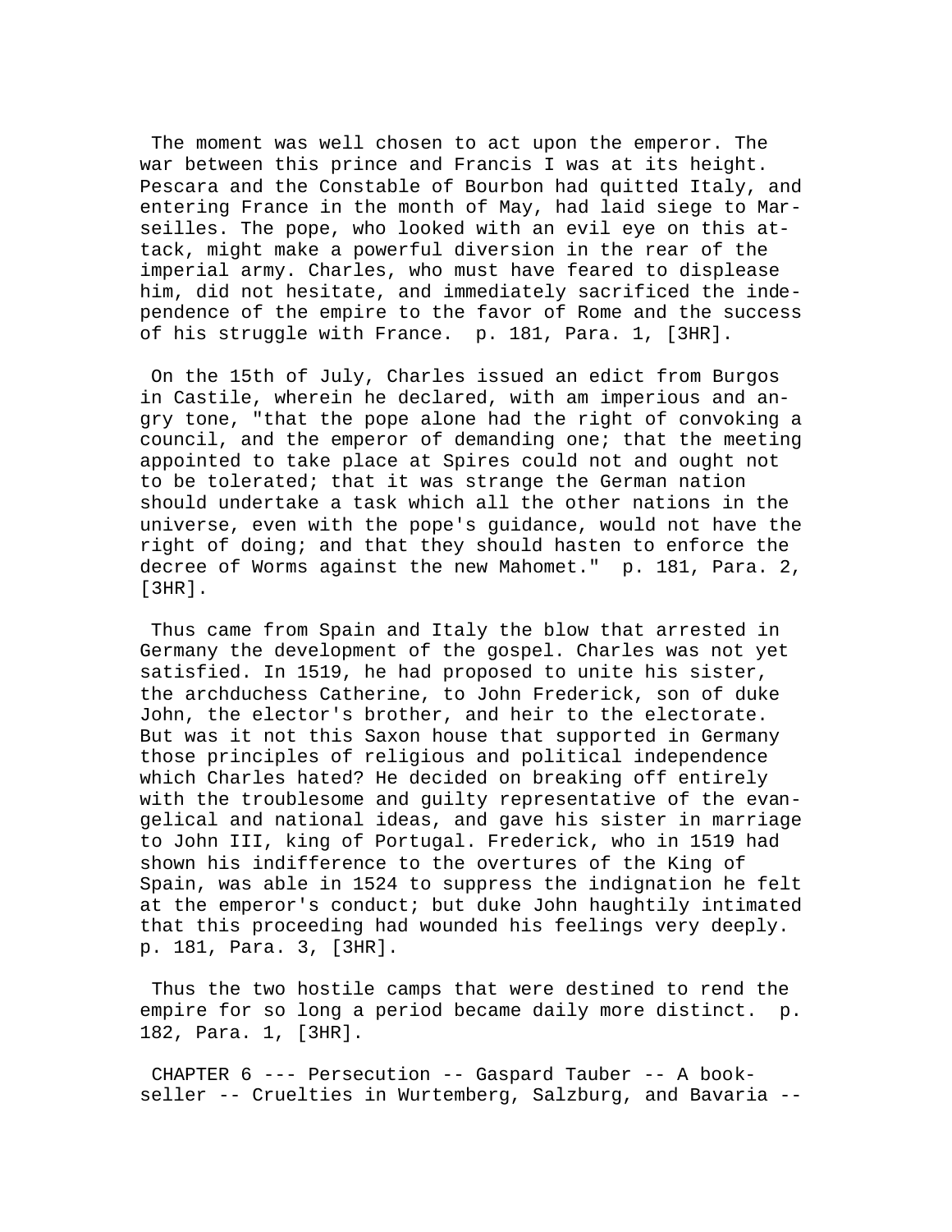The moment was well chosen to act upon the emperor. The war between this prince and Francis I was at its height. Pescara and the Constable of Bourbon had quitted Italy, and entering France in the month of May, had laid siege to Marseilles. The pope, who looked with an evil eye on this attack, might make a powerful diversion in the rear of the imperial army. Charles, who must have feared to displease him, did not hesitate, and immediately sacrificed the independence of the empire to the favor of Rome and the success of his struggle with France. p. 181, Para. 1, [3HR].

On the 15th of July, Charles issued an edict from Burgos in Castile, wherein he declared, with am imperious and angry tone, "that the pope alone had the right of convoking a council, and the emperor of demanding one; that the meeting appointed to take place at Spires could not and ought not to be tolerated; that it was strange the German nation should undertake a task which all the other nations in the universe, even with the pope's guidance, would not have the right of doing; and that they should hasten to enforce the decree of Worms against the new Mahomet." p. 181, Para. 2, [3HR].

Thus came from Spain and Italy the blow that arrested in Germany the development of the gospel. Charles was not yet satisfied. In 1519, he had proposed to unite his sister, the archduchess Catherine, to John Frederick, son of duke John, the elector's brother, and heir to the electorate. But was it not this Saxon house that supported in Germany those principles of religious and political independence which Charles hated? He decided on breaking off entirely with the troublesome and guilty representative of the evangelical and national ideas, and gave his sister in marriage to John III, king of Portugal. Frederick, who in 1519 had shown his indifference to the overtures of the King of Spain, was able in 1524 to suppress the indignation he felt at the emperor's conduct; but duke John haughtily intimated that this proceeding had wounded his feelings very deeply. p. 181, Para. 3, [3HR].

Thus the two hostile camps that were destined to rend the empire for so long a period became daily more distinct. p. 182, Para. 1, [3HR].

CHAPTER 6 --- Persecution -- Gaspard Tauber -- A bookseller -- Cruelties in Wurtemberg, Salzburg, and Bavaria --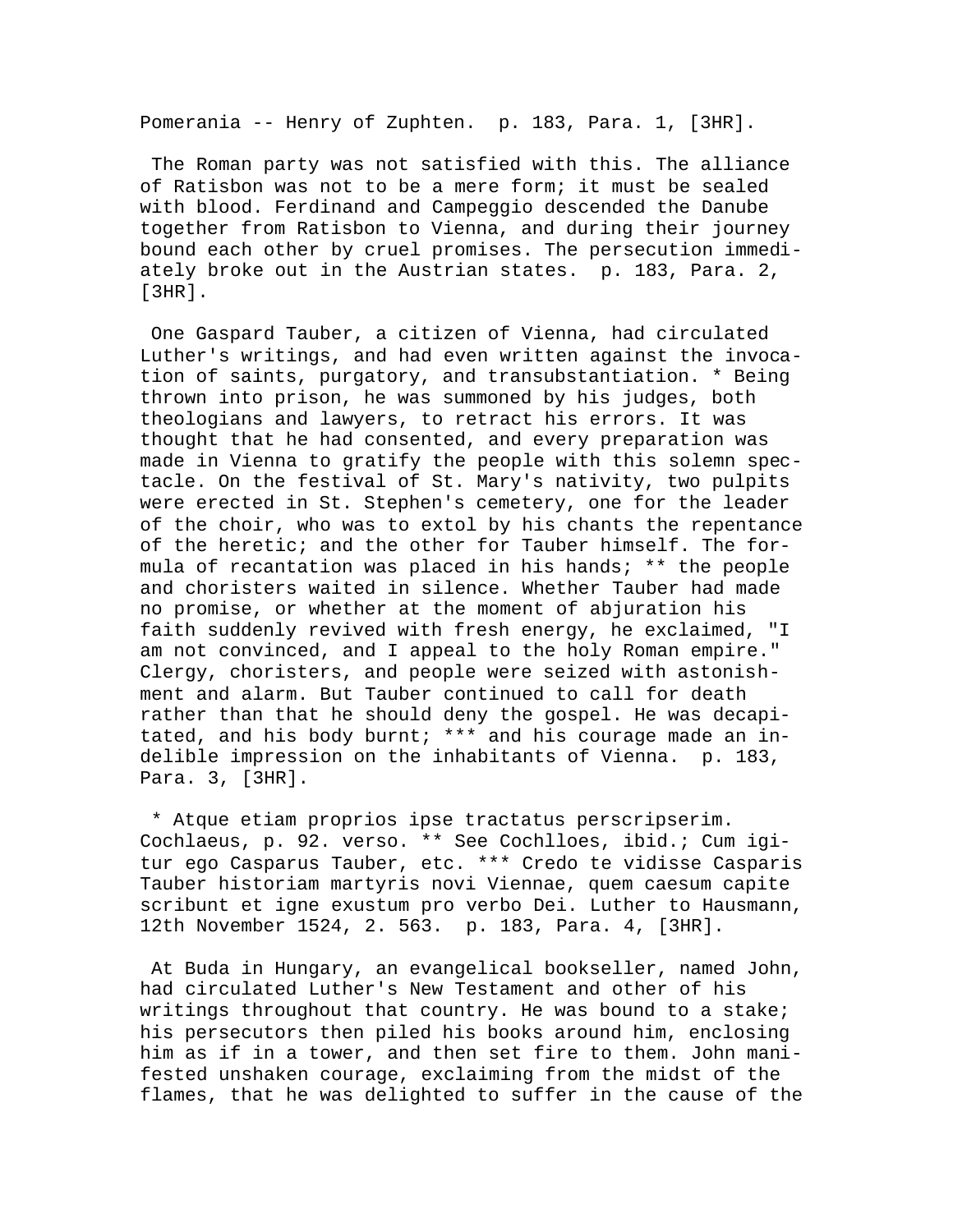Pomerania -- Henry of Zuphten.  p. 183, Para. 1, [3HR].

The Roman party was not satisfied with this. The alliance of Ratisbon was not to be a mere form; it must be sealed with blood. Ferdinand and Campeggio descended the Danube together from Ratisbon to Vienna, and during their journey bound each other by cruel promises. The persecution immediately broke out in the Austrian states.  p. 183, Para. 2, [3HR].

One Gaspard Tauber, a citizen of Vienna, had circulated Luther's writings, and had even written against the invocation of saints, purgatory, and transubstantiation. * Being thrown into prison, he was summoned by his judges, both theologians and lawyers, to retract his errors. It was thought that he had consented, and every preparation was made in Vienna to gratify the people with this solemn spectacle. On the festival of St. Mary's nativity, two pulpits were erected in St. Stephen's cemetery, one for the leader of the choir, who was to extol by his chants the repentance of the heretic; and the other for Tauber himself. The formula of recantation was placed in his hands; ** the people and choristers waited in silence. Whether Tauber had made no promise, or whether at the moment of abjuration his faith suddenly revived with fresh energy, he exclaimed, "I am not convinced, and I appeal to the holy Roman empire." Clergy, choristers, and people were seized with astonishment and alarm. But Tauber continued to call for death rather than that he should deny the gospel. He was decapitated, and his body burnt; *** and his courage made an indelible impression on the inhabitants of Vienna.  p. 183, Para. 3, [3HR].

* Atque etiam proprios ipse tractatus perscripserim. Cochlaeus, p. 92. verso. ** See Cochlloes, ibid.; Cum igitur ego Casparus Tauber, etc. *** Credo te vidisse Casparis Tauber historiam martyris novi Viennae, quem caesum capite scribunt et igne exustum pro verbo Dei. Luther to Hausmann, 12th November 1524, 2. 563.  p. 183, Para. 4, [3HR].

At Buda in Hungary, an evangelical bookseller, named John, had circulated Luther's New Testament and other of his writings throughout that country. He was bound to a stake; his persecutors then piled his books around him, enclosing him as if in a tower, and then set fire to them. John manifested unshaken courage, exclaiming from the midst of the flames, that he was delighted to suffer in the cause of the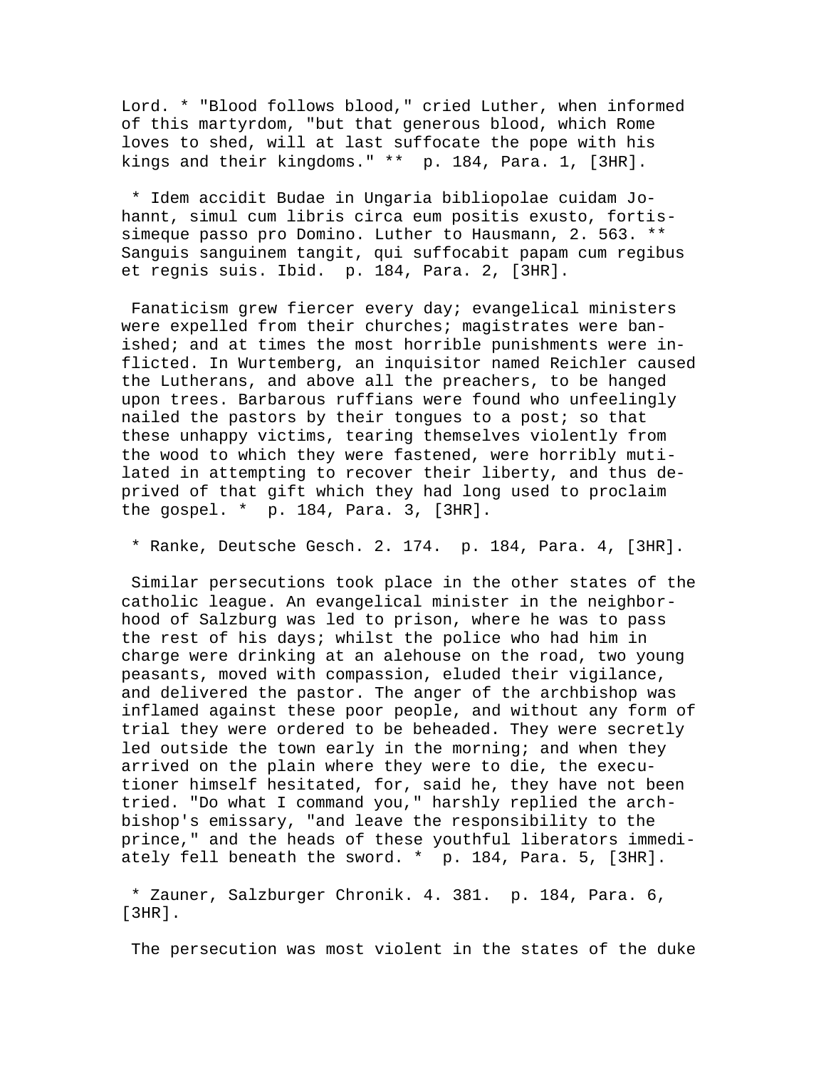Lord. * "Blood follows blood," cried Luther, when informed of this martyrdom, "but that generous blood, which Rome loves to shed, will at last suffocate the pope with his kings and their kingdoms." ** p. 184, Para. 1, [3HR].

* Idem accidit Budae in Ungaria bibliopolae cuidam Johannt, simul cum libris circa eum positis exusto, fortissimeque passo pro Domino. Luther to Hausmann, 2. 563. ** Sanguis sanguinem tangit, qui suffocabit papam cum regibus et regnis suis. Ibid. p. 184, Para. 2, [3HR].

Fanaticism grew fiercer every day; evangelical ministers were expelled from their churches; magistrates were banished; and at times the most horrible punishments were inflicted. In Wurtemberg, an inquisitor named Reichler caused the Lutherans, and above all the preachers, to be hanged upon trees. Barbarous ruffians were found who unfeelingly nailed the pastors by their tongues to a post; so that these unhappy victims, tearing themselves violently from the wood to which they were fastened, were horribly mutilated in attempting to recover their liberty, and thus deprived of that gift which they had long used to proclaim the gospel. * p. 184, Para. 3, [3HR].

* Ranke, Deutsche Gesch. 2. 174. p. 184, Para. 4, [3HR].

Similar persecutions took place in the other states of the catholic league. An evangelical minister in the neighborhood of Salzburg was led to prison, where he was to pass the rest of his days; whilst the police who had him in charge were drinking at an alehouse on the road, two young peasants, moved with compassion, eluded their vigilance, and delivered the pastor. The anger of the archbishop was inflamed against these poor people, and without any form of trial they were ordered to be beheaded. They were secretly led outside the town early in the morning; and when they arrived on the plain where they were to die, the executioner himself hesitated, for, said he, they have not been tried. "Do what I command you," harshly replied the archbishop's emissary, "and leave the responsibility to the prince," and the heads of these youthful liberators immediately fell beneath the sword. * p. 184, Para. 5, [3HR].

* Zauner, Salzburger Chronik. 4. 381. p. 184, Para. 6, [3HR].

The persecution was most violent in the states of the duke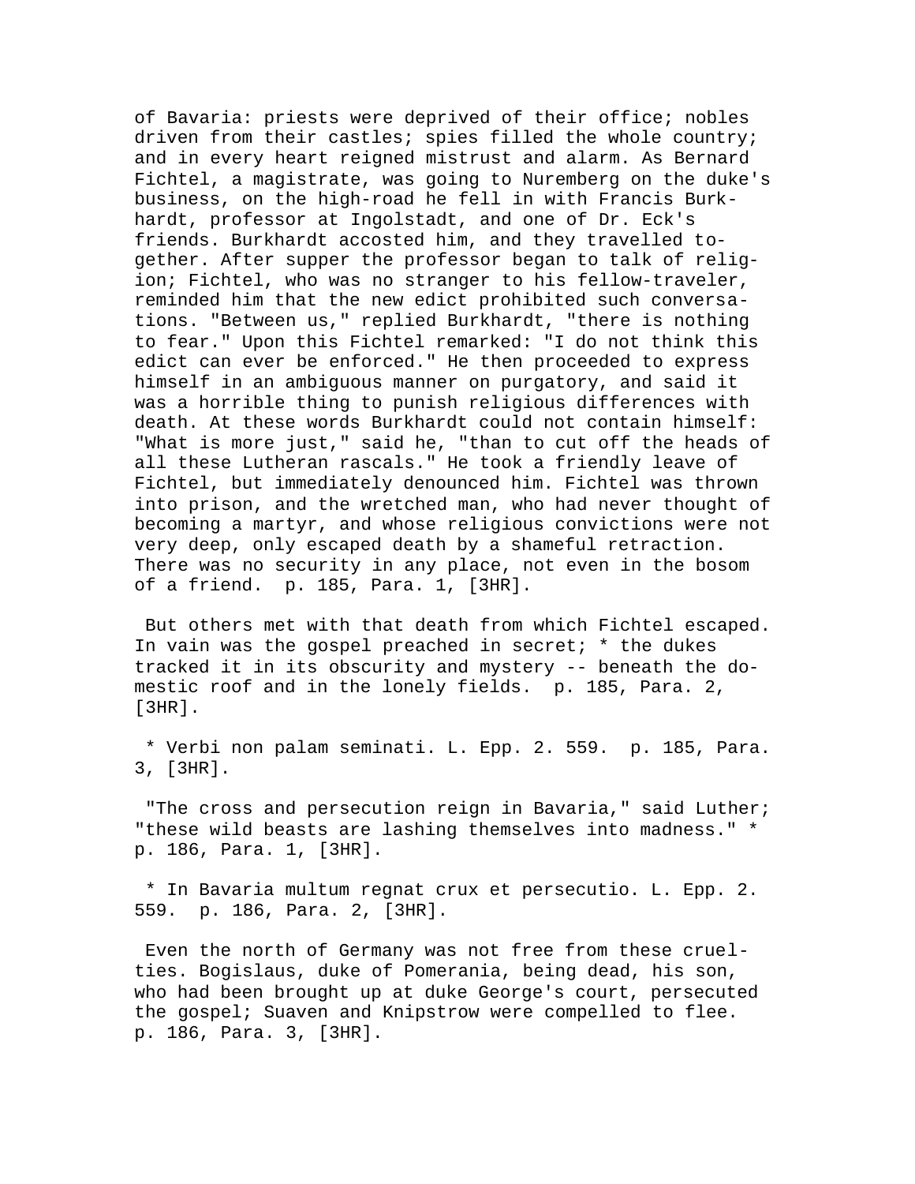of Bavaria: priests were deprived of their office; nobles driven from their castles; spies filled the whole country; and in every heart reigned mistrust and alarm. As Bernard Fichtel, a magistrate, was going to Nuremberg on the duke's business, on the high-road he fell in with Francis Burkhardt, professor at Ingolstadt, and one of Dr. Eck's friends. Burkhardt accosted him, and they travelled together. After supper the professor began to talk of religion; Fichtel, who was no stranger to his fellow-traveler, reminded him that the new edict prohibited such conversations. "Between us," replied Burkhardt, "there is nothing to fear." Upon this Fichtel remarked: "I do not think this edict can ever be enforced." He then proceeded to express himself in an ambiguous manner on purgatory, and said it was a horrible thing to punish religious differences with death. At these words Burkhardt could not contain himself: "What is more just," said he, "than to cut off the heads of all these Lutheran rascals." He took a friendly leave of Fichtel, but immediately denounced him. Fichtel was thrown into prison, and the wretched man, who had never thought of becoming a martyr, and whose religious convictions were not very deep, only escaped death by a shameful retraction. There was no security in any place, not even in the bosom of a friend.  p. 185, Para. 1, [3HR].

But others met with that death from which Fichtel escaped. In vain was the gospel preached in secret; * the dukes tracked it in its obscurity and mystery -- beneath the domestic roof and in the lonely fields.  p. 185, Para. 2, [3HR].

* Verbi non palam seminati. L. Epp. 2. 559.  p. 185, Para. 3, [3HR].

"The cross and persecution reign in Bavaria," said Luther; "these wild beasts are lashing themselves into madness." *  p. 186, Para. 1, [3HR].

* In Bavaria multum regnat crux et persecutio. L. Epp. 2. 559.  p. 186, Para. 2, [3HR].

Even the north of Germany was not free from these cruelties. Bogislaus, duke of Pomerania, being dead, his son, who had been brought up at duke George's court, persecuted the gospel; Suaven and Knipstrow were compelled to flee.  p. 186, Para. 3, [3HR].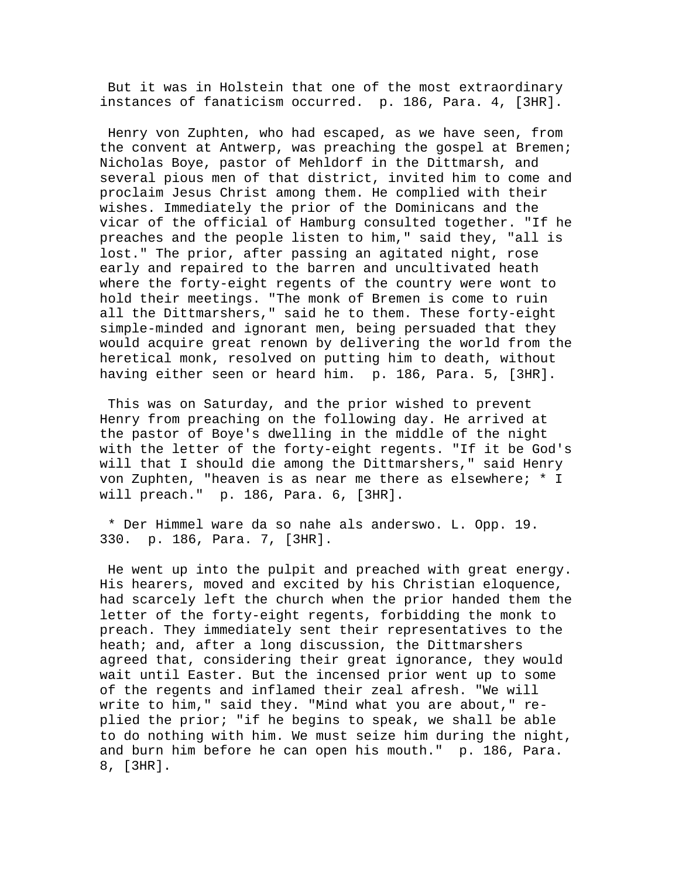But it was in Holstein that one of the most extraordinary instances of fanaticism occurred. p. 186, Para. 4, [3HR].

Henry von Zuphten, who had escaped, as we have seen, from the convent at Antwerp, was preaching the gospel at Bremen; Nicholas Boye, pastor of Mehldorf in the Dittmarsh, and several pious men of that district, invited him to come and proclaim Jesus Christ among them. He complied with their wishes. Immediately the prior of the Dominicans and the vicar of the official of Hamburg consulted together. "If he preaches and the people listen to him," said they, "all is lost." The prior, after passing an agitated night, rose early and repaired to the barren and uncultivated heath where the forty-eight regents of the country were wont to hold their meetings. "The monk of Bremen is come to ruin all the Dittmarshers," said he to them. These forty-eight simple-minded and ignorant men, being persuaded that they would acquire great renown by delivering the world from the heretical monk, resolved on putting him to death, without having either seen or heard him. p. 186, Para. 5, [3HR].

This was on Saturday, and the prior wished to prevent Henry from preaching on the following day. He arrived at the pastor of Boye's dwelling in the middle of the night with the letter of the forty-eight regents. "If it be God's will that I should die among the Dittmarshers," said Henry von Zuphten, "heaven is as near me there as elsewhere; * I will preach." p. 186, Para. 6, [3HR].

* Der Himmel ware da so nahe als anderswo. L. Opp. 19. 330. p. 186, Para. 7, [3HR].

He went up into the pulpit and preached with great energy. His hearers, moved and excited by his Christian eloquence, had scarcely left the church when the prior handed them the letter of the forty-eight regents, forbidding the monk to preach. They immediately sent their representatives to the heath; and, after a long discussion, the Dittmarshers agreed that, considering their great ignorance, they would wait until Easter. But the incensed prior went up to some of the regents and inflamed their zeal afresh. "We will write to him," said they. "Mind what you are about," replied the prior; "if he begins to speak, we shall be able to do nothing with him. We must seize him during the night, and burn him before he can open his mouth." p. 186, Para. 8, [3HR].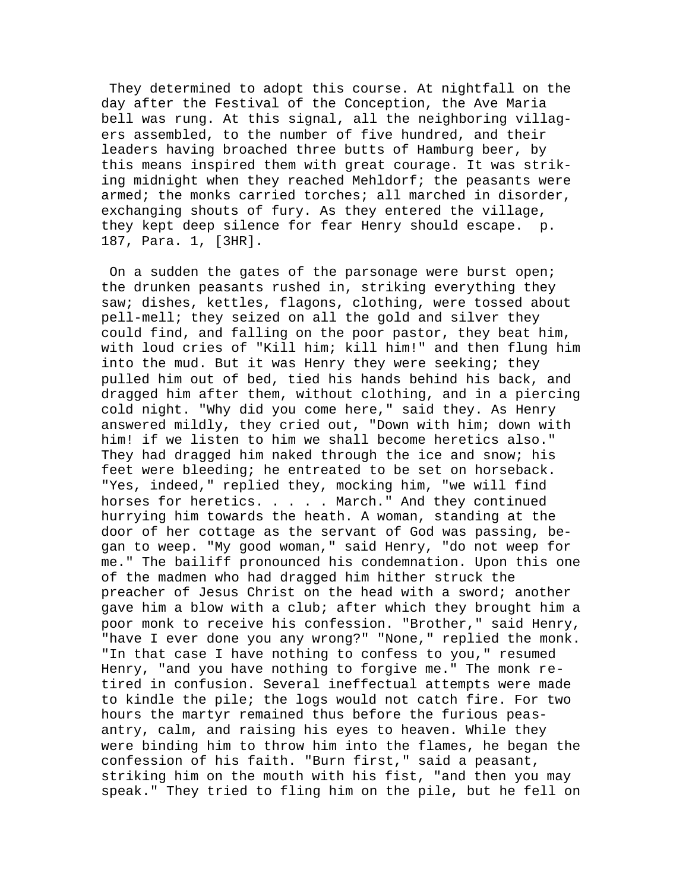They determined to adopt this course. At nightfall on the day after the Festival of the Conception, the Ave Maria bell was rung. At this signal, all the neighboring villagers assembled, to the number of five hundred, and their leaders having broached three butts of Hamburg beer, by this means inspired them with great courage. It was striking midnight when they reached Mehldorf; the peasants were armed; the monks carried torches; all marched in disorder, exchanging shouts of fury. As they entered the village, they kept deep silence for fear Henry should escape. p. 187, Para. 1, [3HR].

On a sudden the gates of the parsonage were burst open; the drunken peasants rushed in, striking everything they saw; dishes, kettles, flagons, clothing, were tossed about pell-mell; they seized on all the gold and silver they could find, and falling on the poor pastor, they beat him, with loud cries of "Kill him; kill him!" and then flung him into the mud. But it was Henry they were seeking; they pulled him out of bed, tied his hands behind his back, and dragged him after them, without clothing, and in a piercing cold night. "Why did you come here," said they. As Henry answered mildly, they cried out, "Down with him; down with him! if we listen to him we shall become heretics also." They had dragged him naked through the ice and snow; his feet were bleeding; he entreated to be set on horseback. "Yes, indeed," replied they, mocking him, "we will find horses for heretics. . . . . March." And they continued hurrying him towards the heath. A woman, standing at the door of her cottage as the servant of God was passing, began to weep. "My good woman," said Henry, "do not weep for me." The bailiff pronounced his condemnation. Upon this one of the madmen who had dragged him hither struck the preacher of Jesus Christ on the head with a sword; another gave him a blow with a club; after which they brought him a poor monk to receive his confession. "Brother," said Henry, "have I ever done you any wrong?" "None," replied the monk. "In that case I have nothing to confess to you," resumed Henry, "and you have nothing to forgive me." The monk retired in confusion. Several ineffectual attempts were made to kindle the pile; the logs would not catch fire. For two hours the martyr remained thus before the furious peasantry, calm, and raising his eyes to heaven. While they were binding him to throw him into the flames, he began the confession of his faith. "Burn first," said a peasant, striking him on the mouth with his fist, "and then you may speak." They tried to fling him on the pile, but he fell on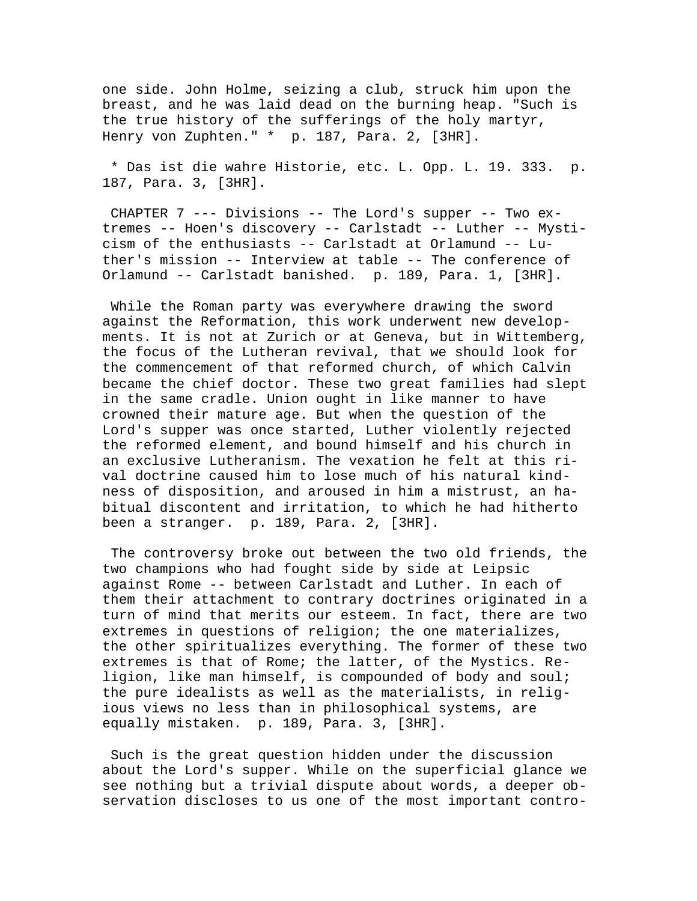one side. John Holme, seizing a club, struck him upon the breast, and he was laid dead on the burning heap. "Such is the true history of the sufferings of the holy martyr, Henry von Zuphten." * p. 187, Para. 2, [3HR].

* Das ist die wahre Historie, etc. L. Opp. L. 19. 333. p. 187, Para. 3, [3HR].

CHAPTER 7 --- Divisions -- The Lord's supper -- Two extremes -- Hoen's discovery -- Carlstadt -- Luther -- Mysticism of the enthusiasts -- Carlstadt at Orlamund -- Luther's mission -- Interview at table -- The conference of Orlamund -- Carlstadt banished. p. 189, Para. 1, [3HR].

While the Roman party was everywhere drawing the sword against the Reformation, this work underwent new developments. It is not at Zurich or at Geneva, but in Wittemberg, the focus of the Lutheran revival, that we should look for the commencement of that reformed church, of which Calvin became the chief doctor. These two great families had slept in the same cradle. Union ought in like manner to have crowned their mature age. But when the question of the Lord's supper was once started, Luther violently rejected the reformed element, and bound himself and his church in an exclusive Lutheranism. The vexation he felt at this rival doctrine caused him to lose much of his natural kindness of disposition, and aroused in him a mistrust, an habitual discontent and irritation, to which he had hitherto been a stranger. p. 189, Para. 2, [3HR].

The controversy broke out between the two old friends, the two champions who had fought side by side at Leipsic against Rome -- between Carlstadt and Luther. In each of them their attachment to contrary doctrines originated in a turn of mind that merits our esteem. In fact, there are two extremes in questions of religion; the one materializes, the other spiritualizes everything. The former of these two extremes is that of Rome; the latter, of the Mystics. Religion, like man himself, is compounded of body and soul; the pure idealists as well as the materialists, in religious views no less than in philosophical systems, are equally mistaken. p. 189, Para. 3, [3HR].

Such is the great question hidden under the discussion about the Lord's supper. While on the superficial glance we see nothing but a trivial dispute about words, a deeper observation discloses to us one of the most important contro-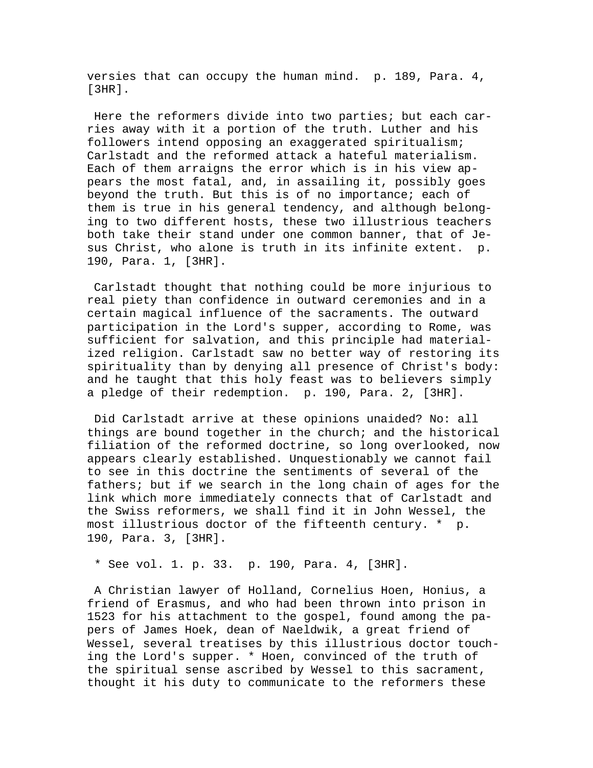versies that can occupy the human mind.  p. 189, Para. 4, [3HR].

Here the reformers divide into two parties; but each carries away with it a portion of the truth. Luther and his followers intend opposing an exaggerated spiritualism; Carlstadt and the reformed attack a hateful materialism. Each of them arraigns the error which is in his view appears the most fatal, and, in assailing it, possibly goes beyond the truth. But this is of no importance; each of them is true in his general tendency, and although belonging to two different hosts, these two illustrious teachers both take their stand under one common banner, that of Jesus Christ, who alone is truth in its infinite extent.  p. 190, Para. 1, [3HR].

Carlstadt thought that nothing could be more injurious to real piety than confidence in outward ceremonies and in a certain magical influence of the sacraments. The outward participation in the Lord's supper, according to Rome, was sufficient for salvation, and this principle had materialized religion. Carlstadt saw no better way of restoring its spirituality than by denying all presence of Christ's body: and he taught that this holy feast was to believers simply a pledge of their redemption.  p. 190, Para. 2, [3HR].

Did Carlstadt arrive at these opinions unaided? No: all things are bound together in the church; and the historical filiation of the reformed doctrine, so long overlooked, now appears clearly established. Unquestionably we cannot fail to see in this doctrine the sentiments of several of the fathers; but if we search in the long chain of ages for the link which more immediately connects that of Carlstadt and the Swiss reformers, we shall find it in John Wessel, the most illustrious doctor of the fifteenth century. *  p. 190, Para. 3, [3HR].

* See vol. 1. p. 33.  p. 190, Para. 4, [3HR].

A Christian lawyer of Holland, Cornelius Hoen, Honius, a friend of Erasmus, and who had been thrown into prison in 1523 for his attachment to the gospel, found among the papers of James Hoek, dean of Naeldwik, a great friend of Wessel, several treatises by this illustrious doctor touching the Lord's supper. * Hoen, convinced of the truth of the spiritual sense ascribed by Wessel to this sacrament, thought it his duty to communicate to the reformers these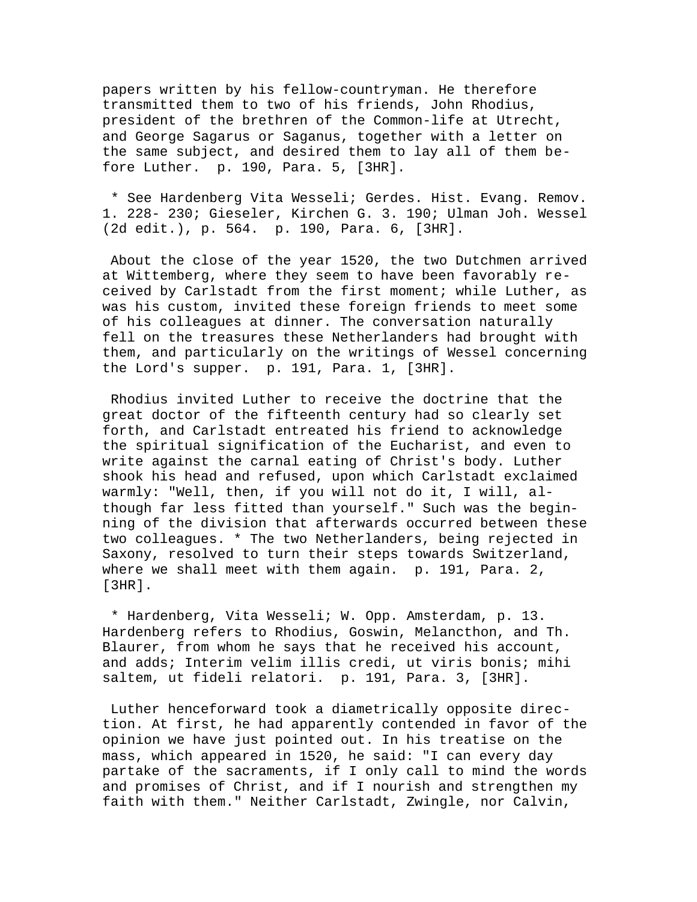papers written by his fellow-countryman. He therefore transmitted them to two of his friends, John Rhodius, president of the brethren of the Common-life at Utrecht, and George Sagarus or Saganus, together with a letter on the same subject, and desired them to lay all of them before Luther. p. 190, Para. 5, [3HR].

* See Hardenberg Vita Wesseli; Gerdes. Hist. Evang. Remov. 1. 228- 230; Gieseler, Kirchen G. 3. 190; Ulman Joh. Wessel (2d edit.), p. 564. p. 190, Para. 6, [3HR].

About the close of the year 1520, the two Dutchmen arrived at Wittemberg, where they seem to have been favorably received by Carlstadt from the first moment; while Luther, as was his custom, invited these foreign friends to meet some of his colleagues at dinner. The conversation naturally fell on the treasures these Netherlanders had brought with them, and particularly on the writings of Wessel concerning the Lord's supper. p. 191, Para. 1, [3HR].

Rhodius invited Luther to receive the doctrine that the great doctor of the fifteenth century had so clearly set forth, and Carlstadt entreated his friend to acknowledge the spiritual signification of the Eucharist, and even to write against the carnal eating of Christ's body. Luther shook his head and refused, upon which Carlstadt exclaimed warmly: "Well, then, if you will not do it, I will, although far less fitted than yourself." Such was the beginning of the division that afterwards occurred between these two colleagues. * The two Netherlanders, being rejected in Saxony, resolved to turn their steps towards Switzerland, where we shall meet with them again. p. 191, Para. 2, [3HR].

* Hardenberg, Vita Wesseli; W. Opp. Amsterdam, p. 13. Hardenberg refers to Rhodius, Goswin, Melancthon, and Th. Blaurer, from whom he says that he received his account, and adds; Interim velim illis credi, ut viris bonis; mihi saltem, ut fideli relatori. p. 191, Para. 3, [3HR].

Luther henceforward took a diametrically opposite direction. At first, he had apparently contended in favor of the opinion we have just pointed out. In his treatise on the mass, which appeared in 1520, he said: "I can every day partake of the sacraments, if I only call to mind the words and promises of Christ, and if I nourish and strengthen my faith with them." Neither Carlstadt, Zwingle, nor Calvin,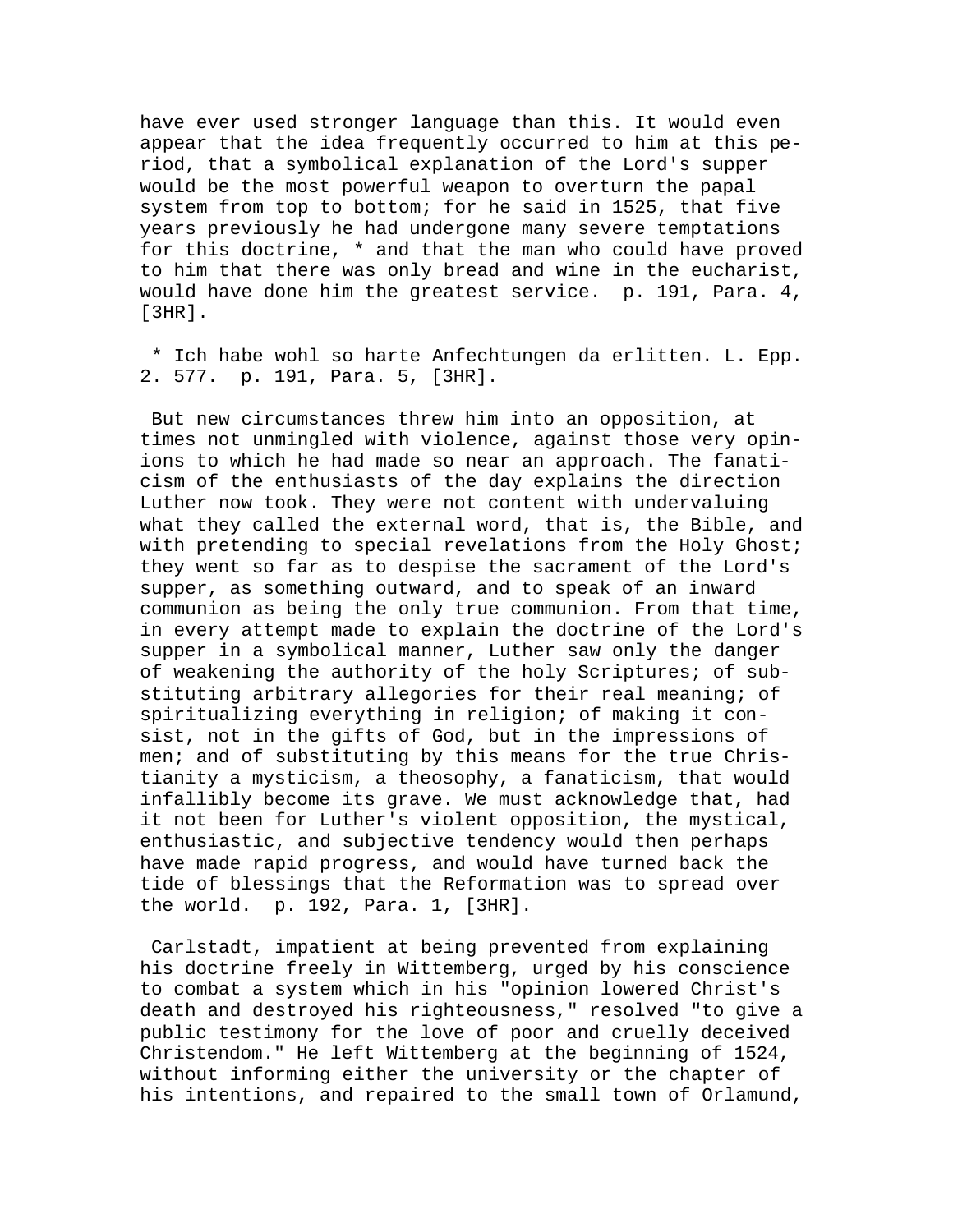have ever used stronger language than this. It would even appear that the idea frequently occurred to him at this period, that a symbolical explanation of the Lord's supper would be the most powerful weapon to overturn the papal system from top to bottom; for he said in 1525, that five years previously he had undergone many severe temptations for this doctrine, * and that the man who could have proved to him that there was only bread and wine in the eucharist, would have done him the greatest service. p. 191, Para. 4, [3HR].

* Ich habe wohl so harte Anfechtungen da erlitten. L. Epp. 2. 577. p. 191, Para. 5, [3HR].

But new circumstances threw him into an opposition, at times not unmingled with violence, against those very opinions to which he had made so near an approach. The fanaticism of the enthusiasts of the day explains the direction Luther now took. They were not content with undervaluing what they called the external word, that is, the Bible, and with pretending to special revelations from the Holy Ghost; they went so far as to despise the sacrament of the Lord's supper, as something outward, and to speak of an inward communion as being the only true communion. From that time, in every attempt made to explain the doctrine of the Lord's supper in a symbolical manner, Luther saw only the danger of weakening the authority of the holy Scriptures; of substituting arbitrary allegories for their real meaning; of spiritualizing everything in religion; of making it consist, not in the gifts of God, but in the impressions of men; and of substituting by this means for the true Christianity a mysticism, a theosophy, a fanaticism, that would infallibly become its grave. We must acknowledge that, had it not been for Luther's violent opposition, the mystical, enthusiastic, and subjective tendency would then perhaps have made rapid progress, and would have turned back the tide of blessings that the Reformation was to spread over the world. p. 192, Para. 1, [3HR].

Carlstadt, impatient at being prevented from explaining his doctrine freely in Wittemberg, urged by his conscience to combat a system which in his "opinion lowered Christ's death and destroyed his righteousness," resolved "to give a public testimony for the love of poor and cruelly deceived Christendom." He left Wittemberg at the beginning of 1524, without informing either the university or the chapter of his intentions, and repaired to the small town of Orlamund,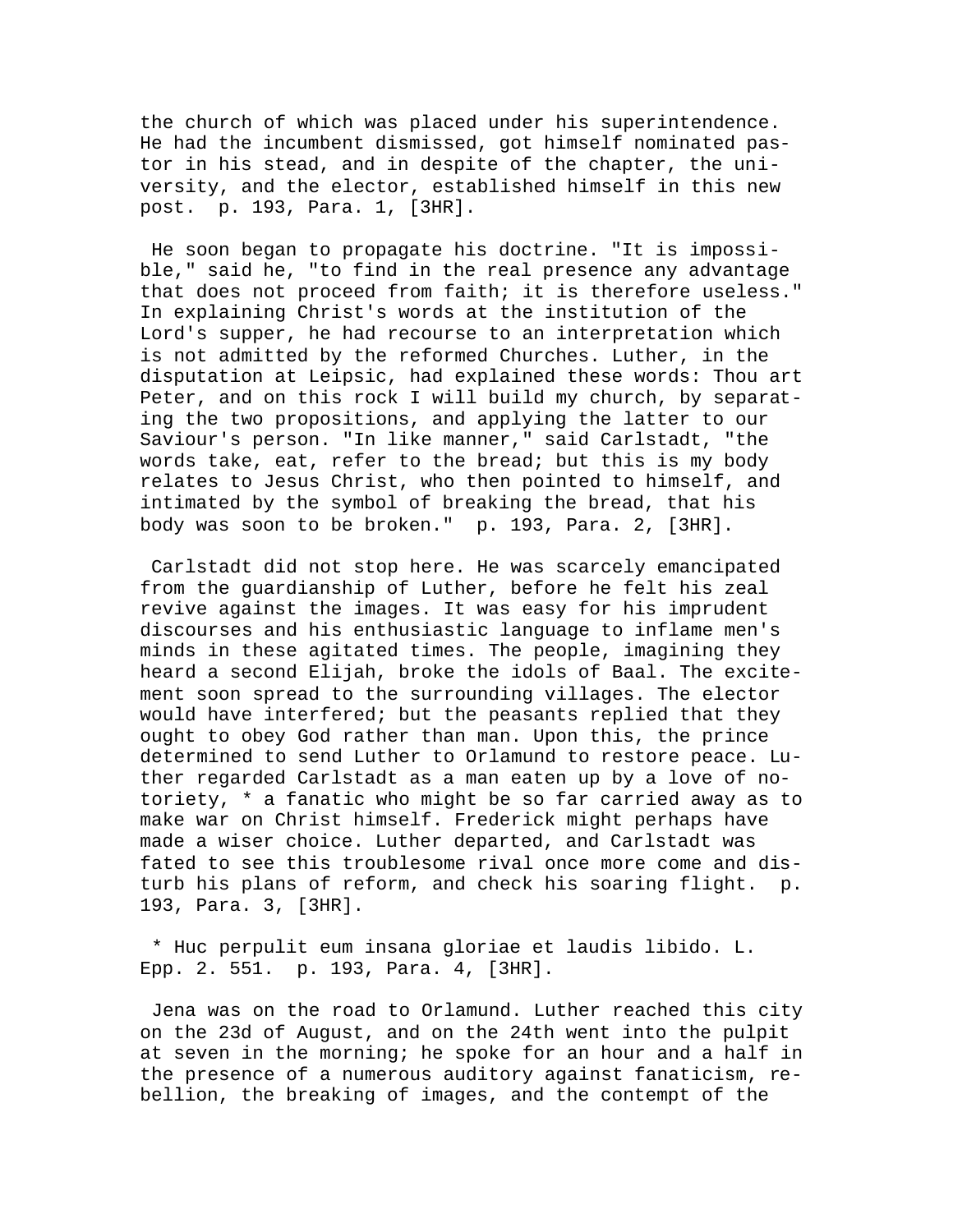the church of which was placed under his superintendence. He had the incumbent dismissed, got himself nominated pastor in his stead, and in despite of the chapter, the university, and the elector, established himself in this new post. p. 193, Para. 1, [3HR].

He soon began to propagate his doctrine. "It is impossible," said he, "to find in the real presence any advantage that does not proceed from faith; it is therefore useless." In explaining Christ's words at the institution of the Lord's supper, he had recourse to an interpretation which is not admitted by the reformed Churches. Luther, in the disputation at Leipsic, had explained these words: Thou art Peter, and on this rock I will build my church, by separating the two propositions, and applying the latter to our Saviour's person. "In like manner," said Carlstadt, "the words take, eat, refer to the bread; but this is my body relates to Jesus Christ, who then pointed to himself, and intimated by the symbol of breaking the bread, that his body was soon to be broken." p. 193, Para. 2, [3HR].

Carlstadt did not stop here. He was scarcely emancipated from the guardianship of Luther, before he felt his zeal revive against the images. It was easy for his imprudent discourses and his enthusiastic language to inflame men's minds in these agitated times. The people, imagining they heard a second Elijah, broke the idols of Baal. The excitement soon spread to the surrounding villages. The elector would have interfered; but the peasants replied that they ought to obey God rather than man. Upon this, the prince determined to send Luther to Orlamund to restore peace. Luther regarded Carlstadt as a man eaten up by a love of notoriety, * a fanatic who might be so far carried away as to make war on Christ himself. Frederick might perhaps have made a wiser choice. Luther departed, and Carlstadt was fated to see this troublesome rival once more come and disturb his plans of reform, and check his soaring flight. p. 193, Para. 3, [3HR].

* Huc perpulit eum insana gloriae et laudis libido. L. Epp. 2. 551. p. 193, Para. 4, [3HR].

Jena was on the road to Orlamund. Luther reached this city on the 23d of August, and on the 24th went into the pulpit at seven in the morning; he spoke for an hour and a half in the presence of a numerous auditory against fanaticism, rebellion, the breaking of images, and the contempt of the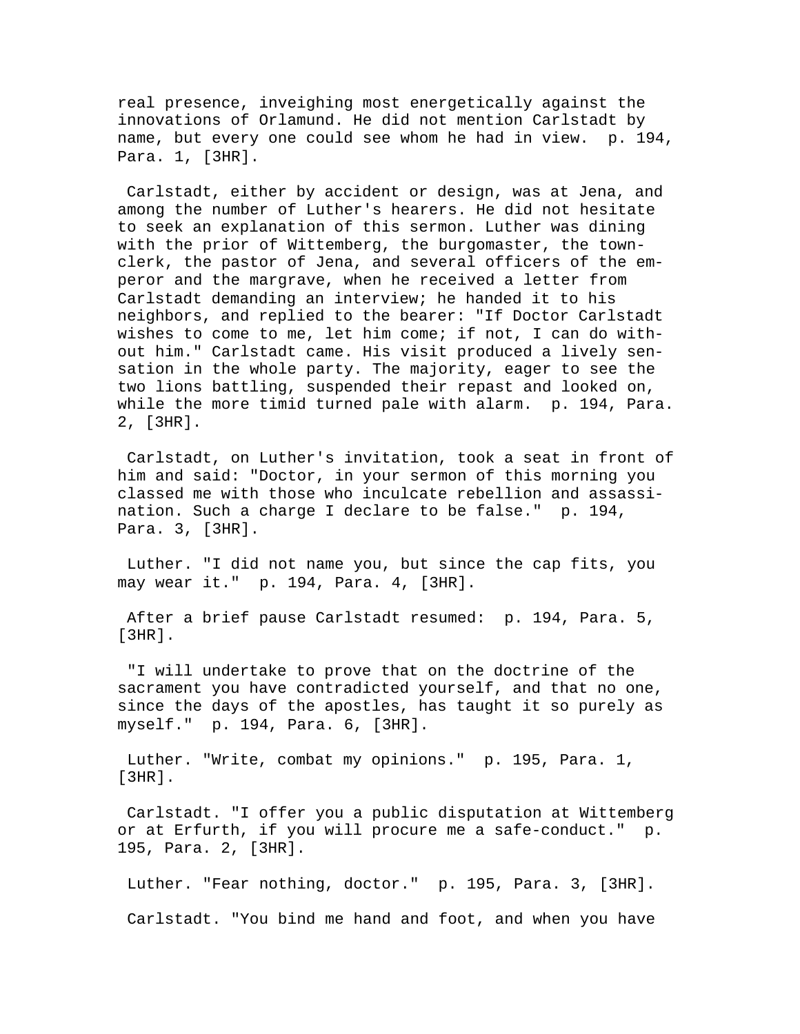real presence, inveighing most energetically against the innovations of Orlamund. He did not mention Carlstadt by name, but every one could see whom he had in view. p. 194, Para. 1, [3HR].

Carlstadt, either by accident or design, was at Jena, and among the number of Luther's hearers. He did not hesitate to seek an explanation of this sermon. Luther was dining with the prior of Wittemberg, the burgomaster, the town-clerk, the pastor of Jena, and several officers of the emperor and the margrave, when he received a letter from Carlstadt demanding an interview; he handed it to his neighbors, and replied to the bearer: "If Doctor Carlstadt wishes to come to me, let him come; if not, I can do without him." Carlstadt came. His visit produced a lively sensation in the whole party. The majority, eager to see the two lions battling, suspended their repast and looked on, while the more timid turned pale with alarm. p. 194, Para. 2, [3HR].

Carlstadt, on Luther's invitation, took a seat in front of him and said: "Doctor, in your sermon of this morning you classed me with those who inculcate rebellion and assassination. Such a charge I declare to be false." p. 194, Para. 3, [3HR].

Luther. "I did not name you, but since the cap fits, you may wear it." p. 194, Para. 4, [3HR].

After a brief pause Carlstadt resumed: p. 194, Para. 5, [3HR].

"I will undertake to prove that on the doctrine of the sacrament you have contradicted yourself, and that no one, since the days of the apostles, has taught it so purely as myself." p. 194, Para. 6, [3HR].

Luther. "Write, combat my opinions." p. 195, Para. 1, [3HR].

Carlstadt. "I offer you a public disputation at Wittemberg or at Erfurth, if you will procure me a safe-conduct." p. 195, Para. 2, [3HR].

Luther. "Fear nothing, doctor." p. 195, Para. 3, [3HR].

Carlstadt. "You bind me hand and foot, and when you have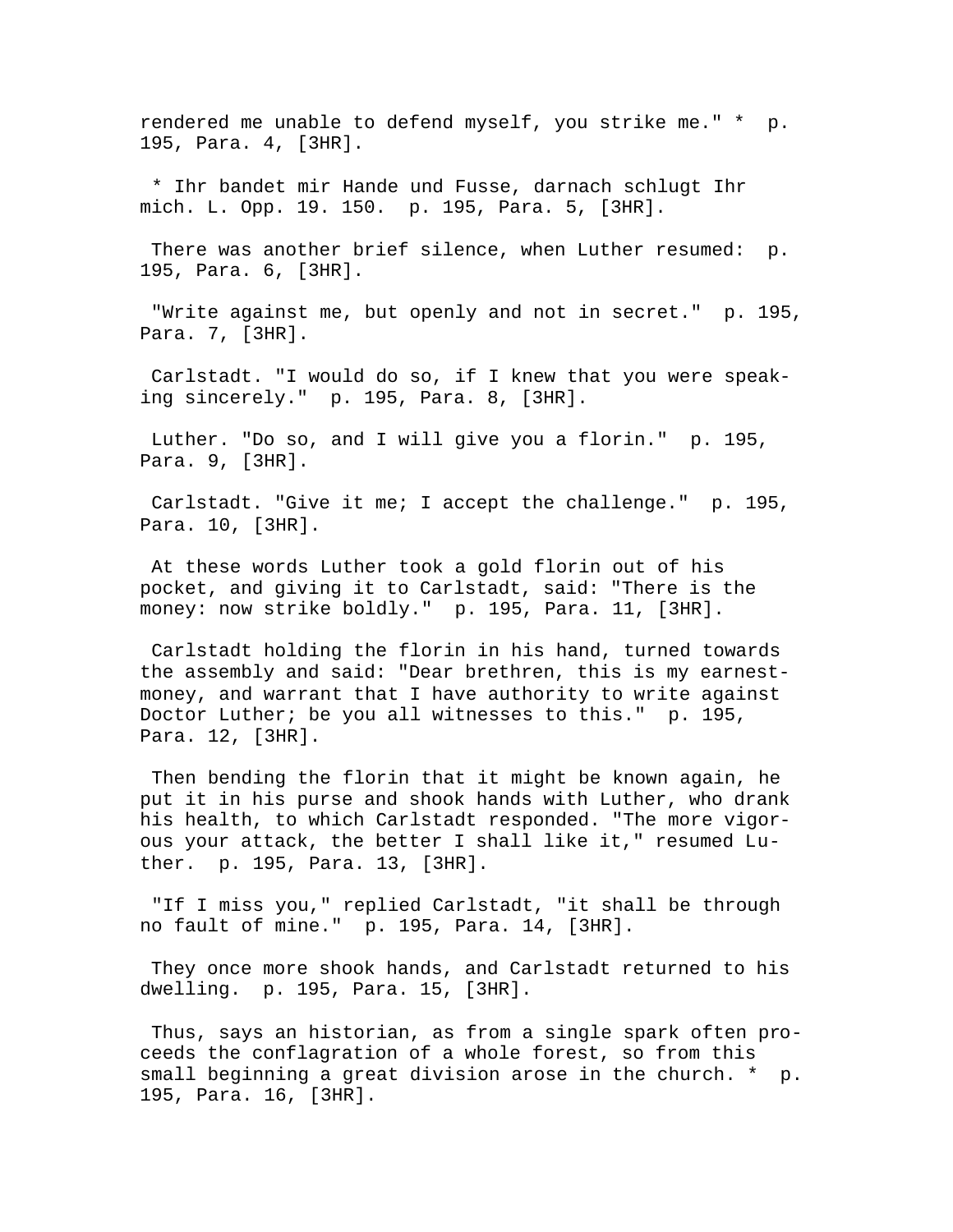rendered me unable to defend myself, you strike me." * p. 195, Para. 4, [3HR].

* Ihr bandet mir Hande und Fusse, darnach schlugt Ihr mich. L. Opp. 19. 150. p. 195, Para. 5, [3HR].

There was another brief silence, when Luther resumed: p. 195, Para. 6, [3HR].

"Write against me, but openly and not in secret." p. 195, Para. 7, [3HR].

Carlstadt. "I would do so, if I knew that you were speaking sincerely." p. 195, Para. 8, [3HR].

Luther. "Do so, and I will give you a florin." p. 195, Para. 9, [3HR].

Carlstadt. "Give it me; I accept the challenge." p. 195, Para. 10, [3HR].

At these words Luther took a gold florin out of his pocket, and giving it to Carlstadt, said: "There is the money: now strike boldly." p. 195, Para. 11, [3HR].

Carlstadt holding the florin in his hand, turned towards the assembly and said: "Dear brethren, this is my earnest-money, and warrant that I have authority to write against Doctor Luther; be you all witnesses to this." p. 195, Para. 12, [3HR].

Then bending the florin that it might be known again, he put it in his purse and shook hands with Luther, who drank his health, to which Carlstadt responded. "The more vigorous your attack, the better I shall like it," resumed Luther. p. 195, Para. 13, [3HR].

"If I miss you," replied Carlstadt, "it shall be through no fault of mine." p. 195, Para. 14, [3HR].

They once more shook hands, and Carlstadt returned to his dwelling. p. 195, Para. 15, [3HR].

Thus, says an historian, as from a single spark often proceeds the conflagration of a whole forest, so from this small beginning a great division arose in the church. * p. 195, Para. 16, [3HR].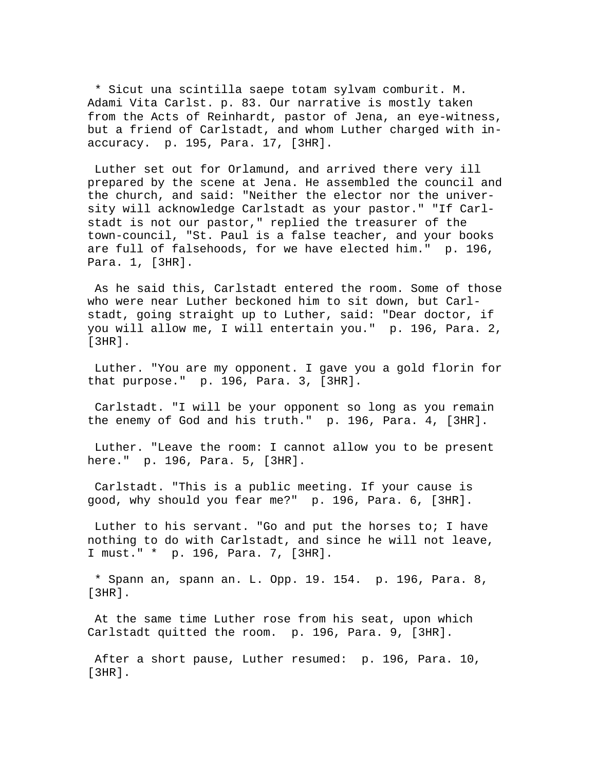* Sicut una scintilla saepe totam sylvam comburit. M. Adami Vita Carlst. p. 83. Our narrative is mostly taken from the Acts of Reinhardt, pastor of Jena, an eye-witness, but a friend of Carlstadt, and whom Luther charged with inaccuracy. p. 195, Para. 17, [3HR].

Luther set out for Orlamund, and arrived there very ill prepared by the scene at Jena. He assembled the council and the church, and said: "Neither the elector nor the university will acknowledge Carlstadt as your pastor." "If Carlstadt is not our pastor," replied the treasurer of the town-council, "St. Paul is a false teacher, and your books are full of falsehoods, for we have elected him." p. 196, Para. 1, [3HR].

As he said this, Carlstadt entered the room. Some of those who were near Luther beckoned him to sit down, but Carlstadt, going straight up to Luther, said: "Dear doctor, if you will allow me, I will entertain you." p. 196, Para. 2, [3HR].

Luther. "You are my opponent. I gave you a gold florin for that purpose." p. 196, Para. 3, [3HR].

Carlstadt. "I will be your opponent so long as you remain the enemy of God and his truth." p. 196, Para. 4, [3HR].

Luther. "Leave the room: I cannot allow you to be present here." p. 196, Para. 5, [3HR].

Carlstadt. "This is a public meeting. If your cause is good, why should you fear me?" p. 196, Para. 6, [3HR].

Luther to his servant. "Go and put the horses to; I have nothing to do with Carlstadt, and since he will not leave, I must." * p. 196, Para. 7, [3HR].

* Spann an, spann an. L. Opp. 19. 154. p. 196, Para. 8, [3HR].

At the same time Luther rose from his seat, upon which Carlstadt quitted the room. p. 196, Para. 9, [3HR].

After a short pause, Luther resumed: p. 196, Para. 10, [3HR].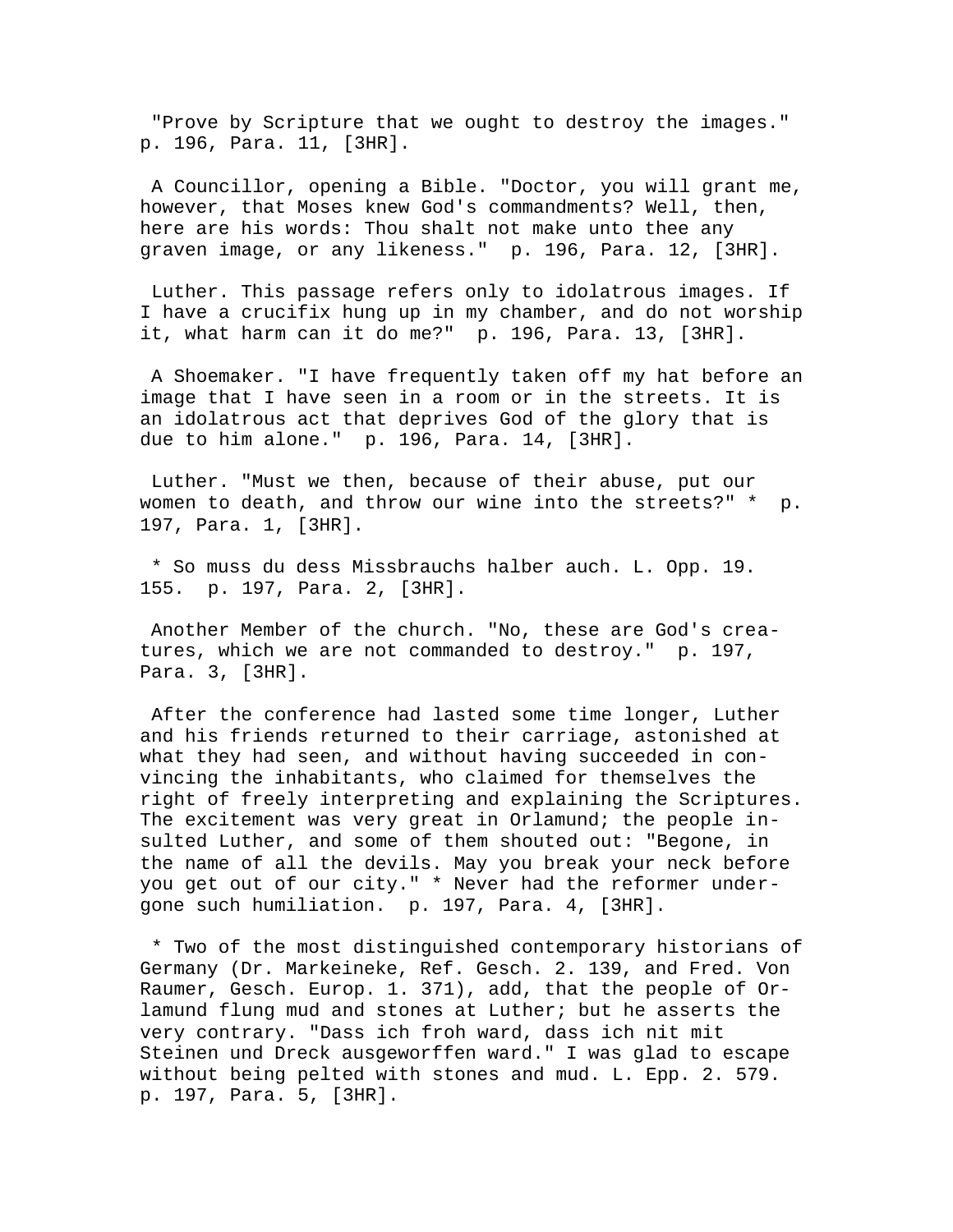"Prove by Scripture that we ought to destroy the images." p. 196, Para. 11, [3HR].

A Councillor, opening a Bible. "Doctor, you will grant me, however, that Moses knew God's commandments? Well, then, here are his words: Thou shalt not make unto thee any graven image, or any likeness." p. 196, Para. 12, [3HR].

Luther. This passage refers only to idolatrous images. If I have a crucifix hung up in my chamber, and do not worship it, what harm can it do me?" p. 196, Para. 13, [3HR].

A Shoemaker. "I have frequently taken off my hat before an image that I have seen in a room or in the streets. It is an idolatrous act that deprives God of the glory that is due to him alone." p. 196, Para. 14, [3HR].

Luther. "Must we then, because of their abuse, put our women to death, and throw our wine into the streets?" * p. 197, Para. 1, [3HR].

* So muss du dess Missbrauchs halber auch. L. Opp. 19. 155. p. 197, Para. 2, [3HR].

Another Member of the church. "No, these are God's creatures, which we are not commanded to destroy." p. 197, Para. 3, [3HR].

After the conference had lasted some time longer, Luther and his friends returned to their carriage, astonished at what they had seen, and without having succeeded in convincing the inhabitants, who claimed for themselves the right of freely interpreting and explaining the Scriptures. The excitement was very great in Orlamund; the people insulted Luther, and some of them shouted out: "Begone, in the name of all the devils. May you break your neck before you get out of our city." * Never had the reformer undergone such humiliation. p. 197, Para. 4, [3HR].

* Two of the most distinguished contemporary historians of Germany (Dr. Markeineke, Ref. Gesch. 2. 139, and Fred. Von Raumer, Gesch. Europ. 1. 371), add, that the people of Orlamund flung mud and stones at Luther; but he asserts the very contrary. "Dass ich froh ward, dass ich nit mit Steinen und Dreck ausgeworffen ward." I was glad to escape without being pelted with stones and mud. L. Epp. 2. 579. p. 197, Para. 5, [3HR].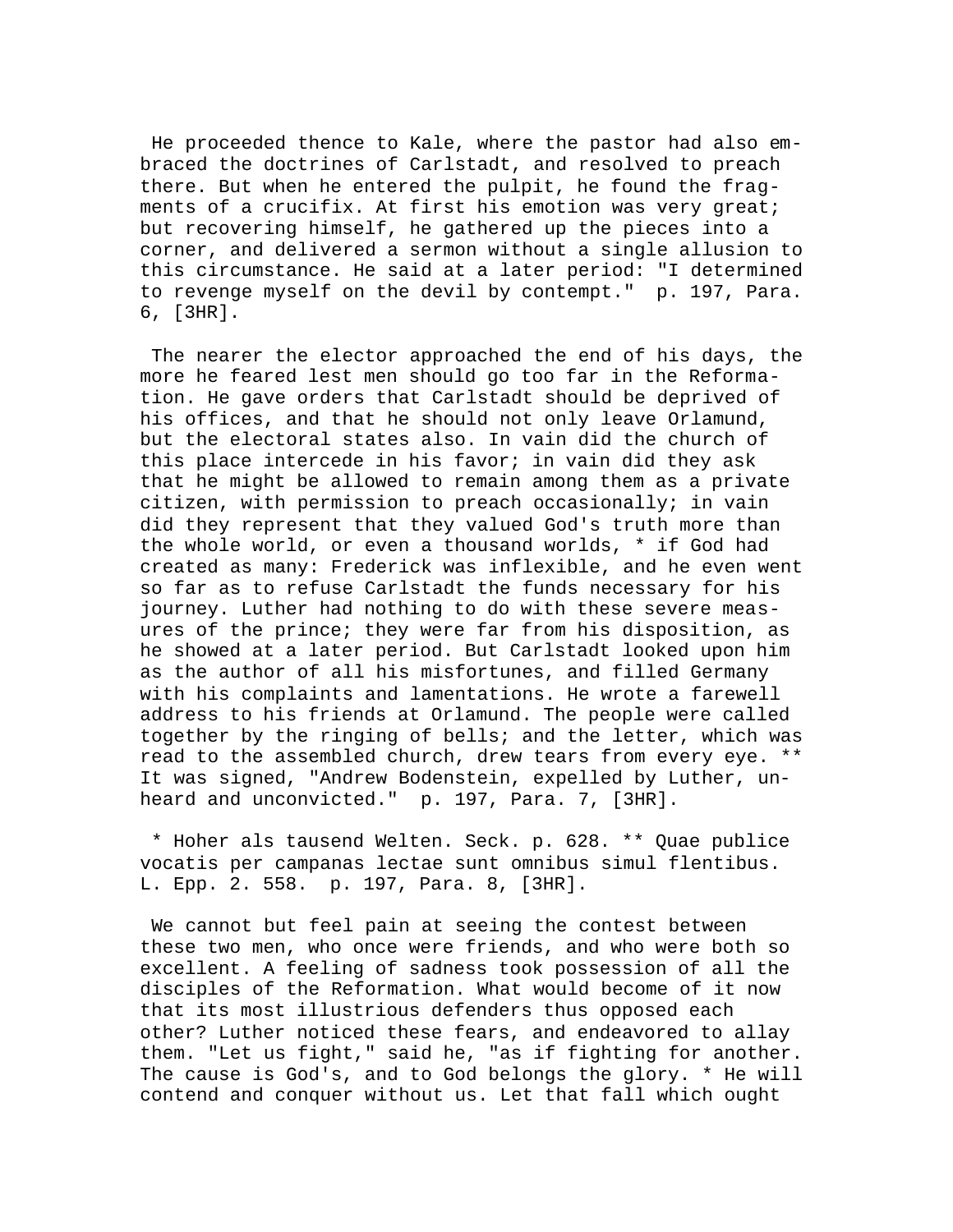He proceeded thence to Kale, where the pastor had also embraced the doctrines of Carlstadt, and resolved to preach there. But when he entered the pulpit, he found the fragments of a crucifix. At first his emotion was very great; but recovering himself, he gathered up the pieces into a corner, and delivered a sermon without a single allusion to this circumstance. He said at a later period: "I determined to revenge myself on the devil by contempt." p. 197, Para. 6, [3HR].

The nearer the elector approached the end of his days, the more he feared lest men should go too far in the Reformation. He gave orders that Carlstadt should be deprived of his offices, and that he should not only leave Orlamund, but the electoral states also. In vain did the church of this place intercede in his favor; in vain did they ask that he might be allowed to remain among them as a private citizen, with permission to preach occasionally; in vain did they represent that they valued God's truth more than the whole world, or even a thousand worlds, * if God had created as many: Frederick was inflexible, and he even went so far as to refuse Carlstadt the funds necessary for his journey. Luther had nothing to do with these severe measures of the prince; they were far from his disposition, as he showed at a later period. But Carlstadt looked upon him as the author of all his misfortunes, and filled Germany with his complaints and lamentations. He wrote a farewell address to his friends at Orlamund. The people were called together by the ringing of bells; and the letter, which was read to the assembled church, drew tears from every eye. ** It was signed, "Andrew Bodenstein, expelled by Luther, unheard and unconvicted." p. 197, Para. 7, [3HR].

* Hoher als tausend Welten. Seck. p. 628. ** Quae publice vocatis per campanas lectae sunt omnibus simul flentibus. L. Epp. 2. 558. p. 197, Para. 8, [3HR].

We cannot but feel pain at seeing the contest between these two men, who once were friends, and who were both so excellent. A feeling of sadness took possession of all the disciples of the Reformation. What would become of it now that its most illustrious defenders thus opposed each other? Luther noticed these fears, and endeavored to allay them. "Let us fight," said he, "as if fighting for another. The cause is God's, and to God belongs the glory. * He will contend and conquer without us. Let that fall which ought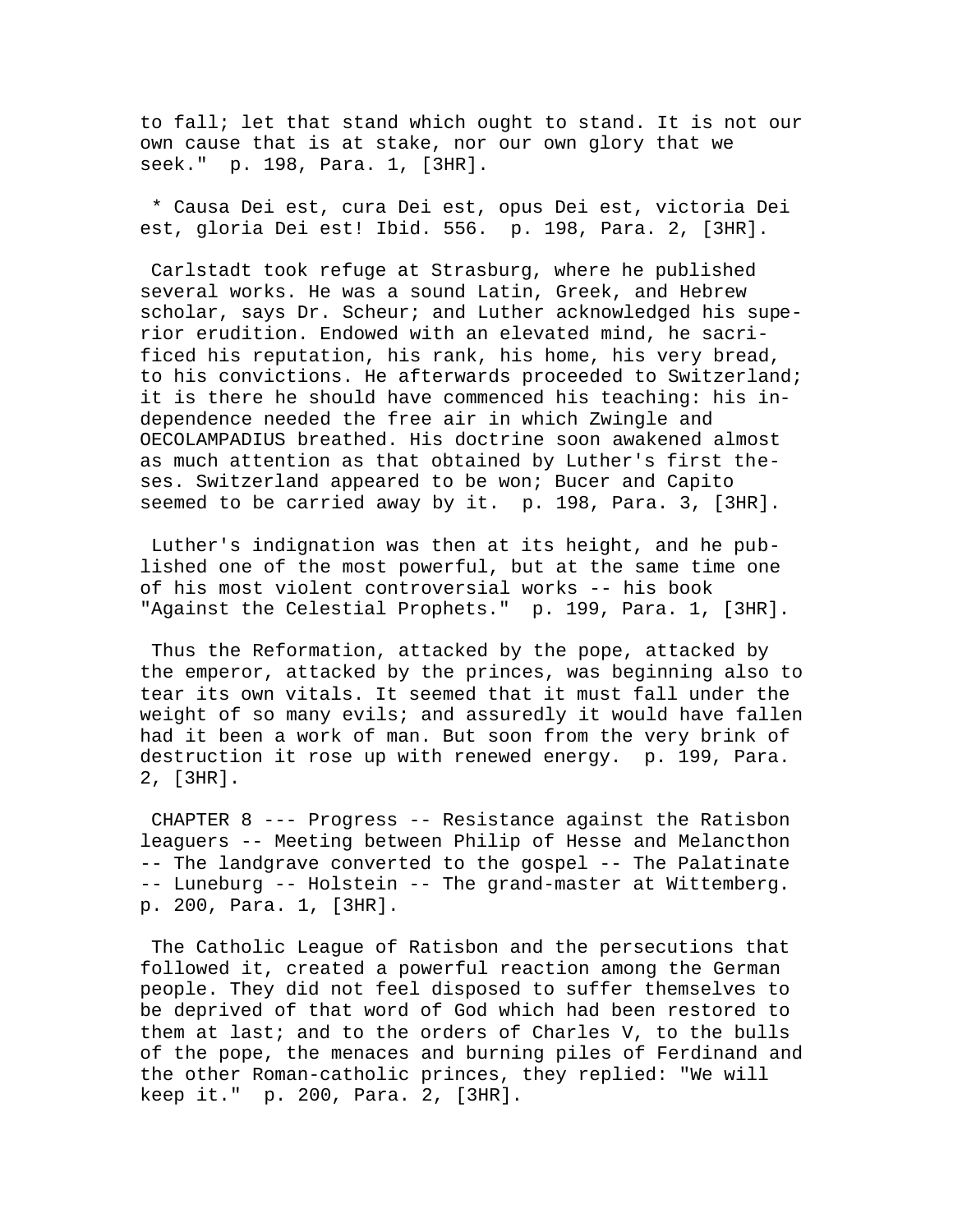to fall; let that stand which ought to stand. It is not our own cause that is at stake, nor our own glory that we seek." p. 198, Para. 1, [3HR].

* Causa Dei est, cura Dei est, opus Dei est, victoria Dei est, gloria Dei est! Ibid. 556. p. 198, Para. 2, [3HR].

Carlstadt took refuge at Strasburg, where he published several works. He was a sound Latin, Greek, and Hebrew scholar, says Dr. Scheur; and Luther acknowledged his superior erudition. Endowed with an elevated mind, he sacrificed his reputation, his rank, his home, his very bread, to his convictions. He afterwards proceeded to Switzerland; it is there he should have commenced his teaching: his independence needed the free air in which Zwingle and OECOLAMPADIUS breathed. His doctrine soon awakened almost as much attention as that obtained by Luther's first theses. Switzerland appeared to be won; Bucer and Capito seemed to be carried away by it. p. 198, Para. 3, [3HR].

Luther's indignation was then at its height, and he published one of the most powerful, but at the same time one of his most violent controversial works -- his book "Against the Celestial Prophets." p. 199, Para. 1, [3HR].

Thus the Reformation, attacked by the pope, attacked by the emperor, attacked by the princes, was beginning also to tear its own vitals. It seemed that it must fall under the weight of so many evils; and assuredly it would have fallen had it been a work of man. But soon from the very brink of destruction it rose up with renewed energy. p. 199, Para. 2, [3HR].

CHAPTER 8 --- Progress -- Resistance against the Ratisbon leaguers -- Meeting between Philip of Hesse and Melancthon -- The landgrave converted to the gospel -- The Palatinate -- Luneburg -- Holstein -- The grand-master at Wittemberg. p. 200, Para. 1, [3HR].

The Catholic League of Ratisbon and the persecutions that followed it, created a powerful reaction among the German people. They did not feel disposed to suffer themselves to be deprived of that word of God which had been restored to them at last; and to the orders of Charles V, to the bulls of the pope, the menaces and burning piles of Ferdinand and the other Roman-catholic princes, they replied: "We will keep it." p. 200, Para. 2, [3HR].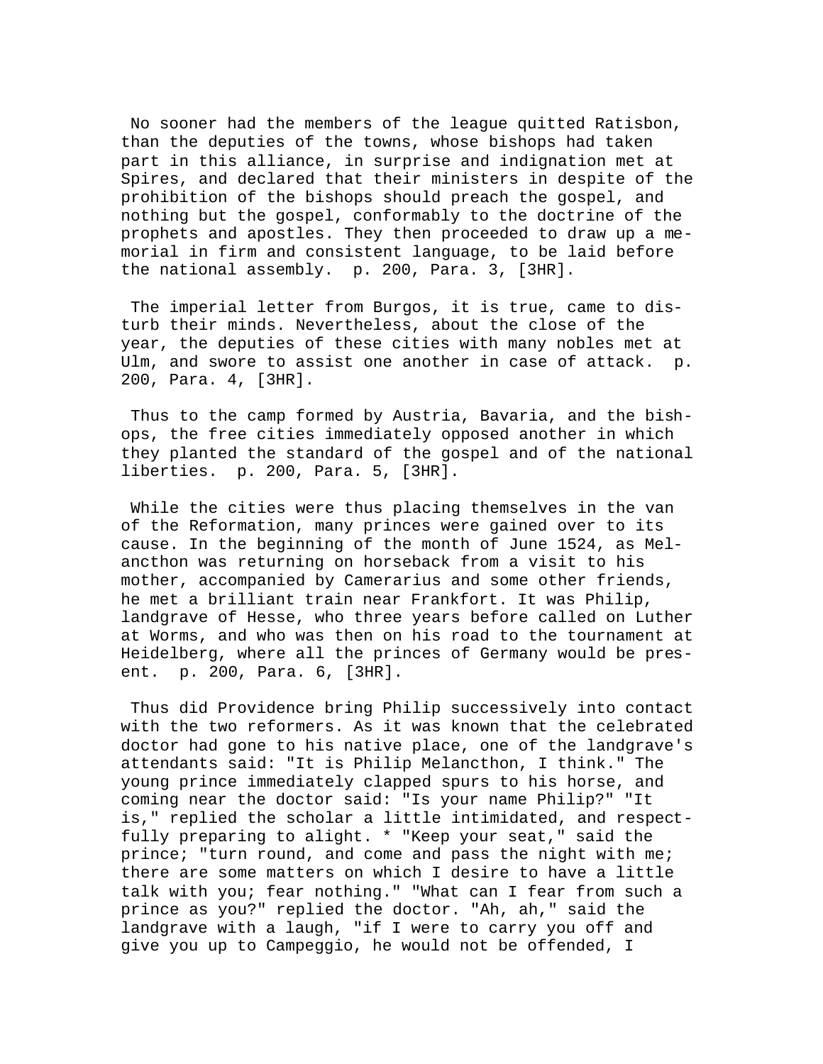No sooner had the members of the league quitted Ratisbon, than the deputies of the towns, whose bishops had taken part in this alliance, in surprise and indignation met at Spires, and declared that their ministers in despite of the prohibition of the bishops should preach the gospel, and nothing but the gospel, conformably to the doctrine of the prophets and apostles. They then proceeded to draw up a memorial in firm and consistent language, to be laid before the national assembly. p. 200, Para. 3, [3HR].

The imperial letter from Burgos, it is true, came to disturb their minds. Nevertheless, about the close of the year, the deputies of these cities with many nobles met at Ulm, and swore to assist one another in case of attack. p. 200, Para. 4, [3HR].

Thus to the camp formed by Austria, Bavaria, and the bishops, the free cities immediately opposed another in which they planted the standard of the gospel and of the national liberties. p. 200, Para. 5, [3HR].

While the cities were thus placing themselves in the van of the Reformation, many princes were gained over to its cause. In the beginning of the month of June 1524, as Melancthon was returning on horseback from a visit to his mother, accompanied by Camerarius and some other friends, he met a brilliant train near Frankfort. It was Philip, landgrave of Hesse, who three years before called on Luther at Worms, and who was then on his road to the tournament at Heidelberg, where all the princes of Germany would be present. p. 200, Para. 6, [3HR].

Thus did Providence bring Philip successively into contact with the two reformers. As it was known that the celebrated doctor had gone to his native place, one of the landgrave's attendants said: "It is Philip Melancthon, I think." The young prince immediately clapped spurs to his horse, and coming near the doctor said: "Is your name Philip?" "It is," replied the scholar a little intimidated, and respectfully preparing to alight. * "Keep your seat," said the prince; "turn round, and come and pass the night with me; there are some matters on which I desire to have a little talk with you; fear nothing." "What can I fear from such a prince as you?" replied the doctor. "Ah, ah," said the landgrave with a laugh, "if I were to carry you off and give you up to Campeggio, he would not be offended, I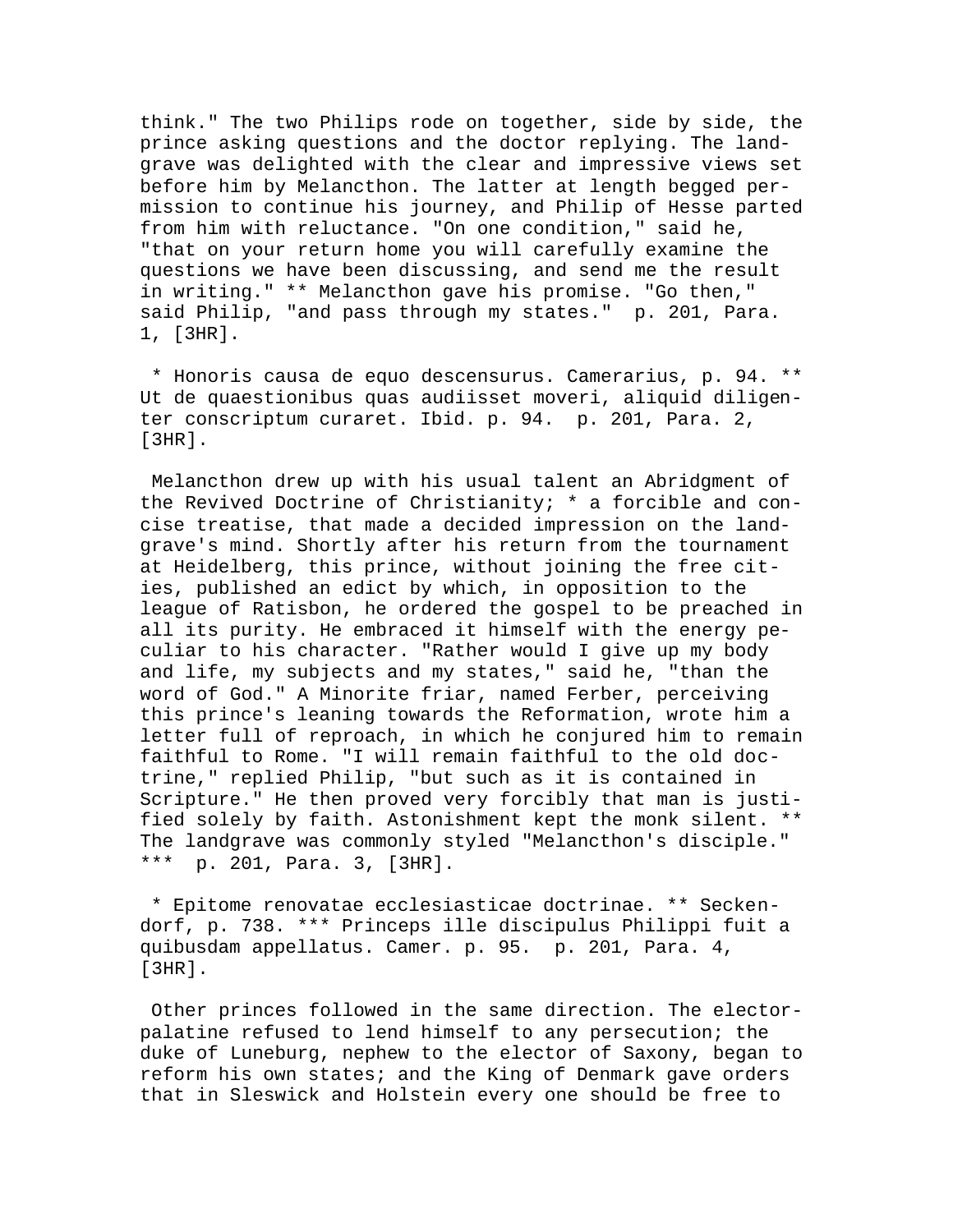think." The two Philips rode on together, side by side, the prince asking questions and the doctor replying. The landgrave was delighted with the clear and impressive views set before him by Melancthon. The latter at length begged permission to continue his journey, and Philip of Hesse parted from him with reluctance. "On one condition," said he, "that on your return home you will carefully examine the questions we have been discussing, and send me the result in writing." ** Melancthon gave his promise. "Go then," said Philip, "and pass through my states." p. 201, Para. 1, [3HR].

* Honoris causa de equo descensurus. Camerarius, p. 94. ** Ut de quaestionibus quas audiisset moveri, aliquid diligenter conscriptum curaret. Ibid. p. 94. p. 201, Para. 2, [3HR].

Melancthon drew up with his usual talent an Abridgment of the Revived Doctrine of Christianity; * a forcible and concise treatise, that made a decided impression on the landgrave's mind. Shortly after his return from the tournament at Heidelberg, this prince, without joining the free cities, published an edict by which, in opposition to the league of Ratisbon, he ordered the gospel to be preached in all its purity. He embraced it himself with the energy peculiar to his character. "Rather would I give up my body and life, my subjects and my states," said he, "than the word of God." A Minorite friar, named Ferber, perceiving this prince's leaning towards the Reformation, wrote him a letter full of reproach, in which he conjured him to remain faithful to Rome. "I will remain faithful to the old doctrine," replied Philip, "but such as it is contained in Scripture." He then proved very forcibly that man is justified solely by faith. Astonishment kept the monk silent. ** The landgrave was commonly styled "Melancthon's disciple." *** p. 201, Para. 3, [3HR].

* Epitome renovatae ecclesiasticae doctrinae. ** Seckendorf, p. 738. *** Princeps ille discipulus Philippi fuit a quibusdam appellatus. Camer. p. 95. p. 201, Para. 4, [3HR].

Other princes followed in the same direction. The elector-palatine refused to lend himself to any persecution; the duke of Luneburg, nephew to the elector of Saxony, began to reform his own states; and the King of Denmark gave orders that in Sleswick and Holstein every one should be free to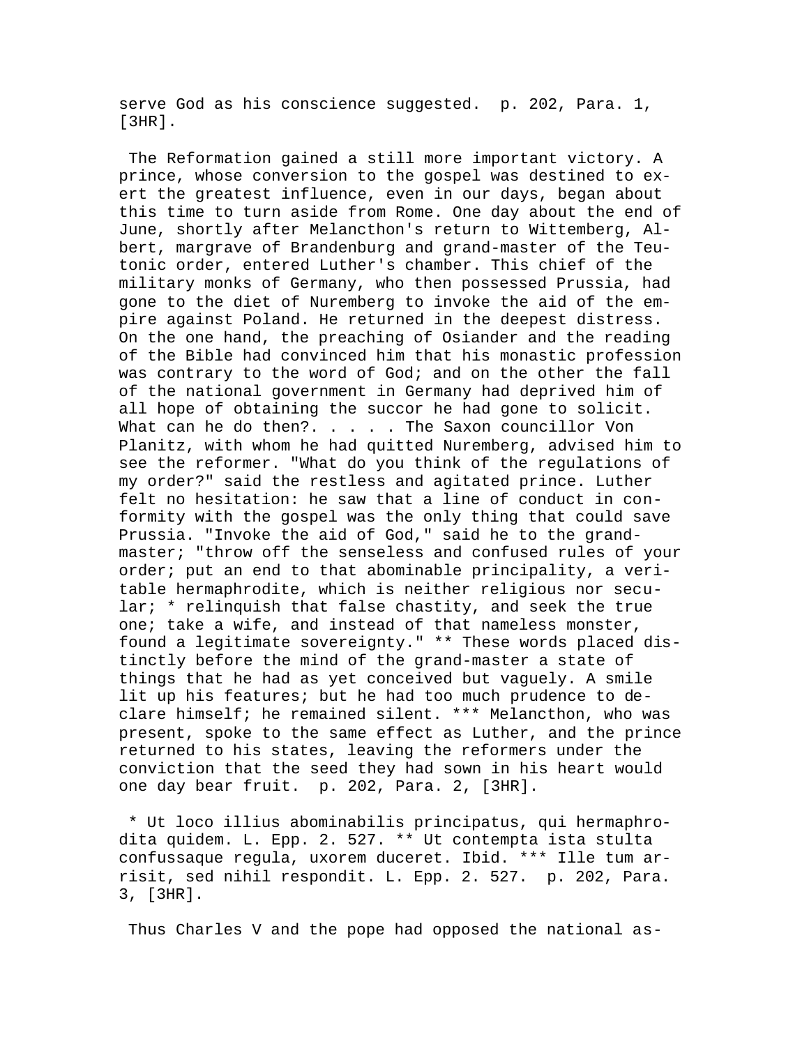serve God as his conscience suggested.  p. 202, Para. 1, [3HR].

The Reformation gained a still more important victory. A prince, whose conversion to the gospel was destined to exert the greatest influence, even in our days, began about this time to turn aside from Rome. One day about the end of June, shortly after Melancthon's return to Wittemberg, Albert, margrave of Brandenburg and grand-master of the Teutonic order, entered Luther's chamber. This chief of the military monks of Germany, who then possessed Prussia, had gone to the diet of Nuremberg to invoke the aid of the empire against Poland. He returned in the deepest distress. On the one hand, the preaching of Osiander and the reading of the Bible had convinced him that his monastic profession was contrary to the word of God; and on the other the fall of the national government in Germany had deprived him of all hope of obtaining the succor he had gone to solicit. What can he do then?. . . . . The Saxon councillor Von Planitz, with whom he had quitted Nuremberg, advised him to see the reformer. "What do you think of the regulations of my order?" said the restless and agitated prince. Luther felt no hesitation: he saw that a line of conduct in conformity with the gospel was the only thing that could save Prussia. "Invoke the aid of God," said he to the grand-master; "throw off the senseless and confused rules of your order; put an end to that abominable principality, a veritable hermaphrodite, which is neither religious nor secular; * relinquish that false chastity, and seek the true one; take a wife, and instead of that nameless monster, found a legitimate sovereignty." ** These words placed distinctly before the mind of the grand-master a state of things that he had as yet conceived but vaguely. A smile lit up his features; but he had too much prudence to declare himself; he remained silent. *** Melancthon, who was present, spoke to the same effect as Luther, and the prince returned to his states, leaving the reformers under the conviction that the seed they had sown in his heart would one day bear fruit.  p. 202, Para. 2, [3HR].

* Ut loco illius abominabilis principatus, qui hermaphrodita quidem. L. Epp. 2. 527. ** Ut contempta ista stulta confussaque regula, uxorem duceret. Ibid. *** Ille tum arrisit, sed nihil respondit. L. Epp. 2. 527.  p. 202, Para. 3, [3HR].

Thus Charles V and the pope had opposed the national as-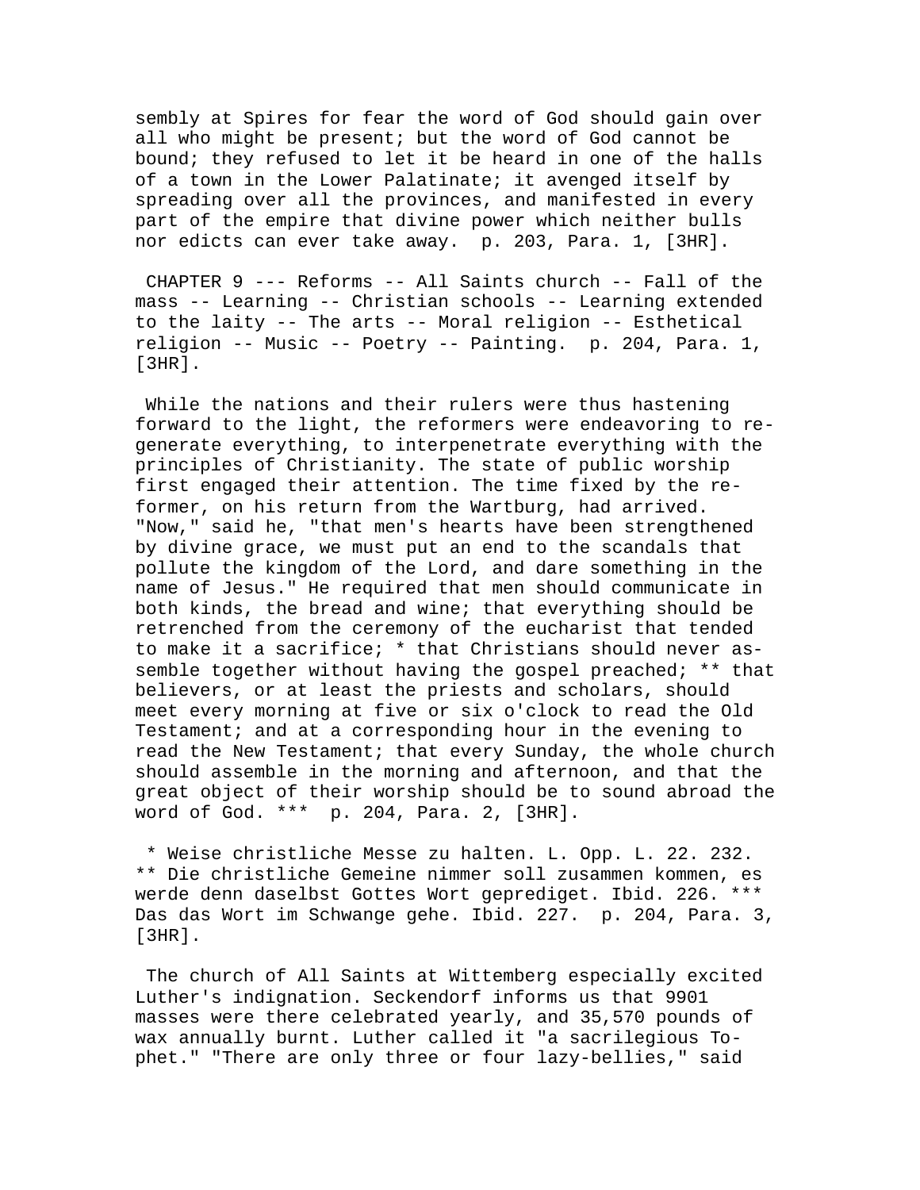sembly at Spires for fear the word of God should gain over all who might be present; but the word of God cannot be bound; they refused to let it be heard in one of the halls of a town in the Lower Palatinate; it avenged itself by spreading over all the provinces, and manifested in every part of the empire that divine power which neither bulls nor edicts can ever take away. p. 203, Para. 1, [3HR].

CHAPTER 9 --- Reforms -- All Saints church -- Fall of the mass -- Learning -- Christian schools -- Learning extended to the laity -- The arts -- Moral religion -- Esthetical religion -- Music -- Poetry -- Painting. p. 204, Para. 1, [3HR].

While the nations and their rulers were thus hastening forward to the light, the reformers were endeavoring to regenerate everything, to interpenetrate everything with the principles of Christianity. The state of public worship first engaged their attention. The time fixed by the reformer, on his return from the Wartburg, had arrived. "Now," said he, "that men's hearts have been strengthened by divine grace, we must put an end to the scandals that pollute the kingdom of the Lord, and dare something in the name of Jesus." He required that men should communicate in both kinds, the bread and wine; that everything should be retrenched from the ceremony of the eucharist that tended to make it a sacrifice; * that Christians should never assemble together without having the gospel preached; ** that believers, or at least the priests and scholars, should meet every morning at five or six o'clock to read the Old Testament; and at a corresponding hour in the evening to read the New Testament; that every Sunday, the whole church should assemble in the morning and afternoon, and that the great object of their worship should be to sound abroad the word of God. *** p. 204, Para. 2, [3HR].

* Weise christliche Messe zu halten. L. Opp. L. 22. 232. ** Die christliche Gemeine nimmer soll zusammen kommen, es werde denn daselbst Gottes Wort geprediget. Ibid. 226. *** Das das Wort im Schwange gehe. Ibid. 227. p. 204, Para. 3, [3HR].

The church of All Saints at Wittemberg especially excited Luther's indignation. Seckendorf informs us that 9901 masses were there celebrated yearly, and 35,570 pounds of wax annually burnt. Luther called it "a sacrilegious Tophet." "There are only three or four lazy-bellies," said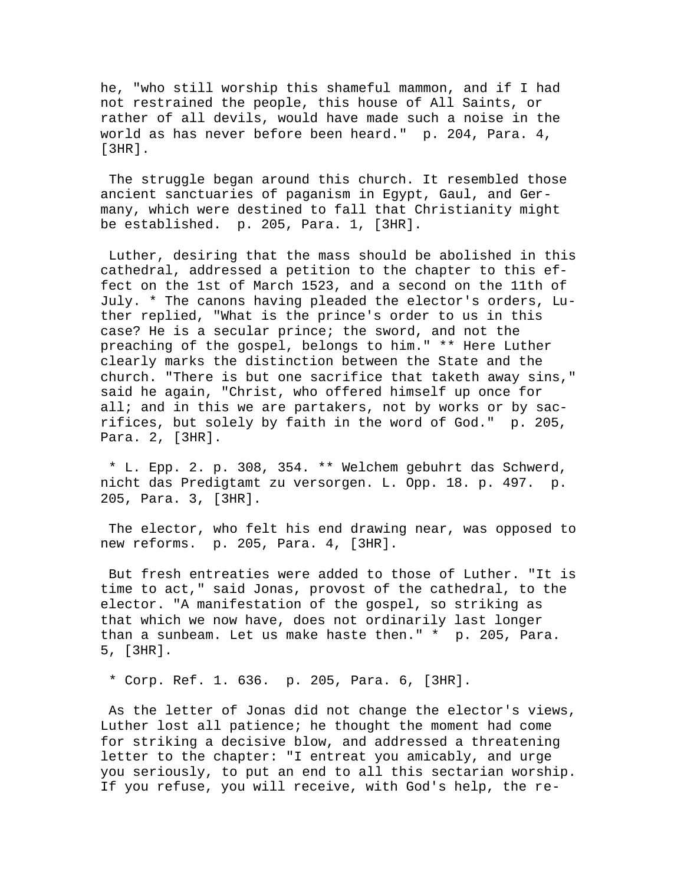he, "who still worship this shameful mammon, and if I had not restrained the people, this house of All Saints, or rather of all devils, would have made such a noise in the world as has never before been heard." p. 204, Para. 4, [3HR].

The struggle began around this church. It resembled those ancient sanctuaries of paganism in Egypt, Gaul, and Germany, which were destined to fall that Christianity might be established. p. 205, Para. 1, [3HR].

Luther, desiring that the mass should be abolished in this cathedral, addressed a petition to the chapter to this effect on the 1st of March 1523, and a second on the 11th of July. * The canons having pleaded the elector's orders, Luther replied, "What is the prince's order to us in this case? He is a secular prince; the sword, and not the preaching of the gospel, belongs to him." ** Here Luther clearly marks the distinction between the State and the church. "There is but one sacrifice that taketh away sins," said he again, "Christ, who offered himself up once for all; and in this we are partakers, not by works or by sacrifices, but solely by faith in the word of God." p. 205, Para. 2, [3HR].

* L. Epp. 2. p. 308, 354. ** Welchem gebuhrt das Schwerd, nicht das Predigtamt zu versorgen. L. Opp. 18. p. 497. p. 205, Para. 3, [3HR].

The elector, who felt his end drawing near, was opposed to new reforms. p. 205, Para. 4, [3HR].

But fresh entreaties were added to those of Luther. "It is time to act," said Jonas, provost of the cathedral, to the elector. "A manifestation of the gospel, so striking as that which we now have, does not ordinarily last longer than a sunbeam. Let us make haste then." * p. 205, Para. 5, [3HR].

* Corp. Ref. 1. 636. p. 205, Para. 6, [3HR].

As the letter of Jonas did not change the elector's views, Luther lost all patience; he thought the moment had come for striking a decisive blow, and addressed a threatening letter to the chapter: "I entreat you amicably, and urge you seriously, to put an end to all this sectarian worship. If you refuse, you will receive, with God's help, the re-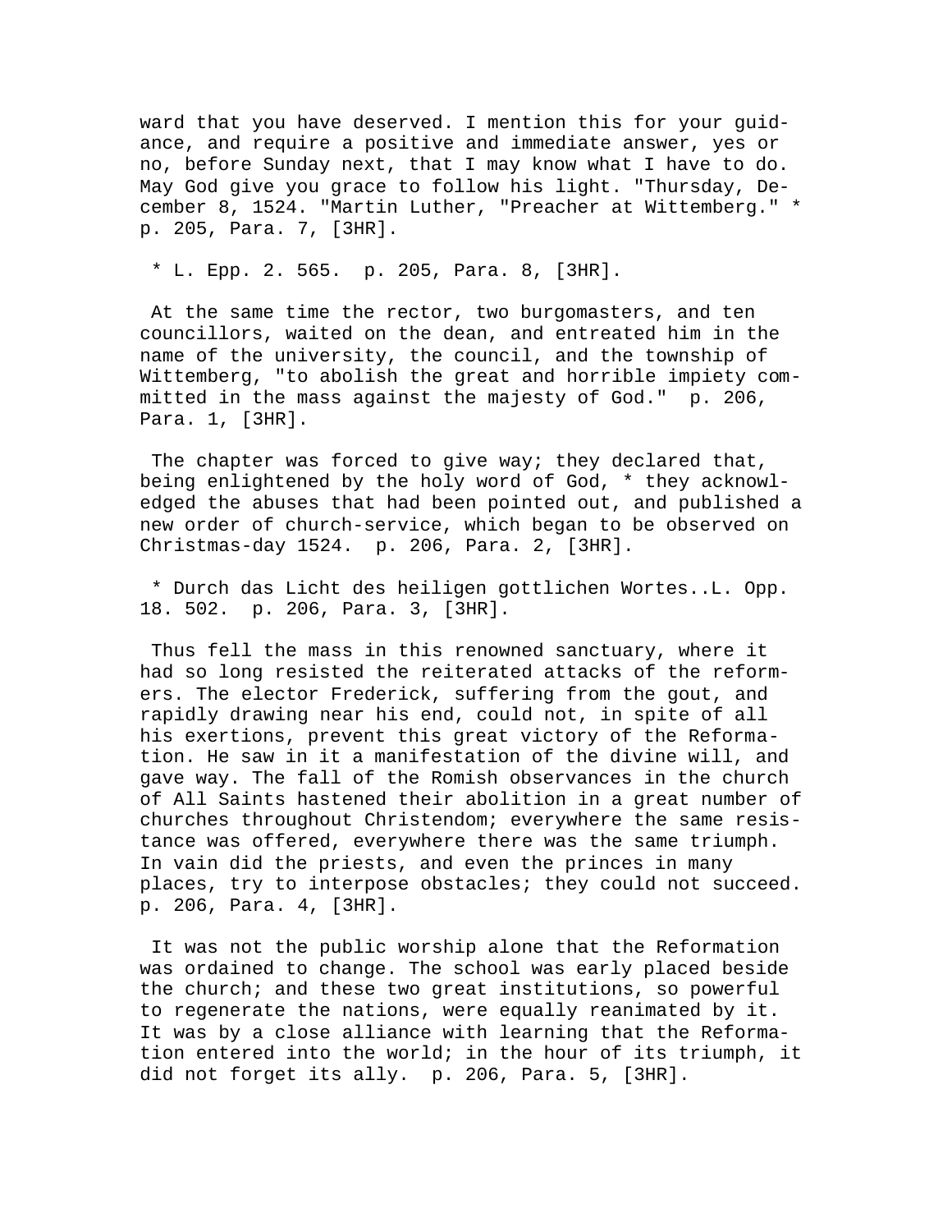ward that you have deserved. I mention this for your guidance, and require a positive and immediate answer, yes or no, before Sunday next, that I may know what I have to do. May God give you grace to follow his light. "Thursday, December 8, 1524. "Martin Luther, "Preacher at Wittemberg." * p. 205, Para. 7, [3HR].

* L. Epp. 2. 565. p. 205, Para. 8, [3HR].

At the same time the rector, two burgomasters, and ten councillors, waited on the dean, and entreated him in the name of the university, the council, and the township of Wittemberg, "to abolish the great and horrible impiety committed in the mass against the majesty of God." p. 206, Para. 1, [3HR].

The chapter was forced to give way; they declared that, being enlightened by the holy word of God, * they acknowledged the abuses that had been pointed out, and published a new order of church-service, which began to be observed on Christmas-day 1524. p. 206, Para. 2, [3HR].

* Durch das Licht des heiligen gottlichen Wortes..L. Opp. 18. 502. p. 206, Para. 3, [3HR].

Thus fell the mass in this renowned sanctuary, where it had so long resisted the reiterated attacks of the reformers. The elector Frederick, suffering from the gout, and rapidly drawing near his end, could not, in spite of all his exertions, prevent this great victory of the Reformation. He saw in it a manifestation of the divine will, and gave way. The fall of the Romish observances in the church of All Saints hastened their abolition in a great number of churches throughout Christendom; everywhere the same resistance was offered, everywhere there was the same triumph. In vain did the priests, and even the princes in many places, try to interpose obstacles; they could not succeed. p. 206, Para. 4, [3HR].

It was not the public worship alone that the Reformation was ordained to change. The school was early placed beside the church; and these two great institutions, so powerful to regenerate the nations, were equally reanimated by it. It was by a close alliance with learning that the Reformation entered into the world; in the hour of its triumph, it did not forget its ally. p. 206, Para. 5, [3HR].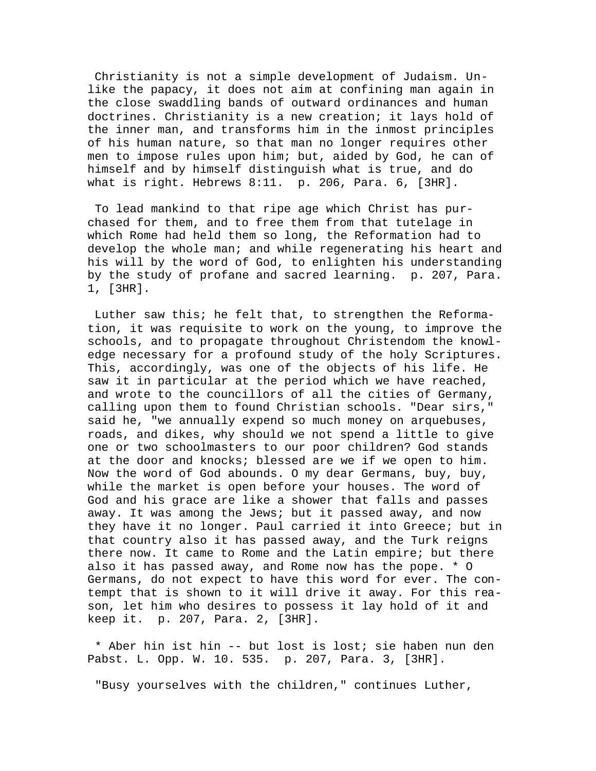Christianity is not a simple development of Judaism. Unlike the papacy, it does not aim at confining man again in the close swaddling bands of outward ordinances and human doctrines. Christianity is a new creation; it lays hold of the inner man, and transforms him in the inmost principles of his human nature, so that man no longer requires other men to impose rules upon him; but, aided by God, he can of himself and by himself distinguish what is true, and do what is right. Hebrews 8:11. p. 206, Para. 6, [3HR].

To lead mankind to that ripe age which Christ has purchased for them, and to free them from that tutelage in which Rome had held them so long, the Reformation had to develop the whole man; and while regenerating his heart and his will by the word of God, to enlighten his understanding by the study of profane and sacred learning. p. 207, Para. 1, [3HR].

Luther saw this; he felt that, to strengthen the Reformation, it was requisite to work on the young, to improve the schools, and to propagate throughout Christendom the knowledge necessary for a profound study of the holy Scriptures. This, accordingly, was one of the objects of his life. He saw it in particular at the period which we have reached, and wrote to the councillors of all the cities of Germany, calling upon them to found Christian schools. "Dear sirs," said he, "we annually expend so much money on arquebuses, roads, and dikes, why should we not spend a little to give one or two schoolmasters to our poor children? God stands at the door and knocks; blessed are we if we open to him. Now the word of God abounds. O my dear Germans, buy, buy, while the market is open before your houses. The word of God and his grace are like a shower that falls and passes away. It was among the Jews; but it passed away, and now they have it no longer. Paul carried it into Greece; but in that country also it has passed away, and the Turk reigns there now. It came to Rome and the Latin empire; but there also it has passed away, and Rome now has the pope. * O Germans, do not expect to have this word for ever. The contempt that is shown to it will drive it away. For this reason, let him who desires to possess it lay hold of it and keep it. p. 207, Para. 2, [3HR].

* Aber hin ist hin -- but lost is lost; sie haben nun den Pabst. L. Opp. W. 10. 535. p. 207, Para. 3, [3HR].

"Busy yourselves with the children," continues Luther,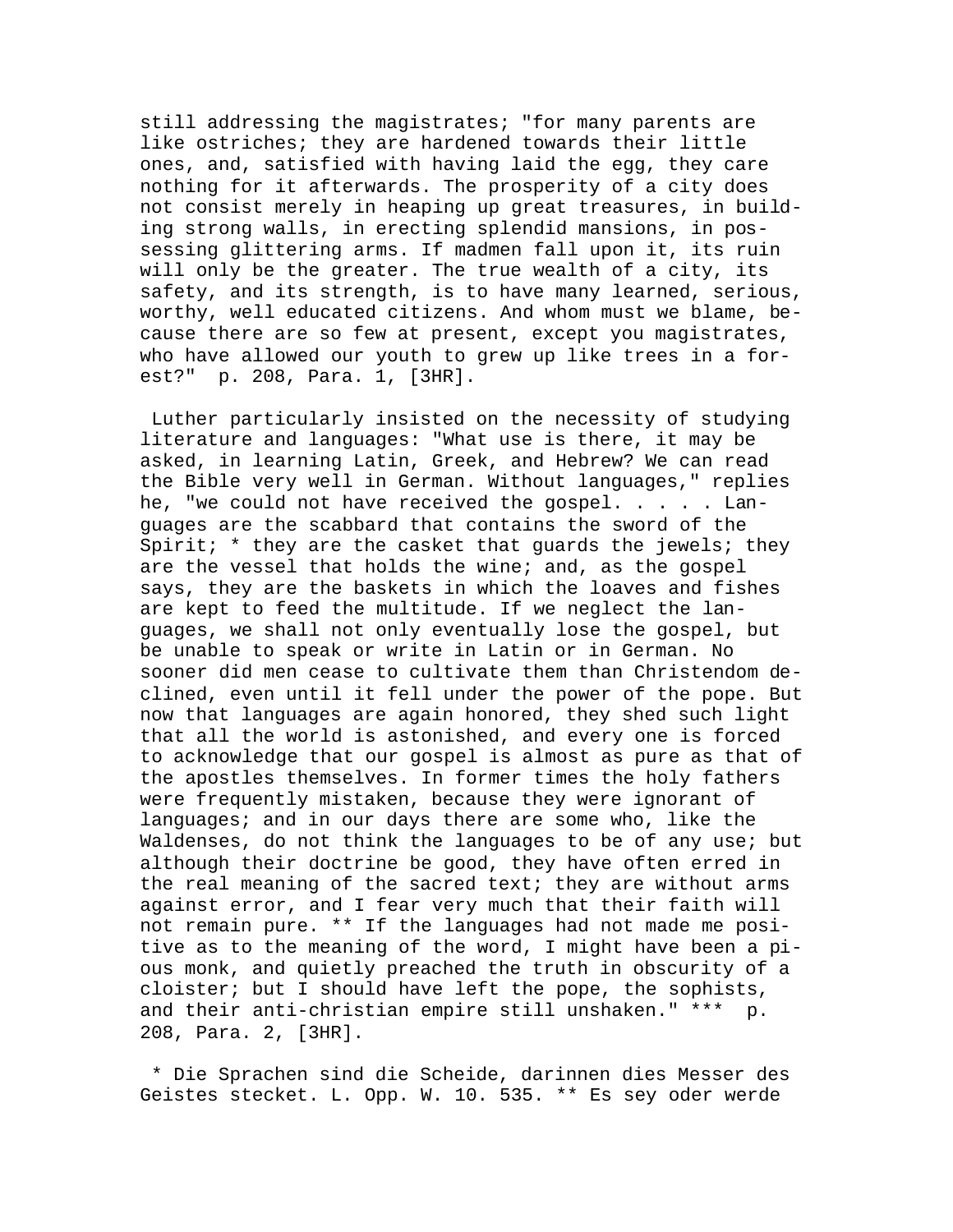still addressing the magistrates; "for many parents are like ostriches; they are hardened towards their little ones, and, satisfied with having laid the egg, they care nothing for it afterwards. The prosperity of a city does not consist merely in heaping up great treasures, in building strong walls, in erecting splendid mansions, in possessing glittering arms. If madmen fall upon it, its ruin will only be the greater. The true wealth of a city, its safety, and its strength, is to have many learned, serious, worthy, well educated citizens. And whom must we blame, because there are so few at present, except you magistrates, who have allowed our youth to grew up like trees in a forest?" p. 208, Para. 1, [3HR].

Luther particularly insisted on the necessity of studying literature and languages: "What use is there, it may be asked, in learning Latin, Greek, and Hebrew? We can read the Bible very well in German. Without languages," replies he, "we could not have received the gospel. . . . . Languages are the scabbard that contains the sword of the Spirit; * they are the casket that guards the jewels; they are the vessel that holds the wine; and, as the gospel says, they are the baskets in which the loaves and fishes are kept to feed the multitude. If we neglect the languages, we shall not only eventually lose the gospel, but be unable to speak or write in Latin or in German. No sooner did men cease to cultivate them than Christendom declined, even until it fell under the power of the pope. But now that languages are again honored, they shed such light that all the world is astonished, and every one is forced to acknowledge that our gospel is almost as pure as that of the apostles themselves. In former times the holy fathers were frequently mistaken, because they were ignorant of languages; and in our days there are some who, like the Waldenses, do not think the languages to be of any use; but although their doctrine be good, they have often erred in the real meaning of the sacred text; they are without arms against error, and I fear very much that their faith will not remain pure. ** If the languages had not made me positive as to the meaning of the word, I might have been a pious monk, and quietly preached the truth in obscurity of a cloister; but I should have left the pope, the sophists, and their anti-christian empire still unshaken." *** p. 208, Para. 2, [3HR].

* Die Sprachen sind die Scheide, darinnen dies Messer des Geistes stecket. L. Opp. W. 10. 535. ** Es sey oder werde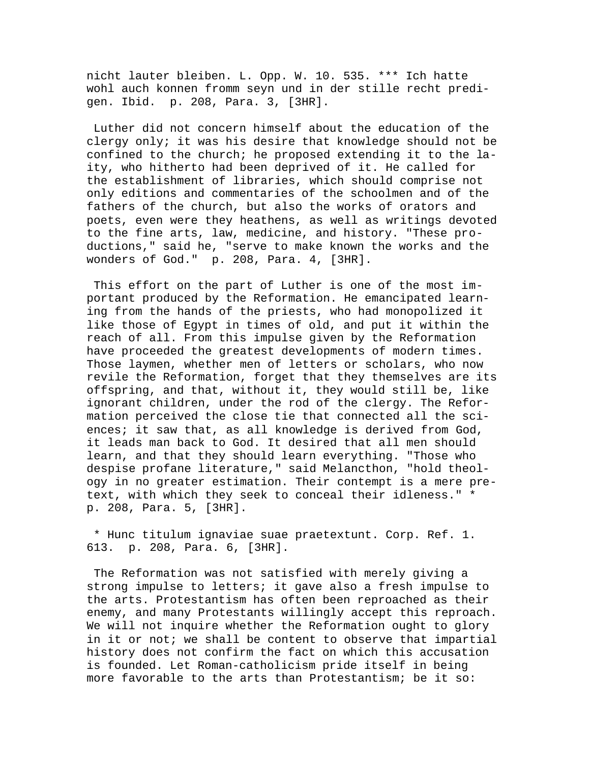nicht lauter bleiben. L. Opp. W. 10. 535. *** Ich hatte wohl auch konnen fromm seyn und in der stille recht predigen. Ibid. p. 208, Para. 3, [3HR].

Luther did not concern himself about the education of the clergy only; it was his desire that knowledge should not be confined to the church; he proposed extending it to the laity, who hitherto had been deprived of it. He called for the establishment of libraries, which should comprise not only editions and commentaries of the schoolmen and of the fathers of the church, but also the works of orators and poets, even were they heathens, as well as writings devoted to the fine arts, law, medicine, and history. "These productions," said he, "serve to make known the works and the wonders of God." p. 208, Para. 4, [3HR].

This effort on the part of Luther is one of the most important produced by the Reformation. He emancipated learning from the hands of the priests, who had monopolized it like those of Egypt in times of old, and put it within the reach of all. From this impulse given by the Reformation have proceeded the greatest developments of modern times. Those laymen, whether men of letters or scholars, who now revile the Reformation, forget that they themselves are its offspring, and that, without it, they would still be, like ignorant children, under the rod of the clergy. The Reformation perceived the close tie that connected all the sciences; it saw that, as all knowledge is derived from God, it leads man back to God. It desired that all men should learn, and that they should learn everything. "Those who despise profane literature," said Melancthon, "hold theology in no greater estimation. Their contempt is a mere pretext, with which they seek to conceal their idleness." * p. 208, Para. 5, [3HR].

* Hunc titulum ignaviae suae praetextunt. Corp. Ref. 1. 613. p. 208, Para. 6, [3HR].

The Reformation was not satisfied with merely giving a strong impulse to letters; it gave also a fresh impulse to the arts. Protestantism has often been reproached as their enemy, and many Protestants willingly accept this reproach. We will not inquire whether the Reformation ought to glory in it or not; we shall be content to observe that impartial history does not confirm the fact on which this accusation is founded. Let Roman-catholicism pride itself in being more favorable to the arts than Protestantism; be it so: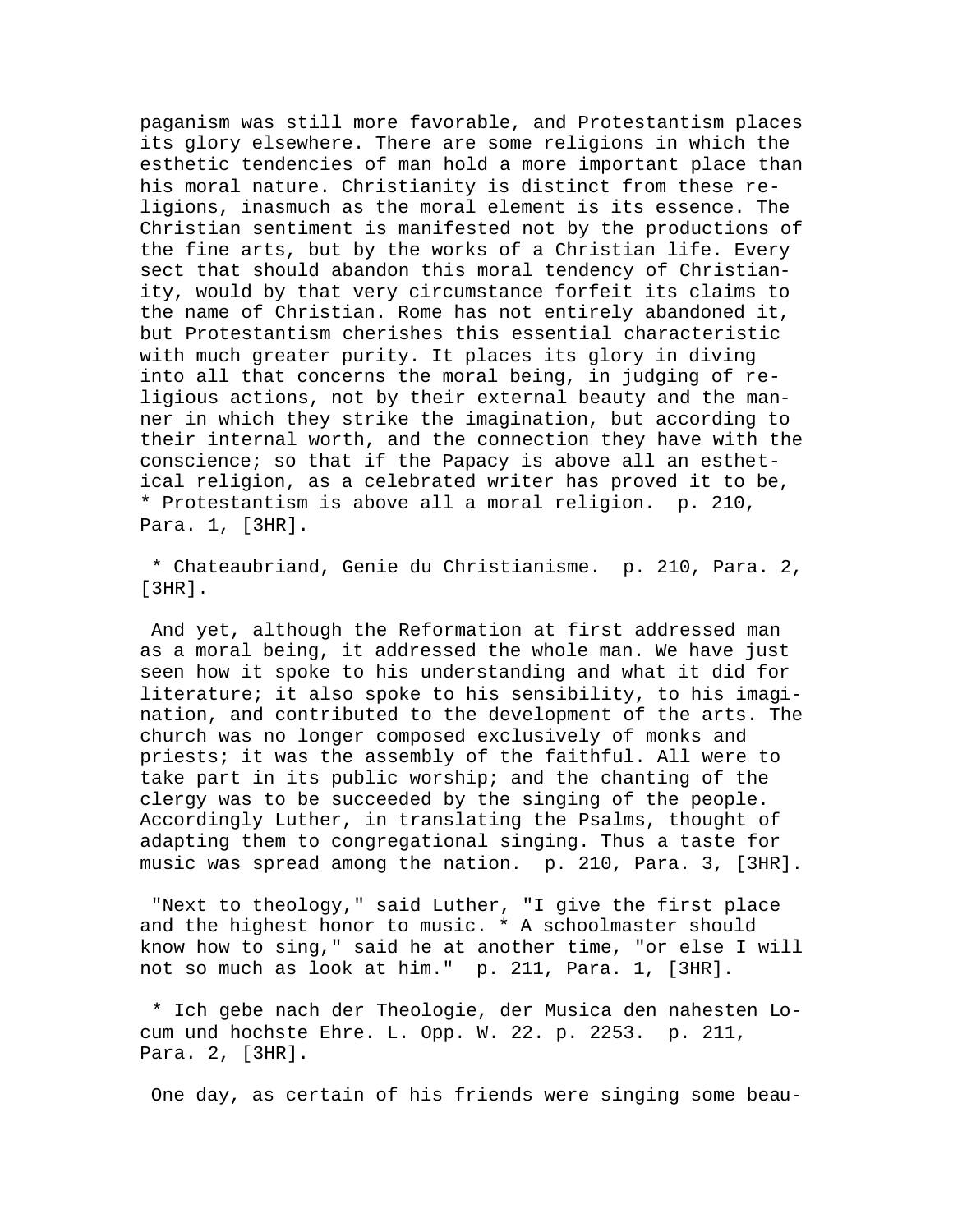paganism was still more favorable, and Protestantism places its glory elsewhere. There are some religions in which the esthetic tendencies of man hold a more important place than his moral nature. Christianity is distinct from these religions, inasmuch as the moral element is its essence. The Christian sentiment is manifested not by the productions of the fine arts, but by the works of a Christian life. Every sect that should abandon this moral tendency of Christianity, would by that very circumstance forfeit its claims to the name of Christian. Rome has not entirely abandoned it, but Protestantism cherishes this essential characteristic with much greater purity. It places its glory in diving into all that concerns the moral being, in judging of religious actions, not by their external beauty and the manner in which they strike the imagination, but according to their internal worth, and the connection they have with the conscience; so that if the Papacy is above all an esthetical religion, as a celebrated writer has proved it to be, * Protestantism is above all a moral religion.  p. 210, Para. 1, [3HR].

* Chateaubriand, Genie du Christianisme.  p. 210, Para. 2, [3HR].

And yet, although the Reformation at first addressed man as a moral being, it addressed the whole man. We have just seen how it spoke to his understanding and what it did for literature; it also spoke to his sensibility, to his imagination, and contributed to the development of the arts. The church was no longer composed exclusively of monks and priests; it was the assembly of the faithful. All were to take part in its public worship; and the chanting of the clergy was to be succeeded by the singing of the people. Accordingly Luther, in translating the Psalms, thought of adapting them to congregational singing. Thus a taste for music was spread among the nation.  p. 210, Para. 3, [3HR].

"Next to theology," said Luther, "I give the first place and the highest honor to music. * A schoolmaster should know how to sing," said he at another time, "or else I will not so much as look at him."  p. 211, Para. 1, [3HR].

* Ich gebe nach der Theologie, der Musica den nahesten Locum und hochste Ehre. L. Opp. W. 22. p. 2253.  p. 211, Para. 2, [3HR].

One day, as certain of his friends were singing some beau-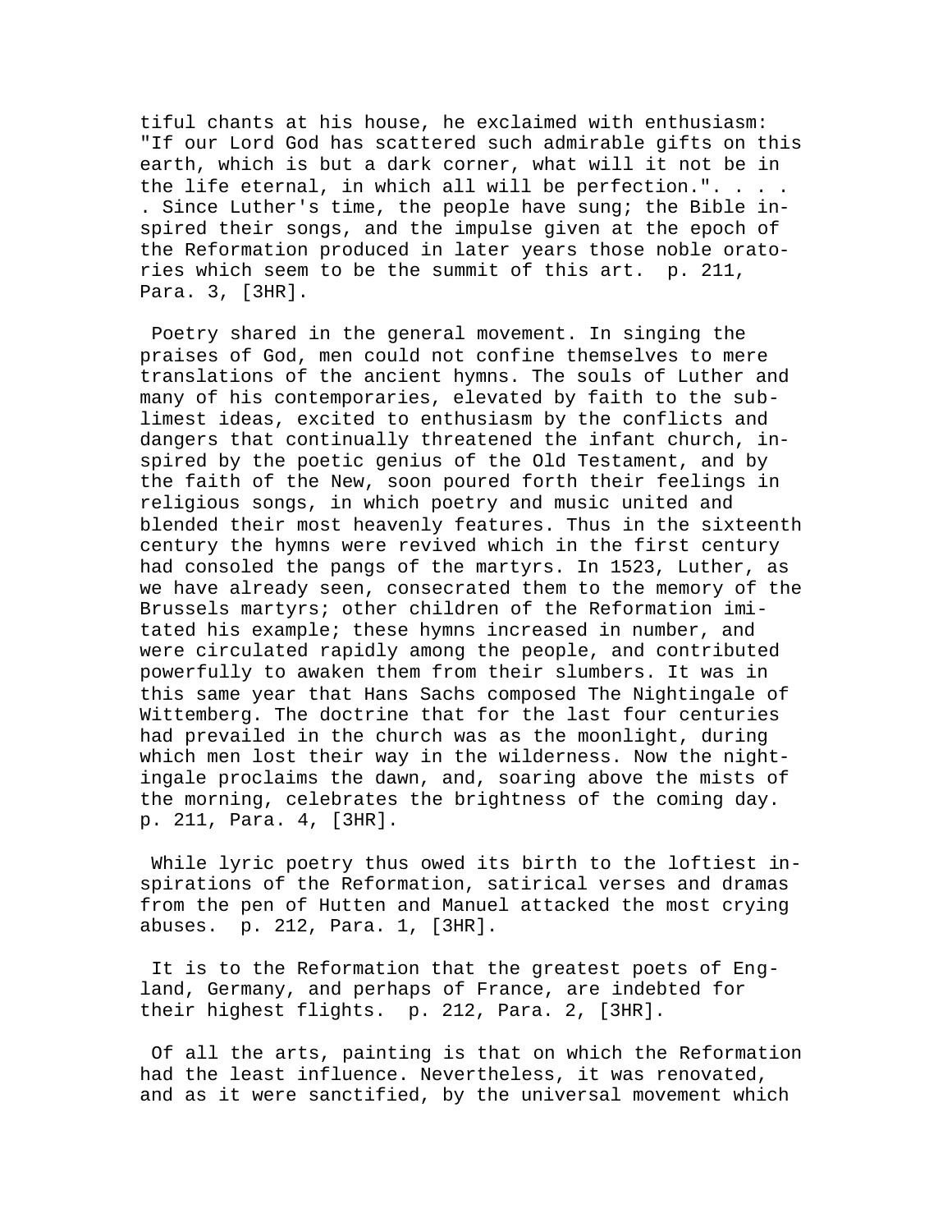tiful chants at his house, he exclaimed with enthusiasm: "If our Lord God has scattered such admirable gifts on this earth, which is but a dark corner, what will it not be in the life eternal, in which all will be perfection.". . . . . Since Luther's time, the people have sung; the Bible inspired their songs, and the impulse given at the epoch of the Reformation produced in later years those noble oratories which seem to be the summit of this art. p. 211, Para. 3, [3HR].

Poetry shared in the general movement. In singing the praises of God, men could not confine themselves to mere translations of the ancient hymns. The souls of Luther and many of his contemporaries, elevated by faith to the sublimest ideas, excited to enthusiasm by the conflicts and dangers that continually threatened the infant church, inspired by the poetic genius of the Old Testament, and by the faith of the New, soon poured forth their feelings in religious songs, in which poetry and music united and blended their most heavenly features. Thus in the sixteenth century the hymns were revived which in the first century had consoled the pangs of the martyrs. In 1523, Luther, as we have already seen, consecrated them to the memory of the Brussels martyrs; other children of the Reformation imitated his example; these hymns increased in number, and were circulated rapidly among the people, and contributed powerfully to awaken them from their slumbers. It was in this same year that Hans Sachs composed The Nightingale of Wittemberg. The doctrine that for the last four centuries had prevailed in the church was as the moonlight, during which men lost their way in the wilderness. Now the nightingale proclaims the dawn, and, soaring above the mists of the morning, celebrates the brightness of the coming day. p. 211, Para. 4, [3HR].

While lyric poetry thus owed its birth to the loftiest inspirations of the Reformation, satirical verses and dramas from the pen of Hutten and Manuel attacked the most crying abuses. p. 212, Para. 1, [3HR].

It is to the Reformation that the greatest poets of England, Germany, and perhaps of France, are indebted for their highest flights. p. 212, Para. 2, [3HR].

Of all the arts, painting is that on which the Reformation had the least influence. Nevertheless, it was renovated, and as it were sanctified, by the universal movement which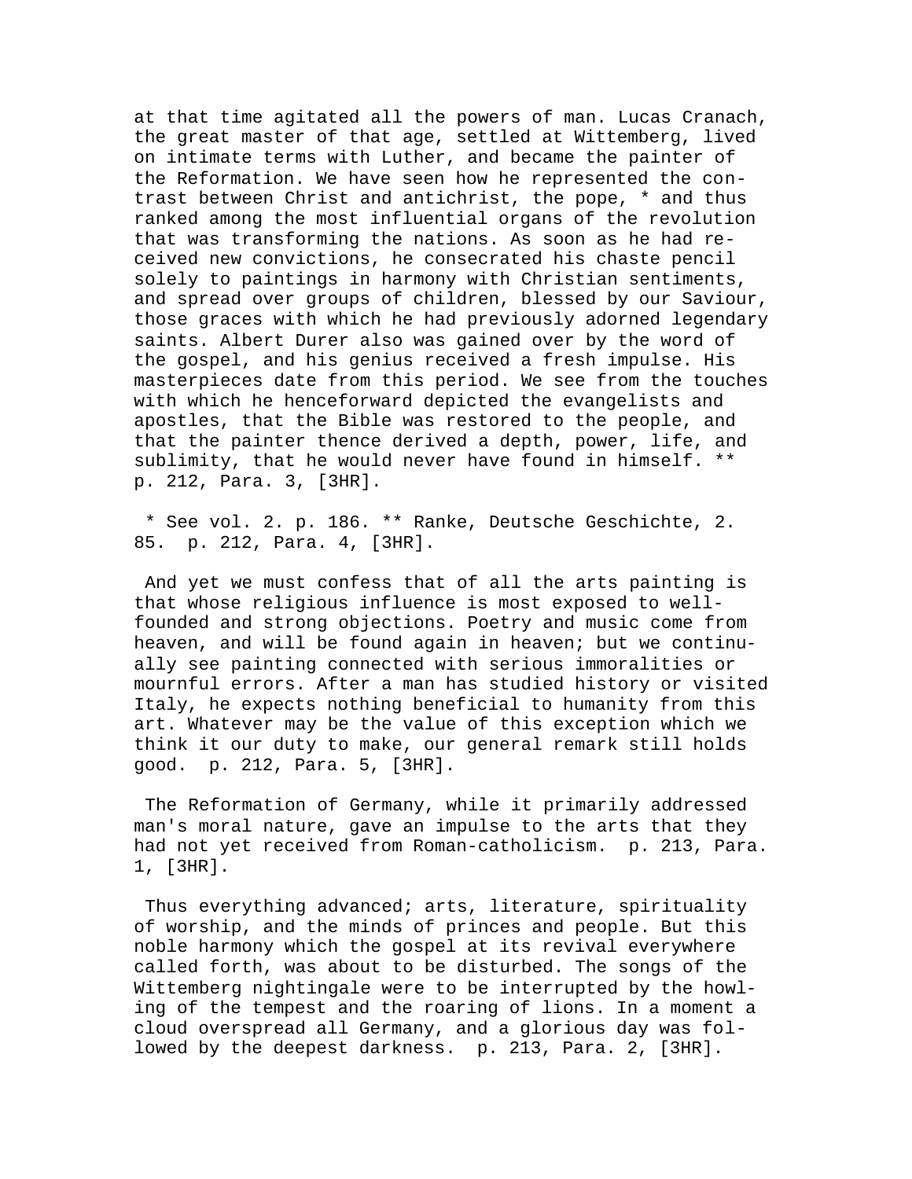at that time agitated all the powers of man. Lucas Cranach, the great master of that age, settled at Wittemberg, lived on intimate terms with Luther, and became the painter of the Reformation. We have seen how he represented the contrast between Christ and antichrist, the pope, * and thus ranked among the most influential organs of the revolution that was transforming the nations. As soon as he had received new convictions, he consecrated his chaste pencil solely to paintings in harmony with Christian sentiments, and spread over groups of children, blessed by our Saviour, those graces with which he had previously adorned legendary saints. Albert Durer also was gained over by the word of the gospel, and his genius received a fresh impulse. His masterpieces date from this period. We see from the touches with which he henceforward depicted the evangelists and apostles, that the Bible was restored to the people, and that the painter thence derived a depth, power, life, and sublimity, that he would never have found in himself. ** p. 212, Para. 3, [3HR].

* See vol. 2. p. 186. ** Ranke, Deutsche Geschichte, 2. 85. p. 212, Para. 4, [3HR].

And yet we must confess that of all the arts painting is that whose religious influence is most exposed to well-founded and strong objections. Poetry and music come from heaven, and will be found again in heaven; but we continually see painting connected with serious immoralities or mournful errors. After a man has studied history or visited Italy, he expects nothing beneficial to humanity from this art. Whatever may be the value of this exception which we think it our duty to make, our general remark still holds good. p. 212, Para. 5, [3HR].

The Reformation of Germany, while it primarily addressed man's moral nature, gave an impulse to the arts that they had not yet received from Roman-catholicism. p. 213, Para. 1, [3HR].

Thus everything advanced; arts, literature, spirituality of worship, and the minds of princes and people. But this noble harmony which the gospel at its revival everywhere called forth, was about to be disturbed. The songs of the Wittemberg nightingale were to be interrupted by the howling of the tempest and the roaring of lions. In a moment a cloud overspread all Germany, and a glorious day was followed by the deepest darkness. p. 213, Para. 2, [3HR].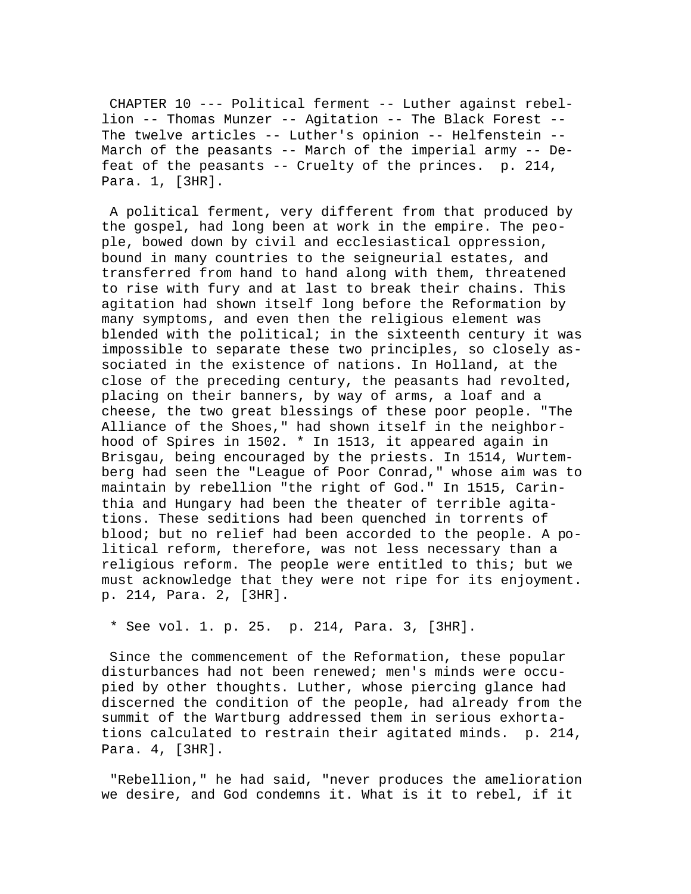CHAPTER 10 --- Political ferment -- Luther against rebellion -- Thomas Munzer -- Agitation -- The Black Forest -- The twelve articles -- Luther's opinion -- Helfenstein -- March of the peasants -- March of the imperial army -- Defeat of the peasants -- Cruelty of the princes. p. 214, Para. 1, [3HR].

A political ferment, very different from that produced by the gospel, had long been at work in the empire. The people, bowed down by civil and ecclesiastical oppression, bound in many countries to the seigneurial estates, and transferred from hand to hand along with them, threatened to rise with fury and at last to break their chains. This agitation had shown itself long before the Reformation by many symptoms, and even then the religious element was blended with the political; in the sixteenth century it was impossible to separate these two principles, so closely associated in the existence of nations. In Holland, at the close of the preceding century, the peasants had revolted, placing on their banners, by way of arms, a loaf and a cheese, the two great blessings of these poor people. "The Alliance of the Shoes," had shown itself in the neighborhood of Spires in 1502. * In 1513, it appeared again in Brisgau, being encouraged by the priests. In 1514, Wurtemberg had seen the "League of Poor Conrad," whose aim was to maintain by rebellion "the right of God." In 1515, Carinthia and Hungary had been the theater of terrible agitations. These seditions had been quenched in torrents of blood; but no relief had been accorded to the people. A political reform, therefore, was not less necessary than a religious reform. The people were entitled to this; but we must acknowledge that they were not ripe for its enjoyment. p. 214, Para. 2, [3HR].

* See vol. 1. p. 25. p. 214, Para. 3, [3HR].

Since the commencement of the Reformation, these popular disturbances had not been renewed; men's minds were occupied by other thoughts. Luther, whose piercing glance had discerned the condition of the people, had already from the summit of the Wartburg addressed them in serious exhortations calculated to restrain their agitated minds. p. 214, Para. 4, [3HR].

"Rebellion," he had said, "never produces the amelioration we desire, and God condemns it. What is it to rebel, if it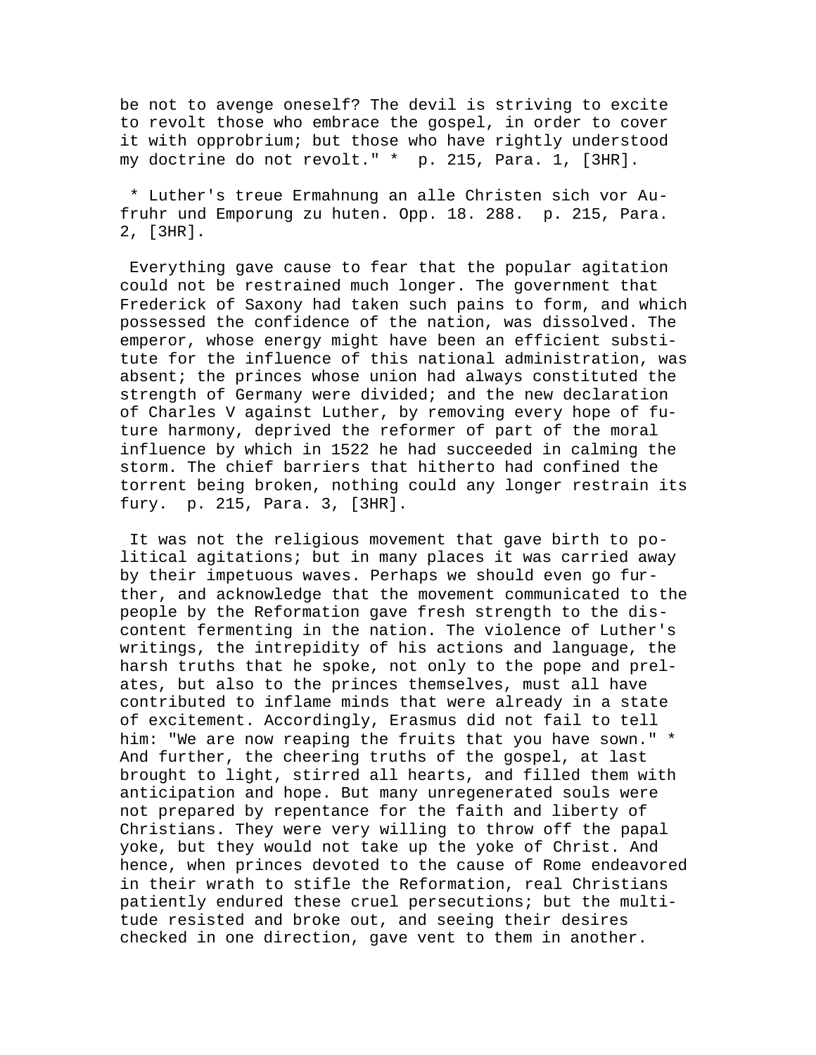be not to avenge oneself? The devil is striving to excite to revolt those who embrace the gospel, in order to cover it with opprobrium; but those who have rightly understood my doctrine do not revolt." * p. 215, Para. 1, [3HR].

* Luther's treue Ermahnung an alle Christen sich vor Aufruhr und Emporung zu huten. Opp. 18. 288. p. 215, Para. 2, [3HR].

Everything gave cause to fear that the popular agitation could not be restrained much longer. The government that Frederick of Saxony had taken such pains to form, and which possessed the confidence of the nation, was dissolved. The emperor, whose energy might have been an efficient substitute for the influence of this national administration, was absent; the princes whose union had always constituted the strength of Germany were divided; and the new declaration of Charles V against Luther, by removing every hope of future harmony, deprived the reformer of part of the moral influence by which in 1522 he had succeeded in calming the storm. The chief barriers that hitherto had confined the torrent being broken, nothing could any longer restrain its fury. p. 215, Para. 3, [3HR].

It was not the religious movement that gave birth to political agitations; but in many places it was carried away by their impetuous waves. Perhaps we should even go further, and acknowledge that the movement communicated to the people by the Reformation gave fresh strength to the discontent fermenting in the nation. The violence of Luther's writings, the intrepidity of his actions and language, the harsh truths that he spoke, not only to the pope and prelates, but also to the princes themselves, must all have contributed to inflame minds that were already in a state of excitement. Accordingly, Erasmus did not fail to tell him: "We are now reaping the fruits that you have sown." * And further, the cheering truths of the gospel, at last brought to light, stirred all hearts, and filled them with anticipation and hope. But many unregenerated souls were not prepared by repentance for the faith and liberty of Christians. They were very willing to throw off the papal yoke, but they would not take up the yoke of Christ. And hence, when princes devoted to the cause of Rome endeavored in their wrath to stifle the Reformation, real Christians patiently endured these cruel persecutions; but the multitude resisted and broke out, and seeing their desires checked in one direction, gave vent to them in another.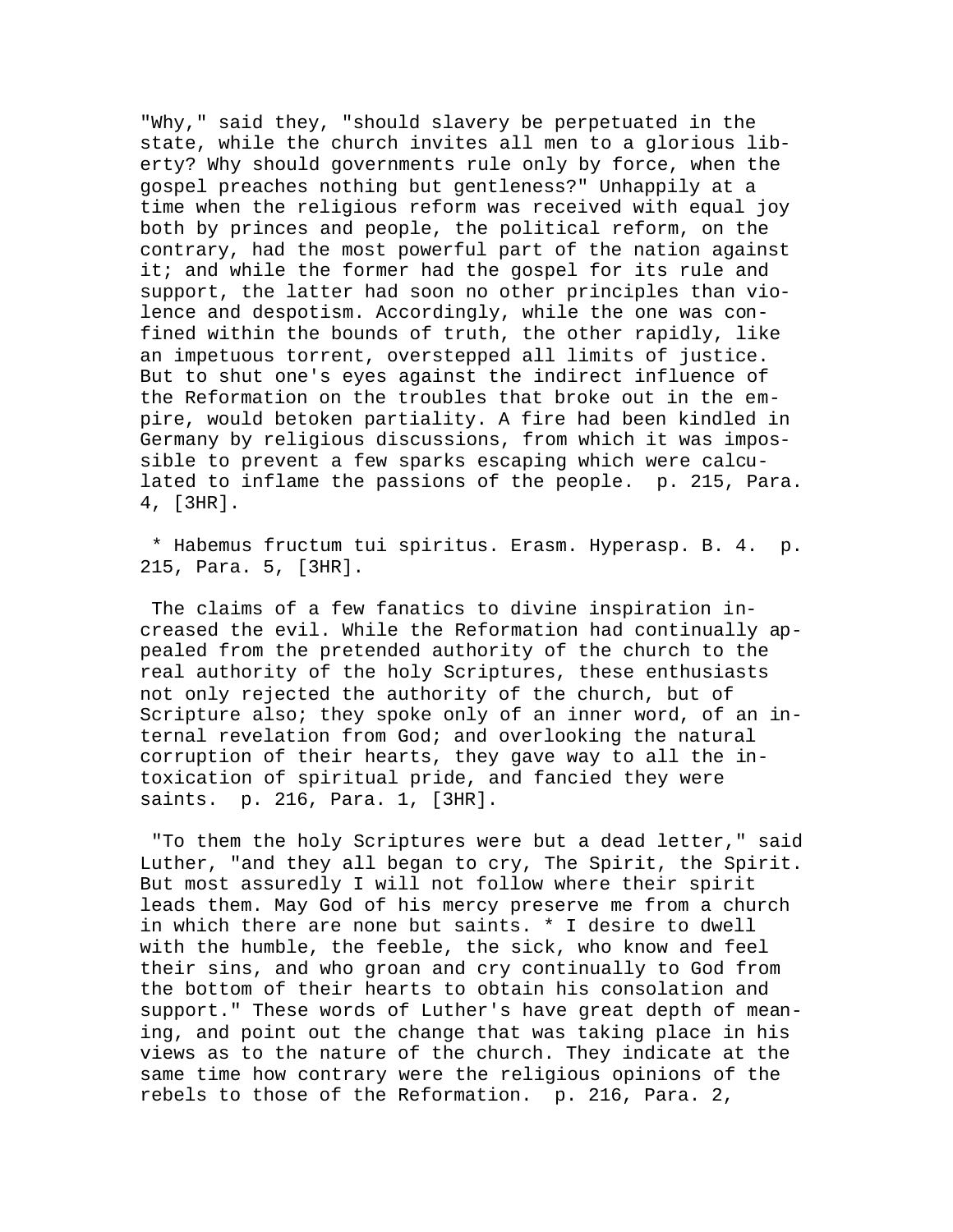"Why," said they, "should slavery be perpetuated in the state, while the church invites all men to a glorious liberty? Why should governments rule only by force, when the gospel preaches nothing but gentleness?" Unhappily at a time when the religious reform was received with equal joy both by princes and people, the political reform, on the contrary, had the most powerful part of the nation against it; and while the former had the gospel for its rule and support, the latter had soon no other principles than violence and despotism. Accordingly, while the one was confined within the bounds of truth, the other rapidly, like an impetuous torrent, overstepped all limits of justice. But to shut one's eyes against the indirect influence of the Reformation on the troubles that broke out in the empire, would betoken partiality. A fire had been kindled in Germany by religious discussions, from which it was impossible to prevent a few sparks escaping which were calculated to inflame the passions of the people. p. 215, Para. 4, [3HR].

* Habemus fructum tui spiritus. Erasm. Hyperasp. B. 4. p. 215, Para. 5, [3HR].

The claims of a few fanatics to divine inspiration increased the evil. While the Reformation had continually appealed from the pretended authority of the church to the real authority of the holy Scriptures, these enthusiasts not only rejected the authority of the church, but of Scripture also; they spoke only of an inner word, of an internal revelation from God; and overlooking the natural corruption of their hearts, they gave way to all the intoxication of spiritual pride, and fancied they were saints. p. 216, Para. 1, [3HR].

"To them the holy Scriptures were but a dead letter," said Luther, "and they all began to cry, The Spirit, the Spirit. But most assuredly I will not follow where their spirit leads them. May God of his mercy preserve me from a church in which there are none but saints. * I desire to dwell with the humble, the feeble, the sick, who know and feel their sins, and who groan and cry continually to God from the bottom of their hearts to obtain his consolation and support." These words of Luther's have great depth of meaning, and point out the change that was taking place in his views as to the nature of the church. They indicate at the same time how contrary were the religious opinions of the rebels to those of the Reformation. p. 216, Para. 2,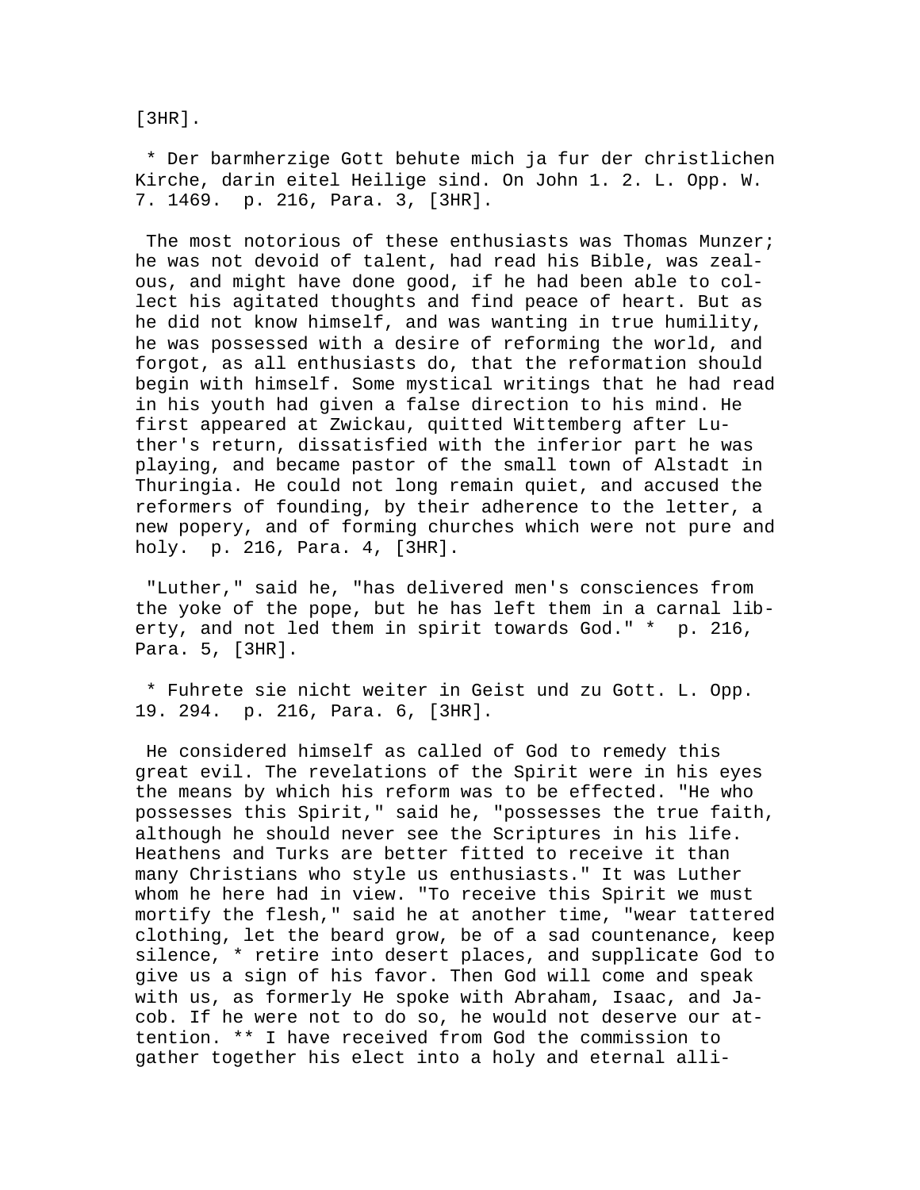[3HR].

\* Der barmherzige Gott behute mich ja fur der christlichen Kirche, darin eitel Heilige sind. On John 1. 2. L. Opp. W. 7. 1469. p. 216, Para. 3, [3HR].

The most notorious of these enthusiasts was Thomas Munzer; he was not devoid of talent, had read his Bible, was zealous, and might have done good, if he had been able to collect his agitated thoughts and find peace of heart. But as he did not know himself, and was wanting in true humility, he was possessed with a desire of reforming the world, and forgot, as all enthusiasts do, that the reformation should begin with himself. Some mystical writings that he had read in his youth had given a false direction to his mind. He first appeared at Zwickau, quitted Wittemberg after Luther's return, dissatisfied with the inferior part he was playing, and became pastor of the small town of Alstadt in Thuringia. He could not long remain quiet, and accused the reformers of founding, by their adherence to the letter, a new popery, and of forming churches which were not pure and holy. p. 216, Para. 4, [3HR].

"Luther," said he, "has delivered men's consciences from the yoke of the pope, but he has left them in a carnal liberty, and not led them in spirit towards God." * p. 216, Para. 5, [3HR].

\* Fuhrete sie nicht weiter in Geist und zu Gott. L. Opp. 19. 294. p. 216, Para. 6, [3HR].

He considered himself as called of God to remedy this great evil. The revelations of the Spirit were in his eyes the means by which his reform was to be effected. "He who possesses this Spirit," said he, "possesses the true faith, although he should never see the Scriptures in his life. Heathens and Turks are better fitted to receive it than many Christians who style us enthusiasts." It was Luther whom he here had in view. "To receive this Spirit we must mortify the flesh," said he at another time, "wear tattered clothing, let the beard grow, be of a sad countenance, keep silence, * retire into desert places, and supplicate God to give us a sign of his favor. Then God will come and speak with us, as formerly He spoke with Abraham, Isaac, and Jacob. If he were not to do so, he would not deserve our attention. ** I have received from God the commission to gather together his elect into a holy and eternal alli-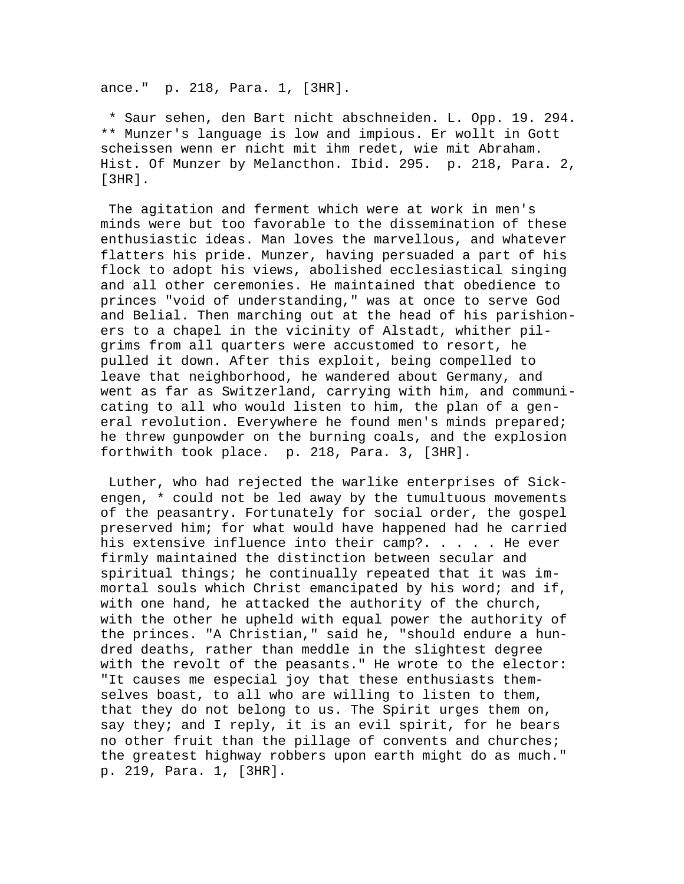ance." p. 218, Para. 1, [3HR].

* Saur sehen, den Bart nicht abschneiden. L. Opp. 19. 294.
** Munzer's language is low and impious. Er wollt in Gott scheissen wenn er nicht mit ihm redet, wie mit Abraham. Hist. Of Munzer by Melancthon. Ibid. 295. p. 218, Para. 2, [3HR].

The agitation and ferment which were at work in men's minds were but too favorable to the dissemination of these enthusiastic ideas. Man loves the marvellous, and whatever flatters his pride. Munzer, having persuaded a part of his flock to adopt his views, abolished ecclesiastical singing and all other ceremonies. He maintained that obedience to princes "void of understanding," was at once to serve God and Belial. Then marching out at the head of his parishioners to a chapel in the vicinity of Alstadt, whither pilgrims from all quarters were accustomed to resort, he pulled it down. After this exploit, being compelled to leave that neighborhood, he wandered about Germany, and went as far as Switzerland, carrying with him, and communicating to all who would listen to him, the plan of a general revolution. Everywhere he found men's minds prepared; he threw gunpowder on the burning coals, and the explosion forthwith took place. p. 218, Para. 3, [3HR].

Luther, who had rejected the warlike enterprises of Sickengen, * could not be led away by the tumultuous movements of the peasantry. Fortunately for social order, the gospel preserved him; for what would have happened had he carried his extensive influence into their camp?. . . . . He ever firmly maintained the distinction between secular and spiritual things; he continually repeated that it was immortal souls which Christ emancipated by his word; and if, with one hand, he attacked the authority of the church, with the other he upheld with equal power the authority of the princes. "A Christian," said he, "should endure a hundred deaths, rather than meddle in the slightest degree with the revolt of the peasants." He wrote to the elector: "It causes me especial joy that these enthusiasts themselves boast, to all who are willing to listen to them, that they do not belong to us. The Spirit urges them on, say they; and I reply, it is an evil spirit, for he bears no other fruit than the pillage of convents and churches; the greatest highway robbers upon earth might do as much." p. 219, Para. 1, [3HR].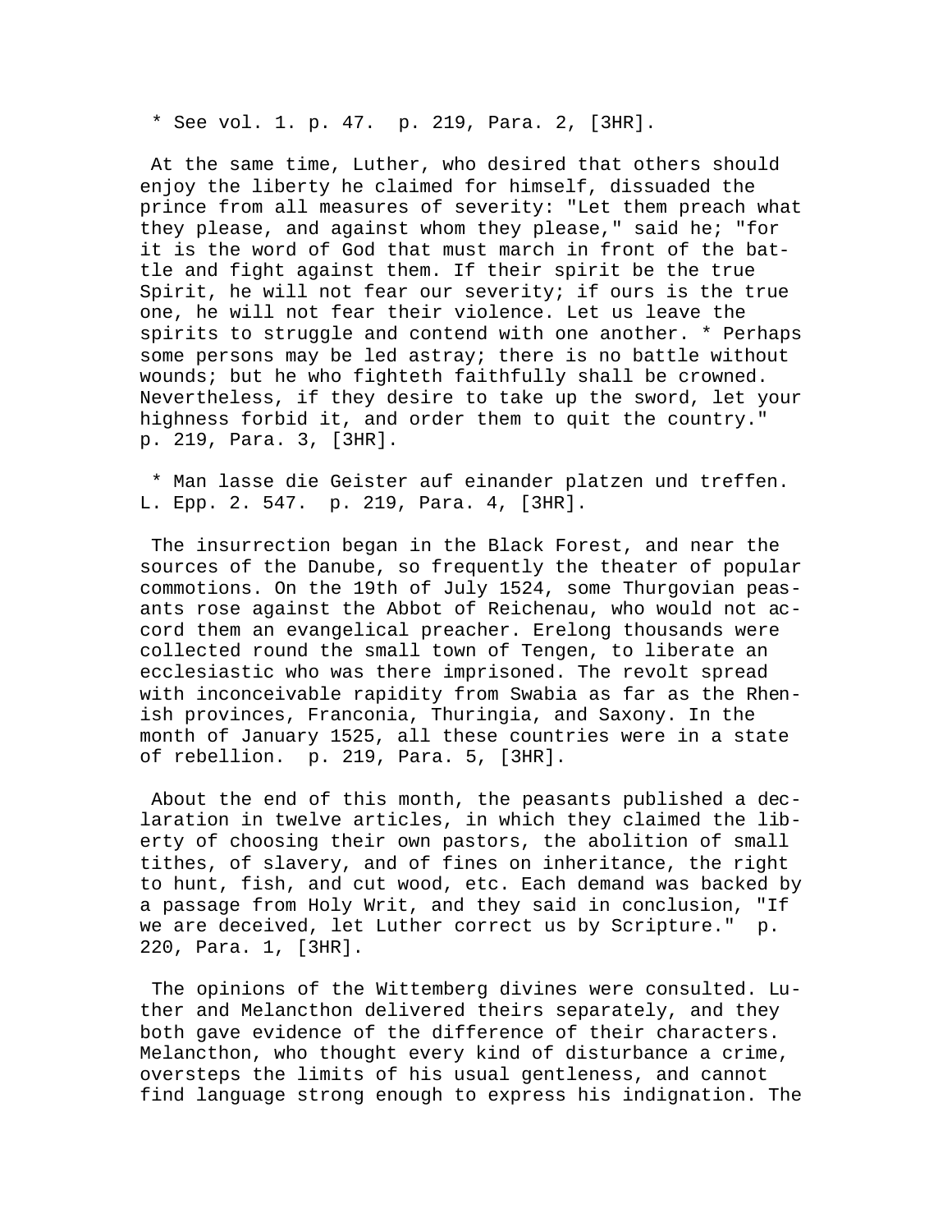* See vol. 1. p. 47.  p. 219, Para. 2, [3HR].

At the same time, Luther, who desired that others should enjoy the liberty he claimed for himself, dissuaded the prince from all measures of severity: "Let them preach what they please, and against whom they please," said he; "for it is the word of God that must march in front of the battle and fight against them. If their spirit be the true Spirit, he will not fear our severity; if ours is the true one, he will not fear their violence. Let us leave the spirits to struggle and contend with one another. * Perhaps some persons may be led astray; there is no battle without wounds; but he who fighteth faithfully shall be crowned. Nevertheless, if they desire to take up the sword, let your highness forbid it, and order them to quit the country." p. 219, Para. 3, [3HR].

* Man lasse die Geister auf einander platzen und treffen. L. Epp. 2. 547.  p. 219, Para. 4, [3HR].

The insurrection began in the Black Forest, and near the sources of the Danube, so frequently the theater of popular commotions. On the 19th of July 1524, some Thurgovian peasants rose against the Abbot of Reichenau, who would not accord them an evangelical preacher. Erelong thousands were collected round the small town of Tengen, to liberate an ecclesiastic who was there imprisoned. The revolt spread with inconceivable rapidity from Swabia as far as the Rhenish provinces, Franconia, Thuringia, and Saxony. In the month of January 1525, all these countries were in a state of rebellion.  p. 219, Para. 5, [3HR].

About the end of this month, the peasants published a declaration in twelve articles, in which they claimed the liberty of choosing their own pastors, the abolition of small tithes, of slavery, and of fines on inheritance, the right to hunt, fish, and cut wood, etc. Each demand was backed by a passage from Holy Writ, and they said in conclusion, "If we are deceived, let Luther correct us by Scripture."  p. 220, Para. 1, [3HR].

The opinions of the Wittemberg divines were consulted. Luther and Melancthon delivered theirs separately, and they both gave evidence of the difference of their characters. Melancthon, who thought every kind of disturbance a crime, oversteps the limits of his usual gentleness, and cannot find language strong enough to express his indignation. The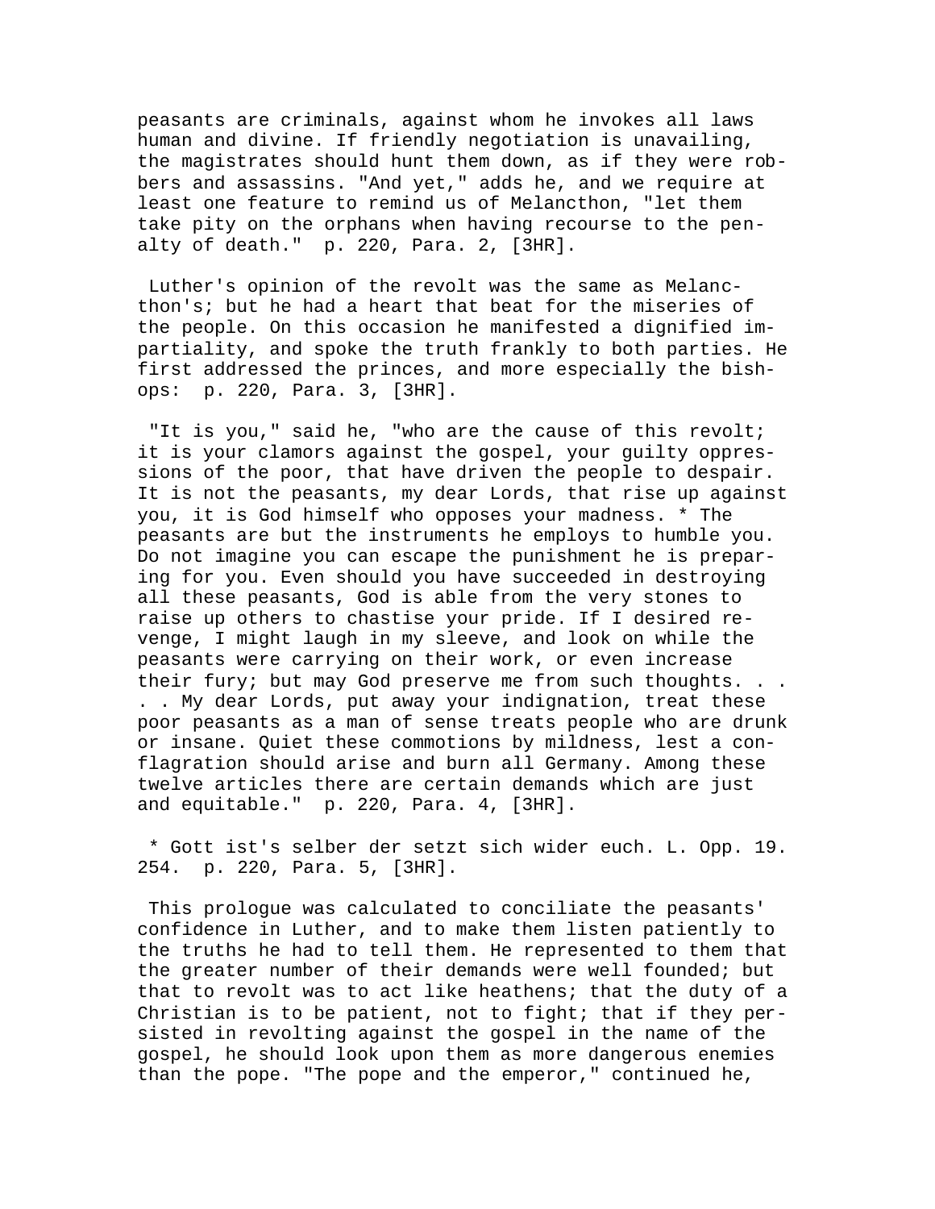peasants are criminals, against whom he invokes all laws human and divine. If friendly negotiation is unavailing, the magistrates should hunt them down, as if they were robbers and assassins. "And yet," adds he, and we require at least one feature to remind us of Melancthon, "let them take pity on the orphans when having recourse to the penalty of death." p. 220, Para. 2, [3HR].

Luther's opinion of the revolt was the same as Melancthon's; but he had a heart that beat for the miseries of the people. On this occasion he manifested a dignified impartiality, and spoke the truth frankly to both parties. He first addressed the princes, and more especially the bishops: p. 220, Para. 3, [3HR].

"It is you," said he, "who are the cause of this revolt; it is your clamors against the gospel, your guilty oppressions of the poor, that have driven the people to despair. It is not the peasants, my dear Lords, that rise up against you, it is God himself who opposes your madness. * The peasants are but the instruments he employs to humble you. Do not imagine you can escape the punishment he is preparing for you. Even should you have succeeded in destroying all these peasants, God is able from the very stones to raise up others to chastise your pride. If I desired revenge, I might laugh in my sleeve, and look on while the peasants were carrying on their work, or even increase their fury; but may God preserve me from such thoughts. . . . . My dear Lords, put away your indignation, treat these poor peasants as a man of sense treats people who are drunk or insane. Quiet these commotions by mildness, lest a conflagration should arise and burn all Germany. Among these twelve articles there are certain demands which are just and equitable." p. 220, Para. 4, [3HR].

* Gott ist's selber der setzt sich wider euch. L. Opp. 19. 254. p. 220, Para. 5, [3HR].

This prologue was calculated to conciliate the peasants' confidence in Luther, and to make them listen patiently to the truths he had to tell them. He represented to them that the greater number of their demands were well founded; but that to revolt was to act like heathens; that the duty of a Christian is to be patient, not to fight; that if they persisted in revolting against the gospel in the name of the gospel, he should look upon them as more dangerous enemies than the pope. "The pope and the emperor," continued he,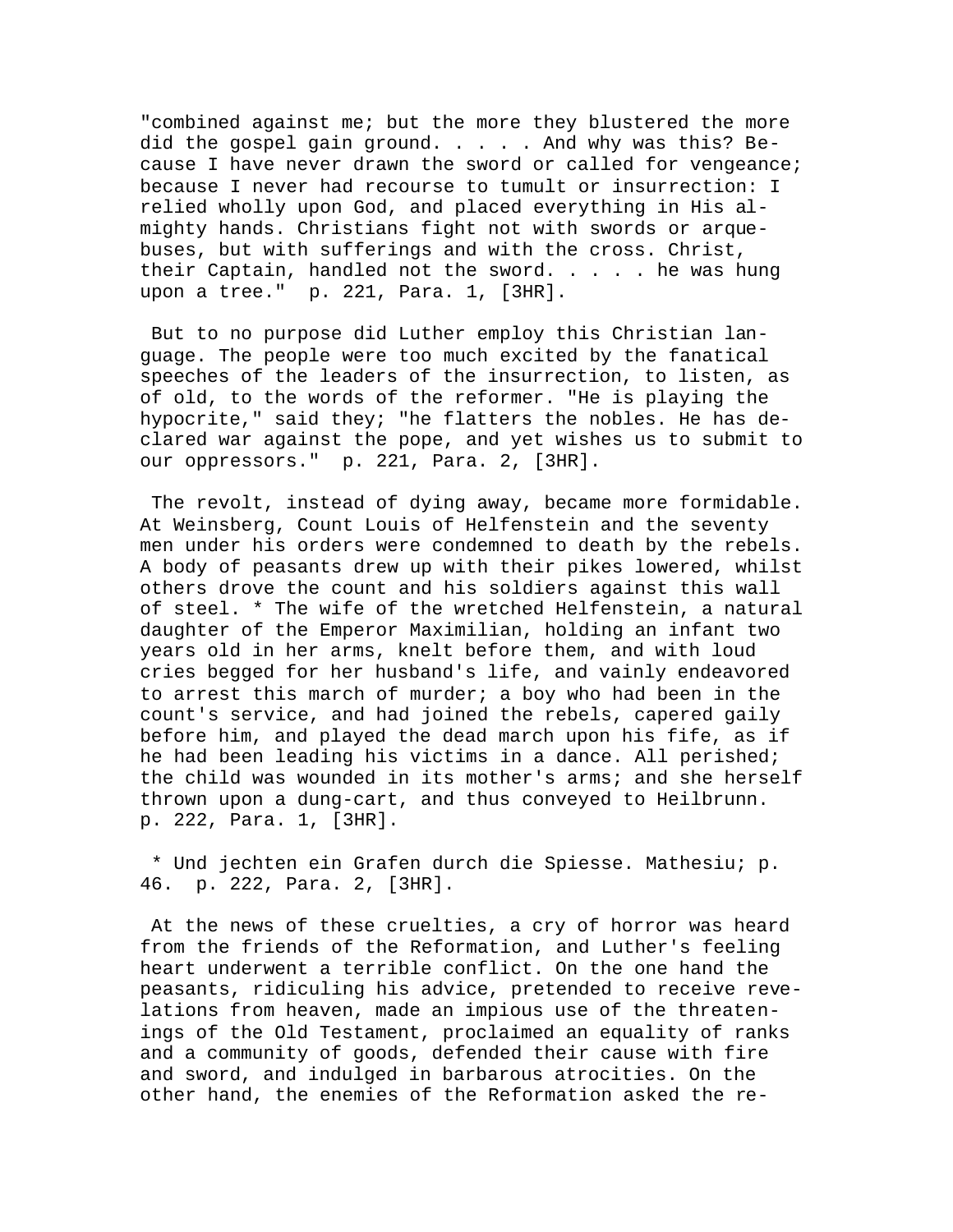"combined against me; but the more they blustered the more did the gospel gain ground. . . . . And why was this? Because I have never drawn the sword or called for vengeance; because I never had recourse to tumult or insurrection: I relied wholly upon God, and placed everything in His almighty hands. Christians fight not with swords or arquebuses, but with sufferings and with the cross. Christ, their Captain, handled not the sword. . . . . he was hung upon a tree."  p. 221, Para. 1, [3HR].

But to no purpose did Luther employ this Christian language. The people were too much excited by the fanatical speeches of the leaders of the insurrection, to listen, as of old, to the words of the reformer. "He is playing the hypocrite," said they; "he flatters the nobles. He has declared war against the pope, and yet wishes us to submit to our oppressors."  p. 221, Para. 2, [3HR].

The revolt, instead of dying away, became more formidable. At Weinsberg, Count Louis of Helfenstein and the seventy men under his orders were condemned to death by the rebels. A body of peasants drew up with their pikes lowered, whilst others drove the count and his soldiers against this wall of steel. * The wife of the wretched Helfenstein, a natural daughter of the Emperor Maximilian, holding an infant two years old in her arms, knelt before them, and with loud cries begged for her husband's life, and vainly endeavored to arrest this march of murder; a boy who had been in the count's service, and had joined the rebels, capered gaily before him, and played the dead march upon his fife, as if he had been leading his victims in a dance. All perished; the child was wounded in its mother's arms; and she herself thrown upon a dung-cart, and thus conveyed to Heilbrunn. p. 222, Para. 1, [3HR].

* Und jechten ein Grafen durch die Spiesse. Mathesiu; p. 46.  p. 222, Para. 2, [3HR].

At the news of these cruelties, a cry of horror was heard from the friends of the Reformation, and Luther's feeling heart underwent a terrible conflict. On the one hand the peasants, ridiculing his advice, pretended to receive revelations from heaven, made an impious use of the threatenings of the Old Testament, proclaimed an equality of ranks and a community of goods, defended their cause with fire and sword, and indulged in barbarous atrocities. On the other hand, the enemies of the Reformation asked the re-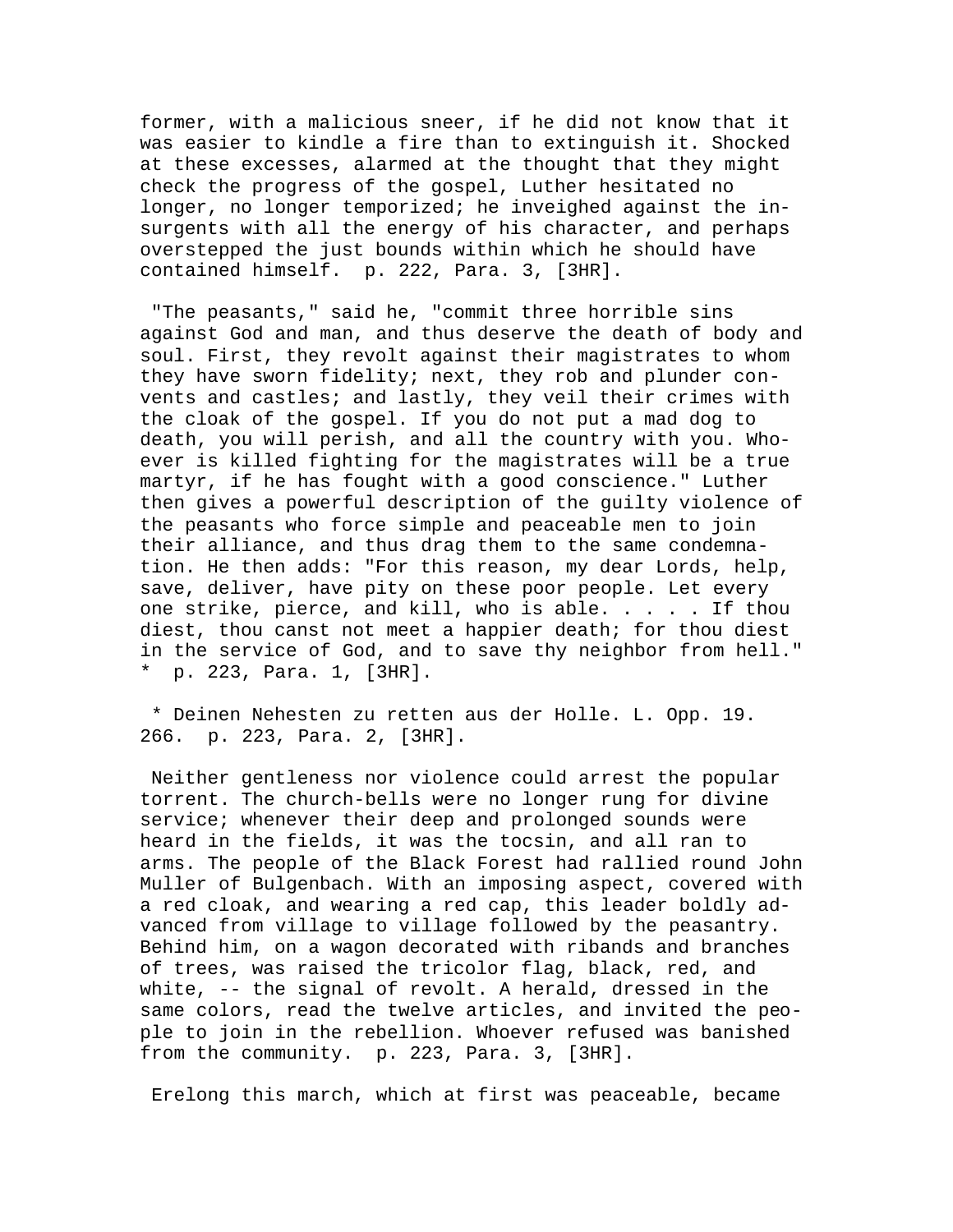former, with a malicious sneer, if he did not know that it was easier to kindle a fire than to extinguish it. Shocked at these excesses, alarmed at the thought that they might check the progress of the gospel, Luther hesitated no longer, no longer temporized; he inveighed against the insurgents with all the energy of his character, and perhaps overstepped the just bounds within which he should have contained himself. p. 222, Para. 3, [3HR].

"The peasants," said he, "commit three horrible sins against God and man, and thus deserve the death of body and soul. First, they revolt against their magistrates to whom they have sworn fidelity; next, they rob and plunder convents and castles; and lastly, they veil their crimes with the cloak of the gospel. If you do not put a mad dog to death, you will perish, and all the country with you. Whoever is killed fighting for the magistrates will be a true martyr, if he has fought with a good conscience." Luther then gives a powerful description of the guilty violence of the peasants who force simple and peaceable men to join their alliance, and thus drag them to the same condemnation. He then adds: "For this reason, my dear Lords, help, save, deliver, have pity on these poor people. Let every one strike, pierce, and kill, who is able. . . . . If thou diest, thou canst not meet a happier death; for thou diest in the service of God, and to save thy neighbor from hell." * p. 223, Para. 1, [3HR].

* Deinen Nehesten zu retten aus der Holle. L. Opp. 19. 266. p. 223, Para. 2, [3HR].

Neither gentleness nor violence could arrest the popular torrent. The church-bells were no longer rung for divine service; whenever their deep and prolonged sounds were heard in the fields, it was the tocsin, and all ran to arms. The people of the Black Forest had rallied round John Muller of Bulgenbach. With an imposing aspect, covered with a red cloak, and wearing a red cap, this leader boldly advanced from village to village followed by the peasantry. Behind him, on a wagon decorated with ribands and branches of trees, was raised the tricolor flag, black, red, and white, -- the signal of revolt. A herald, dressed in the same colors, read the twelve articles, and invited the people to join in the rebellion. Whoever refused was banished from the community. p. 223, Para. 3, [3HR].

Erelong this march, which at first was peaceable, became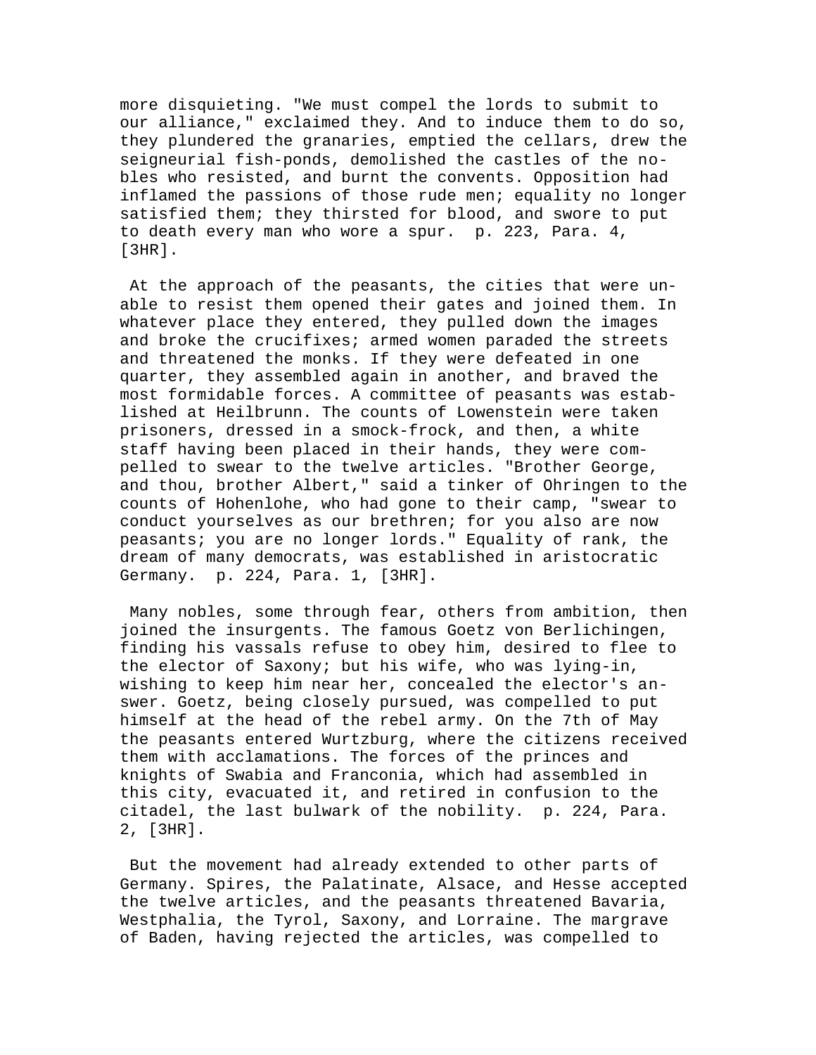more disquieting. "We must compel the lords to submit to our alliance," exclaimed they. And to induce them to do so, they plundered the granaries, emptied the cellars, drew the seigneurial fish-ponds, demolished the castles of the nobles who resisted, and burnt the convents. Opposition had inflamed the passions of those rude men; equality no longer satisfied them; they thirsted for blood, and swore to put to death every man who wore a spur. p. 223, Para. 4, [3HR].

At the approach of the peasants, the cities that were unable to resist them opened their gates and joined them. In whatever place they entered, they pulled down the images and broke the crucifixes; armed women paraded the streets and threatened the monks. If they were defeated in one quarter, they assembled again in another, and braved the most formidable forces. A committee of peasants was established at Heilbrunn. The counts of Lowenstein were taken prisoners, dressed in a smock-frock, and then, a white staff having been placed in their hands, they were compelled to swear to the twelve articles. "Brother George, and thou, brother Albert," said a tinker of Ohringen to the counts of Hohenlohe, who had gone to their camp, "swear to conduct yourselves as our brethren; for you also are now peasants; you are no longer lords." Equality of rank, the dream of many democrats, was established in aristocratic Germany. p. 224, Para. 1, [3HR].

Many nobles, some through fear, others from ambition, then joined the insurgents. The famous Goetz von Berlichingen, finding his vassals refuse to obey him, desired to flee to the elector of Saxony; but his wife, who was lying-in, wishing to keep him near her, concealed the elector's answer. Goetz, being closely pursued, was compelled to put himself at the head of the rebel army. On the 7th of May the peasants entered Wurtzburg, where the citizens received them with acclamations. The forces of the princes and knights of Swabia and Franconia, which had assembled in this city, evacuated it, and retired in confusion to the citadel, the last bulwark of the nobility. p. 224, Para. 2, [3HR].

But the movement had already extended to other parts of Germany. Spires, the Palatinate, Alsace, and Hesse accepted the twelve articles, and the peasants threatened Bavaria, Westphalia, the Tyrol, Saxony, and Lorraine. The margrave of Baden, having rejected the articles, was compelled to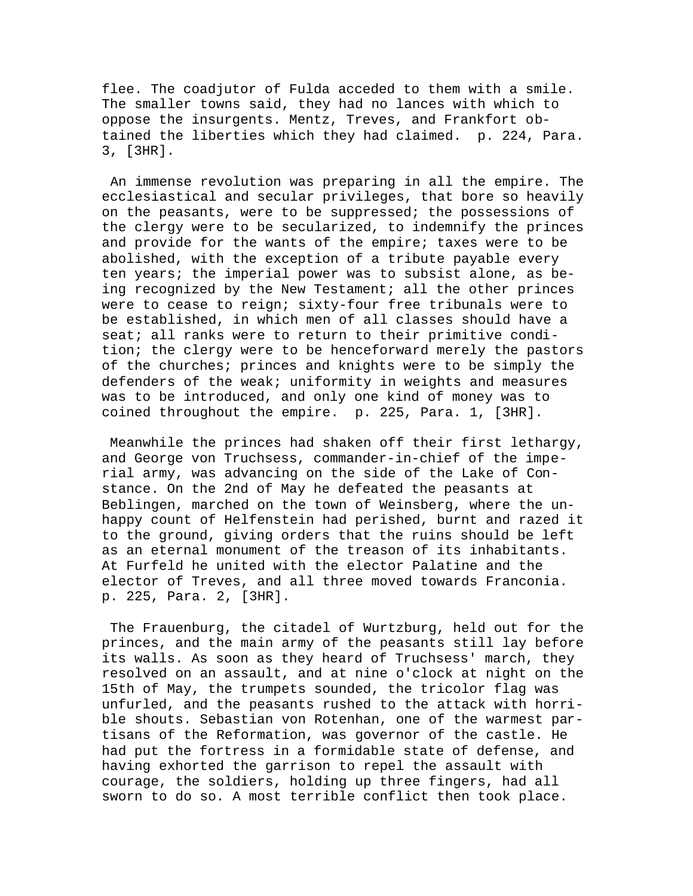flee. The coadjutor of Fulda acceded to them with a smile. The smaller towns said, they had no lances with which to oppose the insurgents. Mentz, Treves, and Frankfort obtained the liberties which they had claimed. p. 224, Para. 3, [3HR].

An immense revolution was preparing in all the empire. The ecclesiastical and secular privileges, that bore so heavily on the peasants, were to be suppressed; the possessions of the clergy were to be secularized, to indemnify the princes and provide for the wants of the empire; taxes were to be abolished, with the exception of a tribute payable every ten years; the imperial power was to subsist alone, as being recognized by the New Testament; all the other princes were to cease to reign; sixty-four free tribunals were to be established, in which men of all classes should have a seat; all ranks were to return to their primitive condition; the clergy were to be henceforward merely the pastors of the churches; princes and knights were to be simply the defenders of the weak; uniformity in weights and measures was to be introduced, and only one kind of money was to coined throughout the empire. p. 225, Para. 1, [3HR].

Meanwhile the princes had shaken off their first lethargy, and George von Truchsess, commander-in-chief of the imperial army, was advancing on the side of the Lake of Constance. On the 2nd of May he defeated the peasants at Beblingen, marched on the town of Weinsberg, where the unhappy count of Helfenstein had perished, burnt and razed it to the ground, giving orders that the ruins should be left as an eternal monument of the treason of its inhabitants. At Furfeld he united with the elector Palatine and the elector of Treves, and all three moved towards Franconia. p. 225, Para. 2, [3HR].

The Frauenburg, the citadel of Wurtzburg, held out for the princes, and the main army of the peasants still lay before its walls. As soon as they heard of Truchsess' march, they resolved on an assault, and at nine o'clock at night on the 15th of May, the trumpets sounded, the tricolor flag was unfurled, and the peasants rushed to the attack with horrible shouts. Sebastian von Rotenhan, one of the warmest partisans of the Reformation, was governor of the castle. He had put the fortress in a formidable state of defense, and having exhorted the garrison to repel the assault with courage, the soldiers, holding up three fingers, had all sworn to do so. A most terrible conflict then took place.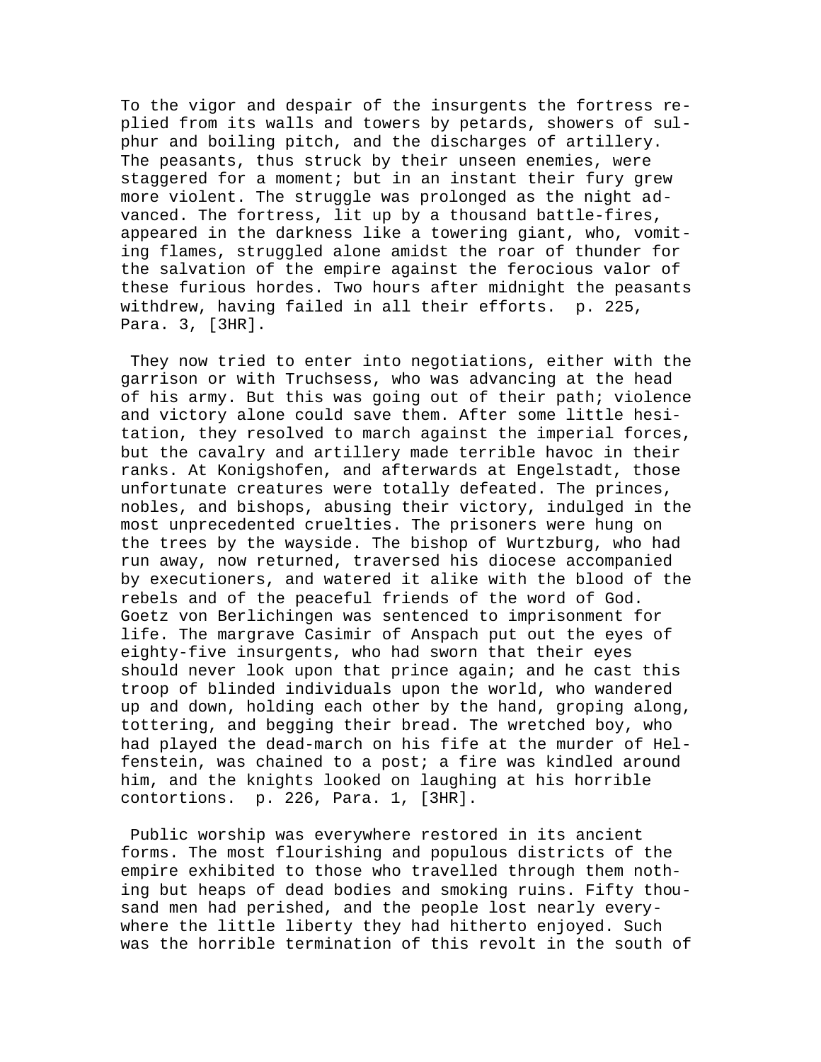To the vigor and despair of the insurgents the fortress replied from its walls and towers by petards, showers of sulphur and boiling pitch, and the discharges of artillery. The peasants, thus struck by their unseen enemies, were staggered for a moment; but in an instant their fury grew more violent. The struggle was prolonged as the night advanced. The fortress, lit up by a thousand battle-fires, appeared in the darkness like a towering giant, who, vomiting flames, struggled alone amidst the roar of thunder for the salvation of the empire against the ferocious valor of these furious hordes. Two hours after midnight the peasants withdrew, having failed in all their efforts. p. 225, Para. 3, [3HR].

They now tried to enter into negotiations, either with the garrison or with Truchsess, who was advancing at the head of his army. But this was going out of their path; violence and victory alone could save them. After some little hesitation, they resolved to march against the imperial forces, but the cavalry and artillery made terrible havoc in their ranks. At Konigshofen, and afterwards at Engelstadt, those unfortunate creatures were totally defeated. The princes, nobles, and bishops, abusing their victory, indulged in the most unprecedented cruelties. The prisoners were hung on the trees by the wayside. The bishop of Wurtzburg, who had run away, now returned, traversed his diocese accompanied by executioners, and watered it alike with the blood of the rebels and of the peaceful friends of the word of God. Goetz von Berlichingen was sentenced to imprisonment for life. The margrave Casimir of Anspach put out the eyes of eighty-five insurgents, who had sworn that their eyes should never look upon that prince again; and he cast this troop of blinded individuals upon the world, who wandered up and down, holding each other by the hand, groping along, tottering, and begging their bread. The wretched boy, who had played the dead-march on his fife at the murder of Helfenstein, was chained to a post; a fire was kindled around him, and the knights looked on laughing at his horrible contortions. p. 226, Para. 1, [3HR].

Public worship was everywhere restored in its ancient forms. The most flourishing and populous districts of the empire exhibited to those who travelled through them nothing but heaps of dead bodies and smoking ruins. Fifty thousand men had perished, and the people lost nearly everywhere the little liberty they had hitherto enjoyed. Such was the horrible termination of this revolt in the south of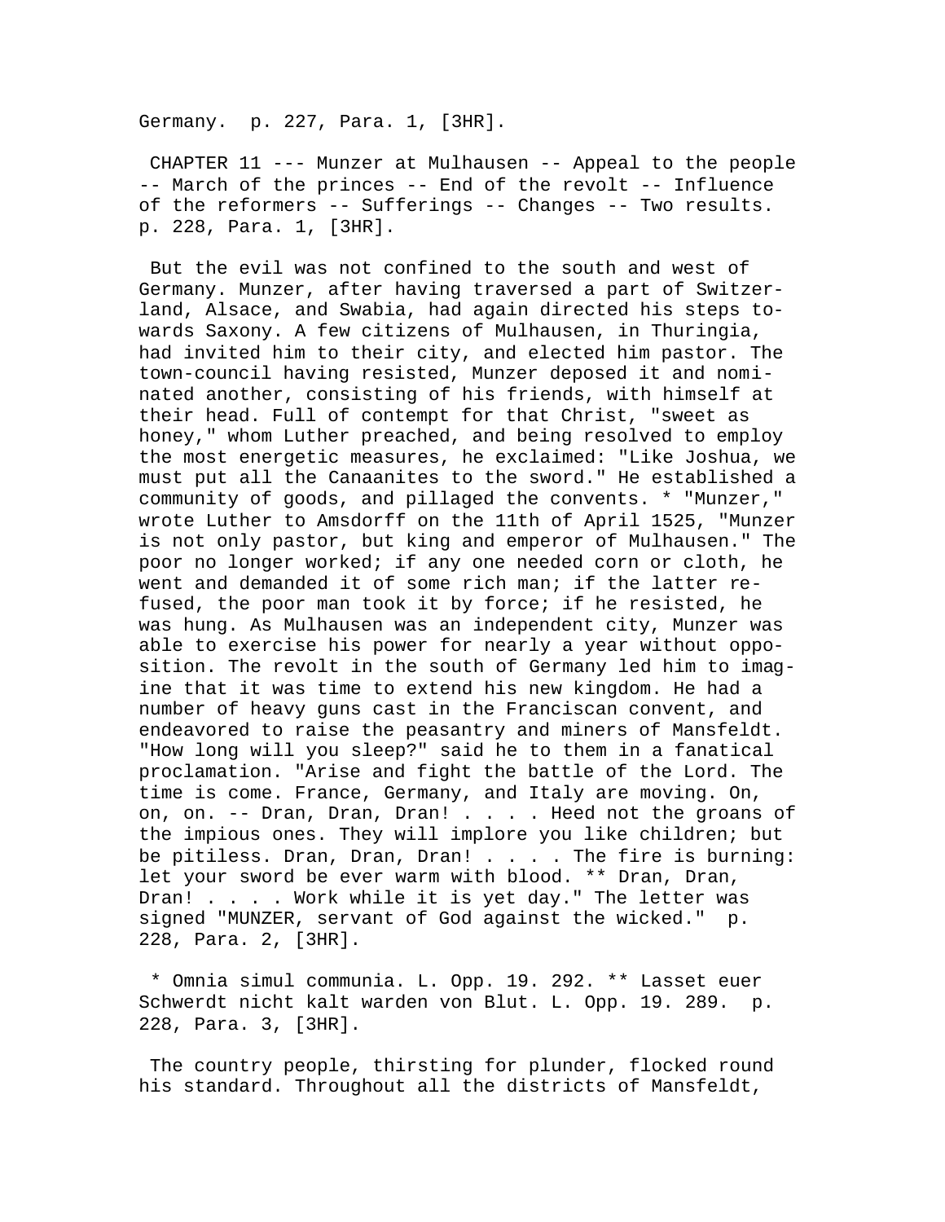Germany. p. 227, Para. 1, [3HR].

CHAPTER 11 --- Munzer at Mulhausen -- Appeal to the people -- March of the princes -- End of the revolt -- Influence of the reformers -- Sufferings -- Changes -- Two results. p. 228, Para. 1, [3HR].

But the evil was not confined to the south and west of Germany. Munzer, after having traversed a part of Switzerland, Alsace, and Swabia, had again directed his steps towards Saxony. A few citizens of Mulhausen, in Thuringia, had invited him to their city, and elected him pastor. The town-council having resisted, Munzer deposed it and nominated another, consisting of his friends, with himself at their head. Full of contempt for that Christ, "sweet as honey," whom Luther preached, and being resolved to employ the most energetic measures, he exclaimed: "Like Joshua, we must put all the Canaanites to the sword." He established a community of goods, and pillaged the convents. * "Munzer," wrote Luther to Amsdorff on the 11th of April 1525, "Munzer is not only pastor, but king and emperor of Mulhausen." The poor no longer worked; if any one needed corn or cloth, he went and demanded it of some rich man; if the latter refused, the poor man took it by force; if he resisted, he was hung. As Mulhausen was an independent city, Munzer was able to exercise his power for nearly a year without opposition. The revolt in the south of Germany led him to imagine that it was time to extend his new kingdom. He had a number of heavy guns cast in the Franciscan convent, and endeavored to raise the peasantry and miners of Mansfeldt. "How long will you sleep?" said he to them in a fanatical proclamation. "Arise and fight the battle of the Lord. The time is come. France, Germany, and Italy are moving. On, on, on. -- Dran, Dran, Dran! . . . . Heed not the groans of the impious ones. They will implore you like children; but be pitiless. Dran, Dran, Dran! . . . . The fire is burning: let your sword be ever warm with blood. ** Dran, Dran, Dran! . . . . Work while it is yet day." The letter was signed "MUNZER, servant of God against the wicked." p. 228, Para. 2, [3HR].

* Omnia simul communia. L. Opp. 19. 292. ** Lasset euer Schwerdt nicht kalt warden von Blut. L. Opp. 19. 289. p. 228, Para. 3, [3HR].

The country people, thirsting for plunder, flocked round his standard. Throughout all the districts of Mansfeldt,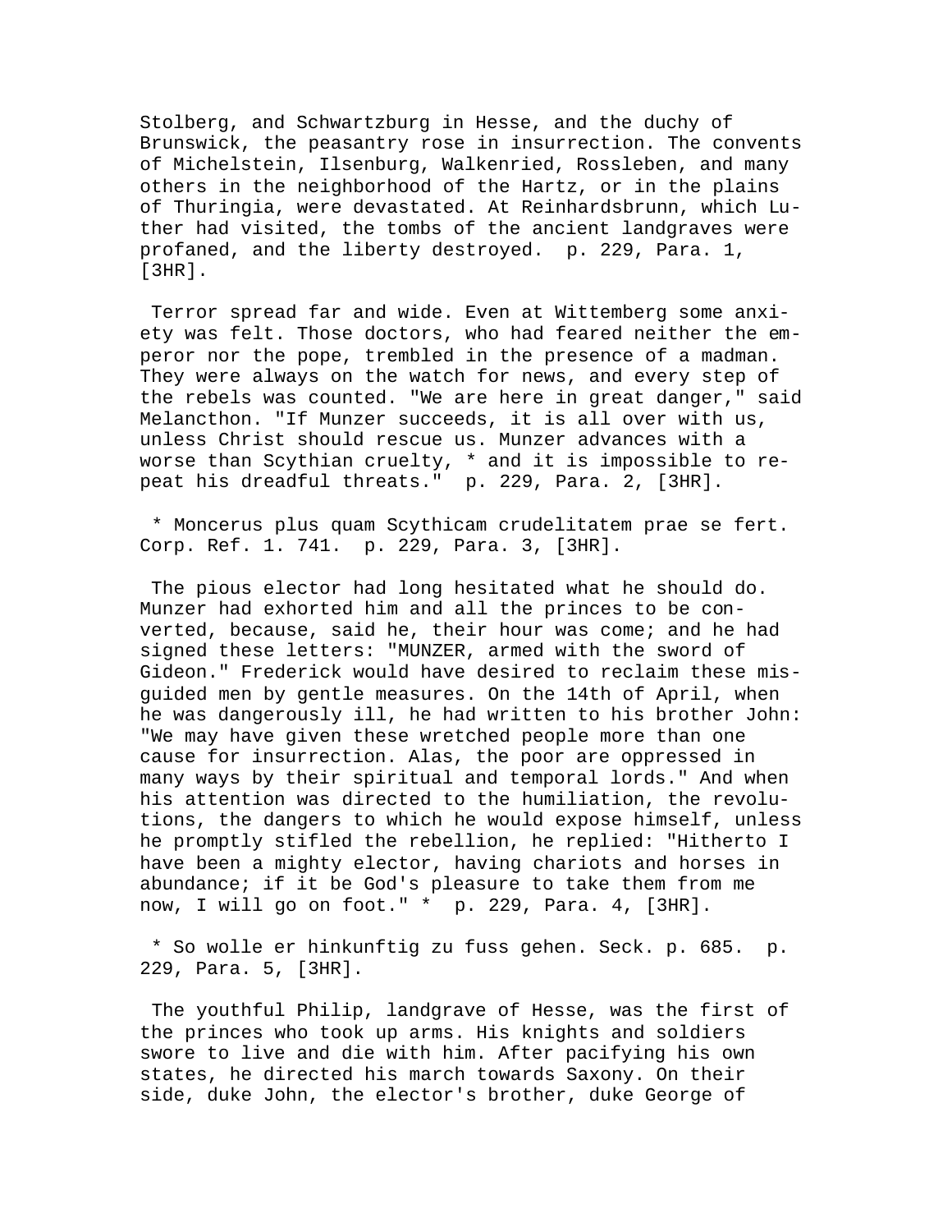Stolberg, and Schwartzburg in Hesse, and the duchy of Brunswick, the peasantry rose in insurrection. The convents of Michelstein, Ilsenburg, Walkenried, Rossleben, and many others in the neighborhood of the Hartz, or in the plains of Thuringia, were devastated. At Reinhardsbrunn, which Luther had visited, the tombs of the ancient landgraves were profaned, and the liberty destroyed. p. 229, Para. 1, [3HR].

Terror spread far and wide. Even at Wittemberg some anxiety was felt. Those doctors, who had feared neither the emperor nor the pope, trembled in the presence of a madman. They were always on the watch for news, and every step of the rebels was counted. "We are here in great danger," said Melancthon. "If Munzer succeeds, it is all over with us, unless Christ should rescue us. Munzer advances with a worse than Scythian cruelty, * and it is impossible to repeat his dreadful threats." p. 229, Para. 2, [3HR].

* Moncerus plus quam Scythicam crudelitatem prae se fert. Corp. Ref. 1. 741. p. 229, Para. 3, [3HR].

The pious elector had long hesitated what he should do. Munzer had exhorted him and all the princes to be converted, because, said he, their hour was come; and he had signed these letters: "MUNZER, armed with the sword of Gideon." Frederick would have desired to reclaim these misguided men by gentle measures. On the 14th of April, when he was dangerously ill, he had written to his brother John: "We may have given these wretched people more than one cause for insurrection. Alas, the poor are oppressed in many ways by their spiritual and temporal lords." And when his attention was directed to the humiliation, the revolutions, the dangers to which he would expose himself, unless he promptly stifled the rebellion, he replied: "Hitherto I have been a mighty elector, having chariots and horses in abundance; if it be God's pleasure to take them from me now, I will go on foot." * p. 229, Para. 4, [3HR].

* So wolle er hinkunftig zu fuss gehen. Seck. p. 685. p. 229, Para. 5, [3HR].

The youthful Philip, landgrave of Hesse, was the first of the princes who took up arms. His knights and soldiers swore to live and die with him. After pacifying his own states, he directed his march towards Saxony. On their side, duke John, the elector's brother, duke George of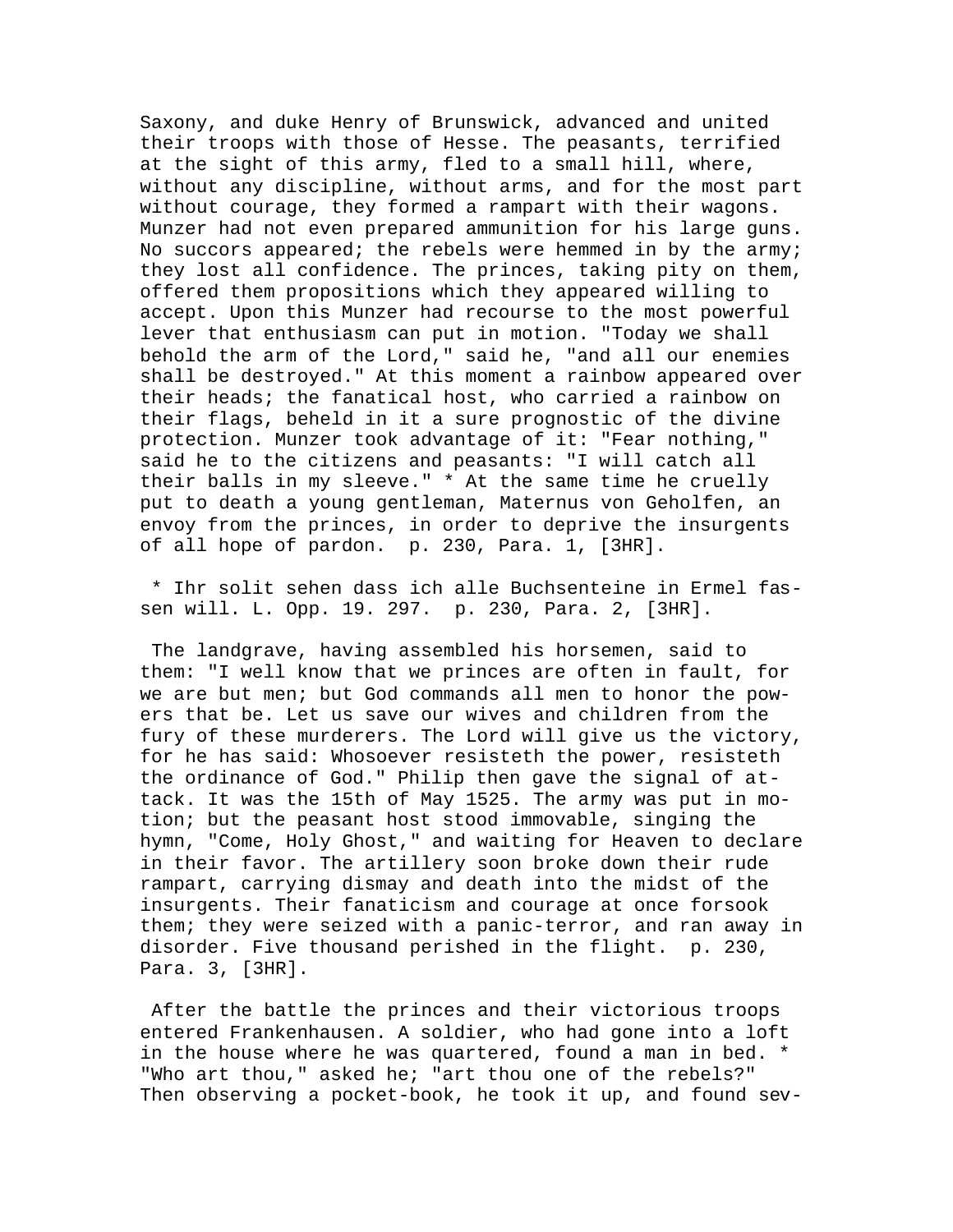Saxony, and duke Henry of Brunswick, advanced and united their troops with those of Hesse. The peasants, terrified at the sight of this army, fled to a small hill, where, without any discipline, without arms, and for the most part without courage, they formed a rampart with their wagons. Munzer had not even prepared ammunition for his large guns. No succors appeared; the rebels were hemmed in by the army; they lost all confidence. The princes, taking pity on them, offered them propositions which they appeared willing to accept. Upon this Munzer had recourse to the most powerful lever that enthusiasm can put in motion. "Today we shall behold the arm of the Lord," said he, "and all our enemies shall be destroyed." At this moment a rainbow appeared over their heads; the fanatical host, who carried a rainbow on their flags, beheld in it a sure prognostic of the divine protection. Munzer took advantage of it: "Fear nothing," said he to the citizens and peasants: "I will catch all their balls in my sleeve." * At the same time he cruelly put to death a young gentleman, Maternus von Geholfen, an envoy from the princes, in order to deprive the insurgents of all hope of pardon. p. 230, Para. 1, [3HR].

* Ihr solit sehen dass ich alle Buchsenteine in Ermel fassen will. L. Opp. 19. 297. p. 230, Para. 2, [3HR].

The landgrave, having assembled his horsemen, said to them: "I well know that we princes are often in fault, for we are but men; but God commands all men to honor the powers that be. Let us save our wives and children from the fury of these murderers. The Lord will give us the victory, for he has said: Whosoever resisteth the power, resisteth the ordinance of God." Philip then gave the signal of attack. It was the 15th of May 1525. The army was put in motion; but the peasant host stood immovable, singing the hymn, "Come, Holy Ghost," and waiting for Heaven to declare in their favor. The artillery soon broke down their rude rampart, carrying dismay and death into the midst of the insurgents. Their fanaticism and courage at once forsook them; they were seized with a panic-terror, and ran away in disorder. Five thousand perished in the flight. p. 230, Para. 3, [3HR].

After the battle the princes and their victorious troops entered Frankenhausen. A soldier, who had gone into a loft in the house where he was quartered, found a man in bed. * "Who art thou," asked he; "art thou one of the rebels?" Then observing a pocket-book, he took it up, and found sev-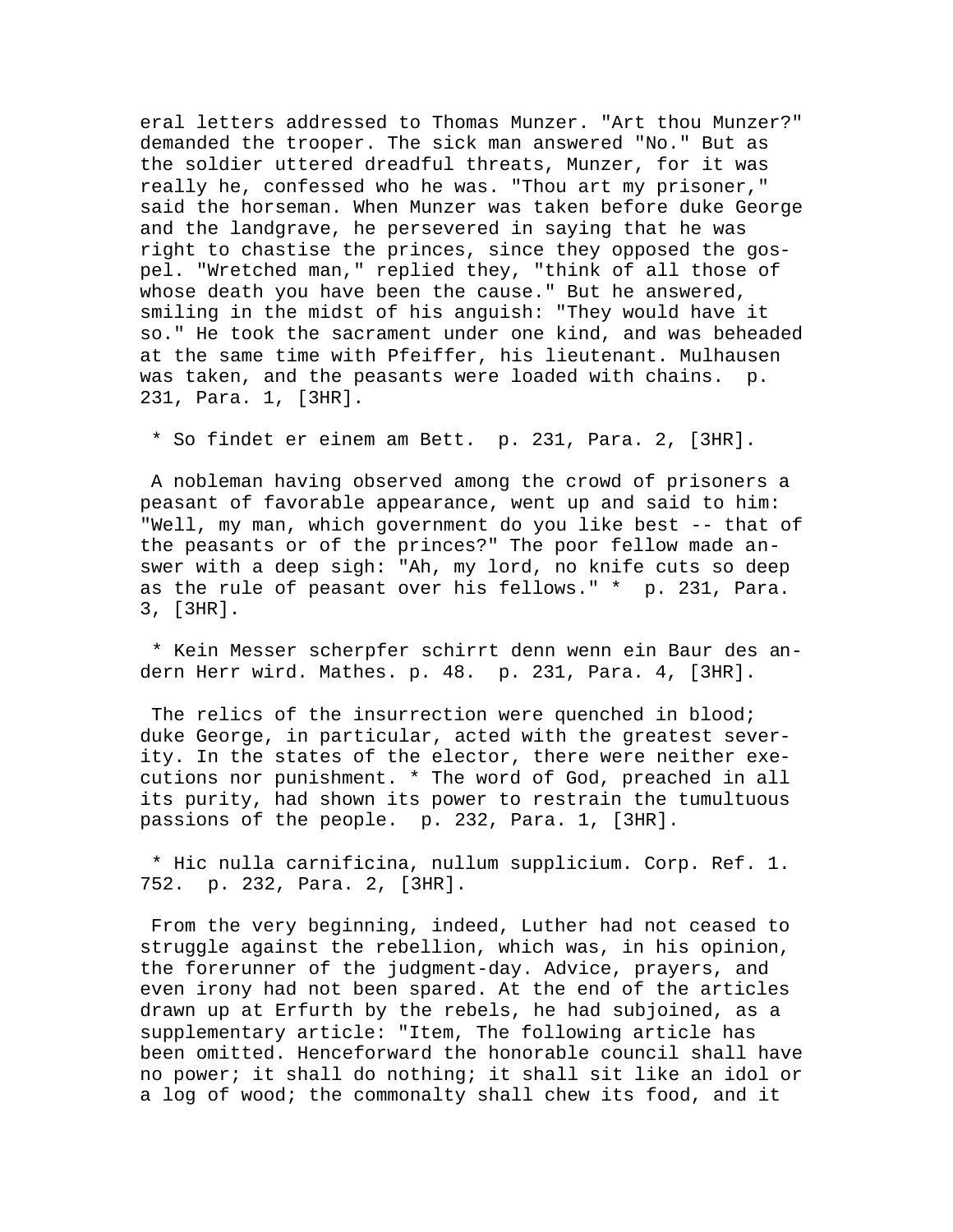eral letters addressed to Thomas Munzer. "Art thou Munzer?" demanded the trooper. The sick man answered "No." But as the soldier uttered dreadful threats, Munzer, for it was really he, confessed who he was. "Thou art my prisoner," said the horseman. When Munzer was taken before duke George and the landgrave, he persevered in saying that he was right to chastise the princes, since they opposed the gospel. "Wretched man," replied they, "think of all those of whose death you have been the cause." But he answered, smiling in the midst of his anguish: "They would have it so." He took the sacrament under one kind, and was beheaded at the same time with Pfeiffer, his lieutenant. Mulhausen was taken, and the peasants were loaded with chains.  p. 231, Para. 1, [3HR].

 * So findet er einem am Bett.  p. 231, Para. 2, [3HR].

 A nobleman having observed among the crowd of prisoners a peasant of favorable appearance, went up and said to him: "Well, my man, which government do you like best -- that of the peasants or of the princes?" The poor fellow made answer with a deep sigh: "Ah, my lord, no knife cuts so deep as the rule of peasant over his fellows." *  p. 231, Para. 3, [3HR].

 * Kein Messer scherpfer schirrt denn wenn ein Baur des andern Herr wird. Mathes. p. 48.  p. 231, Para. 4, [3HR].

 The relics of the insurrection were quenched in blood; duke George, in particular, acted with the greatest severity. In the states of the elector, there were neither executions nor punishment. * The word of God, preached in all its purity, had shown its power to restrain the tumultuous passions of the people.  p. 232, Para. 1, [3HR].

 * Hic nulla carnificina, nullum supplicium. Corp. Ref. 1. 752.  p. 232, Para. 2, [3HR].

 From the very beginning, indeed, Luther had not ceased to struggle against the rebellion, which was, in his opinion, the forerunner of the judgment-day. Advice, prayers, and even irony had not been spared. At the end of the articles drawn up at Erfurth by the rebels, he had subjoined, as a supplementary article: "Item, The following article has been omitted. Henceforward the honorable council shall have no power; it shall do nothing; it shall sit like an idol or a log of wood; the commonalty shall chew its food, and it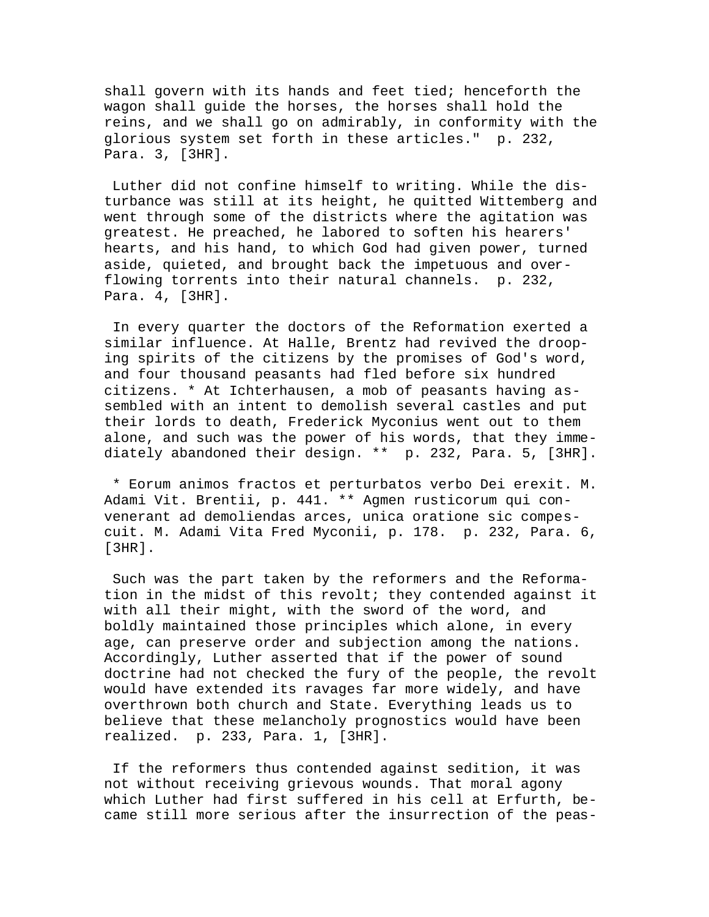shall govern with its hands and feet tied; henceforth the wagon shall guide the horses, the horses shall hold the reins, and we shall go on admirably, in conformity with the glorious system set forth in these articles." p. 232, Para. 3, [3HR].

Luther did not confine himself to writing. While the disturbance was still at its height, he quitted Wittemberg and went through some of the districts where the agitation was greatest. He preached, he labored to soften his hearers' hearts, and his hand, to which God had given power, turned aside, quieted, and brought back the impetuous and overflowing torrents into their natural channels. p. 232, Para. 4, [3HR].

In every quarter the doctors of the Reformation exerted a similar influence. At Halle, Brentz had revived the drooping spirits of the citizens by the promises of God's word, and four thousand peasants had fled before six hundred citizens. * At Ichterhausen, a mob of peasants having assembled with an intent to demolish several castles and put their lords to death, Frederick Myconius went out to them alone, and such was the power of his words, that they immediately abandoned their design. ** p. 232, Para. 5, [3HR].

* Eorum animos fractos et perturbatos verbo Dei erexit. M. Adami Vit. Brentii, p. 441. ** Agmen rusticorum qui convenerant ad demoliendas arces, unica oratione sic compescuit. M. Adami Vita Fred Myconii, p. 178. p. 232, Para. 6, [3HR].

Such was the part taken by the reformers and the Reformation in the midst of this revolt; they contended against it with all their might, with the sword of the word, and boldly maintained those principles which alone, in every age, can preserve order and subjection among the nations. Accordingly, Luther asserted that if the power of sound doctrine had not checked the fury of the people, the revolt would have extended its ravages far more widely, and have overthrown both church and State. Everything leads us to believe that these melancholy prognostics would have been realized. p. 233, Para. 1, [3HR].

If the reformers thus contended against sedition, it was not without receiving grievous wounds. That moral agony which Luther had first suffered in his cell at Erfurth, became still more serious after the insurrection of the peas-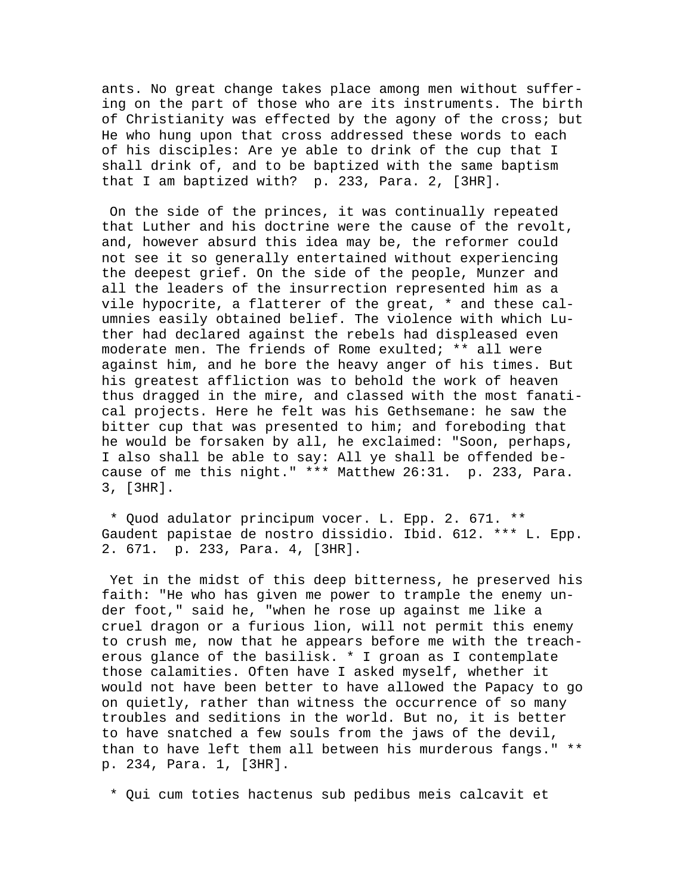ants. No great change takes place among men without suffering on the part of those who are its instruments. The birth of Christianity was effected by the agony of the cross; but He who hung upon that cross addressed these words to each of his disciples: Are ye able to drink of the cup that I shall drink of, and to be baptized with the same baptism that I am baptized with? p. 233, Para. 2, [3HR].

On the side of the princes, it was continually repeated that Luther and his doctrine were the cause of the revolt, and, however absurd this idea may be, the reformer could not see it so generally entertained without experiencing the deepest grief. On the side of the people, Munzer and all the leaders of the insurrection represented him as a vile hypocrite, a flatterer of the great, * and these calumnies easily obtained belief. The violence with which Luther had declared against the rebels had displeased even moderate men. The friends of Rome exulted; ** all were against him, and he bore the heavy anger of his times. But his greatest affliction was to behold the work of heaven thus dragged in the mire, and classed with the most fanatical projects. Here he felt was his Gethsemane: he saw the bitter cup that was presented to him; and foreboding that he would be forsaken by all, he exclaimed: "Soon, perhaps, I also shall be able to say: All ye shall be offended because of me this night." *** Matthew 26:31. p. 233, Para. 3, [3HR].

* Quod adulator principum vocer. L. Epp. 2. 671. ** Gaudent papistae de nostro dissidio. Ibid. 612. *** L. Epp. 2. 671. p. 233, Para. 4, [3HR].

Yet in the midst of this deep bitterness, he preserved his faith: "He who has given me power to trample the enemy under foot," said he, "when he rose up against me like a cruel dragon or a furious lion, will not permit this enemy to crush me, now that he appears before me with the treacherous glance of the basilisk. * I groan as I contemplate those calamities. Often have I asked myself, whether it would not have been better to have allowed the Papacy to go on quietly, rather than witness the occurrence of so many troubles and seditions in the world. But no, it is better to have snatched a few souls from the jaws of the devil, than to have left them all between his murderous fangs." ** p. 234, Para. 1, [3HR].

* Qui cum toties hactenus sub pedibus meis calcavit et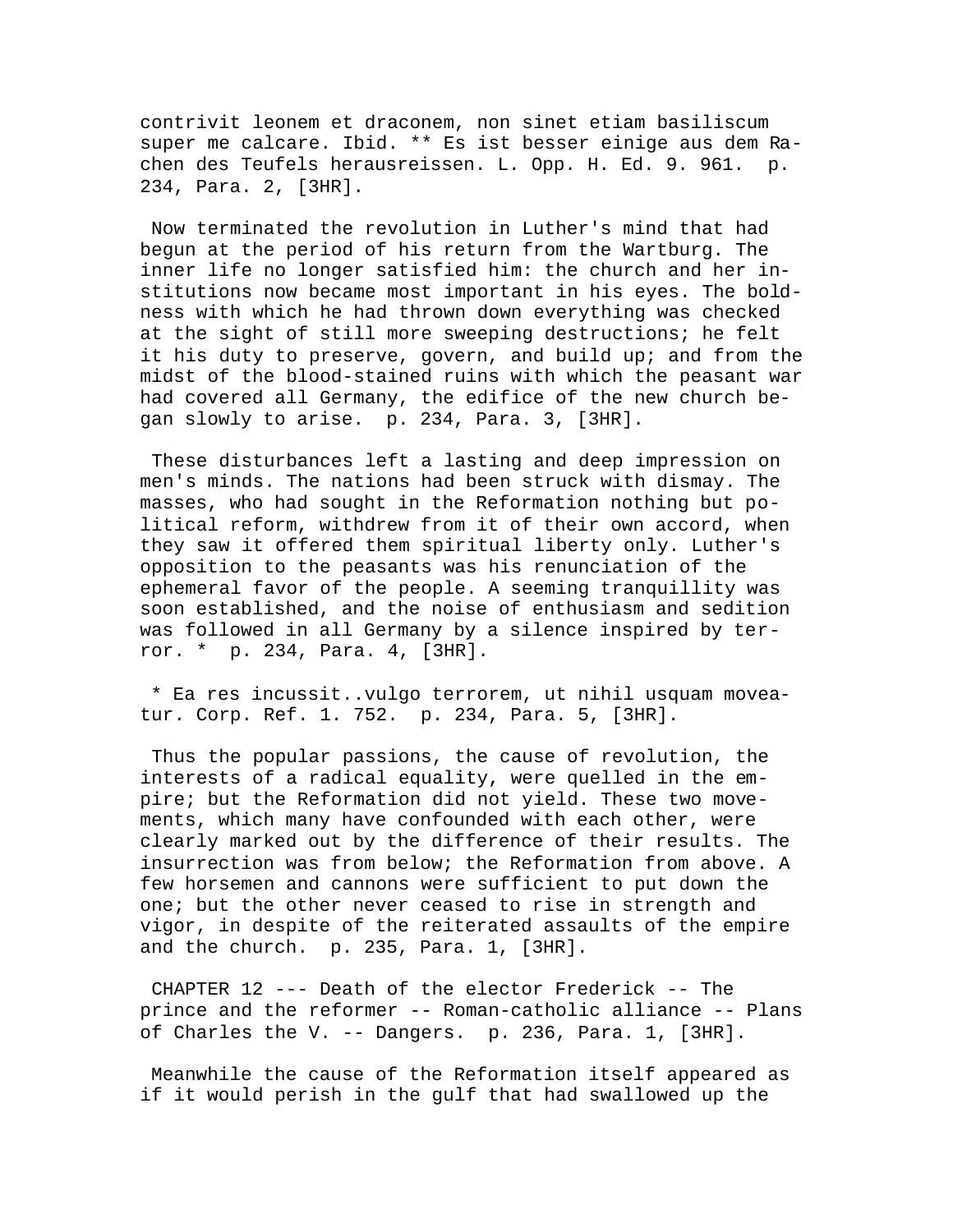contrivit leonem et draconem, non sinet etiam basiliscum super me calcare. Ibid. ** Es ist besser einige aus dem Rachen des Teufels herausreissen. L. Opp. H. Ed. 9. 961. p. 234, Para. 2, [3HR].

Now terminated the revolution in Luther's mind that had begun at the period of his return from the Wartburg. The inner life no longer satisfied him: the church and her institutions now became most important in his eyes. The boldness with which he had thrown down everything was checked at the sight of still more sweeping destructions; he felt it his duty to preserve, govern, and build up; and from the midst of the blood-stained ruins with which the peasant war had covered all Germany, the edifice of the new church began slowly to arise. p. 234, Para. 3, [3HR].

These disturbances left a lasting and deep impression on men's minds. The nations had been struck with dismay. The masses, who had sought in the Reformation nothing but political reform, withdrew from it of their own accord, when they saw it offered them spiritual liberty only. Luther's opposition to the peasants was his renunciation of the ephemeral favor of the people. A seeming tranquillity was soon established, and the noise of enthusiasm and sedition was followed in all Germany by a silence inspired by terror. * p. 234, Para. 4, [3HR].

* Ea res incussit..vulgo terrorem, ut nihil usquam moveatur. Corp. Ref. 1. 752. p. 234, Para. 5, [3HR].

Thus the popular passions, the cause of revolution, the interests of a radical equality, were quelled in the empire; but the Reformation did not yield. These two movements, which many have confounded with each other, were clearly marked out by the difference of their results. The insurrection was from below; the Reformation from above. A few horsemen and cannons were sufficient to put down the one; but the other never ceased to rise in strength and vigor, in despite of the reiterated assaults of the empire and the church. p. 235, Para. 1, [3HR].

CHAPTER 12 --- Death of the elector Frederick -- The prince and the reformer -- Roman-catholic alliance -- Plans of Charles the V. -- Dangers. p. 236, Para. 1, [3HR].

Meanwhile the cause of the Reformation itself appeared as if it would perish in the gulf that had swallowed up the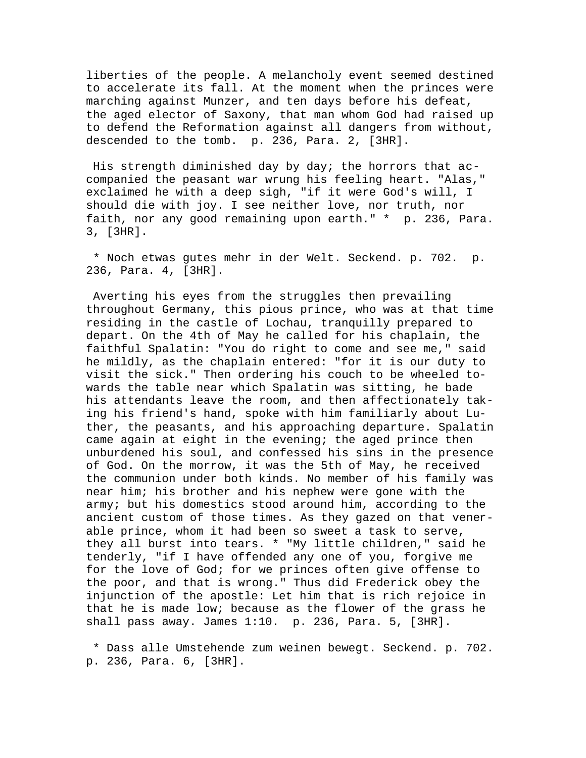liberties of the people. A melancholy event seemed destined to accelerate its fall. At the moment when the princes were marching against Munzer, and ten days before his defeat, the aged elector of Saxony, that man whom God had raised up to defend the Reformation against all dangers from without, descended to the tomb. p. 236, Para. 2, [3HR].

His strength diminished day by day; the horrors that accompanied the peasant war wrung his feeling heart. "Alas," exclaimed he with a deep sigh, "if it were God's will, I should die with joy. I see neither love, nor truth, nor faith, nor any good remaining upon earth." * p. 236, Para. 3, [3HR].

* Noch etwas gutes mehr in der Welt. Seckend. p. 702. p. 236, Para. 4, [3HR].

Averting his eyes from the struggles then prevailing throughout Germany, this pious prince, who was at that time residing in the castle of Lochau, tranquilly prepared to depart. On the 4th of May he called for his chaplain, the faithful Spalatin: "You do right to come and see me," said he mildly, as the chaplain entered: "for it is our duty to visit the sick." Then ordering his couch to be wheeled towards the table near which Spalatin was sitting, he bade his attendants leave the room, and then affectionately taking his friend's hand, spoke with him familiarly about Luther, the peasants, and his approaching departure. Spalatin came again at eight in the evening; the aged prince then unburdened his soul, and confessed his sins in the presence of God. On the morrow, it was the 5th of May, he received the communion under both kinds. No member of his family was near him; his brother and his nephew were gone with the army; but his domestics stood around him, according to the ancient custom of those times. As they gazed on that venerable prince, whom it had been so sweet a task to serve, they all burst into tears. * "My little children," said he tenderly, "if I have offended any one of you, forgive me for the love of God; for we princes often give offense to the poor, and that is wrong." Thus did Frederick obey the injunction of the apostle: Let him that is rich rejoice in that he is made low; because as the flower of the grass he shall pass away. James 1:10. p. 236, Para. 5, [3HR].

* Dass alle Umstehende zum weinen bewegt. Seckend. p. 702. p. 236, Para. 6, [3HR].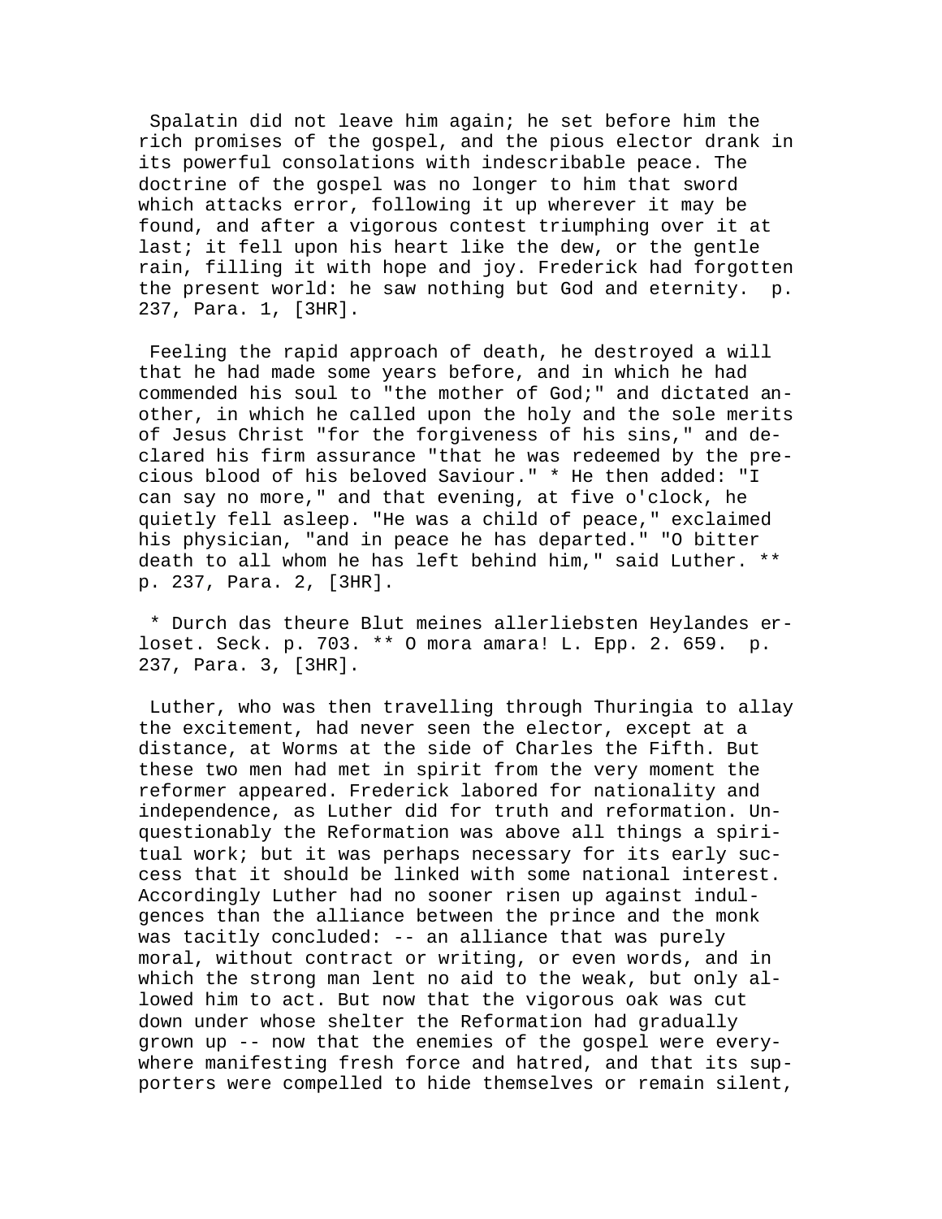Spalatin did not leave him again; he set before him the rich promises of the gospel, and the pious elector drank in its powerful consolations with indescribable peace. The doctrine of the gospel was no longer to him that sword which attacks error, following it up wherever it may be found, and after a vigorous contest triumphing over it at last; it fell upon his heart like the dew, or the gentle rain, filling it with hope and joy. Frederick had forgotten the present world: he saw nothing but God and eternity. p. 237, Para. 1, [3HR].

Feeling the rapid approach of death, he destroyed a will that he had made some years before, and in which he had commended his soul to "the mother of God;" and dictated another, in which he called upon the holy and the sole merits of Jesus Christ "for the forgiveness of his sins," and declared his firm assurance "that he was redeemed by the precious blood of his beloved Saviour." * He then added: "I can say no more," and that evening, at five o'clock, he quietly fell asleep. "He was a child of peace," exclaimed his physician, "and in peace he has departed." "O bitter death to all whom he has left behind him," said Luther. ** p. 237, Para. 2, [3HR].

* Durch das theure Blut meines allerliebsten Heylandes erloset. Seck. p. 703. ** O mora amara! L. Epp. 2. 659. p. 237, Para. 3, [3HR].

Luther, who was then travelling through Thuringia to allay the excitement, had never seen the elector, except at a distance, at Worms at the side of Charles the Fifth. But these two men had met in spirit from the very moment the reformer appeared. Frederick labored for nationality and independence, as Luther did for truth and reformation. Unquestionably the Reformation was above all things a spiritual work; but it was perhaps necessary for its early success that it should be linked with some national interest. Accordingly Luther had no sooner risen up against indulgences than the alliance between the prince and the monk was tacitly concluded: -- an alliance that was purely moral, without contract or writing, or even words, and in which the strong man lent no aid to the weak, but only allowed him to act. But now that the vigorous oak was cut down under whose shelter the Reformation had gradually grown up -- now that the enemies of the gospel were everywhere manifesting fresh force and hatred, and that its supporters were compelled to hide themselves or remain silent,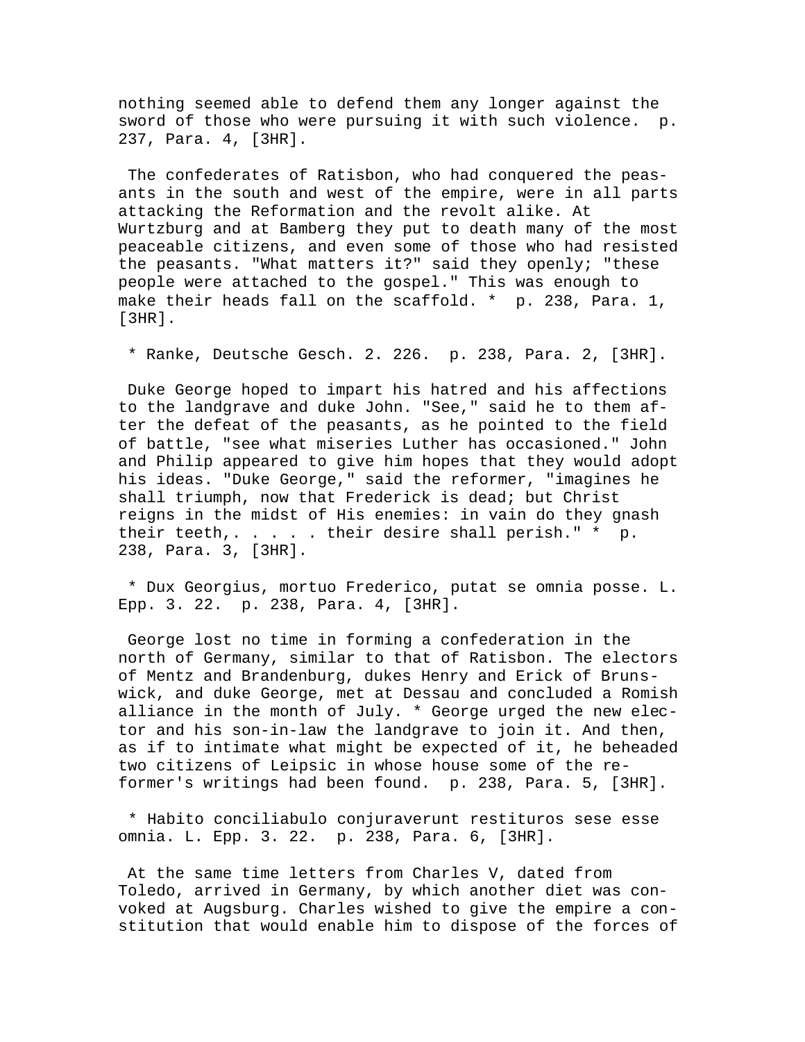nothing seemed able to defend them any longer against the sword of those who were pursuing it with such violence. p. 237, Para. 4, [3HR].

The confederates of Ratisbon, who had conquered the peasants in the south and west of the empire, were in all parts attacking the Reformation and the revolt alike. At Wurtzburg and at Bamberg they put to death many of the most peaceable citizens, and even some of those who had resisted the peasants. "What matters it?" said they openly; "these people were attached to the gospel." This was enough to make their heads fall on the scaffold. * p. 238, Para. 1, [3HR].

* Ranke, Deutsche Gesch. 2. 226. p. 238, Para. 2, [3HR].

Duke George hoped to impart his hatred and his affections to the landgrave and duke John. "See," said he to them after the defeat of the peasants, as he pointed to the field of battle, "see what miseries Luther has occasioned." John and Philip appeared to give him hopes that they would adopt his ideas. "Duke George," said the reformer, "imagines he shall triumph, now that Frederick is dead; but Christ reigns in the midst of His enemies: in vain do they gnash their teeth,. . . . . their desire shall perish." * p. 238, Para. 3, [3HR].

* Dux Georgius, mortuo Frederico, putat se omnia posse. L. Epp. 3. 22. p. 238, Para. 4, [3HR].

George lost no time in forming a confederation in the north of Germany, similar to that of Ratisbon. The electors of Mentz and Brandenburg, dukes Henry and Erick of Brunswick, and duke George, met at Dessau and concluded a Romish alliance in the month of July. * George urged the new elector and his son-in-law the landgrave to join it. And then, as if to intimate what might be expected of it, he beheaded two citizens of Leipsic in whose house some of the reformer's writings had been found. p. 238, Para. 5, [3HR].

* Habito conciliabulo conjuraverunt restituros sese esse omnia. L. Epp. 3. 22. p. 238, Para. 6, [3HR].

At the same time letters from Charles V, dated from Toledo, arrived in Germany, by which another diet was convoked at Augsburg. Charles wished to give the empire a constitution that would enable him to dispose of the forces of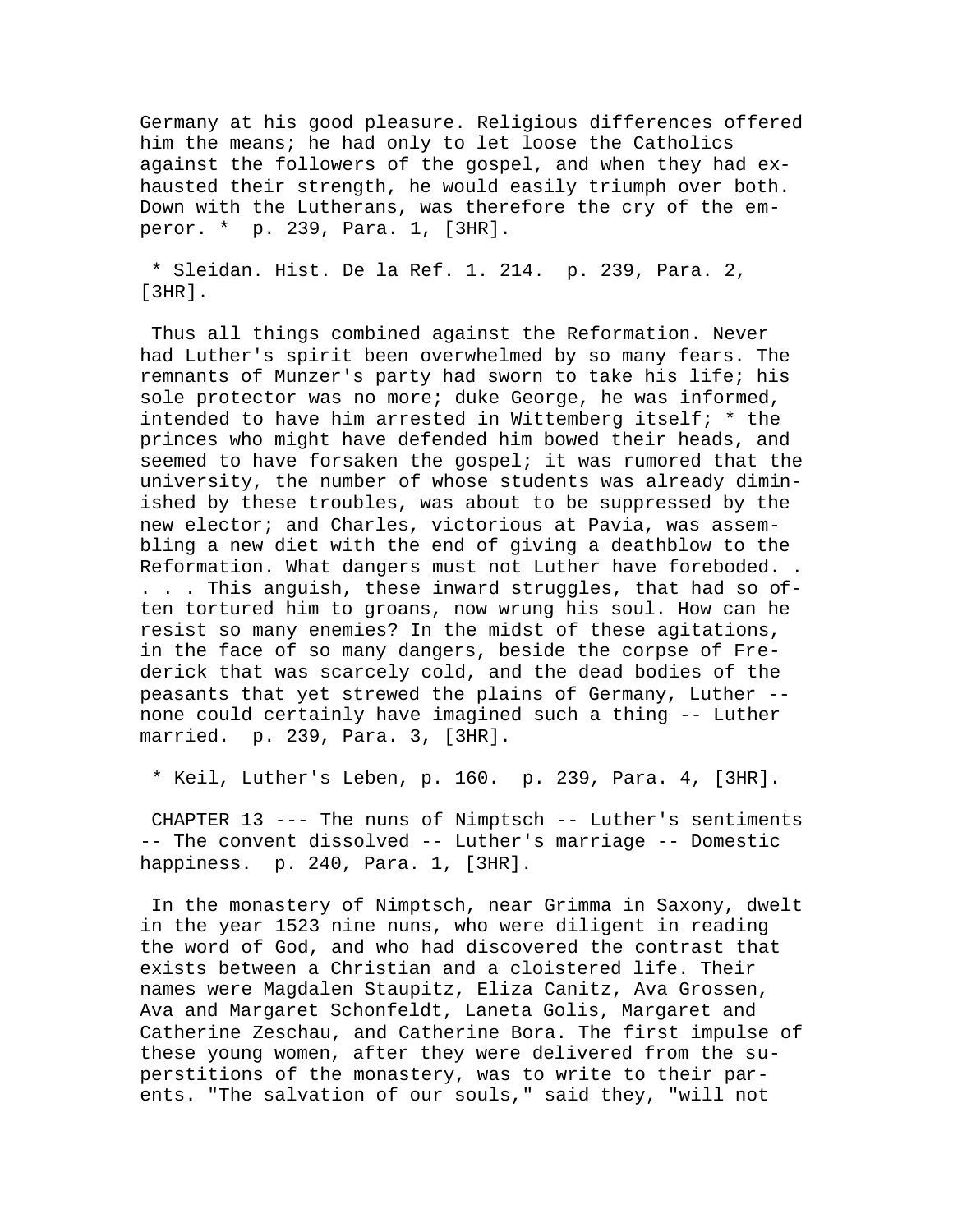Germany at his good pleasure. Religious differences offered him the means; he had only to let loose the Catholics against the followers of the gospel, and when they had exhausted their strength, he would easily triumph over both. Down with the Lutherans, was therefore the cry of the emperor. *  p. 239, Para. 1, [3HR].

* Sleidan. Hist. De la Ref. 1. 214.  p. 239, Para. 2, [3HR].

Thus all things combined against the Reformation. Never had Luther's spirit been overwhelmed by so many fears. The remnants of Munzer's party had sworn to take his life; his sole protector was no more; duke George, he was informed, intended to have him arrested in Wittemberg itself; * the princes who might have defended him bowed their heads, and seemed to have forsaken the gospel; it was rumored that the university, the number of whose students was already diminished by these troubles, was about to be suppressed by the new elector; and Charles, victorious at Pavia, was assembling a new diet with the end of giving a deathblow to the Reformation. What dangers must not Luther have foreboded. . . . . This anguish, these inward struggles, that had so often tortured him to groans, now wrung his soul. How can he resist so many enemies? In the midst of these agitations, in the face of so many dangers, beside the corpse of Frederick that was scarcely cold, and the dead bodies of the peasants that yet strewed the plains of Germany, Luther -- none could certainly have imagined such a thing -- Luther married.  p. 239, Para. 3, [3HR].

* Keil, Luther's Leben, p. 160.  p. 239, Para. 4, [3HR].

CHAPTER 13 --- The nuns of Nimptsch -- Luther's sentiments -- The convent dissolved -- Luther's marriage -- Domestic happiness.  p. 240, Para. 1, [3HR].

In the monastery of Nimptsch, near Grimma in Saxony, dwelt in the year 1523 nine nuns, who were diligent in reading the word of God, and who had discovered the contrast that exists between a Christian and a cloistered life. Their names were Magdalen Staupitz, Eliza Canitz, Ava Grossen, Ava and Margaret Schonfeldt, Laneta Golis, Margaret and Catherine Zeschau, and Catherine Bora. The first impulse of these young women, after they were delivered from the superstitions of the monastery, was to write to their parents. "The salvation of our souls," said they, "will not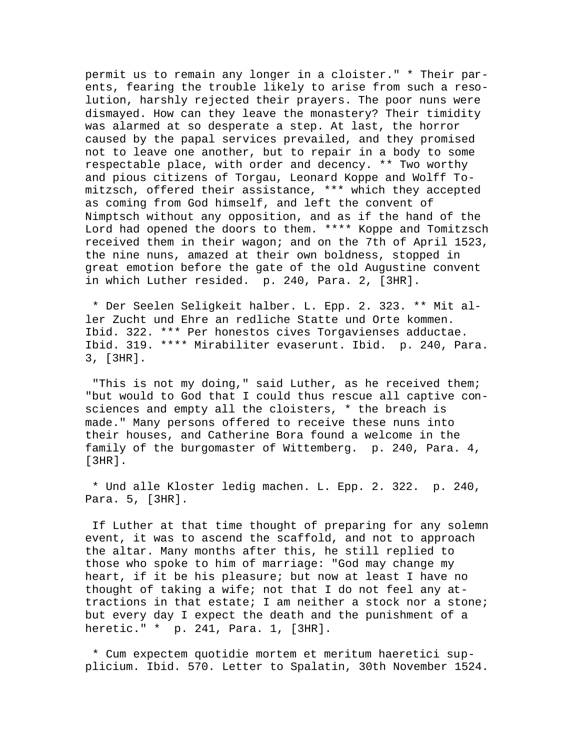permit us to remain any longer in a cloister." * Their parents, fearing the trouble likely to arise from such a resolution, harshly rejected their prayers. The poor nuns were dismayed. How can they leave the monastery? Their timidity was alarmed at so desperate a step. At last, the horror caused by the papal services prevailed, and they promised not to leave one another, but to repair in a body to some respectable place, with order and decency. ** Two worthy and pious citizens of Torgau, Leonard Koppe and Wolff Tomitzsch, offered their assistance, *** which they accepted as coming from God himself, and left the convent of Nimptsch without any opposition, and as if the hand of the Lord had opened the doors to them. **** Koppe and Tomitzsch received them in their wagon; and on the 7th of April 1523, the nine nuns, amazed at their own boldness, stopped in great emotion before the gate of the old Augustine convent in which Luther resided.  p. 240, Para. 2, [3HR].

* Der Seelen Seligkeit halber. L. Epp. 2. 323. ** Mit aller Zucht und Ehre an redliche Statte und Orte kommen. Ibid. 322. *** Per honestos cives Torgavienses adductae. Ibid. 319. **** Mirabiliter evaserunt. Ibid.  p. 240, Para. 3, [3HR].

"This is not my doing," said Luther, as he received them; "but would to God that I could thus rescue all captive consciences and empty all the cloisters, * the breach is made." Many persons offered to receive these nuns into their houses, and Catherine Bora found a welcome in the family of the burgomaster of Wittemberg.  p. 240, Para. 4, [3HR].

* Und alle Kloster ledig machen. L. Epp. 2. 322.  p. 240, Para. 5, [3HR].

If Luther at that time thought of preparing for any solemn event, it was to ascend the scaffold, and not to approach the altar. Many months after this, he still replied to those who spoke to him of marriage: "God may change my heart, if it be his pleasure; but now at least I have no thought of taking a wife; not that I do not feel any attractions in that estate; I am neither a stock nor a stone; but every day I expect the death and the punishment of a heretic." *  p. 241, Para. 1, [3HR].

* Cum expectem quotidie mortem et meritum haeretici supplicium. Ibid. 570. Letter to Spalatin, 30th November 1524.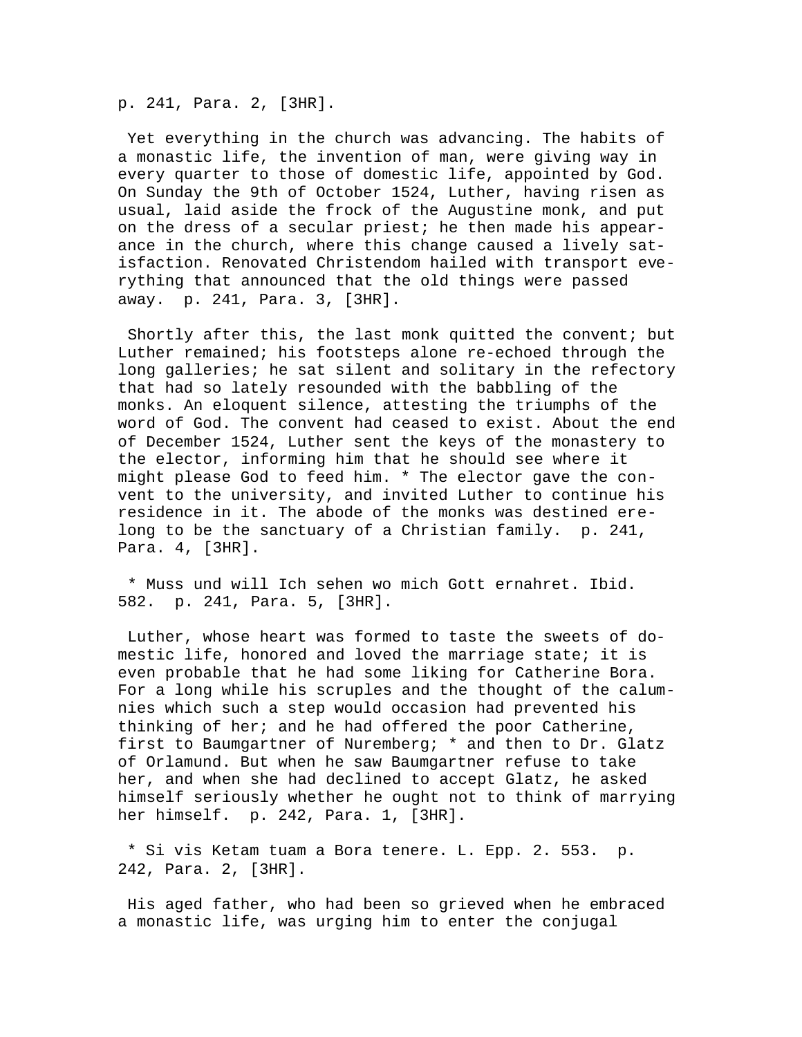p. 241, Para. 2, [3HR].

Yet everything in the church was advancing. The habits of a monastic life, the invention of man, were giving way in every quarter to those of domestic life, appointed by God. On Sunday the 9th of October 1524, Luther, having risen as usual, laid aside the frock of the Augustine monk, and put on the dress of a secular priest; he then made his appearance in the church, where this change caused a lively satisfaction. Renovated Christendom hailed with transport everything that announced that the old things were passed away. p. 241, Para. 3, [3HR].

Shortly after this, the last monk quitted the convent; but Luther remained; his footsteps alone re-echoed through the long galleries; he sat silent and solitary in the refectory that had so lately resounded with the babbling of the monks. An eloquent silence, attesting the triumphs of the word of God. The convent had ceased to exist. About the end of December 1524, Luther sent the keys of the monastery to the elector, informing him that he should see where it might please God to feed him. * The elector gave the convent to the university, and invited Luther to continue his residence in it. The abode of the monks was destined erelong to be the sanctuary of a Christian family. p. 241, Para. 4, [3HR].

* Muss und will Ich sehen wo mich Gott ernahret. Ibid. 582. p. 241, Para. 5, [3HR].

Luther, whose heart was formed to taste the sweets of domestic life, honored and loved the marriage state; it is even probable that he had some liking for Catherine Bora. For a long while his scruples and the thought of the calumnies which such a step would occasion had prevented his thinking of her; and he had offered the poor Catherine, first to Baumgartner of Nuremberg; * and then to Dr. Glatz of Orlamund. But when he saw Baumgartner refuse to take her, and when she had declined to accept Glatz, he asked himself seriously whether he ought not to think of marrying her himself. p. 242, Para. 1, [3HR].

* Si vis Ketam tuam a Bora tenere. L. Epp. 2. 553. p. 242, Para. 2, [3HR].

His aged father, who had been so grieved when he embraced a monastic life, was urging him to enter the conjugal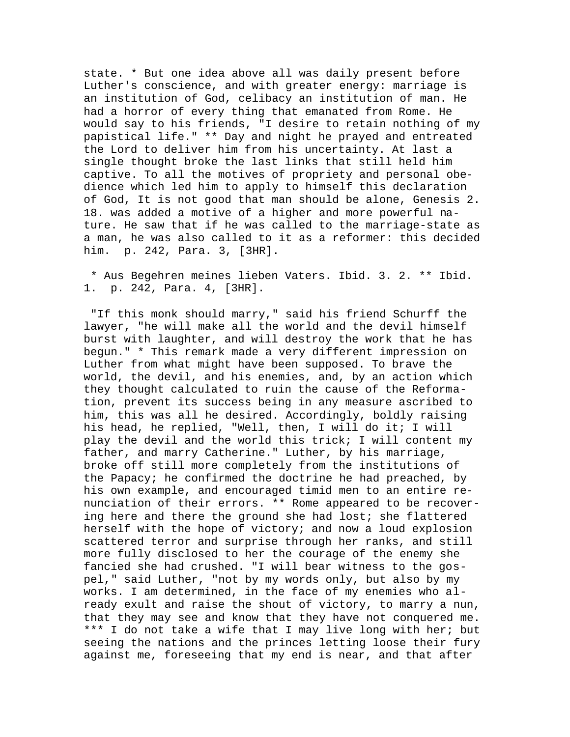state. * But one idea above all was daily present before Luther's conscience, and with greater energy: marriage is an institution of God, celibacy an institution of man. He had a horror of every thing that emanated from Rome. He would say to his friends, "I desire to retain nothing of my papistical life." ** Day and night he prayed and entreated the Lord to deliver him from his uncertainty. At last a single thought broke the last links that still held him captive. To all the motives of propriety and personal obedience which led him to apply to himself this declaration of God, It is not good that man should be alone, Genesis 2. 18. was added a motive of a higher and more powerful nature. He saw that if he was called to the marriage-state as a man, he was also called to it as a reformer: this decided him. p. 242, Para. 3, [3HR].

* Aus Begehren meines lieben Vaters. Ibid. 3. 2. ** Ibid. 1. p. 242, Para. 4, [3HR].

"If this monk should marry," said his friend Schurff the lawyer, "he will make all the world and the devil himself burst with laughter, and will destroy the work that he has begun." * This remark made a very different impression on Luther from what might have been supposed. To brave the world, the devil, and his enemies, and, by an action which they thought calculated to ruin the cause of the Reformation, prevent its success being in any measure ascribed to him, this was all he desired. Accordingly, boldly raising his head, he replied, "Well, then, I will do it; I will play the devil and the world this trick; I will content my father, and marry Catherine." Luther, by his marriage, broke off still more completely from the institutions of the Papacy; he confirmed the doctrine he had preached, by his own example, and encouraged timid men to an entire renunciation of their errors. ** Rome appeared to be recovering here and there the ground she had lost; she flattered herself with the hope of victory; and now a loud explosion scattered terror and surprise through her ranks, and still more fully disclosed to her the courage of the enemy she fancied she had crushed. "I will bear witness to the gospel," said Luther, "not by my words only, but also by my works. I am determined, in the face of my enemies who already exult and raise the shout of victory, to marry a nun, that they may see and know that they have not conquered me. *** I do not take a wife that I may live long with her; but seeing the nations and the princes letting loose their fury against me, foreseeing that my end is near, and that after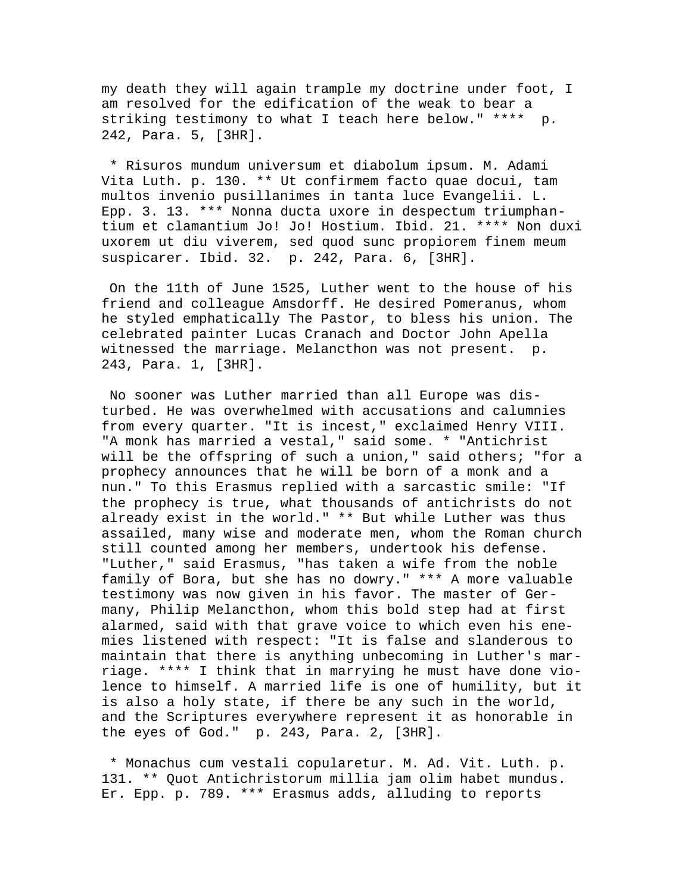my death they will again trample my doctrine under foot, I am resolved for the edification of the weak to bear a striking testimony to what I teach here below." **** p. 242, Para. 5, [3HR].

* Risuros mundum universum et diabolum ipsum. M. Adami Vita Luth. p. 130. ** Ut confirmem facto quae docui, tam multos invenio pusillanimes in tanta luce Evangelii. L. Epp. 3. 13. *** Nonna ducta uxore in despectum triumphantium et clamantium Jo! Jo! Hostium. Ibid. 21. **** Non duxi uxorem ut diu viverem, sed quod sunc propiorem finem meum suspicarer. Ibid. 32. p. 242, Para. 6, [3HR].

On the 11th of June 1525, Luther went to the house of his friend and colleague Amsdorff. He desired Pomeranus, whom he styled emphatically The Pastor, to bless his union. The celebrated painter Lucas Cranach and Doctor John Apella witnessed the marriage. Melancthon was not present. p. 243, Para. 1, [3HR].

No sooner was Luther married than all Europe was disturbed. He was overwhelmed with accusations and calumnies from every quarter. "It is incest," exclaimed Henry VIII. "A monk has married a vestal," said some. * "Antichrist will be the offspring of such a union," said others; "for a prophecy announces that he will be born of a monk and a nun." To this Erasmus replied with a sarcastic smile: "If the prophecy is true, what thousands of antichrists do not already exist in the world." ** But while Luther was thus assailed, many wise and moderate men, whom the Roman church still counted among her members, undertook his defense. "Luther," said Erasmus, "has taken a wife from the noble family of Bora, but she has no dowry." *** A more valuable testimony was now given in his favor. The master of Germany, Philip Melancthon, whom this bold step had at first alarmed, said with that grave voice to which even his enemies listened with respect: "It is false and slanderous to maintain that there is anything unbecoming in Luther's marriage. **** I think that in marrying he must have done violence to himself. A married life is one of humility, but it is also a holy state, if there be any such in the world, and the Scriptures everywhere represent it as honorable in the eyes of God." p. 243, Para. 2, [3HR].

* Monachus cum vestali copularetur. M. Ad. Vit. Luth. p. 131. ** Quot Antichristorum millia jam olim habet mundus. Er. Epp. p. 789. *** Erasmus adds, alluding to reports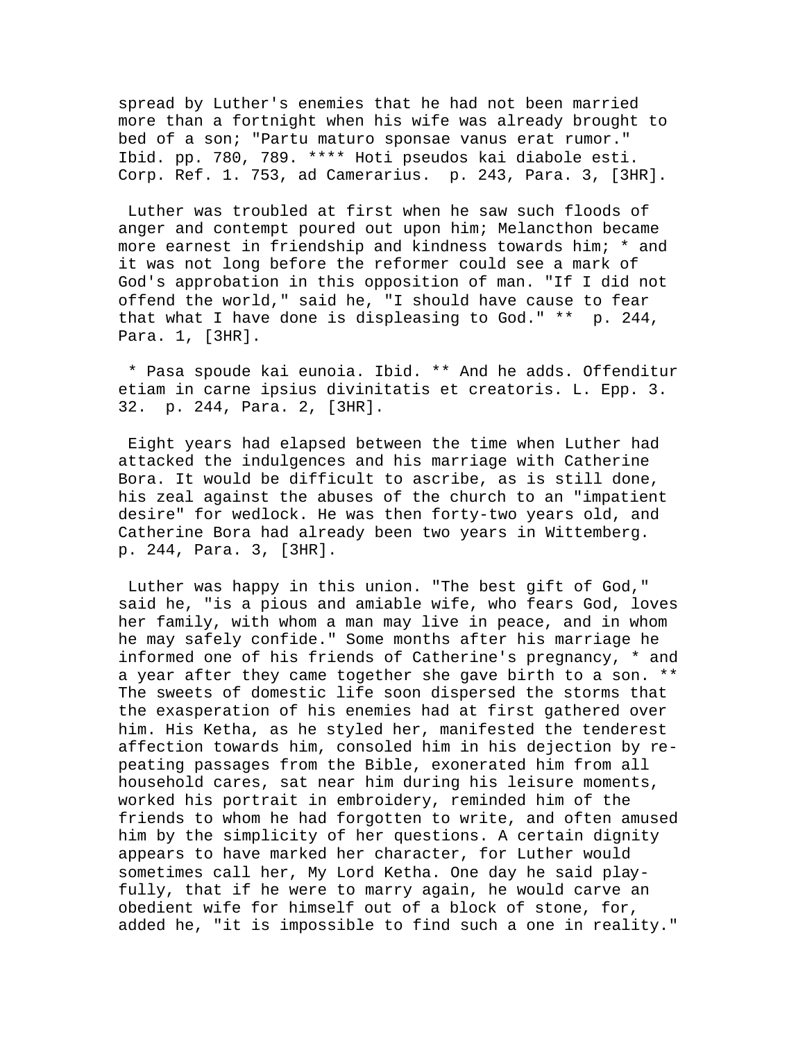spread by Luther's enemies that he had not been married more than a fortnight when his wife was already brought to bed of a son; "Partu maturo sponsae vanus erat rumor." Ibid. pp. 780, 789. **** Hoti pseudos kai diabole esti. Corp. Ref. 1. 753, ad Camerarius. p. 243, Para. 3, [3HR].

Luther was troubled at first when he saw such floods of anger and contempt poured out upon him; Melancthon became more earnest in friendship and kindness towards him; * and it was not long before the reformer could see a mark of God's approbation in this opposition of man. "If I did not offend the world," said he, "I should have cause to fear that what I have done is displeasing to God." ** p. 244, Para. 1, [3HR].

* Pasa spoude kai eunoia. Ibid. ** And he adds. Offenditur etiam in carne ipsius divinitatis et creatoris. L. Epp. 3. 32. p. 244, Para. 2, [3HR].

Eight years had elapsed between the time when Luther had attacked the indulgences and his marriage with Catherine Bora. It would be difficult to ascribe, as is still done, his zeal against the abuses of the church to an "impatient desire" for wedlock. He was then forty-two years old, and Catherine Bora had already been two years in Wittemberg. p. 244, Para. 3, [3HR].

Luther was happy in this union. "The best gift of God," said he, "is a pious and amiable wife, who fears God, loves her family, with whom a man may live in peace, and in whom he may safely confide." Some months after his marriage he informed one of his friends of Catherine's pregnancy, * and a year after they came together she gave birth to a son. ** The sweets of domestic life soon dispersed the storms that the exasperation of his enemies had at first gathered over him. His Ketha, as he styled her, manifested the tenderest affection towards him, consoled him in his dejection by re-peating passages from the Bible, exonerated him from all household cares, sat near him during his leisure moments, worked his portrait in embroidery, reminded him of the friends to whom he had forgotten to write, and often amused him by the simplicity of her questions. A certain dignity appears to have marked her character, for Luther would sometimes call her, My Lord Ketha. One day he said play-fully, that if he were to marry again, he would carve an obedient wife for himself out of a block of stone, for, added he, "it is impossible to find such a one in reality."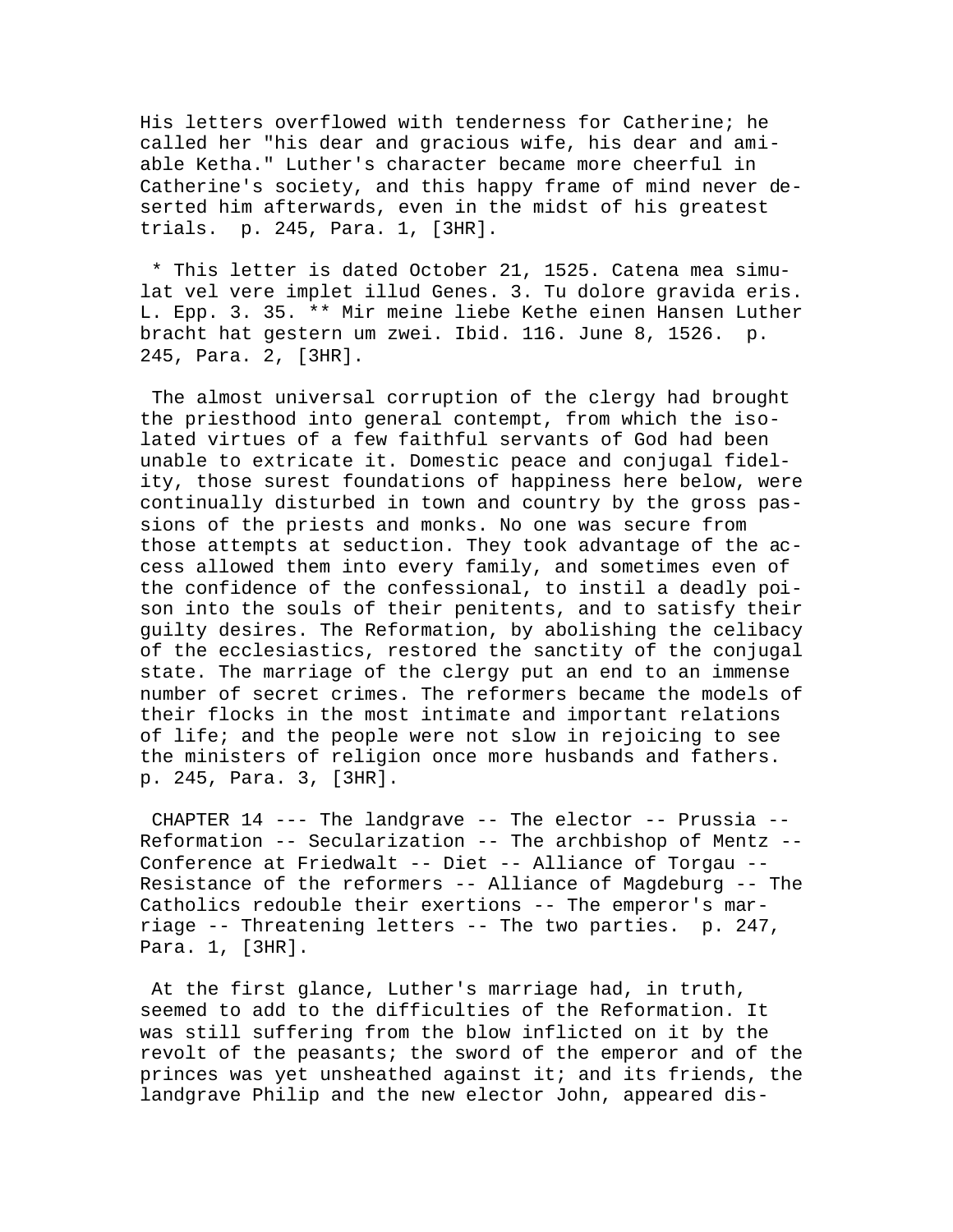His letters overflowed with tenderness for Catherine; he called her "his dear and gracious wife, his dear and amiable Ketha." Luther's character became more cheerful in Catherine's society, and this happy frame of mind never deserted him afterwards, even in the midst of his greatest trials. p. 245, Para. 1, [3HR].

* This letter is dated October 21, 1525. Catena mea simulat vel vere implet illud Genes. 3. Tu dolore gravida eris. L. Epp. 3. 35. ** Mir meine liebe Kethe einen Hansen Luther bracht hat gestern um zwei. Ibid. 116. June 8, 1526. p. 245, Para. 2, [3HR].

The almost universal corruption of the clergy had brought the priesthood into general contempt, from which the isolated virtues of a few faithful servants of God had been unable to extricate it. Domestic peace and conjugal fidelity, those surest foundations of happiness here below, were continually disturbed in town and country by the gross passions of the priests and monks. No one was secure from those attempts at seduction. They took advantage of the access allowed them into every family, and sometimes even of the confidence of the confessional, to instil a deadly poison into the souls of their penitents, and to satisfy their guilty desires. The Reformation, by abolishing the celibacy of the ecclesiastics, restored the sanctity of the conjugal state. The marriage of the clergy put an end to an immense number of secret crimes. The reformers became the models of their flocks in the most intimate and important relations of life; and the people were not slow in rejoicing to see the ministers of religion once more husbands and fathers. p. 245, Para. 3, [3HR].

CHAPTER 14 --- The landgrave -- The elector -- Prussia -- Reformation -- Secularization -- The archbishop of Mentz -- Conference at Friedwalt -- Diet -- Alliance of Torgau -- Resistance of the reformers -- Alliance of Magdeburg -- The Catholics redouble their exertions -- The emperor's marriage -- Threatening letters -- The two parties. p. 247, Para. 1, [3HR].

At the first glance, Luther's marriage had, in truth, seemed to add to the difficulties of the Reformation. It was still suffering from the blow inflicted on it by the revolt of the peasants; the sword of the emperor and of the princes was yet unsheathed against it; and its friends, the landgrave Philip and the new elector John, appeared dis-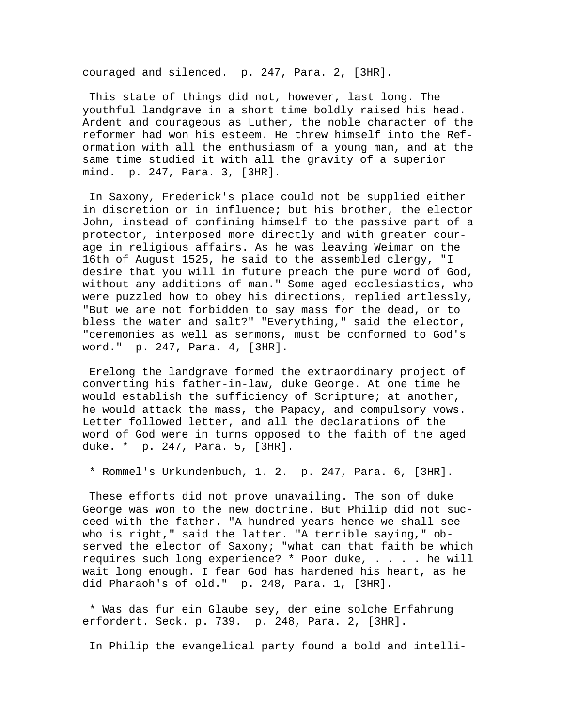couraged and silenced.  p. 247, Para. 2, [3HR].

This state of things did not, however, last long. The youthful landgrave in a short time boldly raised his head. Ardent and courageous as Luther, the noble character of the reformer had won his esteem. He threw himself into the Reformation with all the enthusiasm of a young man, and at the same time studied it with all the gravity of a superior mind.  p. 247, Para. 3, [3HR].

In Saxony, Frederick's place could not be supplied either in discretion or in influence; but his brother, the elector John, instead of confining himself to the passive part of a protector, interposed more directly and with greater courage in religious affairs. As he was leaving Weimar on the 16th of August 1525, he said to the assembled clergy, "I desire that you will in future preach the pure word of God, without any additions of man." Some aged ecclesiastics, who were puzzled how to obey his directions, replied artlessly, "But we are not forbidden to say mass for the dead, or to bless the water and salt?" "Everything," said the elector, "ceremonies as well as sermons, must be conformed to God's word."  p. 247, Para. 4, [3HR].

Erelong the landgrave formed the extraordinary project of converting his father-in-law, duke George. At one time he would establish the sufficiency of Scripture; at another, he would attack the mass, the Papacy, and compulsory vows. Letter followed letter, and all the declarations of the word of God were in turns opposed to the faith of the aged duke. *  p. 247, Para. 5, [3HR].

* Rommel's Urkundenbuch, 1. 2.  p. 247, Para. 6, [3HR].

These efforts did not prove unavailing. The son of duke George was won to the new doctrine. But Philip did not succeed with the father. "A hundred years hence we shall see who is right," said the latter. "A terrible saying," observed the elector of Saxony; "what can that faith be which requires such long experience? * Poor duke, . . . . he will wait long enough. I fear God has hardened his heart, as he did Pharaoh's of old."  p. 248, Para. 1, [3HR].

* Was das fur ein Glaube sey, der eine solche Erfahrung erfordert. Seck. p. 739.  p. 248, Para. 2, [3HR].

In Philip the evangelical party found a bold and intelli-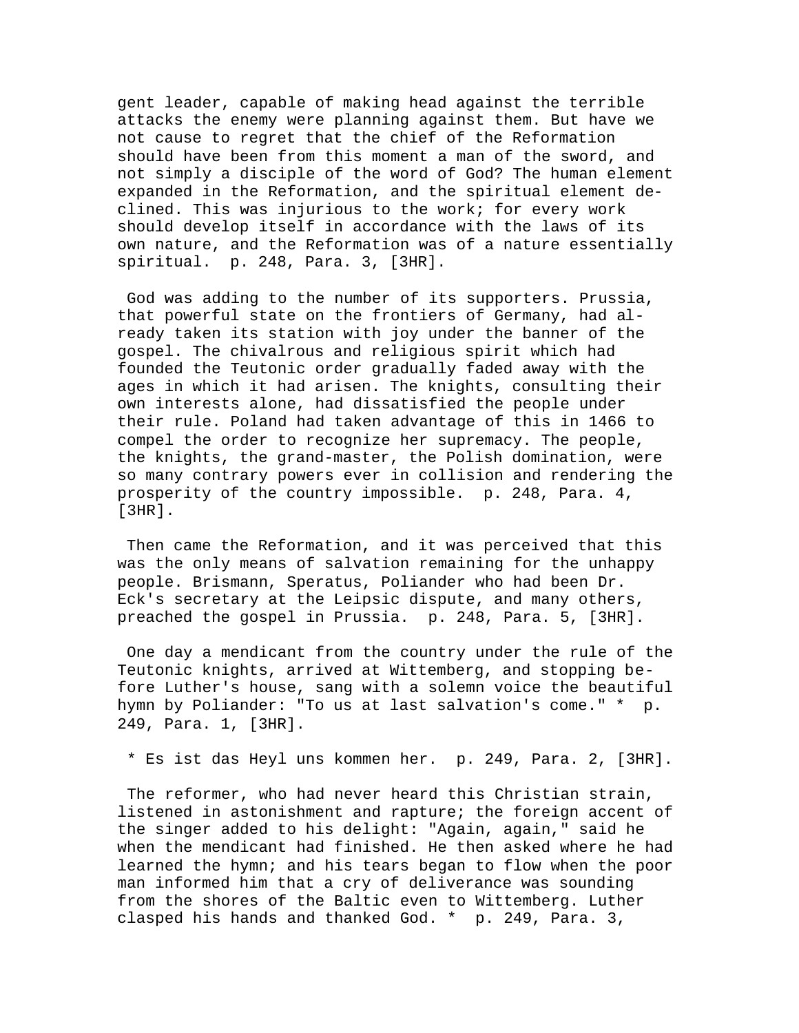gent leader, capable of making head against the terrible attacks the enemy were planning against them. But have we not cause to regret that the chief of the Reformation should have been from this moment a man of the sword, and not simply a disciple of the word of God? The human element expanded in the Reformation, and the spiritual element declined. This was injurious to the work; for every work should develop itself in accordance with the laws of its own nature, and the Reformation was of a nature essentially spiritual. p. 248, Para. 3, [3HR].

God was adding to the number of its supporters. Prussia, that powerful state on the frontiers of Germany, had already taken its station with joy under the banner of the gospel. The chivalrous and religious spirit which had founded the Teutonic order gradually faded away with the ages in which it had arisen. The knights, consulting their own interests alone, had dissatisfied the people under their rule. Poland had taken advantage of this in 1466 to compel the order to recognize her supremacy. The people, the knights, the grand-master, the Polish domination, were so many contrary powers ever in collision and rendering the prosperity of the country impossible. p. 248, Para. 4, [3HR].

Then came the Reformation, and it was perceived that this was the only means of salvation remaining for the unhappy people. Brismann, Speratus, Poliander who had been Dr. Eck's secretary at the Leipsic dispute, and many others, preached the gospel in Prussia. p. 248, Para. 5, [3HR].

One day a mendicant from the country under the rule of the Teutonic knights, arrived at Wittemberg, and stopping before Luther's house, sang with a solemn voice the beautiful hymn by Poliander: "To us at last salvation's come." * p. 249, Para. 1, [3HR].

* Es ist das Heyl uns kommen her. p. 249, Para. 2, [3HR].

The reformer, who had never heard this Christian strain, listened in astonishment and rapture; the foreign accent of the singer added to his delight: "Again, again," said he when the mendicant had finished. He then asked where he had learned the hymn; and his tears began to flow when the poor man informed him that a cry of deliverance was sounding from the shores of the Baltic even to Wittemberg. Luther clasped his hands and thanked God. * p. 249, Para. 3,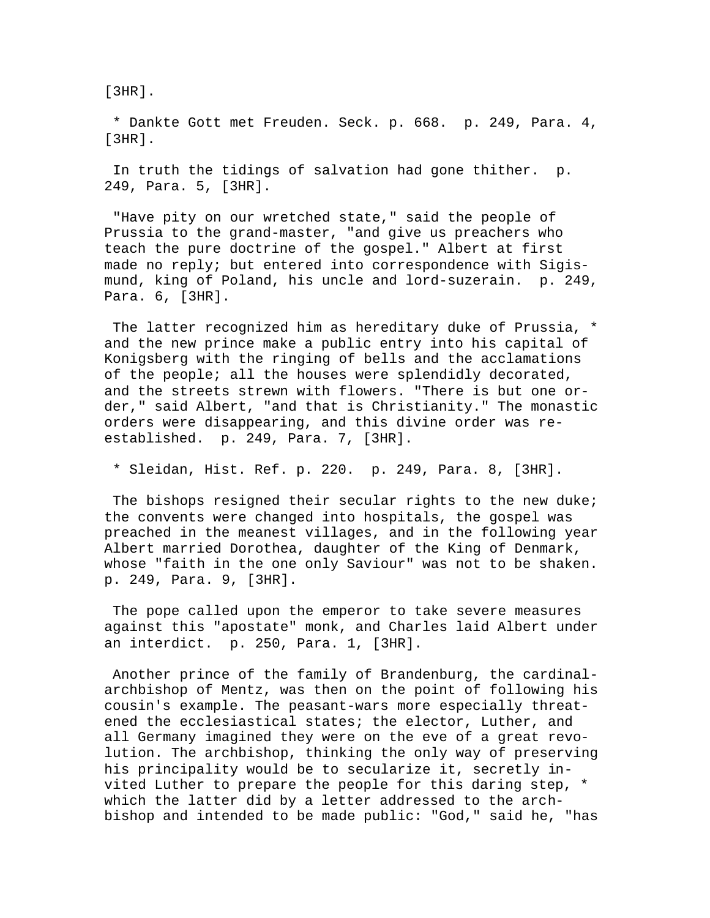[3HR].

* Dankte Gott met Freuden. Seck. p. 668. p. 249, Para. 4, [3HR].

In truth the tidings of salvation had gone thither. p. 249, Para. 5, [3HR].

"Have pity on our wretched state," said the people of Prussia to the grand-master, "and give us preachers who teach the pure doctrine of the gospel." Albert at first made no reply; but entered into correspondence with Sigismund, king of Poland, his uncle and lord-suzerain. p. 249, Para. 6, [3HR].

The latter recognized him as hereditary duke of Prussia, * and the new prince make a public entry into his capital of Konigsberg with the ringing of bells and the acclamations of the people; all the houses were splendidly decorated, and the streets strewn with flowers. "There is but one order," said Albert, "and that is Christianity." The monastic orders were disappearing, and this divine order was re-established. p. 249, Para. 7, [3HR].

* Sleidan, Hist. Ref. p. 220. p. 249, Para. 8, [3HR].

The bishops resigned their secular rights to the new duke; the convents were changed into hospitals, the gospel was preached in the meanest villages, and in the following year Albert married Dorothea, daughter of the King of Denmark, whose "faith in the one only Saviour" was not to be shaken. p. 249, Para. 9, [3HR].

The pope called upon the emperor to take severe measures against this "apostate" monk, and Charles laid Albert under an interdict. p. 250, Para. 1, [3HR].

Another prince of the family of Brandenburg, the cardinal-archbishop of Mentz, was then on the point of following his cousin's example. The peasant-wars more especially threatened the ecclesiastical states; the elector, Luther, and all Germany imagined they were on the eve of a great revolution. The archbishop, thinking the only way of preserving his principality would be to secularize it, secretly invited Luther to prepare the people for this daring step, * which the latter did by a letter addressed to the archbishop and intended to be made public: "God," said he, "has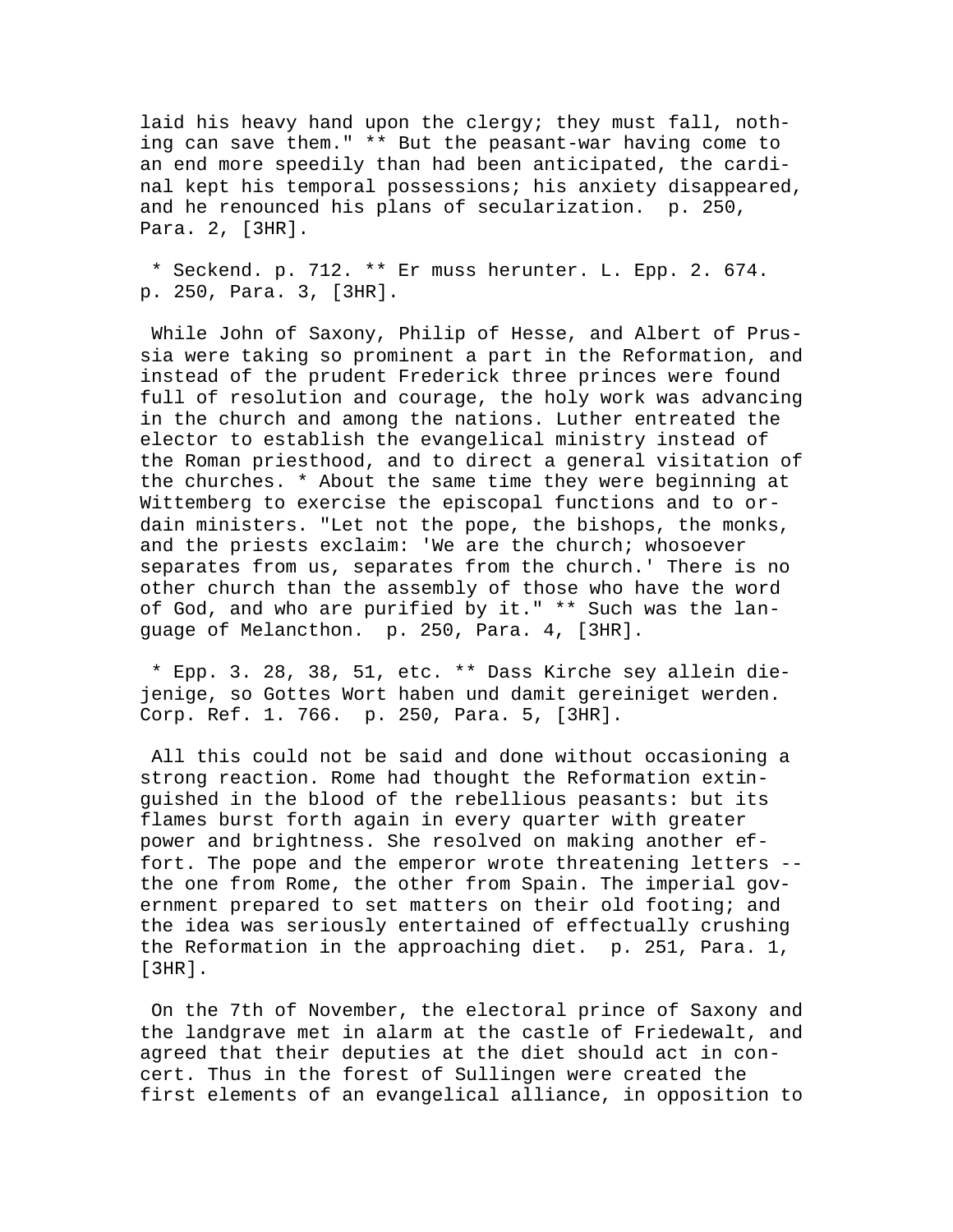laid his heavy hand upon the clergy; they must fall, nothing can save them." ** But the peasant-war having come to an end more speedily than had been anticipated, the cardinal kept his temporal possessions; his anxiety disappeared, and he renounced his plans of secularization.  p. 250, Para. 2, [3HR].

 * Seckend. p. 712. ** Er muss herunter. L. Epp. 2. 674.  p. 250, Para. 3, [3HR].

 While John of Saxony, Philip of Hesse, and Albert of Prussia were taking so prominent a part in the Reformation, and instead of the prudent Frederick three princes were found full of resolution and courage, the holy work was advancing in the church and among the nations. Luther entreated the elector to establish the evangelical ministry instead of the Roman priesthood, and to direct a general visitation of the churches. * About the same time they were beginning at Wittemberg to exercise the episcopal functions and to ordain ministers. "Let not the pope, the bishops, the monks, and the priests exclaim: 'We are the church; whosoever separates from us, separates from the church.' There is no other church than the assembly of those who have the word of God, and who are purified by it." ** Such was the language of Melancthon.  p. 250, Para. 4, [3HR].

 * Epp. 3. 28, 38, 51, etc. ** Dass Kirche sey allein diejenige, so Gottes Wort haben und damit gereiniget werden. Corp. Ref. 1. 766.  p. 250, Para. 5, [3HR].

 All this could not be said and done without occasioning a strong reaction. Rome had thought the Reformation extinguished in the blood of the rebellious peasants: but its flames burst forth again in every quarter with greater power and brightness. She resolved on making another effort. The pope and the emperor wrote threatening letters -- the one from Rome, the other from Spain. The imperial government prepared to set matters on their old footing; and the idea was seriously entertained of effectually crushing the Reformation in the approaching diet.  p. 251, Para. 1, [3HR].

 On the 7th of November, the electoral prince of Saxony and the landgrave met in alarm at the castle of Friedewalt, and agreed that their deputies at the diet should act in concert. Thus in the forest of Sullingen were created the first elements of an evangelical alliance, in opposition to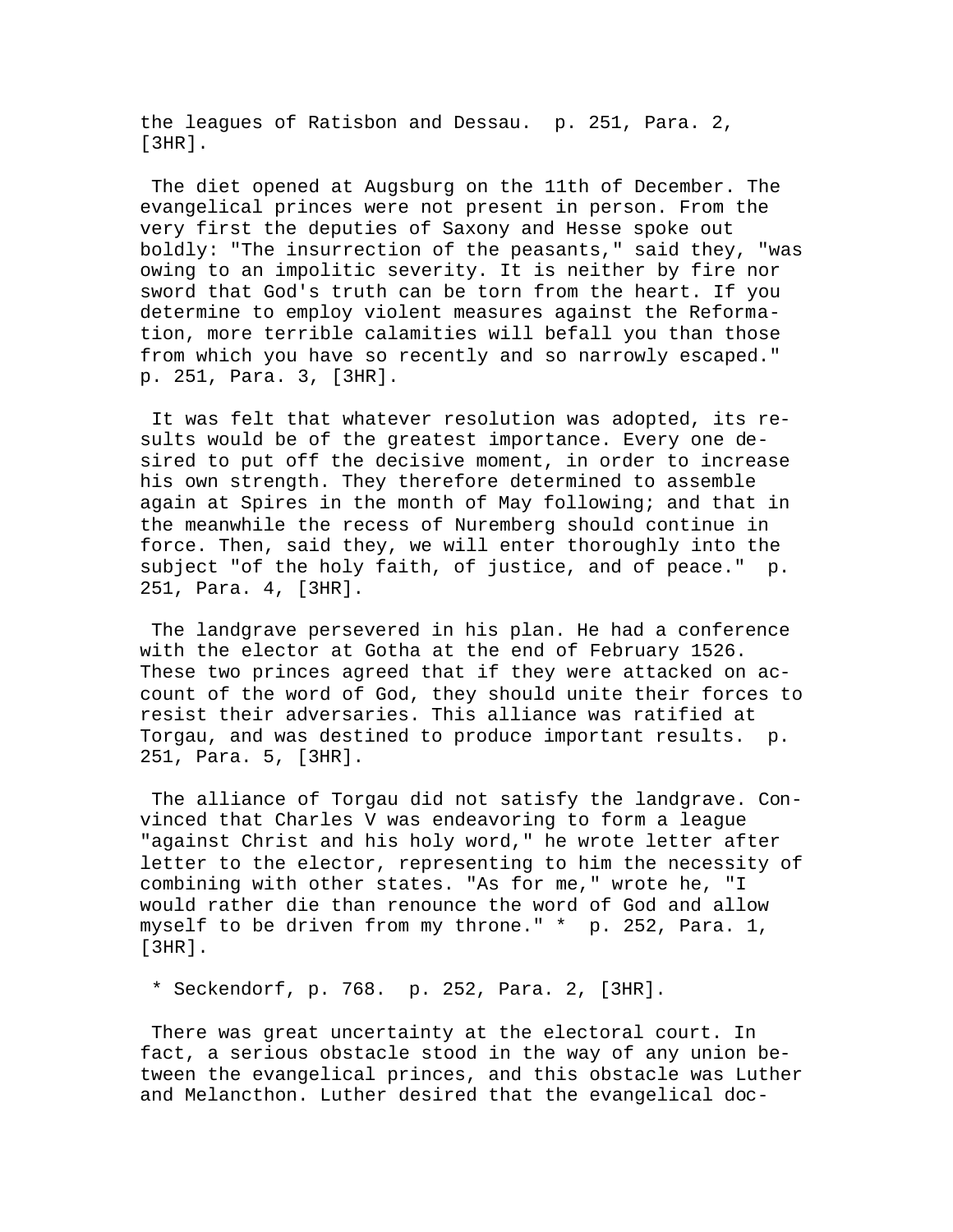the leagues of Ratisbon and Dessau. p. 251, Para. 2, [3HR].

The diet opened at Augsburg on the 11th of December. The evangelical princes were not present in person. From the very first the deputies of Saxony and Hesse spoke out boldly: "The insurrection of the peasants," said they, "was owing to an impolitic severity. It is neither by fire nor sword that God's truth can be torn from the heart. If you determine to employ violent measures against the Reformation, more terrible calamities will befall you than those from which you have so recently and so narrowly escaped." p. 251, Para. 3, [3HR].

It was felt that whatever resolution was adopted, its results would be of the greatest importance. Every one desired to put off the decisive moment, in order to increase his own strength. They therefore determined to assemble again at Spires in the month of May following; and that in the meanwhile the recess of Nuremberg should continue in force. Then, said they, we will enter thoroughly into the subject "of the holy faith, of justice, and of peace." p. 251, Para. 4, [3HR].

The landgrave persevered in his plan. He had a conference with the elector at Gotha at the end of February 1526. These two princes agreed that if they were attacked on account of the word of God, they should unite their forces to resist their adversaries. This alliance was ratified at Torgau, and was destined to produce important results. p. 251, Para. 5, [3HR].

The alliance of Torgau did not satisfy the landgrave. Convinced that Charles V was endeavoring to form a league "against Christ and his holy word," he wrote letter after letter to the elector, representing to him the necessity of combining with other states. "As for me," wrote he, "I would rather die than renounce the word of God and allow myself to be driven from my throne." * p. 252, Para. 1, [3HR].

* Seckendorf, p. 768. p. 252, Para. 2, [3HR].

There was great uncertainty at the electoral court. In fact, a serious obstacle stood in the way of any union between the evangelical princes, and this obstacle was Luther and Melancthon. Luther desired that the evangelical doc-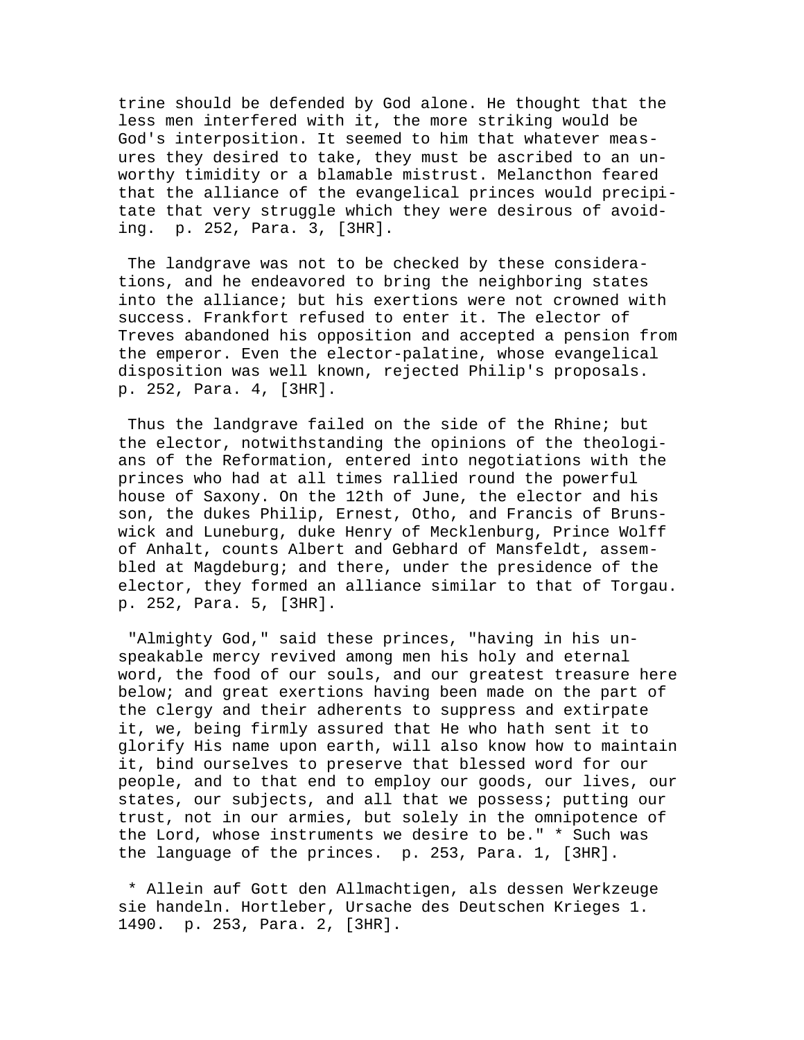trine should be defended by God alone. He thought that the less men interfered with it, the more striking would be God's interposition. It seemed to him that whatever measures they desired to take, they must be ascribed to an unworthy timidity or a blamable mistrust. Melancthon feared that the alliance of the evangelical princes would precipitate that very struggle which they were desirous of avoiding. p. 252, Para. 3, [3HR].

The landgrave was not to be checked by these considerations, and he endeavored to bring the neighboring states into the alliance; but his exertions were not crowned with success. Frankfort refused to enter it. The elector of Treves abandoned his opposition and accepted a pension from the emperor. Even the elector-palatine, whose evangelical disposition was well known, rejected Philip's proposals. p. 252, Para. 4, [3HR].

Thus the landgrave failed on the side of the Rhine; but the elector, notwithstanding the opinions of the theologians of the Reformation, entered into negotiations with the princes who had at all times rallied round the powerful house of Saxony. On the 12th of June, the elector and his son, the dukes Philip, Ernest, Otho, and Francis of Brunswick and Luneburg, duke Henry of Mecklenburg, Prince Wolff of Anhalt, counts Albert and Gebhard of Mansfeldt, assembled at Magdeburg; and there, under the presidence of the elector, they formed an alliance similar to that of Torgau. p. 252, Para. 5, [3HR].

"Almighty God," said these princes, "having in his unspeakable mercy revived among men his holy and eternal word, the food of our souls, and our greatest treasure here below; and great exertions having been made on the part of the clergy and their adherents to suppress and extirpate it, we, being firmly assured that He who hath sent it to glorify His name upon earth, will also know how to maintain it, bind ourselves to preserve that blessed word for our people, and to that end to employ our goods, our lives, our states, our subjects, and all that we possess; putting our trust, not in our armies, but solely in the omnipotence of the Lord, whose instruments we desire to be." * Such was the language of the princes. p. 253, Para. 1, [3HR].

* Allein auf Gott den Allmachtigen, als dessen Werkzeuge sie handeln. Hortleber, Ursache des Deutschen Krieges 1. 1490. p. 253, Para. 2, [3HR].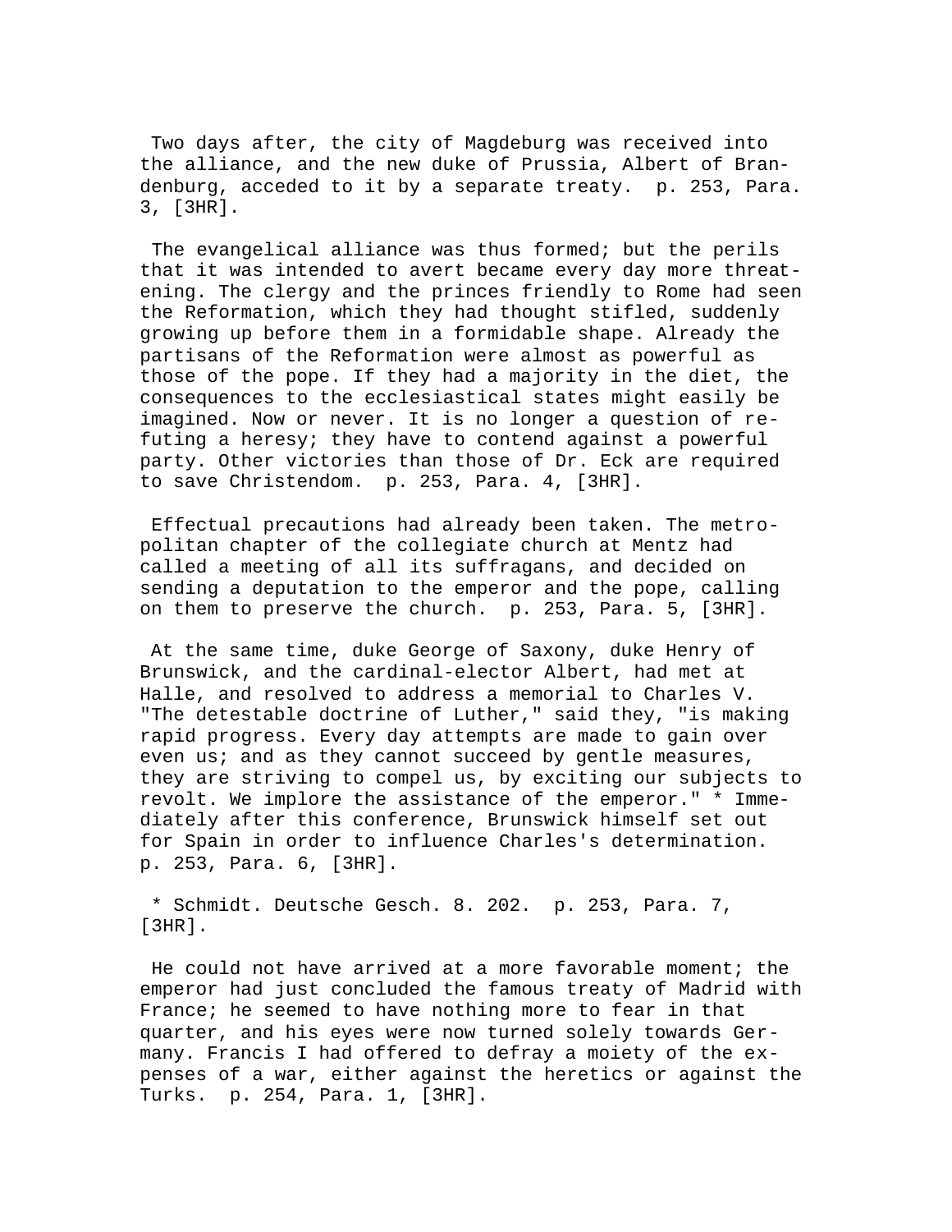Two days after, the city of Magdeburg was received into the alliance, and the new duke of Prussia, Albert of Brandenburg, acceded to it by a separate treaty. p. 253, Para. 3, [3HR].

The evangelical alliance was thus formed; but the perils that it was intended to avert became every day more threatening. The clergy and the princes friendly to Rome had seen the Reformation, which they had thought stifled, suddenly growing up before them in a formidable shape. Already the partisans of the Reformation were almost as powerful as those of the pope. If they had a majority in the diet, the consequences to the ecclesiastical states might easily be imagined. Now or never. It is no longer a question of refuting a heresy; they have to contend against a powerful party. Other victories than those of Dr. Eck are required to save Christendom. p. 253, Para. 4, [3HR].

Effectual precautions had already been taken. The metropolitan chapter of the collegiate church at Mentz had called a meeting of all its suffragans, and decided on sending a deputation to the emperor and the pope, calling on them to preserve the church. p. 253, Para. 5, [3HR].

At the same time, duke George of Saxony, duke Henry of Brunswick, and the cardinal-elector Albert, had met at Halle, and resolved to address a memorial to Charles V. "The detestable doctrine of Luther," said they, "is making rapid progress. Every day attempts are made to gain over even us; and as they cannot succeed by gentle measures, they are striving to compel us, by exciting our subjects to revolt. We implore the assistance of the emperor." * Immediately after this conference, Brunswick himself set out for Spain in order to influence Charles's determination. p. 253, Para. 6, [3HR].

* Schmidt. Deutsche Gesch. 8. 202. p. 253, Para. 7, [3HR].

He could not have arrived at a more favorable moment; the emperor had just concluded the famous treaty of Madrid with France; he seemed to have nothing more to fear in that quarter, and his eyes were now turned solely towards Germany. Francis I had offered to defray a moiety of the expenses of a war, either against the heretics or against the Turks. p. 254, Para. 1, [3HR].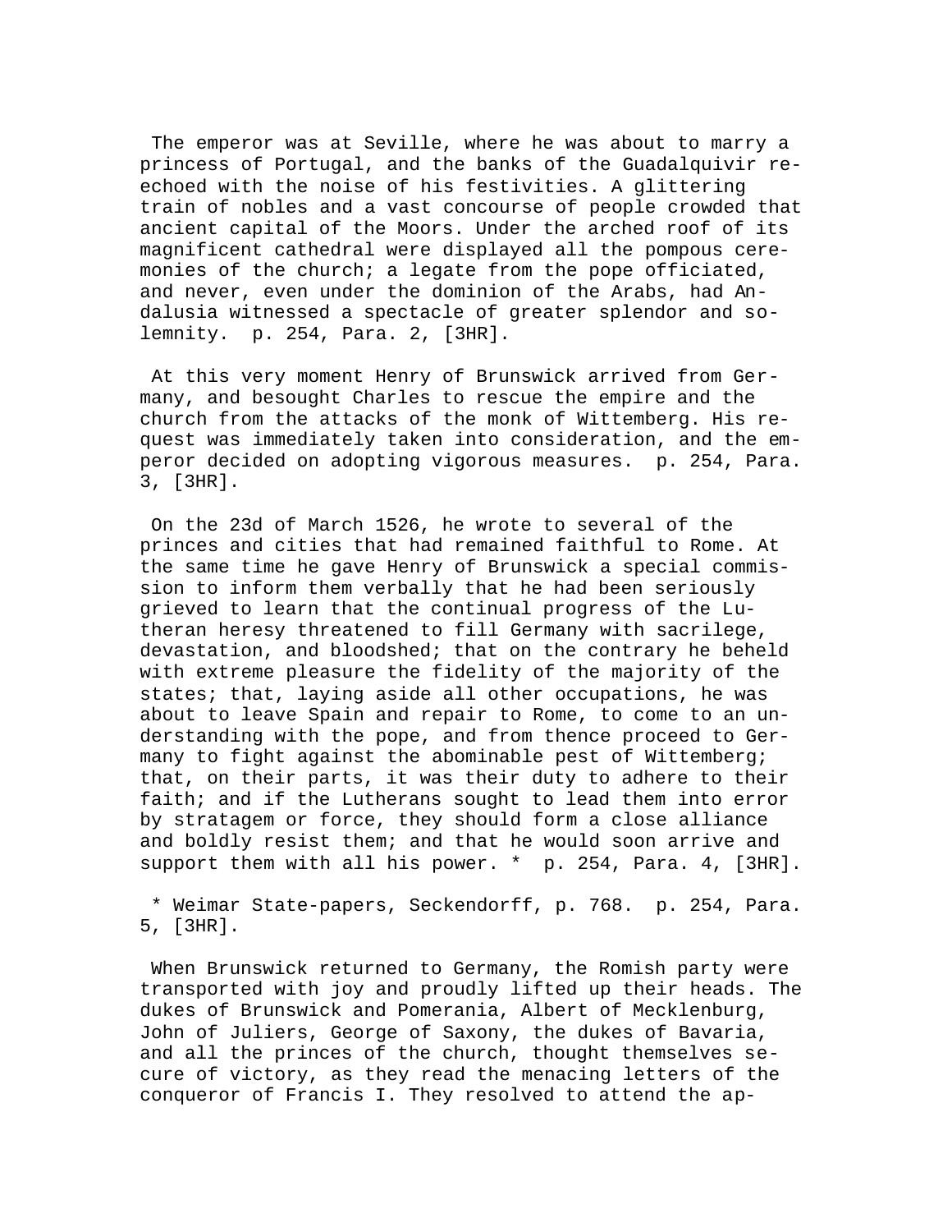The emperor was at Seville, where he was about to marry a princess of Portugal, and the banks of the Guadalquivir re-echoed with the noise of his festivities. A glittering train of nobles and a vast concourse of people crowded that ancient capital of the Moors. Under the arched roof of its magnificent cathedral were displayed all the pompous ceremonies of the church; a legate from the pope officiated, and never, even under the dominion of the Arabs, had Andalusia witnessed a spectacle of greater splendor and solemnity. p. 254, Para. 2, [3HR].

At this very moment Henry of Brunswick arrived from Germany, and besought Charles to rescue the empire and the church from the attacks of the monk of Wittemberg. His request was immediately taken into consideration, and the emperor decided on adopting vigorous measures. p. 254, Para. 3, [3HR].

On the 23d of March 1526, he wrote to several of the princes and cities that had remained faithful to Rome. At the same time he gave Henry of Brunswick a special commission to inform them verbally that he had been seriously grieved to learn that the continual progress of the Lutheran heresy threatened to fill Germany with sacrilege, devastation, and bloodshed; that on the contrary he beheld with extreme pleasure the fidelity of the majority of the states; that, laying aside all other occupations, he was about to leave Spain and repair to Rome, to come to an understanding with the pope, and from thence proceed to Germany to fight against the abominable pest of Wittemberg; that, on their parts, it was their duty to adhere to their faith; and if the Lutherans sought to lead them into error by stratagem or force, they should form a close alliance and boldly resist them; and that he would soon arrive and support them with all his power. * p. 254, Para. 4, [3HR].

* Weimar State-papers, Seckendorff, p. 768. p. 254, Para. 5, [3HR].

When Brunswick returned to Germany, the Romish party were transported with joy and proudly lifted up their heads. The dukes of Brunswick and Pomerania, Albert of Mecklenburg, John of Juliers, George of Saxony, the dukes of Bavaria, and all the princes of the church, thought themselves secure of victory, as they read the menacing letters of the conqueror of Francis I. They resolved to attend the ap-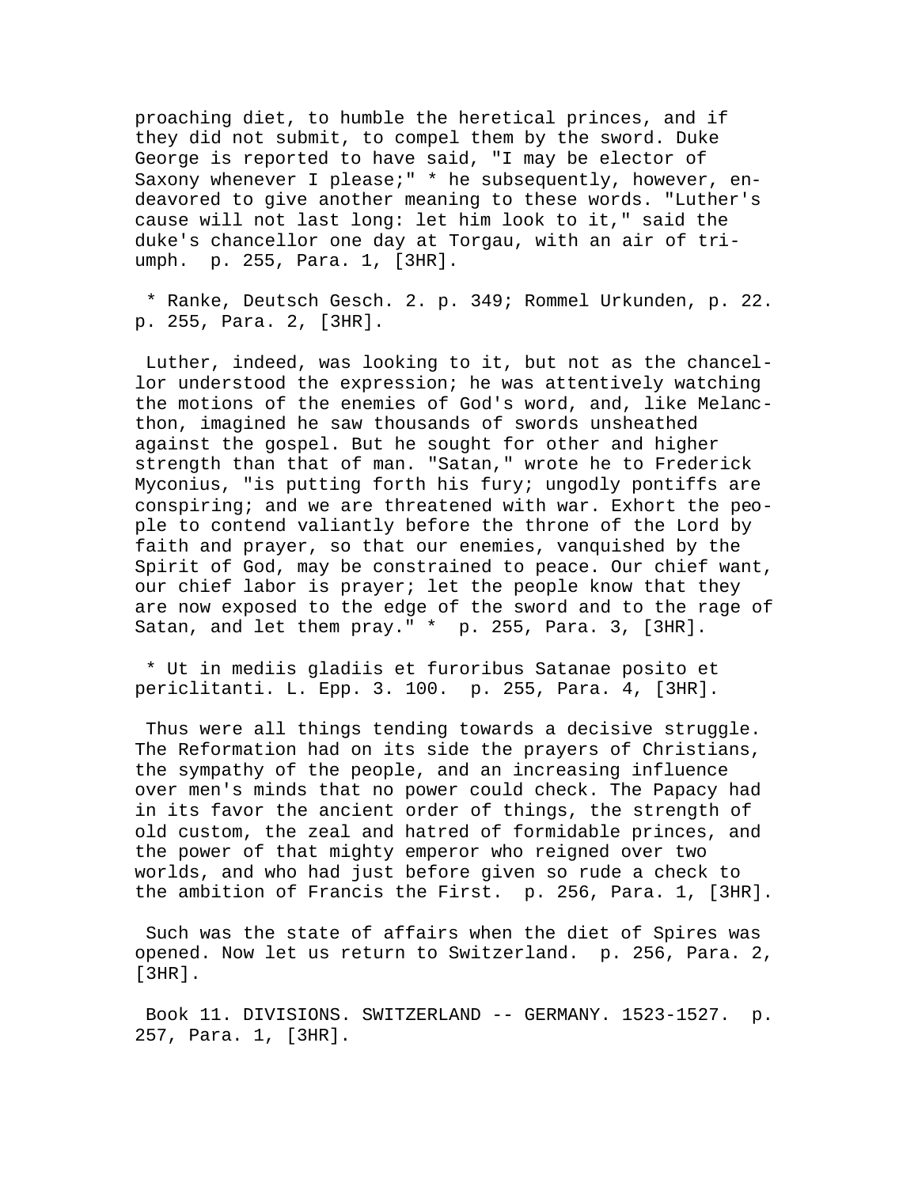proaching diet, to humble the heretical princes, and if they did not submit, to compel them by the sword. Duke George is reported to have said, "I may be elector of Saxony whenever I please;" * he subsequently, however, endeavored to give another meaning to these words. "Luther's cause will not last long: let him look to it," said the duke's chancellor one day at Torgau, with an air of triumph. p. 255, Para. 1, [3HR].

* Ranke, Deutsch Gesch. 2. p. 349; Rommel Urkunden, p. 22. p. 255, Para. 2, [3HR].

Luther, indeed, was looking to it, but not as the chancellor understood the expression; he was attentively watching the motions of the enemies of God's word, and, like Melancthon, imagined he saw thousands of swords unsheathed against the gospel. But he sought for other and higher strength than that of man. "Satan," wrote he to Frederick Myconius, "is putting forth his fury; ungodly pontiffs are conspiring; and we are threatened with war. Exhort the people to contend valiantly before the throne of the Lord by faith and prayer, so that our enemies, vanquished by the Spirit of God, may be constrained to peace. Our chief want, our chief labor is prayer; let the people know that they are now exposed to the edge of the sword and to the rage of Satan, and let them pray." * p. 255, Para. 3, [3HR].

* Ut in mediis gladiis et furoribus Satanae posito et periclitanti. L. Epp. 3. 100. p. 255, Para. 4, [3HR].

Thus were all things tending towards a decisive struggle. The Reformation had on its side the prayers of Christians, the sympathy of the people, and an increasing influence over men's minds that no power could check. The Papacy had in its favor the ancient order of things, the strength of old custom, the zeal and hatred of formidable princes, and the power of that mighty emperor who reigned over two worlds, and who had just before given so rude a check to the ambition of Francis the First. p. 256, Para. 1, [3HR].

Such was the state of affairs when the diet of Spires was opened. Now let us return to Switzerland. p. 256, Para. 2, [3HR].

Book 11. DIVISIONS. SWITZERLAND -- GERMANY. 1523-1527. p. 257, Para. 1, [3HR].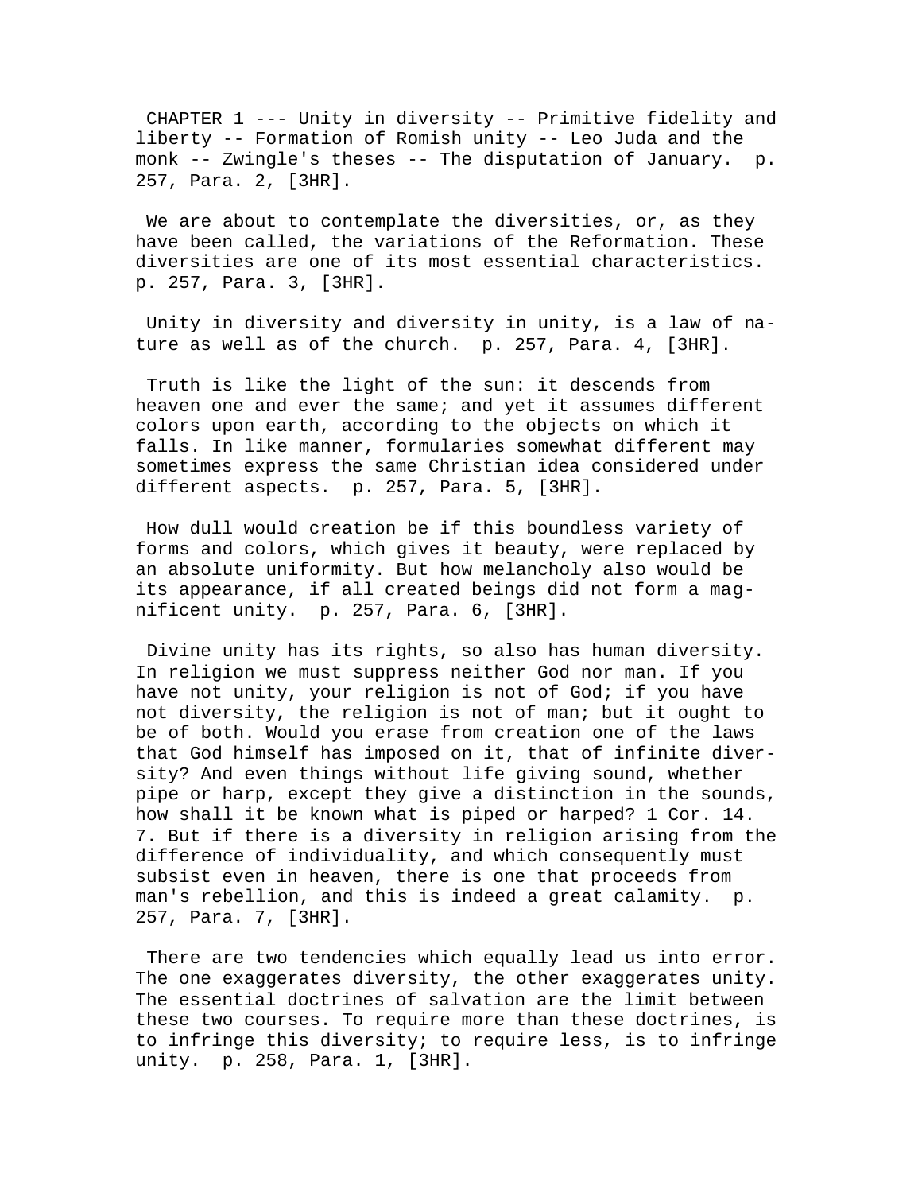CHAPTER 1 --- Unity in diversity -- Primitive fidelity and liberty -- Formation of Romish unity -- Leo Juda and the monk -- Zwingle's theses -- The disputation of January. p. 257, Para. 2, [3HR].

We are about to contemplate the diversities, or, as they have been called, the variations of the Reformation. These diversities are one of its most essential characteristics. p. 257, Para. 3, [3HR].

Unity in diversity and diversity in unity, is a law of nature as well as of the church. p. 257, Para. 4, [3HR].

Truth is like the light of the sun: it descends from heaven one and ever the same; and yet it assumes different colors upon earth, according to the objects on which it falls. In like manner, formularies somewhat different may sometimes express the same Christian idea considered under different aspects. p. 257, Para. 5, [3HR].

How dull would creation be if this boundless variety of forms and colors, which gives it beauty, were replaced by an absolute uniformity. But how melancholy also would be its appearance, if all created beings did not form a magnificent unity. p. 257, Para. 6, [3HR].

Divine unity has its rights, so also has human diversity. In religion we must suppress neither God nor man. If you have not unity, your religion is not of God; if you have not diversity, the religion is not of man; but it ought to be of both. Would you erase from creation one of the laws that God himself has imposed on it, that of infinite diversity? And even things without life giving sound, whether pipe or harp, except they give a distinction in the sounds, how shall it be known what is piped or harped? 1 Cor. 14. 7. But if there is a diversity in religion arising from the difference of individuality, and which consequently must subsist even in heaven, there is one that proceeds from man's rebellion, and this is indeed a great calamity. p. 257, Para. 7, [3HR].

There are two tendencies which equally lead us into error. The one exaggerates diversity, the other exaggerates unity. The essential doctrines of salvation are the limit between these two courses. To require more than these doctrines, is to infringe this diversity; to require less, is to infringe unity. p. 258, Para. 1, [3HR].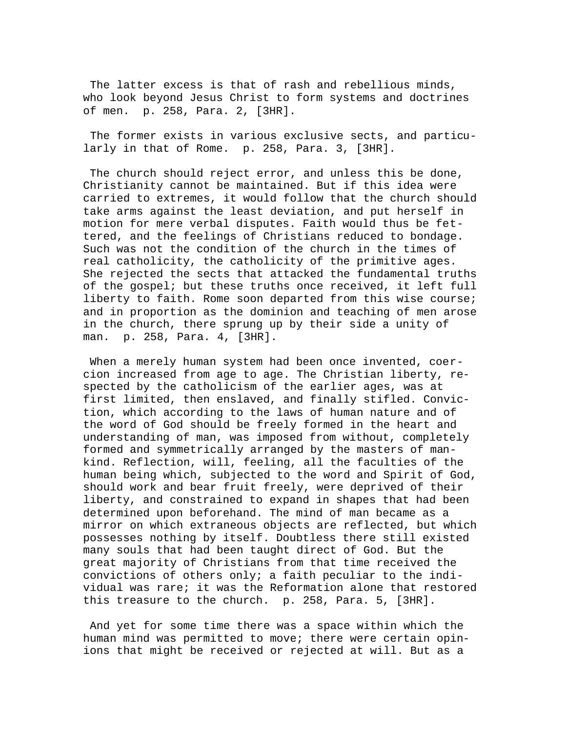The latter excess is that of rash and rebellious minds, who look beyond Jesus Christ to form systems and doctrines of men. p. 258, Para. 2, [3HR].

The former exists in various exclusive sects, and particularly in that of Rome. p. 258, Para. 3, [3HR].

The church should reject error, and unless this be done, Christianity cannot be maintained. But if this idea were carried to extremes, it would follow that the church should take arms against the least deviation, and put herself in motion for mere verbal disputes. Faith would thus be fettered, and the feelings of Christians reduced to bondage. Such was not the condition of the church in the times of real catholicity, the catholicity of the primitive ages. She rejected the sects that attacked the fundamental truths of the gospel; but these truths once received, it left full liberty to faith. Rome soon departed from this wise course; and in proportion as the dominion and teaching of men arose in the church, there sprung up by their side a unity of man. p. 258, Para. 4, [3HR].

When a merely human system had been once invented, coercion increased from age to age. The Christian liberty, respected by the catholicism of the earlier ages, was at first limited, then enslaved, and finally stifled. Conviction, which according to the laws of human nature and of the word of God should be freely formed in the heart and understanding of man, was imposed from without, completely formed and symmetrically arranged by the masters of mankind. Reflection, will, feeling, all the faculties of the human being which, subjected to the word and Spirit of God, should work and bear fruit freely, were deprived of their liberty, and constrained to expand in shapes that had been determined upon beforehand. The mind of man became as a mirror on which extraneous objects are reflected, but which possesses nothing by itself. Doubtless there still existed many souls that had been taught direct of God. But the great majority of Christians from that time received the convictions of others only; a faith peculiar to the individual was rare; it was the Reformation alone that restored this treasure to the church. p. 258, Para. 5, [3HR].

And yet for some time there was a space within which the human mind was permitted to move; there were certain opinions that might be received or rejected at will. But as a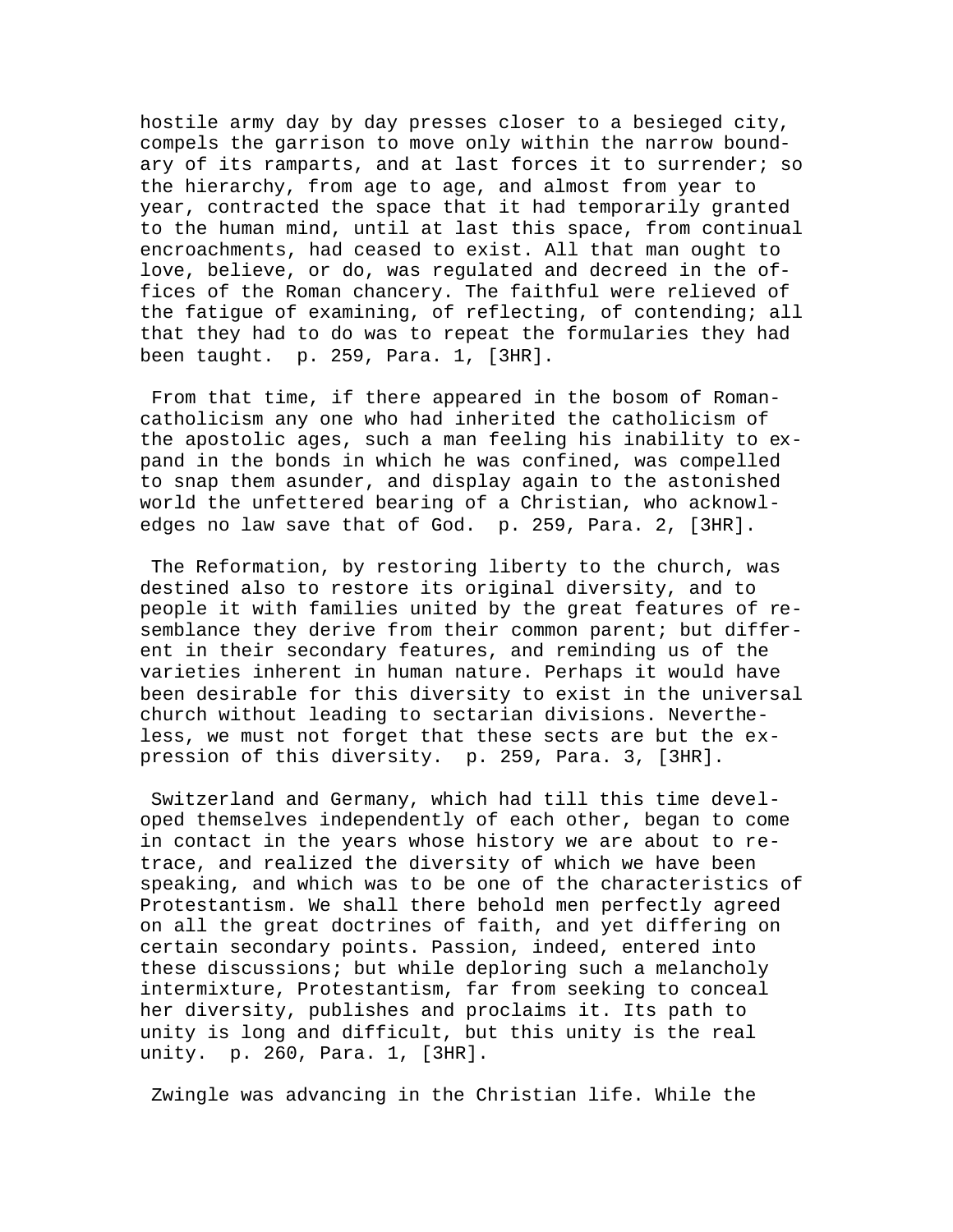hostile army day by day presses closer to a besieged city, compels the garrison to move only within the narrow boundary of its ramparts, and at last forces it to surrender; so the hierarchy, from age to age, and almost from year to year, contracted the space that it had temporarily granted to the human mind, until at last this space, from continual encroachments, had ceased to exist. All that man ought to love, believe, or do, was regulated and decreed in the offices of the Roman chancery. The faithful were relieved of the fatigue of examining, of reflecting, of contending; all that they had to do was to repeat the formularies they had been taught. p. 259, Para. 1, [3HR].

From that time, if there appeared in the bosom of Roman-catholicism any one who had inherited the catholicism of the apostolic ages, such a man feeling his inability to expand in the bonds in which he was confined, was compelled to snap them asunder, and display again to the astonished world the unfettered bearing of a Christian, who acknowledges no law save that of God. p. 259, Para. 2, [3HR].

The Reformation, by restoring liberty to the church, was destined also to restore its original diversity, and to people it with families united by the great features of resemblance they derive from their common parent; but different in their secondary features, and reminding us of the varieties inherent in human nature. Perhaps it would have been desirable for this diversity to exist in the universal church without leading to sectarian divisions. Nevertheless, we must not forget that these sects are but the expression of this diversity. p. 259, Para. 3, [3HR].

Switzerland and Germany, which had till this time developed themselves independently of each other, began to come in contact in the years whose history we are about to retrace, and realized the diversity of which we have been speaking, and which was to be one of the characteristics of Protestantism. We shall there behold men perfectly agreed on all the great doctrines of faith, and yet differing on certain secondary points. Passion, indeed, entered into these discussions; but while deploring such a melancholy intermixture, Protestantism, far from seeking to conceal her diversity, publishes and proclaims it. Its path to unity is long and difficult, but this unity is the real unity. p. 260, Para. 1, [3HR].

Zwingle was advancing in the Christian life. While the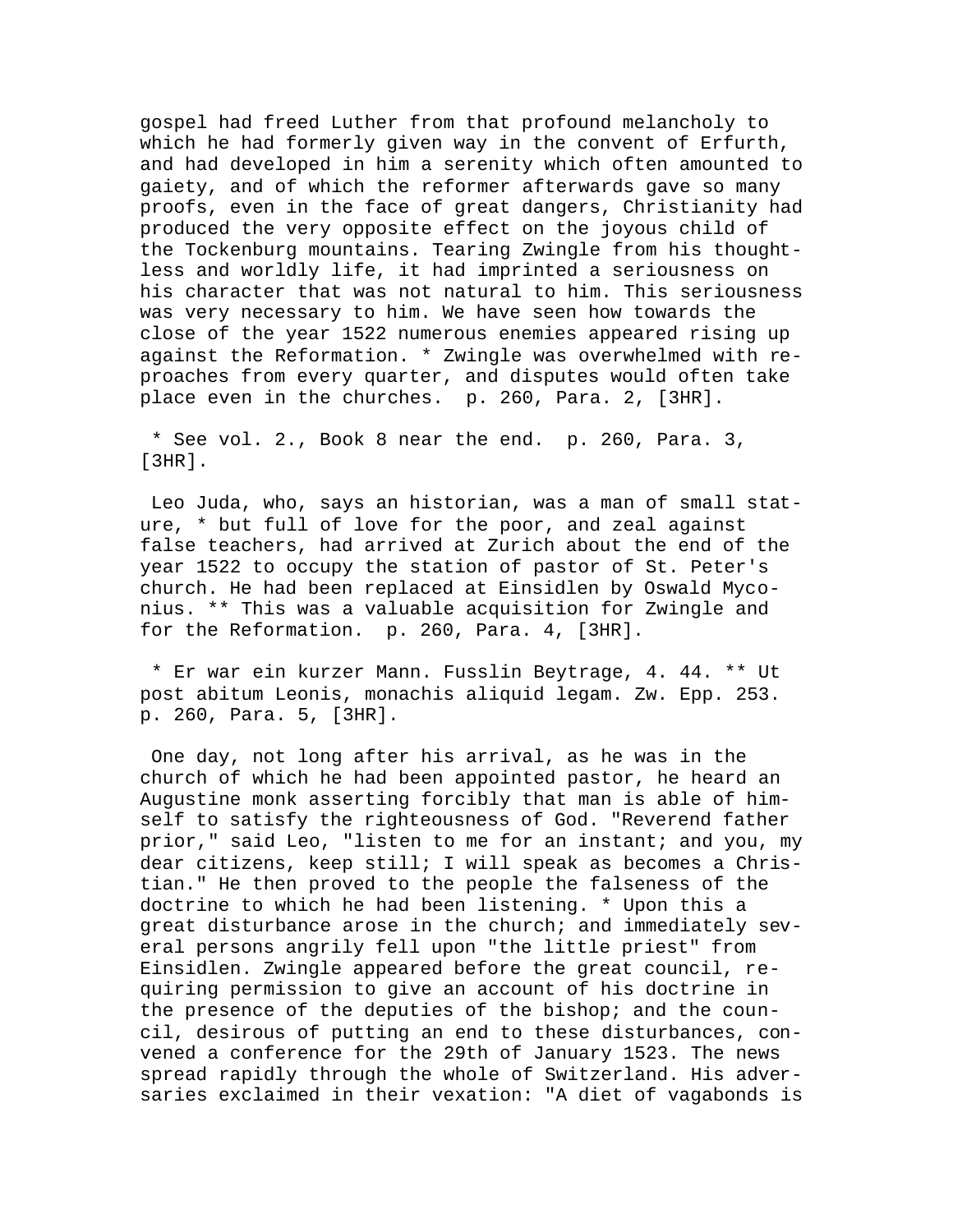gospel had freed Luther from that profound melancholy to which he had formerly given way in the convent of Erfurth, and had developed in him a serenity which often amounted to gaiety, and of which the reformer afterwards gave so many proofs, even in the face of great dangers, Christianity had produced the very opposite effect on the joyous child of the Tockenburg mountains. Tearing Zwingle from his thoughtless and worldly life, it had imprinted a seriousness on his character that was not natural to him. This seriousness was very necessary to him. We have seen how towards the close of the year 1522 numerous enemies appeared rising up against the Reformation. * Zwingle was overwhelmed with reproaches from every quarter, and disputes would often take place even in the churches. p. 260, Para. 2, [3HR].

* See vol. 2., Book 8 near the end. p. 260, Para. 3, [3HR].

Leo Juda, who, says an historian, was a man of small stature, * but full of love for the poor, and zeal against false teachers, had arrived at Zurich about the end of the year 1522 to occupy the station of pastor of St. Peter's church. He had been replaced at Einsidlen by Oswald Myconius. ** This was a valuable acquisition for Zwingle and for the Reformation. p. 260, Para. 4, [3HR].

* Er war ein kurzer Mann. Fusslin Beytrage, 4. 44. ** Ut post abitum Leonis, monachis aliquid legam. Zw. Epp. 253. p. 260, Para. 5, [3HR].

One day, not long after his arrival, as he was in the church of which he had been appointed pastor, he heard an Augustine monk asserting forcibly that man is able of himself to satisfy the righteousness of God. "Reverend father prior," said Leo, "listen to me for an instant; and you, my dear citizens, keep still; I will speak as becomes a Christian." He then proved to the people the falseness of the doctrine to which he had been listening. * Upon this a great disturbance arose in the church; and immediately several persons angrily fell upon "the little priest" from Einsidlen. Zwingle appeared before the great council, requiring permission to give an account of his doctrine in the presence of the deputies of the bishop; and the council, desirous of putting an end to these disturbances, convened a conference for the 29th of January 1523. The news spread rapidly through the whole of Switzerland. His adversaries exclaimed in their vexation: "A diet of vagabonds is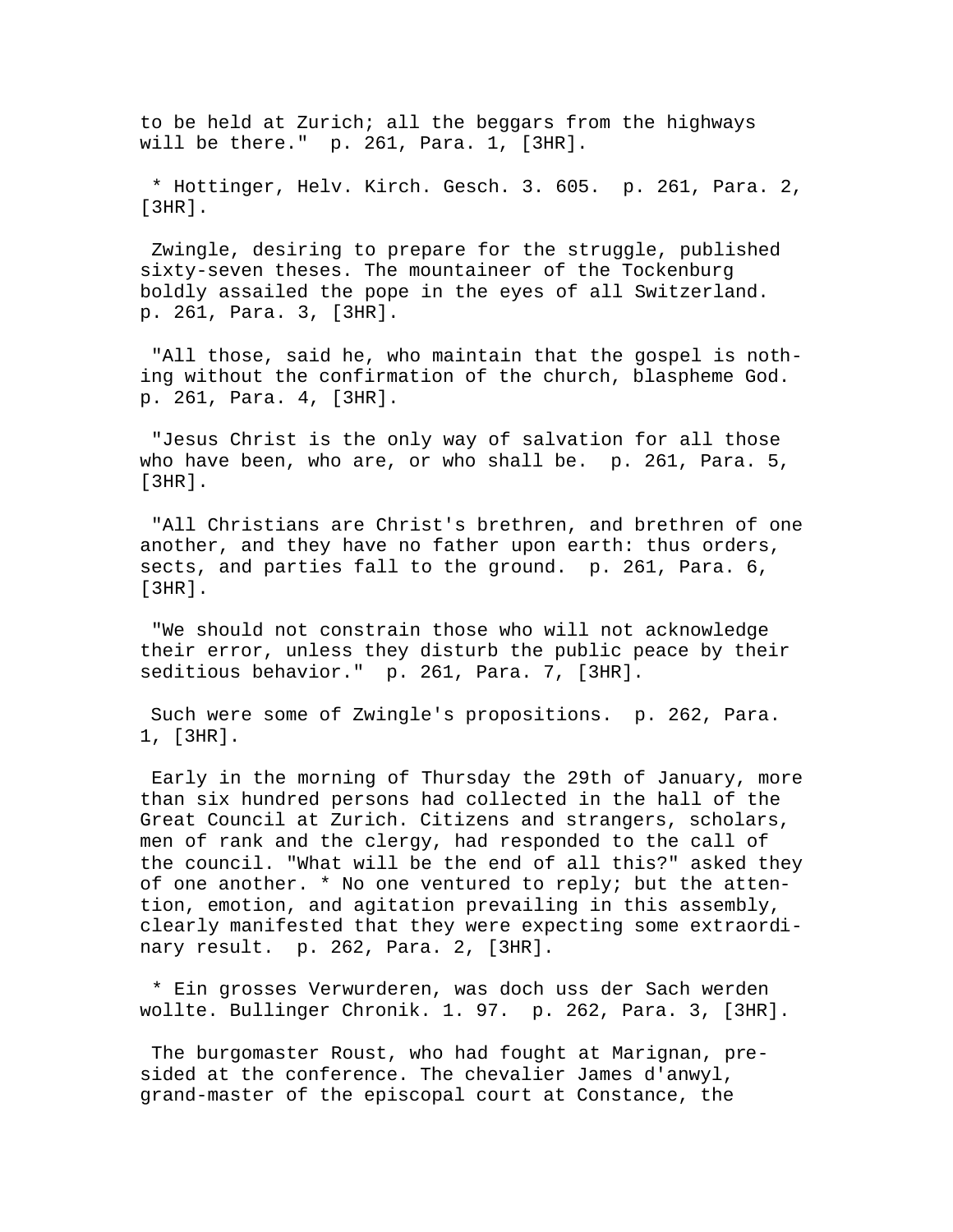to be held at Zurich; all the beggars from the highways will be there." p. 261, Para. 1, [3HR].

* Hottinger, Helv. Kirch. Gesch. 3. 605. p. 261, Para. 2, [3HR].

Zwingle, desiring to prepare for the struggle, published sixty-seven theses. The mountaineer of the Tockenburg boldly assailed the pope in the eyes of all Switzerland. p. 261, Para. 3, [3HR].

"All those, said he, who maintain that the gospel is nothing without the confirmation of the church, blaspheme God. p. 261, Para. 4, [3HR].

"Jesus Christ is the only way of salvation for all those who have been, who are, or who shall be. p. 261, Para. 5, [3HR].

"All Christians are Christ's brethren, and brethren of one another, and they have no father upon earth: thus orders, sects, and parties fall to the ground. p. 261, Para. 6, [3HR].

"We should not constrain those who will not acknowledge their error, unless they disturb the public peace by their seditious behavior." p. 261, Para. 7, [3HR].

Such were some of Zwingle's propositions. p. 262, Para. 1, [3HR].

Early in the morning of Thursday the 29th of January, more than six hundred persons had collected in the hall of the Great Council at Zurich. Citizens and strangers, scholars, men of rank and the clergy, had responded to the call of the council. "What will be the end of all this?" asked they of one another. * No one ventured to reply; but the attention, emotion, and agitation prevailing in this assembly, clearly manifested that they were expecting some extraordinary result. p. 262, Para. 2, [3HR].

* Ein grosses Verwurderen, was doch uss der Sach werden wollte. Bullinger Chronik. 1. 97. p. 262, Para. 3, [3HR].

The burgomaster Roust, who had fought at Marignan, presided at the conference. The chevalier James d'anwyl, grand-master of the episcopal court at Constance, the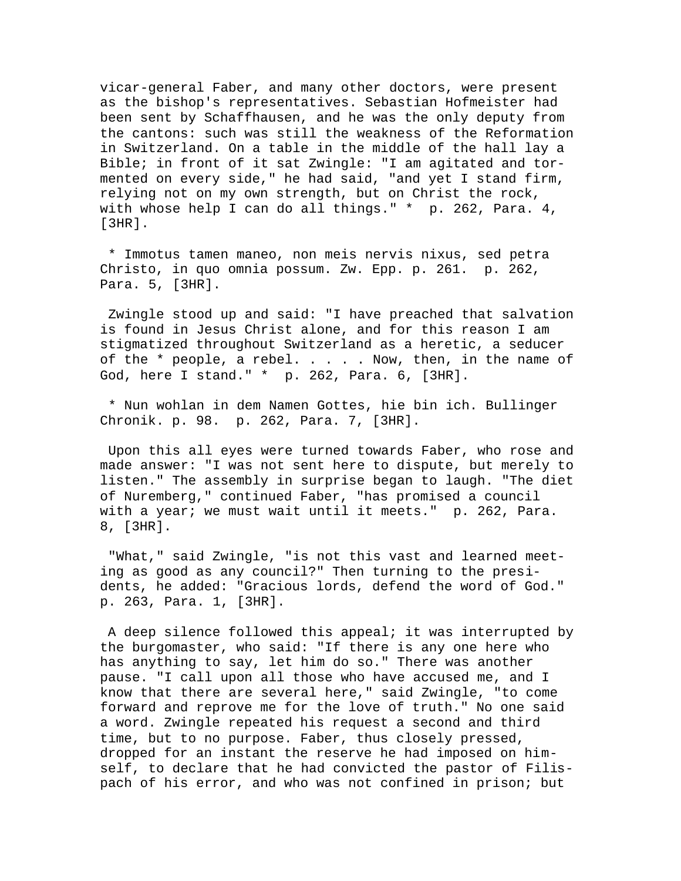vicar-general Faber, and many other doctors, were present as the bishop's representatives. Sebastian Hofmeister had been sent by Schaffhausen, and he was the only deputy from the cantons: such was still the weakness of the Reformation in Switzerland. On a table in the middle of the hall lay a Bible; in front of it sat Zwingle: "I am agitated and tormented on every side," he had said, "and yet I stand firm, relying not on my own strength, but on Christ the rock, with whose help I can do all things." * p. 262, Para. 4, [3HR].

* Immotus tamen maneo, non meis nervis nixus, sed petra Christo, in quo omnia possum. Zw. Epp. p. 261. p. 262, Para. 5, [3HR].

Zwingle stood up and said: "I have preached that salvation is found in Jesus Christ alone, and for this reason I am stigmatized throughout Switzerland as a heretic, a seducer of the * people, a rebel. . . . . Now, then, in the name of God, here I stand." * p. 262, Para. 6, [3HR].

* Nun wohlan in dem Namen Gottes, hie bin ich. Bullinger Chronik. p. 98. p. 262, Para. 7, [3HR].

Upon this all eyes were turned towards Faber, who rose and made answer: "I was not sent here to dispute, but merely to listen." The assembly in surprise began to laugh. "The diet of Nuremberg," continued Faber, "has promised a council with a year; we must wait until it meets." p. 262, Para. 8, [3HR].

"What," said Zwingle, "is not this vast and learned meeting as good as any council?" Then turning to the presidents, he added: "Gracious lords, defend the word of God." p. 263, Para. 1, [3HR].

A deep silence followed this appeal; it was interrupted by the burgomaster, who said: "If there is any one here who has anything to say, let him do so." There was another pause. "I call upon all those who have accused me, and I know that there are several here," said Zwingle, "to come forward and reprove me for the love of truth." No one said a word. Zwingle repeated his request a second and third time, but to no purpose. Faber, thus closely pressed, dropped for an instant the reserve he had imposed on himself, to declare that he had convicted the pastor of Filispach of his error, and who was not confined in prison; but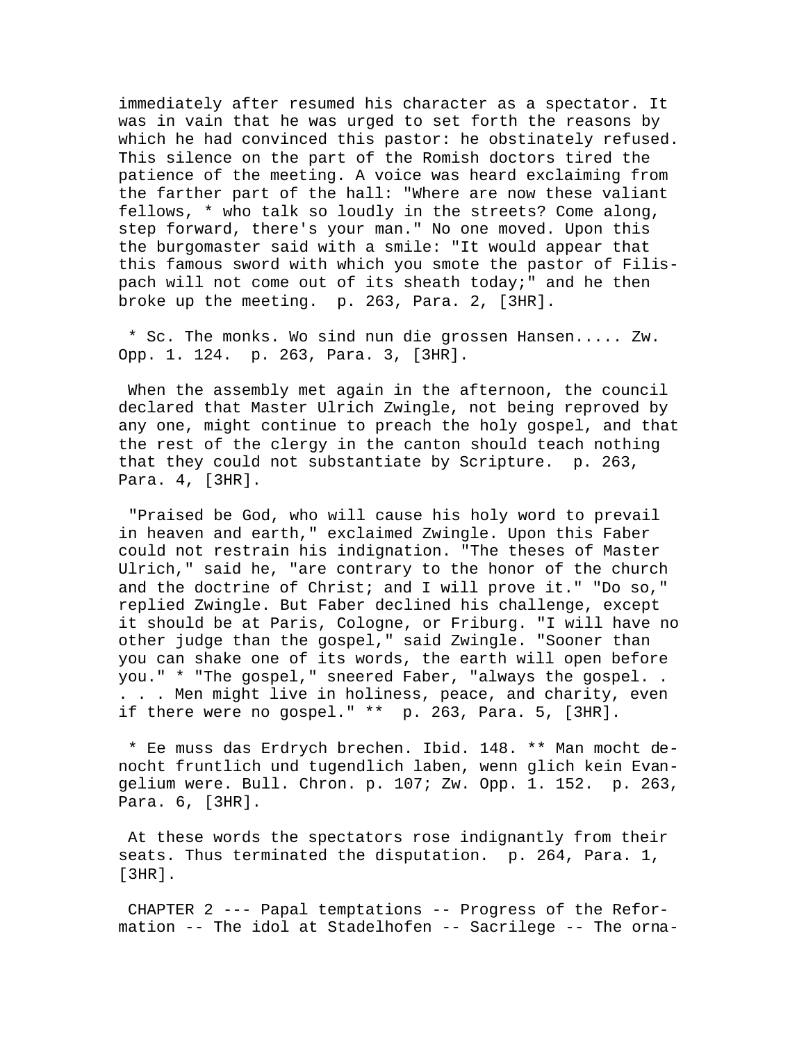immediately after resumed his character as a spectator. It was in vain that he was urged to set forth the reasons by which he had convinced this pastor: he obstinately refused. This silence on the part of the Romish doctors tired the patience of the meeting. A voice was heard exclaiming from the farther part of the hall: "Where are now these valiant fellows, * who talk so loudly in the streets? Come along, step forward, there's your man." No one moved. Upon this the burgomaster said with a smile: "It would appear that this famous sword with which you smote the pastor of Filispach will not come out of its sheath today;" and he then broke up the meeting.  p. 263, Para. 2, [3HR].

* Sc. The monks. Wo sind nun die grossen Hansen..... Zw. Opp. 1. 124.  p. 263, Para. 3, [3HR].

When the assembly met again in the afternoon, the council declared that Master Ulrich Zwingle, not being reproved by any one, might continue to preach the holy gospel, and that the rest of the clergy in the canton should teach nothing that they could not substantiate by Scripture.  p. 263, Para. 4, [3HR].

"Praised be God, who will cause his holy word to prevail in heaven and earth," exclaimed Zwingle. Upon this Faber could not restrain his indignation. "The theses of Master Ulrich," said he, "are contrary to the honor of the church and the doctrine of Christ; and I will prove it." "Do so," replied Zwingle. But Faber declined his challenge, except it should be at Paris, Cologne, or Friburg. "I will have no other judge than the gospel," said Zwingle. "Sooner than you can shake one of its words, the earth will open before you." * "The gospel," sneered Faber, "always the gospel. . . . . Men might live in holiness, peace, and charity, even if there were no gospel." **  p. 263, Para. 5, [3HR].

* Ee muss das Erdrych brechen. Ibid. 148. ** Man mocht denocht fruntlich und tugendlich laben, wenn glich kein Evangelium were. Bull. Chron. p. 107; Zw. Opp. 1. 152.  p. 263, Para. 6, [3HR].

At these words the spectators rose indignantly from their seats. Thus terminated the disputation.  p. 264, Para. 1, [3HR].

CHAPTER 2 --- Papal temptations -- Progress of the Reformation -- The idol at Stadelhofen -- Sacrilege -- The orna-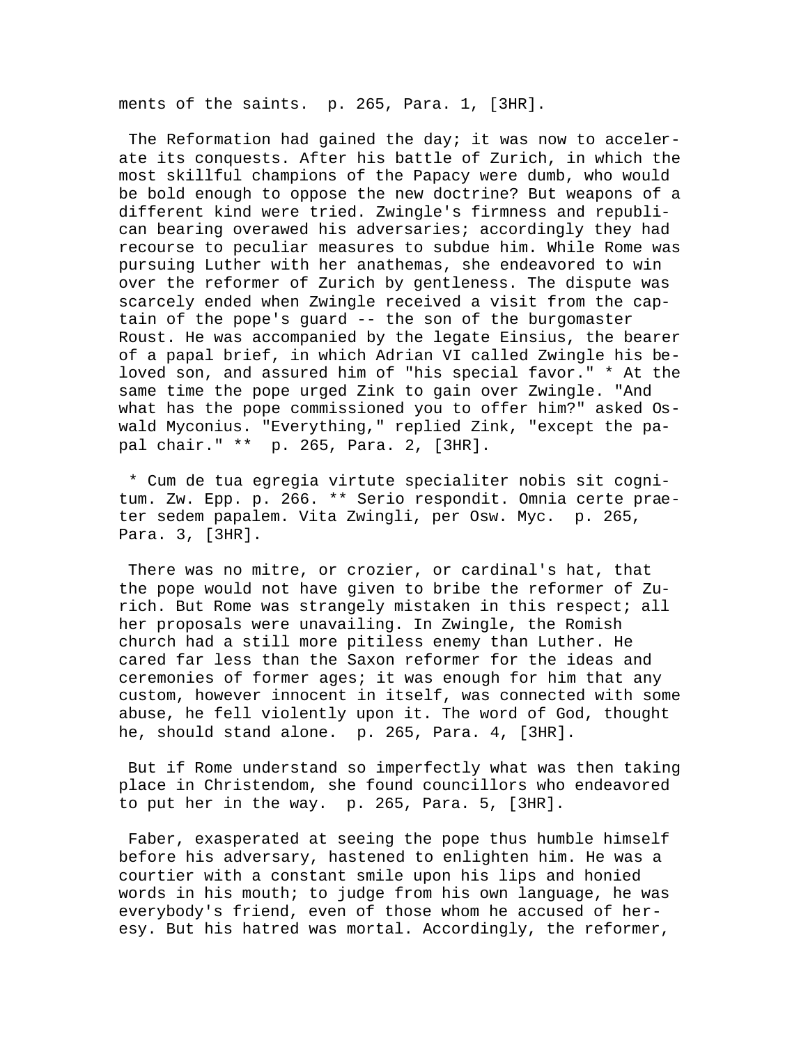ments of the saints.  p. 265, Para. 1, [3HR].

The Reformation had gained the day; it was now to accelerate its conquests. After his battle of Zurich, in which the most skillful champions of the Papacy were dumb, who would be bold enough to oppose the new doctrine? But weapons of a different kind were tried. Zwingle's firmness and republican bearing overawed his adversaries; accordingly they had recourse to peculiar measures to subdue him. While Rome was pursuing Luther with her anathemas, she endeavored to win over the reformer of Zurich by gentleness. The dispute was scarcely ended when Zwingle received a visit from the captain of the pope's guard -- the son of the burgomaster Roust. He was accompanied by the legate Einsius, the bearer of a papal brief, in which Adrian VI called Zwingle his beloved son, and assured him of "his special favor." * At the same time the pope urged Zink to gain over Zwingle. "And what has the pope commissioned you to offer him?" asked Oswald Myconius. "Everything," replied Zink, "except the papal chair." **  p. 265, Para. 2, [3HR].

* Cum de tua egregia virtute specialiter nobis sit cognitum. Zw. Epp. p. 266. ** Serio respondit. Omnia certe praeter sedem papalem. Vita Zwingli, per Osw. Myc.  p. 265, Para. 3, [3HR].

There was no mitre, or crozier, or cardinal's hat, that the pope would not have given to bribe the reformer of Zurich. But Rome was strangely mistaken in this respect; all her proposals were unavailing. In Zwingle, the Romish church had a still more pitiless enemy than Luther. He cared far less than the Saxon reformer for the ideas and ceremonies of former ages; it was enough for him that any custom, however innocent in itself, was connected with some abuse, he fell violently upon it. The word of God, thought he, should stand alone.  p. 265, Para. 4, [3HR].

But if Rome understand so imperfectly what was then taking place in Christendom, she found councillors who endeavored to put her in the way.  p. 265, Para. 5, [3HR].

Faber, exasperated at seeing the pope thus humble himself before his adversary, hastened to enlighten him. He was a courtier with a constant smile upon his lips and honied words in his mouth; to judge from his own language, he was everybody's friend, even of those whom he accused of heresy. But his hatred was mortal. Accordingly, the reformer,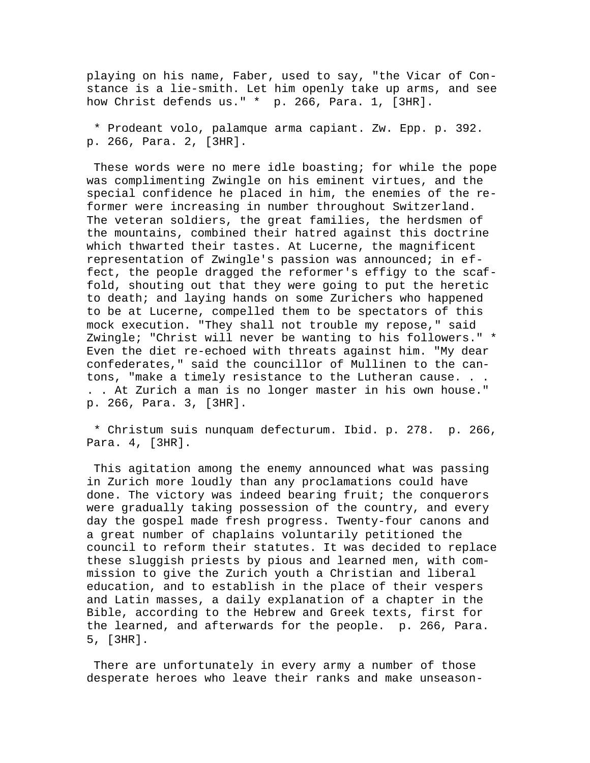playing on his name, Faber, used to say, "the Vicar of Constance is a lie-smith. Let him openly take up arms, and see how Christ defends us." * p. 266, Para. 1, [3HR].

* Prodeant volo, palamque arma capiant. Zw. Epp. p. 392. p. 266, Para. 2, [3HR].

These words were no mere idle boasting; for while the pope was complimenting Zwingle on his eminent virtues, and the special confidence he placed in him, the enemies of the reformer were increasing in number throughout Switzerland. The veteran soldiers, the great families, the herdsmen of the mountains, combined their hatred against this doctrine which thwarted their tastes. At Lucerne, the magnificent representation of Zwingle's passion was announced; in effect, the people dragged the reformer's effigy to the scaffold, shouting out that they were going to put the heretic to death; and laying hands on some Zurichers who happened to be at Lucerne, compelled them to be spectators of this mock execution. "They shall not trouble my repose," said Zwingle; "Christ will never be wanting to his followers." * Even the diet re-echoed with threats against him. "My dear confederates," said the councillor of Mullinen to the cantons, "make a timely resistance to the Lutheran cause. . . . . At Zurich a man is no longer master in his own house." p. 266, Para. 3, [3HR].

* Christum suis nunquam defecturum. Ibid. p. 278. p. 266, Para. 4, [3HR].

This agitation among the enemy announced what was passing in Zurich more loudly than any proclamations could have done. The victory was indeed bearing fruit; the conquerors were gradually taking possession of the country, and every day the gospel made fresh progress. Twenty-four canons and a great number of chaplains voluntarily petitioned the council to reform their statutes. It was decided to replace these sluggish priests by pious and learned men, with commission to give the Zurich youth a Christian and liberal education, and to establish in the place of their vespers and Latin masses, a daily explanation of a chapter in the Bible, according to the Hebrew and Greek texts, first for the learned, and afterwards for the people. p. 266, Para. 5, [3HR].

There are unfortunately in every army a number of those desperate heroes who leave their ranks and make unseason-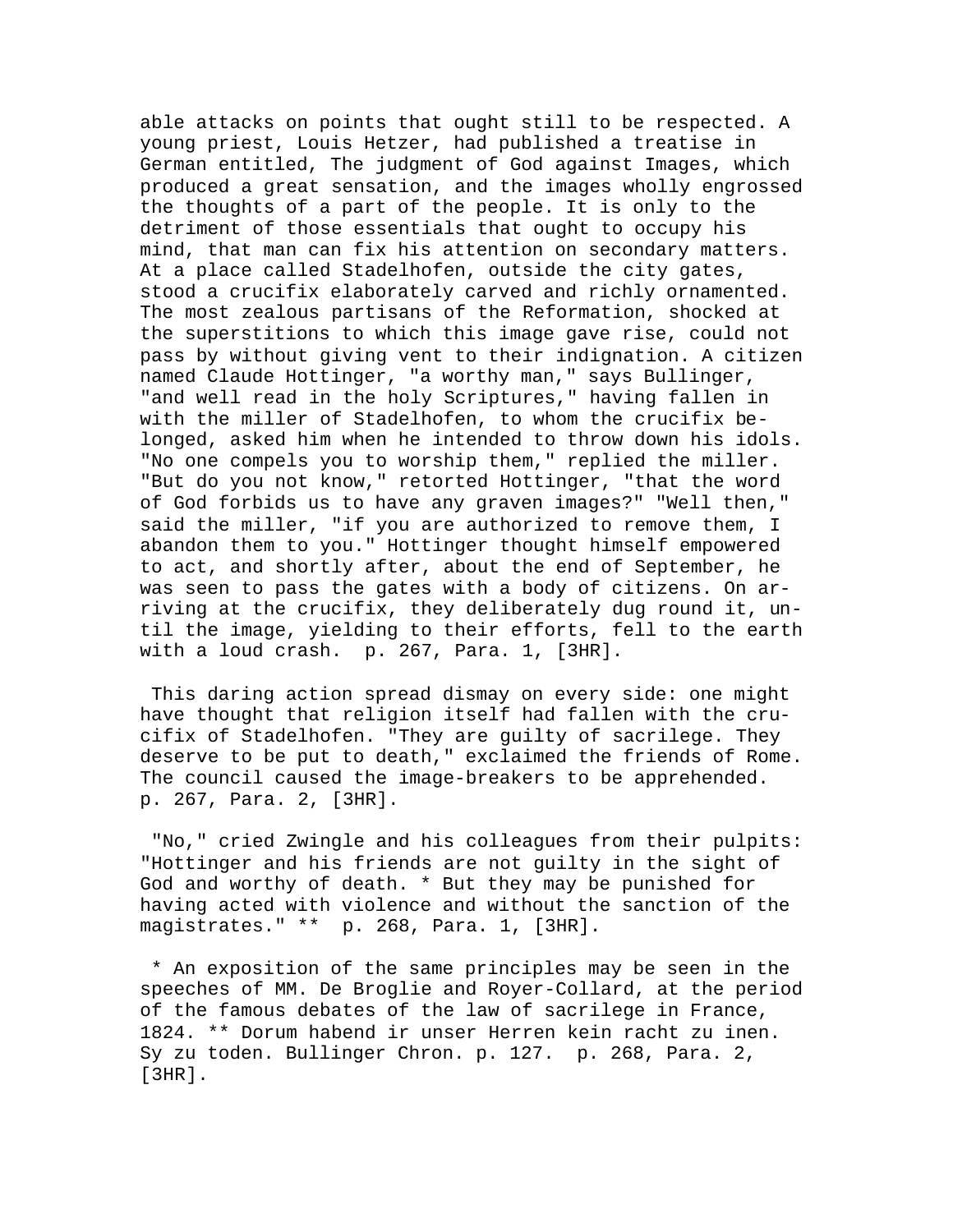able attacks on points that ought still to be respected. A young priest, Louis Hetzer, had published a treatise in German entitled, The judgment of God against Images, which produced a great sensation, and the images wholly engrossed the thoughts of a part of the people. It is only to the detriment of those essentials that ought to occupy his mind, that man can fix his attention on secondary matters. At a place called Stadelhofen, outside the city gates, stood a crucifix elaborately carved and richly ornamented. The most zealous partisans of the Reformation, shocked at the superstitions to which this image gave rise, could not pass by without giving vent to their indignation. A citizen named Claude Hottinger, "a worthy man," says Bullinger, "and well read in the holy Scriptures," having fallen in with the miller of Stadelhofen, to whom the crucifix belonged, asked him when he intended to throw down his idols. "No one compels you to worship them," replied the miller. "But do you not know," retorted Hottinger, "that the word of God forbids us to have any graven images?" "Well then," said the miller, "if you are authorized to remove them, I abandon them to you." Hottinger thought himself empowered to act, and shortly after, about the end of September, he was seen to pass the gates with a body of citizens. On arriving at the crucifix, they deliberately dug round it, until the image, yielding to their efforts, fell to the earth with a loud crash. p. 267, Para. 1, [3HR].

This daring action spread dismay on every side: one might have thought that religion itself had fallen with the crucifix of Stadelhofen. "They are guilty of sacrilege. They deserve to be put to death," exclaimed the friends of Rome. The council caused the image-breakers to be apprehended. p. 267, Para. 2, [3HR].

"No," cried Zwingle and his colleagues from their pulpits: "Hottinger and his friends are not guilty in the sight of God and worthy of death. * But they may be punished for having acted with violence and without the sanction of the magistrates." ** p. 268, Para. 1, [3HR].

* An exposition of the same principles may be seen in the speeches of MM. De Broglie and Royer-Collard, at the period of the famous debates of the law of sacrilege in France, 1824. ** Dorum habend ir unser Herren kein racht zu inen. Sy zu toden. Bullinger Chron. p. 127. p. 268, Para. 2, [3HR].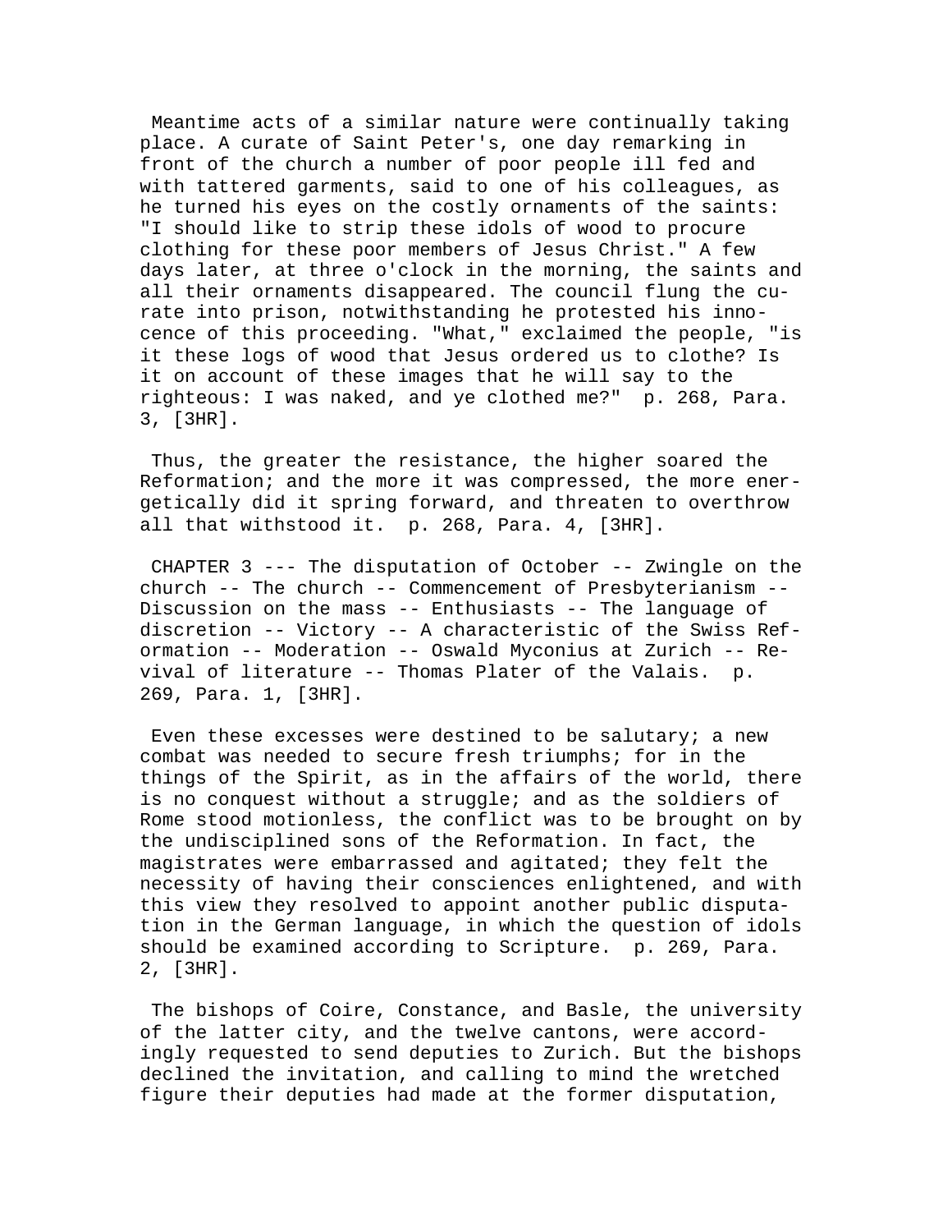Meantime acts of a similar nature were continually taking place. A curate of Saint Peter's, one day remarking in front of the church a number of poor people ill fed and with tattered garments, said to one of his colleagues, as he turned his eyes on the costly ornaments of the saints: "I should like to strip these idols of wood to procure clothing for these poor members of Jesus Christ." A few days later, at three o'clock in the morning, the saints and all their ornaments disappeared. The council flung the curate into prison, notwithstanding he protested his innocence of this proceeding. "What," exclaimed the people, "is it these logs of wood that Jesus ordered us to clothe? Is it on account of these images that he will say to the righteous: I was naked, and ye clothed me?" p. 268, Para. 3, [3HR].

Thus, the greater the resistance, the higher soared the Reformation; and the more it was compressed, the more energetically did it spring forward, and threaten to overthrow all that withstood it. p. 268, Para. 4, [3HR].

CHAPTER 3 --- The disputation of October -- Zwingle on the church -- The church -- Commencement of Presbyterianism -- Discussion on the mass -- Enthusiasts -- The language of discretion -- Victory -- A characteristic of the Swiss Reformation -- Moderation -- Oswald Myconius at Zurich -- Revival of literature -- Thomas Plater of the Valais. p. 269, Para. 1, [3HR].

Even these excesses were destined to be salutary; a new combat was needed to secure fresh triumphs; for in the things of the Spirit, as in the affairs of the world, there is no conquest without a struggle; and as the soldiers of Rome stood motionless, the conflict was to be brought on by the undisciplined sons of the Reformation. In fact, the magistrates were embarrassed and agitated; they felt the necessity of having their consciences enlightened, and with this view they resolved to appoint another public disputation in the German language, in which the question of idols should be examined according to Scripture. p. 269, Para. 2, [3HR].

The bishops of Coire, Constance, and Basle, the university of the latter city, and the twelve cantons, were accordingly requested to send deputies to Zurich. But the bishops declined the invitation, and calling to mind the wretched figure their deputies had made at the former disputation,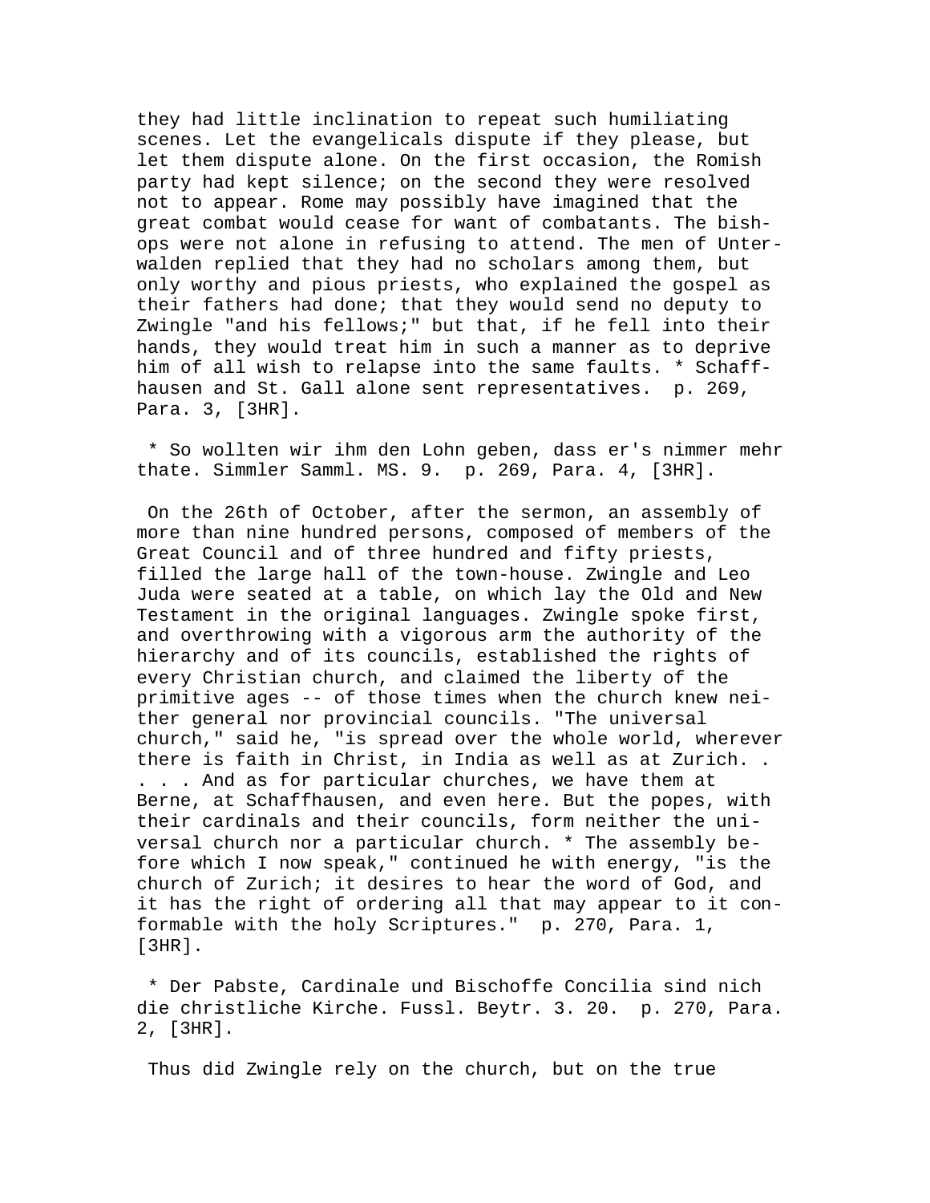they had little inclination to repeat such humiliating scenes. Let the evangelicals dispute if they please, but let them dispute alone. On the first occasion, the Romish party had kept silence; on the second they were resolved not to appear. Rome may possibly have imagined that the great combat would cease for want of combatants. The bishops were not alone in refusing to attend. The men of Unterwalden replied that they had no scholars among them, but only worthy and pious priests, who explained the gospel as their fathers had done; that they would send no deputy to Zwingle "and his fellows;" but that, if he fell into their hands, they would treat him in such a manner as to deprive him of all wish to relapse into the same faults. * Schaffhausen and St. Gall alone sent representatives. p. 269, Para. 3, [3HR].

* So wollten wir ihm den Lohn geben, dass er's nimmer mehr thate. Simmler Samml. MS. 9. p. 269, Para. 4, [3HR].

On the 26th of October, after the sermon, an assembly of more than nine hundred persons, composed of members of the Great Council and of three hundred and fifty priests, filled the large hall of the town-house. Zwingle and Leo Juda were seated at a table, on which lay the Old and New Testament in the original languages. Zwingle spoke first, and overthrowing with a vigorous arm the authority of the hierarchy and of its councils, established the rights of every Christian church, and claimed the liberty of the primitive ages -- of those times when the church knew neither general nor provincial councils. "The universal church," said he, "is spread over the whole world, wherever there is faith in Christ, in India as well as at Zurich. . . . . And as for particular churches, we have them at Berne, at Schaffhausen, and even here. But the popes, with their cardinals and their councils, form neither the universal church nor a particular church. * The assembly before which I now speak," continued he with energy, "is the church of Zurich; it desires to hear the word of God, and it has the right of ordering all that may appear to it conformable with the holy Scriptures." p. 270, Para. 1, [3HR].

* Der Pabste, Cardinale und Bischoffe Concilia sind nich die christliche Kirche. Fussl. Beytr. 3. 20. p. 270, Para. 2, [3HR].

Thus did Zwingle rely on the church, but on the true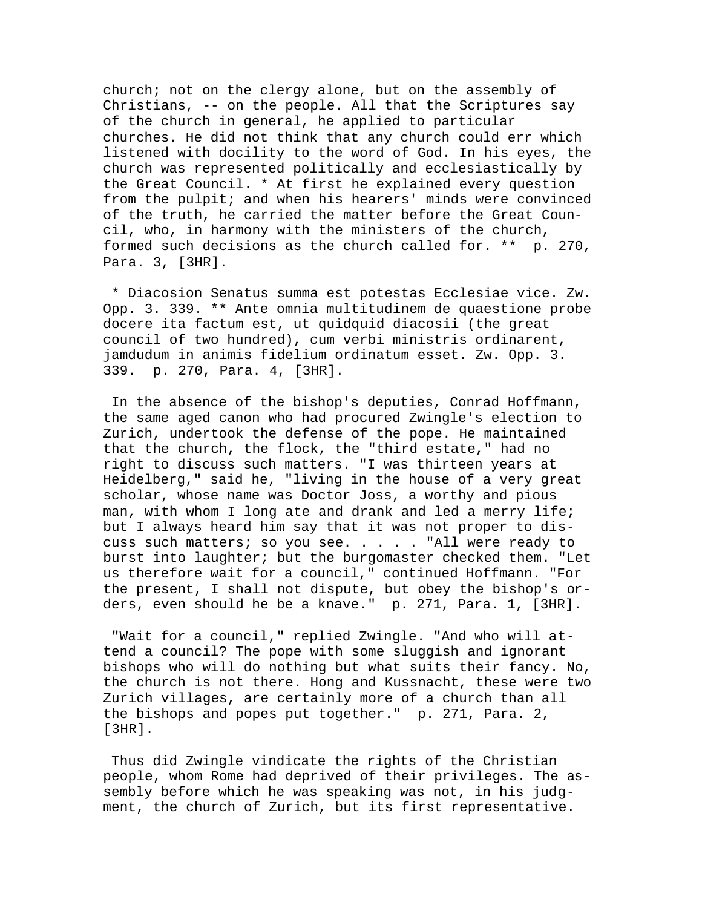church; not on the clergy alone, but on the assembly of Christians, -- on the people. All that the Scriptures say of the church in general, he applied to particular churches. He did not think that any church could err which listened with docility to the word of God. In his eyes, the church was represented politically and ecclesiastically by the Great Council. * At first he explained every question from the pulpit; and when his hearers' minds were convinced of the truth, he carried the matter before the Great Council, who, in harmony with the ministers of the church, formed such decisions as the church called for. ** p. 270, Para. 3, [3HR].

* Diacosion Senatus summa est potestas Ecclesiae vice. Zw. Opp. 3. 339. ** Ante omnia multitudinem de quaestione probe docere ita factum est, ut quidquid diacosii (the great council of two hundred), cum verbi ministris ordinarent, jamdudum in animis fidelium ordinatum esset. Zw. Opp. 3. 339. p. 270, Para. 4, [3HR].

In the absence of the bishop's deputies, Conrad Hoffmann, the same aged canon who had procured Zwingle's election to Zurich, undertook the defense of the pope. He maintained that the church, the flock, the "third estate," had no right to discuss such matters. "I was thirteen years at Heidelberg," said he, "living in the house of a very great scholar, whose name was Doctor Joss, a worthy and pious man, with whom I long ate and drank and led a merry life; but I always heard him say that it was not proper to discuss such matters; so you see. . . . . "All were ready to burst into laughter; but the burgomaster checked them. "Let us therefore wait for a council," continued Hoffmann. "For the present, I shall not dispute, but obey the bishop's orders, even should he be a knave." p. 271, Para. 1, [3HR].

"Wait for a council," replied Zwingle. "And who will attend a council? The pope with some sluggish and ignorant bishops who will do nothing but what suits their fancy. No, the church is not there. Hong and Kussnacht, these were two Zurich villages, are certainly more of a church than all the bishops and popes put together." p. 271, Para. 2, [3HR].

Thus did Zwingle vindicate the rights of the Christian people, whom Rome had deprived of their privileges. The assembly before which he was speaking was not, in his judgment, the church of Zurich, but its first representative.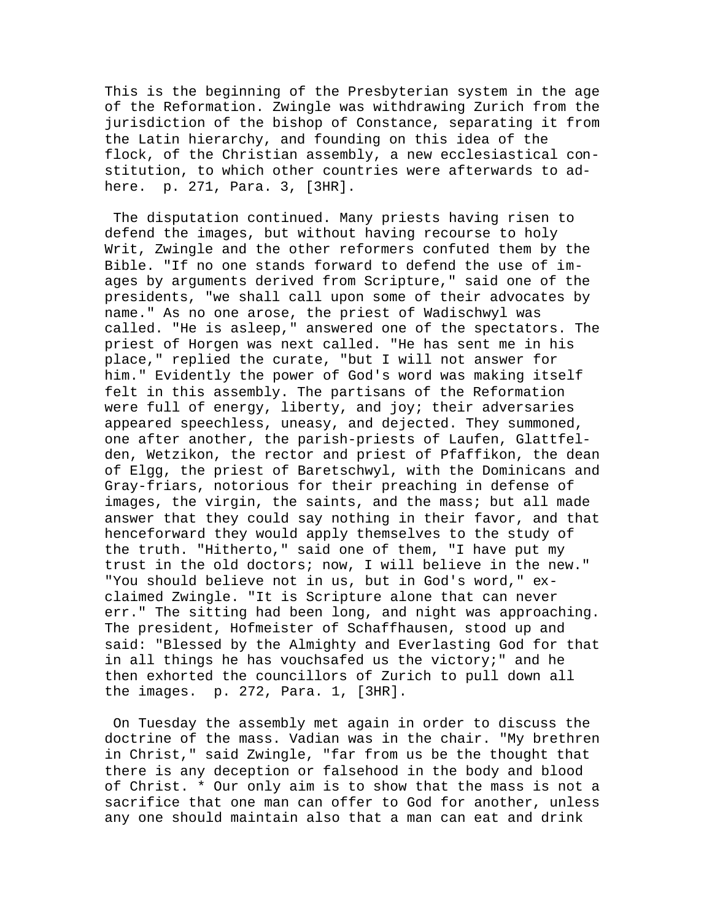This is the beginning of the Presbyterian system in the age of the Reformation. Zwingle was withdrawing Zurich from the jurisdiction of the bishop of Constance, separating it from the Latin hierarchy, and founding on this idea of the flock, of the Christian assembly, a new ecclesiastical constitution, to which other countries were afterwards to adhere. p. 271, Para. 3, [3HR].

The disputation continued. Many priests having risen to defend the images, but without having recourse to holy Writ, Zwingle and the other reformers confuted them by the Bible. "If no one stands forward to defend the use of images by arguments derived from Scripture," said one of the presidents, "we shall call upon some of their advocates by name." As no one arose, the priest of Wadischwyl was called. "He is asleep," answered one of the spectators. The priest of Horgen was next called. "He has sent me in his place," replied the curate, "but I will not answer for him." Evidently the power of God's word was making itself felt in this assembly. The partisans of the Reformation were full of energy, liberty, and joy; their adversaries appeared speechless, uneasy, and dejected. They summoned, one after another, the parish-priests of Laufen, Glattfelden, Wetzikon, the rector and priest of Pfaffikon, the dean of Elgg, the priest of Baretschwyl, with the Dominicans and Gray-friars, notorious for their preaching in defense of images, the virgin, the saints, and the mass; but all made answer that they could say nothing in their favor, and that henceforward they would apply themselves to the study of the truth. "Hitherto," said one of them, "I have put my trust in the old doctors; now, I will believe in the new." "You should believe not in us, but in God's word," exclaimed Zwingle. "It is Scripture alone that can never err." The sitting had been long, and night was approaching. The president, Hofmeister of Schaffhausen, stood up and said: "Blessed by the Almighty and Everlasting God for that in all things he has vouchsafed us the victory;" and he then exhorted the councillors of Zurich to pull down all the images. p. 272, Para. 1, [3HR].

On Tuesday the assembly met again in order to discuss the doctrine of the mass. Vadian was in the chair. "My brethren in Christ," said Zwingle, "far from us be the thought that there is any deception or falsehood in the body and blood of Christ. * Our only aim is to show that the mass is not a sacrifice that one man can offer to God for another, unless any one should maintain also that a man can eat and drink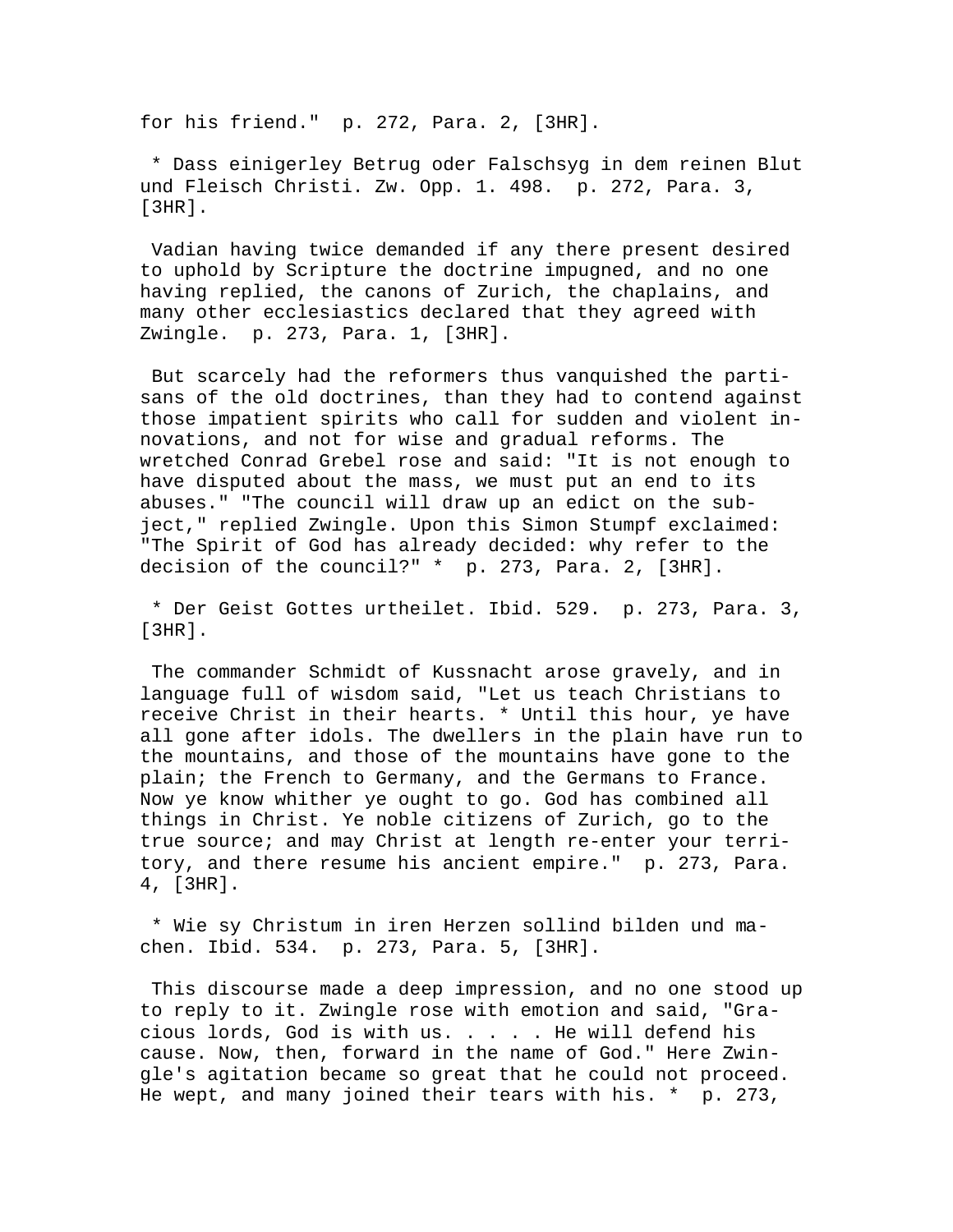for his friend."  p. 272, Para. 2, [3HR].

* Dass einigerley Betrug oder Falschsyg in dem reinen Blut und Fleisch Christi. Zw. Opp. 1. 498.  p. 272, Para. 3, [3HR].

Vadian having twice demanded if any there present desired to uphold by Scripture the doctrine impugned, and no one having replied, the canons of Zurich, the chaplains, and many other ecclesiastics declared that they agreed with Zwingle.  p. 273, Para. 1, [3HR].

But scarcely had the reformers thus vanquished the partisans of the old doctrines, than they had to contend against those impatient spirits who call for sudden and violent innovations, and not for wise and gradual reforms. The wretched Conrad Grebel rose and said: "It is not enough to have disputed about the mass, we must put an end to its abuses." "The council will draw up an edict on the subject," replied Zwingle. Upon this Simon Stumpf exclaimed: "The Spirit of God has already decided: why refer to the decision of the council?" *  p. 273, Para. 2, [3HR].

* Der Geist Gottes urtheilet. Ibid. 529.  p. 273, Para. 3, [3HR].

The commander Schmidt of Kussnacht arose gravely, and in language full of wisdom said, "Let us teach Christians to receive Christ in their hearts. * Until this hour, ye have all gone after idols. The dwellers in the plain have run to the mountains, and those of the mountains have gone to the plain; the French to Germany, and the Germans to France. Now ye know whither ye ought to go. God has combined all things in Christ. Ye noble citizens of Zurich, go to the true source; and may Christ at length re-enter your territory, and there resume his ancient empire."  p. 273, Para. 4, [3HR].

* Wie sy Christum in iren Herzen sollind bilden und machen. Ibid. 534.  p. 273, Para. 5, [3HR].

This discourse made a deep impression, and no one stood up to reply to it. Zwingle rose with emotion and said, "Gracious lords, God is with us. . . . . He will defend his cause. Now, then, forward in the name of God." Here Zwingle's agitation became so great that he could not proceed. He wept, and many joined their tears with his. *  p. 273,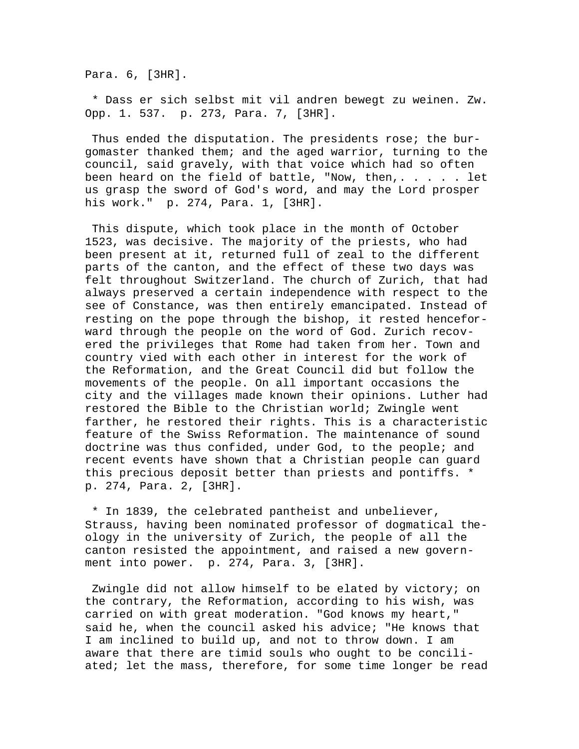Para. 6, [3HR].

* Dass er sich selbst mit vil andren bewegt zu weinen. Zw. Opp. 1. 537. p. 273, Para. 7, [3HR].

Thus ended the disputation. The presidents rose; the burgomaster thanked them; and the aged warrior, turning to the council, said gravely, with that voice which had so often been heard on the field of battle, "Now, then,. . . . . let us grasp the sword of God's word, and may the Lord prosper his work." p. 274, Para. 1, [3HR].

This dispute, which took place in the month of October 1523, was decisive. The majority of the priests, who had been present at it, returned full of zeal to the different parts of the canton, and the effect of these two days was felt throughout Switzerland. The church of Zurich, that had always preserved a certain independence with respect to the see of Constance, was then entirely emancipated. Instead of resting on the pope through the bishop, it rested henceforward through the people on the word of God. Zurich recovered the privileges that Rome had taken from her. Town and country vied with each other in interest for the work of the Reformation, and the Great Council did but follow the movements of the people. On all important occasions the city and the villages made known their opinions. Luther had restored the Bible to the Christian world; Zwingle went farther, he restored their rights. This is a characteristic feature of the Swiss Reformation. The maintenance of sound doctrine was thus confided, under God, to the people; and recent events have shown that a Christian people can guard this precious deposit better than priests and pontiffs. * p. 274, Para. 2, [3HR].

* In 1839, the celebrated pantheist and unbeliever, Strauss, having been nominated professor of dogmatical theology in the university of Zurich, the people of all the canton resisted the appointment, and raised a new government into power. p. 274, Para. 3, [3HR].

Zwingle did not allow himself to be elated by victory; on the contrary, the Reformation, according to his wish, was carried on with great moderation. "God knows my heart," said he, when the council asked his advice; "He knows that I am inclined to build up, and not to throw down. I am aware that there are timid souls who ought to be conciliated; let the mass, therefore, for some time longer be read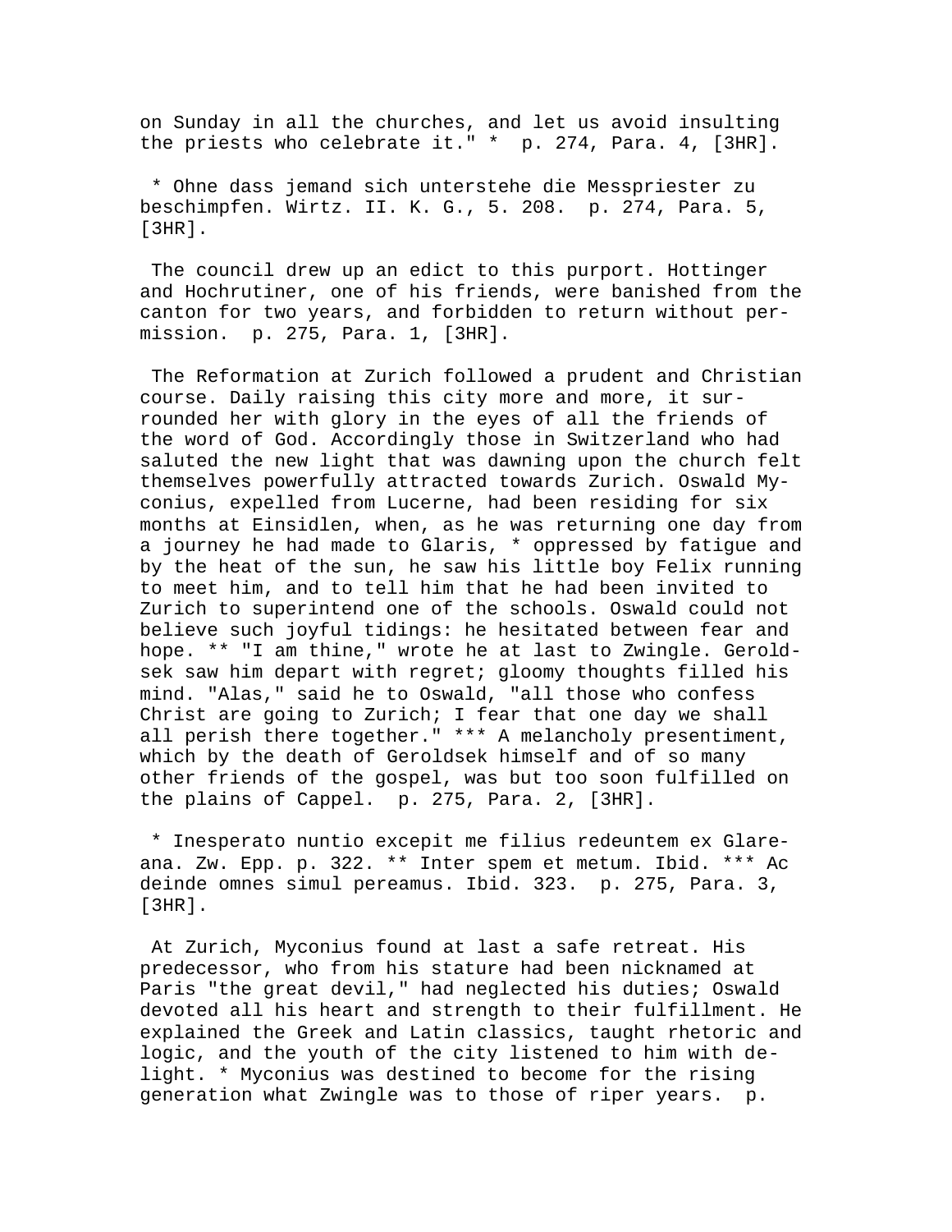on Sunday in all the churches, and let us avoid insulting the priests who celebrate it." * p. 274, Para. 4, [3HR].

* Ohne dass jemand sich unterstehe die Messpriester zu beschimpfen. Wirtz. II. K. G., 5. 208. p. 274, Para. 5, [3HR].

The council drew up an edict to this purport. Hottinger and Hochrutiner, one of his friends, were banished from the canton for two years, and forbidden to return without permission. p. 275, Para. 1, [3HR].

The Reformation at Zurich followed a prudent and Christian course. Daily raising this city more and more, it surrounded her with glory in the eyes of all the friends of the word of God. Accordingly those in Switzerland who had saluted the new light that was dawning upon the church felt themselves powerfully attracted towards Zurich. Oswald Myconius, expelled from Lucerne, had been residing for six months at Einsidlen, when, as he was returning one day from a journey he had made to Glaris, * oppressed by fatigue and by the heat of the sun, he saw his little boy Felix running to meet him, and to tell him that he had been invited to Zurich to superintend one of the schools. Oswald could not believe such joyful tidings: he hesitated between fear and hope. ** "I am thine," wrote he at last to Zwingle. Geroldsek saw him depart with regret; gloomy thoughts filled his mind. "Alas," said he to Oswald, "all those who confess Christ are going to Zurich; I fear that one day we shall all perish there together." *** A melancholy presentiment, which by the death of Geroldsek himself and of so many other friends of the gospel, was but too soon fulfilled on the plains of Cappel. p. 275, Para. 2, [3HR].

* Inesperato nuntio excepit me filius redeuntem ex Glareana. Zw. Epp. p. 322. ** Inter spem et metum. Ibid. *** Ac deinde omnes simul pereamus. Ibid. 323. p. 275, Para. 3, [3HR].

At Zurich, Myconius found at last a safe retreat. His predecessor, who from his stature had been nicknamed at Paris "the great devil," had neglected his duties; Oswald devoted all his heart and strength to their fulfillment. He explained the Greek and Latin classics, taught rhetoric and logic, and the youth of the city listened to him with delight. * Myconius was destined to become for the rising generation what Zwingle was to those of riper years. p.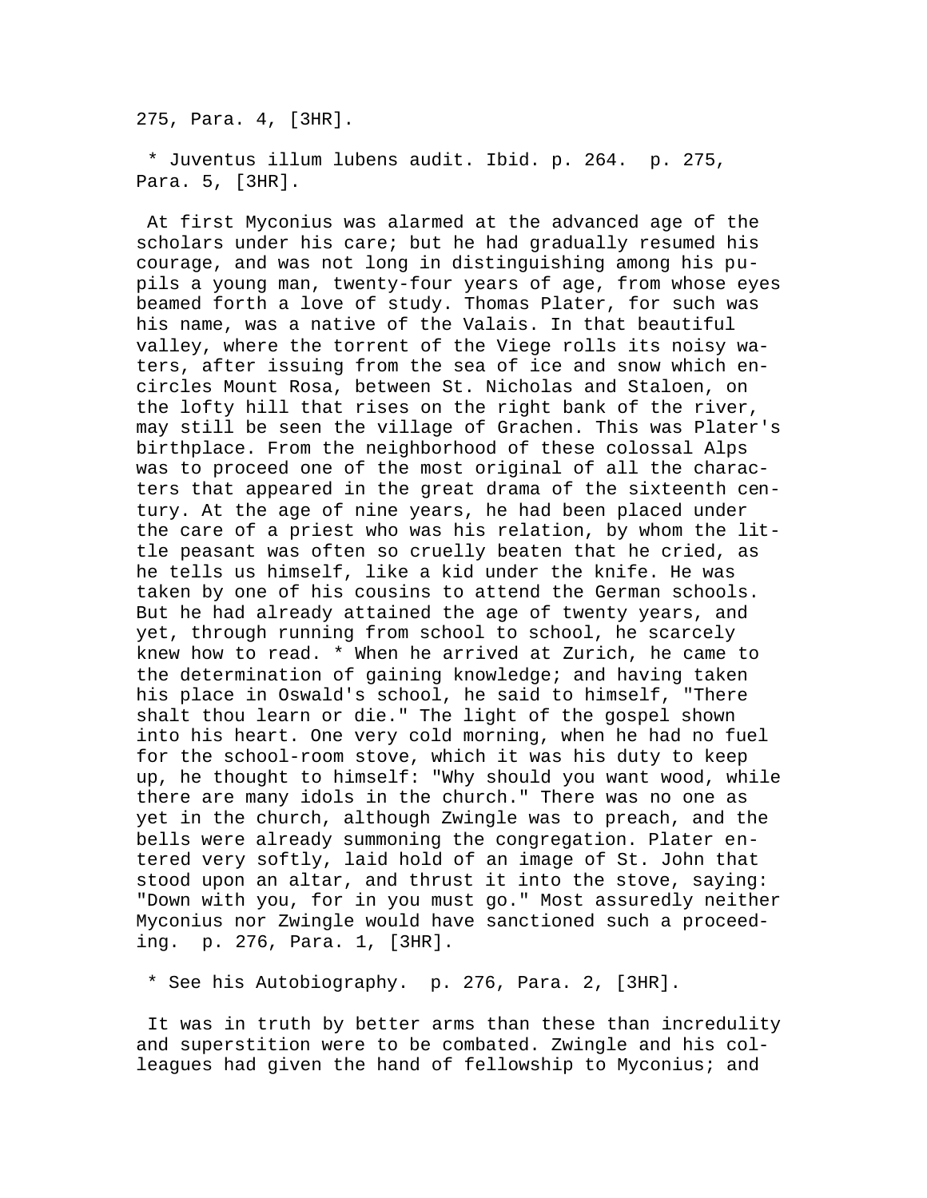275, Para. 4, [3HR].

* Juventus illum lubens audit. Ibid. p. 264. p. 275, Para. 5, [3HR].

At first Myconius was alarmed at the advanced age of the scholars under his care; but he had gradually resumed his courage, and was not long in distinguishing among his pupils a young man, twenty-four years of age, from whose eyes beamed forth a love of study. Thomas Plater, for such was his name, was a native of the Valais. In that beautiful valley, where the torrent of the Viege rolls its noisy waters, after issuing from the sea of ice and snow which encircles Mount Rosa, between St. Nicholas and Staloen, on the lofty hill that rises on the right bank of the river, may still be seen the village of Grachen. This was Plater's birthplace. From the neighborhood of these colossal Alps was to proceed one of the most original of all the characters that appeared in the great drama of the sixteenth century. At the age of nine years, he had been placed under the care of a priest who was his relation, by whom the little peasant was often so cruelly beaten that he cried, as he tells us himself, like a kid under the knife. He was taken by one of his cousins to attend the German schools. But he had already attained the age of twenty years, and yet, through running from school to school, he scarcely knew how to read. * When he arrived at Zurich, he came to the determination of gaining knowledge; and having taken his place in Oswald's school, he said to himself, "There shalt thou learn or die." The light of the gospel shown into his heart. One very cold morning, when he had no fuel for the school-room stove, which it was his duty to keep up, he thought to himself: "Why should you want wood, while there are many idols in the church." There was no one as yet in the church, although Zwingle was to preach, and the bells were already summoning the congregation. Plater entered very softly, laid hold of an image of St. John that stood upon an altar, and thrust it into the stove, saying: "Down with you, for in you must go." Most assuredly neither Myconius nor Zwingle would have sanctioned such a proceeding. p. 276, Para. 1, [3HR].

* See his Autobiography. p. 276, Para. 2, [3HR].

It was in truth by better arms than these than incredulity and superstition were to be combated. Zwingle and his colleagues had given the hand of fellowship to Myconius; and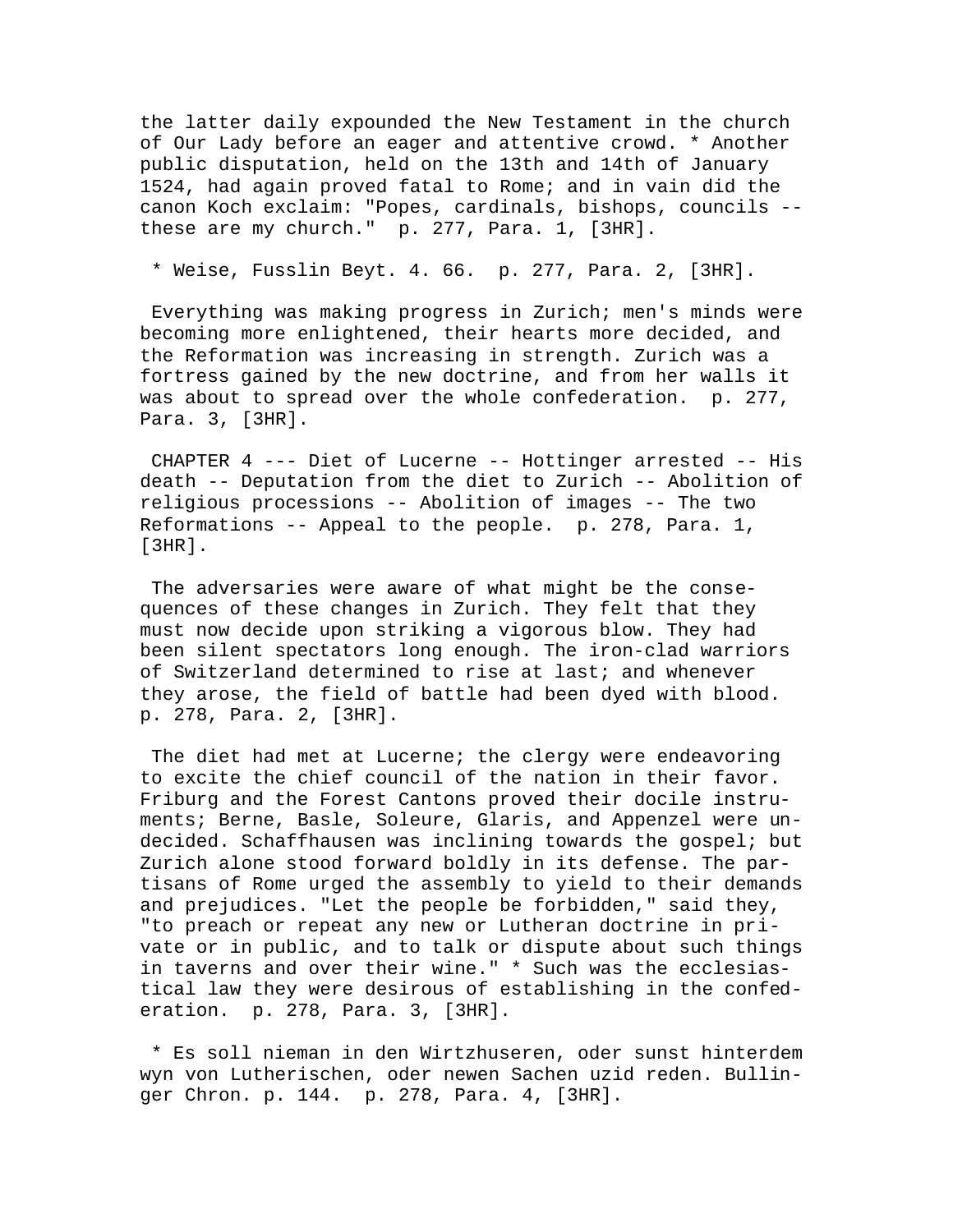the latter daily expounded the New Testament in the church of Our Lady before an eager and attentive crowd. * Another public disputation, held on the 13th and 14th of January 1524, had again proved fatal to Rome; and in vain did the canon Koch exclaim: "Popes, cardinals, bishops, councils -- these are my church."  p. 277, Para. 1, [3HR].

* Weise, Fusslin Beyt. 4. 66.  p. 277, Para. 2, [3HR].

Everything was making progress in Zurich; men's minds were becoming more enlightened, their hearts more decided, and the Reformation was increasing in strength. Zurich was a fortress gained by the new doctrine, and from her walls it was about to spread over the whole confederation.  p. 277, Para. 3, [3HR].

CHAPTER 4 --- Diet of Lucerne -- Hottinger arrested -- His death -- Deputation from the diet to Zurich -- Abolition of religious processions -- Abolition of images -- The two Reformations -- Appeal to the people.  p. 278, Para. 1, [3HR].

The adversaries were aware of what might be the consequences of these changes in Zurich. They felt that they must now decide upon striking a vigorous blow. They had been silent spectators long enough. The iron-clad warriors of Switzerland determined to rise at last; and whenever they arose, the field of battle had been dyed with blood.  p. 278, Para. 2, [3HR].

The diet had met at Lucerne; the clergy were endeavoring to excite the chief council of the nation in their favor. Friburg and the Forest Cantons proved their docile instruments; Berne, Basle, Soleure, Glaris, and Appenzel were undecided. Schaffhausen was inclining towards the gospel; but Zurich alone stood forward boldly in its defense. The partisans of Rome urged the assembly to yield to their demands and prejudices. "Let the people be forbidden," said they, "to preach or repeat any new or Lutheran doctrine in private or in public, and to talk or dispute about such things in taverns and over their wine." * Such was the ecclesiastical law they were desirous of establishing in the confederation.  p. 278, Para. 3, [3HR].

* Es soll nieman in den Wirtzhuseren, oder sunst hinterdem wyn von Lutherischen, oder newen Sachen uzid reden. Bullinger Chron. p. 144.  p. 278, Para. 4, [3HR].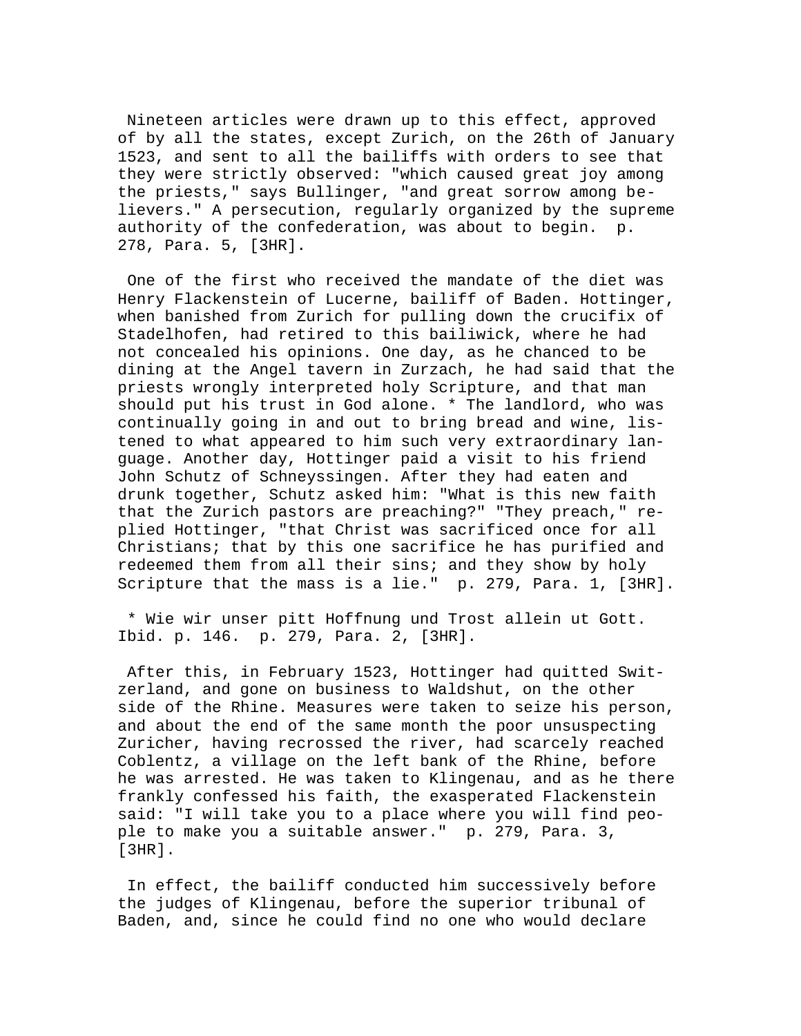Nineteen articles were drawn up to this effect, approved of by all the states, except Zurich, on the 26th of January 1523, and sent to all the bailiffs with orders to see that they were strictly observed: "which caused great joy among the priests," says Bullinger, "and great sorrow among believers." A persecution, regularly organized by the supreme authority of the confederation, was about to begin. p. 278, Para. 5, [3HR].

One of the first who received the mandate of the diet was Henry Flackenstein of Lucerne, bailiff of Baden. Hottinger, when banished from Zurich for pulling down the crucifix of Stadelhofen, had retired to this bailiwick, where he had not concealed his opinions. One day, as he chanced to be dining at the Angel tavern in Zurzach, he had said that the priests wrongly interpreted holy Scripture, and that man should put his trust in God alone. * The landlord, who was continually going in and out to bring bread and wine, listened to what appeared to him such very extraordinary language. Another day, Hottinger paid a visit to his friend John Schutz of Schneyssingen. After they had eaten and drunk together, Schutz asked him: "What is this new faith that the Zurich pastors are preaching?" "They preach," replied Hottinger, "that Christ was sacrificed once for all Christians; that by this one sacrifice he has purified and redeemed them from all their sins; and they show by holy Scripture that the mass is a lie." p. 279, Para. 1, [3HR].

* Wie wir unser pitt Hoffnung und Trost allein ut Gott. Ibid. p. 146. p. 279, Para. 2, [3HR].

After this, in February 1523, Hottinger had quitted Switzerland, and gone on business to Waldshut, on the other side of the Rhine. Measures were taken to seize his person, and about the end of the same month the poor unsuspecting Zuricher, having recrossed the river, had scarcely reached Coblentz, a village on the left bank of the Rhine, before he was arrested. He was taken to Klingenau, and as he there frankly confessed his faith, the exasperated Flackenstein said: "I will take you to a place where you will find people to make you a suitable answer." p. 279, Para. 3, [3HR].

In effect, the bailiff conducted him successively before the judges of Klingenau, before the superior tribunal of Baden, and, since he could find no one who would declare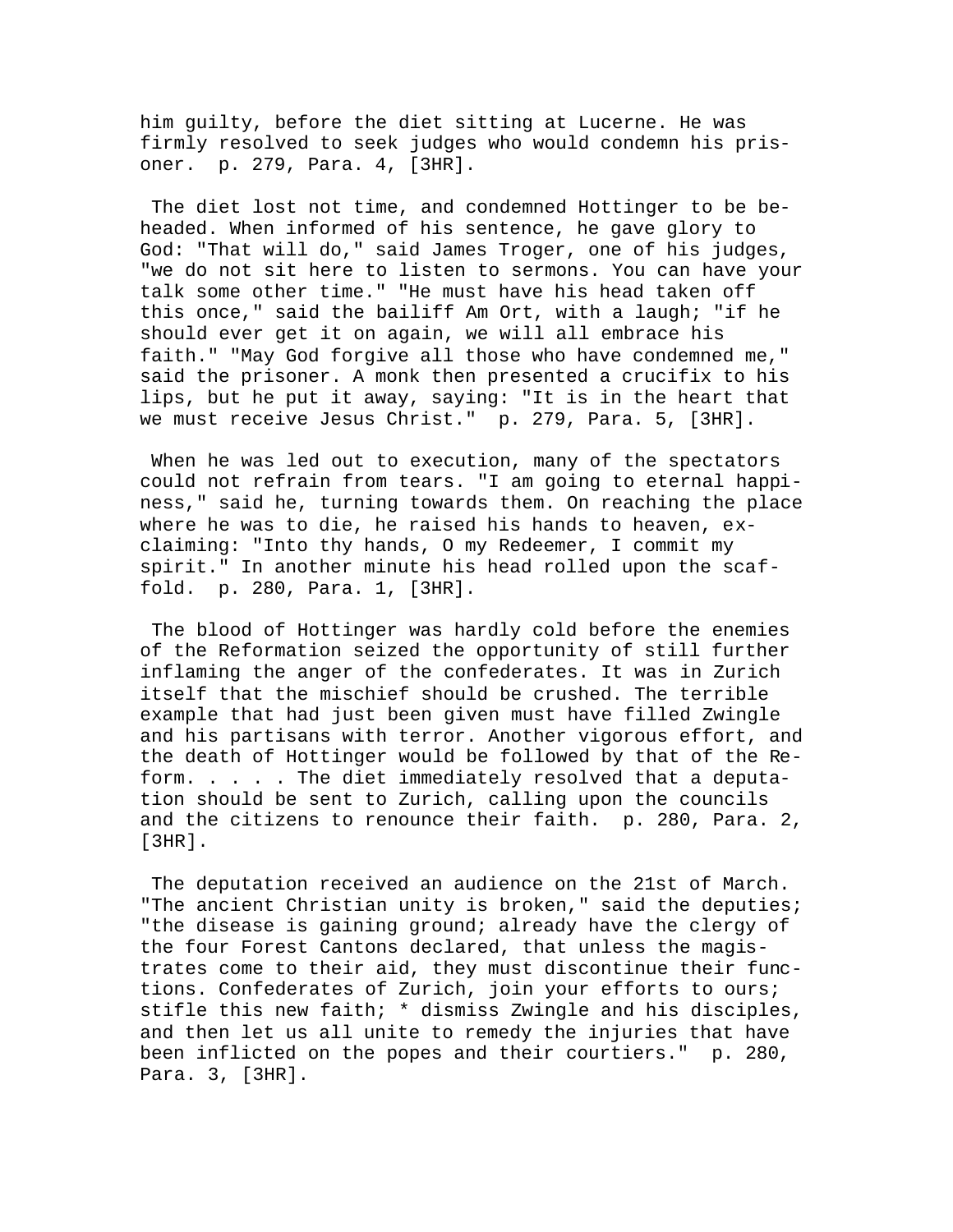him guilty, before the diet sitting at Lucerne. He was firmly resolved to seek judges who would condemn his prisoner. p. 279, Para. 4, [3HR].

The diet lost not time, and condemned Hottinger to be beheaded. When informed of his sentence, he gave glory to God: "That will do," said James Troger, one of his judges, "we do not sit here to listen to sermons. You can have your talk some other time." "He must have his head taken off this once," said the bailiff Am Ort, with a laugh; "if he should ever get it on again, we will all embrace his faith." "May God forgive all those who have condemned me," said the prisoner. A monk then presented a crucifix to his lips, but he put it away, saying: "It is in the heart that we must receive Jesus Christ." p. 279, Para. 5, [3HR].

When he was led out to execution, many of the spectators could not refrain from tears. "I am going to eternal happiness," said he, turning towards them. On reaching the place where he was to die, he raised his hands to heaven, exclaiming: "Into thy hands, O my Redeemer, I commit my spirit." In another minute his head rolled upon the scaffold. p. 280, Para. 1, [3HR].

The blood of Hottinger was hardly cold before the enemies of the Reformation seized the opportunity of still further inflaming the anger of the confederates. It was in Zurich itself that the mischief should be crushed. The terrible example that had just been given must have filled Zwingle and his partisans with terror. Another vigorous effort, and the death of Hottinger would be followed by that of the Reform. . . . . The diet immediately resolved that a deputation should be sent to Zurich, calling upon the councils and the citizens to renounce their faith. p. 280, Para. 2, [3HR].

The deputation received an audience on the 21st of March. "The ancient Christian unity is broken," said the deputies; "the disease is gaining ground; already have the clergy of the four Forest Cantons declared, that unless the magistrates come to their aid, they must discontinue their functions. Confederates of Zurich, join your efforts to ours; stifle this new faith; * dismiss Zwingle and his disciples, and then let us all unite to remedy the injuries that have been inflicted on the popes and their courtiers." p. 280, Para. 3, [3HR].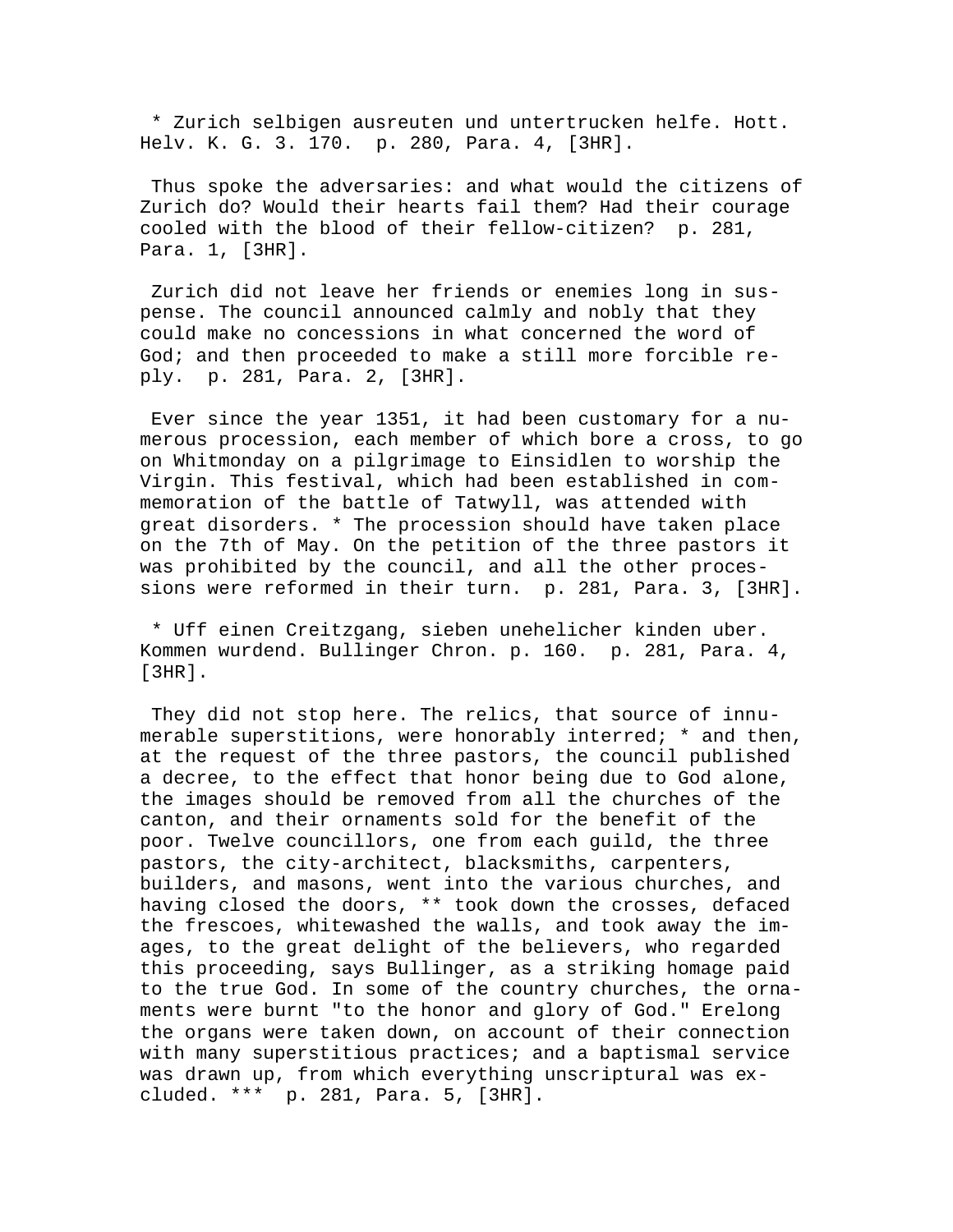* Zurich selbigen ausreuten und untertrucken helfe. Hott. Helv. K. G. 3. 170. p. 280, Para. 4, [3HR].

Thus spoke the adversaries: and what would the citizens of Zurich do? Would their hearts fail them? Had their courage cooled with the blood of their fellow-citizen? p. 281, Para. 1, [3HR].

Zurich did not leave her friends or enemies long in suspense. The council announced calmly and nobly that they could make no concessions in what concerned the word of God; and then proceeded to make a still more forcible reply. p. 281, Para. 2, [3HR].

Ever since the year 1351, it had been customary for a numerous procession, each member of which bore a cross, to go on Whitmonday on a pilgrimage to Einsidlen to worship the Virgin. This festival, which had been established in commemoration of the battle of Tatwyll, was attended with great disorders. * The procession should have taken place on the 7th of May. On the petition of the three pastors it was prohibited by the council, and all the other processions were reformed in their turn. p. 281, Para. 3, [3HR].

* Uff einen Creitzgang, sieben unehelicher kinden uber. Kommen wurdend. Bullinger Chron. p. 160. p. 281, Para. 4, [3HR].

They did not stop here. The relics, that source of innumerable superstitions, were honorably interred; * and then, at the request of the three pastors, the council published a decree, to the effect that honor being due to God alone, the images should be removed from all the churches of the canton, and their ornaments sold for the benefit of the poor. Twelve councillors, one from each guild, the three pastors, the city-architect, blacksmiths, carpenters, builders, and masons, went into the various churches, and having closed the doors, ** took down the crosses, defaced the frescoes, whitewashed the walls, and took away the images, to the great delight of the believers, who regarded this proceeding, says Bullinger, as a striking homage paid to the true God. In some of the country churches, the ornaments were burnt "to the honor and glory of God." Erelong the organs were taken down, on account of their connection with many superstitious practices; and a baptismal service was drawn up, from which everything unscriptural was excluded. *** p. 281, Para. 5, [3HR].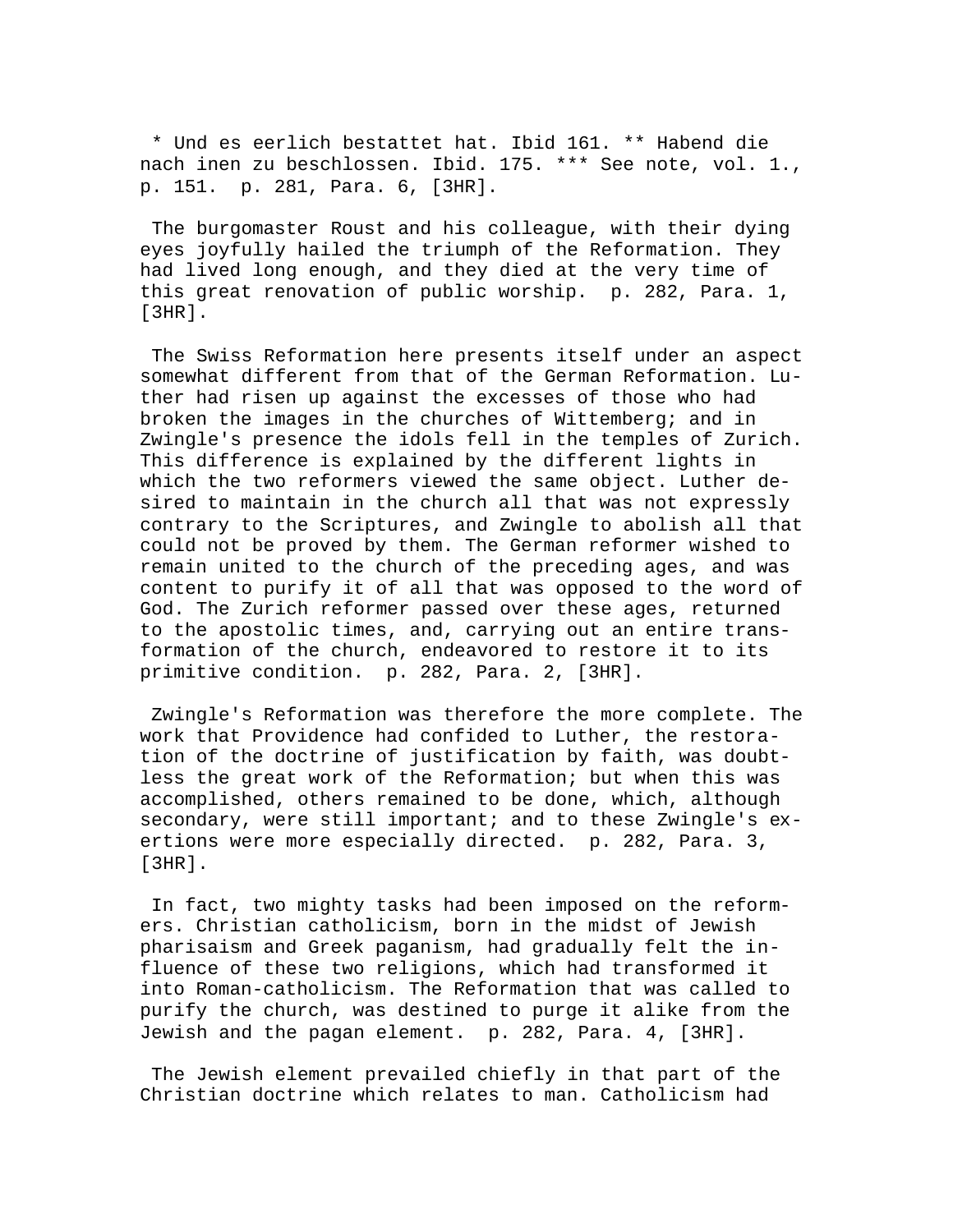* Und es eerlich bestattet hat. Ibid 161. ** Habend die nach inen zu beschlossen. Ibid. 175. *** See note, vol. 1., p. 151.  p. 281, Para. 6, [3HR].

The burgomaster Roust and his colleague, with their dying eyes joyfully hailed the triumph of the Reformation. They had lived long enough, and they died at the very time of this great renovation of public worship.  p. 282, Para. 1, [3HR].

The Swiss Reformation here presents itself under an aspect somewhat different from that of the German Reformation. Luther had risen up against the excesses of those who had broken the images in the churches of Wittemberg; and in Zwingle's presence the idols fell in the temples of Zurich. This difference is explained by the different lights in which the two reformers viewed the same object. Luther desired to maintain in the church all that was not expressly contrary to the Scriptures, and Zwingle to abolish all that could not be proved by them. The German reformer wished to remain united to the church of the preceding ages, and was content to purify it of all that was opposed to the word of God. The Zurich reformer passed over these ages, returned to the apostolic times, and, carrying out an entire transformation of the church, endeavored to restore it to its primitive condition.  p. 282, Para. 2, [3HR].

Zwingle's Reformation was therefore the more complete. The work that Providence had confided to Luther, the restoration of the doctrine of justification by faith, was doubtless the great work of the Reformation; but when this was accomplished, others remained to be done, which, although secondary, were still important; and to these Zwingle's exertions were more especially directed.  p. 282, Para. 3, [3HR].

In fact, two mighty tasks had been imposed on the reformers. Christian catholicism, born in the midst of Jewish pharisaism and Greek paganism, had gradually felt the influence of these two religions, which had transformed it into Roman-catholicism. The Reformation that was called to purify the church, was destined to purge it alike from the Jewish and the pagan element.  p. 282, Para. 4, [3HR].

The Jewish element prevailed chiefly in that part of the Christian doctrine which relates to man. Catholicism had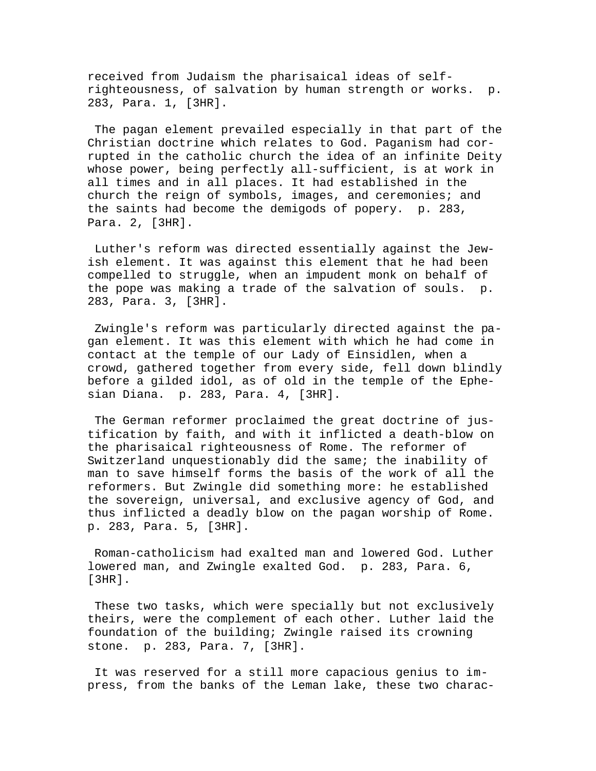received from Judaism the pharisaical ideas of self-righteousness, of salvation by human strength or works. p. 283, Para. 1, [3HR].

The pagan element prevailed especially in that part of the Christian doctrine which relates to God. Paganism had corrupted in the catholic church the idea of an infinite Deity whose power, being perfectly all-sufficient, is at work in all times and in all places. It had established in the church the reign of symbols, images, and ceremonies; and the saints had become the demigods of popery. p. 283, Para. 2, [3HR].

Luther's reform was directed essentially against the Jewish element. It was against this element that he had been compelled to struggle, when an impudent monk on behalf of the pope was making a trade of the salvation of souls. p. 283, Para. 3, [3HR].

Zwingle's reform was particularly directed against the pagan element. It was this element with which he had come in contact at the temple of our Lady of Einsidlen, when a crowd, gathered together from every side, fell down blindly before a gilded idol, as of old in the temple of the Ephesian Diana. p. 283, Para. 4, [3HR].

The German reformer proclaimed the great doctrine of justification by faith, and with it inflicted a death-blow on the pharisaical righteousness of Rome. The reformer of Switzerland unquestionably did the same; the inability of man to save himself forms the basis of the work of all the reformers. But Zwingle did something more: he established the sovereign, universal, and exclusive agency of God, and thus inflicted a deadly blow on the pagan worship of Rome. p. 283, Para. 5, [3HR].

Roman-catholicism had exalted man and lowered God. Luther lowered man, and Zwingle exalted God. p. 283, Para. 6, [3HR].

These two tasks, which were specially but not exclusively theirs, were the complement of each other. Luther laid the foundation of the building; Zwingle raised its crowning stone. p. 283, Para. 7, [3HR].

It was reserved for a still more capacious genius to impress, from the banks of the Leman lake, these two charac-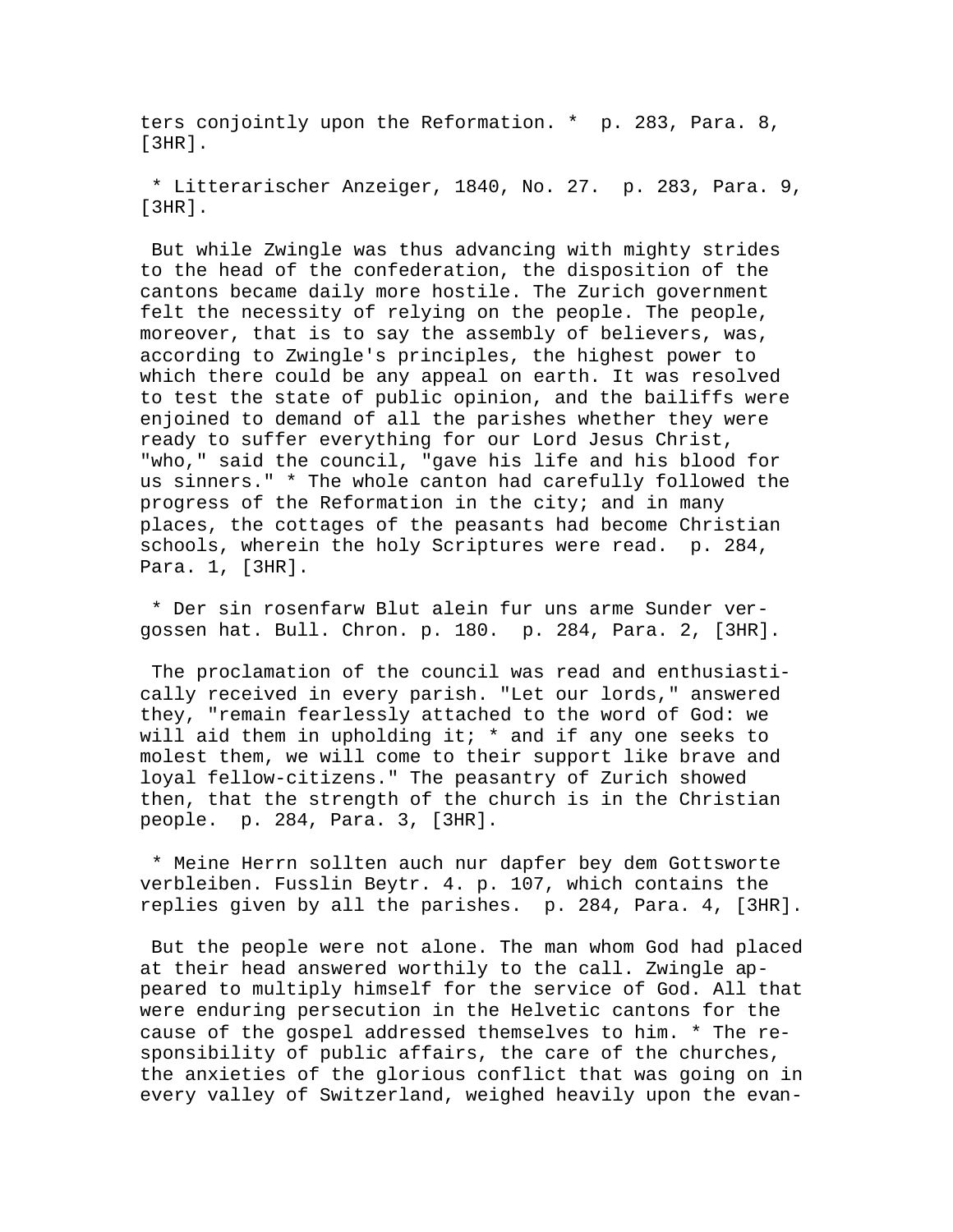ters conjointly upon the Reformation. * p. 283, Para. 8, [3HR].

* Litterarischer Anzeiger, 1840, No. 27. p. 283, Para. 9, [3HR].

But while Zwingle was thus advancing with mighty strides to the head of the confederation, the disposition of the cantons became daily more hostile. The Zurich government felt the necessity of relying on the people. The people, moreover, that is to say the assembly of believers, was, according to Zwingle's principles, the highest power to which there could be any appeal on earth. It was resolved to test the state of public opinion, and the bailiffs were enjoined to demand of all the parishes whether they were ready to suffer everything for our Lord Jesus Christ, "who," said the council, "gave his life and his blood for us sinners." * The whole canton had carefully followed the progress of the Reformation in the city; and in many places, the cottages of the peasants had become Christian schools, wherein the holy Scriptures were read. p. 284, Para. 1, [3HR].

* Der sin rosenfarw Blut alein fur uns arme Sunder vergossen hat. Bull. Chron. p. 180. p. 284, Para. 2, [3HR].

The proclamation of the council was read and enthusiastically received in every parish. "Let our lords," answered they, "remain fearlessly attached to the word of God: we will aid them in upholding it; * and if any one seeks to molest them, we will come to their support like brave and loyal fellow-citizens." The peasantry of Zurich showed then, that the strength of the church is in the Christian people. p. 284, Para. 3, [3HR].

* Meine Herrn sollten auch nur dapfer bey dem Gottsworte verbleiben. Fusslin Beytr. 4. p. 107, which contains the replies given by all the parishes. p. 284, Para. 4, [3HR].

But the people were not alone. The man whom God had placed at their head answered worthily to the call. Zwingle appeared to multiply himself for the service of God. All that were enduring persecution in the Helvetic cantons for the cause of the gospel addressed themselves to him. * The responsibility of public affairs, the care of the churches, the anxieties of the glorious conflict that was going on in every valley of Switzerland, weighed heavily upon the evan-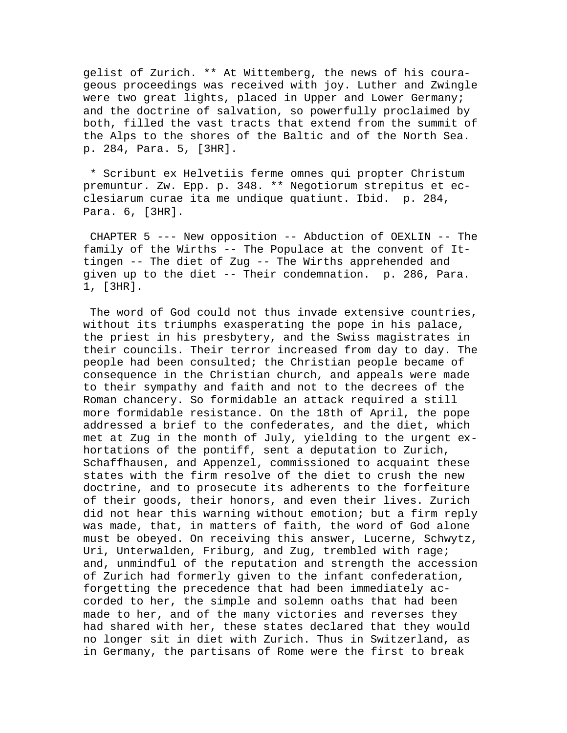gelist of Zurich. ** At Wittemberg, the news of his courageous proceedings was received with joy. Luther and Zwingle were two great lights, placed in Upper and Lower Germany; and the doctrine of salvation, so powerfully proclaimed by both, filled the vast tracts that extend from the summit of the Alps to the shores of the Baltic and of the North Sea. p. 284, Para. 5, [3HR].

* Scribunt ex Helvetiis ferme omnes qui propter Christum premuntur. Zw. Epp. p. 348. ** Negotiorum strepitus et ecclesiarum curae ita me undique quatiunt. Ibid. p. 284, Para. 6, [3HR].

CHAPTER 5 --- New opposition -- Abduction of OEXLIN -- The family of the Wirths -- The Populace at the convent of Ittingen -- The diet of Zug -- The Wirths apprehended and given up to the diet -- Their condemnation. p. 286, Para. 1, [3HR].

The word of God could not thus invade extensive countries, without its triumphs exasperating the pope in his palace, the priest in his presbytery, and the Swiss magistrates in their councils. Their terror increased from day to day. The people had been consulted; the Christian people became of consequence in the Christian church, and appeals were made to their sympathy and faith and not to the decrees of the Roman chancery. So formidable an attack required a still more formidable resistance. On the 18th of April, the pope addressed a brief to the confederates, and the diet, which met at Zug in the month of July, yielding to the urgent exhortations of the pontiff, sent a deputation to Zurich, Schaffhausen, and Appenzel, commissioned to acquaint these states with the firm resolve of the diet to crush the new doctrine, and to prosecute its adherents to the forfeiture of their goods, their honors, and even their lives. Zurich did not hear this warning without emotion; but a firm reply was made, that, in matters of faith, the word of God alone must be obeyed. On receiving this answer, Lucerne, Schwytz, Uri, Unterwalden, Friburg, and Zug, trembled with rage; and, unmindful of the reputation and strength the accession of Zurich had formerly given to the infant confederation, forgetting the precedence that had been immediately accorded to her, the simple and solemn oaths that had been made to her, and of the many victories and reverses they had shared with her, these states declared that they would no longer sit in diet with Zurich. Thus in Switzerland, as in Germany, the partisans of Rome were the first to break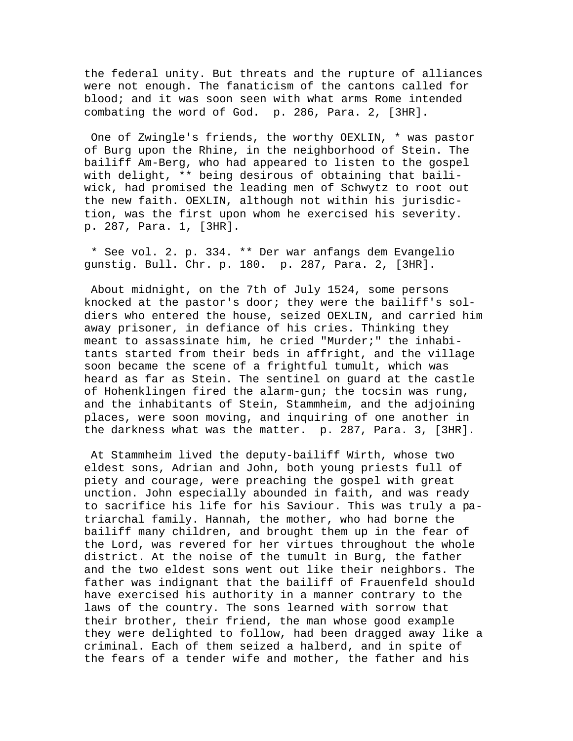the federal unity. But threats and the rupture of alliances were not enough. The fanaticism of the cantons called for blood; and it was soon seen with what arms Rome intended combating the word of God. p. 286, Para. 2, [3HR].

One of Zwingle's friends, the worthy OEXLIN, * was pastor of Burg upon the Rhine, in the neighborhood of Stein. The bailiff Am-Berg, who had appeared to listen to the gospel with delight, ** being desirous of obtaining that bailiwick, had promised the leading men of Schwytz to root out the new faith. OEXLIN, although not within his jurisdiction, was the first upon whom he exercised his severity. p. 287, Para. 1, [3HR].

* See vol. 2. p. 334. ** Der war anfangs dem Evangelio gunstig. Bull. Chr. p. 180. p. 287, Para. 2, [3HR].

About midnight, on the 7th of July 1524, some persons knocked at the pastor's door; they were the bailiff's soldiers who entered the house, seized OEXLIN, and carried him away prisoner, in defiance of his cries. Thinking they meant to assassinate him, he cried "Murder;" the inhabitants started from their beds in affright, and the village soon became the scene of a frightful tumult, which was heard as far as Stein. The sentinel on guard at the castle of Hohenklingen fired the alarm-gun; the tocsin was rung, and the inhabitants of Stein, Stammheim, and the adjoining places, were soon moving, and inquiring of one another in the darkness what was the matter. p. 287, Para. 3, [3HR].

At Stammheim lived the deputy-bailiff Wirth, whose two eldest sons, Adrian and John, both young priests full of piety and courage, were preaching the gospel with great unction. John especially abounded in faith, and was ready to sacrifice his life for his Saviour. This was truly a patriarchal family. Hannah, the mother, who had borne the bailiff many children, and brought them up in the fear of the Lord, was revered for her virtues throughout the whole district. At the noise of the tumult in Burg, the father and the two eldest sons went out like their neighbors. The father was indignant that the bailiff of Frauenfeld should have exercised his authority in a manner contrary to the laws of the country. The sons learned with sorrow that their brother, their friend, the man whose good example they were delighted to follow, had been dragged away like a criminal. Each of them seized a halberd, and in spite of the fears of a tender wife and mother, the father and his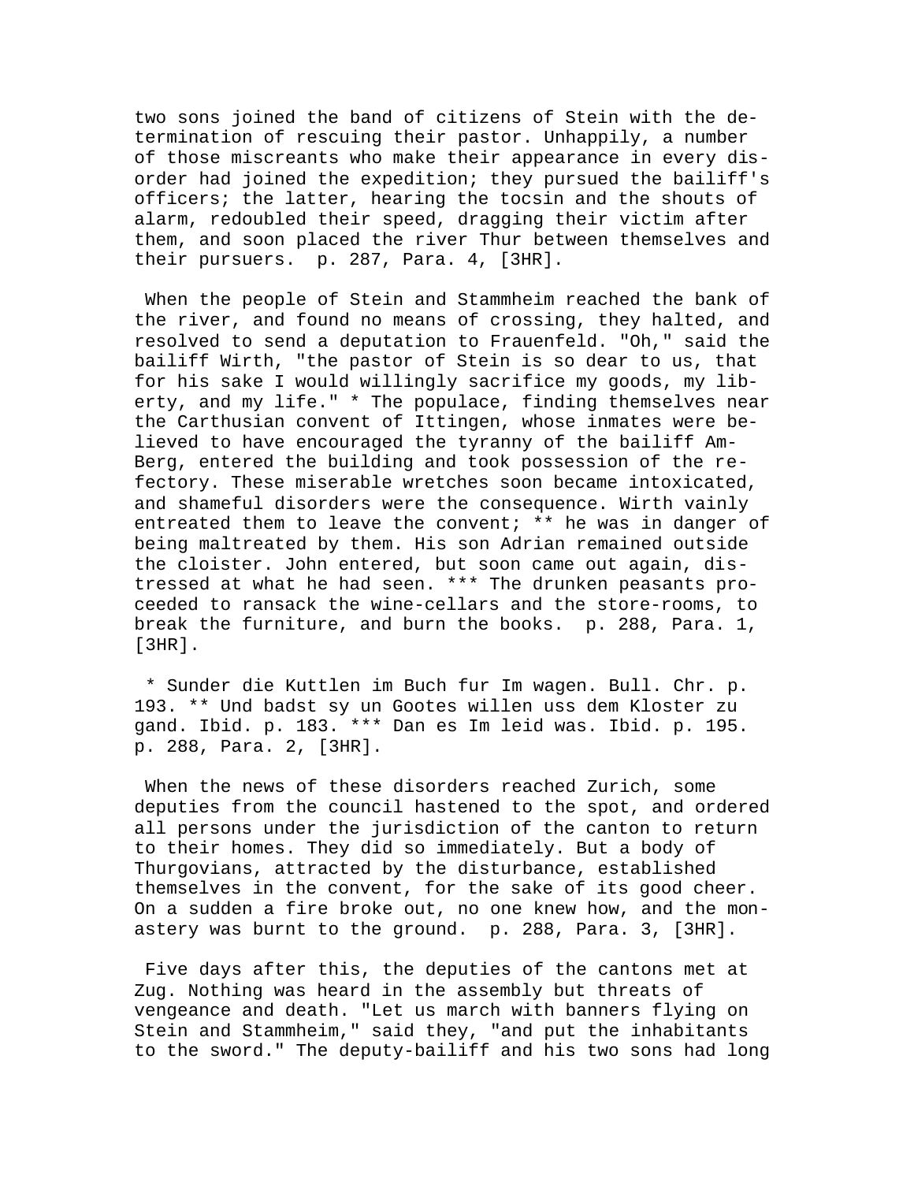two sons joined the band of citizens of Stein with the determination of rescuing their pastor. Unhappily, a number of those miscreants who make their appearance in every disorder had joined the expedition; they pursued the bailiff's officers; the latter, hearing the tocsin and the shouts of alarm, redoubled their speed, dragging their victim after them, and soon placed the river Thur between themselves and their pursuers. p. 287, Para. 4, [3HR].

When the people of Stein and Stammheim reached the bank of the river, and found no means of crossing, they halted, and resolved to send a deputation to Frauenfeld. "Oh," said the bailiff Wirth, "the pastor of Stein is so dear to us, that for his sake I would willingly sacrifice my goods, my liberty, and my life." * The populace, finding themselves near the Carthusian convent of Ittingen, whose inmates were believed to have encouraged the tyranny of the bailiff Am-Berg, entered the building and took possession of the refectory. These miserable wretches soon became intoxicated, and shameful disorders were the consequence. Wirth vainly entreated them to leave the convent; ** he was in danger of being maltreated by them. His son Adrian remained outside the cloister. John entered, but soon came out again, distressed at what he had seen. *** The drunken peasants proceeded to ransack the wine-cellars and the store-rooms, to break the furniture, and burn the books. p. 288, Para. 1, [3HR].

* Sunder die Kuttlen im Buch fur Im wagen. Bull. Chr. p. 193. ** Und badst sy un Gootes willen uss dem Kloster zu gand. Ibid. p. 183. *** Dan es Im leid was. Ibid. p. 195. p. 288, Para. 2, [3HR].

When the news of these disorders reached Zurich, some deputies from the council hastened to the spot, and ordered all persons under the jurisdiction of the canton to return to their homes. They did so immediately. But a body of Thurgovians, attracted by the disturbance, established themselves in the convent, for the sake of its good cheer. On a sudden a fire broke out, no one knew how, and the monastery was burnt to the ground. p. 288, Para. 3, [3HR].

Five days after this, the deputies of the cantons met at Zug. Nothing was heard in the assembly but threats of vengeance and death. "Let us march with banners flying on Stein and Stammheim," said they, "and put the inhabitants to the sword." The deputy-bailiff and his two sons had long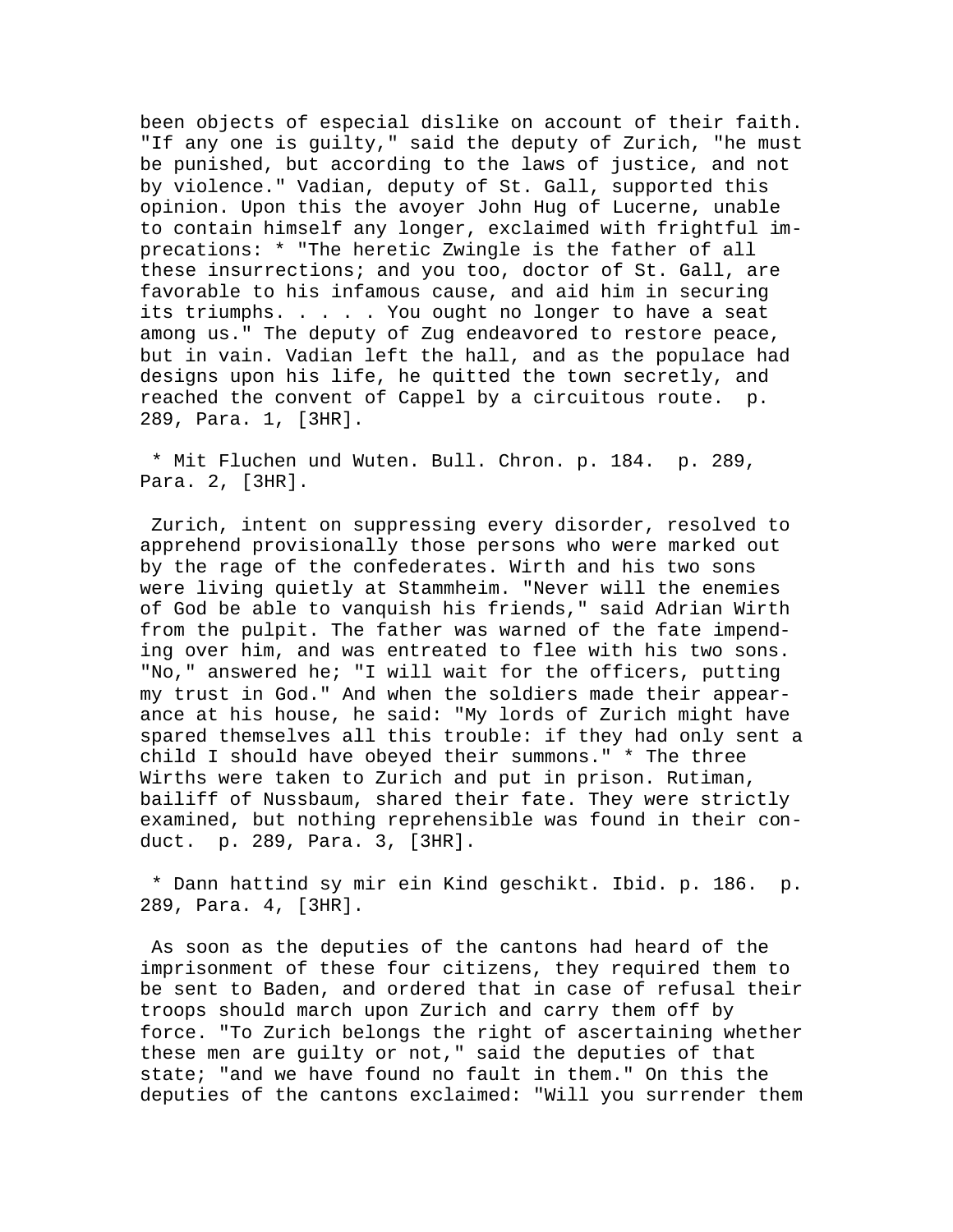been objects of especial dislike on account of their faith. "If any one is guilty," said the deputy of Zurich, "he must be punished, but according to the laws of justice, and not by violence." Vadian, deputy of St. Gall, supported this opinion. Upon this the avoyer John Hug of Lucerne, unable to contain himself any longer, exclaimed with frightful imprecations: * "The heretic Zwingle is the father of all these insurrections; and you too, doctor of St. Gall, are favorable to his infamous cause, and aid him in securing its triumphs. . . . . You ought no longer to have a seat among us." The deputy of Zug endeavored to restore peace, but in vain. Vadian left the hall, and as the populace had designs upon his life, he quitted the town secretly, and reached the convent of Cappel by a circuitous route.  p. 289, Para. 1, [3HR].

* Mit Fluchen und Wuten. Bull. Chron. p. 184.  p. 289, Para. 2, [3HR].

Zurich, intent on suppressing every disorder, resolved to apprehend provisionally those persons who were marked out by the rage of the confederates. Wirth and his two sons were living quietly at Stammheim. "Never will the enemies of God be able to vanquish his friends," said Adrian Wirth from the pulpit. The father was warned of the fate impending over him, and was entreated to flee with his two sons. "No," answered he; "I will wait for the officers, putting my trust in God." And when the soldiers made their appearance at his house, he said: "My lords of Zurich might have spared themselves all this trouble: if they had only sent a child I should have obeyed their summons." * The three Wirths were taken to Zurich and put in prison. Rutiman, bailiff of Nussbaum, shared their fate. They were strictly examined, but nothing reprehensible was found in their conduct.  p. 289, Para. 3, [3HR].

* Dann hattind sy mir ein Kind geschikt. Ibid. p. 186.  p. 289, Para. 4, [3HR].

As soon as the deputies of the cantons had heard of the imprisonment of these four citizens, they required them to be sent to Baden, and ordered that in case of refusal their troops should march upon Zurich and carry them off by force. "To Zurich belongs the right of ascertaining whether these men are guilty or not," said the deputies of that state; "and we have found no fault in them." On this the deputies of the cantons exclaimed: "Will you surrender them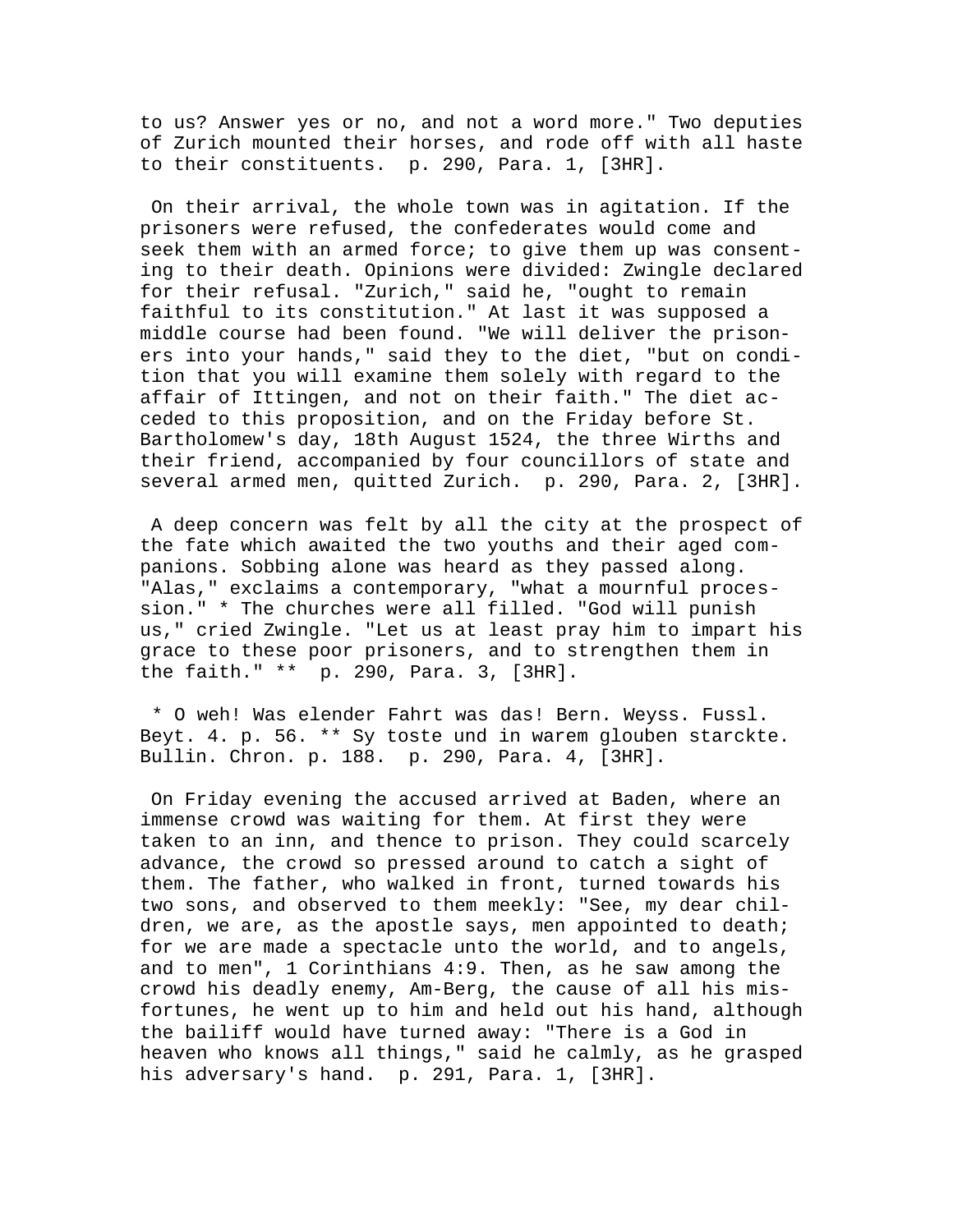to us? Answer yes or no, and not a word more." Two deputies of Zurich mounted their horses, and rode off with all haste to their constituents. p. 290, Para. 1, [3HR].

On their arrival, the whole town was in agitation. If the prisoners were refused, the confederates would come and seek them with an armed force; to give them up was consenting to their death. Opinions were divided: Zwingle declared for their refusal. "Zurich," said he, "ought to remain faithful to its constitution." At last it was supposed a middle course had been found. "We will deliver the prisoners into your hands," said they to the diet, "but on condition that you will examine them solely with regard to the affair of Ittingen, and not on their faith." The diet acceded to this proposition, and on the Friday before St. Bartholomew's day, 18th August 1524, the three Wirths and their friend, accompanied by four councillors of state and several armed men, quitted Zurich. p. 290, Para. 2, [3HR].

A deep concern was felt by all the city at the prospect of the fate which awaited the two youths and their aged companions. Sobbing alone was heard as they passed along. "Alas," exclaims a contemporary, "what a mournful procession." * The churches were all filled. "God will punish us," cried Zwingle. "Let us at least pray him to impart his grace to these poor prisoners, and to strengthen them in the faith." ** p. 290, Para. 3, [3HR].

* O weh! Was elender Fahrt was das! Bern. Weyss. Fussl. Beyt. 4. p. 56. ** Sy toste und in warem glouben starckte. Bullin. Chron. p. 188. p. 290, Para. 4, [3HR].

On Friday evening the accused arrived at Baden, where an immense crowd was waiting for them. At first they were taken to an inn, and thence to prison. They could scarcely advance, the crowd so pressed around to catch a sight of them. The father, who walked in front, turned towards his two sons, and observed to them meekly: "See, my dear children, we are, as the apostle says, men appointed to death; for we are made a spectacle unto the world, and to angels, and to men", 1 Corinthians 4:9. Then, as he saw among the crowd his deadly enemy, Am-Berg, the cause of all his misfortunes, he went up to him and held out his hand, although the bailiff would have turned away: "There is a God in heaven who knows all things," said he calmly, as he grasped his adversary's hand. p. 291, Para. 1, [3HR].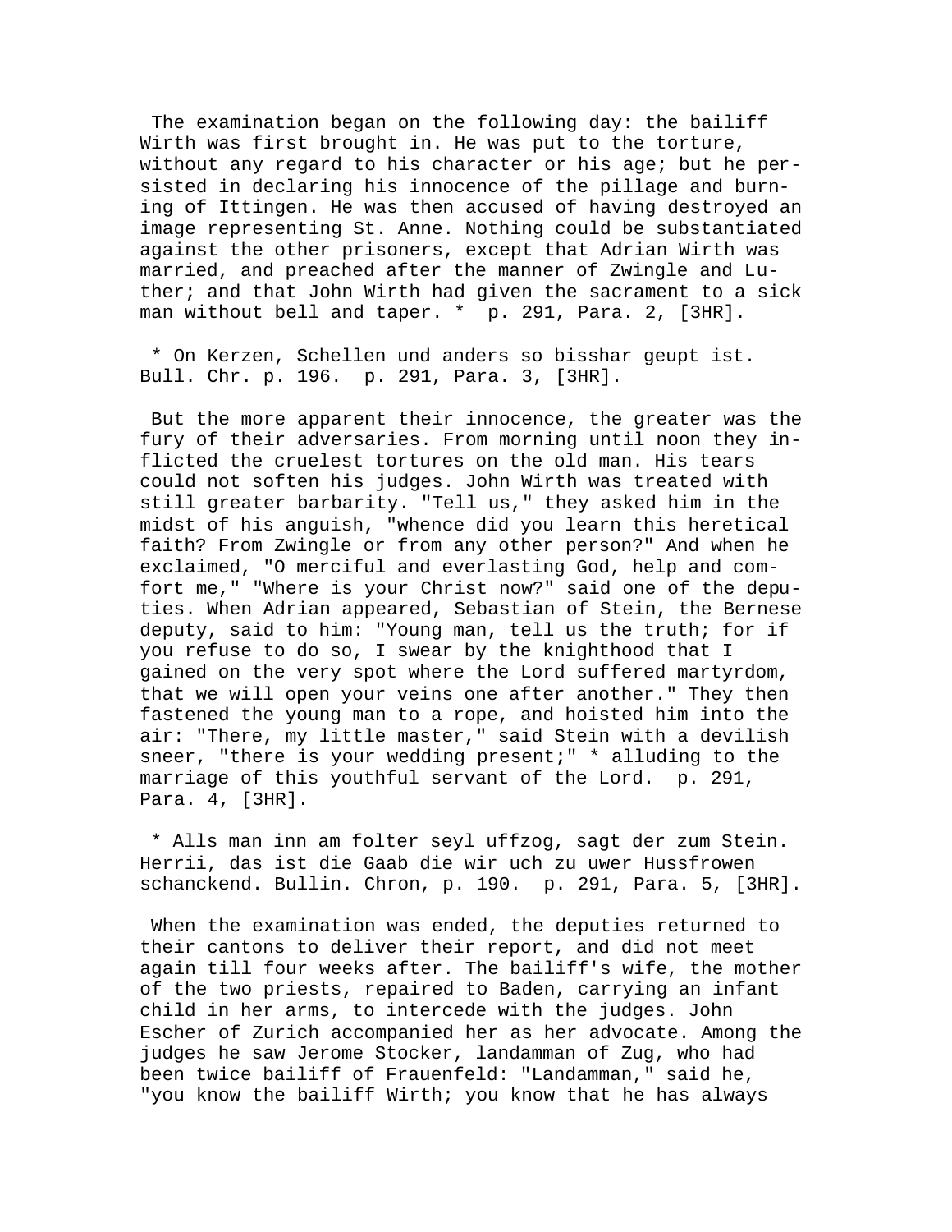The examination began on the following day: the bailiff Wirth was first brought in. He was put to the torture, without any regard to his character or his age; but he persisted in declaring his innocence of the pillage and burning of Ittingen. He was then accused of having destroyed an image representing St. Anne. Nothing could be substantiated against the other prisoners, except that Adrian Wirth was married, and preached after the manner of Zwingle and Luther; and that John Wirth had given the sacrament to a sick man without bell and taper. * p. 291, Para. 2, [3HR].

* On Kerzen, Schellen und anders so bisshar geupt ist. Bull. Chr. p. 196. p. 291, Para. 3, [3HR].

But the more apparent their innocence, the greater was the fury of their adversaries. From morning until noon they inflicted the cruelest tortures on the old man. His tears could not soften his judges. John Wirth was treated with still greater barbarity. "Tell us," they asked him in the midst of his anguish, "whence did you learn this heretical faith? From Zwingle or from any other person?" And when he exclaimed, "O merciful and everlasting God, help and comfort me," "Where is your Christ now?" said one of the deputies. When Adrian appeared, Sebastian of Stein, the Bernese deputy, said to him: "Young man, tell us the truth; for if you refuse to do so, I swear by the knighthood that I gained on the very spot where the Lord suffered martyrdom, that we will open your veins one after another." They then fastened the young man to a rope, and hoisted him into the air: "There, my little master," said Stein with a devilish sneer, "there is your wedding present;" * alluding to the marriage of this youthful servant of the Lord. p. 291, Para. 4, [3HR].

* Alls man inn am folter seyl uffzog, sagt der zum Stein. Herrii, das ist die Gaab die wir uch zu uwer Hussfrowen schanckend. Bullin. Chron, p. 190. p. 291, Para. 5, [3HR].

When the examination was ended, the deputies returned to their cantons to deliver their report, and did not meet again till four weeks after. The bailiff's wife, the mother of the two priests, repaired to Baden, carrying an infant child in her arms, to intercede with the judges. John Escher of Zurich accompanied her as her advocate. Among the judges he saw Jerome Stocker, landamman of Zug, who had been twice bailiff of Frauenfeld: "Landamman," said he, "you know the bailiff Wirth; you know that he has always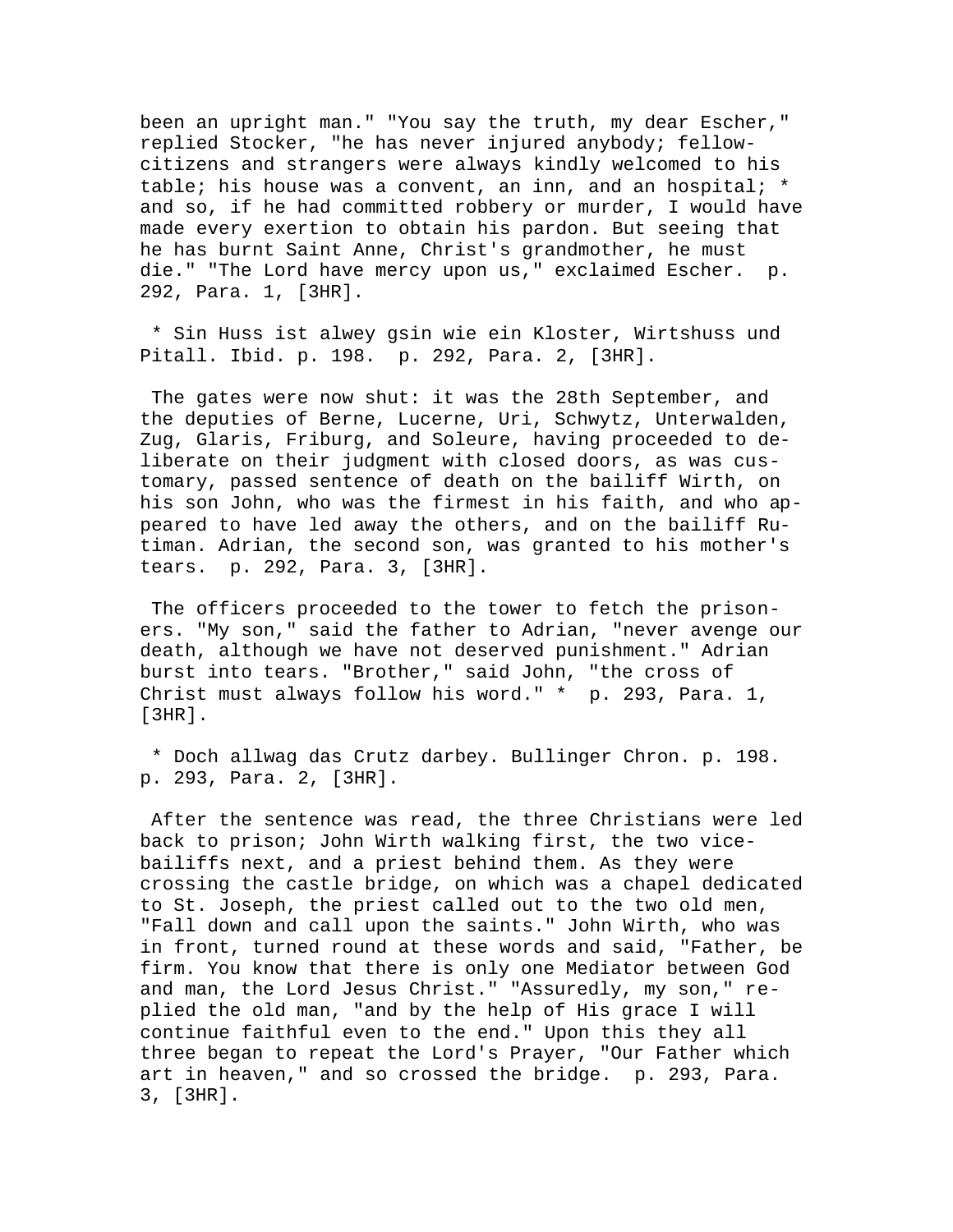been an upright man." "You say the truth, my dear Escher," replied Stocker, "he has never injured anybody; fellow-citizens and strangers were always kindly welcomed to his table; his house was a convent, an inn, and an hospital; * and so, if he had committed robbery or murder, I would have made every exertion to obtain his pardon. But seeing that he has burnt Saint Anne, Christ's grandmother, he must die." "The Lord have mercy upon us," exclaimed Escher. p. 292, Para. 1, [3HR].

* Sin Huss ist alwey gsin wie ein Kloster, Wirtshuss und Pitall. Ibid. p. 198. p. 292, Para. 2, [3HR].

The gates were now shut: it was the 28th September, and the deputies of Berne, Lucerne, Uri, Schwytz, Unterwalden, Zug, Glaris, Friburg, and Soleure, having proceeded to deliberate on their judgment with closed doors, as was customary, passed sentence of death on the bailiff Wirth, on his son John, who was the firmest in his faith, and who appeared to have led away the others, and on the bailiff Rutiman. Adrian, the second son, was granted to his mother's tears. p. 292, Para. 3, [3HR].

The officers proceeded to the tower to fetch the prisoners. "My son," said the father to Adrian, "never avenge our death, although we have not deserved punishment." Adrian burst into tears. "Brother," said John, "the cross of Christ must always follow his word." * p. 293, Para. 1, [3HR].

* Doch allwag das Crutz darbey. Bullinger Chron. p. 198. p. 293, Para. 2, [3HR].

After the sentence was read, the three Christians were led back to prison; John Wirth walking first, the two vice-bailiffs next, and a priest behind them. As they were crossing the castle bridge, on which was a chapel dedicated to St. Joseph, the priest called out to the two old men, "Fall down and call upon the saints." John Wirth, who was in front, turned round at these words and said, "Father, be firm. You know that there is only one Mediator between God and man, the Lord Jesus Christ." "Assuredly, my son," replied the old man, "and by the help of His grace I will continue faithful even to the end." Upon this they all three began to repeat the Lord's Prayer, "Our Father which art in heaven," and so crossed the bridge. p. 293, Para. 3, [3HR].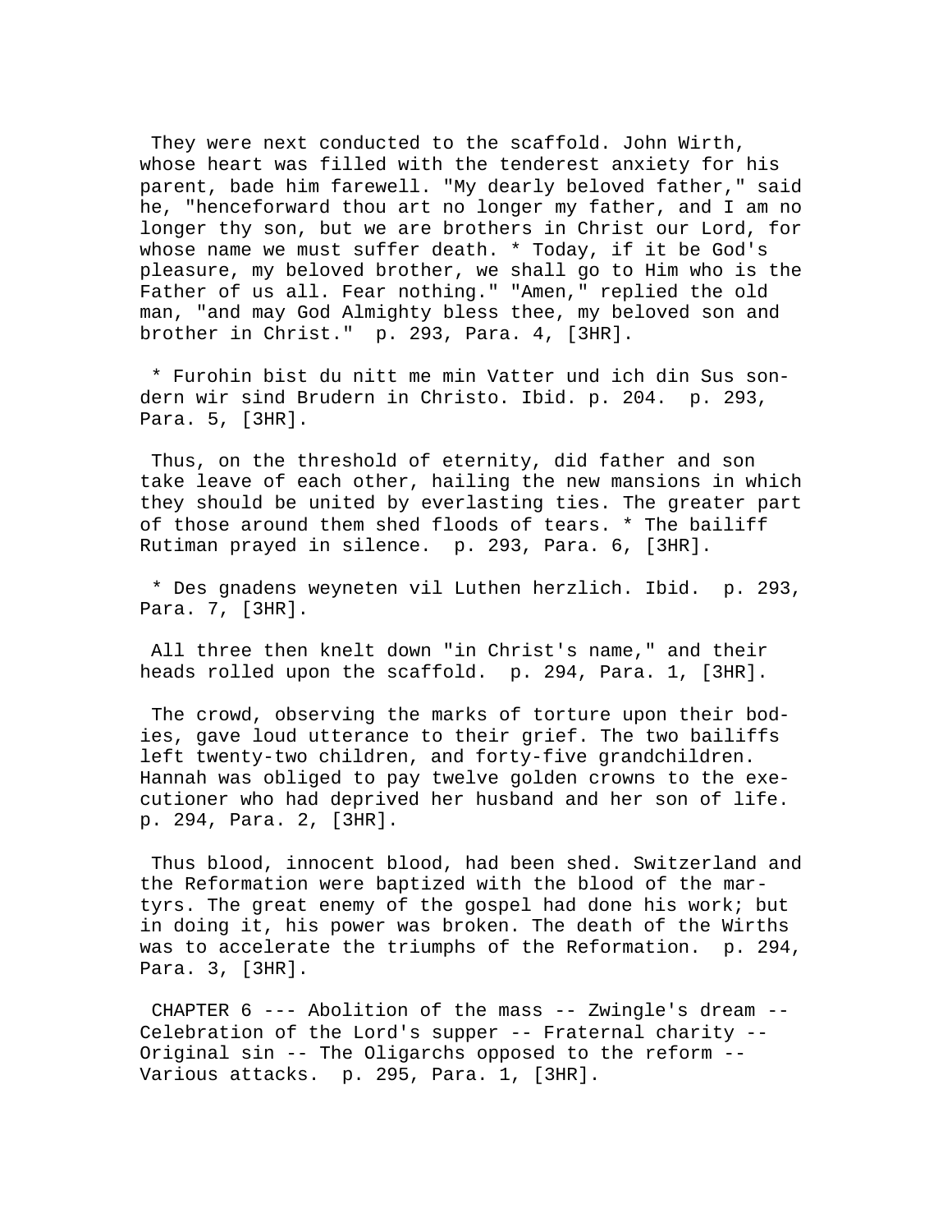They were next conducted to the scaffold. John Wirth, whose heart was filled with the tenderest anxiety for his parent, bade him farewell. "My dearly beloved father," said he, "henceforward thou art no longer my father, and I am no longer thy son, but we are brothers in Christ our Lord, for whose name we must suffer death. * Today, if it be God's pleasure, my beloved brother, we shall go to Him who is the Father of us all. Fear nothing." "Amen," replied the old man, "and may God Almighty bless thee, my beloved son and brother in Christ." p. 293, Para. 4, [3HR].

* Furohin bist du nitt me min Vatter und ich din Sus sondern wir sind Brudern in Christo. Ibid. p. 204. p. 293, Para. 5, [3HR].

Thus, on the threshold of eternity, did father and son take leave of each other, hailing the new mansions in which they should be united by everlasting ties. The greater part of those around them shed floods of tears. * The bailiff Rutiman prayed in silence. p. 293, Para. 6, [3HR].

* Des gnadens weyneten vil Luthen herzlich. Ibid. p. 293, Para. 7, [3HR].

All three then knelt down "in Christ's name," and their heads rolled upon the scaffold. p. 294, Para. 1, [3HR].

The crowd, observing the marks of torture upon their bodies, gave loud utterance to their grief. The two bailiffs left twenty-two children, and forty-five grandchildren. Hannah was obliged to pay twelve golden crowns to the executioner who had deprived her husband and her son of life. p. 294, Para. 2, [3HR].

Thus blood, innocent blood, had been shed. Switzerland and the Reformation were baptized with the blood of the martyrs. The great enemy of the gospel had done his work; but in doing it, his power was broken. The death of the Wirths was to accelerate the triumphs of the Reformation. p. 294, Para. 3, [3HR].

CHAPTER 6 --- Abolition of the mass -- Zwingle's dream -- Celebration of the Lord's supper -- Fraternal charity -- Original sin -- The Oligarchs opposed to the reform -- Various attacks. p. 295, Para. 1, [3HR].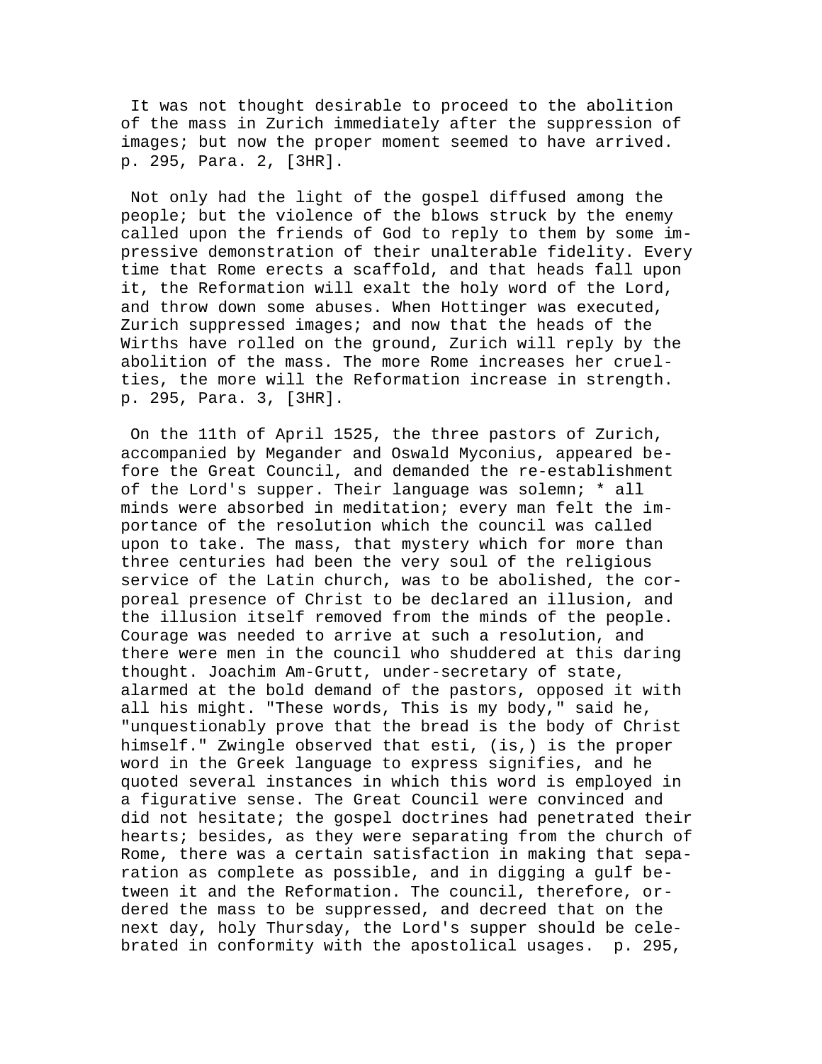It was not thought desirable to proceed to the abolition of the mass in Zurich immediately after the suppression of images; but now the proper moment seemed to have arrived. p. 295, Para. 2, [3HR].

Not only had the light of the gospel diffused among the people; but the violence of the blows struck by the enemy called upon the friends of God to reply to them by some impressive demonstration of their unalterable fidelity. Every time that Rome erects a scaffold, and that heads fall upon it, the Reformation will exalt the holy word of the Lord, and throw down some abuses. When Hottinger was executed, Zurich suppressed images; and now that the heads of the Wirths have rolled on the ground, Zurich will reply by the abolition of the mass. The more Rome increases her cruelties, the more will the Reformation increase in strength. p. 295, Para. 3, [3HR].

On the 11th of April 1525, the three pastors of Zurich, accompanied by Megander and Oswald Myconius, appeared before the Great Council, and demanded the re-establishment of the Lord's supper. Their language was solemn; * all minds were absorbed in meditation; every man felt the importance of the resolution which the council was called upon to take. The mass, that mystery which for more than three centuries had been the very soul of the religious service of the Latin church, was to be abolished, the corporeal presence of Christ to be declared an illusion, and the illusion itself removed from the minds of the people. Courage was needed to arrive at such a resolution, and there were men in the council who shuddered at this daring thought. Joachim Am-Grutt, under-secretary of state, alarmed at the bold demand of the pastors, opposed it with all his might. "These words, This is my body," said he, "unquestionably prove that the bread is the body of Christ himself." Zwingle observed that esti, (is,) is the proper word in the Greek language to express signifies, and he quoted several instances in which this word is employed in a figurative sense. The Great Council were convinced and did not hesitate; the gospel doctrines had penetrated their hearts; besides, as they were separating from the church of Rome, there was a certain satisfaction in making that separation as complete as possible, and in digging a gulf between it and the Reformation. The council, therefore, ordered the mass to be suppressed, and decreed that on the next day, holy Thursday, the Lord's supper should be celebrated in conformity with the apostolical usages. p. 295,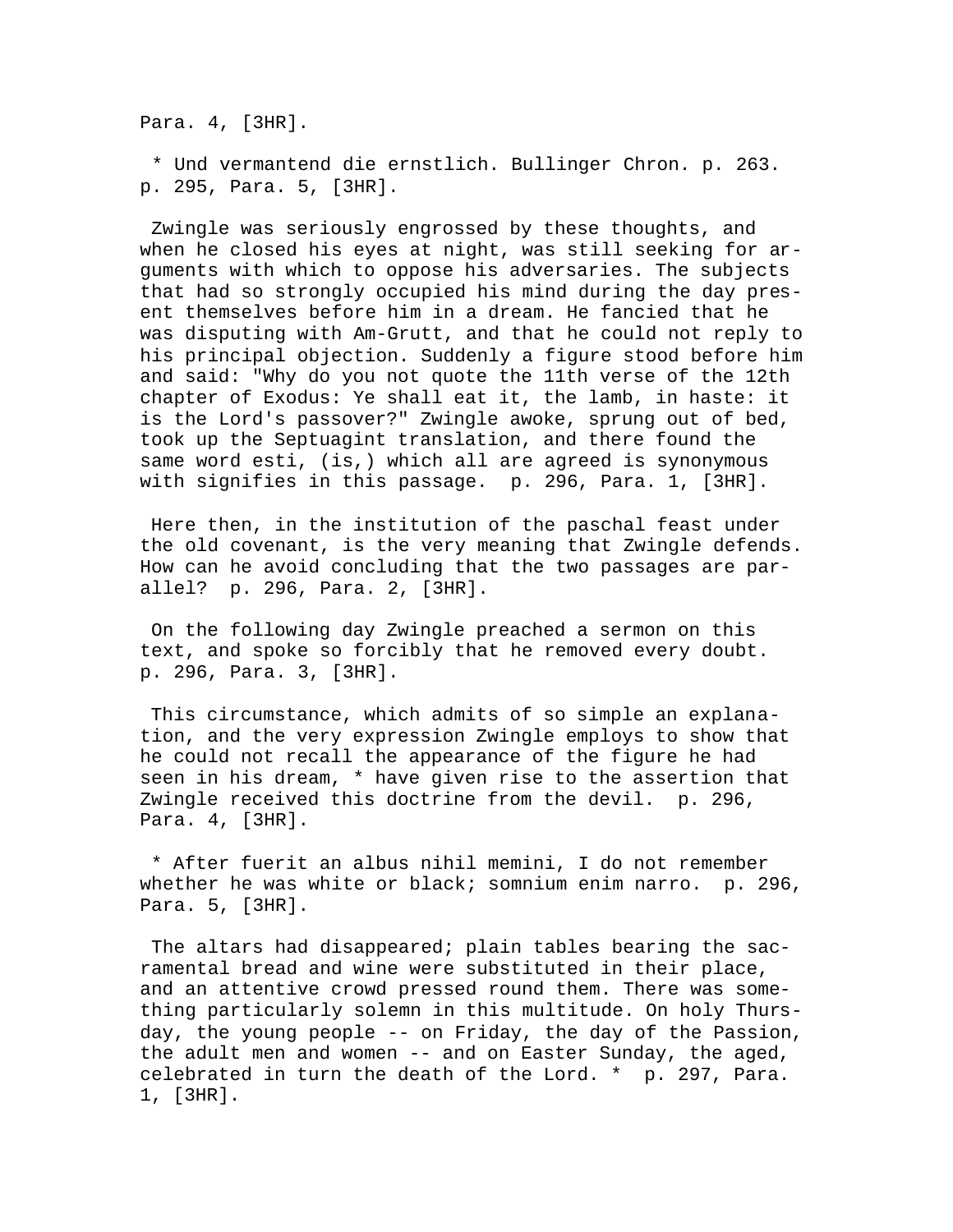Para. 4, [3HR].

* Und vermantend die ernstlich. Bullinger Chron. p. 263. p. 295, Para. 5, [3HR].

Zwingle was seriously engrossed by these thoughts, and when he closed his eyes at night, was still seeking for arguments with which to oppose his adversaries. The subjects that had so strongly occupied his mind during the day present themselves before him in a dream. He fancied that he was disputing with Am-Grutt, and that he could not reply to his principal objection. Suddenly a figure stood before him and said: "Why do you not quote the 11th verse of the 12th chapter of Exodus: Ye shall eat it, the lamb, in haste: it is the Lord's passover?" Zwingle awoke, sprung out of bed, took up the Septuagint translation, and there found the same word esti, (is,) which all are agreed is synonymous with signifies in this passage. p. 296, Para. 1, [3HR].

Here then, in the institution of the paschal feast under the old covenant, is the very meaning that Zwingle defends. How can he avoid concluding that the two passages are parallel? p. 296, Para. 2, [3HR].

On the following day Zwingle preached a sermon on this text, and spoke so forcibly that he removed every doubt. p. 296, Para. 3, [3HR].

This circumstance, which admits of so simple an explanation, and the very expression Zwingle employs to show that he could not recall the appearance of the figure he had seen in his dream, * have given rise to the assertion that Zwingle received this doctrine from the devil. p. 296, Para. 4, [3HR].

* After fuerit an albus nihil memini, I do not remember whether he was white or black; somnium enim narro. p. 296, Para. 5, [3HR].

The altars had disappeared; plain tables bearing the sacramental bread and wine were substituted in their place, and an attentive crowd pressed round them. There was something particularly solemn in this multitude. On holy Thursday, the young people -- on Friday, the day of the Passion, the adult men and women -- and on Easter Sunday, the aged, celebrated in turn the death of the Lord. * p. 297, Para. 1, [3HR].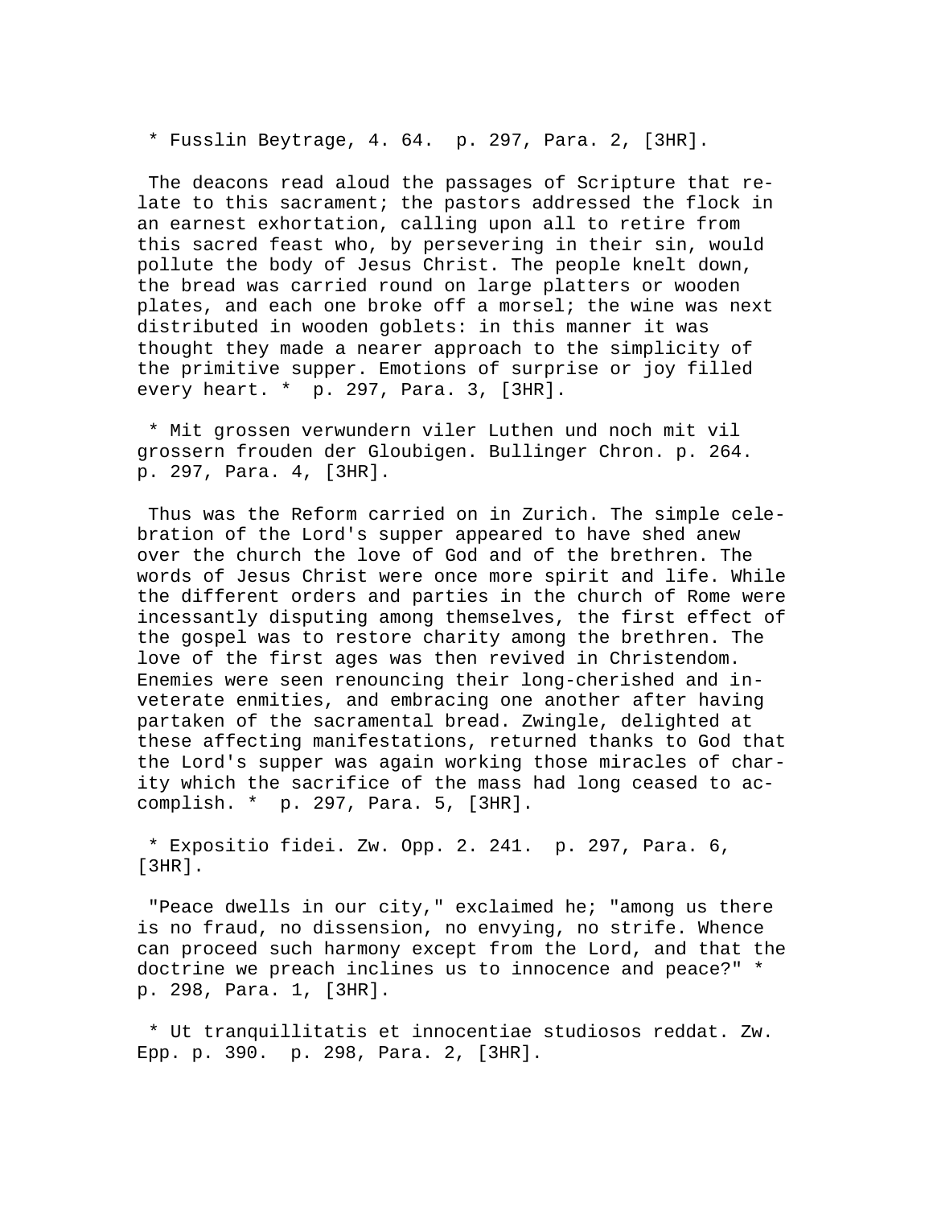* Fusslin Beytrage, 4. 64.  p. 297, Para. 2, [3HR].

The deacons read aloud the passages of Scripture that relate to this sacrament; the pastors addressed the flock in an earnest exhortation, calling upon all to retire from this sacred feast who, by persevering in their sin, would pollute the body of Jesus Christ. The people knelt down, the bread was carried round on large platters or wooden plates, and each one broke off a morsel; the wine was next distributed in wooden goblets: in this manner it was thought they made a nearer approach to the simplicity of the primitive supper. Emotions of surprise or joy filled every heart. *  p. 297, Para. 3, [3HR].

* Mit grossen verwundern viler Luthen und noch mit vil grossern frouden der Gloubigen. Bullinger Chron. p. 264.  p. 297, Para. 4, [3HR].

Thus was the Reform carried on in Zurich. The simple celebration of the Lord's supper appeared to have shed anew over the church the love of God and of the brethren. The words of Jesus Christ were once more spirit and life. While the different orders and parties in the church of Rome were incessantly disputing among themselves, the first effect of the gospel was to restore charity among the brethren. The love of the first ages was then revived in Christendom. Enemies were seen renouncing their long-cherished and inveterate enmities, and embracing one another after having partaken of the sacramental bread. Zwingle, delighted at these affecting manifestations, returned thanks to God that the Lord's supper was again working those miracles of charity which the sacrifice of the mass had long ceased to accomplish. *  p. 297, Para. 5, [3HR].

* Expositio fidei. Zw. Opp. 2. 241.  p. 297, Para. 6, [3HR].

"Peace dwells in our city," exclaimed he; "among us there is no fraud, no dissension, no envying, no strife. Whence can proceed such harmony except from the Lord, and that the doctrine we preach inclines us to innocence and peace?" *  p. 298, Para. 1, [3HR].

* Ut tranquillitatis et innocentiae studiosos reddat. Zw. Epp. p. 390.  p. 298, Para. 2, [3HR].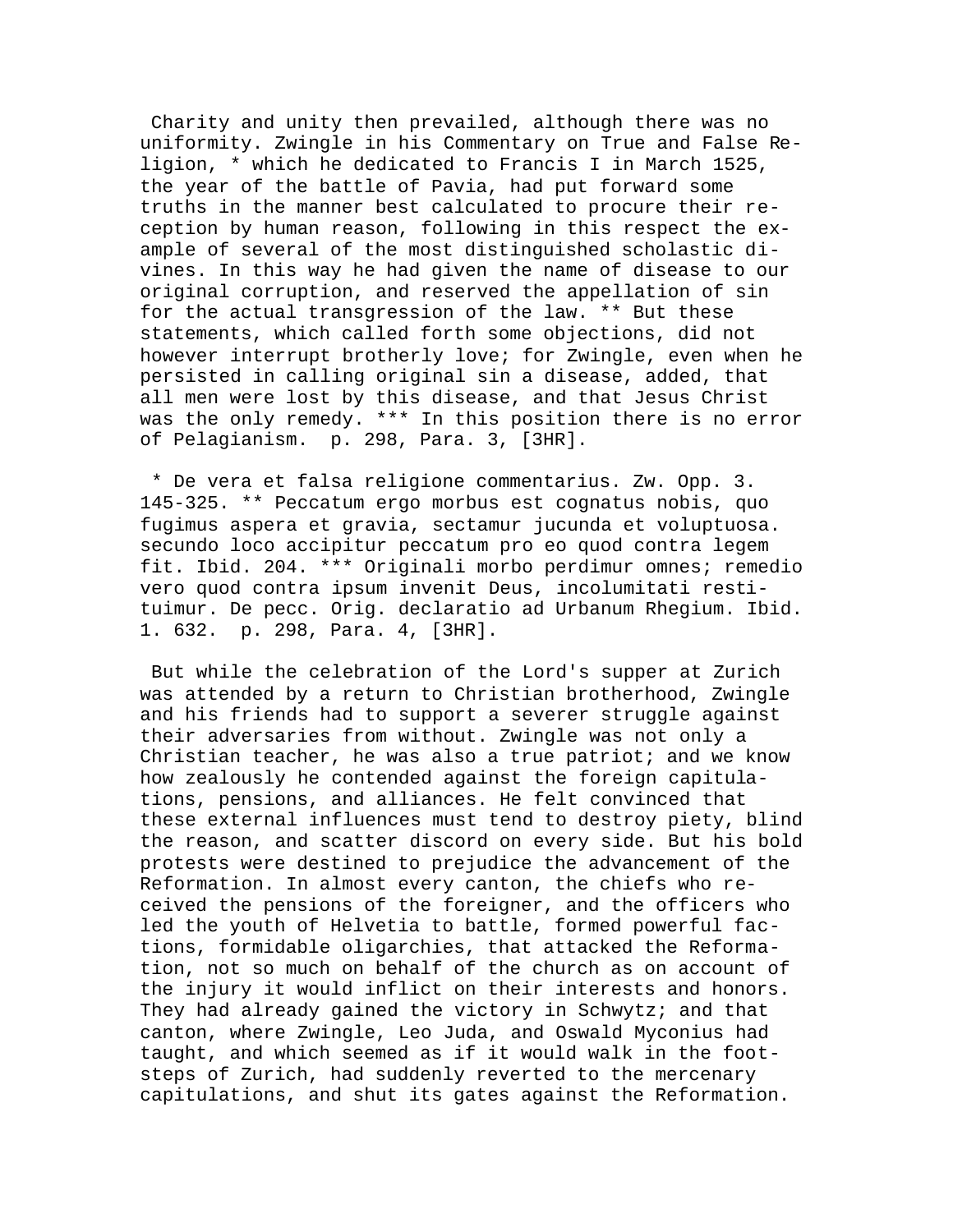Charity and unity then prevailed, although there was no uniformity. Zwingle in his Commentary on True and False Religion, * which he dedicated to Francis I in March 1525, the year of the battle of Pavia, had put forward some truths in the manner best calculated to procure their reception by human reason, following in this respect the example of several of the most distinguished scholastic divines. In this way he had given the name of disease to our original corruption, and reserved the appellation of sin for the actual transgression of the law. ** But these statements, which called forth some objections, did not however interrupt brotherly love; for Zwingle, even when he persisted in calling original sin a disease, added, that all men were lost by this disease, and that Jesus Christ was the only remedy. *** In this position there is no error of Pelagianism. p. 298, Para. 3, [3HR].

* De vera et falsa religione commentarius. Zw. Opp. 3. 145-325. ** Peccatum ergo morbus est cognatus nobis, quo fugimus aspera et gravia, sectamur jucunda et voluptuosa. secundo loco accipitur peccatum pro eo quod contra legem fit. Ibid. 204. *** Originali morbo perdimur omnes; remedio vero quod contra ipsum invenit Deus, incolumitati restituimur. De pecc. Orig. declaratio ad Urbanum Rhegium. Ibid. 1. 632. p. 298, Para. 4, [3HR].

But while the celebration of the Lord's supper at Zurich was attended by a return to Christian brotherhood, Zwingle and his friends had to support a severer struggle against their adversaries from without. Zwingle was not only a Christian teacher, he was also a true patriot; and we know how zealously he contended against the foreign capitulations, pensions, and alliances. He felt convinced that these external influences must tend to destroy piety, blind the reason, and scatter discord on every side. But his bold protests were destined to prejudice the advancement of the Reformation. In almost every canton, the chiefs who received the pensions of the foreigner, and the officers who led the youth of Helvetia to battle, formed powerful factions, formidable oligarchies, that attacked the Reformation, not so much on behalf of the church as on account of the injury it would inflict on their interests and honors. They had already gained the victory in Schwytz; and that canton, where Zwingle, Leo Juda, and Oswald Myconius had taught, and which seemed as if it would walk in the footsteps of Zurich, had suddenly reverted to the mercenary capitulations, and shut its gates against the Reformation.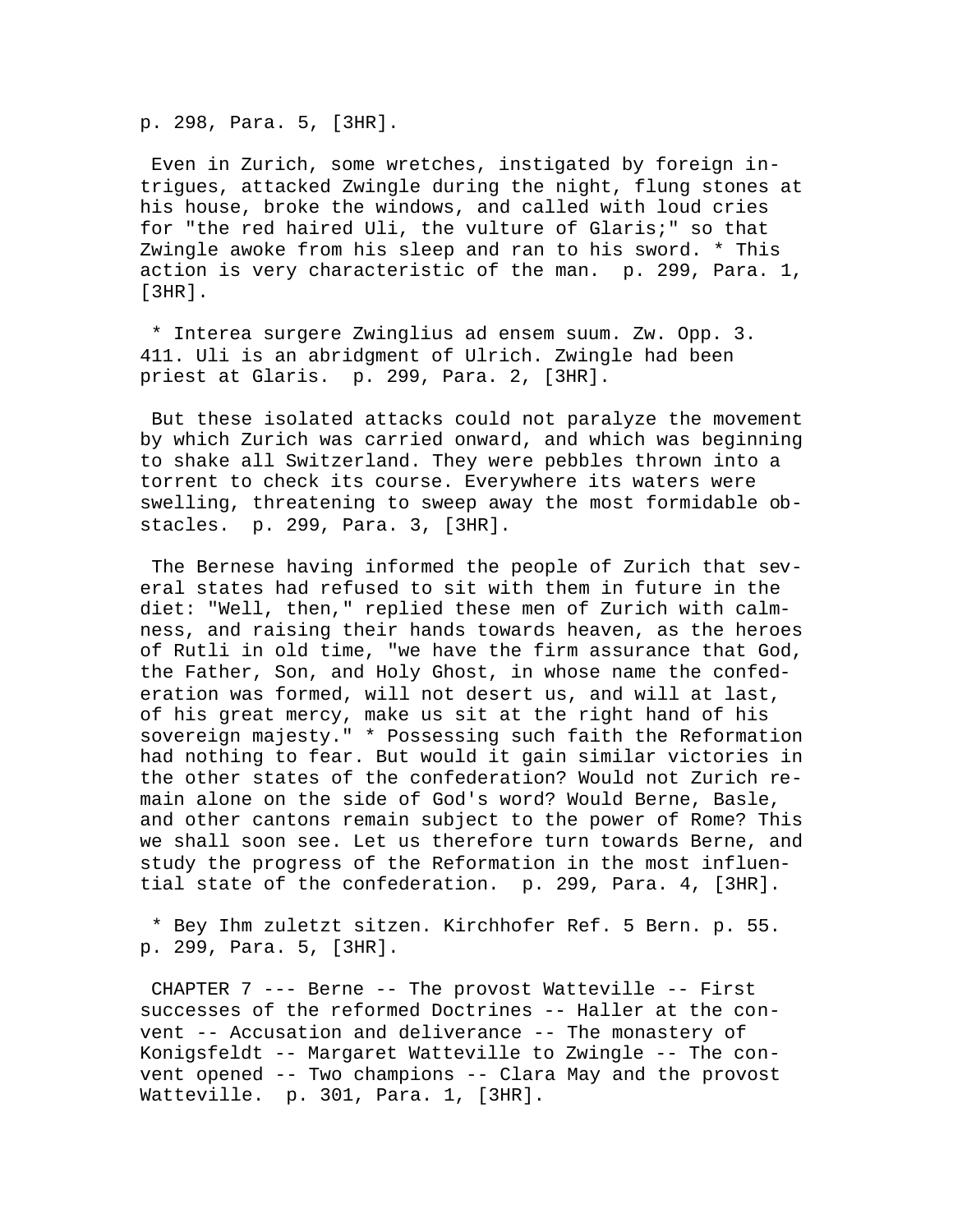p. 298, Para. 5, [3HR].

Even in Zurich, some wretches, instigated by foreign intrigues, attacked Zwingle during the night, flung stones at his house, broke the windows, and called with loud cries for "the red haired Uli, the vulture of Glaris;" so that Zwingle awoke from his sleep and ran to his sword. * This action is very characteristic of the man. p. 299, Para. 1, [3HR].

* Interea surgere Zwinglius ad ensem suum. Zw. Opp. 3. 411. Uli is an abridgment of Ulrich. Zwingle had been priest at Glaris. p. 299, Para. 2, [3HR].

But these isolated attacks could not paralyze the movement by which Zurich was carried onward, and which was beginning to shake all Switzerland. They were pebbles thrown into a torrent to check its course. Everywhere its waters were swelling, threatening to sweep away the most formidable obstacles. p. 299, Para. 3, [3HR].

The Bernese having informed the people of Zurich that several states had refused to sit with them in future in the diet: "Well, then," replied these men of Zurich with calmness, and raising their hands towards heaven, as the heroes of Rutli in old time, "we have the firm assurance that God, the Father, Son, and Holy Ghost, in whose name the confederation was formed, will not desert us, and will at last, of his great mercy, make us sit at the right hand of his sovereign majesty." * Possessing such faith the Reformation had nothing to fear. But would it gain similar victories in the other states of the confederation? Would not Zurich remain alone on the side of God's word? Would Berne, Basle, and other cantons remain subject to the power of Rome? This we shall soon see. Let us therefore turn towards Berne, and study the progress of the Reformation in the most influential state of the confederation. p. 299, Para. 4, [3HR].

* Bey Ihm zuletzt sitzen. Kirchhofer Ref. 5 Bern. p. 55. p. 299, Para. 5, [3HR].

CHAPTER 7 --- Berne -- The provost Watteville -- First successes of the reformed Doctrines -- Haller at the convent -- Accusation and deliverance -- The monastery of Konigsfeldt -- Margaret Watteville to Zwingle -- The convent opened -- Two champions -- Clara May and the provost Watteville. p. 301, Para. 1, [3HR].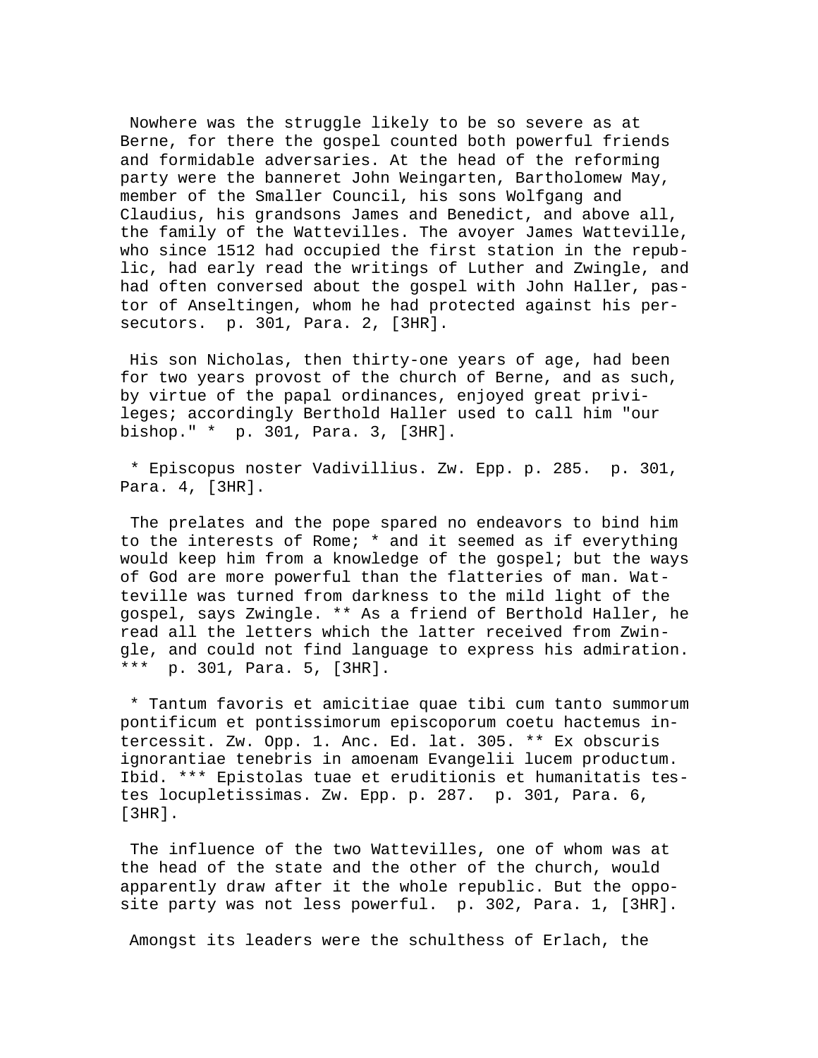Nowhere was the struggle likely to be so severe as at Berne, for there the gospel counted both powerful friends and formidable adversaries. At the head of the reforming party were the banneret John Weingarten, Bartholomew May, member of the Smaller Council, his sons Wolfgang and Claudius, his grandsons James and Benedict, and above all, the family of the Wattevilles. The avoyer James Watteville, who since 1512 had occupied the first station in the republic, had early read the writings of Luther and Zwingle, and had often conversed about the gospel with John Haller, pastor of Anseltingen, whom he had protected against his persecutors. p. 301, Para. 2, [3HR].

His son Nicholas, then thirty-one years of age, had been for two years provost of the church of Berne, and as such, by virtue of the papal ordinances, enjoyed great privileges; accordingly Berthold Haller used to call him "our bishop." * p. 301, Para. 3, [3HR].

* Episcopus noster Vadivillius. Zw. Epp. p. 285. p. 301, Para. 4, [3HR].

The prelates and the pope spared no endeavors to bind him to the interests of Rome; * and it seemed as if everything would keep him from a knowledge of the gospel; but the ways of God are more powerful than the flatteries of man. Watteville was turned from darkness to the mild light of the gospel, says Zwingle. ** As a friend of Berthold Haller, he read all the letters which the latter received from Zwingle, and could not find language to express his admiration. *** p. 301, Para. 5, [3HR].

* Tantum favoris et amicitiae quae tibi cum tanto summorum pontificum et pontissimorum episcoporum coetu hactemus intercessit. Zw. Opp. 1. Anc. Ed. lat. 305. ** Ex obscuris ignorantiae tenebris in amoenam Evangelii lucem productum. Ibid. *** Epistolas tuae et eruditionis et humanitatis testes locupletissimas. Zw. Epp. p. 287. p. 301, Para. 6, [3HR].

The influence of the two Wattevilles, one of whom was at the head of the state and the other of the church, would apparently draw after it the whole republic. But the opposite party was not less powerful. p. 302, Para. 1, [3HR].

Amongst its leaders were the schulthess of Erlach, the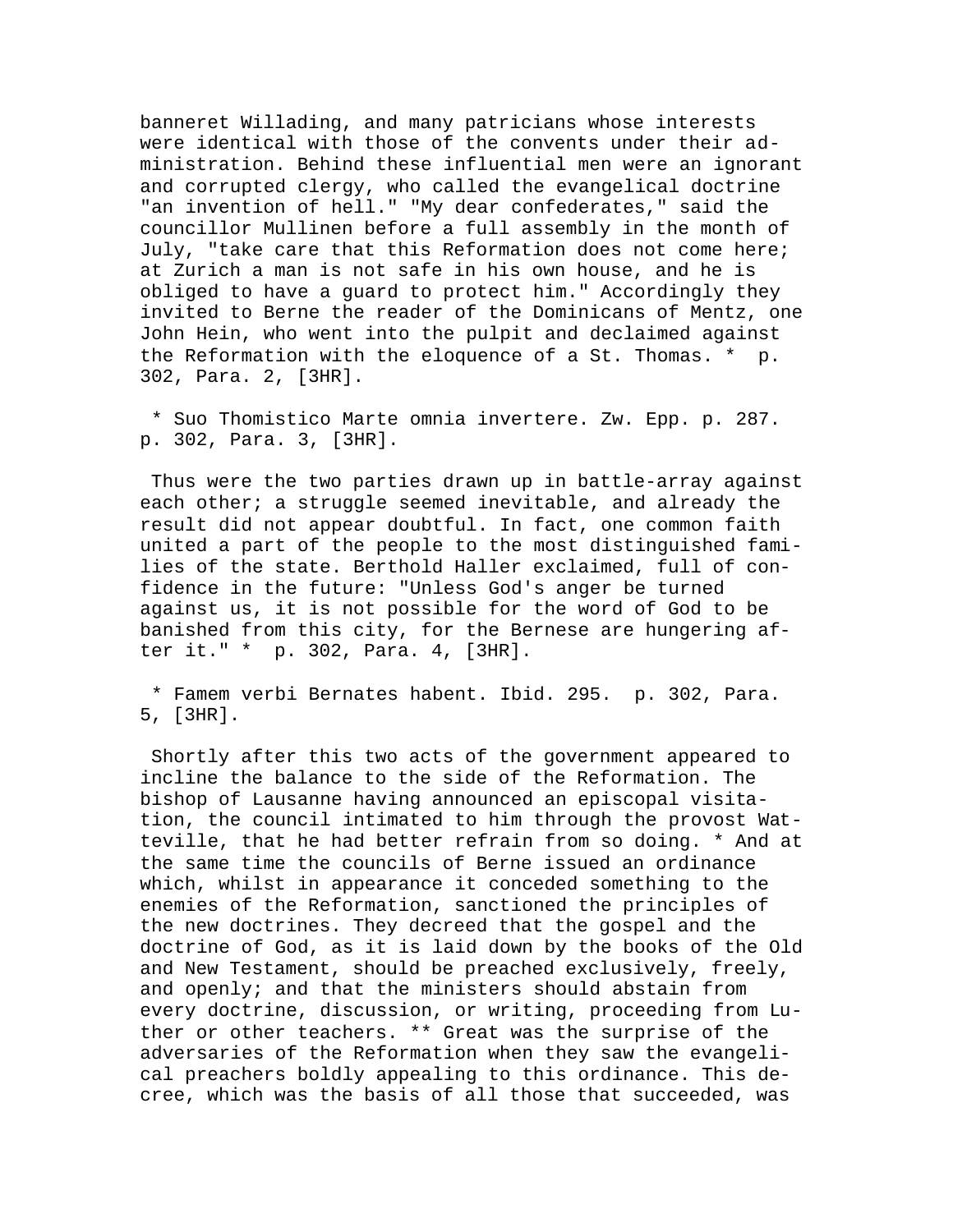banneret Willading, and many patricians whose interests were identical with those of the convents under their administration. Behind these influential men were an ignorant and corrupted clergy, who called the evangelical doctrine "an invention of hell." "My dear confederates," said the councillor Mullinen before a full assembly in the month of July, "take care that this Reformation does not come here; at Zurich a man is not safe in his own house, and he is obliged to have a guard to protect him." Accordingly they invited to Berne the reader of the Dominicans of Mentz, one John Hein, who went into the pulpit and declaimed against the Reformation with the eloquence of a St. Thomas. * p. 302, Para. 2, [3HR].

* Suo Thomistico Marte omnia invertere. Zw. Epp. p. 287. p. 302, Para. 3, [3HR].

Thus were the two parties drawn up in battle-array against each other; a struggle seemed inevitable, and already the result did not appear doubtful. In fact, one common faith united a part of the people to the most distinguished families of the state. Berthold Haller exclaimed, full of confidence in the future: "Unless God's anger be turned against us, it is not possible for the word of God to be banished from this city, for the Bernese are hungering after it." * p. 302, Para. 4, [3HR].

* Famem verbi Bernates habent. Ibid. 295. p. 302, Para. 5, [3HR].

Shortly after this two acts of the government appeared to incline the balance to the side of the Reformation. The bishop of Lausanne having announced an episcopal visitation, the council intimated to him through the provost Watteville, that he had better refrain from so doing. * And at the same time the councils of Berne issued an ordinance which, whilst in appearance it conceded something to the enemies of the Reformation, sanctioned the principles of the new doctrines. They decreed that the gospel and the doctrine of God, as it is laid down by the books of the Old and New Testament, should be preached exclusively, freely, and openly; and that the ministers should abstain from every doctrine, discussion, or writing, proceeding from Luther or other teachers. ** Great was the surprise of the adversaries of the Reformation when they saw the evangelical preachers boldly appealing to this ordinance. This decree, which was the basis of all those that succeeded, was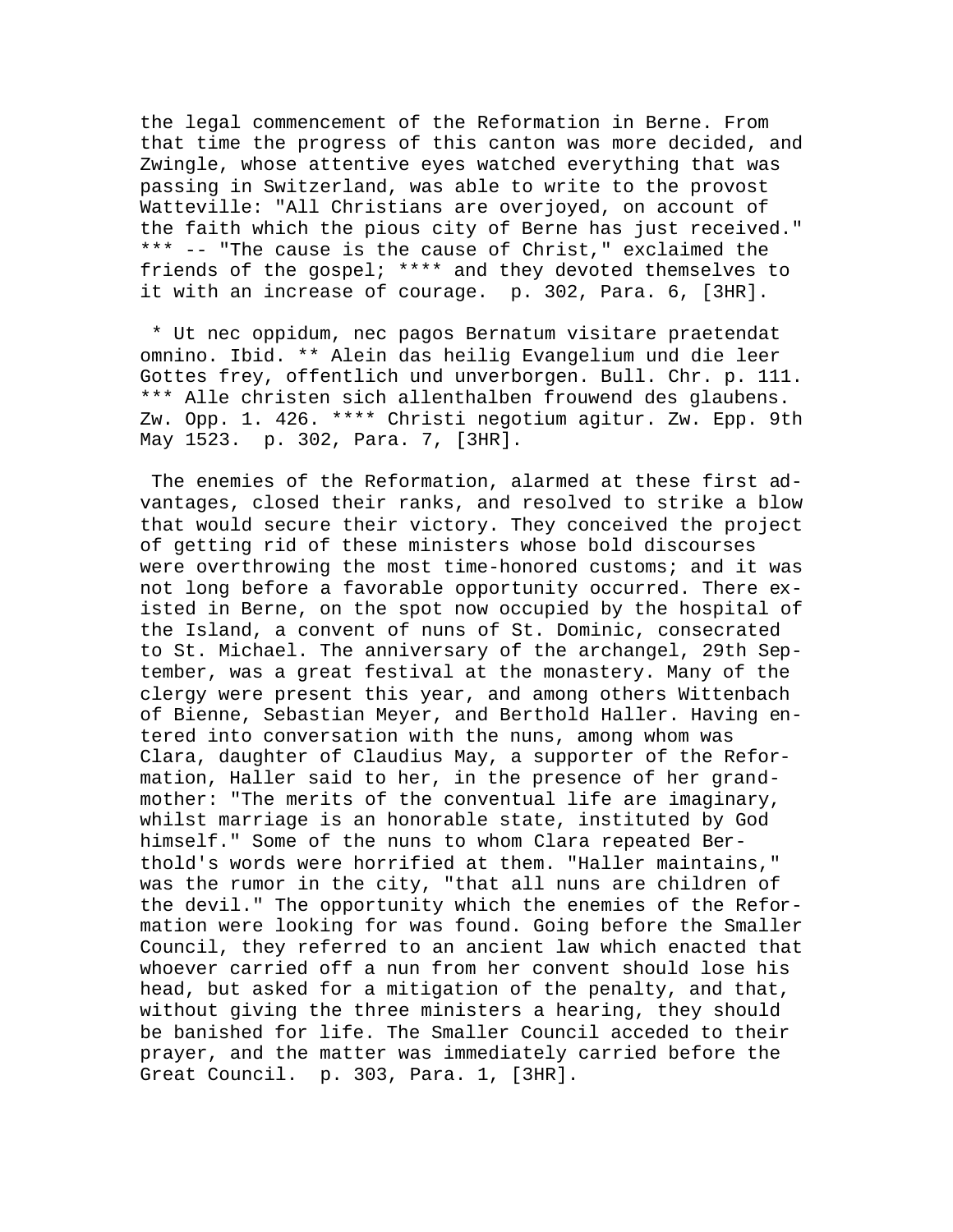the legal commencement of the Reformation in Berne. From that time the progress of this canton was more decided, and Zwingle, whose attentive eyes watched everything that was passing in Switzerland, was able to write to the provost Watteville: "All Christians are overjoyed, on account of the faith which the pious city of Berne has just received." *** -- "The cause is the cause of Christ," exclaimed the friends of the gospel; **** and they devoted themselves to it with an increase of courage. p. 302, Para. 6, [3HR].

* Ut nec oppidum, nec pagos Bernatum visitare praetendat omnino. Ibid. ** Alein das heilig Evangelium und die leer Gottes frey, offentlich und unverborgen. Bull. Chr. p. 111. *** Alle christen sich allenthalben frouwend des glaubens. Zw. Opp. 1. 426. **** Christi negotium agitur. Zw. Epp. 9th May 1523. p. 302, Para. 7, [3HR].

The enemies of the Reformation, alarmed at these first advantages, closed their ranks, and resolved to strike a blow that would secure their victory. They conceived the project of getting rid of these ministers whose bold discourses were overthrowing the most time-honored customs; and it was not long before a favorable opportunity occurred. There existed in Berne, on the spot now occupied by the hospital of the Island, a convent of nuns of St. Dominic, consecrated to St. Michael. The anniversary of the archangel, 29th September, was a great festival at the monastery. Many of the clergy were present this year, and among others Wittenbach of Bienne, Sebastian Meyer, and Berthold Haller. Having entered into conversation with the nuns, among whom was Clara, daughter of Claudius May, a supporter of the Reformation, Haller said to her, in the presence of her grandmother: "The merits of the conventual life are imaginary, whilst marriage is an honorable state, instituted by God himself." Some of the nuns to whom Clara repeated Berthold's words were horrified at them. "Haller maintains," was the rumor in the city, "that all nuns are children of the devil." The opportunity which the enemies of the Reformation were looking for was found. Going before the Smaller Council, they referred to an ancient law which enacted that whoever carried off a nun from her convent should lose his head, but asked for a mitigation of the penalty, and that, without giving the three ministers a hearing, they should be banished for life. The Smaller Council acceded to their prayer, and the matter was immediately carried before the Great Council. p. 303, Para. 1, [3HR].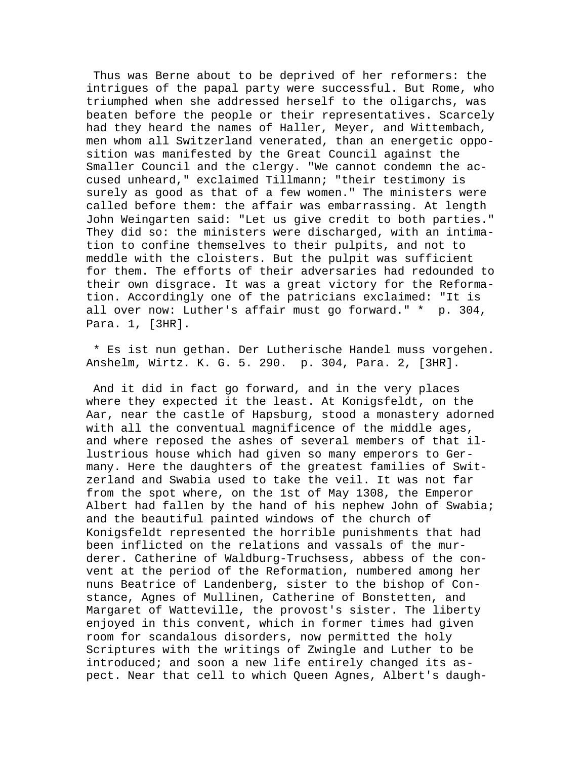Thus was Berne about to be deprived of her reformers: the intrigues of the papal party were successful. But Rome, who triumphed when she addressed herself to the oligarchs, was beaten before the people or their representatives. Scarcely had they heard the names of Haller, Meyer, and Wittembach, men whom all Switzerland venerated, than an energetic opposition was manifested by the Great Council against the Smaller Council and the clergy. "We cannot condemn the accused unheard," exclaimed Tillmann; "their testimony is surely as good as that of a few women." The ministers were called before them: the affair was embarrassing. At length John Weingarten said: "Let us give credit to both parties." They did so: the ministers were discharged, with an intimation to confine themselves to their pulpits, and not to meddle with the cloisters. But the pulpit was sufficient for them. The efforts of their adversaries had redounded to their own disgrace. It was a great victory for the Reformation. Accordingly one of the patricians exclaimed: "It is all over now: Luther's affair must go forward." * p. 304, Para. 1, [3HR].

* Es ist nun gethan. Der Lutherische Handel muss vorgehen. Anshelm, Wirtz. K. G. 5. 290. p. 304, Para. 2, [3HR].

And it did in fact go forward, and in the very places where they expected it the least. At Konigsfeldt, on the Aar, near the castle of Hapsburg, stood a monastery adorned with all the conventual magnificence of the middle ages, and where reposed the ashes of several members of that illustrious house which had given so many emperors to Germany. Here the daughters of the greatest families of Switzerland and Swabia used to take the veil. It was not far from the spot where, on the 1st of May 1308, the Emperor Albert had fallen by the hand of his nephew John of Swabia; and the beautiful painted windows of the church of Konigsfeldt represented the horrible punishments that had been inflicted on the relations and vassals of the murderer. Catherine of Waldburg-Truchsess, abbess of the convent at the period of the Reformation, numbered among her nuns Beatrice of Landenberg, sister to the bishop of Constance, Agnes of Mullinen, Catherine of Bonstetten, and Margaret of Watteville, the provost's sister. The liberty enjoyed in this convent, which in former times had given room for scandalous disorders, now permitted the holy Scriptures with the writings of Zwingle and Luther to be introduced; and soon a new life entirely changed its aspect. Near that cell to which Queen Agnes, Albert's daugh-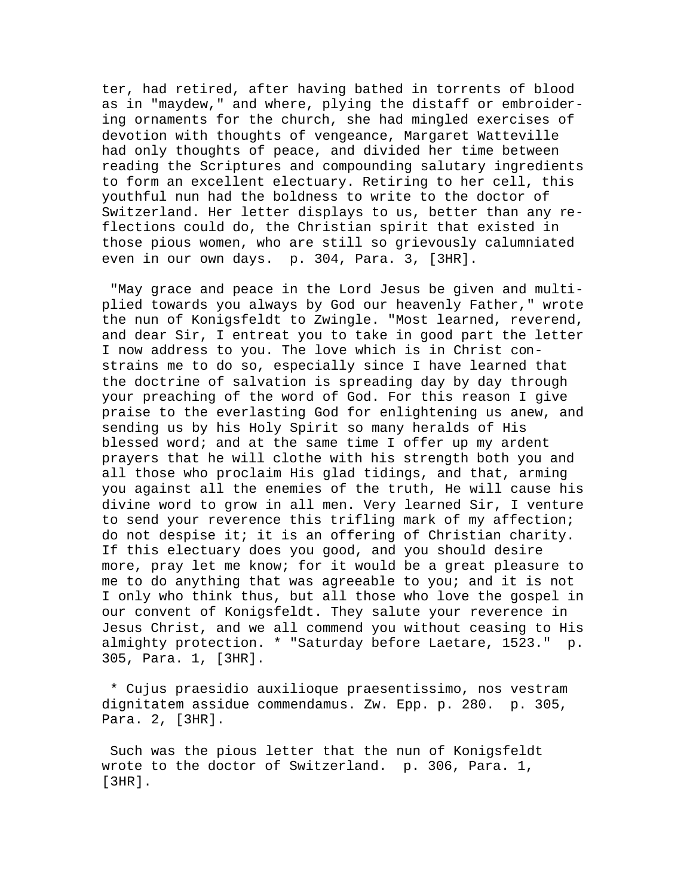ter, had retired, after having bathed in torrents of blood as in "maydew," and where, plying the distaff or embroidering ornaments for the church, she had mingled exercises of devotion with thoughts of vengeance, Margaret Watteville had only thoughts of peace, and divided her time between reading the Scriptures and compounding salutary ingredients to form an excellent electuary. Retiring to her cell, this youthful nun had the boldness to write to the doctor of Switzerland. Her letter displays to us, better than any reflections could do, the Christian spirit that existed in those pious women, who are still so grievously calumniated even in our own days. p. 304, Para. 3, [3HR].

"May grace and peace in the Lord Jesus be given and multiplied towards you always by God our heavenly Father," wrote the nun of Konigsfeldt to Zwingle. "Most learned, reverend, and dear Sir, I entreat you to take in good part the letter I now address to you. The love which is in Christ constrains me to do so, especially since I have learned that the doctrine of salvation is spreading day by day through your preaching of the word of God. For this reason I give praise to the everlasting God for enlightening us anew, and sending us by his Holy Spirit so many heralds of His blessed word; and at the same time I offer up my ardent prayers that he will clothe with his strength both you and all those who proclaim His glad tidings, and that, arming you against all the enemies of the truth, He will cause his divine word to grow in all men. Very learned Sir, I venture to send your reverence this trifling mark of my affection; do not despise it; it is an offering of Christian charity. If this electuary does you good, and you should desire more, pray let me know; for it would be a great pleasure to me to do anything that was agreeable to you; and it is not I only who think thus, but all those who love the gospel in our convent of Konigsfeldt. They salute your reverence in Jesus Christ, and we all commend you without ceasing to His almighty protection. * "Saturday before Laetare, 1523." p. 305, Para. 1, [3HR].

* Cujus praesidio auxilioque praesentissimo, nos vestram dignitatem assidue commendamus. Zw. Epp. p. 280. p. 305, Para. 2, [3HR].

Such was the pious letter that the nun of Konigsfeldt wrote to the doctor of Switzerland. p. 306, Para. 1, [3HR].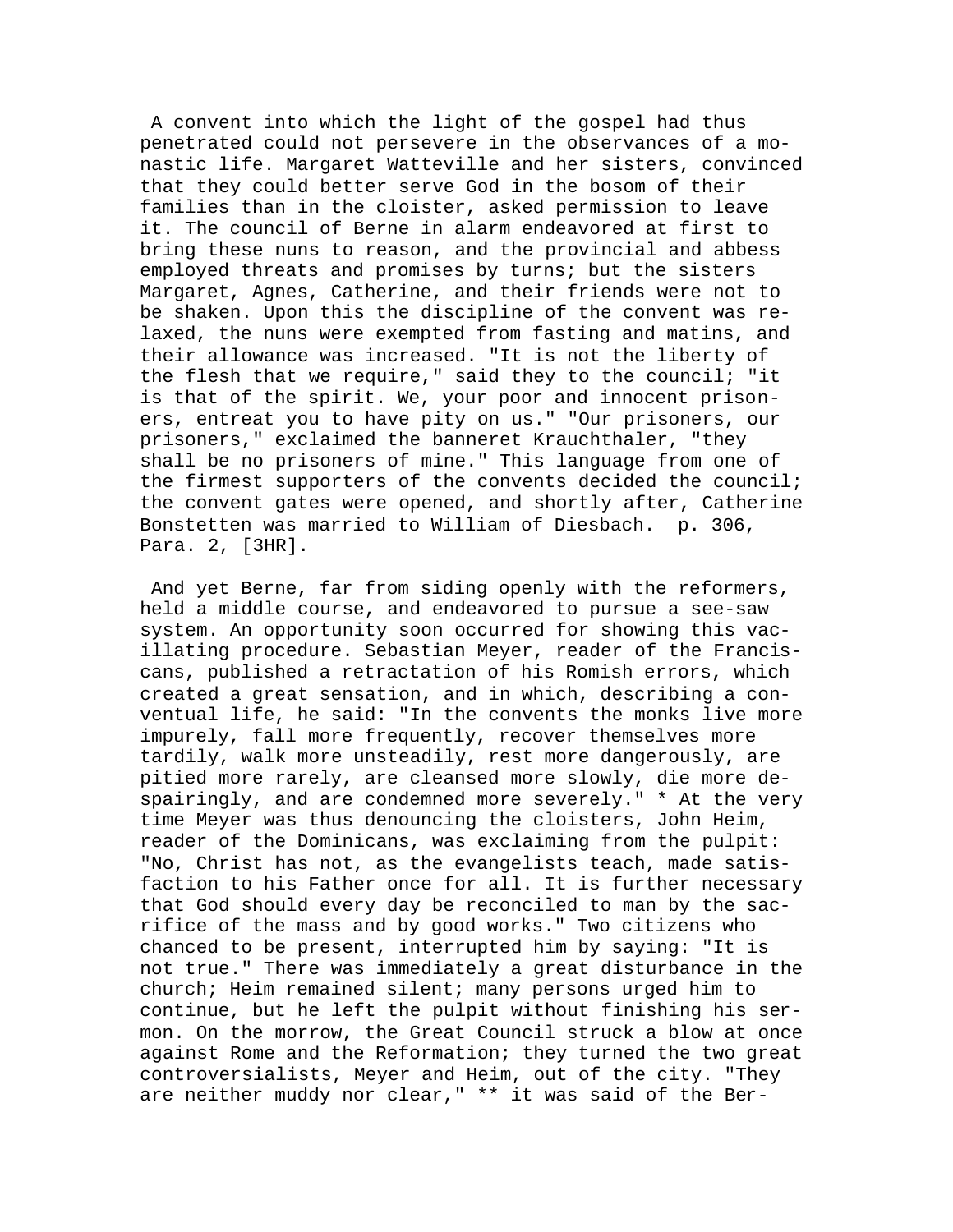A convent into which the light of the gospel had thus penetrated could not persevere in the observances of a monastic life. Margaret Watteville and her sisters, convinced that they could better serve God in the bosom of their families than in the cloister, asked permission to leave it. The council of Berne in alarm endeavored at first to bring these nuns to reason, and the provincial and abbess employed threats and promises by turns; but the sisters Margaret, Agnes, Catherine, and their friends were not to be shaken. Upon this the discipline of the convent was relaxed, the nuns were exempted from fasting and matins, and their allowance was increased. "It is not the liberty of the flesh that we require," said they to the council; "it is that of the spirit. We, your poor and innocent prisoners, entreat you to have pity on us." "Our prisoners, our prisoners," exclaimed the banneret Krauchthaler, "they shall be no prisoners of mine." This language from one of the firmest supporters of the convents decided the council; the convent gates were opened, and shortly after, Catherine Bonstetten was married to William of Diesbach. p. 306, Para. 2, [3HR].

And yet Berne, far from siding openly with the reformers, held a middle course, and endeavored to pursue a see-saw system. An opportunity soon occurred for showing this vacillating procedure. Sebastian Meyer, reader of the Franciscans, published a retractation of his Romish errors, which created a great sensation, and in which, describing a conventual life, he said: "In the convents the monks live more impurely, fall more frequently, recover themselves more tardily, walk more unsteadily, rest more dangerously, are pitied more rarely, are cleansed more slowly, die more despairingly, and are condemned more severely." * At the very time Meyer was thus denouncing the cloisters, John Heim, reader of the Dominicans, was exclaiming from the pulpit: "No, Christ has not, as the evangelists teach, made satisfaction to his Father once for all. It is further necessary that God should every day be reconciled to man by the sacrifice of the mass and by good works." Two citizens who chanced to be present, interrupted him by saying: "It is not true." There was immediately a great disturbance in the church; Heim remained silent; many persons urged him to continue, but he left the pulpit without finishing his sermon. On the morrow, the Great Council struck a blow at once against Rome and the Reformation; they turned the two great controversialists, Meyer and Heim, out of the city. "They are neither muddy nor clear," ** it was said of the Ber-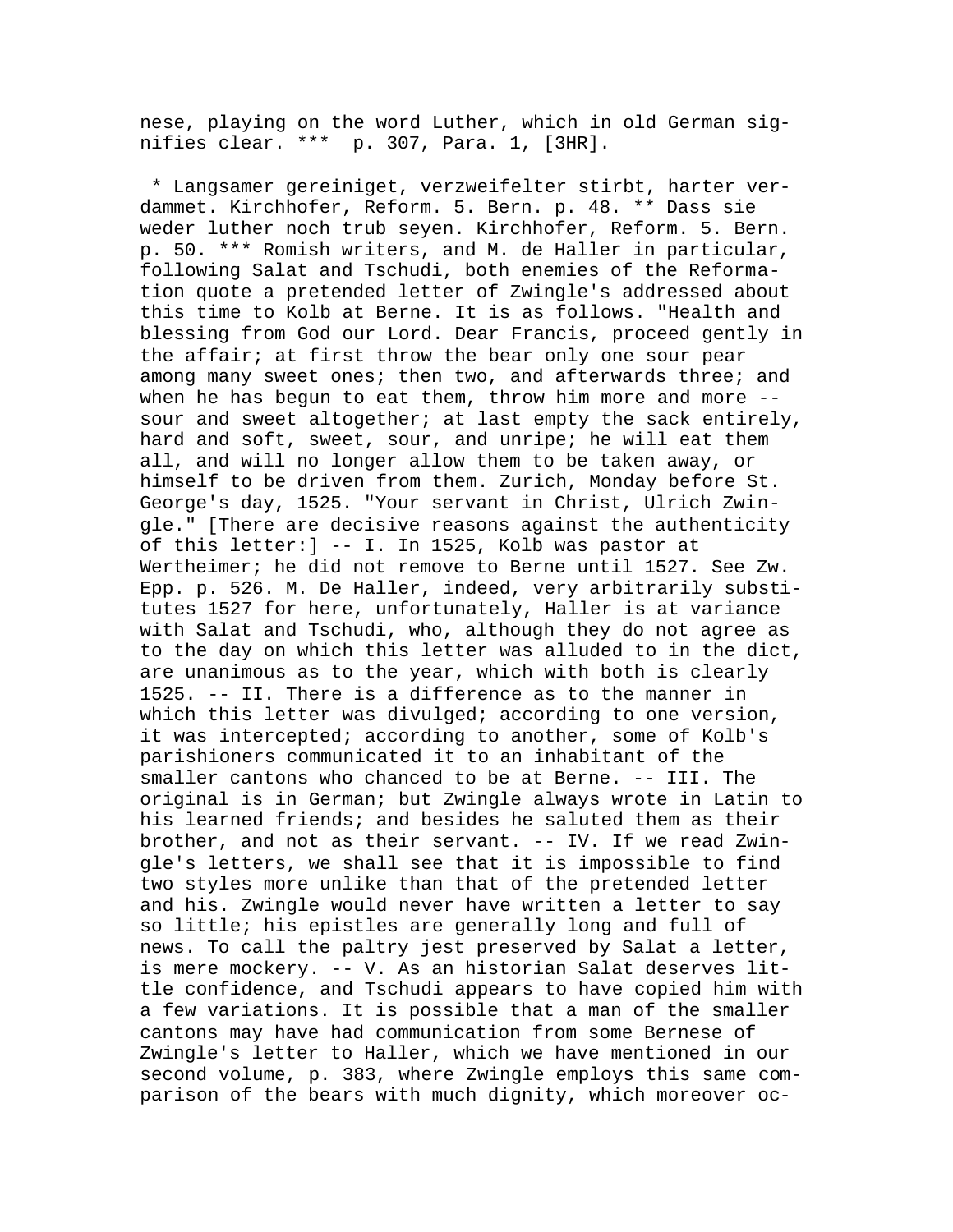nese, playing on the word Luther, which in old German signifies clear. *** p. 307, Para. 1, [3HR].

* Langsamer gereiniget, verzweifelter stirbt, harter verdammet. Kirchhofer, Reform. 5. Bern. p. 48. ** Dass sie weder luther noch trub seyen. Kirchhofer, Reform. 5. Bern. p. 50. *** Romish writers, and M. de Haller in particular, following Salat and Tschudi, both enemies of the Reformation quote a pretended letter of Zwingle's addressed about this time to Kolb at Berne. It is as follows. "Health and blessing from God our Lord. Dear Francis, proceed gently in the affair; at first throw the bear only one sour pear among many sweet ones; then two, and afterwards three; and when he has begun to eat them, throw him more and more -- sour and sweet altogether; at last empty the sack entirely, hard and soft, sweet, sour, and unripe; he will eat them all, and will no longer allow them to be taken away, or himself to be driven from them. Zurich, Monday before St. George's day, 1525. "Your servant in Christ, Ulrich Zwingle." [There are decisive reasons against the authenticity of this letter:] -- I. In 1525, Kolb was pastor at Wertheimer; he did not remove to Berne until 1527. See Zw. Epp. p. 526. M. De Haller, indeed, very arbitrarily substitutes 1527 for here, unfortunately, Haller is at variance with Salat and Tschudi, who, although they do not agree as to the day on which this letter was alluded to in the dict, are unanimous as to the year, which with both is clearly 1525. -- II. There is a difference as to the manner in which this letter was divulged; according to one version, it was intercepted; according to another, some of Kolb's parishioners communicated it to an inhabitant of the smaller cantons who chanced to be at Berne. -- III. The original is in German; but Zwingle always wrote in Latin to his learned friends; and besides he saluted them as their brother, and not as their servant. -- IV. If we read Zwingle's letters, we shall see that it is impossible to find two styles more unlike than that of the pretended letter and his. Zwingle would never have written a letter to say so little; his epistles are generally long and full of news. To call the paltry jest preserved by Salat a letter, is mere mockery. -- V. As an historian Salat deserves little confidence, and Tschudi appears to have copied him with a few variations. It is possible that a man of the smaller cantons may have had communication from some Bernese of Zwingle's letter to Haller, which we have mentioned in our second volume, p. 383, where Zwingle employs this same comparison of the bears with much dignity, which moreover oc-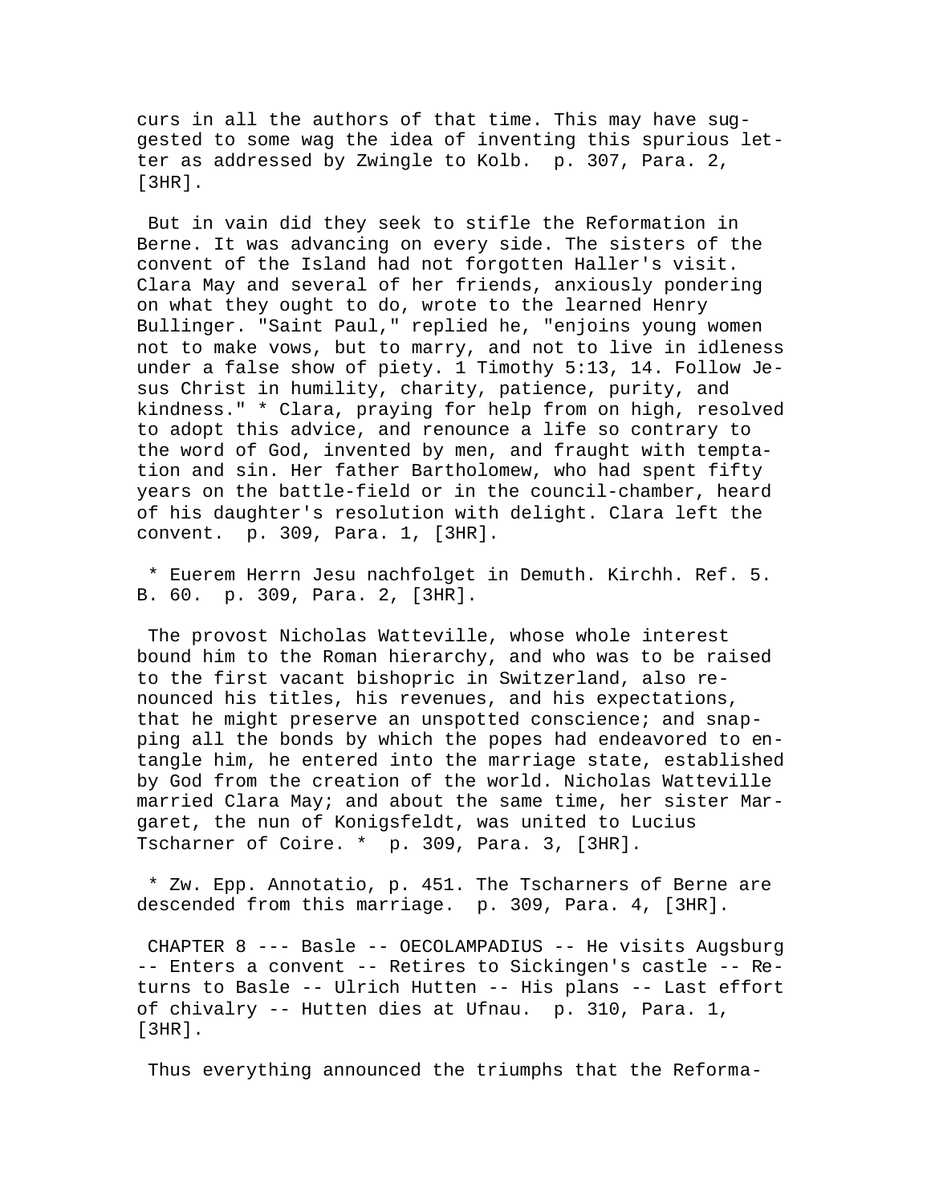curs in all the authors of that time. This may have suggested to some wag the idea of inventing this spurious letter as addressed by Zwingle to Kolb. p. 307, Para. 2, [3HR].

But in vain did they seek to stifle the Reformation in Berne. It was advancing on every side. The sisters of the convent of the Island had not forgotten Haller's visit. Clara May and several of her friends, anxiously pondering on what they ought to do, wrote to the learned Henry Bullinger. "Saint Paul," replied he, "enjoins young women not to make vows, but to marry, and not to live in idleness under a false show of piety. 1 Timothy 5:13, 14. Follow Jesus Christ in humility, charity, patience, purity, and kindness." * Clara, praying for help from on high, resolved to adopt this advice, and renounce a life so contrary to the word of God, invented by men, and fraught with temptation and sin. Her father Bartholomew, who had spent fifty years on the battle-field or in the council-chamber, heard of his daughter's resolution with delight. Clara left the convent. p. 309, Para. 1, [3HR].

* Euerem Herrn Jesu nachfolget in Demuth. Kirchh. Ref. 5. B. 60. p. 309, Para. 2, [3HR].

The provost Nicholas Watteville, whose whole interest bound him to the Roman hierarchy, and who was to be raised to the first vacant bishopric in Switzerland, also renounced his titles, his revenues, and his expectations, that he might preserve an unspotted conscience; and snapping all the bonds by which the popes had endeavored to entangle him, he entered into the marriage state, established by God from the creation of the world. Nicholas Watteville married Clara May; and about the same time, her sister Margaret, the nun of Konigsfeldt, was united to Lucius Tscharner of Coire. * p. 309, Para. 3, [3HR].

* Zw. Epp. Annotatio, p. 451. The Tscharners of Berne are descended from this marriage. p. 309, Para. 4, [3HR].

CHAPTER 8 --- Basle -- OECOLAMPADIUS -- He visits Augsburg -- Enters a convent -- Retires to Sickingen's castle -- Returns to Basle -- Ulrich Hutten -- His plans -- Last effort of chivalry -- Hutten dies at Ufnau. p. 310, Para. 1, [3HR].

Thus everything announced the triumphs that the Reforma-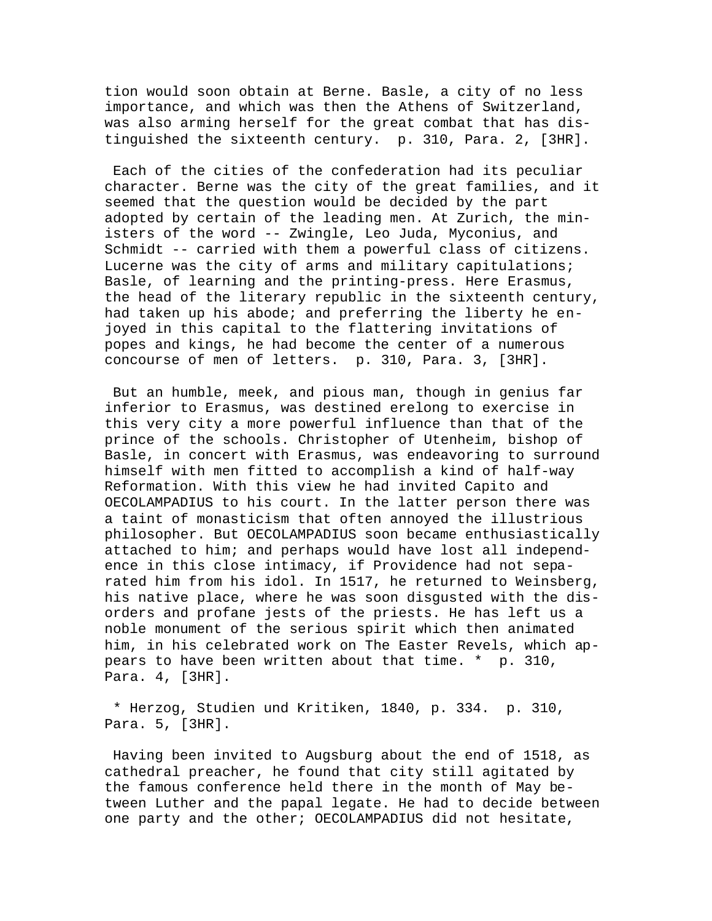tion would soon obtain at Berne. Basle, a city of no less importance, and which was then the Athens of Switzerland, was also arming herself for the great combat that has distinguished the sixteenth century. p. 310, Para. 2, [3HR].

Each of the cities of the confederation had its peculiar character. Berne was the city of the great families, and it seemed that the question would be decided by the part adopted by certain of the leading men. At Zurich, the ministers of the word -- Zwingle, Leo Juda, Myconius, and Schmidt -- carried with them a powerful class of citizens. Lucerne was the city of arms and military capitulations; Basle, of learning and the printing-press. Here Erasmus, the head of the literary republic in the sixteenth century, had taken up his abode; and preferring the liberty he enjoyed in this capital to the flattering invitations of popes and kings, he had become the center of a numerous concourse of men of letters. p. 310, Para. 3, [3HR].

But an humble, meek, and pious man, though in genius far inferior to Erasmus, was destined erelong to exercise in this very city a more powerful influence than that of the prince of the schools. Christopher of Utenheim, bishop of Basle, in concert with Erasmus, was endeavoring to surround himself with men fitted to accomplish a kind of half-way Reformation. With this view he had invited Capito and OECOLAMPADIUS to his court. In the latter person there was a taint of monasticism that often annoyed the illustrious philosopher. But OECOLAMPADIUS soon became enthusiastically attached to him; and perhaps would have lost all independence in this close intimacy, if Providence had not separated him from his idol. In 1517, he returned to Weinsberg, his native place, where he was soon disgusted with the disorders and profane jests of the priests. He has left us a noble monument of the serious spirit which then animated him, in his celebrated work on The Easter Revels, which appears to have been written about that time. * p. 310, Para. 4, [3HR].

* Herzog, Studien und Kritiken, 1840, p. 334. p. 310, Para. 5, [3HR].

Having been invited to Augsburg about the end of 1518, as cathedral preacher, he found that city still agitated by the famous conference held there in the month of May between Luther and the papal legate. He had to decide between one party and the other; OECOLAMPADIUS did not hesitate,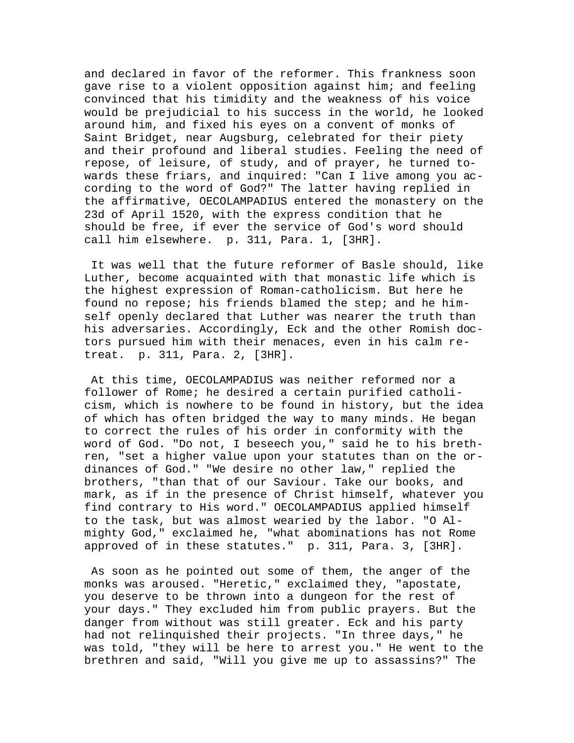and declared in favor of the reformer. This frankness soon gave rise to a violent opposition against him; and feeling convinced that his timidity and the weakness of his voice would be prejudicial to his success in the world, he looked around him, and fixed his eyes on a convent of monks of Saint Bridget, near Augsburg, celebrated for their piety and their profound and liberal studies. Feeling the need of repose, of leisure, of study, and of prayer, he turned towards these friars, and inquired: "Can I live among you according to the word of God?" The latter having replied in the affirmative, OECOLAMPADIUS entered the monastery on the 23d of April 1520, with the express condition that he should be free, if ever the service of God's word should call him elsewhere. p. 311, Para. 1, [3HR].

It was well that the future reformer of Basle should, like Luther, become acquainted with that monastic life which is the highest expression of Roman-catholicism. But here he found no repose; his friends blamed the step; and he himself openly declared that Luther was nearer the truth than his adversaries. Accordingly, Eck and the other Romish doctors pursued him with their menaces, even in his calm retreat. p. 311, Para. 2, [3HR].

At this time, OECOLAMPADIUS was neither reformed nor a follower of Rome; he desired a certain purified catholicism, which is nowhere to be found in history, but the idea of which has often bridged the way to many minds. He began to correct the rules of his order in conformity with the word of God. "Do not, I beseech you," said he to his brethren, "set a higher value upon your statutes than on the ordinances of God." "We desire no other law," replied the brothers, "than that of our Saviour. Take our books, and mark, as if in the presence of Christ himself, whatever you find contrary to His word." OECOLAMPADIUS applied himself to the task, but was almost wearied by the labor. "O Almighty God," exclaimed he, "what abominations has not Rome approved of in these statutes." p. 311, Para. 3, [3HR].

As soon as he pointed out some of them, the anger of the monks was aroused. "Heretic," exclaimed they, "apostate, you deserve to be thrown into a dungeon for the rest of your days." They excluded him from public prayers. But the danger from without was still greater. Eck and his party had not relinquished their projects. "In three days," he was told, "they will be here to arrest you." He went to the brethren and said, "Will you give me up to assassins?" The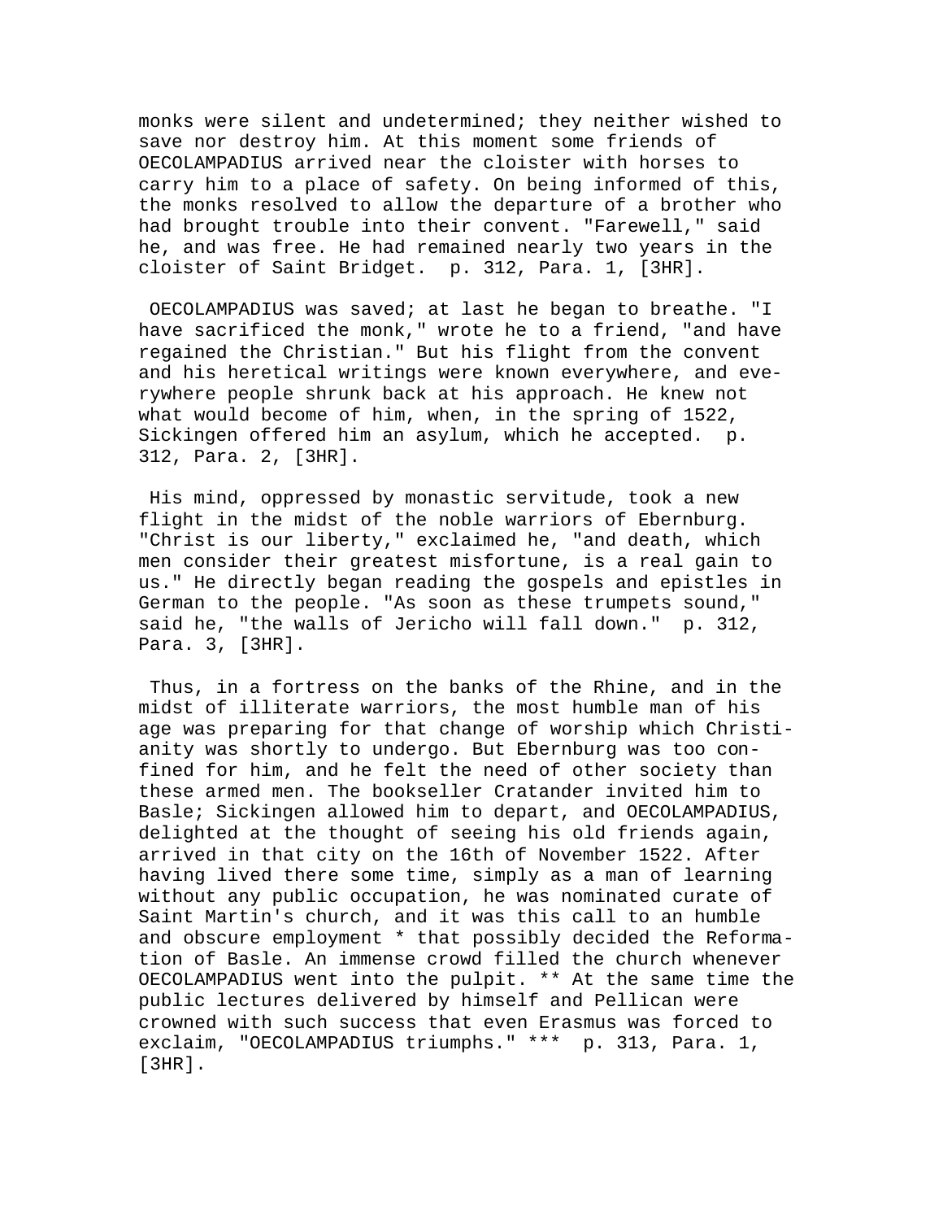monks were silent and undetermined; they neither wished to save nor destroy him. At this moment some friends of OECOLAMPADIUS arrived near the cloister with horses to carry him to a place of safety. On being informed of this, the monks resolved to allow the departure of a brother who had brought trouble into their convent. "Farewell," said he, and was free. He had remained nearly two years in the cloister of Saint Bridget.  p. 312, Para. 1, [3HR].

OECOLAMPADIUS was saved; at last he began to breathe. "I have sacrificed the monk," wrote he to a friend, "and have regained the Christian." But his flight from the convent and his heretical writings were known everywhere, and everywhere people shrunk back at his approach. He knew not what would become of him, when, in the spring of 1522, Sickingen offered him an asylum, which he accepted.  p. 312, Para. 2, [3HR].

His mind, oppressed by monastic servitude, took a new flight in the midst of the noble warriors of Ebernburg. "Christ is our liberty," exclaimed he, "and death, which men consider their greatest misfortune, is a real gain to us." He directly began reading the gospels and epistles in German to the people. "As soon as these trumpets sound," said he, "the walls of Jericho will fall down."  p. 312, Para. 3, [3HR].

Thus, in a fortress on the banks of the Rhine, and in the midst of illiterate warriors, the most humble man of his age was preparing for that change of worship which Christianity was shortly to undergo. But Ebernburg was too confined for him, and he felt the need of other society than these armed men. The bookseller Cratander invited him to Basle; Sickingen allowed him to depart, and OECOLAMPADIUS, delighted at the thought of seeing his old friends again, arrived in that city on the 16th of November 1522. After having lived there some time, simply as a man of learning without any public occupation, he was nominated curate of Saint Martin's church, and it was this call to an humble and obscure employment * that possibly decided the Reformation of Basle. An immense crowd filled the church whenever OECOLAMPADIUS went into the pulpit. ** At the same time the public lectures delivered by himself and Pellican were crowned with such success that even Erasmus was forced to exclaim, "OECOLAMPADIUS triumphs." ***  p. 313, Para. 1, [3HR].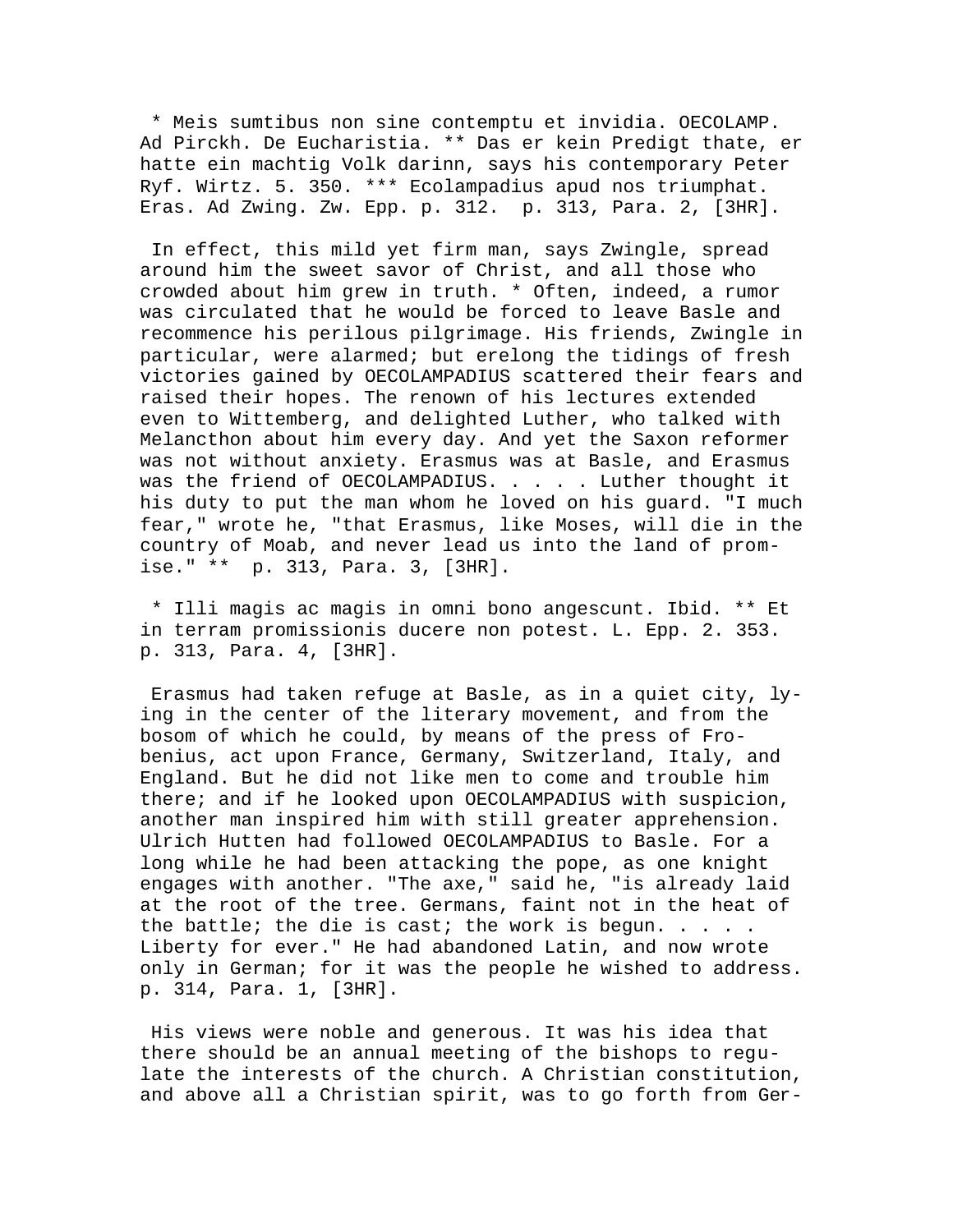\* Meis sumtibus non sine contemptu et invidia. OECOLAMP. Ad Pirckh. De Eucharistia. ** Das er kein Predigt thate, er hatte ein machtig Volk darinn, says his contemporary Peter Ryf. Wirtz. 5. 350. *** Ecolampadius apud nos triumphat. Eras. Ad Zwing. Zw. Epp. p. 312. p. 313, Para. 2, [3HR].

In effect, this mild yet firm man, says Zwingle, spread around him the sweet savor of Christ, and all those who crowded about him grew in truth. * Often, indeed, a rumor was circulated that he would be forced to leave Basle and recommence his perilous pilgrimage. His friends, Zwingle in particular, were alarmed; but erelong the tidings of fresh victories gained by OECOLAMPADIUS scattered their fears and raised their hopes. The renown of his lectures extended even to Wittemberg, and delighted Luther, who talked with Melancthon about him every day. And yet the Saxon reformer was not without anxiety. Erasmus was at Basle, and Erasmus was the friend of OECOLAMPADIUS. . . . . Luther thought it his duty to put the man whom he loved on his guard. "I much fear," wrote he, "that Erasmus, like Moses, will die in the country of Moab, and never lead us into the land of promise." ** p. 313, Para. 3, [3HR].

\* Illi magis ac magis in omni bono angescunt. Ibid. ** Et in terram promissionis ducere non potest. L. Epp. 2. 353. p. 313, Para. 4, [3HR].

Erasmus had taken refuge at Basle, as in a quiet city, lying in the center of the literary movement, and from the bosom of which he could, by means of the press of Frobenius, act upon France, Germany, Switzerland, Italy, and England. But he did not like men to come and trouble him there; and if he looked upon OECOLAMPADIUS with suspicion, another man inspired him with still greater apprehension. Ulrich Hutten had followed OECOLAMPADIUS to Basle. For a long while he had been attacking the pope, as one knight engages with another. "The axe," said he, "is already laid at the root of the tree. Germans, faint not in the heat of the battle; the die is cast; the work is begun. . . . . Liberty for ever." He had abandoned Latin, and now wrote only in German; for it was the people he wished to address. p. 314, Para. 1, [3HR].

His views were noble and generous. It was his idea that there should be an annual meeting of the bishops to regulate the interests of the church. A Christian constitution, and above all a Christian spirit, was to go forth from Ger-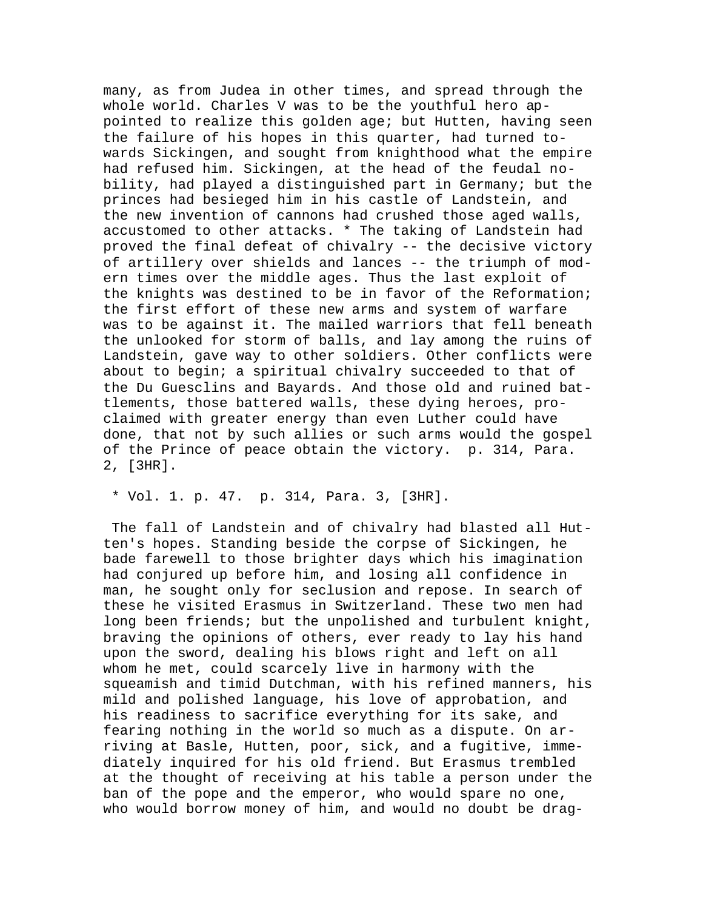many, as from Judea in other times, and spread through the whole world. Charles V was to be the youthful hero appointed to realize this golden age; but Hutten, having seen the failure of his hopes in this quarter, had turned towards Sickingen, and sought from knighthood what the empire had refused him. Sickingen, at the head of the feudal nobility, had played a distinguished part in Germany; but the princes had besieged him in his castle of Landstein, and the new invention of cannons had crushed those aged walls, accustomed to other attacks. * The taking of Landstein had proved the final defeat of chivalry -- the decisive victory of artillery over shields and lances -- the triumph of modern times over the middle ages. Thus the last exploit of the knights was destined to be in favor of the Reformation; the first effort of these new arms and system of warfare was to be against it. The mailed warriors that fell beneath the unlooked for storm of balls, and lay among the ruins of Landstein, gave way to other soldiers. Other conflicts were about to begin; a spiritual chivalry succeeded to that of the Du Guesclins and Bayards. And those old and ruined battlements, those battered walls, these dying heroes, proclaimed with greater energy than even Luther could have done, that not by such allies or such arms would the gospel of the Prince of peace obtain the victory. p. 314, Para. 2, [3HR].

* Vol. 1. p. 47. p. 314, Para. 3, [3HR].

The fall of Landstein and of chivalry had blasted all Hutten's hopes. Standing beside the corpse of Sickingen, he bade farewell to those brighter days which his imagination had conjured up before him, and losing all confidence in man, he sought only for seclusion and repose. In search of these he visited Erasmus in Switzerland. These two men had long been friends; but the unpolished and turbulent knight, braving the opinions of others, ever ready to lay his hand upon the sword, dealing his blows right and left on all whom he met, could scarcely live in harmony with the squeamish and timid Dutchman, with his refined manners, his mild and polished language, his love of approbation, and his readiness to sacrifice everything for its sake, and fearing nothing in the world so much as a dispute. On arriving at Basle, Hutten, poor, sick, and a fugitive, immediately inquired for his old friend. But Erasmus trembled at the thought of receiving at his table a person under the ban of the pope and the emperor, who would spare no one, who would borrow money of him, and would no doubt be drag-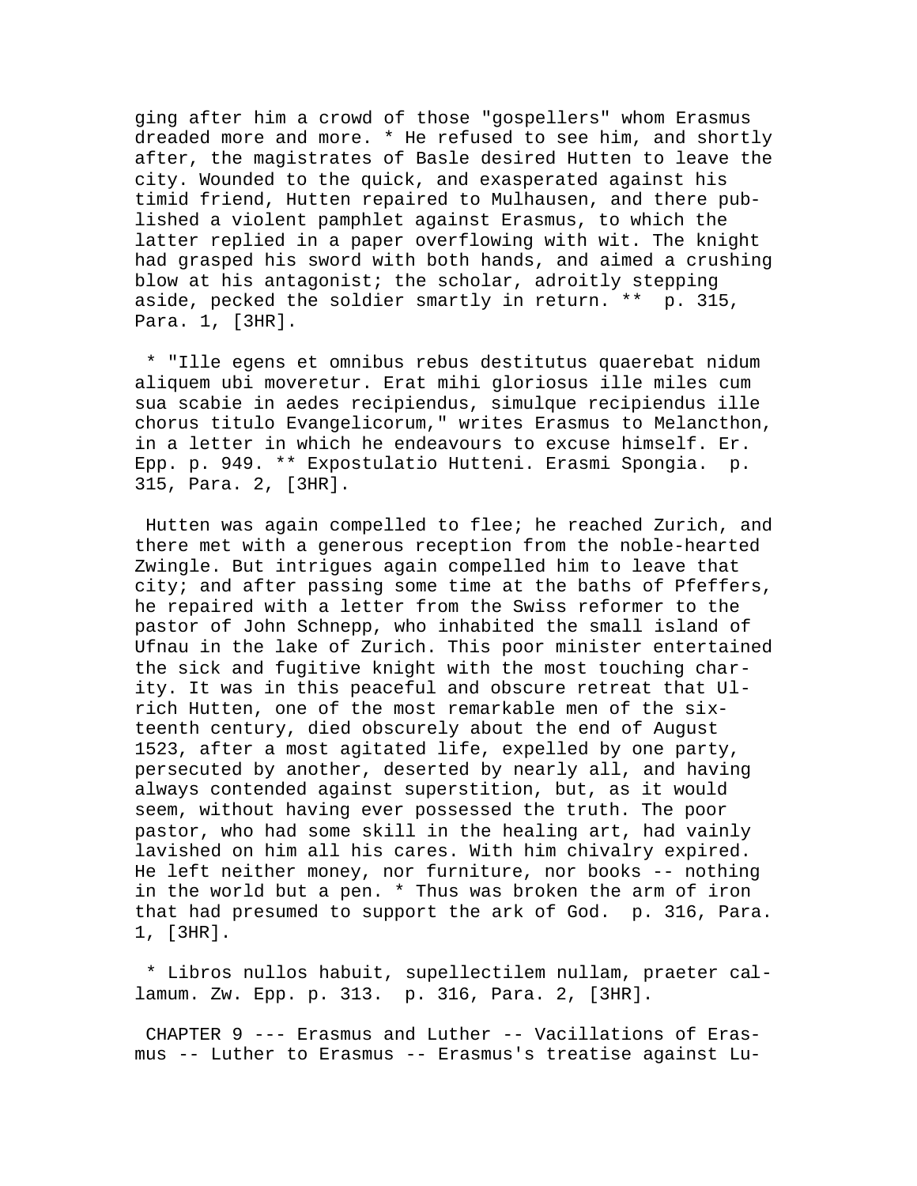ging after him a crowd of those "gospellers" whom Erasmus dreaded more and more. * He refused to see him, and shortly after, the magistrates of Basle desired Hutten to leave the city. Wounded to the quick, and exasperated against his timid friend, Hutten repaired to Mulhausen, and there published a violent pamphlet against Erasmus, to which the latter replied in a paper overflowing with wit. The knight had grasped his sword with both hands, and aimed a crushing blow at his antagonist; the scholar, adroitly stepping aside, pecked the soldier smartly in return. ** p. 315, Para. 1, [3HR].

* "Ille egens et omnibus rebus destitutus quaerebat nidum aliquem ubi moveretur. Erat mihi gloriosus ille miles cum sua scabie in aedes recipiendus, simulque recipiendus ille chorus titulo Evangelicorum," writes Erasmus to Melancthon, in a letter in which he endeavours to excuse himself. Er. Epp. p. 949. ** Expostulatio Hutteni. Erasmi Spongia. p. 315, Para. 2, [3HR].

Hutten was again compelled to flee; he reached Zurich, and there met with a generous reception from the noble-hearted Zwingle. But intrigues again compelled him to leave that city; and after passing some time at the baths of Pfeffers, he repaired with a letter from the Swiss reformer to the pastor of John Schnepp, who inhabited the small island of Ufnau in the lake of Zurich. This poor minister entertained the sick and fugitive knight with the most touching charity. It was in this peaceful and obscure retreat that Ulrich Hutten, one of the most remarkable men of the sixteenth century, died obscurely about the end of August 1523, after a most agitated life, expelled by one party, persecuted by another, deserted by nearly all, and having always contended against superstition, but, as it would seem, without having ever possessed the truth. The poor pastor, who had some skill in the healing art, had vainly lavished on him all his cares. With him chivalry expired. He left neither money, nor furniture, nor books -- nothing in the world but a pen. * Thus was broken the arm of iron that had presumed to support the ark of God. p. 316, Para. 1, [3HR].

* Libros nullos habuit, supellectilem nullam, praeter callamum. Zw. Epp. p. 313. p. 316, Para. 2, [3HR].

CHAPTER 9 --- Erasmus and Luther -- Vacillations of Erasmus -- Luther to Erasmus -- Erasmus's treatise against Lu-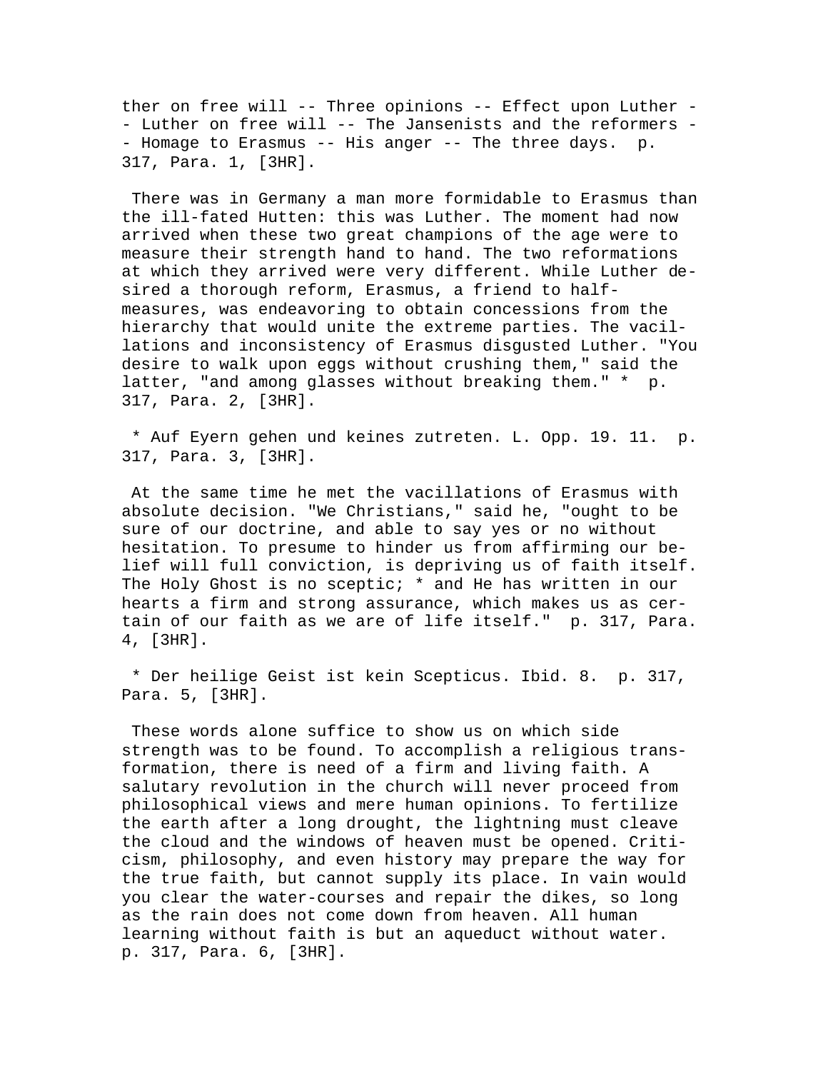ther on free will -- Three opinions -- Effect upon Luther -- Luther on free will -- The Jansenists and the reformers -- Homage to Erasmus -- His anger -- The three days. p. 317, Para. 1, [3HR].

There was in Germany a man more formidable to Erasmus than the ill-fated Hutten: this was Luther. The moment had now arrived when these two great champions of the age were to measure their strength hand to hand. The two reformations at which they arrived were very different. While Luther desired a thorough reform, Erasmus, a friend to half-measures, was endeavoring to obtain concessions from the hierarchy that would unite the extreme parties. The vacillations and inconsistency of Erasmus disgusted Luther. "You desire to walk upon eggs without crushing them," said the latter, "and among glasses without breaking them." * p. 317, Para. 2, [3HR].

* Auf Eyern gehen und keines zutreten. L. Opp. 19. 11. p. 317, Para. 3, [3HR].

At the same time he met the vacillations of Erasmus with absolute decision. "We Christians," said he, "ought to be sure of our doctrine, and able to say yes or no without hesitation. To presume to hinder us from affirming our belief will full conviction, is depriving us of faith itself. The Holy Ghost is no sceptic; * and He has written in our hearts a firm and strong assurance, which makes us as certain of our faith as we are of life itself." p. 317, Para. 4, [3HR].

* Der heilige Geist ist kein Scepticus. Ibid. 8. p. 317, Para. 5, [3HR].

These words alone suffice to show us on which side strength was to be found. To accomplish a religious transformation, there is need of a firm and living faith. A salutary revolution in the church will never proceed from philosophical views and mere human opinions. To fertilize the earth after a long drought, the lightning must cleave the cloud and the windows of heaven must be opened. Criticism, philosophy, and even history may prepare the way for the true faith, but cannot supply its place. In vain would you clear the water-courses and repair the dikes, so long as the rain does not come down from heaven. All human learning without faith is but an aqueduct without water. p. 317, Para. 6, [3HR].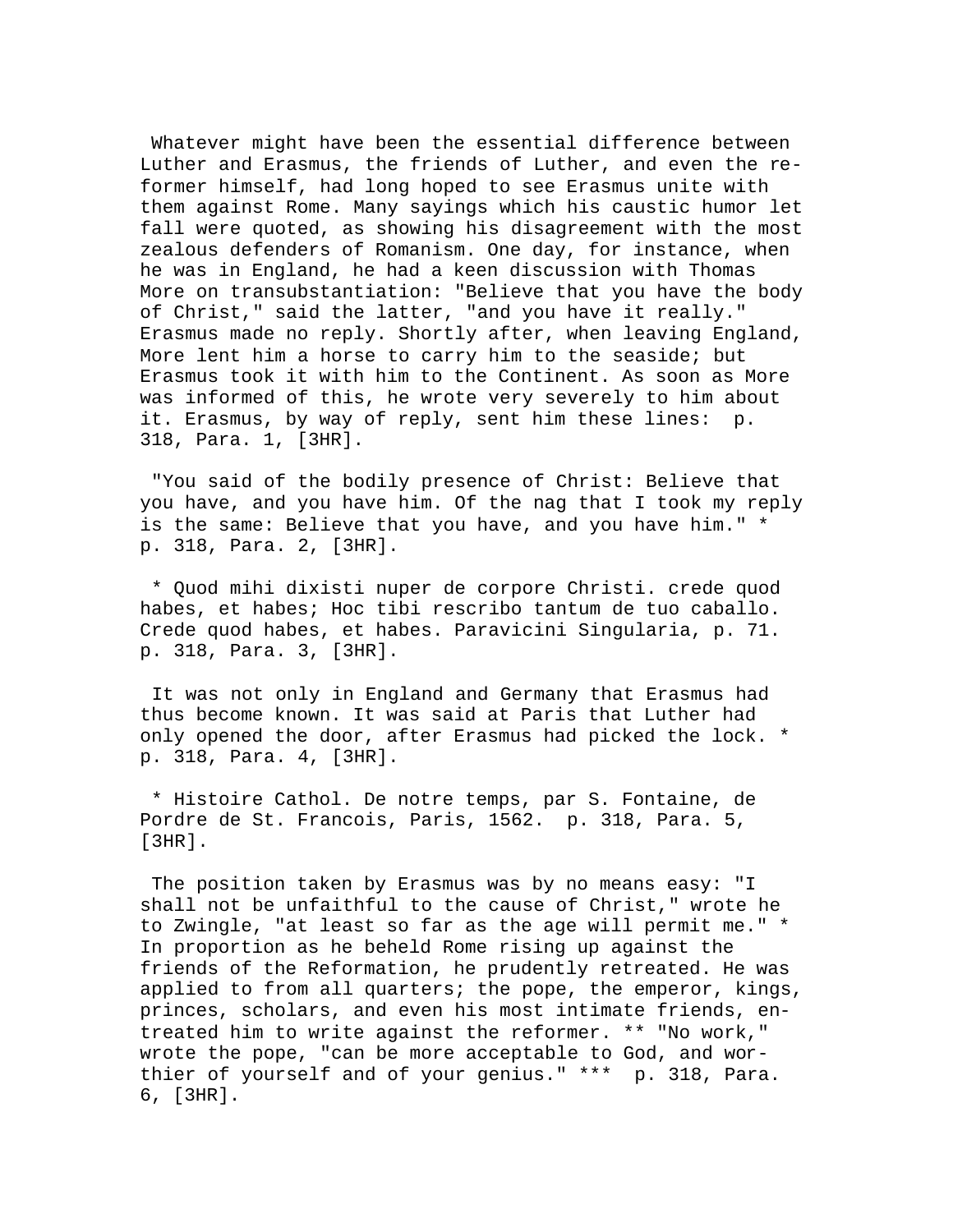Whatever might have been the essential difference between Luther and Erasmus, the friends of Luther, and even the reformer himself, had long hoped to see Erasmus unite with them against Rome. Many sayings which his caustic humor let fall were quoted, as showing his disagreement with the most zealous defenders of Romanism. One day, for instance, when he was in England, he had a keen discussion with Thomas More on transubstantiation: "Believe that you have the body of Christ," said the latter, "and you have it really." Erasmus made no reply. Shortly after, when leaving England, More lent him a horse to carry him to the seaside; but Erasmus took it with him to the Continent. As soon as More was informed of this, he wrote very severely to him about it. Erasmus, by way of reply, sent him these lines: p. 318, Para. 1, [3HR].

"You said of the bodily presence of Christ: Believe that you have, and you have him. Of the nag that I took my reply is the same: Believe that you have, and you have him." * p. 318, Para. 2, [3HR].

* Quod mihi dixisti nuper de corpore Christi. crede quod habes, et habes; Hoc tibi rescribo tantum de tuo caballo. Crede quod habes, et habes. Paravicini Singularia, p. 71. p. 318, Para. 3, [3HR].

It was not only in England and Germany that Erasmus had thus become known. It was said at Paris that Luther had only opened the door, after Erasmus had picked the lock. * p. 318, Para. 4, [3HR].

* Histoire Cathol. De notre temps, par S. Fontaine, de Pordre de St. Francois, Paris, 1562. p. 318, Para. 5, [3HR].

The position taken by Erasmus was by no means easy: "I shall not be unfaithful to the cause of Christ," wrote he to Zwingle, "at least so far as the age will permit me." * In proportion as he beheld Rome rising up against the friends of the Reformation, he prudently retreated. He was applied to from all quarters; the pope, the emperor, kings, princes, scholars, and even his most intimate friends, entreated him to write against the reformer. ** "No work," wrote the pope, "can be more acceptable to God, and worthier of yourself and of your genius." *** p. 318, Para. 6, [3HR].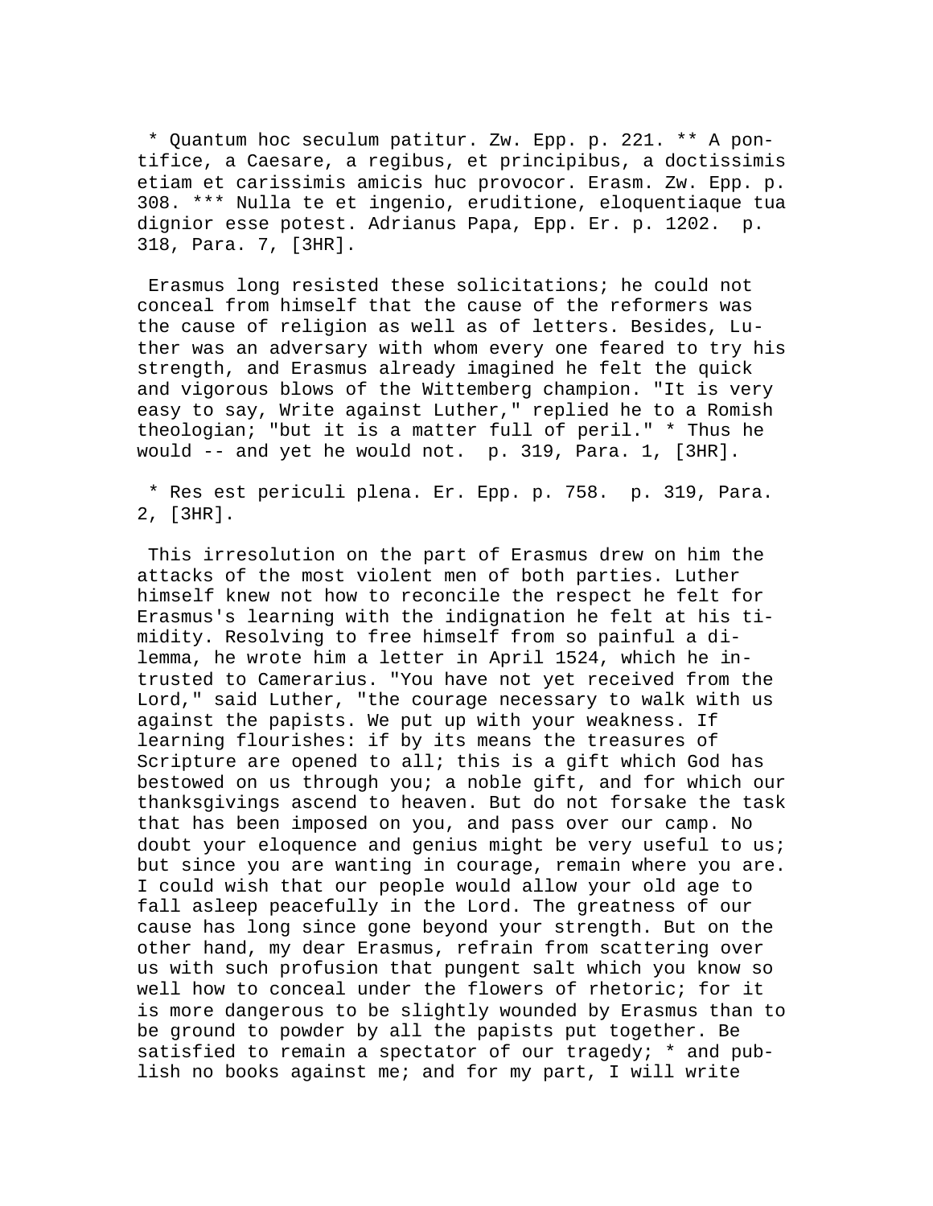* Quantum hoc seculum patitur. Zw. Epp. p. 221. ** A pontifice, a Caesare, a regibus, et principibus, a doctissimis etiam et carissimis amicis huc provocor. Erasm. Zw. Epp. p. 308. *** Nulla te et ingenio, eruditione, eloquentiaque tua dignior esse potest. Adrianus Papa, Epp. Er. p. 1202.  p. 318, Para. 7, [3HR].

Erasmus long resisted these solicitations; he could not conceal from himself that the cause of the reformers was the cause of religion as well as of letters. Besides, Luther was an adversary with whom every one feared to try his strength, and Erasmus already imagined he felt the quick and vigorous blows of the Wittemberg champion. "It is very easy to say, Write against Luther," replied he to a Romish theologian; "but it is a matter full of peril." * Thus he would -- and yet he would not.  p. 319, Para. 1, [3HR].

* Res est periculi plena. Er. Epp. p. 758.  p. 319, Para. 2, [3HR].

This irresolution on the part of Erasmus drew on him the attacks of the most violent men of both parties. Luther himself knew not how to reconcile the respect he felt for Erasmus's learning with the indignation he felt at his timidity. Resolving to free himself from so painful a dilemma, he wrote him a letter in April 1524, which he intrusted to Camerarius. "You have not yet received from the Lord," said Luther, "the courage necessary to walk with us against the papists. We put up with your weakness. If learning flourishes: if by its means the treasures of Scripture are opened to all; this is a gift which God has bestowed on us through you; a noble gift, and for which our thanksgivings ascend to heaven. But do not forsake the task that has been imposed on you, and pass over our camp. No doubt your eloquence and genius might be very useful to us; but since you are wanting in courage, remain where you are. I could wish that our people would allow your old age to fall asleep peacefully in the Lord. The greatness of our cause has long since gone beyond your strength. But on the other hand, my dear Erasmus, refrain from scattering over us with such profusion that pungent salt which you know so well how to conceal under the flowers of rhetoric; for it is more dangerous to be slightly wounded by Erasmus than to be ground to powder by all the papists put together. Be satisfied to remain a spectator of our tragedy; * and publish no books against me; and for my part, I will write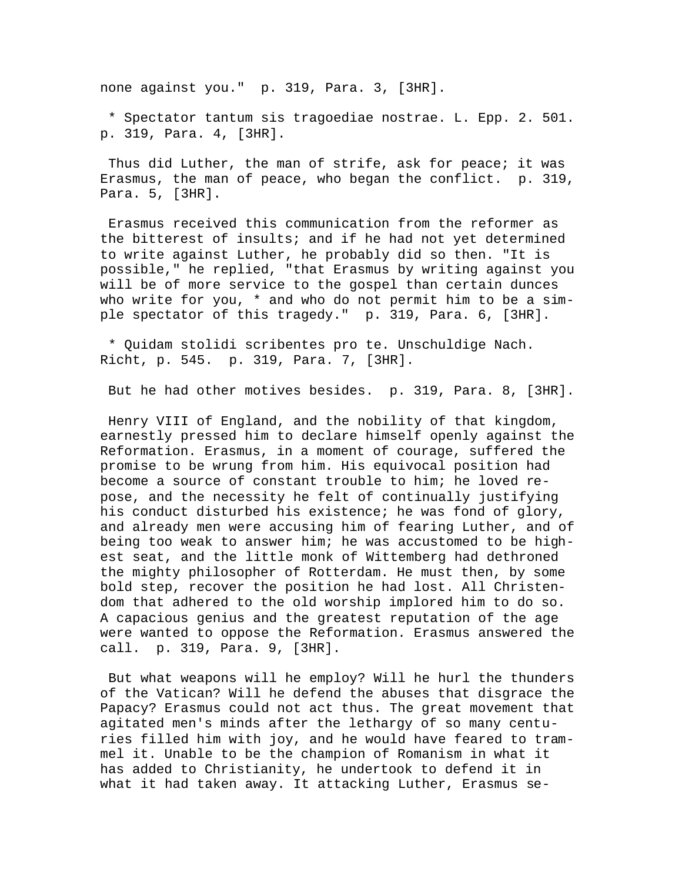none against you."  p. 319, Para. 3, [3HR].

* Spectator tantum sis tragoediae nostrae. L. Epp. 2. 501. p. 319, Para. 4, [3HR].

Thus did Luther, the man of strife, ask for peace; it was Erasmus, the man of peace, who began the conflict.  p. 319, Para. 5, [3HR].

Erasmus received this communication from the reformer as the bitterest of insults; and if he had not yet determined to write against Luther, he probably did so then. "It is possible," he replied, "that Erasmus by writing against you will be of more service to the gospel than certain dunces who write for you, * and who do not permit him to be a simple spectator of this tragedy."  p. 319, Para. 6, [3HR].

* Quidam stolidi scribentes pro te. Unschuldige Nach. Richt, p. 545.  p. 319, Para. 7, [3HR].

But he had other motives besides.  p. 319, Para. 8, [3HR].

Henry VIII of England, and the nobility of that kingdom, earnestly pressed him to declare himself openly against the Reformation. Erasmus, in a moment of courage, suffered the promise to be wrung from him. His equivocal position had become a source of constant trouble to him; he loved repose, and the necessity he felt of continually justifying his conduct disturbed his existence; he was fond of glory, and already men were accusing him of fearing Luther, and of being too weak to answer him; he was accustomed to be highest seat, and the little monk of Wittemberg had dethroned the mighty philosopher of Rotterdam. He must then, by some bold step, recover the position he had lost. All Christendom that adhered to the old worship implored him to do so. A capacious genius and the greatest reputation of the age were wanted to oppose the Reformation. Erasmus answered the call.  p. 319, Para. 9, [3HR].

But what weapons will he employ? Will he hurl the thunders of the Vatican? Will he defend the abuses that disgrace the Papacy? Erasmus could not act thus. The great movement that agitated men's minds after the lethargy of so many centuries filled him with joy, and he would have feared to trammel it. Unable to be the champion of Romanism in what it has added to Christianity, he undertook to defend it in what it had taken away. It attacking Luther, Erasmus se-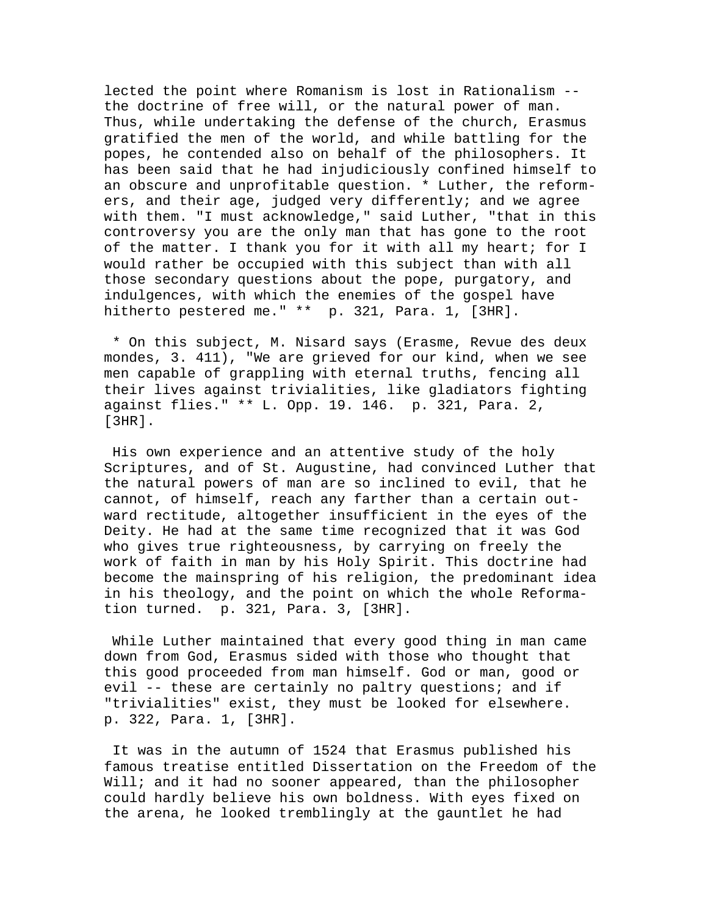lected the point where Romanism is lost in Rationalism -- the doctrine of free will, or the natural power of man. Thus, while undertaking the defense of the church, Erasmus gratified the men of the world, and while battling for the popes, he contended also on behalf of the philosophers. It has been said that he had injudiciously confined himself to an obscure and unprofitable question. * Luther, the reformers, and their age, judged very differently; and we agree with them. "I must acknowledge," said Luther, "that in this controversy you are the only man that has gone to the root of the matter. I thank you for it with all my heart; for I would rather be occupied with this subject than with all those secondary questions about the pope, purgatory, and indulgences, with which the enemies of the gospel have hitherto pestered me." ** p. 321, Para. 1, [3HR].

* On this subject, M. Nisard says (Erasme, Revue des deux mondes, 3. 411), "We are grieved for our kind, when we see men capable of grappling with eternal truths, fencing all their lives against trivialities, like gladiators fighting against flies." ** L. Opp. 19. 146. p. 321, Para. 2, [3HR].

His own experience and an attentive study of the holy Scriptures, and of St. Augustine, had convinced Luther that the natural powers of man are so inclined to evil, that he cannot, of himself, reach any farther than a certain outward rectitude, altogether insufficient in the eyes of the Deity. He had at the same time recognized that it was God who gives true righteousness, by carrying on freely the work of faith in man by his Holy Spirit. This doctrine had become the mainspring of his religion, the predominant idea in his theology, and the point on which the whole Reformation turned. p. 321, Para. 3, [3HR].

While Luther maintained that every good thing in man came down from God, Erasmus sided with those who thought that this good proceeded from man himself. God or man, good or evil -- these are certainly no paltry questions; and if "trivialities" exist, they must be looked for elsewhere. p. 322, Para. 1, [3HR].

It was in the autumn of 1524 that Erasmus published his famous treatise entitled Dissertation on the Freedom of the Will; and it had no sooner appeared, than the philosopher could hardly believe his own boldness. With eyes fixed on the arena, he looked tremblingly at the gauntlet he had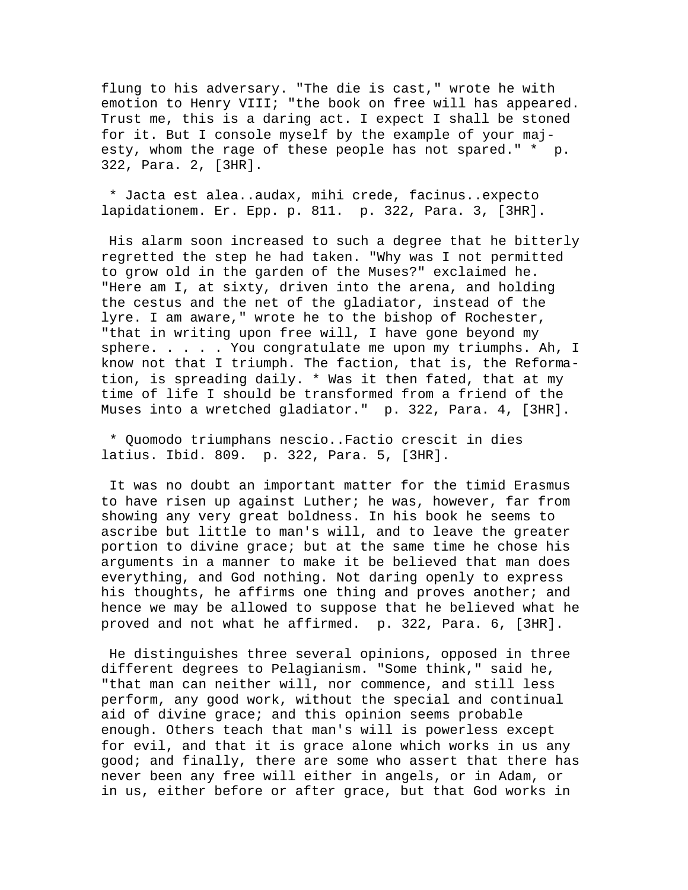flung to his adversary. "The die is cast," wrote he with emotion to Henry VIII; "the book on free will has appeared. Trust me, this is a daring act. I expect I shall be stoned for it. But I console myself by the example of your majesty, whom the rage of these people has not spared." * p. 322, Para. 2, [3HR].

* Jacta est alea..audax, mihi crede, facinus..expecto lapidationem. Er. Epp. p. 811. p. 322, Para. 3, [3HR].

His alarm soon increased to such a degree that he bitterly regretted the step he had taken. "Why was I not permitted to grow old in the garden of the Muses?" exclaimed he. "Here am I, at sixty, driven into the arena, and holding the cestus and the net of the gladiator, instead of the lyre. I am aware," wrote he to the bishop of Rochester, "that in writing upon free will, I have gone beyond my sphere. . . . . You congratulate me upon my triumphs. Ah, I know not that I triumph. The faction, that is, the Reformation, is spreading daily. * Was it then fated, that at my time of life I should be transformed from a friend of the Muses into a wretched gladiator." p. 322, Para. 4, [3HR].

* Quomodo triumphans nescio..Factio crescit in dies latius. Ibid. 809. p. 322, Para. 5, [3HR].

It was no doubt an important matter for the timid Erasmus to have risen up against Luther; he was, however, far from showing any very great boldness. In his book he seems to ascribe but little to man's will, and to leave the greater portion to divine grace; but at the same time he chose his arguments in a manner to make it be believed that man does everything, and God nothing. Not daring openly to express his thoughts, he affirms one thing and proves another; and hence we may be allowed to suppose that he believed what he proved and not what he affirmed. p. 322, Para. 6, [3HR].

He distinguishes three several opinions, opposed in three different degrees to Pelagianism. "Some think," said he, "that man can neither will, nor commence, and still less perform, any good work, without the special and continual aid of divine grace; and this opinion seems probable enough. Others teach that man's will is powerless except for evil, and that it is grace alone which works in us any good; and finally, there are some who assert that there has never been any free will either in angels, or in Adam, or in us, either before or after grace, but that God works in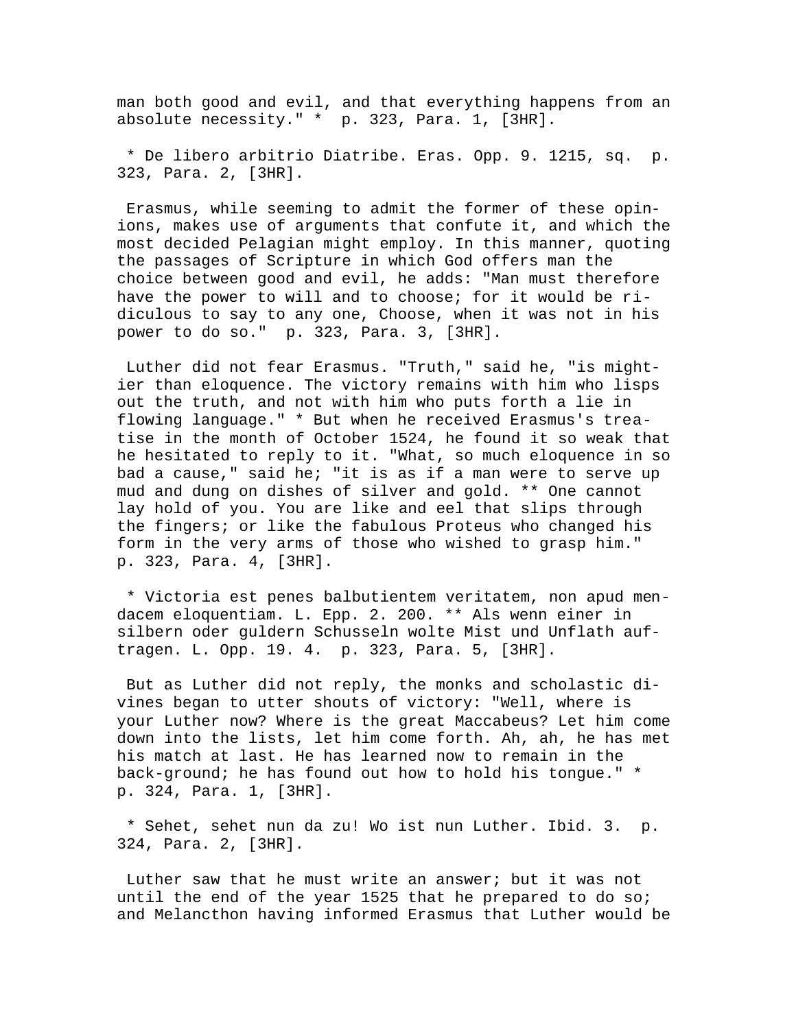man both good and evil, and that everything happens from an absolute necessity." * p. 323, Para. 1, [3HR].

* De libero arbitrio Diatribe. Eras. Opp. 9. 1215, sq. p. 323, Para. 2, [3HR].

Erasmus, while seeming to admit the former of these opinions, makes use of arguments that confute it, and which the most decided Pelagian might employ. In this manner, quoting the passages of Scripture in which God offers man the choice between good and evil, he adds: "Man must therefore have the power to will and to choose; for it would be ridiculous to say to any one, Choose, when it was not in his power to do so." p. 323, Para. 3, [3HR].

Luther did not fear Erasmus. "Truth," said he, "is mightier than eloquence. The victory remains with him who lisps out the truth, and not with him who puts forth a lie in flowing language." * But when he received Erasmus's treatise in the month of October 1524, he found it so weak that he hesitated to reply to it. "What, so much eloquence in so bad a cause," said he; "it is as if a man were to serve up mud and dung on dishes of silver and gold. ** One cannot lay hold of you. You are like and eel that slips through the fingers; or like the fabulous Proteus who changed his form in the very arms of those who wished to grasp him." p. 323, Para. 4, [3HR].

* Victoria est penes balbutientem veritatem, non apud mendacem eloquentiam. L. Epp. 2. 200. ** Als wenn einer in silbern oder guldern Schusseln wolte Mist und Unflath auftragen. L. Opp. 19. 4. p. 323, Para. 5, [3HR].

But as Luther did not reply, the monks and scholastic divines began to utter shouts of victory: "Well, where is your Luther now? Where is the great Maccabeus? Let him come down into the lists, let him come forth. Ah, ah, he has met his match at last. He has learned now to remain in the back-ground; he has found out how to hold his tongue." * p. 324, Para. 1, [3HR].

* Sehet, sehet nun da zu! Wo ist nun Luther. Ibid. 3. p. 324, Para. 2, [3HR].

Luther saw that he must write an answer; but it was not until the end of the year 1525 that he prepared to do so; and Melancthon having informed Erasmus that Luther would be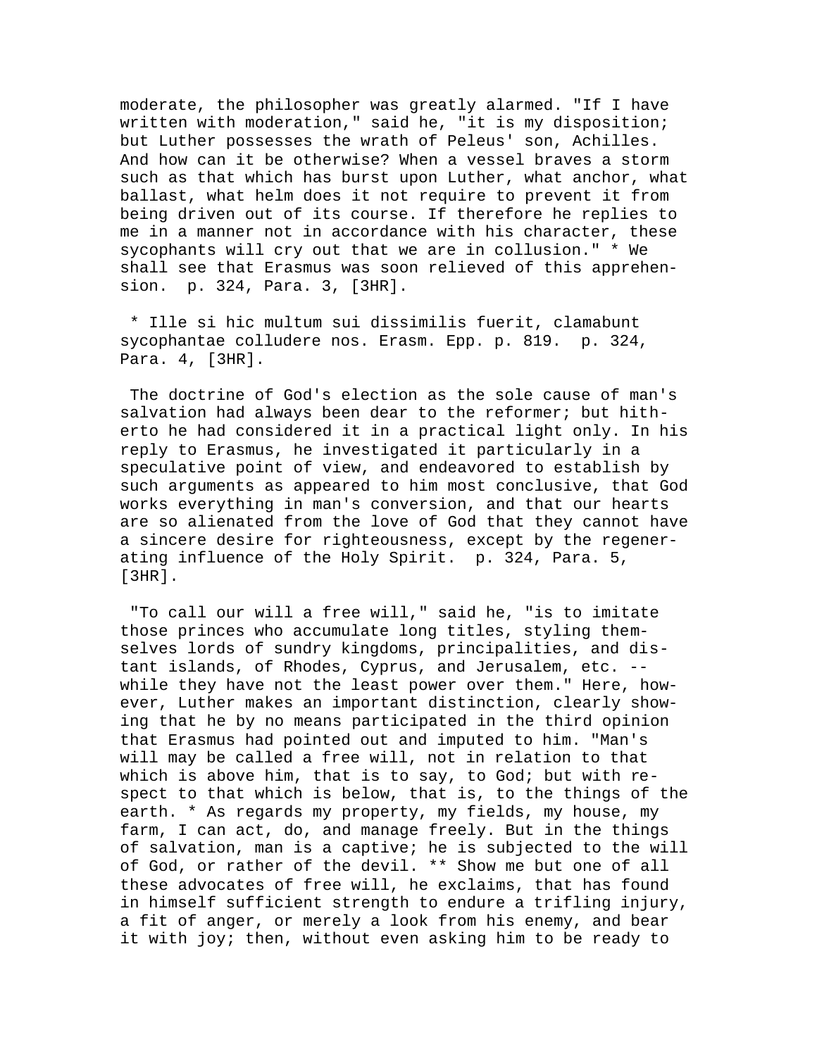moderate, the philosopher was greatly alarmed. "If I have written with moderation," said he, "it is my disposition; but Luther possesses the wrath of Peleus' son, Achilles. And how can it be otherwise? When a vessel braves a storm such as that which has burst upon Luther, what anchor, what ballast, what helm does it not require to prevent it from being driven out of its course. If therefore he replies to me in a manner not in accordance with his character, these sycophants will cry out that we are in collusion." * We shall see that Erasmus was soon relieved of this apprehension. p. 324, Para. 3, [3HR].

* Ille si hic multum sui dissimilis fuerit, clamabunt sycophantae colludere nos. Erasm. Epp. p. 819. p. 324, Para. 4, [3HR].

The doctrine of God's election as the sole cause of man's salvation had always been dear to the reformer; but hitherto he had considered it in a practical light only. In his reply to Erasmus, he investigated it particularly in a speculative point of view, and endeavored to establish by such arguments as appeared to him most conclusive, that God works everything in man's conversion, and that our hearts are so alienated from the love of God that they cannot have a sincere desire for righteousness, except by the regenerating influence of the Holy Spirit. p. 324, Para. 5, [3HR].

"To call our will a free will," said he, "is to imitate those princes who accumulate long titles, styling themselves lords of sundry kingdoms, principalities, and distant islands, of Rhodes, Cyprus, and Jerusalem, etc. -- while they have not the least power over them." Here, however, Luther makes an important distinction, clearly showing that he by no means participated in the third opinion that Erasmus had pointed out and imputed to him. "Man's will may be called a free will, not in relation to that which is above him, that is to say, to God; but with respect to that which is below, that is, to the things of the earth. * As regards my property, my fields, my house, my farm, I can act, do, and manage freely. But in the things of salvation, man is a captive; he is subjected to the will of God, or rather of the devil. ** Show me but one of all these advocates of free will, he exclaims, that has found in himself sufficient strength to endure a trifling injury, a fit of anger, or merely a look from his enemy, and bear it with joy; then, without even asking him to be ready to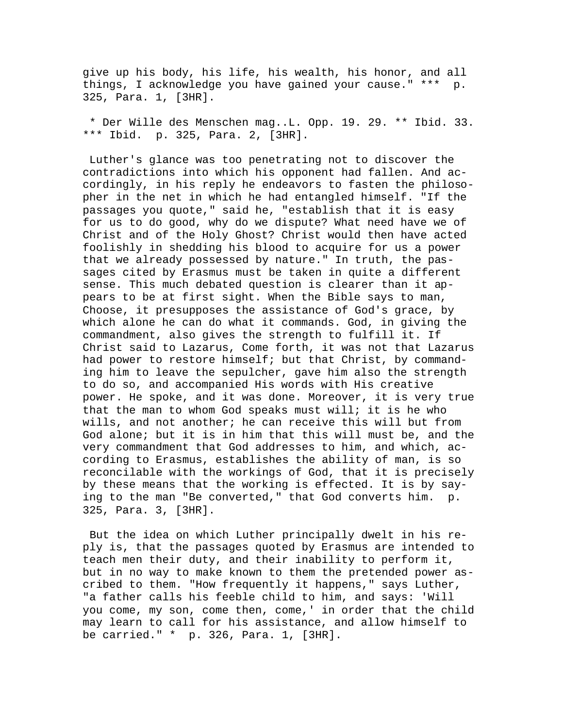give up his body, his life, his wealth, his honor, and all things, I acknowledge you have gained your cause." *** p. 325, Para. 1, [3HR].

* Der Wille des Menschen mag..L. Opp. 19. 29. ** Ibid. 33. *** Ibid. p. 325, Para. 2, [3HR].

Luther's glance was too penetrating not to discover the contradictions into which his opponent had fallen. And accordingly, in his reply he endeavors to fasten the philosopher in the net in which he had entangled himself. "If the passages you quote," said he, "establish that it is easy for us to do good, why do we dispute? What need have we of Christ and of the Holy Ghost? Christ would then have acted foolishly in shedding his blood to acquire for us a power that we already possessed by nature." In truth, the passages cited by Erasmus must be taken in quite a different sense. This much debated question is clearer than it appears to be at first sight. When the Bible says to man, Choose, it presupposes the assistance of God's grace, by which alone he can do what it commands. God, in giving the commandment, also gives the strength to fulfill it. If Christ said to Lazarus, Come forth, it was not that Lazarus had power to restore himself; but that Christ, by commanding him to leave the sepulcher, gave him also the strength to do so, and accompanied His words with His creative power. He spoke, and it was done. Moreover, it is very true that the man to whom God speaks must will; it is he who wills, and not another; he can receive this will but from God alone; but it is in him that this will must be, and the very commandment that God addresses to him, and which, according to Erasmus, establishes the ability of man, is so reconcilable with the workings of God, that it is precisely by these means that the working is effected. It is by saying to the man "Be converted," that God converts him. p. 325, Para. 3, [3HR].

But the idea on which Luther principally dwelt in his reply is, that the passages quoted by Erasmus are intended to teach men their duty, and their inability to perform it, but in no way to make known to them the pretended power ascribed to them. "How frequently it happens," says Luther, "a father calls his feeble child to him, and says: 'Will you come, my son, come then, come,' in order that the child may learn to call for his assistance, and allow himself to be carried." * p. 326, Para. 1, [3HR].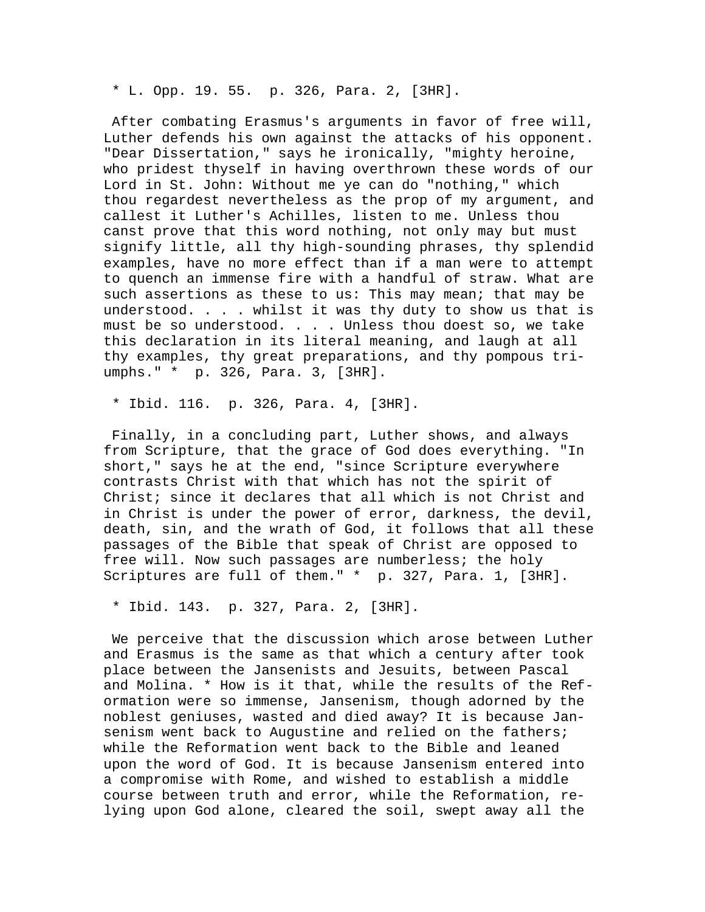* L. Opp. 19. 55. p. 326, Para. 2, [3HR].

After combating Erasmus's arguments in favor of free will, Luther defends his own against the attacks of his opponent. "Dear Dissertation," says he ironically, "mighty heroine, who pridest thyself in having overthrown these words of our Lord in St. John: Without me ye can do "nothing," which thou regardest nevertheless as the prop of my argument, and callest it Luther's Achilles, listen to me. Unless thou canst prove that this word nothing, not only may but must signify little, all thy high-sounding phrases, thy splendid examples, have no more effect than if a man were to attempt to quench an immense fire with a handful of straw. What are such assertions as these to us: This may mean; that may be understood. . . . whilst it was thy duty to show us that is must be so understood. . . . Unless thou doest so, we take this declaration in its literal meaning, and laugh at all thy examples, thy great preparations, and thy pompous triumphs." * p. 326, Para. 3, [3HR].

* Ibid. 116. p. 326, Para. 4, [3HR].

Finally, in a concluding part, Luther shows, and always from Scripture, that the grace of God does everything. "In short," says he at the end, "since Scripture everywhere contrasts Christ with that which has not the spirit of Christ; since it declares that all which is not Christ and in Christ is under the power of error, darkness, the devil, death, sin, and the wrath of God, it follows that all these passages of the Bible that speak of Christ are opposed to free will. Now such passages are numberless; the holy Scriptures are full of them." * p. 327, Para. 1, [3HR].

* Ibid. 143. p. 327, Para. 2, [3HR].

We perceive that the discussion which arose between Luther and Erasmus is the same as that which a century after took place between the Jansenists and Jesuits, between Pascal and Molina. * How is it that, while the results of the Reformation were so immense, Jansenism, though adorned by the noblest geniuses, wasted and died away? It is because Jansenism went back to Augustine and relied on the fathers; while the Reformation went back to the Bible and leaned upon the word of God. It is because Jansenism entered into a compromise with Rome, and wished to establish a middle course between truth and error, while the Reformation, relying upon God alone, cleared the soil, swept away all the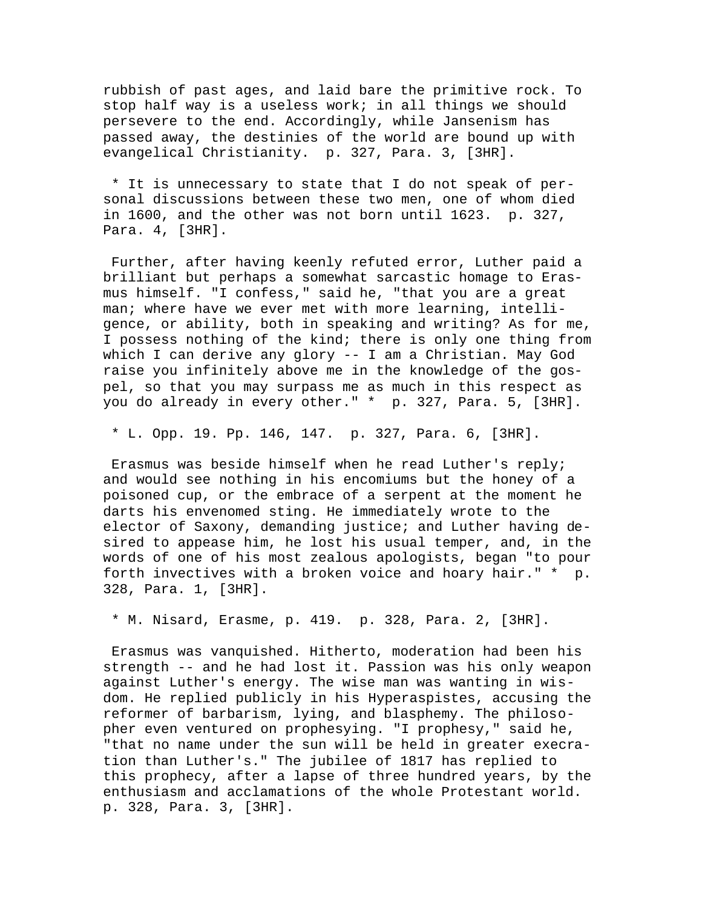rubbish of past ages, and laid bare the primitive rock. To stop half way is a useless work; in all things we should persevere to the end. Accordingly, while Jansenism has passed away, the destinies of the world are bound up with evangelical Christianity.  p. 327, Para. 3, [3HR].

* It is unnecessary to state that I do not speak of personal discussions between these two men, one of whom died in 1600, and the other was not born until 1623.  p. 327, Para. 4, [3HR].

Further, after having keenly refuted error, Luther paid a brilliant but perhaps a somewhat sarcastic homage to Erasmus himself. "I confess," said he, "that you are a great man; where have we ever met with more learning, intelligence, or ability, both in speaking and writing? As for me, I possess nothing of the kind; there is only one thing from which I can derive any glory -- I am a Christian. May God raise you infinitely above me in the knowledge of the gospel, so that you may surpass me as much in this respect as you do already in every other." *  p. 327, Para. 5, [3HR].

* L. Opp. 19. Pp. 146, 147.  p. 327, Para. 6, [3HR].

Erasmus was beside himself when he read Luther's reply; and would see nothing in his encomiums but the honey of a poisoned cup, or the embrace of a serpent at the moment he darts his envenomed sting. He immediately wrote to the elector of Saxony, demanding justice; and Luther having desired to appease him, he lost his usual temper, and, in the words of one of his most zealous apologists, began "to pour forth invectives with a broken voice and hoary hair." *  p. 328, Para. 1, [3HR].

* M. Nisard, Erasme, p. 419.  p. 328, Para. 2, [3HR].

Erasmus was vanquished. Hitherto, moderation had been his strength -- and he had lost it. Passion was his only weapon against Luther's energy. The wise man was wanting in wisdom. He replied publicly in his Hyperaspistes, accusing the reformer of barbarism, lying, and blasphemy. The philosopher even ventured on prophesying. "I prophesy," said he, "that no name under the sun will be held in greater execration than Luther's." The jubilee of 1817 has replied to this prophecy, after a lapse of three hundred years, by the enthusiasm and acclamations of the whole Protestant world.  p. 328, Para. 3, [3HR].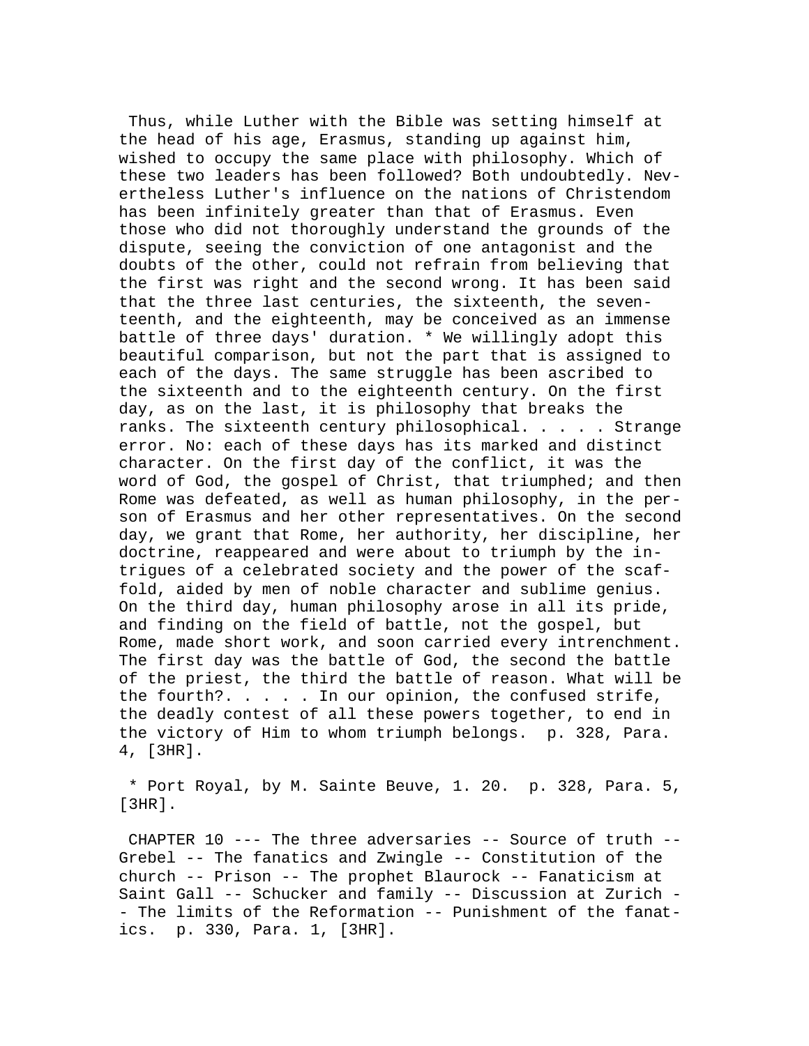Thus, while Luther with the Bible was setting himself at the head of his age, Erasmus, standing up against him, wished to occupy the same place with philosophy. Which of these two leaders has been followed? Both undoubtedly. Nevertheless Luther's influence on the nations of Christendom has been infinitely greater than that of Erasmus. Even those who did not thoroughly understand the grounds of the dispute, seeing the conviction of one antagonist and the doubts of the other, could not refrain from believing that the first was right and the second wrong. It has been said that the three last centuries, the sixteenth, the seventeenth, and the eighteenth, may be conceived as an immense battle of three days' duration. * We willingly adopt this beautiful comparison, but not the part that is assigned to each of the days. The same struggle has been ascribed to the sixteenth and to the eighteenth century. On the first day, as on the last, it is philosophy that breaks the ranks. The sixteenth century philosophical. . . . . Strange error. No: each of these days has its marked and distinct character. On the first day of the conflict, it was the word of God, the gospel of Christ, that triumphed; and then Rome was defeated, as well as human philosophy, in the person of Erasmus and her other representatives. On the second day, we grant that Rome, her authority, her discipline, her doctrine, reappeared and were about to triumph by the intrigues of a celebrated society and the power of the scaffold, aided by men of noble character and sublime genius. On the third day, human philosophy arose in all its pride, and finding on the field of battle, not the gospel, but Rome, made short work, and soon carried every intrenchment. The first day was the battle of God, the second the battle of the priest, the third the battle of reason. What will be the fourth?. . . . . In our opinion, the confused strife, the deadly contest of all these powers together, to end in the victory of Him to whom triumph belongs. p. 328, Para. 4, [3HR].

* Port Royal, by M. Sainte Beuve, 1. 20. p. 328, Para. 5, [3HR].

CHAPTER 10 --- The three adversaries -- Source of truth -- Grebel -- The fanatics and Zwingle -- Constitution of the church -- Prison -- The prophet Blaurock -- Fanaticism at Saint Gall -- Schucker and family -- Discussion at Zurich -- The limits of the Reformation -- Punishment of the fanatics. p. 330, Para. 1, [3HR].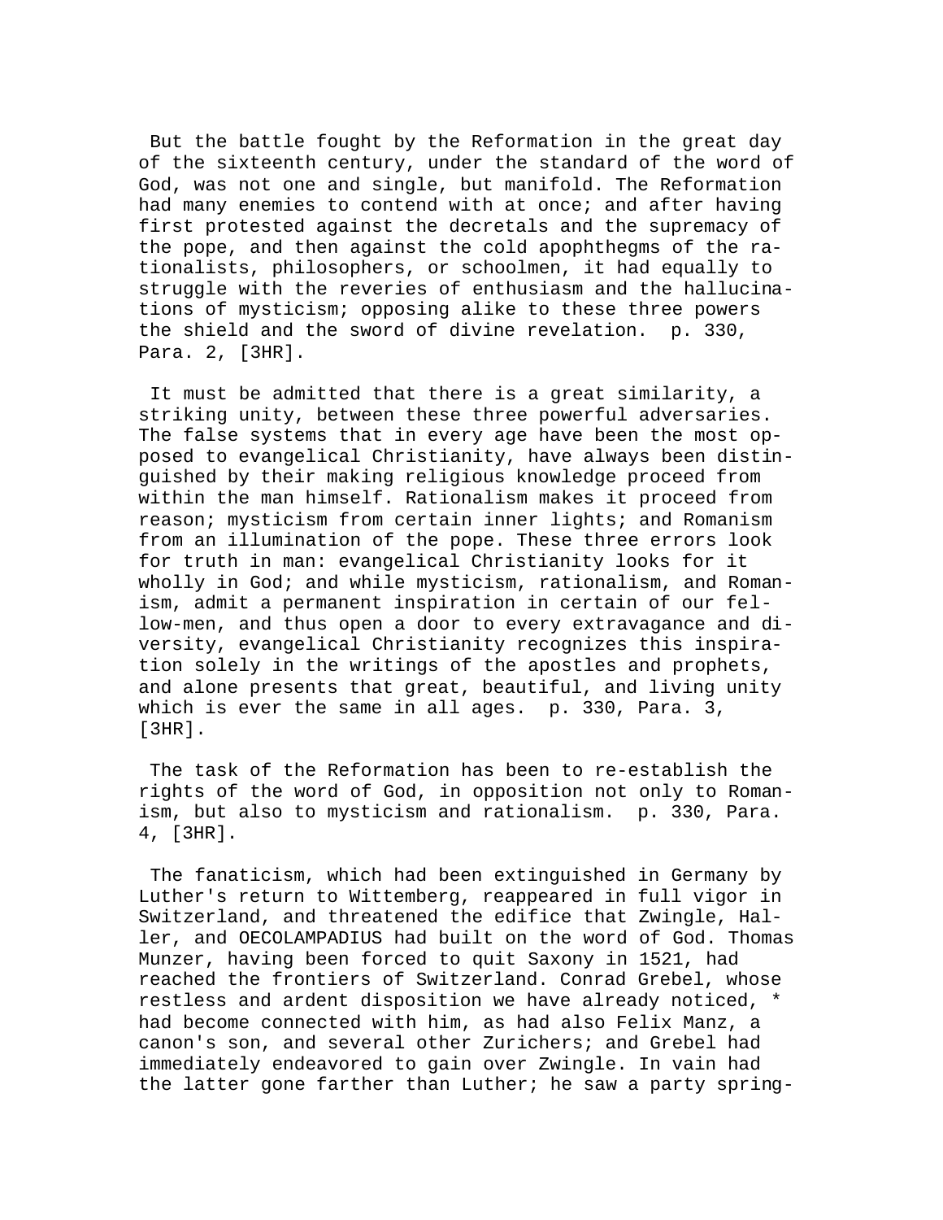But the battle fought by the Reformation in the great day of the sixteenth century, under the standard of the word of God, was not one and single, but manifold. The Reformation had many enemies to contend with at once; and after having first protested against the decretals and the supremacy of the pope, and then against the cold apophthegms of the rationalists, philosophers, or schoolmen, it had equally to struggle with the reveries of enthusiasm and the hallucinations of mysticism; opposing alike to these three powers the shield and the sword of divine revelation. p. 330, Para. 2, [3HR].

It must be admitted that there is a great similarity, a striking unity, between these three powerful adversaries. The false systems that in every age have been the most opposed to evangelical Christianity, have always been distinguished by their making religious knowledge proceed from within the man himself. Rationalism makes it proceed from reason; mysticism from certain inner lights; and Romanism from an illumination of the pope. These three errors look for truth in man: evangelical Christianity looks for it wholly in God; and while mysticism, rationalism, and Romanism, admit a permanent inspiration in certain of our fellow-men, and thus open a door to every extravagance and diversity, evangelical Christianity recognizes this inspiration solely in the writings of the apostles and prophets, and alone presents that great, beautiful, and living unity which is ever the same in all ages. p. 330, Para. 3, [3HR].

The task of the Reformation has been to re-establish the rights of the word of God, in opposition not only to Romanism, but also to mysticism and rationalism. p. 330, Para. 4, [3HR].

The fanaticism, which had been extinguished in Germany by Luther's return to Wittemberg, reappeared in full vigor in Switzerland, and threatened the edifice that Zwingle, Haller, and OECOLAMPADIUS had built on the word of God. Thomas Munzer, having been forced to quit Saxony in 1521, had reached the frontiers of Switzerland. Conrad Grebel, whose restless and ardent disposition we have already noticed, * had become connected with him, as had also Felix Manz, a canon's son, and several other Zurichers; and Grebel had immediately endeavored to gain over Zwingle. In vain had the latter gone farther than Luther; he saw a party spring-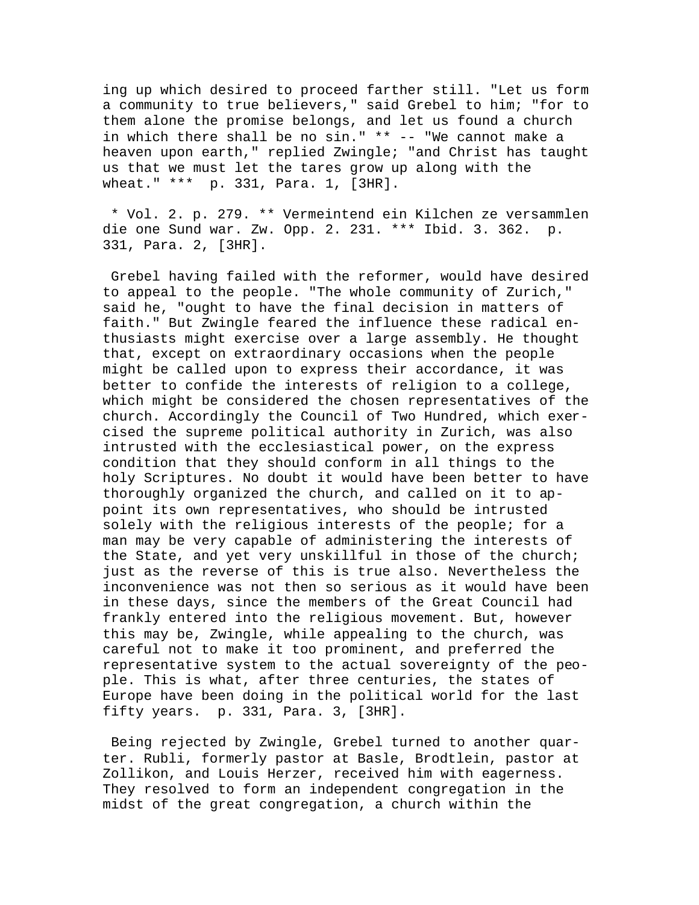ing up which desired to proceed farther still. "Let us form a community to true believers," said Grebel to him; "for to them alone the promise belongs, and let us found a church in which there shall be no sin." ** -- "We cannot make a heaven upon earth," replied Zwingle; "and Christ has taught us that we must let the tares grow up along with the wheat." *** p. 331, Para. 1, [3HR].

* Vol. 2. p. 279. ** Vermeintend ein Kilchen ze versammlen die one Sund war. Zw. Opp. 2. 231. *** Ibid. 3. 362. p. 331, Para. 2, [3HR].

Grebel having failed with the reformer, would have desired to appeal to the people. "The whole community of Zurich," said he, "ought to have the final decision in matters of faith." But Zwingle feared the influence these radical enthusiasts might exercise over a large assembly. He thought that, except on extraordinary occasions when the people might be called upon to express their accordance, it was better to confide the interests of religion to a college, which might be considered the chosen representatives of the church. Accordingly the Council of Two Hundred, which exercised the supreme political authority in Zurich, was also intrusted with the ecclesiastical power, on the express condition that they should conform in all things to the holy Scriptures. No doubt it would have been better to have thoroughly organized the church, and called on it to appoint its own representatives, who should be intrusted solely with the religious interests of the people; for a man may be very capable of administering the interests of the State, and yet very unskillful in those of the church; just as the reverse of this is true also. Nevertheless the inconvenience was not then so serious as it would have been in these days, since the members of the Great Council had frankly entered into the religious movement. But, however this may be, Zwingle, while appealing to the church, was careful not to make it too prominent, and preferred the representative system to the actual sovereignty of the people. This is what, after three centuries, the states of Europe have been doing in the political world for the last fifty years. p. 331, Para. 3, [3HR].

Being rejected by Zwingle, Grebel turned to another quarter. Rubli, formerly pastor at Basle, Brodtlein, pastor at Zollikon, and Louis Herzer, received him with eagerness. They resolved to form an independent congregation in the midst of the great congregation, a church within the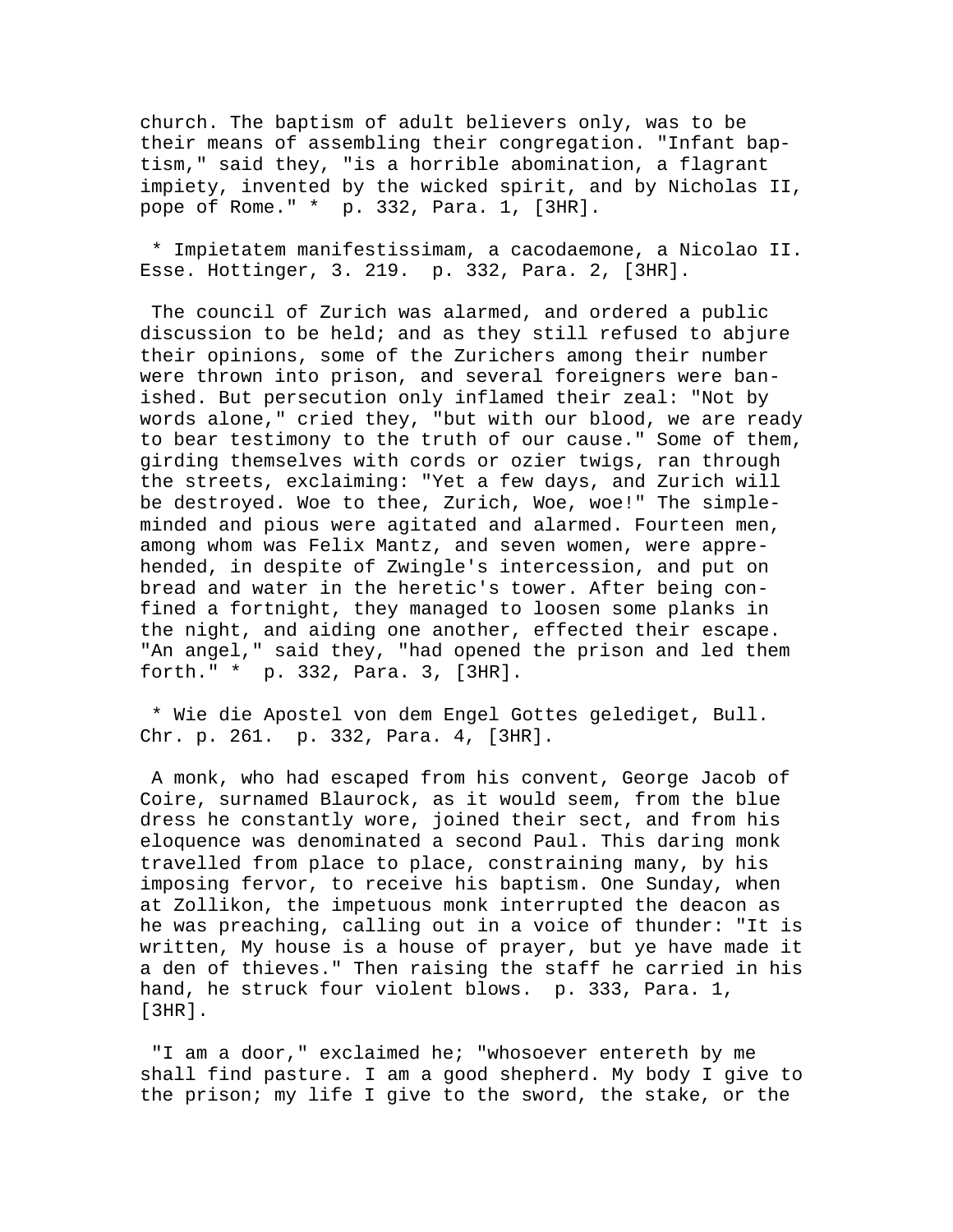church. The baptism of adult believers only, was to be their means of assembling their congregation. "Infant baptism," said they, "is a horrible abomination, a flagrant impiety, invented by the wicked spirit, and by Nicholas II, pope of Rome." * p. 332, Para. 1, [3HR].

* Impietatem manifestissimam, a cacodaemone, a Nicolao II. Esse. Hottinger, 3. 219. p. 332, Para. 2, [3HR].

The council of Zurich was alarmed, and ordered a public discussion to be held; and as they still refused to abjure their opinions, some of the Zurichers among their number were thrown into prison, and several foreigners were banished. But persecution only inflamed their zeal: "Not by words alone," cried they, "but with our blood, we are ready to bear testimony to the truth of our cause." Some of them, girding themselves with cords or ozier twigs, ran through the streets, exclaiming: "Yet a few days, and Zurich will be destroyed. Woe to thee, Zurich, Woe, woe!" The simple-minded and pious were agitated and alarmed. Fourteen men, among whom was Felix Mantz, and seven women, were apprehended, in despite of Zwingle's intercession, and put on bread and water in the heretic's tower. After being confined a fortnight, they managed to loosen some planks in the night, and aiding one another, effected their escape. "An angel," said they, "had opened the prison and led them forth." * p. 332, Para. 3, [3HR].

* Wie die Apostel von dem Engel Gottes gelediget, Bull. Chr. p. 261. p. 332, Para. 4, [3HR].

A monk, who had escaped from his convent, George Jacob of Coire, surnamed Blaurock, as it would seem, from the blue dress he constantly wore, joined their sect, and from his eloquence was denominated a second Paul. This daring monk travelled from place to place, constraining many, by his imposing fervor, to receive his baptism. One Sunday, when at Zollikon, the impetuous monk interrupted the deacon as he was preaching, calling out in a voice of thunder: "It is written, My house is a house of prayer, but ye have made it a den of thieves." Then raising the staff he carried in his hand, he struck four violent blows. p. 333, Para. 1, [3HR].

"I am a door," exclaimed he; "whosoever entereth by me shall find pasture. I am a good shepherd. My body I give to the prison; my life I give to the sword, the stake, or the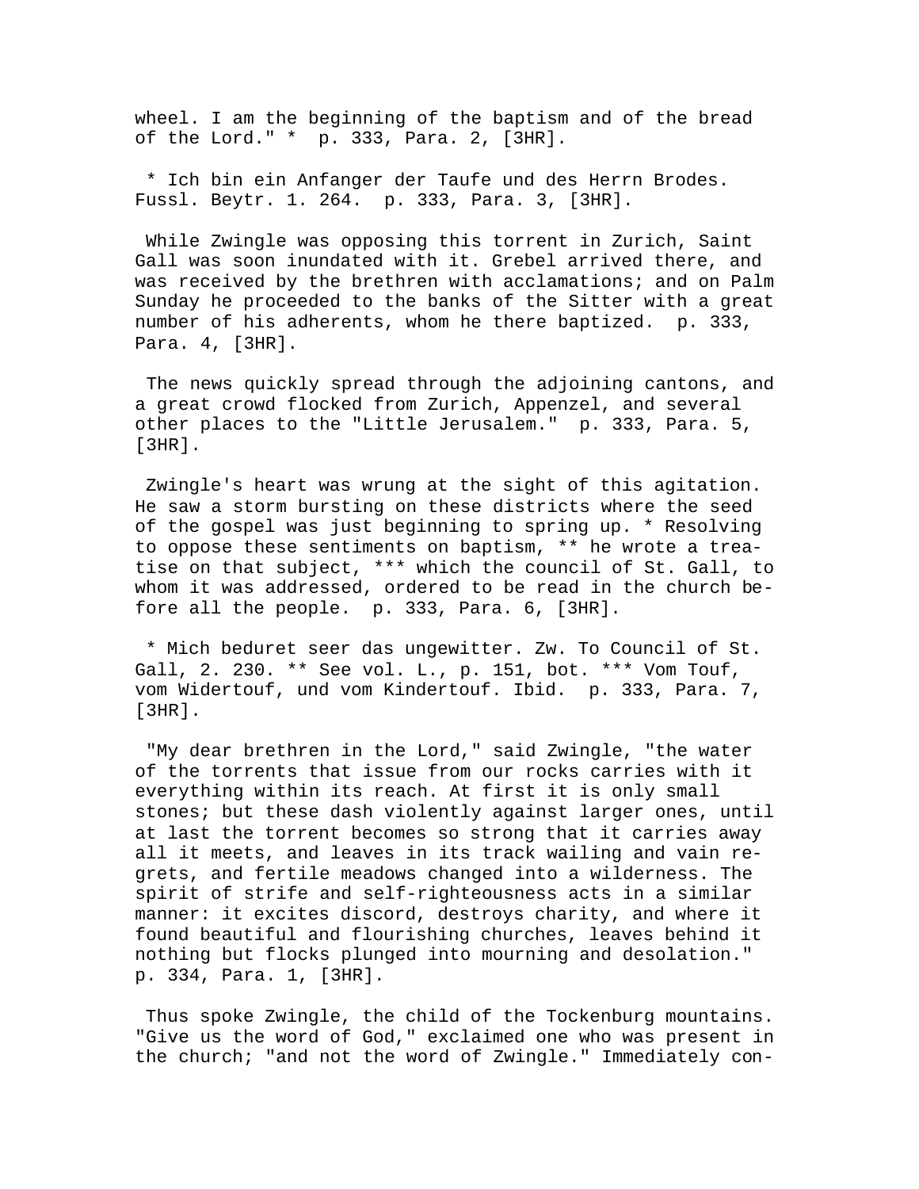wheel. I am the beginning of the baptism and of the bread of the Lord." * p. 333, Para. 2, [3HR].

* Ich bin ein Anfanger der Taufe und des Herrn Brodes. Fussl. Beytr. 1. 264. p. 333, Para. 3, [3HR].

While Zwingle was opposing this torrent in Zurich, Saint Gall was soon inundated with it. Grebel arrived there, and was received by the brethren with acclamations; and on Palm Sunday he proceeded to the banks of the Sitter with a great number of his adherents, whom he there baptized. p. 333, Para. 4, [3HR].

The news quickly spread through the adjoining cantons, and a great crowd flocked from Zurich, Appenzel, and several other places to the "Little Jerusalem." p. 333, Para. 5, [3HR].

Zwingle's heart was wrung at the sight of this agitation. He saw a storm bursting on these districts where the seed of the gospel was just beginning to spring up. * Resolving to oppose these sentiments on baptism, ** he wrote a treatise on that subject, *** which the council of St. Gall, to whom it was addressed, ordered to be read in the church before all the people. p. 333, Para. 6, [3HR].

* Mich beduret seer das ungewitter. Zw. To Council of St. Gall, 2. 230. ** See vol. L., p. 151, bot. *** Vom Touf, vom Widertouf, und vom Kindertouf. Ibid. p. 333, Para. 7, [3HR].

"My dear brethren in the Lord," said Zwingle, "the water of the torrents that issue from our rocks carries with it everything within its reach. At first it is only small stones; but these dash violently against larger ones, until at last the torrent becomes so strong that it carries away all it meets, and leaves in its track wailing and vain regrets, and fertile meadows changed into a wilderness. The spirit of strife and self-righteousness acts in a similar manner: it excites discord, destroys charity, and where it found beautiful and flourishing churches, leaves behind it nothing but flocks plunged into mourning and desolation." p. 334, Para. 1, [3HR].

Thus spoke Zwingle, the child of the Tockenburg mountains. "Give us the word of God," exclaimed one who was present in the church; "and not the word of Zwingle." Immediately con-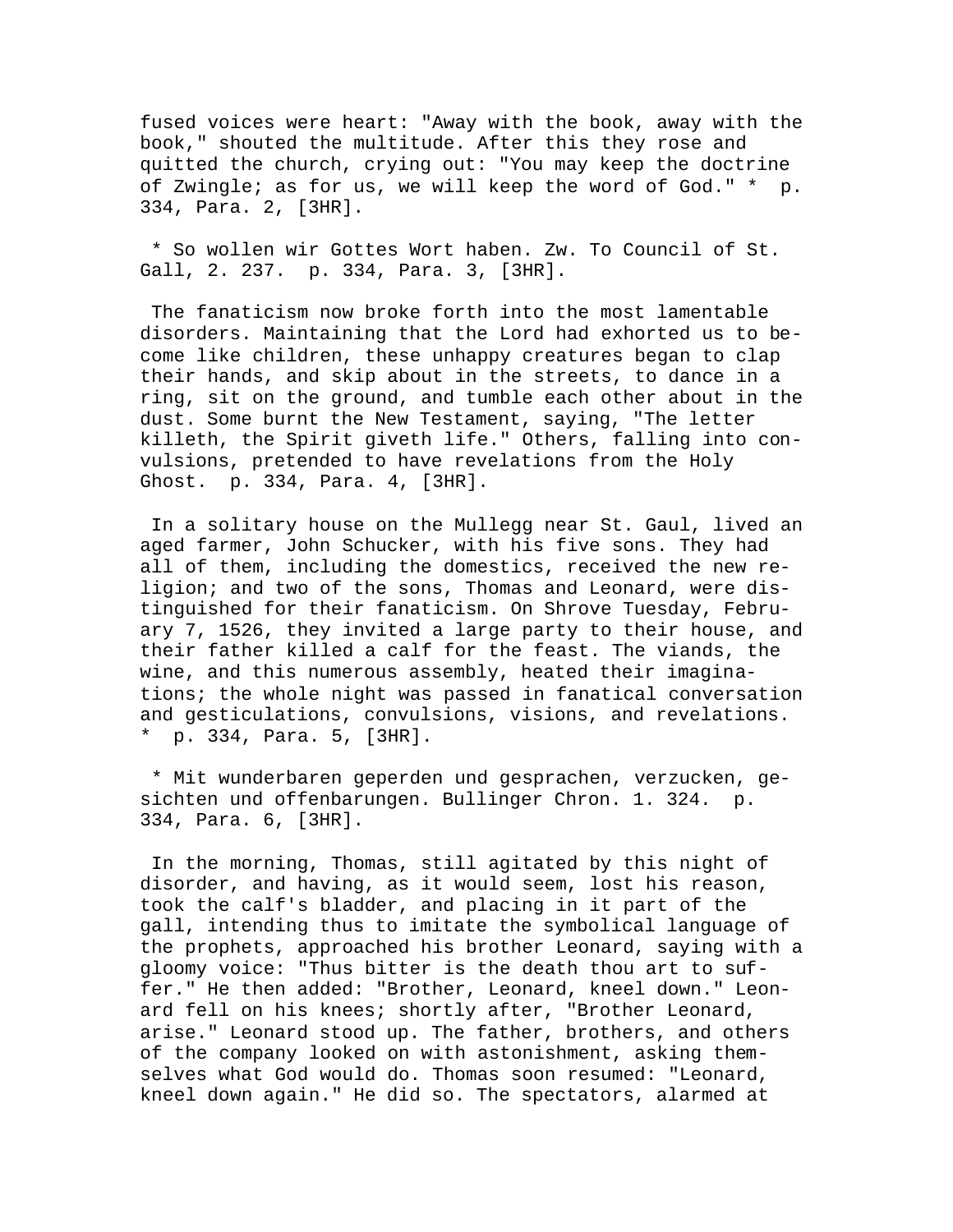fused voices were heart: "Away with the book, away with the book," shouted the multitude. After this they rose and quitted the church, crying out: "You may keep the doctrine of Zwingle; as for us, we will keep the word of God." * p. 334, Para. 2, [3HR].

* So wollen wir Gottes Wort haben. Zw. To Council of St. Gall, 2. 237. p. 334, Para. 3, [3HR].

The fanaticism now broke forth into the most lamentable disorders. Maintaining that the Lord had exhorted us to become like children, these unhappy creatures began to clap their hands, and skip about in the streets, to dance in a ring, sit on the ground, and tumble each other about in the dust. Some burnt the New Testament, saying, "The letter killeth, the Spirit giveth life." Others, falling into convulsions, pretended to have revelations from the Holy Ghost. p. 334, Para. 4, [3HR].

In a solitary house on the Mullegg near St. Gaul, lived an aged farmer, John Schucker, with his five sons. They had all of them, including the domestics, received the new religion; and two of the sons, Thomas and Leonard, were distinguished for their fanaticism. On Shrove Tuesday, February 7, 1526, they invited a large party to their house, and their father killed a calf for the feast. The viands, the wine, and this numerous assembly, heated their imaginations; the whole night was passed in fanatical conversation and gesticulations, convulsions, visions, and revelations. * p. 334, Para. 5, [3HR].

* Mit wunderbaren geperden und gesprachen, verzucken, gesichten und offenbarungen. Bullinger Chron. 1. 324. p. 334, Para. 6, [3HR].

In the morning, Thomas, still agitated by this night of disorder, and having, as it would seem, lost his reason, took the calf's bladder, and placing in it part of the gall, intending thus to imitate the symbolical language of the prophets, approached his brother Leonard, saying with a gloomy voice: "Thus bitter is the death thou art to suffer." He then added: "Brother, Leonard, kneel down." Leonard fell on his knees; shortly after, "Brother Leonard, arise." Leonard stood up. The father, brothers, and others of the company looked on with astonishment, asking themselves what God would do. Thomas soon resumed: "Leonard, kneel down again." He did so. The spectators, alarmed at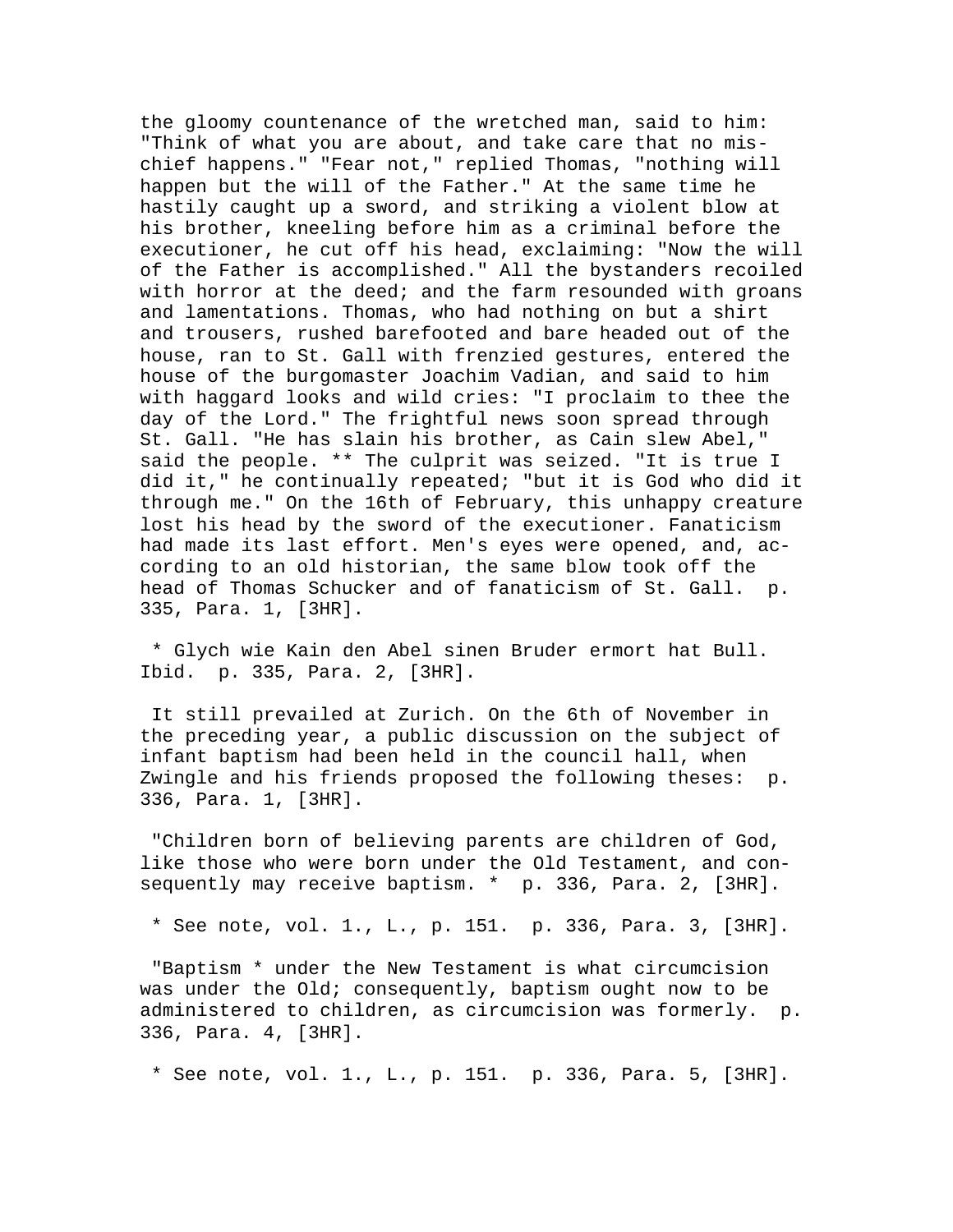the gloomy countenance of the wretched man, said to him: "Think of what you are about, and take care that no mischief happens." "Fear not," replied Thomas, "nothing will happen but the will of the Father." At the same time he hastily caught up a sword, and striking a violent blow at his brother, kneeling before him as a criminal before the executioner, he cut off his head, exclaiming: "Now the will of the Father is accomplished." All the bystanders recoiled with horror at the deed; and the farm resounded with groans and lamentations. Thomas, who had nothing on but a shirt and trousers, rushed barefooted and bare headed out of the house, ran to St. Gall with frenzied gestures, entered the house of the burgomaster Joachim Vadian, and said to him with haggard looks and wild cries: "I proclaim to thee the day of the Lord." The frightful news soon spread through St. Gall. "He has slain his brother, as Cain slew Abel," said the people. ** The culprit was seized. "It is true I did it," he continually repeated; "but it is God who did it through me." On the 16th of February, this unhappy creature lost his head by the sword of the executioner. Fanaticism had made its last effort. Men's eyes were opened, and, according to an old historian, the same blow took off the head of Thomas Schucker and of fanaticism of St. Gall. p. 335, Para. 1, [3HR].

* Glych wie Kain den Abel sinen Bruder ermort hat Bull. Ibid. p. 335, Para. 2, [3HR].

It still prevailed at Zurich. On the 6th of November in the preceding year, a public discussion on the subject of infant baptism had been held in the council hall, when Zwingle and his friends proposed the following theses: p. 336, Para. 1, [3HR].

"Children born of believing parents are children of God, like those who were born under the Old Testament, and consequently may receive baptism. * p. 336, Para. 2, [3HR].

* See note, vol. 1., L., p. 151. p. 336, Para. 3, [3HR].

"Baptism * under the New Testament is what circumcision was under the Old; consequently, baptism ought now to be administered to children, as circumcision was formerly. p. 336, Para. 4, [3HR].

* See note, vol. 1., L., p. 151. p. 336, Para. 5, [3HR].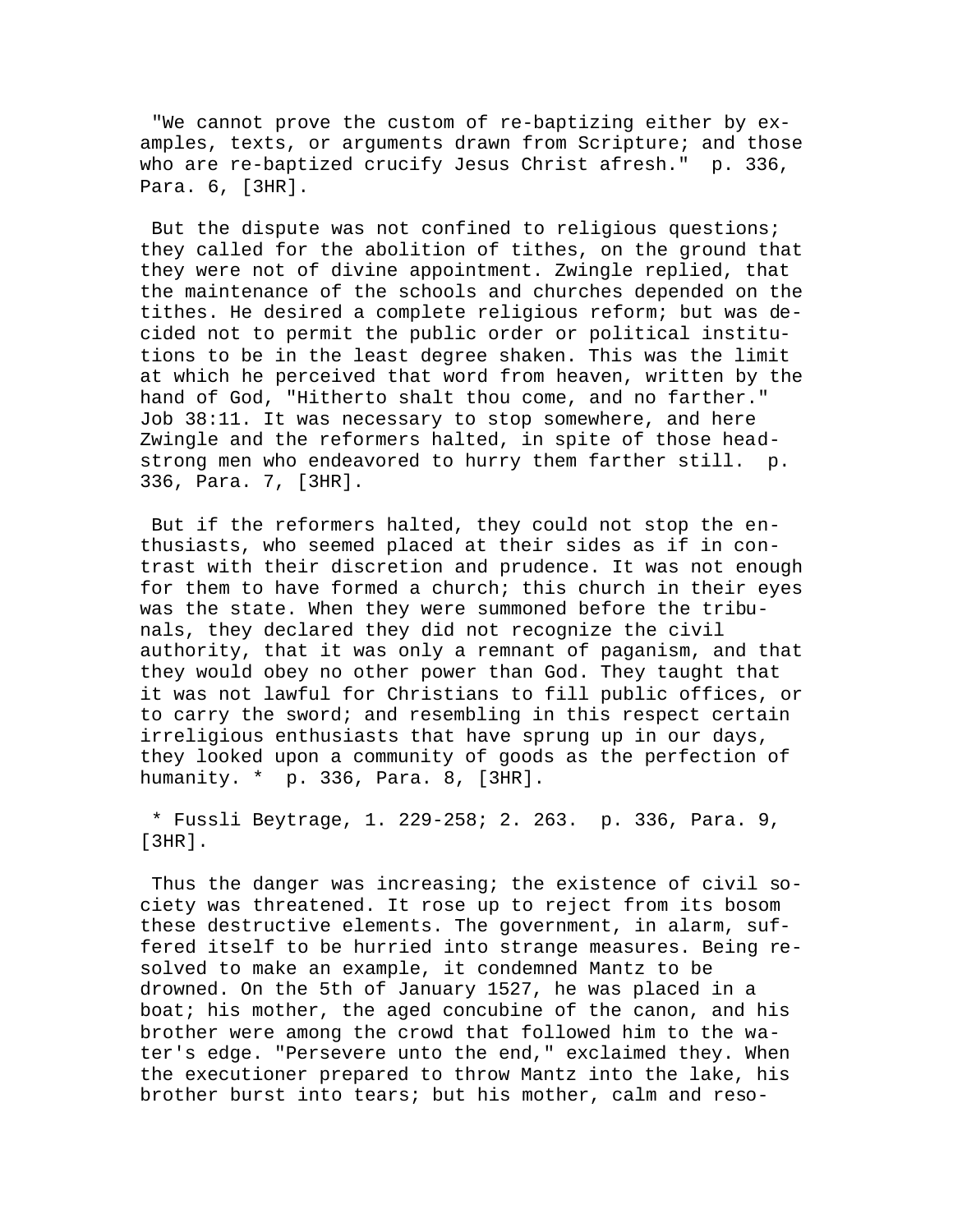"We cannot prove the custom of re-baptizing either by examples, texts, or arguments drawn from Scripture; and those who are re-baptized crucify Jesus Christ afresh." p. 336, Para. 6, [3HR].

But the dispute was not confined to religious questions; they called for the abolition of tithes, on the ground that they were not of divine appointment. Zwingle replied, that the maintenance of the schools and churches depended on the tithes. He desired a complete religious reform; but was decided not to permit the public order or political institutions to be in the least degree shaken. This was the limit at which he perceived that word from heaven, written by the hand of God, "Hitherto shalt thou come, and no farther." Job 38:11. It was necessary to stop somewhere, and here Zwingle and the reformers halted, in spite of those headstrong men who endeavored to hurry them farther still. p. 336, Para. 7, [3HR].

But if the reformers halted, they could not stop the enthusiasts, who seemed placed at their sides as if in contrast with their discretion and prudence. It was not enough for them to have formed a church; this church in their eyes was the state. When they were summoned before the tribunals, they declared they did not recognize the civil authority, that it was only a remnant of paganism, and that they would obey no other power than God. They taught that it was not lawful for Christians to fill public offices, or to carry the sword; and resembling in this respect certain irreligious enthusiasts that have sprung up in our days, they looked upon a community of goods as the perfection of humanity. * p. 336, Para. 8, [3HR].

* Fussli Beytrage, 1. 229-258; 2. 263. p. 336, Para. 9, [3HR].

Thus the danger was increasing; the existence of civil society was threatened. It rose up to reject from its bosom these destructive elements. The government, in alarm, suffered itself to be hurried into strange measures. Being resolved to make an example, it condemned Mantz to be drowned. On the 5th of January 1527, he was placed in a boat; his mother, the aged concubine of the canon, and his brother were among the crowd that followed him to the water's edge. "Persevere unto the end," exclaimed they. When the executioner prepared to throw Mantz into the lake, his brother burst into tears; but his mother, calm and reso-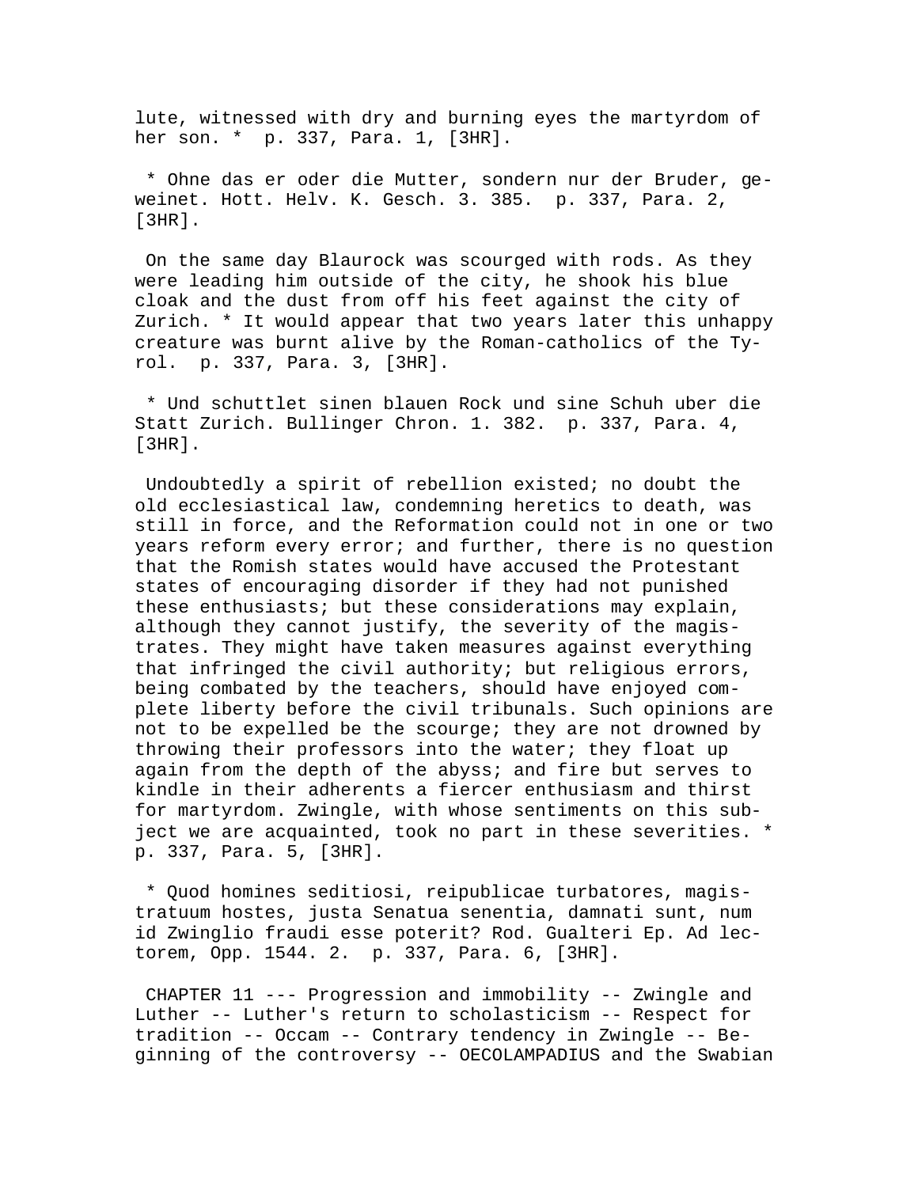lute, witnessed with dry and burning eyes the martyrdom of her son. * p. 337, Para. 1, [3HR].

* Ohne das er oder die Mutter, sondern nur der Bruder, geweinet. Hott. Helv. K. Gesch. 3. 385. p. 337, Para. 2, [3HR].

On the same day Blaurock was scourged with rods. As they were leading him outside of the city, he shook his blue cloak and the dust from off his feet against the city of Zurich. * It would appear that two years later this unhappy creature was burnt alive by the Roman-catholics of the Tyrol. p. 337, Para. 3, [3HR].

* Und schuttlet sinen blauen Rock und sine Schuh uber die Statt Zurich. Bullinger Chron. 1. 382. p. 337, Para. 4, [3HR].

Undoubtedly a spirit of rebellion existed; no doubt the old ecclesiastical law, condemning heretics to death, was still in force, and the Reformation could not in one or two years reform every error; and further, there is no question that the Romish states would have accused the Protestant states of encouraging disorder if they had not punished these enthusiasts; but these considerations may explain, although they cannot justify, the severity of the magistrates. They might have taken measures against everything that infringed the civil authority; but religious errors, being combated by the teachers, should have enjoyed complete liberty before the civil tribunals. Such opinions are not to be expelled be the scourge; they are not drowned by throwing their professors into the water; they float up again from the depth of the abyss; and fire but serves to kindle in their adherents a fiercer enthusiasm and thirst for martyrdom. Zwingle, with whose sentiments on this subject we are acquainted, took no part in these severities. * p. 337, Para. 5, [3HR].

* Quod homines seditiosi, reipublicae turbatores, magistratuum hostes, justa Senatua senentia, damnati sunt, num id Zwinglio fraudi esse poterit? Rod. Gualteri Ep. Ad lectorem, Opp. 1544. 2. p. 337, Para. 6, [3HR].

CHAPTER 11 --- Progression and immobility -- Zwingle and Luther -- Luther's return to scholasticism -- Respect for tradition -- Occam -- Contrary tendency in Zwingle -- Beginning of the controversy -- OECOLAMPADIUS and the Swabian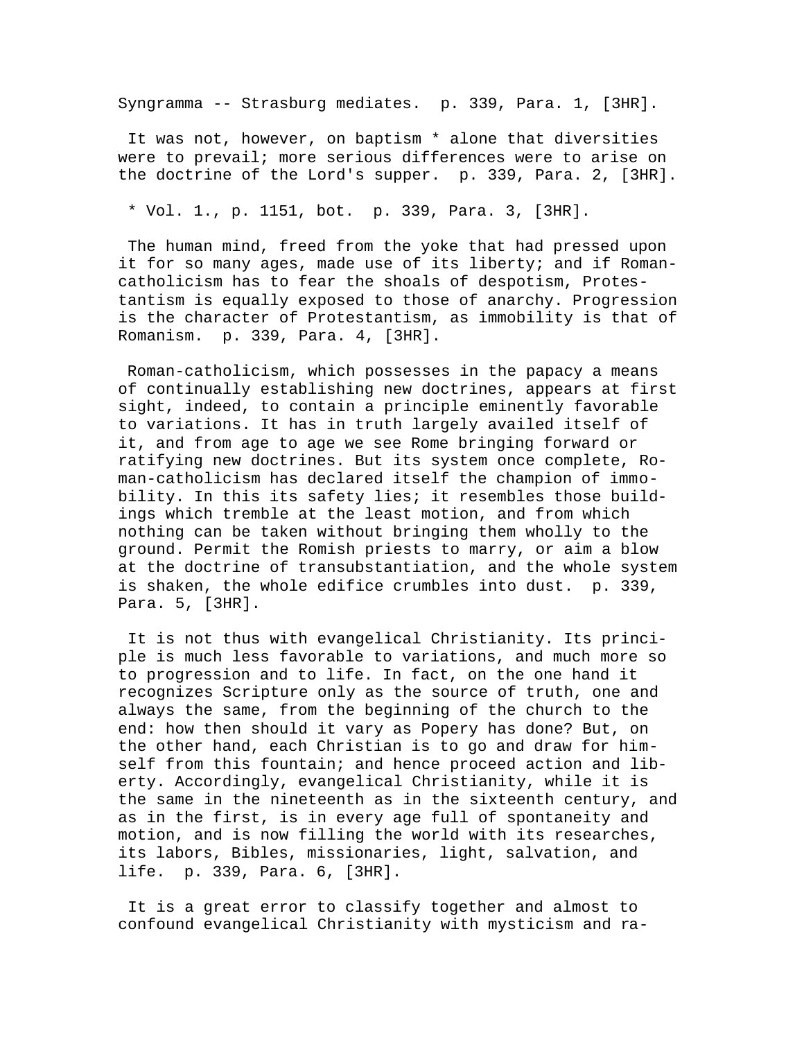Syngramma -- Strasburg mediates. p. 339, Para. 1, [3HR].

It was not, however, on baptism * alone that diversities were to prevail; more serious differences were to arise on the doctrine of the Lord's supper. p. 339, Para. 2, [3HR].

* Vol. 1., p. 1151, bot. p. 339, Para. 3, [3HR].

The human mind, freed from the yoke that had pressed upon it for so many ages, made use of its liberty; and if Roman-catholicism has to fear the shoals of despotism, Protestantism is equally exposed to those of anarchy. Progression is the character of Protestantism, as immobility is that of Romanism. p. 339, Para. 4, [3HR].

Roman-catholicism, which possesses in the papacy a means of continually establishing new doctrines, appears at first sight, indeed, to contain a principle eminently favorable to variations. It has in truth largely availed itself of it, and from age to age we see Rome bringing forward or ratifying new doctrines. But its system once complete, Roman-catholicism has declared itself the champion of immobility. In this its safety lies; it resembles those buildings which tremble at the least motion, and from which nothing can be taken without bringing them wholly to the ground. Permit the Romish priests to marry, or aim a blow at the doctrine of transubstantiation, and the whole system is shaken, the whole edifice crumbles into dust. p. 339, Para. 5, [3HR].

It is not thus with evangelical Christianity. Its principle is much less favorable to variations, and much more so to progression and to life. In fact, on the one hand it recognizes Scripture only as the source of truth, one and always the same, from the beginning of the church to the end: how then should it vary as Popery has done? But, on the other hand, each Christian is to go and draw for himself from this fountain; and hence proceed action and liberty. Accordingly, evangelical Christianity, while it is the same in the nineteenth as in the sixteenth century, and as in the first, is in every age full of spontaneity and motion, and is now filling the world with its researches, its labors, Bibles, missionaries, light, salvation, and life. p. 339, Para. 6, [3HR].

It is a great error to classify together and almost to confound evangelical Christianity with mysticism and ra-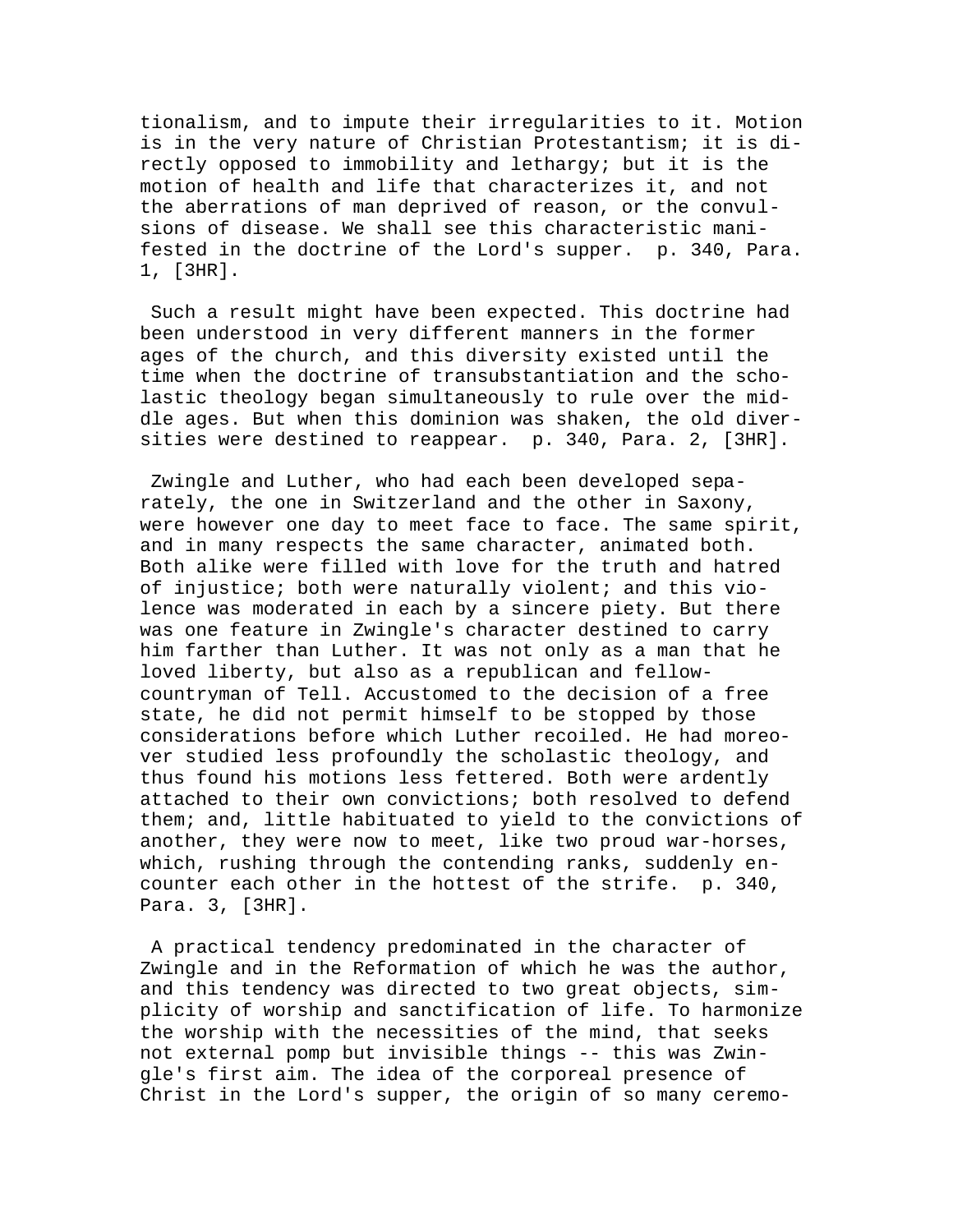tionalism, and to impute their irregularities to it. Motion is in the very nature of Christian Protestantism; it is directly opposed to immobility and lethargy; but it is the motion of health and life that characterizes it, and not the aberrations of man deprived of reason, or the convulsions of disease. We shall see this characteristic manifested in the doctrine of the Lord's supper. p. 340, Para. 1, [3HR].

Such a result might have been expected. This doctrine had been understood in very different manners in the former ages of the church, and this diversity existed until the time when the doctrine of transubstantiation and the scholastic theology began simultaneously to rule over the middle ages. But when this dominion was shaken, the old diversities were destined to reappear. p. 340, Para. 2, [3HR].

Zwingle and Luther, who had each been developed separately, the one in Switzerland and the other in Saxony, were however one day to meet face to face. The same spirit, and in many respects the same character, animated both. Both alike were filled with love for the truth and hatred of injustice; both were naturally violent; and this violence was moderated in each by a sincere piety. But there was one feature in Zwingle's character destined to carry him farther than Luther. It was not only as a man that he loved liberty, but also as a republican and fellow-countryman of Tell. Accustomed to the decision of a free state, he did not permit himself to be stopped by those considerations before which Luther recoiled. He had moreover studied less profoundly the scholastic theology, and thus found his motions less fettered. Both were ardently attached to their own convictions; both resolved to defend them; and, little habituated to yield to the convictions of another, they were now to meet, like two proud war-horses, which, rushing through the contending ranks, suddenly encounter each other in the hottest of the strife. p. 340, Para. 3, [3HR].

A practical tendency predominated in the character of Zwingle and in the Reformation of which he was the author, and this tendency was directed to two great objects, simplicity of worship and sanctification of life. To harmonize the worship with the necessities of the mind, that seeks not external pomp but invisible things -- this was Zwingle's first aim. The idea of the corporeal presence of Christ in the Lord's supper, the origin of so many ceremo-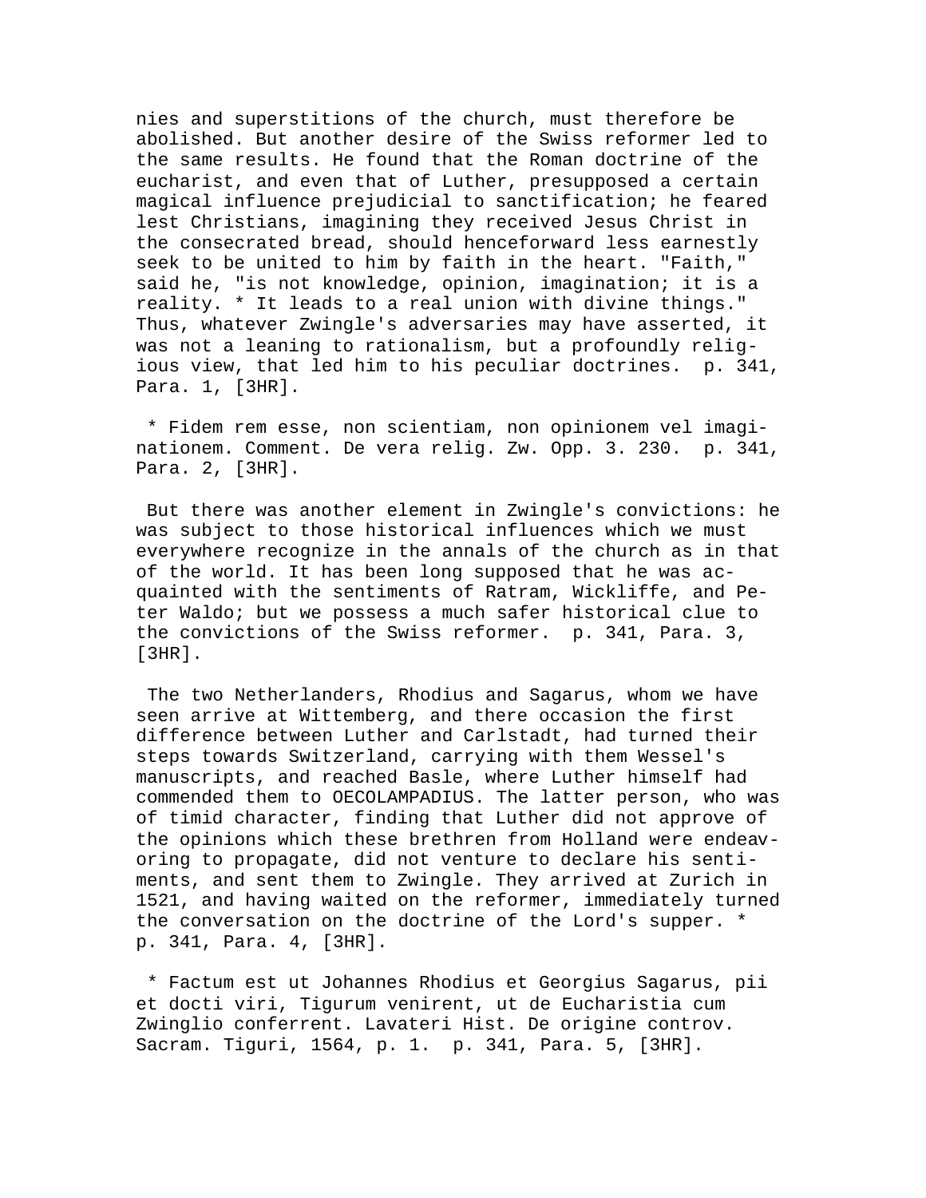nies and superstitions of the church, must therefore be abolished. But another desire of the Swiss reformer led to the same results. He found that the Roman doctrine of the eucharist, and even that of Luther, presupposed a certain magical influence prejudicial to sanctification; he feared lest Christians, imagining they received Jesus Christ in the consecrated bread, should henceforward less earnestly seek to be united to him by faith in the heart. "Faith," said he, "is not knowledge, opinion, imagination; it is a reality. * It leads to a real union with divine things." Thus, whatever Zwingle's adversaries may have asserted, it was not a leaning to rationalism, but a profoundly religious view, that led him to his peculiar doctrines. p. 341, Para. 1, [3HR].

* Fidem rem esse, non scientiam, non opinionem vel imaginationem. Comment. De vera relig. Zw. Opp. 3. 230. p. 341, Para. 2, [3HR].

But there was another element in Zwingle's convictions: he was subject to those historical influences which we must everywhere recognize in the annals of the church as in that of the world. It has been long supposed that he was acquainted with the sentiments of Ratram, Wickliffe, and Peter Waldo; but we possess a much safer historical clue to the convictions of the Swiss reformer. p. 341, Para. 3, [3HR].

The two Netherlanders, Rhodius and Sagarus, whom we have seen arrive at Wittemberg, and there occasion the first difference between Luther and Carlstadt, had turned their steps towards Switzerland, carrying with them Wessel's manuscripts, and reached Basle, where Luther himself had commended them to OECOLAMPADIUS. The latter person, who was of timid character, finding that Luther did not approve of the opinions which these brethren from Holland were endeavoring to propagate, did not venture to declare his sentiments, and sent them to Zwingle. They arrived at Zurich in 1521, and having waited on the reformer, immediately turned the conversation on the doctrine of the Lord's supper. * p. 341, Para. 4, [3HR].

* Factum est ut Johannes Rhodius et Georgius Sagarus, pii et docti viri, Tigurum venirent, ut de Eucharistia cum Zwinglio conferrent. Lavateri Hist. De origine controv. Sacram. Tiguri, 1564, p. 1. p. 341, Para. 5, [3HR].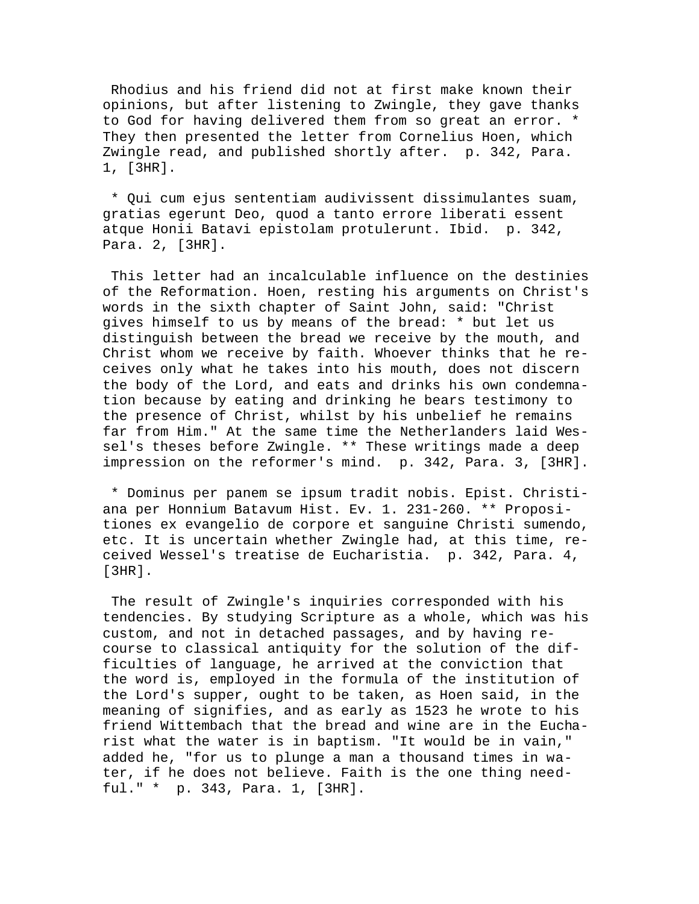Rhodius and his friend did not at first make known their opinions, but after listening to Zwingle, they gave thanks to God for having delivered them from so great an error. * They then presented the letter from Cornelius Hoen, which Zwingle read, and published shortly after.  p. 342, Para. 1, [3HR].

* Qui cum ejus sententiam audivissent dissimulantes suam, gratias egerunt Deo, quod a tanto errore liberati essent atque Honii Batavi epistolam protulerunt. Ibid.  p. 342, Para. 2, [3HR].

This letter had an incalculable influence on the destinies of the Reformation. Hoen, resting his arguments on Christ's words in the sixth chapter of Saint John, said: "Christ gives himself to us by means of the bread: * but let us distinguish between the bread we receive by the mouth, and Christ whom we receive by faith. Whoever thinks that he receives only what he takes into his mouth, does not discern the body of the Lord, and eats and drinks his own condemnation because by eating and drinking he bears testimony to the presence of Christ, whilst by his unbelief he remains far from Him." At the same time the Netherlanders laid Wessel's theses before Zwingle. ** These writings made a deep impression on the reformer's mind.  p. 342, Para. 3, [3HR].

* Dominus per panem se ipsum tradit nobis. Epist. Christiana per Honnium Batavum Hist. Ev. 1. 231-260. ** Propositiones ex evangelio de corpore et sanguine Christi sumendo, etc. It is uncertain whether Zwingle had, at this time, received Wessel's treatise de Eucharistia.  p. 342, Para. 4, [3HR].

The result of Zwingle's inquiries corresponded with his tendencies. By studying Scripture as a whole, which was his custom, and not in detached passages, and by having recourse to classical antiquity for the solution of the difficulties of language, he arrived at the conviction that the word is, employed in the formula of the institution of the Lord's supper, ought to be taken, as Hoen said, in the meaning of signifies, and as early as 1523 he wrote to his friend Wittembach that the bread and wine are in the Eucharist what the water is in baptism. "It would be in vain," added he, "for us to plunge a man a thousand times in water, if he does not believe. Faith is the one thing needful." *  p. 343, Para. 1, [3HR].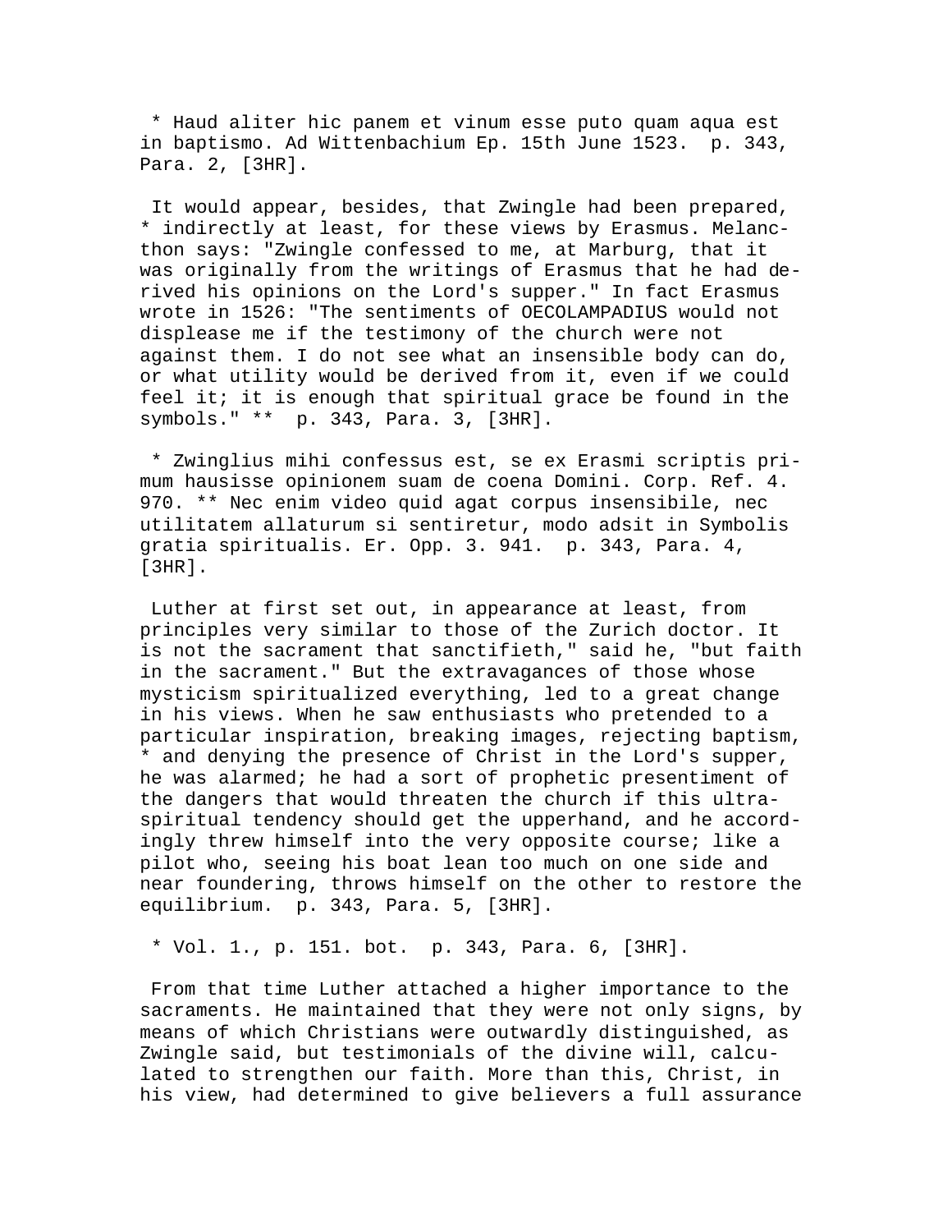* Haud aliter hic panem et vinum esse puto quam aqua est in baptismo. Ad Wittenbachium Ep. 15th June 1523. p. 343, Para. 2, [3HR].

It would appear, besides, that Zwingle had been prepared, * indirectly at least, for these views by Erasmus. Melancthon says: "Zwingle confessed to me, at Marburg, that it was originally from the writings of Erasmus that he had derived his opinions on the Lord's supper." In fact Erasmus wrote in 1526: "The sentiments of OECOLAMPADIUS would not displease me if the testimony of the church were not against them. I do not see what an insensible body can do, or what utility would be derived from it, even if we could feel it; it is enough that spiritual grace be found in the symbols." ** p. 343, Para. 3, [3HR].

* Zwinglius mihi confessus est, se ex Erasmi scriptis primum hausisse opinionem suam de coena Domini. Corp. Ref. 4. 970. ** Nec enim video quid agat corpus insensibile, nec utilitatem allaturum si sentiretur, modo adsit in Symbolis gratia spiritualis. Er. Opp. 3. 941. p. 343, Para. 4, [3HR].

Luther at first set out, in appearance at least, from principles very similar to those of the Zurich doctor. It is not the sacrament that sanctifieth," said he, "but faith in the sacrament." But the extravagances of those whose mysticism spiritualized everything, led to a great change in his views. When he saw enthusiasts who pretended to a particular inspiration, breaking images, rejecting baptism, * and denying the presence of Christ in the Lord's supper, he was alarmed; he had a sort of prophetic presentiment of the dangers that would threaten the church if this ultra-spiritual tendency should get the upperhand, and he accordingly threw himself into the very opposite course; like a pilot who, seeing his boat lean too much on one side and near foundering, throws himself on the other to restore the equilibrium. p. 343, Para. 5, [3HR].

* Vol. 1., p. 151. bot. p. 343, Para. 6, [3HR].

From that time Luther attached a higher importance to the sacraments. He maintained that they were not only signs, by means of which Christians were outwardly distinguished, as Zwingle said, but testimonials of the divine will, calculated to strengthen our faith. More than this, Christ, in his view, had determined to give believers a full assurance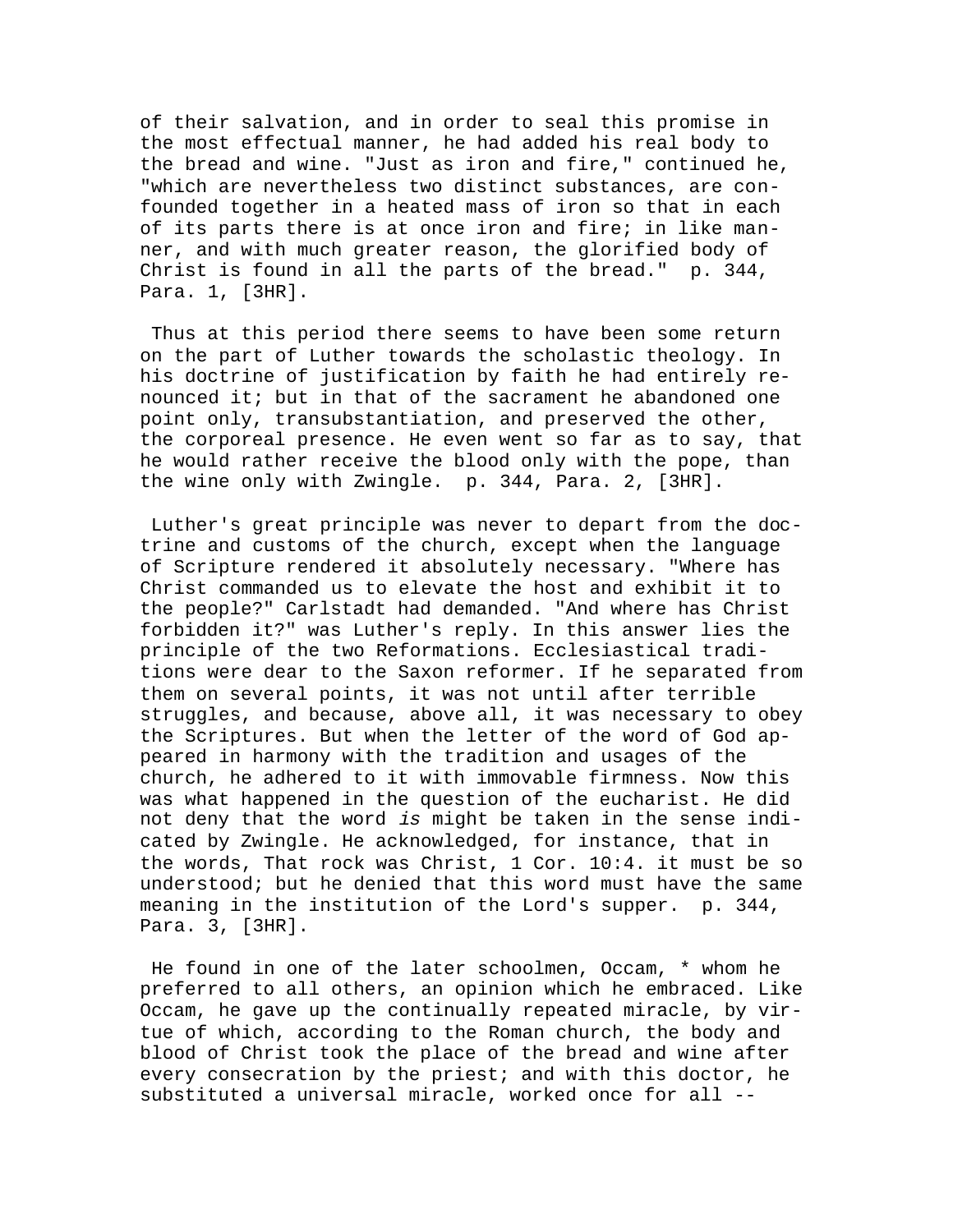of their salvation, and in order to seal this promise in the most effectual manner, he had added his real body to the bread and wine. "Just as iron and fire," continued he, "which are nevertheless two distinct substances, are confounded together in a heated mass of iron so that in each of its parts there is at once iron and fire; in like manner, and with much greater reason, the glorified body of Christ is found in all the parts of the bread." p. 344, Para. 1, [3HR].

Thus at this period there seems to have been some return on the part of Luther towards the scholastic theology. In his doctrine of justification by faith he had entirely renounced it; but in that of the sacrament he abandoned one point only, transubstantiation, and preserved the other, the corporeal presence. He even went so far as to say, that he would rather receive the blood only with the pope, than the wine only with Zwingle. p. 344, Para. 2, [3HR].

Luther's great principle was never to depart from the doctrine and customs of the church, except when the language of Scripture rendered it absolutely necessary. "Where has Christ commanded us to elevate the host and exhibit it to the people?" Carlstadt had demanded. "And where has Christ forbidden it?" was Luther's reply. In this answer lies the principle of the two Reformations. Ecclesiastical traditions were dear to the Saxon reformer. If he separated from them on several points, it was not until after terrible struggles, and because, above all, it was necessary to obey the Scriptures. But when the letter of the word of God appeared in harmony with the tradition and usages of the church, he adhered to it with immovable firmness. Now this was what happened in the question of the eucharist. He did not deny that the word *is* might be taken in the sense indicated by Zwingle. He acknowledged, for instance, that in the words, That rock was Christ, 1 Cor. 10:4. it must be so understood; but he denied that this word must have the same meaning in the institution of the Lord's supper. p. 344, Para. 3, [3HR].

He found in one of the later schoolmen, Occam, * whom he preferred to all others, an opinion which he embraced. Like Occam, he gave up the continually repeated miracle, by virtue of which, according to the Roman church, the body and blood of Christ took the place of the bread and wine after every consecration by the priest; and with this doctor, he substituted a universal miracle, worked once for all --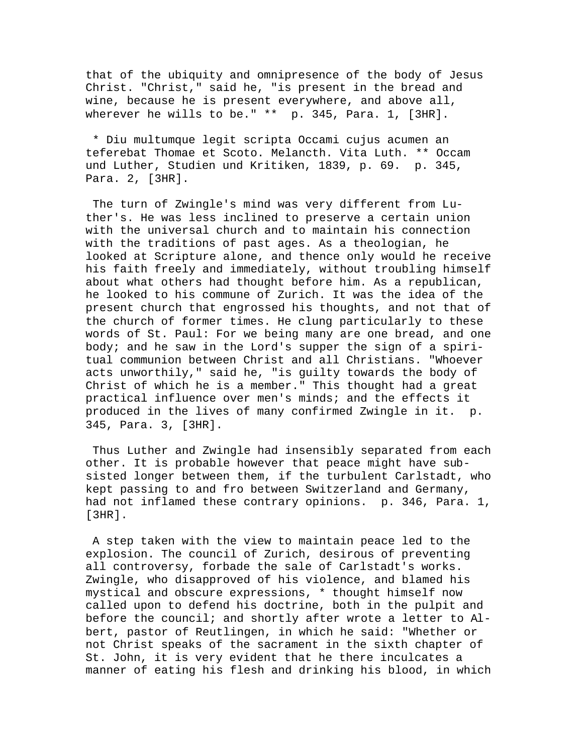that of the ubiquity and omnipresence of the body of Jesus Christ. "Christ," said he, "is present in the bread and wine, because he is present everywhere, and above all, wherever he wills to be." ** p. 345, Para. 1, [3HR].

* Diu multumque legit scripta Occami cujus acumen an teferebat Thomae et Scoto. Melancth. Vita Luth. ** Occam und Luther, Studien und Kritiken, 1839, p. 69. p. 345, Para. 2, [3HR].

The turn of Zwingle's mind was very different from Luther's. He was less inclined to preserve a certain union with the universal church and to maintain his connection with the traditions of past ages. As a theologian, he looked at Scripture alone, and thence only would he receive his faith freely and immediately, without troubling himself about what others had thought before him. As a republican, he looked to his commune of Zurich. It was the idea of the present church that engrossed his thoughts, and not that of the church of former times. He clung particularly to these words of St. Paul: For we being many are one bread, and one body; and he saw in the Lord's supper the sign of a spiritual communion between Christ and all Christians. "Whoever acts unworthily," said he, "is guilty towards the body of Christ of which he is a member." This thought had a great practical influence over men's minds; and the effects it produced in the lives of many confirmed Zwingle in it. p. 345, Para. 3, [3HR].

Thus Luther and Zwingle had insensibly separated from each other. It is probable however that peace might have subsisted longer between them, if the turbulent Carlstadt, who kept passing to and fro between Switzerland and Germany, had not inflamed these contrary opinions. p. 346, Para. 1, [3HR].

A step taken with the view to maintain peace led to the explosion. The council of Zurich, desirous of preventing all controversy, forbade the sale of Carlstadt's works. Zwingle, who disapproved of his violence, and blamed his mystical and obscure expressions, * thought himself now called upon to defend his doctrine, both in the pulpit and before the council; and shortly after wrote a letter to Albert, pastor of Reutlingen, in which he said: "Whether or not Christ speaks of the sacrament in the sixth chapter of St. John, it is very evident that he there inculcates a manner of eating his flesh and drinking his blood, in which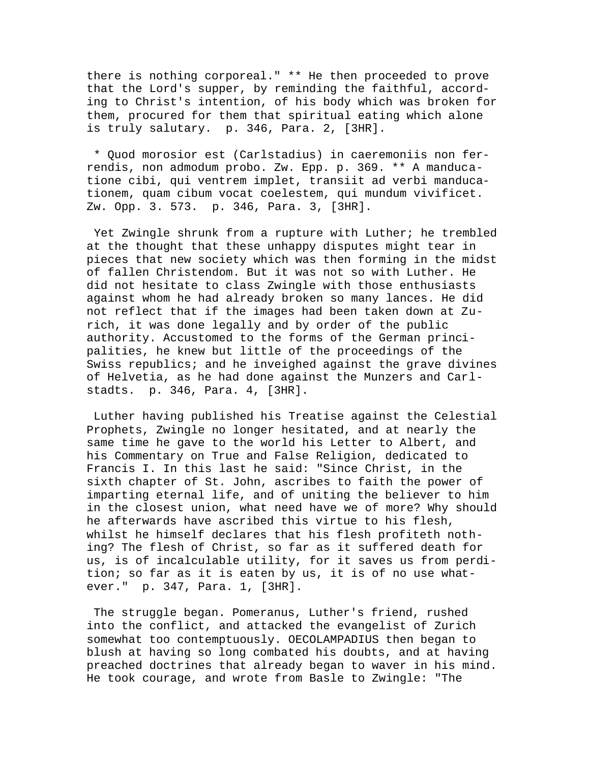there is nothing corporeal." ** He then proceeded to prove that the Lord's supper, by reminding the faithful, according to Christ's intention, of his body which was broken for them, procured for them that spiritual eating which alone is truly salutary. p. 346, Para. 2, [3HR].

* Quod morosior est (Carlstadius) in caeremoniis non ferrendis, non admodum probo. Zw. Epp. p. 369. ** A manducatione cibi, qui ventrem implet, transiit ad verbi manducationem, quam cibum vocat coelestem, qui mundum vivificet. Zw. Opp. 3. 573. p. 346, Para. 3, [3HR].

Yet Zwingle shrunk from a rupture with Luther; he trembled at the thought that these unhappy disputes might tear in pieces that new society which was then forming in the midst of fallen Christendom. But it was not so with Luther. He did not hesitate to class Zwingle with those enthusiasts against whom he had already broken so many lances. He did not reflect that if the images had been taken down at Zurich, it was done legally and by order of the public authority. Accustomed to the forms of the German principalities, he knew but little of the proceedings of the Swiss republics; and he inveighed against the grave divines of Helvetia, as he had done against the Munzers and Carlstadts. p. 346, Para. 4, [3HR].

Luther having published his Treatise against the Celestial Prophets, Zwingle no longer hesitated, and at nearly the same time he gave to the world his Letter to Albert, and his Commentary on True and False Religion, dedicated to Francis I. In this last he said: "Since Christ, in the sixth chapter of St. John, ascribes to faith the power of imparting eternal life, and of uniting the believer to him in the closest union, what need have we of more? Why should he afterwards have ascribed this virtue to his flesh, whilst he himself declares that his flesh profiteth nothing? The flesh of Christ, so far as it suffered death for us, is of incalculable utility, for it saves us from perdition; so far as it is eaten by us, it is of no use whatever." p. 347, Para. 1, [3HR].

The struggle began. Pomeranus, Luther's friend, rushed into the conflict, and attacked the evangelist of Zurich somewhat too contemptuously. OECOLAMPADIUS then began to blush at having so long combated his doubts, and at having preached doctrines that already began to waver in his mind. He took courage, and wrote from Basle to Zwingle: "The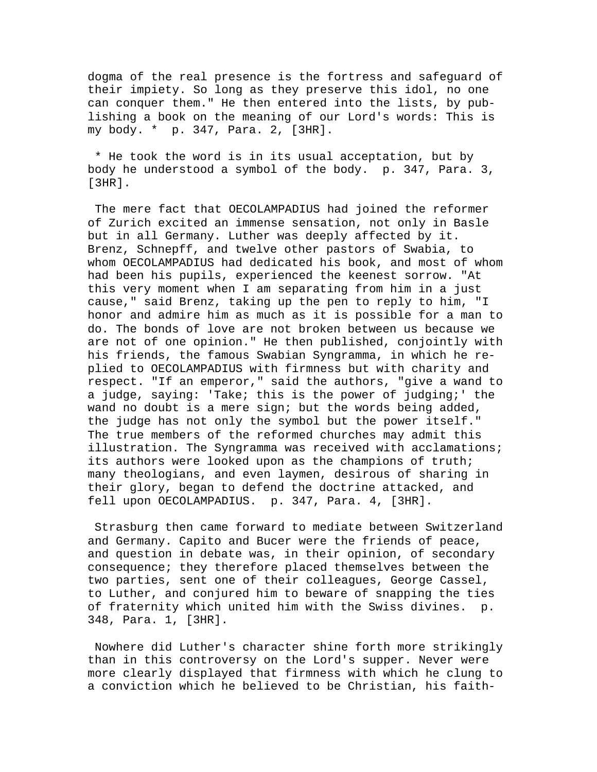dogma of the real presence is the fortress and safeguard of their impiety. So long as they preserve this idol, no one can conquer them." He then entered into the lists, by publishing a book on the meaning of our Lord's words: This is my body. * p. 347, Para. 2, [3HR].

* He took the word is in its usual acceptation, but by body he understood a symbol of the body. p. 347, Para. 3, [3HR].

The mere fact that OECOLAMPADIUS had joined the reformer of Zurich excited an immense sensation, not only in Basle but in all Germany. Luther was deeply affected by it. Brenz, Schnepff, and twelve other pastors of Swabia, to whom OECOLAMPADIUS had dedicated his book, and most of whom had been his pupils, experienced the keenest sorrow. "At this very moment when I am separating from him in a just cause," said Brenz, taking up the pen to reply to him, "I honor and admire him as much as it is possible for a man to do. The bonds of love are not broken between us because we are not of one opinion." He then published, conjointly with his friends, the famous Swabian Syngramma, in which he replied to OECOLAMPADIUS with firmness but with charity and respect. "If an emperor," said the authors, "give a wand to a judge, saying: 'Take; this is the power of judging;' the wand no doubt is a mere sign; but the words being added, the judge has not only the symbol but the power itself." The true members of the reformed churches may admit this illustration. The Syngramma was received with acclamations; its authors were looked upon as the champions of truth; many theologians, and even laymen, desirous of sharing in their glory, began to defend the doctrine attacked, and fell upon OECOLAMPADIUS. p. 347, Para. 4, [3HR].

Strasburg then came forward to mediate between Switzerland and Germany. Capito and Bucer were the friends of peace, and question in debate was, in their opinion, of secondary consequence; they therefore placed themselves between the two parties, sent one of their colleagues, George Cassel, to Luther, and conjured him to beware of snapping the ties of fraternity which united him with the Swiss divines. p. 348, Para. 1, [3HR].

Nowhere did Luther's character shine forth more strikingly than in this controversy on the Lord's supper. Never were more clearly displayed that firmness with which he clung to a conviction which he believed to be Christian, his faith-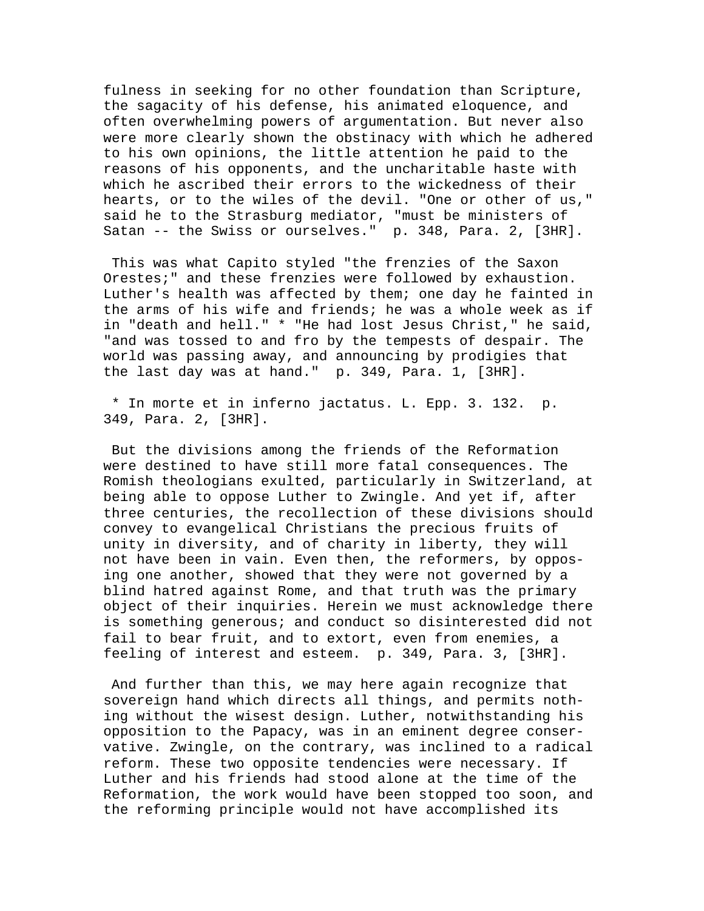fulness in seeking for no other foundation than Scripture, the sagacity of his defense, his animated eloquence, and often overwhelming powers of argumentation. But never also were more clearly shown the obstinacy with which he adhered to his own opinions, the little attention he paid to the reasons of his opponents, and the uncharitable haste with which he ascribed their errors to the wickedness of their hearts, or to the wiles of the devil. "One or other of us," said he to the Strasburg mediator, "must be ministers of Satan -- the Swiss or ourselves." p. 348, Para. 2, [3HR].

This was what Capito styled "the frenzies of the Saxon Orestes;" and these frenzies were followed by exhaustion. Luther's health was affected by them; one day he fainted in the arms of his wife and friends; he was a whole week as if in "death and hell." * "He had lost Jesus Christ," he said, "and was tossed to and fro by the tempests of despair. The world was passing away, and announcing by prodigies that the last day was at hand." p. 349, Para. 1, [3HR].

* In morte et in inferno jactatus. L. Epp. 3. 132. p. 349, Para. 2, [3HR].

But the divisions among the friends of the Reformation were destined to have still more fatal consequences. The Romish theologians exulted, particularly in Switzerland, at being able to oppose Luther to Zwingle. And yet if, after three centuries, the recollection of these divisions should convey to evangelical Christians the precious fruits of unity in diversity, and of charity in liberty, they will not have been in vain. Even then, the reformers, by opposing one another, showed that they were not governed by a blind hatred against Rome, and that truth was the primary object of their inquiries. Herein we must acknowledge there is something generous; and conduct so disinterested did not fail to bear fruit, and to extort, even from enemies, a feeling of interest and esteem. p. 349, Para. 3, [3HR].

And further than this, we may here again recognize that sovereign hand which directs all things, and permits nothing without the wisest design. Luther, notwithstanding his opposition to the Papacy, was in an eminent degree conservative. Zwingle, on the contrary, was inclined to a radical reform. These two opposite tendencies were necessary. If Luther and his friends had stood alone at the time of the Reformation, the work would have been stopped too soon, and the reforming principle would not have accomplished its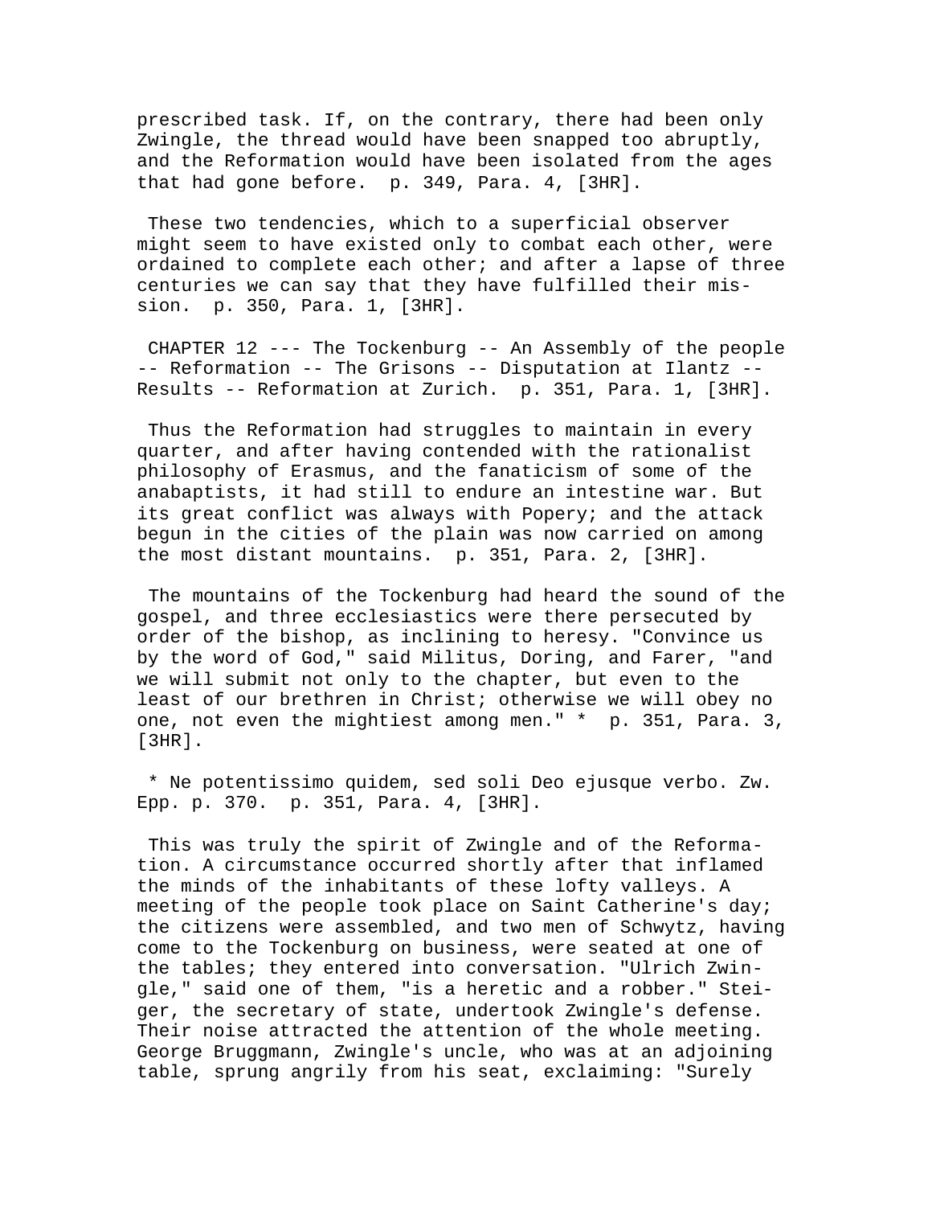prescribed task. If, on the contrary, there had been only Zwingle, the thread would have been snapped too abruptly, and the Reformation would have been isolated from the ages that had gone before. p. 349, Para. 4, [3HR].

These two tendencies, which to a superficial observer might seem to have existed only to combat each other, were ordained to complete each other; and after a lapse of three centuries we can say that they have fulfilled their mission. p. 350, Para. 1, [3HR].

CHAPTER 12 --- The Tockenburg -- An Assembly of the people -- Reformation -- The Grisons -- Disputation at Ilantz -- Results -- Reformation at Zurich. p. 351, Para. 1, [3HR].

Thus the Reformation had struggles to maintain in every quarter, and after having contended with the rationalist philosophy of Erasmus, and the fanaticism of some of the anabaptists, it had still to endure an intestine war. But its great conflict was always with Popery; and the attack begun in the cities of the plain was now carried on among the most distant mountains. p. 351, Para. 2, [3HR].

The mountains of the Tockenburg had heard the sound of the gospel, and three ecclesiastics were there persecuted by order of the bishop, as inclining to heresy. "Convince us by the word of God," said Militus, Doring, and Farer, "and we will submit not only to the chapter, but even to the least of our brethren in Christ; otherwise we will obey no one, not even the mightiest among men." * p. 351, Para. 3, [3HR].

* Ne potentissimo quidem, sed soli Deo ejusque verbo. Zw. Epp. p. 370. p. 351, Para. 4, [3HR].

This was truly the spirit of Zwingle and of the Reformation. A circumstance occurred shortly after that inflamed the minds of the inhabitants of these lofty valleys. A meeting of the people took place on Saint Catherine's day; the citizens were assembled, and two men of Schwytz, having come to the Tockenburg on business, were seated at one of the tables; they entered into conversation. "Ulrich Zwingle," said one of them, "is a heretic and a robber." Steiger, the secretary of state, undertook Zwingle's defense. Their noise attracted the attention of the whole meeting. George Bruggmann, Zwingle's uncle, who was at an adjoining table, sprung angrily from his seat, exclaiming: "Surely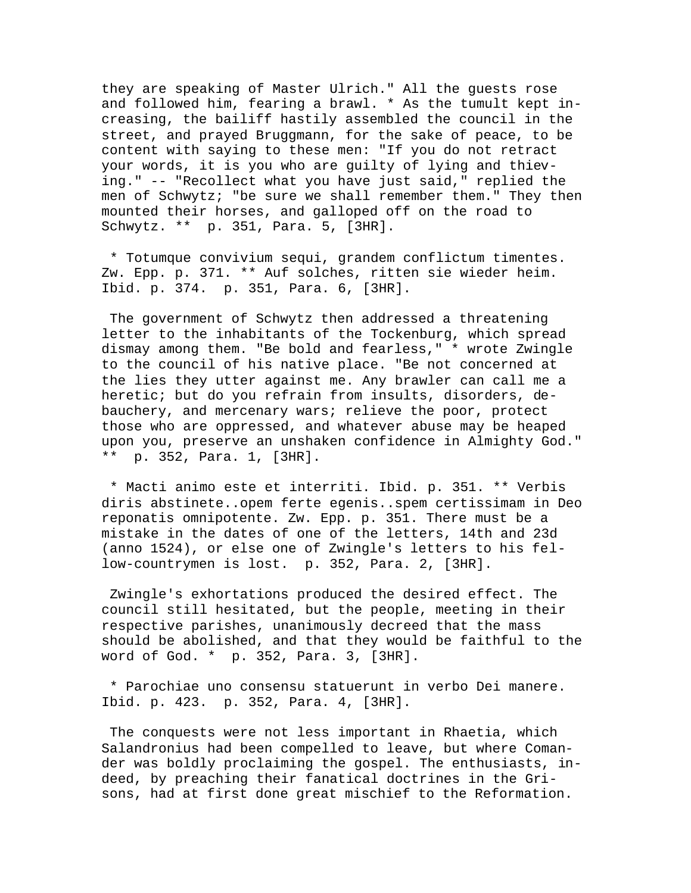they are speaking of Master Ulrich." All the guests rose and followed him, fearing a brawl. * As the tumult kept increasing, the bailiff hastily assembled the council in the street, and prayed Bruggmann, for the sake of peace, to be content with saying to these men: "If you do not retract your words, it is you who are guilty of lying and thieving." -- "Recollect what you have just said," replied the men of Schwytz; "be sure we shall remember them." They then mounted their horses, and galloped off on the road to Schwytz. ** p. 351, Para. 5, [3HR].

* Totumque convivium sequi, grandem conflictum timentes. Zw. Epp. p. 371. ** Auf solches, ritten sie wieder heim. Ibid. p. 374. p. 351, Para. 6, [3HR].

The government of Schwytz then addressed a threatening letter to the inhabitants of the Tockenburg, which spread dismay among them. "Be bold and fearless," * wrote Zwingle to the council of his native place. "Be not concerned at the lies they utter against me. Any brawler can call me a heretic; but do you refrain from insults, disorders, debauchery, and mercenary wars; relieve the poor, protect those who are oppressed, and whatever abuse may be heaped upon you, preserve an unshaken confidence in Almighty God." ** p. 352, Para. 1, [3HR].

* Macti animo este et interriti. Ibid. p. 351. ** Verbis diris abstinete..opem ferte egenis..spem certissimam in Deo reponatis omnipotente. Zw. Epp. p. 351. There must be a mistake in the dates of one of the letters, 14th and 23d (anno 1524), or else one of Zwingle's letters to his fellow-countrymen is lost. p. 352, Para. 2, [3HR].

Zwingle's exhortations produced the desired effect. The council still hesitated, but the people, meeting in their respective parishes, unanimously decreed that the mass should be abolished, and that they would be faithful to the word of God. * p. 352, Para. 3, [3HR].

* Parochiae uno consensu statuerunt in verbo Dei manere. Ibid. p. 423. p. 352, Para. 4, [3HR].

The conquests were not less important in Rhaetia, which Salandronius had been compelled to leave, but where Comander was boldly proclaiming the gospel. The enthusiasts, indeed, by preaching their fanatical doctrines in the Grisons, had at first done great mischief to the Reformation.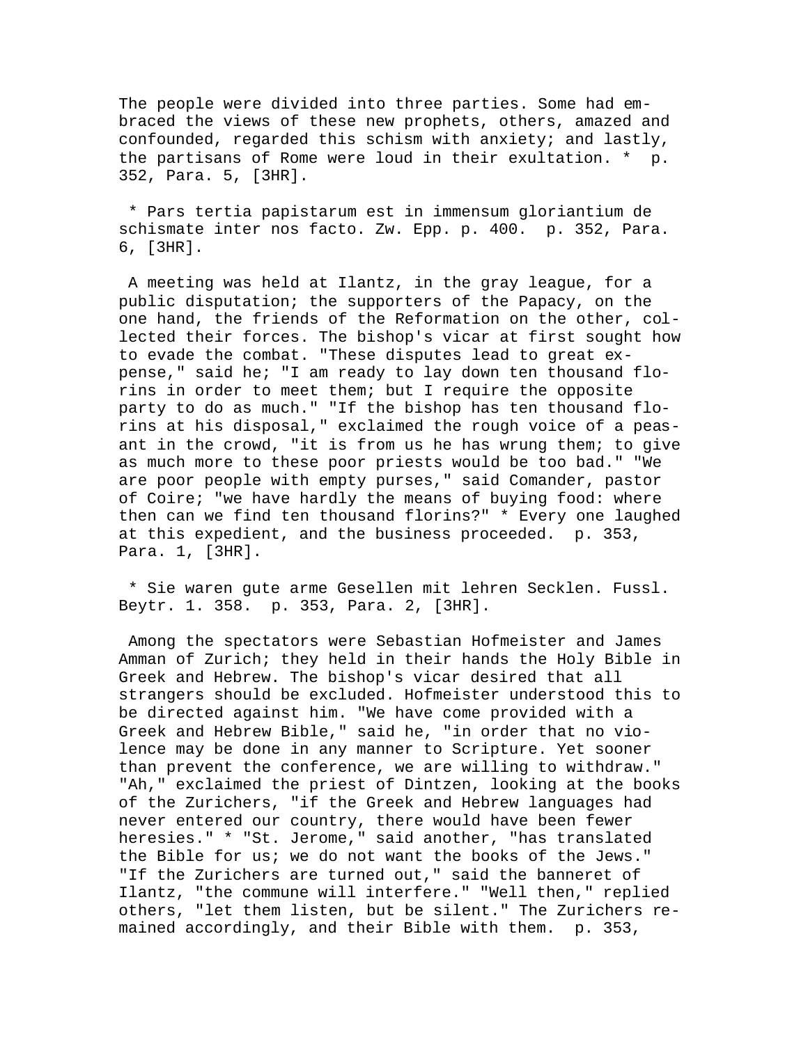The people were divided into three parties. Some had embraced the views of these new prophets, others, amazed and confounded, regarded this schism with anxiety; and lastly, the partisans of Rome were loud in their exultation. * p. 352, Para. 5, [3HR].

* Pars tertia papistarum est in immensum gloriantium de schismate inter nos facto. Zw. Epp. p. 400. p. 352, Para. 6, [3HR].

A meeting was held at Ilantz, in the gray league, for a public disputation; the supporters of the Papacy, on the one hand, the friends of the Reformation on the other, collected their forces. The bishop's vicar at first sought how to evade the combat. "These disputes lead to great expense," said he; "I am ready to lay down ten thousand florins in order to meet them; but I require the opposite party to do as much." "If the bishop has ten thousand florins at his disposal," exclaimed the rough voice of a peasant in the crowd, "it is from us he has wrung them; to give as much more to these poor priests would be too bad." "We are poor people with empty purses," said Comander, pastor of Coire; "we have hardly the means of buying food: where then can we find ten thousand florins?" * Every one laughed at this expedient, and the business proceeded. p. 353, Para. 1, [3HR].

* Sie waren gute arme Gesellen mit lehren Secklen. Fussl. Beytr. 1. 358. p. 353, Para. 2, [3HR].

Among the spectators were Sebastian Hofmeister and James Amman of Zurich; they held in their hands the Holy Bible in Greek and Hebrew. The bishop's vicar desired that all strangers should be excluded. Hofmeister understood this to be directed against him. "We have come provided with a Greek and Hebrew Bible," said he, "in order that no violence may be done in any manner to Scripture. Yet sooner than prevent the conference, we are willing to withdraw." "Ah," exclaimed the priest of Dintzen, looking at the books of the Zurichers, "if the Greek and Hebrew languages had never entered our country, there would have been fewer heresies." * "St. Jerome," said another, "has translated the Bible for us; we do not want the books of the Jews." "If the Zurichers are turned out," said the banneret of Ilantz, "the commune will interfere." "Well then," replied others, "let them listen, but be silent." The Zurichers remained accordingly, and their Bible with them. p. 353,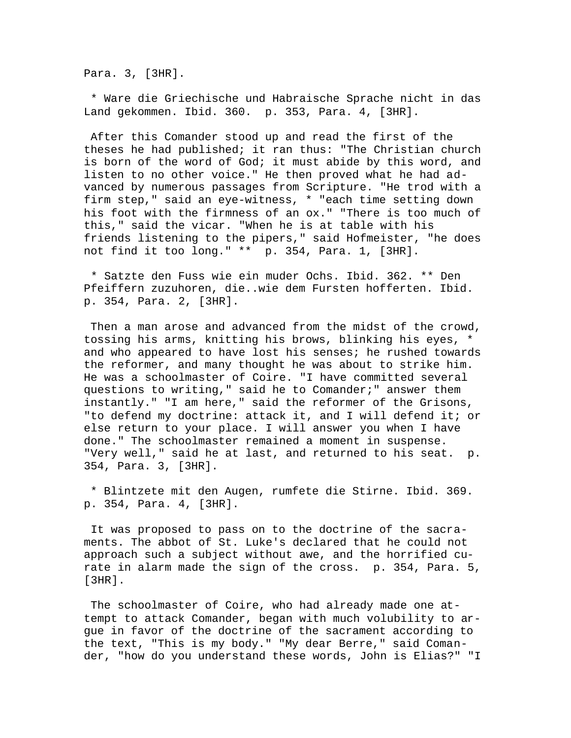Para. 3, [3HR].

* Ware die Griechische und Habraische Sprache nicht in das Land gekommen. Ibid. 360. p. 353, Para. 4, [3HR].

After this Comander stood up and read the first of the theses he had published; it ran thus: "The Christian church is born of the word of God; it must abide by this word, and listen to no other voice." He then proved what he had advanced by numerous passages from Scripture. "He trod with a firm step," said an eye-witness, * "each time setting down his foot with the firmness of an ox." "There is too much of this," said the vicar. "When he is at table with his friends listening to the pipers," said Hofmeister, "he does not find it too long." ** p. 354, Para. 1, [3HR].

* Satzte den Fuss wie ein muder Ochs. Ibid. 362. ** Den Pfeiffern zuzuhoren, die..wie dem Fursten hofferten. Ibid. p. 354, Para. 2, [3HR].

Then a man arose and advanced from the midst of the crowd, tossing his arms, knitting his brows, blinking his eyes, * and who appeared to have lost his senses; he rushed towards the reformer, and many thought he was about to strike him. He was a schoolmaster of Coire. "I have committed several questions to writing," said he to Comander;" answer them instantly." "I am here," said the reformer of the Grisons, "to defend my doctrine: attack it, and I will defend it; or else return to your place. I will answer you when I have done." The schoolmaster remained a moment in suspense. "Very well," said he at last, and returned to his seat. p. 354, Para. 3, [3HR].

* Blintzete mit den Augen, rumfete die Stirne. Ibid. 369. p. 354, Para. 4, [3HR].

It was proposed to pass on to the doctrine of the sacraments. The abbot of St. Luke's declared that he could not approach such a subject without awe, and the horrified curate in alarm made the sign of the cross. p. 354, Para. 5, [3HR].

The schoolmaster of Coire, who had already made one attempt to attack Comander, began with much volubility to argue in favor of the doctrine of the sacrament according to the text, "This is my body." "My dear Berre," said Comander, "how do you understand these words, John is Elias?" "I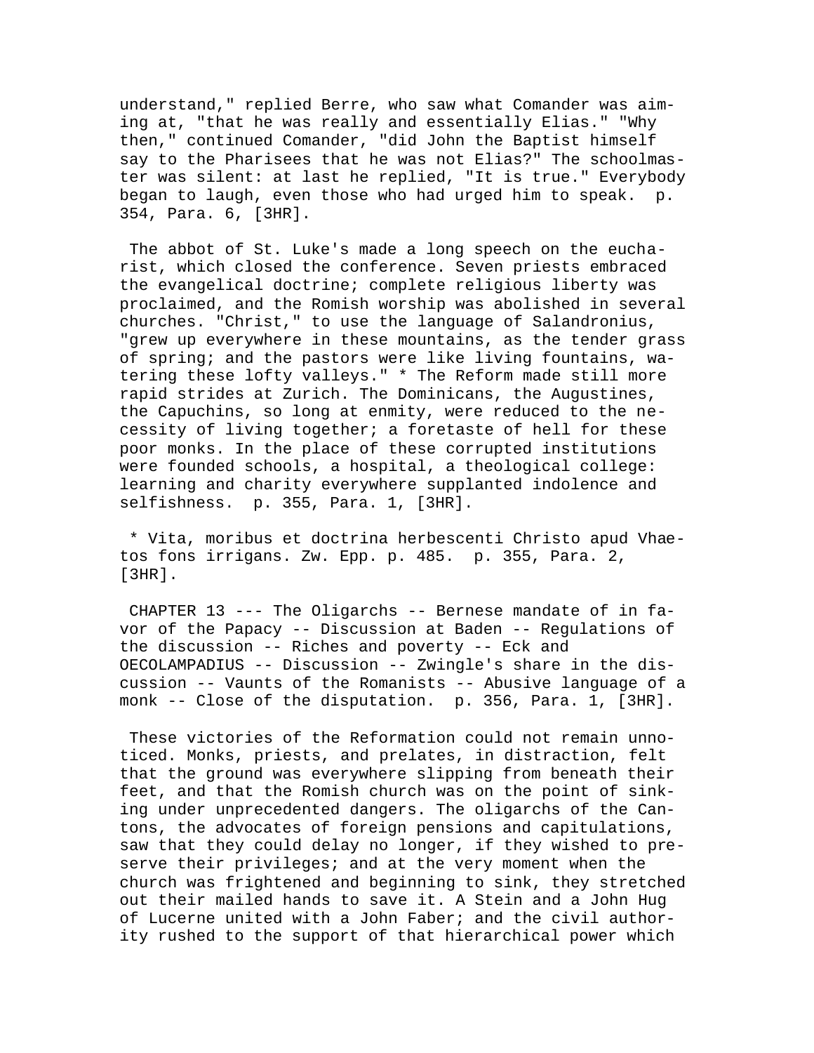understand," replied Berre, who saw what Comander was aiming at, "that he was really and essentially Elias." "Why then," continued Comander, "did John the Baptist himself say to the Pharisees that he was not Elias?" The schoolmaster was silent: at last he replied, "It is true." Everybody began to laugh, even those who had urged him to speak. p. 354, Para. 6, [3HR].

The abbot of St. Luke's made a long speech on the eucharist, which closed the conference. Seven priests embraced the evangelical doctrine; complete religious liberty was proclaimed, and the Romish worship was abolished in several churches. "Christ," to use the language of Salandronius, "grew up everywhere in these mountains, as the tender grass of spring; and the pastors were like living fountains, watering these lofty valleys." * The Reform made still more rapid strides at Zurich. The Dominicans, the Augustines, the Capuchins, so long at enmity, were reduced to the necessity of living together; a foretaste of hell for these poor monks. In the place of these corrupted institutions were founded schools, a hospital, a theological college: learning and charity everywhere supplanted indolence and selfishness. p. 355, Para. 1, [3HR].

* Vita, moribus et doctrina herbescenti Christo apud Vhaetos fons irrigans. Zw. Epp. p. 485. p. 355, Para. 2, [3HR].

CHAPTER 13 --- The Oligarchs -- Bernese mandate of in favor of the Papacy -- Discussion at Baden -- Regulations of the discussion -- Riches and poverty -- Eck and OECOLAMPADIUS -- Discussion -- Zwingle's share in the discussion -- Vaunts of the Romanists -- Abusive language of a monk -- Close of the disputation. p. 356, Para. 1, [3HR].

These victories of the Reformation could not remain unnoticed. Monks, priests, and prelates, in distraction, felt that the ground was everywhere slipping from beneath their feet, and that the Romish church was on the point of sinking under unprecedented dangers. The oligarchs of the Cantons, the advocates of foreign pensions and capitulations, saw that they could delay no longer, if they wished to preserve their privileges; and at the very moment when the church was frightened and beginning to sink, they stretched out their mailed hands to save it. A Stein and a John Hug of Lucerne united with a John Faber; and the civil authority rushed to the support of that hierarchical power which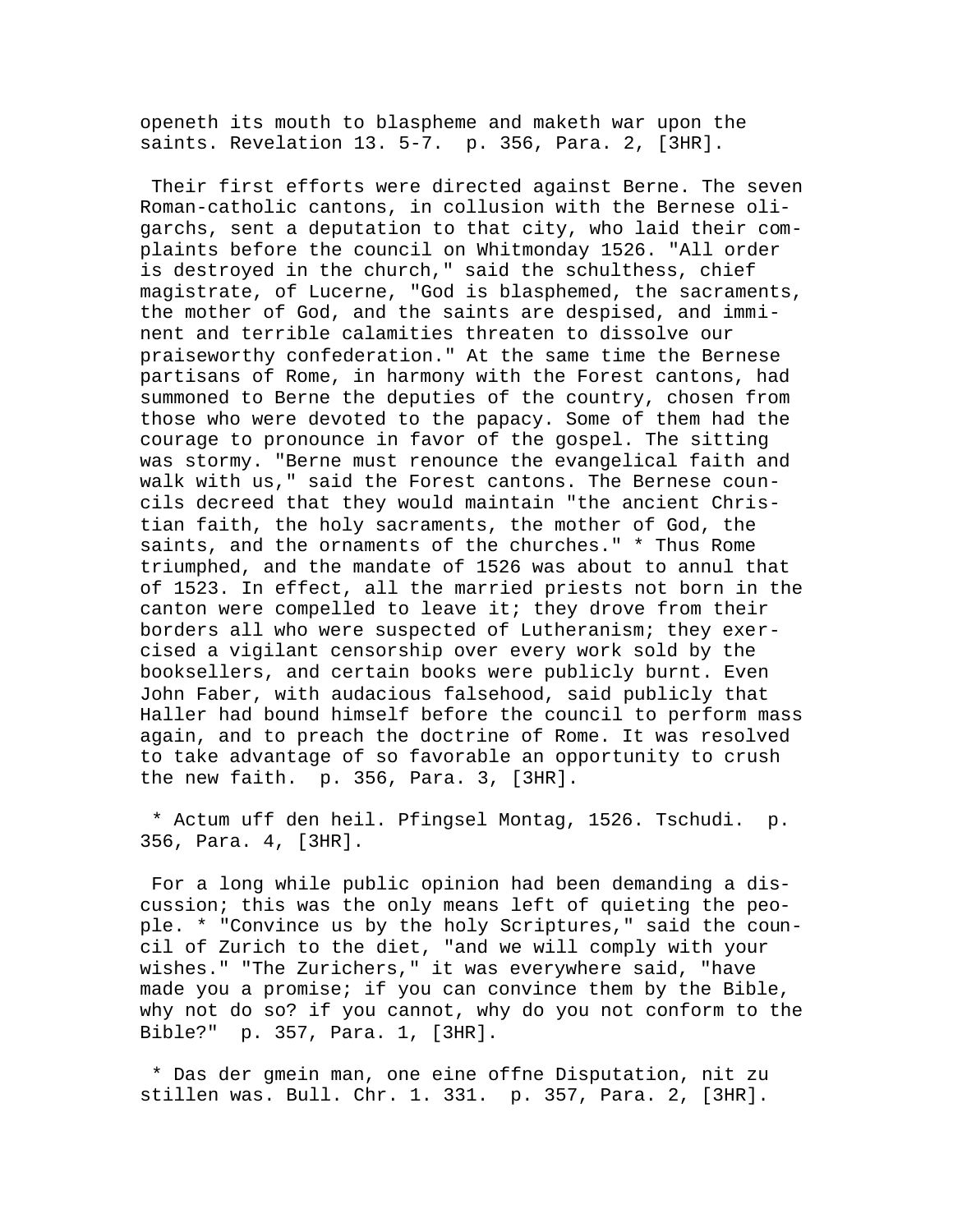openeth its mouth to blaspheme and maketh war upon the saints. Revelation 13. 5-7.  p. 356, Para. 2, [3HR].

Their first efforts were directed against Berne. The seven Roman-catholic cantons, in collusion with the Bernese oligarchs, sent a deputation to that city, who laid their complaints before the council on Whitmonday 1526. "All order is destroyed in the church," said the schulthess, chief magistrate, of Lucerne, "God is blasphemed, the sacraments, the mother of God, and the saints are despised, and imminent and terrible calamities threaten to dissolve our praiseworthy confederation." At the same time the Bernese partisans of Rome, in harmony with the Forest cantons, had summoned to Berne the deputies of the country, chosen from those who were devoted to the papacy. Some of them had the courage to pronounce in favor of the gospel. The sitting was stormy. "Berne must renounce the evangelical faith and walk with us," said the Forest cantons. The Bernese councils decreed that they would maintain "the ancient Christian faith, the holy sacraments, the mother of God, the saints, and the ornaments of the churches." * Thus Rome triumphed, and the mandate of 1526 was about to annul that of 1523. In effect, all the married priests not born in the canton were compelled to leave it; they drove from their borders all who were suspected of Lutheranism; they exercised a vigilant censorship over every work sold by the booksellers, and certain books were publicly burnt. Even John Faber, with audacious falsehood, said publicly that Haller had bound himself before the council to perform mass again, and to preach the doctrine of Rome. It was resolved to take advantage of so favorable an opportunity to crush the new faith.  p. 356, Para. 3, [3HR].

* Actum uff den heil. Pfingsel Montag, 1526. Tschudi.  p. 356, Para. 4, [3HR].

For a long while public opinion had been demanding a discussion; this was the only means left of quieting the people. * "Convince us by the holy Scriptures," said the council of Zurich to the diet, "and we will comply with your wishes." "The Zurichers," it was everywhere said, "have made you a promise; if you can convince them by the Bible, why not do so? if you cannot, why do you not conform to the Bible?"  p. 357, Para. 1, [3HR].

* Das der gmein man, one eine offne Disputation, nit zu stillen was. Bull. Chr. 1. 331.  p. 357, Para. 2, [3HR].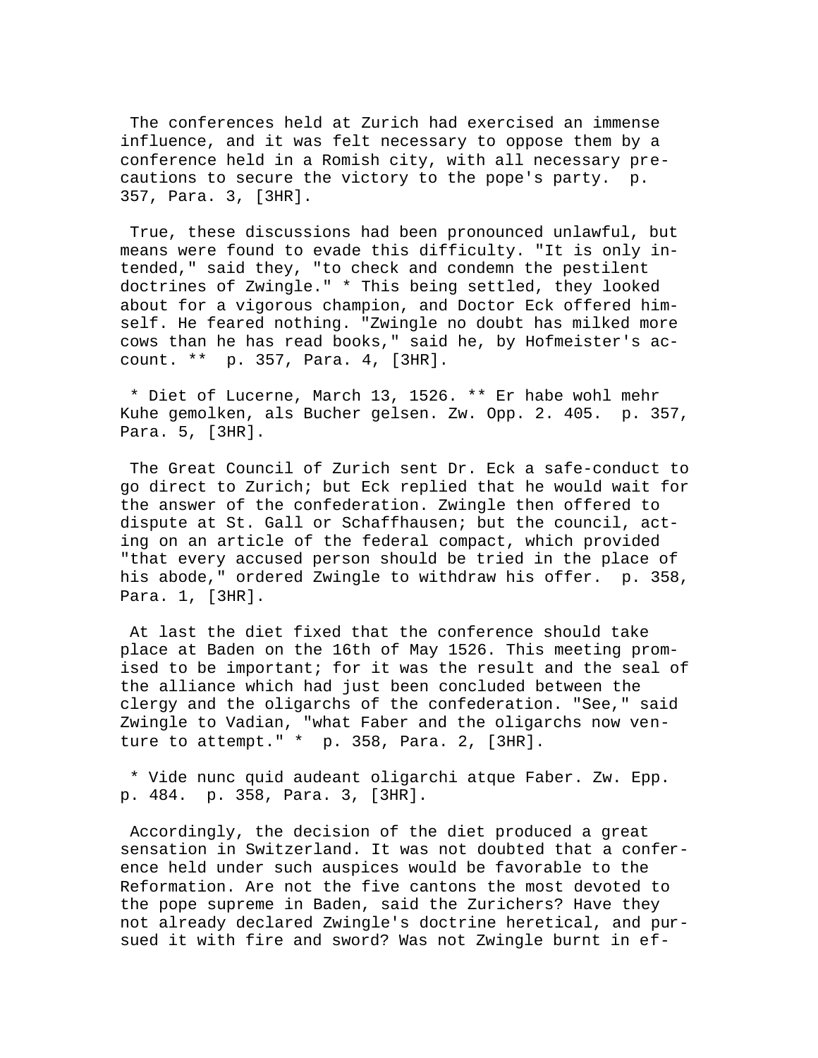The conferences held at Zurich had exercised an immense influence, and it was felt necessary to oppose them by a conference held in a Romish city, with all necessary precautions to secure the victory to the pope's party. p. 357, Para. 3, [3HR].

True, these discussions had been pronounced unlawful, but means were found to evade this difficulty. "It is only intended," said they, "to check and condemn the pestilent doctrines of Zwingle." * This being settled, they looked about for a vigorous champion, and Doctor Eck offered himself. He feared nothing. "Zwingle no doubt has milked more cows than he has read books," said he, by Hofmeister's account. ** p. 357, Para. 4, [3HR].

* Diet of Lucerne, March 13, 1526. ** Er habe wohl mehr Kuhe gemolken, als Bucher gelsen. Zw. Opp. 2. 405. p. 357, Para. 5, [3HR].

The Great Council of Zurich sent Dr. Eck a safe-conduct to go direct to Zurich; but Eck replied that he would wait for the answer of the confederation. Zwingle then offered to dispute at St. Gall or Schaffhausen; but the council, acting on an article of the federal compact, which provided "that every accused person should be tried in the place of his abode," ordered Zwingle to withdraw his offer. p. 358, Para. 1, [3HR].

At last the diet fixed that the conference should take place at Baden on the 16th of May 1526. This meeting promised to be important; for it was the result and the seal of the alliance which had just been concluded between the clergy and the oligarchs of the confederation. "See," said Zwingle to Vadian, "what Faber and the oligarchs now venture to attempt." * p. 358, Para. 2, [3HR].

* Vide nunc quid audeant oligarchi atque Faber. Zw. Epp. p. 484. p. 358, Para. 3, [3HR].

Accordingly, the decision of the diet produced a great sensation in Switzerland. It was not doubted that a conference held under such auspices would be favorable to the Reformation. Are not the five cantons the most devoted to the pope supreme in Baden, said the Zurichers? Have they not already declared Zwingle's doctrine heretical, and pursued it with fire and sword? Was not Zwingle burnt in ef-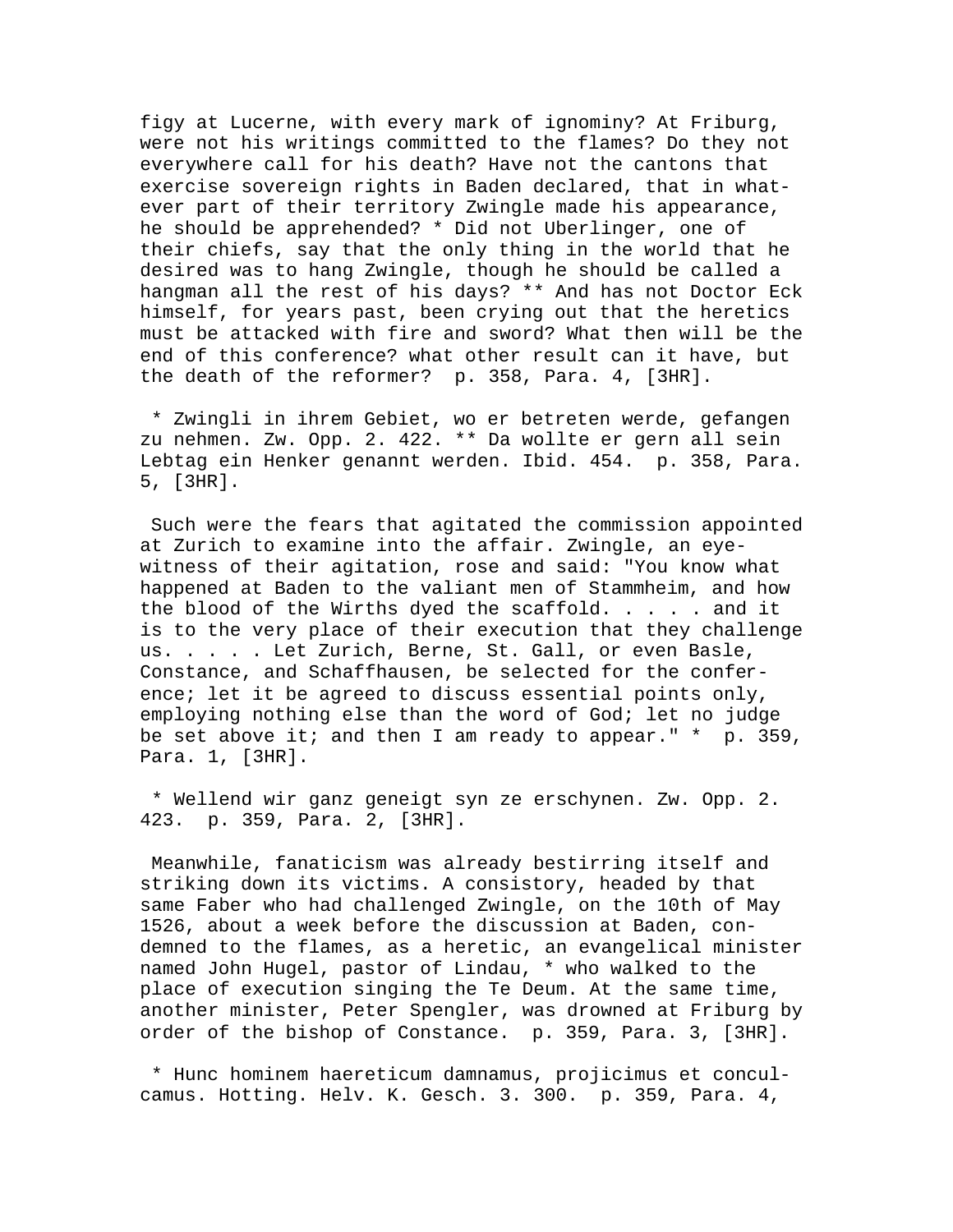figy at Lucerne, with every mark of ignominy? At Friburg, were not his writings committed to the flames? Do they not everywhere call for his death? Have not the cantons that exercise sovereign rights in Baden declared, that in whatever part of their territory Zwingle made his appearance, he should be apprehended? * Did not Uberlinger, one of their chiefs, say that the only thing in the world that he desired was to hang Zwingle, though he should be called a hangman all the rest of his days? ** And has not Doctor Eck himself, for years past, been crying out that the heretics must be attacked with fire and sword? What then will be the end of this conference? what other result can it have, but the death of the reformer? p. 358, Para. 4, [3HR].

* Zwingli in ihrem Gebiet, wo er betreten werde, gefangen zu nehmen. Zw. Opp. 2. 422. ** Da wollte er gern all sein Lebtag ein Henker genannt werden. Ibid. 454. p. 358, Para. 5, [3HR].

Such were the fears that agitated the commission appointed at Zurich to examine into the affair. Zwingle, an eye-witness of their agitation, rose and said: "You know what happened at Baden to the valiant men of Stammheim, and how the blood of the Wirths dyed the scaffold. . . . . and it is to the very place of their execution that they challenge us. . . . . Let Zurich, Berne, St. Gall, or even Basle, Constance, and Schaffhausen, be selected for the conference; let it be agreed to discuss essential points only, employing nothing else than the word of God; let no judge be set above it; and then I am ready to appear." * p. 359, Para. 1, [3HR].

* Wellend wir ganz geneigt syn ze erschynen. Zw. Opp. 2. 423. p. 359, Para. 2, [3HR].

Meanwhile, fanaticism was already bestirring itself and striking down its victims. A consistory, headed by that same Faber who had challenged Zwingle, on the 10th of May 1526, about a week before the discussion at Baden, condemned to the flames, as a heretic, an evangelical minister named John Hugel, pastor of Lindau, * who walked to the place of execution singing the Te Deum. At the same time, another minister, Peter Spengler, was drowned at Friburg by order of the bishop of Constance. p. 359, Para. 3, [3HR].

* Hunc hominem haereticum damnamus, projicimus et conculcamus. Hotting. Helv. K. Gesch. 3. 300. p. 359, Para. 4,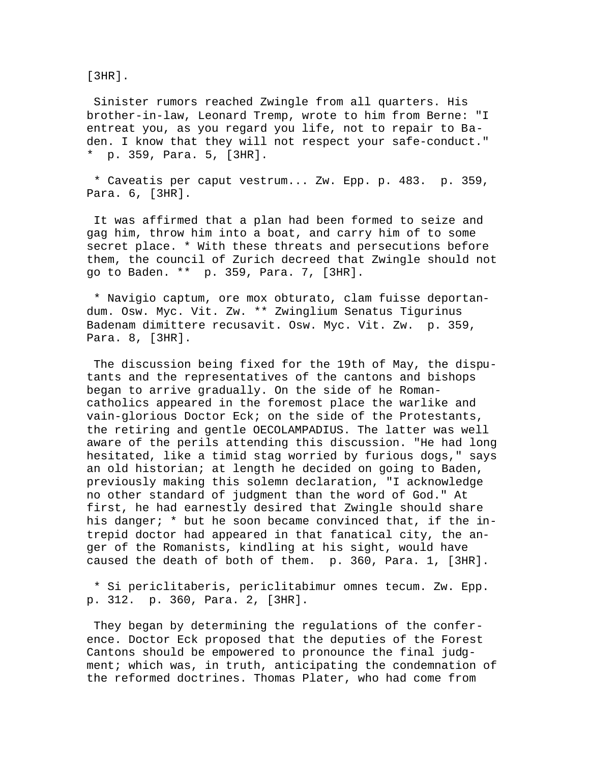[3HR].

Sinister rumors reached Zwingle from all quarters. His brother-in-law, Leonard Tremp, wrote to him from Berne: "I entreat you, as you regard you life, not to repair to Baden. I know that they will not respect your safe-conduct." * p. 359, Para. 5, [3HR].

* Caveatis per caput vestrum... Zw. Epp. p. 483. p. 359, Para. 6, [3HR].

It was affirmed that a plan had been formed to seize and gag him, throw him into a boat, and carry him of to some secret place. * With these threats and persecutions before them, the council of Zurich decreed that Zwingle should not go to Baden. ** p. 359, Para. 7, [3HR].

* Navigio captum, ore mox obturato, clam fuisse deportandum. Osw. Myc. Vit. Zw. ** Zwinglium Senatus Tigurinus Badenam dimittere recusavit. Osw. Myc. Vit. Zw. p. 359, Para. 8, [3HR].

The discussion being fixed for the 19th of May, the disputants and the representatives of the cantons and bishops began to arrive gradually. On the side of he Roman-catholics appeared in the foremost place the warlike and vain-glorious Doctor Eck; on the side of the Protestants, the retiring and gentle OECOLAMPADIUS. The latter was well aware of the perils attending this discussion. "He had long hesitated, like a timid stag worried by furious dogs," says an old historian; at length he decided on going to Baden, previously making this solemn declaration, "I acknowledge no other standard of judgment than the word of God." At first, he had earnestly desired that Zwingle should share his danger; * but he soon became convinced that, if the intrepid doctor had appeared in that fanatical city, the anger of the Romanists, kindling at his sight, would have caused the death of both of them. p. 360, Para. 1, [3HR].

* Si periclitaberis, periclitabimur omnes tecum. Zw. Epp. p. 312. p. 360, Para. 2, [3HR].

They began by determining the regulations of the conference. Doctor Eck proposed that the deputies of the Forest Cantons should be empowered to pronounce the final judgment; which was, in truth, anticipating the condemnation of the reformed doctrines. Thomas Plater, who had come from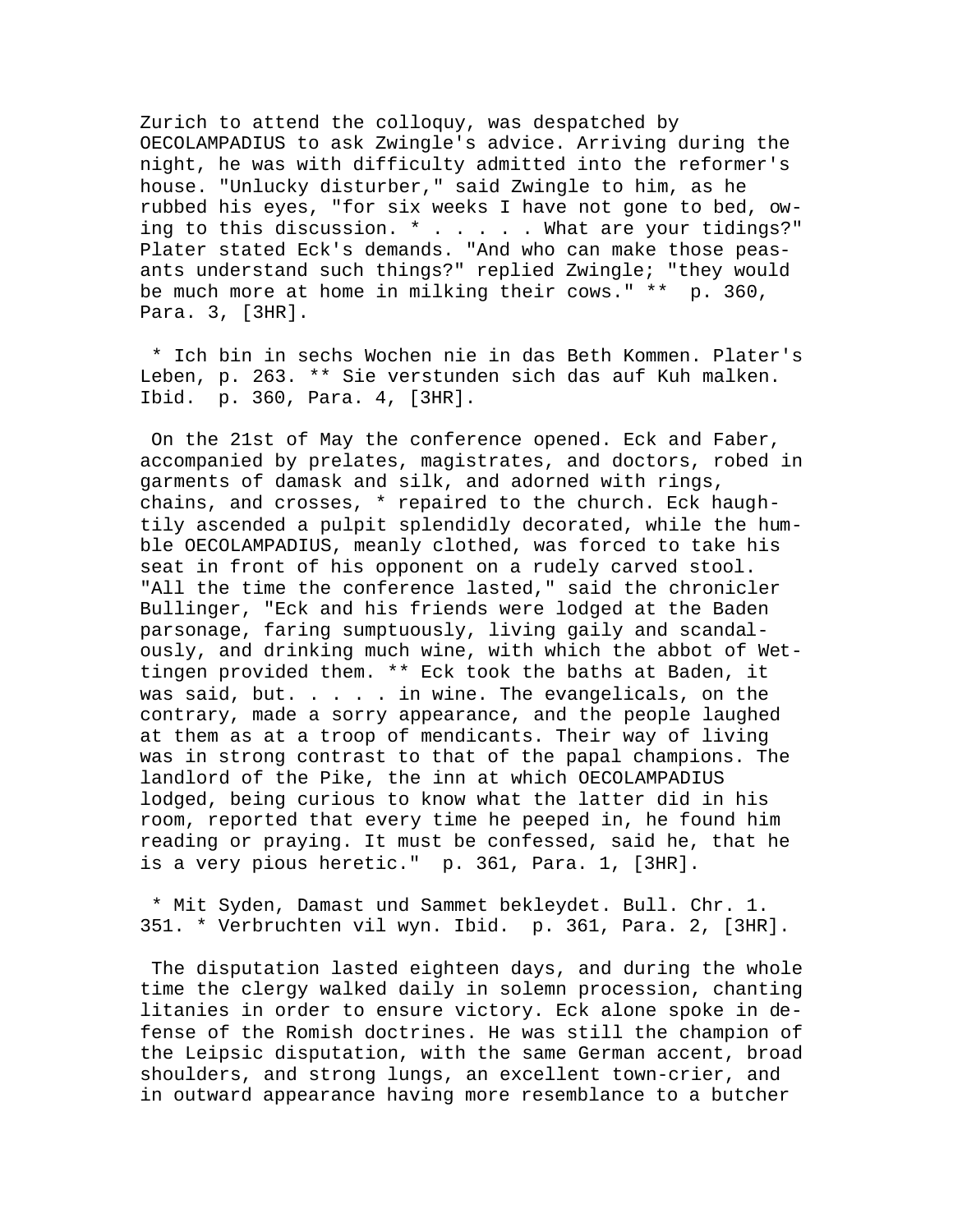Zurich to attend the colloquy, was despatched by OECOLAMPADIUS to ask Zwingle's advice. Arriving during the night, he was with difficulty admitted into the reformer's house. "Unlucky disturber," said Zwingle to him, as he rubbed his eyes, "for six weeks I have not gone to bed, owing to this discussion. * . . . . . What are your tidings?" Plater stated Eck's demands. "And who can make those peasants understand such things?" replied Zwingle; "they would be much more at home in milking their cows." ** p. 360, Para. 3, [3HR].

* Ich bin in sechs Wochen nie in das Beth Kommen. Plater's Leben, p. 263. ** Sie verstunden sich das auf Kuh malken. Ibid. p. 360, Para. 4, [3HR].

On the 21st of May the conference opened. Eck and Faber, accompanied by prelates, magistrates, and doctors, robed in garments of damask and silk, and adorned with rings, chains, and crosses, * repaired to the church. Eck haughtily ascended a pulpit splendidly decorated, while the humble OECOLAMPADIUS, meanly clothed, was forced to take his seat in front of his opponent on a rudely carved stool. "All the time the conference lasted," said the chronicler Bullinger, "Eck and his friends were lodged at the Baden parsonage, faring sumptuously, living gaily and scandalously, and drinking much wine, with which the abbot of Wettingen provided them. ** Eck took the baths at Baden, it was said, but. . . . . in wine. The evangelicals, on the contrary, made a sorry appearance, and the people laughed at them as at a troop of mendicants. Their way of living was in strong contrast to that of the papal champions. The landlord of the Pike, the inn at which OECOLAMPADIUS lodged, being curious to know what the latter did in his room, reported that every time he peeped in, he found him reading or praying. It must be confessed, said he, that he is a very pious heretic." p. 361, Para. 1, [3HR].

* Mit Syden, Damast und Sammet bekleydet. Bull. Chr. 1. 351. * Verbruchten vil wyn. Ibid. p. 361, Para. 2, [3HR].

The disputation lasted eighteen days, and during the whole time the clergy walked daily in solemn procession, chanting litanies in order to ensure victory. Eck alone spoke in defense of the Romish doctrines. He was still the champion of the Leipsic disputation, with the same German accent, broad shoulders, and strong lungs, an excellent town-crier, and in outward appearance having more resemblance to a butcher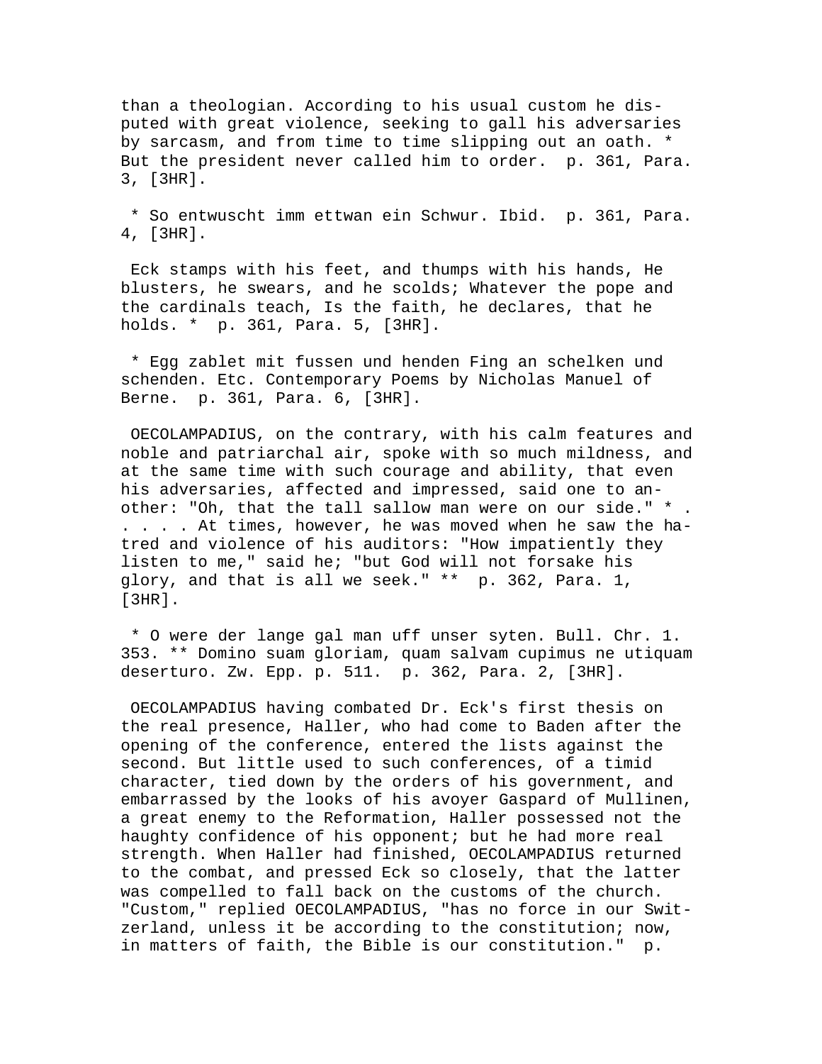than a theologian. According to his usual custom he disputed with great violence, seeking to gall his adversaries by sarcasm, and from time to time slipping out an oath. * But the president never called him to order. p. 361, Para. 3, [3HR].

* So entwuscht imm ettwan ein Schwur. Ibid. p. 361, Para. 4, [3HR].

Eck stamps with his feet, and thumps with his hands, He blusters, he swears, and he scolds; Whatever the pope and the cardinals teach, Is the faith, he declares, that he holds. * p. 361, Para. 5, [3HR].

* Egg zablet mit fussen und henden Fing an schelken und schenden. Etc. Contemporary Poems by Nicholas Manuel of Berne. p. 361, Para. 6, [3HR].

OECOLAMPADIUS, on the contrary, with his calm features and noble and patriarchal air, spoke with so much mildness, and at the same time with such courage and ability, that even his adversaries, affected and impressed, said one to another: "Oh, that the tall sallow man were on our side." * . . . . . At times, however, he was moved when he saw the hatred and violence of his auditors: "How impatiently they listen to me," said he; "but God will not forsake his glory, and that is all we seek." ** p. 362, Para. 1, [3HR].

* O were der lange gal man uff unser syten. Bull. Chr. 1. 353. ** Domino suam gloriam, quam salvam cupimus ne utiquam deserturo. Zw. Epp. p. 511. p. 362, Para. 2, [3HR].

OECOLAMPADIUS having combated Dr. Eck's first thesis on the real presence, Haller, who had come to Baden after the opening of the conference, entered the lists against the second. But little used to such conferences, of a timid character, tied down by the orders of his government, and embarrassed by the looks of his avoyer Gaspard of Mullinen, a great enemy to the Reformation, Haller possessed not the haughty confidence of his opponent; but he had more real strength. When Haller had finished, OECOLAMPADIUS returned to the combat, and pressed Eck so closely, that the latter was compelled to fall back on the customs of the church. "Custom," replied OECOLAMPADIUS, "has no force in our Switzerland, unless it be according to the constitution; now, in matters of faith, the Bible is our constitution." p.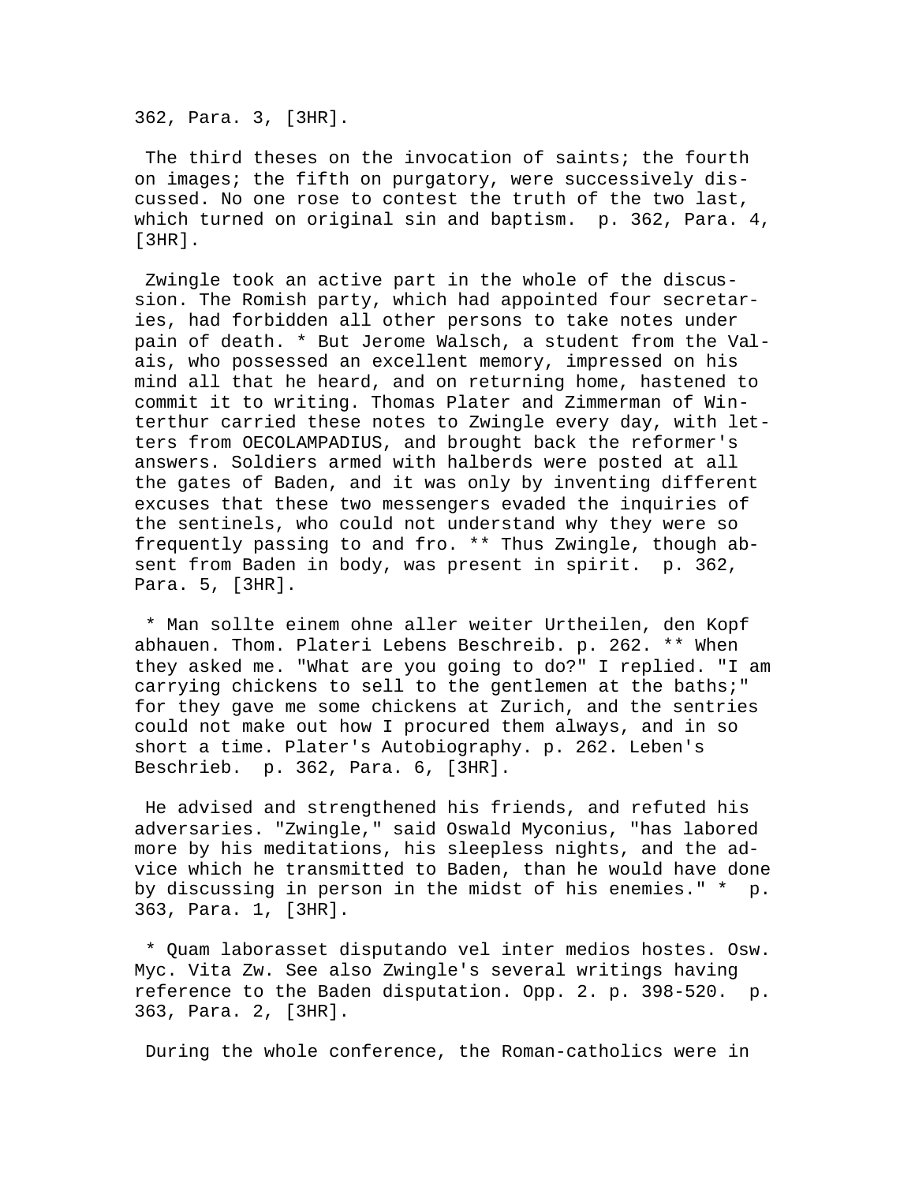362, Para. 3, [3HR].

The third theses on the invocation of saints; the fourth on images; the fifth on purgatory, were successively discussed. No one rose to contest the truth of the two last, which turned on original sin and baptism. p. 362, Para. 4, [3HR].

Zwingle took an active part in the whole of the discussion. The Romish party, which had appointed four secretaries, had forbidden all other persons to take notes under pain of death. * But Jerome Walsch, a student from the Valais, who possessed an excellent memory, impressed on his mind all that he heard, and on returning home, hastened to commit it to writing. Thomas Plater and Zimmerman of Winterthur carried these notes to Zwingle every day, with letters from OECOLAMPADIUS, and brought back the reformer's answers. Soldiers armed with halberds were posted at all the gates of Baden, and it was only by inventing different excuses that these two messengers evaded the inquiries of the sentinels, who could not understand why they were so frequently passing to and fro. ** Thus Zwingle, though absent from Baden in body, was present in spirit. p. 362, Para. 5, [3HR].

* Man sollte einem ohne aller weiter Urtheilen, den Kopf abhauen. Thom. Plateri Lebens Beschreib. p. 262. ** When they asked me. "What are you going to do?" I replied. "I am carrying chickens to sell to the gentlemen at the baths;" for they gave me some chickens at Zurich, and the sentries could not make out how I procured them always, and in so short a time. Plater's Autobiography. p. 262. Leben's Beschrieb. p. 362, Para. 6, [3HR].

He advised and strengthened his friends, and refuted his adversaries. "Zwingle," said Oswald Myconius, "has labored more by his meditations, his sleepless nights, and the advice which he transmitted to Baden, than he would have done by discussing in person in the midst of his enemies." * p. 363, Para. 1, [3HR].

* Quam laborasset disputando vel inter medios hostes. Osw. Myc. Vita Zw. See also Zwingle's several writings having reference to the Baden disputation. Opp. 2. p. 398-520. p. 363, Para. 2, [3HR].

During the whole conference, the Roman-catholics were in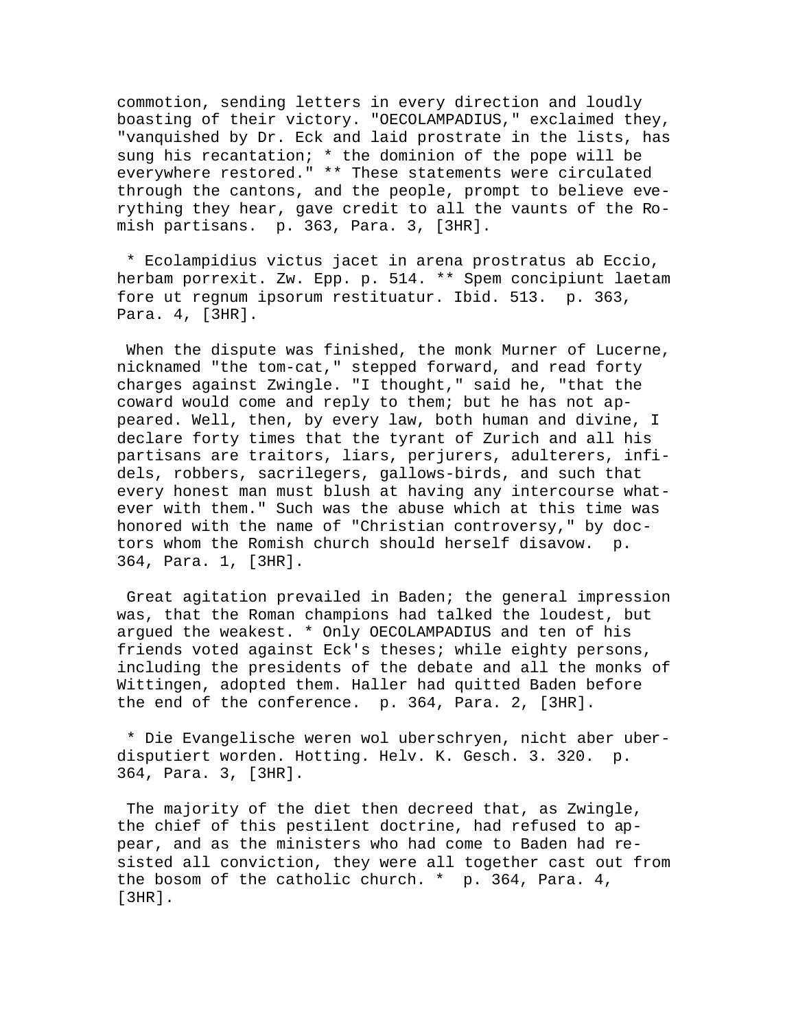commotion, sending letters in every direction and loudly boasting of their victory. "OECOLAMPADIUS," exclaimed they, "vanquished by Dr. Eck and laid prostrate in the lists, has sung his recantation; * the dominion of the pope will be everywhere restored." ** These statements were circulated through the cantons, and the people, prompt to believe everything they hear, gave credit to all the vaunts of the Romish partisans. p. 363, Para. 3, [3HR].

* Ecolampidius victus jacet in arena prostratus ab Eccio, herbam porrexit. Zw. Epp. p. 514. ** Spem concipiunt laetam fore ut regnum ipsorum restituatur. Ibid. 513. p. 363, Para. 4, [3HR].

When the dispute was finished, the monk Murner of Lucerne, nicknamed "the tom-cat," stepped forward, and read forty charges against Zwingle. "I thought," said he, "that the coward would come and reply to them; but he has not appeared. Well, then, by every law, both human and divine, I declare forty times that the tyrant of Zurich and all his partisans are traitors, liars, perjurers, adulterers, infidels, robbers, sacrilegers, gallows-birds, and such that every honest man must blush at having any intercourse whatever with them." Such was the abuse which at this time was honored with the name of "Christian controversy," by doctors whom the Romish church should herself disavow. p. 364, Para. 1, [3HR].

Great agitation prevailed in Baden; the general impression was, that the Roman champions had talked the loudest, but argued the weakest. * Only OECOLAMPADIUS and ten of his friends voted against Eck's theses; while eighty persons, including the presidents of the debate and all the monks of Wittingen, adopted them. Haller had quitted Baden before the end of the conference. p. 364, Para. 2, [3HR].

* Die Evangelische weren wol uberschryen, nicht aber uberdisputiert worden. Hotting. Helv. K. Gesch. 3. 320. p. 364, Para. 3, [3HR].

The majority of the diet then decreed that, as Zwingle, the chief of this pestilent doctrine, had refused to appear, and as the ministers who had come to Baden had resisted all conviction, they were all together cast out from the bosom of the catholic church. * p. 364, Para. 4, [3HR].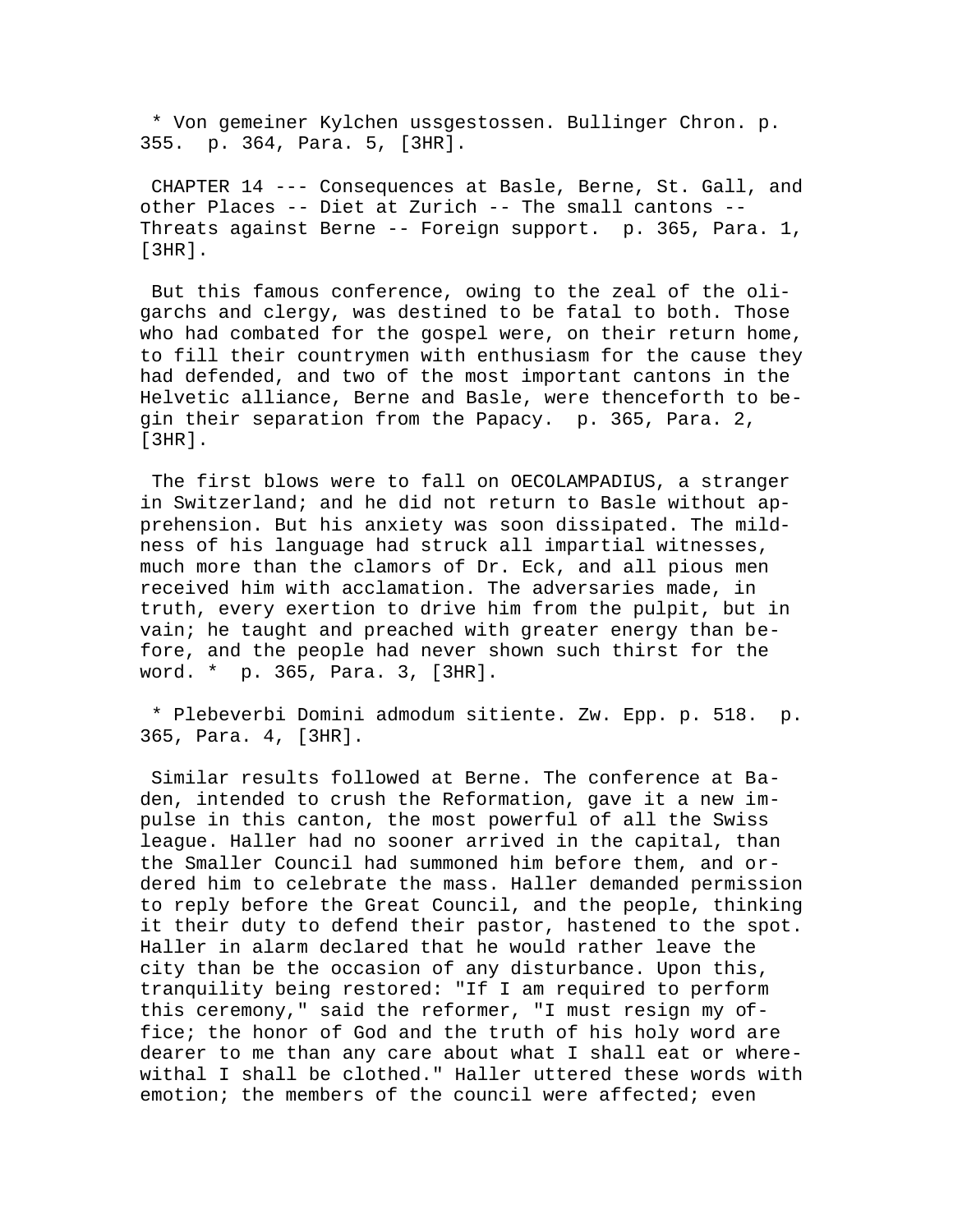* Von gemeiner Kylchen ussgestossen. Bullinger Chron. p. 355. p. 364, Para. 5, [3HR].

CHAPTER 14 --- Consequences at Basle, Berne, St. Gall, and other Places -- Diet at Zurich -- The small cantons -- Threats against Berne -- Foreign support. p. 365, Para. 1, [3HR].

But this famous conference, owing to the zeal of the oligarchs and clergy, was destined to be fatal to both. Those who had combated for the gospel were, on their return home, to fill their countrymen with enthusiasm for the cause they had defended, and two of the most important cantons in the Helvetic alliance, Berne and Basle, were thenceforth to begin their separation from the Papacy. p. 365, Para. 2, [3HR].

The first blows were to fall on OECOLAMPADIUS, a stranger in Switzerland; and he did not return to Basle without apprehension. But his anxiety was soon dissipated. The mildness of his language had struck all impartial witnesses, much more than the clamors of Dr. Eck, and all pious men received him with acclamation. The adversaries made, in truth, every exertion to drive him from the pulpit, but in vain; he taught and preached with greater energy than before, and the people had never shown such thirst for the word. * p. 365, Para. 3, [3HR].

* Plebeverbi Domini admodum sitiente. Zw. Epp. p. 518. p. 365, Para. 4, [3HR].

Similar results followed at Berne. The conference at Baden, intended to crush the Reformation, gave it a new impulse in this canton, the most powerful of all the Swiss league. Haller had no sooner arrived in the capital, than the Smaller Council had summoned him before them, and ordered him to celebrate the mass. Haller demanded permission to reply before the Great Council, and the people, thinking it their duty to defend their pastor, hastened to the spot. Haller in alarm declared that he would rather leave the city than be the occasion of any disturbance. Upon this, tranquility being restored: "If I am required to perform this ceremony," said the reformer, "I must resign my office; the honor of God and the truth of his holy word are dearer to me than any care about what I shall eat or wherewithal I shall be clothed." Haller uttered these words with emotion; the members of the council were affected; even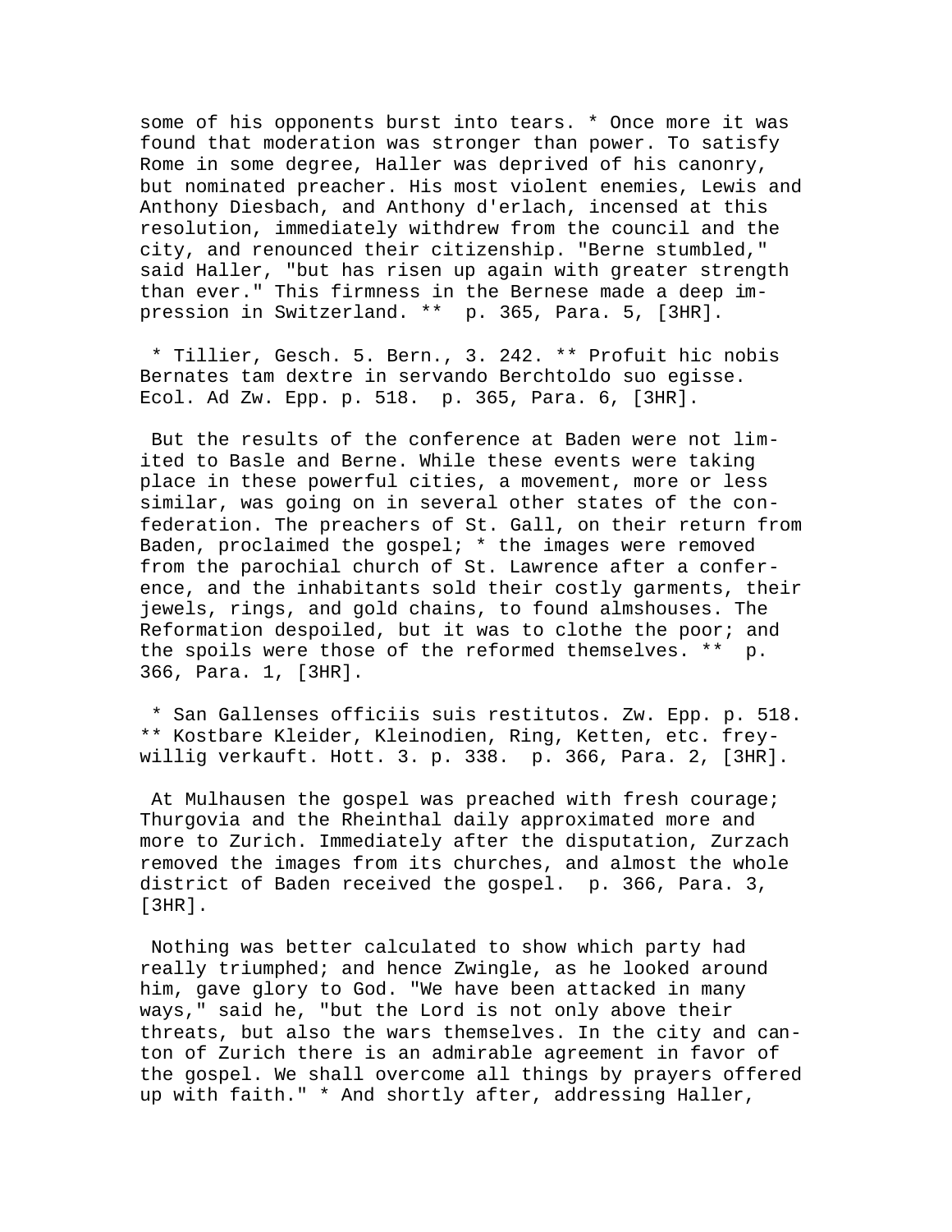some of his opponents burst into tears. * Once more it was found that moderation was stronger than power. To satisfy Rome in some degree, Haller was deprived of his canonry, but nominated preacher. His most violent enemies, Lewis and Anthony Diesbach, and Anthony d'erlach, incensed at this resolution, immediately withdrew from the council and the city, and renounced their citizenship. "Berne stumbled," said Haller, "but has risen up again with greater strength than ever." This firmness in the Bernese made a deep impression in Switzerland. ** p. 365, Para. 5, [3HR].

* Tillier, Gesch. 5. Bern., 3. 242. ** Profuit hic nobis Bernates tam dextre in servando Berchtoldo suo egisse. Ecol. Ad Zw. Epp. p. 518. p. 365, Para. 6, [3HR].

But the results of the conference at Baden were not limited to Basle and Berne. While these events were taking place in these powerful cities, a movement, more or less similar, was going on in several other states of the confederation. The preachers of St. Gall, on their return from Baden, proclaimed the gospel; * the images were removed from the parochial church of St. Lawrence after a conference, and the inhabitants sold their costly garments, their jewels, rings, and gold chains, to found almshouses. The Reformation despoiled, but it was to clothe the poor; and the spoils were those of the reformed themselves. ** p. 366, Para. 1, [3HR].

* San Gallenses officiis suis restitutos. Zw. Epp. p. 518. ** Kostbare Kleider, Kleinodien, Ring, Ketten, etc. freywillig verkauft. Hott. 3. p. 338. p. 366, Para. 2, [3HR].

At Mulhausen the gospel was preached with fresh courage; Thurgovia and the Rheinthal daily approximated more and more to Zurich. Immediately after the disputation, Zurzach removed the images from its churches, and almost the whole district of Baden received the gospel. p. 366, Para. 3, [3HR].

Nothing was better calculated to show which party had really triumphed; and hence Zwingle, as he looked around him, gave glory to God. "We have been attacked in many ways," said he, "but the Lord is not only above their threats, but also the wars themselves. In the city and canton of Zurich there is an admirable agreement in favor of the gospel. We shall overcome all things by prayers offered up with faith." * And shortly after, addressing Haller,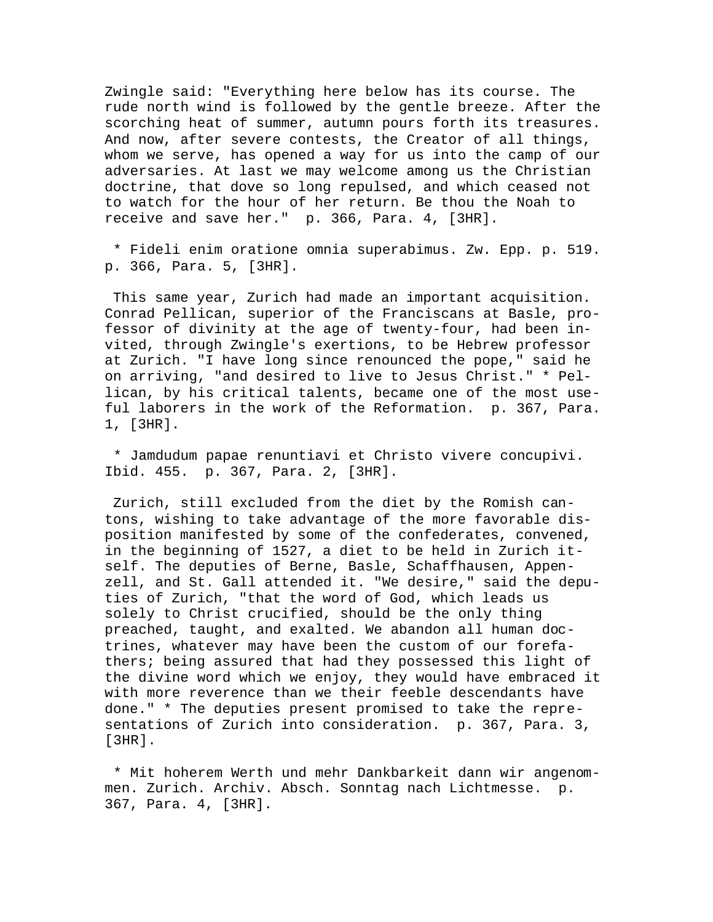Zwingle said: "Everything here below has its course. The rude north wind is followed by the gentle breeze. After the scorching heat of summer, autumn pours forth its treasures. And now, after severe contests, the Creator of all things, whom we serve, has opened a way for us into the camp of our adversaries. At last we may welcome among us the Christian doctrine, that dove so long repulsed, and which ceased not to watch for the hour of her return. Be thou the Noah to receive and save her." p. 366, Para. 4, [3HR].

* Fideli enim oratione omnia superabimus. Zw. Epp. p. 519. p. 366, Para. 5, [3HR].

This same year, Zurich had made an important acquisition. Conrad Pellican, superior of the Franciscans at Basle, professor of divinity at the age of twenty-four, had been invited, through Zwingle's exertions, to be Hebrew professor at Zurich. "I have long since renounced the pope," said he on arriving, "and desired to live to Jesus Christ." * Pellican, by his critical talents, became one of the most useful laborers in the work of the Reformation. p. 367, Para. 1, [3HR].

* Jamdudum papae renuntiavi et Christo vivere concupivi. Ibid. 455. p. 367, Para. 2, [3HR].

Zurich, still excluded from the diet by the Romish cantons, wishing to take advantage of the more favorable disposition manifested by some of the confederates, convened, in the beginning of 1527, a diet to be held in Zurich itself. The deputies of Berne, Basle, Schaffhausen, Appenzell, and St. Gall attended it. "We desire," said the deputies of Zurich, "that the word of God, which leads us solely to Christ crucified, should be the only thing preached, taught, and exalted. We abandon all human doctrines, whatever may have been the custom of our forefathers; being assured that had they possessed this light of the divine word which we enjoy, they would have embraced it with more reverence than we their feeble descendants have done." * The deputies present promised to take the representations of Zurich into consideration. p. 367, Para. 3, [3HR].

* Mit hoherem Werth und mehr Dankbarkeit dann wir angenommen. Zurich. Archiv. Absch. Sonntag nach Lichtmesse. p. 367, Para. 4, [3HR].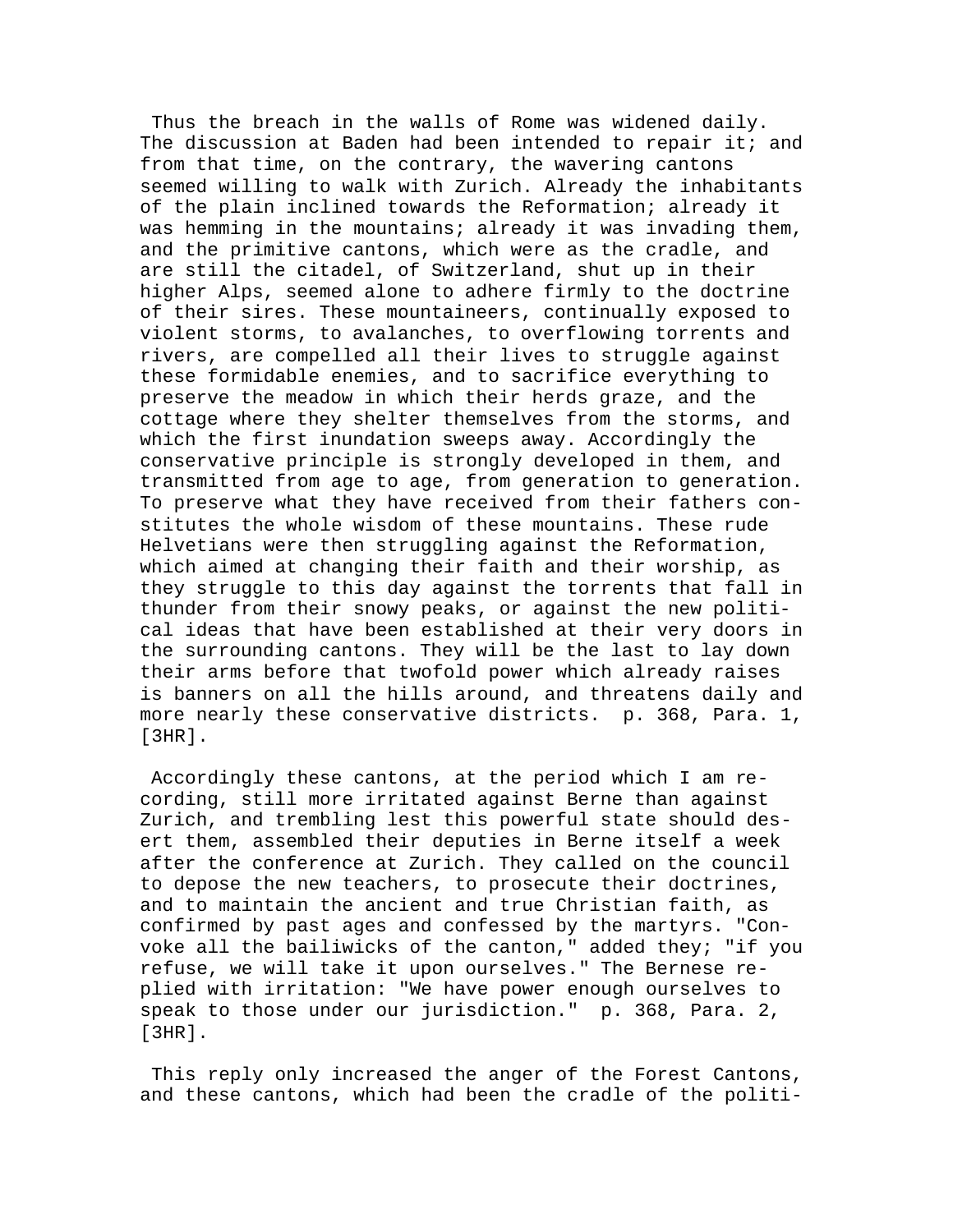Thus the breach in the walls of Rome was widened daily. The discussion at Baden had been intended to repair it; and from that time, on the contrary, the wavering cantons seemed willing to walk with Zurich. Already the inhabitants of the plain inclined towards the Reformation; already it was hemming in the mountains; already it was invading them, and the primitive cantons, which were as the cradle, and are still the citadel, of Switzerland, shut up in their higher Alps, seemed alone to adhere firmly to the doctrine of their sires. These mountaineers, continually exposed to violent storms, to avalanches, to overflowing torrents and rivers, are compelled all their lives to struggle against these formidable enemies, and to sacrifice everything to preserve the meadow in which their herds graze, and the cottage where they shelter themselves from the storms, and which the first inundation sweeps away. Accordingly the conservative principle is strongly developed in them, and transmitted from age to age, from generation to generation. To preserve what they have received from their fathers constitutes the whole wisdom of these mountains. These rude Helvetians were then struggling against the Reformation, which aimed at changing their faith and their worship, as they struggle to this day against the torrents that fall in thunder from their snowy peaks, or against the new political ideas that have been established at their very doors in the surrounding cantons. They will be the last to lay down their arms before that twofold power which already raises is banners on all the hills around, and threatens daily and more nearly these conservative districts. p. 368, Para. 1, [3HR].

Accordingly these cantons, at the period which I am recording, still more irritated against Berne than against Zurich, and trembling lest this powerful state should desert them, assembled their deputies in Berne itself a week after the conference at Zurich. They called on the council to depose the new teachers, to prosecute their doctrines, and to maintain the ancient and true Christian faith, as confirmed by past ages and confessed by the martyrs. "Convoke all the bailiwicks of the canton," added they; "if you refuse, we will take it upon ourselves." The Bernese replied with irritation: "We have power enough ourselves to speak to those under our jurisdiction." p. 368, Para. 2, [3HR].

This reply only increased the anger of the Forest Cantons, and these cantons, which had been the cradle of the politi-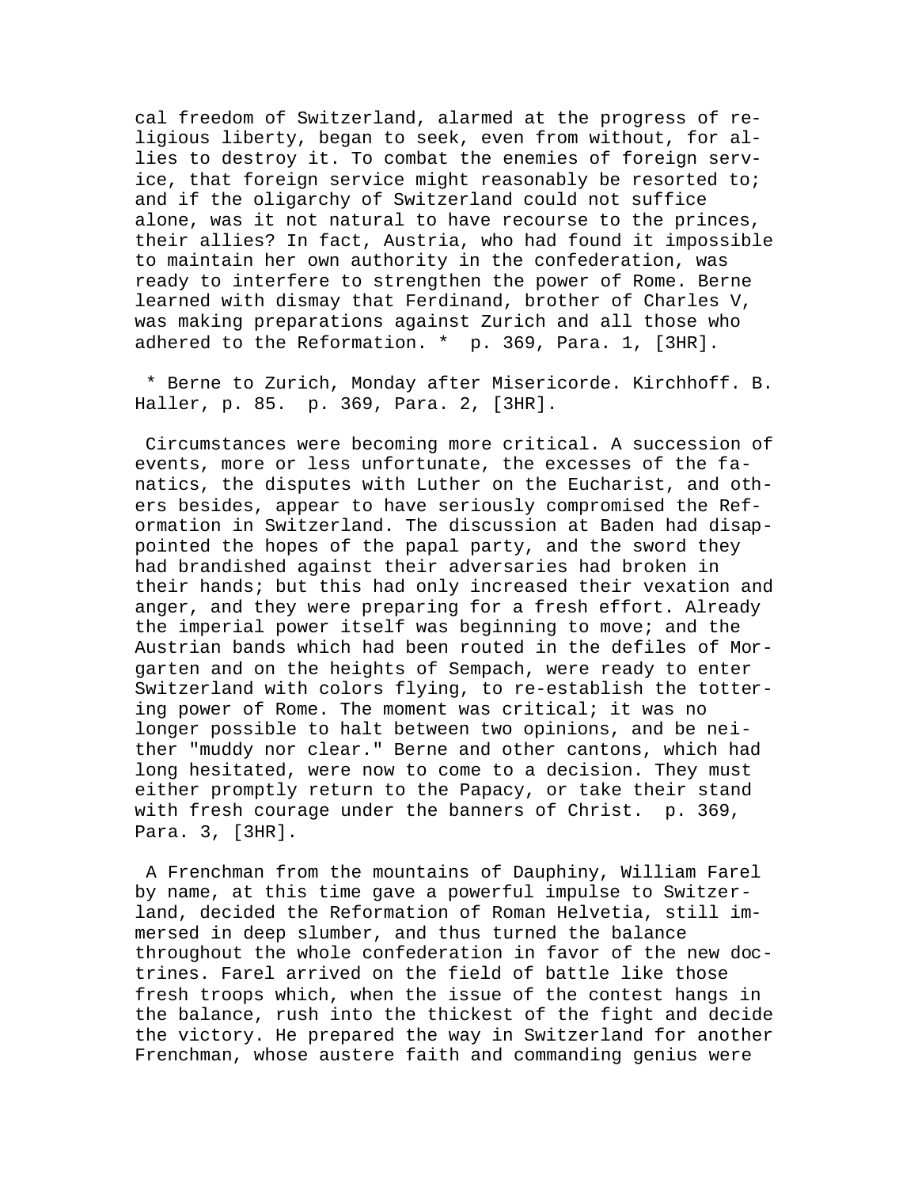cal freedom of Switzerland, alarmed at the progress of religious liberty, began to seek, even from without, for allies to destroy it. To combat the enemies of foreign service, that foreign service might reasonably be resorted to; and if the oligarchy of Switzerland could not suffice alone, was it not natural to have recourse to the princes, their allies? In fact, Austria, who had found it impossible to maintain her own authority in the confederation, was ready to interfere to strengthen the power of Rome. Berne learned with dismay that Ferdinand, brother of Charles V, was making preparations against Zurich and all those who adhered to the Reformation. * p. 369, Para. 1, [3HR].

* Berne to Zurich, Monday after Misericorde. Kirchhoff. B. Haller, p. 85. p. 369, Para. 2, [3HR].

Circumstances were becoming more critical. A succession of events, more or less unfortunate, the excesses of the fanatics, the disputes with Luther on the Eucharist, and others besides, appear to have seriously compromised the Reformation in Switzerland. The discussion at Baden had disappointed the hopes of the papal party, and the sword they had brandished against their adversaries had broken in their hands; but this had only increased their vexation and anger, and they were preparing for a fresh effort. Already the imperial power itself was beginning to move; and the Austrian bands which had been routed in the defiles of Morgarten and on the heights of Sempach, were ready to enter Switzerland with colors flying, to re-establish the tottering power of Rome. The moment was critical; it was no longer possible to halt between two opinions, and be neither "muddy nor clear." Berne and other cantons, which had long hesitated, were now to come to a decision. They must either promptly return to the Papacy, or take their stand with fresh courage under the banners of Christ. p. 369, Para. 3, [3HR].

A Frenchman from the mountains of Dauphiny, William Farel by name, at this time gave a powerful impulse to Switzerland, decided the Reformation of Roman Helvetia, still immersed in deep slumber, and thus turned the balance throughout the whole confederation in favor of the new doctrines. Farel arrived on the field of battle like those fresh troops which, when the issue of the contest hangs in the balance, rush into the thickest of the fight and decide the victory. He prepared the way in Switzerland for another Frenchman, whose austere faith and commanding genius were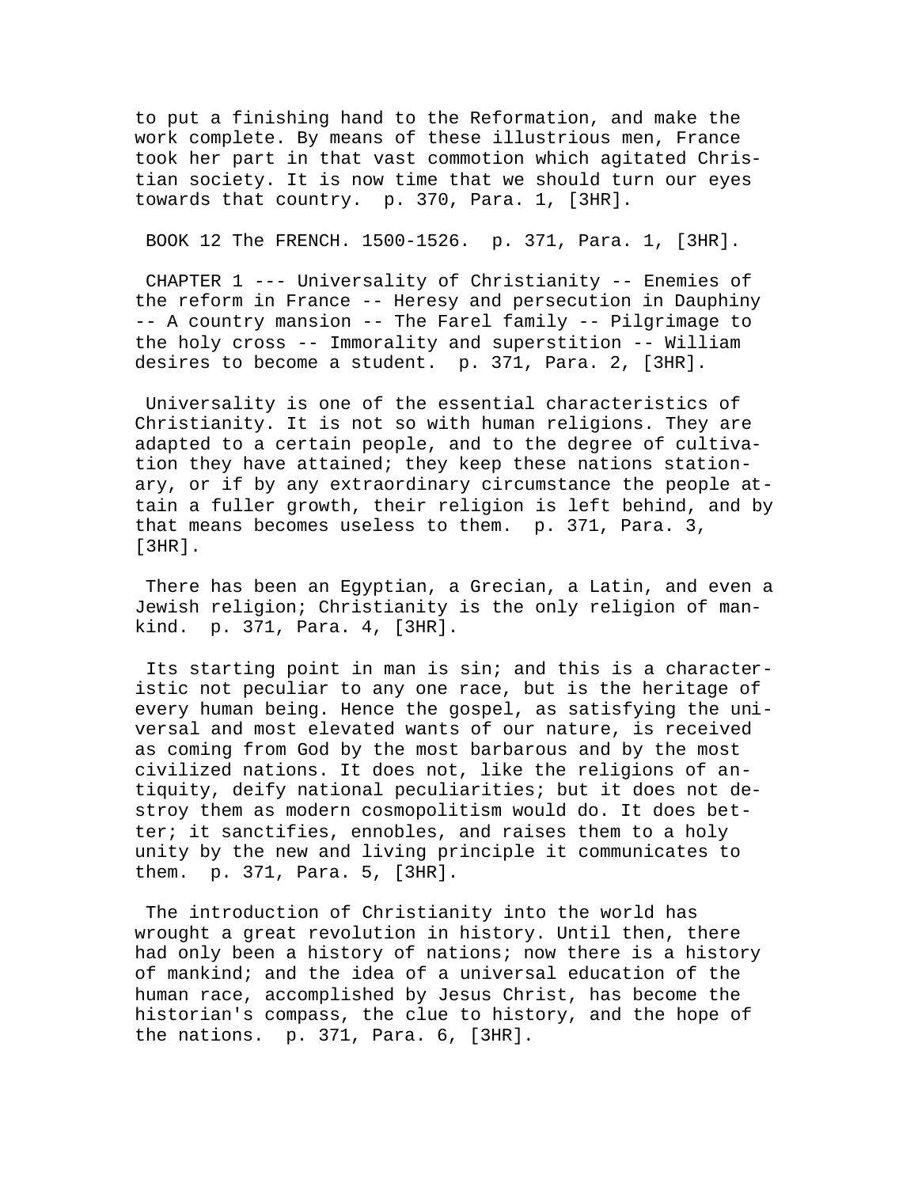to put a finishing hand to the Reformation, and make the work complete. By means of these illustrious men, France took her part in that vast commotion which agitated Christian society. It is now time that we should turn our eyes towards that country. p. 370, Para. 1, [3HR].

## BOOK 12 The FRENCH. 1500-1526. p. 371, Para. 1, [3HR].

### CHAPTER 1 --- Universality of Christianity -- Enemies of the reform in France -- Heresy and persecution in Dauphiny -- A country mansion -- The Farel family -- Pilgrimage to the holy cross -- Immorality and superstition -- William desires to become a student. p. 371, Para. 2, [3HR].

Universality is one of the essential characteristics of Christianity. It is not so with human religions. They are adapted to a certain people, and to the degree of cultivation they have attained; they keep these nations stationary, or if by any extraordinary circumstance the people attain a fuller growth, their religion is left behind, and by that means becomes useless to them. p. 371, Para. 3, [3HR].

There has been an Egyptian, a Grecian, a Latin, and even a Jewish religion; Christianity is the only religion of mankind. p. 371, Para. 4, [3HR].

Its starting point in man is sin; and this is a characteristic not peculiar to any one race, but is the heritage of every human being. Hence the gospel, as satisfying the universal and most elevated wants of our nature, is received as coming from God by the most barbarous and by the most civilized nations. It does not, like the religions of antiquity, deify national peculiarities; but it does not destroy them as modern cosmopolitism would do. It does better; it sanctifies, ennobles, and raises them to a holy unity by the new and living principle it communicates to them. p. 371, Para. 5, [3HR].

The introduction of Christianity into the world has wrought a great revolution in history. Until then, there had only been a history of nations; now there is a history of mankind; and the idea of a universal education of the human race, accomplished by Jesus Christ, has become the historian's compass, the clue to history, and the hope of the nations. p. 371, Para. 6, [3HR].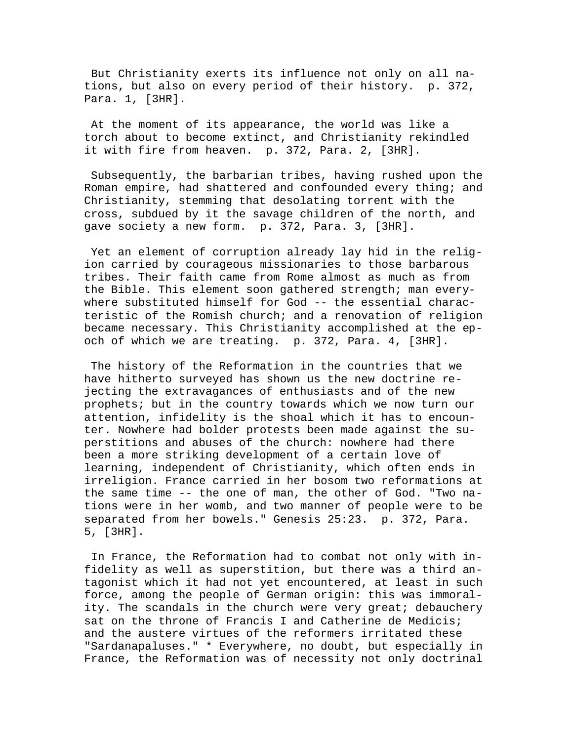But Christianity exerts its influence not only on all nations, but also on every period of their history. p. 372, Para. 1, [3HR].

At the moment of its appearance, the world was like a torch about to become extinct, and Christianity rekindled it with fire from heaven. p. 372, Para. 2, [3HR].

Subsequently, the barbarian tribes, having rushed upon the Roman empire, had shattered and confounded every thing; and Christianity, stemming that desolating torrent with the cross, subdued by it the savage children of the north, and gave society a new form. p. 372, Para. 3, [3HR].

Yet an element of corruption already lay hid in the religion carried by courageous missionaries to those barbarous tribes. Their faith came from Rome almost as much as from the Bible. This element soon gathered strength; man everywhere substituted himself for God -- the essential characteristic of the Romish church; and a renovation of religion became necessary. This Christianity accomplished at the epoch of which we are treating. p. 372, Para. 4, [3HR].

The history of the Reformation in the countries that we have hitherto surveyed has shown us the new doctrine rejecting the extravagances of enthusiasts and of the new prophets; but in the country towards which we now turn our attention, infidelity is the shoal which it has to encounter. Nowhere had bolder protests been made against the superstitions and abuses of the church: nowhere had there been a more striking development of a certain love of learning, independent of Christianity, which often ends in irreligion. France carried in her bosom two reformations at the same time -- the one of man, the other of God. "Two nations were in her womb, and two manner of people were to be separated from her bowels." Genesis 25:23. p. 372, Para. 5, [3HR].

In France, the Reformation had to combat not only with infidelity as well as superstition, but there was a third antagonist which it had not yet encountered, at least in such force, among the people of German origin: this was immorality. The scandals in the church were very great; debauchery sat on the throne of Francis I and Catherine de Medicis; and the austere virtues of the reformers irritated these "Sardanapaluses." * Everywhere, no doubt, but especially in France, the Reformation was of necessity not only doctrinal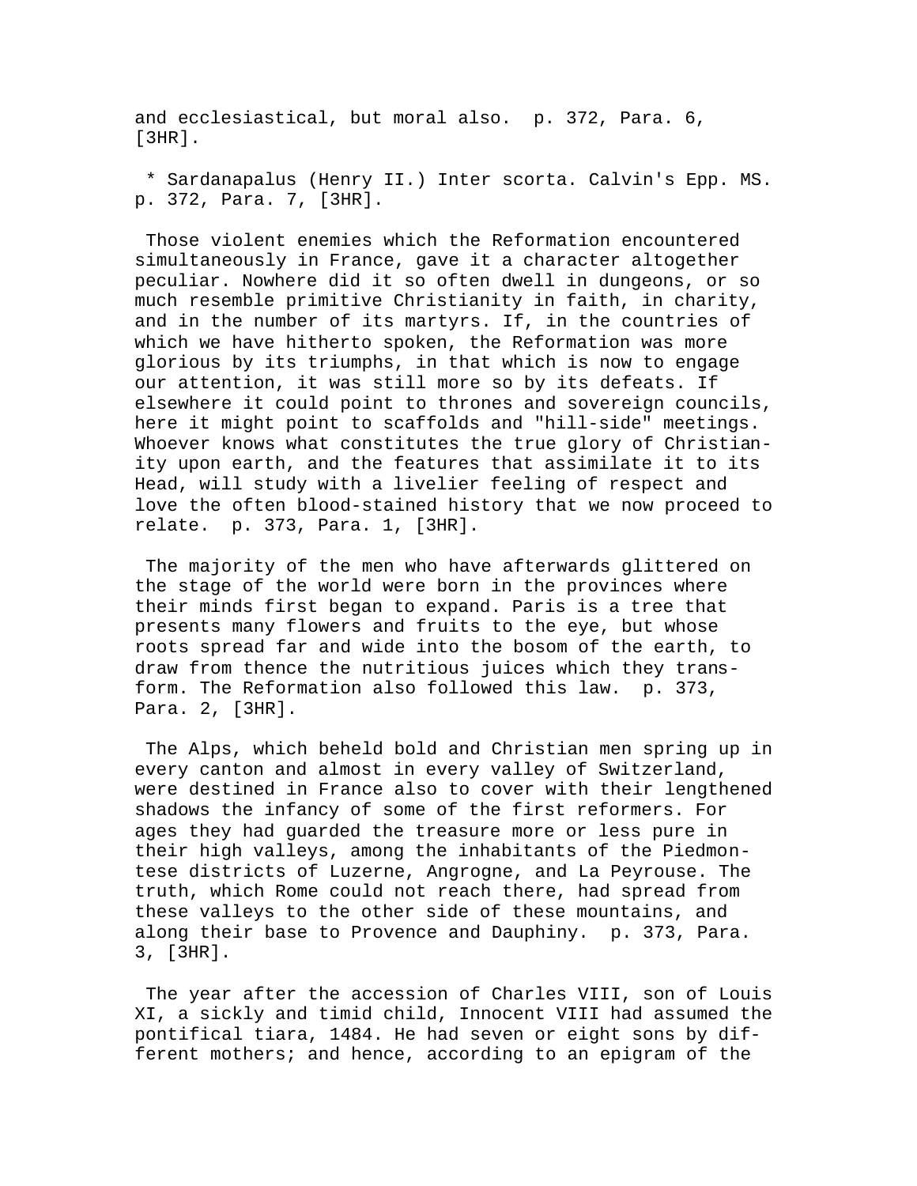and ecclesiastical, but moral also. p. 372, Para. 6, [3HR].

* Sardanapalus (Henry II.) Inter scorta. Calvin's Epp. MS. p. 372, Para. 7, [3HR].

Those violent enemies which the Reformation encountered simultaneously in France, gave it a character altogether peculiar. Nowhere did it so often dwell in dungeons, or so much resemble primitive Christianity in faith, in charity, and in the number of its martyrs. If, in the countries of which we have hitherto spoken, the Reformation was more glorious by its triumphs, in that which is now to engage our attention, it was still more so by its defeats. If elsewhere it could point to thrones and sovereign councils, here it might point to scaffolds and "hill-side" meetings. Whoever knows what constitutes the true glory of Christianity upon earth, and the features that assimilate it to its Head, will study with a livelier feeling of respect and love the often blood-stained history that we now proceed to relate. p. 373, Para. 1, [3HR].

The majority of the men who have afterwards glittered on the stage of the world were born in the provinces where their minds first began to expand. Paris is a tree that presents many flowers and fruits to the eye, but whose roots spread far and wide into the bosom of the earth, to draw from thence the nutritious juices which they transform. The Reformation also followed this law. p. 373, Para. 2, [3HR].

The Alps, which beheld bold and Christian men spring up in every canton and almost in every valley of Switzerland, were destined in France also to cover with their lengthened shadows the infancy of some of the first reformers. For ages they had guarded the treasure more or less pure in their high valleys, among the inhabitants of the Piedmontese districts of Luzerne, Angrogne, and La Peyrouse. The truth, which Rome could not reach there, had spread from these valleys to the other side of these mountains, and along their base to Provence and Dauphiny. p. 373, Para. 3, [3HR].

The year after the accession of Charles VIII, son of Louis XI, a sickly and timid child, Innocent VIII had assumed the pontifical tiara, 1484. He had seven or eight sons by different mothers; and hence, according to an epigram of the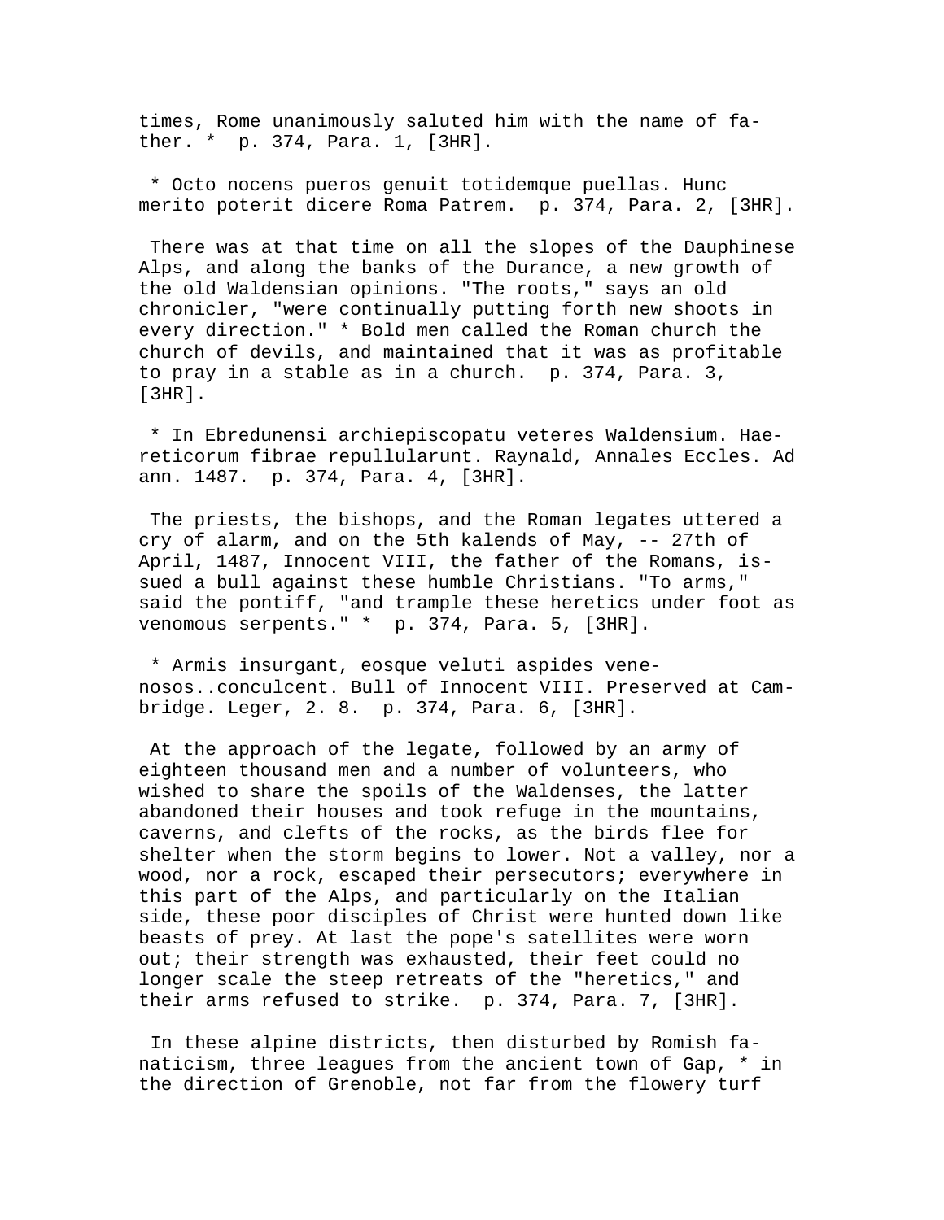times, Rome unanimously saluted him with the name of father. *  p. 374, Para. 1, [3HR].

* Octo nocens pueros genuit totidemque puellas. Hunc merito poterit dicere Roma Patrem.  p. 374, Para. 2, [3HR].

There was at that time on all the slopes of the Dauphinese Alps, and along the banks of the Durance, a new growth of the old Waldensian opinions. "The roots," says an old chronicler, "were continually putting forth new shoots in every direction." * Bold men called the Roman church the church of devils, and maintained that it was as profitable to pray in a stable as in a church.  p. 374, Para. 3, [3HR].

* In Ebredunensi archiepiscopatu veteres Waldensium. Haereticorum fibrae repullularunt. Raynald, Annales Eccles. Ad ann. 1487.  p. 374, Para. 4, [3HR].

The priests, the bishops, and the Roman legates uttered a cry of alarm, and on the 5th kalends of May, -- 27th of April, 1487, Innocent VIII, the father of the Romans, issued a bull against these humble Christians. "To arms," said the pontiff, "and trample these heretics under foot as venomous serpents." *  p. 374, Para. 5, [3HR].

* Armis insurgant, eosque veluti aspides venenosos..conculcent. Bull of Innocent VIII. Preserved at Cambridge. Leger, 2. 8.  p. 374, Para. 6, [3HR].

At the approach of the legate, followed by an army of eighteen thousand men and a number of volunteers, who wished to share the spoils of the Waldenses, the latter abandoned their houses and took refuge in the mountains, caverns, and clefts of the rocks, as the birds flee for shelter when the storm begins to lower. Not a valley, nor a wood, nor a rock, escaped their persecutors; everywhere in this part of the Alps, and particularly on the Italian side, these poor disciples of Christ were hunted down like beasts of prey. At last the pope's satellites were worn out; their strength was exhausted, their feet could no longer scale the steep retreats of the "heretics," and their arms refused to strike.  p. 374, Para. 7, [3HR].

In these alpine districts, then disturbed by Romish fanaticism, three leagues from the ancient town of Gap, * in the direction of Grenoble, not far from the flowery turf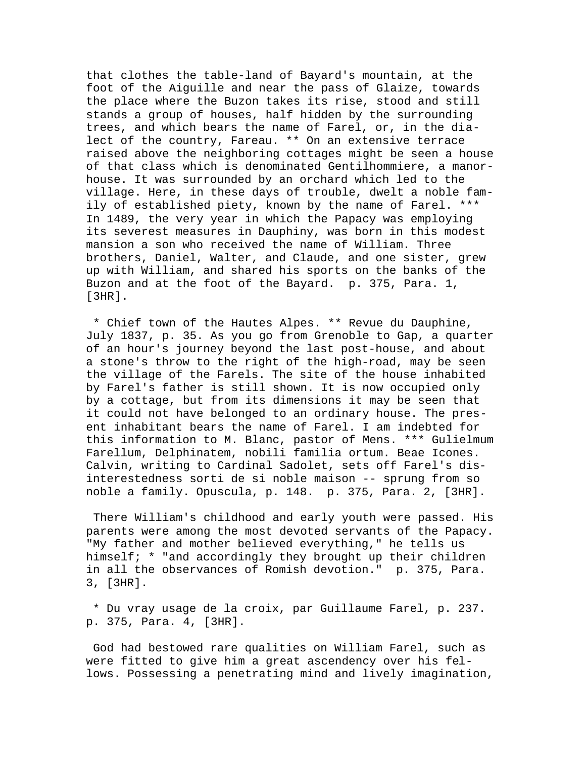that clothes the table-land of Bayard's mountain, at the foot of the Aiguille and near the pass of Glaize, towards the place where the Buzon takes its rise, stood and still stands a group of houses, half hidden by the surrounding trees, and which bears the name of Farel, or, in the dialect of the country, Fareau. ** On an extensive terrace raised above the neighboring cottages might be seen a house of that class which is denominated Gentilhommiere, a manor-house. It was surrounded by an orchard which led to the village. Here, in these days of trouble, dwelt a noble family of established piety, known by the name of Farel. *** In 1489, the very year in which the Papacy was employing its severest measures in Dauphiny, was born in this modest mansion a son who received the name of William. Three brothers, Daniel, Walter, and Claude, and one sister, grew up with William, and shared his sports on the banks of the Buzon and at the foot of the Bayard. p. 375, Para. 1, [3HR].

* Chief town of the Hautes Alpes. ** Revue du Dauphine, July 1837, p. 35. As you go from Grenoble to Gap, a quarter of an hour's journey beyond the last post-house, and about a stone's throw to the right of the high-road, may be seen the village of the Farels. The site of the house inhabited by Farel's father is still shown. It is now occupied only by a cottage, but from its dimensions it may be seen that it could not have belonged to an ordinary house. The present inhabitant bears the name of Farel. I am indebted for this information to M. Blanc, pastor of Mens. *** Gulielmum Farellum, Delphinatem, nobili familia ortum. Beae Icones. Calvin, writing to Cardinal Sadolet, sets off Farel's disinterestedness sorti de si noble maison -- sprung from so noble a family. Opuscula, p. 148. p. 375, Para. 2, [3HR].

There William's childhood and early youth were passed. His parents were among the most devoted servants of the Papacy. "My father and mother believed everything," he tells us himself; * "and accordingly they brought up their children in all the observances of Romish devotion." p. 375, Para. 3, [3HR].

* Du vray usage de la croix, par Guillaume Farel, p. 237. p. 375, Para. 4, [3HR].

God had bestowed rare qualities on William Farel, such as were fitted to give him a great ascendency over his fellows. Possessing a penetrating mind and lively imagination,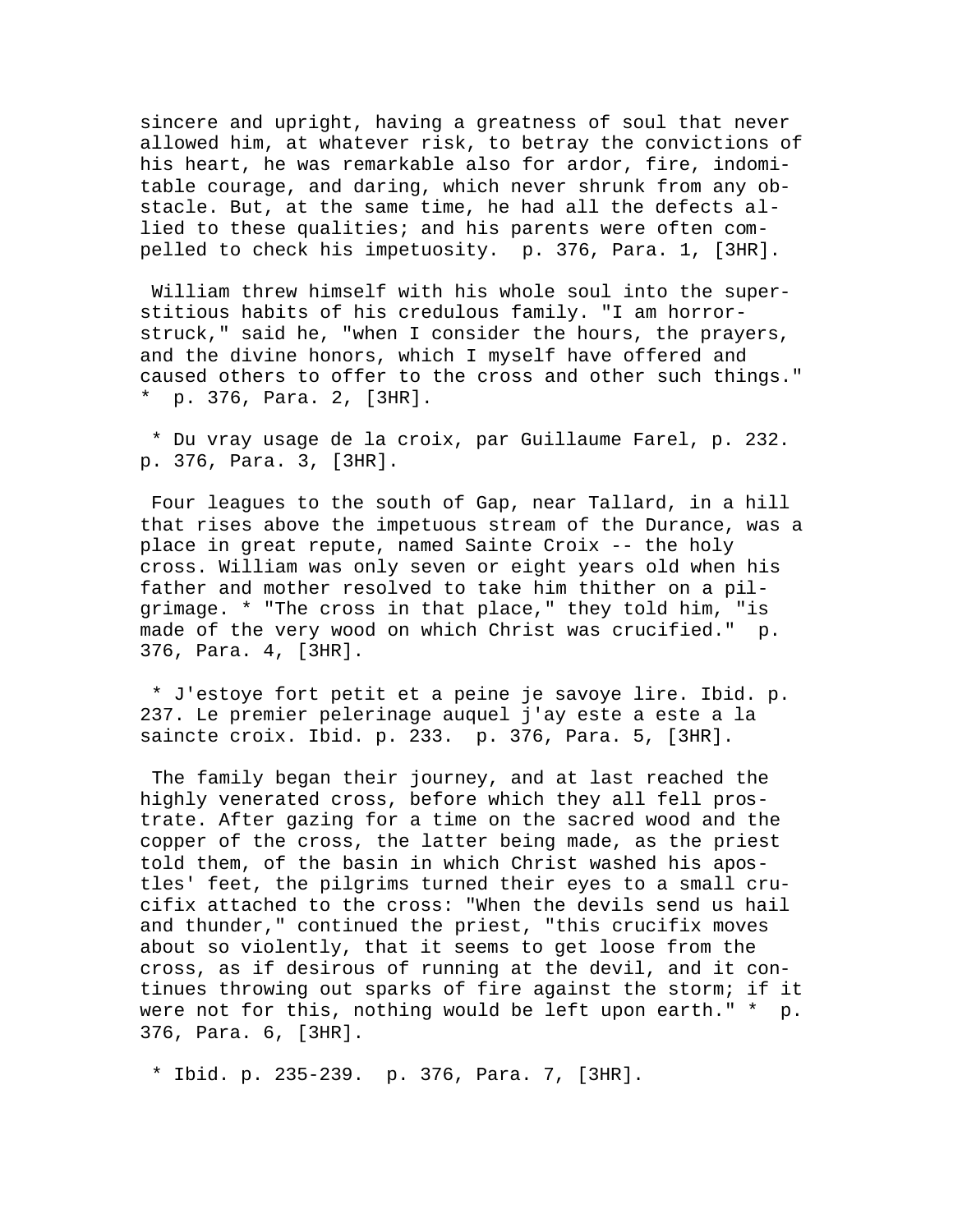sincere and upright, having a greatness of soul that never allowed him, at whatever risk, to betray the convictions of his heart, he was remarkable also for ardor, fire, indomitable courage, and daring, which never shrunk from any obstacle. But, at the same time, he had all the defects allied to these qualities; and his parents were often compelled to check his impetuosity. p. 376, Para. 1, [3HR].

William threw himself with his whole soul into the superstitious habits of his credulous family. "I am horror-struck," said he, "when I consider the hours, the prayers, and the divine honors, which I myself have offered and caused others to offer to the cross and other such things." * p. 376, Para. 2, [3HR].

* Du vray usage de la croix, par Guillaume Farel, p. 232. p. 376, Para. 3, [3HR].

Four leagues to the south of Gap, near Tallard, in a hill that rises above the impetuous stream of the Durance, was a place in great repute, named Sainte Croix -- the holy cross. William was only seven or eight years old when his father and mother resolved to take him thither on a pilgrimage. * "The cross in that place," they told him, "is made of the very wood on which Christ was crucified." p. 376, Para. 4, [3HR].

* J'estoye fort petit et a peine je savoye lire. Ibid. p. 237. Le premier pelerinage auquel j'ay este a este a la saincte croix. Ibid. p. 233. p. 376, Para. 5, [3HR].

The family began their journey, and at last reached the highly venerated cross, before which they all fell prostrate. After gazing for a time on the sacred wood and the copper of the cross, the latter being made, as the priest told them, of the basin in which Christ washed his apostles' feet, the pilgrims turned their eyes to a small crucifix attached to the cross: "When the devils send us hail and thunder," continued the priest, "this crucifix moves about so violently, that it seems to get loose from the cross, as if desirous of running at the devil, and it continues throwing out sparks of fire against the storm; if it were not for this, nothing would be left upon earth." * p. 376, Para. 6, [3HR].

* Ibid. p. 235-239. p. 376, Para. 7, [3HR].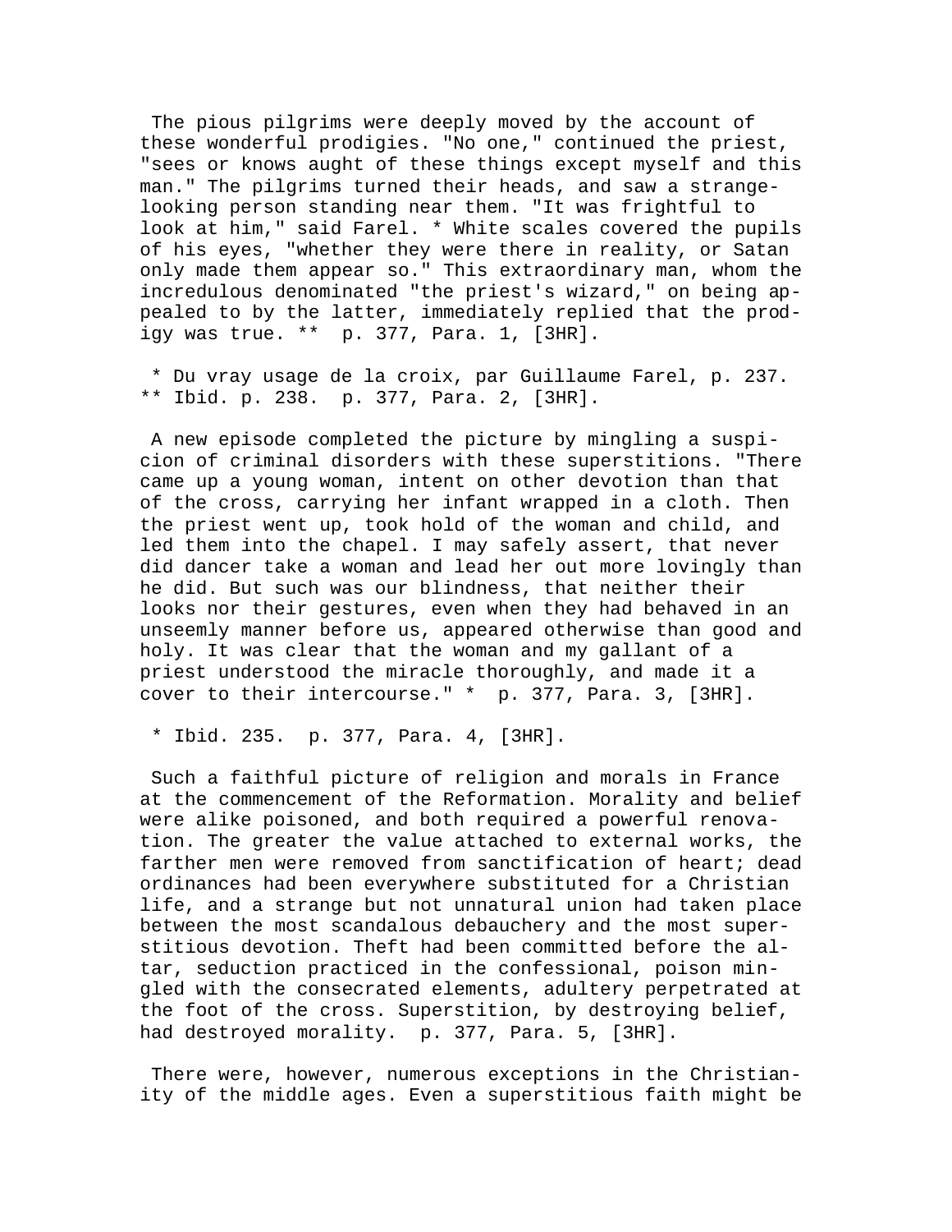The pious pilgrims were deeply moved by the account of these wonderful prodigies. "No one," continued the priest, "sees or knows aught of these things except myself and this man." The pilgrims turned their heads, and saw a strange-looking person standing near them. "It was frightful to look at him," said Farel. * White scales covered the pupils of his eyes, "whether they were there in reality, or Satan only made them appear so." This extraordinary man, whom the incredulous denominated "the priest's wizard," on being appealed to by the latter, immediately replied that the prodigy was true. ** p. 377, Para. 1, [3HR].

* Du vray usage de la croix, par Guillaume Farel, p. 237. ** Ibid. p. 238. p. 377, Para. 2, [3HR].

A new episode completed the picture by mingling a suspicion of criminal disorders with these superstitions. "There came up a young woman, intent on other devotion than that of the cross, carrying her infant wrapped in a cloth. Then the priest went up, took hold of the woman and child, and led them into the chapel. I may safely assert, that never did dancer take a woman and lead her out more lovingly than he did. But such was our blindness, that neither their looks nor their gestures, even when they had behaved in an unseemly manner before us, appeared otherwise than good and holy. It was clear that the woman and my gallant of a priest understood the miracle thoroughly, and made it a cover to their intercourse." * p. 377, Para. 3, [3HR].

* Ibid. 235. p. 377, Para. 4, [3HR].

Such a faithful picture of religion and morals in France at the commencement of the Reformation. Morality and belief were alike poisoned, and both required a powerful renovation. The greater the value attached to external works, the farther men were removed from sanctification of heart; dead ordinances had been everywhere substituted for a Christian life, and a strange but not unnatural union had taken place between the most scandalous debauchery and the most superstitious devotion. Theft had been committed before the altar, seduction practiced in the confessional, poison mingled with the consecrated elements, adultery perpetrated at the foot of the cross. Superstition, by destroying belief, had destroyed morality. p. 377, Para. 5, [3HR].

There were, however, numerous exceptions in the Christianity of the middle ages. Even a superstitious faith might be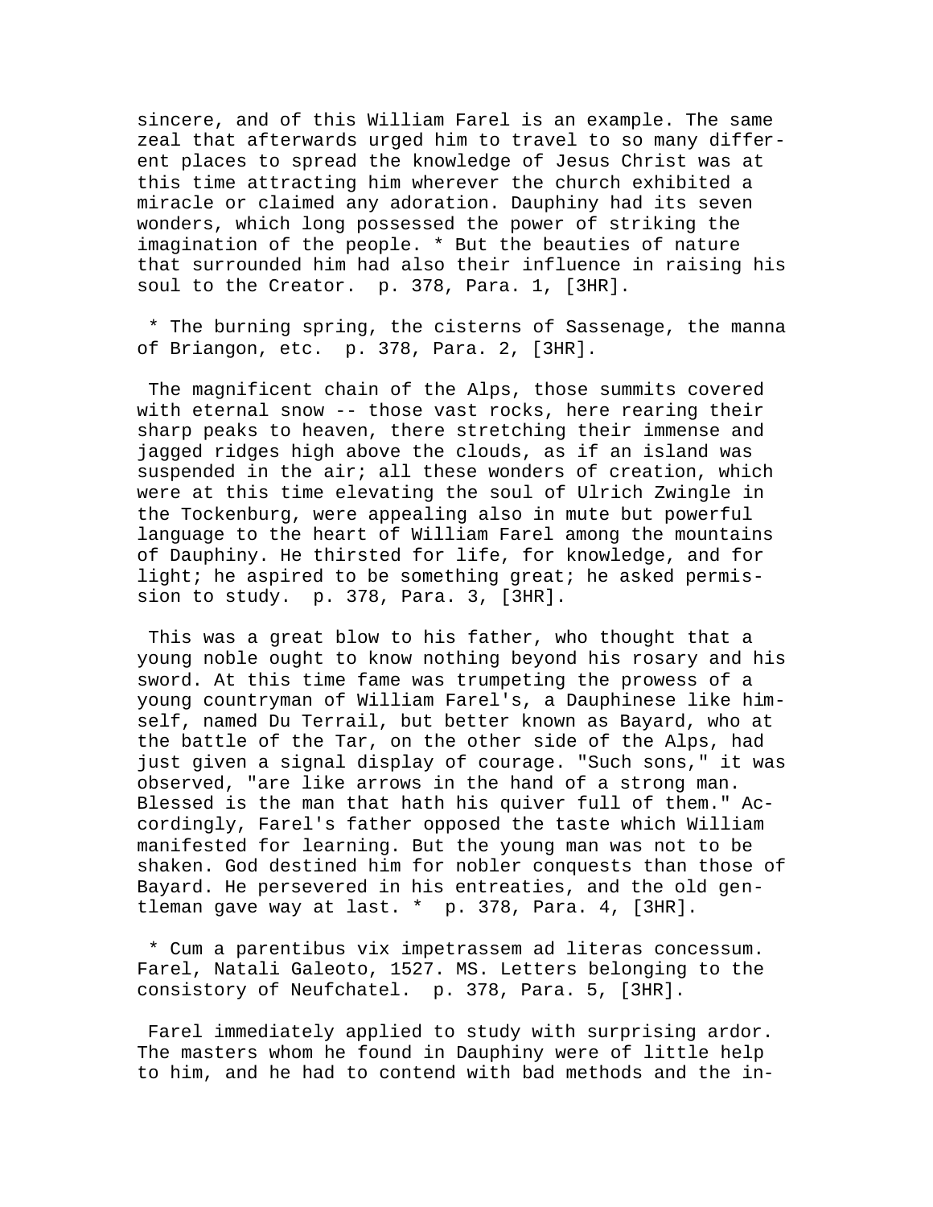sincere, and of this William Farel is an example. The same zeal that afterwards urged him to travel to so many different places to spread the knowledge of Jesus Christ was at this time attracting him wherever the church exhibited a miracle or claimed any adoration. Dauphiny had its seven wonders, which long possessed the power of striking the imagination of the people. * But the beauties of nature that surrounded him had also their influence in raising his soul to the Creator. p. 378, Para. 1, [3HR].

* The burning spring, the cisterns of Sassenage, the manna of Briangon, etc. p. 378, Para. 2, [3HR].

The magnificent chain of the Alps, those summits covered with eternal snow -- those vast rocks, here rearing their sharp peaks to heaven, there stretching their immense and jagged ridges high above the clouds, as if an island was suspended in the air; all these wonders of creation, which were at this time elevating the soul of Ulrich Zwingle in the Tockenburg, were appealing also in mute but powerful language to the heart of William Farel among the mountains of Dauphiny. He thirsted for life, for knowledge, and for light; he aspired to be something great; he asked permission to study. p. 378, Para. 3, [3HR].

This was a great blow to his father, who thought that a young noble ought to know nothing beyond his rosary and his sword. At this time fame was trumpeting the prowess of a young countryman of William Farel's, a Dauphinese like himself, named Du Terrail, but better known as Bayard, who at the battle of the Tar, on the other side of the Alps, had just given a signal display of courage. "Such sons," it was observed, "are like arrows in the hand of a strong man. Blessed is the man that hath his quiver full of them." Accordingly, Farel's father opposed the taste which William manifested for learning. But the young man was not to be shaken. God destined him for nobler conquests than those of Bayard. He persevered in his entreaties, and the old gentleman gave way at last. * p. 378, Para. 4, [3HR].

* Cum a parentibus vix impetrassem ad literas concessum. Farel, Natali Galeoto, 1527. MS. Letters belonging to the consistory of Neufchatel. p. 378, Para. 5, [3HR].

Farel immediately applied to study with surprising ardor. The masters whom he found in Dauphiny were of little help to him, and he had to contend with bad methods and the in-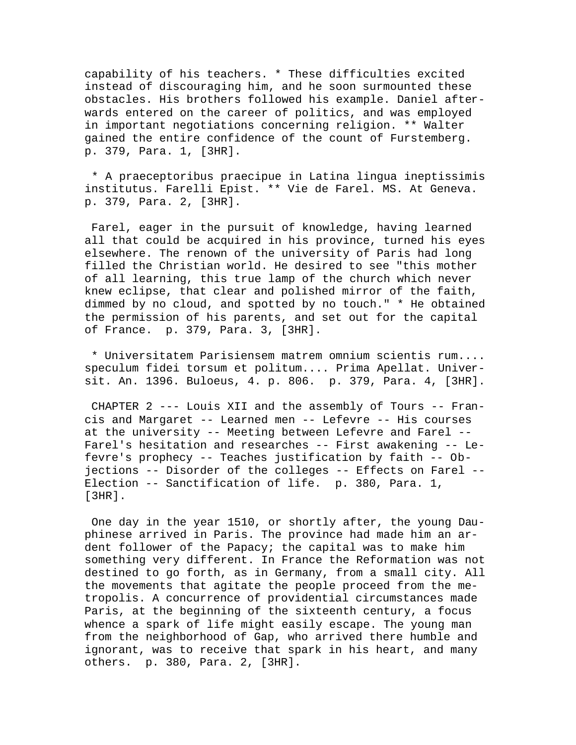capability of his teachers. * These difficulties excited instead of discouraging him, and he soon surmounted these obstacles. His brothers followed his example. Daniel afterwards entered on the career of politics, and was employed in important negotiations concerning religion. ** Walter gained the entire confidence of the count of Furstemberg. p. 379, Para. 1, [3HR].

* A praeceptoribus praecipue in Latina lingua ineptissimis institutus. Farelli Epist. ** Vie de Farel. MS. At Geneva. p. 379, Para. 2, [3HR].

Farel, eager in the pursuit of knowledge, having learned all that could be acquired in his province, turned his eyes elsewhere. The renown of the university of Paris had long filled the Christian world. He desired to see "this mother of all learning, this true lamp of the church which never knew eclipse, that clear and polished mirror of the faith, dimmed by no cloud, and spotted by no touch." * He obtained the permission of his parents, and set out for the capital of France. p. 379, Para. 3, [3HR].

* Universitatem Parisiensem matrem omnium scientis rum.... speculum fidei torsum et politum.... Prima Apellat. Universit. An. 1396. Buloeus, 4. p. 806. p. 379, Para. 4, [3HR].

CHAPTER 2 --- Louis XII and the assembly of Tours -- Francis and Margaret -- Learned men -- Lefevre -- His courses at the university -- Meeting between Lefevre and Farel -- Farel's hesitation and researches -- First awakening -- Lefevre's prophecy -- Teaches justification by faith -- Objections -- Disorder of the colleges -- Effects on Farel -- Election -- Sanctification of life. p. 380, Para. 1, [3HR].

One day in the year 1510, or shortly after, the young Dauphinese arrived in Paris. The province had made him an ardent follower of the Papacy; the capital was to make him something very different. In France the Reformation was not destined to go forth, as in Germany, from a small city. All the movements that agitate the people proceed from the metropolis. A concurrence of providential circumstances made Paris, at the beginning of the sixteenth century, a focus whence a spark of life might easily escape. The young man from the neighborhood of Gap, who arrived there humble and ignorant, was to receive that spark in his heart, and many others. p. 380, Para. 2, [3HR].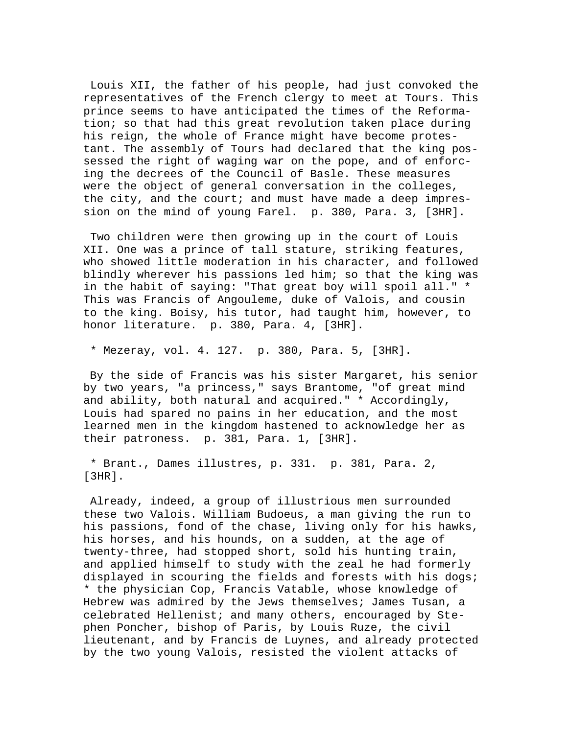Louis XII, the father of his people, had just convoked the representatives of the French clergy to meet at Tours. This prince seems to have anticipated the times of the Reformation; so that had this great revolution taken place during his reign, the whole of France might have become protestant. The assembly of Tours had declared that the king possessed the right of waging war on the pope, and of enforcing the decrees of the Council of Basle. These measures were the object of general conversation in the colleges, the city, and the court; and must have made a deep impression on the mind of young Farel. p. 380, Para. 3, [3HR].

Two children were then growing up in the court of Louis XII. One was a prince of tall stature, striking features, who showed little moderation in his character, and followed blindly wherever his passions led him; so that the king was in the habit of saying: "That great boy will spoil all." * This was Francis of Angouleme, duke of Valois, and cousin to the king. Boisy, his tutor, had taught him, however, to honor literature. p. 380, Para. 4, [3HR].

* Mezeray, vol. 4. 127. p. 380, Para. 5, [3HR].

By the side of Francis was his sister Margaret, his senior by two years, "a princess," says Brantome, "of great mind and ability, both natural and acquired." * Accordingly, Louis had spared no pains in her education, and the most learned men in the kingdom hastened to acknowledge her as their patroness. p. 381, Para. 1, [3HR].

* Brant., Dames illustres, p. 331. p. 381, Para. 2, [3HR].

Already, indeed, a group of illustrious men surrounded these two Valois. William Budoeus, a man giving the run to his passions, fond of the chase, living only for his hawks, his horses, and his hounds, on a sudden, at the age of twenty-three, had stopped short, sold his hunting train, and applied himself to study with the zeal he had formerly displayed in scouring the fields and forests with his dogs; * the physician Cop, Francis Vatable, whose knowledge of Hebrew was admired by the Jews themselves; James Tusan, a celebrated Hellenist; and many others, encouraged by Stephen Poncher, bishop of Paris, by Louis Ruze, the civil lieutenant, and by Francis de Luynes, and already protected by the two young Valois, resisted the violent attacks of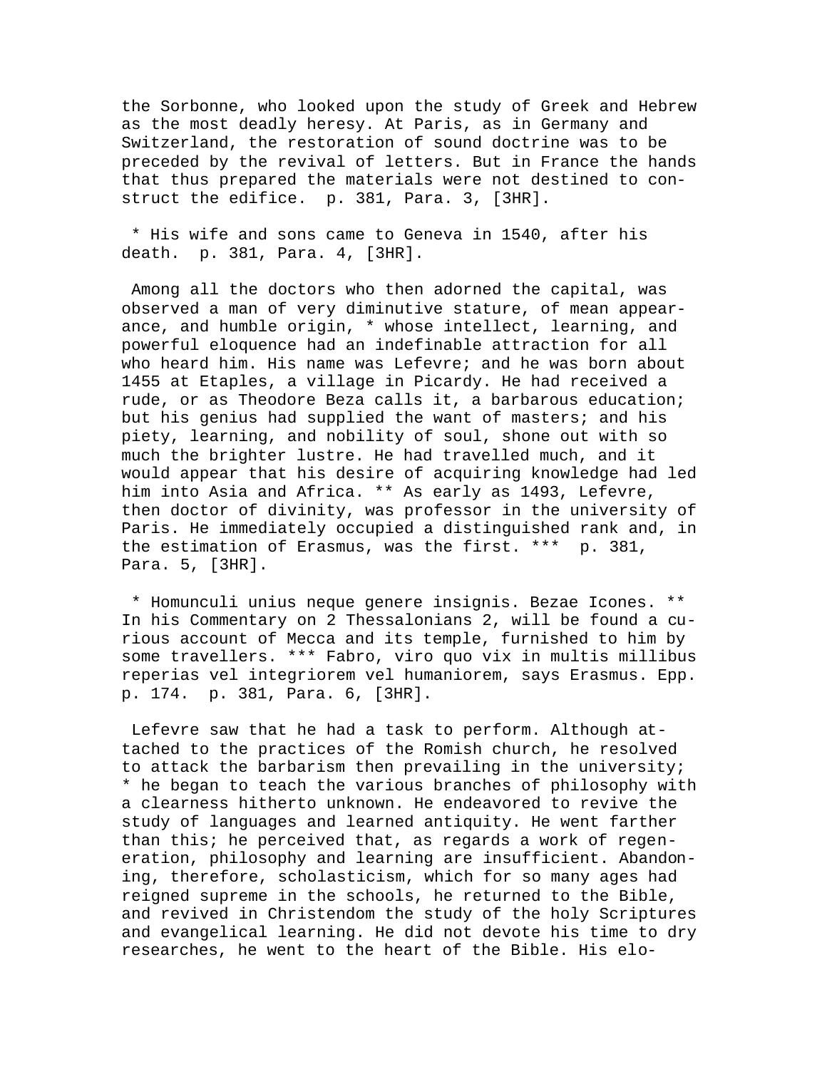the Sorbonne, who looked upon the study of Greek and Hebrew as the most deadly heresy. At Paris, as in Germany and Switzerland, the restoration of sound doctrine was to be preceded by the revival of letters. But in France the hands that thus prepared the materials were not destined to construct the edifice. p. 381, Para. 3, [3HR].

* His wife and sons came to Geneva in 1540, after his death. p. 381, Para. 4, [3HR].

Among all the doctors who then adorned the capital, was observed a man of very diminutive stature, of mean appearance, and humble origin, * whose intellect, learning, and powerful eloquence had an indefinable attraction for all who heard him. His name was Lefevre; and he was born about 1455 at Etaples, a village in Picardy. He had received a rude, or as Theodore Beza calls it, a barbarous education; but his genius had supplied the want of masters; and his piety, learning, and nobility of soul, shone out with so much the brighter lustre. He had travelled much, and it would appear that his desire of acquiring knowledge had led him into Asia and Africa. ** As early as 1493, Lefevre, then doctor of divinity, was professor in the university of Paris. He immediately occupied a distinguished rank and, in the estimation of Erasmus, was the first. *** p. 381, Para. 5, [3HR].

* Homunculi unius neque genere insignis. Bezae Icones. ** In his Commentary on 2 Thessalonians 2, will be found a curious account of Mecca and its temple, furnished to him by some travellers. *** Fabro, viro quo vix in multis millibus reperias vel integriorem vel humaniorem, says Erasmus. Epp. p. 174. p. 381, Para. 6, [3HR].

Lefevre saw that he had a task to perform. Although attached to the practices of the Romish church, he resolved to attack the barbarism then prevailing in the university; * he began to teach the various branches of philosophy with a clearness hitherto unknown. He endeavored to revive the study of languages and learned antiquity. He went farther than this; he perceived that, as regards a work of regeneration, philosophy and learning are insufficient. Abandoning, therefore, scholasticism, which for so many ages had reigned supreme in the schools, he returned to the Bible, and revived in Christendom the study of the holy Scriptures and evangelical learning. He did not devote his time to dry researches, he went to the heart of the Bible. His elo-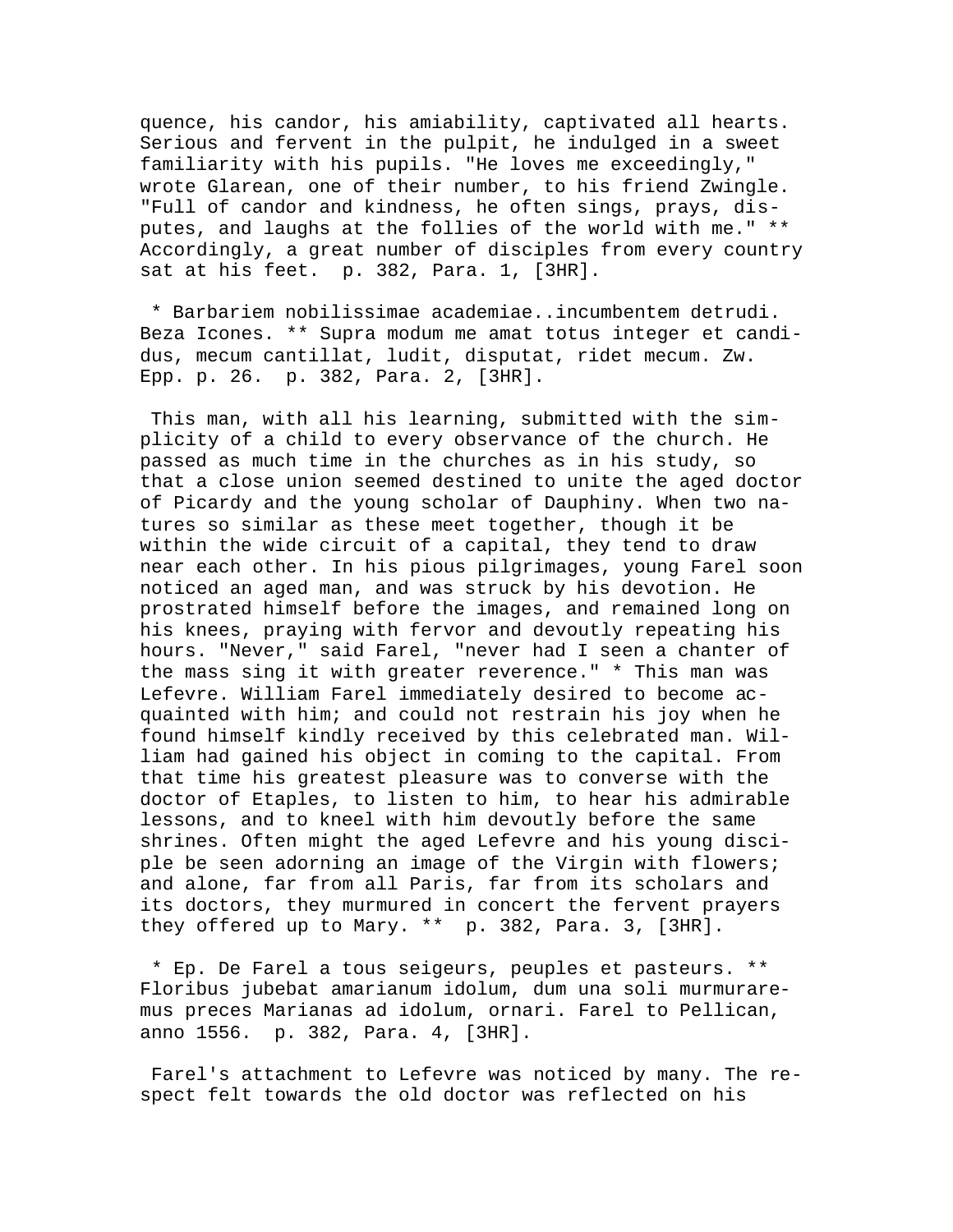quence, his candor, his amiability, captivated all hearts. Serious and fervent in the pulpit, he indulged in a sweet familiarity with his pupils. "He loves me exceedingly," wrote Glarean, one of their number, to his friend Zwingle. "Full of candor and kindness, he often sings, prays, disputes, and laughs at the follies of the world with me." ** Accordingly, a great number of disciples from every country sat at his feet. p. 382, Para. 1, [3HR].

* Barbariem nobilissimae academiae..incumbentem detrudi. Beza Icones. ** Supra modum me amat totus integer et candidus, mecum cantillat, ludit, disputat, ridet mecum. Zw. Epp. p. 26. p. 382, Para. 2, [3HR].

This man, with all his learning, submitted with the simplicity of a child to every observance of the church. He passed as much time in the churches as in his study, so that a close union seemed destined to unite the aged doctor of Picardy and the young scholar of Dauphiny. When two natures so similar as these meet together, though it be within the wide circuit of a capital, they tend to draw near each other. In his pious pilgrimages, young Farel soon noticed an aged man, and was struck by his devotion. He prostrated himself before the images, and remained long on his knees, praying with fervor and devoutly repeating his hours. "Never," said Farel, "never had I seen a chanter of the mass sing it with greater reverence." * This man was Lefevre. William Farel immediately desired to become acquainted with him; and could not restrain his joy when he found himself kindly received by this celebrated man. William had gained his object in coming to the capital. From that time his greatest pleasure was to converse with the doctor of Etaples, to listen to him, to hear his admirable lessons, and to kneel with him devoutly before the same shrines. Often might the aged Lefevre and his young disciple be seen adorning an image of the Virgin with flowers; and alone, far from all Paris, far from its scholars and its doctors, they murmured in concert the fervent prayers they offered up to Mary. ** p. 382, Para. 3, [3HR].

* Ep. De Farel a tous seigeurs, peuples et pasteurs. ** Floribus jubebat amarianum idolum, dum una soli murmuraremus preces Marianas ad idolum, ornari. Farel to Pellican, anno 1556. p. 382, Para. 4, [3HR].

Farel's attachment to Lefevre was noticed by many. The respect felt towards the old doctor was reflected on his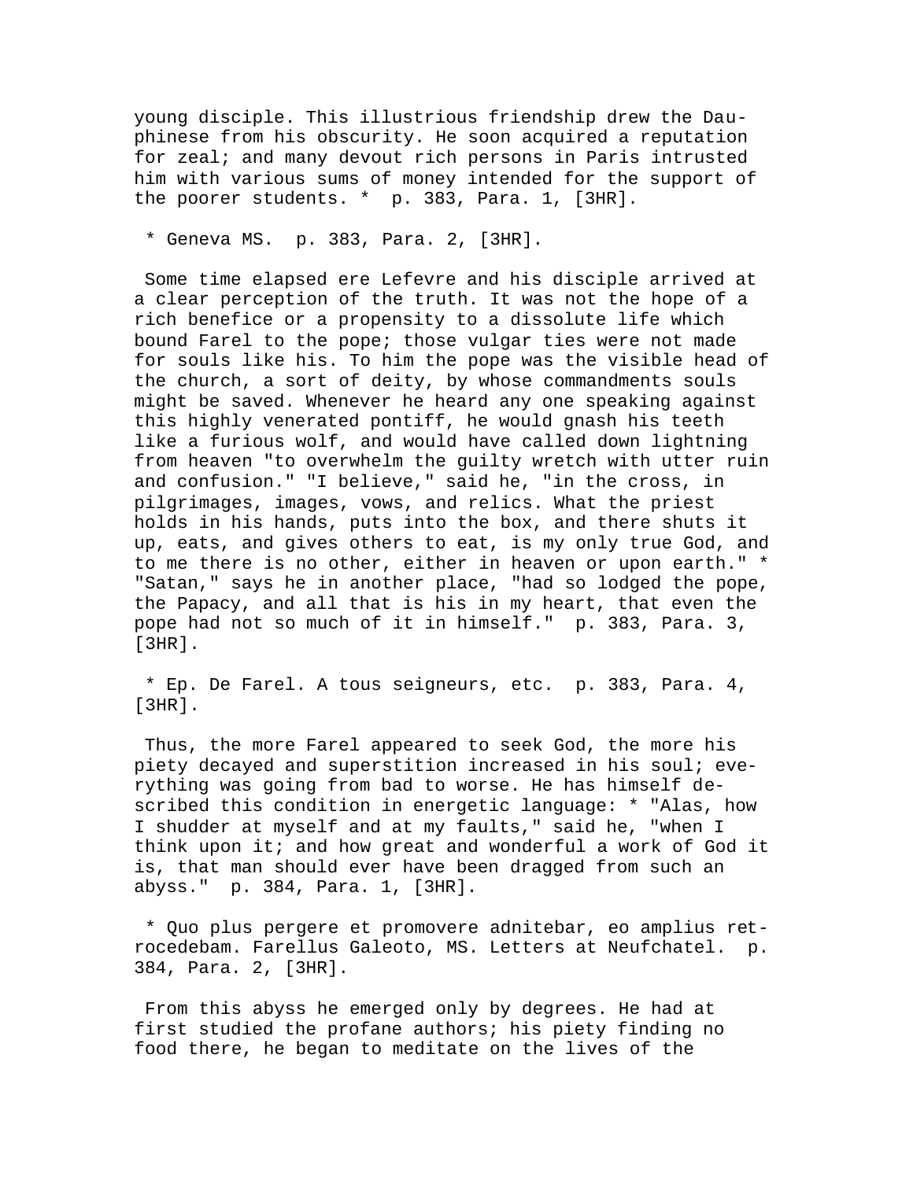young disciple. This illustrious friendship drew the Dauphinese from his obscurity. He soon acquired a reputation for zeal; and many devout rich persons in Paris intrusted him with various sums of money intended for the support of the poorer students. * p. 383, Para. 1, [3HR].

* Geneva MS. p. 383, Para. 2, [3HR].

Some time elapsed ere Lefevre and his disciple arrived at a clear perception of the truth. It was not the hope of a rich benefice or a propensity to a dissolute life which bound Farel to the pope; those vulgar ties were not made for souls like his. To him the pope was the visible head of the church, a sort of deity, by whose commandments souls might be saved. Whenever he heard any one speaking against this highly venerated pontiff, he would gnash his teeth like a furious wolf, and would have called down lightning from heaven "to overwhelm the guilty wretch with utter ruin and confusion." "I believe," said he, "in the cross, in pilgrimages, images, vows, and relics. What the priest holds in his hands, puts into the box, and there shuts it up, eats, and gives others to eat, is my only true God, and to me there is no other, either in heaven or upon earth." * "Satan," says he in another place, "had so lodged the pope, the Papacy, and all that is his in my heart, that even the pope had not so much of it in himself." p. 383, Para. 3, [3HR].

* Ep. De Farel. A tous seigneurs, etc. p. 383, Para. 4, [3HR].

Thus, the more Farel appeared to seek God, the more his piety decayed and superstition increased in his soul; everything was going from bad to worse. He has himself described this condition in energetic language: * "Alas, how I shudder at myself and at my faults," said he, "when I think upon it; and how great and wonderful a work of God it is, that man should ever have been dragged from such an abyss." p. 384, Para. 1, [3HR].

* Quo plus pergere et promovere adnitebar, eo amplius retrocedebam. Farellus Galeoto, MS. Letters at Neufchatel. p. 384, Para. 2, [3HR].

From this abyss he emerged only by degrees. He had at first studied the profane authors; his piety finding no food there, he began to meditate on the lives of the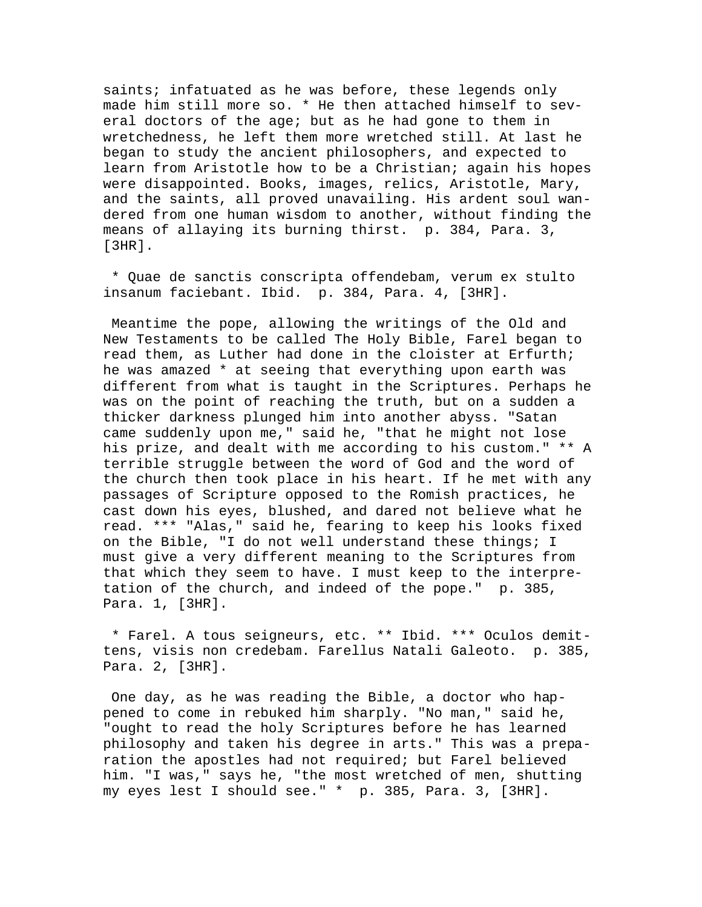saints; infatuated as he was before, these legends only made him still more so. * He then attached himself to several doctors of the age; but as he had gone to them in wretchedness, he left them more wretched still. At last he began to study the ancient philosophers, and expected to learn from Aristotle how to be a Christian; again his hopes were disappointed. Books, images, relics, Aristotle, Mary, and the saints, all proved unavailing. His ardent soul wandered from one human wisdom to another, without finding the means of allaying its burning thirst. p. 384, Para. 3, [3HR].

* Quae de sanctis conscripta offendebam, verum ex stulto insanum faciebant. Ibid. p. 384, Para. 4, [3HR].

Meantime the pope, allowing the writings of the Old and New Testaments to be called The Holy Bible, Farel began to read them, as Luther had done in the cloister at Erfurth; he was amazed * at seeing that everything upon earth was different from what is taught in the Scriptures. Perhaps he was on the point of reaching the truth, but on a sudden a thicker darkness plunged him into another abyss. "Satan came suddenly upon me," said he, "that he might not lose his prize, and dealt with me according to his custom." ** A terrible struggle between the word of God and the word of the church then took place in his heart. If he met with any passages of Scripture opposed to the Romish practices, he cast down his eyes, blushed, and dared not believe what he read. *** "Alas," said he, fearing to keep his looks fixed on the Bible, "I do not well understand these things; I must give a very different meaning to the Scriptures from that which they seem to have. I must keep to the interpretation of the church, and indeed of the pope." p. 385, Para. 1, [3HR].

* Farel. A tous seigneurs, etc. ** Ibid. *** Oculos demittens, visis non credebam. Farellus Natali Galeoto. p. 385, Para. 2, [3HR].

One day, as he was reading the Bible, a doctor who happened to come in rebuked him sharply. "No man," said he, "ought to read the holy Scriptures before he has learned philosophy and taken his degree in arts." This was a preparation the apostles had not required; but Farel believed him. "I was," says he, "the most wretched of men, shutting my eyes lest I should see." * p. 385, Para. 3, [3HR].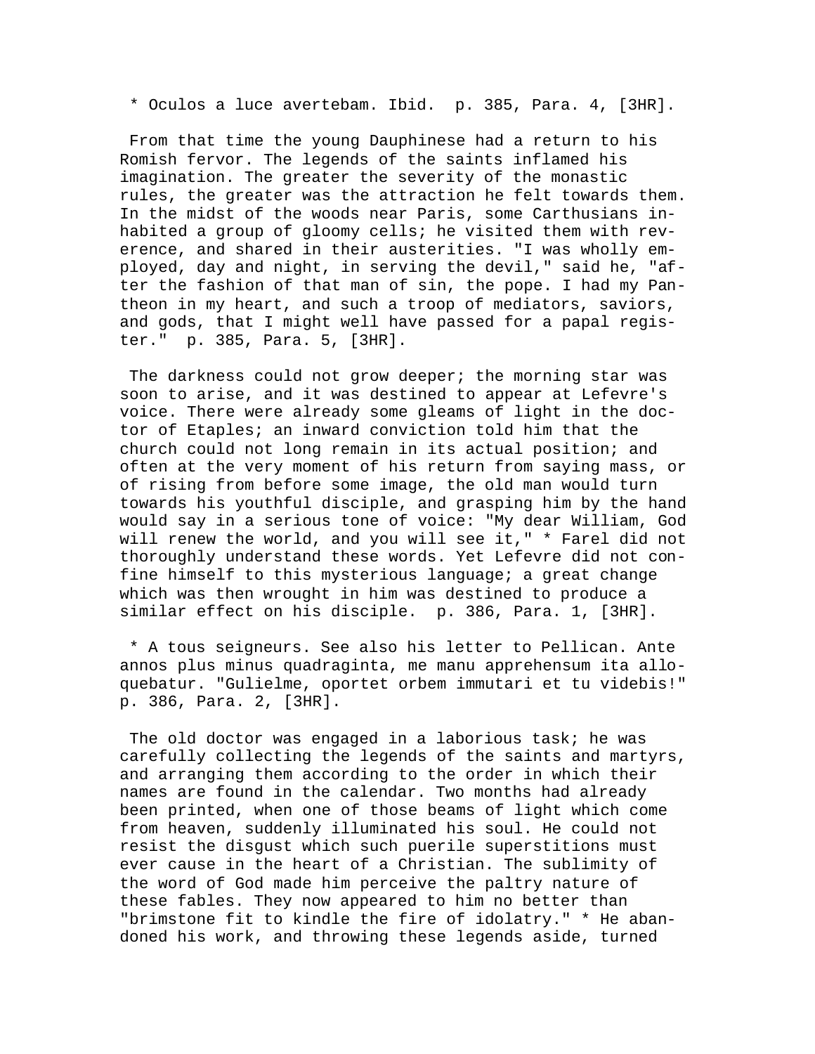* Oculos a luce avertebam. Ibid.  p. 385, Para. 4, [3HR].

From that time the young Dauphinese had a return to his Romish fervor. The legends of the saints inflamed his imagination. The greater the severity of the monastic rules, the greater was the attraction he felt towards them. In the midst of the woods near Paris, some Carthusians inhabited a group of gloomy cells; he visited them with reverence, and shared in their austerities. "I was wholly employed, day and night, in serving the devil," said he, "after the fashion of that man of sin, the pope. I had my Pantheon in my heart, and such a troop of mediators, saviors, and gods, that I might well have passed for a papal register."  p. 385, Para. 5, [3HR].

The darkness could not grow deeper; the morning star was soon to arise, and it was destined to appear at Lefevre's voice. There were already some gleams of light in the doctor of Etaples; an inward conviction told him that the church could not long remain in its actual position; and often at the very moment of his return from saying mass, or of rising from before some image, the old man would turn towards his youthful disciple, and grasping him by the hand would say in a serious tone of voice: "My dear William, God will renew the world, and you will see it," * Farel did not thoroughly understand these words. Yet Lefevre did not confine himself to this mysterious language; a great change which was then wrought in him was destined to produce a similar effect on his disciple.  p. 386, Para. 1, [3HR].

* A tous seigneurs. See also his letter to Pellican. Ante annos plus minus quadraginta, me manu apprehensum ita alloquebatur. "Gulielme, oportet orbem immutari et tu videbis!"  p. 386, Para. 2, [3HR].

The old doctor was engaged in a laborious task; he was carefully collecting the legends of the saints and martyrs, and arranging them according to the order in which their names are found in the calendar. Two months had already been printed, when one of those beams of light which come from heaven, suddenly illuminated his soul. He could not resist the disgust which such puerile superstitions must ever cause in the heart of a Christian. The sublimity of the word of God made him perceive the paltry nature of these fables. They now appeared to him no better than "brimstone fit to kindle the fire of idolatry." * He abandoned his work, and throwing these legends aside, turned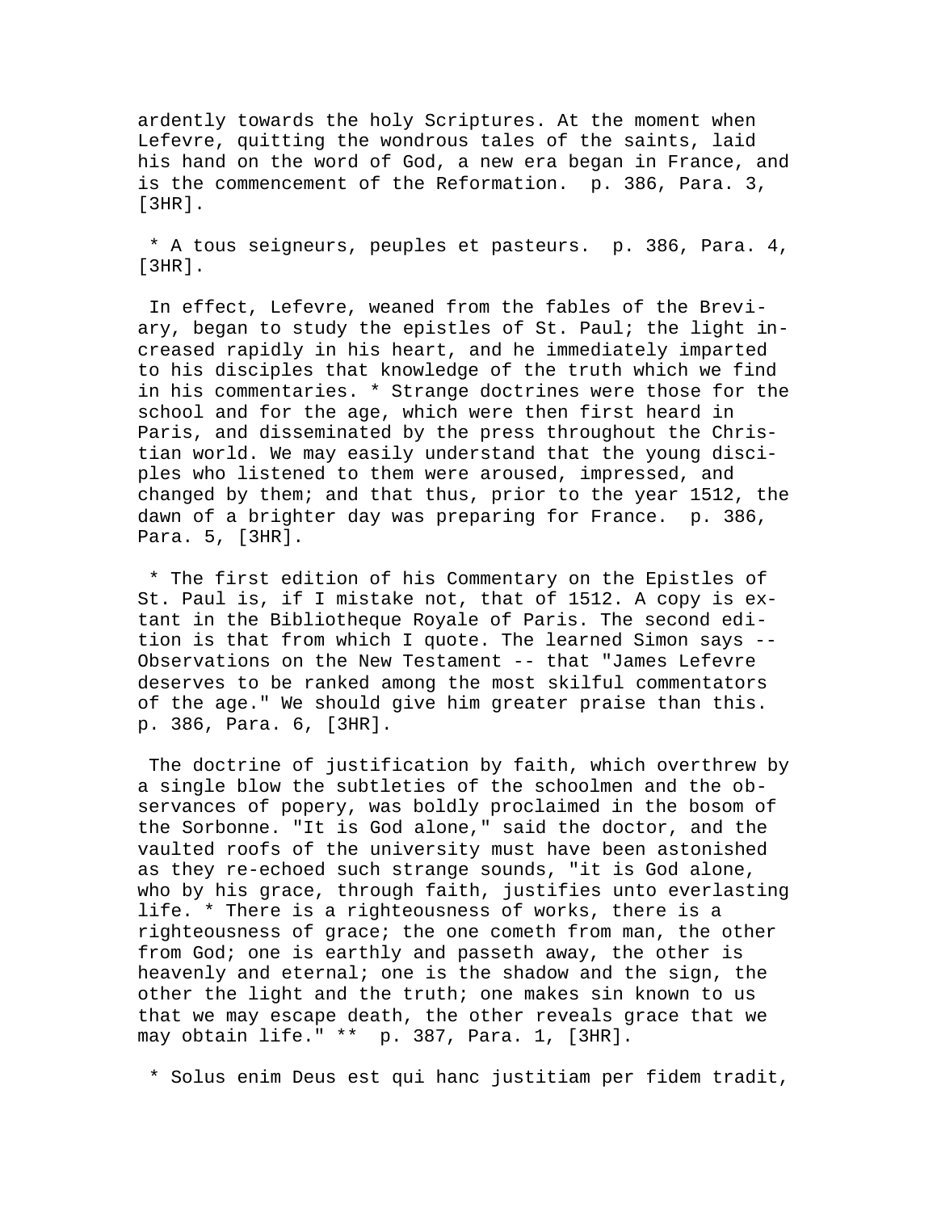ardently towards the holy Scriptures. At the moment when Lefevre, quitting the wondrous tales of the saints, laid his hand on the word of God, a new era began in France, and is the commencement of the Reformation. p. 386, Para. 3, [3HR].

* A tous seigneurs, peuples et pasteurs. p. 386, Para. 4, [3HR].

In effect, Lefevre, weaned from the fables of the Breviary, began to study the epistles of St. Paul; the light increased rapidly in his heart, and he immediately imparted to his disciples that knowledge of the truth which we find in his commentaries. * Strange doctrines were those for the school and for the age, which were then first heard in Paris, and disseminated by the press throughout the Christian world. We may easily understand that the young disciples who listened to them were aroused, impressed, and changed by them; and that thus, prior to the year 1512, the dawn of a brighter day was preparing for France. p. 386, Para. 5, [3HR].

* The first edition of his Commentary on the Epistles of St. Paul is, if I mistake not, that of 1512. A copy is extant in the Bibliotheque Royale of Paris. The second edition is that from which I quote. The learned Simon says -- Observations on the New Testament -- that "James Lefevre deserves to be ranked among the most skilful commentators of the age." We should give him greater praise than this. p. 386, Para. 6, [3HR].

The doctrine of justification by faith, which overthrew by a single blow the subtleties of the schoolmen and the observances of popery, was boldly proclaimed in the bosom of the Sorbonne. "It is God alone," said the doctor, and the vaulted roofs of the university must have been astonished as they re-echoed such strange sounds, "it is God alone, who by his grace, through faith, justifies unto everlasting life. * There is a righteousness of works, there is a righteousness of grace; the one cometh from man, the other from God; one is earthly and passeth away, the other is heavenly and eternal; one is the shadow and the sign, the other the light and the truth; one makes sin known to us that we may escape death, the other reveals grace that we may obtain life." ** p. 387, Para. 1, [3HR].

* Solus enim Deus est qui hanc justitiam per fidem tradit,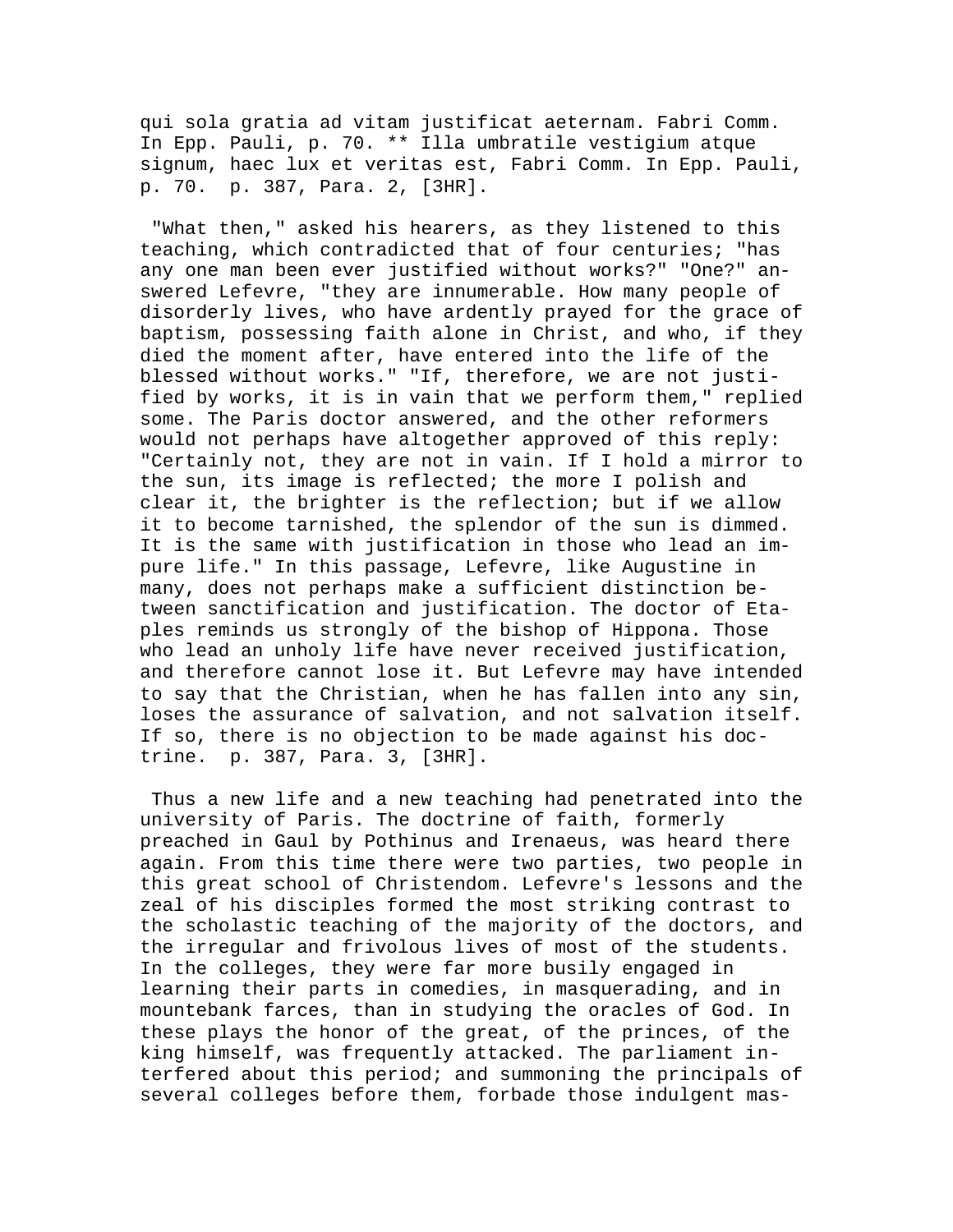qui sola gratia ad vitam justificat aeternam. Fabri Comm. In Epp. Pauli, p. 70. ** Illa umbratile vestigium atque signum, haec lux et veritas est, Fabri Comm. In Epp. Pauli, p. 70. p. 387, Para. 2, [3HR].

"What then," asked his hearers, as they listened to this teaching, which contradicted that of four centuries; "has any one man been ever justified without works?" "One?" answered Lefevre, "they are innumerable. How many people of disorderly lives, who have ardently prayed for the grace of baptism, possessing faith alone in Christ, and who, if they died the moment after, have entered into the life of the blessed without works." "If, therefore, we are not justified by works, it is in vain that we perform them," replied some. The Paris doctor answered, and the other reformers would not perhaps have altogether approved of this reply: "Certainly not, they are not in vain. If I hold a mirror to the sun, its image is reflected; the more I polish and clear it, the brighter is the reflection; but if we allow it to become tarnished, the splendor of the sun is dimmed. It is the same with justification in those who lead an impure life." In this passage, Lefevre, like Augustine in many, does not perhaps make a sufficient distinction between sanctification and justification. The doctor of Etaples reminds us strongly of the bishop of Hippona. Those who lead an unholy life have never received justification, and therefore cannot lose it. But Lefevre may have intended to say that the Christian, when he has fallen into any sin, loses the assurance of salvation, and not salvation itself. If so, there is no objection to be made against his doctrine. p. 387, Para. 3, [3HR].

Thus a new life and a new teaching had penetrated into the university of Paris. The doctrine of faith, formerly preached in Gaul by Pothinus and Irenaeus, was heard there again. From this time there were two parties, two people in this great school of Christendom. Lefevre's lessons and the zeal of his disciples formed the most striking contrast to the scholastic teaching of the majority of the doctors, and the irregular and frivolous lives of most of the students. In the colleges, they were far more busily engaged in learning their parts in comedies, in masquerading, and in mountebank farces, than in studying the oracles of God. In these plays the honor of the great, of the princes, of the king himself, was frequently attacked. The parliament interfered about this period; and summoning the principals of several colleges before them, forbade those indulgent mas-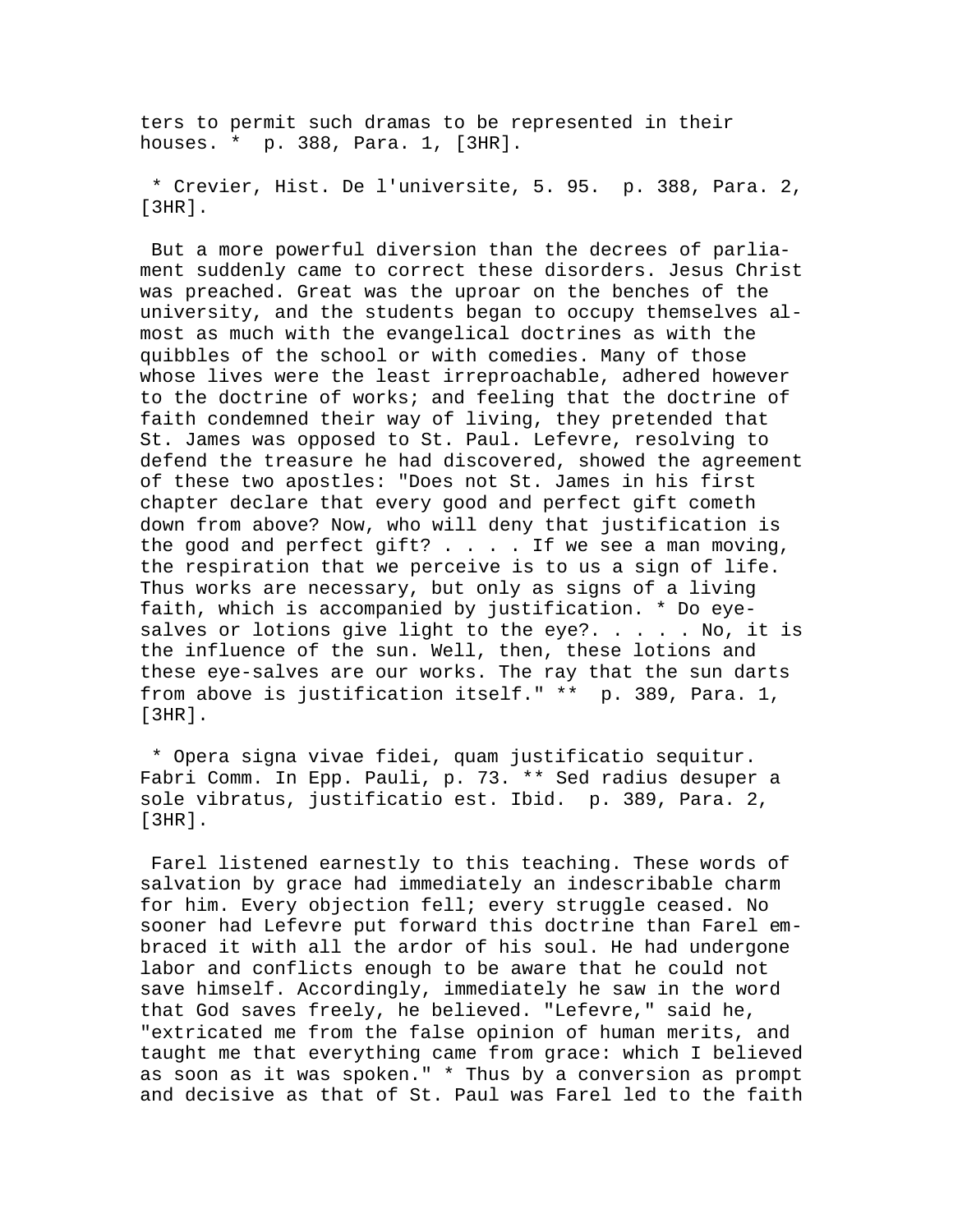ters to permit such dramas to be represented in their houses. * p. 388, Para. 1, [3HR].

* Crevier, Hist. De l'universite, 5. 95. p. 388, Para. 2, [3HR].

But a more powerful diversion than the decrees of parliament suddenly came to correct these disorders. Jesus Christ was preached. Great was the uproar on the benches of the university, and the students began to occupy themselves almost as much with the evangelical doctrines as with the quibbles of the school or with comedies. Many of those whose lives were the least irreproachable, adhered however to the doctrine of works; and feeling that the doctrine of faith condemned their way of living, they pretended that St. James was opposed to St. Paul. Lefevre, resolving to defend the treasure he had discovered, showed the agreement of these two apostles: "Does not St. James in his first chapter declare that every good and perfect gift cometh down from above? Now, who will deny that justification is the good and perfect gift? . . . . If we see a man moving, the respiration that we perceive is to us a sign of life. Thus works are necessary, but only as signs of a living faith, which is accompanied by justification. * Do eye-salves or lotions give light to the eye?. . . . . No, it is the influence of the sun. Well, then, these lotions and these eye-salves are our works. The ray that the sun darts from above is justification itself." ** p. 389, Para. 1, [3HR].

* Opera signa vivae fidei, quam justificatio sequitur. Fabri Comm. In Epp. Pauli, p. 73. ** Sed radius desuper a sole vibratus, justificatio est. Ibid. p. 389, Para. 2, [3HR].

Farel listened earnestly to this teaching. These words of salvation by grace had immediately an indescribable charm for him. Every objection fell; every struggle ceased. No sooner had Lefevre put forward this doctrine than Farel embraced it with all the ardor of his soul. He had undergone labor and conflicts enough to be aware that he could not save himself. Accordingly, immediately he saw in the word that God saves freely, he believed. "Lefevre," said he, "extricated me from the false opinion of human merits, and taught me that everything came from grace: which I believed as soon as it was spoken." * Thus by a conversion as prompt and decisive as that of St. Paul was Farel led to the faith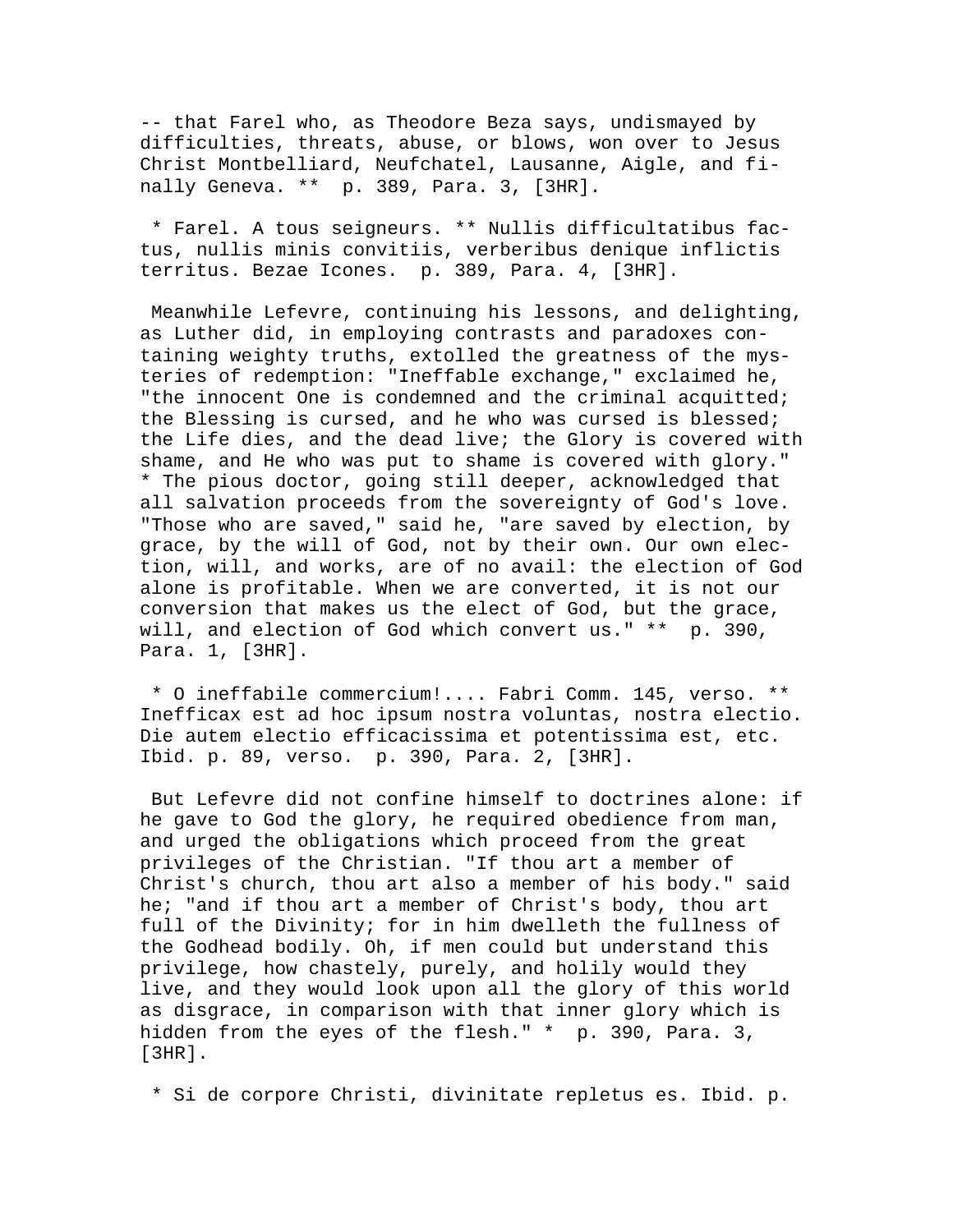-- that Farel who, as Theodore Beza says, undismayed by difficulties, threats, abuse, or blows, won over to Jesus Christ Montbelliard, Neufchatel, Lausanne, Aigle, and finally Geneva. ** p. 389, Para. 3, [3HR].

* Farel. A tous seigneurs. ** Nullis difficultatibus factus, nullis minis convitiis, verberibus denique inflictis territus. Bezae Icones. p. 389, Para. 4, [3HR].

Meanwhile Lefevre, continuing his lessons, and delighting, as Luther did, in employing contrasts and paradoxes containing weighty truths, extolled the greatness of the mysteries of redemption: "Ineffable exchange," exclaimed he, "the innocent One is condemned and the criminal acquitted; the Blessing is cursed, and he who was cursed is blessed; the Life dies, and the dead live; the Glory is covered with shame, and He who was put to shame is covered with glory." * The pious doctor, going still deeper, acknowledged that all salvation proceeds from the sovereignty of God's love. "Those who are saved," said he, "are saved by election, by grace, by the will of God, not by their own. Our own election, will, and works, are of no avail: the election of God alone is profitable. When we are converted, it is not our conversion that makes us the elect of God, but the grace, will, and election of God which convert us." ** p. 390, Para. 1, [3HR].

* O ineffabile commercium!.... Fabri Comm. 145, verso. ** Inefficax est ad hoc ipsum nostra voluntas, nostra electio. Die autem electio efficacissima et potentissima est, etc. Ibid. p. 89, verso. p. 390, Para. 2, [3HR].

But Lefevre did not confine himself to doctrines alone: if he gave to God the glory, he required obedience from man, and urged the obligations which proceed from the great privileges of the Christian. "If thou art a member of Christ's church, thou art also a member of his body." said he; "and if thou art a member of Christ's body, thou art full of the Divinity; for in him dwelleth the fullness of the Godhead bodily. Oh, if men could but understand this privilege, how chastely, purely, and holily would they live, and they would look upon all the glory of this world as disgrace, in comparison with that inner glory which is hidden from the eyes of the flesh." * p. 390, Para. 3, [3HR].

* Si de corpore Christi, divinitate repletus es. Ibid. p.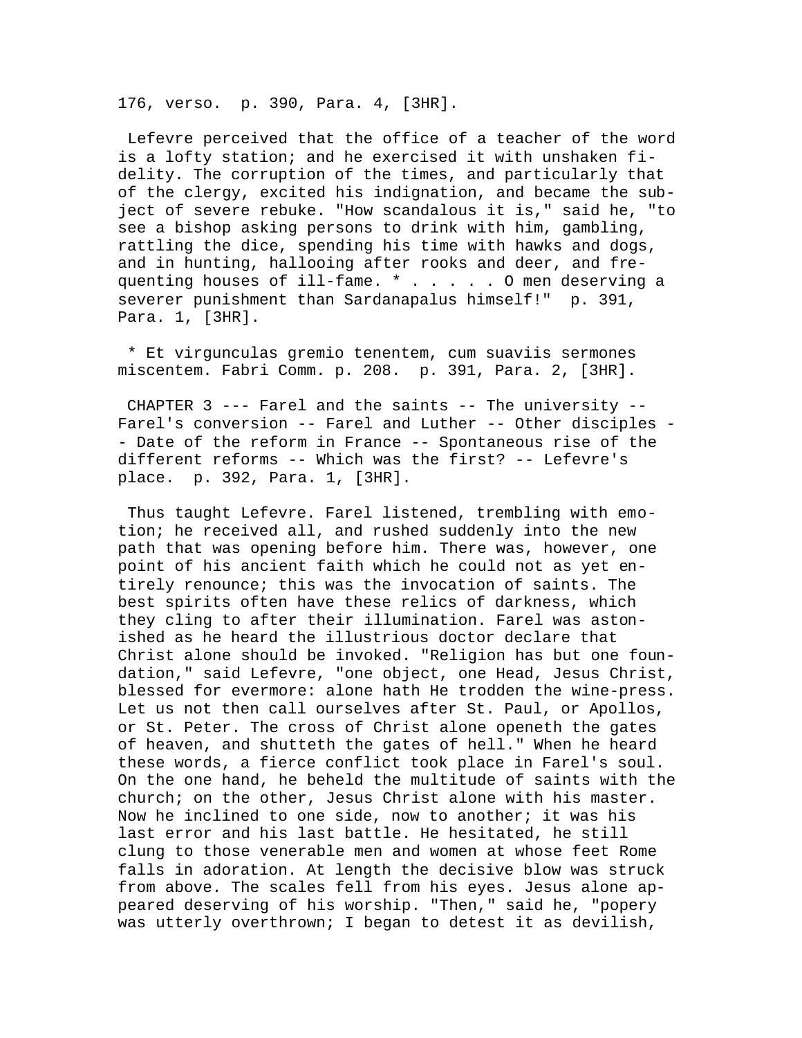176, verso.  p. 390, Para. 4, [3HR].

Lefevre perceived that the office of a teacher of the word is a lofty station; and he exercised it with unshaken fidelity. The corruption of the times, and particularly that of the clergy, excited his indignation, and became the subject of severe rebuke. "How scandalous it is," said he, "to see a bishop asking persons to drink with him, gambling, rattling the dice, spending his time with hawks and dogs, and in hunting, hallooing after rooks and deer, and frequenting houses of ill-fame. * . . . . . O men deserving a severer punishment than Sardanapalus himself!"  p. 391, Para. 1, [3HR].

* Et virgunculas gremio tenentem, cum suaviis sermones miscentem. Fabri Comm. p. 208.  p. 391, Para. 2, [3HR].

CHAPTER 3 --- Farel and the saints -- The university -- Farel's conversion -- Farel and Luther -- Other disciples -- Date of the reform in France -- Spontaneous rise of the different reforms -- Which was the first? -- Lefevre's place.  p. 392, Para. 1, [3HR].

Thus taught Lefevre. Farel listened, trembling with emotion; he received all, and rushed suddenly into the new path that was opening before him. There was, however, one point of his ancient faith which he could not as yet entirely renounce; this was the invocation of saints. The best spirits often have these relics of darkness, which they cling to after their illumination. Farel was astonished as he heard the illustrious doctor declare that Christ alone should be invoked. "Religion has but one foundation," said Lefevre, "one object, one Head, Jesus Christ, blessed for evermore: alone hath He trodden the wine-press. Let us not then call ourselves after St. Paul, or Apollos, or St. Peter. The cross of Christ alone openeth the gates of heaven, and shutteth the gates of hell." When he heard these words, a fierce conflict took place in Farel's soul. On the one hand, he beheld the multitude of saints with the church; on the other, Jesus Christ alone with his master. Now he inclined to one side, now to another; it was his last error and his last battle. He hesitated, he still clung to those venerable men and women at whose feet Rome falls in adoration. At length the decisive blow was struck from above. The scales fell from his eyes. Jesus alone appeared deserving of his worship. "Then," said he, "popery was utterly overthrown; I began to detest it as devilish,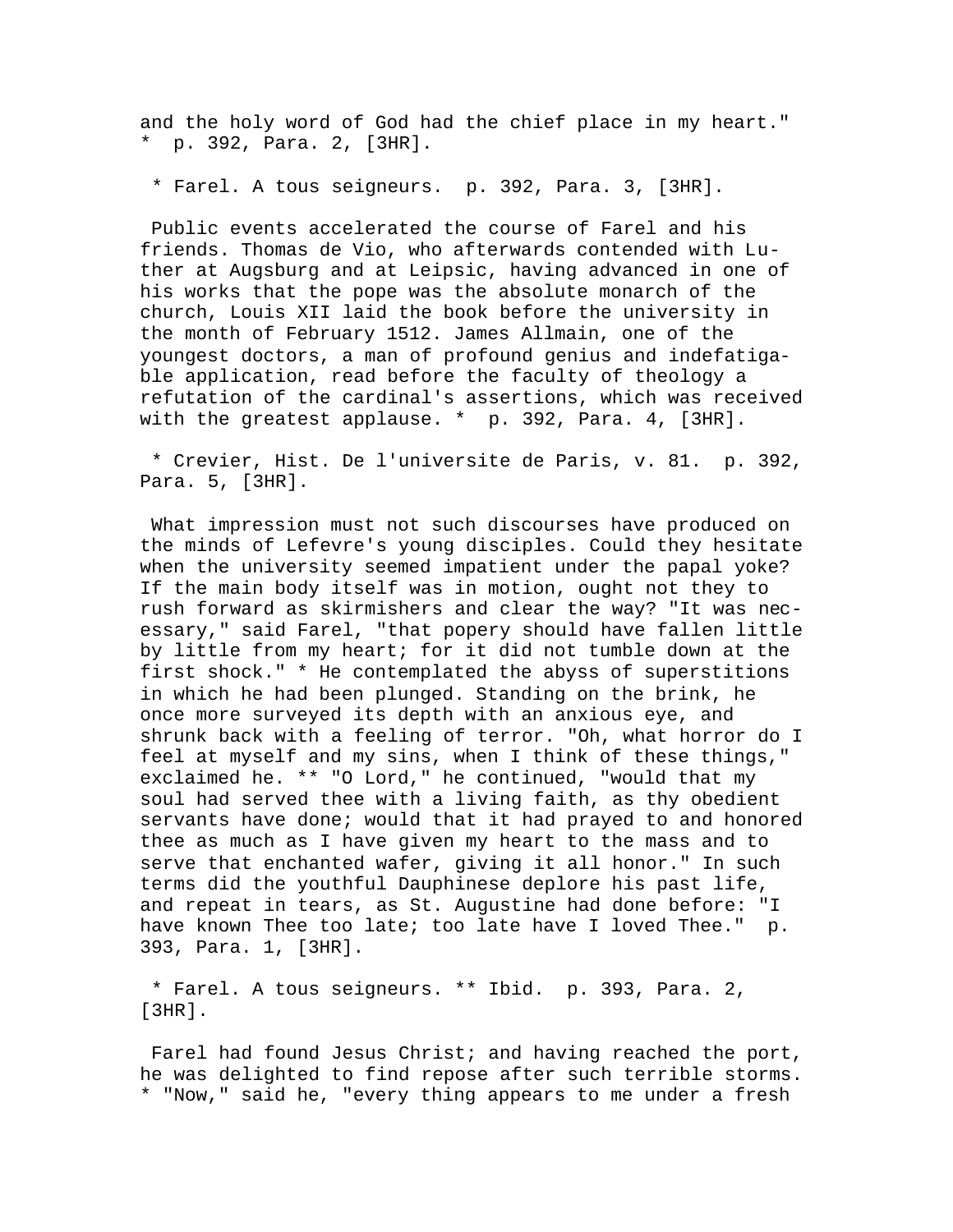and the holy word of God had the chief place in my heart." * p. 392, Para. 2, [3HR].

* Farel. A tous seigneurs. p. 392, Para. 3, [3HR].

Public events accelerated the course of Farel and his friends. Thomas de Vio, who afterwards contended with Luther at Augsburg and at Leipsic, having advanced in one of his works that the pope was the absolute monarch of the church, Louis XII laid the book before the university in the month of February 1512. James Allmain, one of the youngest doctors, a man of profound genius and indefatigable application, read before the faculty of theology a refutation of the cardinal's assertions, which was received with the greatest applause. * p. 392, Para. 4, [3HR].

* Crevier, Hist. De l'universite de Paris, v. 81. p. 392, Para. 5, [3HR].

What impression must not such discourses have produced on the minds of Lefevre's young disciples. Could they hesitate when the university seemed impatient under the papal yoke? If the main body itself was in motion, ought not they to rush forward as skirmishers and clear the way? "It was necessary," said Farel, "that popery should have fallen little by little from my heart; for it did not tumble down at the first shock." * He contemplated the abyss of superstitions in which he had been plunged. Standing on the brink, he once more surveyed its depth with an anxious eye, and shrunk back with a feeling of terror. "Oh, what horror do I feel at myself and my sins, when I think of these things," exclaimed he. ** "O Lord," he continued, "would that my soul had served thee with a living faith, as thy obedient servants have done; would that it had prayed to and honored thee as much as I have given my heart to the mass and to serve that enchanted wafer, giving it all honor." In such terms did the youthful Dauphinese deplore his past life, and repeat in tears, as St. Augustine had done before: "I have known Thee too late; too late have I loved Thee." p. 393, Para. 1, [3HR].

* Farel. A tous seigneurs. ** Ibid. p. 393, Para. 2, [3HR].

Farel had found Jesus Christ; and having reached the port, he was delighted to find repose after such terrible storms. * "Now," said he, "every thing appears to me under a fresh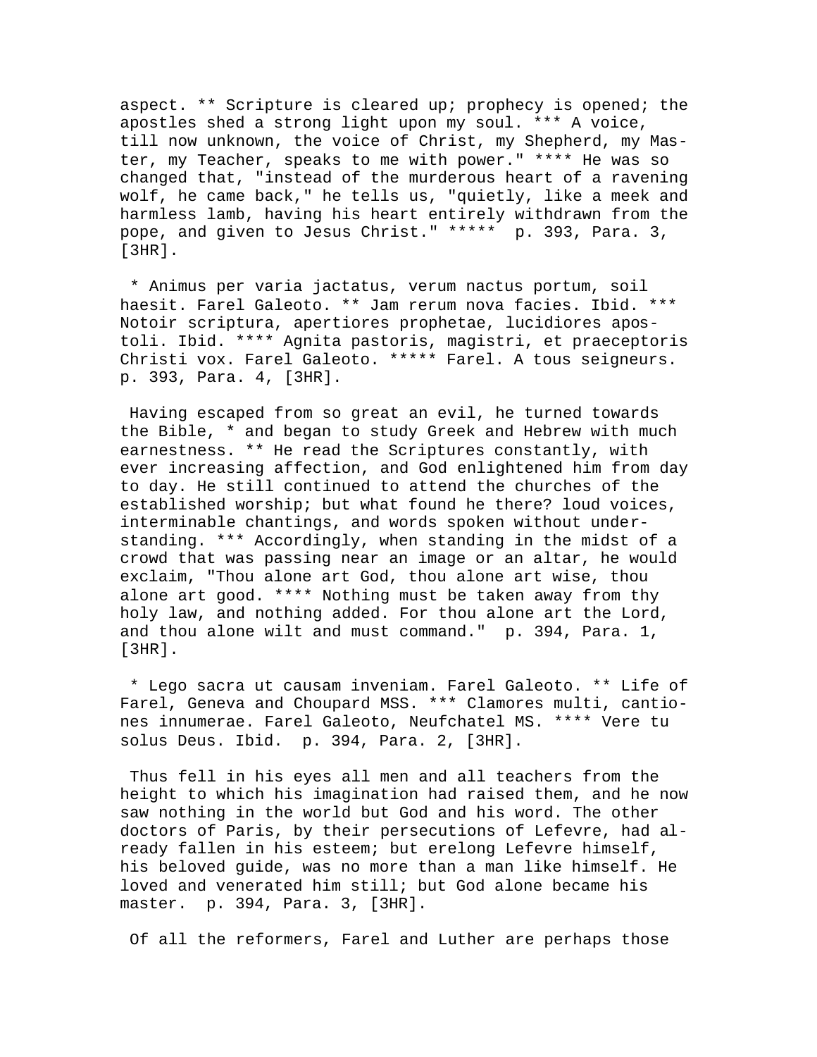aspect. ** Scripture is cleared up; prophecy is opened; the apostles shed a strong light upon my soul. *** A voice, till now unknown, the voice of Christ, my Shepherd, my Master, my Teacher, speaks to me with power." **** He was so changed that, "instead of the murderous heart of a ravening wolf, he came back," he tells us, "quietly, like a meek and harmless lamb, having his heart entirely withdrawn from the pope, and given to Jesus Christ." ***** p. 393, Para. 3, [3HR].

* Animus per varia jactatus, verum nactus portum, soil haesit. Farel Galeoto. ** Jam rerum nova facies. Ibid. *** Notoir scriptura, apertiores prophetae, lucidiores apostoli. Ibid. **** Agnita pastoris, magistri, et praeceptoris Christi vox. Farel Galeoto. ***** Farel. A tous seigneurs. p. 393, Para. 4, [3HR].

Having escaped from so great an evil, he turned towards the Bible, * and began to study Greek and Hebrew with much earnestness. ** He read the Scriptures constantly, with ever increasing affection, and God enlightened him from day to day. He still continued to attend the churches of the established worship; but what found he there? loud voices, interminable chantings, and words spoken without understanding. *** Accordingly, when standing in the midst of a crowd that was passing near an image or an altar, he would exclaim, "Thou alone art God, thou alone art wise, thou alone art good. **** Nothing must be taken away from thy holy law, and nothing added. For thou alone art the Lord, and thou alone wilt and must command." p. 394, Para. 1, [3HR].

* Lego sacra ut causam inveniam. Farel Galeoto. ** Life of Farel, Geneva and Choupard MSS. *** Clamores multi, cantiones innumerae. Farel Galeoto, Neufchatel MS. **** Vere tu solus Deus. Ibid. p. 394, Para. 2, [3HR].

Thus fell in his eyes all men and all teachers from the height to which his imagination had raised them, and he now saw nothing in the world but God and his word. The other doctors of Paris, by their persecutions of Lefevre, had already fallen in his esteem; but erelong Lefevre himself, his beloved guide, was no more than a man like himself. He loved and venerated him still; but God alone became his master. p. 394, Para. 3, [3HR].

Of all the reformers, Farel and Luther are perhaps those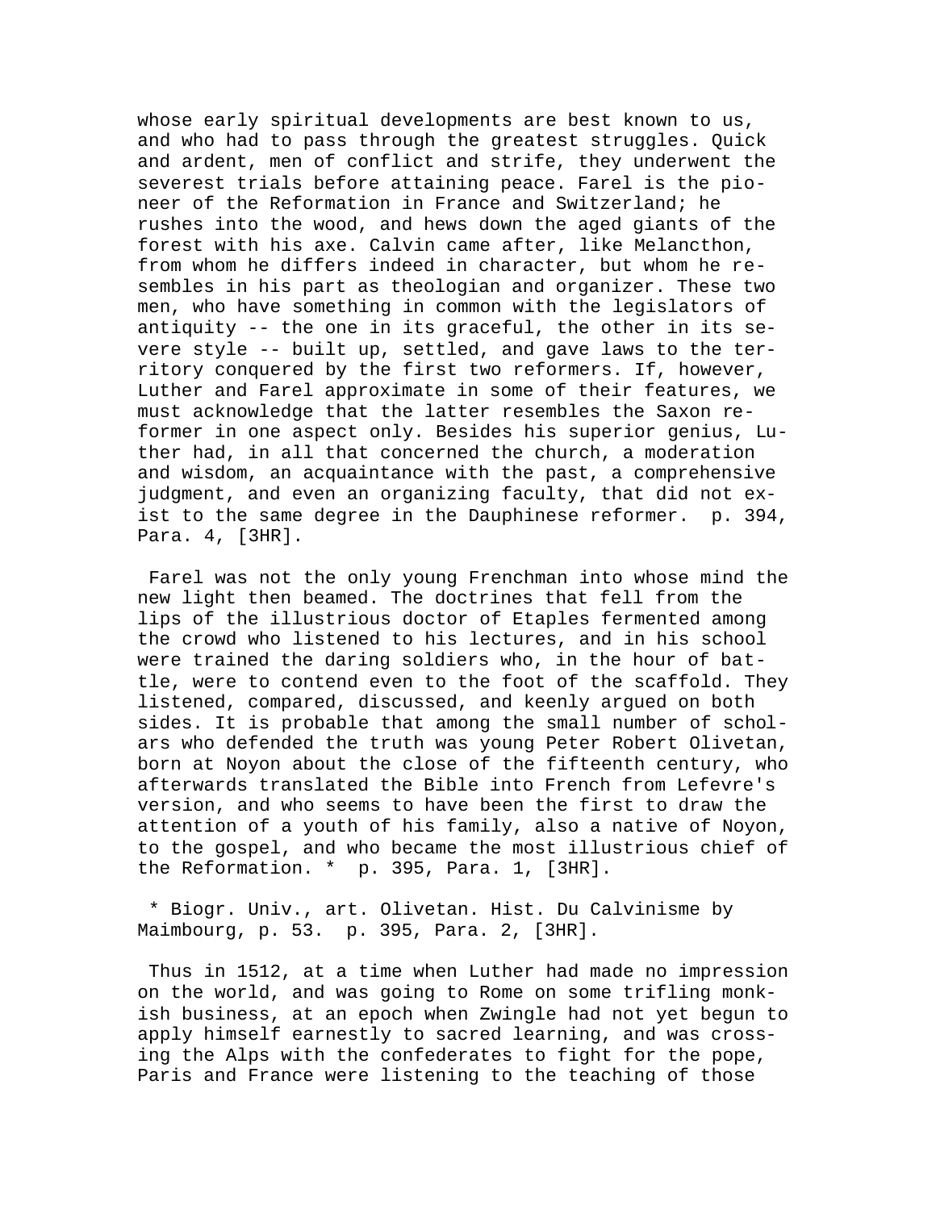whose early spiritual developments are best known to us, and who had to pass through the greatest struggles. Quick and ardent, men of conflict and strife, they underwent the severest trials before attaining peace. Farel is the pioneer of the Reformation in France and Switzerland; he rushes into the wood, and hews down the aged giants of the forest with his axe. Calvin came after, like Melancthon, from whom he differs indeed in character, but whom he resembles in his part as theologian and organizer. These two men, who have something in common with the legislators of antiquity -- the one in its graceful, the other in its severe style -- built up, settled, and gave laws to the territory conquered by the first two reformers. If, however, Luther and Farel approximate in some of their features, we must acknowledge that the latter resembles the Saxon reformer in one aspect only. Besides his superior genius, Luther had, in all that concerned the church, a moderation and wisdom, an acquaintance with the past, a comprehensive judgment, and even an organizing faculty, that did not exist to the same degree in the Dauphinese reformer. p. 394, Para. 4, [3HR].

Farel was not the only young Frenchman into whose mind the new light then beamed. The doctrines that fell from the lips of the illustrious doctor of Etaples fermented among the crowd who listened to his lectures, and in his school were trained the daring soldiers who, in the hour of battle, were to contend even to the foot of the scaffold. They listened, compared, discussed, and keenly argued on both sides. It is probable that among the small number of scholars who defended the truth was young Peter Robert Olivetan, born at Noyon about the close of the fifteenth century, who afterwards translated the Bible into French from Lefevre's version, and who seems to have been the first to draw the attention of a youth of his family, also a native of Noyon, to the gospel, and who became the most illustrious chief of the Reformation. * p. 395, Para. 1, [3HR].

* Biogr. Univ., art. Olivetan. Hist. Du Calvinisme by Maimbourg, p. 53. p. 395, Para. 2, [3HR].

Thus in 1512, at a time when Luther had made no impression on the world, and was going to Rome on some trifling monkish business, at an epoch when Zwingle had not yet begun to apply himself earnestly to sacred learning, and was crossing the Alps with the confederates to fight for the pope, Paris and France were listening to the teaching of those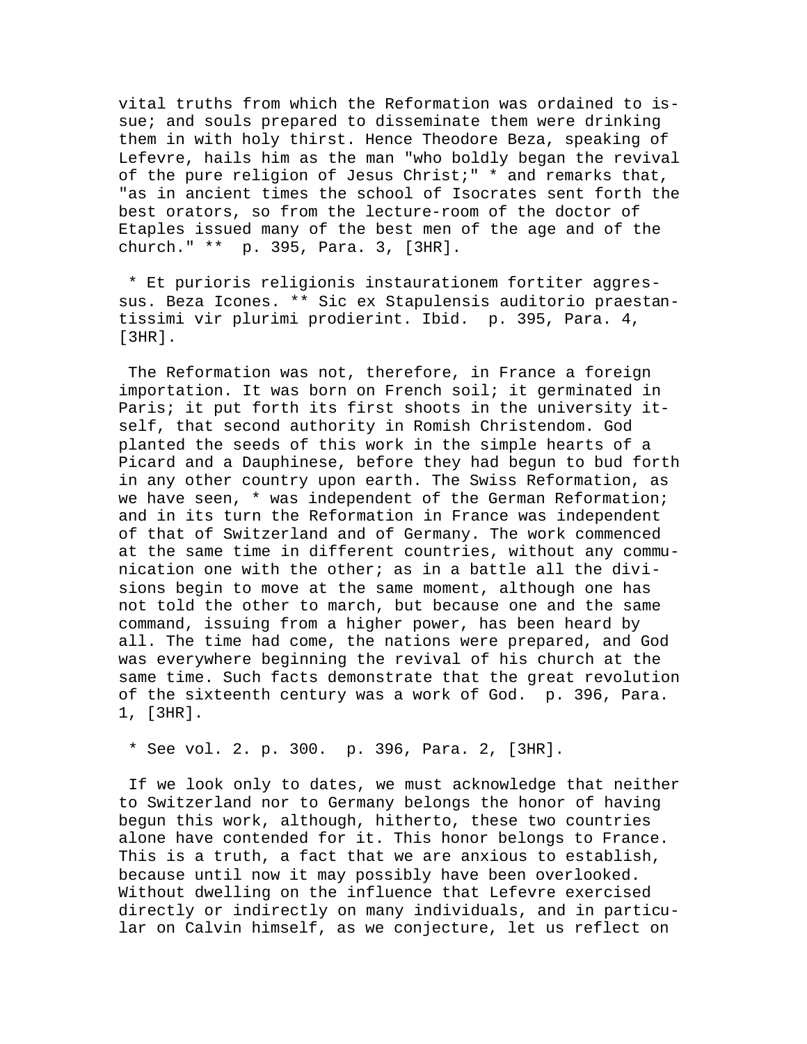vital truths from which the Reformation was ordained to issue; and souls prepared to disseminate them were drinking them in with holy thirst. Hence Theodore Beza, speaking of Lefevre, hails him as the man "who boldly began the revival of the pure religion of Jesus Christ;" * and remarks that, "as in ancient times the school of Isocrates sent forth the best orators, so from the lecture-room of the doctor of Etaples issued many of the best men of the age and of the church." ** p. 395, Para. 3, [3HR].

* Et purioris religionis instaurationem fortiter aggressus. Beza Icones. ** Sic ex Stapulensis auditorio praestantissimi vir plurimi prodierint. Ibid. p. 395, Para. 4, [3HR].

The Reformation was not, therefore, in France a foreign importation. It was born on French soil; it germinated in Paris; it put forth its first shoots in the university itself, that second authority in Romish Christendom. God planted the seeds of this work in the simple hearts of a Picard and a Dauphinese, before they had begun to bud forth in any other country upon earth. The Swiss Reformation, as we have seen, * was independent of the German Reformation; and in its turn the Reformation in France was independent of that of Switzerland and of Germany. The work commenced at the same time in different countries, without any communication one with the other; as in a battle all the divisions begin to move at the same moment, although one has not told the other to march, but because one and the same command, issuing from a higher power, has been heard by all. The time had come, the nations were prepared, and God was everywhere beginning the revival of his church at the same time. Such facts demonstrate that the great revolution of the sixteenth century was a work of God. p. 396, Para. 1, [3HR].

* See vol. 2. p. 300. p. 396, Para. 2, [3HR].

If we look only to dates, we must acknowledge that neither to Switzerland nor to Germany belongs the honor of having begun this work, although, hitherto, these two countries alone have contended for it. This honor belongs to France. This is a truth, a fact that we are anxious to establish, because until now it may possibly have been overlooked. Without dwelling on the influence that Lefevre exercised directly or indirectly on many individuals, and in particular on Calvin himself, as we conjecture, let us reflect on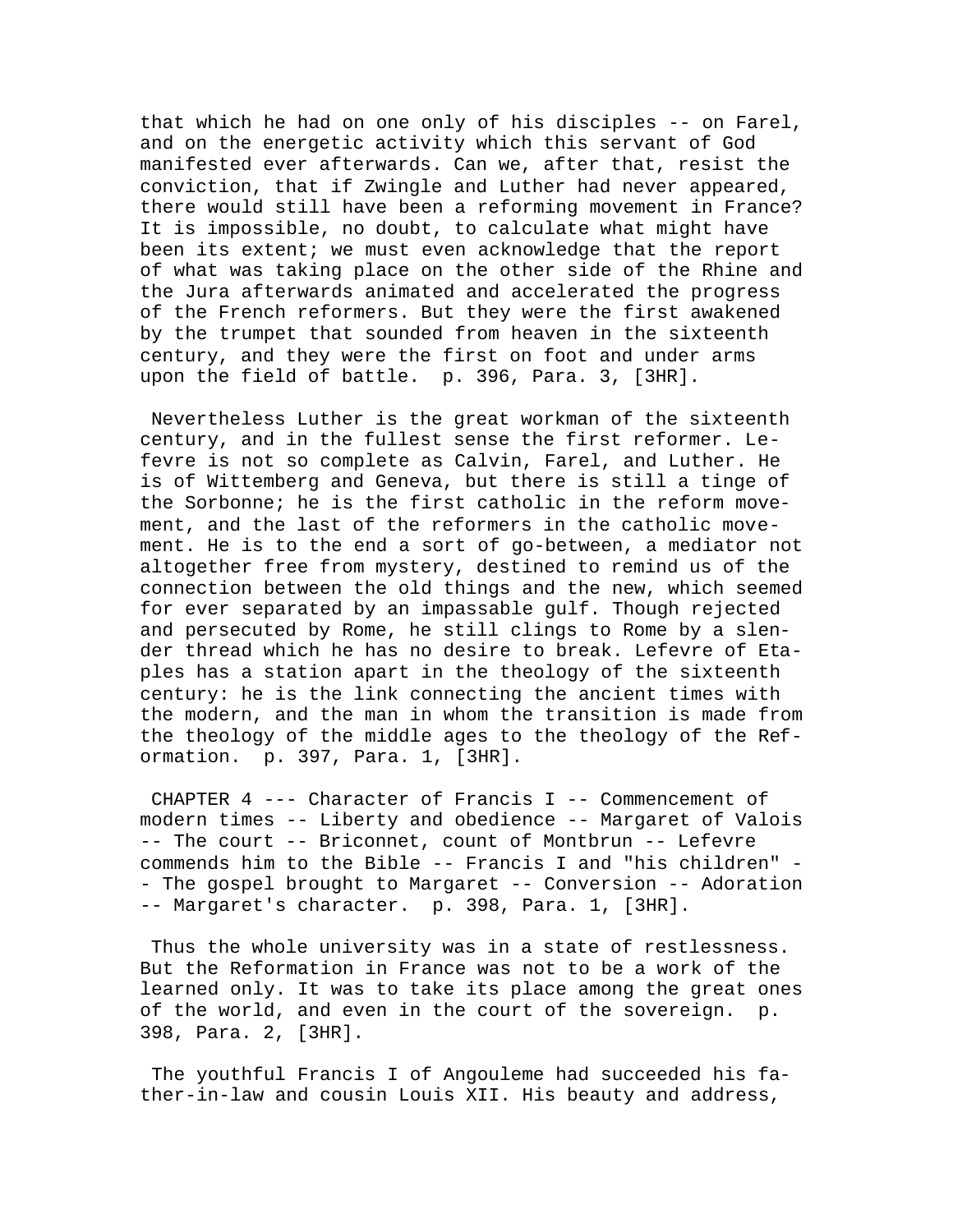that which he had on one only of his disciples -- on Farel, and on the energetic activity which this servant of God manifested ever afterwards. Can we, after that, resist the conviction, that if Zwingle and Luther had never appeared, there would still have been a reforming movement in France? It is impossible, no doubt, to calculate what might have been its extent; we must even acknowledge that the report of what was taking place on the other side of the Rhine and the Jura afterwards animated and accelerated the progress of the French reformers. But they were the first awakened by the trumpet that sounded from heaven in the sixteenth century, and they were the first on foot and under arms upon the field of battle. p. 396, Para. 3, [3HR].

Nevertheless Luther is the great workman of the sixteenth century, and in the fullest sense the first reformer. Lefevre is not so complete as Calvin, Farel, and Luther. He is of Wittemberg and Geneva, but there is still a tinge of the Sorbonne; he is the first catholic in the reform movement, and the last of the reformers in the catholic movement. He is to the end a sort of go-between, a mediator not altogether free from mystery, destined to remind us of the connection between the old things and the new, which seemed for ever separated by an impassable gulf. Though rejected and persecuted by Rome, he still clings to Rome by a slender thread which he has no desire to break. Lefevre of Etaples has a station apart in the theology of the sixteenth century: he is the link connecting the ancient times with the modern, and the man in whom the transition is made from the theology of the middle ages to the theology of the Reformation. p. 397, Para. 1, [3HR].

CHAPTER 4 --- Character of Francis I -- Commencement of modern times -- Liberty and obedience -- Margaret of Valois -- The court -- Briconnet, count of Montbrun -- Lefevre commends him to the Bible -- Francis I and "his children" -- The gospel brought to Margaret -- Conversion -- Adoration -- Margaret's character. p. 398, Para. 1, [3HR].

Thus the whole university was in a state of restlessness. But the Reformation in France was not to be a work of the learned only. It was to take its place among the great ones of the world, and even in the court of the sovereign. p. 398, Para. 2, [3HR].

The youthful Francis I of Angouleme had succeeded his father-in-law and cousin Louis XII. His beauty and address,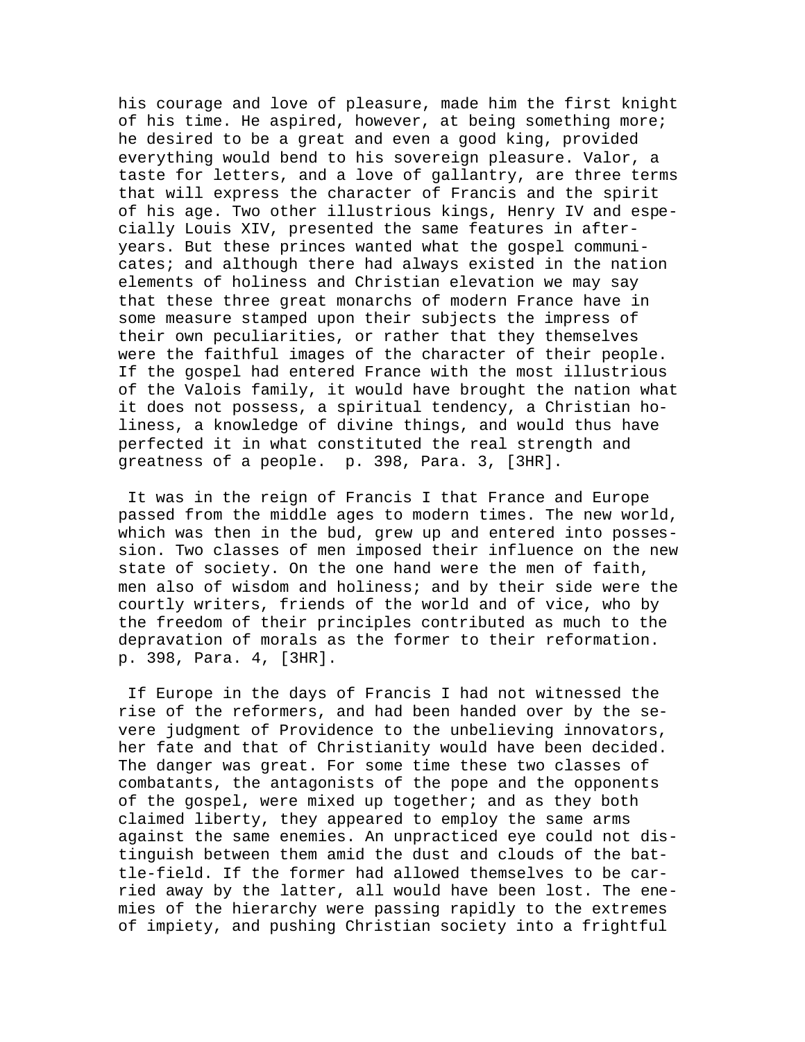his courage and love of pleasure, made him the first knight of his time. He aspired, however, at being something more; he desired to be a great and even a good king, provided everything would bend to his sovereign pleasure. Valor, a taste for letters, and a love of gallantry, are three terms that will express the character of Francis and the spirit of his age. Two other illustrious kings, Henry IV and especially Louis XIV, presented the same features in after-years. But these princes wanted what the gospel communicates; and although there had always existed in the nation elements of holiness and Christian elevation we may say that these three great monarchs of modern France have in some measure stamped upon their subjects the impress of their own peculiarities, or rather that they themselves were the faithful images of the character of their people. If the gospel had entered France with the most illustrious of the Valois family, it would have brought the nation what it does not possess, a spiritual tendency, a Christian holiness, a knowledge of divine things, and would thus have perfected it in what constituted the real strength and greatness of a people. p. 398, Para. 3, [3HR].

It was in the reign of Francis I that France and Europe passed from the middle ages to modern times. The new world, which was then in the bud, grew up and entered into possession. Two classes of men imposed their influence on the new state of society. On the one hand were the men of faith, men also of wisdom and holiness; and by their side were the courtly writers, friends of the world and of vice, who by the freedom of their principles contributed as much to the depravation of morals as the former to their reformation. p. 398, Para. 4, [3HR].

If Europe in the days of Francis I had not witnessed the rise of the reformers, and had been handed over by the severe judgment of Providence to the unbelieving innovators, her fate and that of Christianity would have been decided. The danger was great. For some time these two classes of combatants, the antagonists of the pope and the opponents of the gospel, were mixed up together; and as they both claimed liberty, they appeared to employ the same arms against the same enemies. An unpracticed eye could not distinguish between them amid the dust and clouds of the battle-field. If the former had allowed themselves to be carried away by the latter, all would have been lost. The enemies of the hierarchy were passing rapidly to the extremes of impiety, and pushing Christian society into a frightful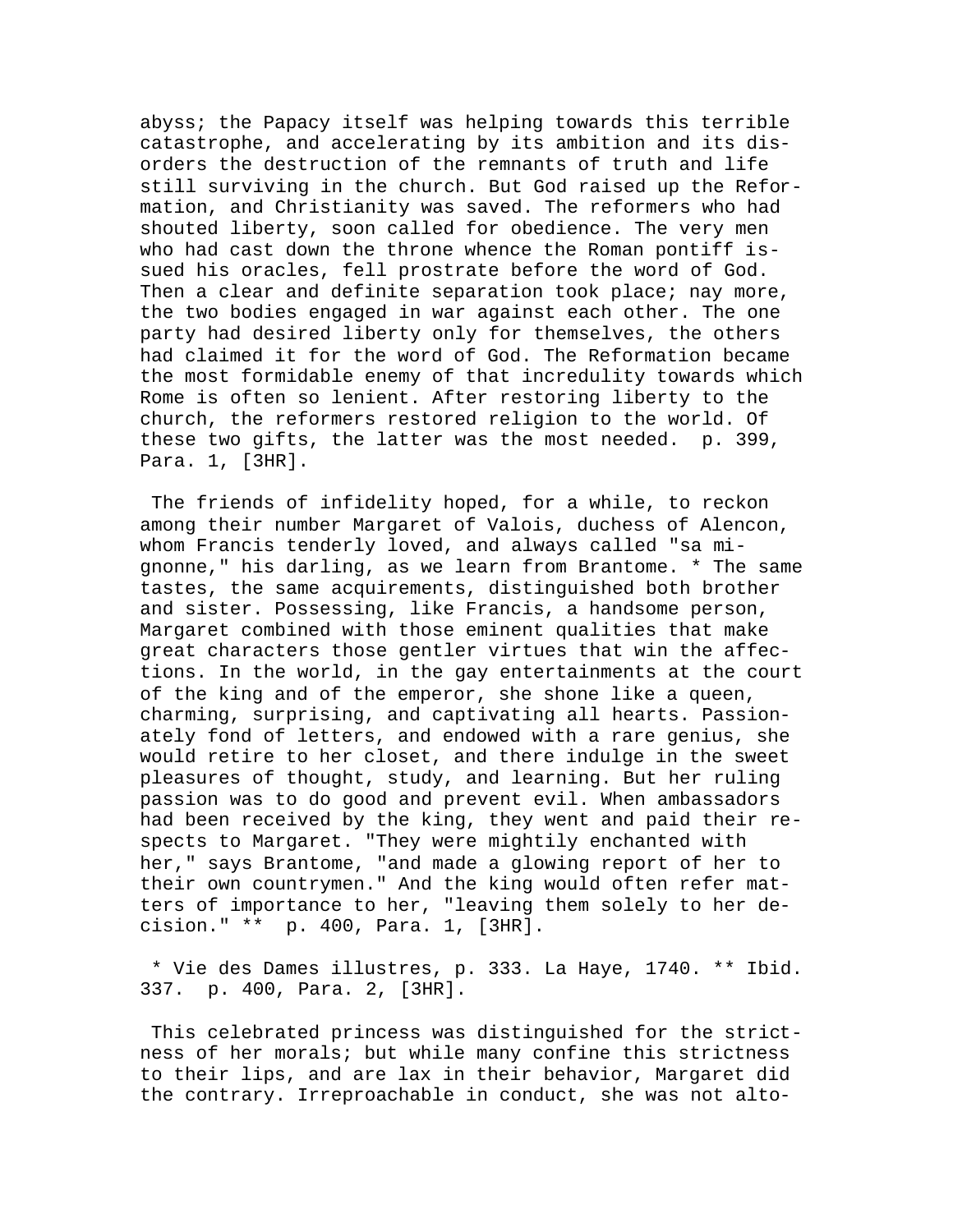abyss; the Papacy itself was helping towards this terrible catastrophe, and accelerating by its ambition and its disorders the destruction of the remnants of truth and life still surviving in the church. But God raised up the Reformation, and Christianity was saved. The reformers who had shouted liberty, soon called for obedience. The very men who had cast down the throne whence the Roman pontiff issued his oracles, fell prostrate before the word of God. Then a clear and definite separation took place; nay more, the two bodies engaged in war against each other. The one party had desired liberty only for themselves, the others had claimed it for the word of God. The Reformation became the most formidable enemy of that incredulity towards which Rome is often so lenient. After restoring liberty to the church, the reformers restored religion to the world. Of these two gifts, the latter was the most needed. p. 399, Para. 1, [3HR].

The friends of infidelity hoped, for a while, to reckon among their number Margaret of Valois, duchess of Alencon, whom Francis tenderly loved, and always called "sa mignonne," his darling, as we learn from Brantome. * The same tastes, the same acquirements, distinguished both brother and sister. Possessing, like Francis, a handsome person, Margaret combined with those eminent qualities that make great characters those gentler virtues that win the affections. In the world, in the gay entertainments at the court of the king and of the emperor, she shone like a queen, charming, surprising, and captivating all hearts. Passionately fond of letters, and endowed with a rare genius, she would retire to her closet, and there indulge in the sweet pleasures of thought, study, and learning. But her ruling passion was to do good and prevent evil. When ambassadors had been received by the king, they went and paid their respects to Margaret. "They were mightily enchanted with her," says Brantome, "and made a glowing report of her to their own countrymen." And the king would often refer matters of importance to her, "leaving them solely to her decision." ** p. 400, Para. 1, [3HR].

* Vie des Dames illustres, p. 333. La Haye, 1740. ** Ibid. 337. p. 400, Para. 2, [3HR].

This celebrated princess was distinguished for the strictness of her morals; but while many confine this strictness to their lips, and are lax in their behavior, Margaret did the contrary. Irreproachable in conduct, she was not alto-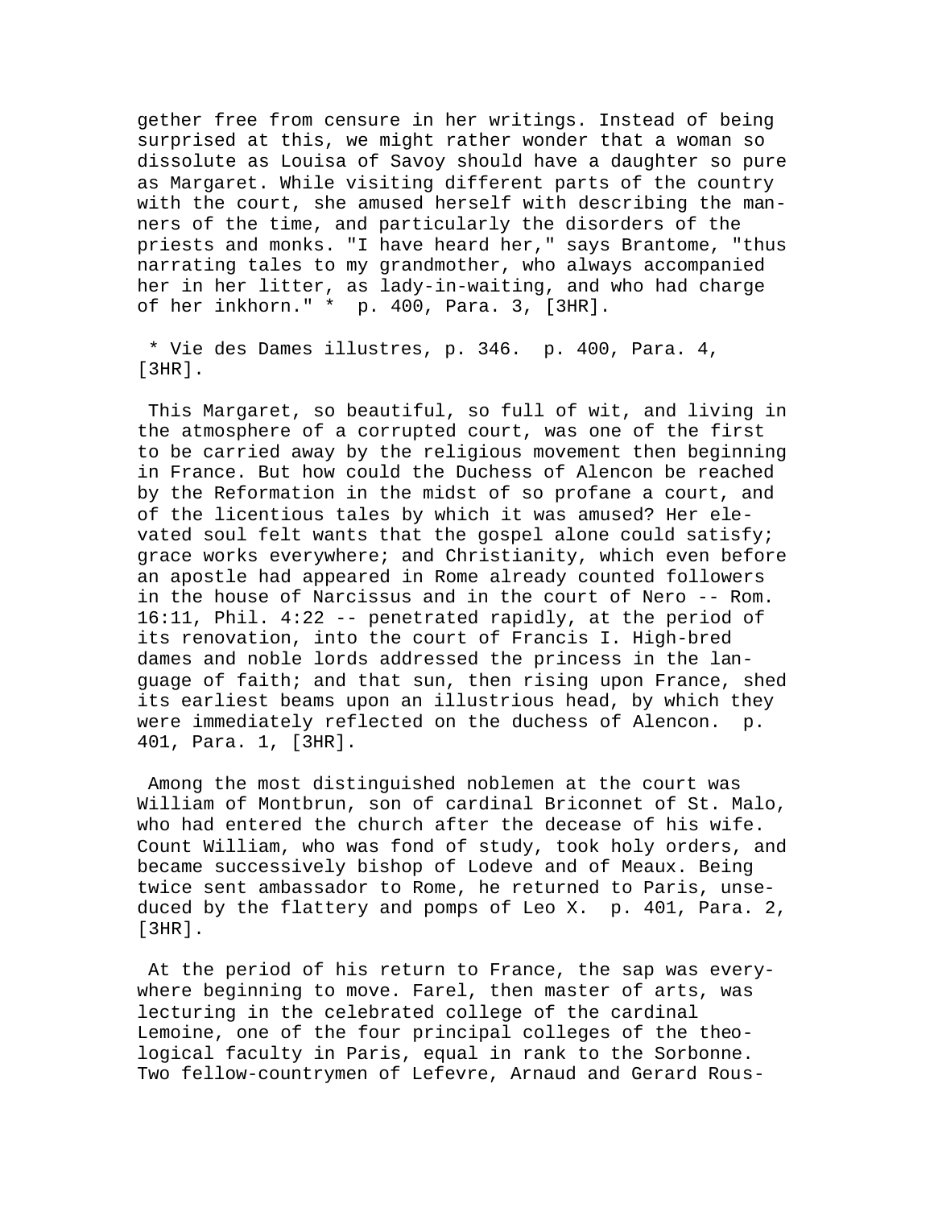gether free from censure in her writings. Instead of being surprised at this, we might rather wonder that a woman so dissolute as Louisa of Savoy should have a daughter so pure as Margaret. While visiting different parts of the country with the court, she amused herself with describing the manners of the time, and particularly the disorders of the priests and monks. "I have heard her," says Brantome, "thus narrating tales to my grandmother, who always accompanied her in her litter, as lady-in-waiting, and who had charge of her inkhorn." * p. 400, Para. 3, [3HR].

* Vie des Dames illustres, p. 346. p. 400, Para. 4, [3HR].

This Margaret, so beautiful, so full of wit, and living in the atmosphere of a corrupted court, was one of the first to be carried away by the religious movement then beginning in France. But how could the Duchess of Alencon be reached by the Reformation in the midst of so profane a court, and of the licentious tales by which it was amused? Her elevated soul felt wants that the gospel alone could satisfy; grace works everywhere; and Christianity, which even before an apostle had appeared in Rome already counted followers in the house of Narcissus and in the court of Nero -- Rom. 16:11, Phil. 4:22 -- penetrated rapidly, at the period of its renovation, into the court of Francis I. High-bred dames and noble lords addressed the princess in the language of faith; and that sun, then rising upon France, shed its earliest beams upon an illustrious head, by which they were immediately reflected on the duchess of Alencon. p. 401, Para. 1, [3HR].

Among the most distinguished noblemen at the court was William of Montbrun, son of cardinal Briconnet of St. Malo, who had entered the church after the decease of his wife. Count William, who was fond of study, took holy orders, and became successively bishop of Lodeve and of Meaux. Being twice sent ambassador to Rome, he returned to Paris, unseduced by the flattery and pomps of Leo X. p. 401, Para. 2, [3HR].

At the period of his return to France, the sap was everywhere beginning to move. Farel, then master of arts, was lecturing in the celebrated college of the cardinal Lemoine, one of the four principal colleges of the theological faculty in Paris, equal in rank to the Sorbonne. Two fellow-countrymen of Lefevre, Arnaud and Gerard Rous-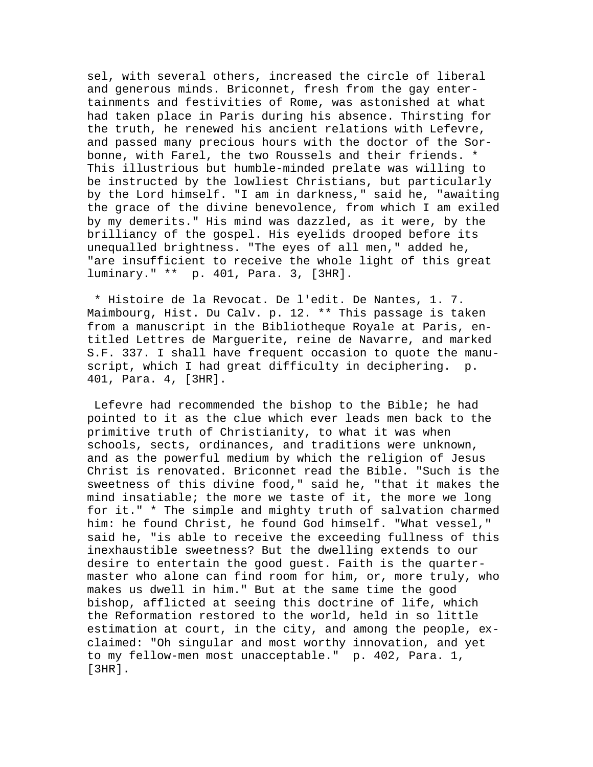sel, with several others, increased the circle of liberal and generous minds. Briconnet, fresh from the gay entertainments and festivities of Rome, was astonished at what had taken place in Paris during his absence. Thirsting for the truth, he renewed his ancient relations with Lefevre, and passed many precious hours with the doctor of the Sorbonne, with Farel, the two Roussels and their friends. * This illustrious but humble-minded prelate was willing to be instructed by the lowliest Christians, but particularly by the Lord himself. "I am in darkness," said he, "awaiting the grace of the divine benevolence, from which I am exiled by my demerits." His mind was dazzled, as it were, by the brilliancy of the gospel. His eyelids drooped before its unequalled brightness. "The eyes of all men," added he, "are insufficient to receive the whole light of this great luminary." ** p. 401, Para. 3, [3HR].

* Histoire de la Revocat. De l'edit. De Nantes, 1. 7. Maimbourg, Hist. Du Calv. p. 12. ** This passage is taken from a manuscript in the Bibliotheque Royale at Paris, entitled Lettres de Marguerite, reine de Navarre, and marked S.F. 337. I shall have frequent occasion to quote the manuscript, which I had great difficulty in deciphering. p. 401, Para. 4, [3HR].

Lefevre had recommended the bishop to the Bible; he had pointed to it as the clue which ever leads men back to the primitive truth of Christianity, to what it was when schools, sects, ordinances, and traditions were unknown, and as the powerful medium by which the religion of Jesus Christ is renovated. Briconnet read the Bible. "Such is the sweetness of this divine food," said he, "that it makes the mind insatiable; the more we taste of it, the more we long for it." * The simple and mighty truth of salvation charmed him: he found Christ, he found God himself. "What vessel," said he, "is able to receive the exceeding fullness of this inexhaustible sweetness? But the dwelling extends to our desire to entertain the good guest. Faith is the quartermaster who alone can find room for him, or, more truly, who makes us dwell in him." But at the same time the good bishop, afflicted at seeing this doctrine of life, which the Reformation restored to the world, held in so little estimation at court, in the city, and among the people, exclaimed: "Oh singular and most worthy innovation, and yet to my fellow-men most unacceptable." p. 402, Para. 1, [3HR].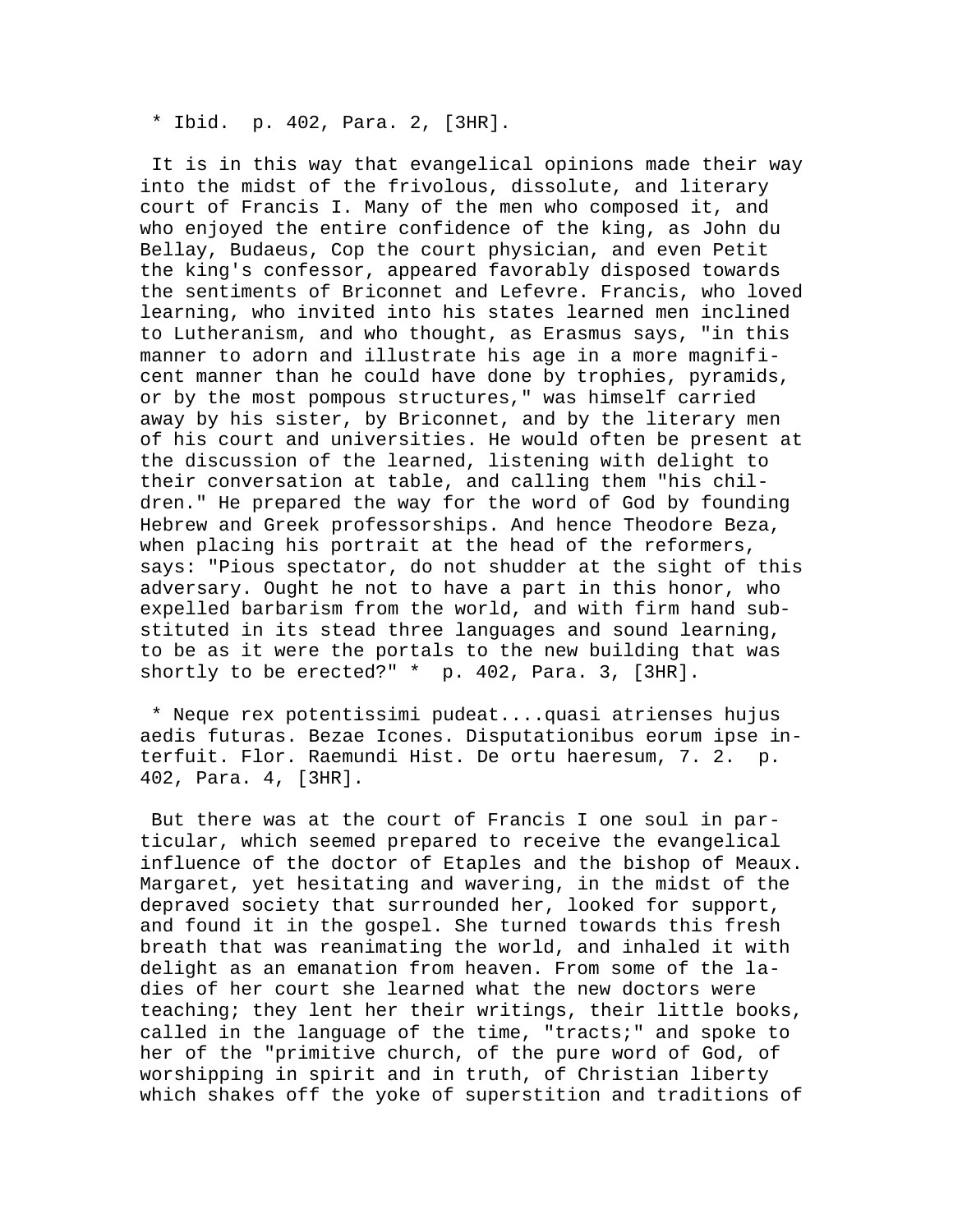* Ibid. p. 402, Para. 2, [3HR].

It is in this way that evangelical opinions made their way into the midst of the frivolous, dissolute, and literary court of Francis I. Many of the men who composed it, and who enjoyed the entire confidence of the king, as John du Bellay, Budaeus, Cop the court physician, and even Petit the king's confessor, appeared favorably disposed towards the sentiments of Briconnet and Lefevre. Francis, who loved learning, who invited into his states learned men inclined to Lutheranism, and who thought, as Erasmus says, "in this manner to adorn and illustrate his age in a more magnificent manner than he could have done by trophies, pyramids, or by the most pompous structures," was himself carried away by his sister, by Briconnet, and by the literary men of his court and universities. He would often be present at the discussion of the learned, listening with delight to their conversation at table, and calling them "his children." He prepared the way for the word of God by founding Hebrew and Greek professorships. And hence Theodore Beza, when placing his portrait at the head of the reformers, says: "Pious spectator, do not shudder at the sight of this adversary. Ought he not to have a part in this honor, who expelled barbarism from the world, and with firm hand substituted in its stead three languages and sound learning, to be as it were the portals to the new building that was shortly to be erected?" * p. 402, Para. 3, [3HR].

* Neque rex potentissimi pudeat....quasi atrienses hujus aedis futuras. Bezae Icones. Disputationibus eorum ipse interfuit. Flor. Raemundi Hist. De ortu haeresum, 7. 2. p. 402, Para. 4, [3HR].

But there was at the court of Francis I one soul in particular, which seemed prepared to receive the evangelical influence of the doctor of Etaples and the bishop of Meaux. Margaret, yet hesitating and wavering, in the midst of the depraved society that surrounded her, looked for support, and found it in the gospel. She turned towards this fresh breath that was reanimating the world, and inhaled it with delight as an emanation from heaven. From some of the ladies of her court she learned what the new doctors were teaching; they lent her their writings, their little books, called in the language of the time, "tracts;" and spoke to her of the "primitive church, of the pure word of God, of worshipping in spirit and in truth, of Christian liberty which shakes off the yoke of superstition and traditions of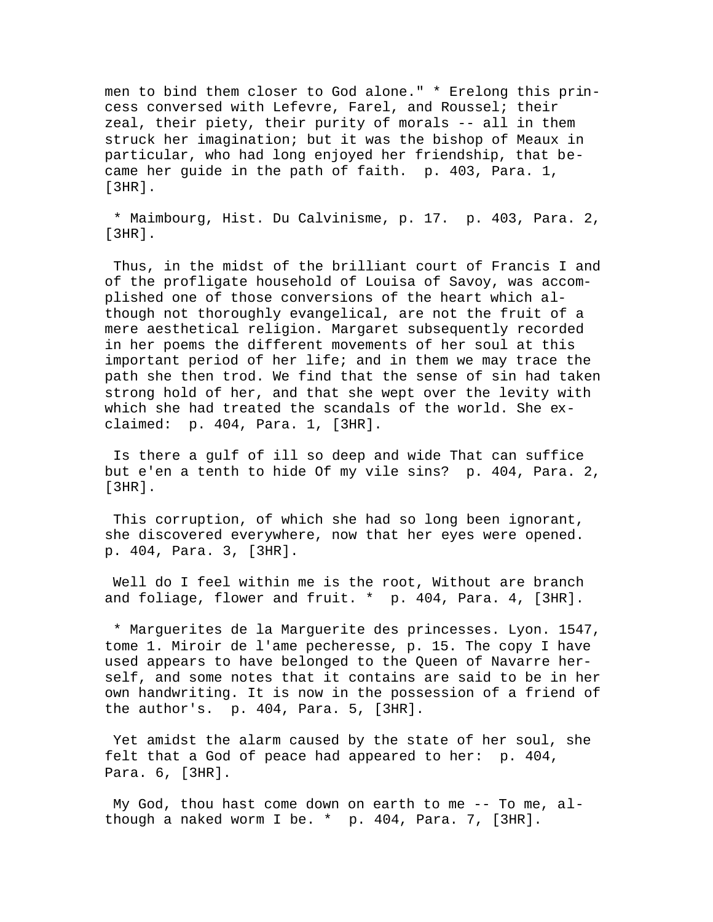men to bind them closer to God alone." * Erelong this princess conversed with Lefevre, Farel, and Roussel; their zeal, their piety, their purity of morals -- all in them struck her imagination; but it was the bishop of Meaux in particular, who had long enjoyed her friendship, that became her guide in the path of faith. p. 403, Para. 1, [3HR].

* Maimbourg, Hist. Du Calvinisme, p. 17. p. 403, Para. 2, [3HR].

Thus, in the midst of the brilliant court of Francis I and of the profligate household of Louisa of Savoy, was accomplished one of those conversions of the heart which although not thoroughly evangelical, are not the fruit of a mere aesthetical religion. Margaret subsequently recorded in her poems the different movements of her soul at this important period of her life; and in them we may trace the path she then trod. We find that the sense of sin had taken strong hold of her, and that she wept over the levity with which she had treated the scandals of the world. She exclaimed: p. 404, Para. 1, [3HR].

Is there a gulf of ill so deep and wide That can suffice but e'en a tenth to hide Of my vile sins? p. 404, Para. 2, [3HR].

This corruption, of which she had so long been ignorant, she discovered everywhere, now that her eyes were opened. p. 404, Para. 3, [3HR].

Well do I feel within me is the root, Without are branch and foliage, flower and fruit. * p. 404, Para. 4, [3HR].

* Marguerites de la Marguerite des princesses. Lyon. 1547, tome 1. Miroir de l'ame pecheresse, p. 15. The copy I have used appears to have belonged to the Queen of Navarre herself, and some notes that it contains are said to be in her own handwriting. It is now in the possession of a friend of the author's. p. 404, Para. 5, [3HR].

Yet amidst the alarm caused by the state of her soul, she felt that a God of peace had appeared to her: p. 404, Para. 6, [3HR].

My God, thou hast come down on earth to me -- To me, although a naked worm I be. * p. 404, Para. 7, [3HR].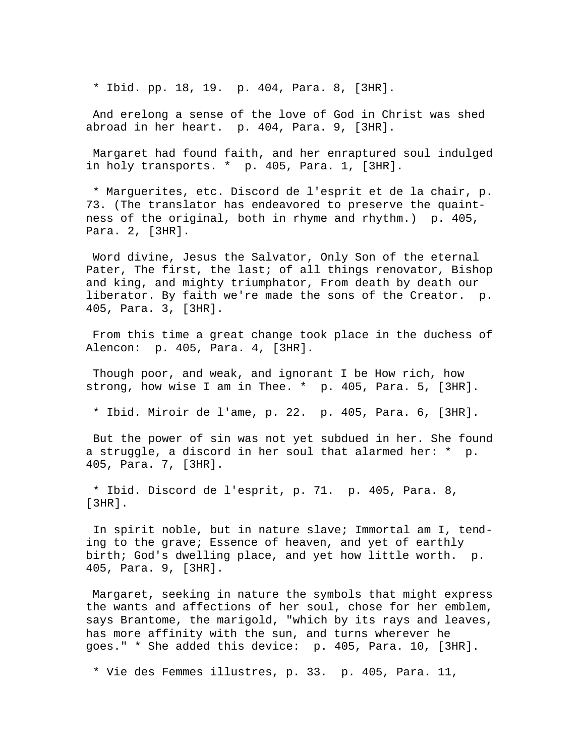* Ibid. pp. 18, 19.  p. 404, Para. 8, [3HR].

And erelong a sense of the love of God in Christ was shed abroad in her heart.  p. 404, Para. 9, [3HR].

Margaret had found faith, and her enraptured soul indulged in holy transports. *  p. 405, Para. 1, [3HR].

* Marguerites, etc. Discord de l'esprit et de la chair, p. 73. (The translator has endeavored to preserve the quaintness of the original, both in rhyme and rhythm.)  p. 405, Para. 2, [3HR].

Word divine, Jesus the Salvator, Only Son of the eternal Pater, The first, the last; of all things renovator, Bishop and king, and mighty triumphator, From death by death our liberator. By faith we're made the sons of the Creator.  p. 405, Para. 3, [3HR].

From this time a great change took place in the duchess of Alencon:  p. 405, Para. 4, [3HR].

Though poor, and weak, and ignorant I be How rich, how strong, how wise I am in Thee. *  p. 405, Para. 5, [3HR].

* Ibid. Miroir de l'ame, p. 22.  p. 405, Para. 6, [3HR].

But the power of sin was not yet subdued in her. She found a struggle, a discord in her soul that alarmed her: *  p. 405, Para. 7, [3HR].

* Ibid. Discord de l'esprit, p. 71.  p. 405, Para. 8, [3HR].

In spirit noble, but in nature slave; Immortal am I, tending to the grave; Essence of heaven, and yet of earthly birth; God's dwelling place, and yet how little worth.  p. 405, Para. 9, [3HR].

Margaret, seeking in nature the symbols that might express the wants and affections of her soul, chose for her emblem, says Brantome, the marigold, "which by its rays and leaves, has more affinity with the sun, and turns wherever he goes." * She added this device:  p. 405, Para. 10, [3HR].

* Vie des Femmes illustres, p. 33.  p. 405, Para. 11,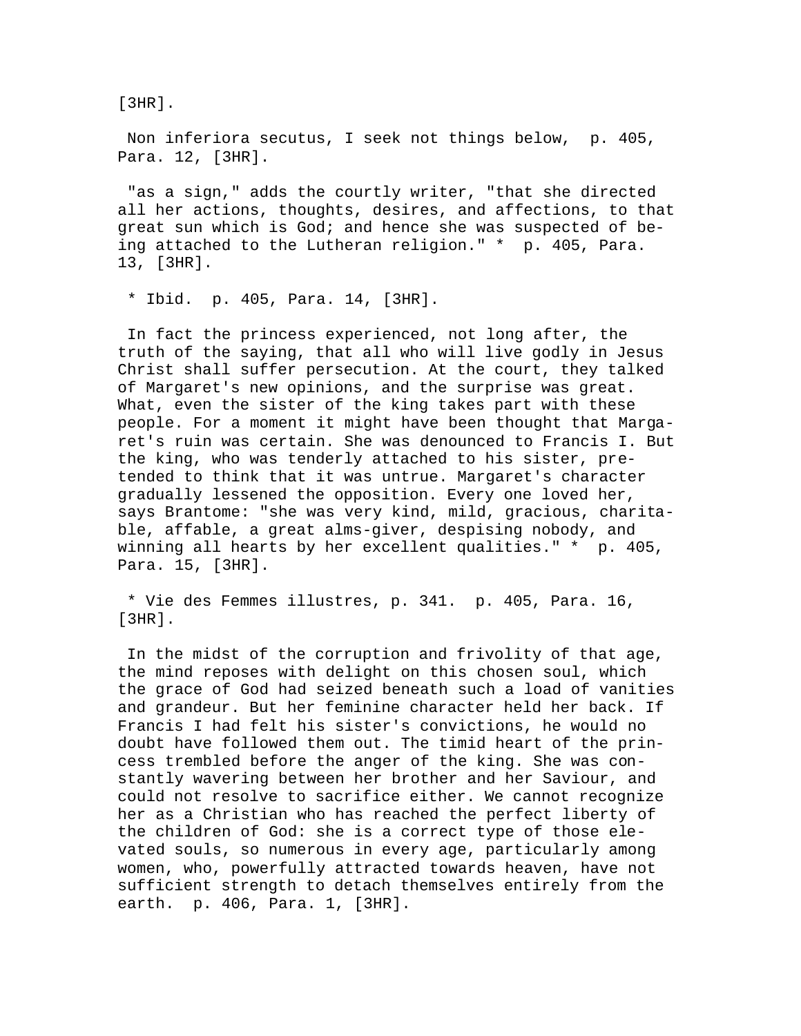[3HR].

Non inferiora secutus, I seek not things below, p. 405, Para. 12, [3HR].

"as a sign," adds the courtly writer, "that she directed all her actions, thoughts, desires, and affections, to that great sun which is God; and hence she was suspected of being attached to the Lutheran religion." * p. 405, Para. 13, [3HR].

* Ibid. p. 405, Para. 14, [3HR].

In fact the princess experienced, not long after, the truth of the saying, that all who will live godly in Jesus Christ shall suffer persecution. At the court, they talked of Margaret's new opinions, and the surprise was great. What, even the sister of the king takes part with these people. For a moment it might have been thought that Margaret's ruin was certain. She was denounced to Francis I. But the king, who was tenderly attached to his sister, pretended to think that it was untrue. Margaret's character gradually lessened the opposition. Every one loved her, says Brantome: "she was very kind, mild, gracious, charitable, affable, a great alms-giver, despising nobody, and winning all hearts by her excellent qualities." * p. 405, Para. 15, [3HR].

* Vie des Femmes illustres, p. 341. p. 405, Para. 16, [3HR].

In the midst of the corruption and frivolity of that age, the mind reposes with delight on this chosen soul, which the grace of God had seized beneath such a load of vanities and grandeur. But her feminine character held her back. If Francis I had felt his sister's convictions, he would no doubt have followed them out. The timid heart of the princess trembled before the anger of the king. She was constantly wavering between her brother and her Saviour, and could not resolve to sacrifice either. We cannot recognize her as a Christian who has reached the perfect liberty of the children of God: she is a correct type of those elevated souls, so numerous in every age, particularly among women, who, powerfully attracted towards heaven, have not sufficient strength to detach themselves entirely from the earth. p. 406, Para. 1, [3HR].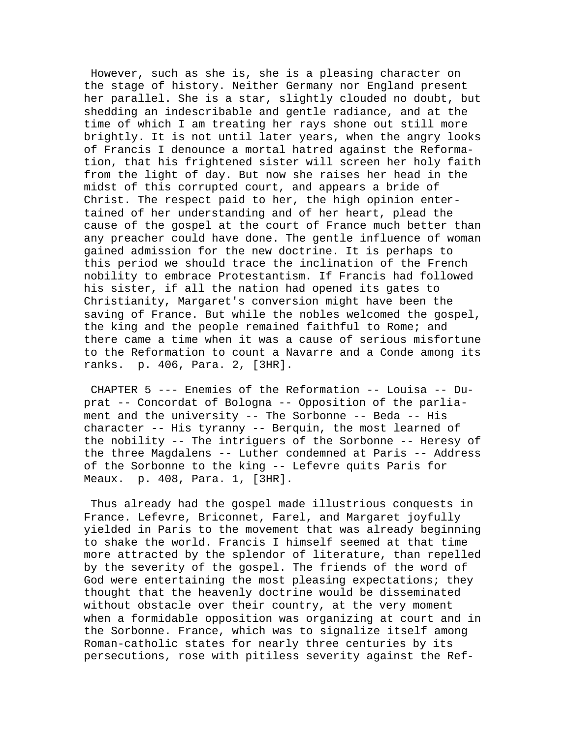However, such as she is, she is a pleasing character on the stage of history. Neither Germany nor England present her parallel. She is a star, slightly clouded no doubt, but shedding an indescribable and gentle radiance, and at the time of which I am treating her rays shone out still more brightly. It is not until later years, when the angry looks of Francis I denounce a mortal hatred against the Reformation, that his frightened sister will screen her holy faith from the light of day. But now she raises her head in the midst of this corrupted court, and appears a bride of Christ. The respect paid to her, the high opinion entertained of her understanding and of her heart, plead the cause of the gospel at the court of France much better than any preacher could have done. The gentle influence of woman gained admission for the new doctrine. It is perhaps to this period we should trace the inclination of the French nobility to embrace Protestantism. If Francis had followed his sister, if all the nation had opened its gates to Christianity, Margaret's conversion might have been the saving of France. But while the nobles welcomed the gospel, the king and the people remained faithful to Rome; and there came a time when it was a cause of serious misfortune to the Reformation to count a Navarre and a Conde among its ranks. p. 406, Para. 2, [3HR].

CHAPTER 5 --- Enemies of the Reformation -- Louisa -- Duprat -- Concordat of Bologna -- Opposition of the parliament and the university -- The Sorbonne -- Beda -- His character -- His tyranny -- Berquin, the most learned of the nobility -- The intriguers of the Sorbonne -- Heresy of the three Magdalens -- Luther condemned at Paris -- Address of the Sorbonne to the king -- Lefevre quits Paris for Meaux. p. 408, Para. 1, [3HR].

Thus already had the gospel made illustrious conquests in France. Lefevre, Briconnet, Farel, and Margaret joyfully yielded in Paris to the movement that was already beginning to shake the world. Francis I himself seemed at that time more attracted by the splendor of literature, than repelled by the severity of the gospel. The friends of the word of God were entertaining the most pleasing expectations; they thought that the heavenly doctrine would be disseminated without obstacle over their country, at the very moment when a formidable opposition was organizing at court and in the Sorbonne. France, which was to signalize itself among Roman-catholic states for nearly three centuries by its persecutions, rose with pitiless severity against the Ref-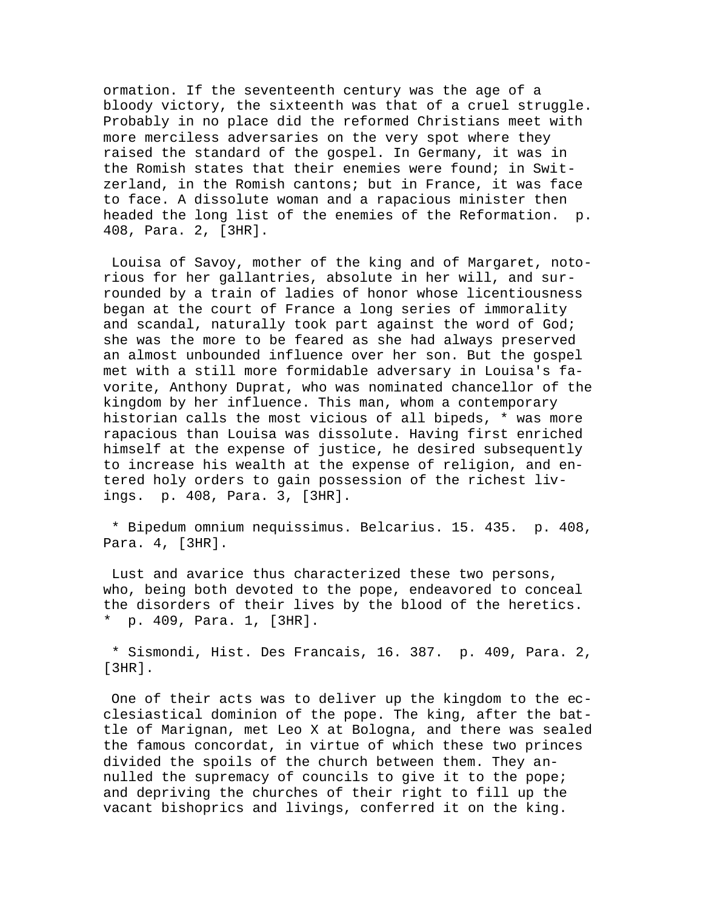ormation. If the seventeenth century was the age of a bloody victory, the sixteenth was that of a cruel struggle. Probably in no place did the reformed Christians meet with more merciless adversaries on the very spot where they raised the standard of the gospel. In Germany, it was in the Romish states that their enemies were found; in Switzerland, in the Romish cantons; but in France, it was face to face. A dissolute woman and a rapacious minister then headed the long list of the enemies of the Reformation. p. 408, Para. 2, [3HR].

Louisa of Savoy, mother of the king and of Margaret, notorious for her gallantries, absolute in her will, and surrounded by a train of ladies of honor whose licentiousness began at the court of France a long series of immorality and scandal, naturally took part against the word of God; she was the more to be feared as she had always preserved an almost unbounded influence over her son. But the gospel met with a still more formidable adversary in Louisa's favorite, Anthony Duprat, who was nominated chancellor of the kingdom by her influence. This man, whom a contemporary historian calls the most vicious of all bipeds, * was more rapacious than Louisa was dissolute. Having first enriched himself at the expense of justice, he desired subsequently to increase his wealth at the expense of religion, and entered holy orders to gain possession of the richest livings. p. 408, Para. 3, [3HR].

* Bipedum omnium nequissimus. Belcarius. 15. 435. p. 408, Para. 4, [3HR].

Lust and avarice thus characterized these two persons, who, being both devoted to the pope, endeavored to conceal the disorders of their lives by the blood of the heretics. * p. 409, Para. 1, [3HR].

* Sismondi, Hist. Des Francais, 16. 387. p. 409, Para. 2, [3HR].

One of their acts was to deliver up the kingdom to the ecclesiastical dominion of the pope. The king, after the battle of Marignan, met Leo X at Bologna, and there was sealed the famous concordat, in virtue of which these two princes divided the spoils of the church between them. They annulled the supremacy of councils to give it to the pope; and depriving the churches of their right to fill up the vacant bishoprics and livings, conferred it on the king.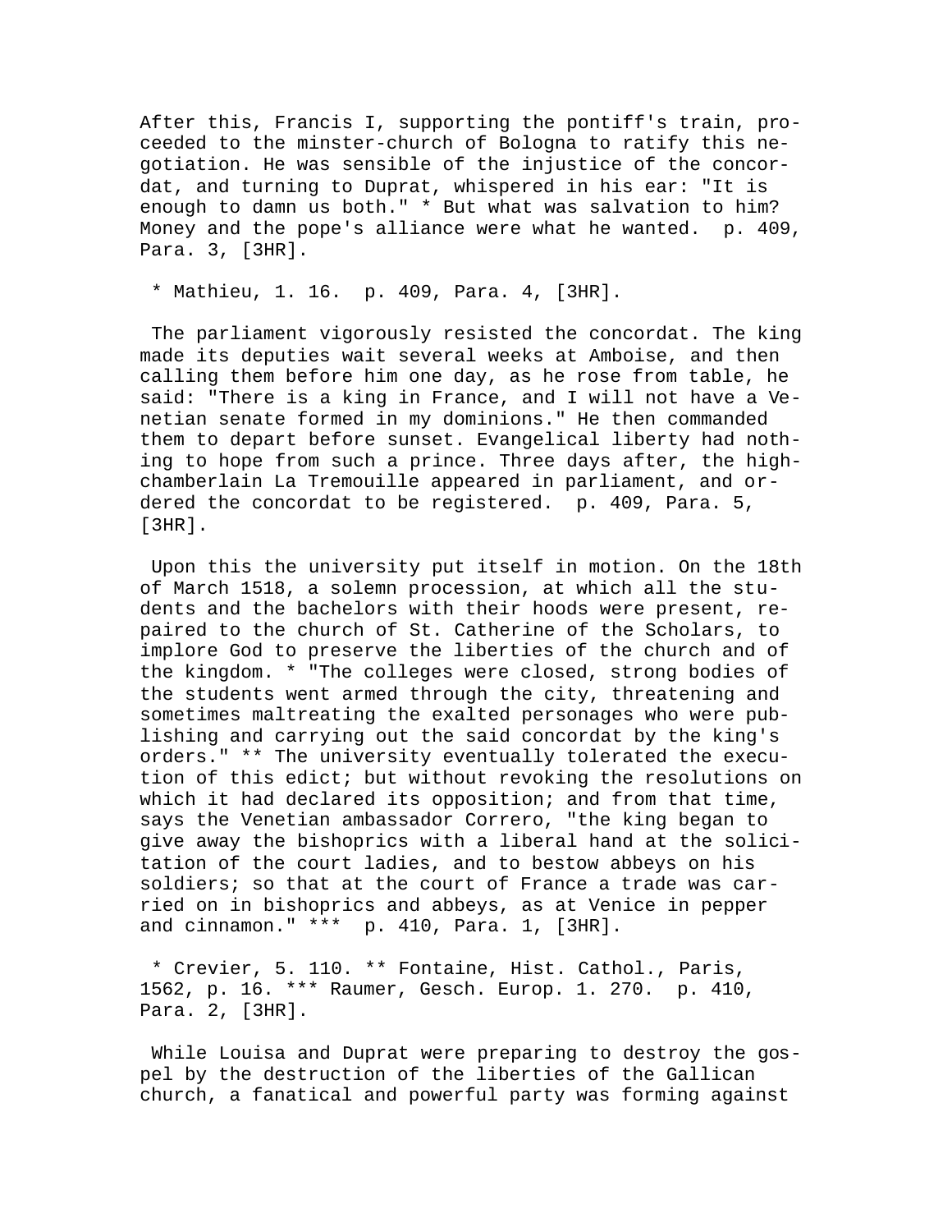After this, Francis I, supporting the pontiff's train, proceeded to the minster-church of Bologna to ratify this negotiation. He was sensible of the injustice of the concordat, and turning to Duprat, whispered in his ear: "It is enough to damn us both." * But what was salvation to him? Money and the pope's alliance were what he wanted. p. 409, Para. 3, [3HR].

* Mathieu, 1. 16. p. 409, Para. 4, [3HR].

The parliament vigorously resisted the concordat. The king made its deputies wait several weeks at Amboise, and then calling them before him one day, as he rose from table, he said: "There is a king in France, and I will not have a Venetian senate formed in my dominions." He then commanded them to depart before sunset. Evangelical liberty had nothing to hope from such a prince. Three days after, the high-chamberlain La Tremouille appeared in parliament, and ordered the concordat to be registered. p. 409, Para. 5, [3HR].

Upon this the university put itself in motion. On the 18th of March 1518, a solemn procession, at which all the students and the bachelors with their hoods were present, repaired to the church of St. Catherine of the Scholars, to implore God to preserve the liberties of the church and of the kingdom. * "The colleges were closed, strong bodies of the students went armed through the city, threatening and sometimes maltreating the exalted personages who were publishing and carrying out the said concordat by the king's orders." ** The university eventually tolerated the execution of this edict; but without revoking the resolutions on which it had declared its opposition; and from that time, says the Venetian ambassador Correro, "the king began to give away the bishoprics with a liberal hand at the solicitation of the court ladies, and to bestow abbeys on his soldiers; so that at the court of France a trade was carried on in bishoprics and abbeys, as at Venice in pepper and cinnamon." *** p. 410, Para. 1, [3HR].

* Crevier, 5. 110. ** Fontaine, Hist. Cathol., Paris, 1562, p. 16. *** Raumer, Gesch. Europ. 1. 270. p. 410, Para. 2, [3HR].

While Louisa and Duprat were preparing to destroy the gospel by the destruction of the liberties of the Gallican church, a fanatical and powerful party was forming against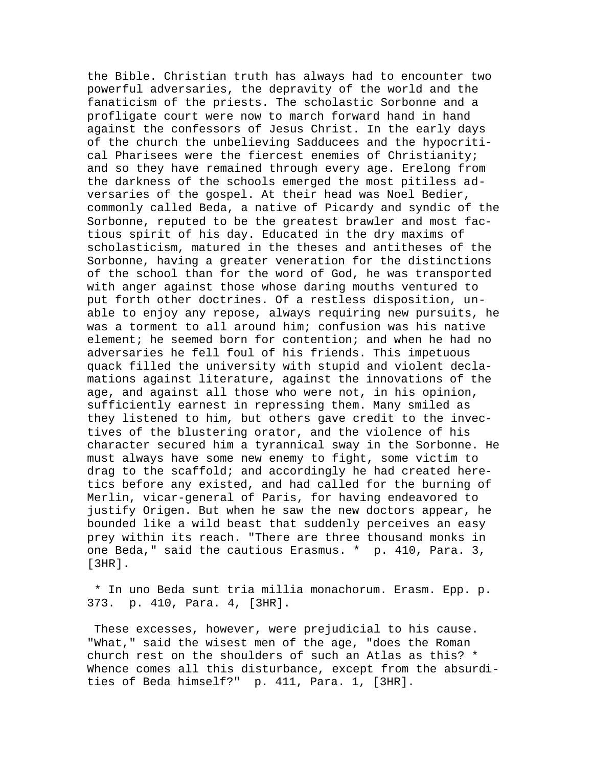the Bible. Christian truth has always had to encounter two powerful adversaries, the depravity of the world and the fanaticism of the priests. The scholastic Sorbonne and a profligate court were now to march forward hand in hand against the confessors of Jesus Christ. In the early days of the church the unbelieving Sadducees and the hypocritical Pharisees were the fiercest enemies of Christianity; and so they have remained through every age. Erelong from the darkness of the schools emerged the most pitiless adversaries of the gospel. At their head was Noel Bedier, commonly called Beda, a native of Picardy and syndic of the Sorbonne, reputed to be the greatest brawler and most factious spirit of his day. Educated in the dry maxims of scholasticism, matured in the theses and antitheses of the Sorbonne, having a greater veneration for the distinctions of the school than for the word of God, he was transported with anger against those whose daring mouths ventured to put forth other doctrines. Of a restless disposition, unable to enjoy any repose, always requiring new pursuits, he was a torment to all around him; confusion was his native element; he seemed born for contention; and when he had no adversaries he fell foul of his friends. This impetuous quack filled the university with stupid and violent declamations against literature, against the innovations of the age, and against all those who were not, in his opinion, sufficiently earnest in repressing them. Many smiled as they listened to him, but others gave credit to the invectives of the blustering orator, and the violence of his character secured him a tyrannical sway in the Sorbonne. He must always have some new enemy to fight, some victim to drag to the scaffold; and accordingly he had created heretics before any existed, and had called for the burning of Merlin, vicar-general of Paris, for having endeavored to justify Origen. But when he saw the new doctors appear, he bounded like a wild beast that suddenly perceives an easy prey within its reach. "There are three thousand monks in one Beda," said the cautious Erasmus. * p. 410, Para. 3, [3HR].

* In uno Beda sunt tria millia monachorum. Erasm. Epp. p. 373. p. 410, Para. 4, [3HR].

These excesses, however, were prejudicial to his cause. "What," said the wisest men of the age, "does the Roman church rest on the shoulders of such an Atlas as this? * Whence comes all this disturbance, except from the absurdities of Beda himself?" p. 411, Para. 1, [3HR].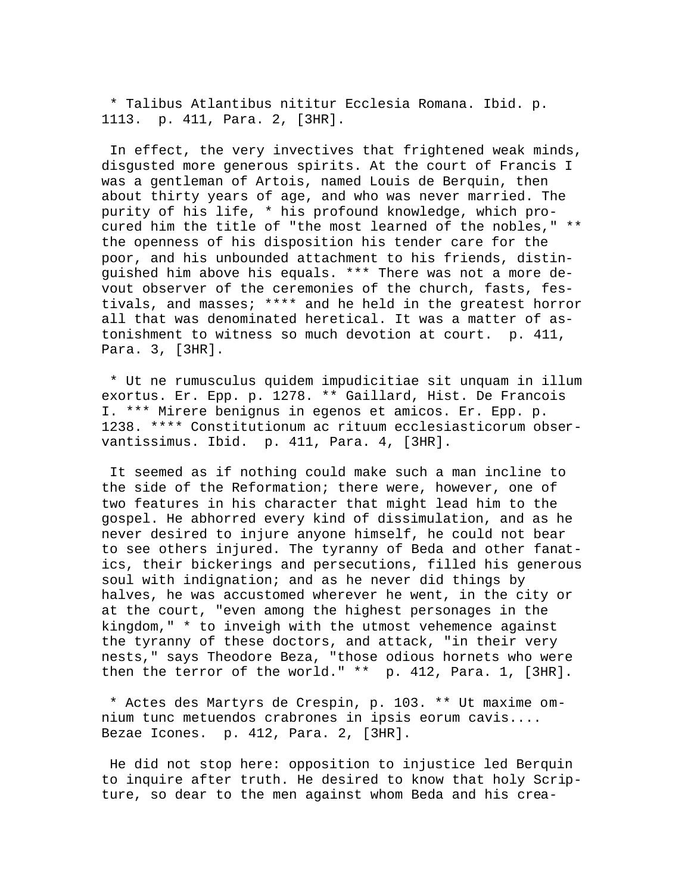* Talibus Atlantibus nititur Ecclesia Romana. Ibid. p. 1113. p. 411, Para. 2, [3HR].

In effect, the very invectives that frightened weak minds, disgusted more generous spirits. At the court of Francis I was a gentleman of Artois, named Louis de Berquin, then about thirty years of age, and who was never married. The purity of his life, * his profound knowledge, which procured him the title of "the most learned of the nobles," ** the openness of his disposition his tender care for the poor, and his unbounded attachment to his friends, distinguished him above his equals. *** There was not a more devout observer of the ceremonies of the church, fasts, festivals, and masses; **** and he held in the greatest horror all that was denominated heretical. It was a matter of astonishment to witness so much devotion at court. p. 411, Para. 3, [3HR].

* Ut ne rumusculus quidem impudicitiae sit unquam in illum exortus. Er. Epp. p. 1278. ** Gaillard, Hist. De Francois I. *** Mirere benignus in egenos et amicos. Er. Epp. p. 1238. **** Constitutionum ac rituum ecclesiasticorum observantissimus. Ibid. p. 411, Para. 4, [3HR].

It seemed as if nothing could make such a man incline to the side of the Reformation; there were, however, one of two features in his character that might lead him to the gospel. He abhorred every kind of dissimulation, and as he never desired to injure anyone himself, he could not bear to see others injured. The tyranny of Beda and other fanatics, their bickerings and persecutions, filled his generous soul with indignation; and as he never did things by halves, he was accustomed wherever he went, in the city or at the court, "even among the highest personages in the kingdom," * to inveigh with the utmost vehemence against the tyranny of these doctors, and attack, "in their very nests," says Theodore Beza, "those odious hornets who were then the terror of the world." ** p. 412, Para. 1, [3HR].

* Actes des Martyrs de Crespin, p. 103. ** Ut maxime omnium tunc metuendos crabrones in ipsis eorum cavis.... Bezae Icones. p. 412, Para. 2, [3HR].

He did not stop here: opposition to injustice led Berquin to inquire after truth. He desired to know that holy Scripture, so dear to the men against whom Beda and his crea-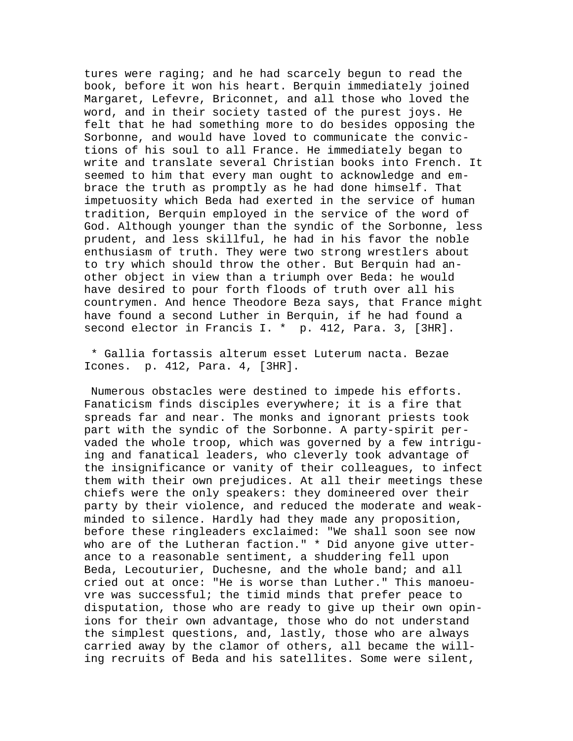tures were raging; and he had scarcely begun to read the book, before it won his heart. Berquin immediately joined Margaret, Lefevre, Briconnet, and all those who loved the word, and in their society tasted of the purest joys. He felt that he had something more to do besides opposing the Sorbonne, and would have loved to communicate the convictions of his soul to all France. He immediately began to write and translate several Christian books into French. It seemed to him that every man ought to acknowledge and embrace the truth as promptly as he had done himself. That impetuosity which Beda had exerted in the service of human tradition, Berquin employed in the service of the word of God. Although younger than the syndic of the Sorbonne, less prudent, and less skillful, he had in his favor the noble enthusiasm of truth. They were two strong wrestlers about to try which should throw the other. But Berquin had another object in view than a triumph over Beda: he would have desired to pour forth floods of truth over all his countrymen. And hence Theodore Beza says, that France might have found a second Luther in Berquin, if he had found a second elector in Francis I. * p. 412, Para. 3, [3HR].

* Gallia fortassis alterum esset Luterum nacta. Bezae Icones. p. 412, Para. 4, [3HR].

Numerous obstacles were destined to impede his efforts. Fanaticism finds disciples everywhere; it is a fire that spreads far and near. The monks and ignorant priests took part with the syndic of the Sorbonne. A party-spirit pervaded the whole troop, which was governed by a few intriguing and fanatical leaders, who cleverly took advantage of the insignificance or vanity of their colleagues, to infect them with their own prejudices. At all their meetings these chiefs were the only speakers: they domineered over their party by their violence, and reduced the moderate and weak-minded to silence. Hardly had they made any proposition, before these ringleaders exclaimed: "We shall soon see now who are of the Lutheran faction." * Did anyone give utterance to a reasonable sentiment, a shuddering fell upon Beda, Lecouturier, Duchesne, and the whole band; and all cried out at once: "He is worse than Luther." This manoeuvre was successful; the timid minds that prefer peace to disputation, those who are ready to give up their own opinions for their own advantage, those who do not understand the simplest questions, and, lastly, those who are always carried away by the clamor of others, all became the willing recruits of Beda and his satellites. Some were silent,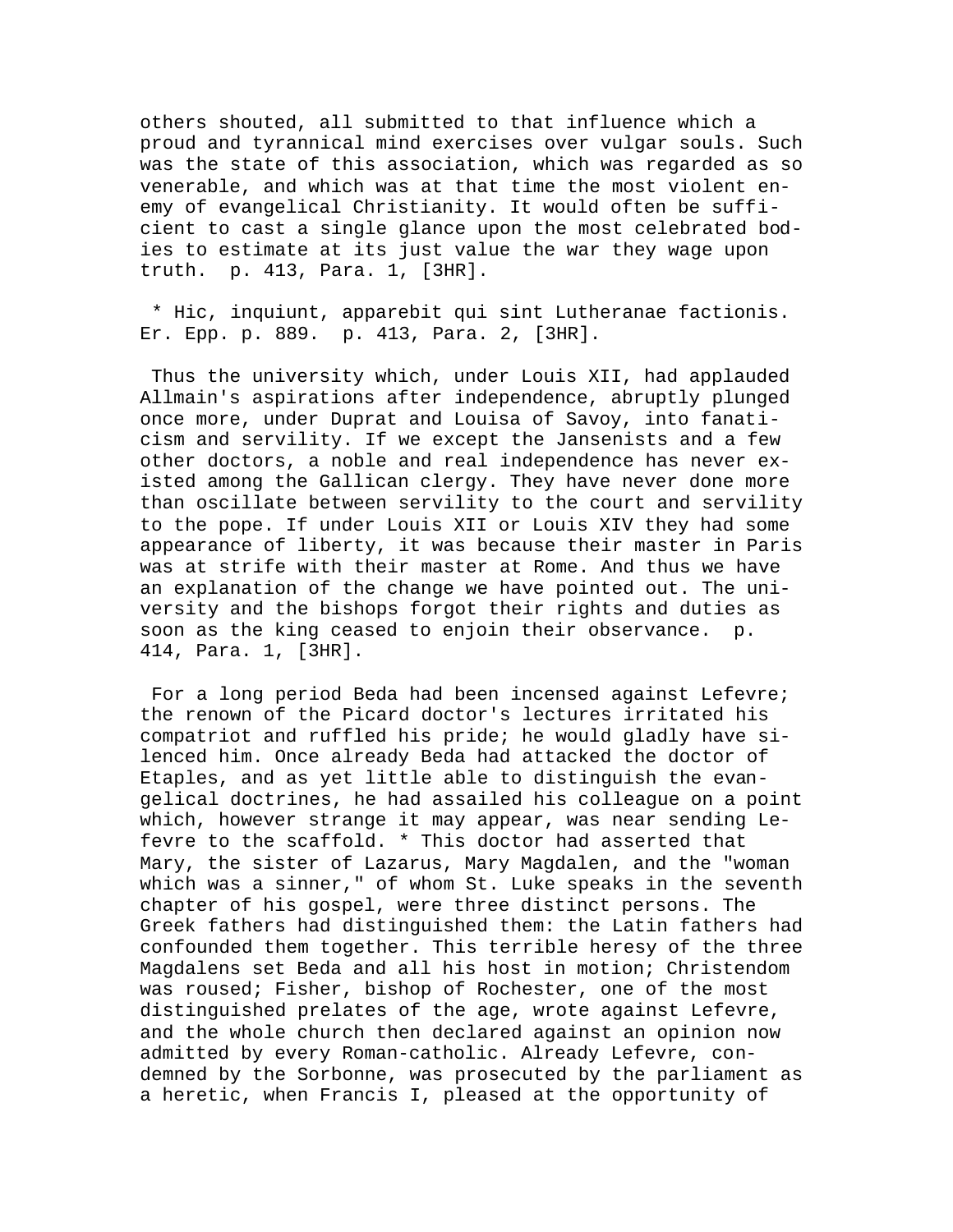others shouted, all submitted to that influence which a proud and tyrannical mind exercises over vulgar souls. Such was the state of this association, which was regarded as so venerable, and which was at that time the most violent enemy of evangelical Christianity. It would often be sufficient to cast a single glance upon the most celebrated bodies to estimate at its just value the war they wage upon truth. p. 413, Para. 1, [3HR].

* Hic, inquiunt, apparebit qui sint Lutheranae factionis. Er. Epp. p. 889. p. 413, Para. 2, [3HR].

Thus the university which, under Louis XII, had applauded Allmain's aspirations after independence, abruptly plunged once more, under Duprat and Louisa of Savoy, into fanaticism and servility. If we except the Jansenists and a few other doctors, a noble and real independence has never existed among the Gallican clergy. They have never done more than oscillate between servility to the court and servility to the pope. If under Louis XII or Louis XIV they had some appearance of liberty, it was because their master in Paris was at strife with their master at Rome. And thus we have an explanation of the change we have pointed out. The university and the bishops forgot their rights and duties as soon as the king ceased to enjoin their observance. p. 414, Para. 1, [3HR].

For a long period Beda had been incensed against Lefevre; the renown of the Picard doctor's lectures irritated his compatriot and ruffled his pride; he would gladly have silenced him. Once already Beda had attacked the doctor of Etaples, and as yet little able to distinguish the evangelical doctrines, he had assailed his colleague on a point which, however strange it may appear, was near sending Lefevre to the scaffold. * This doctor had asserted that Mary, the sister of Lazarus, Mary Magdalen, and the "woman which was a sinner," of whom St. Luke speaks in the seventh chapter of his gospel, were three distinct persons. The Greek fathers had distinguished them: the Latin fathers had confounded them together. This terrible heresy of the three Magdalens set Beda and all his host in motion; Christendom was roused; Fisher, bishop of Rochester, one of the most distinguished prelates of the age, wrote against Lefevre, and the whole church then declared against an opinion now admitted by every Roman-catholic. Already Lefevre, condemned by the Sorbonne, was prosecuted by the parliament as a heretic, when Francis I, pleased at the opportunity of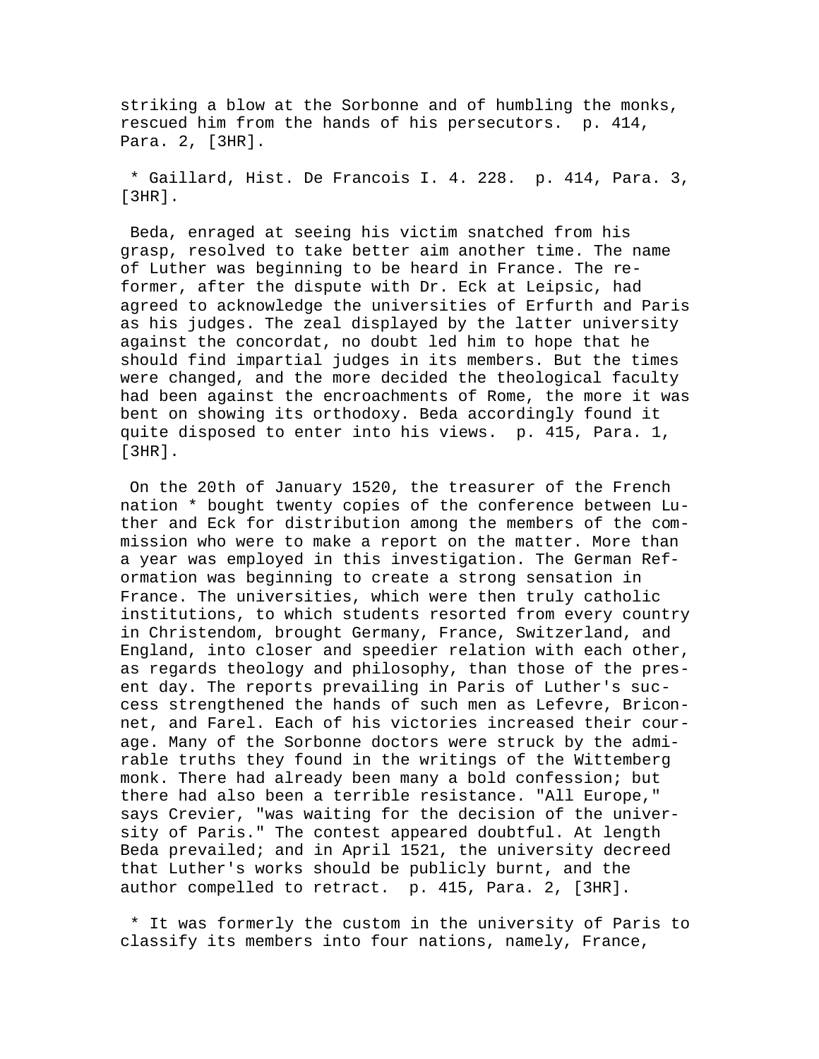striking a blow at the Sorbonne and of humbling the monks, rescued him from the hands of his persecutors.  p. 414, Para. 2, [3HR].

* Gaillard, Hist. De Francois I. 4. 228.  p. 414, Para. 3, [3HR].

Beda, enraged at seeing his victim snatched from his grasp, resolved to take better aim another time. The name of Luther was beginning to be heard in France. The reformer, after the dispute with Dr. Eck at Leipsic, had agreed to acknowledge the universities of Erfurth and Paris as his judges. The zeal displayed by the latter university against the concordat, no doubt led him to hope that he should find impartial judges in its members. But the times were changed, and the more decided the theological faculty had been against the encroachments of Rome, the more it was bent on showing its orthodoxy. Beda accordingly found it quite disposed to enter into his views.  p. 415, Para. 1, [3HR].

On the 20th of January 1520, the treasurer of the French nation * bought twenty copies of the conference between Luther and Eck for distribution among the members of the commission who were to make a report on the matter. More than a year was employed in this investigation. The German Reformation was beginning to create a strong sensation in France. The universities, which were then truly catholic institutions, to which students resorted from every country in Christendom, brought Germany, France, Switzerland, and England, into closer and speedier relation with each other, as regards theology and philosophy, than those of the present day. The reports prevailing in Paris of Luther's success strengthened the hands of such men as Lefevre, Briconnet, and Farel. Each of his victories increased their courage. Many of the Sorbonne doctors were struck by the admirable truths they found in the writings of the Wittemberg monk. There had already been many a bold confession; but there had also been a terrible resistance. "All Europe," says Crevier, "was waiting for the decision of the university of Paris." The contest appeared doubtful. At length Beda prevailed; and in April 1521, the university decreed that Luther's works should be publicly burnt, and the author compelled to retract.  p. 415, Para. 2, [3HR].

* It was formerly the custom in the university of Paris to classify its members into four nations, namely, France,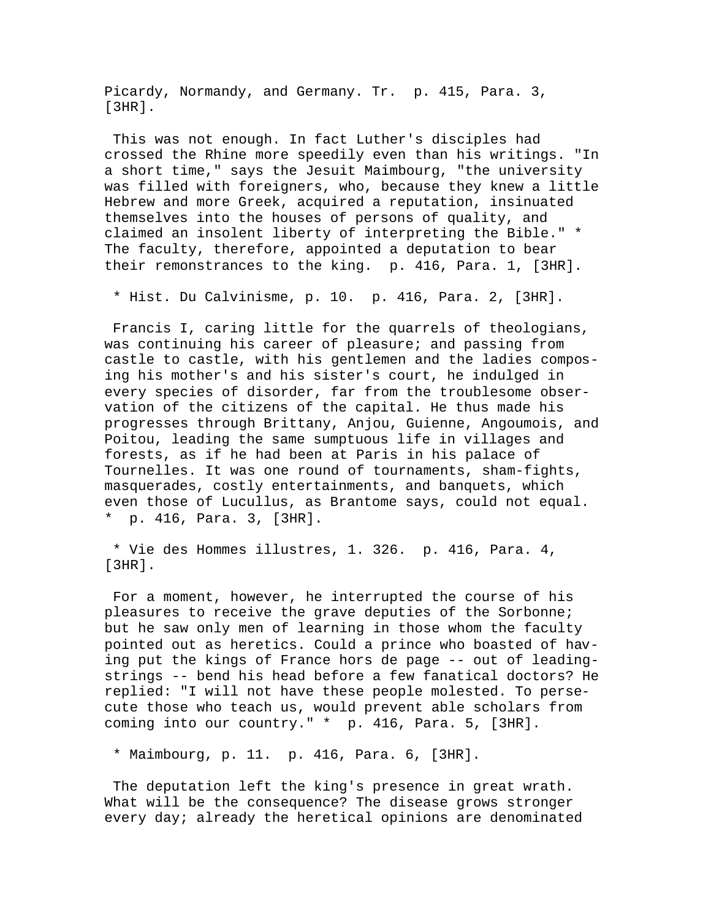Picardy, Normandy, and Germany. Tr.  p. 415, Para. 3, [3HR].

This was not enough. In fact Luther's disciples had crossed the Rhine more speedily even than his writings. "In a short time," says the Jesuit Maimbourg, "the university was filled with foreigners, who, because they knew a little Hebrew and more Greek, acquired a reputation, insinuated themselves into the houses of persons of quality, and claimed an insolent liberty of interpreting the Bible." * The faculty, therefore, appointed a deputation to bear their remonstrances to the king.  p. 416, Para. 1, [3HR].

* Hist. Du Calvinisme, p. 10.  p. 416, Para. 2, [3HR].

Francis I, caring little for the quarrels of theologians, was continuing his career of pleasure; and passing from castle to castle, with his gentlemen and the ladies composing his mother's and his sister's court, he indulged in every species of disorder, far from the troublesome observation of the citizens of the capital. He thus made his progresses through Brittany, Anjou, Guienne, Angoumois, and Poitou, leading the same sumptuous life in villages and forests, as if he had been at Paris in his palace of Tournelles. It was one round of tournaments, sham-fights, masquerades, costly entertainments, and banquets, which even those of Lucullus, as Brantome says, could not equal. *  p. 416, Para. 3, [3HR].

* Vie des Hommes illustres, 1. 326.  p. 416, Para. 4, [3HR].

For a moment, however, he interrupted the course of his pleasures to receive the grave deputies of the Sorbonne; but he saw only men of learning in those whom the faculty pointed out as heretics. Could a prince who boasted of having put the kings of France hors de page -- out of leading-strings -- bend his head before a few fanatical doctors? He replied: "I will not have these people molested. To persecute those who teach us, would prevent able scholars from coming into our country." *  p. 416, Para. 5, [3HR].

* Maimbourg, p. 11.  p. 416, Para. 6, [3HR].

The deputation left the king's presence in great wrath. What will be the consequence? The disease grows stronger every day; already the heretical opinions are denominated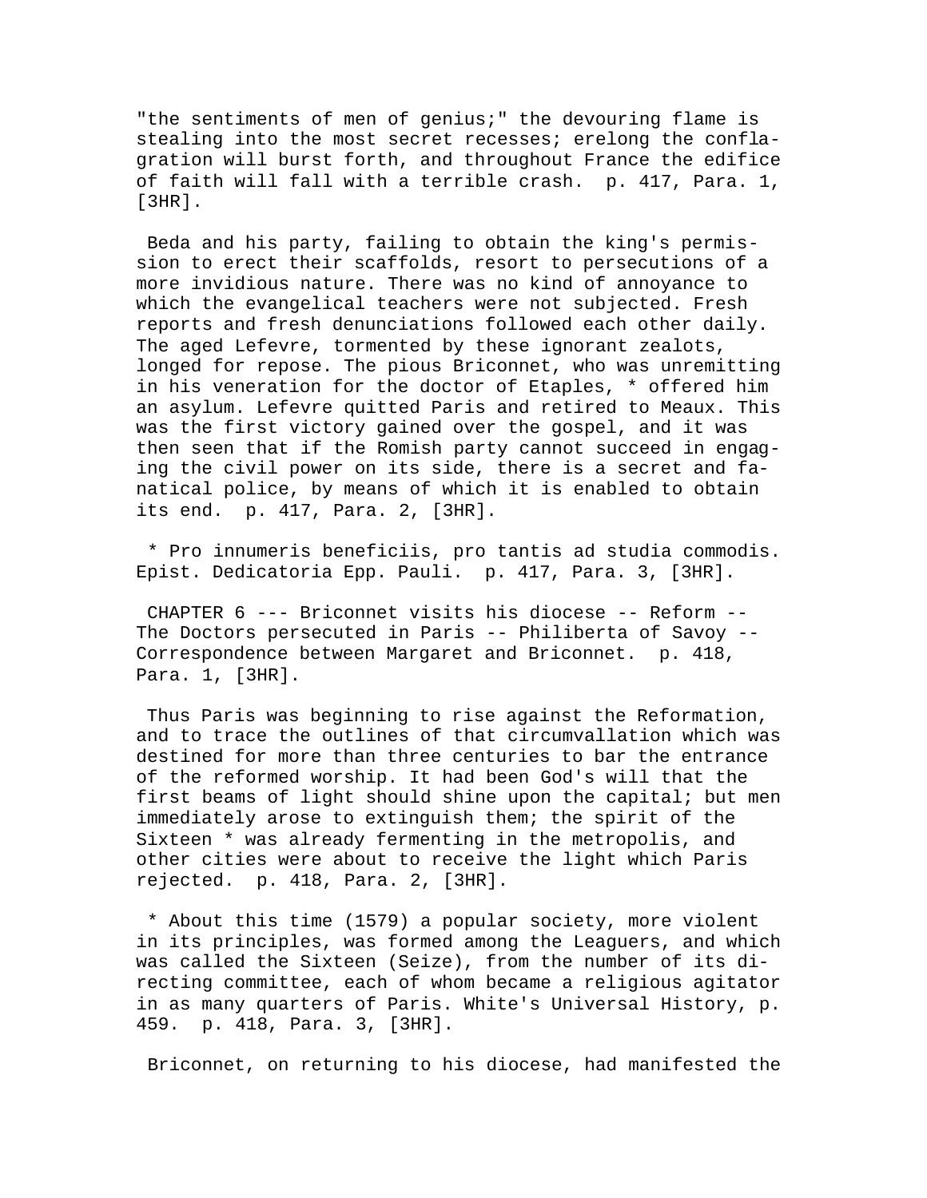"the sentiments of men of genius;" the devouring flame is stealing into the most secret recesses; erelong the conflagration will burst forth, and throughout France the edifice of faith will fall with a terrible crash.  p. 417, Para. 1, [3HR].

Beda and his party, failing to obtain the king's permission to erect their scaffolds, resort to persecutions of a more invidious nature. There was no kind of annoyance to which the evangelical teachers were not subjected. Fresh reports and fresh denunciations followed each other daily. The aged Lefevre, tormented by these ignorant zealots, longed for repose. The pious Briconnet, who was unremitting in his veneration for the doctor of Etaples, * offered him an asylum. Lefevre quitted Paris and retired to Meaux. This was the first victory gained over the gospel, and it was then seen that if the Romish party cannot succeed in engaging the civil power on its side, there is a secret and fanatical police, by means of which it is enabled to obtain its end.  p. 417, Para. 2, [3HR].

* Pro innumeris beneficiis, pro tantis ad studia commodis. Epist. Dedicatoria Epp. Pauli.  p. 417, Para. 3, [3HR].

CHAPTER 6 --- Briconnet visits his diocese -- Reform -- The Doctors persecuted in Paris -- Philiberta of Savoy -- Correspondence between Margaret and Briconnet.  p. 418, Para. 1, [3HR].

Thus Paris was beginning to rise against the Reformation, and to trace the outlines of that circumvallation which was destined for more than three centuries to bar the entrance of the reformed worship. It had been God's will that the first beams of light should shine upon the capital; but men immediately arose to extinguish them; the spirit of the Sixteen * was already fermenting in the metropolis, and other cities were about to receive the light which Paris rejected.  p. 418, Para. 2, [3HR].

* About this time (1579) a popular society, more violent in its principles, was formed among the Leaguers, and which was called the Sixteen (Seize), from the number of its directing committee, each of whom became a religious agitator in as many quarters of Paris. White's Universal History, p. 459.  p. 418, Para. 3, [3HR].

Briconnet, on returning to his diocese, had manifested the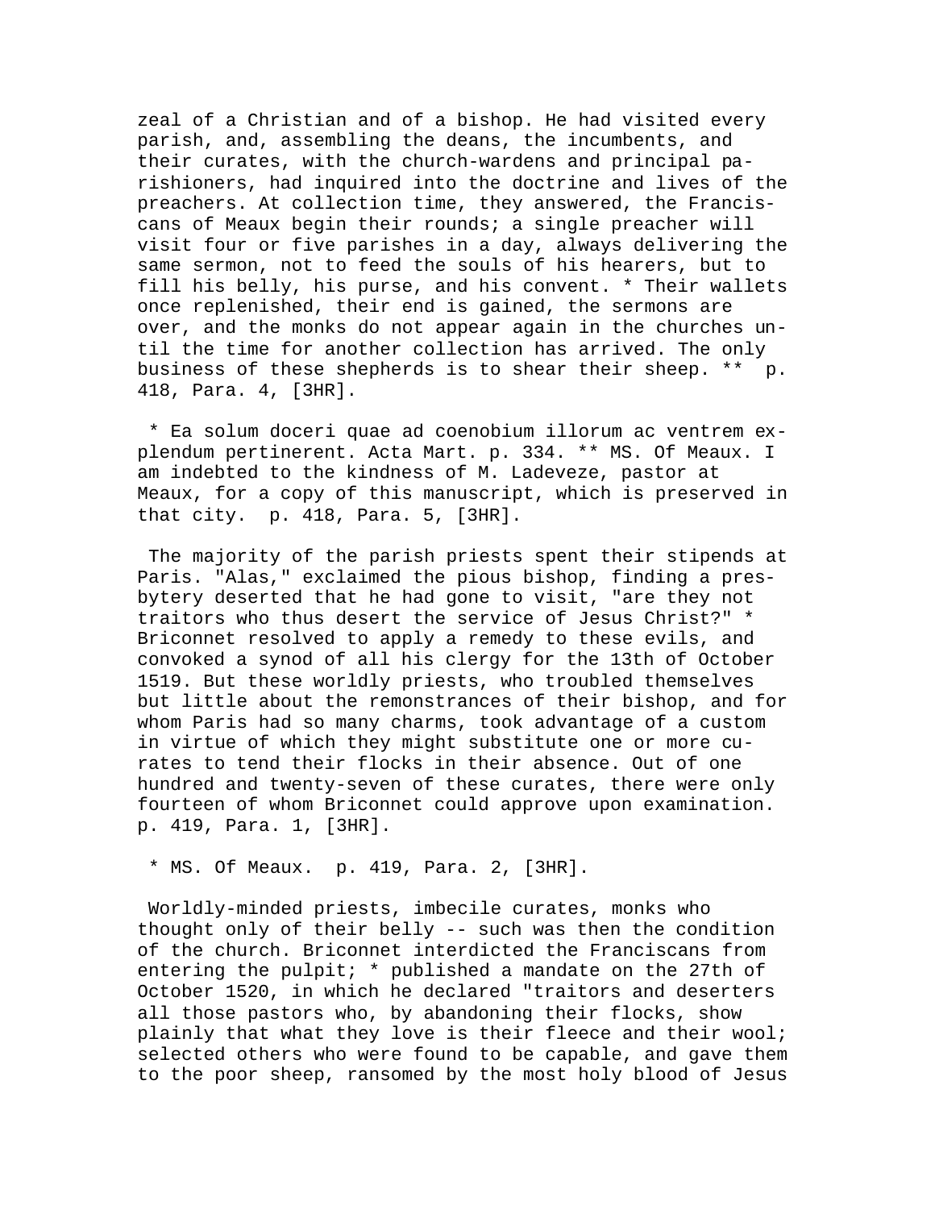zeal of a Christian and of a bishop. He had visited every parish, and, assembling the deans, the incumbents, and their curates, with the church-wardens and principal parishioners, had inquired into the doctrine and lives of the preachers. At collection time, they answered, the Franciscans of Meaux begin their rounds; a single preacher will visit four or five parishes in a day, always delivering the same sermon, not to feed the souls of his hearers, but to fill his belly, his purse, and his convent. * Their wallets once replenished, their end is gained, the sermons are over, and the monks do not appear again in the churches until the time for another collection has arrived. The only business of these shepherds is to shear their sheep. ** p. 418, Para. 4, [3HR].

* Ea solum doceri quae ad coenobium illorum ac ventrem explendum pertinerent. Acta Mart. p. 334. ** MS. Of Meaux. I am indebted to the kindness of M. Ladeveze, pastor at Meaux, for a copy of this manuscript, which is preserved in that city. p. 418, Para. 5, [3HR].

The majority of the parish priests spent their stipends at Paris. "Alas," exclaimed the pious bishop, finding a presbytery deserted that he had gone to visit, "are they not traitors who thus desert the service of Jesus Christ?" * Briconnet resolved to apply a remedy to these evils, and convoked a synod of all his clergy for the 13th of October 1519. But these worldly priests, who troubled themselves but little about the remonstrances of their bishop, and for whom Paris had so many charms, took advantage of a custom in virtue of which they might substitute one or more curates to tend their flocks in their absence. Out of one hundred and twenty-seven of these curates, there were only fourteen of whom Briconnet could approve upon examination. p. 419, Para. 1, [3HR].

* MS. Of Meaux. p. 419, Para. 2, [3HR].

Worldly-minded priests, imbecile curates, monks who thought only of their belly -- such was then the condition of the church. Briconnet interdicted the Franciscans from entering the pulpit; * published a mandate on the 27th of October 1520, in which he declared "traitors and deserters all those pastors who, by abandoning their flocks, show plainly that what they love is their fleece and their wool; selected others who were found to be capable, and gave them to the poor sheep, ransomed by the most holy blood of Jesus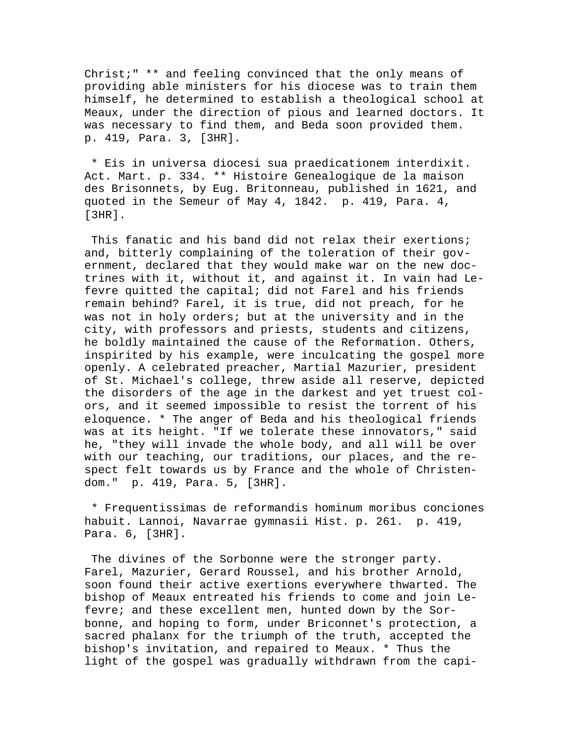Christ;" ** and feeling convinced that the only means of providing able ministers for his diocese was to train them himself, he determined to establish a theological school at Meaux, under the direction of pious and learned doctors. It was necessary to find them, and Beda soon provided them. p. 419, Para. 3, [3HR].

* Eis in universa diocesi sua praedicationem interdixit. Act. Mart. p. 334. ** Histoire Genealogique de la maison des Brisonnets, by Eug. Britonneau, published in 1621, and quoted in the Semeur of May 4, 1842. p. 419, Para. 4, [3HR].

This fanatic and his band did not relax their exertions; and, bitterly complaining of the toleration of their government, declared that they would make war on the new doctrines with it, without it, and against it. In vain had Lefevre quitted the capital; did not Farel and his friends remain behind? Farel, it is true, did not preach, for he was not in holy orders; but at the university and in the city, with professors and priests, students and citizens, he boldly maintained the cause of the Reformation. Others, inspirited by his example, were inculcating the gospel more openly. A celebrated preacher, Martial Mazurier, president of St. Michael's college, threw aside all reserve, depicted the disorders of the age in the darkest and yet truest colors, and it seemed impossible to resist the torrent of his eloquence. * The anger of Beda and his theological friends was at its height. "If we tolerate these innovators," said he, "they will invade the whole body, and all will be over with our teaching, our traditions, our places, and the respect felt towards us by France and the whole of Christendom." p. 419, Para. 5, [3HR].

* Frequentissimas de reformandis hominum moribus conciones habuit. Lannoi, Navarrae gymnasii Hist. p. 261. p. 419, Para. 6, [3HR].

The divines of the Sorbonne were the stronger party. Farel, Mazurier, Gerard Roussel, and his brother Arnold, soon found their active exertions everywhere thwarted. The bishop of Meaux entreated his friends to come and join Lefevre; and these excellent men, hunted down by the Sorbonne, and hoping to form, under Briconnet's protection, a sacred phalanx for the triumph of the truth, accepted the bishop's invitation, and repaired to Meaux. * Thus the light of the gospel was gradually withdrawn from the capi-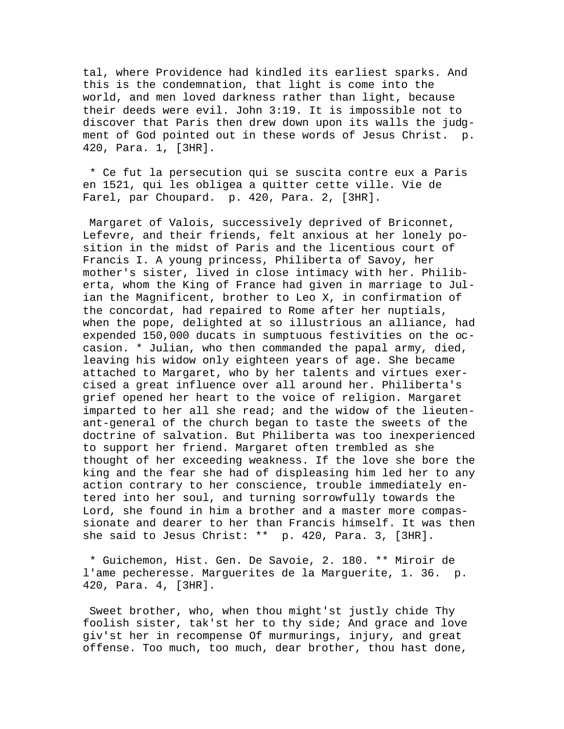tal, where Providence had kindled its earliest sparks. And this is the condemnation, that light is come into the world, and men loved darkness rather than light, because their deeds were evil. John 3:19. It is impossible not to discover that Paris then drew down upon its walls the judgment of God pointed out in these words of Jesus Christ. p. 420, Para. 1, [3HR].

* Ce fut la persecution qui se suscita contre eux a Paris en 1521, qui les obligea a quitter cette ville. Vie de Farel, par Choupard. p. 420, Para. 2, [3HR].

Margaret of Valois, successively deprived of Briconnet, Lefevre, and their friends, felt anxious at her lonely position in the midst of Paris and the licentious court of Francis I. A young princess, Philiberta of Savoy, her mother's sister, lived in close intimacy with her. Philiberta, whom the King of France had given in marriage to Julian the Magnificent, brother to Leo X, in confirmation of the concordat, had repaired to Rome after her nuptials, when the pope, delighted at so illustrious an alliance, had expended 150,000 ducats in sumptuous festivities on the occasion. * Julian, who then commanded the papal army, died, leaving his widow only eighteen years of age. She became attached to Margaret, who by her talents and virtues exercised a great influence over all around her. Philiberta's grief opened her heart to the voice of religion. Margaret imparted to her all she read; and the widow of the lieutenant-general of the church began to taste the sweets of the doctrine of salvation. But Philiberta was too inexperienced to support her friend. Margaret often trembled as she thought of her exceeding weakness. If the love she bore the king and the fear she had of displeasing him led her to any action contrary to her conscience, trouble immediately entered into her soul, and turning sorrowfully towards the Lord, she found in him a brother and a master more compassionate and dearer to her than Francis himself. It was then she said to Jesus Christ: ** p. 420, Para. 3, [3HR].

* Guichemon, Hist. Gen. De Savoie, 2. 180. ** Miroir de l'ame pecheresse. Marguerites de la Marguerite, 1. 36. p. 420, Para. 4, [3HR].

Sweet brother, who, when thou might'st justly chide Thy foolish sister, tak'st her to thy side; And grace and love giv'st her in recompense Of murmurings, injury, and great offense. Too much, too much, dear brother, thou hast done,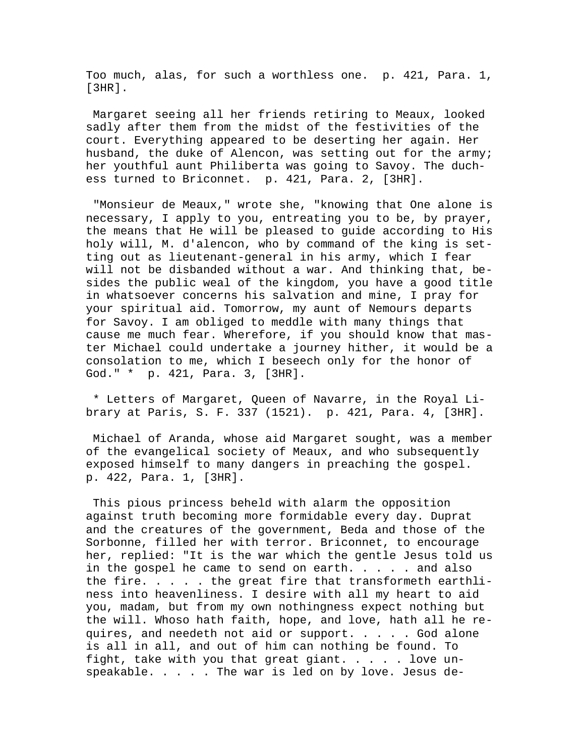Too much, alas, for such a worthless one. p. 421, Para. 1, [3HR].

Margaret seeing all her friends retiring to Meaux, looked sadly after them from the midst of the festivities of the court. Everything appeared to be deserting her again. Her husband, the duke of Alencon, was setting out for the army; her youthful aunt Philiberta was going to Savoy. The duchess turned to Briconnet. p. 421, Para. 2, [3HR].

"Monsieur de Meaux," wrote she, "knowing that One alone is necessary, I apply to you, entreating you to be, by prayer, the means that He will be pleased to guide according to His holy will, M. d'alencon, who by command of the king is setting out as lieutenant-general in his army, which I fear will not be disbanded without a war. And thinking that, besides the public weal of the kingdom, you have a good title in whatsoever concerns his salvation and mine, I pray for your spiritual aid. Tomorrow, my aunt of Nemours departs for Savoy. I am obliged to meddle with many things that cause me much fear. Wherefore, if you should know that master Michael could undertake a journey hither, it would be a consolation to me, which I beseech only for the honor of God." * p. 421, Para. 3, [3HR].

* Letters of Margaret, Queen of Navarre, in the Royal Library at Paris, S. F. 337 (1521). p. 421, Para. 4, [3HR].

Michael of Aranda, whose aid Margaret sought, was a member of the evangelical society of Meaux, and who subsequently exposed himself to many dangers in preaching the gospel. p. 422, Para. 1, [3HR].

This pious princess beheld with alarm the opposition against truth becoming more formidable every day. Duprat and the creatures of the government, Beda and those of the Sorbonne, filled her with terror. Briconnet, to encourage her, replied: "It is the war which the gentle Jesus told us in the gospel he came to send on earth. . . . . and also the fire. . . . . the great fire that transformeth earthliness into heavenliness. I desire with all my heart to aid you, madam, but from my own nothingness expect nothing but the will. Whoso hath faith, hope, and love, hath all he requires, and needeth not aid or support. . . . . God alone is all in all, and out of him can nothing be found. To fight, take with you that great giant. . . . . love unspeakable. . . . . The war is led on by love. Jesus de-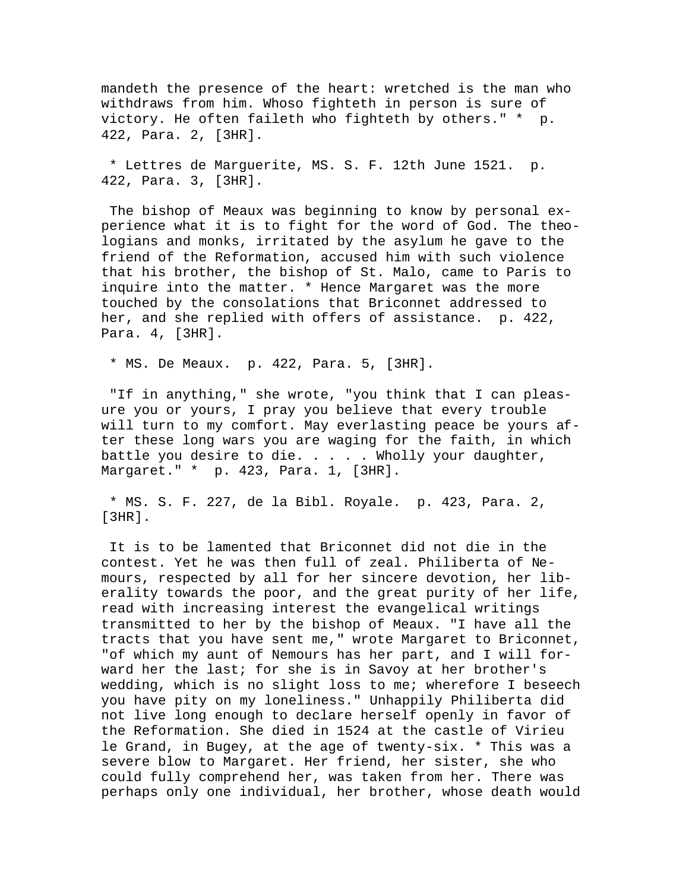mandeth the presence of the heart: wretched is the man who withdraws from him. Whoso fighteth in person is sure of victory. He often faileth who fighteth by others." * p. 422, Para. 2, [3HR].

* Lettres de Marguerite, MS. S. F. 12th June 1521. p. 422, Para. 3, [3HR].

The bishop of Meaux was beginning to know by personal experience what it is to fight for the word of God. The theologians and monks, irritated by the asylum he gave to the friend of the Reformation, accused him with such violence that his brother, the bishop of St. Malo, came to Paris to inquire into the matter. * Hence Margaret was the more touched by the consolations that Briconnet addressed to her, and she replied with offers of assistance. p. 422, Para. 4, [3HR].

* MS. De Meaux. p. 422, Para. 5, [3HR].

"If in anything," she wrote, "you think that I can please you or yours, I pray you believe that every trouble will turn to my comfort. May everlasting peace be yours after these long wars you are waging for the faith, in which battle you desire to die. . . . . Wholly your daughter, Margaret." * p. 423, Para. 1, [3HR].

* MS. S. F. 227, de la Bibl. Royale. p. 423, Para. 2, [3HR].

It is to be lamented that Briconnet did not die in the contest. Yet he was then full of zeal. Philiberta of Nemours, respected by all for her sincere devotion, her liberality towards the poor, and the great purity of her life, read with increasing interest the evangelical writings transmitted to her by the bishop of Meaux. "I have all the tracts that you have sent me," wrote Margaret to Briconnet, "of which my aunt of Nemours has her part, and I will forward her the last; for she is in Savoy at her brother's wedding, which is no slight loss to me; wherefore I beseech you have pity on my loneliness." Unhappily Philiberta did not live long enough to declare herself openly in favor of the Reformation. She died in 1524 at the castle of Virieu le Grand, in Bugey, at the age of twenty-six. * This was a severe blow to Margaret. Her friend, her sister, she who could fully comprehend her, was taken from her. There was perhaps only one individual, her brother, whose death would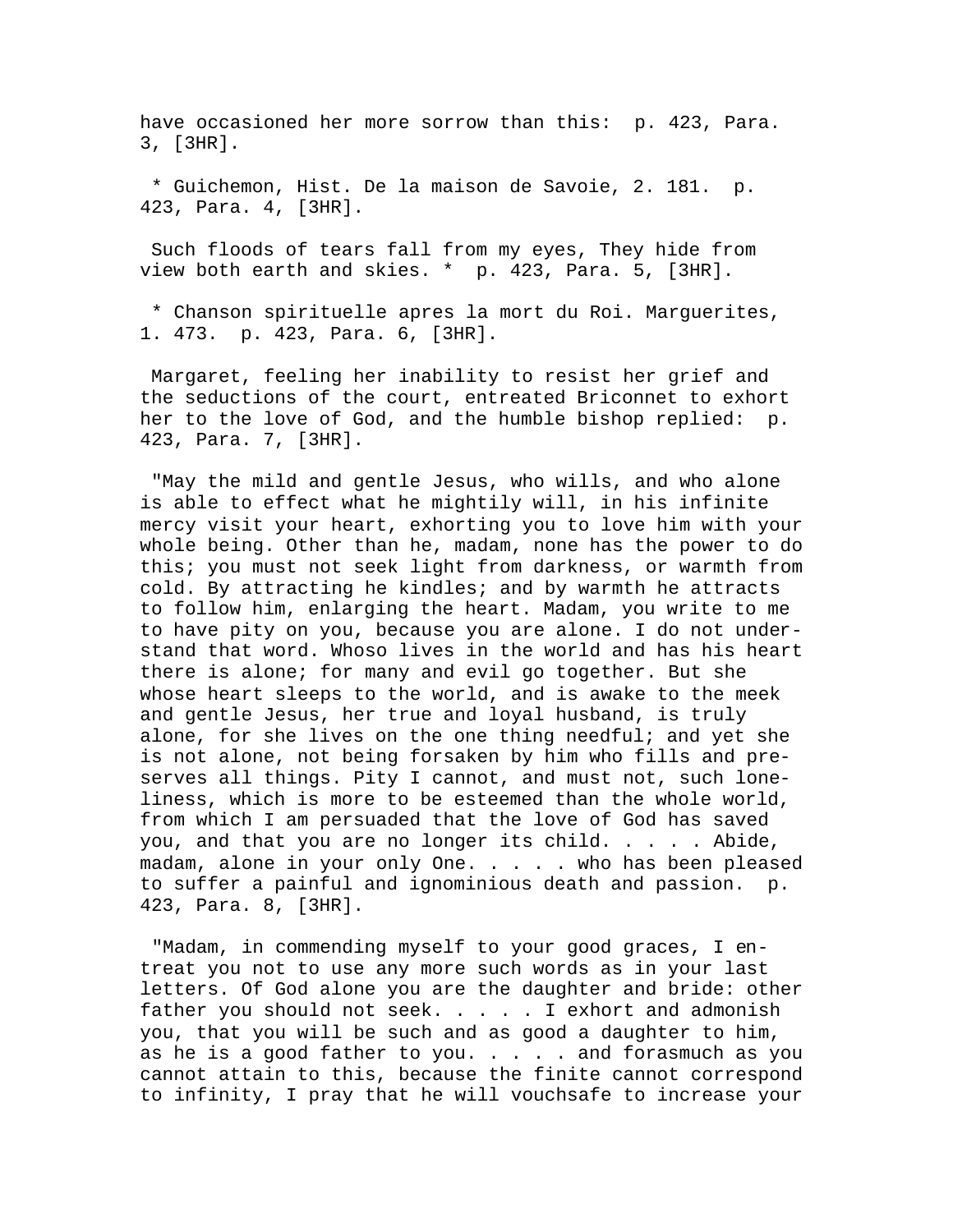have occasioned her more sorrow than this:  p. 423, Para. 3, [3HR].

* Guichemon, Hist. De la maison de Savoie, 2. 181.  p. 423, Para. 4, [3HR].

Such floods of tears fall from my eyes, They hide from view both earth and skies. *  p. 423, Para. 5, [3HR].

* Chanson spirituelle apres la mort du Roi. Marguerites, 1. 473.  p. 423, Para. 6, [3HR].

Margaret, feeling her inability to resist her grief and the seductions of the court, entreated Briconnet to exhort her to the love of God, and the humble bishop replied:  p. 423, Para. 7, [3HR].

"May the mild and gentle Jesus, who wills, and who alone is able to effect what he mightily will, in his infinite mercy visit your heart, exhorting you to love him with your whole being. Other than he, madam, none has the power to do this; you must not seek light from darkness, or warmth from cold. By attracting he kindles; and by warmth he attracts to follow him, enlarging the heart. Madam, you write to me to have pity on you, because you are alone. I do not understand that word. Whoso lives in the world and has his heart there is alone; for many and evil go together. But she whose heart sleeps to the world, and is awake to the meek and gentle Jesus, her true and loyal husband, is truly alone, for she lives on the one thing needful; and yet she is not alone, not being forsaken by him who fills and preserves all things. Pity I cannot, and must not, such loneliness, which is more to be esteemed than the whole world, from which I am persuaded that the love of God has saved you, and that you are no longer its child. . . . . Abide, madam, alone in your only One. . . . . who has been pleased to suffer a painful and ignominious death and passion.  p. 423, Para. 8, [3HR].

"Madam, in commending myself to your good graces, I entreat you not to use any more such words as in your last letters. Of God alone you are the daughter and bride: other father you should not seek. . . . . I exhort and admonish you, that you will be such and as good a daughter to him, as he is a good father to you. . . . . and forasmuch as you cannot attain to this, because the finite cannot correspond to infinity, I pray that he will vouchsafe to increase your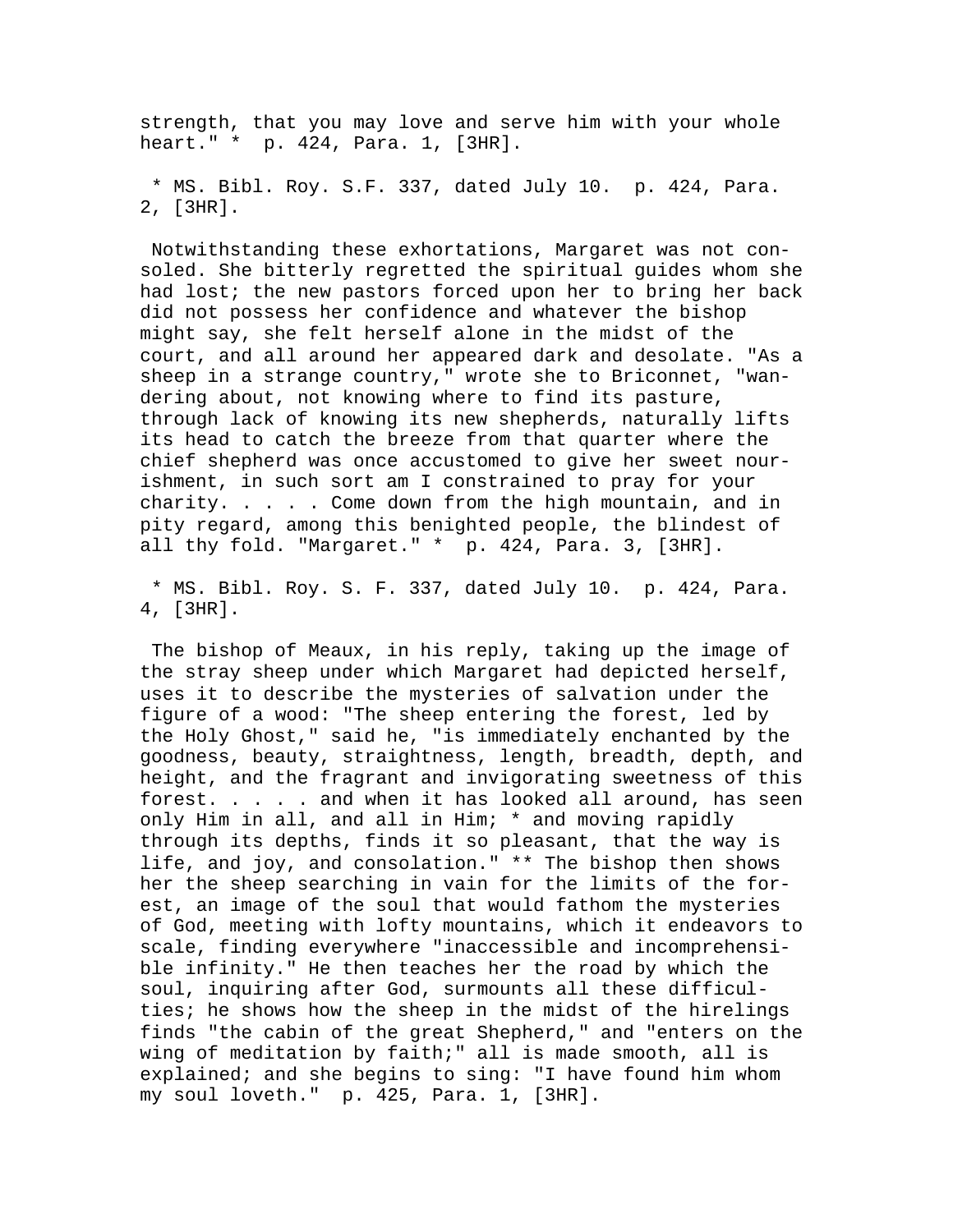strength, that you may love and serve him with your whole heart." *  p. 424, Para. 1, [3HR].

* MS. Bibl. Roy. S.F. 337, dated July 10.  p. 424, Para. 2, [3HR].

Notwithstanding these exhortations, Margaret was not consoled. She bitterly regretted the spiritual guides whom she had lost; the new pastors forced upon her to bring her back did not possess her confidence and whatever the bishop might say, she felt herself alone in the midst of the court, and all around her appeared dark and desolate. "As a sheep in a strange country," wrote she to Briconnet, "wandering about, not knowing where to find its pasture, through lack of knowing its new shepherds, naturally lifts its head to catch the breeze from that quarter where the chief shepherd was once accustomed to give her sweet nourishment, in such sort am I constrained to pray for your charity. . . . . Come down from the high mountain, and in pity regard, among this benighted people, the blindest of all thy fold. "Margaret." *  p. 424, Para. 3, [3HR].

* MS. Bibl. Roy. S. F. 337, dated July 10.  p. 424, Para. 4, [3HR].

The bishop of Meaux, in his reply, taking up the image of the stray sheep under which Margaret had depicted herself, uses it to describe the mysteries of salvation under the figure of a wood: "The sheep entering the forest, led by the Holy Ghost," said he, "is immediately enchanted by the goodness, beauty, straightness, length, breadth, depth, and height, and the fragrant and invigorating sweetness of this forest. . . . . and when it has looked all around, has seen only Him in all, and all in Him; * and moving rapidly through its depths, finds it so pleasant, that the way is life, and joy, and consolation." ** The bishop then shows her the sheep searching in vain for the limits of the forest, an image of the soul that would fathom the mysteries of God, meeting with lofty mountains, which it endeavors to scale, finding everywhere "inaccessible and incomprehensible infinity." He then teaches her the road by which the soul, inquiring after God, surmounts all these difficulties; he shows how the sheep in the midst of the hirelings finds "the cabin of the great Shepherd," and "enters on the wing of meditation by faith;" all is made smooth, all is explained; and she begins to sing: "I have found him whom my soul loveth."  p. 425, Para. 1, [3HR].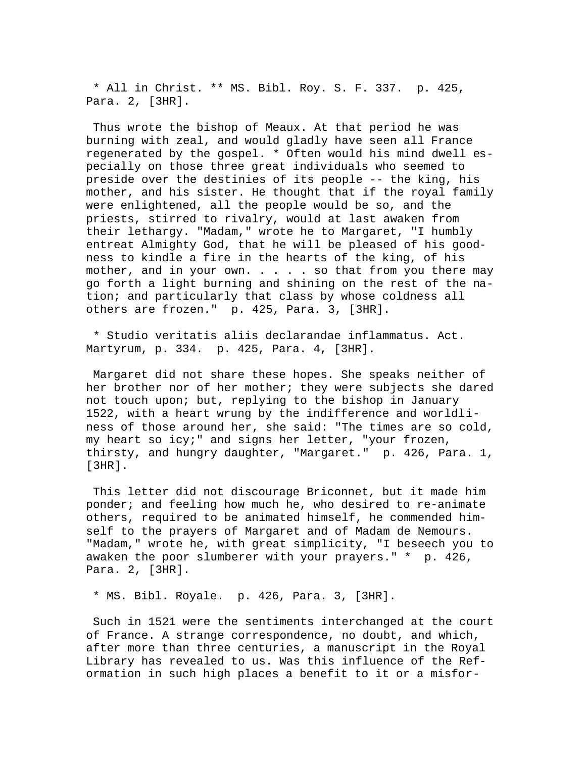* All in Christ. ** MS. Bibl. Roy. S. F. 337. p. 425, Para. 2, [3HR].

Thus wrote the bishop of Meaux. At that period he was burning with zeal, and would gladly have seen all France regenerated by the gospel. * Often would his mind dwell especially on those three great individuals who seemed to preside over the destinies of its people -- the king, his mother, and his sister. He thought that if the royal family were enlightened, all the people would be so, and the priests, stirred to rivalry, would at last awaken from their lethargy. "Madam," wrote he to Margaret, "I humbly entreat Almighty God, that he will be pleased of his goodness to kindle a fire in the hearts of the king, of his mother, and in your own. . . . . so that from you there may go forth a light burning and shining on the rest of the nation; and particularly that class by whose coldness all others are frozen." p. 425, Para. 3, [3HR].

* Studio veritatis aliis declarandae inflammatus. Act. Martyrum, p. 334. p. 425, Para. 4, [3HR].

Margaret did not share these hopes. She speaks neither of her brother nor of her mother; they were subjects she dared not touch upon; but, replying to the bishop in January 1522, with a heart wrung by the indifference and worldliness of those around her, she said: "The times are so cold, my heart so icy;" and signs her letter, "your frozen, thirsty, and hungry daughter, "Margaret." p. 426, Para. 1, [3HR].

This letter did not discourage Briconnet, but it made him ponder; and feeling how much he, who desired to re-animate others, required to be animated himself, he commended himself to the prayers of Margaret and of Madam de Nemours. "Madam," wrote he, with great simplicity, "I beseech you to awaken the poor slumberer with your prayers." * p. 426, Para. 2, [3HR].

* MS. Bibl. Royale. p. 426, Para. 3, [3HR].

Such in 1521 were the sentiments interchanged at the court of France. A strange correspondence, no doubt, and which, after more than three centuries, a manuscript in the Royal Library has revealed to us. Was this influence of the Reformation in such high places a benefit to it or a misfor-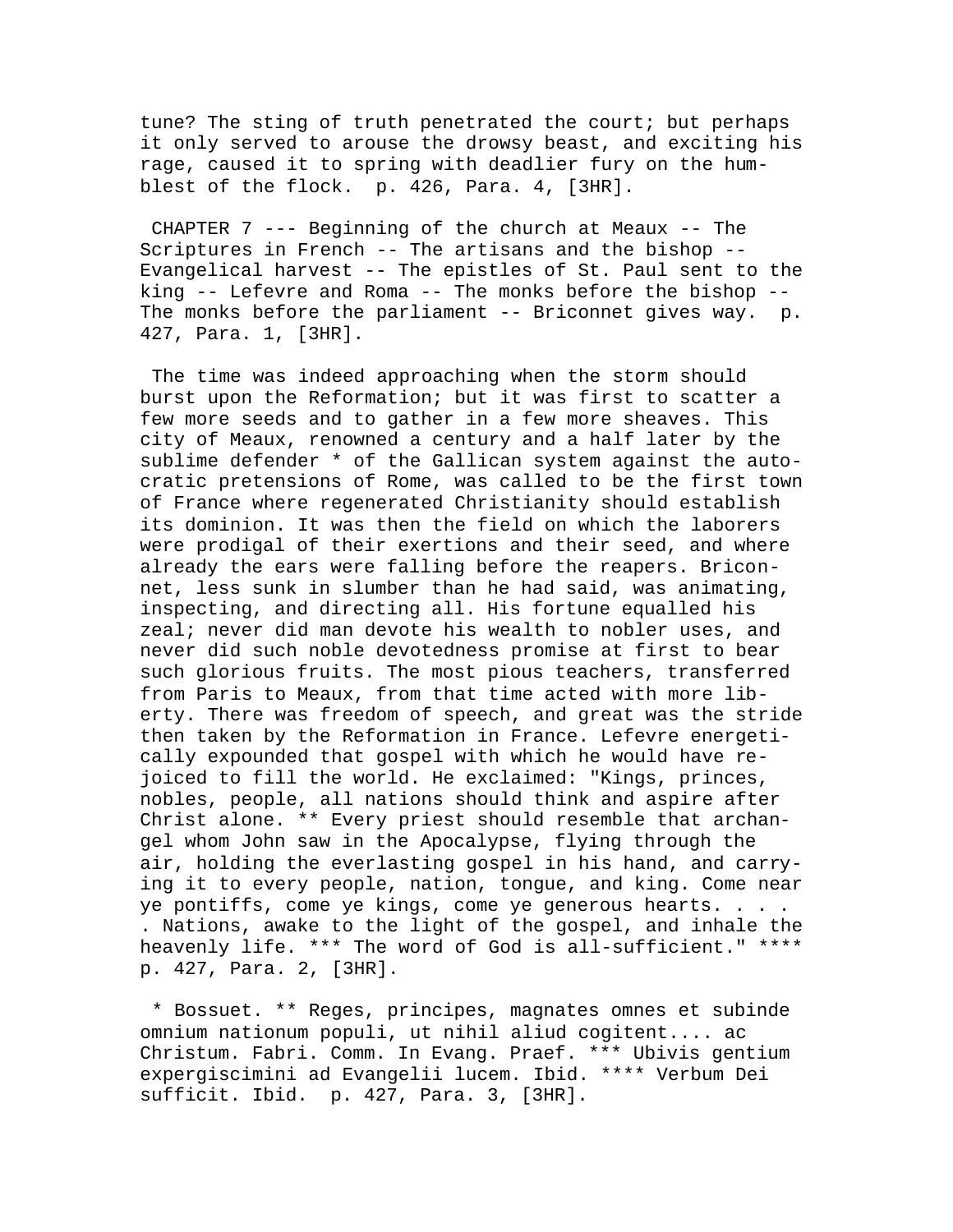tune? The sting of truth penetrated the court; but perhaps it only served to arouse the drowsy beast, and exciting his rage, caused it to spring with deadlier fury on the humblest of the flock. p. 426, Para. 4, [3HR].

CHAPTER 7 --- Beginning of the church at Meaux -- The Scriptures in French -- The artisans and the bishop -- Evangelical harvest -- The epistles of St. Paul sent to the king -- Lefevre and Roma -- The monks before the bishop -- The monks before the parliament -- Briconnet gives way. p. 427, Para. 1, [3HR].

The time was indeed approaching when the storm should burst upon the Reformation; but it was first to scatter a few more seeds and to gather in a few more sheaves. This city of Meaux, renowned a century and a half later by the sublime defender * of the Gallican system against the autocratic pretensions of Rome, was called to be the first town of France where regenerated Christianity should establish its dominion. It was then the field on which the laborers were prodigal of their exertions and their seed, and where already the ears were falling before the reapers. Briconnet, less sunk in slumber than he had said, was animating, inspecting, and directing all. His fortune equalled his zeal; never did man devote his wealth to nobler uses, and never did such noble devotedness promise at first to bear such glorious fruits. The most pious teachers, transferred from Paris to Meaux, from that time acted with more liberty. There was freedom of speech, and great was the stride then taken by the Reformation in France. Lefevre energetically expounded that gospel with which he would have rejoiced to fill the world. He exclaimed: "Kings, princes, nobles, people, all nations should think and aspire after Christ alone. ** Every priest should resemble that archangel whom John saw in the Apocalypse, flying through the air, holding the everlasting gospel in his hand, and carrying it to every people, nation, tongue, and king. Come near ye pontiffs, come ye kings, come ye generous hearts. . . . . Nations, awake to the light of the gospel, and inhale the heavenly life. *** The word of God is all-sufficient." **** p. 427, Para. 2, [3HR].

* Bossuet. ** Reges, principes, magnates omnes et subinde omnium nationum populi, ut nihil aliud cogitent.... ac Christum. Fabri. Comm. In Evang. Praef. *** Ubivis gentium expergiscimini ad Evangelii lucem. Ibid. **** Verbum Dei sufficit. Ibid. p. 427, Para. 3, [3HR].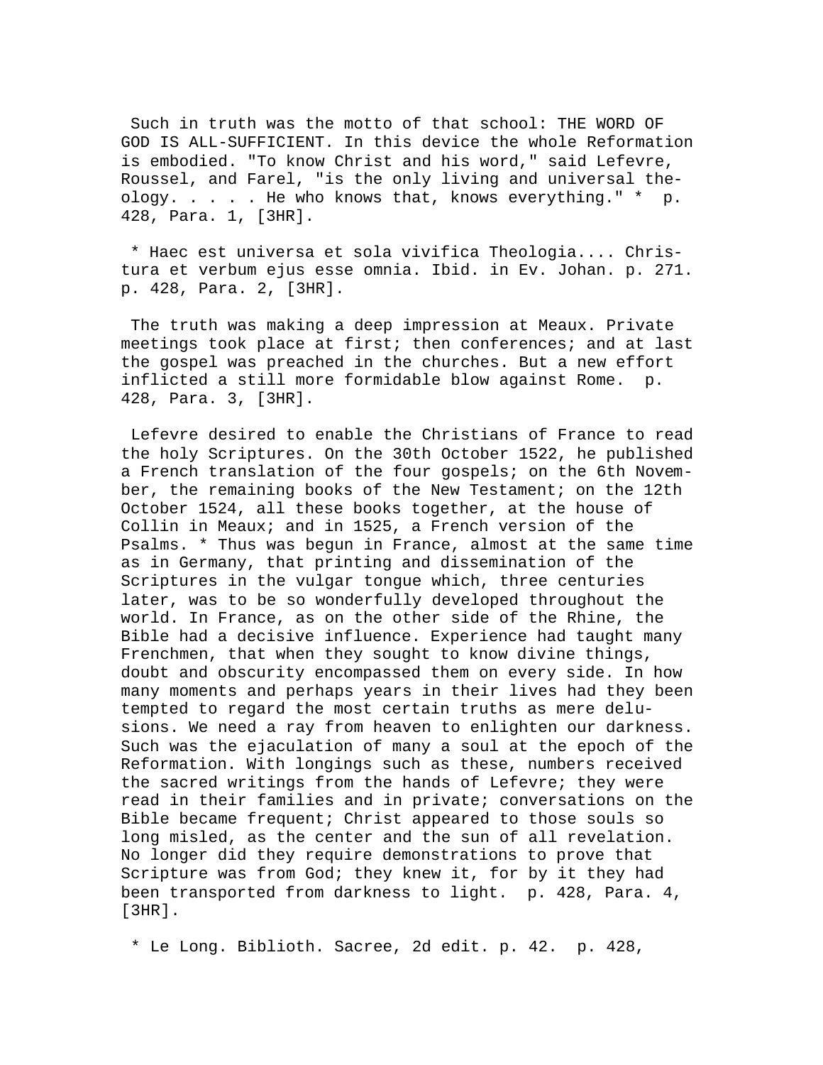Such in truth was the motto of that school: THE WORD OF GOD IS ALL-SUFFICIENT. In this device the whole Reformation is embodied. "To know Christ and his word," said Lefevre, Roussel, and Farel, "is the only living and universal theology. . . . . He who knows that, knows everything." * p. 428, Para. 1, [3HR].

* Haec est universa et sola vivifica Theologia.... Christura et verbum ejus esse omnia. Ibid. in Ev. Johan. p. 271. p. 428, Para. 2, [3HR].

The truth was making a deep impression at Meaux. Private meetings took place at first; then conferences; and at last the gospel was preached in the churches. But a new effort inflicted a still more formidable blow against Rome. p. 428, Para. 3, [3HR].

Lefevre desired to enable the Christians of France to read the holy Scriptures. On the 30th October 1522, he published a French translation of the four gospels; on the 6th November, the remaining books of the New Testament; on the 12th October 1524, all these books together, at the house of Collin in Meaux; and in 1525, a French version of the Psalms. * Thus was begun in France, almost at the same time as in Germany, that printing and dissemination of the Scriptures in the vulgar tongue which, three centuries later, was to be so wonderfully developed throughout the world. In France, as on the other side of the Rhine, the Bible had a decisive influence. Experience had taught many Frenchmen, that when they sought to know divine things, doubt and obscurity encompassed them on every side. In how many moments and perhaps years in their lives had they been tempted to regard the most certain truths as mere delusions. We need a ray from heaven to enlighten our darkness. Such was the ejaculation of many a soul at the epoch of the Reformation. With longings such as these, numbers received the sacred writings from the hands of Lefevre; they were read in their families and in private; conversations on the Bible became frequent; Christ appeared to those souls so long misled, as the center and the sun of all revelation. No longer did they require demonstrations to prove that Scripture was from God; they knew it, for by it they had been transported from darkness to light. p. 428, Para. 4, [3HR].

* Le Long. Biblioth. Sacree, 2d edit. p. 42. p. 428,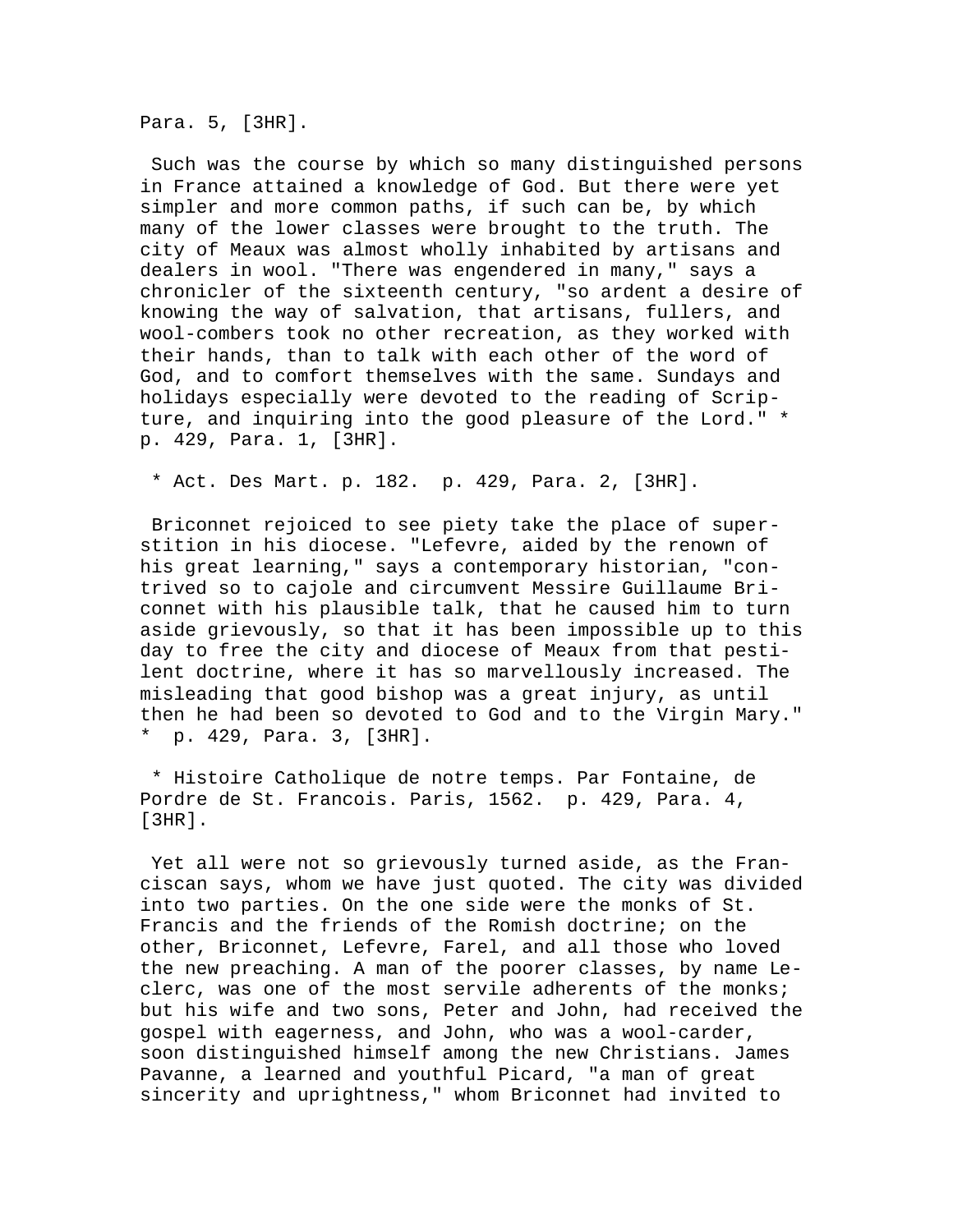Para. 5, [3HR].

Such was the course by which so many distinguished persons in France attained a knowledge of God. But there were yet simpler and more common paths, if such can be, by which many of the lower classes were brought to the truth. The city of Meaux was almost wholly inhabited by artisans and dealers in wool. "There was engendered in many," says a chronicler of the sixteenth century, "so ardent a desire of knowing the way of salvation, that artisans, fullers, and wool-combers took no other recreation, as they worked with their hands, than to talk with each other of the word of God, and to comfort themselves with the same. Sundays and holidays especially were devoted to the reading of Scripture, and inquiring into the good pleasure of the Lord." * p. 429, Para. 1, [3HR].

* Act. Des Mart. p. 182. p. 429, Para. 2, [3HR].

Briconnet rejoiced to see piety take the place of superstition in his diocese. "Lefevre, aided by the renown of his great learning," says a contemporary historian, "contrived so to cajole and circumvent Messire Guillaume Briconnet with his plausible talk, that he caused him to turn aside grievously, so that it has been impossible up to this day to free the city and diocese of Meaux from that pestilent doctrine, where it has so marvellously increased. The misleading that good bishop was a great injury, as until then he had been so devoted to God and to the Virgin Mary." * p. 429, Para. 3, [3HR].

* Histoire Catholique de notre temps. Par Fontaine, de Pordre de St. Francois. Paris, 1562. p. 429, Para. 4, [3HR].

Yet all were not so grievously turned aside, as the Franciscan says, whom we have just quoted. The city was divided into two parties. On the one side were the monks of St. Francis and the friends of the Romish doctrine; on the other, Briconnet, Lefevre, Farel, and all those who loved the new preaching. A man of the poorer classes, by name Leclerc, was one of the most servile adherents of the monks; but his wife and two sons, Peter and John, had received the gospel with eagerness, and John, who was a wool-carder, soon distinguished himself among the new Christians. James Pavanne, a learned and youthful Picard, "a man of great sincerity and uprightness," whom Briconnet had invited to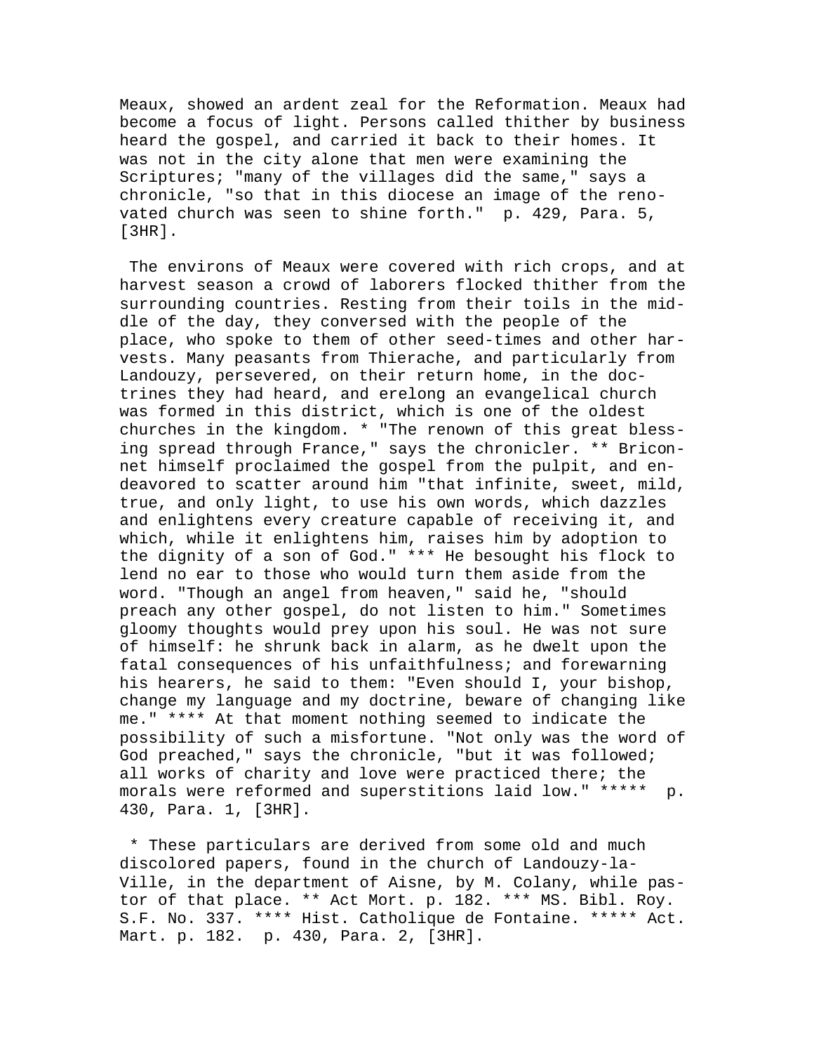Meaux, showed an ardent zeal for the Reformation. Meaux had become a focus of light. Persons called thither by business heard the gospel, and carried it back to their homes. It was not in the city alone that men were examining the Scriptures; "many of the villages did the same," says a chronicle, "so that in this diocese an image of the renovated church was seen to shine forth." p. 429, Para. 5, [3HR].

The environs of Meaux were covered with rich crops, and at harvest season a crowd of laborers flocked thither from the surrounding countries. Resting from their toils in the middle of the day, they conversed with the people of the place, who spoke to them of other seed-times and other harvests. Many peasants from Thierache, and particularly from Landouzy, persevered, on their return home, in the doctrines they had heard, and erelong an evangelical church was formed in this district, which is one of the oldest churches in the kingdom. * "The renown of this great blessing spread through France," says the chronicler. ** Briconnet himself proclaimed the gospel from the pulpit, and endeavored to scatter around him "that infinite, sweet, mild, true, and only light, to use his own words, which dazzles and enlightens every creature capable of receiving it, and which, while it enlightens him, raises him by adoption to the dignity of a son of God." *** He besought his flock to lend no ear to those who would turn them aside from the word. "Though an angel from heaven," said he, "should preach any other gospel, do not listen to him." Sometimes gloomy thoughts would prey upon his soul. He was not sure of himself: he shrunk back in alarm, as he dwelt upon the fatal consequences of his unfaithfulness; and forewarning his hearers, he said to them: "Even should I, your bishop, change my language and my doctrine, beware of changing like me." **** At that moment nothing seemed to indicate the possibility of such a misfortune. "Not only was the word of God preached," says the chronicle, "but it was followed; all works of charity and love were practiced there; the morals were reformed and superstitions laid low." ***** p. 430, Para. 1, [3HR].

* These particulars are derived from some old and much discolored papers, found in the church of Landouzy-la-Ville, in the department of Aisne, by M. Colany, while pastor of that place. ** Act Mort. p. 182. *** MS. Bibl. Roy. S.F. No. 337. **** Hist. Catholique de Fontaine. ***** Act. Mart. p. 182. p. 430, Para. 2, [3HR].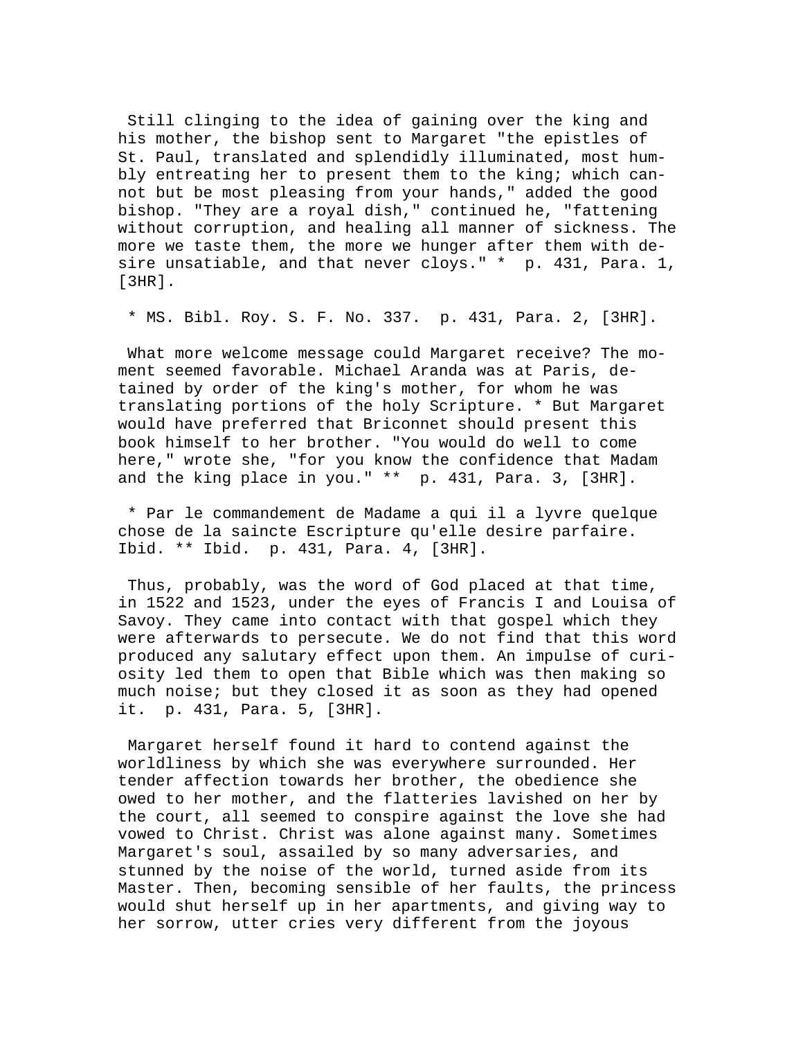Still clinging to the idea of gaining over the king and his mother, the bishop sent to Margaret "the epistles of St. Paul, translated and splendidly illuminated, most humbly entreating her to present them to the king; which cannot but be most pleasing from your hands," added the good bishop. "They are a royal dish," continued he, "fattening without corruption, and healing all manner of sickness. The more we taste them, the more we hunger after them with desire unsatiable, and that never cloys." * p. 431, Para. 1, [3HR].

* MS. Bibl. Roy. S. F. No. 337. p. 431, Para. 2, [3HR].

What more welcome message could Margaret receive? The moment seemed favorable. Michael Aranda was at Paris, detained by order of the king's mother, for whom he was translating portions of the holy Scripture. * But Margaret would have preferred that Briconnet should present this book himself to her brother. "You would do well to come here," wrote she, "for you know the confidence that Madam and the king place in you." ** p. 431, Para. 3, [3HR].

* Par le commandement de Madame a qui il a lyvre quelque chose de la saincte Escripture qu'elle desire parfaire. Ibid. ** Ibid. p. 431, Para. 4, [3HR].

Thus, probably, was the word of God placed at that time, in 1522 and 1523, under the eyes of Francis I and Louisa of Savoy. They came into contact with that gospel which they were afterwards to persecute. We do not find that this word produced any salutary effect upon them. An impulse of curiosity led them to open that Bible which was then making so much noise; but they closed it as soon as they had opened it. p. 431, Para. 5, [3HR].

Margaret herself found it hard to contend against the worldliness by which she was everywhere surrounded. Her tender affection towards her brother, the obedience she owed to her mother, and the flatteries lavished on her by the court, all seemed to conspire against the love she had vowed to Christ. Christ was alone against many. Sometimes Margaret's soul, assailed by so many adversaries, and stunned by the noise of the world, turned aside from its Master. Then, becoming sensible of her faults, the princess would shut herself up in her apartments, and giving way to her sorrow, utter cries very different from the joyous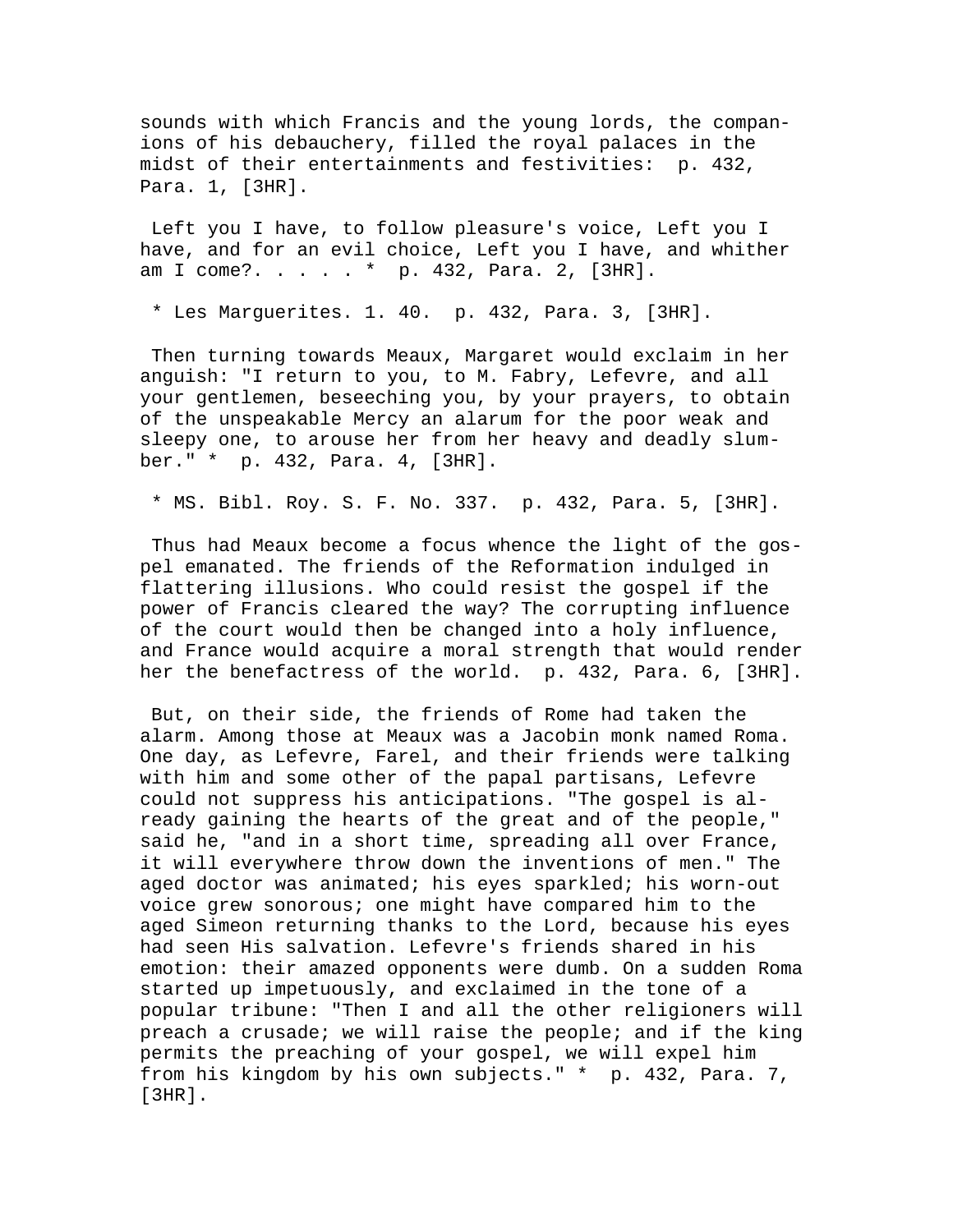sounds with which Francis and the young lords, the companions of his debauchery, filled the royal palaces in the midst of their entertainments and festivities: p. 432, Para. 1, [3HR].

Left you I have, to follow pleasure's voice, Left you I have, and for an evil choice, Left you I have, and whither am I come?. . . . . * p. 432, Para. 2, [3HR].

* Les Marguerites. 1. 40. p. 432, Para. 3, [3HR].

Then turning towards Meaux, Margaret would exclaim in her anguish: "I return to you, to M. Fabry, Lefevre, and all your gentlemen, beseeching you, by your prayers, to obtain of the unspeakable Mercy an alarum for the poor weak and sleepy one, to arouse her from her heavy and deadly slumber." * p. 432, Para. 4, [3HR].

* MS. Bibl. Roy. S. F. No. 337. p. 432, Para. 5, [3HR].

Thus had Meaux become a focus whence the light of the gospel emanated. The friends of the Reformation indulged in flattering illusions. Who could resist the gospel if the power of Francis cleared the way? The corrupting influence of the court would then be changed into a holy influence, and France would acquire a moral strength that would render her the benefactress of the world. p. 432, Para. 6, [3HR].

But, on their side, the friends of Rome had taken the alarm. Among those at Meaux was a Jacobin monk named Roma. One day, as Lefevre, Farel, and their friends were talking with him and some other of the papal partisans, Lefevre could not suppress his anticipations. "The gospel is already gaining the hearts of the great and of the people," said he, "and in a short time, spreading all over France, it will everywhere throw down the inventions of men." The aged doctor was animated; his eyes sparkled; his worn-out voice grew sonorous; one might have compared him to the aged Simeon returning thanks to the Lord, because his eyes had seen His salvation. Lefevre's friends shared in his emotion: their amazed opponents were dumb. On a sudden Roma started up impetuously, and exclaimed in the tone of a popular tribune: "Then I and all the other religioners will preach a crusade; we will raise the people; and if the king permits the preaching of your gospel, we will expel him from his kingdom by his own subjects." * p. 432, Para. 7, [3HR].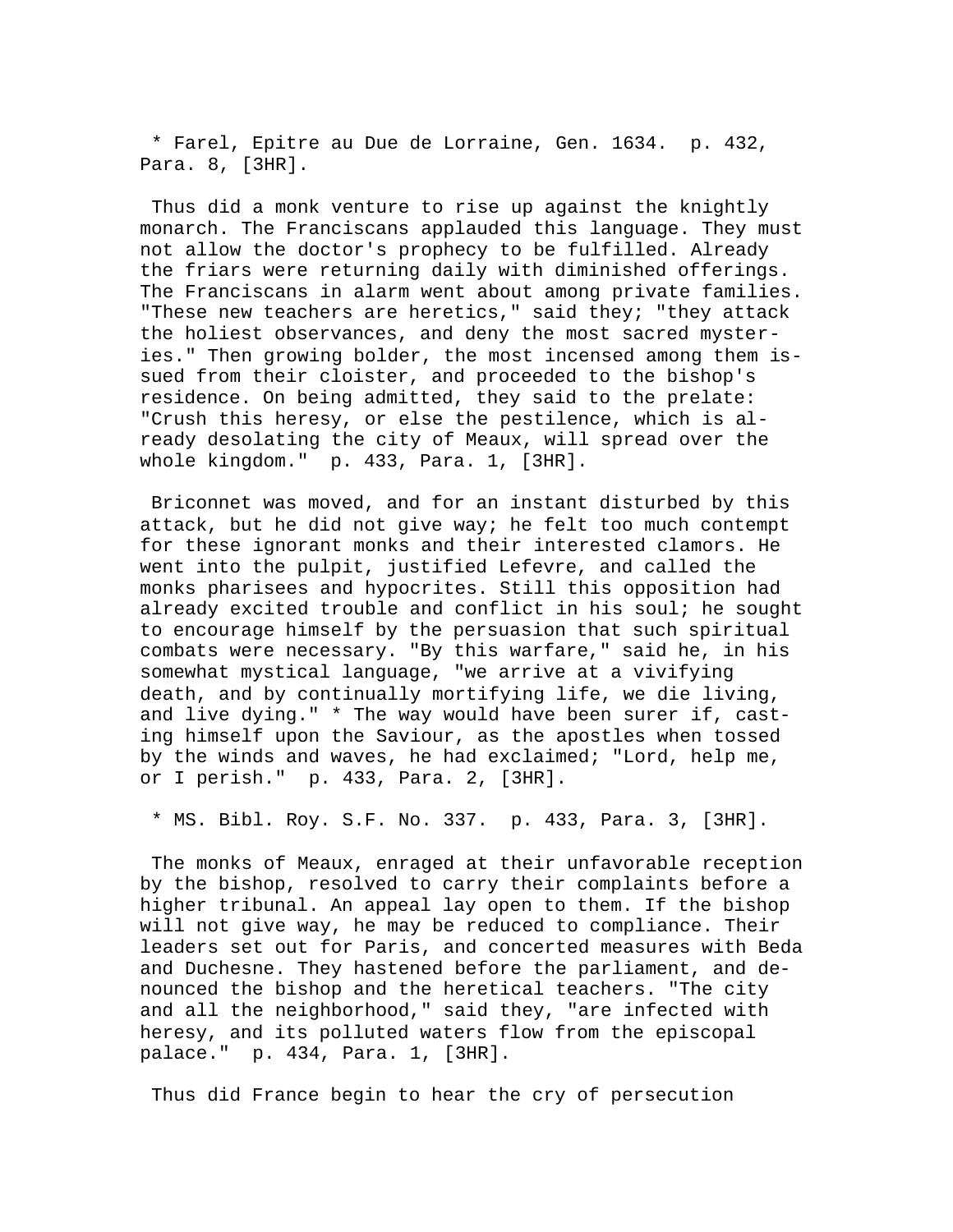* Farel, Epitre au Due de Lorraine, Gen. 1634. p. 432, Para. 8, [3HR].

Thus did a monk venture to rise up against the knightly monarch. The Franciscans applauded this language. They must not allow the doctor's prophecy to be fulfilled. Already the friars were returning daily with diminished offerings. The Franciscans in alarm went about among private families. "These new teachers are heretics," said they; "they attack the holiest observances, and deny the most sacred mysteries." Then growing bolder, the most incensed among them issued from their cloister, and proceeded to the bishop's residence. On being admitted, they said to the prelate: "Crush this heresy, or else the pestilence, which is already desolating the city of Meaux, will spread over the whole kingdom." p. 433, Para. 1, [3HR].

Briconnet was moved, and for an instant disturbed by this attack, but he did not give way; he felt too much contempt for these ignorant monks and their interested clamors. He went into the pulpit, justified Lefevre, and called the monks pharisees and hypocrites. Still this opposition had already excited trouble and conflict in his soul; he sought to encourage himself by the persuasion that such spiritual combats were necessary. "By this warfare," said he, in his somewhat mystical language, "we arrive at a vivifying death, and by continually mortifying life, we die living, and live dying." * The way would have been surer if, casting himself upon the Saviour, as the apostles when tossed by the winds and waves, he had exclaimed; "Lord, help me, or I perish." p. 433, Para. 2, [3HR].

* MS. Bibl. Roy. S.F. No. 337. p. 433, Para. 3, [3HR].

The monks of Meaux, enraged at their unfavorable reception by the bishop, resolved to carry their complaints before a higher tribunal. An appeal lay open to them. If the bishop will not give way, he may be reduced to compliance. Their leaders set out for Paris, and concerted measures with Beda and Duchesne. They hastened before the parliament, and denounced the bishop and the heretical teachers. "The city and all the neighborhood," said they, "are infected with heresy, and its polluted waters flow from the episcopal palace." p. 434, Para. 1, [3HR].

Thus did France begin to hear the cry of persecution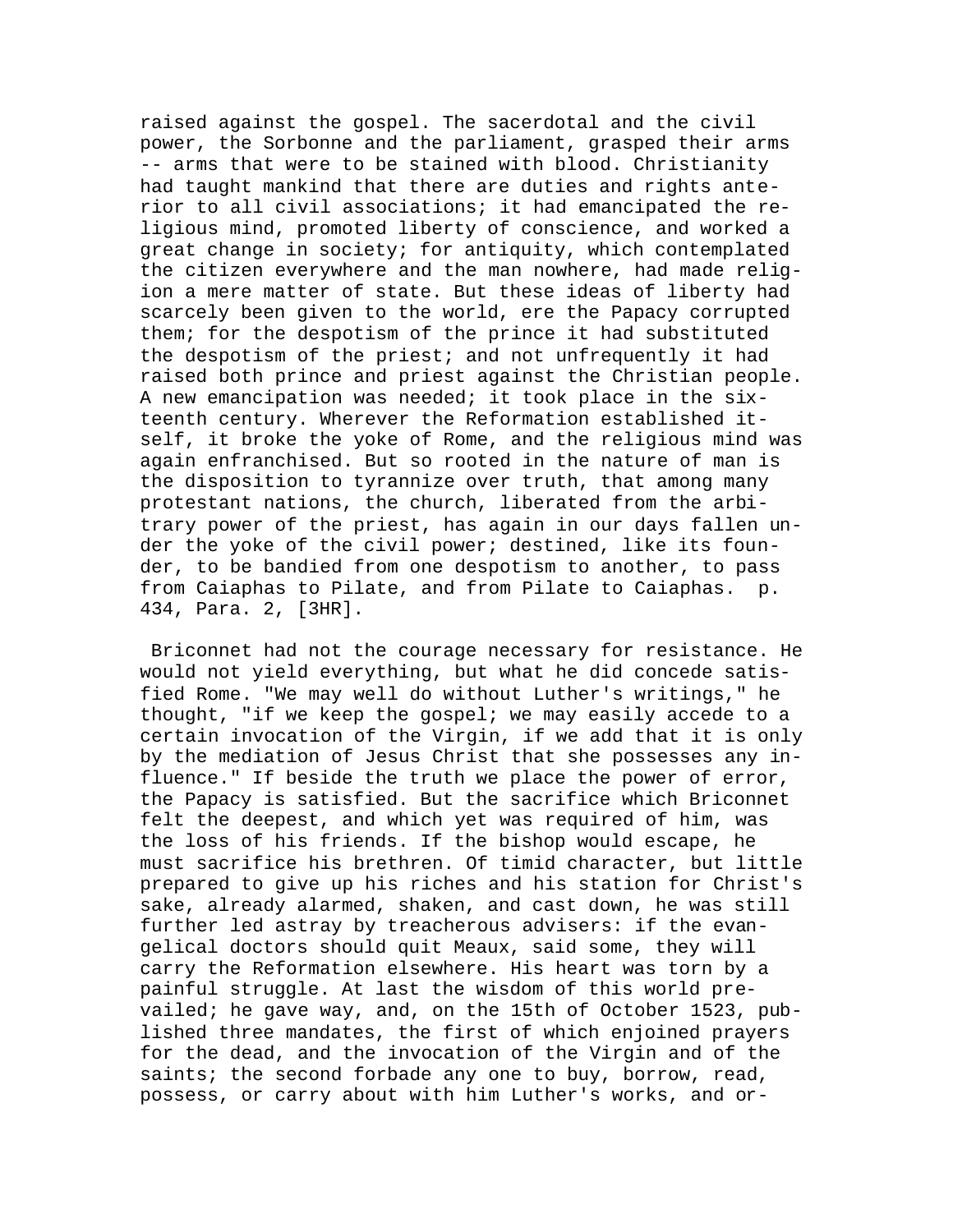raised against the gospel. The sacerdotal and the civil power, the Sorbonne and the parliament, grasped their arms -- arms that were to be stained with blood. Christianity had taught mankind that there are duties and rights anterior to all civil associations; it had emancipated the religious mind, promoted liberty of conscience, and worked a great change in society; for antiquity, which contemplated the citizen everywhere and the man nowhere, had made religion a mere matter of state. But these ideas of liberty had scarcely been given to the world, ere the Papacy corrupted them; for the despotism of the prince it had substituted the despotism of the priest; and not unfrequently it had raised both prince and priest against the Christian people. A new emancipation was needed; it took place in the sixteenth century. Wherever the Reformation established itself, it broke the yoke of Rome, and the religious mind was again enfranchised. But so rooted in the nature of man is the disposition to tyrannize over truth, that among many protestant nations, the church, liberated from the arbitrary power of the priest, has again in our days fallen under the yoke of the civil power; destined, like its founder, to be bandied from one despotism to another, to pass from Caiaphas to Pilate, and from Pilate to Caiaphas. p. 434, Para. 2, [3HR].

Briconnet had not the courage necessary for resistance. He would not yield everything, but what he did concede satisfied Rome. "We may well do without Luther's writings," he thought, "if we keep the gospel; we may easily accede to a certain invocation of the Virgin, if we add that it is only by the mediation of Jesus Christ that she possesses any influence." If beside the truth we place the power of error, the Papacy is satisfied. But the sacrifice which Briconnet felt the deepest, and which yet was required of him, was the loss of his friends. If the bishop would escape, he must sacrifice his brethren. Of timid character, but little prepared to give up his riches and his station for Christ's sake, already alarmed, shaken, and cast down, he was still further led astray by treacherous advisers: if the evangelical doctors should quit Meaux, said some, they will carry the Reformation elsewhere. His heart was torn by a painful struggle. At last the wisdom of this world prevailed; he gave way, and, on the 15th of October 1523, published three mandates, the first of which enjoined prayers for the dead, and the invocation of the Virgin and of the saints; the second forbade any one to buy, borrow, read, possess, or carry about with him Luther's works, and or-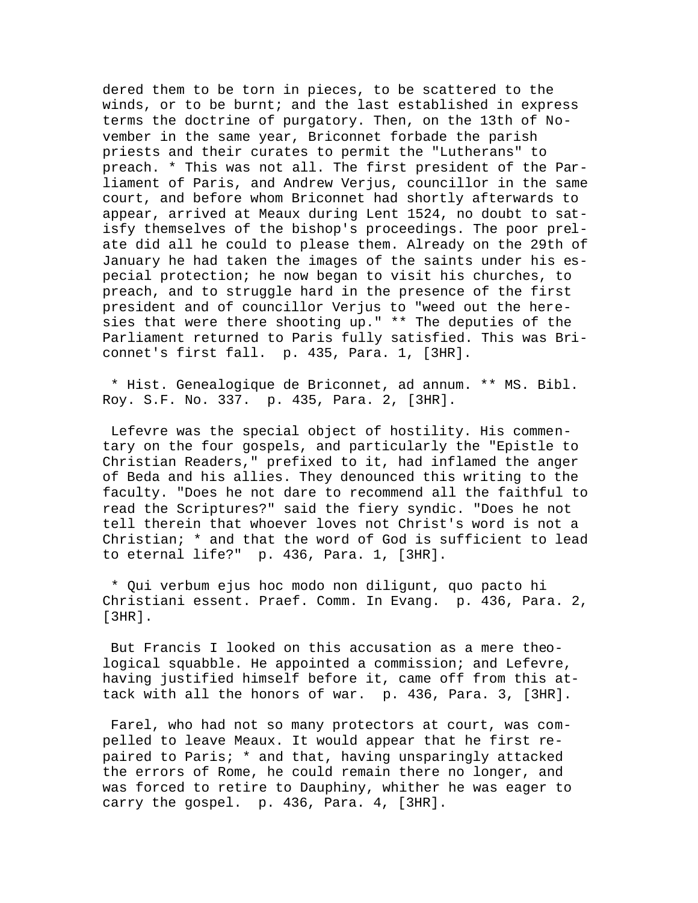dered them to be torn in pieces, to be scattered to the winds, or to be burnt; and the last established in express terms the doctrine of purgatory. Then, on the 13th of November in the same year, Briconnet forbade the parish priests and their curates to permit the "Lutherans" to preach. * This was not all. The first president of the Parliament of Paris, and Andrew Verjus, councillor in the same court, and before whom Briconnet had shortly afterwards to appear, arrived at Meaux during Lent 1524, no doubt to satisfy themselves of the bishop's proceedings. The poor prelate did all he could to please them. Already on the 29th of January he had taken the images of the saints under his especial protection; he now began to visit his churches, to preach, and to struggle hard in the presence of the first president and of councillor Verjus to "weed out the heresies that were there shooting up." ** The deputies of the Parliament returned to Paris fully satisfied. This was Briconnet's first fall.  p. 435, Para. 1, [3HR].

* Hist. Genealogique de Briconnet, ad annum. ** MS. Bibl. Roy. S.F. No. 337.  p. 435, Para. 2, [3HR].

Lefevre was the special object of hostility. His commentary on the four gospels, and particularly the "Epistle to Christian Readers," prefixed to it, had inflamed the anger of Beda and his allies. They denounced this writing to the faculty. "Does he not dare to recommend all the faithful to read the Scriptures?" said the fiery syndic. "Does he not tell therein that whoever loves not Christ's word is not a Christian; * and that the word of God is sufficient to lead to eternal life?"  p. 436, Para. 1, [3HR].

* Qui verbum ejus hoc modo non diligunt, quo pacto hi Christiani essent. Praef. Comm. In Evang.  p. 436, Para. 2, [3HR].

But Francis I looked on this accusation as a mere theological squabble. He appointed a commission; and Lefevre, having justified himself before it, came off from this attack with all the honors of war.  p. 436, Para. 3, [3HR].

Farel, who had not so many protectors at court, was compelled to leave Meaux. It would appear that he first repaired to Paris; * and that, having unsparingly attacked the errors of Rome, he could remain there no longer, and was forced to retire to Dauphiny, whither he was eager to carry the gospel.  p. 436, Para. 4, [3HR].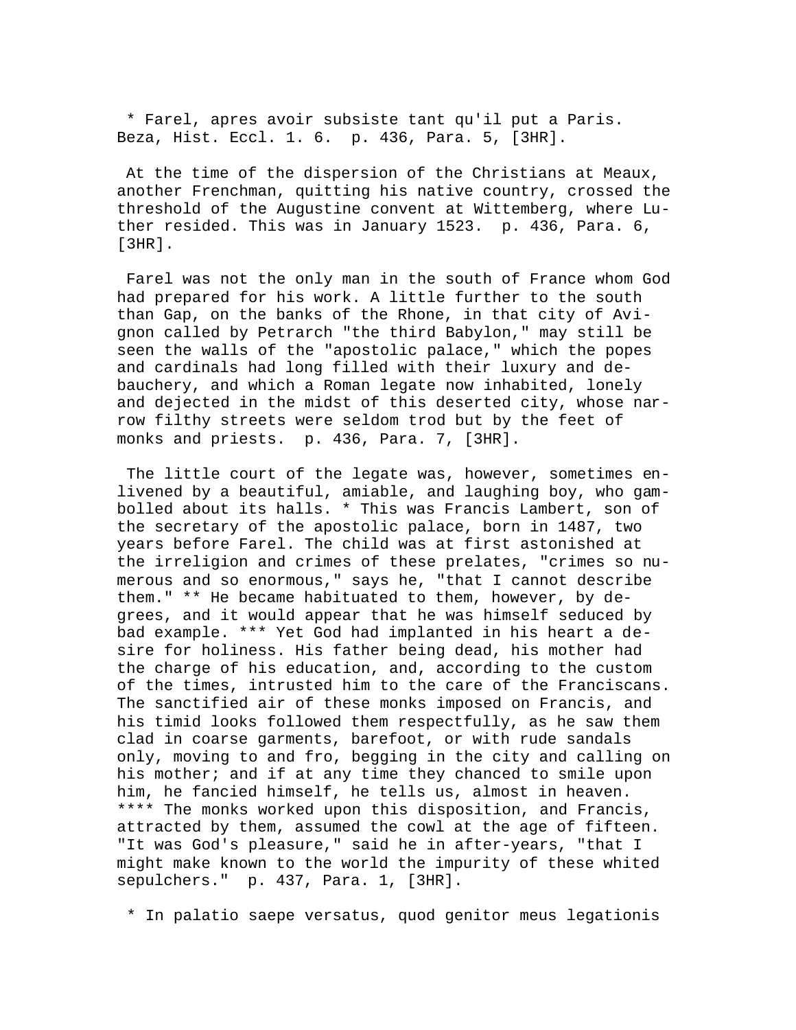* Farel, apres avoir subsiste tant qu'il put a Paris. Beza, Hist. Eccl. 1. 6. p. 436, Para. 5, [3HR].

At the time of the dispersion of the Christians at Meaux, another Frenchman, quitting his native country, crossed the threshold of the Augustine convent at Wittemberg, where Luther resided. This was in January 1523. p. 436, Para. 6, [3HR].

Farel was not the only man in the south of France whom God had prepared for his work. A little further to the south than Gap, on the banks of the Rhone, in that city of Avignon called by Petrarch "the third Babylon," may still be seen the walls of the "apostolic palace," which the popes and cardinals had long filled with their luxury and debauchery, and which a Roman legate now inhabited, lonely and dejected in the midst of this deserted city, whose narrow filthy streets were seldom trod but by the feet of monks and priests. p. 436, Para. 7, [3HR].

The little court of the legate was, however, sometimes enlivened by a beautiful, amiable, and laughing boy, who gambolled about its halls. * This was Francis Lambert, son of the secretary of the apostolic palace, born in 1487, two years before Farel. The child was at first astonished at the irreligion and crimes of these prelates, "crimes so numerous and so enormous," says he, "that I cannot describe them." ** He became habituated to them, however, by degrees, and it would appear that he was himself seduced by bad example. *** Yet God had implanted in his heart a desire for holiness. His father being dead, his mother had the charge of his education, and, according to the custom of the times, intrusted him to the care of the Franciscans. The sanctified air of these monks imposed on Francis, and his timid looks followed them respectfully, as he saw them clad in coarse garments, barefoot, or with rude sandals only, moving to and fro, begging in the city and calling on his mother; and if at any time they chanced to smile upon him, he fancied himself, he tells us, almost in heaven. **** The monks worked upon this disposition, and Francis, attracted by them, assumed the cowl at the age of fifteen. "It was God's pleasure," said he in after-years, "that I might make known to the world the impurity of these whited sepulchers." p. 437, Para. 1, [3HR].

* In palatio saepe versatus, quod genitor meus legationis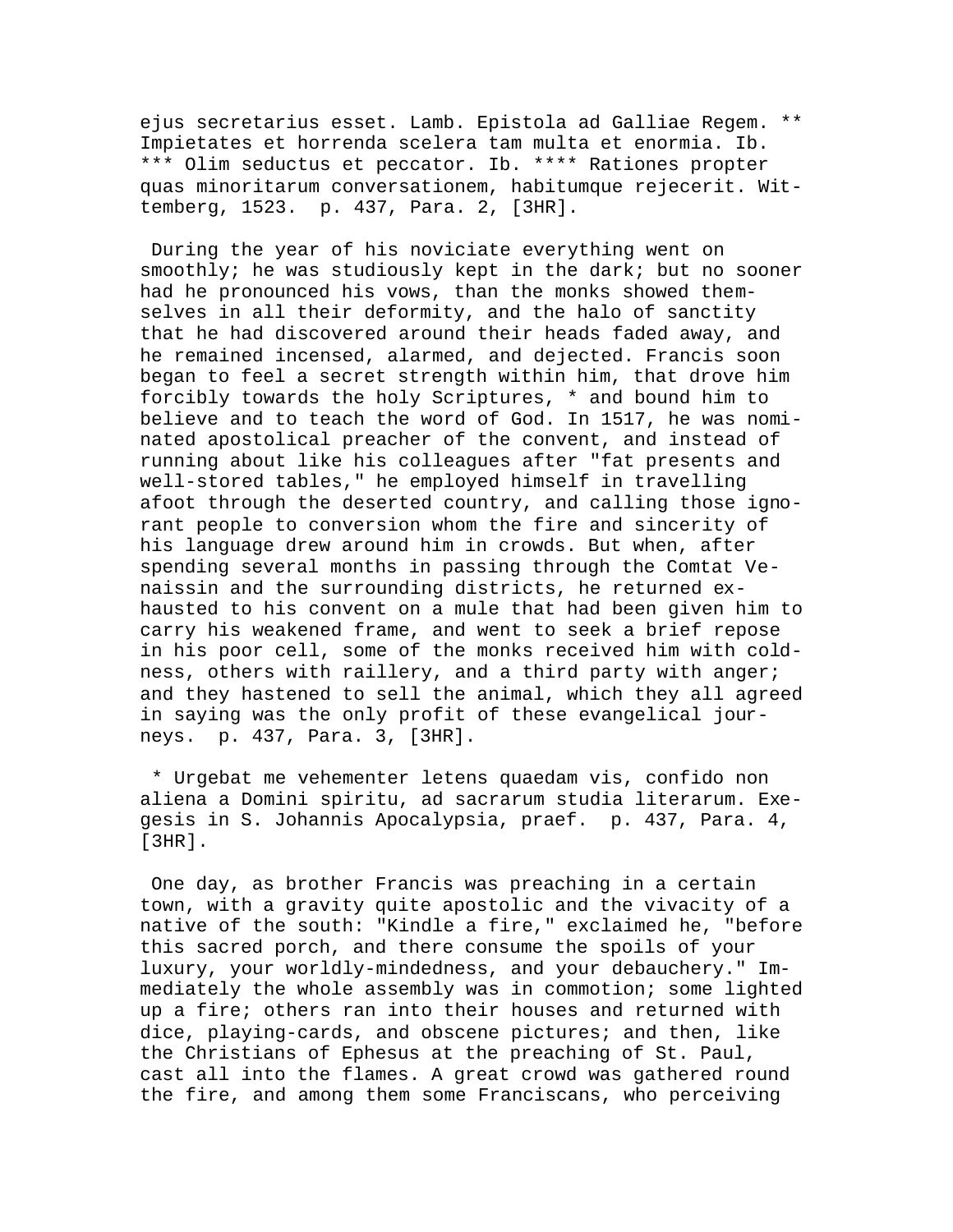ejus secretarius esset. Lamb. Epistola ad Galliae Regem. ** Impietates et horrenda scelera tam multa et enormia. Ib. *** Olim seductus et peccator. Ib. **** Rationes propter quas minoritarum conversationem, habitumque rejecerit. Wittemberg, 1523. p. 437, Para. 2, [3HR].

During the year of his noviciate everything went on smoothly; he was studiously kept in the dark; but no sooner had he pronounced his vows, than the monks showed themselves in all their deformity, and the halo of sanctity that he had discovered around their heads faded away, and he remained incensed, alarmed, and dejected. Francis soon began to feel a secret strength within him, that drove him forcibly towards the holy Scriptures, * and bound him to believe and to teach the word of God. In 1517, he was nominated apostolical preacher of the convent, and instead of running about like his colleagues after "fat presents and well-stored tables," he employed himself in travelling afoot through the deserted country, and calling those ignorant people to conversion whom the fire and sincerity of his language drew around him in crowds. But when, after spending several months in passing through the Comtat Venaissin and the surrounding districts, he returned exhausted to his convent on a mule that had been given him to carry his weakened frame, and went to seek a brief repose in his poor cell, some of the monks received him with coldness, others with raillery, and a third party with anger; and they hastened to sell the animal, which they all agreed in saying was the only profit of these evangelical journeys. p. 437, Para. 3, [3HR].

* Urgebat me vehementer letens quaedam vis, confido non aliena a Domini spiritu, ad sacrarum studia literarum. Exegesis in S. Johannis Apocalypsia, praef. p. 437, Para. 4, [3HR].

One day, as brother Francis was preaching in a certain town, with a gravity quite apostolic and the vivacity of a native of the south: "Kindle a fire," exclaimed he, "before this sacred porch, and there consume the spoils of your luxury, your worldly-mindedness, and your debauchery." Immediately the whole assembly was in commotion; some lighted up a fire; others ran into their houses and returned with dice, playing-cards, and obscene pictures; and then, like the Christians of Ephesus at the preaching of St. Paul, cast all into the flames. A great crowd was gathered round the fire, and among them some Franciscans, who perceiving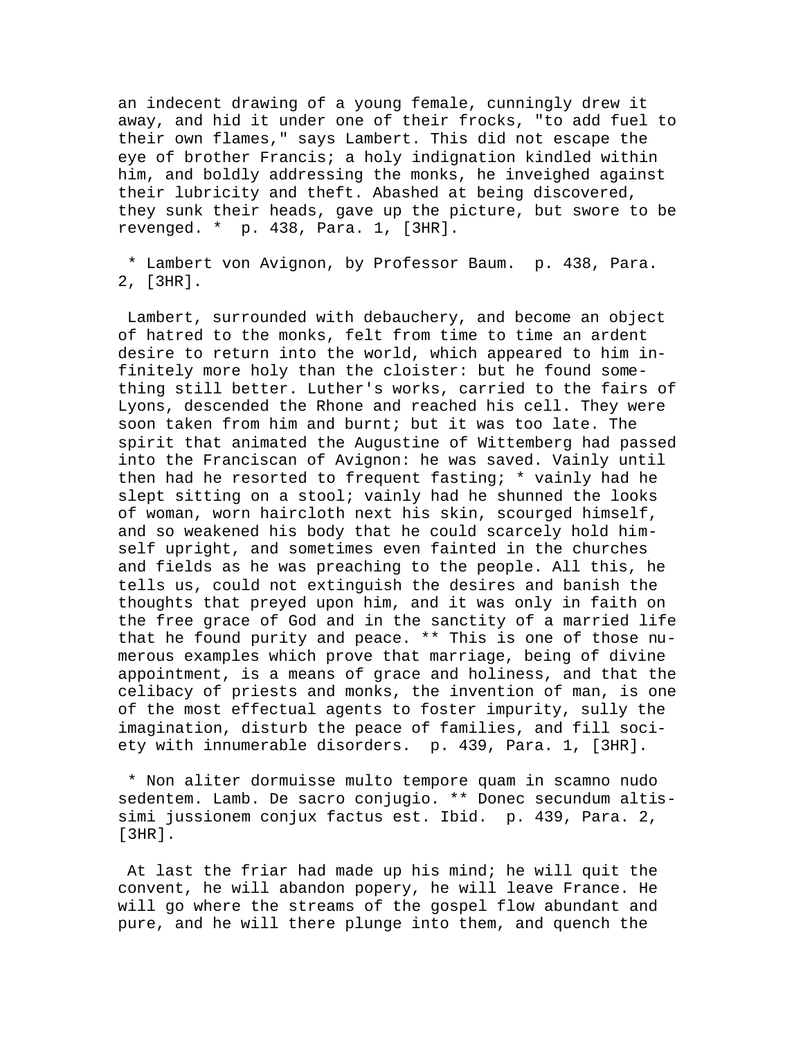an indecent drawing of a young female, cunningly drew it away, and hid it under one of their frocks, "to add fuel to their own flames," says Lambert. This did not escape the eye of brother Francis; a holy indignation kindled within him, and boldly addressing the monks, he inveighed against their lubricity and theft. Abashed at being discovered, they sunk their heads, gave up the picture, but swore to be revenged. * p. 438, Para. 1, [3HR].

* Lambert von Avignon, by Professor Baum. p. 438, Para. 2, [3HR].

Lambert, surrounded with debauchery, and become an object of hatred to the monks, felt from time to time an ardent desire to return into the world, which appeared to him infinitely more holy than the cloister: but he found something still better. Luther's works, carried to the fairs of Lyons, descended the Rhone and reached his cell. They were soon taken from him and burnt; but it was too late. The spirit that animated the Augustine of Wittemberg had passed into the Franciscan of Avignon: he was saved. Vainly until then had he resorted to frequent fasting; * vainly had he slept sitting on a stool; vainly had he shunned the looks of woman, worn haircloth next his skin, scourged himself, and so weakened his body that he could scarcely hold himself upright, and sometimes even fainted in the churches and fields as he was preaching to the people. All this, he tells us, could not extinguish the desires and banish the thoughts that preyed upon him, and it was only in faith on the free grace of God and in the sanctity of a married life that he found purity and peace. ** This is one of those numerous examples which prove that marriage, being of divine appointment, is a means of grace and holiness, and that the celibacy of priests and monks, the invention of man, is one of the most effectual agents to foster impurity, sully the imagination, disturb the peace of families, and fill society with innumerable disorders. p. 439, Para. 1, [3HR].

* Non aliter dormuisse multo tempore quam in scamno nudo sedentem. Lamb. De sacro conjugio. ** Donec secundum altissimi jussionem conjux factus est. Ibid. p. 439, Para. 2, [3HR].

At last the friar had made up his mind; he will quit the convent, he will abandon popery, he will leave France. He will go where the streams of the gospel flow abundant and pure, and he will there plunge into them, and quench the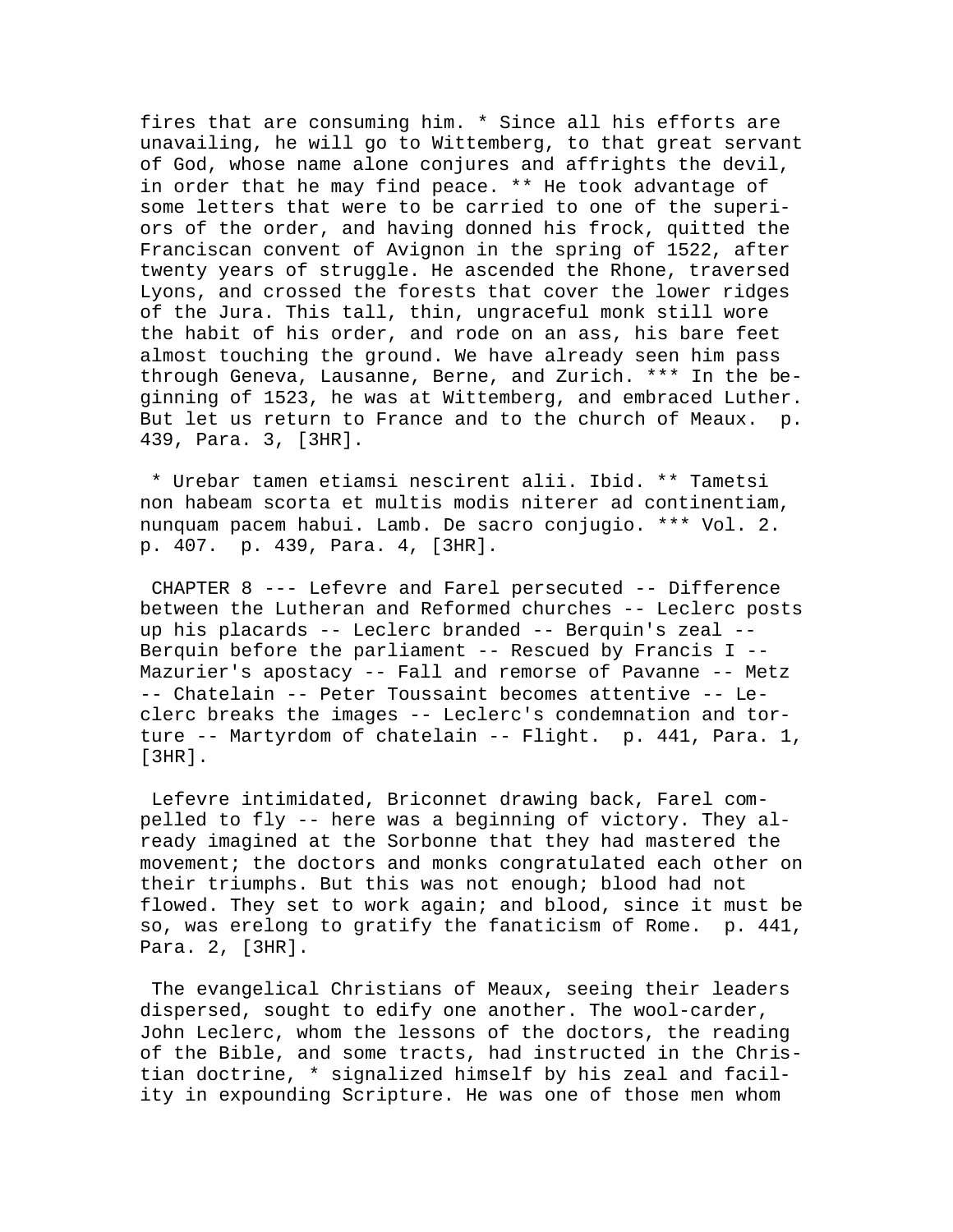fires that are consuming him. * Since all his efforts are unavailing, he will go to Wittemberg, to that great servant of God, whose name alone conjures and affrights the devil, in order that he may find peace. ** He took advantage of some letters that were to be carried to one of the superiors of the order, and having donned his frock, quitted the Franciscan convent of Avignon in the spring of 1522, after twenty years of struggle. He ascended the Rhone, traversed Lyons, and crossed the forests that cover the lower ridges of the Jura. This tall, thin, ungraceful monk still wore the habit of his order, and rode on an ass, his bare feet almost touching the ground. We have already seen him pass through Geneva, Lausanne, Berne, and Zurich. *** In the beginning of 1523, he was at Wittemberg, and embraced Luther. But let us return to France and to the church of Meaux. p. 439, Para. 3, [3HR].

* Urebar tamen etiamsi nescirent alii. Ibid. ** Tametsi non habeam scorta et multis modis niterer ad continentiam, nunquam pacem habui. Lamb. De sacro conjugio. *** Vol. 2. p. 407. p. 439, Para. 4, [3HR].

CHAPTER 8 --- Lefevre and Farel persecuted -- Difference between the Lutheran and Reformed churches -- Leclerc posts up his placards -- Leclerc branded -- Berquin's zeal -- Berquin before the parliament -- Rescued by Francis I -- Mazurier's apostacy -- Fall and remorse of Pavanne -- Metz -- Chatelain -- Peter Toussaint becomes attentive -- Leclerc breaks the images -- Leclerc's condemnation and torture -- Martyrdom of chatelain -- Flight. p. 441, Para. 1, [3HR].

Lefevre intimidated, Briconnet drawing back, Farel compelled to fly -- here was a beginning of victory. They already imagined at the Sorbonne that they had mastered the movement; the doctors and monks congratulated each other on their triumphs. But this was not enough; blood had not flowed. They set to work again; and blood, since it must be so, was erelong to gratify the fanaticism of Rome. p. 441, Para. 2, [3HR].

The evangelical Christians of Meaux, seeing their leaders dispersed, sought to edify one another. The wool-carder, John Leclerc, whom the lessons of the doctors, the reading of the Bible, and some tracts, had instructed in the Christian doctrine, * signalized himself by his zeal and facility in expounding Scripture. He was one of those men whom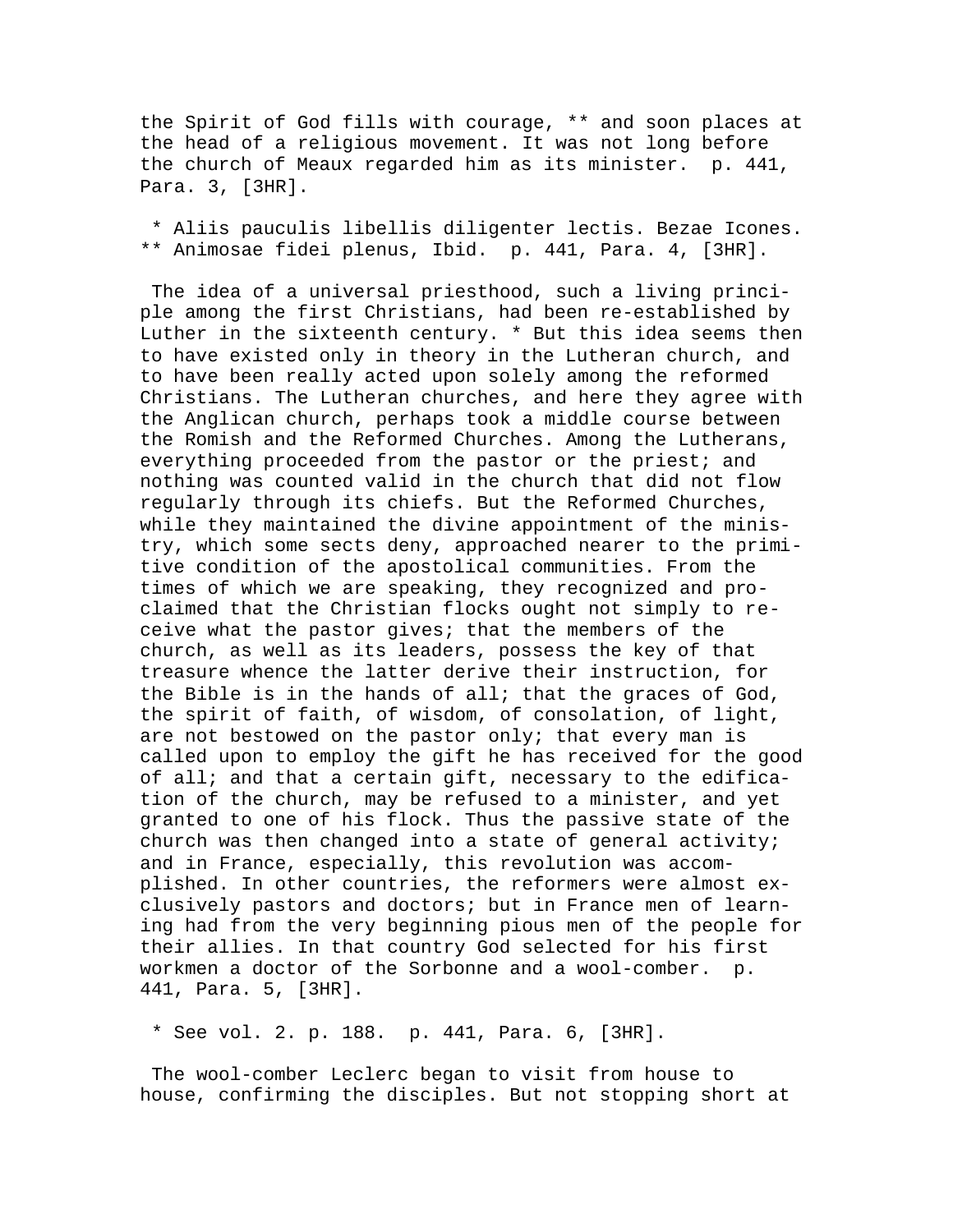the Spirit of God fills with courage, ** and soon places at the head of a religious movement. It was not long before the church of Meaux regarded him as its minister. p. 441, Para. 3, [3HR].

* Aliis pauculis libellis diligenter lectis. Bezae Icones. ** Animosae fidei plenus, Ibid. p. 441, Para. 4, [3HR].

The idea of a universal priesthood, such a living principle among the first Christians, had been re-established by Luther in the sixteenth century. * But this idea seems then to have existed only in theory in the Lutheran church, and to have been really acted upon solely among the reformed Christians. The Lutheran churches, and here they agree with the Anglican church, perhaps took a middle course between the Romish and the Reformed Churches. Among the Lutherans, everything proceeded from the pastor or the priest; and nothing was counted valid in the church that did not flow regularly through its chiefs. But the Reformed Churches, while they maintained the divine appointment of the ministry, which some sects deny, approached nearer to the primitive condition of the apostolical communities. From the times of which we are speaking, they recognized and proclaimed that the Christian flocks ought not simply to receive what the pastor gives; that the members of the church, as well as its leaders, possess the key of that treasure whence the latter derive their instruction, for the Bible is in the hands of all; that the graces of God, the spirit of faith, of wisdom, of consolation, of light, are not bestowed on the pastor only; that every man is called upon to employ the gift he has received for the good of all; and that a certain gift, necessary to the edification of the church, may be refused to a minister, and yet granted to one of his flock. Thus the passive state of the church was then changed into a state of general activity; and in France, especially, this revolution was accomplished. In other countries, the reformers were almost exclusively pastors and doctors; but in France men of learning had from the very beginning pious men of the people for their allies. In that country God selected for his first workmen a doctor of the Sorbonne and a wool-comber. p. 441, Para. 5, [3HR].

* See vol. 2. p. 188. p. 441, Para. 6, [3HR].

The wool-comber Leclerc began to visit from house to house, confirming the disciples. But not stopping short at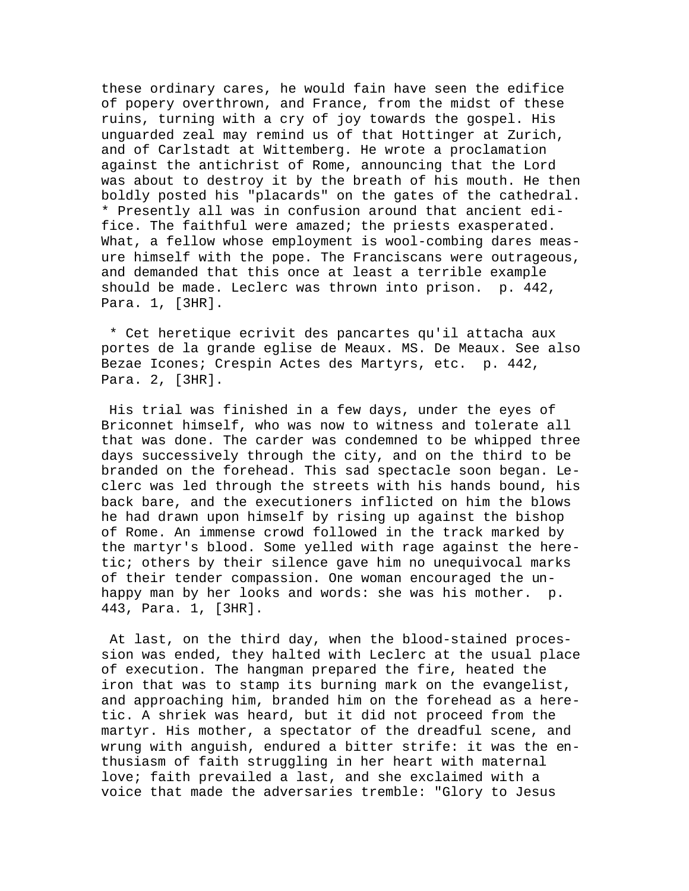these ordinary cares, he would fain have seen the edifice of popery overthrown, and France, from the midst of these ruins, turning with a cry of joy towards the gospel. His unguarded zeal may remind us of that Hottinger at Zurich, and of Carlstadt at Wittemberg. He wrote a proclamation against the antichrist of Rome, announcing that the Lord was about to destroy it by the breath of his mouth. He then boldly posted his "placards" on the gates of the cathedral. * Presently all was in confusion around that ancient edifice. The faithful were amazed; the priests exasperated. What, a fellow whose employment is wool-combing dares measure himself with the pope. The Franciscans were outrageous, and demanded that this once at least a terrible example should be made. Leclerc was thrown into prison. p. 442, Para. 1, [3HR].

* Cet heretique ecrivit des pancartes qu'il attacha aux portes de la grande eglise de Meaux. MS. De Meaux. See also Bezae Icones; Crespin Actes des Martyrs, etc. p. 442, Para. 2, [3HR].

His trial was finished in a few days, under the eyes of Briconnet himself, who was now to witness and tolerate all that was done. The carder was condemned to be whipped three days successively through the city, and on the third to be branded on the forehead. This sad spectacle soon began. Leclerc was led through the streets with his hands bound, his back bare, and the executioners inflicted on him the blows he had drawn upon himself by rising up against the bishop of Rome. An immense crowd followed in the track marked by the martyr's blood. Some yelled with rage against the heretic; others by their silence gave him no unequivocal marks of their tender compassion. One woman encouraged the unhappy man by her looks and words: she was his mother. p. 443, Para. 1, [3HR].

At last, on the third day, when the blood-stained procession was ended, they halted with Leclerc at the usual place of execution. The hangman prepared the fire, heated the iron that was to stamp its burning mark on the evangelist, and approaching him, branded him on the forehead as a heretic. A shriek was heard, but it did not proceed from the martyr. His mother, a spectator of the dreadful scene, and wrung with anguish, endured a bitter strife: it was the enthusiasm of faith struggling in her heart with maternal love; faith prevailed a last, and she exclaimed with a voice that made the adversaries tremble: "Glory to Jesus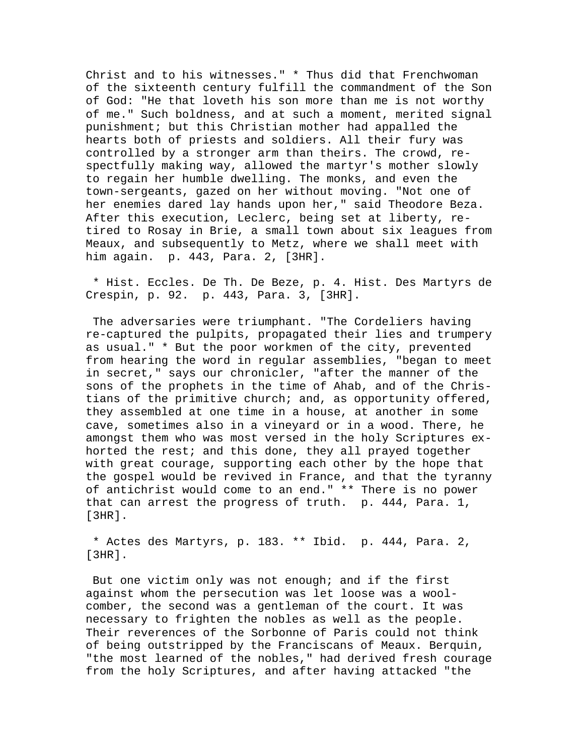Christ and to his witnesses." * Thus did that Frenchwoman of the sixteenth century fulfill the commandment of the Son of God: "He that loveth his son more than me is not worthy of me." Such boldness, and at such a moment, merited signal punishment; but this Christian mother had appalled the hearts both of priests and soldiers. All their fury was controlled by a stronger arm than theirs. The crowd, respectfully making way, allowed the martyr's mother slowly to regain her humble dwelling. The monks, and even the town-sergeants, gazed on her without moving. "Not one of her enemies dared lay hands upon her," said Theodore Beza. After this execution, Leclerc, being set at liberty, retired to Rosay in Brie, a small town about six leagues from Meaux, and subsequently to Metz, where we shall meet with him again. p. 443, Para. 2, [3HR].

* Hist. Eccles. De Th. De Beze, p. 4. Hist. Des Martyrs de Crespin, p. 92. p. 443, Para. 3, [3HR].

The adversaries were triumphant. "The Cordeliers having re-captured the pulpits, propagated their lies and trumpery as usual." * But the poor workmen of the city, prevented from hearing the word in regular assemblies, "began to meet in secret," says our chronicler, "after the manner of the sons of the prophets in the time of Ahab, and of the Christians of the primitive church; and, as opportunity offered, they assembled at one time in a house, at another in some cave, sometimes also in a vineyard or in a wood. There, he amongst them who was most versed in the holy Scriptures exhorted the rest; and this done, they all prayed together with great courage, supporting each other by the hope that the gospel would be revived in France, and that the tyranny of antichrist would come to an end." ** There is no power that can arrest the progress of truth. p. 444, Para. 1, [3HR].

* Actes des Martyrs, p. 183. ** Ibid. p. 444, Para. 2, [3HR].

But one victim only was not enough; and if the first against whom the persecution was let loose was a wool-comber, the second was a gentleman of the court. It was necessary to frighten the nobles as well as the people. Their reverences of the Sorbonne of Paris could not think of being outstripped by the Franciscans of Meaux. Berquin, "the most learned of the nobles," had derived fresh courage from the holy Scriptures, and after having attacked "the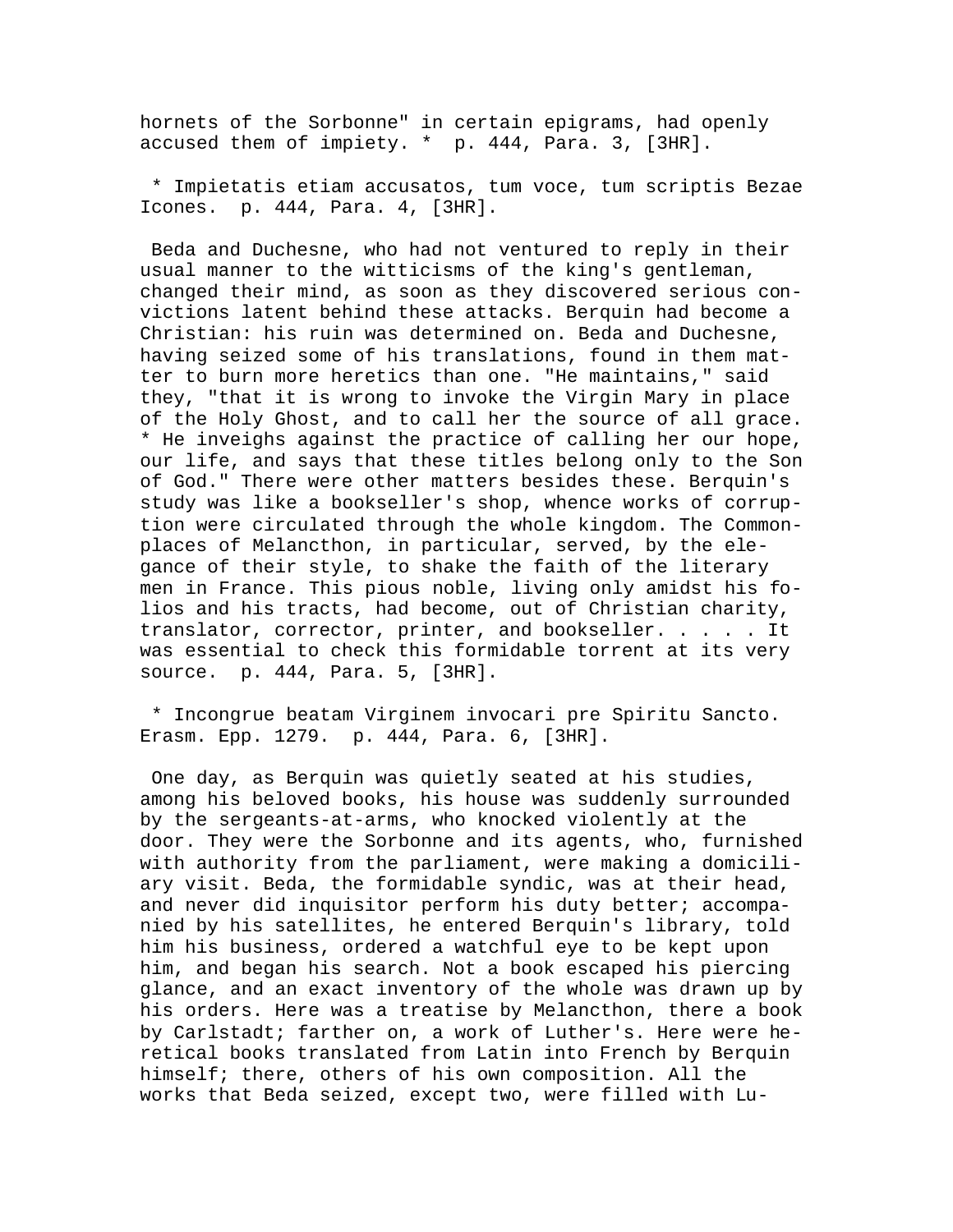hornets of the Sorbonne" in certain epigrams, had openly accused them of impiety. * p. 444, Para. 3, [3HR].

* Impietatis etiam accusatos, tum voce, tum scriptis Bezae Icones. p. 444, Para. 4, [3HR].

Beda and Duchesne, who had not ventured to reply in their usual manner to the witticisms of the king's gentleman, changed their mind, as soon as they discovered serious convictions latent behind these attacks. Berquin had become a Christian: his ruin was determined on. Beda and Duchesne, having seized some of his translations, found in them matter to burn more heretics than one. "He maintains," said they, "that it is wrong to invoke the Virgin Mary in place of the Holy Ghost, and to call her the source of all grace. * He inveighs against the practice of calling her our hope, our life, and says that these titles belong only to the Son of God." There were other matters besides these. Berquin's study was like a bookseller's shop, whence works of corruption were circulated through the whole kingdom. The Commonplaces of Melancthon, in particular, served, by the elegance of their style, to shake the faith of the literary men in France. This pious noble, living only amidst his folios and his tracts, had become, out of Christian charity, translator, corrector, printer, and bookseller. . . . . It was essential to check this formidable torrent at its very source. p. 444, Para. 5, [3HR].

* Incongrue beatam Virginem invocari pre Spiritu Sancto. Erasm. Epp. 1279. p. 444, Para. 6, [3HR].

One day, as Berquin was quietly seated at his studies, among his beloved books, his house was suddenly surrounded by the sergeants-at-arms, who knocked violently at the door. They were the Sorbonne and its agents, who, furnished with authority from the parliament, were making a domiciliary visit. Beda, the formidable syndic, was at their head, and never did inquisitor perform his duty better; accompanied by his satellites, he entered Berquin's library, told him his business, ordered a watchful eye to be kept upon him, and began his search. Not a book escaped his piercing glance, and an exact inventory of the whole was drawn up by his orders. Here was a treatise by Melancthon, there a book by Carlstadt; farther on, a work of Luther's. Here were heretical books translated from Latin into French by Berquin himself; there, others of his own composition. All the works that Beda seized, except two, were filled with Lu-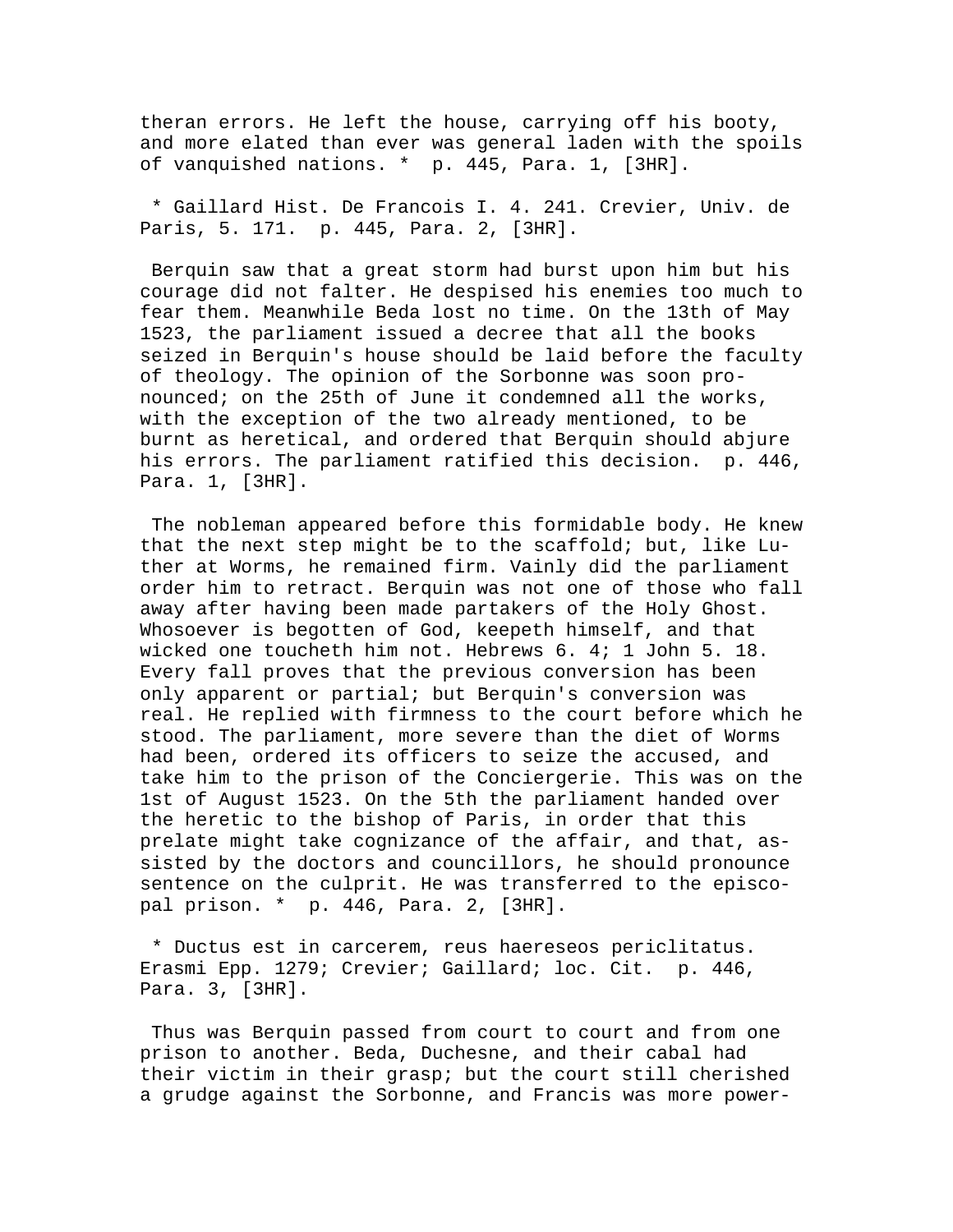theran errors. He left the house, carrying off his booty, and more elated than ever was general laden with the spoils of vanquished nations. * p. 445, Para. 1, [3HR].

* Gaillard Hist. De Francois I. 4. 241. Crevier, Univ. de Paris, 5. 171. p. 445, Para. 2, [3HR].

Berquin saw that a great storm had burst upon him but his courage did not falter. He despised his enemies too much to fear them. Meanwhile Beda lost no time. On the 13th of May 1523, the parliament issued a decree that all the books seized in Berquin's house should be laid before the faculty of theology. The opinion of the Sorbonne was soon pronounced; on the 25th of June it condemned all the works, with the exception of the two already mentioned, to be burnt as heretical, and ordered that Berquin should abjure his errors. The parliament ratified this decision. p. 446, Para. 1, [3HR].

The nobleman appeared before this formidable body. He knew that the next step might be to the scaffold; but, like Luther at Worms, he remained firm. Vainly did the parliament order him to retract. Berquin was not one of those who fall away after having been made partakers of the Holy Ghost. Whosoever is begotten of God, keepeth himself, and that wicked one toucheth him not. Hebrews 6. 4; 1 John 5. 18. Every fall proves that the previous conversion has been only apparent or partial; but Berquin's conversion was real. He replied with firmness to the court before which he stood. The parliament, more severe than the diet of Worms had been, ordered its officers to seize the accused, and take him to the prison of the Conciergerie. This was on the 1st of August 1523. On the 5th the parliament handed over the heretic to the bishop of Paris, in order that this prelate might take cognizance of the affair, and that, assisted by the doctors and councillors, he should pronounce sentence on the culprit. He was transferred to the episcopal prison. * p. 446, Para. 2, [3HR].

* Ductus est in carcerem, reus haereseos periclitatus. Erasmi Epp. 1279; Crevier; Gaillard; loc. Cit. p. 446, Para. 3, [3HR].

Thus was Berquin passed from court to court and from one prison to another. Beda, Duchesne, and their cabal had their victim in their grasp; but the court still cherished a grudge against the Sorbonne, and Francis was more power-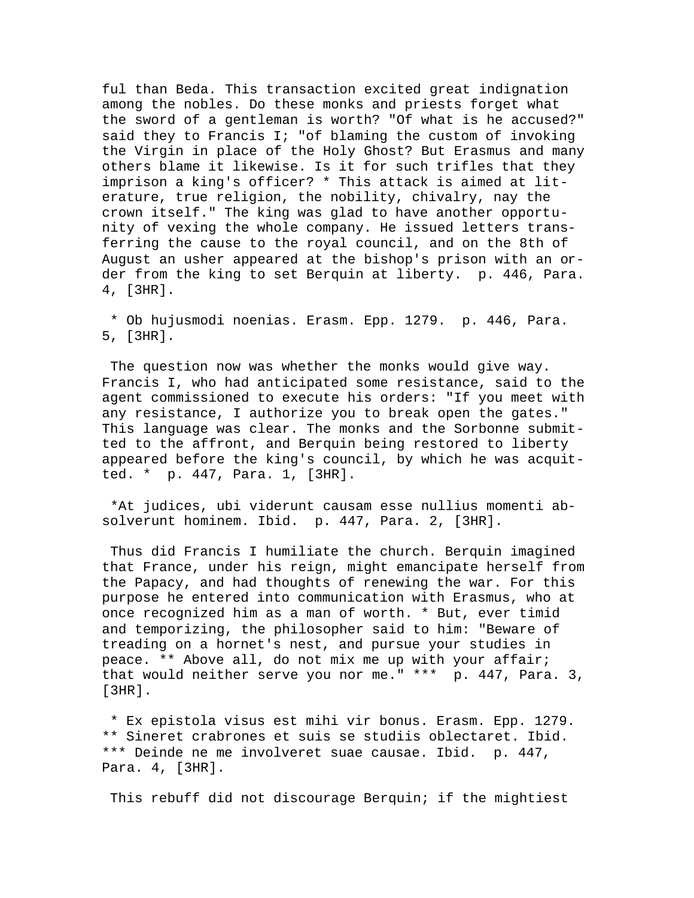ful than Beda. This transaction excited great indignation among the nobles. Do these monks and priests forget what the sword of a gentleman is worth? "Of what is he accused?" said they to Francis I; "of blaming the custom of invoking the Virgin in place of the Holy Ghost? But Erasmus and many others blame it likewise. Is it for such trifles that they imprison a king's officer? * This attack is aimed at literature, true religion, the nobility, chivalry, nay the crown itself." The king was glad to have another opportunity of vexing the whole company. He issued letters transferring the cause to the royal council, and on the 8th of August an usher appeared at the bishop's prison with an order from the king to set Berquin at liberty. p. 446, Para. 4, [3HR].

* Ob hujusmodi noenias. Erasm. Epp. 1279. p. 446, Para. 5, [3HR].

The question now was whether the monks would give way. Francis I, who had anticipated some resistance, said to the agent commissioned to execute his orders: "If you meet with any resistance, I authorize you to break open the gates." This language was clear. The monks and the Sorbonne submitted to the affront, and Berquin being restored to liberty appeared before the king's council, by which he was acquitted. * p. 447, Para. 1, [3HR].

*At judices, ubi viderunt causam esse nullius momenti absolverunt hominem. Ibid. p. 447, Para. 2, [3HR].

Thus did Francis I humiliate the church. Berquin imagined that France, under his reign, might emancipate herself from the Papacy, and had thoughts of renewing the war. For this purpose he entered into communication with Erasmus, who at once recognized him as a man of worth. * But, ever timid and temporizing, the philosopher said to him: "Beware of treading on a hornet's nest, and pursue your studies in peace. ** Above all, do not mix me up with your affair; that would neither serve you nor me." *** p. 447, Para. 3, [3HR].

* Ex epistola visus est mihi vir bonus. Erasm. Epp. 1279.
** Sineret crabrones et suis se studiis oblectaret. Ibid.
*** Deinde ne me involveret suae causae. Ibid. p. 447, Para. 4, [3HR].

This rebuff did not discourage Berquin; if the mightiest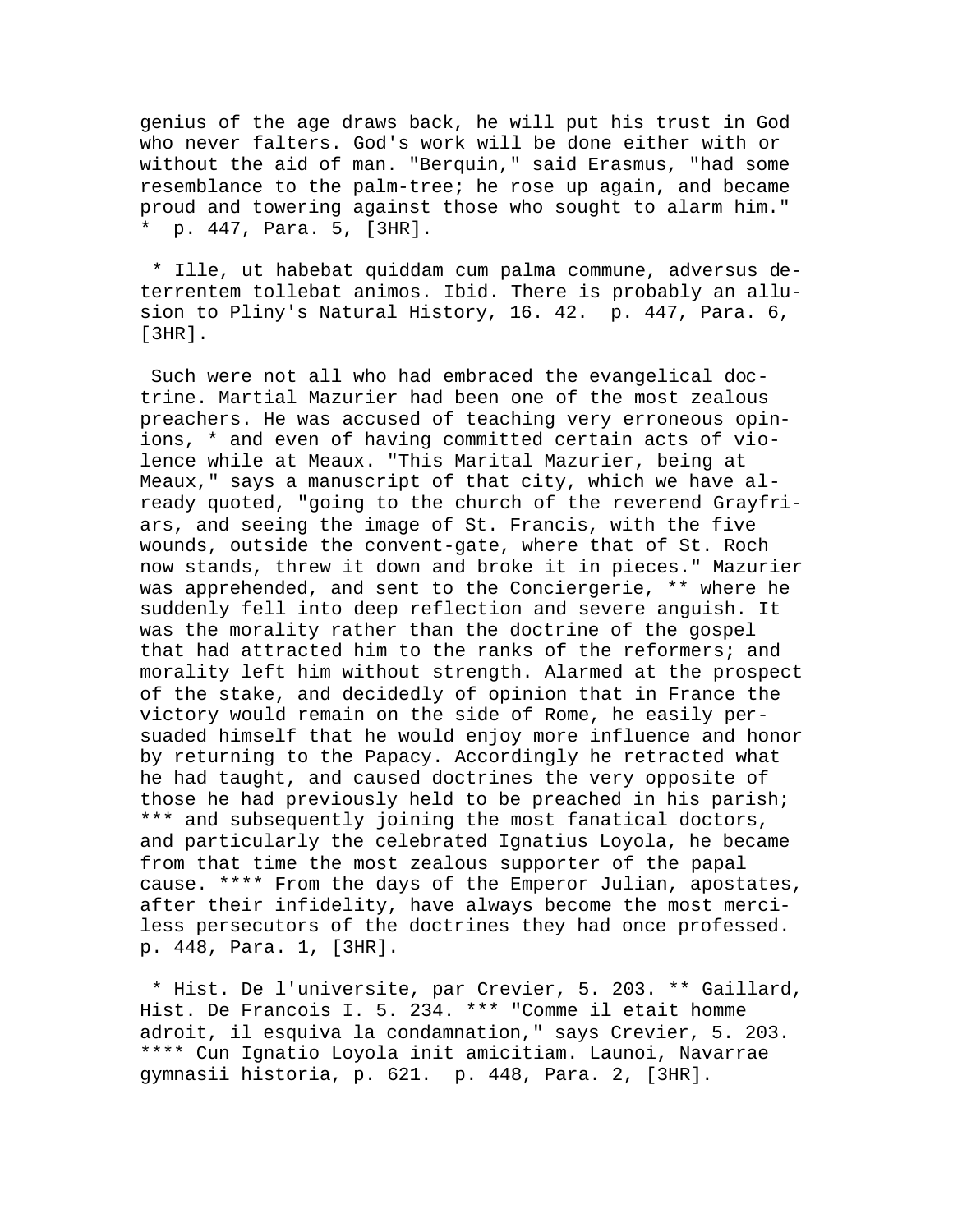genius of the age draws back, he will put his trust in God who never falters. God's work will be done either with or without the aid of man. "Berquin," said Erasmus, "had some resemblance to the palm-tree; he rose up again, and became proud and towering against those who sought to alarm him." * p. 447, Para. 5, [3HR].

* Ille, ut habebat quiddam cum palma commune, adversus deterrentem tollebat animos. Ibid. There is probably an allusion to Pliny's Natural History, 16. 42. p. 447, Para. 6, [3HR].

Such were not all who had embraced the evangelical doctrine. Martial Mazurier had been one of the most zealous preachers. He was accused of teaching very erroneous opinions, * and even of having committed certain acts of violence while at Meaux. "This Marital Mazurier, being at Meaux," says a manuscript of that city, which we have already quoted, "going to the church of the reverend Grayfriars, and seeing the image of St. Francis, with the five wounds, outside the convent-gate, where that of St. Roch now stands, threw it down and broke it in pieces." Mazurier was apprehended, and sent to the Conciergerie, ** where he suddenly fell into deep reflection and severe anguish. It was the morality rather than the doctrine of the gospel that had attracted him to the ranks of the reformers; and morality left him without strength. Alarmed at the prospect of the stake, and decidedly of opinion that in France the victory would remain on the side of Rome, he easily persuaded himself that he would enjoy more influence and honor by returning to the Papacy. Accordingly he retracted what he had taught, and caused doctrines the very opposite of those he had previously held to be preached in his parish; *** and subsequently joining the most fanatical doctors, and particularly the celebrated Ignatius Loyola, he became from that time the most zealous supporter of the papal cause. **** From the days of the Emperor Julian, apostates, after their infidelity, have always become the most merciless persecutors of the doctrines they had once professed. p. 448, Para. 1, [3HR].

* Hist. De l'universite, par Crevier, 5. 203. ** Gaillard, Hist. De Francois I. 5. 234. *** "Comme il etait homme adroit, il esquiva la condamnation," says Crevier, 5. 203. **** Cun Ignatio Loyola init amicitiam. Launoi, Navarrae gymnasii historia, p. 621. p. 448, Para. 2, [3HR].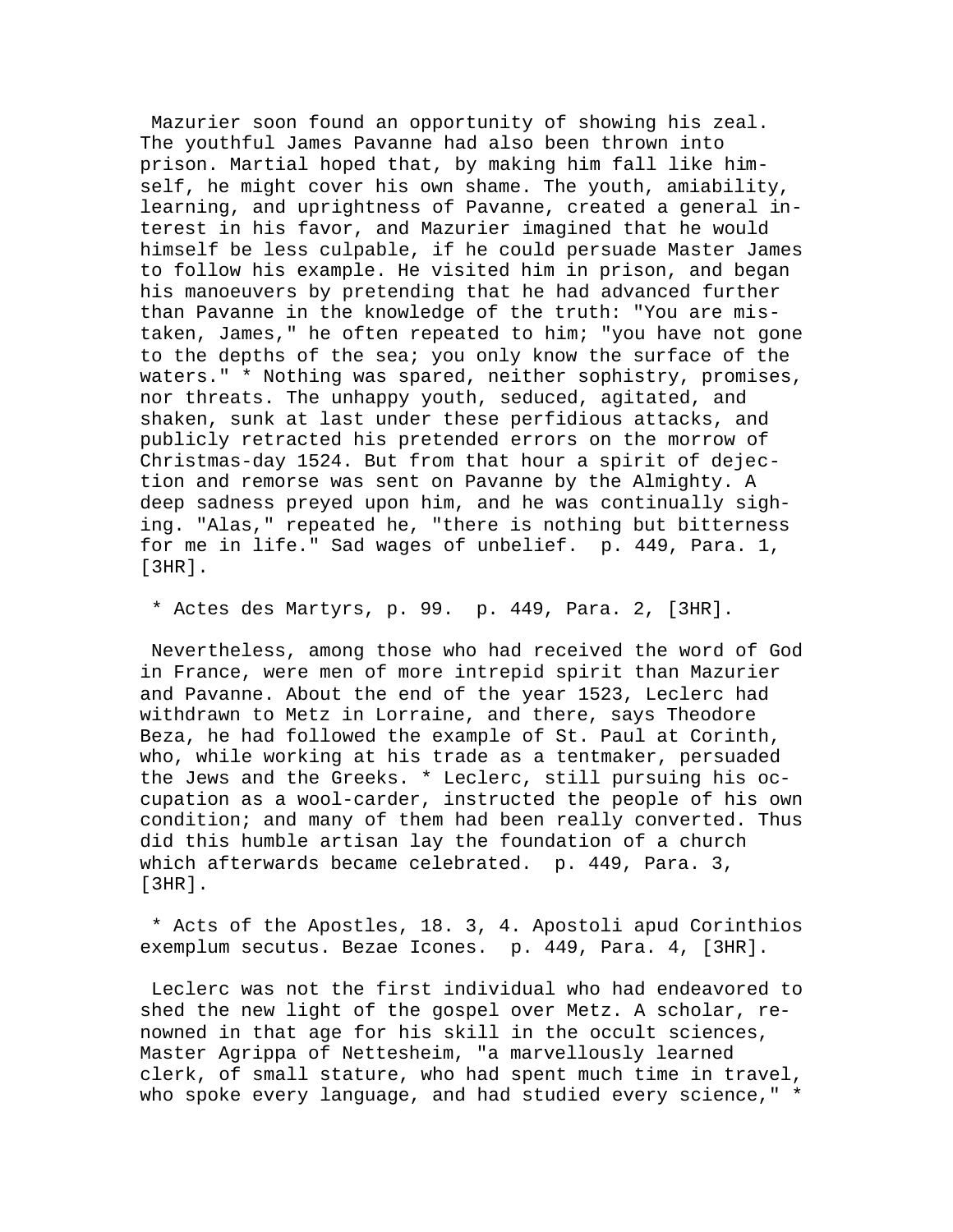Mazurier soon found an opportunity of showing his zeal. The youthful James Pavanne had also been thrown into prison. Martial hoped that, by making him fall like himself, he might cover his own shame. The youth, amiability, learning, and uprightness of Pavanne, created a general interest in his favor, and Mazurier imagined that he would himself be less culpable, if he could persuade Master James to follow his example. He visited him in prison, and began his manoeuvers by pretending that he had advanced further than Pavanne in the knowledge of the truth: "You are mistaken, James," he often repeated to him; "you have not gone to the depths of the sea; you only know the surface of the waters." * Nothing was spared, neither sophistry, promises, nor threats. The unhappy youth, seduced, agitated, and shaken, sunk at last under these perfidious attacks, and publicly retracted his pretended errors on the morrow of Christmas-day 1524. But from that hour a spirit of dejection and remorse was sent on Pavanne by the Almighty. A deep sadness preyed upon him, and he was continually sighing. "Alas," repeated he, "there is nothing but bitterness for me in life." Sad wages of unbelief. p. 449, Para. 1, [3HR].

* Actes des Martyrs, p. 99. p. 449, Para. 2, [3HR].

Nevertheless, among those who had received the word of God in France, were men of more intrepid spirit than Mazurier and Pavanne. About the end of the year 1523, Leclerc had withdrawn to Metz in Lorraine, and there, says Theodore Beza, he had followed the example of St. Paul at Corinth, who, while working at his trade as a tentmaker, persuaded the Jews and the Greeks. * Leclerc, still pursuing his occupation as a wool-carder, instructed the people of his own condition; and many of them had been really converted. Thus did this humble artisan lay the foundation of a church which afterwards became celebrated. p. 449, Para. 3, [3HR].

* Acts of the Apostles, 18. 3, 4. Apostoli apud Corinthios exemplum secutus. Bezae Icones. p. 449, Para. 4, [3HR].

Leclerc was not the first individual who had endeavored to shed the new light of the gospel over Metz. A scholar, renowned in that age for his skill in the occult sciences, Master Agrippa of Nettesheim, "a marvellously learned clerk, of small stature, who had spent much time in travel, who spoke every language, and had studied every science," *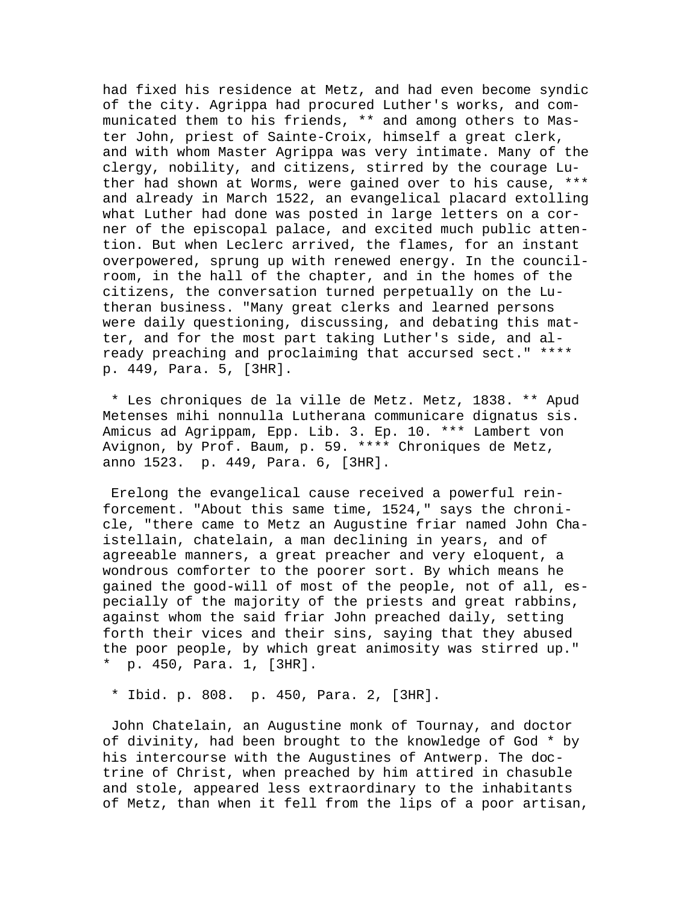had fixed his residence at Metz, and had even become syndic of the city. Agrippa had procured Luther's works, and communicated them to his friends, ** and among others to Master John, priest of Sainte-Croix, himself a great clerk, and with whom Master Agrippa was very intimate. Many of the clergy, nobility, and citizens, stirred by the courage Luther had shown at Worms, were gained over to his cause, *** and already in March 1522, an evangelical placard extolling what Luther had done was posted in large letters on a corner of the episcopal palace, and excited much public attention. But when Leclerc arrived, the flames, for an instant overpowered, sprung up with renewed energy. In the council-room, in the hall of the chapter, and in the homes of the citizens, the conversation turned perpetually on the Lutheran business. "Many great clerks and learned persons were daily questioning, discussing, and debating this matter, and for the most part taking Luther's side, and already preaching and proclaiming that accursed sect." **** p. 449, Para. 5, [3HR].

* Les chroniques de la ville de Metz. Metz, 1838. ** Apud Metenses mihi nonnulla Lutherana communicare dignatus sis. Amicus ad Agrippam, Epp. Lib. 3. Ep. 10. *** Lambert von Avignon, by Prof. Baum, p. 59. **** Chroniques de Metz, anno 1523. p. 449, Para. 6, [3HR].

Erelong the evangelical cause received a powerful reinforcement. "About this same time, 1524," says the chronicle, "there came to Metz an Augustine friar named John Chaistellain, chatelain, a man declining in years, and of agreeable manners, a great preacher and very eloquent, a wondrous comforter to the poorer sort. By which means he gained the good-will of most of the people, not of all, especially of the majority of the priests and great rabbins, against whom the said friar John preached daily, setting forth their vices and their sins, saying that they abused the poor people, by which great animosity was stirred up." * p. 450, Para. 1, [3HR].

* Ibid. p. 808. p. 450, Para. 2, [3HR].

John Chatelain, an Augustine monk of Tournay, and doctor of divinity, had been brought to the knowledge of God * by his intercourse with the Augustines of Antwerp. The doctrine of Christ, when preached by him attired in chasuble and stole, appeared less extraordinary to the inhabitants of Metz, than when it fell from the lips of a poor artisan,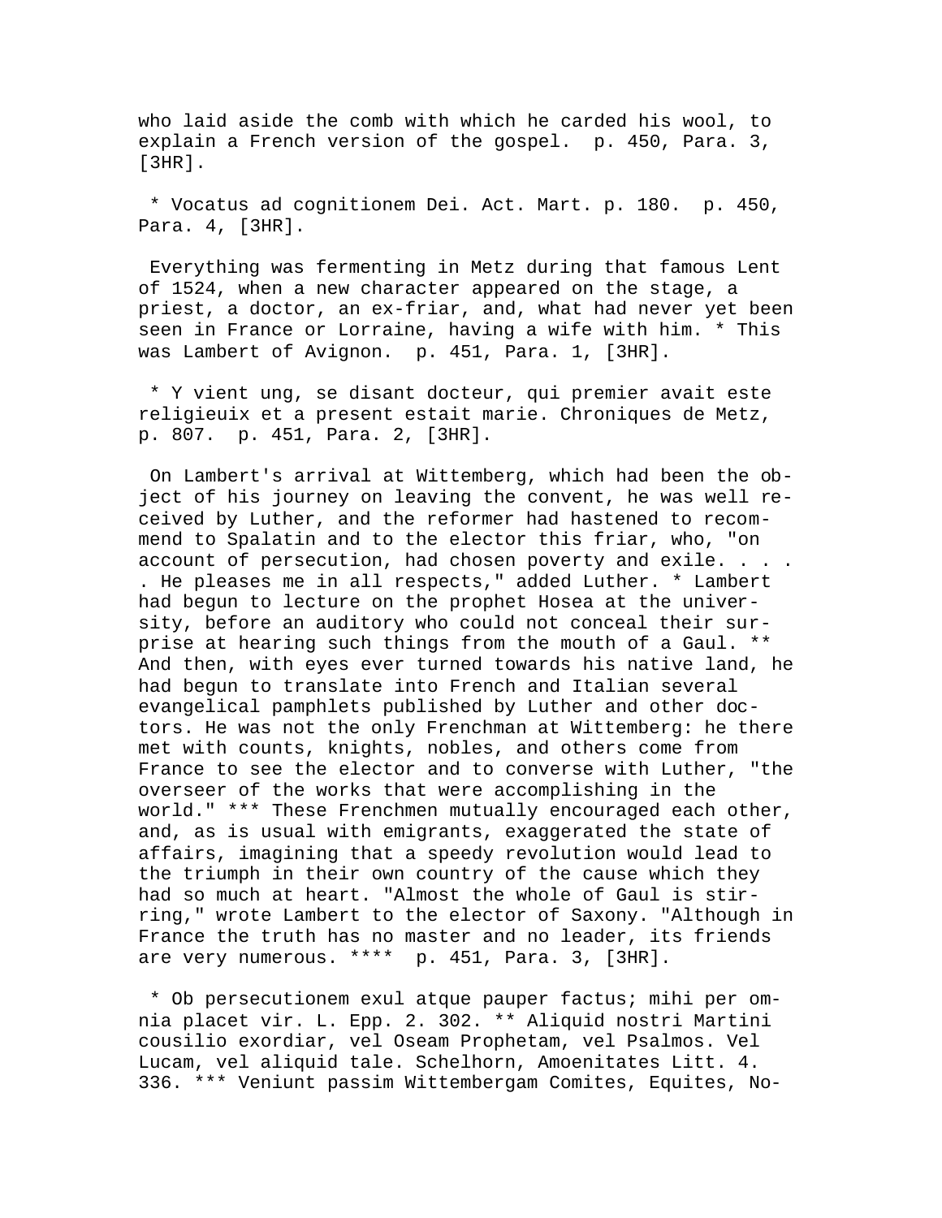who laid aside the comb with which he carded his wool, to explain a French version of the gospel.  p. 450, Para. 3, [3HR].

* Vocatus ad cognitionem Dei. Act. Mart. p. 180.  p. 450, Para. 4, [3HR].

Everything was fermenting in Metz during that famous Lent of 1524, when a new character appeared on the stage, a priest, a doctor, an ex-friar, and, what had never yet been seen in France or Lorraine, having a wife with him. * This was Lambert of Avignon.  p. 451, Para. 1, [3HR].

* Y vient ung, se disant docteur, qui premier avait este religieuix et a present estait marie. Chroniques de Metz, p. 807.  p. 451, Para. 2, [3HR].

On Lambert's arrival at Wittemberg, which had been the object of his journey on leaving the convent, he was well received by Luther, and the reformer had hastened to recommend to Spalatin and to the elector this friar, who, "on account of persecution, had chosen poverty and exile. . . . . He pleases me in all respects," added Luther. * Lambert had begun to lecture on the prophet Hosea at the university, before an auditory who could not conceal their surprise at hearing such things from the mouth of a Gaul. ** And then, with eyes ever turned towards his native land, he had begun to translate into French and Italian several evangelical pamphlets published by Luther and other doctors. He was not the only Frenchman at Wittemberg: he there met with counts, knights, nobles, and others come from France to see the elector and to converse with Luther, "the overseer of the works that were accomplishing in the world." *** These Frenchmen mutually encouraged each other, and, as is usual with emigrants, exaggerated the state of affairs, imagining that a speedy revolution would lead to the triumph in their own country of the cause which they had so much at heart. "Almost the whole of Gaul is stirring," wrote Lambert to the elector of Saxony. "Although in France the truth has no master and no leader, its friends are very numerous. ****  p. 451, Para. 3, [3HR].

* Ob persecutionem exul atque pauper factus; mihi per omnia placet vir. L. Epp. 2. 302. ** Aliquid nostri Martini cousilio exordiar, vel Oseam Prophetam, vel Psalmos. Vel Lucam, vel aliquid tale. Schelhorn, Amoenitates Litt. 4. 336. *** Veniunt passim Wittembergam Comites, Equites, No-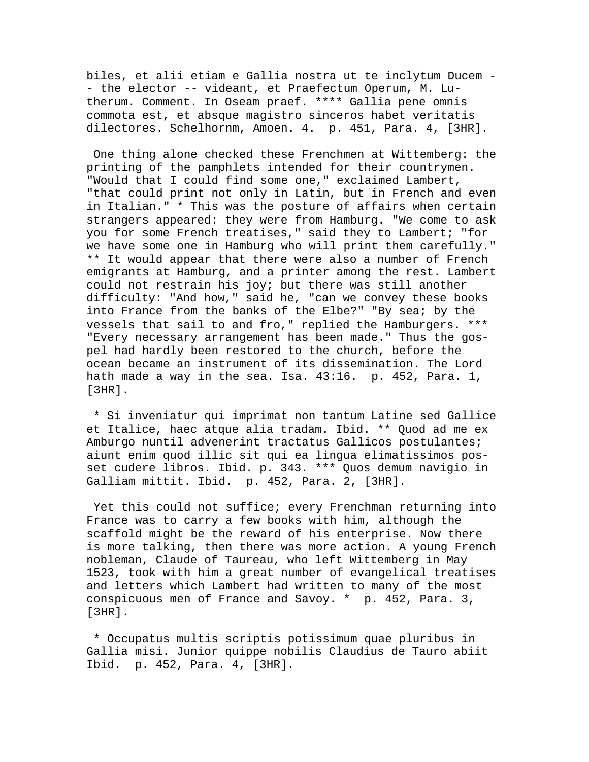biles, et alii etiam e Gallia nostra ut te inclytum Ducem -- the elector -- videant, et Praefectum Operum, M. Lutherum. Comment. In Oseam praef. **** Gallia pene omnis commota est, et absque magistro sinceros habet veritatis dilectores. Schelhornm, Amoen. 4. p. 451, Para. 4, [3HR].

One thing alone checked these Frenchmen at Wittemberg: the printing of the pamphlets intended for their countrymen. "Would that I could find some one," exclaimed Lambert, "that could print not only in Latin, but in French and even in Italian." * This was the posture of affairs when certain strangers appeared: they were from Hamburg. "We come to ask you for some French treatises," said they to Lambert; "for we have some one in Hamburg who will print them carefully." ** It would appear that there were also a number of French emigrants at Hamburg, and a printer among the rest. Lambert could not restrain his joy; but there was still another difficulty: "And how," said he, "can we convey these books into France from the banks of the Elbe?" "By sea; by the vessels that sail to and fro," replied the Hamburgers. *** "Every necessary arrangement has been made." Thus the gospel had hardly been restored to the church, before the ocean became an instrument of its dissemination. The Lord hath made a way in the sea. Isa. 43:16. p. 452, Para. 1, [3HR].

* Si inveniatur qui imprimat non tantum Latine sed Gallice et Italice, haec atque alia tradam. Ibid. ** Quod ad me ex Amburgo nuntil advenerint tractatus Gallicos postulantes; aiunt enim quod illic sit qui ea lingua elimatissimos posset cudere libros. Ibid. p. 343. *** Quos demum navigio in Galliam mittit. Ibid. p. 452, Para. 2, [3HR].

Yet this could not suffice; every Frenchman returning into France was to carry a few books with him, although the scaffold might be the reward of his enterprise. Now there is more talking, then there was more action. A young French nobleman, Claude of Taureau, who left Wittemberg in May 1523, took with him a great number of evangelical treatises and letters which Lambert had written to many of the most conspicuous men of France and Savoy. * p. 452, Para. 3, [3HR].

* Occupatus multis scriptis potissimum quae pluribus in Gallia misi. Junior quippe nobilis Claudius de Tauro abiit Ibid. p. 452, Para. 4, [3HR].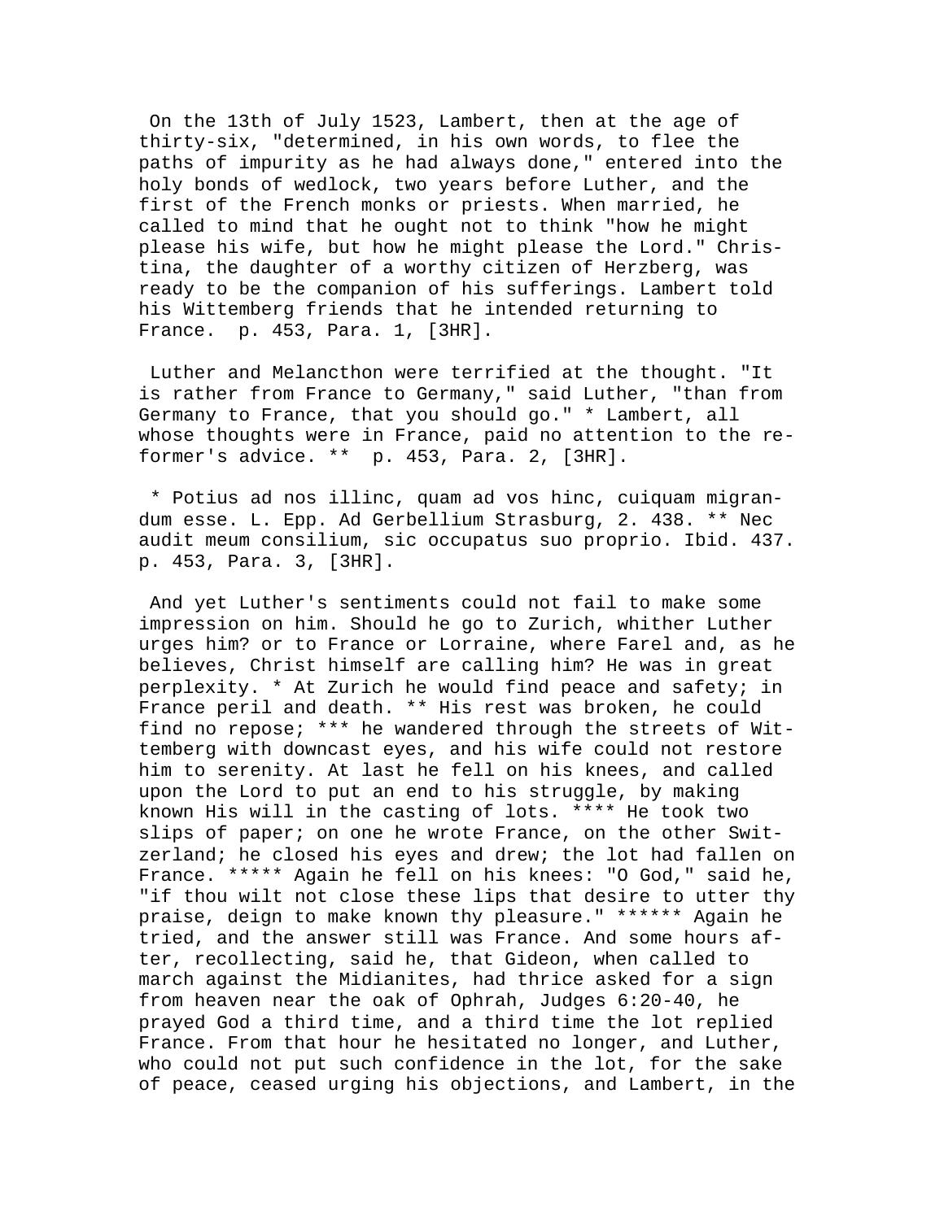On the 13th of July 1523, Lambert, then at the age of thirty-six, "determined, in his own words, to flee the paths of impurity as he had always done," entered into the holy bonds of wedlock, two years before Luther, and the first of the French monks or priests. When married, he called to mind that he ought not to think "how he might please his wife, but how he might please the Lord." Christina, the daughter of a worthy citizen of Herzberg, was ready to be the companion of his sufferings. Lambert told his Wittemberg friends that he intended returning to France. p. 453, Para. 1, [3HR].

Luther and Melancthon were terrified at the thought. "It is rather from France to Germany," said Luther, "than from Germany to France, that you should go." * Lambert, all whose thoughts were in France, paid no attention to the reformer's advice. ** p. 453, Para. 2, [3HR].

* Potius ad nos illinc, quam ad vos hinc, cuiquam migrandum esse. L. Epp. Ad Gerbellium Strasburg, 2. 438. ** Nec audit meum consilium, sic occupatus suo proprio. Ibid. 437. p. 453, Para. 3, [3HR].

And yet Luther's sentiments could not fail to make some impression on him. Should he go to Zurich, whither Luther urges him? or to France or Lorraine, where Farel and, as he believes, Christ himself are calling him? He was in great perplexity. * At Zurich he would find peace and safety; in France peril and death. ** His rest was broken, he could find no repose; *** he wandered through the streets of Wittemberg with downcast eyes, and his wife could not restore him to serenity. At last he fell on his knees, and called upon the Lord to put an end to his struggle, by making known His will in the casting of lots. **** He took two slips of paper; on one he wrote France, on the other Switzerland; he closed his eyes and drew; the lot had fallen on France. ***** Again he fell on his knees: "O God," said he, "if thou wilt not close these lips that desire to utter thy praise, deign to make known thy pleasure." ****** Again he tried, and the answer still was France. And some hours after, recollecting, said he, that Gideon, when called to march against the Midianites, had thrice asked for a sign from heaven near the oak of Ophrah, Judges 6:20-40, he prayed God a third time, and a third time the lot replied France. From that hour he hesitated no longer, and Luther, who could not put such confidence in the lot, for the sake of peace, ceased urging his objections, and Lambert, in the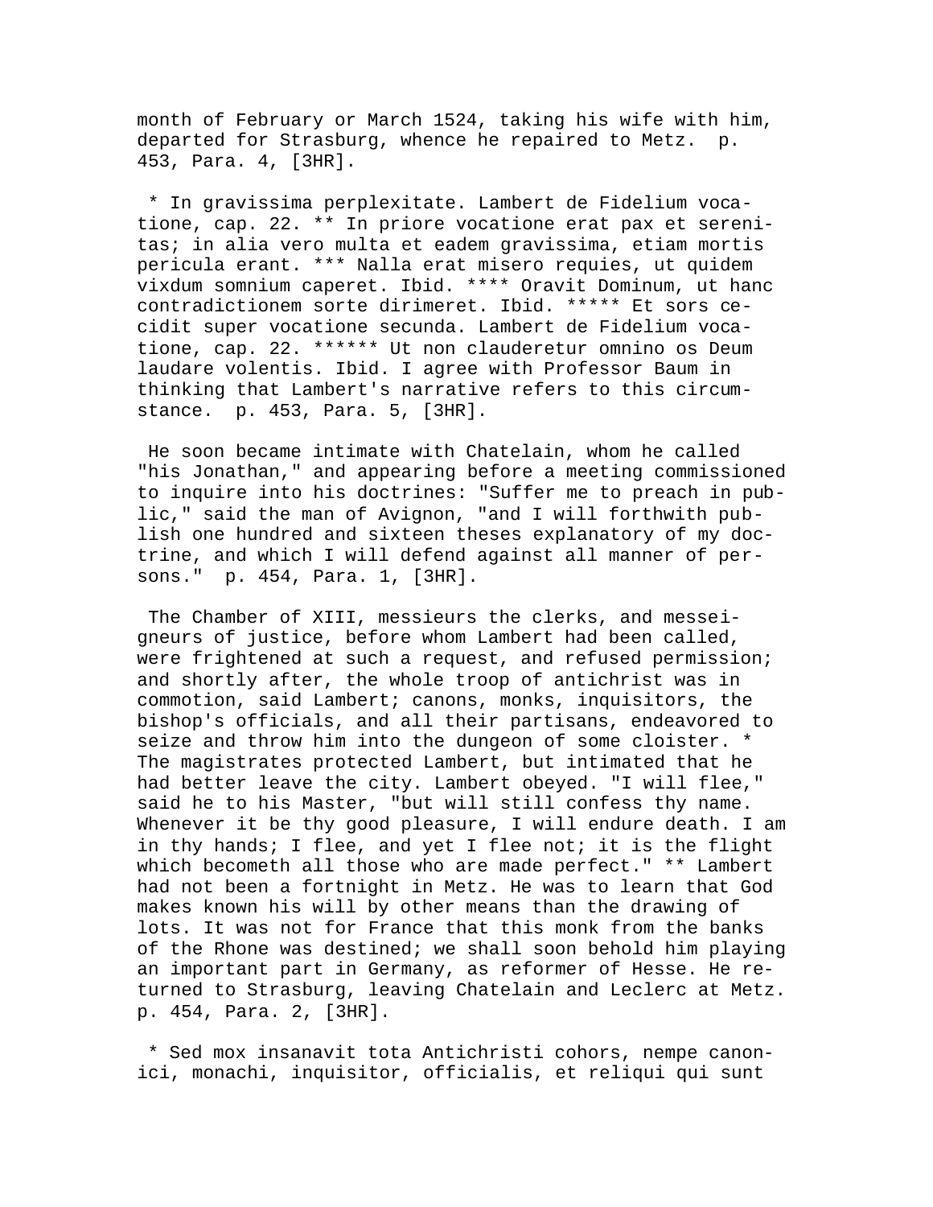month of February or March 1524, taking his wife with him, departed for Strasburg, whence he repaired to Metz. p. 453, Para. 4, [3HR].

* In gravissima perplexitate. Lambert de Fidelium vocatione, cap. 22. ** In priore vocatione erat pax et serenitas; in alia vero multa et eadem gravissima, etiam mortis pericula erant. *** Nalla erat misero requies, ut quidem vixdum somnium caperet. Ibid. **** Oravit Dominum, ut hanc contradictionem sorte dirimeret. Ibid. ***** Et sors cecidit super vocatione secunda. Lambert de Fidelium vocatione, cap. 22. ****** Ut non clauderetur omnino os Deum laudare volentis. Ibid. I agree with Professor Baum in thinking that Lambert's narrative refers to this circumstance. p. 453, Para. 5, [3HR].

He soon became intimate with Chatelain, whom he called "his Jonathan," and appearing before a meeting commissioned to inquire into his doctrines: "Suffer me to preach in public," said the man of Avignon, "and I will forthwith publish one hundred and sixteen theses explanatory of my doctrine, and which I will defend against all manner of persons." p. 454, Para. 1, [3HR].

The Chamber of XIII, messieurs the clerks, and messeigneurs of justice, before whom Lambert had been called, were frightened at such a request, and refused permission; and shortly after, the whole troop of antichrist was in commotion, said Lambert; canons, monks, inquisitors, the bishop's officials, and all their partisans, endeavored to seize and throw him into the dungeon of some cloister. * The magistrates protected Lambert, but intimated that he had better leave the city. Lambert obeyed. "I will flee," said he to his Master, "but will still confess thy name. Whenever it be thy good pleasure, I will endure death. I am in thy hands; I flee, and yet I flee not; it is the flight which becometh all those who are made perfect." ** Lambert had not been a fortnight in Metz. He was to learn that God makes known his will by other means than the drawing of lots. It was not for France that this monk from the banks of the Rhone was destined; we shall soon behold him playing an important part in Germany, as reformer of Hesse. He returned to Strasburg, leaving Chatelain and Leclerc at Metz. p. 454, Para. 2, [3HR].

* Sed mox insanavit tota Antichristi cohors, nempe canonici, monachi, inquisitor, officialis, et reliqui qui sunt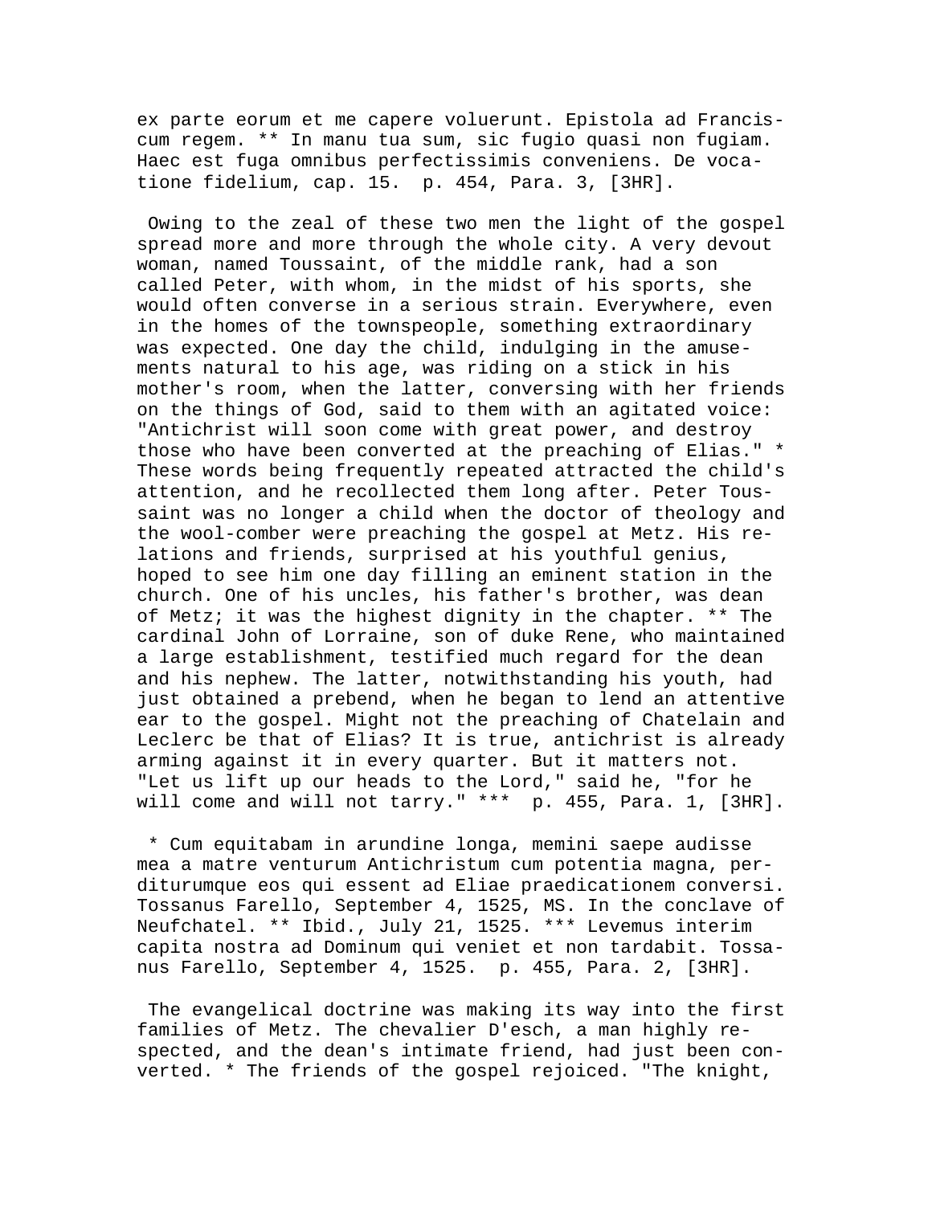ex parte eorum et me capere voluerunt. Epistola ad Franciscum regem. ** In manu tua sum, sic fugio quasi non fugiam. Haec est fuga omnibus perfectissimis conveniens. De vocatione fidelium, cap. 15. p. 454, Para. 3, [3HR].

Owing to the zeal of these two men the light of the gospel spread more and more through the whole city. A very devout woman, named Toussaint, of the middle rank, had a son called Peter, with whom, in the midst of his sports, she would often converse in a serious strain. Everywhere, even in the homes of the townspeople, something extraordinary was expected. One day the child, indulging in the amusements natural to his age, was riding on a stick in his mother's room, when the latter, conversing with her friends on the things of God, said to them with an agitated voice: "Antichrist will soon come with great power, and destroy those who have been converted at the preaching of Elias." * These words being frequently repeated attracted the child's attention, and he recollected them long after. Peter Toussaint was no longer a child when the doctor of theology and the wool-comber were preaching the gospel at Metz. His relations and friends, surprised at his youthful genius, hoped to see him one day filling an eminent station in the church. One of his uncles, his father's brother, was dean of Metz; it was the highest dignity in the chapter. ** The cardinal John of Lorraine, son of duke Rene, who maintained a large establishment, testified much regard for the dean and his nephew. The latter, notwithstanding his youth, had just obtained a prebend, when he began to lend an attentive ear to the gospel. Might not the preaching of Chatelain and Leclerc be that of Elias? It is true, antichrist is already arming against it in every quarter. But it matters not. "Let us lift up our heads to the Lord," said he, "for he will come and will not tarry." *** p. 455, Para. 1, [3HR].

* Cum equitabam in arundine longa, memini saepe audisse mea a matre venturum Antichristum cum potentia magna, perditurumque eos qui essent ad Eliae praedicationem conversi. Tossanus Farello, September 4, 1525, MS. In the conclave of Neufchatel. ** Ibid., July 21, 1525. *** Levemus interim capita nostra ad Dominum qui veniet et non tardabit. Tossanus Farello, September 4, 1525. p. 455, Para. 2, [3HR].

The evangelical doctrine was making its way into the first families of Metz. The chevalier D'esch, a man highly respected, and the dean's intimate friend, had just been converted. * The friends of the gospel rejoiced. "The knight,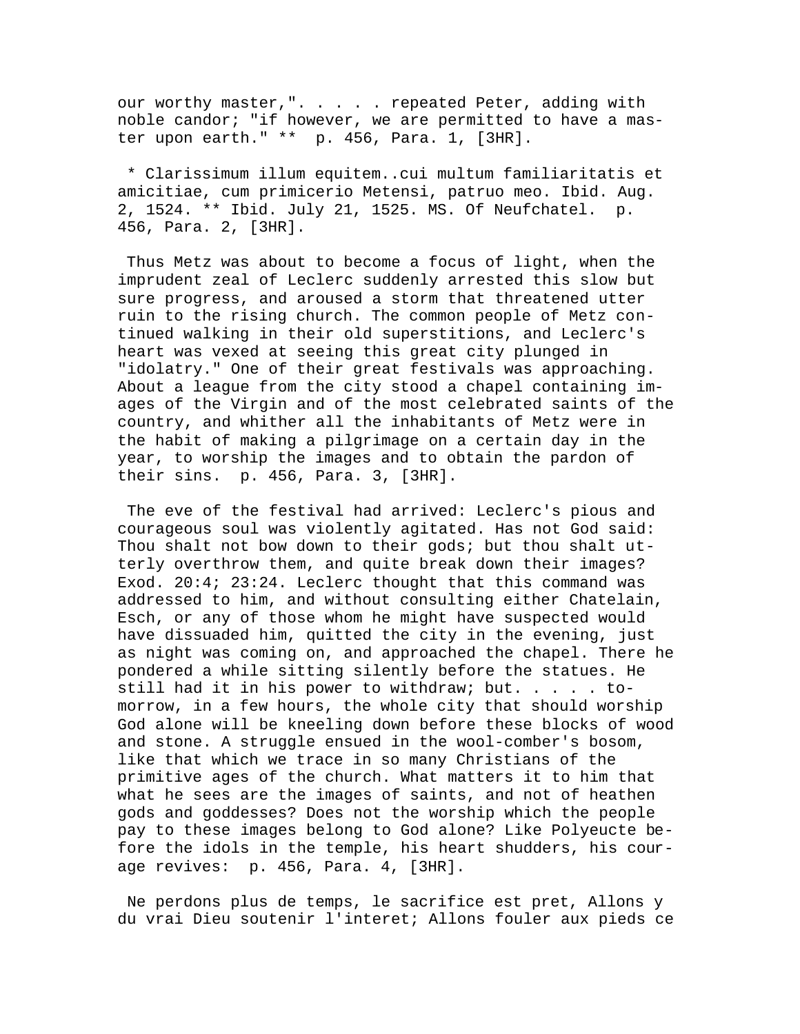our worthy master,". . . . . repeated Peter, adding with noble candor; "if however, we are permitted to have a master upon earth." ** p. 456, Para. 1, [3HR].

* Clarissimum illum equitem..cui multum familiaritatis et amicitiae, cum primicerio Metensi, patruo meo. Ibid. Aug. 2, 1524. ** Ibid. July 21, 1525. MS. Of Neufchatel. p. 456, Para. 2, [3HR].

Thus Metz was about to become a focus of light, when the imprudent zeal of Leclerc suddenly arrested this slow but sure progress, and aroused a storm that threatened utter ruin to the rising church. The common people of Metz continued walking in their old superstitions, and Leclerc's heart was vexed at seeing this great city plunged in "idolatry." One of their great festivals was approaching. About a league from the city stood a chapel containing images of the Virgin and of the most celebrated saints of the country, and whither all the inhabitants of Metz were in the habit of making a pilgrimage on a certain day in the year, to worship the images and to obtain the pardon of their sins. p. 456, Para. 3, [3HR].

The eve of the festival had arrived: Leclerc's pious and courageous soul was violently agitated. Has not God said: Thou shalt not bow down to their gods; but thou shalt utterly overthrow them, and quite break down their images? Exod. 20:4; 23:24. Leclerc thought that this command was addressed to him, and without consulting either Chatelain, Esch, or any of those whom he might have suspected would have dissuaded him, quitted the city in the evening, just as night was coming on, and approached the chapel. There he pondered a while sitting silently before the statues. He still had it in his power to withdraw; but. . . . . tomorrow, in a few hours, the whole city that should worship God alone will be kneeling down before these blocks of wood and stone. A struggle ensued in the wool-comber's bosom, like that which we trace in so many Christians of the primitive ages of the church. What matters it to him that what he sees are the images of saints, and not of heathen gods and goddesses? Does not the worship which the people pay to these images belong to God alone? Like Polyeucte before the idols in the temple, his heart shudders, his courage revives: p. 456, Para. 4, [3HR].

Ne perdons plus de temps, le sacrifice est pret, Allons y du vrai Dieu soutenir l'interet; Allons fouler aux pieds ce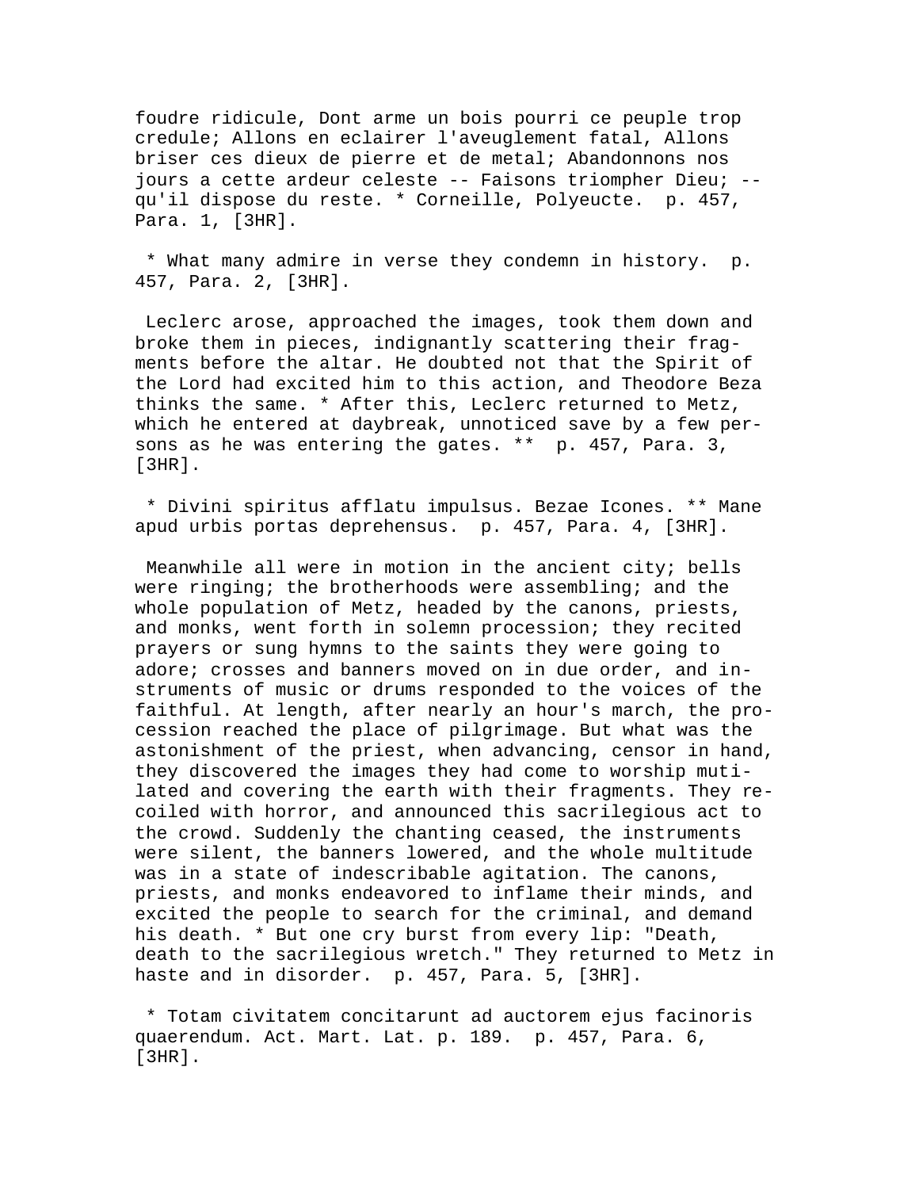foudre ridicule, Dont arme un bois pourri ce peuple trop credule; Allons en eclairer l'aveuglement fatal, Allons briser ces dieux de pierre et de metal; Abandonnons nos jours a cette ardeur celeste -- Faisons triompher Dieu; -- qu'il dispose du reste. * Corneille, Polyeucte. p. 457, Para. 1, [3HR].

* What many admire in verse they condemn in history. p. 457, Para. 2, [3HR].

Leclerc arose, approached the images, took them down and broke them in pieces, indignantly scattering their fragments before the altar. He doubted not that the Spirit of the Lord had excited him to this action, and Theodore Beza thinks the same. * After this, Leclerc returned to Metz, which he entered at daybreak, unnoticed save by a few persons as he was entering the gates. ** p. 457, Para. 3, [3HR].

* Divini spiritus afflatu impulsus. Bezae Icones. ** Mane apud urbis portas deprehensus. p. 457, Para. 4, [3HR].

Meanwhile all were in motion in the ancient city; bells were ringing; the brotherhoods were assembling; and the whole population of Metz, headed by the canons, priests, and monks, went forth in solemn procession; they recited prayers or sung hymns to the saints they were going to adore; crosses and banners moved on in due order, and instruments of music or drums responded to the voices of the faithful. At length, after nearly an hour's march, the procession reached the place of pilgrimage. But what was the astonishment of the priest, when advancing, censor in hand, they discovered the images they had come to worship mutilated and covering the earth with their fragments. They recoiled with horror, and announced this sacrilegious act to the crowd. Suddenly the chanting ceased, the instruments were silent, the banners lowered, and the whole multitude was in a state of indescribable agitation. The canons, priests, and monks endeavored to inflame their minds, and excited the people to search for the criminal, and demand his death. * But one cry burst from every lip: "Death, death to the sacrilegious wretch." They returned to Metz in haste and in disorder. p. 457, Para. 5, [3HR].

* Totam civitatem concitarunt ad auctorem ejus facinoris quaerendum. Act. Mart. Lat. p. 189. p. 457, Para. 6, [3HR].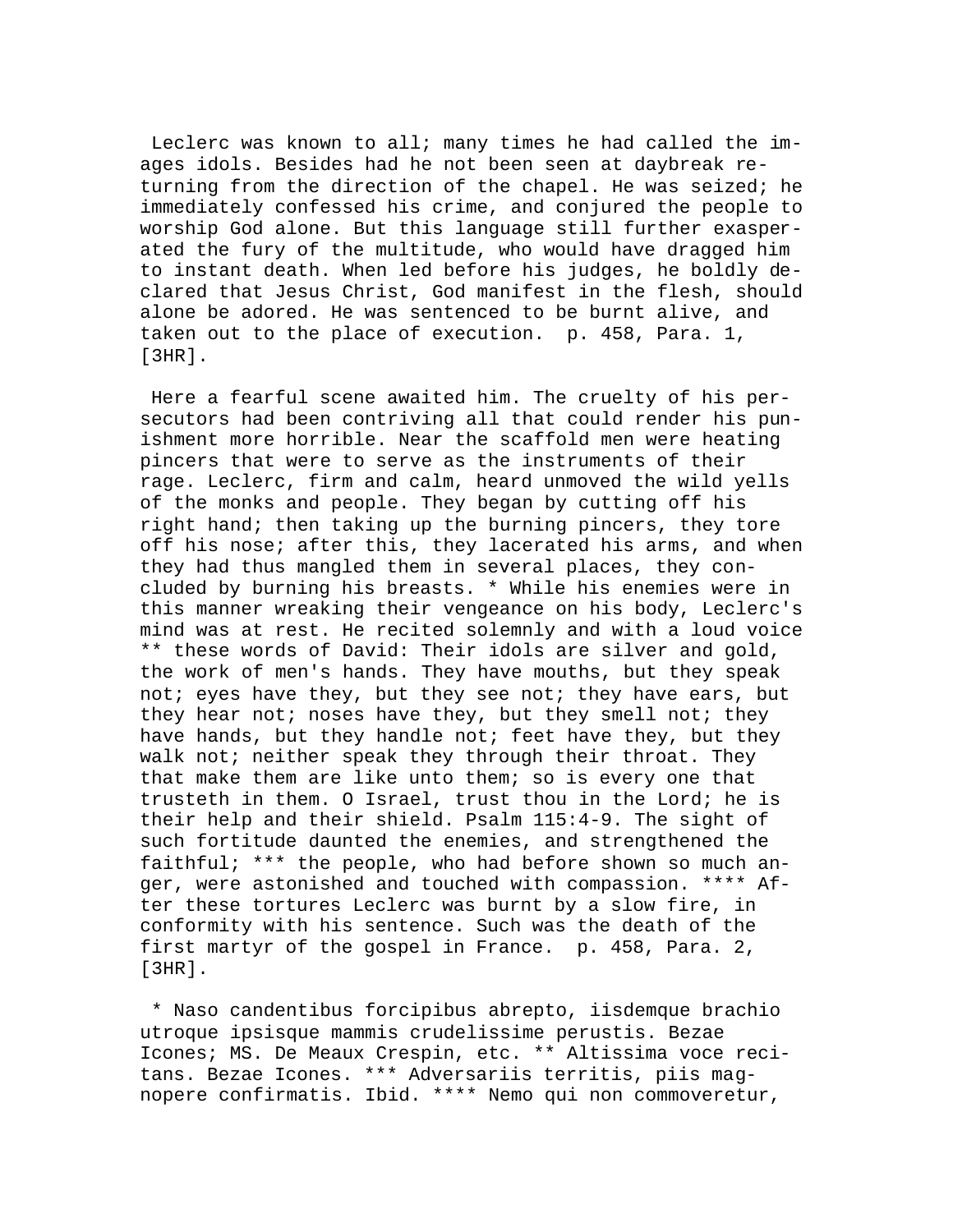Leclerc was known to all; many times he had called the images idols. Besides had he not been seen at daybreak returning from the direction of the chapel. He was seized; he immediately confessed his crime, and conjured the people to worship God alone. But this language still further exasperated the fury of the multitude, who would have dragged him to instant death. When led before his judges, he boldly declared that Jesus Christ, God manifest in the flesh, should alone be adored. He was sentenced to be burnt alive, and taken out to the place of execution. p. 458, Para. 1, [3HR].

Here a fearful scene awaited him. The cruelty of his persecutors had been contriving all that could render his punishment more horrible. Near the scaffold men were heating pincers that were to serve as the instruments of their rage. Leclerc, firm and calm, heard unmoved the wild yells of the monks and people. They began by cutting off his right hand; then taking up the burning pincers, they tore off his nose; after this, they lacerated his arms, and when they had thus mangled them in several places, they concluded by burning his breasts. * While his enemies were in this manner wreaking their vengeance on his body, Leclerc's mind was at rest. He recited solemnly and with a loud voice ** these words of David: Their idols are silver and gold, the work of men's hands. They have mouths, but they speak not; eyes have they, but they see not; they have ears, but they hear not; noses have they, but they smell not; they have hands, but they handle not; feet have they, but they walk not; neither speak they through their throat. They that make them are like unto them; so is every one that trusteth in them. O Israel, trust thou in the Lord; he is their help and their shield. Psalm 115:4-9. The sight of such fortitude daunted the enemies, and strengthened the faithful; *** the people, who had before shown so much anger, were astonished and touched with compassion. **** After these tortures Leclerc was burnt by a slow fire, in conformity with his sentence. Such was the death of the first martyr of the gospel in France. p. 458, Para. 2, [3HR].

* Naso candentibus forcipibus abrepto, iisdemque brachio utroque ipsisque mammis crudelissime perustis. Bezae Icones; MS. De Meaux Crespin, etc. ** Altissima voce recitans. Bezae Icones. *** Adversariis territis, piis magnopere confirmatis. Ibid. **** Nemo qui non commoveretur,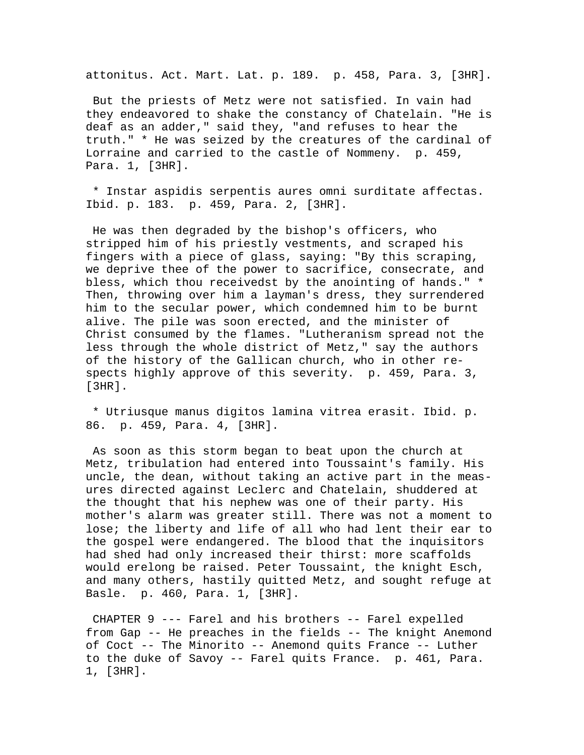attonitus. Act. Mart. Lat. p. 189. p. 458, Para. 3, [3HR].

But the priests of Metz were not satisfied. In vain had they endeavored to shake the constancy of Chatelain. "He is deaf as an adder," said they, "and refuses to hear the truth." * He was seized by the creatures of the cardinal of Lorraine and carried to the castle of Nommeny. p. 459, Para. 1, [3HR].

* Instar aspidis serpentis aures omni surditate affectas. Ibid. p. 183. p. 459, Para. 2, [3HR].

He was then degraded by the bishop's officers, who stripped him of his priestly vestments, and scraped his fingers with a piece of glass, saying: "By this scraping, we deprive thee of the power to sacrifice, consecrate, and bless, which thou receivedst by the anointing of hands." * Then, throwing over him a layman's dress, they surrendered him to the secular power, which condemned him to be burnt alive. The pile was soon erected, and the minister of Christ consumed by the flames. "Lutheranism spread not the less through the whole district of Metz," say the authors of the history of the Gallican church, who in other respects highly approve of this severity. p. 459, Para. 3, [3HR].

* Utriusque manus digitos lamina vitrea erasit. Ibid. p. 86. p. 459, Para. 4, [3HR].

As soon as this storm began to beat upon the church at Metz, tribulation had entered into Toussaint's family. His uncle, the dean, without taking an active part in the measures directed against Leclerc and Chatelain, shuddered at the thought that his nephew was one of their party. His mother's alarm was greater still. There was not a moment to lose; the liberty and life of all who had lent their ear to the gospel were endangered. The blood that the inquisitors had shed had only increased their thirst: more scaffolds would erelong be raised. Peter Toussaint, the knight Esch, and many others, hastily quitted Metz, and sought refuge at Basle. p. 460, Para. 1, [3HR].

CHAPTER 9 --- Farel and his brothers -- Farel expelled from Gap -- He preaches in the fields -- The knight Anemond of Coct -- The Minorito -- Anemond quits France -- Luther to the duke of Savoy -- Farel quits France. p. 461, Para. 1, [3HR].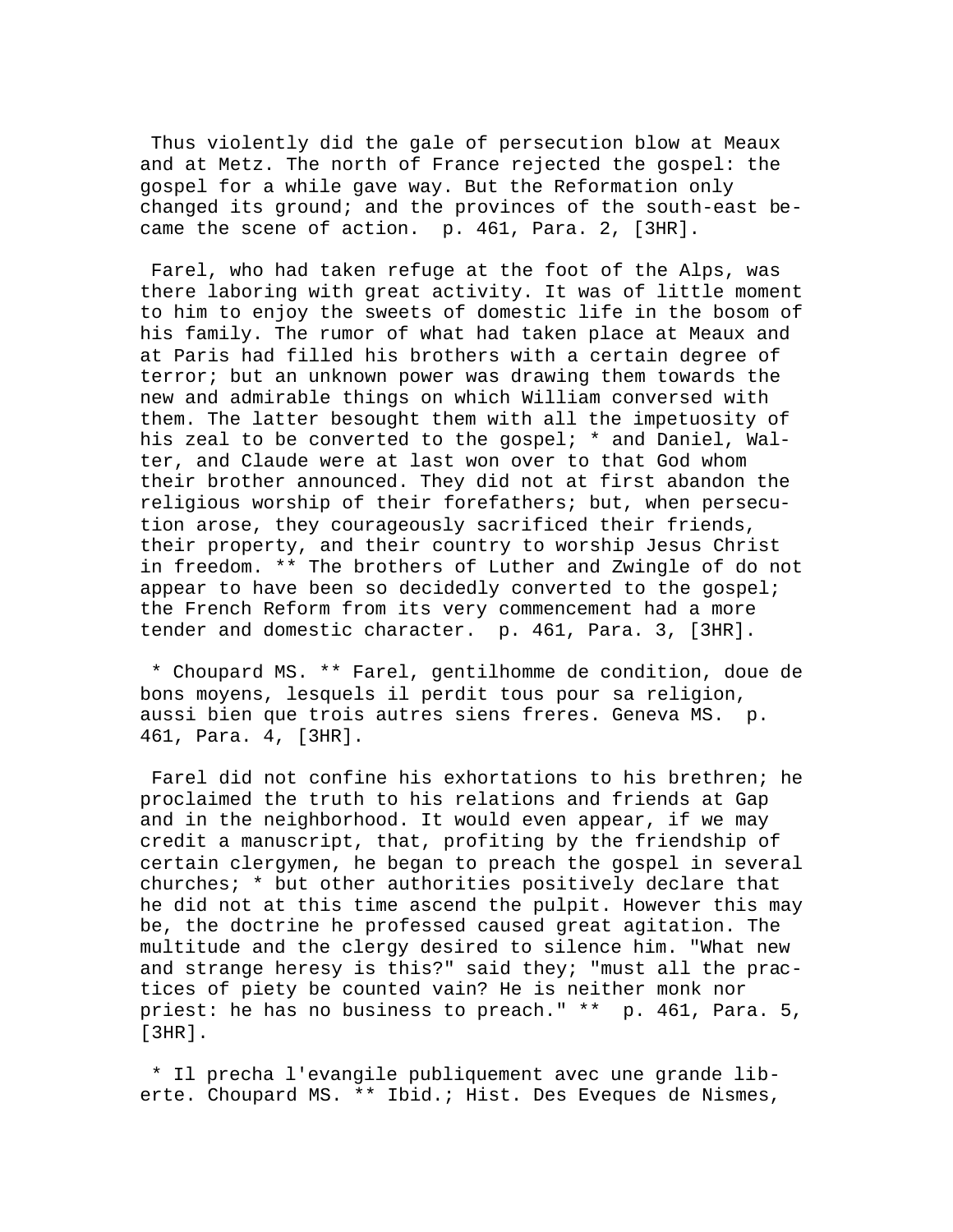Thus violently did the gale of persecution blow at Meaux and at Metz. The north of France rejected the gospel: the gospel for a while gave way. But the Reformation only changed its ground; and the provinces of the south-east became the scene of action. p. 461, Para. 2, [3HR].

Farel, who had taken refuge at the foot of the Alps, was there laboring with great activity. It was of little moment to him to enjoy the sweets of domestic life in the bosom of his family. The rumor of what had taken place at Meaux and at Paris had filled his brothers with a certain degree of terror; but an unknown power was drawing them towards the new and admirable things on which William conversed with them. The latter besought them with all the impetuosity of his zeal to be converted to the gospel; * and Daniel, Walter, and Claude were at last won over to that God whom their brother announced. They did not at first abandon the religious worship of their forefathers; but, when persecution arose, they courageously sacrificed their friends, their property, and their country to worship Jesus Christ in freedom. ** The brothers of Luther and Zwingle of do not appear to have been so decidedly converted to the gospel; the French Reform from its very commencement had a more tender and domestic character. p. 461, Para. 3, [3HR].

* Choupard MS. ** Farel, gentilhomme de condition, doue de bons moyens, lesquels il perdit tous pour sa religion, aussi bien que trois autres siens freres. Geneva MS. p. 461, Para. 4, [3HR].

Farel did not confine his exhortations to his brethren; he proclaimed the truth to his relations and friends at Gap and in the neighborhood. It would even appear, if we may credit a manuscript, that, profiting by the friendship of certain clergymen, he began to preach the gospel in several churches; * but other authorities positively declare that he did not at this time ascend the pulpit. However this may be, the doctrine he professed caused great agitation. The multitude and the clergy desired to silence him. "What new and strange heresy is this?" said they; "must all the practices of piety be counted vain? He is neither monk nor priest: he has no business to preach." ** p. 461, Para. 5, [3HR].

* Il precha l'evangile publiquement avec une grande liberte. Choupard MS. ** Ibid.; Hist. Des Eveques de Nismes,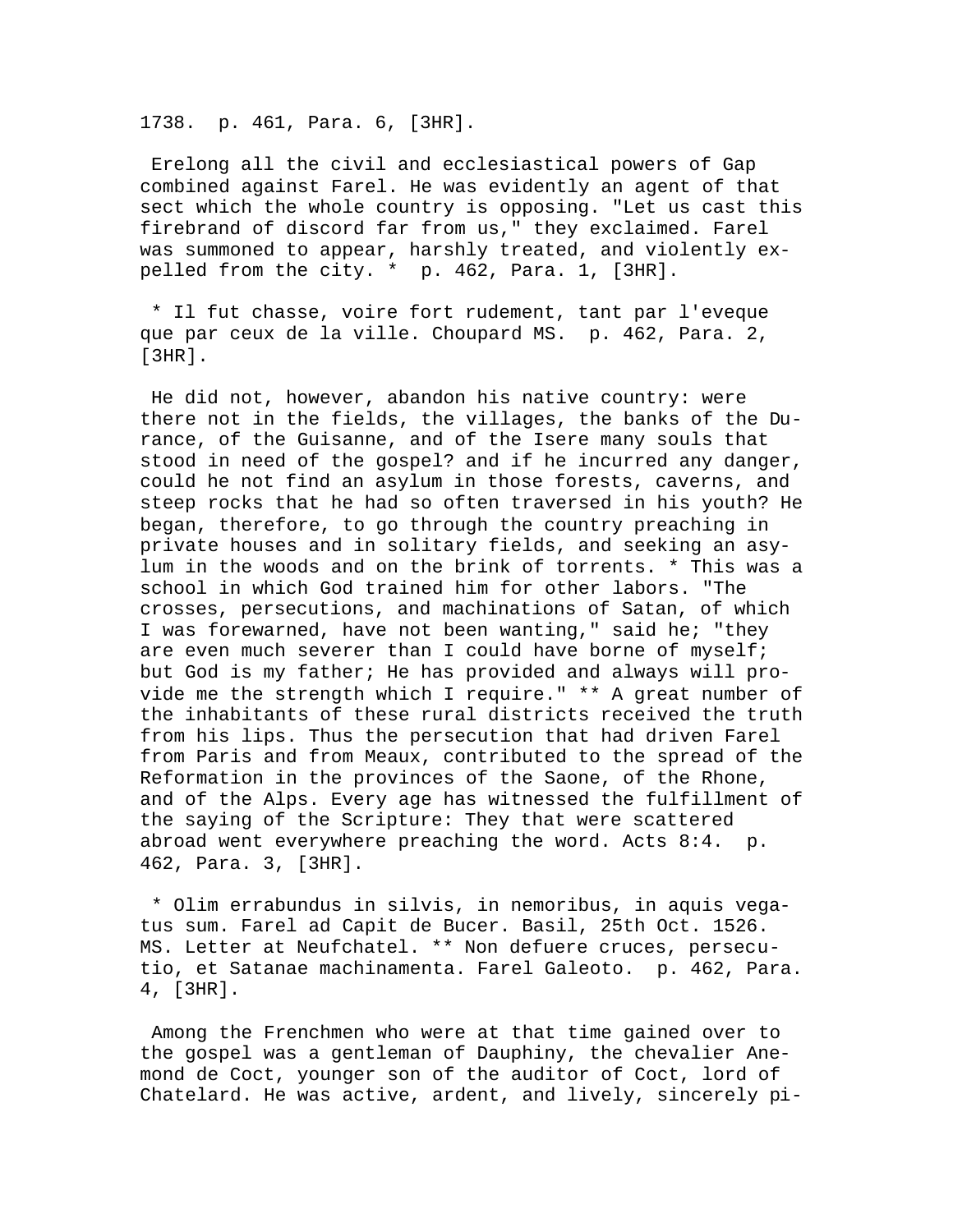1738. p. 461, Para. 6, [3HR].

Erelong all the civil and ecclesiastical powers of Gap combined against Farel. He was evidently an agent of that sect which the whole country is opposing. "Let us cast this firebrand of discord far from us," they exclaimed. Farel was summoned to appear, harshly treated, and violently expelled from the city. * p. 462, Para. 1, [3HR].

* Il fut chasse, voire fort rudement, tant par l'eveque que par ceux de la ville. Choupard MS. p. 462, Para. 2, [3HR].

He did not, however, abandon his native country: were there not in the fields, the villages, the banks of the Durance, of the Guisanne, and of the Isere many souls that stood in need of the gospel? and if he incurred any danger, could he not find an asylum in those forests, caverns, and steep rocks that he had so often traversed in his youth? He began, therefore, to go through the country preaching in private houses and in solitary fields, and seeking an asylum in the woods and on the brink of torrents. * This was a school in which God trained him for other labors. "The crosses, persecutions, and machinations of Satan, of which I was forewarned, have not been wanting," said he; "they are even much severer than I could have borne of myself; but God is my father; He has provided and always will provide me the strength which I require." ** A great number of the inhabitants of these rural districts received the truth from his lips. Thus the persecution that had driven Farel from Paris and from Meaux, contributed to the spread of the Reformation in the provinces of the Saone, of the Rhone, and of the Alps. Every age has witnessed the fulfillment of the saying of the Scripture: They that were scattered abroad went everywhere preaching the word. Acts 8:4. p. 462, Para. 3, [3HR].

* Olim errabundus in silvis, in nemoribus, in aquis vegatus sum. Farel ad Capit de Bucer. Basil, 25th Oct. 1526. MS. Letter at Neufchatel. ** Non defuere cruces, persecutio, et Satanae machinamenta. Farel Galeoto. p. 462, Para. 4, [3HR].

Among the Frenchmen who were at that time gained over to the gospel was a gentleman of Dauphiny, the chevalier Anemond de Coct, younger son of the auditor of Coct, lord of Chatelard. He was active, ardent, and lively, sincerely pi-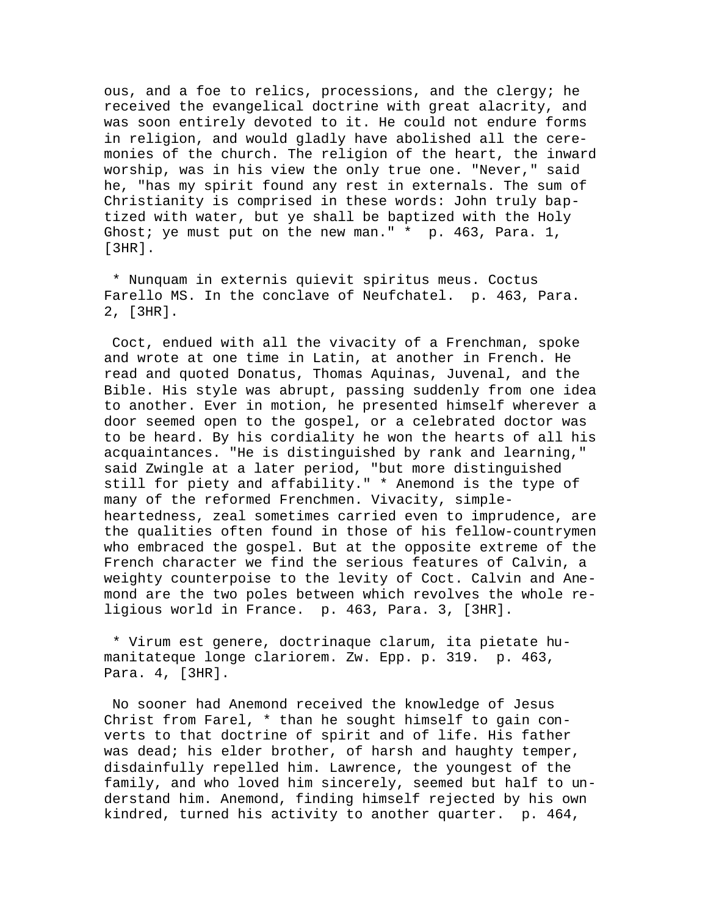ous, and a foe to relics, processions, and the clergy; he received the evangelical doctrine with great alacrity, and was soon entirely devoted to it. He could not endure forms in religion, and would gladly have abolished all the ceremonies of the church. The religion of the heart, the inward worship, was in his view the only true one. "Never," said he, "has my spirit found any rest in externals. The sum of Christianity is comprised in these words: John truly baptized with water, but ye shall be baptized with the Holy Ghost; ye must put on the new man." * p. 463, Para. 1, [3HR].

* Nunquam in externis quievit spiritus meus. Coctus Farello MS. In the conclave of Neufchatel. p. 463, Para. 2, [3HR].

Coct, endued with all the vivacity of a Frenchman, spoke and wrote at one time in Latin, at another in French. He read and quoted Donatus, Thomas Aquinas, Juvenal, and the Bible. His style was abrupt, passing suddenly from one idea to another. Ever in motion, he presented himself wherever a door seemed open to the gospel, or a celebrated doctor was to be heard. By his cordiality he won the hearts of all his acquaintances. "He is distinguished by rank and learning," said Zwingle at a later period, "but more distinguished still for piety and affability." * Anemond is the type of many of the reformed Frenchmen. Vivacity, simple-heartedness, zeal sometimes carried even to imprudence, are the qualities often found in those of his fellow-countrymen who embraced the gospel. But at the opposite extreme of the French character we find the serious features of Calvin, a weighty counterpoise to the levity of Coct. Calvin and Anemond are the two poles between which revolves the whole religious world in France. p. 463, Para. 3, [3HR].

* Virum est genere, doctrinaque clarum, ita pietate humanitateque longe clariorem. Zw. Epp. p. 319. p. 463, Para. 4, [3HR].

No sooner had Anemond received the knowledge of Jesus Christ from Farel, * than he sought himself to gain converts to that doctrine of spirit and of life. His father was dead; his elder brother, of harsh and haughty temper, disdainfully repelled him. Lawrence, the youngest of the family, and who loved him sincerely, seemed but half to understand him. Anemond, finding himself rejected by his own kindred, turned his activity to another quarter. p. 464,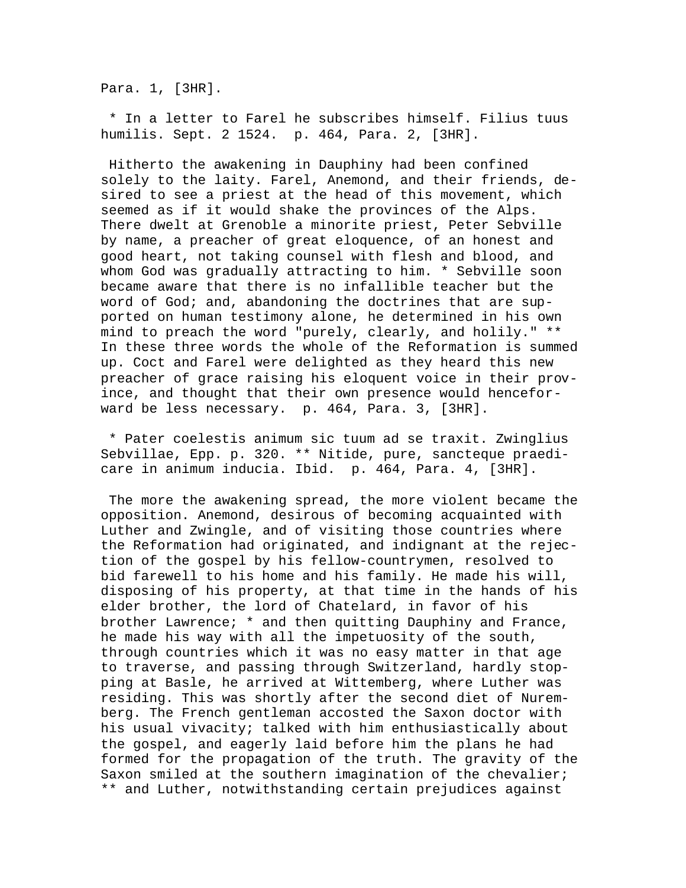Para. 1, [3HR].

* In a letter to Farel he subscribes himself. Filius tuus humilis. Sept. 2 1524. p. 464, Para. 2, [3HR].

Hitherto the awakening in Dauphiny had been confined solely to the laity. Farel, Anemond, and their friends, desired to see a priest at the head of this movement, which seemed as if it would shake the provinces of the Alps. There dwelt at Grenoble a minorite priest, Peter Sebville by name, a preacher of great eloquence, of an honest and good heart, not taking counsel with flesh and blood, and whom God was gradually attracting to him. * Sebville soon became aware that there is no infallible teacher but the word of God; and, abandoning the doctrines that are supported on human testimony alone, he determined in his own mind to preach the word "purely, clearly, and holily." ** In these three words the whole of the Reformation is summed up. Coct and Farel were delighted as they heard this new preacher of grace raising his eloquent voice in their province, and thought that their own presence would henceforward be less necessary. p. 464, Para. 3, [3HR].

* Pater coelestis animum sic tuum ad se traxit. Zwinglius Sebvillae, Epp. p. 320. ** Nitide, pure, sancteque praedicare in animum inducia. Ibid. p. 464, Para. 4, [3HR].

The more the awakening spread, the more violent became the opposition. Anemond, desirous of becoming acquainted with Luther and Zwingle, and of visiting those countries where the Reformation had originated, and indignant at the rejection of the gospel by his fellow-countrymen, resolved to bid farewell to his home and his family. He made his will, disposing of his property, at that time in the hands of his elder brother, the lord of Chatelard, in favor of his brother Lawrence; * and then quitting Dauphiny and France, he made his way with all the impetuosity of the south, through countries which it was no easy matter in that age to traverse, and passing through Switzerland, hardly stopping at Basle, he arrived at Wittemberg, where Luther was residing. This was shortly after the second diet of Nuremberg. The French gentleman accosted the Saxon doctor with his usual vivacity; talked with him enthusiastically about the gospel, and eagerly laid before him the plans he had formed for the propagation of the truth. The gravity of the Saxon smiled at the southern imagination of the chevalier; ** and Luther, notwithstanding certain prejudices against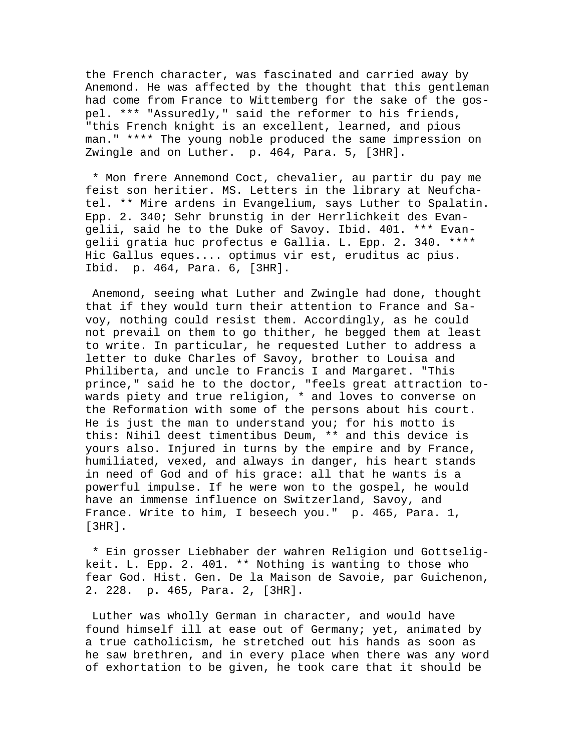the French character, was fascinated and carried away by Anemond. He was affected by the thought that this gentleman had come from France to Wittemberg for the sake of the gospel. *** "Assuredly," said the reformer to his friends, "this French knight is an excellent, learned, and pious man." **** The young noble produced the same impression on Zwingle and on Luther.  p. 464, Para. 5, [3HR].

 * Mon frere Annemond Coct, chevalier, au partir du pay me feist son heritier. MS. Letters in the library at Neufchatel. ** Mire ardens in Evangelium, says Luther to Spalatin. Epp. 2. 340; Sehr brunstig in der Herrlichkeit des Evangelii, said he to the Duke of Savoy. Ibid. 401. *** Evangelii gratia huc profectus e Gallia. L. Epp. 2. 340. **** Hic Gallus eques.... optimus vir est, eruditus ac pius. Ibid.  p. 464, Para. 6, [3HR].

 Anemond, seeing what Luther and Zwingle had done, thought that if they would turn their attention to France and Savoy, nothing could resist them. Accordingly, as he could not prevail on them to go thither, he begged them at least to write. In particular, he requested Luther to address a letter to duke Charles of Savoy, brother to Louisa and Philiberta, and uncle to Francis I and Margaret. "This prince," said he to the doctor, "feels great attraction towards piety and true religion, * and loves to converse on the Reformation with some of the persons about his court. He is just the man to understand you; for his motto is this: Nihil deest timentibus Deum, ** and this device is yours also. Injured in turns by the empire and by France, humiliated, vexed, and always in danger, his heart stands in need of God and of his grace: all that he wants is a powerful impulse. If he were won to the gospel, he would have an immense influence on Switzerland, Savoy, and France. Write to him, I beseech you."  p. 465, Para. 1, [3HR].

 * Ein grosser Liebhaber der wahren Religion und Gottseligkeit. L. Epp. 2. 401. ** Nothing is wanting to those who fear God. Hist. Gen. De la Maison de Savoie, par Guichenon, 2. 228.  p. 465, Para. 2, [3HR].

 Luther was wholly German in character, and would have found himself ill at ease out of Germany; yet, animated by a true catholicism, he stretched out his hands as soon as he saw brethren, and in every place when there was any word of exhortation to be given, he took care that it should be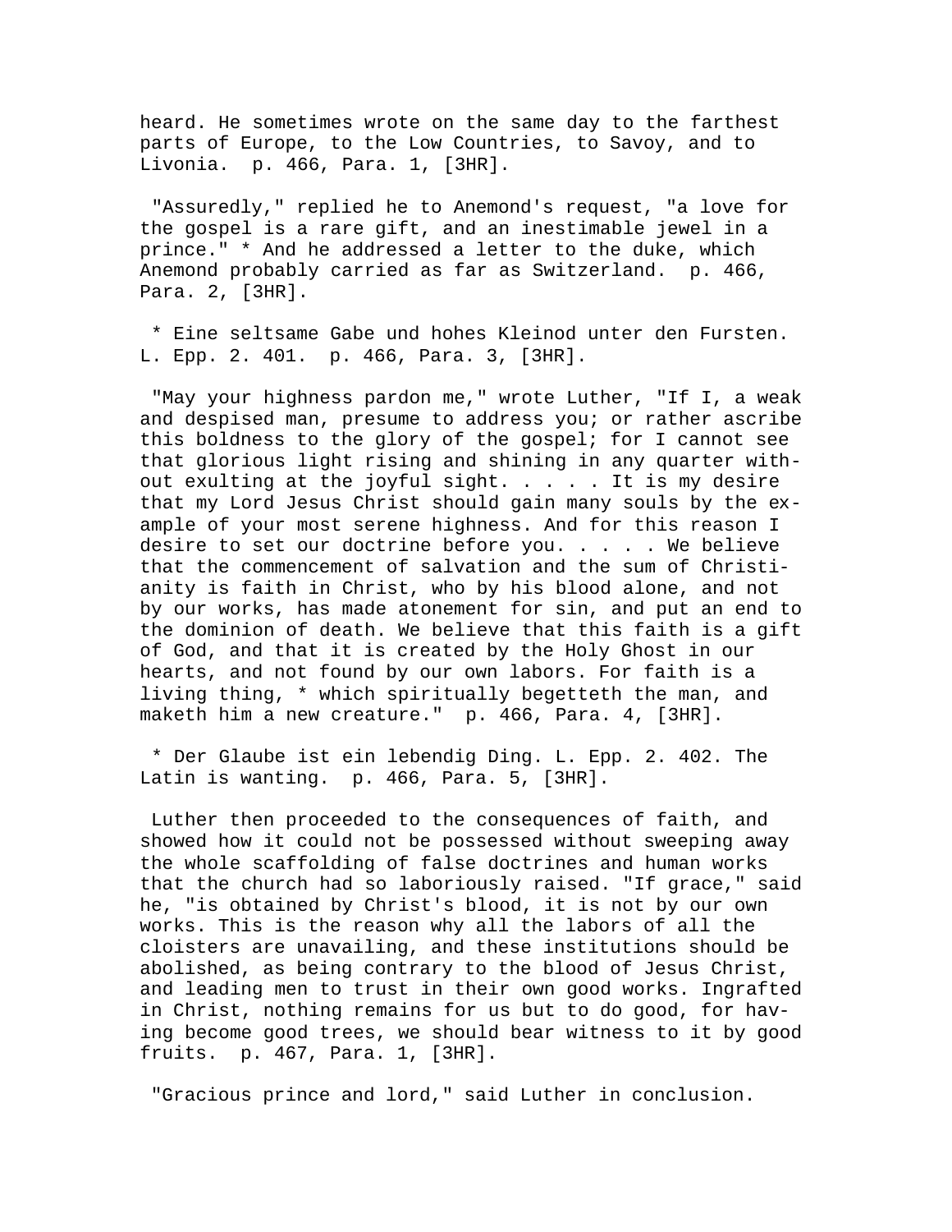heard. He sometimes wrote on the same day to the farthest parts of Europe, to the Low Countries, to Savoy, and to Livonia. p. 466, Para. 1, [3HR].

"Assuredly," replied he to Anemond's request, "a love for the gospel is a rare gift, and an inestimable jewel in a prince." * And he addressed a letter to the duke, which Anemond probably carried as far as Switzerland. p. 466, Para. 2, [3HR].

* Eine seltsame Gabe und hohes Kleinod unter den Fursten. L. Epp. 2. 401. p. 466, Para. 3, [3HR].

"May your highness pardon me," wrote Luther, "If I, a weak and despised man, presume to address you; or rather ascribe this boldness to the glory of the gospel; for I cannot see that glorious light rising and shining in any quarter without exulting at the joyful sight. . . . . It is my desire that my Lord Jesus Christ should gain many souls by the example of your most serene highness. And for this reason I desire to set our doctrine before you. . . . . We believe that the commencement of salvation and the sum of Christianity is faith in Christ, who by his blood alone, and not by our works, has made atonement for sin, and put an end to the dominion of death. We believe that this faith is a gift of God, and that it is created by the Holy Ghost in our hearts, and not found by our own labors. For faith is a living thing, * which spiritually begetteth the man, and maketh him a new creature." p. 466, Para. 4, [3HR].

* Der Glaube ist ein lebendig Ding. L. Epp. 2. 402. The Latin is wanting. p. 466, Para. 5, [3HR].

Luther then proceeded to the consequences of faith, and showed how it could not be possessed without sweeping away the whole scaffolding of false doctrines and human works that the church had so laboriously raised. "If grace," said he, "is obtained by Christ's blood, it is not by our own works. This is the reason why all the labors of all the cloisters are unavailing, and these institutions should be abolished, as being contrary to the blood of Jesus Christ, and leading men to trust in their own good works. Ingrafted in Christ, nothing remains for us but to do good, for having become good trees, we should bear witness to it by good fruits. p. 467, Para. 1, [3HR].

"Gracious prince and lord," said Luther in conclusion.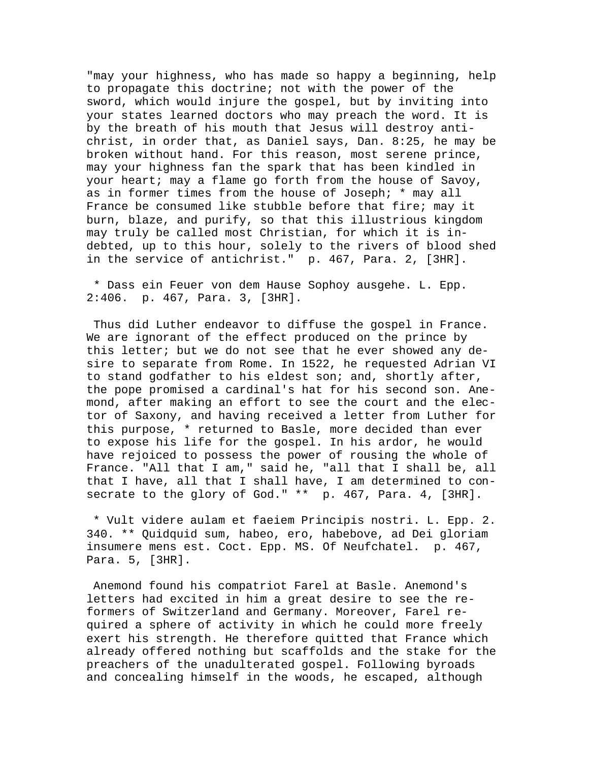"may your highness, who has made so happy a beginning, help to propagate this doctrine; not with the power of the sword, which would injure the gospel, but by inviting into your states learned doctors who may preach the word. It is by the breath of his mouth that Jesus will destroy antichrist, in order that, as Daniel says, Dan. 8:25, he may be broken without hand. For this reason, most serene prince, may your highness fan the spark that has been kindled in your heart; may a flame go forth from the house of Savoy, as in former times from the house of Joseph; * may all France be consumed like stubble before that fire; may it burn, blaze, and purify, so that this illustrious kingdom may truly be called most Christian, for which it is indebted, up to this hour, solely to the rivers of blood shed in the service of antichrist."  p. 467, Para. 2, [3HR].

* Dass ein Feuer von dem Hause Sophoy ausgehe. L. Epp. 2:406.  p. 467, Para. 3, [3HR].

Thus did Luther endeavor to diffuse the gospel in France. We are ignorant of the effect produced on the prince by this letter; but we do not see that he ever showed any desire to separate from Rome. In 1522, he requested Adrian VI to stand godfather to his eldest son; and, shortly after, the pope promised a cardinal's hat for his second son. Anemond, after making an effort to see the court and the elector of Saxony, and having received a letter from Luther for this purpose, * returned to Basle, more decided than ever to expose his life for the gospel. In his ardor, he would have rejoiced to possess the power of rousing the whole of France. "All that I am," said he, "all that I shall be, all that I have, all that I shall have, I am determined to consecrate to the glory of God." **  p. 467, Para. 4, [3HR].

* Vult videre aulam et faeiem Principis nostri. L. Epp. 2. 340. ** Quidquid sum, habeo, ero, habebove, ad Dei gloriam insumere mens est. Coct. Epp. MS. Of Neufchatel.  p. 467, Para. 5, [3HR].

Anemond found his compatriot Farel at Basle. Anemond's letters had excited in him a great desire to see the reformers of Switzerland and Germany. Moreover, Farel required a sphere of activity in which he could more freely exert his strength. He therefore quitted that France which already offered nothing but scaffolds and the stake for the preachers of the unadulterated gospel. Following byroads and concealing himself in the woods, he escaped, although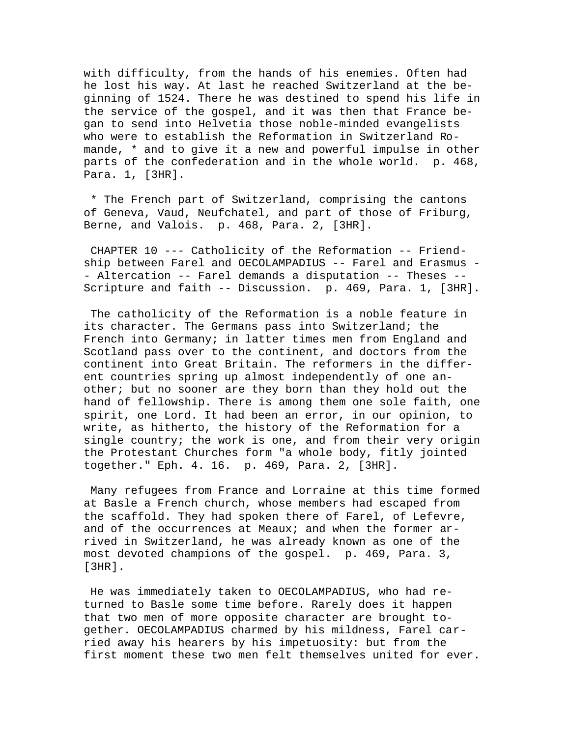with difficulty, from the hands of his enemies. Often had he lost his way. At last he reached Switzerland at the beginning of 1524. There he was destined to spend his life in the service of the gospel, and it was then that France began to send into Helvetia those noble-minded evangelists who were to establish the Reformation in Switzerland Romande, * and to give it a new and powerful impulse in other parts of the confederation and in the whole world. p. 468, Para. 1, [3HR].

* The French part of Switzerland, comprising the cantons of Geneva, Vaud, Neufchatel, and part of those of Friburg, Berne, and Valois. p. 468, Para. 2, [3HR].

CHAPTER 10 --- Catholicity of the Reformation -- Friendship between Farel and OECOLAMPADIUS -- Farel and Erasmus -- Altercation -- Farel demands a disputation -- Theses -- Scripture and faith -- Discussion. p. 469, Para. 1, [3HR].

The catholicity of the Reformation is a noble feature in its character. The Germans pass into Switzerland; the French into Germany; in latter times men from England and Scotland pass over to the continent, and doctors from the continent into Great Britain. The reformers in the different countries spring up almost independently of one another; but no sooner are they born than they hold out the hand of fellowship. There is among them one sole faith, one spirit, one Lord. It had been an error, in our opinion, to write, as hitherto, the history of the Reformation for a single country; the work is one, and from their very origin the Protestant Churches form "a whole body, fitly jointed together." Eph. 4. 16. p. 469, Para. 2, [3HR].

Many refugees from France and Lorraine at this time formed at Basle a French church, whose members had escaped from the scaffold. They had spoken there of Farel, of Lefevre, and of the occurrences at Meaux; and when the former arrived in Switzerland, he was already known as one of the most devoted champions of the gospel. p. 469, Para. 3, [3HR].

He was immediately taken to OECOLAMPADIUS, who had returned to Basle some time before. Rarely does it happen that two men of more opposite character are brought together. OECOLAMPADIUS charmed by his mildness, Farel carried away his hearers by his impetuosity: but from the first moment these two men felt themselves united for ever.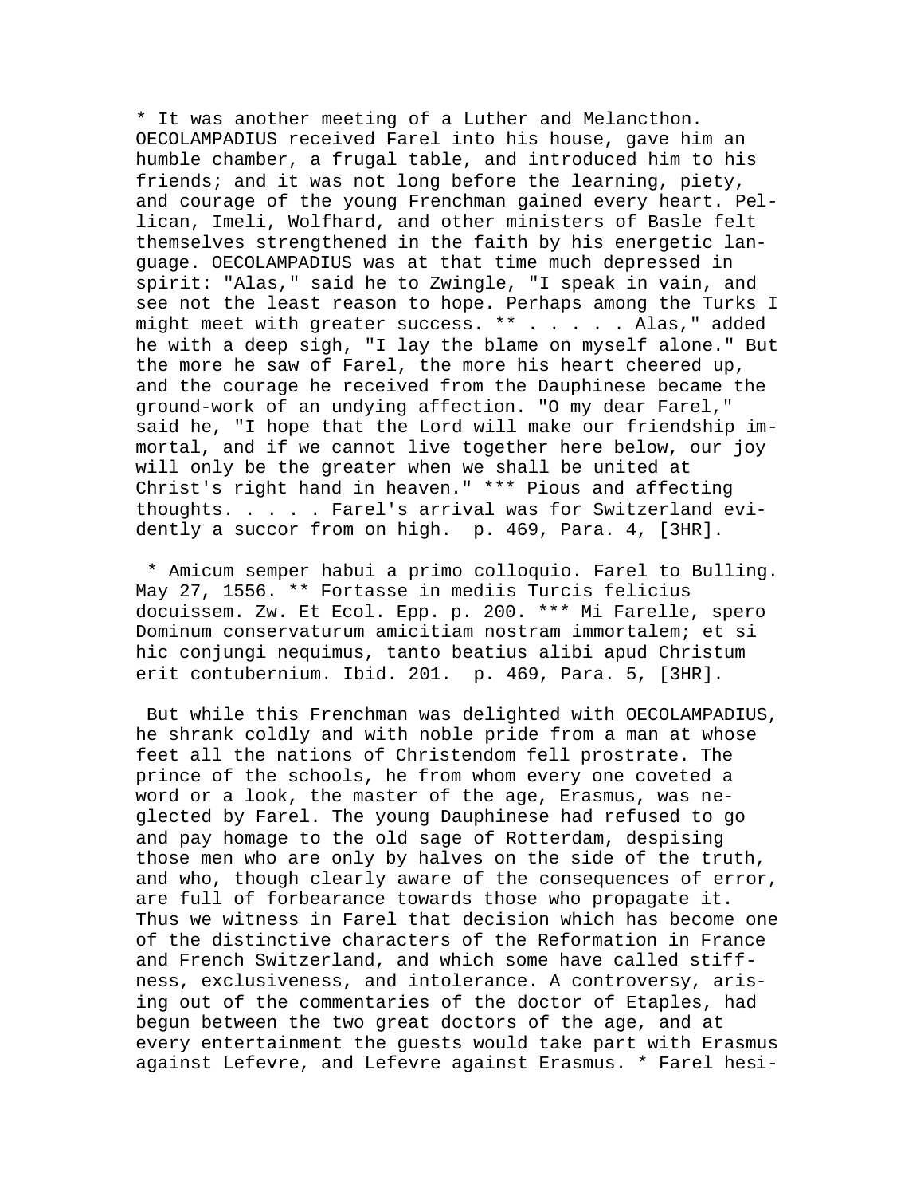* It was another meeting of a Luther and Melancthon. OECOLAMPADIUS received Farel into his house, gave him an humble chamber, a frugal table, and introduced him to his friends; and it was not long before the learning, piety, and courage of the young Frenchman gained every heart. Pellican, Imeli, Wolfhard, and other ministers of Basle felt themselves strengthened in the faith by his energetic language. OECOLAMPADIUS was at that time much depressed in spirit: "Alas," said he to Zwingle, "I speak in vain, and see not the least reason to hope. Perhaps among the Turks I might meet with greater success. ** . . . . . Alas," added he with a deep sigh, "I lay the blame on myself alone." But the more he saw of Farel, the more his heart cheered up, and the courage he received from the Dauphinese became the ground-work of an undying affection. "O my dear Farel," said he, "I hope that the Lord will make our friendship immortal, and if we cannot live together here below, our joy will only be the greater when we shall be united at Christ's right hand in heaven." *** Pious and affecting thoughts. . . . . Farel's arrival was for Switzerland evidently a succor from on high. p. 469, Para. 4, [3HR].

* Amicum semper habui a primo colloquio. Farel to Bulling. May 27, 1556. ** Fortasse in mediis Turcis felicius docuissem. Zw. Et Ecol. Epp. p. 200. *** Mi Farelle, spero Dominum conservaturum amicitiam nostram immortalem; et si hic conjungi nequimus, tanto beatius alibi apud Christum erit contubernium. Ibid. 201. p. 469, Para. 5, [3HR].

But while this Frenchman was delighted with OECOLAMPADIUS, he shrank coldly and with noble pride from a man at whose feet all the nations of Christendom fell prostrate. The prince of the schools, he from whom every one coveted a word or a look, the master of the age, Erasmus, was neglected by Farel. The young Dauphinese had refused to go and pay homage to the old sage of Rotterdam, despising those men who are only by halves on the side of the truth, and who, though clearly aware of the consequences of error, are full of forbearance towards those who propagate it. Thus we witness in Farel that decision which has become one of the distinctive characters of the Reformation in France and French Switzerland, and which some have called stiffness, exclusiveness, and intolerance. A controversy, arising out of the commentaries of the doctor of Etaples, had begun between the two great doctors of the age, and at every entertainment the guests would take part with Erasmus against Lefevre, and Lefevre against Erasmus. * Farel hesi-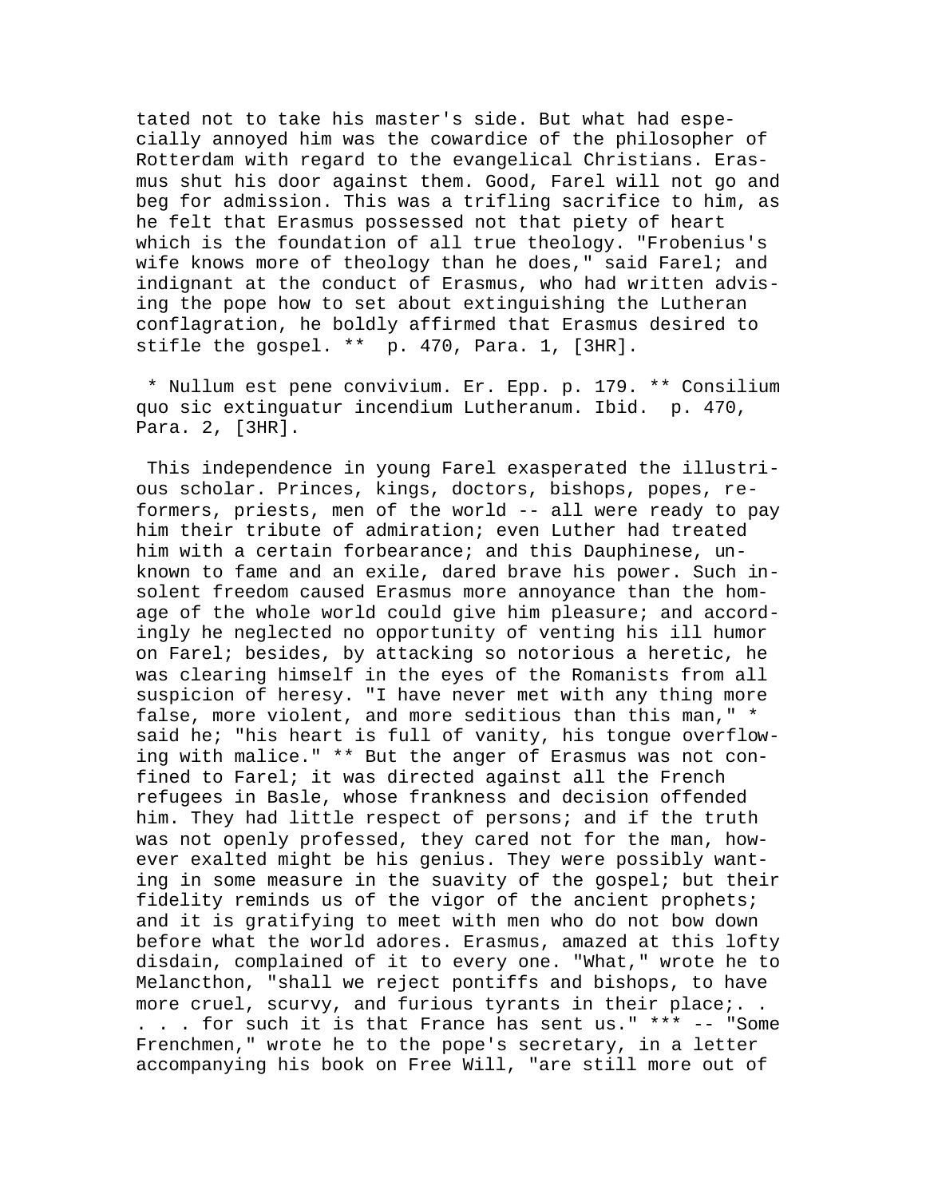tated not to take his master's side. But what had especially annoyed him was the cowardice of the philosopher of Rotterdam with regard to the evangelical Christians. Erasmus shut his door against them. Good, Farel will not go and beg for admission. This was a trifling sacrifice to him, as he felt that Erasmus possessed not that piety of heart which is the foundation of all true theology. "Frobenius's wife knows more of theology than he does," said Farel; and indignant at the conduct of Erasmus, who had written advising the pope how to set about extinguishing the Lutheran conflagration, he boldly affirmed that Erasmus desired to stifle the gospel. ** p. 470, Para. 1, [3HR].

* Nullum est pene convivium. Er. Epp. p. 179. ** Consilium quo sic extinguatur incendium Lutheranum. Ibid. p. 470, Para. 2, [3HR].

This independence in young Farel exasperated the illustrious scholar. Princes, kings, doctors, bishops, popes, reformers, priests, men of the world -- all were ready to pay him their tribute of admiration; even Luther had treated him with a certain forbearance; and this Dauphinese, unknown to fame and an exile, dared brave his power. Such insolent freedom caused Erasmus more annoyance than the homage of the whole world could give him pleasure; and accordingly he neglected no opportunity of venting his ill humor on Farel; besides, by attacking so notorious a heretic, he was clearing himself in the eyes of the Romanists from all suspicion of heresy. "I have never met with any thing more false, more violent, and more seditious than this man," * said he; "his heart is full of vanity, his tongue overflowing with malice." ** But the anger of Erasmus was not confined to Farel; it was directed against all the French refugees in Basle, whose frankness and decision offended him. They had little respect of persons; and if the truth was not openly professed, they cared not for the man, however exalted might be his genius. They were possibly wanting in some measure in the suavity of the gospel; but their fidelity reminds us of the vigor of the ancient prophets; and it is gratifying to meet with men who do not bow down before what the world adores. Erasmus, amazed at this lofty disdain, complained of it to every one. "What," wrote he to Melancthon, "shall we reject pontiffs and bishops, to have more cruel, scurvy, and furious tyrants in their place;. . . . . for such it is that France has sent us." *** -- "Some Frenchmen," wrote he to the pope's secretary, in a letter accompanying his book on Free Will, "are still more out of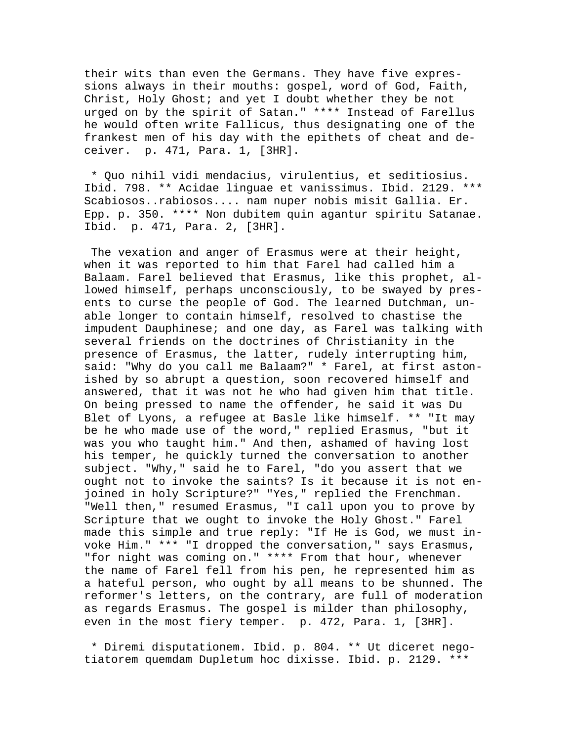their wits than even the Germans. They have five expressions always in their mouths: gospel, word of God, Faith, Christ, Holy Ghost; and yet I doubt whether they be not urged on by the spirit of Satan." **** Instead of Farellus he would often write Fallicus, thus designating one of the frankest men of his day with the epithets of cheat and deceiver. p. 471, Para. 1, [3HR].

* Quo nihil vidi mendacius, virulentius, et seditiosius. Ibid. 798. ** Acidae linguae et vanissimus. Ibid. 2129. *** Scabiosos..rabiosos.... nam nuper nobis misit Gallia. Er. Epp. p. 350. **** Non dubitem quin agantur spiritu Satanae. Ibid. p. 471, Para. 2, [3HR].

The vexation and anger of Erasmus were at their height, when it was reported to him that Farel had called him a Balaam. Farel believed that Erasmus, like this prophet, allowed himself, perhaps unconsciously, to be swayed by presents to curse the people of God. The learned Dutchman, unable longer to contain himself, resolved to chastise the impudent Dauphinese; and one day, as Farel was talking with several friends on the doctrines of Christianity in the presence of Erasmus, the latter, rudely interrupting him, said: "Why do you call me Balaam?" * Farel, at first astonished by so abrupt a question, soon recovered himself and answered, that it was not he who had given him that title. On being pressed to name the offender, he said it was Du Blet of Lyons, a refugee at Basle like himself. ** "It may be he who made use of the word," replied Erasmus, "but it was you who taught him." And then, ashamed of having lost his temper, he quickly turned the conversation to another subject. "Why," said he to Farel, "do you assert that we ought not to invoke the saints? Is it because it is not enjoined in holy Scripture?" "Yes," replied the Frenchman. "Well then," resumed Erasmus, "I call upon you to prove by Scripture that we ought to invoke the Holy Ghost." Farel made this simple and true reply: "If He is God, we must invoke Him." *** "I dropped the conversation," says Erasmus, "for night was coming on." **** From that hour, whenever the name of Farel fell from his pen, he represented him as a hateful person, who ought by all means to be shunned. The reformer's letters, on the contrary, are full of moderation as regards Erasmus. The gospel is milder than philosophy, even in the most fiery temper. p. 472, Para. 1, [3HR].

* Diremi disputationem. Ibid. p. 804. ** Ut diceret negotiatorem quemdam Dupletum hoc dixisse. Ibid. p. 2129. ***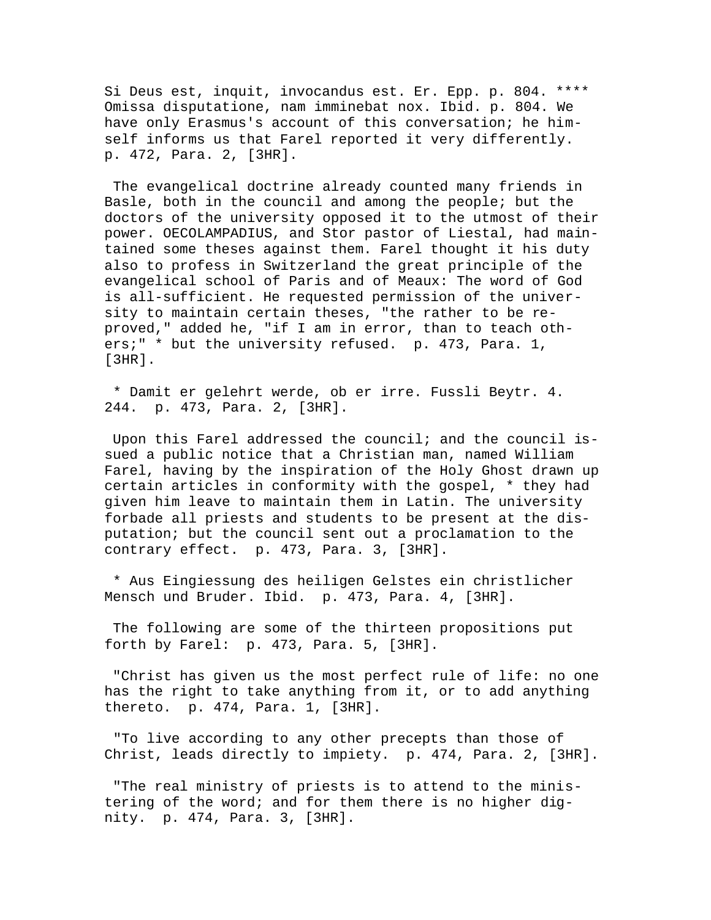Si Deus est, inquit, invocandus est. Er. Epp. p. 804. **** Omissa disputatione, nam imminebat nox. Ibid. p. 804. We have only Erasmus's account of this conversation; he himself informs us that Farel reported it very differently. p. 472, Para. 2, [3HR].

The evangelical doctrine already counted many friends in Basle, both in the council and among the people; but the doctors of the university opposed it to the utmost of their power. OECOLAMPADIUS, and Stor pastor of Liestal, had maintained some theses against them. Farel thought it his duty also to profess in Switzerland the great principle of the evangelical school of Paris and of Meaux: The word of God is all-sufficient. He requested permission of the university to maintain certain theses, "the rather to be reproved," added he, "if I am in error, than to teach others;" * but the university refused. p. 473, Para. 1, [3HR].

* Damit er gelehrt werde, ob er irre. Fussli Beytr. 4. 244. p. 473, Para. 2, [3HR].

Upon this Farel addressed the council; and the council issued a public notice that a Christian man, named William Farel, having by the inspiration of the Holy Ghost drawn up certain articles in conformity with the gospel, * they had given him leave to maintain them in Latin. The university forbade all priests and students to be present at the disputation; but the council sent out a proclamation to the contrary effect. p. 473, Para. 3, [3HR].

* Aus Eingiessung des heiligen Gelstes ein christlicher Mensch und Bruder. Ibid. p. 473, Para. 4, [3HR].

The following are some of the thirteen propositions put forth by Farel: p. 473, Para. 5, [3HR].

"Christ has given us the most perfect rule of life: no one has the right to take anything from it, or to add anything thereto. p. 474, Para. 1, [3HR].

"To live according to any other precepts than those of Christ, leads directly to impiety. p. 474, Para. 2, [3HR].

"The real ministry of priests is to attend to the ministering of the word; and for them there is no higher dignity. p. 474, Para. 3, [3HR].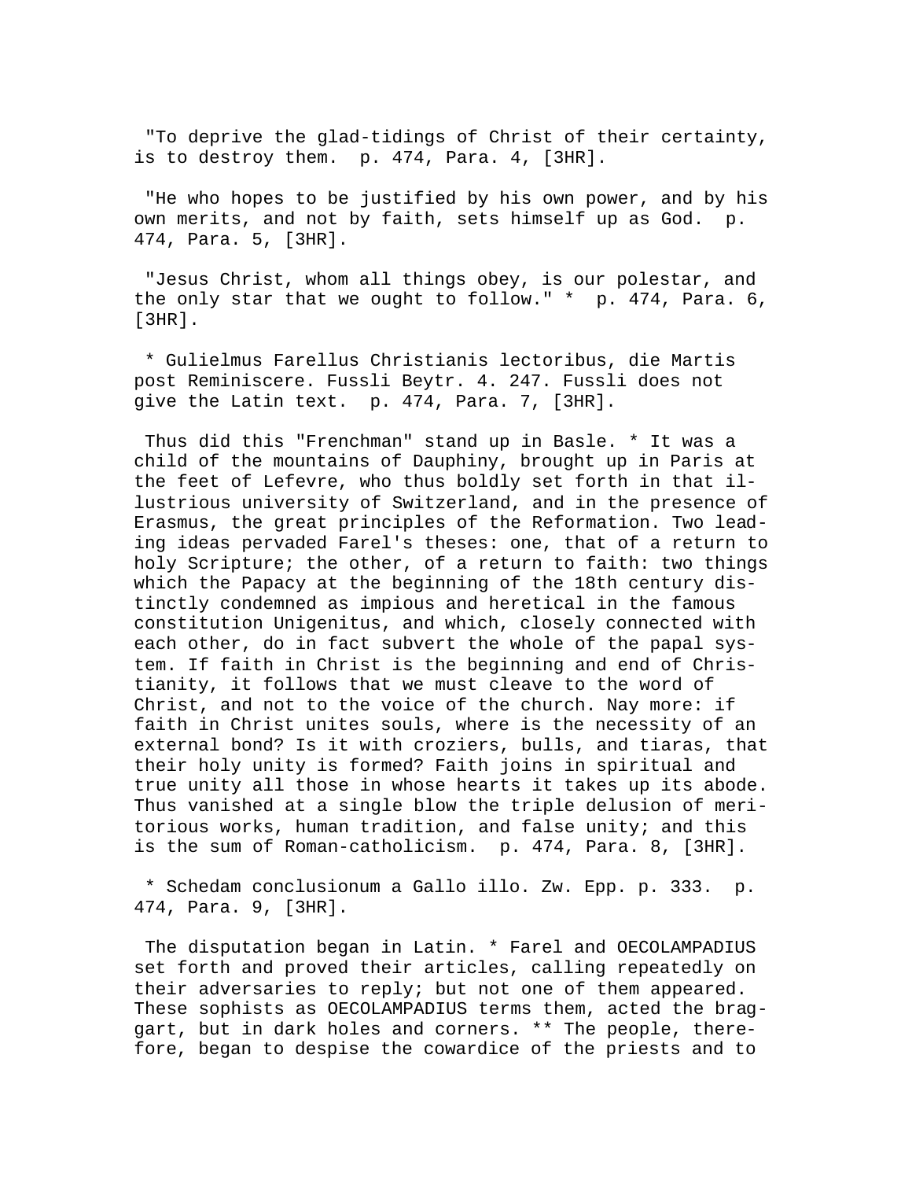"To deprive the glad-tidings of Christ of their certainty, is to destroy them. p. 474, Para. 4, [3HR].

"He who hopes to be justified by his own power, and by his own merits, and not by faith, sets himself up as God. p. 474, Para. 5, [3HR].

"Jesus Christ, whom all things obey, is our polestar, and the only star that we ought to follow." * p. 474, Para. 6, [3HR].

* Gulielmus Farellus Christianis lectoribus, die Martis post Reminiscere. Fussli Beytr. 4. 247. Fussli does not give the Latin text. p. 474, Para. 7, [3HR].

Thus did this "Frenchman" stand up in Basle. * It was a child of the mountains of Dauphiny, brought up in Paris at the feet of Lefevre, who thus boldly set forth in that illustrious university of Switzerland, and in the presence of Erasmus, the great principles of the Reformation. Two leading ideas pervaded Farel's theses: one, that of a return to holy Scripture; the other, of a return to faith: two things which the Papacy at the beginning of the 18th century distinctly condemned as impious and heretical in the famous constitution Unigenitus, and which, closely connected with each other, do in fact subvert the whole of the papal system. If faith in Christ is the beginning and end of Christianity, it follows that we must cleave to the word of Christ, and not to the voice of the church. Nay more: if faith in Christ unites souls, where is the necessity of an external bond? Is it with croziers, bulls, and tiaras, that their holy unity is formed? Faith joins in spiritual and true unity all those in whose hearts it takes up its abode. Thus vanished at a single blow the triple delusion of meritorious works, human tradition, and false unity; and this is the sum of Roman-catholicism. p. 474, Para. 8, [3HR].

* Schedam conclusionum a Gallo illo. Zw. Epp. p. 333. p. 474, Para. 9, [3HR].

The disputation began in Latin. * Farel and OECOLAMPADIUS set forth and proved their articles, calling repeatedly on their adversaries to reply; but not one of them appeared. These sophists as OECOLAMPADIUS terms them, acted the braggart, but in dark holes and corners. ** The people, therefore, began to despise the cowardice of the priests and to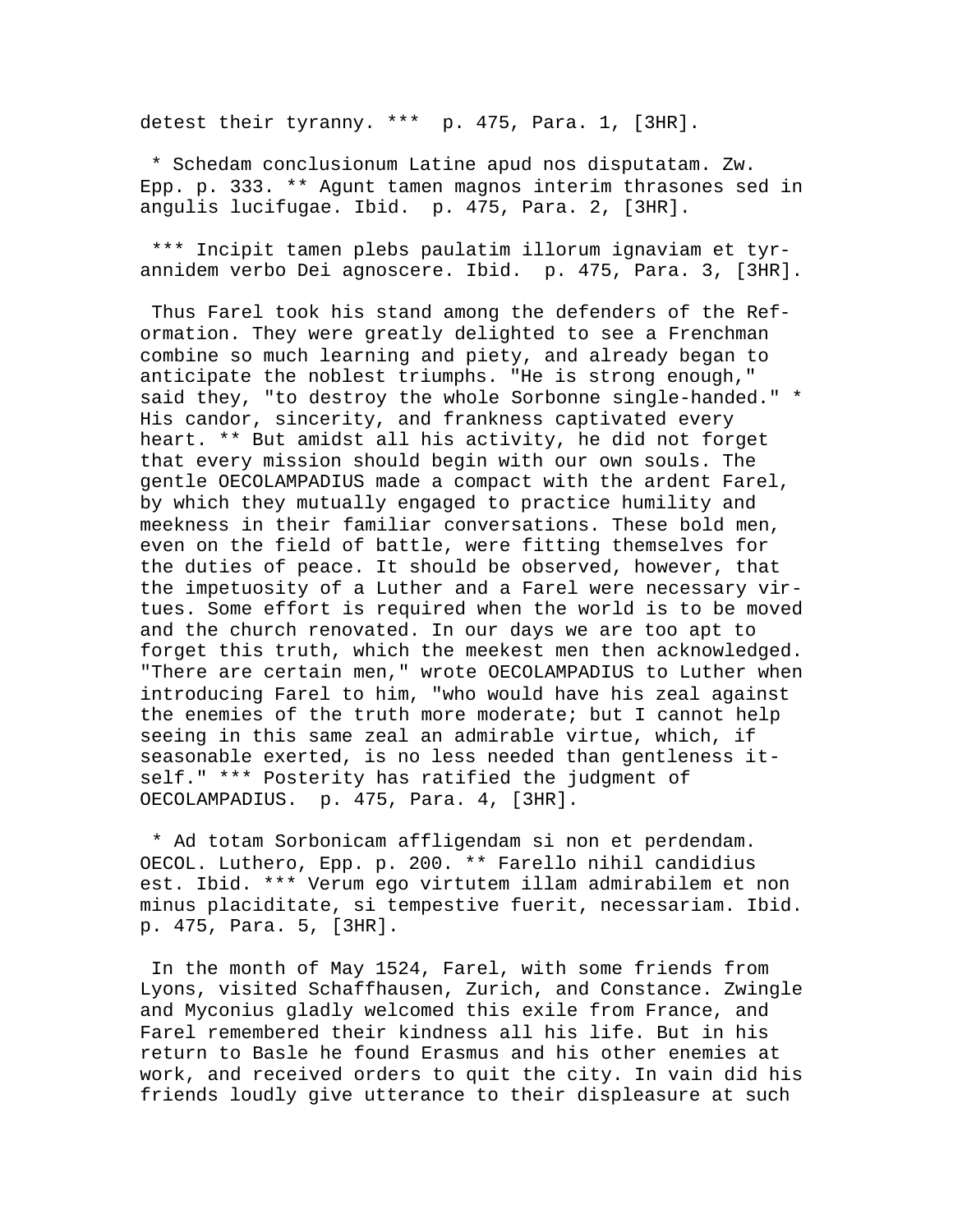detest their tyranny. *** p. 475, Para. 1, [3HR].

* Schedam conclusionum Latine apud nos disputatam. Zw. Epp. p. 333. ** Agunt tamen magnos interim thrasones sed in angulis lucifugae. Ibid. p. 475, Para. 2, [3HR].

*** Incipit tamen plebs paulatim illorum ignaviam et tyrannidem verbo Dei agnoscere. Ibid. p. 475, Para. 3, [3HR].

Thus Farel took his stand among the defenders of the Reformation. They were greatly delighted to see a Frenchman combine so much learning and piety, and already began to anticipate the noblest triumphs. "He is strong enough," said they, "to destroy the whole Sorbonne single-handed." * His candor, sincerity, and frankness captivated every heart. ** But amidst all his activity, he did not forget that every mission should begin with our own souls. The gentle OECOLAMPADIUS made a compact with the ardent Farel, by which they mutually engaged to practice humility and meekness in their familiar conversations. These bold men, even on the field of battle, were fitting themselves for the duties of peace. It should be observed, however, that the impetuosity of a Luther and a Farel were necessary virtues. Some effort is required when the world is to be moved and the church renovated. In our days we are too apt to forget this truth, which the meekest men then acknowledged. "There are certain men," wrote OECOLAMPADIUS to Luther when introducing Farel to him, "who would have his zeal against the enemies of the truth more moderate; but I cannot help seeing in this same zeal an admirable virtue, which, if seasonable exerted, is no less needed than gentleness itself." *** Posterity has ratified the judgment of OECOLAMPADIUS. p. 475, Para. 4, [3HR].

* Ad totam Sorbonicam affligendam si non et perdendam. OECOL. Luthero, Epp. p. 200. ** Farello nihil candidius est. Ibid. *** Verum ego virtutem illam admirabilem et non minus placiditate, si tempestive fuerit, necessariam. Ibid. p. 475, Para. 5, [3HR].

In the month of May 1524, Farel, with some friends from Lyons, visited Schaffhausen, Zurich, and Constance. Zwingle and Myconius gladly welcomed this exile from France, and Farel remembered their kindness all his life. But in his return to Basle he found Erasmus and his other enemies at work, and received orders to quit the city. In vain did his friends loudly give utterance to their displeasure at such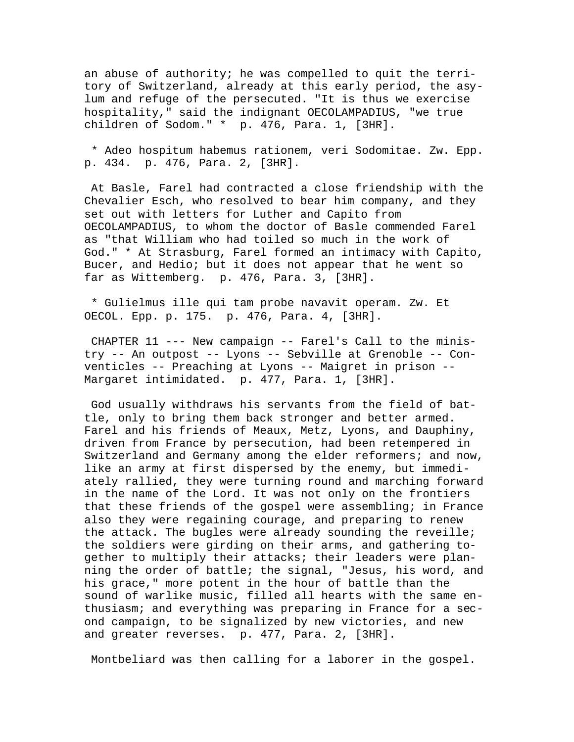an abuse of authority; he was compelled to quit the territory of Switzerland, already at this early period, the asylum and refuge of the persecuted. "It is thus we exercise hospitality," said the indignant OECOLAMPADIUS, "we true children of Sodom." * p. 476, Para. 1, [3HR].

* Adeo hospitum habemus rationem, veri Sodomitae. Zw. Epp. p. 434. p. 476, Para. 2, [3HR].

At Basle, Farel had contracted a close friendship with the Chevalier Esch, who resolved to bear him company, and they set out with letters for Luther and Capito from OECOLAMPADIUS, to whom the doctor of Basle commended Farel as "that William who had toiled so much in the work of God." * At Strasburg, Farel formed an intimacy with Capito, Bucer, and Hedio; but it does not appear that he went so far as Wittemberg. p. 476, Para. 3, [3HR].

* Gulielmus ille qui tam probe navavit operam. Zw. Et OECOL. Epp. p. 175. p. 476, Para. 4, [3HR].

CHAPTER 11 --- New campaign -- Farel's Call to the ministry -- An outpost -- Lyons -- Sebville at Grenoble -- Conventicles -- Preaching at Lyons -- Maigret in prison -- Margaret intimidated. p. 477, Para. 1, [3HR].

God usually withdraws his servants from the field of battle, only to bring them back stronger and better armed. Farel and his friends of Meaux, Metz, Lyons, and Dauphiny, driven from France by persecution, had been retempered in Switzerland and Germany among the elder reformers; and now, like an army at first dispersed by the enemy, but immediately rallied, they were turning round and marching forward in the name of the Lord. It was not only on the frontiers that these friends of the gospel were assembling; in France also they were regaining courage, and preparing to renew the attack. The bugles were already sounding the reveille; the soldiers were girding on their arms, and gathering together to multiply their attacks; their leaders were planning the order of battle; the signal, "Jesus, his word, and his grace," more potent in the hour of battle than the sound of warlike music, filled all hearts with the same enthusiasm; and everything was preparing in France for a second campaign, to be signalized by new victories, and new and greater reverses. p. 477, Para. 2, [3HR].

Montbeliard was then calling for a laborer in the gospel.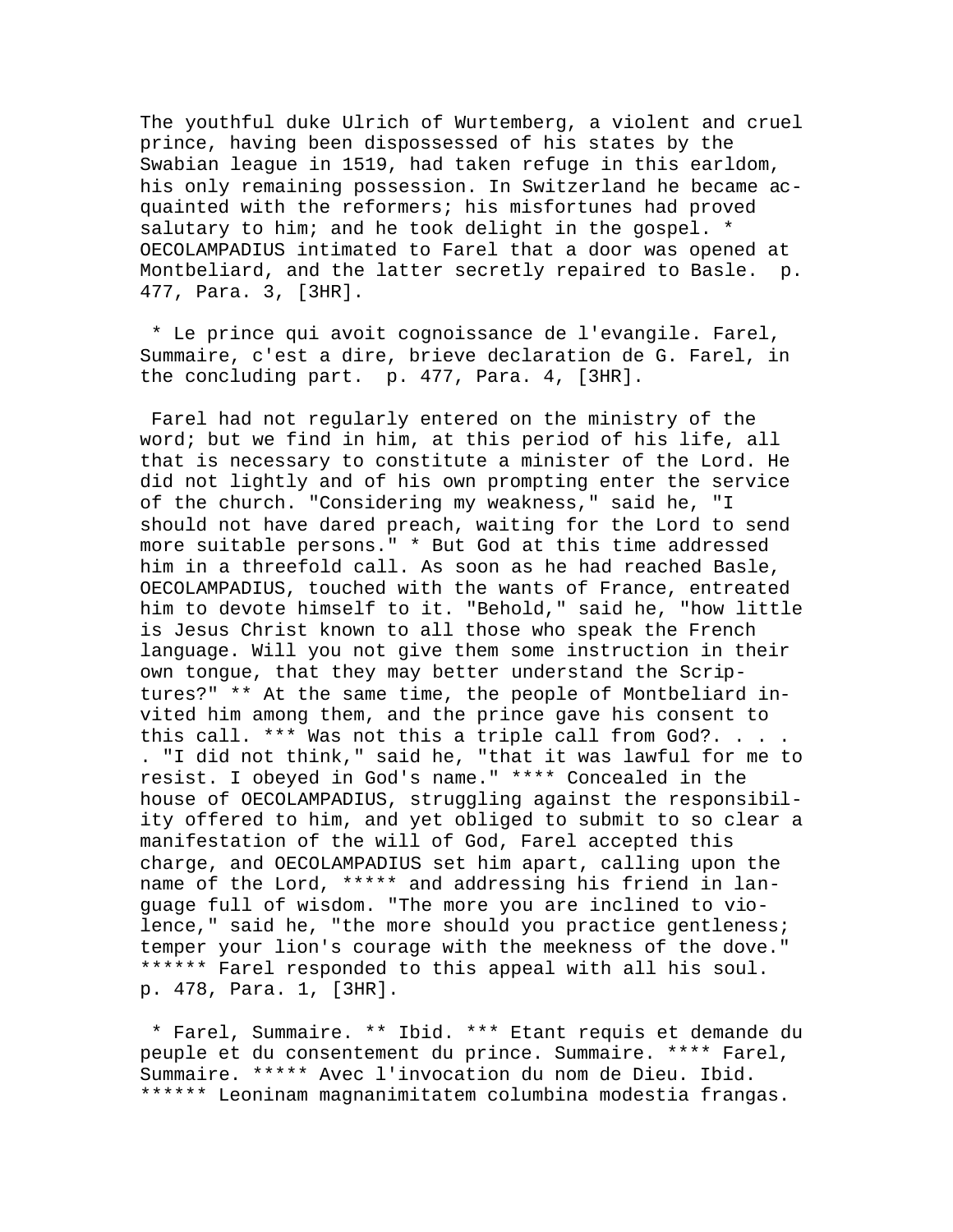The youthful duke Ulrich of Wurtemberg, a violent and cruel prince, having been dispossessed of his states by the Swabian league in 1519, had taken refuge in this earldom, his only remaining possession. In Switzerland he became acquainted with the reformers; his misfortunes had proved salutary to him; and he took delight in the gospel. * OECOLAMPADIUS intimated to Farel that a door was opened at Montbeliard, and the latter secretly repaired to Basle. p. 477, Para. 3, [3HR].

* Le prince qui avoit cognoissance de l'evangile. Farel, Summaire, c'est a dire, brieve declaration de G. Farel, in the concluding part. p. 477, Para. 4, [3HR].

Farel had not regularly entered on the ministry of the word; but we find in him, at this period of his life, all that is necessary to constitute a minister of the Lord. He did not lightly and of his own prompting enter the service of the church. "Considering my weakness," said he, "I should not have dared preach, waiting for the Lord to send more suitable persons." * But God at this time addressed him in a threefold call. As soon as he had reached Basle, OECOLAMPADIUS, touched with the wants of France, entreated him to devote himself to it. "Behold," said he, "how little is Jesus Christ known to all those who speak the French language. Will you not give them some instruction in their own tongue, that they may better understand the Scriptures?" ** At the same time, the people of Montbeliard invited him among them, and the prince gave his consent to this call. *** Was not this a triple call from God?. . . . . "I did not think," said he, "that it was lawful for me to resist. I obeyed in God's name." **** Concealed in the house of OECOLAMPADIUS, struggling against the responsibility offered to him, and yet obliged to submit to so clear a manifestation of the will of God, Farel accepted this charge, and OECOLAMPADIUS set him apart, calling upon the name of the Lord, ***** and addressing his friend in language full of wisdom. "The more you are inclined to violence," said he, "the more should you practice gentleness; temper your lion's courage with the meekness of the dove." ****** Farel responded to this appeal with all his soul. p. 478, Para. 1, [3HR].

* Farel, Summaire. ** Ibid. *** Etant requis et demande du peuple et du consentement du prince. Summaire. **** Farel, Summaire. ***** Avec l'invocation du nom de Dieu. Ibid. ****** Leoninam magnanimitatem columbina modestia frangas.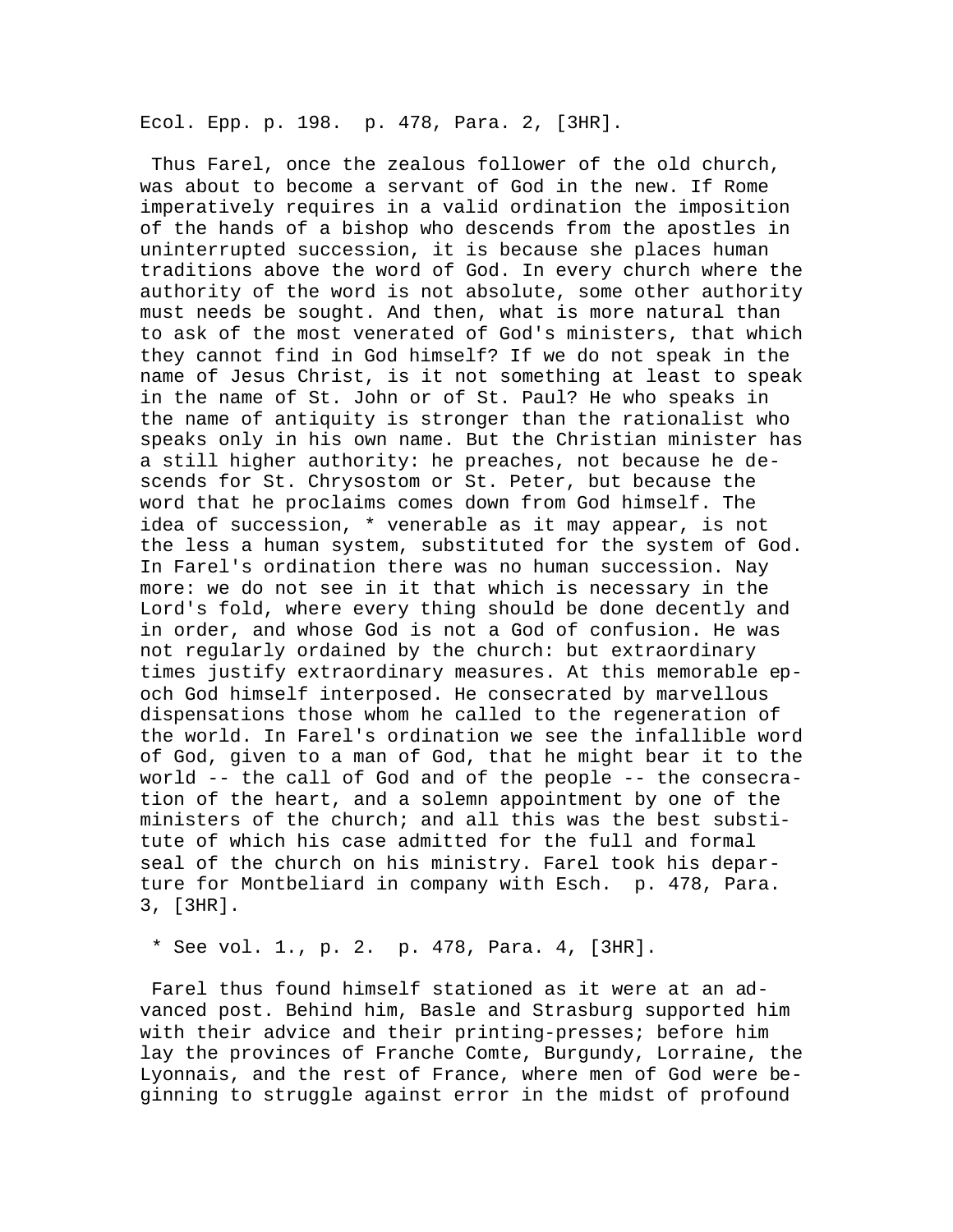Ecol. Epp. p. 198.  p. 478, Para. 2, [3HR].

Thus Farel, once the zealous follower of the old church, was about to become a servant of God in the new. If Rome imperatively requires in a valid ordination the imposition of the hands of a bishop who descends from the apostles in uninterrupted succession, it is because she places human traditions above the word of God. In every church where the authority of the word is not absolute, some other authority must needs be sought. And then, what is more natural than to ask of the most venerated of God's ministers, that which they cannot find in God himself? If we do not speak in the name of Jesus Christ, is it not something at least to speak in the name of St. John or of St. Paul? He who speaks in the name of antiquity is stronger than the rationalist who speaks only in his own name. But the Christian minister has a still higher authority: he preaches, not because he descends for St. Chrysostom or St. Peter, but because the word that he proclaims comes down from God himself. The idea of succession, * venerable as it may appear, is not the less a human system, substituted for the system of God. In Farel's ordination there was no human succession. Nay more: we do not see in it that which is necessary in the Lord's fold, where every thing should be done decently and in order, and whose God is not a God of confusion. He was not regularly ordained by the church: but extraordinary times justify extraordinary measures. At this memorable epoch God himself interposed. He consecrated by marvellous dispensations those whom he called to the regeneration of the world. In Farel's ordination we see the infallible word of God, given to a man of God, that he might bear it to the world -- the call of God and of the people -- the consecration of the heart, and a solemn appointment by one of the ministers of the church; and all this was the best substitute of which his case admitted for the full and formal seal of the church on his ministry. Farel took his departure for Montbeliard in company with Esch.  p. 478, Para. 3, [3HR].

* See vol. 1., p. 2.  p. 478, Para. 4, [3HR].

Farel thus found himself stationed as it were at an advanced post. Behind him, Basle and Strasburg supported him with their advice and their printing-presses; before him lay the provinces of Franche Comte, Burgundy, Lorraine, the Lyonnais, and the rest of France, where men of God were beginning to struggle against error in the midst of profound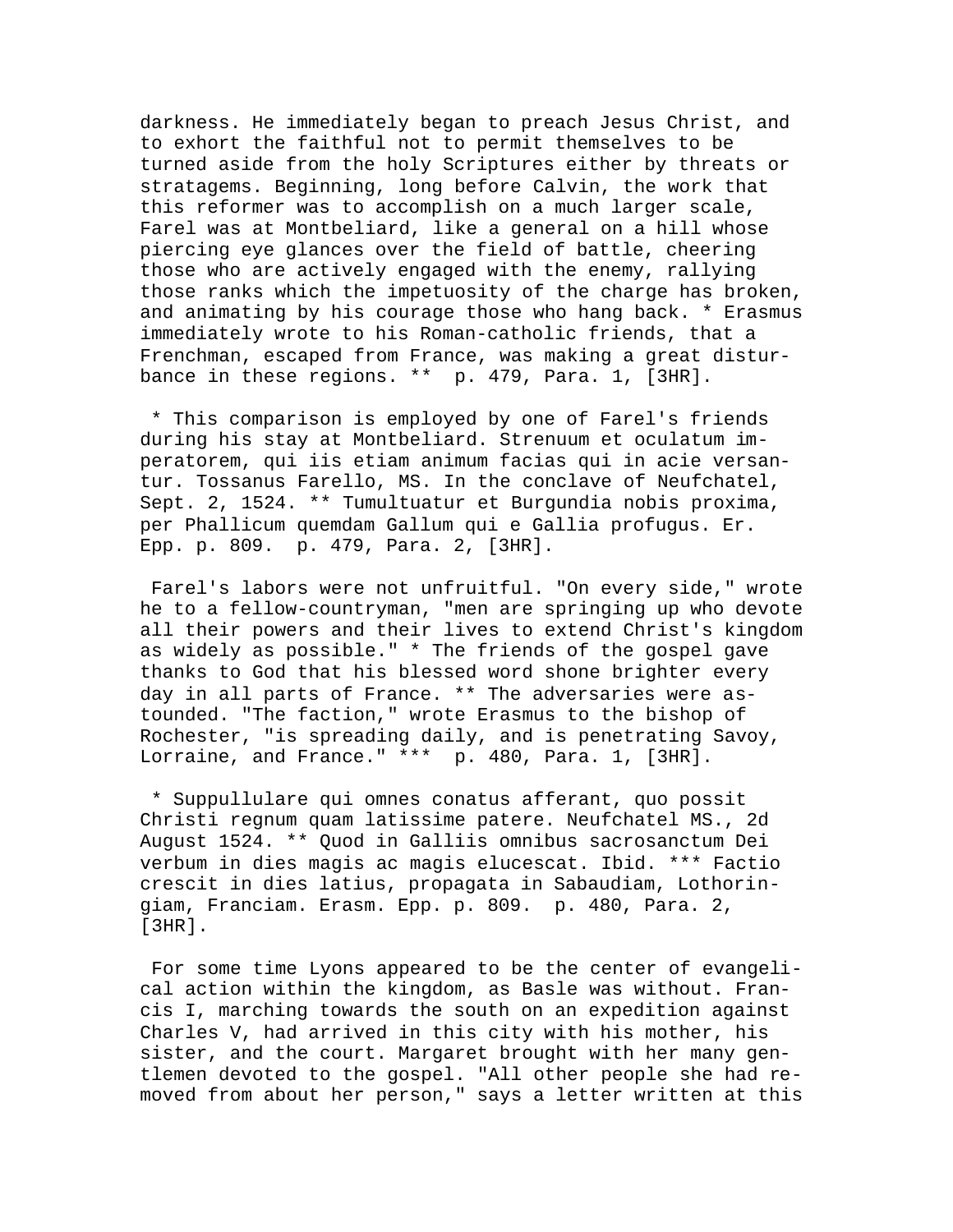darkness. He immediately began to preach Jesus Christ, and to exhort the faithful not to permit themselves to be turned aside from the holy Scriptures either by threats or stratagems. Beginning, long before Calvin, the work that this reformer was to accomplish on a much larger scale, Farel was at Montbeliard, like a general on a hill whose piercing eye glances over the field of battle, cheering those who are actively engaged with the enemy, rallying those ranks which the impetuosity of the charge has broken, and animating by his courage those who hang back. * Erasmus immediately wrote to his Roman-catholic friends, that a Frenchman, escaped from France, was making a great disturbance in these regions. ** p. 479, Para. 1, [3HR].

* This comparison is employed by one of Farel's friends during his stay at Montbeliard. Strenuum et oculatum imperatorem, qui iis etiam animum facias qui in acie versantur. Tossanus Farello, MS. In the conclave of Neufchatel, Sept. 2, 1524. ** Tumultuatur et Burgundia nobis proxima, per Phallicum quemdam Gallum qui e Gallia profugus. Er. Epp. p. 809. p. 479, Para. 2, [3HR].

Farel's labors were not unfruitful. "On every side," wrote he to a fellow-countryman, "men are springing up who devote all their powers and their lives to extend Christ's kingdom as widely as possible." * The friends of the gospel gave thanks to God that his blessed word shone brighter every day in all parts of France. ** The adversaries were astounded. "The faction," wrote Erasmus to the bishop of Rochester, "is spreading daily, and is penetrating Savoy, Lorraine, and France." *** p. 480, Para. 1, [3HR].

* Suppullulare qui omnes conatus afferant, quo possit Christi regnum quam latissime patere. Neufchatel MS., 2d August 1524. ** Quod in Galliis omnibus sacrosanctum Dei verbum in dies magis ac magis elucescat. Ibid. *** Factio crescit in dies latius, propagata in Sabaudiam, Lothoringiam, Franciam. Erasm. Epp. p. 809. p. 480, Para. 2, [3HR].

For some time Lyons appeared to be the center of evangelical action within the kingdom, as Basle was without. Francis I, marching towards the south on an expedition against Charles V, had arrived in this city with his mother, his sister, and the court. Margaret brought with her many gentlemen devoted to the gospel. "All other people she had removed from about her person," says a letter written at this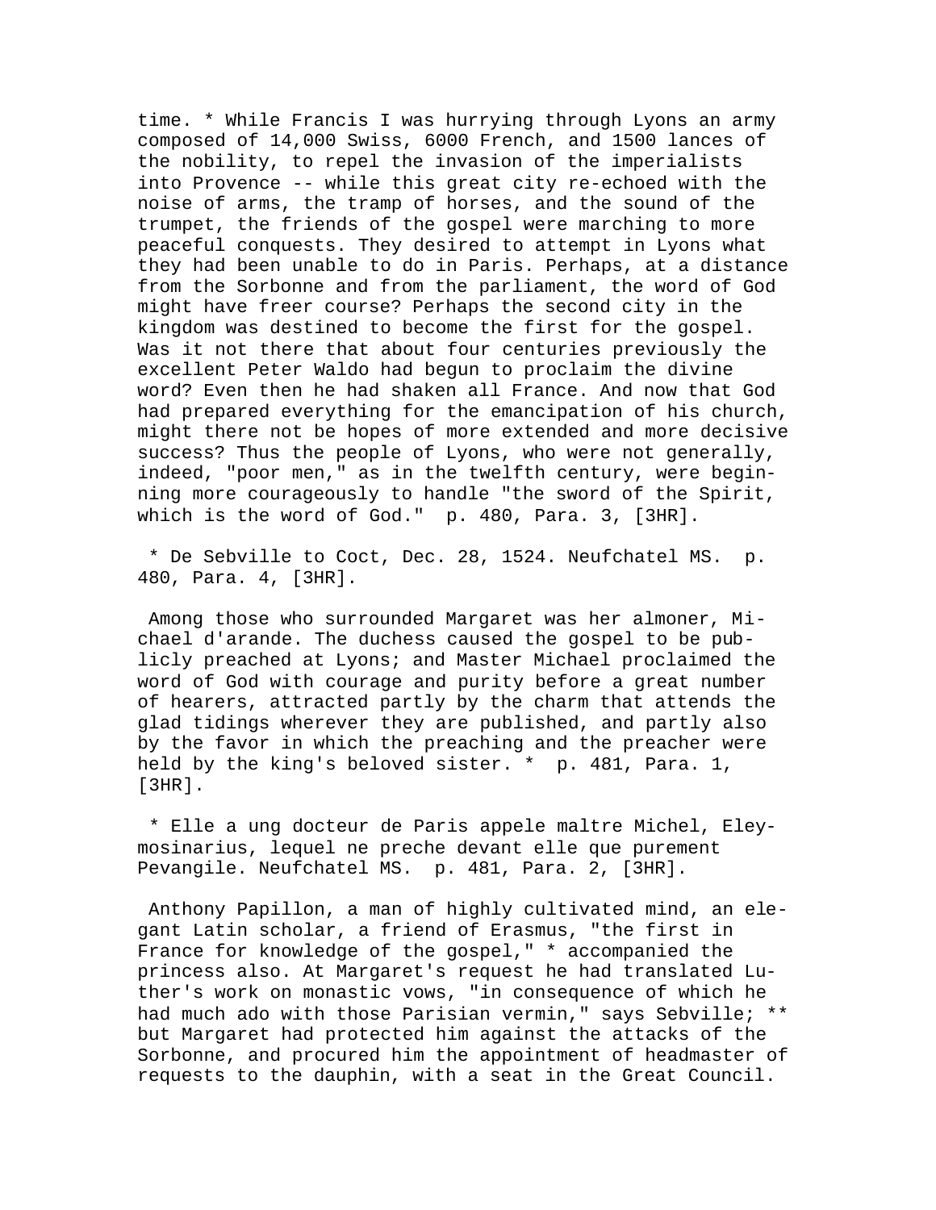time. * While Francis I was hurrying through Lyons an army composed of 14,000 Swiss, 6000 French, and 1500 lances of the nobility, to repel the invasion of the imperialists into Provence -- while this great city re-echoed with the noise of arms, the tramp of horses, and the sound of the trumpet, the friends of the gospel were marching to more peaceful conquests. They desired to attempt in Lyons what they had been unable to do in Paris. Perhaps, at a distance from the Sorbonne and from the parliament, the word of God might have freer course? Perhaps the second city in the kingdom was destined to become the first for the gospel. Was it not there that about four centuries previously the excellent Peter Waldo had begun to proclaim the divine word? Even then he had shaken all France. And now that God had prepared everything for the emancipation of his church, might there not be hopes of more extended and more decisive success? Thus the people of Lyons, who were not generally, indeed, "poor men," as in the twelfth century, were beginning more courageously to handle "the sword of the Spirit, which is the word of God." p. 480, Para. 3, [3HR].

* De Sebville to Coct, Dec. 28, 1524. Neufchatel MS. p. 480, Para. 4, [3HR].

Among those who surrounded Margaret was her almoner, Michael d'arande. The duchess caused the gospel to be publicly preached at Lyons; and Master Michael proclaimed the word of God with courage and purity before a great number of hearers, attracted partly by the charm that attends the glad tidings wherever they are published, and partly also by the favor in which the preaching and the preacher were held by the king's beloved sister. * p. 481, Para. 1, [3HR].

* Elle a ung docteur de Paris appele maltre Michel, Eleymosinarius, lequel ne preche devant elle que purement Pevangile. Neufchatel MS. p. 481, Para. 2, [3HR].

Anthony Papillon, a man of highly cultivated mind, an elegant Latin scholar, a friend of Erasmus, "the first in France for knowledge of the gospel," * accompanied the princess also. At Margaret's request he had translated Luther's work on monastic vows, "in consequence of which he had much ado with those Parisian vermin," says Sebville; ** but Margaret had protected him against the attacks of the Sorbonne, and procured him the appointment of headmaster of requests to the dauphin, with a seat in the Great Council.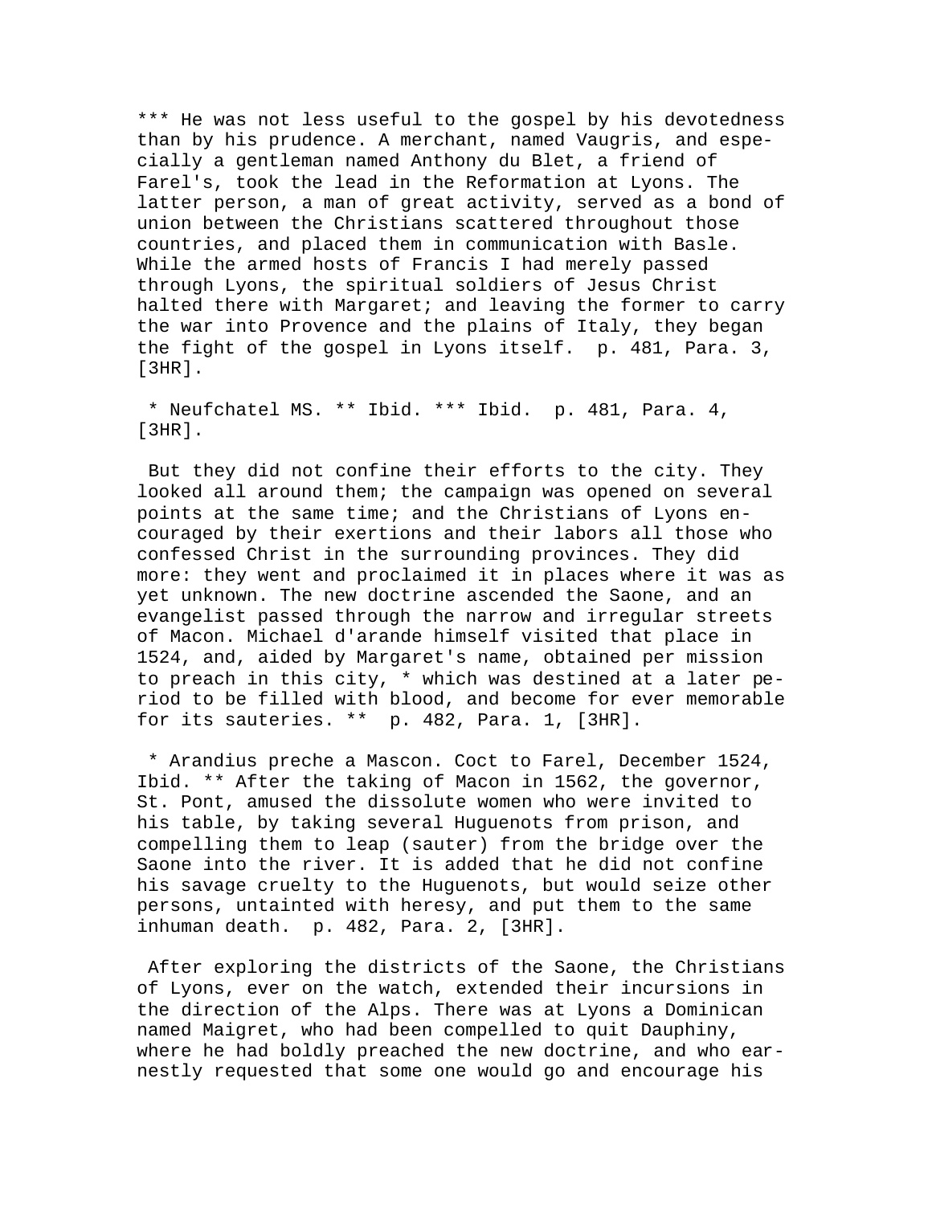*** He was not less useful to the gospel by his devotedness than by his prudence. A merchant, named Vaugris, and especially a gentleman named Anthony du Blet, a friend of Farel's, took the lead in the Reformation at Lyons. The latter person, a man of great activity, served as a bond of union between the Christians scattered throughout those countries, and placed them in communication with Basle. While the armed hosts of Francis I had merely passed through Lyons, the spiritual soldiers of Jesus Christ halted there with Margaret; and leaving the former to carry the war into Provence and the plains of Italy, they began the fight of the gospel in Lyons itself. p. 481, Para. 3, [3HR].

* Neufchatel MS. ** Ibid. *** Ibid. p. 481, Para. 4, [3HR].

But they did not confine their efforts to the city. They looked all around them; the campaign was opened on several points at the same time; and the Christians of Lyons encouraged by their exertions and their labors all those who confessed Christ in the surrounding provinces. They did more: they went and proclaimed it in places where it was as yet unknown. The new doctrine ascended the Saone, and an evangelist passed through the narrow and irregular streets of Macon. Michael d'arande himself visited that place in 1524, and, aided by Margaret's name, obtained per mission to preach in this city, * which was destined at a later period to be filled with blood, and become for ever memorable for its sauteries. ** p. 482, Para. 1, [3HR].

* Arandius preche a Mascon. Coct to Farel, December 1524, Ibid. ** After the taking of Macon in 1562, the governor, St. Pont, amused the dissolute women who were invited to his table, by taking several Huguenots from prison, and compelling them to leap (sauter) from the bridge over the Saone into the river. It is added that he did not confine his savage cruelty to the Huguenots, but would seize other persons, untainted with heresy, and put them to the same inhuman death. p. 482, Para. 2, [3HR].

After exploring the districts of the Saone, the Christians of Lyons, ever on the watch, extended their incursions in the direction of the Alps. There was at Lyons a Dominican named Maigret, who had been compelled to quit Dauphiny, where he had boldly preached the new doctrine, and who earnestly requested that some one would go and encourage his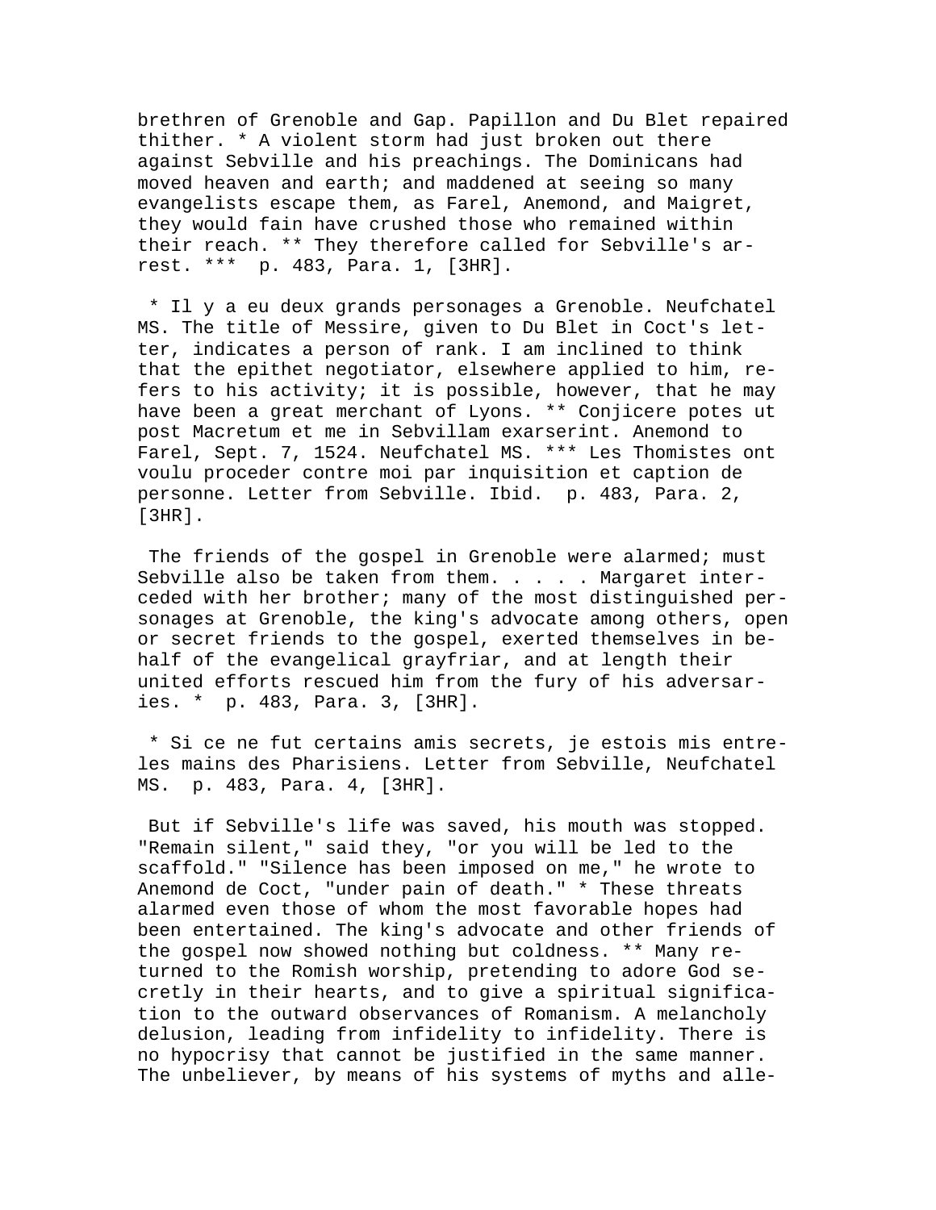brethren of Grenoble and Gap. Papillon and Du Blet repaired thither. * A violent storm had just broken out there against Sebville and his preachings. The Dominicans had moved heaven and earth; and maddened at seeing so many evangelists escape them, as Farel, Anemond, and Maigret, they would fain have crushed those who remained within their reach. ** They therefore called for Sebville's arrest. *** p. 483, Para. 1, [3HR].

* Il y a eu deux grands personages a Grenoble. Neufchatel MS. The title of Messire, given to Du Blet in Coct's letter, indicates a person of rank. I am inclined to think that the epithet negotiator, elsewhere applied to him, refers to his activity; it is possible, however, that he may have been a great merchant of Lyons. ** Conjicere potes ut post Macretum et me in Sebvillam exarserint. Anemond to Farel, Sept. 7, 1524. Neufchatel MS. *** Les Thomistes ont voulu proceder contre moi par inquisition et caption de personne. Letter from Sebville. Ibid. p. 483, Para. 2, [3HR].

The friends of the gospel in Grenoble were alarmed; must Sebville also be taken from them. . . . . Margaret interceded with her brother; many of the most distinguished personages at Grenoble, the king's advocate among others, open or secret friends to the gospel, exerted themselves in behalf of the evangelical grayfriar, and at length their united efforts rescued him from the fury of his adversaries. * p. 483, Para. 3, [3HR].

* Si ce ne fut certains amis secrets, je estois mis entreles mains des Pharisiens. Letter from Sebville, Neufchatel MS. p. 483, Para. 4, [3HR].

But if Sebville's life was saved, his mouth was stopped. "Remain silent," said they, "or you will be led to the scaffold." "Silence has been imposed on me," he wrote to Anemond de Coct, "under pain of death." * These threats alarmed even those of whom the most favorable hopes had been entertained. The king's advocate and other friends of the gospel now showed nothing but coldness. ** Many returned to the Romish worship, pretending to adore God secretly in their hearts, and to give a spiritual signification to the outward observances of Romanism. A melancholy delusion, leading from infidelity to infidelity. There is no hypocrisy that cannot be justified in the same manner. The unbeliever, by means of his systems of myths and alle-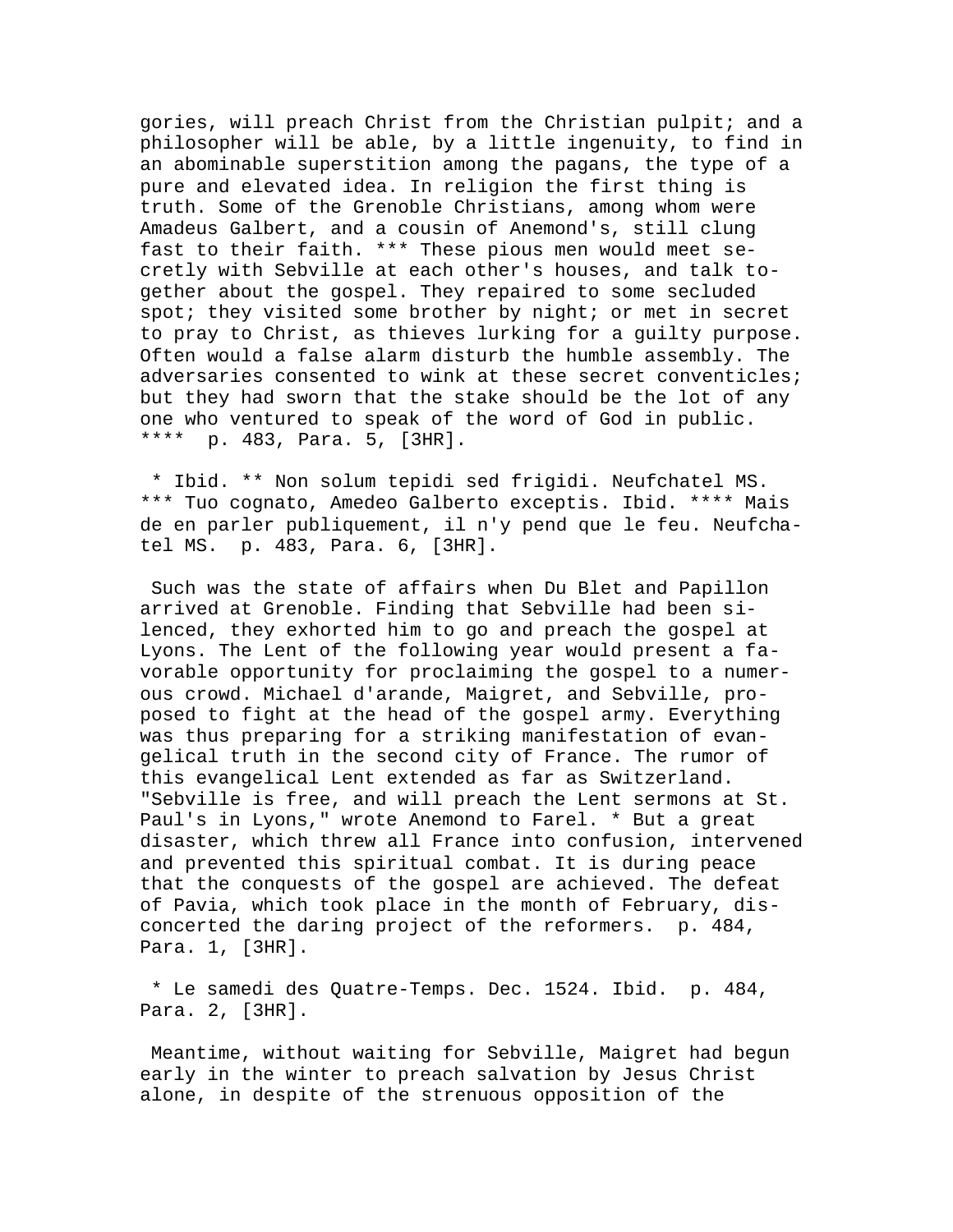gories, will preach Christ from the Christian pulpit; and a philosopher will be able, by a little ingenuity, to find in an abominable superstition among the pagans, the type of a pure and elevated idea. In religion the first thing is truth. Some of the Grenoble Christians, among whom were Amadeus Galbert, and a cousin of Anemond's, still clung fast to their faith. *** These pious men would meet secretly with Sebville at each other's houses, and talk together about the gospel. They repaired to some secluded spot; they visited some brother by night; or met in secret to pray to Christ, as thieves lurking for a guilty purpose. Often would a false alarm disturb the humble assembly. The adversaries consented to wink at these secret conventicles; but they had sworn that the stake should be the lot of any one who ventured to speak of the word of God in public. **** p. 483, Para. 5, [3HR].

* Ibid. ** Non solum tepidi sed frigidi. Neufchatel MS. *** Tuo cognato, Amedeo Galberto exceptis. Ibid. **** Mais de en parler publiquement, il n'y pend que le feu. Neufchatel MS. p. 483, Para. 6, [3HR].

Such was the state of affairs when Du Blet and Papillon arrived at Grenoble. Finding that Sebville had been silenced, they exhorted him to go and preach the gospel at Lyons. The Lent of the following year would present a favorable opportunity for proclaiming the gospel to a numerous crowd. Michael d'arande, Maigret, and Sebville, proposed to fight at the head of the gospel army. Everything was thus preparing for a striking manifestation of evangelical truth in the second city of France. The rumor of this evangelical Lent extended as far as Switzerland. "Sebville is free, and will preach the Lent sermons at St. Paul's in Lyons," wrote Anemond to Farel. * But a great disaster, which threw all France into confusion, intervened and prevented this spiritual combat. It is during peace that the conquests of the gospel are achieved. The defeat of Pavia, which took place in the month of February, disconcerted the daring project of the reformers. p. 484, Para. 1, [3HR].

* Le samedi des Quatre-Temps. Dec. 1524. Ibid. p. 484, Para. 2, [3HR].

Meantime, without waiting for Sebville, Maigret had begun early in the winter to preach salvation by Jesus Christ alone, in despite of the strenuous opposition of the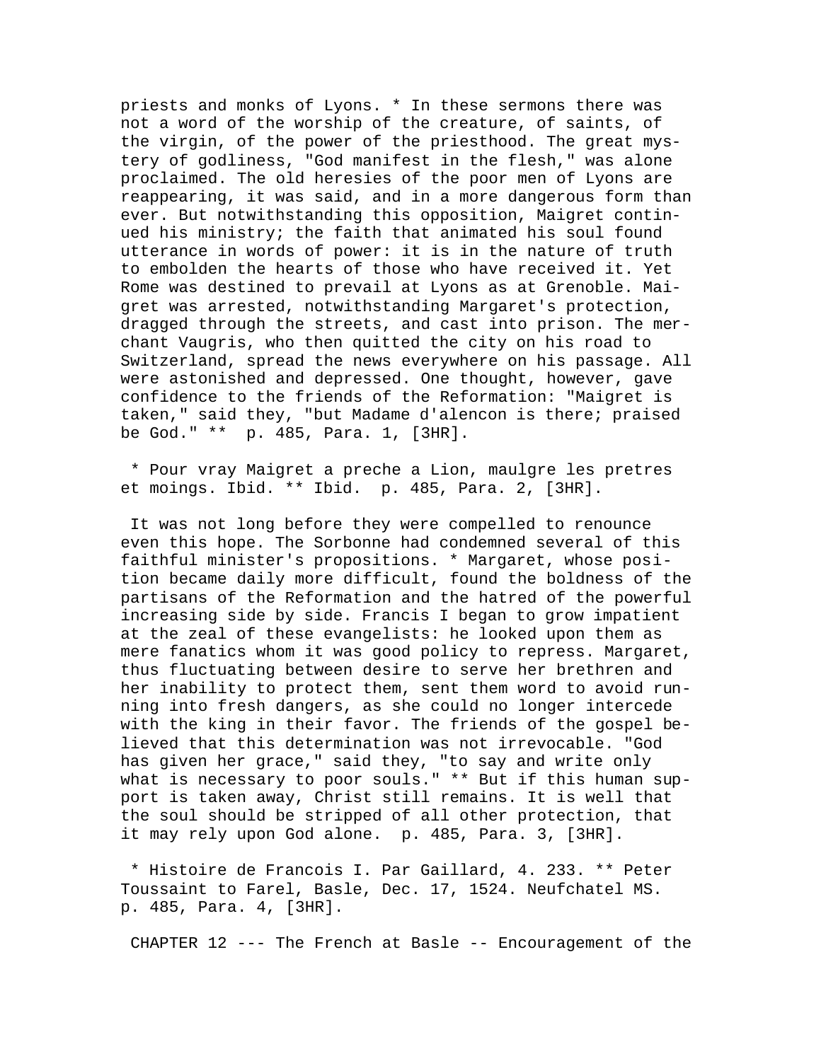priests and monks of Lyons. * In these sermons there was not a word of the worship of the creature, of saints, of the virgin, of the power of the priesthood. The great mystery of godliness, "God manifest in the flesh," was alone proclaimed. The old heresies of the poor men of Lyons are reappearing, it was said, and in a more dangerous form than ever. But notwithstanding this opposition, Maigret continued his ministry; the faith that animated his soul found utterance in words of power: it is in the nature of truth to embolden the hearts of those who have received it. Yet Rome was destined to prevail at Lyons as at Grenoble. Maigret was arrested, notwithstanding Margaret's protection, dragged through the streets, and cast into prison. The merchant Vaugris, who then quitted the city on his road to Switzerland, spread the news everywhere on his passage. All were astonished and depressed. One thought, however, gave confidence to the friends of the Reformation: "Maigret is taken," said they, "but Madame d'alencon is there; praised be God." ** p. 485, Para. 1, [3HR].

* Pour vray Maigret a preche a Lion, maulgre les pretres et moings. Ibid. ** Ibid. p. 485, Para. 2, [3HR].

It was not long before they were compelled to renounce even this hope. The Sorbonne had condemned several of this faithful minister's propositions. * Margaret, whose position became daily more difficult, found the boldness of the partisans of the Reformation and the hatred of the powerful increasing side by side. Francis I began to grow impatient at the zeal of these evangelists: he looked upon them as mere fanatics whom it was good policy to repress. Margaret, thus fluctuating between desire to serve her brethren and her inability to protect them, sent them word to avoid running into fresh dangers, as she could no longer intercede with the king in their favor. The friends of the gospel believed that this determination was not irrevocable. "God has given her grace," said they, "to say and write only what is necessary to poor souls." ** But if this human support is taken away, Christ still remains. It is well that the soul should be stripped of all other protection, that it may rely upon God alone. p. 485, Para. 3, [3HR].

* Histoire de Francois I. Par Gaillard, 4. 233. ** Peter Toussaint to Farel, Basle, Dec. 17, 1524. Neufchatel MS. p. 485, Para. 4, [3HR].

CHAPTER 12 --- The French at Basle -- Encouragement of the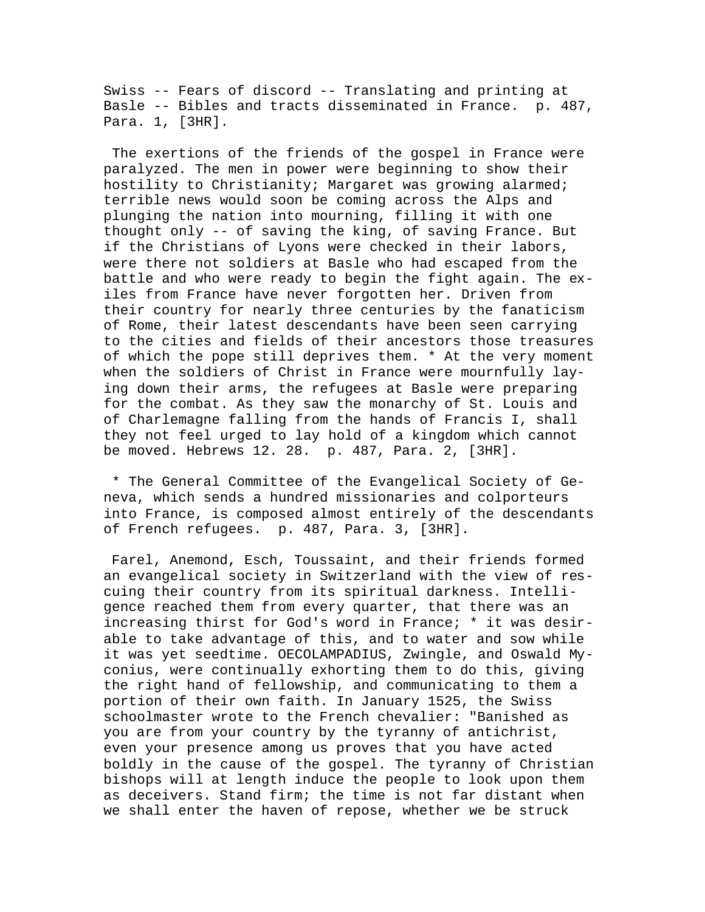Swiss -- Fears of discord -- Translating and printing at Basle -- Bibles and tracts disseminated in France. p. 487, Para. 1, [3HR].

The exertions of the friends of the gospel in France were paralyzed. The men in power were beginning to show their hostility to Christianity; Margaret was growing alarmed; terrible news would soon be coming across the Alps and plunging the nation into mourning, filling it with one thought only -- of saving the king, of saving France. But if the Christians of Lyons were checked in their labors, were there not soldiers at Basle who had escaped from the battle and who were ready to begin the fight again. The exiles from France have never forgotten her. Driven from their country for nearly three centuries by the fanaticism of Rome, their latest descendants have been seen carrying to the cities and fields of their ancestors those treasures of which the pope still deprives them. * At the very moment when the soldiers of Christ in France were mournfully laying down their arms, the refugees at Basle were preparing for the combat. As they saw the monarchy of St. Louis and of Charlemagne falling from the hands of Francis I, shall they not feel urged to lay hold of a kingdom which cannot be moved. Hebrews 12. 28. p. 487, Para. 2, [3HR].

* The General Committee of the Evangelical Society of Geneva, which sends a hundred missionaries and colporteurs into France, is composed almost entirely of the descendants of French refugees. p. 487, Para. 3, [3HR].

Farel, Anemond, Esch, Toussaint, and their friends formed an evangelical society in Switzerland with the view of rescuing their country from its spiritual darkness. Intelligence reached them from every quarter, that there was an increasing thirst for God's word in France; * it was desirable to take advantage of this, and to water and sow while it was yet seedtime. OECOLAMPADIUS, Zwingle, and Oswald Myconius, were continually exhorting them to do this, giving the right hand of fellowship, and communicating to them a portion of their own faith. In January 1525, the Swiss schoolmaster wrote to the French chevalier: "Banished as you are from your country by the tyranny of antichrist, even your presence among us proves that you have acted boldly in the cause of the gospel. The tyranny of Christian bishops will at length induce the people to look upon them as deceivers. Stand firm; the time is not far distant when we shall enter the haven of repose, whether we be struck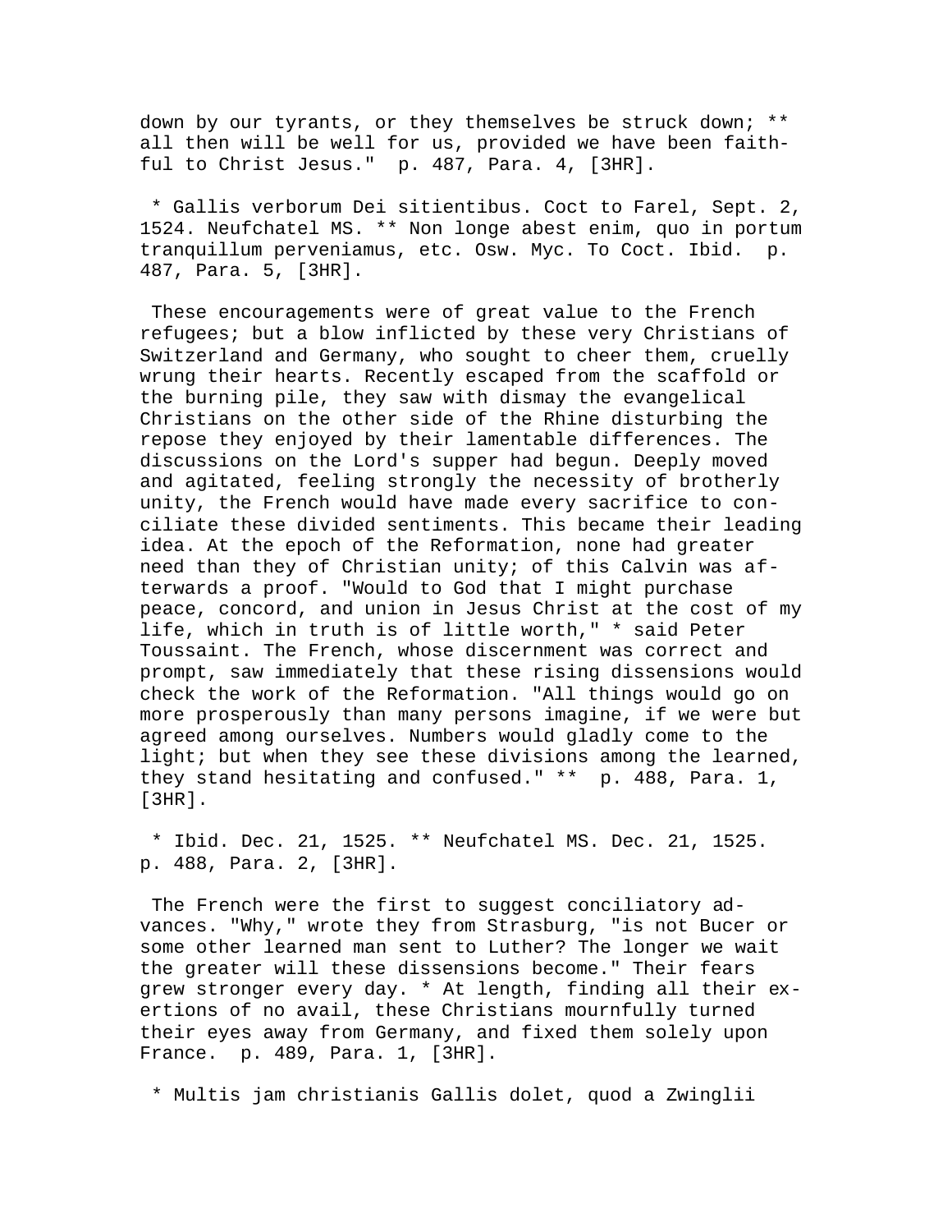down by our tyrants, or they themselves be struck down; ** all then will be well for us, provided we have been faithful to Christ Jesus." p. 487, Para. 4, [3HR].

* Gallis verborum Dei sitientibus. Coct to Farel, Sept. 2, 1524. Neufchatel MS. ** Non longe abest enim, quo in portum tranquillum perveniamus, etc. Osw. Myc. To Coct. Ibid. p. 487, Para. 5, [3HR].

These encouragements were of great value to the French refugees; but a blow inflicted by these very Christians of Switzerland and Germany, who sought to cheer them, cruelly wrung their hearts. Recently escaped from the scaffold or the burning pile, they saw with dismay the evangelical Christians on the other side of the Rhine disturbing the repose they enjoyed by their lamentable differences. The discussions on the Lord's supper had begun. Deeply moved and agitated, feeling strongly the necessity of brotherly unity, the French would have made every sacrifice to conciliate these divided sentiments. This became their leading idea. At the epoch of the Reformation, none had greater need than they of Christian unity; of this Calvin was afterwards a proof. "Would to God that I might purchase peace, concord, and union in Jesus Christ at the cost of my life, which in truth is of little worth," * said Peter Toussaint. The French, whose discernment was correct and prompt, saw immediately that these rising dissensions would check the work of the Reformation. "All things would go on more prosperously than many persons imagine, if we were but agreed among ourselves. Numbers would gladly come to the light; but when they see these divisions among the learned, they stand hesitating and confused." ** p. 488, Para. 1, [3HR].

* Ibid. Dec. 21, 1525. ** Neufchatel MS. Dec. 21, 1525. p. 488, Para. 2, [3HR].

The French were the first to suggest conciliatory advances. "Why," wrote they from Strasburg, "is not Bucer or some other learned man sent to Luther? The longer we wait the greater will these dissensions become." Their fears grew stronger every day. * At length, finding all their exertions of no avail, these Christians mournfully turned their eyes away from Germany, and fixed them solely upon France. p. 489, Para. 1, [3HR].

* Multis jam christianis Gallis dolet, quod a Zwinglii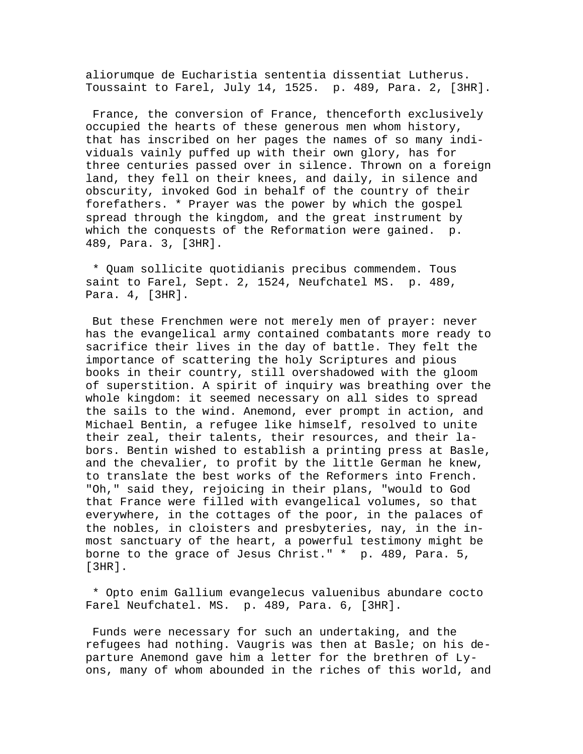aliorumque de Eucharistia sententia dissentiat Lutherus. Toussaint to Farel, July 14, 1525. p. 489, Para. 2, [3HR].

France, the conversion of France, thenceforth exclusively occupied the hearts of these generous men whom history, that has inscribed on her pages the names of so many individuals vainly puffed up with their own glory, has for three centuries passed over in silence. Thrown on a foreign land, they fell on their knees, and daily, in silence and obscurity, invoked God in behalf of the country of their forefathers. * Prayer was the power by which the gospel spread through the kingdom, and the great instrument by which the conquests of the Reformation were gained. p. 489, Para. 3, [3HR].

* Quam sollicite quotidianis precibus commendem. Toussaint to Farel, Sept. 2, 1524, Neufchatel MS. p. 489, Para. 4, [3HR].

But these Frenchmen were not merely men of prayer: never has the evangelical army contained combatants more ready to sacrifice their lives in the day of battle. They felt the importance of scattering the holy Scriptures and pious books in their country, still overshadowed with the gloom of superstition. A spirit of inquiry was breathing over the whole kingdom: it seemed necessary on all sides to spread the sails to the wind. Anemond, ever prompt in action, and Michael Bentin, a refugee like himself, resolved to unite their zeal, their talents, their resources, and their labors. Bentin wished to establish a printing press at Basle, and the chevalier, to profit by the little German he knew, to translate the best works of the Reformers into French. "Oh," said they, rejoicing in their plans, "would to God that France were filled with evangelical volumes, so that everywhere, in the cottages of the poor, in the palaces of the nobles, in cloisters and presbyteries, nay, in the inmost sanctuary of the heart, a powerful testimony might be borne to the grace of Jesus Christ." * p. 489, Para. 5, [3HR].

* Opto enim Gallium evangelecus valuenibus abundare cocto Farel Neufchatel. MS. p. 489, Para. 6, [3HR].

Funds were necessary for such an undertaking, and the refugees had nothing. Vaugris was then at Basle; on his departure Anemond gave him a letter for the brethren of Lyons, many of whom abounded in the riches of this world, and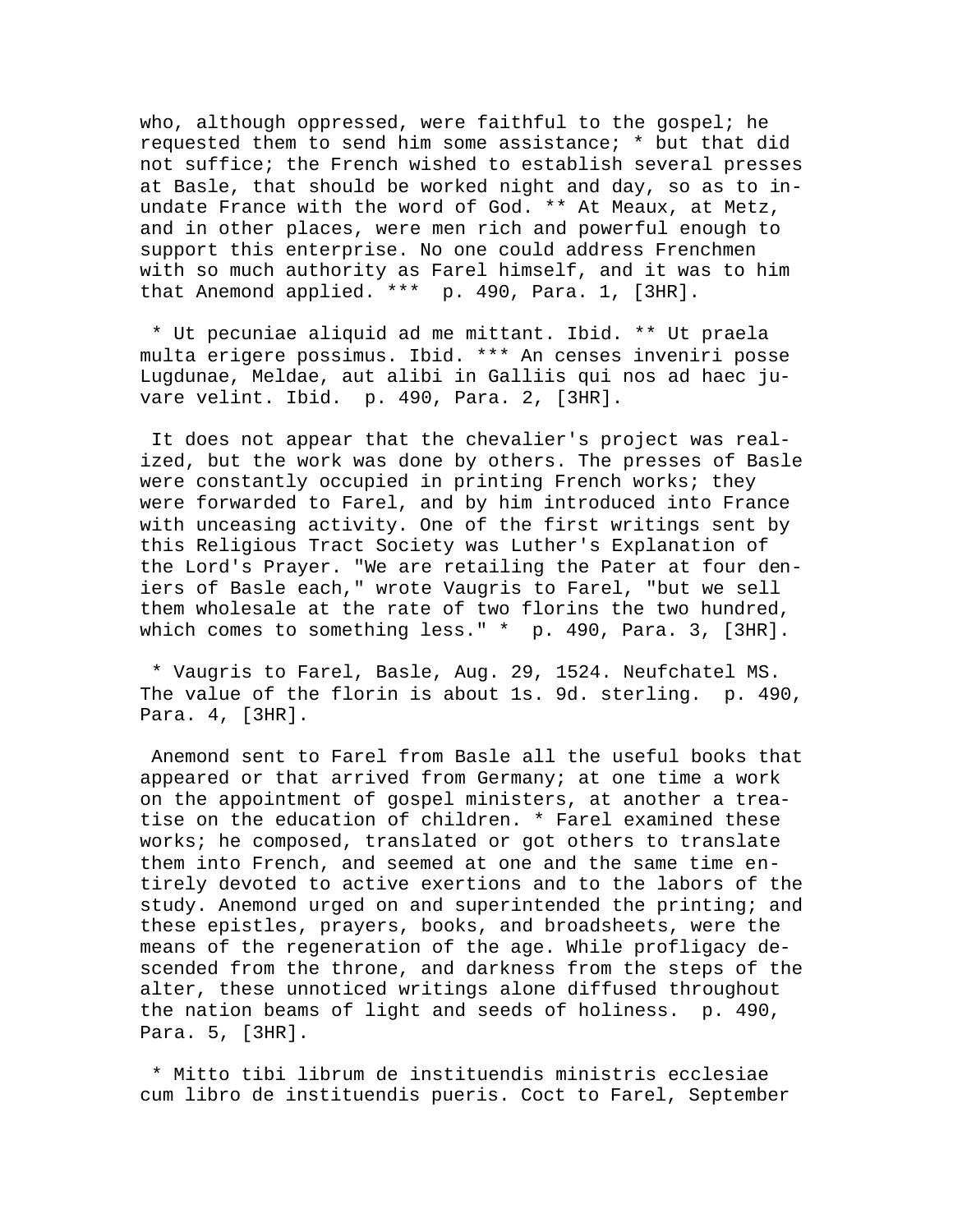who, although oppressed, were faithful to the gospel; he requested them to send him some assistance; * but that did not suffice; the French wished to establish several presses at Basle, that should be worked night and day, so as to inundate France with the word of God. ** At Meaux, at Metz, and in other places, were men rich and powerful enough to support this enterprise. No one could address Frenchmen with so much authority as Farel himself, and it was to him that Anemond applied. *** p. 490, Para. 1, [3HR].

* Ut pecuniae aliquid ad me mittant. Ibid. ** Ut praela multa erigere possimus. Ibid. *** An censes inveniri posse Lugdunae, Meldae, aut alibi in Galliis qui nos ad haec juvare velint. Ibid. p. 490, Para. 2, [3HR].

It does not appear that the chevalier's project was realized, but the work was done by others. The presses of Basle were constantly occupied in printing French works; they were forwarded to Farel, and by him introduced into France with unceasing activity. One of the first writings sent by this Religious Tract Society was Luther's Explanation of the Lord's Prayer. "We are retailing the Pater at four deniers of Basle each," wrote Vaugris to Farel, "but we sell them wholesale at the rate of two florins the two hundred, which comes to something less." * p. 490, Para. 3, [3HR].

* Vaugris to Farel, Basle, Aug. 29, 1524. Neufchatel MS. The value of the florin is about 1s. 9d. sterling. p. 490, Para. 4, [3HR].

Anemond sent to Farel from Basle all the useful books that appeared or that arrived from Germany; at one time a work on the appointment of gospel ministers, at another a treatise on the education of children. * Farel examined these works; he composed, translated or got others to translate them into French, and seemed at one and the same time entirely devoted to active exertions and to the labors of the study. Anemond urged on and superintended the printing; and these epistles, prayers, books, and broadsheets, were the means of the regeneration of the age. While profligacy descended from the throne, and darkness from the steps of the alter, these unnoticed writings alone diffused throughout the nation beams of light and seeds of holiness. p. 490, Para. 5, [3HR].

* Mitto tibi librum de instituendis ministris ecclesiae cum libro de instituendis pueris. Coct to Farel, September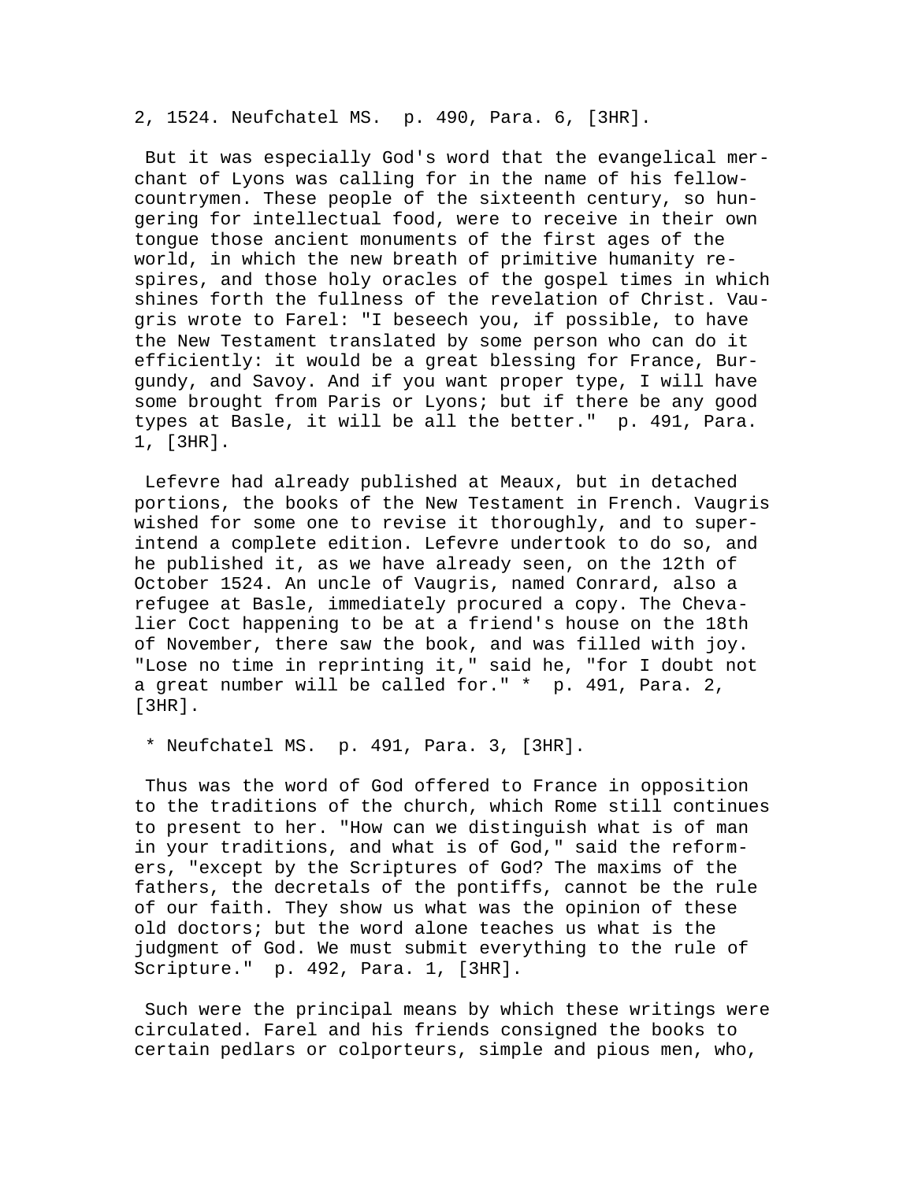2, 1524. Neufchatel MS.  p. 490, Para. 6, [3HR].

But it was especially God's word that the evangelical merchant of Lyons was calling for in the name of his fellow-countrymen. These people of the sixteenth century, so hungering for intellectual food, were to receive in their own tongue those ancient monuments of the first ages of the world, in which the new breath of primitive humanity respires, and those holy oracles of the gospel times in which shines forth the fullness of the revelation of Christ. Vaugris wrote to Farel: "I beseech you, if possible, to have the New Testament translated by some person who can do it efficiently: it would be a great blessing for France, Burgundy, and Savoy. And if you want proper type, I will have some brought from Paris or Lyons; but if there be any good types at Basle, it will be all the better."  p. 491, Para. 1, [3HR].

Lefevre had already published at Meaux, but in detached portions, the books of the New Testament in French. Vaugris wished for some one to revise it thoroughly, and to superintend a complete edition. Lefevre undertook to do so, and he published it, as we have already seen, on the 12th of October 1524. An uncle of Vaugris, named Conrard, also a refugee at Basle, immediately procured a copy. The Chevalier Coct happening to be at a friend's house on the 18th of November, there saw the book, and was filled with joy. "Lose no time in reprinting it," said he, "for I doubt not a great number will be called for." *  p. 491, Para. 2, [3HR].

* Neufchatel MS.  p. 491, Para. 3, [3HR].

Thus was the word of God offered to France in opposition to the traditions of the church, which Rome still continues to present to her. "How can we distinguish what is of man in your traditions, and what is of God," said the reformers, "except by the Scriptures of God? The maxims of the fathers, the decretals of the pontiffs, cannot be the rule of our faith. They show us what was the opinion of these old doctors; but the word alone teaches us what is the judgment of God. We must submit everything to the rule of Scripture."  p. 492, Para. 1, [3HR].

Such were the principal means by which these writings were circulated. Farel and his friends consigned the books to certain pedlars or colporteurs, simple and pious men, who,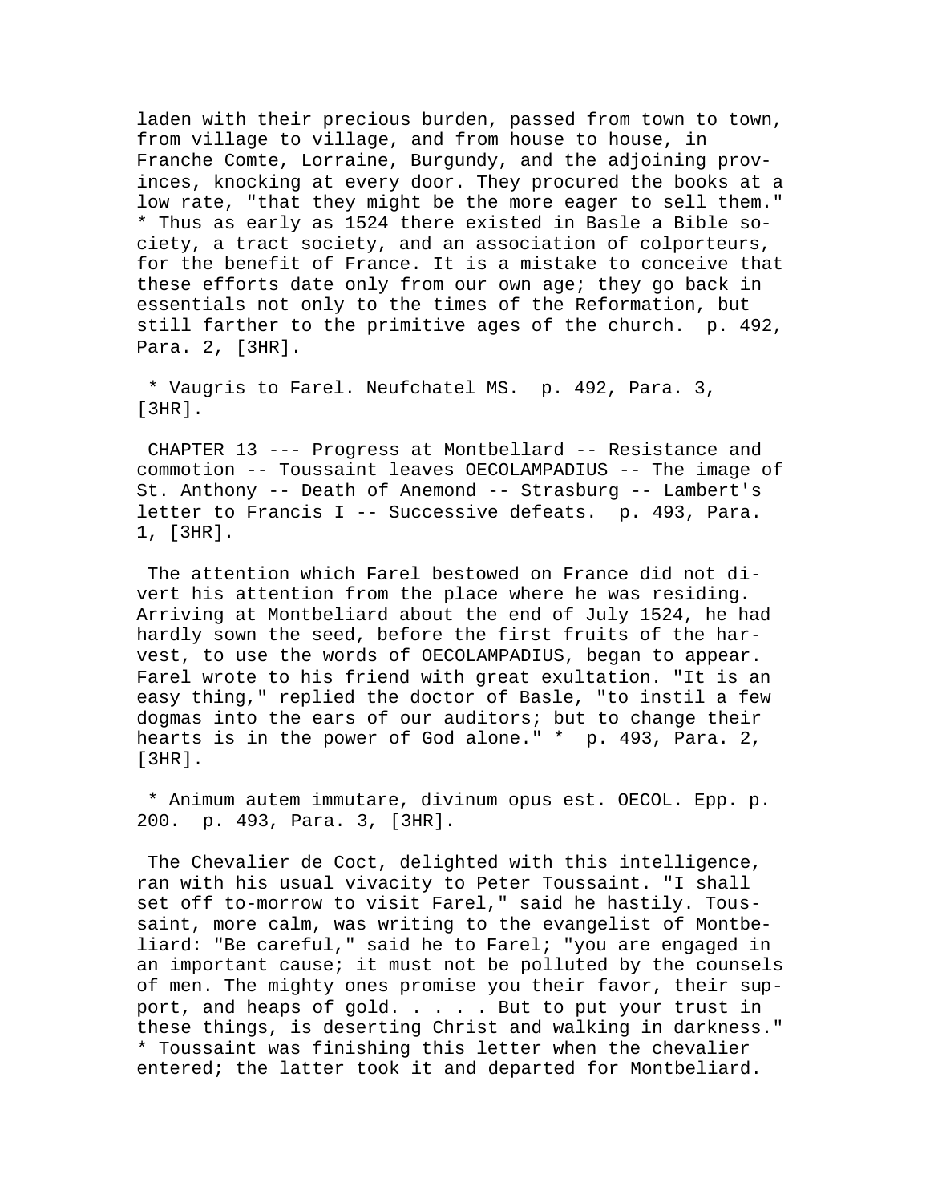laden with their precious burden, passed from town to town, from village to village, and from house to house, in Franche Comte, Lorraine, Burgundy, and the adjoining provinces, knocking at every door. They procured the books at a low rate, "that they might be the more eager to sell them." * Thus as early as 1524 there existed in Basle a Bible society, a tract society, and an association of colporteurs, for the benefit of France. It is a mistake to conceive that these efforts date only from our own age; they go back in essentials not only to the times of the Reformation, but still farther to the primitive ages of the church. p. 492, Para. 2, [3HR].

* Vaugris to Farel. Neufchatel MS. p. 492, Para. 3, [3HR].

CHAPTER 13 --- Progress at Montbellard -- Resistance and commotion -- Toussaint leaves OECOLAMPADIUS -- The image of St. Anthony -- Death of Anemond -- Strasburg -- Lambert's letter to Francis I -- Successive defeats. p. 493, Para. 1, [3HR].

The attention which Farel bestowed on France did not divert his attention from the place where he was residing. Arriving at Montbeliard about the end of July 1524, he had hardly sown the seed, before the first fruits of the harvest, to use the words of OECOLAMPADIUS, began to appear. Farel wrote to his friend with great exultation. "It is an easy thing," replied the doctor of Basle, "to instil a few dogmas into the ears of our auditors; but to change their hearts is in the power of God alone." * p. 493, Para. 2, [3HR].

* Animum autem immutare, divinum opus est. OECOL. Epp. p. 200. p. 493, Para. 3, [3HR].

The Chevalier de Coct, delighted with this intelligence, ran with his usual vivacity to Peter Toussaint. "I shall set off to-morrow to visit Farel," said he hastily. Toussaint, more calm, was writing to the evangelist of Montbeliard: "Be careful," said he to Farel; "you are engaged in an important cause; it must not be polluted by the counsels of men. The mighty ones promise you their favor, their support, and heaps of gold. . . . . But to put your trust in these things, is deserting Christ and walking in darkness." * Toussaint was finishing this letter when the chevalier entered; the latter took it and departed for Montbeliard.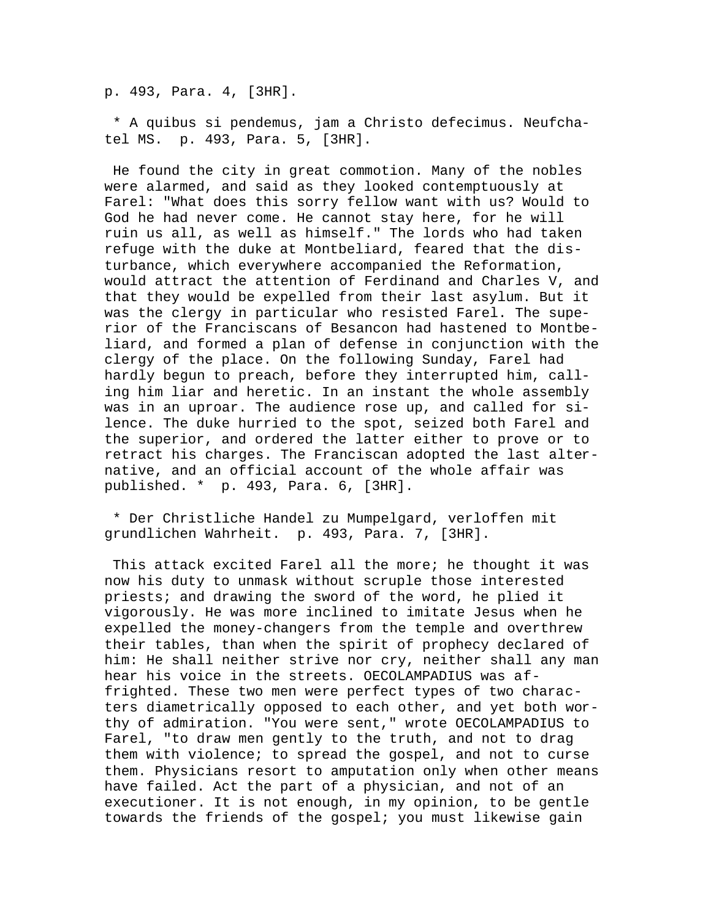p. 493, Para. 4, [3HR].

* A quibus si pendemus, jam a Christo defecimus. Neufchatel MS. p. 493, Para. 5, [3HR].

He found the city in great commotion. Many of the nobles were alarmed, and said as they looked contemptuously at Farel: "What does this sorry fellow want with us? Would to God he had never come. He cannot stay here, for he will ruin us all, as well as himself." The lords who had taken refuge with the duke at Montbeliard, feared that the disturbance, which everywhere accompanied the Reformation, would attract the attention of Ferdinand and Charles V, and that they would be expelled from their last asylum. But it was the clergy in particular who resisted Farel. The superior of the Franciscans of Besancon had hastened to Montbeliard, and formed a plan of defense in conjunction with the clergy of the place. On the following Sunday, Farel had hardly begun to preach, before they interrupted him, calling him liar and heretic. In an instant the whole assembly was in an uproar. The audience rose up, and called for silence. The duke hurried to the spot, seized both Farel and the superior, and ordered the latter either to prove or to retract his charges. The Franciscan adopted the last alternative, and an official account of the whole affair was published. * p. 493, Para. 6, [3HR].

* Der Christliche Handel zu Mumpelgard, verloffen mit grundlichen Wahrheit. p. 493, Para. 7, [3HR].

This attack excited Farel all the more; he thought it was now his duty to unmask without scruple those interested priests; and drawing the sword of the word, he plied it vigorously. He was more inclined to imitate Jesus when he expelled the money-changers from the temple and overthrew their tables, than when the spirit of prophecy declared of him: He shall neither strive nor cry, neither shall any man hear his voice in the streets. OECOLAMPADIUS was affrighted. These two men were perfect types of two characters diametrically opposed to each other, and yet both worthy of admiration. "You were sent," wrote OECOLAMPADIUS to Farel, "to draw men gently to the truth, and not to drag them with violence; to spread the gospel, and not to curse them. Physicians resort to amputation only when other means have failed. Act the part of a physician, and not of an executioner. It is not enough, in my opinion, to be gentle towards the friends of the gospel; you must likewise gain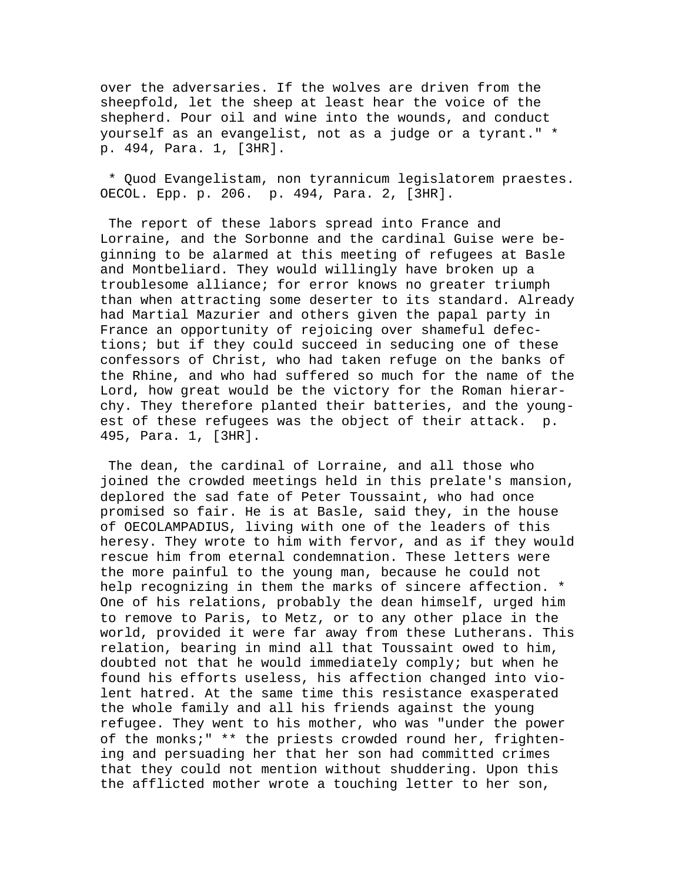over the adversaries. If the wolves are driven from the sheepfold, let the sheep at least hear the voice of the shepherd. Pour oil and wine into the wounds, and conduct yourself as an evangelist, not as a judge or a tyrant." * p. 494, Para. 1, [3HR].

* Quod Evangelistam, non tyrannicum legislatorem praestes. OECOL. Epp. p. 206. p. 494, Para. 2, [3HR].

The report of these labors spread into France and Lorraine, and the Sorbonne and the cardinal Guise were beginning to be alarmed at this meeting of refugees at Basle and Montbeliard. They would willingly have broken up a troublesome alliance; for error knows no greater triumph than when attracting some deserter to its standard. Already had Martial Mazurier and others given the papal party in France an opportunity of rejoicing over shameful defections; but if they could succeed in seducing one of these confessors of Christ, who had taken refuge on the banks of the Rhine, and who had suffered so much for the name of the Lord, how great would be the victory for the Roman hierarchy. They therefore planted their batteries, and the youngest of these refugees was the object of their attack. p. 495, Para. 1, [3HR].

The dean, the cardinal of Lorraine, and all those who joined the crowded meetings held in this prelate's mansion, deplored the sad fate of Peter Toussaint, who had once promised so fair. He is at Basle, said they, in the house of OECOLAMPADIUS, living with one of the leaders of this heresy. They wrote to him with fervor, and as if they would rescue him from eternal condemnation. These letters were the more painful to the young man, because he could not help recognizing in them the marks of sincere affection. * One of his relations, probably the dean himself, urged him to remove to Paris, to Metz, or to any other place in the world, provided it were far away from these Lutherans. This relation, bearing in mind all that Toussaint owed to him, doubted not that he would immediately comply; but when he found his efforts useless, his affection changed into violent hatred. At the same time this resistance exasperated the whole family and all his friends against the young refugee. They went to his mother, who was "under the power of the monks;" ** the priests crowded round her, frightening and persuading her that her son had committed crimes that they could not mention without shuddering. Upon this the afflicted mother wrote a touching letter to her son,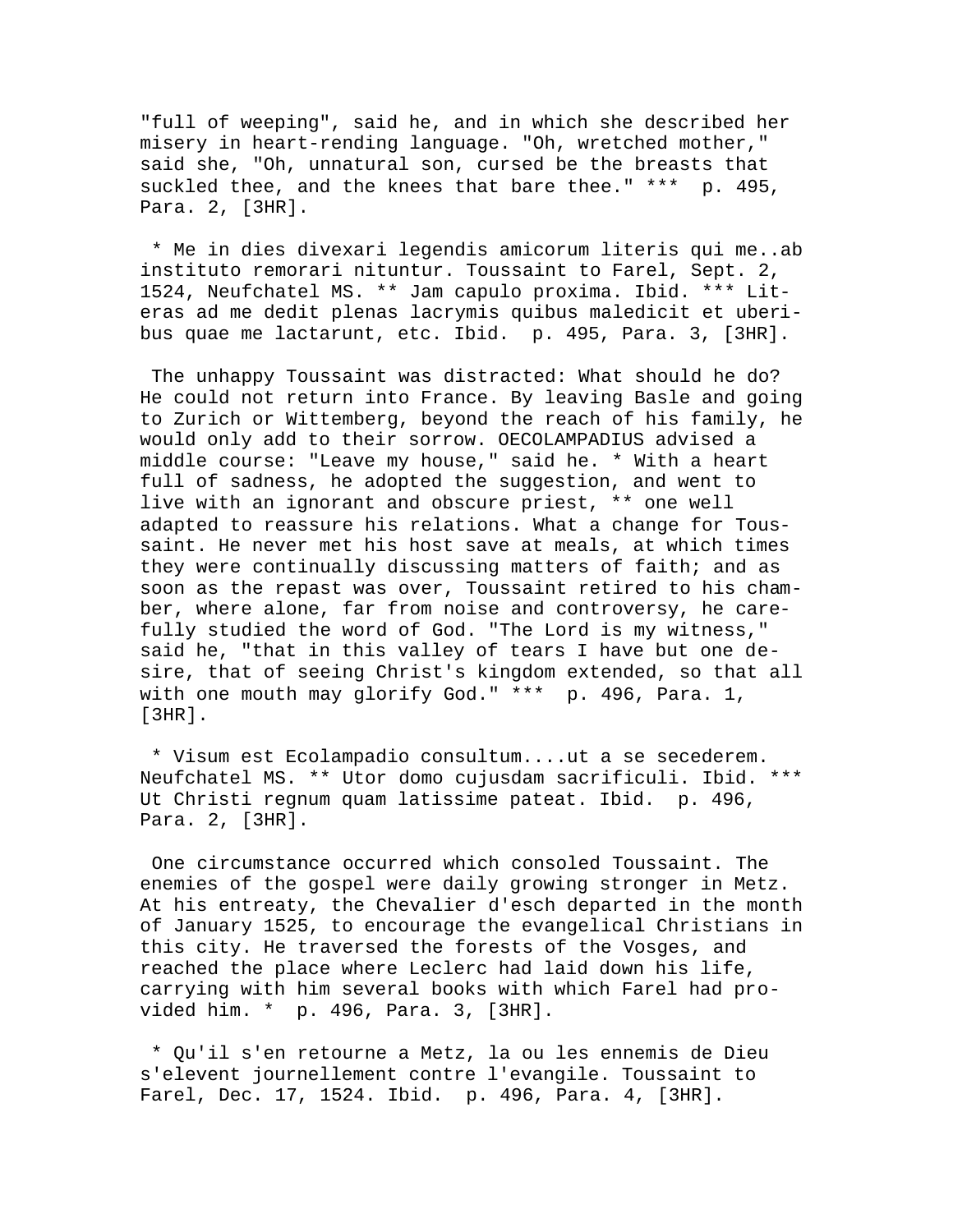"full of weeping", said he, and in which she described her misery in heart-rending language. "Oh, wretched mother," said she, "Oh, unnatural son, cursed be the breasts that suckled thee, and the knees that bare thee." *** p. 495, Para. 2, [3HR].

* Me in dies divexari legendis amicorum literis qui me..ab instituto remorari nituntur. Toussaint to Farel, Sept. 2, 1524, Neufchatel MS. ** Jam capulo proxima. Ibid. *** Literas ad me dedit plenas lacrymis quibus maledicit et uberibus quae me lactarunt, etc. Ibid. p. 495, Para. 3, [3HR].

The unhappy Toussaint was distracted: What should he do? He could not return into France. By leaving Basle and going to Zurich or Wittemberg, beyond the reach of his family, he would only add to their sorrow. OECOLAMPADIUS advised a middle course: "Leave my house," said he. * With a heart full of sadness, he adopted the suggestion, and went to live with an ignorant and obscure priest, ** one well adapted to reassure his relations. What a change for Toussaint. He never met his host save at meals, at which times they were continually discussing matters of faith; and as soon as the repast was over, Toussaint retired to his chamber, where alone, far from noise and controversy, he carefully studied the word of God. "The Lord is my witness," said he, "that in this valley of tears I have but one desire, that of seeing Christ's kingdom extended, so that all with one mouth may glorify God." *** p. 496, Para. 1, [3HR].

* Visum est Ecolampadio consultum....ut a se secederem. Neufchatel MS. ** Utor domo cujusdam sacrificuli. Ibid. *** Ut Christi regnum quam latissime pateat. Ibid. p. 496, Para. 2, [3HR].

One circumstance occurred which consoled Toussaint. The enemies of the gospel were daily growing stronger in Metz. At his entreaty, the Chevalier d'esch departed in the month of January 1525, to encourage the evangelical Christians in this city. He traversed the forests of the Vosges, and reached the place where Leclerc had laid down his life, carrying with him several books with which Farel had provided him. * p. 496, Para. 3, [3HR].

* Qu'il s'en retourne a Metz, la ou les ennemis de Dieu s'elevent journellement contre l'evangile. Toussaint to Farel, Dec. 17, 1524. Ibid. p. 496, Para. 4, [3HR].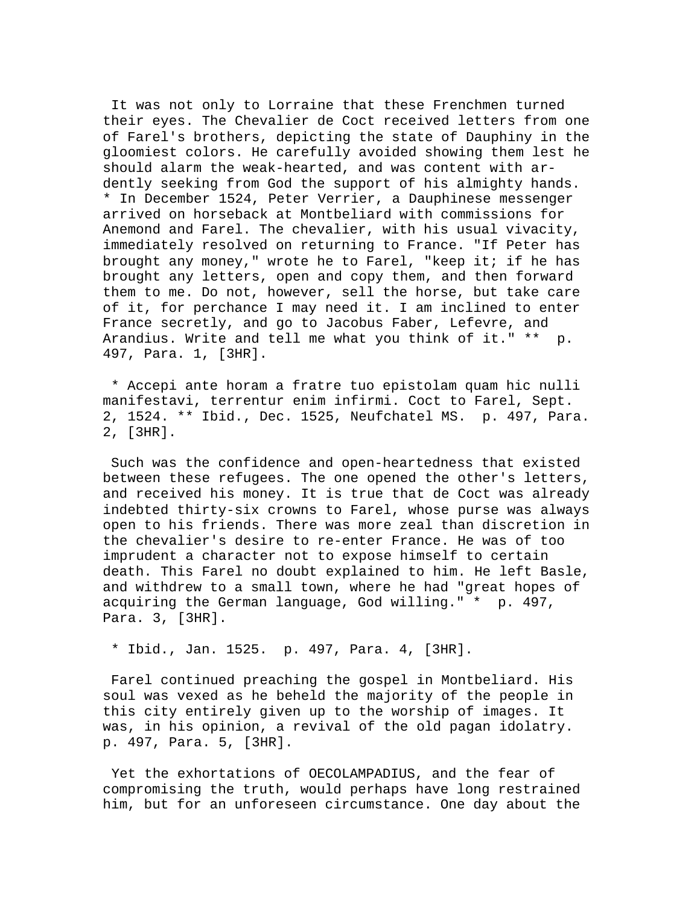It was not only to Lorraine that these Frenchmen turned their eyes. The Chevalier de Coct received letters from one of Farel's brothers, depicting the state of Dauphiny in the gloomiest colors. He carefully avoided showing them lest he should alarm the weak-hearted, and was content with ardently seeking from God the support of his almighty hands. * In December 1524, Peter Verrier, a Dauphinese messenger arrived on horseback at Montbeliard with commissions for Anemond and Farel. The chevalier, with his usual vivacity, immediately resolved on returning to France. "If Peter has brought any money," wrote he to Farel, "keep it; if he has brought any letters, open and copy them, and then forward them to me. Do not, however, sell the horse, but take care of it, for perchance I may need it. I am inclined to enter France secretly, and go to Jacobus Faber, Lefevre, and Arandius. Write and tell me what you think of it." ** p. 497, Para. 1, [3HR].

* Accepi ante horam a fratre tuo epistolam quam hic nulli manifestavi, terrentur enim infirmi. Coct to Farel, Sept. 2, 1524. ** Ibid., Dec. 1525, Neufchatel MS. p. 497, Para. 2, [3HR].

Such was the confidence and open-heartedness that existed between these refugees. The one opened the other's letters, and received his money. It is true that de Coct was already indebted thirty-six crowns to Farel, whose purse was always open to his friends. There was more zeal than discretion in the chevalier's desire to re-enter France. He was of too imprudent a character not to expose himself to certain death. This Farel no doubt explained to him. He left Basle, and withdrew to a small town, where he had "great hopes of acquiring the German language, God willing." * p. 497, Para. 3, [3HR].

* Ibid., Jan. 1525. p. 497, Para. 4, [3HR].

Farel continued preaching the gospel in Montbeliard. His soul was vexed as he beheld the majority of the people in this city entirely given up to the worship of images. It was, in his opinion, a revival of the old pagan idolatry. p. 497, Para. 5, [3HR].

Yet the exhortations of OECOLAMPADIUS, and the fear of compromising the truth, would perhaps have long restrained him, but for an unforeseen circumstance. One day about the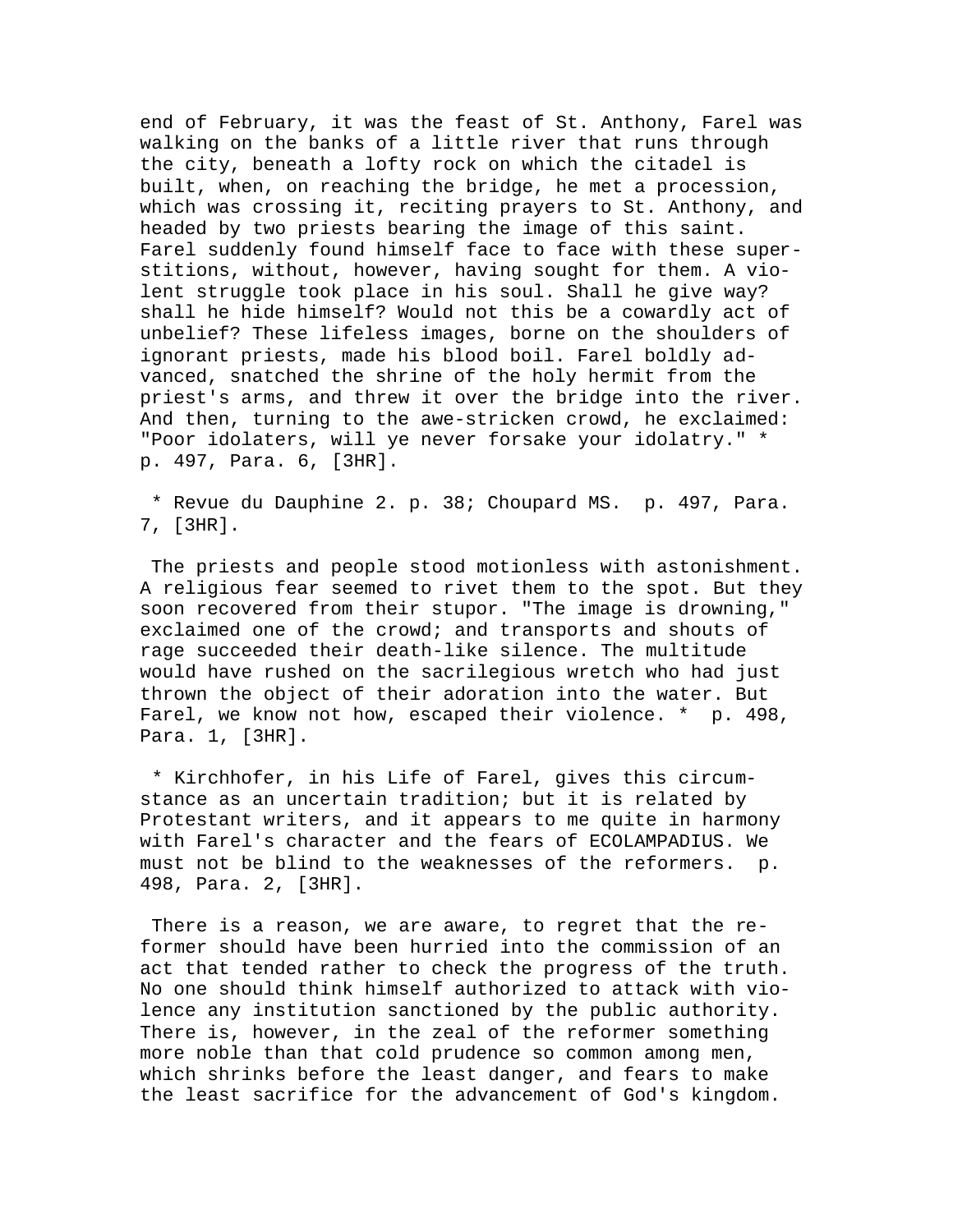end of February, it was the feast of St. Anthony, Farel was walking on the banks of a little river that runs through the city, beneath a lofty rock on which the citadel is built, when, on reaching the bridge, he met a procession, which was crossing it, reciting prayers to St. Anthony, and headed by two priests bearing the image of this saint. Farel suddenly found himself face to face with these superstitions, without, however, having sought for them. A violent struggle took place in his soul. Shall he give way? shall he hide himself? Would not this be a cowardly act of unbelief? These lifeless images, borne on the shoulders of ignorant priests, made his blood boil. Farel boldly advanced, snatched the shrine of the holy hermit from the priest's arms, and threw it over the bridge into the river. And then, turning to the awe-stricken crowd, he exclaimed: "Poor idolaters, will ye never forsake your idolatry." * p. 497, Para. 6, [3HR].

* Revue du Dauphine 2. p. 38; Choupard MS. p. 497, Para. 7, [3HR].

The priests and people stood motionless with astonishment. A religious fear seemed to rivet them to the spot. But they soon recovered from their stupor. "The image is drowning," exclaimed one of the crowd; and transports and shouts of rage succeeded their death-like silence. The multitude would have rushed on the sacrilegious wretch who had just thrown the object of their adoration into the water. But Farel, we know not how, escaped their violence. * p. 498, Para. 1, [3HR].

* Kirchhofer, in his Life of Farel, gives this circumstance as an uncertain tradition; but it is related by Protestant writers, and it appears to me quite in harmony with Farel's character and the fears of ECOLAMPADIUS. We must not be blind to the weaknesses of the reformers. p. 498, Para. 2, [3HR].

There is a reason, we are aware, to regret that the reformer should have been hurried into the commission of an act that tended rather to check the progress of the truth. No one should think himself authorized to attack with violence any institution sanctioned by the public authority. There is, however, in the zeal of the reformer something more noble than that cold prudence so common among men, which shrinks before the least danger, and fears to make the least sacrifice for the advancement of God's kingdom.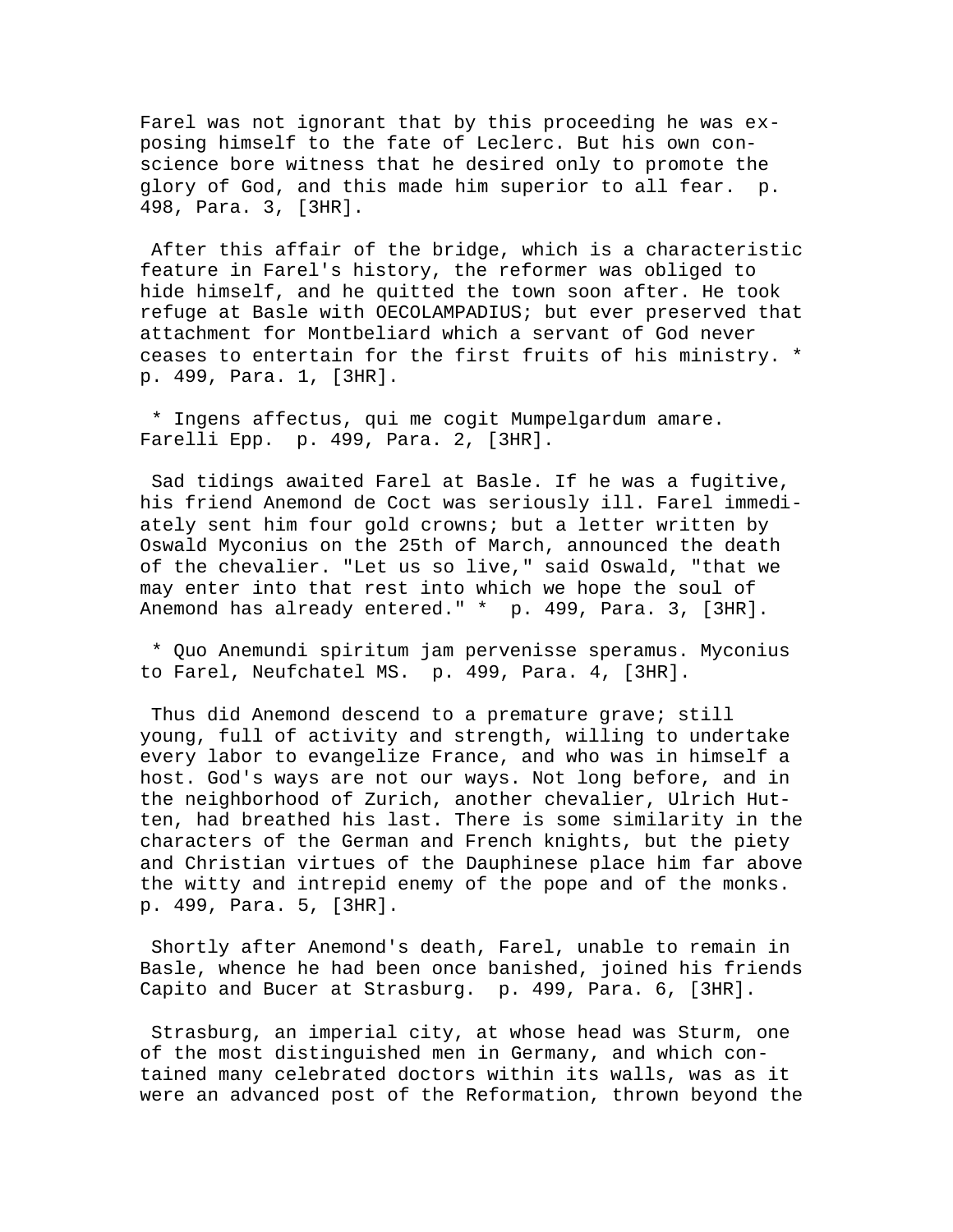Farel was not ignorant that by this proceeding he was exposing himself to the fate of Leclerc. But his own conscience bore witness that he desired only to promote the glory of God, and this made him superior to all fear. p. 498, Para. 3, [3HR].

After this affair of the bridge, which is a characteristic feature in Farel's history, the reformer was obliged to hide himself, and he quitted the town soon after. He took refuge at Basle with OECOLAMPADIUS; but ever preserved that attachment for Montbeliard which a servant of God never ceases to entertain for the first fruits of his ministry. * p. 499, Para. 1, [3HR].

* Ingens affectus, qui me cogit Mumpelgardum amare. Farelli Epp. p. 499, Para. 2, [3HR].

Sad tidings awaited Farel at Basle. If he was a fugitive, his friend Anemond de Coct was seriously ill. Farel immediately sent him four gold crowns; but a letter written by Oswald Myconius on the 25th of March, announced the death of the chevalier. "Let us so live," said Oswald, "that we may enter into that rest into which we hope the soul of Anemond has already entered." * p. 499, Para. 3, [3HR].

* Quo Anemundi spiritum jam pervenisse speramus. Myconius to Farel, Neufchatel MS. p. 499, Para. 4, [3HR].

Thus did Anemond descend to a premature grave; still young, full of activity and strength, willing to undertake every labor to evangelize France, and who was in himself a host. God's ways are not our ways. Not long before, and in the neighborhood of Zurich, another chevalier, Ulrich Hutten, had breathed his last. There is some similarity in the characters of the German and French knights, but the piety and Christian virtues of the Dauphinese place him far above the witty and intrepid enemy of the pope and of the monks. p. 499, Para. 5, [3HR].

Shortly after Anemond's death, Farel, unable to remain in Basle, whence he had been once banished, joined his friends Capito and Bucer at Strasburg. p. 499, Para. 6, [3HR].

Strasburg, an imperial city, at whose head was Sturm, one of the most distinguished men in Germany, and which contained many celebrated doctors within its walls, was as it were an advanced post of the Reformation, thrown beyond the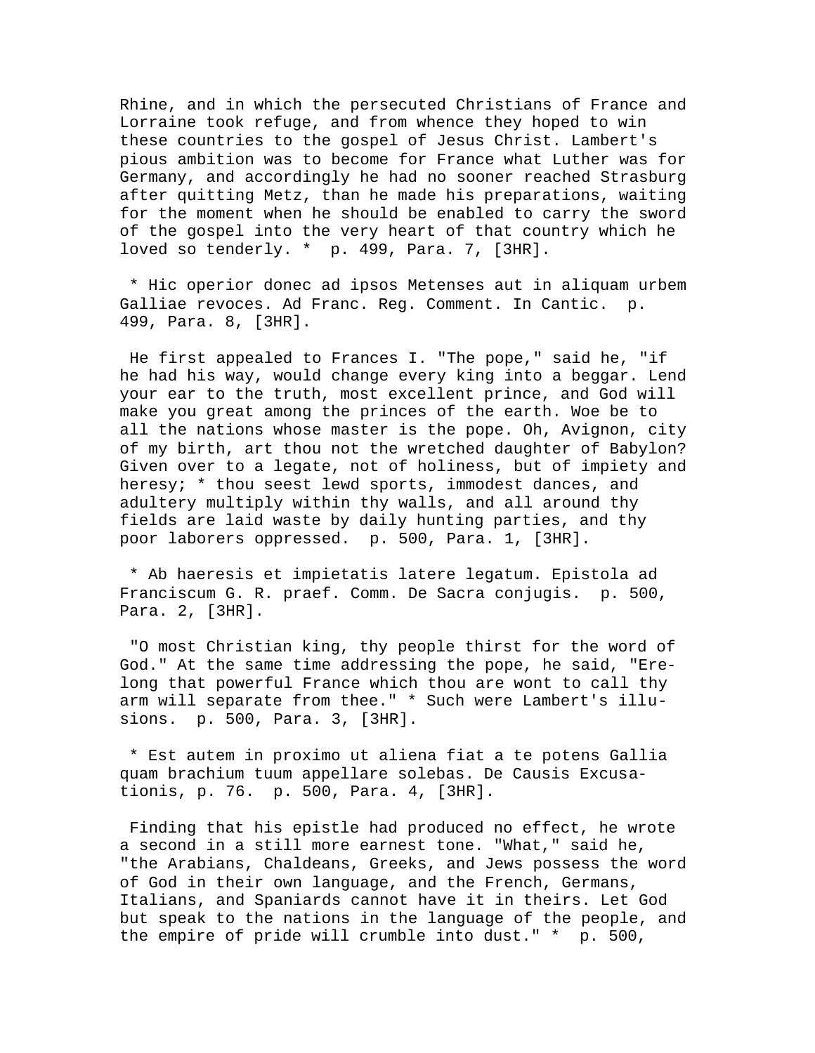Rhine, and in which the persecuted Christians of France and Lorraine took refuge, and from whence they hoped to win these countries to the gospel of Jesus Christ. Lambert's pious ambition was to become for France what Luther was for Germany, and accordingly he had no sooner reached Strasburg after quitting Metz, than he made his preparations, waiting for the moment when he should be enabled to carry the sword of the gospel into the very heart of that country which he loved so tenderly. * p. 499, Para. 7, [3HR].

* Hic operior donec ad ipsos Metenses aut in aliquam urbem Galliae revoces. Ad Franc. Reg. Comment. In Cantic. p. 499, Para. 8, [3HR].

He first appealed to Frances I. "The pope," said he, "if he had his way, would change every king into a beggar. Lend your ear to the truth, most excellent prince, and God will make you great among the princes of the earth. Woe be to all the nations whose master is the pope. Oh, Avignon, city of my birth, art thou not the wretched daughter of Babylon? Given over to a legate, not of holiness, but of impiety and heresy; * thou seest lewd sports, immodest dances, and adultery multiply within thy walls, and all around thy fields are laid waste by daily hunting parties, and thy poor laborers oppressed. p. 500, Para. 1, [3HR].

* Ab haeresis et impietatis latere legatum. Epistola ad Franciscum G. R. praef. Comm. De Sacra conjugis. p. 500, Para. 2, [3HR].

"O most Christian king, thy people thirst for the word of God." At the same time addressing the pope, he said, "Ere-long that powerful France which thou are wont to call thy arm will separate from thee." * Such were Lambert's illusions. p. 500, Para. 3, [3HR].

* Est autem in proximo ut aliena fiat a te potens Gallia quam brachium tuum appellare solebas. De Causis Excusationis, p. 76. p. 500, Para. 4, [3HR].

Finding that his epistle had produced no effect, he wrote a second in a still more earnest tone. "What," said he, "the Arabians, Chaldeans, Greeks, and Jews possess the word of God in their own language, and the French, Germans, Italians, and Spaniards cannot have it in theirs. Let God but speak to the nations in the language of the people, and the empire of pride will crumble into dust." * p. 500,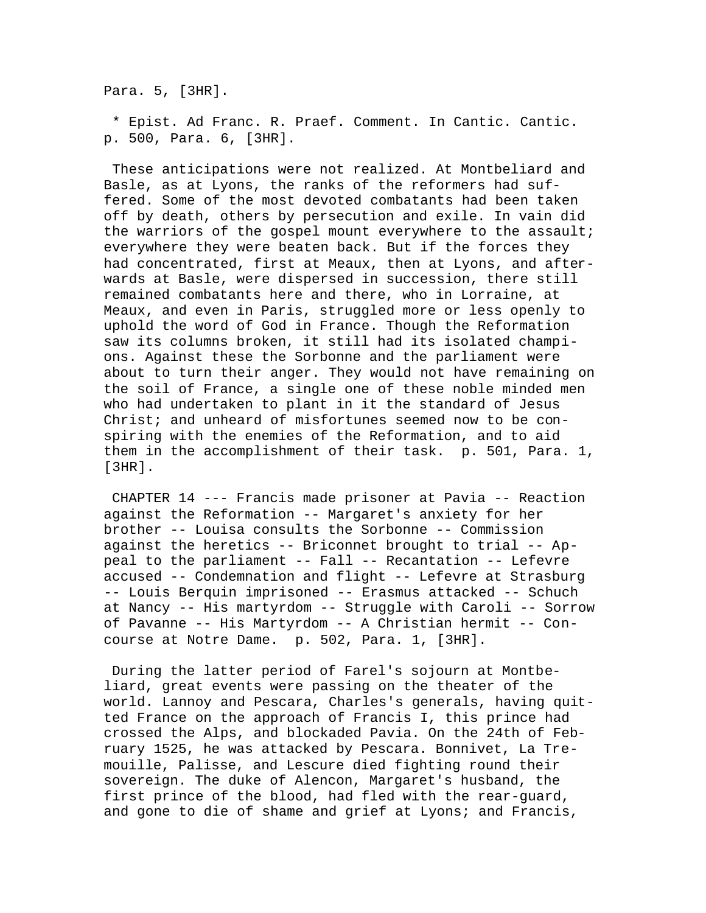Para. 5, [3HR].

* Epist. Ad Franc. R. Praef. Comment. In Cantic. Cantic. p. 500, Para. 6, [3HR].

These anticipations were not realized. At Montbeliard and Basle, as at Lyons, the ranks of the reformers had suffered. Some of the most devoted combatants had been taken off by death, others by persecution and exile. In vain did the warriors of the gospel mount everywhere to the assault; everywhere they were beaten back. But if the forces they had concentrated, first at Meaux, then at Lyons, and afterwards at Basle, were dispersed in succession, there still remained combatants here and there, who in Lorraine, at Meaux, and even in Paris, struggled more or less openly to uphold the word of God in France. Though the Reformation saw its columns broken, it still had its isolated champions. Against these the Sorbonne and the parliament were about to turn their anger. They would not have remaining on the soil of France, a single one of these noble minded men who had undertaken to plant in it the standard of Jesus Christ; and unheard of misfortunes seemed now to be conspiring with the enemies of the Reformation, and to aid them in the accomplishment of their task. p. 501, Para. 1, [3HR].

CHAPTER 14 --- Francis made prisoner at Pavia -- Reaction against the Reformation -- Margaret's anxiety for her brother -- Louisa consults the Sorbonne -- Commission against the heretics -- Briconnet brought to trial -- Appeal to the parliament -- Fall -- Recantation -- Lefevre accused -- Condemnation and flight -- Lefevre at Strasburg -- Louis Berquin imprisoned -- Erasmus attacked -- Schuch at Nancy -- His martyrdom -- Struggle with Caroli -- Sorrow of Pavanne -- His Martyrdom -- A Christian hermit -- Concourse at Notre Dame. p. 502, Para. 1, [3HR].

During the latter period of Farel's sojourn at Montbeliard, great events were passing on the theater of the world. Lannoy and Pescara, Charles's generals, having quitted France on the approach of Francis I, this prince had crossed the Alps, and blockaded Pavia. On the 24th of February 1525, he was attacked by Pescara. Bonnivet, La Tremouille, Palisse, and Lescure died fighting round their sovereign. The duke of Alencon, Margaret's husband, the first prince of the blood, had fled with the rear-guard, and gone to die of shame and grief at Lyons; and Francis,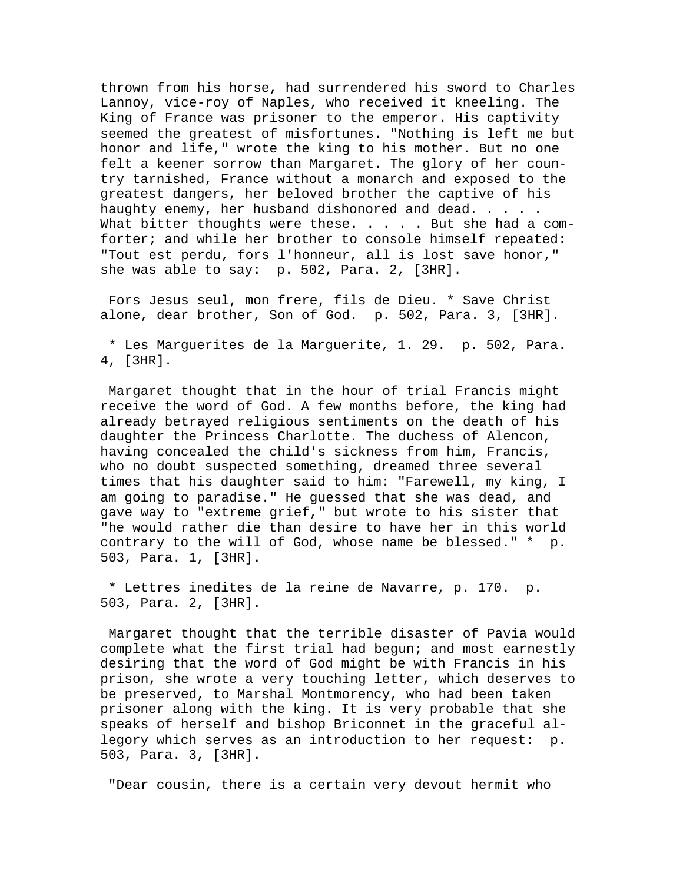thrown from his horse, had surrendered his sword to Charles Lannoy, vice-roy of Naples, who received it kneeling. The King of France was prisoner to the emperor. His captivity seemed the greatest of misfortunes. "Nothing is left me but honor and life," wrote the king to his mother. But no one felt a keener sorrow than Margaret. The glory of her country tarnished, France without a monarch and exposed to the greatest dangers, her beloved brother the captive of his haughty enemy, her husband dishonored and dead. . . . . What bitter thoughts were these. . . . . But she had a comforter; and while her brother to console himself repeated: "Tout est perdu, fors l'honneur, all is lost save honor," she was able to say: p. 502, Para. 2, [3HR].

Fors Jesus seul, mon frere, fils de Dieu. * Save Christ alone, dear brother, Son of God. p. 502, Para. 3, [3HR].

* Les Marguerites de la Marguerite, 1. 29. p. 502, Para. 4, [3HR].

Margaret thought that in the hour of trial Francis might receive the word of God. A few months before, the king had already betrayed religious sentiments on the death of his daughter the Princess Charlotte. The duchess of Alencon, having concealed the child's sickness from him, Francis, who no doubt suspected something, dreamed three several times that his daughter said to him: "Farewell, my king, I am going to paradise." He guessed that she was dead, and gave way to "extreme grief," but wrote to his sister that "he would rather die than desire to have her in this world contrary to the will of God, whose name be blessed." * p. 503, Para. 1, [3HR].

* Lettres inedites de la reine de Navarre, p. 170. p. 503, Para. 2, [3HR].

Margaret thought that the terrible disaster of Pavia would complete what the first trial had begun; and most earnestly desiring that the word of God might be with Francis in his prison, she wrote a very touching letter, which deserves to be preserved, to Marshal Montmorency, who had been taken prisoner along with the king. It is very probable that she speaks of herself and bishop Briconnet in the graceful allegory which serves as an introduction to her request: p. 503, Para. 3, [3HR].

"Dear cousin, there is a certain very devout hermit who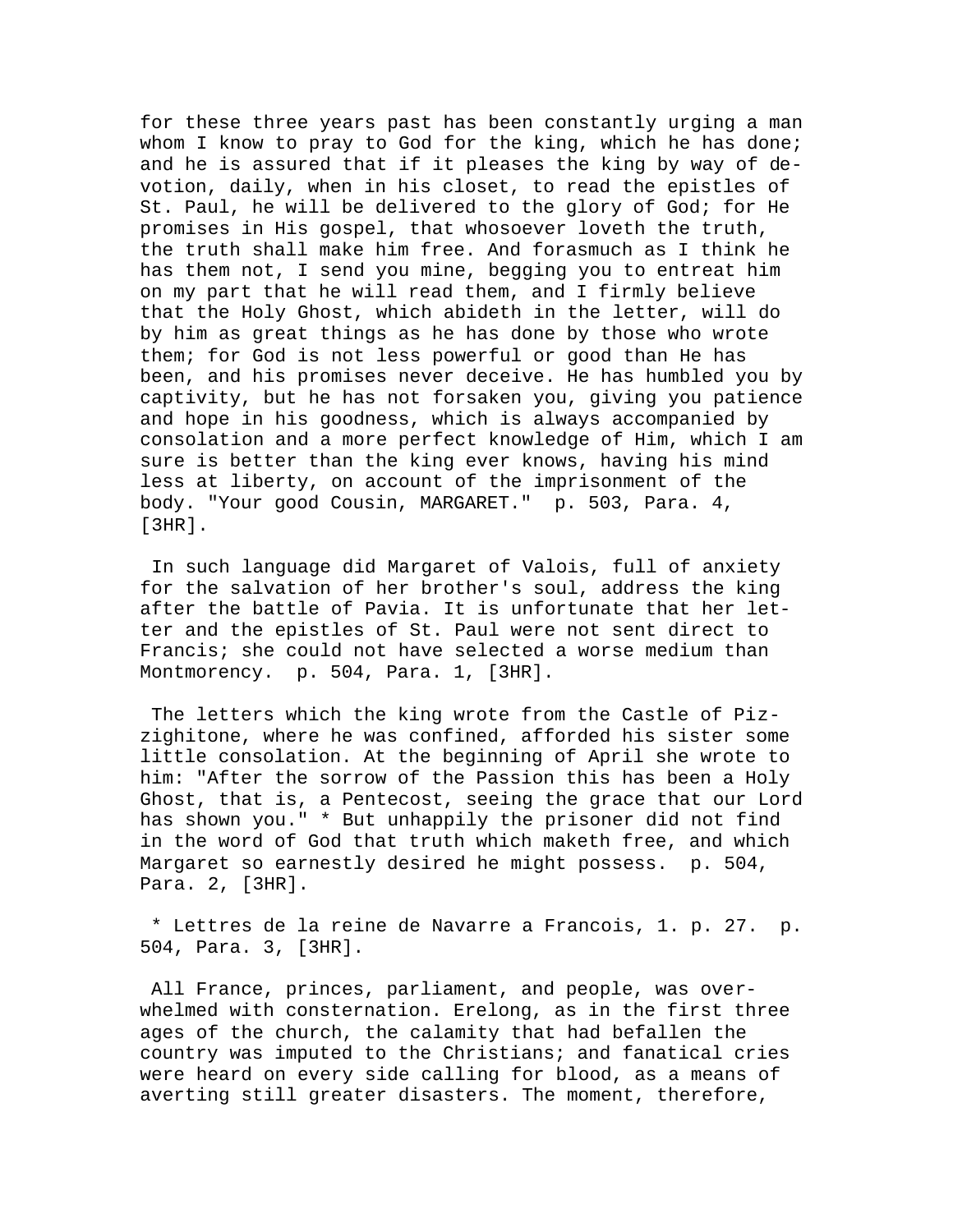for these three years past has been constantly urging a man whom I know to pray to God for the king, which he has done; and he is assured that if it pleases the king by way of devotion, daily, when in his closet, to read the epistles of St. Paul, he will be delivered to the glory of God; for He promises in His gospel, that whosoever loveth the truth, the truth shall make him free. And forasmuch as I think he has them not, I send you mine, begging you to entreat him on my part that he will read them, and I firmly believe that the Holy Ghost, which abideth in the letter, will do by him as great things as he has done by those who wrote them; for God is not less powerful or good than He has been, and his promises never deceive. He has humbled you by captivity, but he has not forsaken you, giving you patience and hope in his goodness, which is always accompanied by consolation and a more perfect knowledge of Him, which I am sure is better than the king ever knows, having his mind less at liberty, on account of the imprisonment of the body. "Your good Cousin, MARGARET." p. 503, Para. 4, [3HR].

In such language did Margaret of Valois, full of anxiety for the salvation of her brother's soul, address the king after the battle of Pavia. It is unfortunate that her letter and the epistles of St. Paul were not sent direct to Francis; she could not have selected a worse medium than Montmorency. p. 504, Para. 1, [3HR].

The letters which the king wrote from the Castle of Pizzighitone, where he was confined, afforded his sister some little consolation. At the beginning of April she wrote to him: "After the sorrow of the Passion this has been a Holy Ghost, that is, a Pentecost, seeing the grace that our Lord has shown you." * But unhappily the prisoner did not find in the word of God that truth which maketh free, and which Margaret so earnestly desired he might possess. p. 504, Para. 2, [3HR].

* Lettres de la reine de Navarre a Francois, 1. p. 27. p. 504, Para. 3, [3HR].

All France, princes, parliament, and people, was overwhelmed with consternation. Erelong, as in the first three ages of the church, the calamity that had befallen the country was imputed to the Christians; and fanatical cries were heard on every side calling for blood, as a means of averting still greater disasters. The moment, therefore,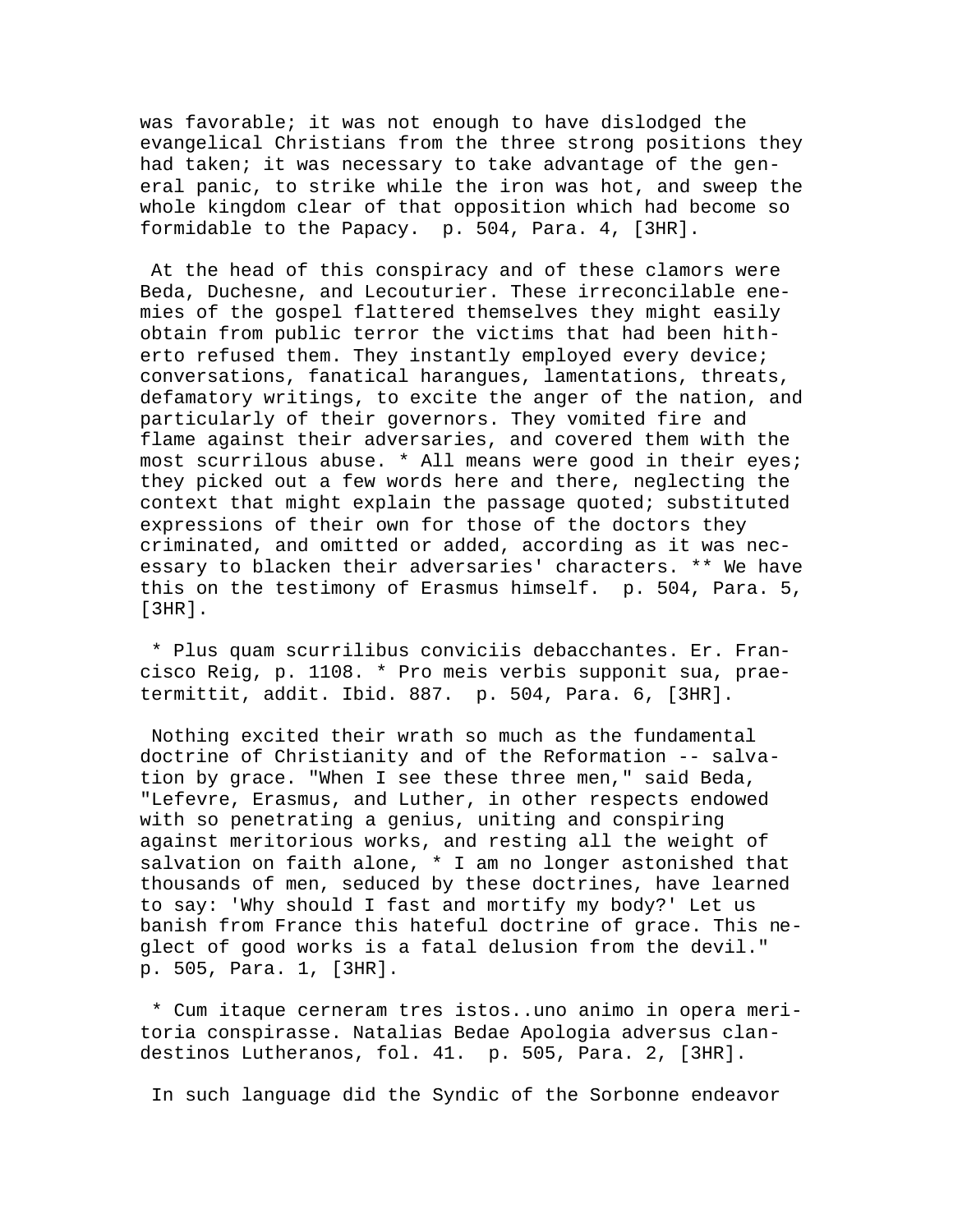was favorable; it was not enough to have dislodged the evangelical Christians from the three strong positions they had taken; it was necessary to take advantage of the general panic, to strike while the iron was hot, and sweep the whole kingdom clear of that opposition which had become so formidable to the Papacy. p. 504, Para. 4, [3HR].

At the head of this conspiracy and of these clamors were Beda, Duchesne, and Lecouturier. These irreconcilable enemies of the gospel flattered themselves they might easily obtain from public terror the victims that had been hitherto refused them. They instantly employed every device; conversations, fanatical harangues, lamentations, threats, defamatory writings, to excite the anger of the nation, and particularly of their governors. They vomited fire and flame against their adversaries, and covered them with the most scurrilous abuse. * All means were good in their eyes; they picked out a few words here and there, neglecting the context that might explain the passage quoted; substituted expressions of their own for those of the doctors they criminated, and omitted or added, according as it was necessary to blacken their adversaries' characters. ** We have this on the testimony of Erasmus himself. p. 504, Para. 5, [3HR].

* Plus quam scurrilibus conviciis debacchantes. Er. Francisco Reig, p. 1108. * Pro meis verbis supponit sua, praetermittit, addit. Ibid. 887. p. 504, Para. 6, [3HR].

Nothing excited their wrath so much as the fundamental doctrine of Christianity and of the Reformation -- salvation by grace. "When I see these three men," said Beda, "Lefevre, Erasmus, and Luther, in other respects endowed with so penetrating a genius, uniting and conspiring against meritorious works, and resting all the weight of salvation on faith alone, * I am no longer astonished that thousands of men, seduced by these doctrines, have learned to say: 'Why should I fast and mortify my body?' Let us banish from France this hateful doctrine of grace. This neglect of good works is a fatal delusion from the devil." p. 505, Para. 1, [3HR].

* Cum itaque cerneram tres istos..uno animo in opera meritoria conspirasse. Natalias Bedae Apologia adversus clandestinos Lutheranos, fol. 41. p. 505, Para. 2, [3HR].

In such language did the Syndic of the Sorbonne endeavor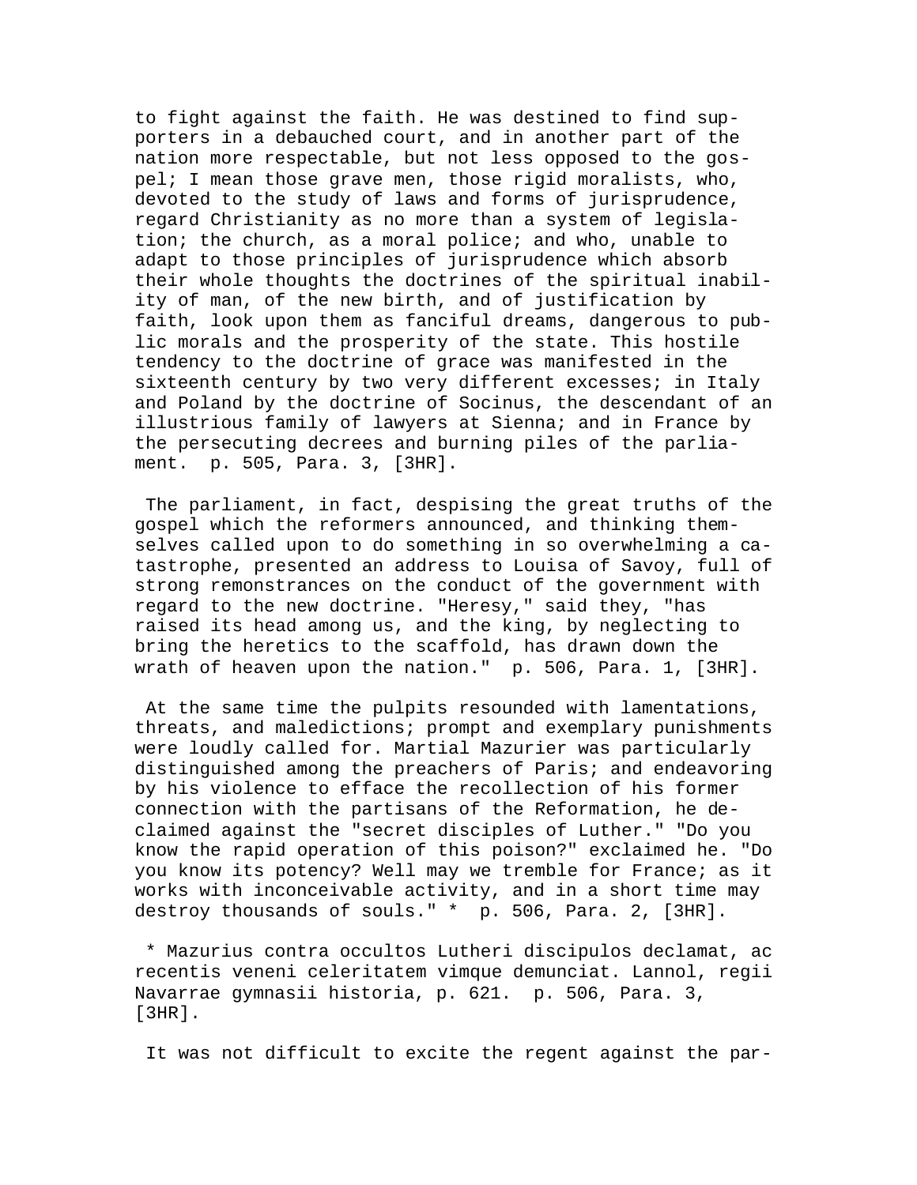to fight against the faith. He was destined to find supporters in a debauched court, and in another part of the nation more respectable, but not less opposed to the gospel; I mean those grave men, those rigid moralists, who, devoted to the study of laws and forms of jurisprudence, regard Christianity as no more than a system of legislation; the church, as a moral police; and who, unable to adapt to those principles of jurisprudence which absorb their whole thoughts the doctrines of the spiritual inability of man, of the new birth, and of justification by faith, look upon them as fanciful dreams, dangerous to public morals and the prosperity of the state. This hostile tendency to the doctrine of grace was manifested in the sixteenth century by two very different excesses; in Italy and Poland by the doctrine of Socinus, the descendant of an illustrious family of lawyers at Sienna; and in France by the persecuting decrees and burning piles of the parliament. p. 505, Para. 3, [3HR].

The parliament, in fact, despising the great truths of the gospel which the reformers announced, and thinking themselves called upon to do something in so overwhelming a catastrophe, presented an address to Louisa of Savoy, full of strong remonstrances on the conduct of the government with regard to the new doctrine. "Heresy," said they, "has raised its head among us, and the king, by neglecting to bring the heretics to the scaffold, has drawn down the wrath of heaven upon the nation." p. 506, Para. 1, [3HR].

At the same time the pulpits resounded with lamentations, threats, and maledictions; prompt and exemplary punishments were loudly called for. Martial Mazurier was particularly distinguished among the preachers of Paris; and endeavoring by his violence to efface the recollection of his former connection with the partisans of the Reformation, he declaimed against the "secret disciples of Luther." "Do you know the rapid operation of this poison?" exclaimed he. "Do you know its potency? Well may we tremble for France; as it works with inconceivable activity, and in a short time may destroy thousands of souls." * p. 506, Para. 2, [3HR].

* Mazurius contra occultos Lutheri discipulos declamat, ac recentis veneni celeritatem vimque demunciat. Lannol, regii Navarrae gymnasii historia, p. 621. p. 506, Para. 3, [3HR].

It was not difficult to excite the regent against the par-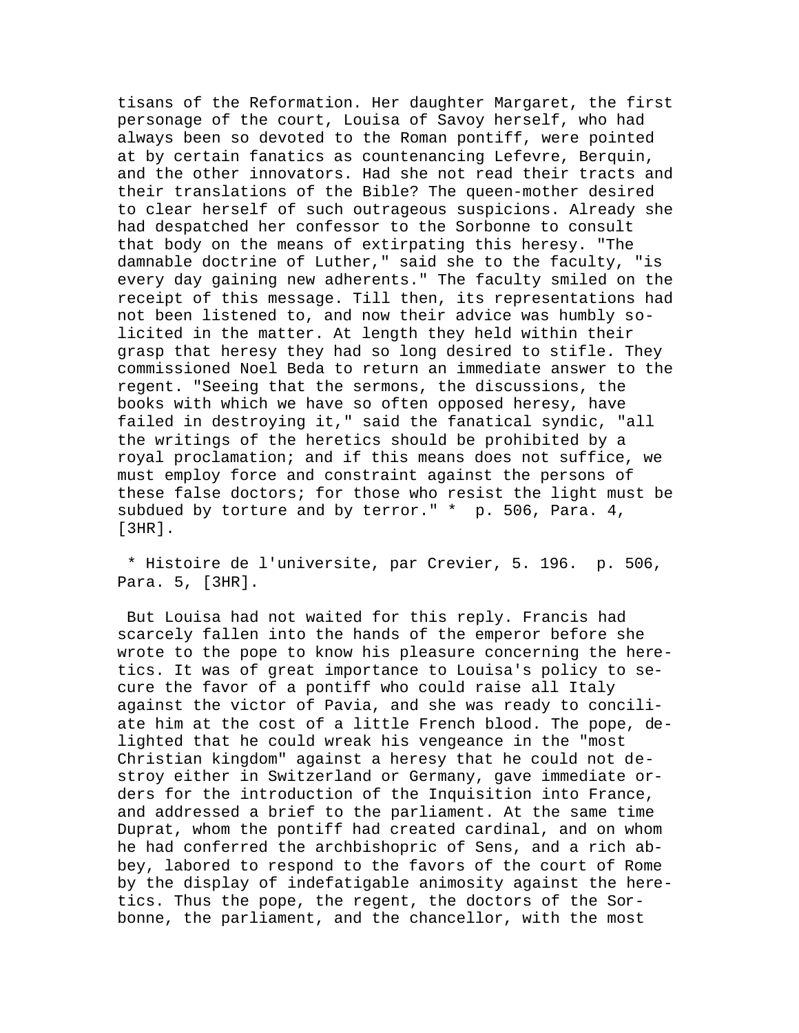tisans of the Reformation. Her daughter Margaret, the first personage of the court, Louisa of Savoy herself, who had always been so devoted to the Roman pontiff, were pointed at by certain fanatics as countenancing Lefevre, Berquin, and the other innovators. Had she not read their tracts and their translations of the Bible? The queen-mother desired to clear herself of such outrageous suspicions. Already she had despatched her confessor to the Sorbonne to consult that body on the means of extirpating this heresy. "The damnable doctrine of Luther," said she to the faculty, "is every day gaining new adherents." The faculty smiled on the receipt of this message. Till then, its representations had not been listened to, and now their advice was humbly solicited in the matter. At length they held within their grasp that heresy they had so long desired to stifle. They commissioned Noel Beda to return an immediate answer to the regent. "Seeing that the sermons, the discussions, the books with which we have so often opposed heresy, have failed in destroying it," said the fanatical syndic, "all the writings of the heretics should be prohibited by a royal proclamation; and if this means does not suffice, we must employ force and constraint against the persons of these false doctors; for those who resist the light must be subdued by torture and by terror." * p. 506, Para. 4, [3HR].

* Histoire de l'universite, par Crevier, 5. 196. p. 506, Para. 5, [3HR].

But Louisa had not waited for this reply. Francis had scarcely fallen into the hands of the emperor before she wrote to the pope to know his pleasure concerning the heretics. It was of great importance to Louisa's policy to secure the favor of a pontiff who could raise all Italy against the victor of Pavia, and she was ready to conciliate him at the cost of a little French blood. The pope, delighted that he could wreak his vengeance in the "most Christian kingdom" against a heresy that he could not destroy either in Switzerland or Germany, gave immediate orders for the introduction of the Inquisition into France, and addressed a brief to the parliament. At the same time Duprat, whom the pontiff had created cardinal, and on whom he had conferred the archbishopric of Sens, and a rich abbey, labored to respond to the favors of the court of Rome by the display of indefatigable animosity against the heretics. Thus the pope, the regent, the doctors of the Sorbonne, the parliament, and the chancellor, with the most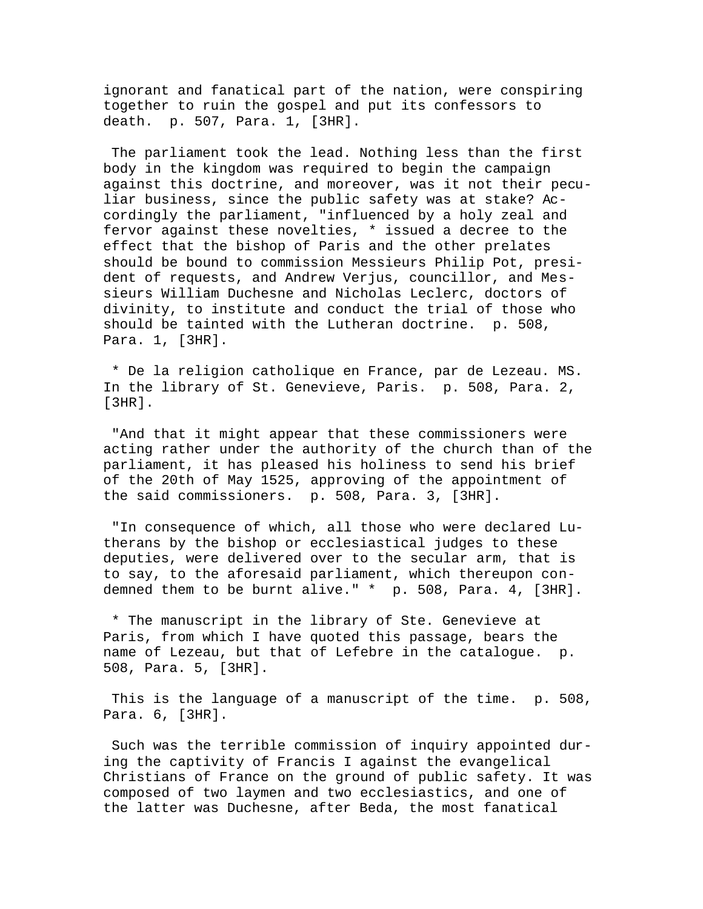ignorant and fanatical part of the nation, were conspiring together to ruin the gospel and put its confessors to death. p. 507, Para. 1, [3HR].

The parliament took the lead. Nothing less than the first body in the kingdom was required to begin the campaign against this doctrine, and moreover, was it not their peculiar business, since the public safety was at stake? Accordingly the parliament, "influenced by a holy zeal and fervor against these novelties, * issued a decree to the effect that the bishop of Paris and the other prelates should be bound to commission Messieurs Philip Pot, president of requests, and Andrew Verjus, councillor, and Messieurs William Duchesne and Nicholas Leclerc, doctors of divinity, to institute and conduct the trial of those who should be tainted with the Lutheran doctrine. p. 508, Para. 1, [3HR].

* De la religion catholique en France, par de Lezeau. MS. In the library of St. Genevieve, Paris. p. 508, Para. 2, [3HR].

"And that it might appear that these commissioners were acting rather under the authority of the church than of the parliament, it has pleased his holiness to send his brief of the 20th of May 1525, approving of the appointment of the said commissioners. p. 508, Para. 3, [3HR].

"In consequence of which, all those who were declared Lutherans by the bishop or ecclesiastical judges to these deputies, were delivered over to the secular arm, that is to say, to the aforesaid parliament, which thereupon condemned them to be burnt alive." * p. 508, Para. 4, [3HR].

* The manuscript in the library of Ste. Genevieve at Paris, from which I have quoted this passage, bears the name of Lezeau, but that of Lefebre in the catalogue. p. 508, Para. 5, [3HR].

This is the language of a manuscript of the time. p. 508, Para. 6, [3HR].

Such was the terrible commission of inquiry appointed during the captivity of Francis I against the evangelical Christians of France on the ground of public safety. It was composed of two laymen and two ecclesiastics, and one of the latter was Duchesne, after Beda, the most fanatical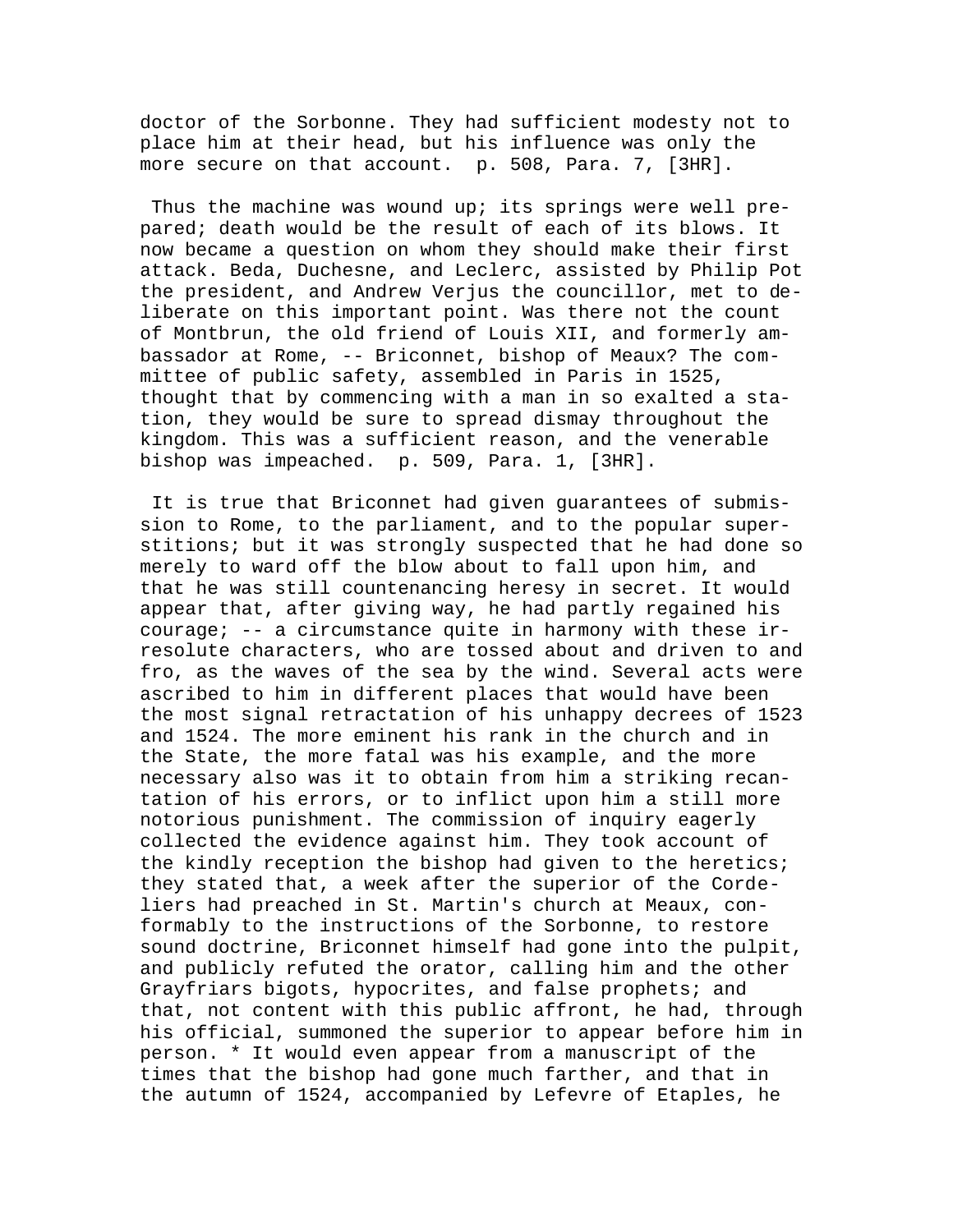doctor of the Sorbonne. They had sufficient modesty not to place him at their head, but his influence was only the more secure on that account. p. 508, Para. 7, [3HR].

Thus the machine was wound up; its springs were well prepared; death would be the result of each of its blows. It now became a question on whom they should make their first attack. Beda, Duchesne, and Leclerc, assisted by Philip Pot the president, and Andrew Verjus the councillor, met to deliberate on this important point. Was there not the count of Montbrun, the old friend of Louis XII, and formerly ambassador at Rome, -- Briconnet, bishop of Meaux? The committee of public safety, assembled in Paris in 1525, thought that by commencing with a man in so exalted a station, they would be sure to spread dismay throughout the kingdom. This was a sufficient reason, and the venerable bishop was impeached. p. 509, Para. 1, [3HR].

It is true that Briconnet had given guarantees of submission to Rome, to the parliament, and to the popular superstitions; but it was strongly suspected that he had done so merely to ward off the blow about to fall upon him, and that he was still countenancing heresy in secret. It would appear that, after giving way, he had partly regained his courage; -- a circumstance quite in harmony with these irresolute characters, who are tossed about and driven to and fro, as the waves of the sea by the wind. Several acts were ascribed to him in different places that would have been the most signal retractation of his unhappy decrees of 1523 and 1524. The more eminent his rank in the church and in the State, the more fatal was his example, and the more necessary also was it to obtain from him a striking recantation of his errors, or to inflict upon him a still more notorious punishment. The commission of inquiry eagerly collected the evidence against him. They took account of the kindly reception the bishop had given to the heretics; they stated that, a week after the superior of the Cordeliers had preached in St. Martin's church at Meaux, conformably to the instructions of the Sorbonne, to restore sound doctrine, Briconnet himself had gone into the pulpit, and publicly refuted the orator, calling him and the other Grayfriars bigots, hypocrites, and false prophets; and that, not content with this public affront, he had, through his official, summoned the superior to appear before him in person. * It would even appear from a manuscript of the times that the bishop had gone much farther, and that in the autumn of 1524, accompanied by Lefevre of Etaples, he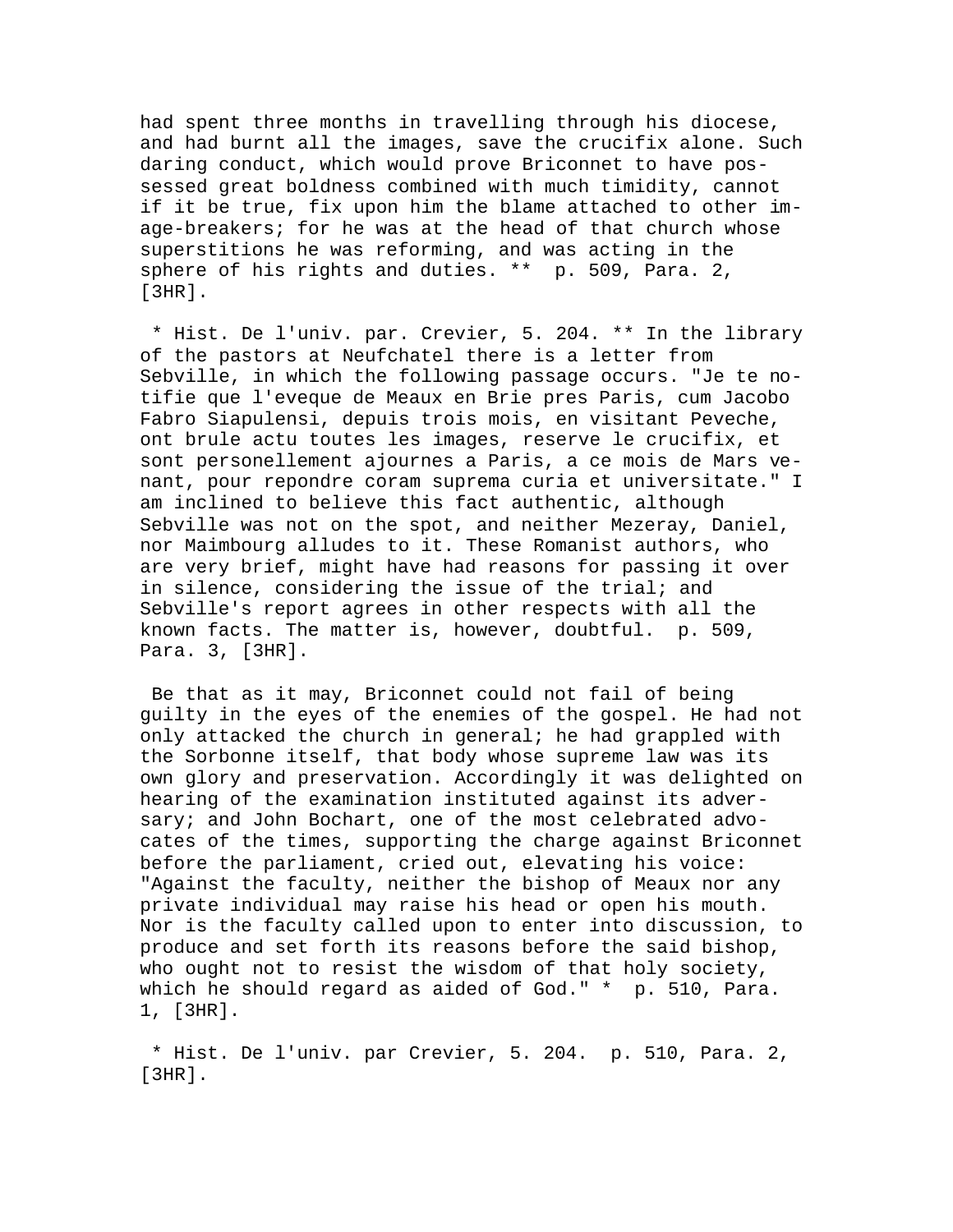had spent three months in travelling through his diocese, and had burnt all the images, save the crucifix alone. Such daring conduct, which would prove Briconnet to have possessed great boldness combined with much timidity, cannot if it be true, fix upon him the blame attached to other image-breakers; for he was at the head of that church whose superstitions he was reforming, and was acting in the sphere of his rights and duties. ** p. 509, Para. 2, [3HR].

* Hist. De l'univ. par. Crevier, 5. 204. ** In the library of the pastors at Neufchatel there is a letter from Sebville, in which the following passage occurs. "Je te notifie que l'eveque de Meaux en Brie pres Paris, cum Jacobo Fabro Siapulensi, depuis trois mois, en visitant Peveche, ont brule actu toutes les images, reserve le crucifix, et sont personellement ajournes a Paris, a ce mois de Mars venant, pour repondre coram suprema curia et universitate." I am inclined to believe this fact authentic, although Sebville was not on the spot, and neither Mezeray, Daniel, nor Maimbourg alludes to it. These Romanist authors, who are very brief, might have had reasons for passing it over in silence, considering the issue of the trial; and Sebville's report agrees in other respects with all the known facts. The matter is, however, doubtful. p. 509, Para. 3, [3HR].

Be that as it may, Briconnet could not fail of being guilty in the eyes of the enemies of the gospel. He had not only attacked the church in general; he had grappled with the Sorbonne itself, that body whose supreme law was its own glory and preservation. Accordingly it was delighted on hearing of the examination instituted against its adversary; and John Bochart, one of the most celebrated advocates of the times, supporting the charge against Briconnet before the parliament, cried out, elevating his voice: "Against the faculty, neither the bishop of Meaux nor any private individual may raise his head or open his mouth. Nor is the faculty called upon to enter into discussion, to produce and set forth its reasons before the said bishop, who ought not to resist the wisdom of that holy society, which he should regard as aided of God." * p. 510, Para. 1, [3HR].

* Hist. De l'univ. par Crevier, 5. 204. p. 510, Para. 2, [3HR].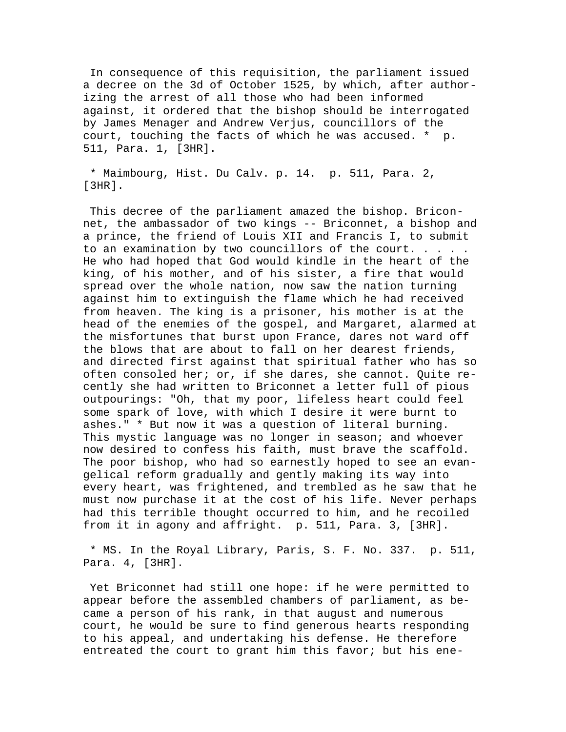In consequence of this requisition, the parliament issued a decree on the 3d of October 1525, by which, after authorizing the arrest of all those who had been informed against, it ordered that the bishop should be interrogated by James Menager and Andrew Verjus, councillors of the court, touching the facts of which he was accused. * p. 511, Para. 1, [3HR].

* Maimbourg, Hist. Du Calv. p. 14. p. 511, Para. 2, [3HR].

This decree of the parliament amazed the bishop. Briconnet, the ambassador of two kings -- Briconnet, a bishop and a prince, the friend of Louis XII and Francis I, to submit to an examination by two councillors of the court. . . . . He who had hoped that God would kindle in the heart of the king, of his mother, and of his sister, a fire that would spread over the whole nation, now saw the nation turning against him to extinguish the flame which he had received from heaven. The king is a prisoner, his mother is at the head of the enemies of the gospel, and Margaret, alarmed at the misfortunes that burst upon France, dares not ward off the blows that are about to fall on her dearest friends, and directed first against that spiritual father who has so often consoled her; or, if she dares, she cannot. Quite recently she had written to Briconnet a letter full of pious outpourings: "Oh, that my poor, lifeless heart could feel some spark of love, with which I desire it were burnt to ashes." * But now it was a question of literal burning. This mystic language was no longer in season; and whoever now desired to confess his faith, must brave the scaffold. The poor bishop, who had so earnestly hoped to see an evangelical reform gradually and gently making its way into every heart, was frightened, and trembled as he saw that he must now purchase it at the cost of his life. Never perhaps had this terrible thought occurred to him, and he recoiled from it in agony and affright. p. 511, Para. 3, [3HR].

* MS. In the Royal Library, Paris, S. F. No. 337. p. 511, Para. 4, [3HR].

Yet Briconnet had still one hope: if he were permitted to appear before the assembled chambers of parliament, as became a person of his rank, in that august and numerous court, he would be sure to find generous hearts responding to his appeal, and undertaking his defense. He therefore entreated the court to grant him this favor; but his ene-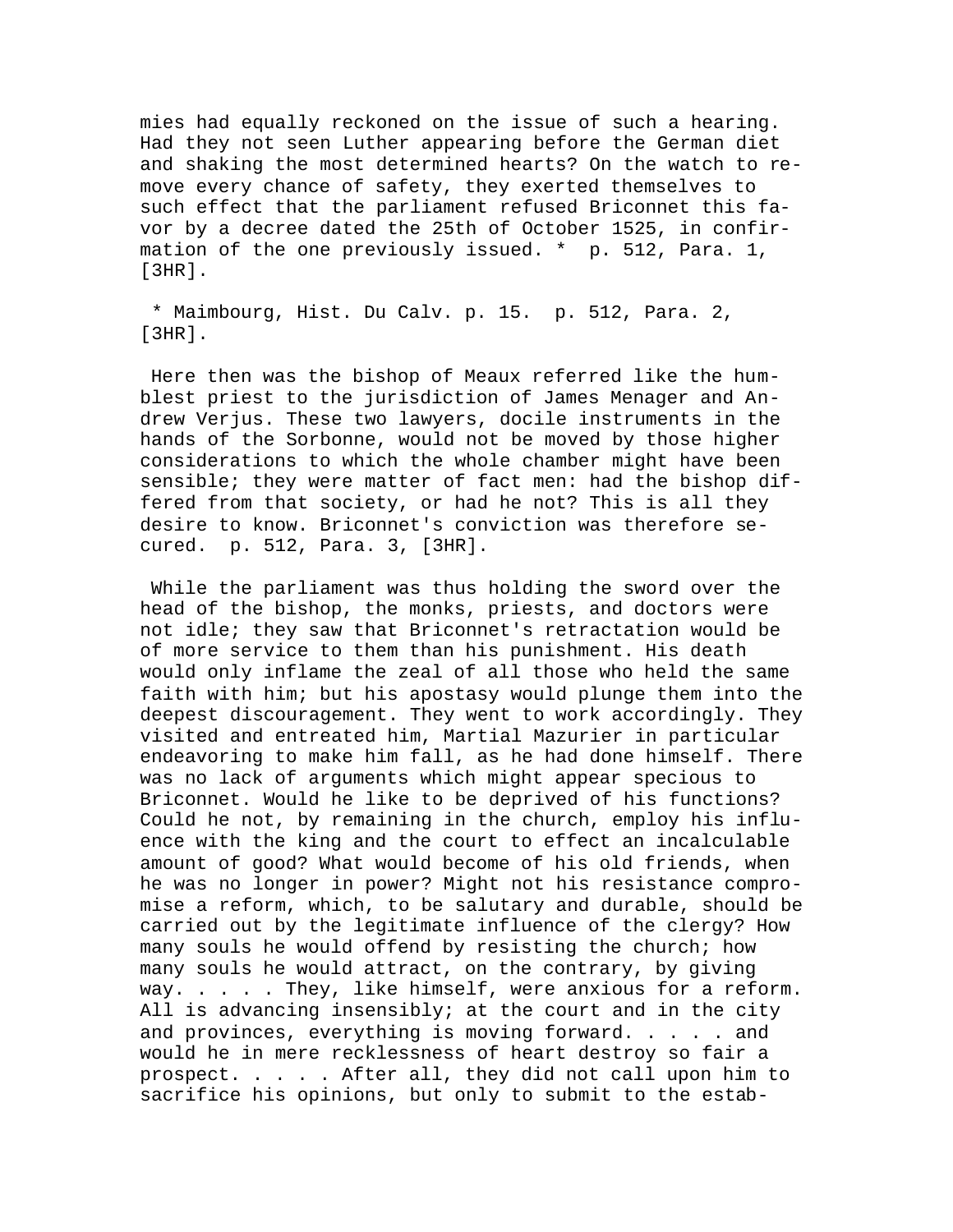mies had equally reckoned on the issue of such a hearing. Had they not seen Luther appearing before the German diet and shaking the most determined hearts? On the watch to remove every chance of safety, they exerted themselves to such effect that the parliament refused Briconnet this favor by a decree dated the 25th of October 1525, in confirmation of the one previously issued. * p. 512, Para. 1, [3HR].

* Maimbourg, Hist. Du Calv. p. 15. p. 512, Para. 2, [3HR].

Here then was the bishop of Meaux referred like the humblest priest to the jurisdiction of James Menager and Andrew Verjus. These two lawyers, docile instruments in the hands of the Sorbonne, would not be moved by those higher considerations to which the whole chamber might have been sensible; they were matter of fact men: had the bishop differed from that society, or had he not? This is all they desire to know. Briconnet's conviction was therefore secured. p. 512, Para. 3, [3HR].

While the parliament was thus holding the sword over the head of the bishop, the monks, priests, and doctors were not idle; they saw that Briconnet's retractation would be of more service to them than his punishment. His death would only inflame the zeal of all those who held the same faith with him; but his apostasy would plunge them into the deepest discouragement. They went to work accordingly. They visited and entreated him, Martial Mazurier in particular endeavoring to make him fall, as he had done himself. There was no lack of arguments which might appear specious to Briconnet. Would he like to be deprived of his functions? Could he not, by remaining in the church, employ his influence with the king and the court to effect an incalculable amount of good? What would become of his old friends, when he was no longer in power? Might not his resistance compromise a reform, which, to be salutary and durable, should be carried out by the legitimate influence of the clergy? How many souls he would offend by resisting the church; how many souls he would attract, on the contrary, by giving way. . . . . They, like himself, were anxious for a reform. All is advancing insensibly; at the court and in the city and provinces, everything is moving forward. . . . . and would he in mere recklessness of heart destroy so fair a prospect. . . . . After all, they did not call upon him to sacrifice his opinions, but only to submit to the estab-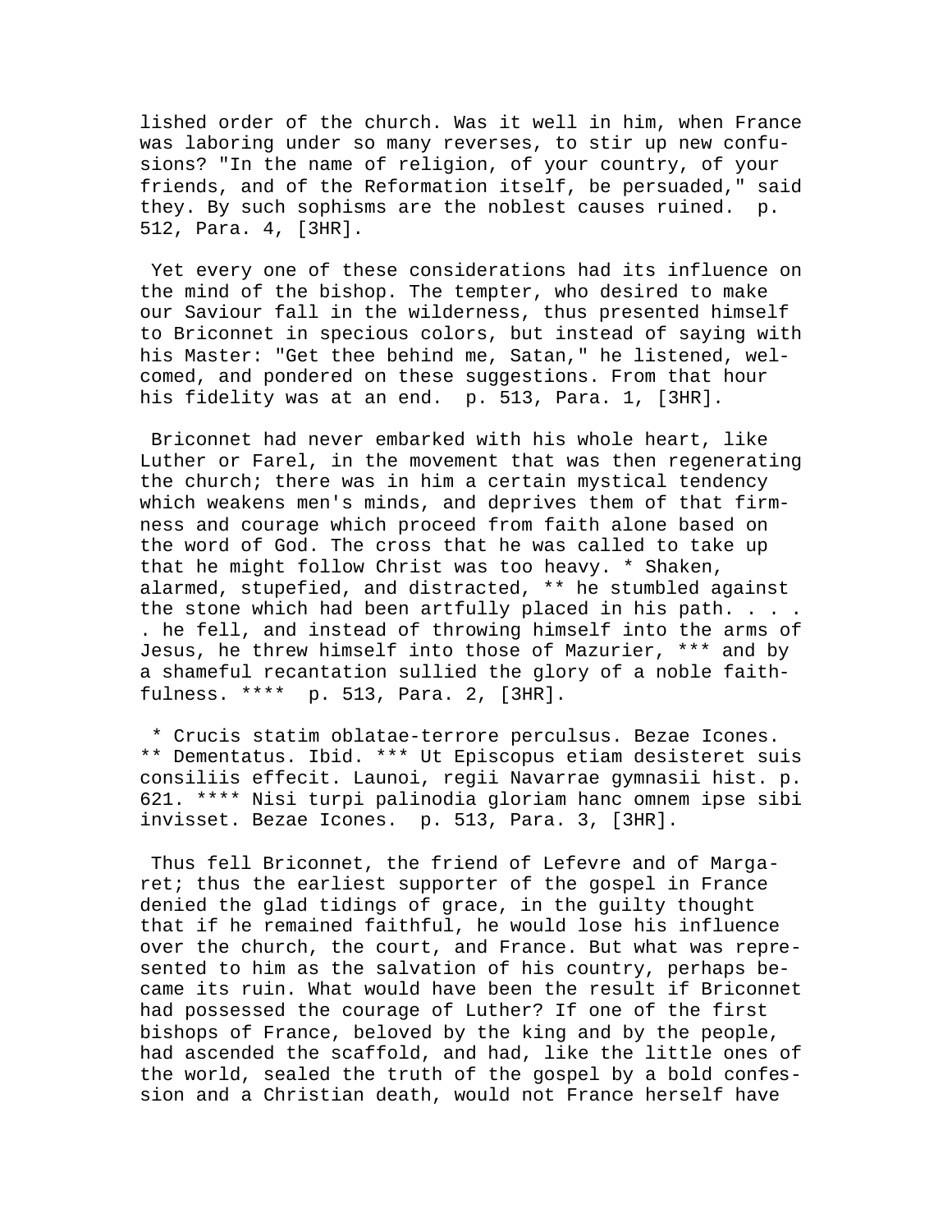lished order of the church. Was it well in him, when France was laboring under so many reverses, to stir up new confusions? "In the name of religion, of your country, of your friends, and of the Reformation itself, be persuaded," said they. By such sophisms are the noblest causes ruined. p. 512, Para. 4, [3HR].

Yet every one of these considerations had its influence on the mind of the bishop. The tempter, who desired to make our Saviour fall in the wilderness, thus presented himself to Briconnet in specious colors, but instead of saying with his Master: "Get thee behind me, Satan," he listened, welcomed, and pondered on these suggestions. From that hour his fidelity was at an end. p. 513, Para. 1, [3HR].

Briconnet had never embarked with his whole heart, like Luther or Farel, in the movement that was then regenerating the church; there was in him a certain mystical tendency which weakens men's minds, and deprives them of that firmness and courage which proceed from faith alone based on the word of God. The cross that he was called to take up that he might follow Christ was too heavy. * Shaken, alarmed, stupefied, and distracted, ** he stumbled against the stone which had been artfully placed in his path. . . . . he fell, and instead of throwing himself into the arms of Jesus, he threw himself into those of Mazurier, *** and by a shameful recantation sullied the glory of a noble faithfulness. **** p. 513, Para. 2, [3HR].

* Crucis statim oblatae-terrore perculsus. Bezae Icones. ** Dementatus. Ibid. *** Ut Episcopus etiam desisteret suis consiliis effecit. Launoi, regii Navarrae gymnasii hist. p. 621. **** Nisi turpi palinodia gloriam hanc omnem ipse sibi invisset. Bezae Icones. p. 513, Para. 3, [3HR].

Thus fell Briconnet, the friend of Lefevre and of Margaret; thus the earliest supporter of the gospel in France denied the glad tidings of grace, in the guilty thought that if he remained faithful, he would lose his influence over the church, the court, and France. But what was represented to him as the salvation of his country, perhaps became its ruin. What would have been the result if Briconnet had possessed the courage of Luther? If one of the first bishops of France, beloved by the king and by the people, had ascended the scaffold, and had, like the little ones of the world, sealed the truth of the gospel by a bold confession and a Christian death, would not France herself have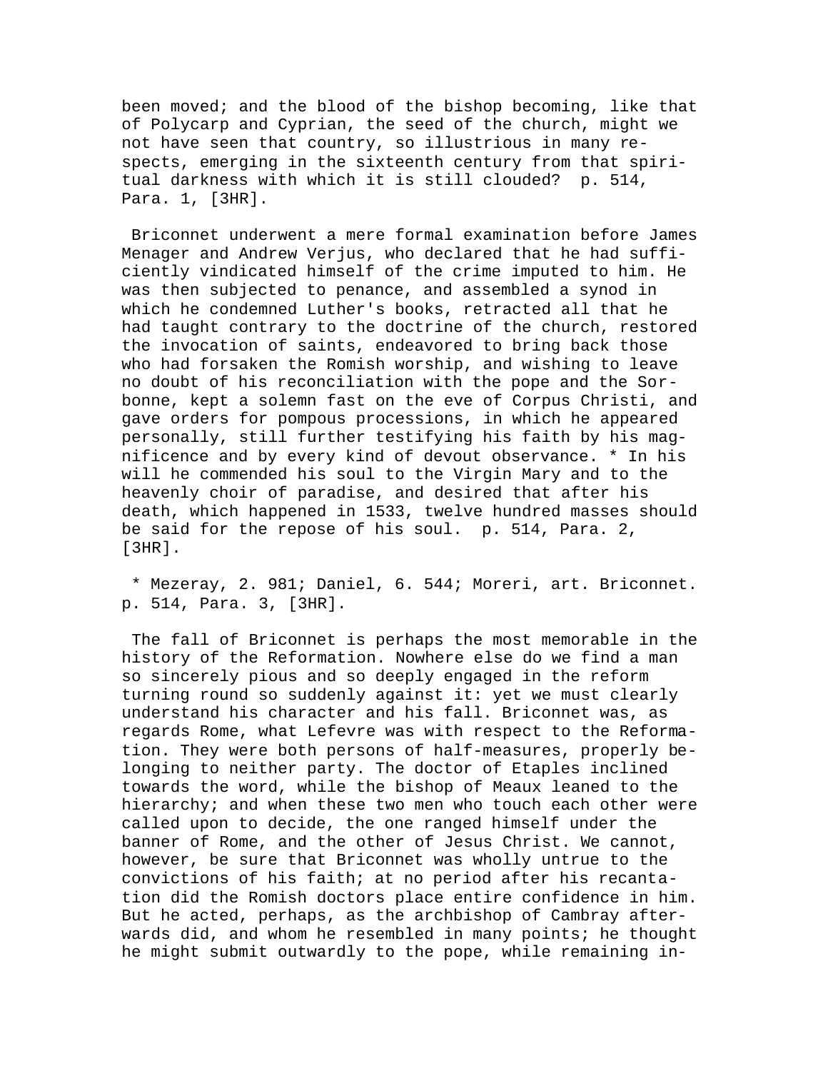been moved; and the blood of the bishop becoming, like that of Polycarp and Cyprian, the seed of the church, might we not have seen that country, so illustrious in many respects, emerging in the sixteenth century from that spiritual darkness with which it is still clouded? p. 514, Para. 1, [3HR].

Briconnet underwent a mere formal examination before James Menager and Andrew Verjus, who declared that he had sufficiently vindicated himself of the crime imputed to him. He was then subjected to penance, and assembled a synod in which he condemned Luther's books, retracted all that he had taught contrary to the doctrine of the church, restored the invocation of saints, endeavored to bring back those who had forsaken the Romish worship, and wishing to leave no doubt of his reconciliation with the pope and the Sorbonne, kept a solemn fast on the eve of Corpus Christi, and gave orders for pompous processions, in which he appeared personally, still further testifying his faith by his magnificence and by every kind of devout observance. * In his will he commended his soul to the Virgin Mary and to the heavenly choir of paradise, and desired that after his death, which happened in 1533, twelve hundred masses should be said for the repose of his soul. p. 514, Para. 2, [3HR].

* Mezeray, 2. 981; Daniel, 6. 544; Moreri, art. Briconnet. p. 514, Para. 3, [3HR].

The fall of Briconnet is perhaps the most memorable in the history of the Reformation. Nowhere else do we find a man so sincerely pious and so deeply engaged in the reform turning round so suddenly against it: yet we must clearly understand his character and his fall. Briconnet was, as regards Rome, what Lefevre was with respect to the Reformation. They were both persons of half-measures, properly belonging to neither party. The doctor of Etaples inclined towards the word, while the bishop of Meaux leaned to the hierarchy; and when these two men who touch each other were called upon to decide, the one ranged himself under the banner of Rome, and the other of Jesus Christ. We cannot, however, be sure that Briconnet was wholly untrue to the convictions of his faith; at no period after his recantation did the Romish doctors place entire confidence in him. But he acted, perhaps, as the archbishop of Cambray afterwards did, and whom he resembled in many points; he thought he might submit outwardly to the pope, while remaining in-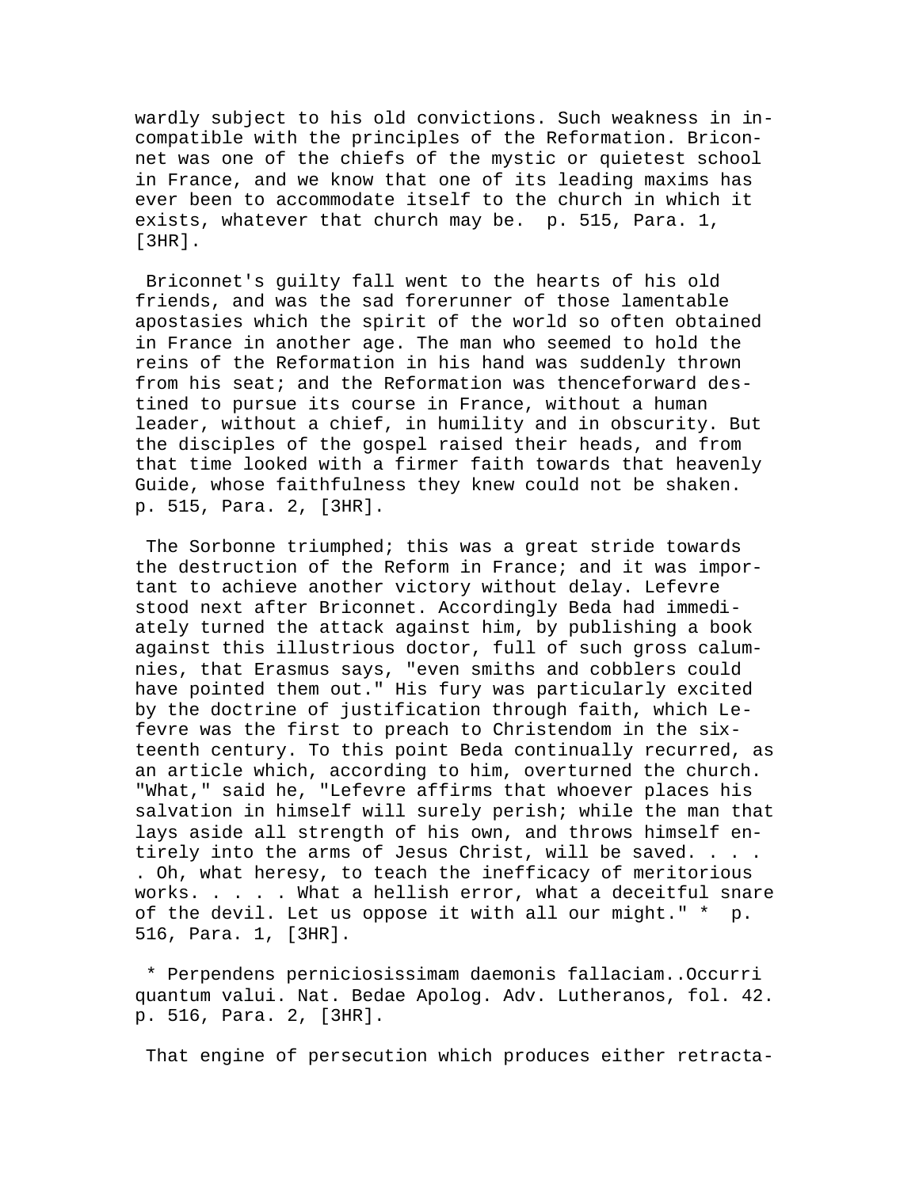wardly subject to his old convictions. Such weakness in incompatible with the principles of the Reformation. Briconnet was one of the chiefs of the mystic or quietest school in France, and we know that one of its leading maxims has ever been to accommodate itself to the church in which it exists, whatever that church may be. p. 515, Para. 1, [3HR].

Briconnet's guilty fall went to the hearts of his old friends, and was the sad forerunner of those lamentable apostasies which the spirit of the world so often obtained in France in another age. The man who seemed to hold the reins of the Reformation in his hand was suddenly thrown from his seat; and the Reformation was thenceforward destined to pursue its course in France, without a human leader, without a chief, in humility and in obscurity. But the disciples of the gospel raised their heads, and from that time looked with a firmer faith towards that heavenly Guide, whose faithfulness they knew could not be shaken. p. 515, Para. 2, [3HR].

The Sorbonne triumphed; this was a great stride towards the destruction of the Reform in France; and it was important to achieve another victory without delay. Lefevre stood next after Briconnet. Accordingly Beda had immediately turned the attack against him, by publishing a book against this illustrious doctor, full of such gross calumnies, that Erasmus says, "even smiths and cobblers could have pointed them out." His fury was particularly excited by the doctrine of justification through faith, which Lefevre was the first to preach to Christendom in the sixteenth century. To this point Beda continually recurred, as an article which, according to him, overturned the church. "What," said he, "Lefevre affirms that whoever places his salvation in himself will surely perish; while the man that lays aside all strength of his own, and throws himself entirely into the arms of Jesus Christ, will be saved. . . . . Oh, what heresy, to teach the inefficacy of meritorious works. . . . . What a hellish error, what a deceitful snare of the devil. Let us oppose it with all our might." * p. 516, Para. 1, [3HR].

* Perpendens perniciosissimam daemonis fallaciam..Occurri quantum valui. Nat. Bedae Apolog. Adv. Lutheranos, fol. 42. p. 516, Para. 2, [3HR].

That engine of persecution which produces either retracta-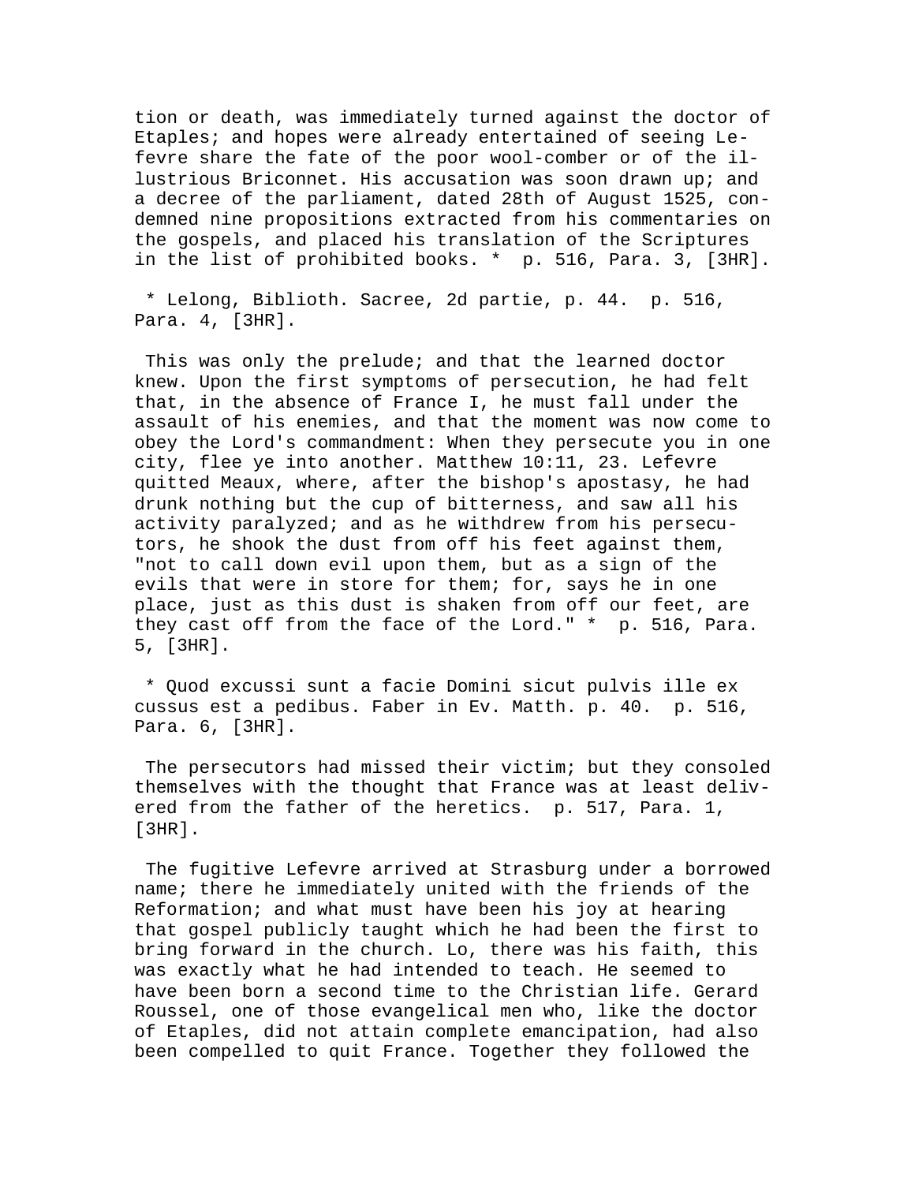tion or death, was immediately turned against the doctor of Etaples; and hopes were already entertained of seeing Lefevre share the fate of the poor wool-comber or of the illustrious Briconnet. His accusation was soon drawn up; and a decree of the parliament, dated 28th of August 1525, condemned nine propositions extracted from his commentaries on the gospels, and placed his translation of the Scriptures in the list of prohibited books. * p. 516, Para. 3, [3HR].

* Lelong, Biblioth. Sacree, 2d partie, p. 44. p. 516, Para. 4, [3HR].

This was only the prelude; and that the learned doctor knew. Upon the first symptoms of persecution, he had felt that, in the absence of France I, he must fall under the assault of his enemies, and that the moment was now come to obey the Lord's commandment: When they persecute you in one city, flee ye into another. Matthew 10:11, 23. Lefevre quitted Meaux, where, after the bishop's apostasy, he had drunk nothing but the cup of bitterness, and saw all his activity paralyzed; and as he withdrew from his persecutors, he shook the dust from off his feet against them, "not to call down evil upon them, but as a sign of the evils that were in store for them; for, says he in one place, just as this dust is shaken from off our feet, are they cast off from the face of the Lord." * p. 516, Para. 5, [3HR].

* Quod excussi sunt a facie Domini sicut pulvis ille ex cussus est a pedibus. Faber in Ev. Matth. p. 40. p. 516, Para. 6, [3HR].

The persecutors had missed their victim; but they consoled themselves with the thought that France was at least delivered from the father of the heretics. p. 517, Para. 1, [3HR].

The fugitive Lefevre arrived at Strasburg under a borrowed name; there he immediately united with the friends of the Reformation; and what must have been his joy at hearing that gospel publicly taught which he had been the first to bring forward in the church. Lo, there was his faith, this was exactly what he had intended to teach. He seemed to have been born a second time to the Christian life. Gerard Roussel, one of those evangelical men who, like the doctor of Etaples, did not attain complete emancipation, had also been compelled to quit France. Together they followed the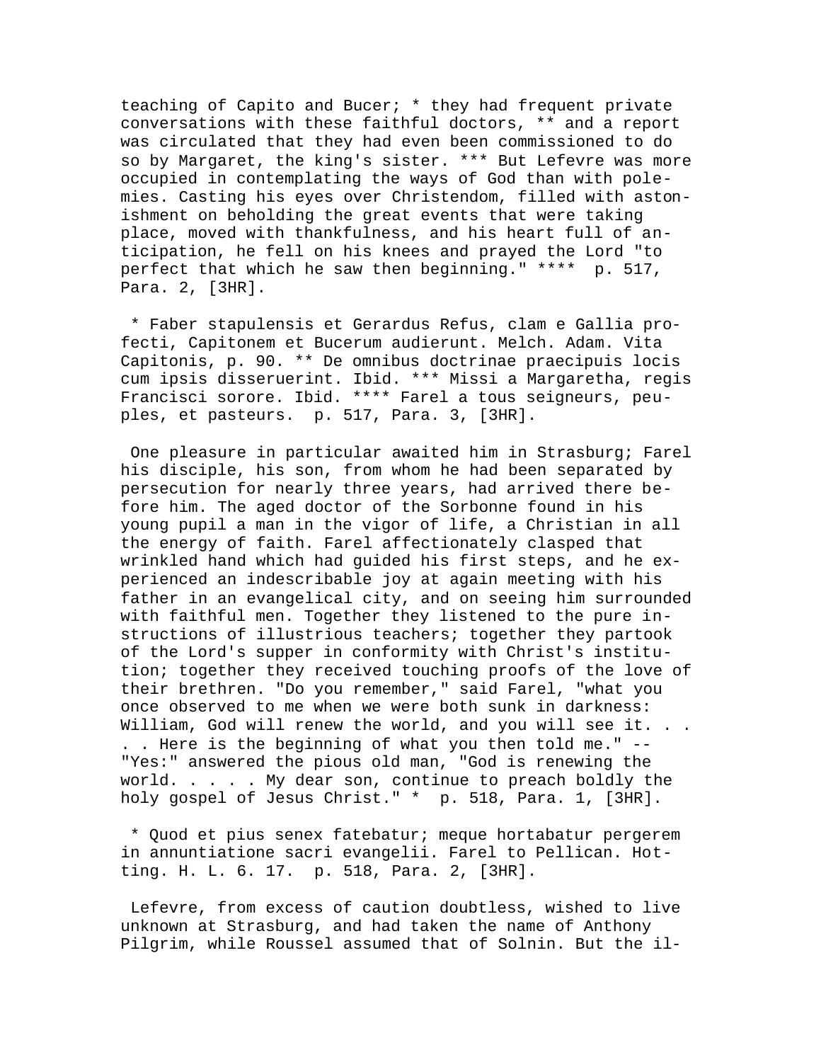teaching of Capito and Bucer; * they had frequent private conversations with these faithful doctors, ** and a report was circulated that they had even been commissioned to do so by Margaret, the king's sister. *** But Lefevre was more occupied in contemplating the ways of God than with polemics. Casting his eyes over Christendom, filled with astonishment on beholding the great events that were taking place, moved with thankfulness, and his heart full of anticipation, he fell on his knees and prayed the Lord "to perfect that which he saw then beginning." **** p. 517, Para. 2, [3HR].

* Faber stapulensis et Gerardus Refus, clam e Gallia profecti, Capitonem et Bucerum audierunt. Melch. Adam. Vita Capitonis, p. 90. ** De omnibus doctrinae praecipuis locis cum ipsis disseruerint. Ibid. *** Missi a Margaretha, regis Francisci sorore. Ibid. **** Farel a tous seigneurs, peuples, et pasteurs. p. 517, Para. 3, [3HR].

One pleasure in particular awaited him in Strasburg; Farel his disciple, his son, from whom he had been separated by persecution for nearly three years, had arrived there before him. The aged doctor of the Sorbonne found in his young pupil a man in the vigor of life, a Christian in all the energy of faith. Farel affectionately clasped that wrinkled hand which had guided his first steps, and he experienced an indescribable joy at again meeting with his father in an evangelical city, and on seeing him surrounded with faithful men. Together they listened to the pure instructions of illustrious teachers; together they partook of the Lord's supper in conformity with Christ's institution; together they received touching proofs of the love of their brethren. "Do you remember," said Farel, "what you once observed to me when we were both sunk in darkness: William, God will renew the world, and you will see it. . . . . Here is the beginning of what you then told me." -- "Yes:" answered the pious old man, "God is renewing the world. . . . . My dear son, continue to preach boldly the holy gospel of Jesus Christ." * p. 518, Para. 1, [3HR].

* Quod et pius senex fatebatur; meque hortabatur pergerem in annuntiatione sacri evangelii. Farel to Pellican. Hotting. H. L. 6. 17. p. 518, Para. 2, [3HR].

Lefevre, from excess of caution doubtless, wished to live unknown at Strasburg, and had taken the name of Anthony Pilgrim, while Roussel assumed that of Solnin. But the il-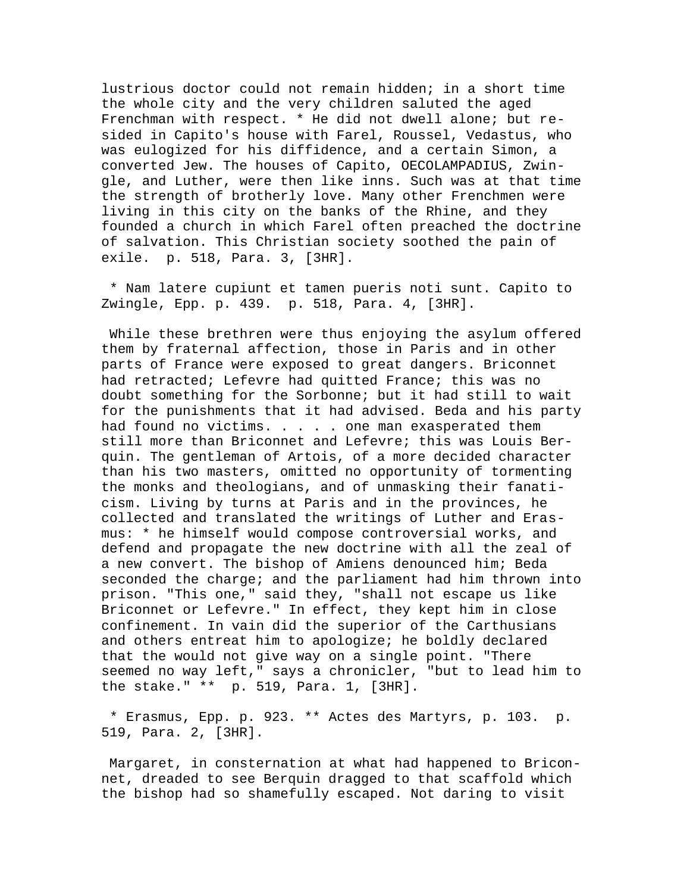lustrious doctor could not remain hidden; in a short time the whole city and the very children saluted the aged Frenchman with respect. * He did not dwell alone; but resided in Capito's house with Farel, Roussel, Vedastus, who was eulogized for his diffidence, and a certain Simon, a converted Jew. The houses of Capito, OECOLAMPADIUS, Zwingle, and Luther, were then like inns. Such was at that time the strength of brotherly love. Many other Frenchmen were living in this city on the banks of the Rhine, and they founded a church in which Farel often preached the doctrine of salvation. This Christian society soothed the pain of exile. p. 518, Para. 3, [3HR].

* Nam latere cupiunt et tamen pueris noti sunt. Capito to Zwingle, Epp. p. 439. p. 518, Para. 4, [3HR].

While these brethren were thus enjoying the asylum offered them by fraternal affection, those in Paris and in other parts of France were exposed to great dangers. Briconnet had retracted; Lefevre had quitted France; this was no doubt something for the Sorbonne; but it had still to wait for the punishments that it had advised. Beda and his party had found no victims. . . . . one man exasperated them still more than Briconnet and Lefevre; this was Louis Berquin. The gentleman of Artois, of a more decided character than his two masters, omitted no opportunity of tormenting the monks and theologians, and of unmasking their fanaticism. Living by turns at Paris and in the provinces, he collected and translated the writings of Luther and Erasmus: * he himself would compose controversial works, and defend and propagate the new doctrine with all the zeal of a new convert. The bishop of Amiens denounced him; Beda seconded the charge; and the parliament had him thrown into prison. "This one," said they, "shall not escape us like Briconnet or Lefevre." In effect, they kept him in close confinement. In vain did the superior of the Carthusians and others entreat him to apologize; he boldly declared that the would not give way on a single point. "There seemed no way left," says a chronicler, "but to lead him to the stake." ** p. 519, Para. 1, [3HR].

* Erasmus, Epp. p. 923. ** Actes des Martyrs, p. 103. p. 519, Para. 2, [3HR].

Margaret, in consternation at what had happened to Briconnet, dreaded to see Berquin dragged to that scaffold which the bishop had so shamefully escaped. Not daring to visit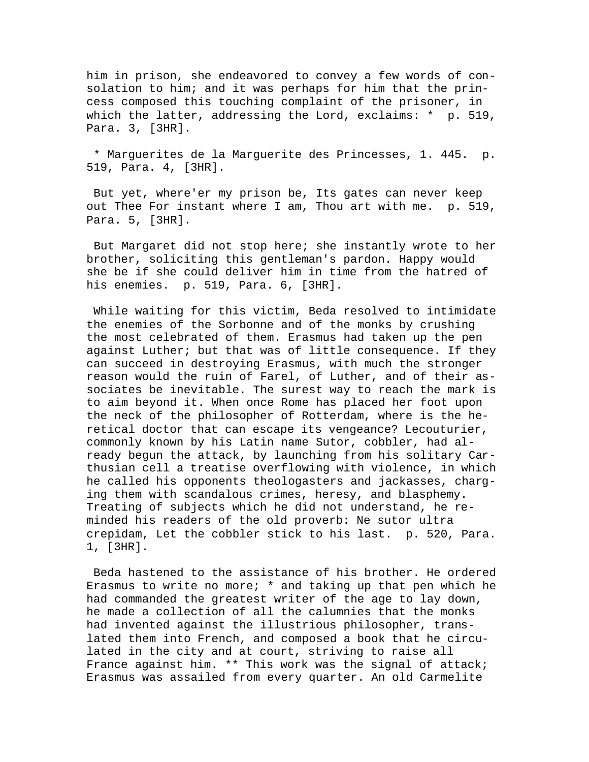him in prison, she endeavored to convey a few words of consolation to him; and it was perhaps for him that the princess composed this touching complaint of the prisoner, in which the latter, addressing the Lord, exclaims: * p. 519, Para. 3, [3HR].

* Marguerites de la Marguerite des Princesses, 1. 445. p. 519, Para. 4, [3HR].

But yet, where'er my prison be, Its gates can never keep out Thee For instant where I am, Thou art with me. p. 519, Para. 5, [3HR].

But Margaret did not stop here; she instantly wrote to her brother, soliciting this gentleman's pardon. Happy would she be if she could deliver him in time from the hatred of his enemies. p. 519, Para. 6, [3HR].

While waiting for this victim, Beda resolved to intimidate the enemies of the Sorbonne and of the monks by crushing the most celebrated of them. Erasmus had taken up the pen against Luther; but that was of little consequence. If they can succeed in destroying Erasmus, with much the stronger reason would the ruin of Farel, of Luther, and of their associates be inevitable. The surest way to reach the mark is to aim beyond it. When once Rome has placed her foot upon the neck of the philosopher of Rotterdam, where is the heretical doctor that can escape its vengeance? Lecouturier, commonly known by his Latin name Sutor, cobbler, had already begun the attack, by launching from his solitary Carthusian cell a treatise overflowing with violence, in which he called his opponents theologasters and jackasses, charging them with scandalous crimes, heresy, and blasphemy. Treating of subjects which he did not understand, he reminded his readers of the old proverb: Ne sutor ultra crepidam, Let the cobbler stick to his last. p. 520, Para. 1, [3HR].

Beda hastened to the assistance of his brother. He ordered Erasmus to write no more; * and taking up that pen which he had commanded the greatest writer of the age to lay down, he made a collection of all the calumnies that the monks had invented against the illustrious philosopher, translated them into French, and composed a book that he circulated in the city and at court, striving to raise all France against him. ** This work was the signal of attack; Erasmus was assailed from every quarter. An old Carmelite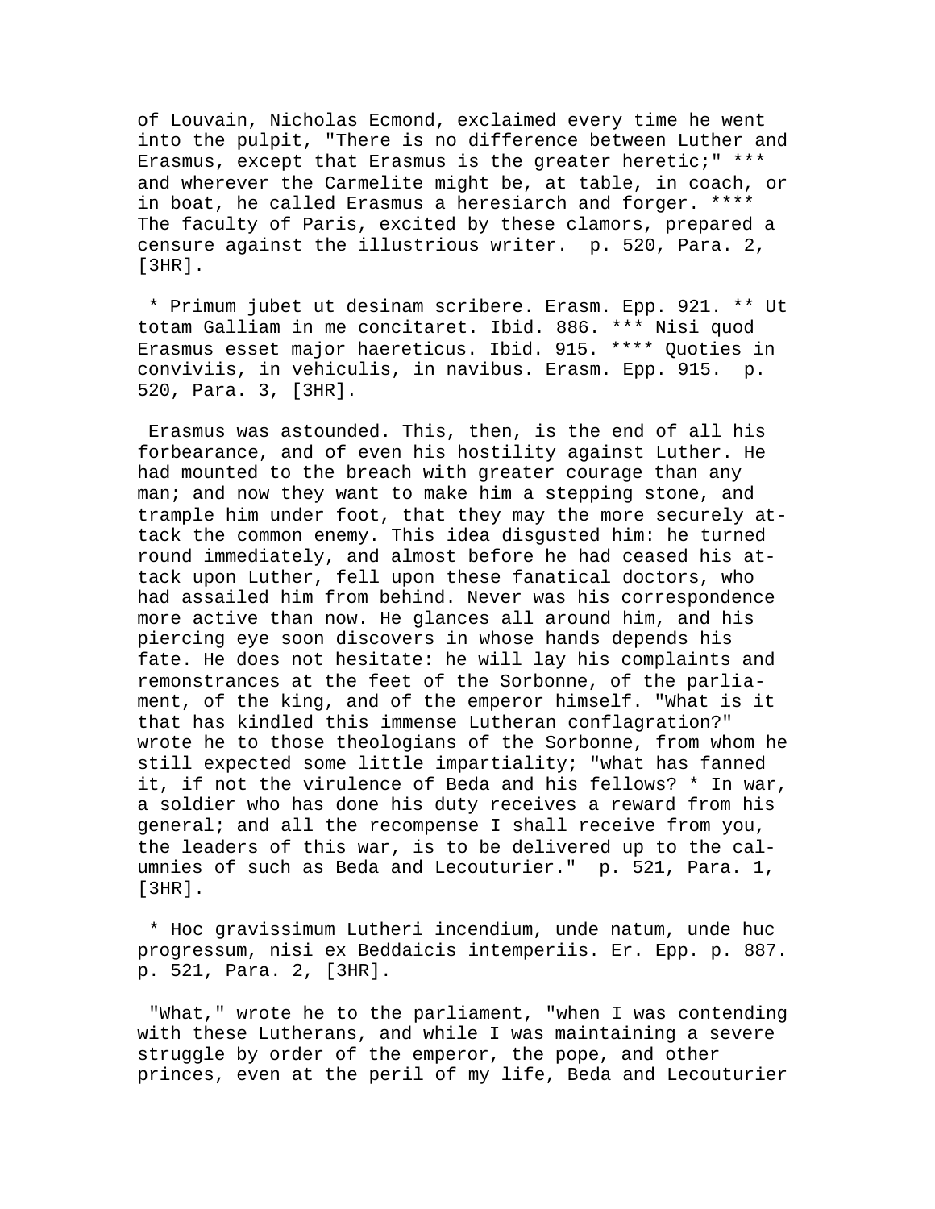of Louvain, Nicholas Ecmond, exclaimed every time he went into the pulpit, "There is no difference between Luther and Erasmus, except that Erasmus is the greater heretic;" *** and wherever the Carmelite might be, at table, in coach, or in boat, he called Erasmus a heresiarch and forger. **** The faculty of Paris, excited by these clamors, prepared a censure against the illustrious writer.  p. 520, Para. 2, [3HR].

* Primum jubet ut desinam scribere. Erasm. Epp. 921. ** Ut totam Galliam in me concitaret. Ibid. 886. *** Nisi quod Erasmus esset major haereticus. Ibid. 915. **** Quoties in conviviis, in vehiculis, in navibus. Erasm. Epp. 915.  p. 520, Para. 3, [3HR].

Erasmus was astounded. This, then, is the end of all his forbearance, and of even his hostility against Luther. He had mounted to the breach with greater courage than any man; and now they want to make him a stepping stone, and trample him under foot, that they may the more securely attack the common enemy. This idea disgusted him: he turned round immediately, and almost before he had ceased his attack upon Luther, fell upon these fanatical doctors, who had assailed him from behind. Never was his correspondence more active than now. He glances all around him, and his piercing eye soon discovers in whose hands depends his fate. He does not hesitate: he will lay his complaints and remonstrances at the feet of the Sorbonne, of the parliament, of the king, and of the emperor himself. "What is it that has kindled this immense Lutheran conflagration?" wrote he to those theologians of the Sorbonne, from whom he still expected some little impartiality; "what has fanned it, if not the virulence of Beda and his fellows? * In war, a soldier who has done his duty receives a reward from his general; and all the recompense I shall receive from you, the leaders of this war, is to be delivered up to the calumnies of such as Beda and Lecouturier."  p. 521, Para. 1, [3HR].

* Hoc gravissimum Lutheri incendium, unde natum, unde huc progressum, nisi ex Beddaicis intemperiis. Er. Epp. p. 887.  p. 521, Para. 2, [3HR].

"What," wrote he to the parliament, "when I was contending with these Lutherans, and while I was maintaining a severe struggle by order of the emperor, the pope, and other princes, even at the peril of my life, Beda and Lecouturier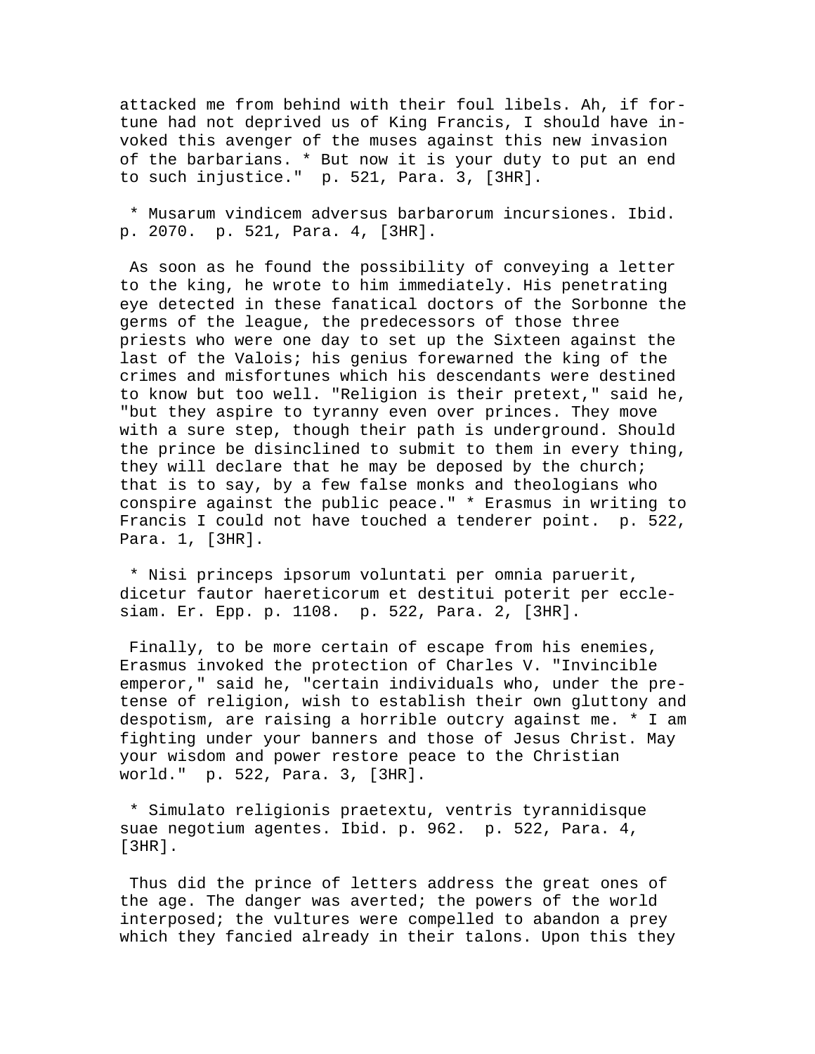attacked me from behind with their foul libels. Ah, if fortune had not deprived us of King Francis, I should have invoked this avenger of the muses against this new invasion of the barbarians. * But now it is your duty to put an end to such injustice." p. 521, Para. 3, [3HR].

* Musarum vindicem adversus barbarorum incursiones. Ibid. p. 2070. p. 521, Para. 4, [3HR].

As soon as he found the possibility of conveying a letter to the king, he wrote to him immediately. His penetrating eye detected in these fanatical doctors of the Sorbonne the germs of the league, the predecessors of those three priests who were one day to set up the Sixteen against the last of the Valois; his genius forewarned the king of the crimes and misfortunes which his descendants were destined to know but too well. "Religion is their pretext," said he, "but they aspire to tyranny even over princes. They move with a sure step, though their path is underground. Should the prince be disinclined to submit to them in every thing, they will declare that he may be deposed by the church; that is to say, by a few false monks and theologians who conspire against the public peace." * Erasmus in writing to Francis I could not have touched a tenderer point. p. 522, Para. 1, [3HR].

* Nisi princeps ipsorum voluntati per omnia paruerit, dicetur fautor haereticorum et destitui poterit per ecclesiam. Er. Epp. p. 1108. p. 522, Para. 2, [3HR].

Finally, to be more certain of escape from his enemies, Erasmus invoked the protection of Charles V. "Invincible emperor," said he, "certain individuals who, under the pretense of religion, wish to establish their own gluttony and despotism, are raising a horrible outcry against me. * I am fighting under your banners and those of Jesus Christ. May your wisdom and power restore peace to the Christian world." p. 522, Para. 3, [3HR].

* Simulato religionis praetextu, ventris tyrannidisque suae negotium agentes. Ibid. p. 962. p. 522, Para. 4, [3HR].

Thus did the prince of letters address the great ones of the age. The danger was averted; the powers of the world interposed; the vultures were compelled to abandon a prey which they fancied already in their talons. Upon this they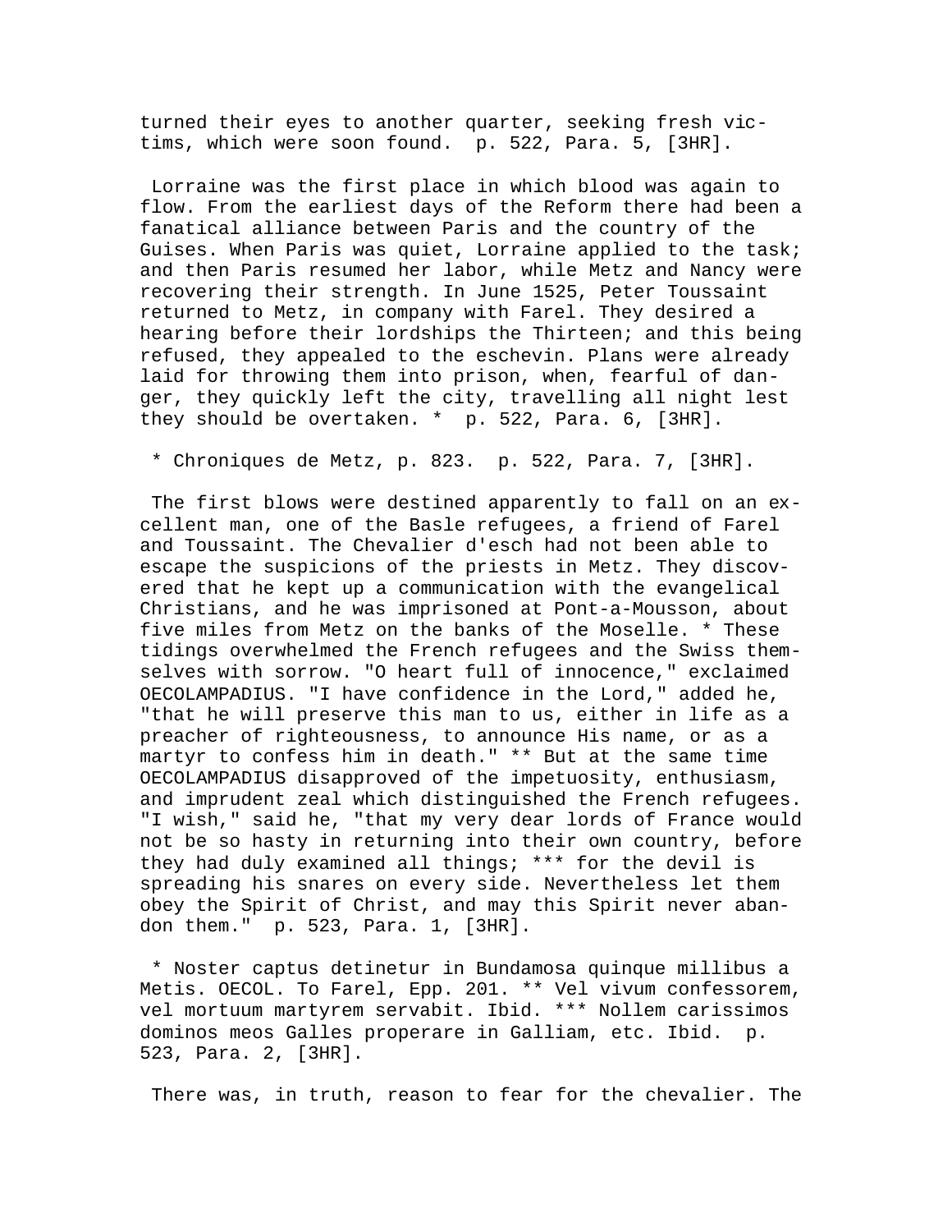turned their eyes to another quarter, seeking fresh victims, which were soon found. p. 522, Para. 5, [3HR].

Lorraine was the first place in which blood was again to flow. From the earliest days of the Reform there had been a fanatical alliance between Paris and the country of the Guises. When Paris was quiet, Lorraine applied to the task; and then Paris resumed her labor, while Metz and Nancy were recovering their strength. In June 1525, Peter Toussaint returned to Metz, in company with Farel. They desired a hearing before their lordships the Thirteen; and this being refused, they appealed to the eschevin. Plans were already laid for throwing them into prison, when, fearful of danger, they quickly left the city, travelling all night lest they should be overtaken. * p. 522, Para. 6, [3HR].

* Chroniques de Metz, p. 823. p. 522, Para. 7, [3HR].

The first blows were destined apparently to fall on an excellent man, one of the Basle refugees, a friend of Farel and Toussaint. The Chevalier d'esch had not been able to escape the suspicions of the priests in Metz. They discovered that he kept up a communication with the evangelical Christians, and he was imprisoned at Pont-a-Mousson, about five miles from Metz on the banks of the Moselle. * These tidings overwhelmed the French refugees and the Swiss themselves with sorrow. "O heart full of innocence," exclaimed OECOLAMPADIUS. "I have confidence in the Lord," added he, "that he will preserve this man to us, either in life as a preacher of righteousness, to announce His name, or as a martyr to confess him in death." ** But at the same time OECOLAMPADIUS disapproved of the impetuosity, enthusiasm, and imprudent zeal which distinguished the French refugees. "I wish," said he, "that my very dear lords of France would not be so hasty in returning into their own country, before they had duly examined all things; *** for the devil is spreading his snares on every side. Nevertheless let them obey the Spirit of Christ, and may this Spirit never abandon them." p. 523, Para. 1, [3HR].

* Noster captus detinetur in Bundamosa quinque millibus a Metis. OECOL. To Farel, Epp. 201. ** Vel vivum confessorem, vel mortuum martyrem servabit. Ibid. *** Nollem carissimos dominos meos Galles properare in Galliam, etc. Ibid. p. 523, Para. 2, [3HR].

There was, in truth, reason to fear for the chevalier. The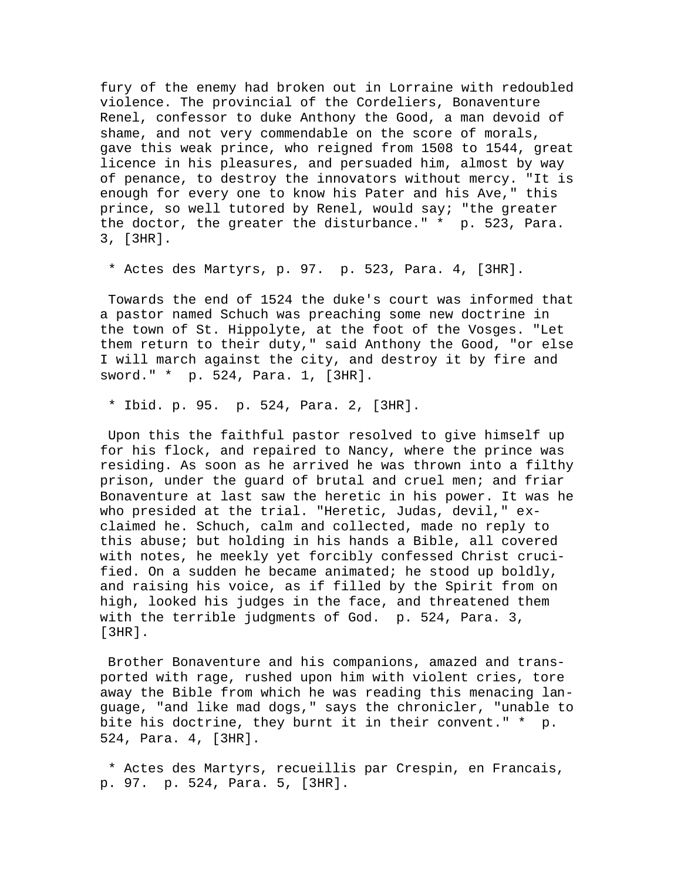fury of the enemy had broken out in Lorraine with redoubled violence. The provincial of the Cordeliers, Bonaventure Renel, confessor to duke Anthony the Good, a man devoid of shame, and not very commendable on the score of morals, gave this weak prince, who reigned from 1508 to 1544, great licence in his pleasures, and persuaded him, almost by way of penance, to destroy the innovators without mercy. "It is enough for every one to know his Pater and his Ave," this prince, so well tutored by Renel, would say; "the greater the doctor, the greater the disturbance." * p. 523, Para. 3, [3HR].

* Actes des Martyrs, p. 97. p. 523, Para. 4, [3HR].

Towards the end of 1524 the duke's court was informed that a pastor named Schuch was preaching some new doctrine in the town of St. Hippolyte, at the foot of the Vosges. "Let them return to their duty," said Anthony the Good, "or else I will march against the city, and destroy it by fire and sword." * p. 524, Para. 1, [3HR].

* Ibid. p. 95. p. 524, Para. 2, [3HR].

Upon this the faithful pastor resolved to give himself up for his flock, and repaired to Nancy, where the prince was residing. As soon as he arrived he was thrown into a filthy prison, under the guard of brutal and cruel men; and friar Bonaventure at last saw the heretic in his power. It was he who presided at the trial. "Heretic, Judas, devil," exclaimed he. Schuch, calm and collected, made no reply to this abuse; but holding in his hands a Bible, all covered with notes, he meekly yet forcibly confessed Christ crucified. On a sudden he became animated; he stood up boldly, and raising his voice, as if filled by the Spirit from on high, looked his judges in the face, and threatened them with the terrible judgments of God. p. 524, Para. 3, [3HR].

Brother Bonaventure and his companions, amazed and transported with rage, rushed upon him with violent cries, tore away the Bible from which he was reading this menacing language, "and like mad dogs," says the chronicler, "unable to bite his doctrine, they burnt it in their convent." * p. 524, Para. 4, [3HR].

* Actes des Martyrs, recueillis par Crespin, en Francais, p. 97. p. 524, Para. 5, [3HR].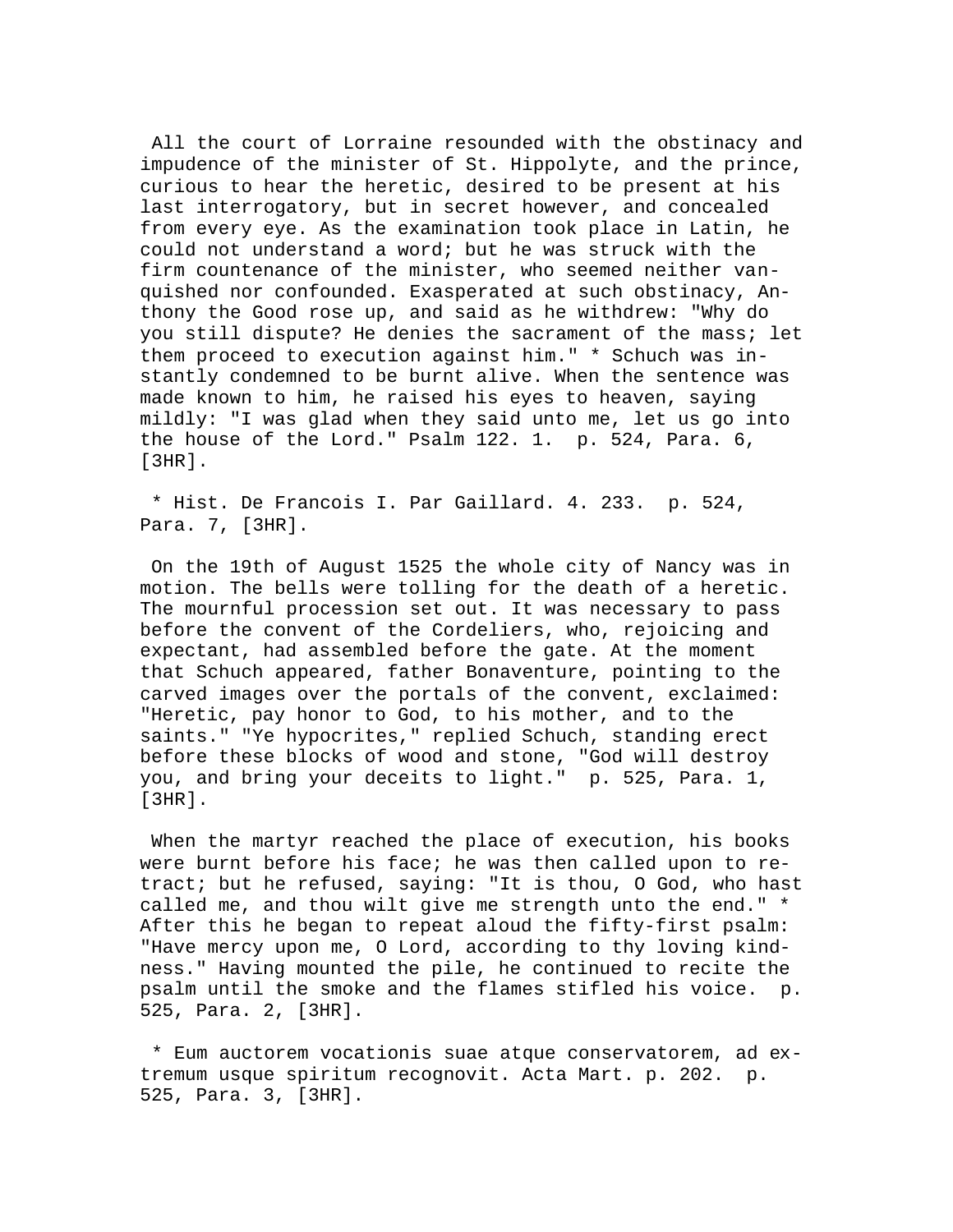All the court of Lorraine resounded with the obstinacy and impudence of the minister of St. Hippolyte, and the prince, curious to hear the heretic, desired to be present at his last interrogatory, but in secret however, and concealed from every eye. As the examination took place in Latin, he could not understand a word; but he was struck with the firm countenance of the minister, who seemed neither vanquished nor confounded. Exasperated at such obstinacy, Anthony the Good rose up, and said as he withdrew: "Why do you still dispute? He denies the sacrament of the mass; let them proceed to execution against him." * Schuch was instantly condemned to be burnt alive. When the sentence was made known to him, he raised his eyes to heaven, saying mildly: "I was glad when they said unto me, let us go into the house of the Lord." Psalm 122. 1. p. 524, Para. 6, [3HR].

* Hist. De Francois I. Par Gaillard. 4. 233. p. 524, Para. 7, [3HR].

On the 19th of August 1525 the whole city of Nancy was in motion. The bells were tolling for the death of a heretic. The mournful procession set out. It was necessary to pass before the convent of the Cordeliers, who, rejoicing and expectant, had assembled before the gate. At the moment that Schuch appeared, father Bonaventure, pointing to the carved images over the portals of the convent, exclaimed: "Heretic, pay honor to God, to his mother, and to the saints." "Ye hypocrites," replied Schuch, standing erect before these blocks of wood and stone, "God will destroy you, and bring your deceits to light." p. 525, Para. 1, [3HR].

When the martyr reached the place of execution, his books were burnt before his face; he was then called upon to retract; but he refused, saying: "It is thou, O God, who hast called me, and thou wilt give me strength unto the end." * After this he began to repeat aloud the fifty-first psalm: "Have mercy upon me, O Lord, according to thy loving kindness." Having mounted the pile, he continued to recite the psalm until the smoke and the flames stifled his voice. p. 525, Para. 2, [3HR].

* Eum auctorem vocationis suae atque conservatorem, ad extremum usque spiritum recognovit. Acta Mart. p. 202. p. 525, Para. 3, [3HR].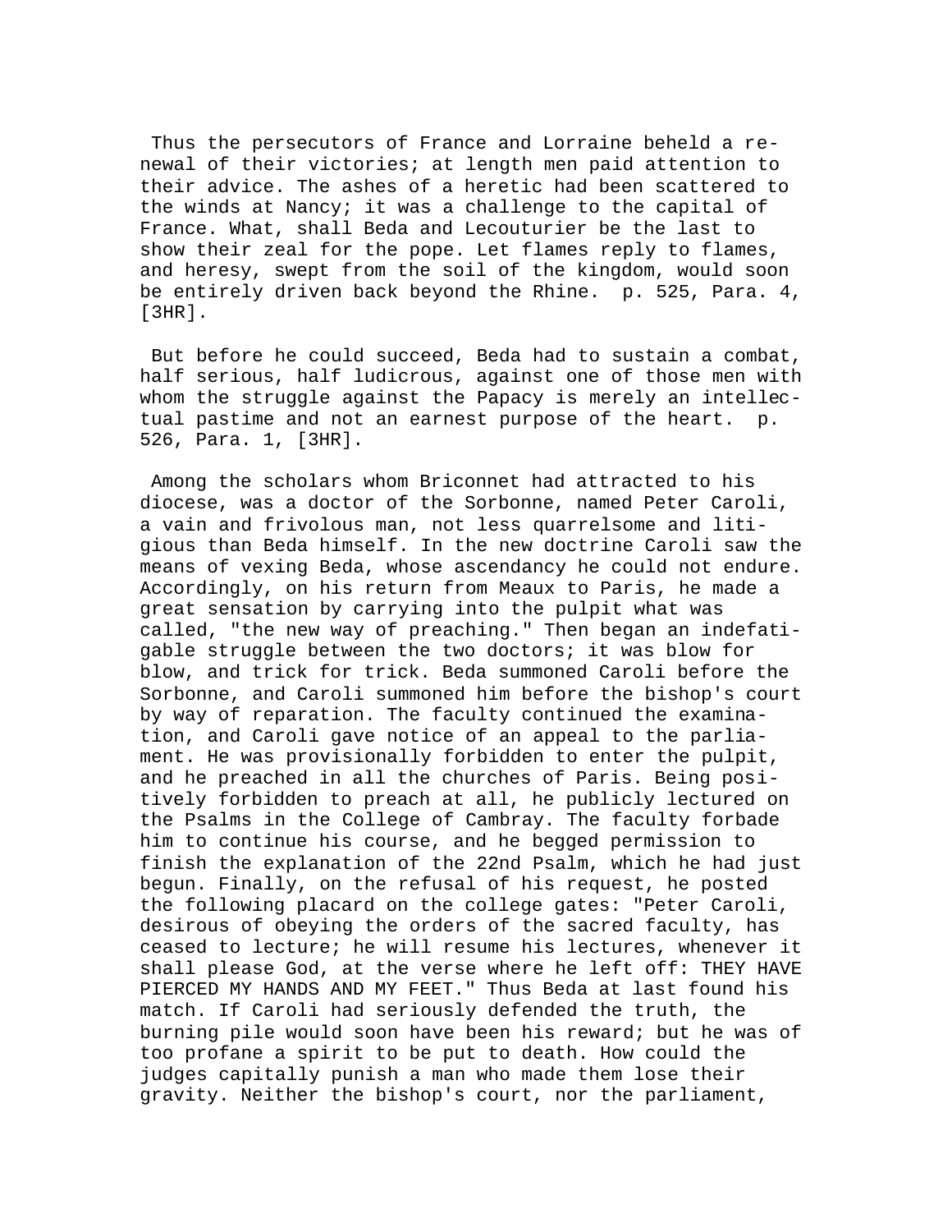Thus the persecutors of France and Lorraine beheld a renewal of their victories; at length men paid attention to their advice. The ashes of a heretic had been scattered to the winds at Nancy; it was a challenge to the capital of France. What, shall Beda and Lecouturier be the last to show their zeal for the pope. Let flames reply to flames, and heresy, swept from the soil of the kingdom, would soon be entirely driven back beyond the Rhine. p. 525, Para. 4, [3HR].

But before he could succeed, Beda had to sustain a combat, half serious, half ludicrous, against one of those men with whom the struggle against the Papacy is merely an intellectual pastime and not an earnest purpose of the heart. p. 526, Para. 1, [3HR].

Among the scholars whom Briconnet had attracted to his diocese, was a doctor of the Sorbonne, named Peter Caroli, a vain and frivolous man, not less quarrelsome and litigious than Beda himself. In the new doctrine Caroli saw the means of vexing Beda, whose ascendancy he could not endure. Accordingly, on his return from Meaux to Paris, he made a great sensation by carrying into the pulpit what was called, "the new way of preaching." Then began an indefatigable struggle between the two doctors; it was blow for blow, and trick for trick. Beda summoned Caroli before the Sorbonne, and Caroli summoned him before the bishop's court by way of reparation. The faculty continued the examination, and Caroli gave notice of an appeal to the parliament. He was provisionally forbidden to enter the pulpit, and he preached in all the churches of Paris. Being positively forbidden to preach at all, he publicly lectured on the Psalms in the College of Cambray. The faculty forbade him to continue his course, and he begged permission to finish the explanation of the 22nd Psalm, which he had just begun. Finally, on the refusal of his request, he posted the following placard on the college gates: "Peter Caroli, desirous of obeying the orders of the sacred faculty, has ceased to lecture; he will resume his lectures, whenever it shall please God, at the verse where he left off: THEY HAVE PIERCED MY HANDS AND MY FEET." Thus Beda at last found his match. If Caroli had seriously defended the truth, the burning pile would soon have been his reward; but he was of too profane a spirit to be put to death. How could the judges capitally punish a man who made them lose their gravity. Neither the bishop's court, nor the parliament,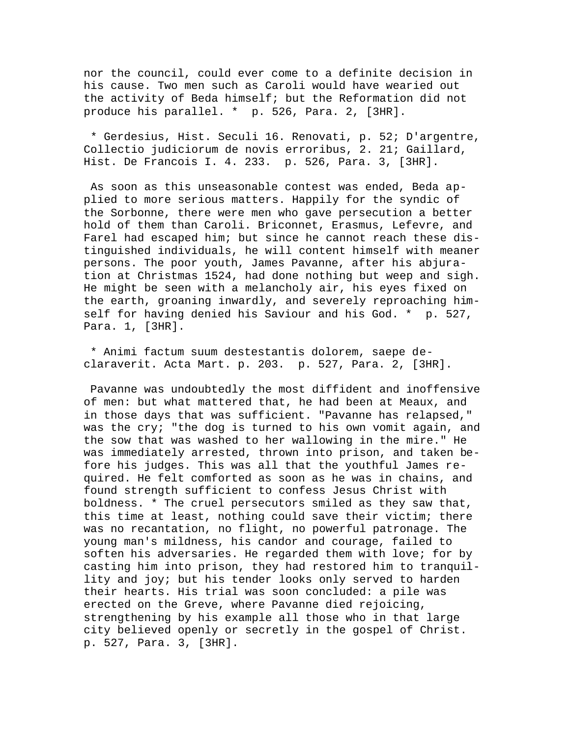nor the council, could ever come to a definite decision in his cause. Two men such as Caroli would have wearied out the activity of Beda himself; but the Reformation did not produce his parallel. * p. 526, Para. 2, [3HR].

* Gerdesius, Hist. Seculi 16. Renovati, p. 52; D'argentre, Collectio judiciorum de novis erroribus, 2. 21; Gaillard, Hist. De Francois I. 4. 233. p. 526, Para. 3, [3HR].

As soon as this unseasonable contest was ended, Beda applied to more serious matters. Happily for the syndic of the Sorbonne, there were men who gave persecution a better hold of them than Caroli. Briconnet, Erasmus, Lefevre, and Farel had escaped him; but since he cannot reach these distinguished individuals, he will content himself with meaner persons. The poor youth, James Pavanne, after his abjuration at Christmas 1524, had done nothing but weep and sigh. He might be seen with a melancholy air, his eyes fixed on the earth, groaning inwardly, and severely reproaching himself for having denied his Saviour and his God. * p. 527, Para. 1, [3HR].

* Animi factum suum destestantis dolorem, saepe declaraverit. Acta Mart. p. 203. p. 527, Para. 2, [3HR].

Pavanne was undoubtedly the most diffident and inoffensive of men: but what mattered that, he had been at Meaux, and in those days that was sufficient. "Pavanne has relapsed," was the cry; "the dog is turned to his own vomit again, and the sow that was washed to her wallowing in the mire." He was immediately arrested, thrown into prison, and taken before his judges. This was all that the youthful James required. He felt comforted as soon as he was in chains, and found strength sufficient to confess Jesus Christ with boldness. * The cruel persecutors smiled as they saw that, this time at least, nothing could save their victim; there was no recantation, no flight, no powerful patronage. The young man's mildness, his candor and courage, failed to soften his adversaries. He regarded them with love; for by casting him into prison, they had restored him to tranquillity and joy; but his tender looks only served to harden their hearts. His trial was soon concluded: a pile was erected on the Greve, where Pavanne died rejoicing, strengthening by his example all those who in that large city believed openly or secretly in the gospel of Christ. p. 527, Para. 3, [3HR].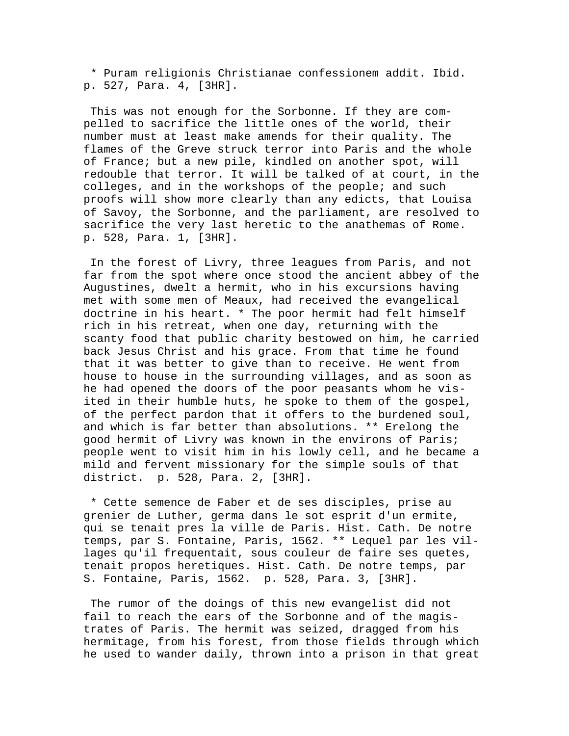* Puram religionis Christianae confessionem addit. Ibid. p. 527, Para. 4, [3HR].

This was not enough for the Sorbonne. If they are compelled to sacrifice the little ones of the world, their number must at least make amends for their quality. The flames of the Greve struck terror into Paris and the whole of France; but a new pile, kindled on another spot, will redouble that terror. It will be talked of at court, in the colleges, and in the workshops of the people; and such proofs will show more clearly than any edicts, that Louisa of Savoy, the Sorbonne, and the parliament, are resolved to sacrifice the very last heretic to the anathemas of Rome. p. 528, Para. 1, [3HR].

In the forest of Livry, three leagues from Paris, and not far from the spot where once stood the ancient abbey of the Augustines, dwelt a hermit, who in his excursions having met with some men of Meaux, had received the evangelical doctrine in his heart. * The poor hermit had felt himself rich in his retreat, when one day, returning with the scanty food that public charity bestowed on him, he carried back Jesus Christ and his grace. From that time he found that it was better to give than to receive. He went from house to house in the surrounding villages, and as soon as he had opened the doors of the poor peasants whom he visited in their humble huts, he spoke to them of the gospel, of the perfect pardon that it offers to the burdened soul, and which is far better than absolutions. ** Erelong the good hermit of Livry was known in the environs of Paris; people went to visit him in his lowly cell, and he became a mild and fervent missionary for the simple souls of that district. p. 528, Para. 2, [3HR].

* Cette semence de Faber et de ses disciples, prise au grenier de Luther, germa dans le sot esprit d'un ermite, qui se tenait pres la ville de Paris. Hist. Cath. De notre temps, par S. Fontaine, Paris, 1562. ** Lequel par les villages qu'il frequentait, sous couleur de faire ses quetes, tenait propos heretiques. Hist. Cath. De notre temps, par S. Fontaine, Paris, 1562. p. 528, Para. 3, [3HR].

The rumor of the doings of this new evangelist did not fail to reach the ears of the Sorbonne and of the magistrates of Paris. The hermit was seized, dragged from his hermitage, from his forest, from those fields through which he used to wander daily, thrown into a prison in that great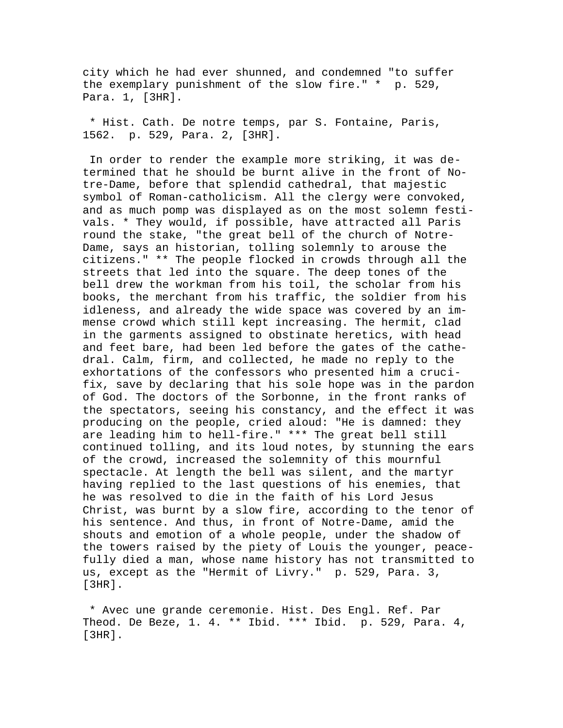city which he had ever shunned, and condemned "to suffer the exemplary punishment of the slow fire." * p. 529, Para. 1, [3HR].

* Hist. Cath. De notre temps, par S. Fontaine, Paris, 1562. p. 529, Para. 2, [3HR].

In order to render the example more striking, it was determined that he should be burnt alive in the front of Notre-Dame, before that splendid cathedral, that majestic symbol of Roman-catholicism. All the clergy were convoked, and as much pomp was displayed as on the most solemn festivals. * They would, if possible, have attracted all Paris round the stake, "the great bell of the church of Notre-Dame, says an historian, tolling solemnly to arouse the citizens." ** The people flocked in crowds through all the streets that led into the square. The deep tones of the bell drew the workman from his toil, the scholar from his books, the merchant from his traffic, the soldier from his idleness, and already the wide space was covered by an immense crowd which still kept increasing. The hermit, clad in the garments assigned to obstinate heretics, with head and feet bare, had been led before the gates of the cathedral. Calm, firm, and collected, he made no reply to the exhortations of the confessors who presented him a crucifix, save by declaring that his sole hope was in the pardon of God. The doctors of the Sorbonne, in the front ranks of the spectators, seeing his constancy, and the effect it was producing on the people, cried aloud: "He is damned: they are leading him to hell-fire." *** The great bell still continued tolling, and its loud notes, by stunning the ears of the crowd, increased the solemnity of this mournful spectacle. At length the bell was silent, and the martyr having replied to the last questions of his enemies, that he was resolved to die in the faith of his Lord Jesus Christ, was burnt by a slow fire, according to the tenor of his sentence. And thus, in front of Notre-Dame, amid the shouts and emotion of a whole people, under the shadow of the towers raised by the piety of Louis the younger, peacefully died a man, whose name history has not transmitted to us, except as the "Hermit of Livry." p. 529, Para. 3, [3HR].

* Avec une grande ceremonie. Hist. Des Engl. Ref. Par Theod. De Beze, 1. 4. ** Ibid. *** Ibid. p. 529, Para. 4, [3HR].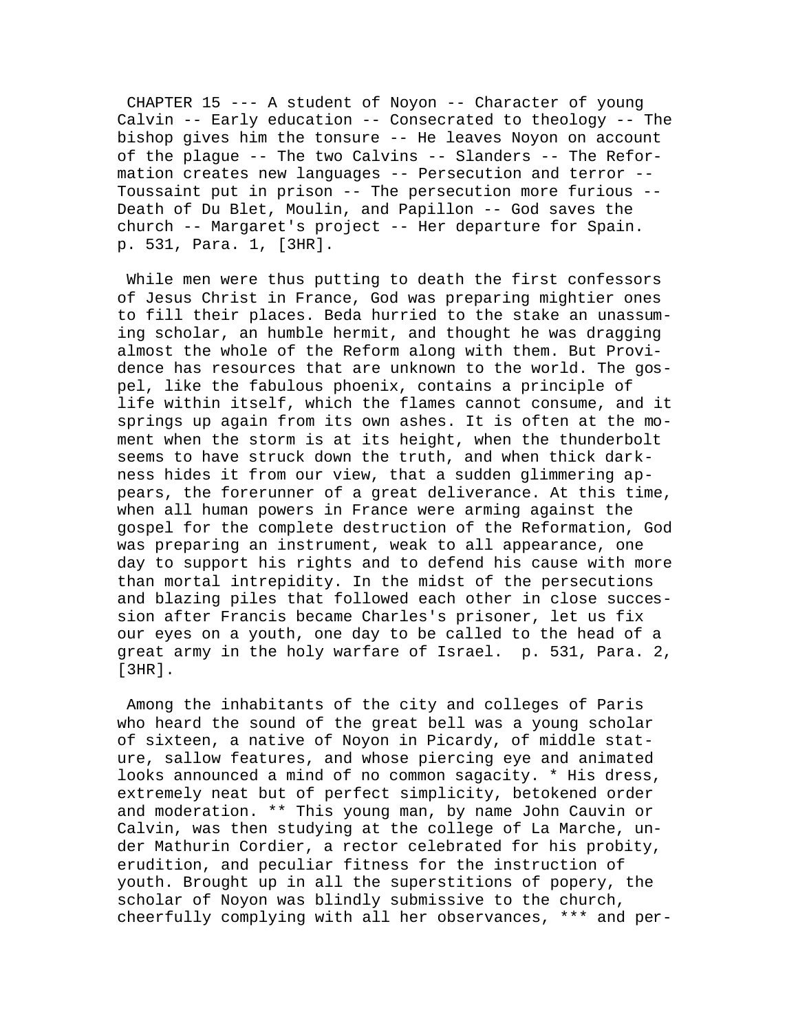CHAPTER 15 --- A student of Noyon -- Character of young Calvin -- Early education -- Consecrated to theology -- The bishop gives him the tonsure -- He leaves Noyon on account of the plague -- The two Calvins -- Slanders -- The Reformation creates new languages -- Persecution and terror -- Toussaint put in prison -- The persecution more furious -- Death of Du Blet, Moulin, and Papillon -- God saves the church -- Margaret's project -- Her departure for Spain. p. 531, Para. 1, [3HR].

While men were thus putting to death the first confessors of Jesus Christ in France, God was preparing mightier ones to fill their places. Beda hurried to the stake an unassuming scholar, an humble hermit, and thought he was dragging almost the whole of the Reform along with them. But Providence has resources that are unknown to the world. The gospel, like the fabulous phoenix, contains a principle of life within itself, which the flames cannot consume, and it springs up again from its own ashes. It is often at the moment when the storm is at its height, when the thunderbolt seems to have struck down the truth, and when thick darkness hides it from our view, that a sudden glimmering appears, the forerunner of a great deliverance. At this time, when all human powers in France were arming against the gospel for the complete destruction of the Reformation, God was preparing an instrument, weak to all appearance, one day to support his rights and to defend his cause with more than mortal intrepidity. In the midst of the persecutions and blazing piles that followed each other in close succession after Francis became Charles's prisoner, let us fix our eyes on a youth, one day to be called to the head of a great army in the holy warfare of Israel. p. 531, Para. 2, [3HR].

Among the inhabitants of the city and colleges of Paris who heard the sound of the great bell was a young scholar of sixteen, a native of Noyon in Picardy, of middle stature, sallow features, and whose piercing eye and animated looks announced a mind of no common sagacity. * His dress, extremely neat but of perfect simplicity, betokened order and moderation. ** This young man, by name John Cauvin or Calvin, was then studying at the college of La Marche, under Mathurin Cordier, a rector celebrated for his probity, erudition, and peculiar fitness for the instruction of youth. Brought up in all the superstitions of popery, the scholar of Noyon was blindly submissive to the church, cheerfully complying with all her observances, *** and per-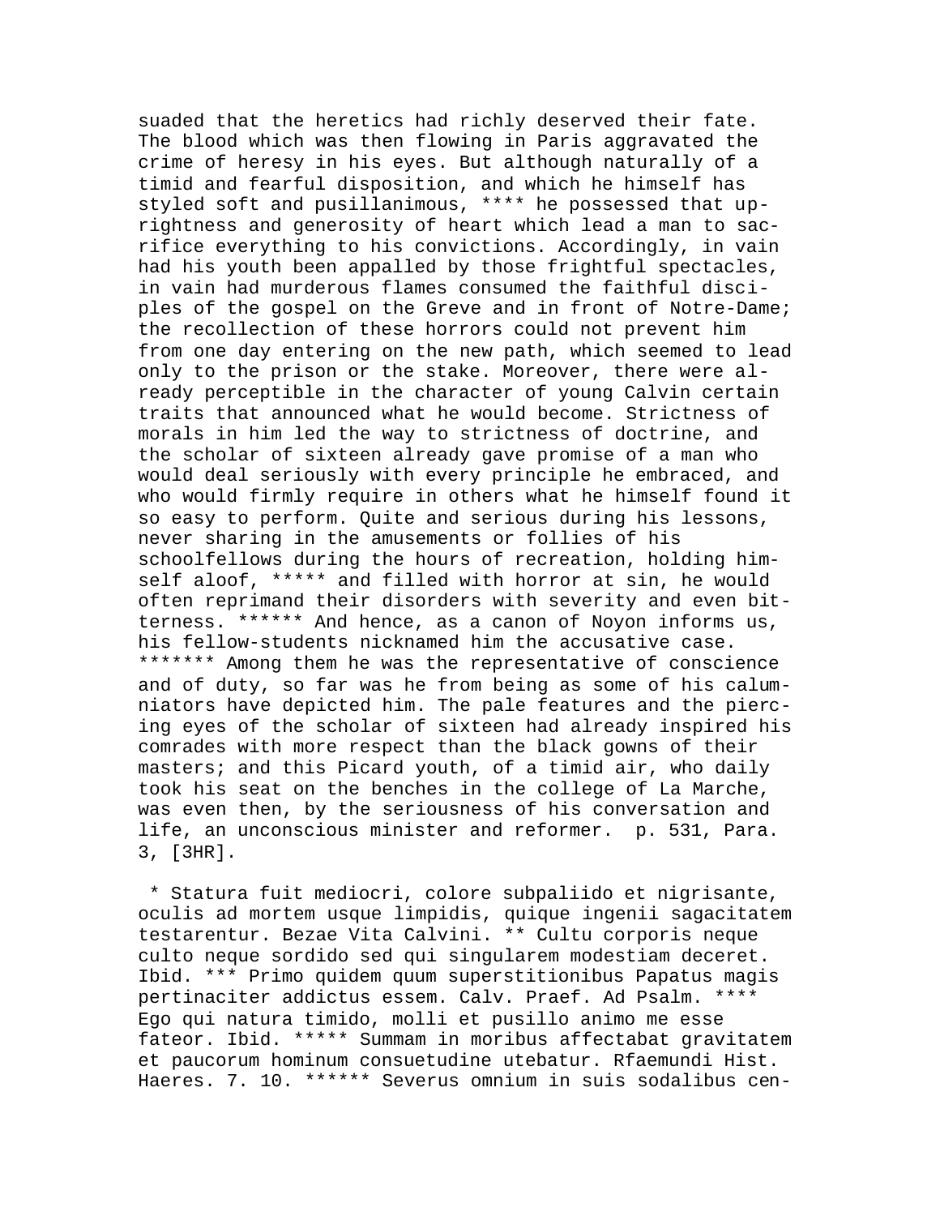suaded that the heretics had richly deserved their fate. The blood which was then flowing in Paris aggravated the crime of heresy in his eyes. But although naturally of a timid and fearful disposition, and which he himself has styled soft and pusillanimous, **** he possessed that uprightness and generosity of heart which lead a man to sacrifice everything to his convictions. Accordingly, in vain had his youth been appalled by those frightful spectacles, in vain had murderous flames consumed the faithful disciples of the gospel on the Greve and in front of Notre-Dame; the recollection of these horrors could not prevent him from one day entering on the new path, which seemed to lead only to the prison or the stake. Moreover, there were already perceptible in the character of young Calvin certain traits that announced what he would become. Strictness of morals in him led the way to strictness of doctrine, and the scholar of sixteen already gave promise of a man who would deal seriously with every principle he embraced, and who would firmly require in others what he himself found it so easy to perform. Quite and serious during his lessons, never sharing in the amusements or follies of his schoolfellows during the hours of recreation, holding himself aloof, ***** and filled with horror at sin, he would often reprimand their disorders with severity and even bitterness. ****** And hence, as a canon of Noyon informs us, his fellow-students nicknamed him the accusative case. ******* Among them he was the representative of conscience and of duty, so far was he from being as some of his calumniators have depicted him. The pale features and the piercing eyes of the scholar of sixteen had already inspired his comrades with more respect than the black gowns of their masters; and this Picard youth, of a timid air, who daily took his seat on the benches in the college of La Marche, was even then, by the seriousness of his conversation and life, an unconscious minister and reformer. p. 531, Para. 3, [3HR].

* Statura fuit mediocri, colore subpaliido et nigrisante, oculis ad mortem usque limpidis, quique ingenii sagacitatem testarentur. Bezae Vita Calvini. ** Cultu corporis neque culto neque sordido sed qui singularem modestiam deceret. Ibid. *** Primo quidem quum superstitionibus Papatus magis pertinaciter addictus essem. Calv. Praef. Ad Psalm. **** Ego qui natura timido, molli et pusillo animo me esse fateor. Ibid. ***** Summam in moribus affectabat gravitatem et paucorum hominum consuetudine utebatur. Rfaemundi Hist. Haeres. 7. 10. ****** Severus omnium in suis sodalibus cen-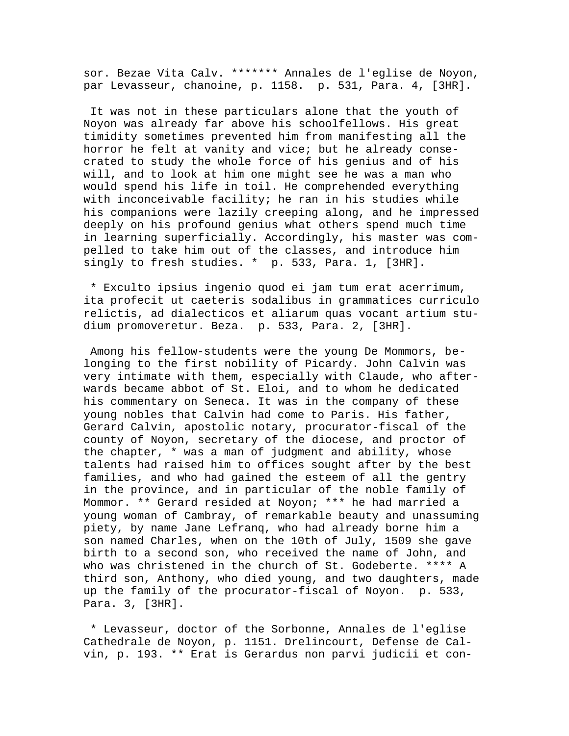sor. Bezae Vita Calv. ******* Annales de l'eglise de Noyon, par Levasseur, chanoine, p. 1158. p. 531, Para. 4, [3HR].

It was not in these particulars alone that the youth of Noyon was already far above his schoolfellows. His great timidity sometimes prevented him from manifesting all the horror he felt at vanity and vice; but he already consecrated to study the whole force of his genius and of his will, and to look at him one might see he was a man who would spend his life in toil. He comprehended everything with inconceivable facility; he ran in his studies while his companions were lazily creeping along, and he impressed deeply on his profound genius what others spend much time in learning superficially. Accordingly, his master was compelled to take him out of the classes, and introduce him singly to fresh studies. * p. 533, Para. 1, [3HR].

* Exculto ipsius ingenio quod ei jam tum erat acerrimum, ita profecit ut caeteris sodalibus in grammatices curriculo relictis, ad dialecticos et aliarum quas vocant artium studium promoveretur. Beza. p. 533, Para. 2, [3HR].

Among his fellow-students were the young De Mommors, belonging to the first nobility of Picardy. John Calvin was very intimate with them, especially with Claude, who afterwards became abbot of St. Eloi, and to whom he dedicated his commentary on Seneca. It was in the company of these young nobles that Calvin had come to Paris. His father, Gerard Calvin, apostolic notary, procurator-fiscal of the county of Noyon, secretary of the diocese, and proctor of the chapter, * was a man of judgment and ability, whose talents had raised him to offices sought after by the best families, and who had gained the esteem of all the gentry in the province, and in particular of the noble family of Mommor. ** Gerard resided at Noyon; *** he had married a young woman of Cambray, of remarkable beauty and unassuming piety, by name Jane Lefranq, who had already borne him a son named Charles, when on the 10th of July, 1509 she gave birth to a second son, who received the name of John, and who was christened in the church of St. Godeberte. **** A third son, Anthony, who died young, and two daughters, made up the family of the procurator-fiscal of Noyon. p. 533, Para. 3, [3HR].

* Levasseur, doctor of the Sorbonne, Annales de l'eglise Cathedrale de Noyon, p. 1151. Drelincourt, Defense de Calvin, p. 193. ** Erat is Gerardus non parvi judicii et con-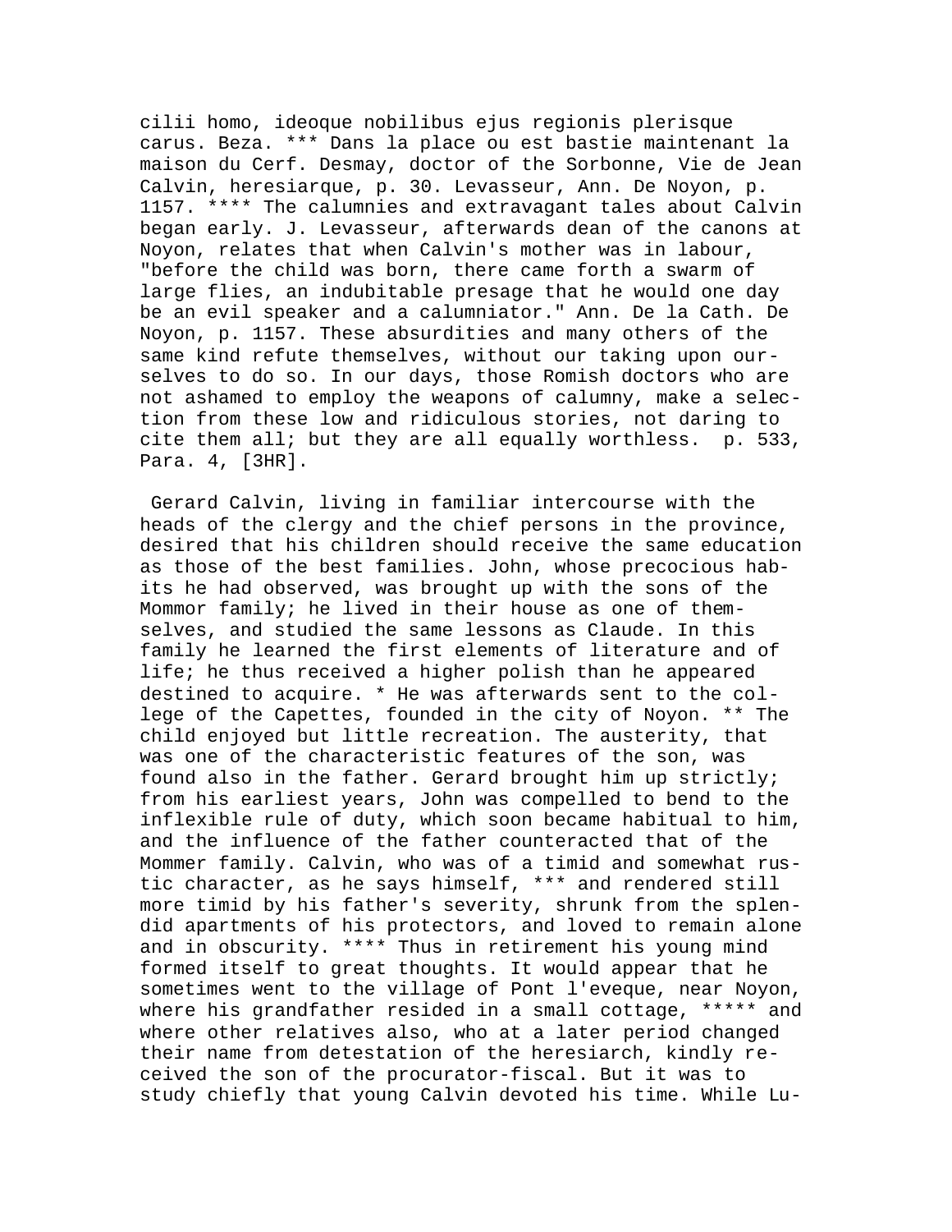cilii homo, ideoque nobilibus ejus regionis plerisque carus. Beza. *** Dans la place ou est bastie maintenant la maison du Cerf. Desmay, doctor of the Sorbonne, Vie de Jean Calvin, heresiarque, p. 30. Levasseur, Ann. De Noyon, p. 1157. **** The calumnies and extravagant tales about Calvin began early. J. Levasseur, afterwards dean of the canons at Noyon, relates that when Calvin's mother was in labour, "before the child was born, there came forth a swarm of large flies, an indubitable presage that he would one day be an evil speaker and a calumniator." Ann. De la Cath. De Noyon, p. 1157. These absurdities and many others of the same kind refute themselves, without our taking upon ourselves to do so. In our days, those Romish doctors who are not ashamed to employ the weapons of calumny, make a selection from these low and ridiculous stories, not daring to cite them all; but they are all equally worthless. p. 533, Para. 4, [3HR].

Gerard Calvin, living in familiar intercourse with the heads of the clergy and the chief persons in the province, desired that his children should receive the same education as those of the best families. John, whose precocious habits he had observed, was brought up with the sons of the Mommor family; he lived in their house as one of themselves, and studied the same lessons as Claude. In this family he learned the first elements of literature and of life; he thus received a higher polish than he appeared destined to acquire. * He was afterwards sent to the college of the Capettes, founded in the city of Noyon. ** The child enjoyed but little recreation. The austerity, that was one of the characteristic features of the son, was found also in the father. Gerard brought him up strictly; from his earliest years, John was compelled to bend to the inflexible rule of duty, which soon became habitual to him, and the influence of the father counteracted that of the Mommer family. Calvin, who was of a timid and somewhat rustic character, as he says himself, *** and rendered still more timid by his father's severity, shrunk from the splendid apartments of his protectors, and loved to remain alone and in obscurity. **** Thus in retirement his young mind formed itself to great thoughts. It would appear that he sometimes went to the village of Pont l'eveque, near Noyon, where his grandfather resided in a small cottage, ***** and where other relatives also, who at a later period changed their name from detestation of the heresiarch, kindly received the son of the procurator-fiscal. But it was to study chiefly that young Calvin devoted his time. While Lu-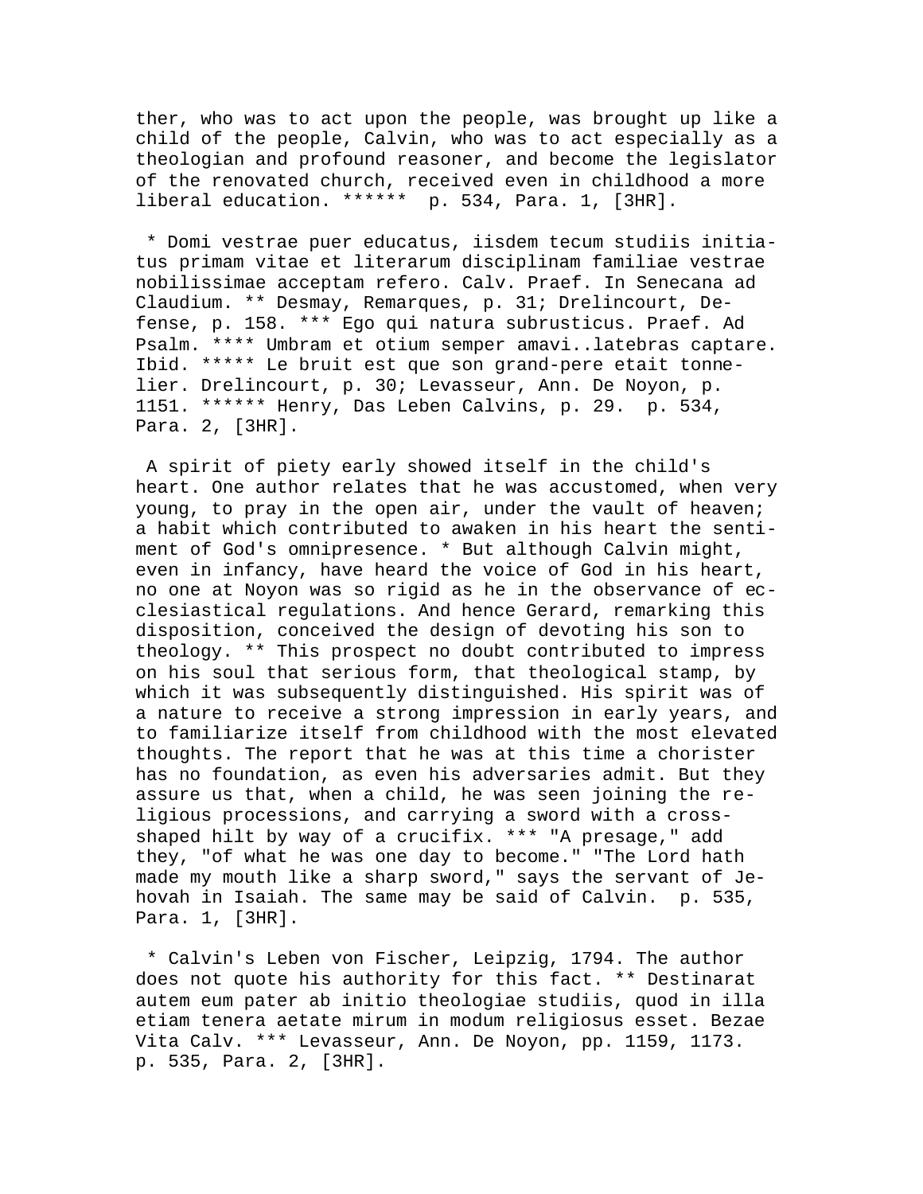ther, who was to act upon the people, was brought up like a child of the people, Calvin, who was to act especially as a theologian and profound reasoner, and become the legislator of the renovated church, received even in childhood a more liberal education. ****** p. 534, Para. 1, [3HR].

* Domi vestrae puer educatus, iisdem tecum studiis initiatus primam vitae et literarum disciplinam familiae vestrae nobilissimae acceptam refero. Calv. Praef. In Senecana ad Claudium. ** Desmay, Remarques, p. 31; Drelincourt, Defense, p. 158. *** Ego qui natura subrusticus. Praef. Ad Psalm. **** Umbram et otium semper amavi..latebras captare. Ibid. ***** Le bruit est que son grand-pere etait tonnelier. Drelincourt, p. 30; Levasseur, Ann. De Noyon, p. 1151. ****** Henry, Das Leben Calvins, p. 29. p. 534, Para. 2, [3HR].

A spirit of piety early showed itself in the child's heart. One author relates that he was accustomed, when very young, to pray in the open air, under the vault of heaven; a habit which contributed to awaken in his heart the sentiment of God's omnipresence. * But although Calvin might, even in infancy, have heard the voice of God in his heart, no one at Noyon was so rigid as he in the observance of ecclesiastical regulations. And hence Gerard, remarking this disposition, conceived the design of devoting his son to theology. ** This prospect no doubt contributed to impress on his soul that serious form, that theological stamp, by which it was subsequently distinguished. His spirit was of a nature to receive a strong impression in early years, and to familiarize itself from childhood with the most elevated thoughts. The report that he was at this time a chorister has no foundation, as even his adversaries admit. But they assure us that, when a child, he was seen joining the religious processions, and carrying a sword with a cross-shaped hilt by way of a crucifix. *** "A presage," add they, "of what he was one day to become." "The Lord hath made my mouth like a sharp sword," says the servant of Jehovah in Isaiah. The same may be said of Calvin. p. 535, Para. 1, [3HR].

* Calvin's Leben von Fischer, Leipzig, 1794. The author does not quote his authority for this fact. ** Destinarat autem eum pater ab initio theologiae studiis, quod in illa etiam tenera aetate mirum in modum religiosus esset. Bezae Vita Calv. *** Levasseur, Ann. De Noyon, pp. 1159, 1173. p. 535, Para. 2, [3HR].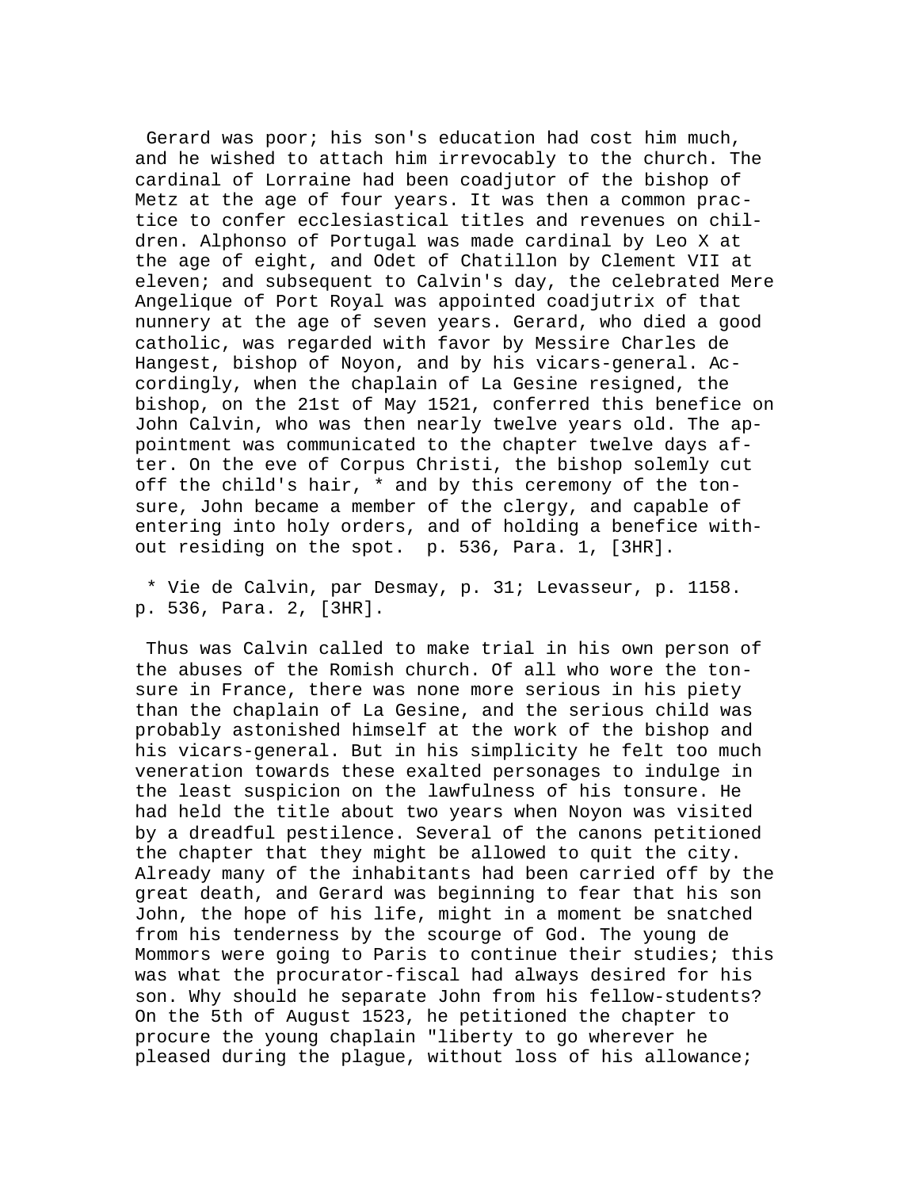Gerard was poor; his son's education had cost him much, and he wished to attach him irrevocably to the church. The cardinal of Lorraine had been coadjutor of the bishop of Metz at the age of four years. It was then a common practice to confer ecclesiastical titles and revenues on children. Alphonso of Portugal was made cardinal by Leo X at the age of eight, and Odet of Chatillon by Clement VII at eleven; and subsequent to Calvin's day, the celebrated Mere Angelique of Port Royal was appointed coadjutrix of that nunnery at the age of seven years. Gerard, who died a good catholic, was regarded with favor by Messire Charles de Hangest, bishop of Noyon, and by his vicars-general. Accordingly, when the chaplain of La Gesine resigned, the bishop, on the 21st of May 1521, conferred this benefice on John Calvin, who was then nearly twelve years old. The appointment was communicated to the chapter twelve days after. On the eve of Corpus Christi, the bishop solemly cut off the child's hair, * and by this ceremony of the tonsure, John became a member of the clergy, and capable of entering into holy orders, and of holding a benefice without residing on the spot. p. 536, Para. 1, [3HR].

* Vie de Calvin, par Desmay, p. 31; Levasseur, p. 1158. p. 536, Para. 2, [3HR].

Thus was Calvin called to make trial in his own person of the abuses of the Romish church. Of all who wore the tonsure in France, there was none more serious in his piety than the chaplain of La Gesine, and the serious child was probably astonished himself at the work of the bishop and his vicars-general. But in his simplicity he felt too much veneration towards these exalted personages to indulge in the least suspicion on the lawfulness of his tonsure. He had held the title about two years when Noyon was visited by a dreadful pestilence. Several of the canons petitioned the chapter that they might be allowed to quit the city. Already many of the inhabitants had been carried off by the great death, and Gerard was beginning to fear that his son John, the hope of his life, might in a moment be snatched from his tenderness by the scourge of God. The young de Mommors were going to Paris to continue their studies; this was what the procurator-fiscal had always desired for his son. Why should he separate John from his fellow-students? On the 5th of August 1523, he petitioned the chapter to procure the young chaplain "liberty to go wherever he pleased during the plague, without loss of his allowance;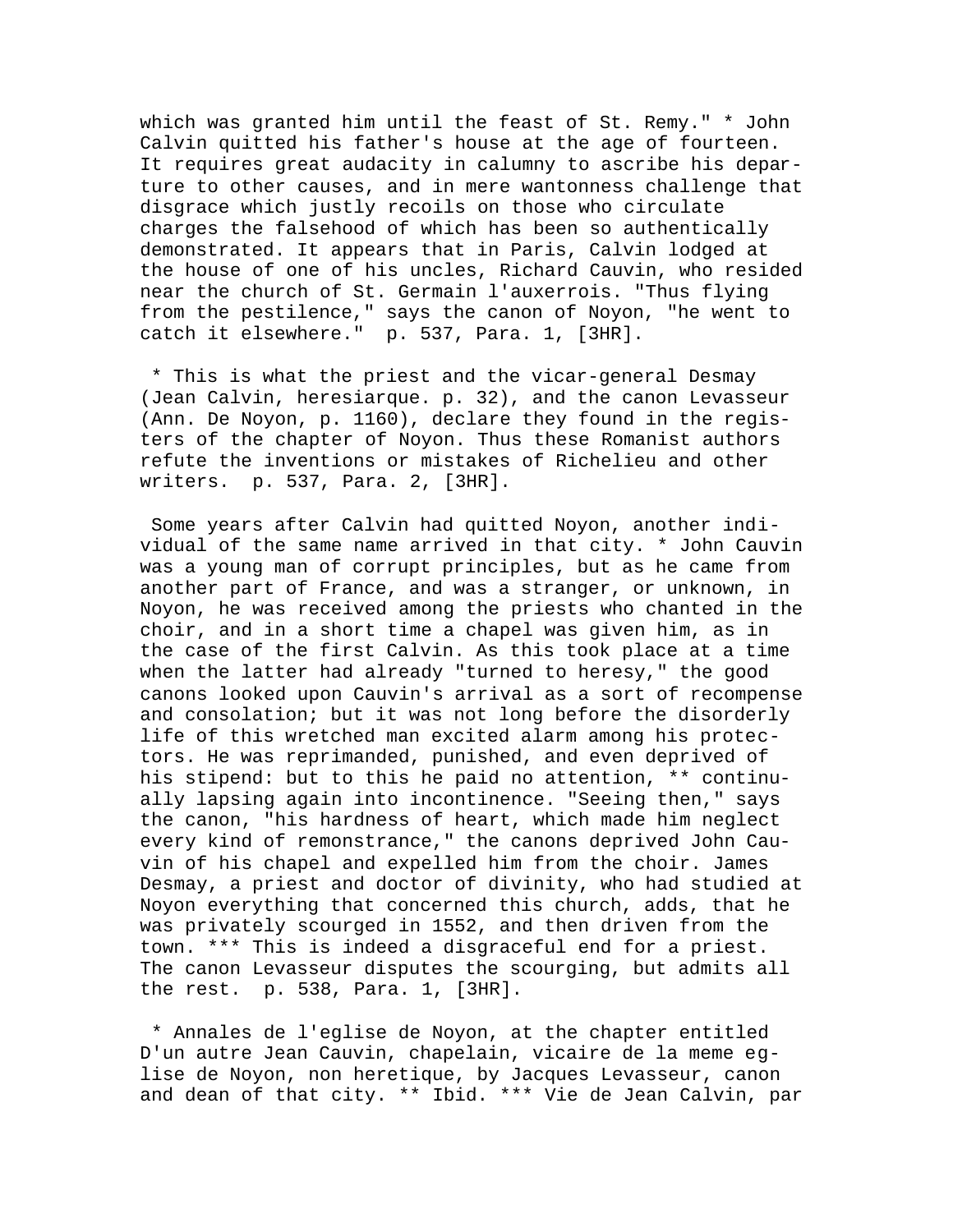which was granted him until the feast of St. Remy." * John Calvin quitted his father's house at the age of fourteen. It requires great audacity in calumny to ascribe his departure to other causes, and in mere wantonness challenge that disgrace which justly recoils on those who circulate charges the falsehood of which has been so authentically demonstrated. It appears that in Paris, Calvin lodged at the house of one of his uncles, Richard Cauvin, who resided near the church of St. Germain l'auxerrois. "Thus flying from the pestilence," says the canon of Noyon, "he went to catch it elsewhere." p. 537, Para. 1, [3HR].

* This is what the priest and the vicar-general Desmay (Jean Calvin, heresiarque. p. 32), and the canon Levasseur (Ann. De Noyon, p. 1160), declare they found in the registers of the chapter of Noyon. Thus these Romanist authors refute the inventions or mistakes of Richelieu and other writers. p. 537, Para. 2, [3HR].

Some years after Calvin had quitted Noyon, another individual of the same name arrived in that city. * John Cauvin was a young man of corrupt principles, but as he came from another part of France, and was a stranger, or unknown, in Noyon, he was received among the priests who chanted in the choir, and in a short time a chapel was given him, as in the case of the first Calvin. As this took place at a time when the latter had already "turned to heresy," the good canons looked upon Cauvin's arrival as a sort of recompense and consolation; but it was not long before the disorderly life of this wretched man excited alarm among his protectors. He was reprimanded, punished, and even deprived of his stipend: but to this he paid no attention, ** continually lapsing again into incontinence. "Seeing then," says the canon, "his hardness of heart, which made him neglect every kind of remonstrance," the canons deprived John Cauvin of his chapel and expelled him from the choir. James Desmay, a priest and doctor of divinity, who had studied at Noyon everything that concerned this church, adds, that he was privately scourged in 1552, and then driven from the town. *** This is indeed a disgraceful end for a priest. The canon Levasseur disputes the scourging, but admits all the rest. p. 538, Para. 1, [3HR].

* Annales de l'eglise de Noyon, at the chapter entitled D'un autre Jean Cauvin, chapelain, vicaire de la meme eglise de Noyon, non heretique, by Jacques Levasseur, canon and dean of that city. ** Ibid. *** Vie de Jean Calvin, par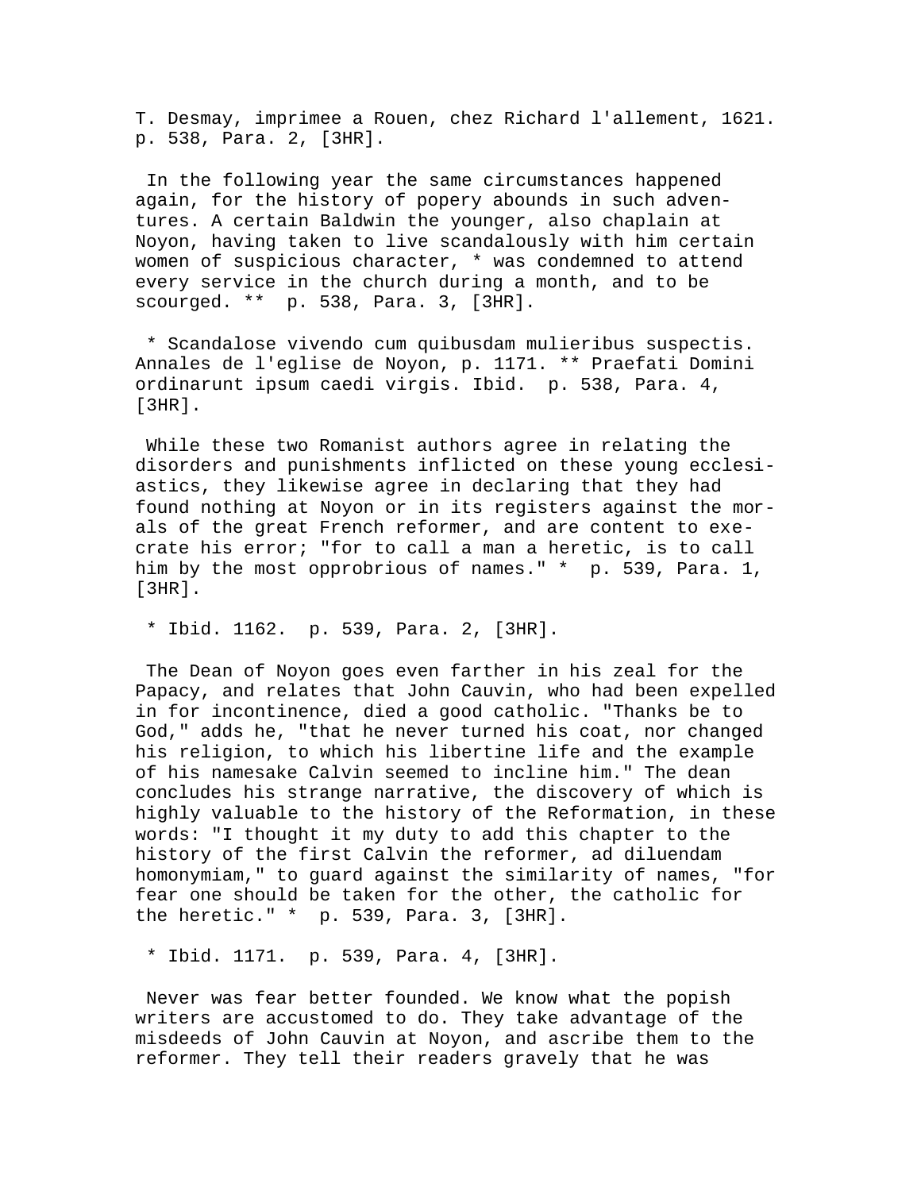T. Desmay, imprimee a Rouen, chez Richard l'allement, 1621. p. 538, Para. 2, [3HR].

In the following year the same circumstances happened again, for the history of popery abounds in such adventures. A certain Baldwin the younger, also chaplain at Noyon, having taken to live scandalously with him certain women of suspicious character, * was condemned to attend every service in the church during a month, and to be scourged. ** p. 538, Para. 3, [3HR].

* Scandalose vivendo cum quibusdam mulieribus suspectis. Annales de l'eglise de Noyon, p. 1171. ** Praefati Domini ordinarunt ipsum caedi virgis. Ibid. p. 538, Para. 4, [3HR].

While these two Romanist authors agree in relating the disorders and punishments inflicted on these young ecclesiastics, they likewise agree in declaring that they had found nothing at Noyon or in its registers against the morals of the great French reformer, and are content to execrate his error; "for to call a man a heretic, is to call him by the most opprobrious of names." * p. 539, Para. 1, [3HR].

* Ibid. 1162. p. 539, Para. 2, [3HR].

The Dean of Noyon goes even farther in his zeal for the Papacy, and relates that John Cauvin, who had been expelled in for incontinence, died a good catholic. "Thanks be to God," adds he, "that he never turned his coat, nor changed his religion, to which his libertine life and the example of his namesake Calvin seemed to incline him." The dean concludes his strange narrative, the discovery of which is highly valuable to the history of the Reformation, in these words: "I thought it my duty to add this chapter to the history of the first Calvin the reformer, ad diluendam homonymiam," to guard against the similarity of names, "for fear one should be taken for the other, the catholic for the heretic." * p. 539, Para. 3, [3HR].

* Ibid. 1171. p. 539, Para. 4, [3HR].

Never was fear better founded. We know what the popish writers are accustomed to do. They take advantage of the misdeeds of John Cauvin at Noyon, and ascribe them to the reformer. They tell their readers gravely that he was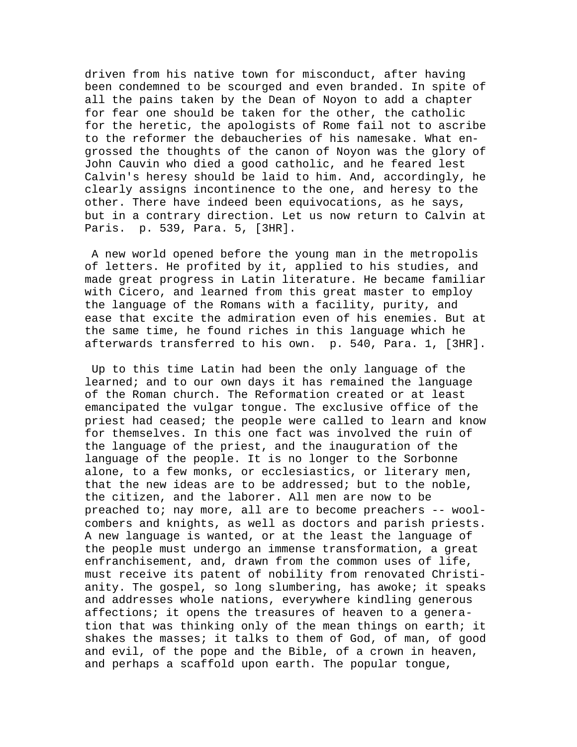driven from his native town for misconduct, after having been condemned to be scourged and even branded. In spite of all the pains taken by the Dean of Noyon to add a chapter for fear one should be taken for the other, the catholic for the heretic, the apologists of Rome fail not to ascribe to the reformer the debaucheries of his namesake. What engrossed the thoughts of the canon of Noyon was the glory of John Cauvin who died a good catholic, and he feared lest Calvin's heresy should be laid to him. And, accordingly, he clearly assigns incontinence to the one, and heresy to the other. There have indeed been equivocations, as he says, but in a contrary direction. Let us now return to Calvin at Paris. p. 539, Para. 5, [3HR].

A new world opened before the young man in the metropolis of letters. He profited by it, applied to his studies, and made great progress in Latin literature. He became familiar with Cicero, and learned from this great master to employ the language of the Romans with a facility, purity, and ease that excite the admiration even of his enemies. But at the same time, he found riches in this language which he afterwards transferred to his own. p. 540, Para. 1, [3HR].

Up to this time Latin had been the only language of the learned; and to our own days it has remained the language of the Roman church. The Reformation created or at least emancipated the vulgar tongue. The exclusive office of the priest had ceased; the people were called to learn and know for themselves. In this one fact was involved the ruin of the language of the priest, and the inauguration of the language of the people. It is no longer to the Sorbonne alone, to a few monks, or ecclesiastics, or literary men, that the new ideas are to be addressed; but to the noble, the citizen, and the laborer. All men are now to be preached to; nay more, all are to become preachers -- wool-combers and knights, as well as doctors and parish priests. A new language is wanted, or at the least the language of the people must undergo an immense transformation, a great enfranchisement, and, drawn from the common uses of life, must receive its patent of nobility from renovated Christianity. The gospel, so long slumbering, has awoke; it speaks and addresses whole nations, everywhere kindling generous affections; it opens the treasures of heaven to a generation that was thinking only of the mean things on earth; it shakes the masses; it talks to them of God, of man, of good and evil, of the pope and the Bible, of a crown in heaven, and perhaps a scaffold upon earth. The popular tongue,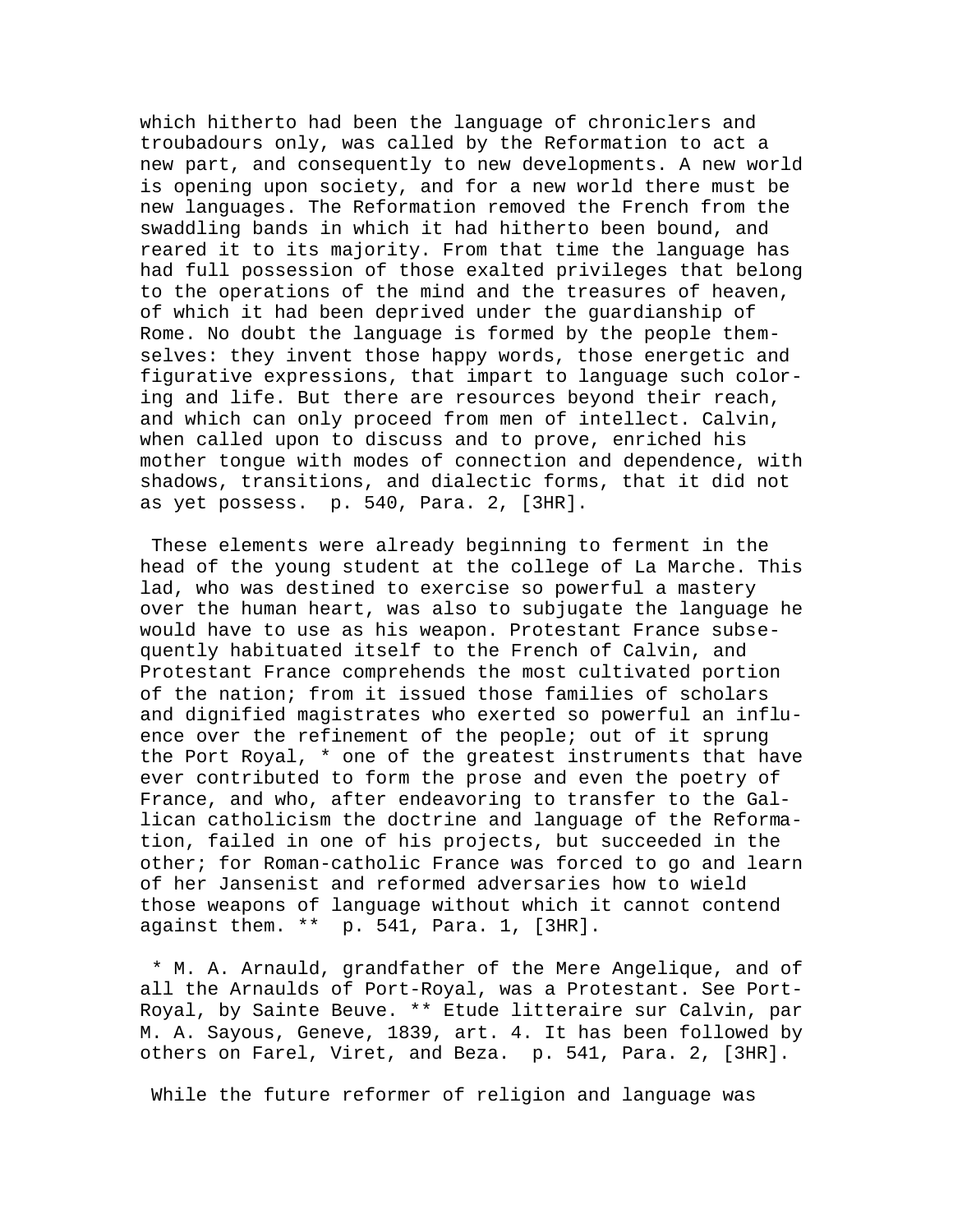which hitherto had been the language of chroniclers and troubadours only, was called by the Reformation to act a new part, and consequently to new developments. A new world is opening upon society, and for a new world there must be new languages. The Reformation removed the French from the swaddling bands in which it had hitherto been bound, and reared it to its majority. From that time the language has had full possession of those exalted privileges that belong to the operations of the mind and the treasures of heaven, of which it had been deprived under the guardianship of Rome. No doubt the language is formed by the people themselves: they invent those happy words, those energetic and figurative expressions, that impart to language such coloring and life. But there are resources beyond their reach, and which can only proceed from men of intellect. Calvin, when called upon to discuss and to prove, enriched his mother tongue with modes of connection and dependence, with shadows, transitions, and dialectic forms, that it did not as yet possess. p. 540, Para. 2, [3HR].

These elements were already beginning to ferment in the head of the young student at the college of La Marche. This lad, who was destined to exercise so powerful a mastery over the human heart, was also to subjugate the language he would have to use as his weapon. Protestant France subsequently habituated itself to the French of Calvin, and Protestant France comprehends the most cultivated portion of the nation; from it issued those families of scholars and dignified magistrates who exerted so powerful an influence over the refinement of the people; out of it sprung the Port Royal, * one of the greatest instruments that have ever contributed to form the prose and even the poetry of France, and who, after endeavoring to transfer to the Gallican catholicism the doctrine and language of the Reformation, failed in one of his projects, but succeeded in the other; for Roman-catholic France was forced to go and learn of her Jansenist and reformed adversaries how to wield those weapons of language without which it cannot contend against them. ** p. 541, Para. 1, [3HR].

* M. A. Arnauld, grandfather of the Mere Angelique, and of all the Arnaulds of Port-Royal, was a Protestant. See Port-Royal, by Sainte Beuve. ** Etude litteraire sur Calvin, par M. A. Sayous, Geneve, 1839, art. 4. It has been followed by others on Farel, Viret, and Beza. p. 541, Para. 2, [3HR].

While the future reformer of religion and language was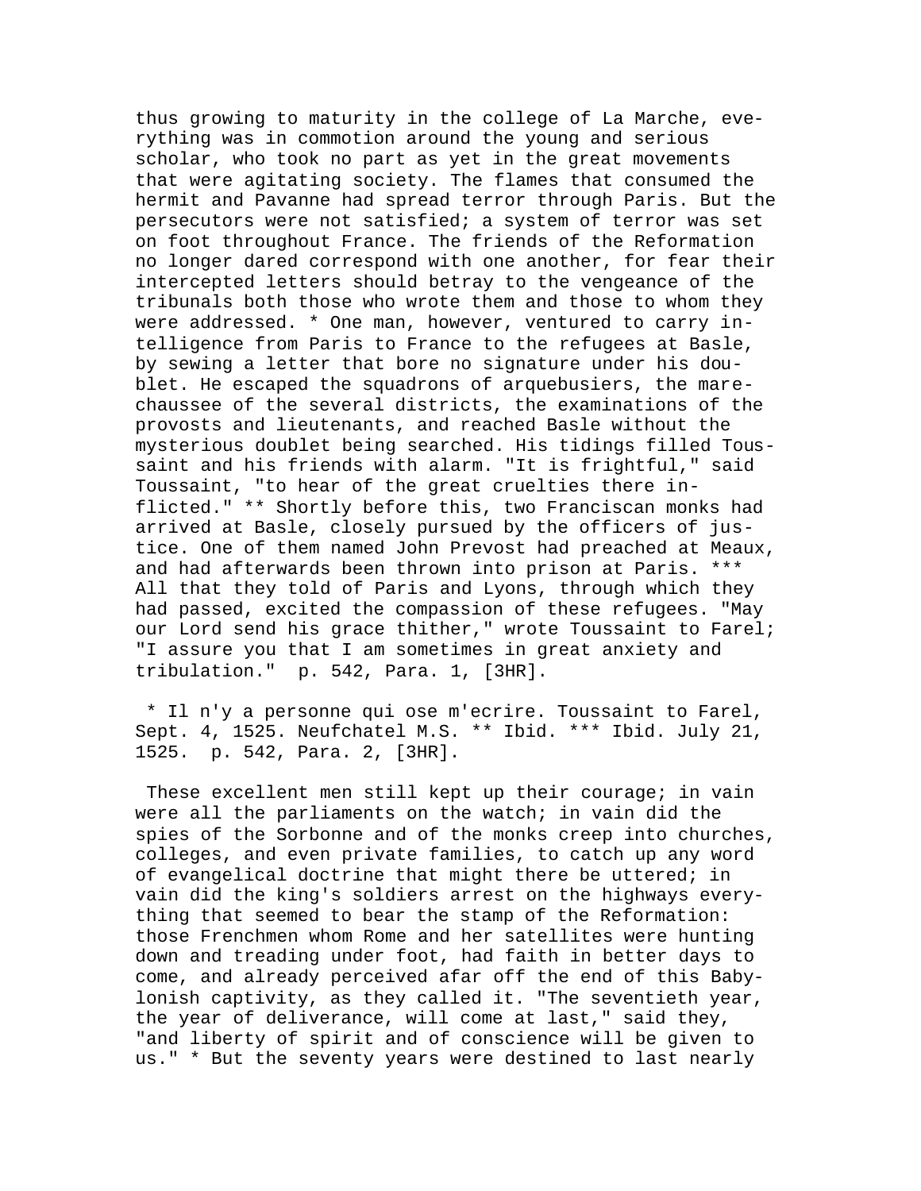thus growing to maturity in the college of La Marche, everything was in commotion around the young and serious scholar, who took no part as yet in the great movements that were agitating society. The flames that consumed the hermit and Pavanne had spread terror through Paris. But the persecutors were not satisfied; a system of terror was set on foot throughout France. The friends of the Reformation no longer dared correspond with one another, for fear their intercepted letters should betray to the vengeance of the tribunals both those who wrote them and those to whom they were addressed. * One man, however, ventured to carry intelligence from Paris to France to the refugees at Basle, by sewing a letter that bore no signature under his doublet. He escaped the squadrons of arquebusiers, the marechaussee of the several districts, the examinations of the provosts and lieutenants, and reached Basle without the mysterious doublet being searched. His tidings filled Toussaint and his friends with alarm. "It is frightful," said Toussaint, "to hear of the great cruelties there inflicted." ** Shortly before this, two Franciscan monks had arrived at Basle, closely pursued by the officers of justice. One of them named John Prevost had preached at Meaux, and had afterwards been thrown into prison at Paris. *** All that they told of Paris and Lyons, through which they had passed, excited the compassion of these refugees. "May our Lord send his grace thither," wrote Toussaint to Farel; "I assure you that I am sometimes in great anxiety and tribulation." p. 542, Para. 1, [3HR].

* Il n'y a personne qui ose m'ecrire. Toussaint to Farel, Sept. 4, 1525. Neufchatel M.S. ** Ibid. *** Ibid. July 21, 1525. p. 542, Para. 2, [3HR].

These excellent men still kept up their courage; in vain were all the parliaments on the watch; in vain did the spies of the Sorbonne and of the monks creep into churches, colleges, and even private families, to catch up any word of evangelical doctrine that might there be uttered; in vain did the king's soldiers arrest on the highways everything that seemed to bear the stamp of the Reformation: those Frenchmen whom Rome and her satellites were hunting down and treading under foot, had faith in better days to come, and already perceived afar off the end of this Babylonish captivity, as they called it. "The seventieth year, the year of deliverance, will come at last," said they, "and liberty of spirit and of conscience will be given to us." * But the seventy years were destined to last nearly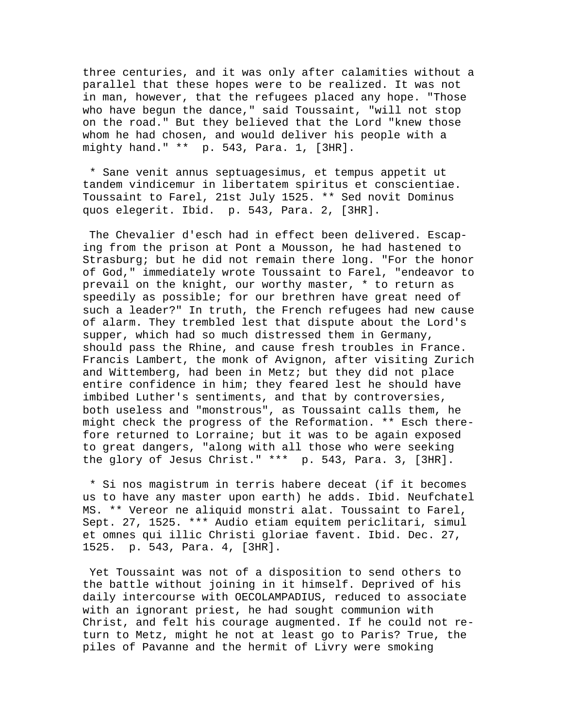three centuries, and it was only after calamities without a parallel that these hopes were to be realized. It was not in man, however, that the refugees placed any hope. "Those who have begun the dance," said Toussaint, "will not stop on the road." But they believed that the Lord "knew those whom he had chosen, and would deliver his people with a mighty hand." ** p. 543, Para. 1, [3HR].

* Sane venit annus septuagesimus, et tempus appetit ut tandem vindicemur in libertatem spiritus et conscientiae. Toussaint to Farel, 21st July 1525. ** Sed novit Dominus quos elegerit. Ibid. p. 543, Para. 2, [3HR].

The Chevalier d'esch had in effect been delivered. Escaping from the prison at Pont a Mousson, he had hastened to Strasburg; but he did not remain there long. "For the honor of God," immediately wrote Toussaint to Farel, "endeavor to prevail on the knight, our worthy master, * to return as speedily as possible; for our brethren have great need of such a leader?" In truth, the French refugees had new cause of alarm. They trembled lest that dispute about the Lord's supper, which had so much distressed them in Germany, should pass the Rhine, and cause fresh troubles in France. Francis Lambert, the monk of Avignon, after visiting Zurich and Wittemberg, had been in Metz; but they did not place entire confidence in him; they feared lest he should have imbibed Luther's sentiments, and that by controversies, both useless and "monstrous", as Toussaint calls them, he might check the progress of the Reformation. ** Esch therefore returned to Lorraine; but it was to be again exposed to great dangers, "along with all those who were seeking the glory of Jesus Christ." *** p. 543, Para. 3, [3HR].

* Si nos magistrum in terris habere deceat (if it becomes us to have any master upon earth) he adds. Ibid. Neufchatel MS. ** Vereor ne aliquid monstri alat. Toussaint to Farel, Sept. 27, 1525. *** Audio etiam equitem periclitari, simul et omnes qui illic Christi gloriae favent. Ibid. Dec. 27, 1525. p. 543, Para. 4, [3HR].

Yet Toussaint was not of a disposition to send others to the battle without joining in it himself. Deprived of his daily intercourse with OECOLAMPADIUS, reduced to associate with an ignorant priest, he had sought communion with Christ, and felt his courage augmented. If he could not return to Metz, might he not at least go to Paris? True, the piles of Pavanne and the hermit of Livry were smoking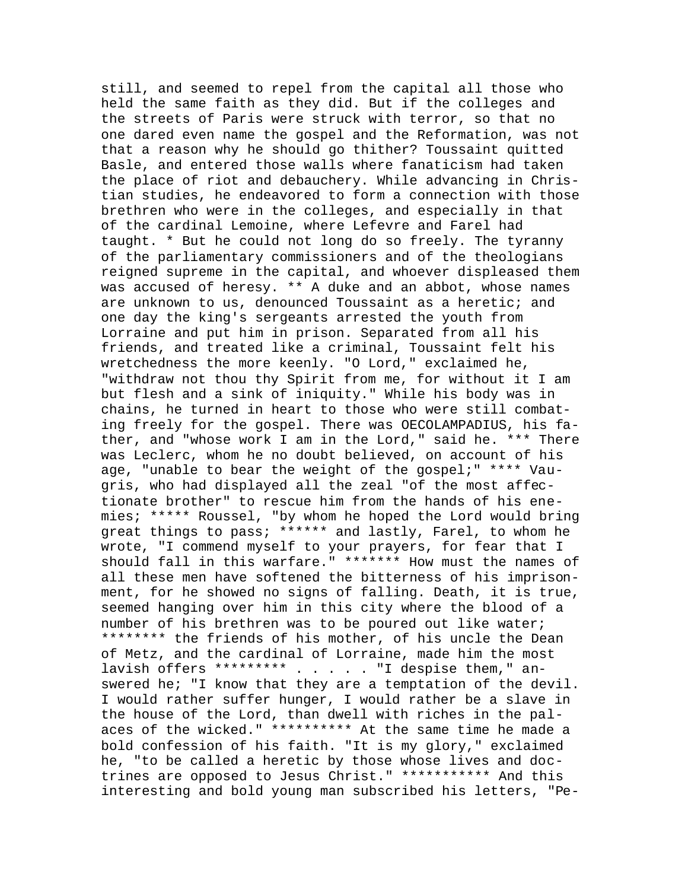still, and seemed to repel from the capital all those who held the same faith as they did. But if the colleges and the streets of Paris were struck with terror, so that no one dared even name the gospel and the Reformation, was not that a reason why he should go thither? Toussaint quitted Basle, and entered those walls where fanaticism had taken the place of riot and debauchery. While advancing in Christian studies, he endeavored to form a connection with those brethren who were in the colleges, and especially in that of the cardinal Lemoine, where Lefevre and Farel had taught. * But he could not long do so freely. The tyranny of the parliamentary commissioners and of the theologians reigned supreme in the capital, and whoever displeased them was accused of heresy. ** A duke and an abbot, whose names are unknown to us, denounced Toussaint as a heretic; and one day the king's sergeants arrested the youth from Lorraine and put him in prison. Separated from all his friends, and treated like a criminal, Toussaint felt his wretchedness the more keenly. "O Lord," exclaimed he, "withdraw not thou thy Spirit from me, for without it I am but flesh and a sink of iniquity." While his body was in chains, he turned in heart to those who were still combating freely for the gospel. There was OECOLAMPADIUS, his father, and "whose work I am in the Lord," said he. *** There was Leclerc, whom he no doubt believed, on account of his age, "unable to bear the weight of the gospel;" **** Vaugris, who had displayed all the zeal "of the most affectionate brother" to rescue him from the hands of his enemies; ***** Roussel, "by whom he hoped the Lord would bring great things to pass; ****** and lastly, Farel, to whom he wrote, "I commend myself to your prayers, for fear that I should fall in this warfare." ******* How must the names of all these men have softened the bitterness of his imprisonment, for he showed no signs of falling. Death, it is true, seemed hanging over him in this city where the blood of a number of his brethren was to be poured out like water; ******** the friends of his mother, of his uncle the Dean of Metz, and the cardinal of Lorraine, made him the most lavish offers ********* . . . . . "I despise them," answered he; "I know that they are a temptation of the devil. I would rather suffer hunger, I would rather be a slave in the house of the Lord, than dwell with riches in the palaces of the wicked." ********** At the same time he made a bold confession of his faith. "It is my glory," exclaimed he, "to be called a heretic by those whose lives and doctrines are opposed to Jesus Christ." *********** And this interesting and bold young man subscribed his letters, "Pe-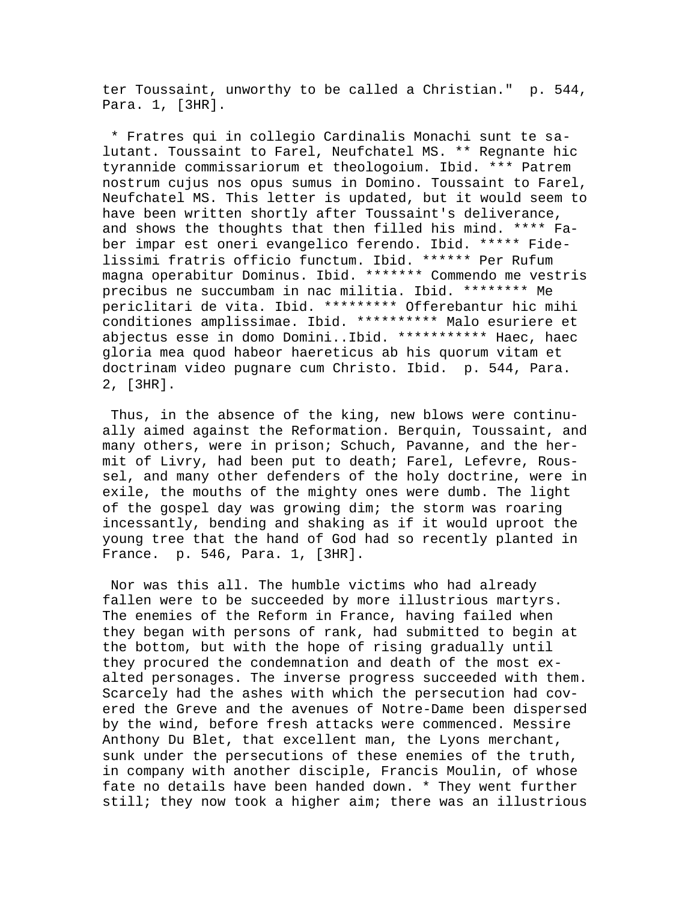ter Toussaint, unworthy to be called a Christian." p. 544, Para. 1, [3HR].

* Fratres qui in collegio Cardinalis Monachi sunt te salutant. Toussaint to Farel, Neufchatel MS. ** Regnante hic tyrannide commissariorum et theologoium. Ibid. *** Patrem nostrum cujus nos opus sumus in Domino. Toussaint to Farel, Neufchatel MS. This letter is updated, but it would seem to have been written shortly after Toussaint's deliverance, and shows the thoughts that then filled his mind. **** Faber impar est oneri evangelico ferendo. Ibid. ***** Fidelissimi fratris officio functum. Ibid. ****** Per Rufum magna operabitur Dominus. Ibid. ******* Commendo me vestris precibus ne succumbam in nac militia. Ibid. ******** Me periclitari de vita. Ibid. ********* Offerebantur hic mihi conditiones amplissimae. Ibid. ********** Malo esuriere et abjectus esse in domo Domini..Ibid. *********** Haec, haec gloria mea quod habeor haereticus ab his quorum vitam et doctrinam video pugnare cum Christo. Ibid. p. 544, Para. 2, [3HR].

Thus, in the absence of the king, new blows were continually aimed against the Reformation. Berquin, Toussaint, and many others, were in prison; Schuch, Pavanne, and the hermit of Livry, had been put to death; Farel, Lefevre, Roussel, and many other defenders of the holy doctrine, were in exile, the mouths of the mighty ones were dumb. The light of the gospel day was growing dim; the storm was roaring incessantly, bending and shaking as if it would uproot the young tree that the hand of God had so recently planted in France. p. 546, Para. 1, [3HR].

Nor was this all. The humble victims who had already fallen were to be succeeded by more illustrious martyrs. The enemies of the Reform in France, having failed when they began with persons of rank, had submitted to begin at the bottom, but with the hope of rising gradually until they procured the condemnation and death of the most exalted personages. The inverse progress succeeded with them. Scarcely had the ashes with which the persecution had covered the Greve and the avenues of Notre-Dame been dispersed by the wind, before fresh attacks were commenced. Messire Anthony Du Blet, that excellent man, the Lyons merchant, sunk under the persecutions of these enemies of the truth, in company with another disciple, Francis Moulin, of whose fate no details have been handed down. * They went further still; they now took a higher aim; there was an illustrious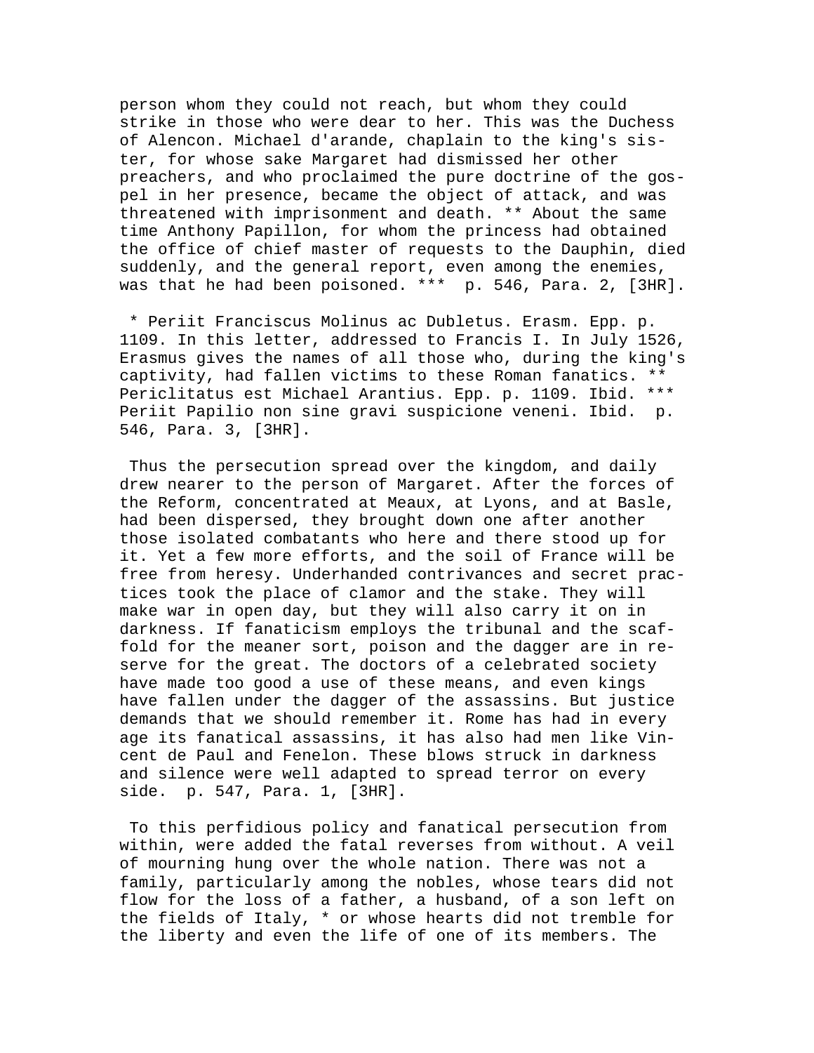person whom they could not reach, but whom they could strike in those who were dear to her. This was the Duchess of Alencon. Michael d'arande, chaplain to the king's sister, for whose sake Margaret had dismissed her other preachers, and who proclaimed the pure doctrine of the gospel in her presence, became the object of attack, and was threatened with imprisonment and death. ** About the same time Anthony Papillon, for whom the princess had obtained the office of chief master of requests to the Dauphin, died suddenly, and the general report, even among the enemies, was that he had been poisoned. *** p. 546, Para. 2, [3HR].

* Periit Franciscus Molinus ac Dubletus. Erasm. Epp. p. 1109. In this letter, addressed to Francis I. In July 1526, Erasmus gives the names of all those who, during the king's captivity, had fallen victims to these Roman fanatics. ** Periclitatus est Michael Arantius. Epp. p. 1109. Ibid. *** Periit Papilio non sine gravi suspicione veneni. Ibid. p. 546, Para. 3, [3HR].

Thus the persecution spread over the kingdom, and daily drew nearer to the person of Margaret. After the forces of the Reform, concentrated at Meaux, at Lyons, and at Basle, had been dispersed, they brought down one after another those isolated combatants who here and there stood up for it. Yet a few more efforts, and the soil of France will be free from heresy. Underhanded contrivances and secret practices took the place of clamor and the stake. They will make war in open day, but they will also carry it on in darkness. If fanaticism employs the tribunal and the scaffold for the meaner sort, poison and the dagger are in reserve for the great. The doctors of a celebrated society have made too good a use of these means, and even kings have fallen under the dagger of the assassins. But justice demands that we should remember it. Rome has had in every age its fanatical assassins, it has also had men like Vincent de Paul and Fenelon. These blows struck in darkness and silence were well adapted to spread terror on every side. p. 547, Para. 1, [3HR].

To this perfidious policy and fanatical persecution from within, were added the fatal reverses from without. A veil of mourning hung over the whole nation. There was not a family, particularly among the nobles, whose tears did not flow for the loss of a father, a husband, of a son left on the fields of Italy, * or whose hearts did not tremble for the liberty and even the life of one of its members. The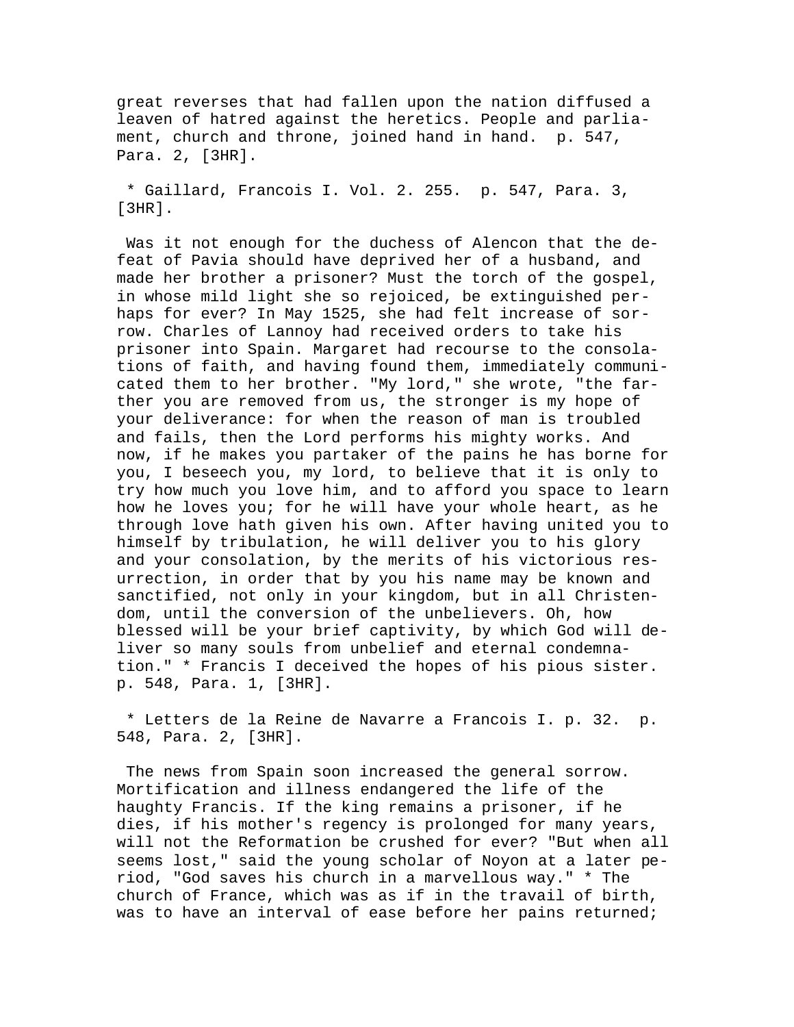great reverses that had fallen upon the nation diffused a leaven of hatred against the heretics. People and parliament, church and throne, joined hand in hand. p. 547, Para. 2, [3HR].

* Gaillard, Francois I. Vol. 2. 255. p. 547, Para. 3, [3HR].

Was it not enough for the duchess of Alencon that the defeat of Pavia should have deprived her of a husband, and made her brother a prisoner? Must the torch of the gospel, in whose mild light she so rejoiced, be extinguished perhaps for ever? In May 1525, she had felt increase of sorrow. Charles of Lannoy had received orders to take his prisoner into Spain. Margaret had recourse to the consolations of faith, and having found them, immediately communicated them to her brother. "My lord," she wrote, "the farther you are removed from us, the stronger is my hope of your deliverance: for when the reason of man is troubled and fails, then the Lord performs his mighty works. And now, if he makes you partaker of the pains he has borne for you, I beseech you, my lord, to believe that it is only to try how much you love him, and to afford you space to learn how he loves you; for he will have your whole heart, as he through love hath given his own. After having united you to himself by tribulation, he will deliver you to his glory and your consolation, by the merits of his victorious resurrection, in order that by you his name may be known and sanctified, not only in your kingdom, but in all Christendom, until the conversion of the unbelievers. Oh, how blessed will be your brief captivity, by which God will deliver so many souls from unbelief and eternal condemnation." * Francis I deceived the hopes of his pious sister. p. 548, Para. 1, [3HR].

* Letters de la Reine de Navarre a Francois I. p. 32. p. 548, Para. 2, [3HR].

The news from Spain soon increased the general sorrow. Mortification and illness endangered the life of the haughty Francis. If the king remains a prisoner, if he dies, if his mother's regency is prolonged for many years, will not the Reformation be crushed for ever? "But when all seems lost," said the young scholar of Noyon at a later period, "God saves his church in a marvellous way." * The church of France, which was as if in the travail of birth, was to have an interval of ease before her pains returned;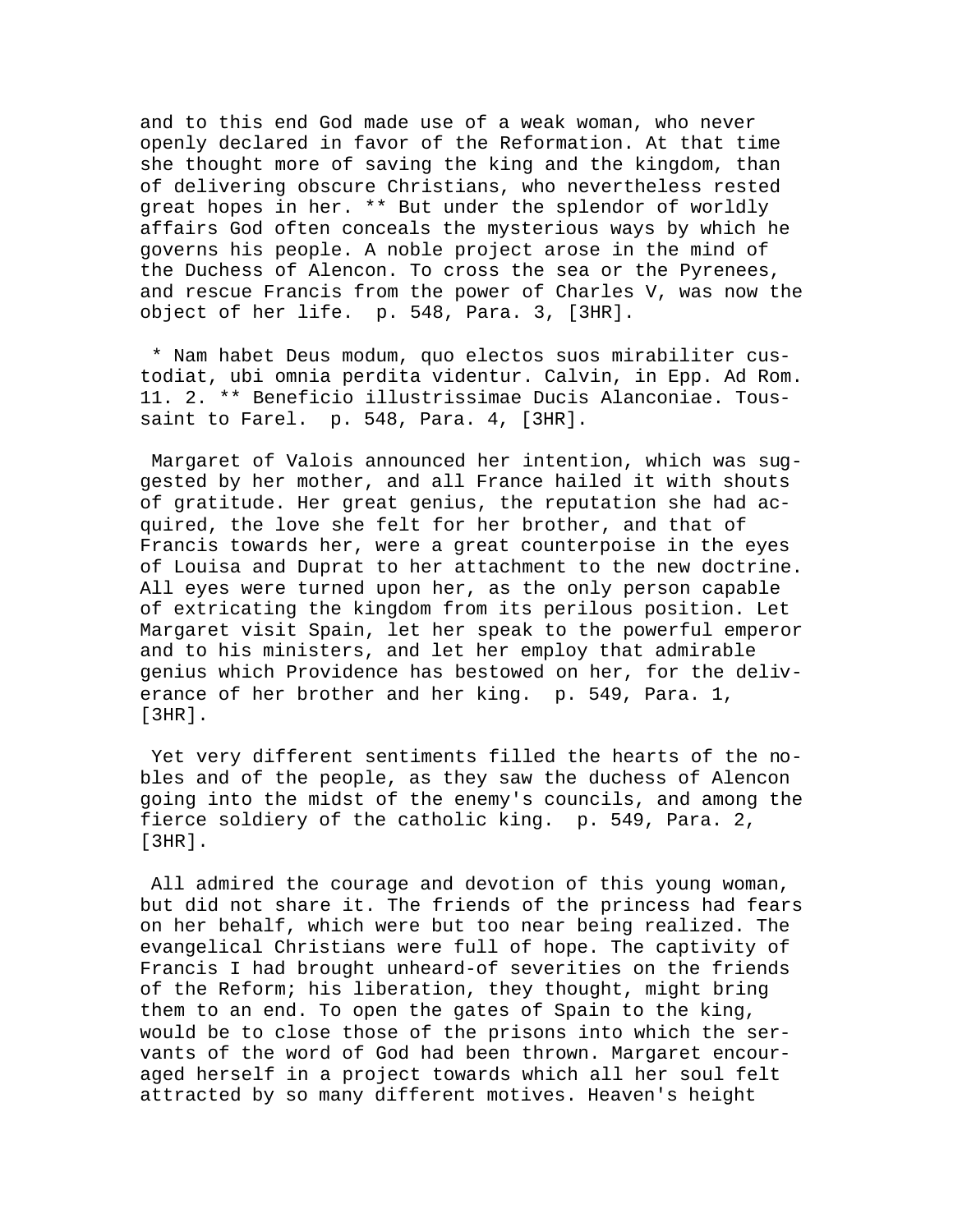and to this end God made use of a weak woman, who never openly declared in favor of the Reformation. At that time she thought more of saving the king and the kingdom, than of delivering obscure Christians, who nevertheless rested great hopes in her. ** But under the splendor of worldly affairs God often conceals the mysterious ways by which he governs his people. A noble project arose in the mind of the Duchess of Alencon. To cross the sea or the Pyrenees, and rescue Francis from the power of Charles V, was now the object of her life. p. 548, Para. 3, [3HR].

* Nam habet Deus modum, quo electos suos mirabiliter custodiat, ubi omnia perdita videntur. Calvin, in Epp. Ad Rom. 11. 2. ** Beneficio illustrissimae Ducis Alanconiae. Toussaint to Farel. p. 548, Para. 4, [3HR].

Margaret of Valois announced her intention, which was suggested by her mother, and all France hailed it with shouts of gratitude. Her great genius, the reputation she had acquired, the love she felt for her brother, and that of Francis towards her, were a great counterpoise in the eyes of Louisa and Duprat to her attachment to the new doctrine. All eyes were turned upon her, as the only person capable of extricating the kingdom from its perilous position. Let Margaret visit Spain, let her speak to the powerful emperor and to his ministers, and let her employ that admirable genius which Providence has bestowed on her, for the deliverance of her brother and her king. p. 549, Para. 1, [3HR].

Yet very different sentiments filled the hearts of the nobles and of the people, as they saw the duchess of Alencon going into the midst of the enemy's councils, and among the fierce soldiery of the catholic king. p. 549, Para. 2, [3HR].

All admired the courage and devotion of this young woman, but did not share it. The friends of the princess had fears on her behalf, which were but too near being realized. The evangelical Christians were full of hope. The captivity of Francis I had brought unheard-of severities on the friends of the Reform; his liberation, they thought, might bring them to an end. To open the gates of Spain to the king, would be to close those of the prisons into which the servants of the word of God had been thrown. Margaret encouraged herself in a project towards which all her soul felt attracted by so many different motives. Heaven's height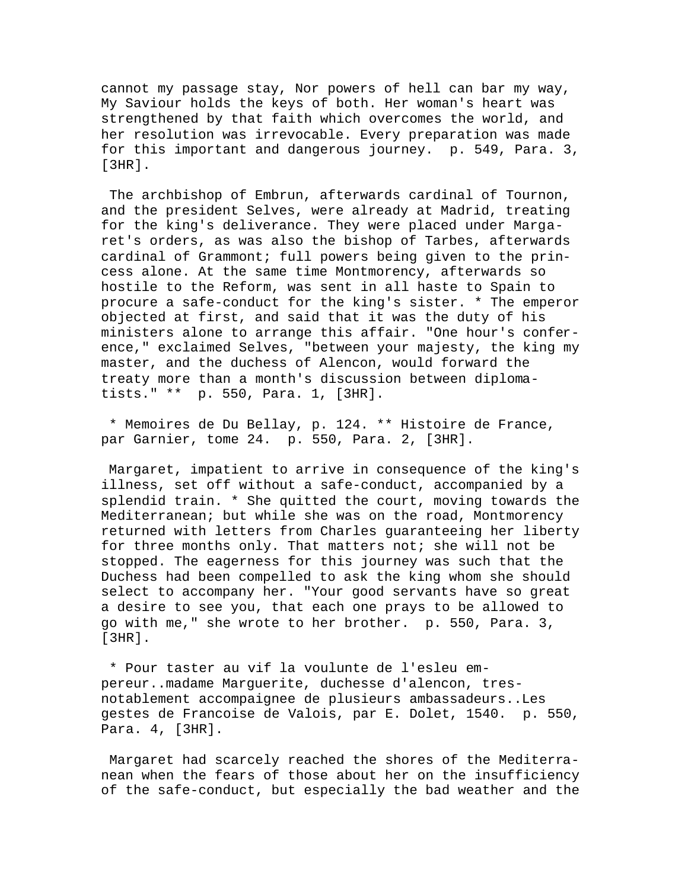cannot my passage stay, Nor powers of hell can bar my way, My Saviour holds the keys of both. Her woman's heart was strengthened by that faith which overcomes the world, and her resolution was irrevocable. Every preparation was made for this important and dangerous journey. p. 549, Para. 3, [3HR].

The archbishop of Embrun, afterwards cardinal of Tournon, and the president Selves, were already at Madrid, treating for the king's deliverance. They were placed under Margaret's orders, as was also the bishop of Tarbes, afterwards cardinal of Grammont; full powers being given to the princess alone. At the same time Montmorency, afterwards so hostile to the Reform, was sent in all haste to Spain to procure a safe-conduct for the king's sister. * The emperor objected at first, and said that it was the duty of his ministers alone to arrange this affair. "One hour's conference," exclaimed Selves, "between your majesty, the king my master, and the duchess of Alencon, would forward the treaty more than a month's discussion between diplomatists." ** p. 550, Para. 1, [3HR].

* Memoires de Du Bellay, p. 124. ** Histoire de France, par Garnier, tome 24. p. 550, Para. 2, [3HR].

Margaret, impatient to arrive in consequence of the king's illness, set off without a safe-conduct, accompanied by a splendid train. * She quitted the court, moving towards the Mediterranean; but while she was on the road, Montmorency returned with letters from Charles guaranteeing her liberty for three months only. That matters not; she will not be stopped. The eagerness for this journey was such that the Duchess had been compelled to ask the king whom she should select to accompany her. "Your good servants have so great a desire to see you, that each one prays to be allowed to go with me," she wrote to her brother. p. 550, Para. 3, [3HR].

* Pour taster au vif la vouIunte de l'esleu empereur..madame Marguerite, duchesse d'alencon, tres-notablement accompaignee de plusieurs ambassadeurs..Les gestes de Francoise de Valois, par E. Dolet, 1540. p. 550, Para. 4, [3HR].

Margaret had scarcely reached the shores of the Mediterranean when the fears of those about her on the insufficiency of the safe-conduct, but especially the bad weather and the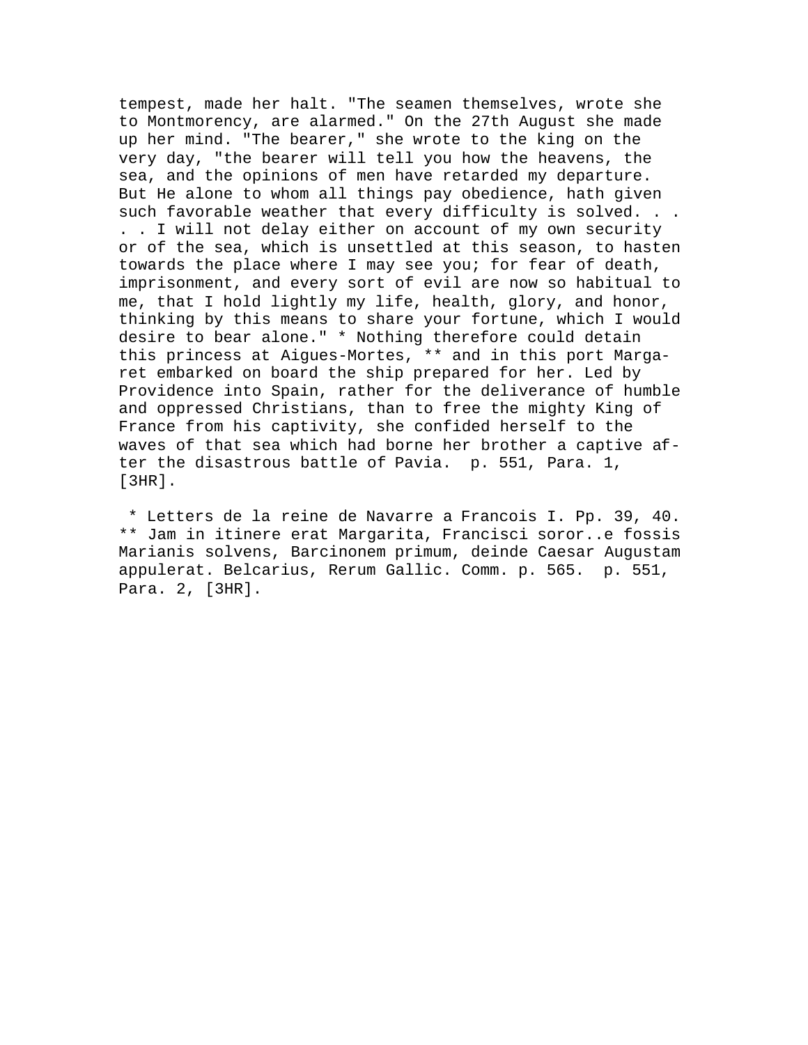tempest, made her halt. "The seamen themselves, wrote she to Montmorency, are alarmed." On the 27th August she made up her mind. "The bearer," she wrote to the king on the very day, "the bearer will tell you how the heavens, the sea, and the opinions of men have retarded my departure. But He alone to whom all things pay obedience, hath given such favorable weather that every difficulty is solved. . . . . I will not delay either on account of my own security or of the sea, which is unsettled at this season, to hasten towards the place where I may see you; for fear of death, imprisonment, and every sort of evil are now so habitual to me, that I hold lightly my life, health, glory, and honor, thinking by this means to share your fortune, which I would desire to bear alone." * Nothing therefore could detain this princess at Aigues-Mortes, ** and in this port Margaret embarked on board the ship prepared for her. Led by Providence into Spain, rather for the deliverance of humble and oppressed Christians, than to free the mighty King of France from his captivity, she confided herself to the waves of that sea which had borne her brother a captive after the disastrous battle of Pavia. p. 551, Para. 1, [3HR].

* Letters de la reine de Navarre a Francois I. Pp. 39, 40. ** Jam in itinere erat Margarita, Francisci soror..e fossis Marianis solvens, Barcinonem primum, deinde Caesar Augustam appulerat. Belcarius, Rerum Gallic. Comm. p. 565. p. 551, Para. 2, [3HR].